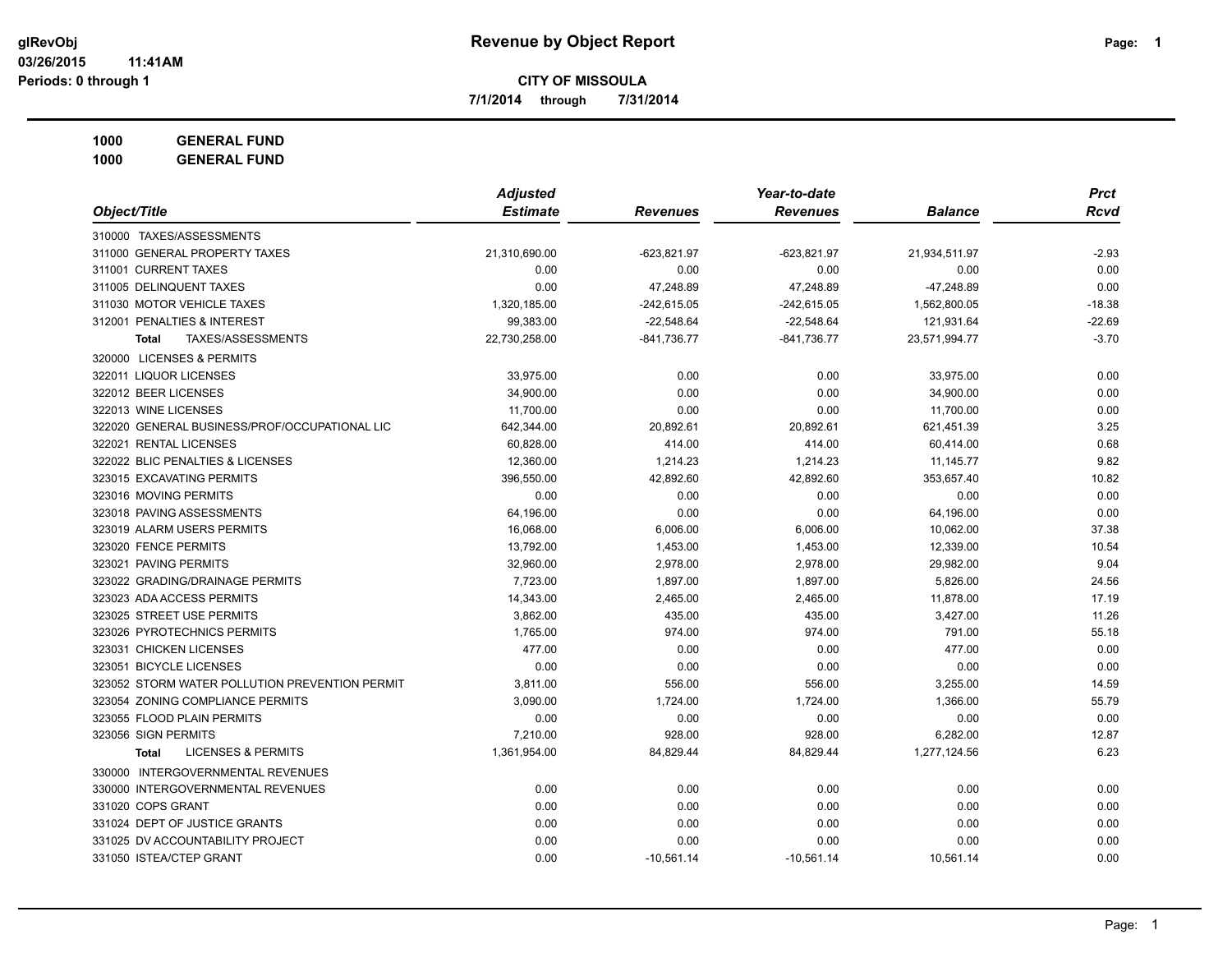# Revenue by Object Report

glRevObj
03/26/2015 11:41AM
Periods: 0 through 1

**CITY OF MISSOULA**

**7/1/2014 through 7/31/2014**

**1000 GENERAL FUND**
**1000 GENERAL FUND**

| Object/Title | Adjusted Estimate | Revenues | Year-to-date Revenues | Balance | Prct Rcvd |
|---|---|---|---|---|---|
| 310000 TAXES/ASSESSMENTS | | | | | |
| 311000 GENERAL PROPERTY TAXES | 21,310,690.00 | -623,821.97 | -623,821.97 | 21,934,511.97 | -2.93 |
| 311001 CURRENT TAXES | 0.00 | 0.00 | 0.00 | 0.00 | 0.00 |
| 311005 DELINQUENT TAXES | 0.00 | 47,248.89 | 47,248.89 | -47,248.89 | 0.00 |
| 311030 MOTOR VEHICLE TAXES | 1,320,185.00 | -242,615.05 | -242,615.05 | 1,562,800.05 | -18.38 |
| 312001 PENALTIES & INTEREST | 99,383.00 | -22,548.64 | -22,548.64 | 121,931.64 | -22.69 |
| **Total** TAXES/ASSESSMENTS | 22,730,258.00 | -841,736.77 | -841,736.77 | 23,571,994.77 | -3.70 |
| 320000 LICENSES & PERMITS | | | | | |
| 322011 LIQUOR LICENSES | 33,975.00 | 0.00 | 0.00 | 33,975.00 | 0.00 |
| 322012 BEER LICENSES | 34,900.00 | 0.00 | 0.00 | 34,900.00 | 0.00 |
| 322013 WINE LICENSES | 11,700.00 | 0.00 | 0.00 | 11,700.00 | 0.00 |
| 322020 GENERAL BUSINESS/PROF/OCCUPATIONAL LIC | 642,344.00 | 20,892.61 | 20,892.61 | 621,451.39 | 3.25 |
| 322021 RENTAL LICENSES | 60,828.00 | 414.00 | 414.00 | 60,414.00 | 0.68 |
| 322022 BLIC PENALTIES & LICENSES | 12,360.00 | 1,214.23 | 1,214.23 | 11,145.77 | 9.82 |
| 323015 EXCAVATING PERMITS | 396,550.00 | 42,892.60 | 42,892.60 | 353,657.40 | 10.82 |
| 323016 MOVING PERMITS | 0.00 | 0.00 | 0.00 | 0.00 | 0.00 |
| 323018 PAVING ASSESSMENTS | 64,196.00 | 0.00 | 0.00 | 64,196.00 | 0.00 |
| 323019 ALARM USERS PERMITS | 16,068.00 | 6,006.00 | 6,006.00 | 10,062.00 | 37.38 |
| 323020 FENCE PERMITS | 13,792.00 | 1,453.00 | 1,453.00 | 12,339.00 | 10.54 |
| 323021 PAVING PERMITS | 32,960.00 | 2,978.00 | 2,978.00 | 29,982.00 | 9.04 |
| 323022 GRADING/DRAINAGE PERMITS | 7,723.00 | 1,897.00 | 1,897.00 | 5,826.00 | 24.56 |
| 323023 ADA ACCESS PERMITS | 14,343.00 | 2,465.00 | 2,465.00 | 11,878.00 | 17.19 |
| 323025 STREET USE PERMITS | 3,862.00 | 435.00 | 435.00 | 3,427.00 | 11.26 |
| 323026 PYROTECHNICS PERMITS | 1,765.00 | 974.00 | 974.00 | 791.00 | 55.18 |
| 323031 CHICKEN LICENSES | 477.00 | 0.00 | 0.00 | 477.00 | 0.00 |
| 323051 BICYCLE LICENSES | 0.00 | 0.00 | 0.00 | 0.00 | 0.00 |
| 323052 STORM WATER POLLUTION PREVENTION PERMIT | 3,811.00 | 556.00 | 556.00 | 3,255.00 | 14.59 |
| 323054 ZONING COMPLIANCE PERMITS | 3,090.00 | 1,724.00 | 1,724.00 | 1,366.00 | 55.79 |
| 323055 FLOOD PLAIN PERMITS | 0.00 | 0.00 | 0.00 | 0.00 | 0.00 |
| 323056 SIGN PERMITS | 7,210.00 | 928.00 | 928.00 | 6,282.00 | 12.87 |
| **Total** LICENSES & PERMITS | 1,361,954.00 | 84,829.44 | 84,829.44 | 1,277,124.56 | 6.23 |
| 330000 INTERGOVERNMENTAL REVENUES | | | | | |
| 330000 INTERGOVERNMENTAL REVENUES | 0.00 | 0.00 | 0.00 | 0.00 | 0.00 |
| 331020 COPS GRANT | 0.00 | 0.00 | 0.00 | 0.00 | 0.00 |
| 331024 DEPT OF JUSTICE GRANTS | 0.00 | 0.00 | 0.00 | 0.00 | 0.00 |
| 331025 DV ACCOUNTABILITY PROJECT | 0.00 | 0.00 | 0.00 | 0.00 | 0.00 |
| 331050 ISTEA/CTEP GRANT | 0.00 | -10,561.14 | -10,561.14 | 10,561.14 | 0.00 |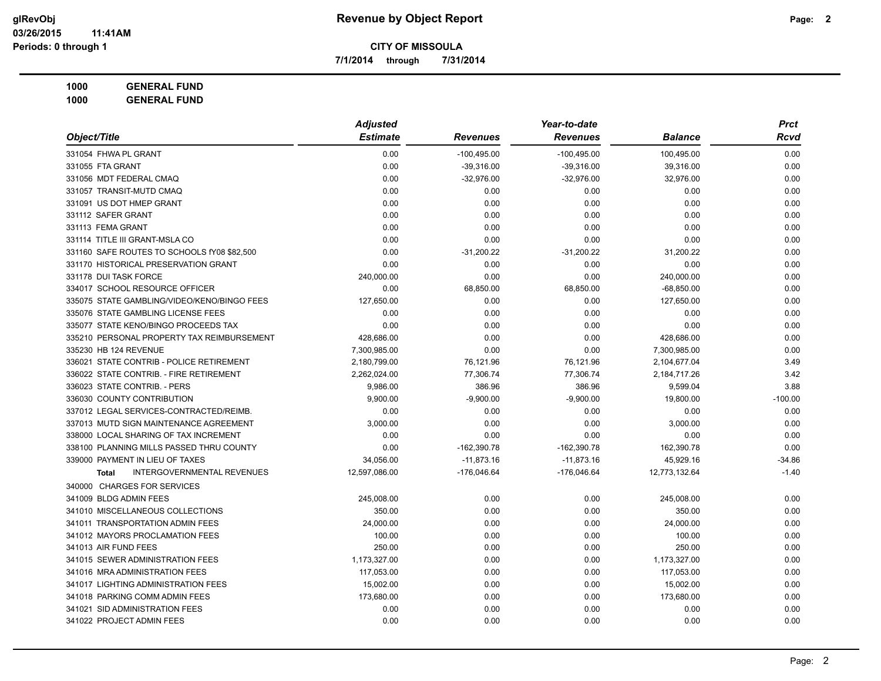# Revenue by Object Report

**CITY OF MISSOULA**

7/1/2014 through 7/31/2014

Periods: 0 through 1

**1000 GENERAL FUND**

**1000 GENERAL FUND**

| Object/Title | Adjusted Estimate | Revenues | Year-to-date Revenues | Balance | Prct Rcvd |
|---|---|---|---|---|---|
| 331054 FHWA PL GRANT | 0.00 | -100,495.00 | -100,495.00 | 100,495.00 | 0.00 |
| 331055 FTA GRANT | 0.00 | -39,316.00 | -39,316.00 | 39,316.00 | 0.00 |
| 331056 MDT FEDERAL CMAQ | 0.00 | -32,976.00 | -32,976.00 | 32,976.00 | 0.00 |
| 331057 TRANSIT-MUTD CMAQ | 0.00 | 0.00 | 0.00 | 0.00 | 0.00 |
| 331091 US DOT HMEP GRANT | 0.00 | 0.00 | 0.00 | 0.00 | 0.00 |
| 331112 SAFER GRANT | 0.00 | 0.00 | 0.00 | 0.00 | 0.00 |
| 331113 FEMA GRANT | 0.00 | 0.00 | 0.00 | 0.00 | 0.00 |
| 331114 TITLE III GRANT-MSLA CO | 0.00 | 0.00 | 0.00 | 0.00 | 0.00 |
| 331160 SAFE ROUTES TO SCHOOLS fY08 $82,500 | 0.00 | -31,200.22 | -31,200.22 | 31,200.22 | 0.00 |
| 331170 HISTORICAL PRESERVATION GRANT | 0.00 | 0.00 | 0.00 | 0.00 | 0.00 |
| 331178 DUI TASK FORCE | 240,000.00 | 0.00 | 0.00 | 240,000.00 | 0.00 |
| 334017 SCHOOL RESOURCE OFFICER | 0.00 | 68,850.00 | 68,850.00 | -68,850.00 | 0.00 |
| 335075 STATE GAMBLING/VIDEO/KENO/BINGO FEES | 127,650.00 | 0.00 | 0.00 | 127,650.00 | 0.00 |
| 335076 STATE GAMBLING LICENSE FEES | 0.00 | 0.00 | 0.00 | 0.00 | 0.00 |
| 335077 STATE KENO/BINGO PROCEEDS TAX | 0.00 | 0.00 | 0.00 | 0.00 | 0.00 |
| 335210 PERSONAL PROPERTY TAX REIMBURSEMENT | 428,686.00 | 0.00 | 0.00 | 428,686.00 | 0.00 |
| 335230 HB 124 REVENUE | 7,300,985.00 | 0.00 | 0.00 | 7,300,985.00 | 0.00 |
| 336021 STATE CONTRIB - POLICE RETIREMENT | 2,180,799.00 | 76,121.96 | 76,121.96 | 2,104,677.04 | 3.49 |
| 336022 STATE CONTRIB. - FIRE RETIREMENT | 2,262,024.00 | 77,306.74 | 77,306.74 | 2,184,717.26 | 3.42 |
| 336023 STATE CONTRIB. - PERS | 9,986.00 | 386.96 | 386.96 | 9,599.04 | 3.88 |
| 336030 COUNTY CONTRIBUTION | 9,900.00 | -9,900.00 | -9,900.00 | 19,800.00 | -100.00 |
| 337012 LEGAL SERVICES-CONTRACTED/REIMB. | 0.00 | 0.00 | 0.00 | 0.00 | 0.00 |
| 337013 MUTD SIGN MAINTENANCE AGREEMENT | 3,000.00 | 0.00 | 0.00 | 3,000.00 | 0.00 |
| 338000 LOCAL SHARING OF TAX INCREMENT | 0.00 | 0.00 | 0.00 | 0.00 | 0.00 |
| 338100 PLANNING MILLS PASSED THRU COUNTY | 0.00 | -162,390.78 | -162,390.78 | 162,390.78 | 0.00 |
| 339000 PAYMENT IN LIEU OF TAXES | 34,056.00 | -11,873.16 | -11,873.16 | 45,929.16 | -34.86 |
| **Total** INTERGOVERNMENTAL REVENUES | 12,597,086.00 | -176,046.64 | -176,046.64 | 12,773,132.64 | -1.40 |
| 340000 CHARGES FOR SERVICES | | | | | |
| 341009 BLDG ADMIN FEES | 245,008.00 | 0.00 | 0.00 | 245,008.00 | 0.00 |
| 341010 MISCELLANEOUS COLLECTIONS | 350.00 | 0.00 | 0.00 | 350.00 | 0.00 |
| 341011 TRANSPORTATION ADMIN FEES | 24,000.00 | 0.00 | 0.00 | 24,000.00 | 0.00 |
| 341012 MAYORS PROCLAMATION FEES | 100.00 | 0.00 | 0.00 | 100.00 | 0.00 |
| 341013 AIR FUND FEES | 250.00 | 0.00 | 0.00 | 250.00 | 0.00 |
| 341015 SEWER ADMINISTRATION FEES | 1,173,327.00 | 0.00 | 0.00 | 1,173,327.00 | 0.00 |
| 341016 MRA ADMINISTRATION FEES | 117,053.00 | 0.00 | 0.00 | 117,053.00 | 0.00 |
| 341017 LIGHTING ADMINISTRATION FEES | 15,002.00 | 0.00 | 0.00 | 15,002.00 | 0.00 |
| 341018 PARKING COMM ADMIN FEES | 173,680.00 | 0.00 | 0.00 | 173,680.00 | 0.00 |
| 341021 SID ADMINISTRATION FEES | 0.00 | 0.00 | 0.00 | 0.00 | 0.00 |
| 341022 PROJECT ADMIN FEES | 0.00 | 0.00 | 0.00 | 0.00 | 0.00 |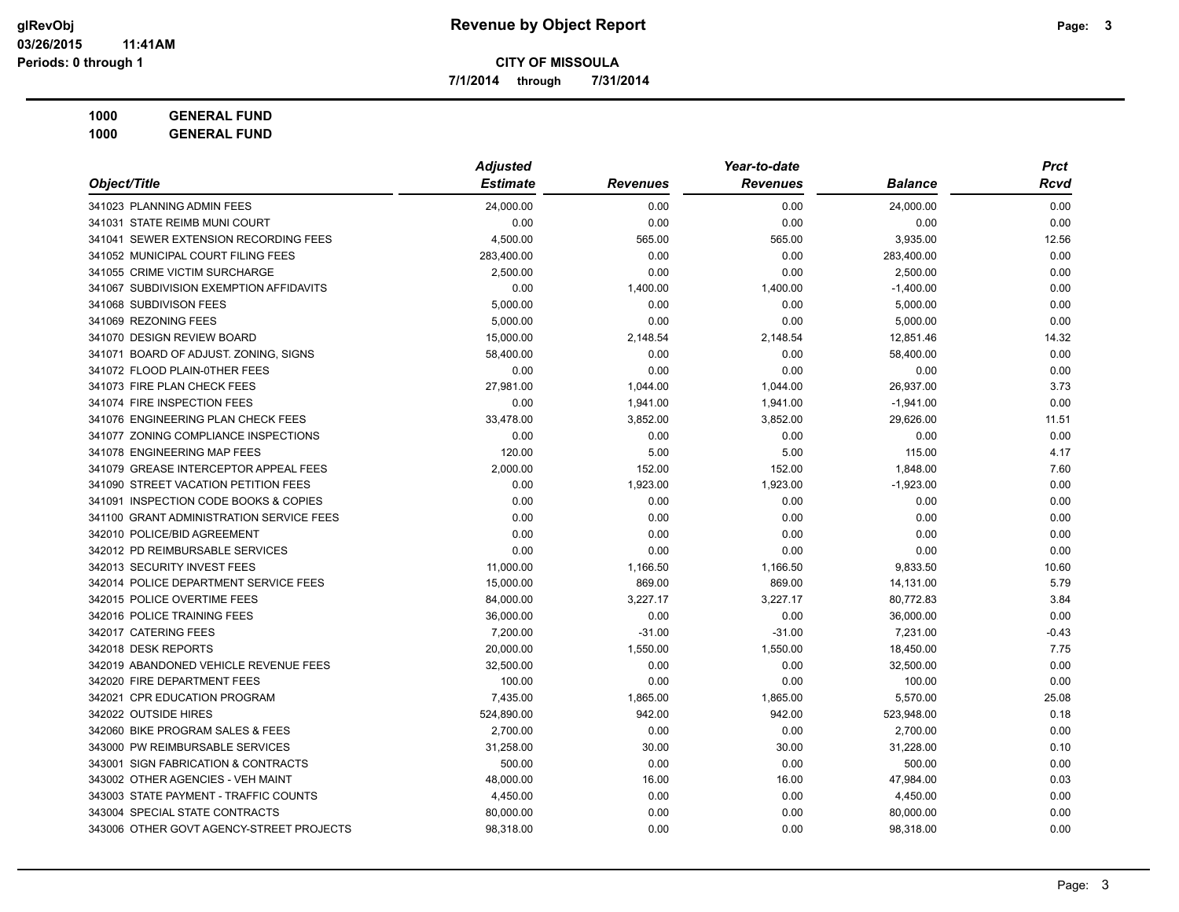# Revenue by Object Report

**CITY OF MISSOULA**

**7/1/2014 through 7/31/2014**

**1000 GENERAL FUND**

**1000 GENERAL FUND**

| Object/Title | Adjusted Estimate | Revenues | Year-to-date Revenues | Balance | Prct Rcvd |
|---|---|---|---|---|---|
| 341023 PLANNING ADMIN FEES | 24,000.00 | 0.00 | 0.00 | 24,000.00 | 0.00 |
| 341031 STATE REIMB MUNI COURT | 0.00 | 0.00 | 0.00 | 0.00 | 0.00 |
| 341041 SEWER EXTENSION RECORDING FEES | 4,500.00 | 565.00 | 565.00 | 3,935.00 | 12.56 |
| 341052 MUNICIPAL COURT FILING FEES | 283,400.00 | 0.00 | 0.00 | 283,400.00 | 0.00 |
| 341055 CRIME VICTIM SURCHARGE | 2,500.00 | 0.00 | 0.00 | 2,500.00 | 0.00 |
| 341067 SUBDIVISION EXEMPTION AFFIDAVITS | 0.00 | 1,400.00 | 1,400.00 | -1,400.00 | 0.00 |
| 341068 SUBDIVISON FEES | 5,000.00 | 0.00 | 0.00 | 5,000.00 | 0.00 |
| 341069 REZONING FEES | 5,000.00 | 0.00 | 0.00 | 5,000.00 | 0.00 |
| 341070 DESIGN REVIEW BOARD | 15,000.00 | 2,148.54 | 2,148.54 | 12,851.46 | 14.32 |
| 341071 BOARD OF ADJUST. ZONING, SIGNS | 58,400.00 | 0.00 | 0.00 | 58,400.00 | 0.00 |
| 341072 FLOOD PLAIN-0THER FEES | 0.00 | 0.00 | 0.00 | 0.00 | 0.00 |
| 341073 FIRE PLAN CHECK FEES | 27,981.00 | 1,044.00 | 1,044.00 | 26,937.00 | 3.73 |
| 341074 FIRE INSPECTION FEES | 0.00 | 1,941.00 | 1,941.00 | -1,941.00 | 0.00 |
| 341076 ENGINEERING PLAN CHECK FEES | 33,478.00 | 3,852.00 | 3,852.00 | 29,626.00 | 11.51 |
| 341077 ZONING COMPLIANCE INSPECTIONS | 0.00 | 0.00 | 0.00 | 0.00 | 0.00 |
| 341078 ENGINEERING MAP FEES | 120.00 | 5.00 | 5.00 | 115.00 | 4.17 |
| 341079 GREASE INTERCEPTOR APPEAL FEES | 2,000.00 | 152.00 | 152.00 | 1,848.00 | 7.60 |
| 341090 STREET VACATION PETITION FEES | 0.00 | 1,923.00 | 1,923.00 | -1,923.00 | 0.00 |
| 341091 INSPECTION CODE BOOKS & COPIES | 0.00 | 0.00 | 0.00 | 0.00 | 0.00 |
| 341100 GRANT ADMINISTRATION SERVICE FEES | 0.00 | 0.00 | 0.00 | 0.00 | 0.00 |
| 342010 POLICE/BID AGREEMENT | 0.00 | 0.00 | 0.00 | 0.00 | 0.00 |
| 342012 PD REIMBURSABLE SERVICES | 0.00 | 0.00 | 0.00 | 0.00 | 0.00 |
| 342013 SECURITY INVEST FEES | 11,000.00 | 1,166.50 | 1,166.50 | 9,833.50 | 10.60 |
| 342014 POLICE DEPARTMENT SERVICE FEES | 15,000.00 | 869.00 | 869.00 | 14,131.00 | 5.79 |
| 342015 POLICE OVERTIME FEES | 84,000.00 | 3,227.17 | 3,227.17 | 80,772.83 | 3.84 |
| 342016 POLICE TRAINING FEES | 36,000.00 | 0.00 | 0.00 | 36,000.00 | 0.00 |
| 342017 CATERING FEES | 7,200.00 | -31.00 | -31.00 | 7,231.00 | -0.43 |
| 342018 DESK REPORTS | 20,000.00 | 1,550.00 | 1,550.00 | 18,450.00 | 7.75 |
| 342019 ABANDONED VEHICLE REVENUE FEES | 32,500.00 | 0.00 | 0.00 | 32,500.00 | 0.00 |
| 342020 FIRE DEPARTMENT FEES | 100.00 | 0.00 | 0.00 | 100.00 | 0.00 |
| 342021 CPR EDUCATION PROGRAM | 7,435.00 | 1,865.00 | 1,865.00 | 5,570.00 | 25.08 |
| 342022 OUTSIDE HIRES | 524,890.00 | 942.00 | 942.00 | 523,948.00 | 0.18 |
| 342060 BIKE PROGRAM SALES & FEES | 2,700.00 | 0.00 | 0.00 | 2,700.00 | 0.00 |
| 343000 PW REIMBURSABLE SERVICES | 31,258.00 | 30.00 | 30.00 | 31,228.00 | 0.10 |
| 343001 SIGN FABRICATION & CONTRACTS | 500.00 | 0.00 | 0.00 | 500.00 | 0.00 |
| 343002 OTHER AGENCIES - VEH MAINT | 48,000.00 | 16.00 | 16.00 | 47,984.00 | 0.03 |
| 343003 STATE PAYMENT - TRAFFIC COUNTS | 4,450.00 | 0.00 | 0.00 | 4,450.00 | 0.00 |
| 343004 SPECIAL STATE CONTRACTS | 80,000.00 | 0.00 | 0.00 | 80,000.00 | 0.00 |
| 343006 OTHER GOVT AGENCY-STREET PROJECTS | 98,318.00 | 0.00 | 0.00 | 98,318.00 | 0.00 |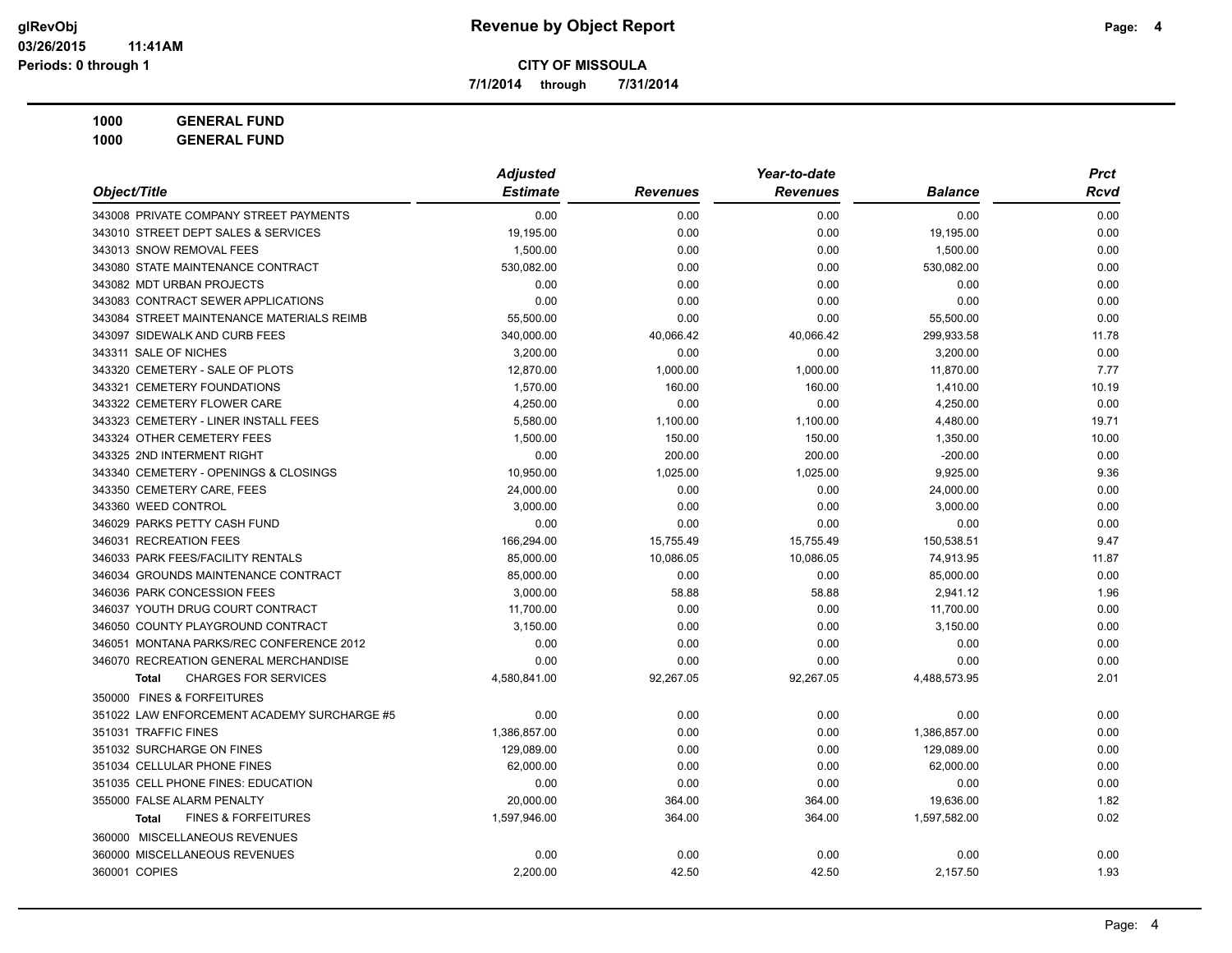# Revenue by Object Report

**CITY OF MISSOULA**

**7/1/2014 through 7/31/2014**

glRevObj
03/26/2015 11:41AM
Periods: 0 through 1

**1000 GENERAL FUND**

**1000 GENERAL FUND**

| Object/Title | Adjusted Estimate | Revenues | Year-to-date Revenues | Balance | Prct Rcvd |
|---|---|---|---|---|---|
| 343008 PRIVATE COMPANY STREET PAYMENTS | 0.00 | 0.00 | 0.00 | 0.00 | 0.00 |
| 343010 STREET DEPT SALES & SERVICES | 19,195.00 | 0.00 | 0.00 | 19,195.00 | 0.00 |
| 343013 SNOW REMOVAL FEES | 1,500.00 | 0.00 | 0.00 | 1,500.00 | 0.00 |
| 343080 STATE MAINTENANCE CONTRACT | 530,082.00 | 0.00 | 0.00 | 530,082.00 | 0.00 |
| 343082 MDT URBAN PROJECTS | 0.00 | 0.00 | 0.00 | 0.00 | 0.00 |
| 343083 CONTRACT SEWER APPLICATIONS | 0.00 | 0.00 | 0.00 | 0.00 | 0.00 |
| 343084 STREET MAINTENANCE MATERIALS REIMB | 55,500.00 | 0.00 | 0.00 | 55,500.00 | 0.00 |
| 343097 SIDEWALK AND CURB FEES | 340,000.00 | 40,066.42 | 40,066.42 | 299,933.58 | 11.78 |
| 343311 SALE OF NICHES | 3,200.00 | 0.00 | 0.00 | 3,200.00 | 0.00 |
| 343320 CEMETERY - SALE OF PLOTS | 12,870.00 | 1,000.00 | 1,000.00 | 11,870.00 | 7.77 |
| 343321 CEMETERY FOUNDATIONS | 1,570.00 | 160.00 | 160.00 | 1,410.00 | 10.19 |
| 343322 CEMETERY FLOWER CARE | 4,250.00 | 0.00 | 0.00 | 4,250.00 | 0.00 |
| 343323 CEMETERY - LINER INSTALL FEES | 5,580.00 | 1,100.00 | 1,100.00 | 4,480.00 | 19.71 |
| 343324 OTHER CEMETERY FEES | 1,500.00 | 150.00 | 150.00 | 1,350.00 | 10.00 |
| 343325 2ND INTERMENT RIGHT | 0.00 | 200.00 | 200.00 | -200.00 | 0.00 |
| 343340 CEMETERY - OPENINGS & CLOSINGS | 10,950.00 | 1,025.00 | 1,025.00 | 9,925.00 | 9.36 |
| 343350 CEMETERY CARE, FEES | 24,000.00 | 0.00 | 0.00 | 24,000.00 | 0.00 |
| 343360 WEED CONTROL | 3,000.00 | 0.00 | 0.00 | 3,000.00 | 0.00 |
| 346029 PARKS PETTY CASH FUND | 0.00 | 0.00 | 0.00 | 0.00 | 0.00 |
| 346031 RECREATION FEES | 166,294.00 | 15,755.49 | 15,755.49 | 150,538.51 | 9.47 |
| 346033 PARK FEES/FACILITY RENTALS | 85,000.00 | 10,086.05 | 10,086.05 | 74,913.95 | 11.87 |
| 346034 GROUNDS MAINTENANCE CONTRACT | 85,000.00 | 0.00 | 0.00 | 85,000.00 | 0.00 |
| 346036 PARK CONCESSION FEES | 3,000.00 | 58.88 | 58.88 | 2,941.12 | 1.96 |
| 346037 YOUTH DRUG COURT CONTRACT | 11,700.00 | 0.00 | 0.00 | 11,700.00 | 0.00 |
| 346050 COUNTY PLAYGROUND CONTRACT | 3,150.00 | 0.00 | 0.00 | 3,150.00 | 0.00 |
| 346051 MONTANA PARKS/REC CONFERENCE 2012 | 0.00 | 0.00 | 0.00 | 0.00 | 0.00 |
| 346070 RECREATION GENERAL MERCHANDISE | 0.00 | 0.00 | 0.00 | 0.00 | 0.00 |
| **Total** CHARGES FOR SERVICES | 4,580,841.00 | 92,267.05 | 92,267.05 | 4,488,573.95 | 2.01 |
| 350000 FINES & FORFEITURES | | | | | |
| 351022 LAW ENFORCEMENT ACADEMY SURCHARGE #5 | 0.00 | 0.00 | 0.00 | 0.00 | 0.00 |
| 351031 TRAFFIC FINES | 1,386,857.00 | 0.00 | 0.00 | 1,386,857.00 | 0.00 |
| 351032 SURCHARGE ON FINES | 129,089.00 | 0.00 | 0.00 | 129,089.00 | 0.00 |
| 351034 CELLULAR PHONE FINES | 62,000.00 | 0.00 | 0.00 | 62,000.00 | 0.00 |
| 351035 CELL PHONE FINES: EDUCATION | 0.00 | 0.00 | 0.00 | 0.00 | 0.00 |
| 355000 FALSE ALARM PENALTY | 20,000.00 | 364.00 | 364.00 | 19,636.00 | 1.82 |
| **Total** FINES & FORFEITURES | 1,597,946.00 | 364.00 | 364.00 | 1,597,582.00 | 0.02 |
| 360000 MISCELLANEOUS REVENUES | | | | | |
| 360000 MISCELLANEOUS REVENUES | 0.00 | 0.00 | 0.00 | 0.00 | 0.00 |
| 360001 COPIES | 2,200.00 | 42.50 | 42.50 | 2,157.50 | 1.93 |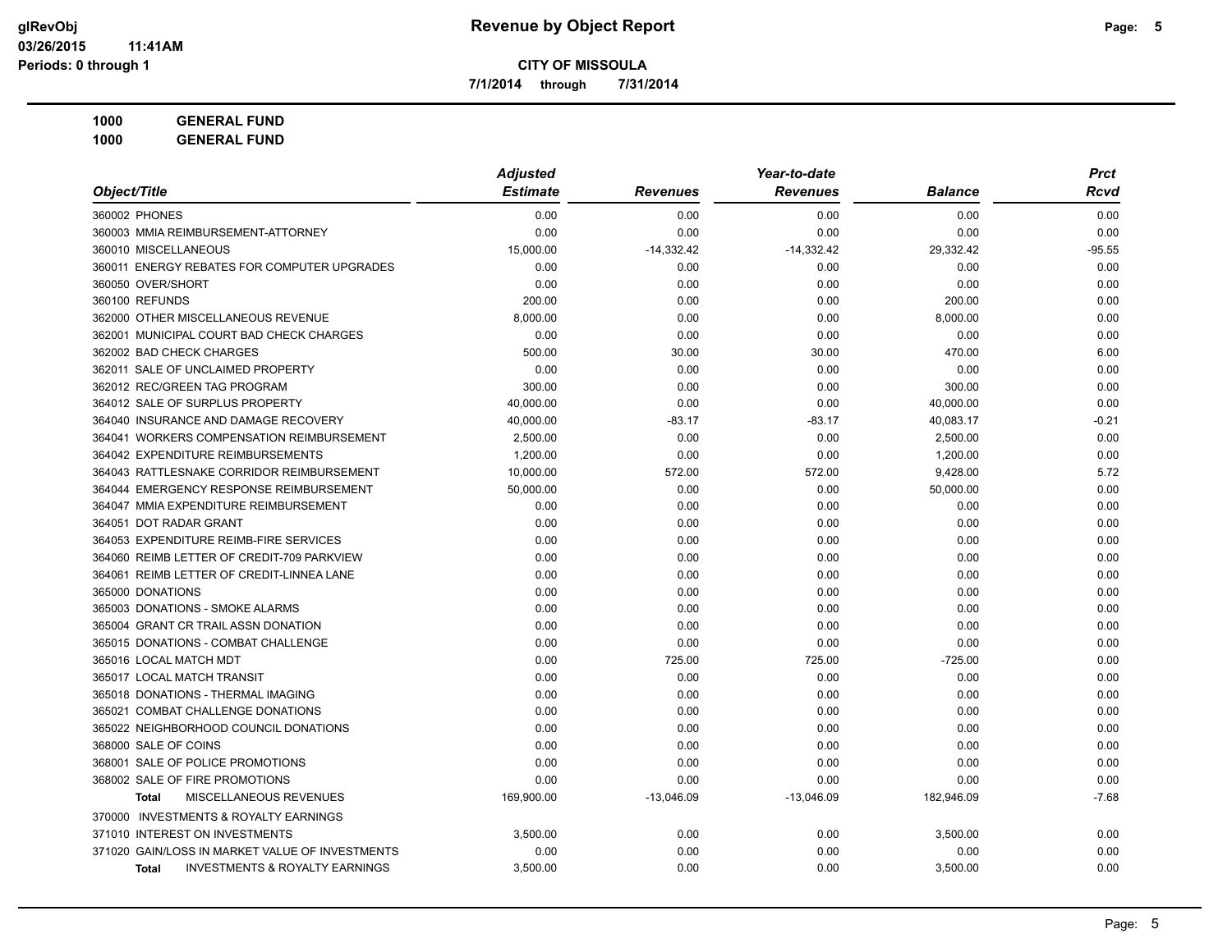**Revenue by Object Report**

**CITY OF MISSOULA**

**7/1/2014 through 7/31/2014**

**1000 GENERAL FUND**

**1000 GENERAL FUND**

| Object/Title | Adjusted Estimate | Revenues | Year-to-date Revenues | Balance | Prct Rcvd |
|---|---|---|---|---|---|
| 360002 PHONES | 0.00 | 0.00 | 0.00 | 0.00 | 0.00 |
| 360003 MMIA REIMBURSEMENT-ATTORNEY | 0.00 | 0.00 | 0.00 | 0.00 | 0.00 |
| 360010 MISCELLANEOUS | 15,000.00 | -14,332.42 | -14,332.42 | 29,332.42 | -95.55 |
| 360011 ENERGY REBATES FOR COMPUTER UPGRADES | 0.00 | 0.00 | 0.00 | 0.00 | 0.00 |
| 360050 OVER/SHORT | 0.00 | 0.00 | 0.00 | 0.00 | 0.00 |
| 360100 REFUNDS | 200.00 | 0.00 | 0.00 | 200.00 | 0.00 |
| 362000 OTHER MISCELLANEOUS REVENUE | 8,000.00 | 0.00 | 0.00 | 8,000.00 | 0.00 |
| 362001 MUNICIPAL COURT BAD CHECK CHARGES | 0.00 | 0.00 | 0.00 | 0.00 | 0.00 |
| 362002 BAD CHECK CHARGES | 500.00 | 30.00 | 30.00 | 470.00 | 6.00 |
| 362011 SALE OF UNCLAIMED PROPERTY | 0.00 | 0.00 | 0.00 | 0.00 | 0.00 |
| 362012 REC/GREEN TAG PROGRAM | 300.00 | 0.00 | 0.00 | 300.00 | 0.00 |
| 364012 SALE OF SURPLUS PROPERTY | 40,000.00 | 0.00 | 0.00 | 40,000.00 | 0.00 |
| 364040 INSURANCE AND DAMAGE RECOVERY | 40,000.00 | -83.17 | -83.17 | 40,083.17 | -0.21 |
| 364041 WORKERS COMPENSATION REIMBURSEMENT | 2,500.00 | 0.00 | 0.00 | 2,500.00 | 0.00 |
| 364042 EXPENDITURE REIMBURSEMENTS | 1,200.00 | 0.00 | 0.00 | 1,200.00 | 0.00 |
| 364043 RATTLESNAKE CORRIDOR REIMBURSEMENT | 10,000.00 | 572.00 | 572.00 | 9,428.00 | 5.72 |
| 364044 EMERGENCY RESPONSE REIMBURSEMENT | 50,000.00 | 0.00 | 0.00 | 50,000.00 | 0.00 |
| 364047 MMIA EXPENDITURE REIMBURSEMENT | 0.00 | 0.00 | 0.00 | 0.00 | 0.00 |
| 364051 DOT RADAR GRANT | 0.00 | 0.00 | 0.00 | 0.00 | 0.00 |
| 364053 EXPENDITURE REIMB-FIRE SERVICES | 0.00 | 0.00 | 0.00 | 0.00 | 0.00 |
| 364060 REIMB LETTER OF CREDIT-709 PARKVIEW | 0.00 | 0.00 | 0.00 | 0.00 | 0.00 |
| 364061 REIMB LETTER OF CREDIT-LINNEA LANE | 0.00 | 0.00 | 0.00 | 0.00 | 0.00 |
| 365000 DONATIONS | 0.00 | 0.00 | 0.00 | 0.00 | 0.00 |
| 365003 DONATIONS - SMOKE ALARMS | 0.00 | 0.00 | 0.00 | 0.00 | 0.00 |
| 365004 GRANT CR TRAIL ASSN DONATION | 0.00 | 0.00 | 0.00 | 0.00 | 0.00 |
| 365015 DONATIONS - COMBAT CHALLENGE | 0.00 | 0.00 | 0.00 | 0.00 | 0.00 |
| 365016 LOCAL MATCH MDT | 0.00 | 725.00 | 725.00 | -725.00 | 0.00 |
| 365017 LOCAL MATCH TRANSIT | 0.00 | 0.00 | 0.00 | 0.00 | 0.00 |
| 365018 DONATIONS - THERMAL IMAGING | 0.00 | 0.00 | 0.00 | 0.00 | 0.00 |
| 365021 COMBAT CHALLENGE DONATIONS | 0.00 | 0.00 | 0.00 | 0.00 | 0.00 |
| 365022 NEIGHBORHOOD COUNCIL DONATIONS | 0.00 | 0.00 | 0.00 | 0.00 | 0.00 |
| 368000 SALE OF COINS | 0.00 | 0.00 | 0.00 | 0.00 | 0.00 |
| 368001 SALE OF POLICE PROMOTIONS | 0.00 | 0.00 | 0.00 | 0.00 | 0.00 |
| 368002 SALE OF FIRE PROMOTIONS | 0.00 | 0.00 | 0.00 | 0.00 | 0.00 |
| **Total** MISCELLANEOUS REVENUES | 169,900.00 | -13,046.09 | -13,046.09 | 182,946.09 | -7.68 |
| 370000 INVESTMENTS & ROYALTY EARNINGS | | | | | |
| 371010 INTEREST ON INVESTMENTS | 3,500.00 | 0.00 | 0.00 | 3,500.00 | 0.00 |
| 371020 GAIN/LOSS IN MARKET VALUE OF INVESTMENTS | 0.00 | 0.00 | 0.00 | 0.00 | 0.00 |
| **Total** INVESTMENTS & ROYALTY EARNINGS | 3,500.00 | 0.00 | 0.00 | 3,500.00 | 0.00 |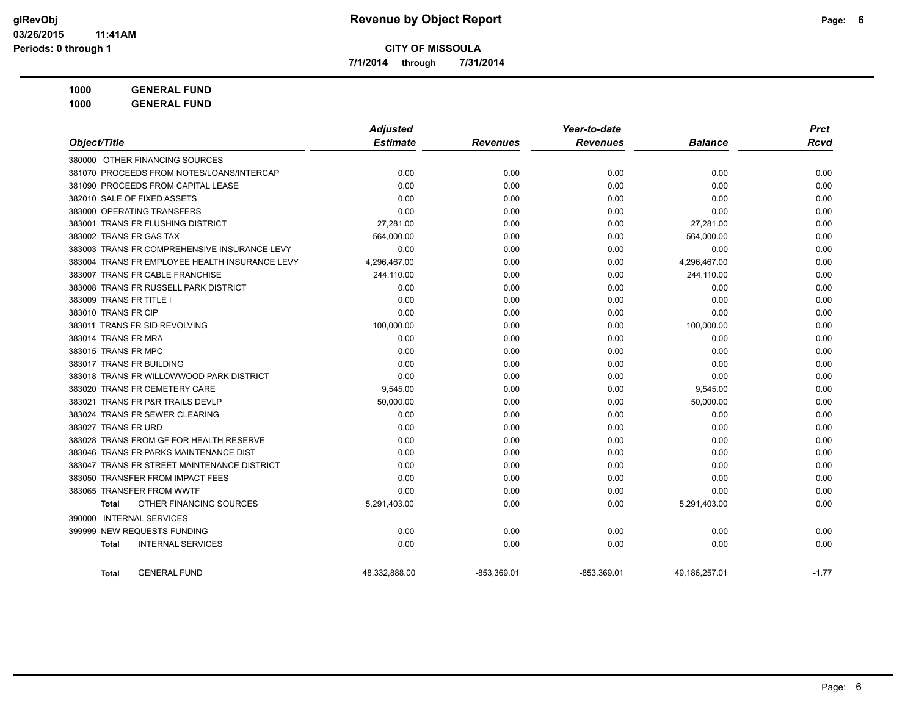**Revenue by Object Report**

**CITY OF MISSOULA**

**7/1/2014 through 7/31/2014**

glRevObj
03/26/2015 11:41AM
Periods: 0 through 1

**1000 GENERAL FUND**

**1000 GENERAL FUND**

| Object/Title | Adjusted Estimate | Revenues | Year-to-date Revenues | Balance | Prct Rcvd |
|---|---|---|---|---|---|
| 380000 OTHER FINANCING SOURCES | | | | | |
| 381070 PROCEEDS FROM NOTES/LOANS/INTERCAP | 0.00 | 0.00 | 0.00 | 0.00 | 0.00 |
| 381090 PROCEEDS FROM CAPITAL LEASE | 0.00 | 0.00 | 0.00 | 0.00 | 0.00 |
| 382010 SALE OF FIXED ASSETS | 0.00 | 0.00 | 0.00 | 0.00 | 0.00 |
| 383000 OPERATING TRANSFERS | 0.00 | 0.00 | 0.00 | 0.00 | 0.00 |
| 383001 TRANS FR FLUSHING DISTRICT | 27,281.00 | 0.00 | 0.00 | 27,281.00 | 0.00 |
| 383002 TRANS FR GAS TAX | 564,000.00 | 0.00 | 0.00 | 564,000.00 | 0.00 |
| 383003 TRANS FR COMPREHENSIVE INSURANCE LEVY | 0.00 | 0.00 | 0.00 | 0.00 | 0.00 |
| 383004 TRANS FR EMPLOYEE HEALTH INSURANCE LEVY | 4,296,467.00 | 0.00 | 0.00 | 4,296,467.00 | 0.00 |
| 383007 TRANS FR CABLE FRANCHISE | 244,110.00 | 0.00 | 0.00 | 244,110.00 | 0.00 |
| 383008 TRANS FR RUSSELL PARK DISTRICT | 0.00 | 0.00 | 0.00 | 0.00 | 0.00 |
| 383009 TRANS FR TITLE I | 0.00 | 0.00 | 0.00 | 0.00 | 0.00 |
| 383010 TRANS FR CIP | 0.00 | 0.00 | 0.00 | 0.00 | 0.00 |
| 383011 TRANS FR SID REVOLVING | 100,000.00 | 0.00 | 0.00 | 100,000.00 | 0.00 |
| 383014 TRANS FR MRA | 0.00 | 0.00 | 0.00 | 0.00 | 0.00 |
| 383015 TRANS FR MPC | 0.00 | 0.00 | 0.00 | 0.00 | 0.00 |
| 383017 TRANS FR BUILDING | 0.00 | 0.00 | 0.00 | 0.00 | 0.00 |
| 383018 TRANS FR WILLOWWOOD PARK DISTRICT | 0.00 | 0.00 | 0.00 | 0.00 | 0.00 |
| 383020 TRANS FR CEMETERY CARE | 9,545.00 | 0.00 | 0.00 | 9,545.00 | 0.00 |
| 383021 TRANS FR P&R TRAILS DEVLP | 50,000.00 | 0.00 | 0.00 | 50,000.00 | 0.00 |
| 383024 TRANS FR SEWER CLEARING | 0.00 | 0.00 | 0.00 | 0.00 | 0.00 |
| 383027 TRANS FR URD | 0.00 | 0.00 | 0.00 | 0.00 | 0.00 |
| 383028 TRANS FROM GF FOR HEALTH RESERVE | 0.00 | 0.00 | 0.00 | 0.00 | 0.00 |
| 383046 TRANS FR PARKS MAINTENANCE DIST | 0.00 | 0.00 | 0.00 | 0.00 | 0.00 |
| 383047 TRANS FR STREET MAINTENANCE DISTRICT | 0.00 | 0.00 | 0.00 | 0.00 | 0.00 |
| 383050 TRANSFER FROM IMPACT FEES | 0.00 | 0.00 | 0.00 | 0.00 | 0.00 |
| 383065 TRANSFER FROM WWTF | 0.00 | 0.00 | 0.00 | 0.00 | 0.00 |
| **Total** OTHER FINANCING SOURCES | 5,291,403.00 | 0.00 | 0.00 | 5,291,403.00 | 0.00 |
| 390000 INTERNAL SERVICES | | | | | |
| 399999 NEW REQUESTS FUNDING | 0.00 | 0.00 | 0.00 | 0.00 | 0.00 |
| **Total** INTERNAL SERVICES | 0.00 | 0.00 | 0.00 | 0.00 | 0.00 |
| **Total** GENERAL FUND | 48,332,888.00 | -853,369.01 | -853,369.01 | 49,186,257.01 | -1.77 |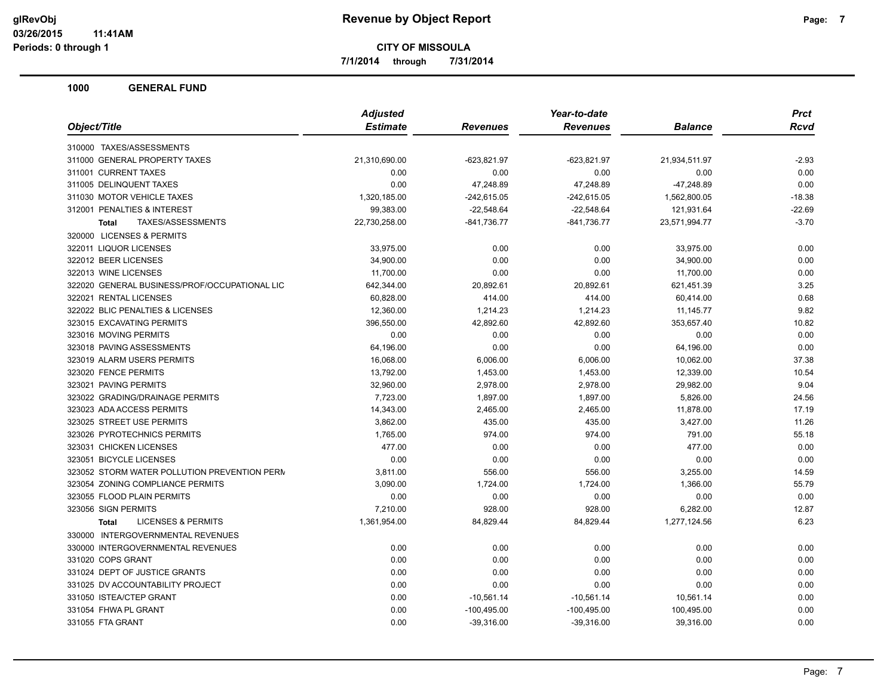# Revenue by Object Report

**CITY OF MISSOULA**

**7/1/2014 through 7/31/2014**

glRevObj
03/26/2015 11:41AM
Periods: 0 through 1

## 1000 GENERAL FUND

| Object/Title | Adjusted Estimate | Revenues | Year-to-date Revenues | Balance | Prct Rcvd |
|---|---|---|---|---|---|
| 310000 TAXES/ASSESSMENTS | | | | | |
| 311000 GENERAL PROPERTY TAXES | 21,310,690.00 | -623,821.97 | -623,821.97 | 21,934,511.97 | -2.93 |
| 311001 CURRENT TAXES | 0.00 | 0.00 | 0.00 | 0.00 | 0.00 |
| 311005 DELINQUENT TAXES | 0.00 | 47,248.89 | 47,248.89 | -47,248.89 | 0.00 |
| 311030 MOTOR VEHICLE TAXES | 1,320,185.00 | -242,615.05 | -242,615.05 | 1,562,800.05 | -18.38 |
| 312001 PENALTIES & INTEREST | 99,383.00 | -22,548.64 | -22,548.64 | 121,931.64 | -22.69 |
| **Total** TAXES/ASSESSMENTS | 22,730,258.00 | -841,736.77 | -841,736.77 | 23,571,994.77 | -3.70 |
| 320000 LICENSES & PERMITS | | | | | |
| 322011 LIQUOR LICENSES | 33,975.00 | 0.00 | 0.00 | 33,975.00 | 0.00 |
| 322012 BEER LICENSES | 34,900.00 | 0.00 | 0.00 | 34,900.00 | 0.00 |
| 322013 WINE LICENSES | 11,700.00 | 0.00 | 0.00 | 11,700.00 | 0.00 |
| 322020 GENERAL BUSINESS/PROF/OCCUPATIONAL LIC | 642,344.00 | 20,892.61 | 20,892.61 | 621,451.39 | 3.25 |
| 322021 RENTAL LICENSES | 60,828.00 | 414.00 | 414.00 | 60,414.00 | 0.68 |
| 322022 BLIC PENALTIES & LICENSES | 12,360.00 | 1,214.23 | 1,214.23 | 11,145.77 | 9.82 |
| 323015 EXCAVATING PERMITS | 396,550.00 | 42,892.60 | 42,892.60 | 353,657.40 | 10.82 |
| 323016 MOVING PERMITS | 0.00 | 0.00 | 0.00 | 0.00 | 0.00 |
| 323018 PAVING ASSESSMENTS | 64,196.00 | 0.00 | 0.00 | 64,196.00 | 0.00 |
| 323019 ALARM USERS PERMITS | 16,068.00 | 6,006.00 | 6,006.00 | 10,062.00 | 37.38 |
| 323020 FENCE PERMITS | 13,792.00 | 1,453.00 | 1,453.00 | 12,339.00 | 10.54 |
| 323021 PAVING PERMITS | 32,960.00 | 2,978.00 | 2,978.00 | 29,982.00 | 9.04 |
| 323022 GRADING/DRAINAGE PERMITS | 7,723.00 | 1,897.00 | 1,897.00 | 5,826.00 | 24.56 |
| 323023 ADA ACCESS PERMITS | 14,343.00 | 2,465.00 | 2,465.00 | 11,878.00 | 17.19 |
| 323025 STREET USE PERMITS | 3,862.00 | 435.00 | 435.00 | 3,427.00 | 11.26 |
| 323026 PYROTECHNICS PERMITS | 1,765.00 | 974.00 | 974.00 | 791.00 | 55.18 |
| 323031 CHICKEN LICENSES | 477.00 | 0.00 | 0.00 | 477.00 | 0.00 |
| 323051 BICYCLE LICENSES | 0.00 | 0.00 | 0.00 | 0.00 | 0.00 |
| 323052 STORM WATER POLLUTION PREVENTION PERM | 3,811.00 | 556.00 | 556.00 | 3,255.00 | 14.59 |
| 323054 ZONING COMPLIANCE PERMITS | 3,090.00 | 1,724.00 | 1,724.00 | 1,366.00 | 55.79 |
| 323055 FLOOD PLAIN PERMITS | 0.00 | 0.00 | 0.00 | 0.00 | 0.00 |
| 323056 SIGN PERMITS | 7,210.00 | 928.00 | 928.00 | 6,282.00 | 12.87 |
| **Total** LICENSES & PERMITS | 1,361,954.00 | 84,829.44 | 84,829.44 | 1,277,124.56 | 6.23 |
| 330000 INTERGOVERNMENTAL REVENUES | | | | | |
| 330000 INTERGOVERNMENTAL REVENUES | 0.00 | 0.00 | 0.00 | 0.00 | 0.00 |
| 331020 COPS GRANT | 0.00 | 0.00 | 0.00 | 0.00 | 0.00 |
| 331024 DEPT OF JUSTICE GRANTS | 0.00 | 0.00 | 0.00 | 0.00 | 0.00 |
| 331025 DV ACCOUNTABILITY PROJECT | 0.00 | 0.00 | 0.00 | 0.00 | 0.00 |
| 331050 ISTEA/CTEP GRANT | 0.00 | -10,561.14 | -10,561.14 | 10,561.14 | 0.00 |
| 331054 FHWA PL GRANT | 0.00 | -100,495.00 | -100,495.00 | 100,495.00 | 0.00 |
| 331055 FTA GRANT | 0.00 | -39,316.00 | -39,316.00 | 39,316.00 | 0.00 |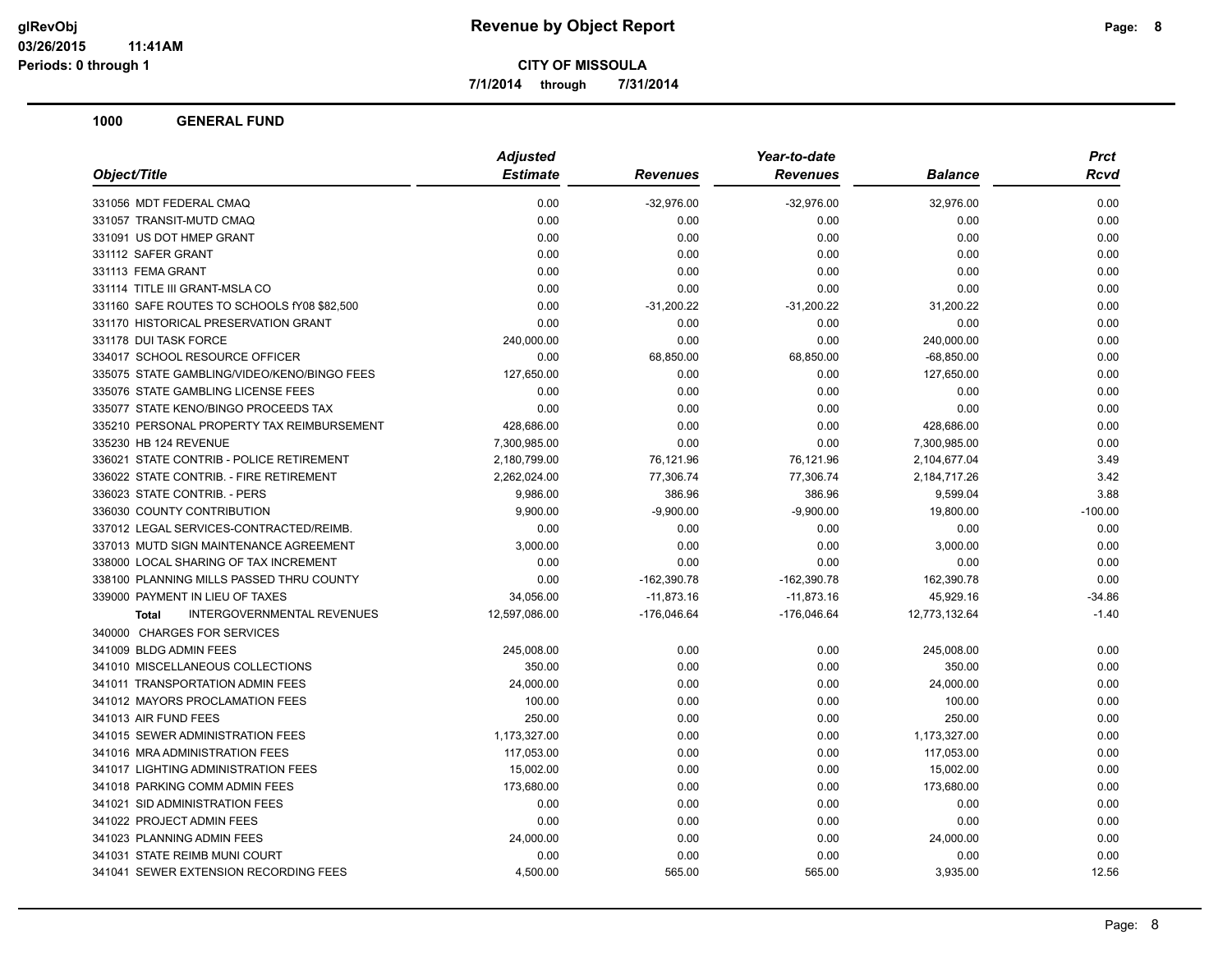**Revenue by Object Report**

**CITY OF MISSOULA**

**7/1/2014 through 7/31/2014**

glRevObj
03/26/2015 11:41AM
Periods: 0 through 1

## 1000 GENERAL FUND

| Object/Title | Adjusted Estimate | Revenues | Year-to-date Revenues | Balance | Prct Rcvd |
|---|---|---|---|---|---|
| 331056 MDT FEDERAL CMAQ | 0.00 | -32,976.00 | -32,976.00 | 32,976.00 | 0.00 |
| 331057 TRANSIT-MUTD CMAQ | 0.00 | 0.00 | 0.00 | 0.00 | 0.00 |
| 331091 US DOT HMEP GRANT | 0.00 | 0.00 | 0.00 | 0.00 | 0.00 |
| 331112 SAFER GRANT | 0.00 | 0.00 | 0.00 | 0.00 | 0.00 |
| 331113 FEMA GRANT | 0.00 | 0.00 | 0.00 | 0.00 | 0.00 |
| 331114 TITLE III GRANT-MSLA CO | 0.00 | 0.00 | 0.00 | 0.00 | 0.00 |
| 331160 SAFE ROUTES TO SCHOOLS fY08 $82,500 | 0.00 | -31,200.22 | -31,200.22 | 31,200.22 | 0.00 |
| 331170 HISTORICAL PRESERVATION GRANT | 0.00 | 0.00 | 0.00 | 0.00 | 0.00 |
| 331178 DUI TASK FORCE | 240,000.00 | 0.00 | 0.00 | 240,000.00 | 0.00 |
| 334017 SCHOOL RESOURCE OFFICER | 0.00 | 68,850.00 | 68,850.00 | -68,850.00 | 0.00 |
| 335075 STATE GAMBLING/VIDEO/KENO/BINGO FEES | 127,650.00 | 0.00 | 0.00 | 127,650.00 | 0.00 |
| 335076 STATE GAMBLING LICENSE FEES | 0.00 | 0.00 | 0.00 | 0.00 | 0.00 |
| 335077 STATE KENO/BINGO PROCEEDS TAX | 0.00 | 0.00 | 0.00 | 0.00 | 0.00 |
| 335210 PERSONAL PROPERTY TAX REIMBURSEMENT | 428,686.00 | 0.00 | 0.00 | 428,686.00 | 0.00 |
| 335230 HB 124 REVENUE | 7,300,985.00 | 0.00 | 0.00 | 7,300,985.00 | 0.00 |
| 336021 STATE CONTRIB - POLICE RETIREMENT | 2,180,799.00 | 76,121.96 | 76,121.96 | 2,104,677.04 | 3.49 |
| 336022 STATE CONTRIB. - FIRE RETIREMENT | 2,262,024.00 | 77,306.74 | 77,306.74 | 2,184,717.26 | 3.42 |
| 336023 STATE CONTRIB. - PERS | 9,986.00 | 386.96 | 386.96 | 9,599.04 | 3.88 |
| 336030 COUNTY CONTRIBUTION | 9,900.00 | -9,900.00 | -9,900.00 | 19,800.00 | -100.00 |
| 337012 LEGAL SERVICES-CONTRACTED/REIMB. | 0.00 | 0.00 | 0.00 | 0.00 | 0.00 |
| 337013 MUTD SIGN MAINTENANCE AGREEMENT | 3,000.00 | 0.00 | 0.00 | 3,000.00 | 0.00 |
| 338000 LOCAL SHARING OF TAX INCREMENT | 0.00 | 0.00 | 0.00 | 0.00 | 0.00 |
| 338100 PLANNING MILLS PASSED THRU COUNTY | 0.00 | -162,390.78 | -162,390.78 | 162,390.78 | 0.00 |
| 339000 PAYMENT IN LIEU OF TAXES | 34,056.00 | -11,873.16 | -11,873.16 | 45,929.16 | -34.86 |
| **Total** INTERGOVERNMENTAL REVENUES | 12,597,086.00 | -176,046.64 | -176,046.64 | 12,773,132.64 | -1.40 |
| 340000 CHARGES FOR SERVICES | | | | | |
| 341009 BLDG ADMIN FEES | 245,008.00 | 0.00 | 0.00 | 245,008.00 | 0.00 |
| 341010 MISCELLANEOUS COLLECTIONS | 350.00 | 0.00 | 0.00 | 350.00 | 0.00 |
| 341011 TRANSPORTATION ADMIN FEES | 24,000.00 | 0.00 | 0.00 | 24,000.00 | 0.00 |
| 341012 MAYORS PROCLAMATION FEES | 100.00 | 0.00 | 0.00 | 100.00 | 0.00 |
| 341013 AIR FUND FEES | 250.00 | 0.00 | 0.00 | 250.00 | 0.00 |
| 341015 SEWER ADMINISTRATION FEES | 1,173,327.00 | 0.00 | 0.00 | 1,173,327.00 | 0.00 |
| 341016 MRA ADMINISTRATION FEES | 117,053.00 | 0.00 | 0.00 | 117,053.00 | 0.00 |
| 341017 LIGHTING ADMINISTRATION FEES | 15,002.00 | 0.00 | 0.00 | 15,002.00 | 0.00 |
| 341018 PARKING COMM ADMIN FEES | 173,680.00 | 0.00 | 0.00 | 173,680.00 | 0.00 |
| 341021 SID ADMINISTRATION FEES | 0.00 | 0.00 | 0.00 | 0.00 | 0.00 |
| 341022 PROJECT ADMIN FEES | 0.00 | 0.00 | 0.00 | 0.00 | 0.00 |
| 341023 PLANNING ADMIN FEES | 24,000.00 | 0.00 | 0.00 | 24,000.00 | 0.00 |
| 341031 STATE REIMB MUNI COURT | 0.00 | 0.00 | 0.00 | 0.00 | 0.00 |
| 341041 SEWER EXTENSION RECORDING FEES | 4,500.00 | 565.00 | 565.00 | 3,935.00 | 12.56 |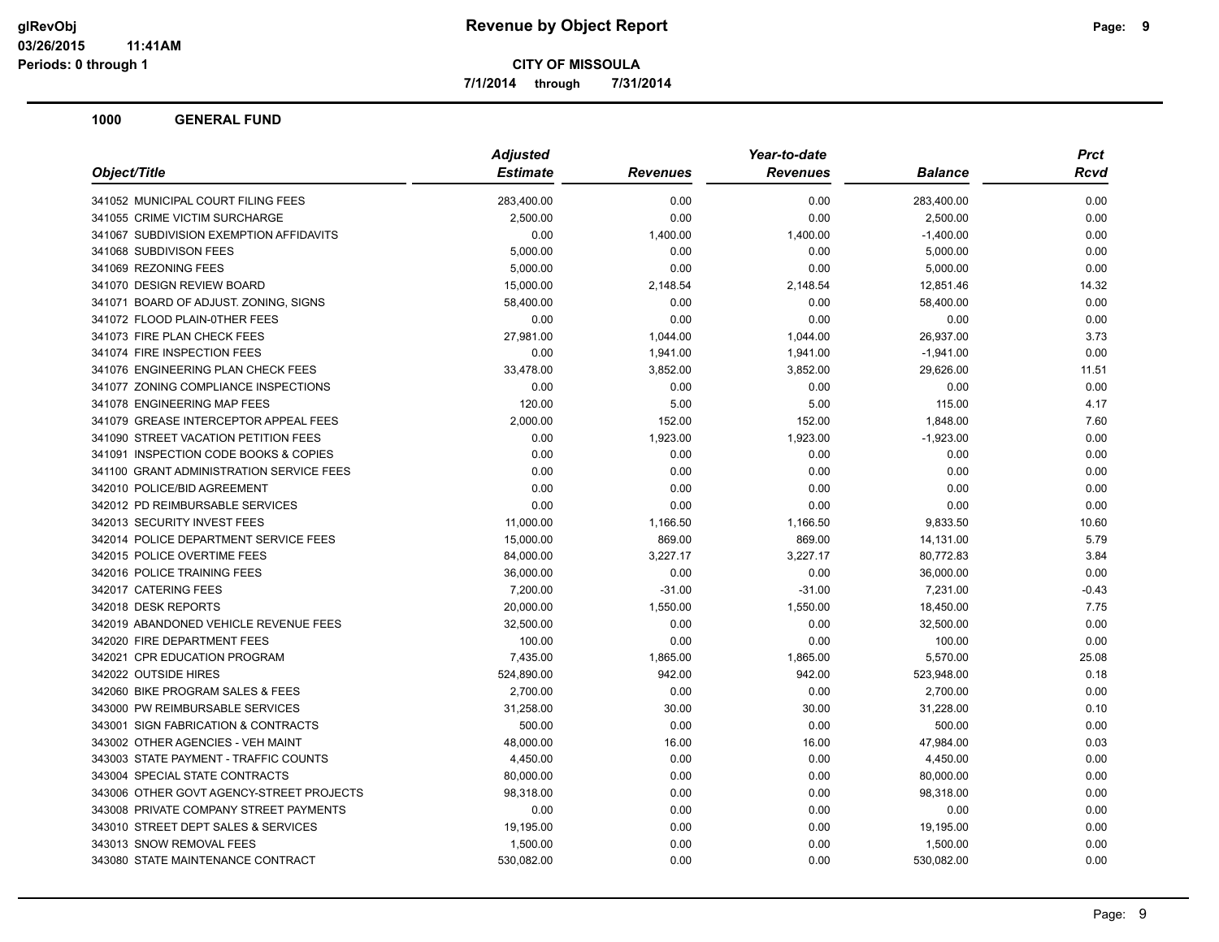**Revenue by Object Report**

**CITY OF MISSOULA**

**7/1/2014 through 7/31/2014**

glRevObj
03/26/2015 11:41AM
Periods: 0 through 1

## 1000 GENERAL FUND

| Object/Title | Adjusted Estimate | Revenues | Year-to-date Revenues | Balance | Prct Rcvd |
|---|---|---|---|---|---|
| 341052 MUNICIPAL COURT FILING FEES | 283,400.00 | 0.00 | 0.00 | 283,400.00 | 0.00 |
| 341055 CRIME VICTIM SURCHARGE | 2,500.00 | 0.00 | 0.00 | 2,500.00 | 0.00 |
| 341067 SUBDIVISION EXEMPTION AFFIDAVITS | 0.00 | 1,400.00 | 1,400.00 | -1,400.00 | 0.00 |
| 341068 SUBDIVISON FEES | 5,000.00 | 0.00 | 0.00 | 5,000.00 | 0.00 |
| 341069 REZONING FEES | 5,000.00 | 0.00 | 0.00 | 5,000.00 | 0.00 |
| 341070 DESIGN REVIEW BOARD | 15,000.00 | 2,148.54 | 2,148.54 | 12,851.46 | 14.32 |
| 341071 BOARD OF ADJUST. ZONING, SIGNS | 58,400.00 | 0.00 | 0.00 | 58,400.00 | 0.00 |
| 341072 FLOOD PLAIN-0THER FEES | 0.00 | 0.00 | 0.00 | 0.00 | 0.00 |
| 341073 FIRE PLAN CHECK FEES | 27,981.00 | 1,044.00 | 1,044.00 | 26,937.00 | 3.73 |
| 341074 FIRE INSPECTION FEES | 0.00 | 1,941.00 | 1,941.00 | -1,941.00 | 0.00 |
| 341076 ENGINEERING PLAN CHECK FEES | 33,478.00 | 3,852.00 | 3,852.00 | 29,626.00 | 11.51 |
| 341077 ZONING COMPLIANCE INSPECTIONS | 0.00 | 0.00 | 0.00 | 0.00 | 0.00 |
| 341078 ENGINEERING MAP FEES | 120.00 | 5.00 | 5.00 | 115.00 | 4.17 |
| 341079 GREASE INTERCEPTOR APPEAL FEES | 2,000.00 | 152.00 | 152.00 | 1,848.00 | 7.60 |
| 341090 STREET VACATION PETITION FEES | 0.00 | 1,923.00 | 1,923.00 | -1,923.00 | 0.00 |
| 341091 INSPECTION CODE BOOKS & COPIES | 0.00 | 0.00 | 0.00 | 0.00 | 0.00 |
| 341100 GRANT ADMINISTRATION SERVICE FEES | 0.00 | 0.00 | 0.00 | 0.00 | 0.00 |
| 342010 POLICE/BID AGREEMENT | 0.00 | 0.00 | 0.00 | 0.00 | 0.00 |
| 342012 PD REIMBURSABLE SERVICES | 0.00 | 0.00 | 0.00 | 0.00 | 0.00 |
| 342013 SECURITY INVEST FEES | 11,000.00 | 1,166.50 | 1,166.50 | 9,833.50 | 10.60 |
| 342014 POLICE DEPARTMENT SERVICE FEES | 15,000.00 | 869.00 | 869.00 | 14,131.00 | 5.79 |
| 342015 POLICE OVERTIME FEES | 84,000.00 | 3,227.17 | 3,227.17 | 80,772.83 | 3.84 |
| 342016 POLICE TRAINING FEES | 36,000.00 | 0.00 | 0.00 | 36,000.00 | 0.00 |
| 342017 CATERING FEES | 7,200.00 | -31.00 | -31.00 | 7,231.00 | -0.43 |
| 342018 DESK REPORTS | 20,000.00 | 1,550.00 | 1,550.00 | 18,450.00 | 7.75 |
| 342019 ABANDONED VEHICLE REVENUE FEES | 32,500.00 | 0.00 | 0.00 | 32,500.00 | 0.00 |
| 342020 FIRE DEPARTMENT FEES | 100.00 | 0.00 | 0.00 | 100.00 | 0.00 |
| 342021 CPR EDUCATION PROGRAM | 7,435.00 | 1,865.00 | 1,865.00 | 5,570.00 | 25.08 |
| 342022 OUTSIDE HIRES | 524,890.00 | 942.00 | 942.00 | 523,948.00 | 0.18 |
| 342060 BIKE PROGRAM SALES & FEES | 2,700.00 | 0.00 | 0.00 | 2,700.00 | 0.00 |
| 343000 PW REIMBURSABLE SERVICES | 31,258.00 | 30.00 | 30.00 | 31,228.00 | 0.10 |
| 343001 SIGN FABRICATION & CONTRACTS | 500.00 | 0.00 | 0.00 | 500.00 | 0.00 |
| 343002 OTHER AGENCIES - VEH MAINT | 48,000.00 | 16.00 | 16.00 | 47,984.00 | 0.03 |
| 343003 STATE PAYMENT - TRAFFIC COUNTS | 4,450.00 | 0.00 | 0.00 | 4,450.00 | 0.00 |
| 343004 SPECIAL STATE CONTRACTS | 80,000.00 | 0.00 | 0.00 | 80,000.00 | 0.00 |
| 343006 OTHER GOVT AGENCY-STREET PROJECTS | 98,318.00 | 0.00 | 0.00 | 98,318.00 | 0.00 |
| 343008 PRIVATE COMPANY STREET PAYMENTS | 0.00 | 0.00 | 0.00 | 0.00 | 0.00 |
| 343010 STREET DEPT SALES & SERVICES | 19,195.00 | 0.00 | 0.00 | 19,195.00 | 0.00 |
| 343013 SNOW REMOVAL FEES | 1,500.00 | 0.00 | 0.00 | 1,500.00 | 0.00 |
| 343080 STATE MAINTENANCE CONTRACT | 530,082.00 | 0.00 | 0.00 | 530,082.00 | 0.00 |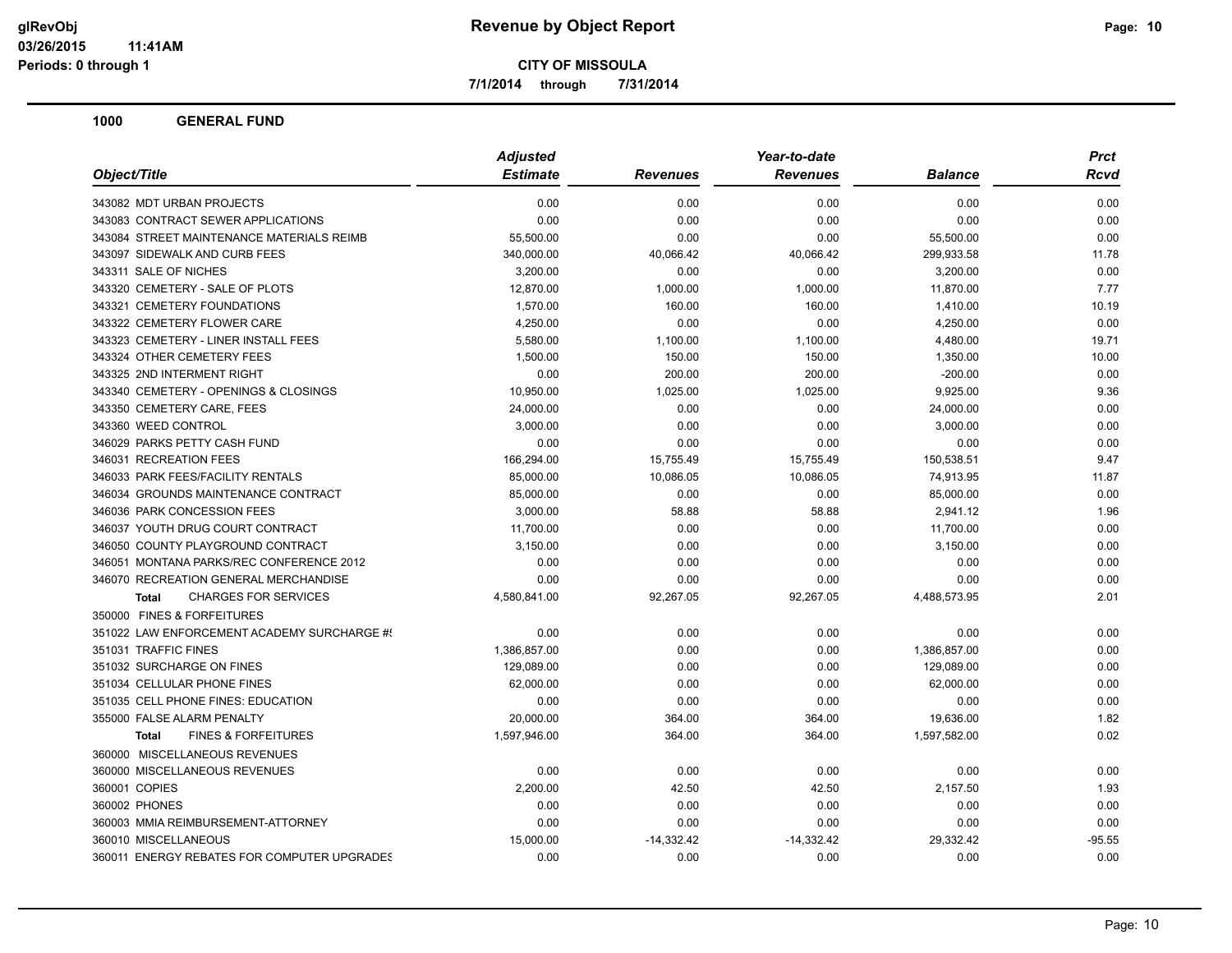# Revenue by Object Report

**CITY OF MISSOULA**

**7/1/2014 through 7/31/2014**

glRevObj
03/26/2015 11:41AM
Periods: 0 through 1

## 1000 GENERAL FUND

| Object/Title | Adjusted Estimate | Revenues | Year-to-date Revenues | Balance | Prct Rcvd |
|---|---|---|---|---|---|
| 343082 MDT URBAN PROJECTS | 0.00 | 0.00 | 0.00 | 0.00 | 0.00 |
| 343083 CONTRACT SEWER APPLICATIONS | 0.00 | 0.00 | 0.00 | 0.00 | 0.00 |
| 343084 STREET MAINTENANCE MATERIALS REIMB | 55,500.00 | 0.00 | 0.00 | 55,500.00 | 0.00 |
| 343097 SIDEWALK AND CURB FEES | 340,000.00 | 40,066.42 | 40,066.42 | 299,933.58 | 11.78 |
| 343311 SALE OF NICHES | 3,200.00 | 0.00 | 0.00 | 3,200.00 | 0.00 |
| 343320 CEMETERY - SALE OF PLOTS | 12,870.00 | 1,000.00 | 1,000.00 | 11,870.00 | 7.77 |
| 343321 CEMETERY FOUNDATIONS | 1,570.00 | 160.00 | 160.00 | 1,410.00 | 10.19 |
| 343322 CEMETERY FLOWER CARE | 4,250.00 | 0.00 | 0.00 | 4,250.00 | 0.00 |
| 343323 CEMETERY - LINER INSTALL FEES | 5,580.00 | 1,100.00 | 1,100.00 | 4,480.00 | 19.71 |
| 343324 OTHER CEMETERY FEES | 1,500.00 | 150.00 | 150.00 | 1,350.00 | 10.00 |
| 343325 2ND INTERMENT RIGHT | 0.00 | 200.00 | 200.00 | -200.00 | 0.00 |
| 343340 CEMETERY - OPENINGS & CLOSINGS | 10,950.00 | 1,025.00 | 1,025.00 | 9,925.00 | 9.36 |
| 343350 CEMETERY CARE, FEES | 24,000.00 | 0.00 | 0.00 | 24,000.00 | 0.00 |
| 343360 WEED CONTROL | 3,000.00 | 0.00 | 0.00 | 3,000.00 | 0.00 |
| 346029 PARKS PETTY CASH FUND | 0.00 | 0.00 | 0.00 | 0.00 | 0.00 |
| 346031 RECREATION FEES | 166,294.00 | 15,755.49 | 15,755.49 | 150,538.51 | 9.47 |
| 346033 PARK FEES/FACILITY RENTALS | 85,000.00 | 10,086.05 | 10,086.05 | 74,913.95 | 11.87 |
| 346034 GROUNDS MAINTENANCE CONTRACT | 85,000.00 | 0.00 | 0.00 | 85,000.00 | 0.00 |
| 346036 PARK CONCESSION FEES | 3,000.00 | 58.88 | 58.88 | 2,941.12 | 1.96 |
| 346037 YOUTH DRUG COURT CONTRACT | 11,700.00 | 0.00 | 0.00 | 11,700.00 | 0.00 |
| 346050 COUNTY PLAYGROUND CONTRACT | 3,150.00 | 0.00 | 0.00 | 3,150.00 | 0.00 |
| 346051 MONTANA PARKS/REC CONFERENCE 2012 | 0.00 | 0.00 | 0.00 | 0.00 | 0.00 |
| 346070 RECREATION GENERAL MERCHANDISE | 0.00 | 0.00 | 0.00 | 0.00 | 0.00 |
| **Total** CHARGES FOR SERVICES | 4,580,841.00 | 92,267.05 | 92,267.05 | 4,488,573.95 | 2.01 |
| 350000 FINES & FORFEITURES | | | | | |
| 351022 LAW ENFORCEMENT ACADEMY SURCHARGE #! | 0.00 | 0.00 | 0.00 | 0.00 | 0.00 |
| 351031 TRAFFIC FINES | 1,386,857.00 | 0.00 | 0.00 | 1,386,857.00 | 0.00 |
| 351032 SURCHARGE ON FINES | 129,089.00 | 0.00 | 0.00 | 129,089.00 | 0.00 |
| 351034 CELLULAR PHONE FINES | 62,000.00 | 0.00 | 0.00 | 62,000.00 | 0.00 |
| 351035 CELL PHONE FINES: EDUCATION | 0.00 | 0.00 | 0.00 | 0.00 | 0.00 |
| 355000 FALSE ALARM PENALTY | 20,000.00 | 364.00 | 364.00 | 19,636.00 | 1.82 |
| **Total** FINES & FORFEITURES | 1,597,946.00 | 364.00 | 364.00 | 1,597,582.00 | 0.02 |
| 360000 MISCELLANEOUS REVENUES | | | | | |
| 360000 MISCELLANEOUS REVENUES | 0.00 | 0.00 | 0.00 | 0.00 | 0.00 |
| 360001 COPIES | 2,200.00 | 42.50 | 42.50 | 2,157.50 | 1.93 |
| 360002 PHONES | 0.00 | 0.00 | 0.00 | 0.00 | 0.00 |
| 360003 MMIA REIMBURSEMENT-ATTORNEY | 0.00 | 0.00 | 0.00 | 0.00 | 0.00 |
| 360010 MISCELLANEOUS | 15,000.00 | -14,332.42 | -14,332.42 | 29,332.42 | -95.55 |
| 360011 ENERGY REBATES FOR COMPUTER UPGRADES | 0.00 | 0.00 | 0.00 | 0.00 | 0.00 |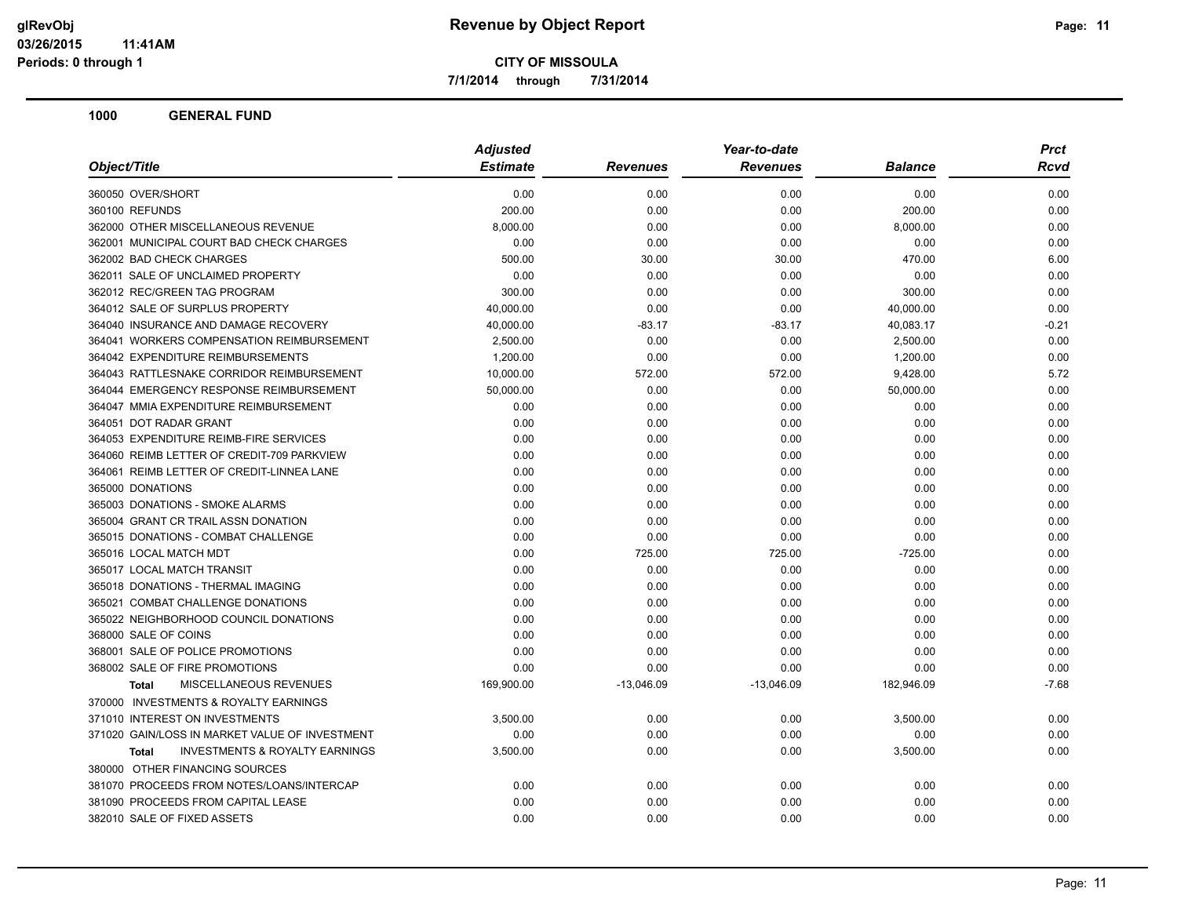**Revenue by Object Report**

**CITY OF MISSOULA**

**7/1/2014 through 7/31/2014**

glRevObj
03/26/2015 11:41AM
Periods: 0 through 1

## 1000 GENERAL FUND

| Object/Title | Adjusted Estimate | Revenues | Year-to-date Revenues | Balance | Prct Rcvd |
|---|---|---|---|---|---|
| 360050 OVER/SHORT | 0.00 | 0.00 | 0.00 | 0.00 | 0.00 |
| 360100 REFUNDS | 200.00 | 0.00 | 0.00 | 200.00 | 0.00 |
| 362000 OTHER MISCELLANEOUS REVENUE | 8,000.00 | 0.00 | 0.00 | 8,000.00 | 0.00 |
| 362001 MUNICIPAL COURT BAD CHECK CHARGES | 0.00 | 0.00 | 0.00 | 0.00 | 0.00 |
| 362002 BAD CHECK CHARGES | 500.00 | 30.00 | 30.00 | 470.00 | 6.00 |
| 362011 SALE OF UNCLAIMED PROPERTY | 0.00 | 0.00 | 0.00 | 0.00 | 0.00 |
| 362012 REC/GREEN TAG PROGRAM | 300.00 | 0.00 | 0.00 | 300.00 | 0.00 |
| 364012 SALE OF SURPLUS PROPERTY | 40,000.00 | 0.00 | 0.00 | 40,000.00 | 0.00 |
| 364040 INSURANCE AND DAMAGE RECOVERY | 40,000.00 | -83.17 | -83.17 | 40,083.17 | -0.21 |
| 364041 WORKERS COMPENSATION REIMBURSEMENT | 2,500.00 | 0.00 | 0.00 | 2,500.00 | 0.00 |
| 364042 EXPENDITURE REIMBURSEMENTS | 1,200.00 | 0.00 | 0.00 | 1,200.00 | 0.00 |
| 364043 RATTLESNAKE CORRIDOR REIMBURSEMENT | 10,000.00 | 572.00 | 572.00 | 9,428.00 | 5.72 |
| 364044 EMERGENCY RESPONSE REIMBURSEMENT | 50,000.00 | 0.00 | 0.00 | 50,000.00 | 0.00 |
| 364047 MMIA EXPENDITURE REIMBURSEMENT | 0.00 | 0.00 | 0.00 | 0.00 | 0.00 |
| 364051 DOT RADAR GRANT | 0.00 | 0.00 | 0.00 | 0.00 | 0.00 |
| 364053 EXPENDITURE REIMB-FIRE SERVICES | 0.00 | 0.00 | 0.00 | 0.00 | 0.00 |
| 364060 REIMB LETTER OF CREDIT-709 PARKVIEW | 0.00 | 0.00 | 0.00 | 0.00 | 0.00 |
| 364061 REIMB LETTER OF CREDIT-LINNEA LANE | 0.00 | 0.00 | 0.00 | 0.00 | 0.00 |
| 365000 DONATIONS | 0.00 | 0.00 | 0.00 | 0.00 | 0.00 |
| 365003 DONATIONS - SMOKE ALARMS | 0.00 | 0.00 | 0.00 | 0.00 | 0.00 |
| 365004 GRANT CR TRAIL ASSN DONATION | 0.00 | 0.00 | 0.00 | 0.00 | 0.00 |
| 365015 DONATIONS - COMBAT CHALLENGE | 0.00 | 0.00 | 0.00 | 0.00 | 0.00 |
| 365016 LOCAL MATCH MDT | 0.00 | 725.00 | 725.00 | -725.00 | 0.00 |
| 365017 LOCAL MATCH TRANSIT | 0.00 | 0.00 | 0.00 | 0.00 | 0.00 |
| 365018 DONATIONS - THERMAL IMAGING | 0.00 | 0.00 | 0.00 | 0.00 | 0.00 |
| 365021 COMBAT CHALLENGE DONATIONS | 0.00 | 0.00 | 0.00 | 0.00 | 0.00 |
| 365022 NEIGHBORHOOD COUNCIL DONATIONS | 0.00 | 0.00 | 0.00 | 0.00 | 0.00 |
| 368000 SALE OF COINS | 0.00 | 0.00 | 0.00 | 0.00 | 0.00 |
| 368001 SALE OF POLICE PROMOTIONS | 0.00 | 0.00 | 0.00 | 0.00 | 0.00 |
| 368002 SALE OF FIRE PROMOTIONS | 0.00 | 0.00 | 0.00 | 0.00 | 0.00 |
| **Total** MISCELLANEOUS REVENUES | 169,900.00 | -13,046.09 | -13,046.09 | 182,946.09 | -7.68 |
| 370000 INVESTMENTS & ROYALTY EARNINGS | | | | | |
| 371010 INTEREST ON INVESTMENTS | 3,500.00 | 0.00 | 0.00 | 3,500.00 | 0.00 |
| 371020 GAIN/LOSS IN MARKET VALUE OF INVESTMENT | 0.00 | 0.00 | 0.00 | 0.00 | 0.00 |
| **Total** INVESTMENTS & ROYALTY EARNINGS | 3,500.00 | 0.00 | 0.00 | 3,500.00 | 0.00 |
| 380000 OTHER FINANCING SOURCES | | | | | |
| 381070 PROCEEDS FROM NOTES/LOANS/INTERCAP | 0.00 | 0.00 | 0.00 | 0.00 | 0.00 |
| 381090 PROCEEDS FROM CAPITAL LEASE | 0.00 | 0.00 | 0.00 | 0.00 | 0.00 |
| 382010 SALE OF FIXED ASSETS | 0.00 | 0.00 | 0.00 | 0.00 | 0.00 |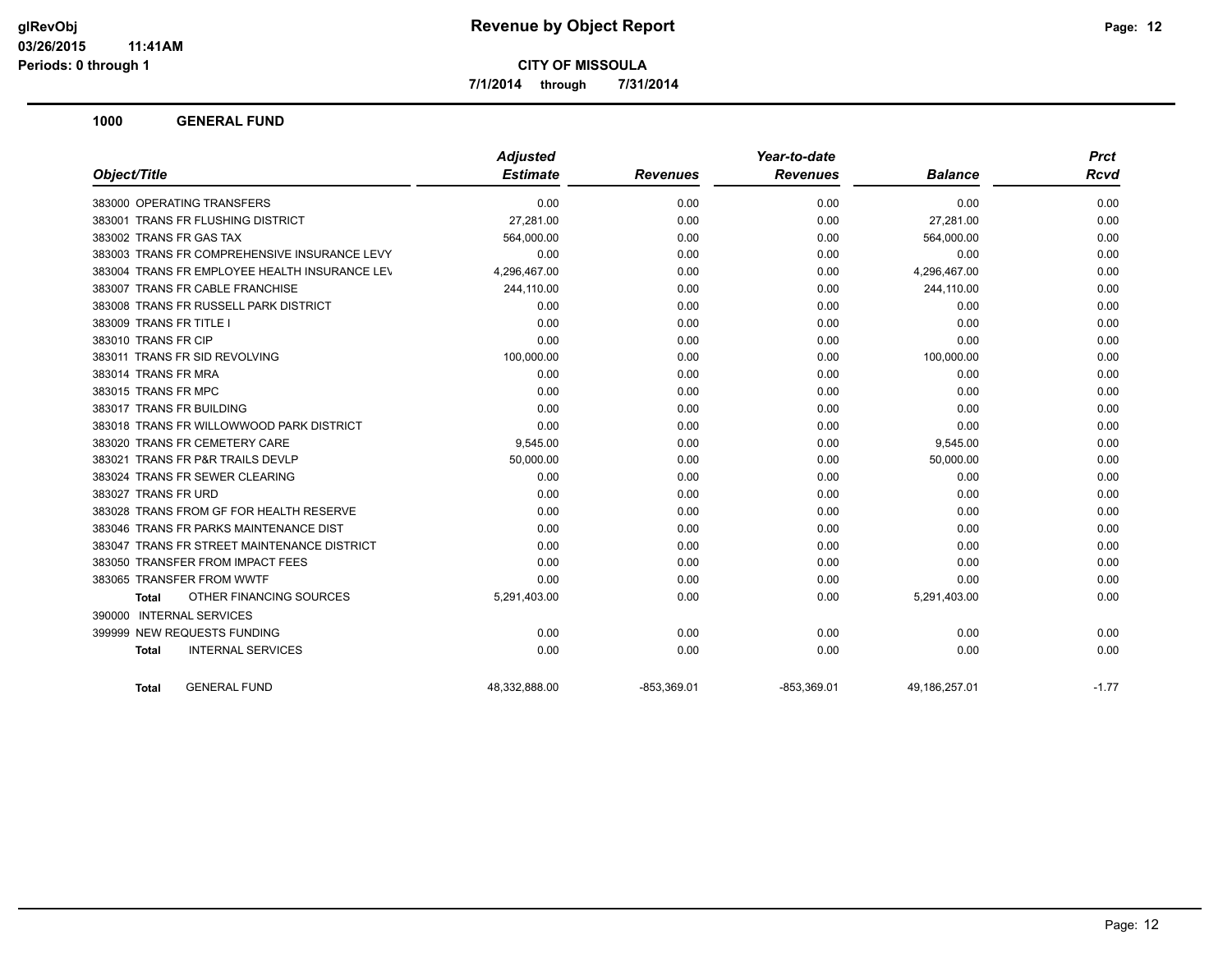**Revenue by Object Report**

**CITY OF MISSOULA**

**7/1/2014 through 7/31/2014**

glRevObj
03/26/2015 11:41AM
Periods: 0 through 1

## 1000 GENERAL FUND

| Object/Title | Adjusted Estimate | Revenues | Year-to-date Revenues | Balance | Prct Rcvd |
|---|---|---|---|---|---|
| 383000 OPERATING TRANSFERS | 0.00 | 0.00 | 0.00 | 0.00 | 0.00 |
| 383001 TRANS FR FLUSHING DISTRICT | 27,281.00 | 0.00 | 0.00 | 27,281.00 | 0.00 |
| 383002 TRANS FR GAS TAX | 564,000.00 | 0.00 | 0.00 | 564,000.00 | 0.00 |
| 383003 TRANS FR COMPREHENSIVE INSURANCE LEVY | 0.00 | 0.00 | 0.00 | 0.00 | 0.00 |
| 383004 TRANS FR EMPLOYEE HEALTH INSURANCE LEV | 4,296,467.00 | 0.00 | 0.00 | 4,296,467.00 | 0.00 |
| 383007 TRANS FR CABLE FRANCHISE | 244,110.00 | 0.00 | 0.00 | 244,110.00 | 0.00 |
| 383008 TRANS FR RUSSELL PARK DISTRICT | 0.00 | 0.00 | 0.00 | 0.00 | 0.00 |
| 383009 TRANS FR TITLE I | 0.00 | 0.00 | 0.00 | 0.00 | 0.00 |
| 383010 TRANS FR CIP | 0.00 | 0.00 | 0.00 | 0.00 | 0.00 |
| 383011 TRANS FR SID REVOLVING | 100,000.00 | 0.00 | 0.00 | 100,000.00 | 0.00 |
| 383014 TRANS FR MRA | 0.00 | 0.00 | 0.00 | 0.00 | 0.00 |
| 383015 TRANS FR MPC | 0.00 | 0.00 | 0.00 | 0.00 | 0.00 |
| 383017 TRANS FR BUILDING | 0.00 | 0.00 | 0.00 | 0.00 | 0.00 |
| 383018 TRANS FR WILLOWWOOD PARK DISTRICT | 0.00 | 0.00 | 0.00 | 0.00 | 0.00 |
| 383020 TRANS FR CEMETERY CARE | 9,545.00 | 0.00 | 0.00 | 9,545.00 | 0.00 |
| 383021 TRANS FR P&R TRAILS DEVLP | 50,000.00 | 0.00 | 0.00 | 50,000.00 | 0.00 |
| 383024 TRANS FR SEWER CLEARING | 0.00 | 0.00 | 0.00 | 0.00 | 0.00 |
| 383027 TRANS FR URD | 0.00 | 0.00 | 0.00 | 0.00 | 0.00 |
| 383028 TRANS FROM GF FOR HEALTH RESERVE | 0.00 | 0.00 | 0.00 | 0.00 | 0.00 |
| 383046 TRANS FR PARKS MAINTENANCE DIST | 0.00 | 0.00 | 0.00 | 0.00 | 0.00 |
| 383047 TRANS FR STREET MAINTENANCE DISTRICT | 0.00 | 0.00 | 0.00 | 0.00 | 0.00 |
| 383050 TRANSFER FROM IMPACT FEES | 0.00 | 0.00 | 0.00 | 0.00 | 0.00 |
| 383065 TRANSFER FROM WWTF | 0.00 | 0.00 | 0.00 | 0.00 | 0.00 |
| **Total** OTHER FINANCING SOURCES | 5,291,403.00 | 0.00 | 0.00 | 5,291,403.00 | 0.00 |
| 390000 INTERNAL SERVICES | | | | | |
| 399999 NEW REQUESTS FUNDING | 0.00 | 0.00 | 0.00 | 0.00 | 0.00 |
| **Total** INTERNAL SERVICES | 0.00 | 0.00 | 0.00 | 0.00 | 0.00 |
| **Total** GENERAL FUND | 48,332,888.00 | -853,369.01 | -853,369.01 | 49,186,257.01 | -1.77 |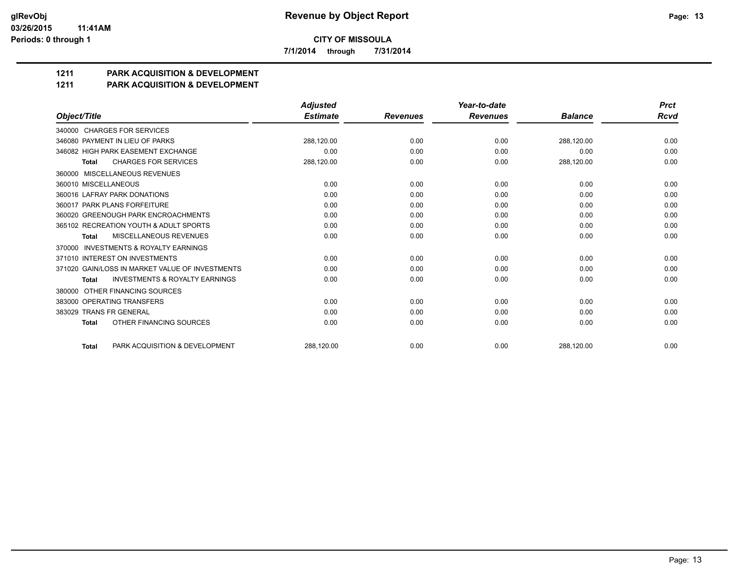# Revenue by Object Report

**CITY OF MISSOULA**

**7/1/2014 through 7/31/2014**

glRevObj
03/26/2015 11:41AM
Periods: 0 through 1

## 1211 PARK ACQUISITION & DEVELOPMENT
## 1211 PARK ACQUISITION & DEVELOPMENT

| Object/Title | Adjusted Estimate | Revenues | Year-to-date Revenues | Balance | Prct Rcvd |
|---|---|---|---|---|---|
| 340000 CHARGES FOR SERVICES | | | | | |
| 346080 PAYMENT IN LIEU OF PARKS | 288,120.00 | 0.00 | 0.00 | 288,120.00 | 0.00 |
| 346082 HIGH PARK EASEMENT EXCHANGE | 0.00 | 0.00 | 0.00 | 0.00 | 0.00 |
| Total CHARGES FOR SERVICES | 288,120.00 | 0.00 | 0.00 | 288,120.00 | 0.00 |
| 360000 MISCELLANEOUS REVENUES | | | | | |
| 360010 MISCELLANEOUS | 0.00 | 0.00 | 0.00 | 0.00 | 0.00 |
| 360016 LAFRAY PARK DONATIONS | 0.00 | 0.00 | 0.00 | 0.00 | 0.00 |
| 360017 PARK PLANS FORFEITURE | 0.00 | 0.00 | 0.00 | 0.00 | 0.00 |
| 360020 GREENOUGH PARK ENCROACHMENTS | 0.00 | 0.00 | 0.00 | 0.00 | 0.00 |
| 365102 RECREATION YOUTH & ADULT SPORTS | 0.00 | 0.00 | 0.00 | 0.00 | 0.00 |
| Total MISCELLANEOUS REVENUES | 0.00 | 0.00 | 0.00 | 0.00 | 0.00 |
| 370000 INVESTMENTS & ROYALTY EARNINGS | | | | | |
| 371010 INTEREST ON INVESTMENTS | 0.00 | 0.00 | 0.00 | 0.00 | 0.00 |
| 371020 GAIN/LOSS IN MARKET VALUE OF INVESTMENTS | 0.00 | 0.00 | 0.00 | 0.00 | 0.00 |
| Total INVESTMENTS & ROYALTY EARNINGS | 0.00 | 0.00 | 0.00 | 0.00 | 0.00 |
| 380000 OTHER FINANCING SOURCES | | | | | |
| 383000 OPERATING TRANSFERS | 0.00 | 0.00 | 0.00 | 0.00 | 0.00 |
| 383029 TRANS FR GENERAL | 0.00 | 0.00 | 0.00 | 0.00 | 0.00 |
| Total OTHER FINANCING SOURCES | 0.00 | 0.00 | 0.00 | 0.00 | 0.00 |
| Total PARK ACQUISITION & DEVELOPMENT | 288,120.00 | 0.00 | 0.00 | 288,120.00 | 0.00 |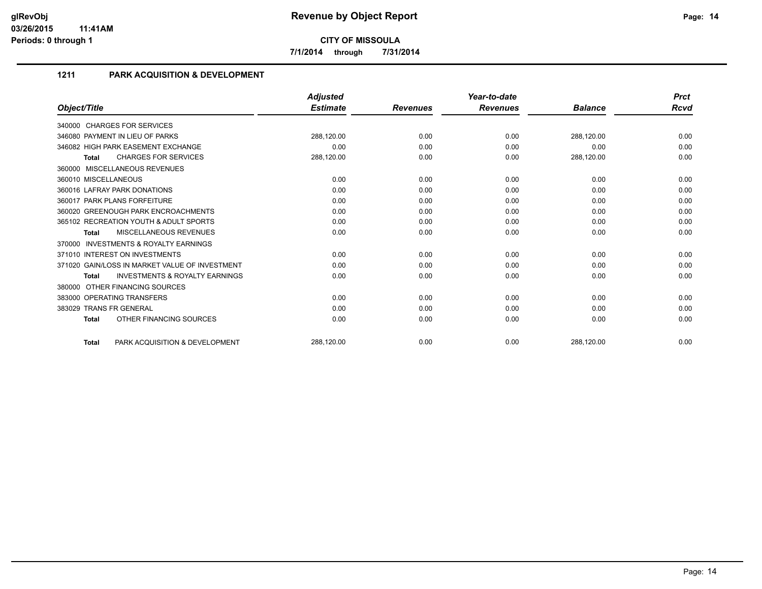# Revenue by Object Report

**CITY OF MISSOULA**

**7/1/2014 through 7/31/2014**

glRevObj
03/26/2015 11:41AM
Periods: 0 through 1

## 1211 PARK ACQUISITION & DEVELOPMENT

| Object/Title | Adjusted Estimate | Revenues | Year-to-date Revenues | Balance | Prct Rcvd |
|---|---|---|---|---|---|
| 340000 CHARGES FOR SERVICES | | | | | |
| 346080 PAYMENT IN LIEU OF PARKS | 288,120.00 | 0.00 | 0.00 | 288,120.00 | 0.00 |
| 346082 HIGH PARK EASEMENT EXCHANGE | 0.00 | 0.00 | 0.00 | 0.00 | 0.00 |
| **Total** CHARGES FOR SERVICES | 288,120.00 | 0.00 | 0.00 | 288,120.00 | 0.00 |
| 360000 MISCELLANEOUS REVENUES | | | | | |
| 360010 MISCELLANEOUS | 0.00 | 0.00 | 0.00 | 0.00 | 0.00 |
| 360016 LAFRAY PARK DONATIONS | 0.00 | 0.00 | 0.00 | 0.00 | 0.00 |
| 360017 PARK PLANS FORFEITURE | 0.00 | 0.00 | 0.00 | 0.00 | 0.00 |
| 360020 GREENOUGH PARK ENCROACHMENTS | 0.00 | 0.00 | 0.00 | 0.00 | 0.00 |
| 365102 RECREATION YOUTH & ADULT SPORTS | 0.00 | 0.00 | 0.00 | 0.00 | 0.00 |
| **Total** MISCELLANEOUS REVENUES | 0.00 | 0.00 | 0.00 | 0.00 | 0.00 |
| 370000 INVESTMENTS & ROYALTY EARNINGS | | | | | |
| 371010 INTEREST ON INVESTMENTS | 0.00 | 0.00 | 0.00 | 0.00 | 0.00 |
| 371020 GAIN/LOSS IN MARKET VALUE OF INVESTMENT | 0.00 | 0.00 | 0.00 | 0.00 | 0.00 |
| **Total** INVESTMENTS & ROYALTY EARNINGS | 0.00 | 0.00 | 0.00 | 0.00 | 0.00 |
| 380000 OTHER FINANCING SOURCES | | | | | |
| 383000 OPERATING TRANSFERS | 0.00 | 0.00 | 0.00 | 0.00 | 0.00 |
| 383029 TRANS FR GENERAL | 0.00 | 0.00 | 0.00 | 0.00 | 0.00 |
| **Total** OTHER FINANCING SOURCES | 0.00 | 0.00 | 0.00 | 0.00 | 0.00 |
| **Total** PARK ACQUISITION & DEVELOPMENT | 288,120.00 | 0.00 | 0.00 | 288,120.00 | 0.00 |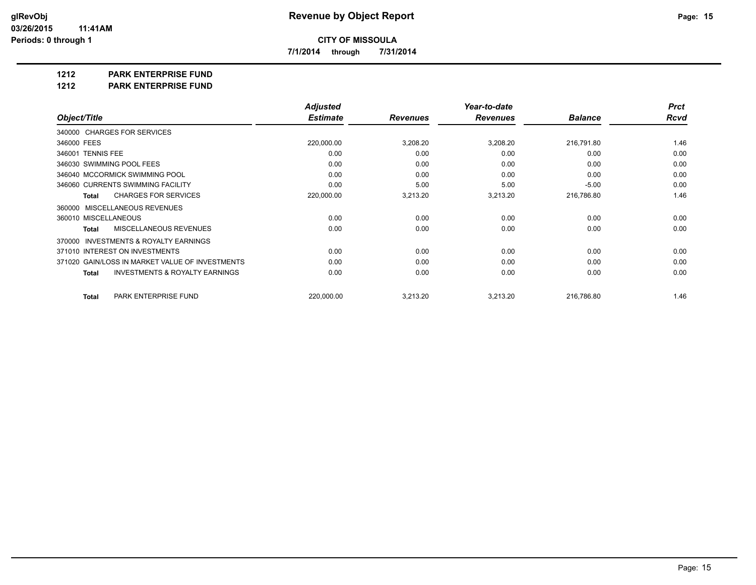**CITY OF MISSOULA**

**7/1/2014 through 7/31/2014**

**1212 PARK ENTERPRISE FUND**

**1212 PARK ENTERPRISE FUND**

| Object/Title | Adjusted Estimate | Revenues | Year-to-date Revenues | Balance | Prct Rcvd |
|---|---|---|---|---|---|
| 340000 CHARGES FOR SERVICES | | | | | |
| 346000 FEES | 220,000.00 | 3,208.20 | 3,208.20 | 216,791.80 | 1.46 |
| 346001 TENNIS FEE | 0.00 | 0.00 | 0.00 | 0.00 | 0.00 |
| 346030 SWIMMING POOL FEES | 0.00 | 0.00 | 0.00 | 0.00 | 0.00 |
| 346040 MCCORMICK SWIMMING POOL | 0.00 | 0.00 | 0.00 | 0.00 | 0.00 |
| 346060 CURRENTS SWIMMING FACILITY | 0.00 | 5.00 | 5.00 | -5.00 | 0.00 |
| **Total** CHARGES FOR SERVICES | 220,000.00 | 3,213.20 | 3,213.20 | 216,786.80 | 1.46 |
| 360000 MISCELLANEOUS REVENUES | | | | | |
| 360010 MISCELLANEOUS | 0.00 | 0.00 | 0.00 | 0.00 | 0.00 |
| **Total** MISCELLANEOUS REVENUES | 0.00 | 0.00 | 0.00 | 0.00 | 0.00 |
| 370000 INVESTMENTS & ROYALTY EARNINGS | | | | | |
| 371010 INTEREST ON INVESTMENTS | 0.00 | 0.00 | 0.00 | 0.00 | 0.00 |
| 371020 GAIN/LOSS IN MARKET VALUE OF INVESTMENTS | 0.00 | 0.00 | 0.00 | 0.00 | 0.00 |
| **Total** INVESTMENTS & ROYALTY EARNINGS | 0.00 | 0.00 | 0.00 | 0.00 | 0.00 |
| **Total** PARK ENTERPRISE FUND | 220,000.00 | 3,213.20 | 3,213.20 | 216,786.80 | 1.46 |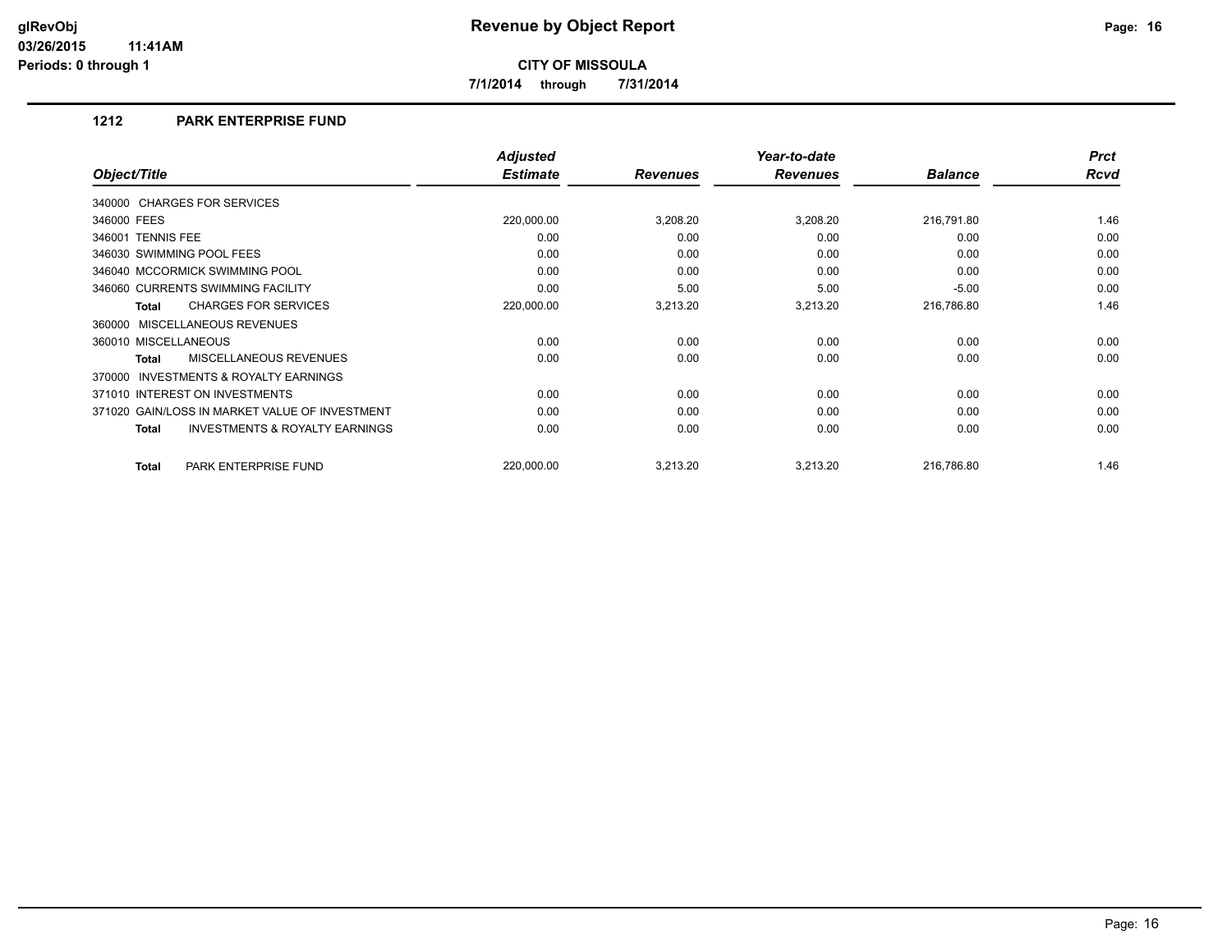# Revenue by Object Report

glRevObj
03/26/2015 11:41AM
Periods: 0 through 1

**CITY OF MISSOULA**

**7/1/2014 through 7/31/2014**

## 1212 PARK ENTERPRISE FUND

| Object/Title | Adjusted Estimate | Revenues | Year-to-date Revenues | Balance | Prct Rcvd |
|---|---|---|---|---|---|
| 340000 CHARGES FOR SERVICES | | | | | |
| 346000 FEES | 220,000.00 | 3,208.20 | 3,208.20 | 216,791.80 | 1.46 |
| 346001 TENNIS FEE | 0.00 | 0.00 | 0.00 | 0.00 | 0.00 |
| 346030 SWIMMING POOL FEES | 0.00 | 0.00 | 0.00 | 0.00 | 0.00 |
| 346040 MCCORMICK SWIMMING POOL | 0.00 | 0.00 | 0.00 | 0.00 | 0.00 |
| 346060 CURRENTS SWIMMING FACILITY | 0.00 | 5.00 | 5.00 | -5.00 | 0.00 |
| **Total** CHARGES FOR SERVICES | 220,000.00 | 3,213.20 | 3,213.20 | 216,786.80 | 1.46 |
| 360000 MISCELLANEOUS REVENUES | | | | | |
| 360010 MISCELLANEOUS | 0.00 | 0.00 | 0.00 | 0.00 | 0.00 |
| **Total** MISCELLANEOUS REVENUES | 0.00 | 0.00 | 0.00 | 0.00 | 0.00 |
| 370000 INVESTMENTS & ROYALTY EARNINGS | | | | | |
| 371010 INTEREST ON INVESTMENTS | 0.00 | 0.00 | 0.00 | 0.00 | 0.00 |
| 371020 GAIN/LOSS IN MARKET VALUE OF INVESTMENT | 0.00 | 0.00 | 0.00 | 0.00 | 0.00 |
| **Total** INVESTMENTS & ROYALTY EARNINGS | 0.00 | 0.00 | 0.00 | 0.00 | 0.00 |
| **Total** PARK ENTERPRISE FUND | 220,000.00 | 3,213.20 | 3,213.20 | 216,786.80 | 1.46 |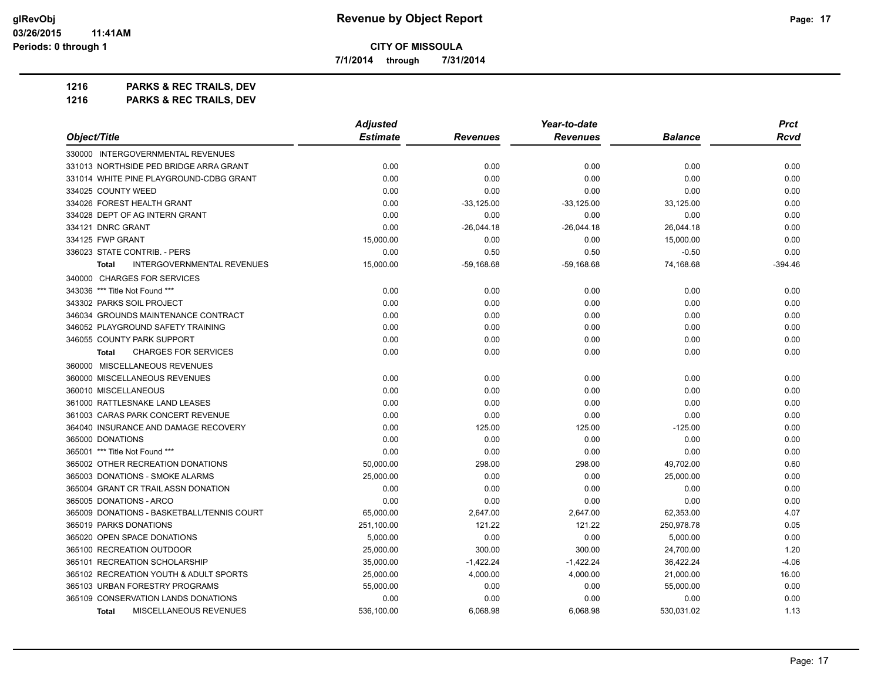**CITY OF MISSOULA**

**7/1/2014 through 7/31/2014**

## 1216 PARKS & REC TRAILS, DEV

## 1216 PARKS & REC TRAILS, DEV

| Object/Title | Adjusted Estimate | Revenues | Year-to-date Revenues | Balance | Prct Rcvd |
|---|---|---|---|---|---|
| 330000 INTERGOVERNMENTAL REVENUES | | | | | |
| 331013 NORTHSIDE PED BRIDGE ARRA GRANT | 0.00 | 0.00 | 0.00 | 0.00 | 0.00 |
| 331014 WHITE PINE PLAYGROUND-CDBG GRANT | 0.00 | 0.00 | 0.00 | 0.00 | 0.00 |
| 334025 COUNTY WEED | 0.00 | 0.00 | 0.00 | 0.00 | 0.00 |
| 334026 FOREST HEALTH GRANT | 0.00 | -33,125.00 | -33,125.00 | 33,125.00 | 0.00 |
| 334028 DEPT OF AG INTERN GRANT | 0.00 | 0.00 | 0.00 | 0.00 | 0.00 |
| 334121 DNRC GRANT | 0.00 | -26,044.18 | -26,044.18 | 26,044.18 | 0.00 |
| 334125 FWP GRANT | 15,000.00 | 0.00 | 0.00 | 15,000.00 | 0.00 |
| 336023 STATE CONTRIB. - PERS | 0.00 | 0.50 | 0.50 | -0.50 | 0.00 |
| **Total** INTERGOVERNMENTAL REVENUES | 15,000.00 | -59,168.68 | -59,168.68 | 74,168.68 | -394.46 |
| 340000 CHARGES FOR SERVICES | | | | | |
| 343036 *** Title Not Found *** | 0.00 | 0.00 | 0.00 | 0.00 | 0.00 |
| 343302 PARKS SOIL PROJECT | 0.00 | 0.00 | 0.00 | 0.00 | 0.00 |
| 346034 GROUNDS MAINTENANCE CONTRACT | 0.00 | 0.00 | 0.00 | 0.00 | 0.00 |
| 346052 PLAYGROUND SAFETY TRAINING | 0.00 | 0.00 | 0.00 | 0.00 | 0.00 |
| 346055 COUNTY PARK SUPPORT | 0.00 | 0.00 | 0.00 | 0.00 | 0.00 |
| **Total** CHARGES FOR SERVICES | 0.00 | 0.00 | 0.00 | 0.00 | 0.00 |
| 360000 MISCELLANEOUS REVENUES | | | | | |
| 360000 MISCELLANEOUS REVENUES | 0.00 | 0.00 | 0.00 | 0.00 | 0.00 |
| 360010 MISCELLANEOUS | 0.00 | 0.00 | 0.00 | 0.00 | 0.00 |
| 361000 RATTLESNAKE LAND LEASES | 0.00 | 0.00 | 0.00 | 0.00 | 0.00 |
| 361003 CARAS PARK CONCERT REVENUE | 0.00 | 0.00 | 0.00 | 0.00 | 0.00 |
| 364040 INSURANCE AND DAMAGE RECOVERY | 0.00 | 125.00 | 125.00 | -125.00 | 0.00 |
| 365000 DONATIONS | 0.00 | 0.00 | 0.00 | 0.00 | 0.00 |
| 365001 *** Title Not Found *** | 0.00 | 0.00 | 0.00 | 0.00 | 0.00 |
| 365002 OTHER RECREATION DONATIONS | 50,000.00 | 298.00 | 298.00 | 49,702.00 | 0.60 |
| 365003 DONATIONS - SMOKE ALARMS | 25,000.00 | 0.00 | 0.00 | 25,000.00 | 0.00 |
| 365004 GRANT CR TRAIL ASSN DONATION | 0.00 | 0.00 | 0.00 | 0.00 | 0.00 |
| 365005 DONATIONS - ARCO | 0.00 | 0.00 | 0.00 | 0.00 | 0.00 |
| 365009 DONATIONS - BASKETBALL/TENNIS COURT | 65,000.00 | 2,647.00 | 2,647.00 | 62,353.00 | 4.07 |
| 365019 PARKS DONATIONS | 251,100.00 | 121.22 | 121.22 | 250,978.78 | 0.05 |
| 365020 OPEN SPACE DONATIONS | 5,000.00 | 0.00 | 0.00 | 5,000.00 | 0.00 |
| 365100 RECREATION OUTDOOR | 25,000.00 | 300.00 | 300.00 | 24,700.00 | 1.20 |
| 365101 RECREATION SCHOLARSHIP | 35,000.00 | -1,422.24 | -1,422.24 | 36,422.24 | -4.06 |
| 365102 RECREATION YOUTH & ADULT SPORTS | 25,000.00 | 4,000.00 | 4,000.00 | 21,000.00 | 16.00 |
| 365103 URBAN FORESTRY PROGRAMS | 55,000.00 | 0.00 | 0.00 | 55,000.00 | 0.00 |
| 365109 CONSERVATION LANDS DONATIONS | 0.00 | 0.00 | 0.00 | 0.00 | 0.00 |
| **Total** MISCELLANEOUS REVENUES | 536,100.00 | 6,068.98 | 6,068.98 | 530,031.02 | 1.13 |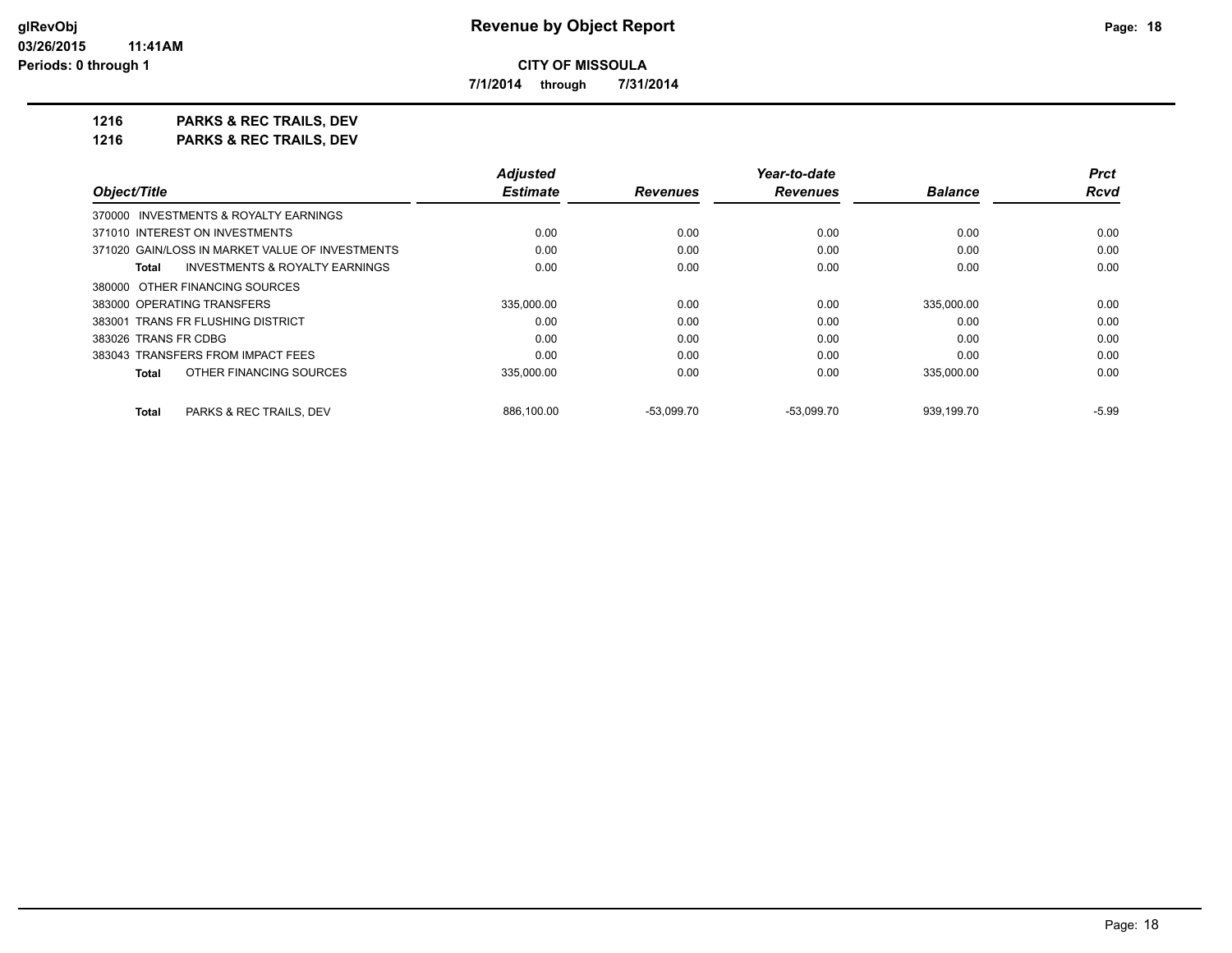**Revenue by Object Report**

**CITY OF MISSOULA**

**7/1/2014 through 7/31/2014**

**1216 PARKS & REC TRAILS, DEV**

**1216 PARKS & REC TRAILS, DEV**

| Object/Title | Adjusted Estimate | Revenues | Year-to-date Revenues | Balance | Prct Rcvd |
|---|---|---|---|---|---|
| 370000 INVESTMENTS & ROYALTY EARNINGS | | | | | |
| 371010 INTEREST ON INVESTMENTS | 0.00 | 0.00 | 0.00 | 0.00 | 0.00 |
| 371020 GAIN/LOSS IN MARKET VALUE OF INVESTMENTS | 0.00 | 0.00 | 0.00 | 0.00 | 0.00 |
| **Total** INVESTMENTS & ROYALTY EARNINGS | 0.00 | 0.00 | 0.00 | 0.00 | 0.00 |
| 380000 OTHER FINANCING SOURCES | | | | | |
| 383000 OPERATING TRANSFERS | 335,000.00 | 0.00 | 0.00 | 335,000.00 | 0.00 |
| 383001 TRANS FR FLUSHING DISTRICT | 0.00 | 0.00 | 0.00 | 0.00 | 0.00 |
| 383026 TRANS FR CDBG | 0.00 | 0.00 | 0.00 | 0.00 | 0.00 |
| 383043 TRANSFERS FROM IMPACT FEES | 0.00 | 0.00 | 0.00 | 0.00 | 0.00 |
| **Total** OTHER FINANCING SOURCES | 335,000.00 | 0.00 | 0.00 | 335,000.00 | 0.00 |
| **Total** PARKS & REC TRAILS, DEV | 886,100.00 | -53,099.70 | -53,099.70 | 939,199.70 | -5.99 |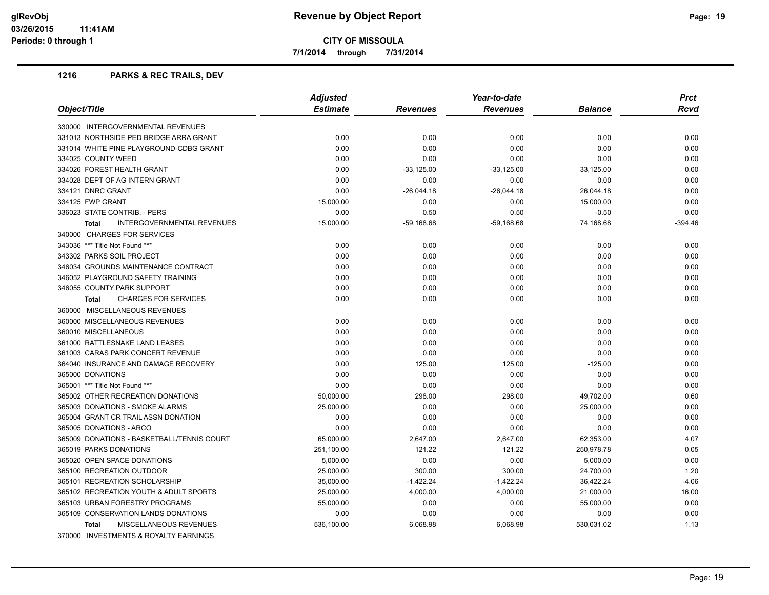# Revenue by Object Report

**CITY OF MISSOULA**

**7/1/2014 through 7/31/2014**

### 1216 PARKS & REC TRAILS, DEV

| Object/Title | Adjusted Estimate | Revenues | Year-to-date Revenues | Balance | Prct Rcvd |
|---|---|---|---|---|---|
| 330000 INTERGOVERNMENTAL REVENUES | | | | | |
| 331013 NORTHSIDE PED BRIDGE ARRA GRANT | 0.00 | 0.00 | 0.00 | 0.00 | 0.00 |
| 331014 WHITE PINE PLAYGROUND-CDBG GRANT | 0.00 | 0.00 | 0.00 | 0.00 | 0.00 |
| 334025 COUNTY WEED | 0.00 | 0.00 | 0.00 | 0.00 | 0.00 |
| 334026 FOREST HEALTH GRANT | 0.00 | -33,125.00 | -33,125.00 | 33,125.00 | 0.00 |
| 334028 DEPT OF AG INTERN GRANT | 0.00 | 0.00 | 0.00 | 0.00 | 0.00 |
| 334121 DNRC GRANT | 0.00 | -26,044.18 | -26,044.18 | 26,044.18 | 0.00 |
| 334125 FWP GRANT | 15,000.00 | 0.00 | 0.00 | 15,000.00 | 0.00 |
| 336023 STATE CONTRIB. - PERS | 0.00 | 0.50 | 0.50 | -0.50 | 0.00 |
| **Total** INTERGOVERNMENTAL REVENUES | 15,000.00 | -59,168.68 | -59,168.68 | 74,168.68 | -394.46 |
| 340000 CHARGES FOR SERVICES | | | | | |
| 343036 *** Title Not Found *** | 0.00 | 0.00 | 0.00 | 0.00 | 0.00 |
| 343302 PARKS SOIL PROJECT | 0.00 | 0.00 | 0.00 | 0.00 | 0.00 |
| 346034 GROUNDS MAINTENANCE CONTRACT | 0.00 | 0.00 | 0.00 | 0.00 | 0.00 |
| 346052 PLAYGROUND SAFETY TRAINING | 0.00 | 0.00 | 0.00 | 0.00 | 0.00 |
| 346055 COUNTY PARK SUPPORT | 0.00 | 0.00 | 0.00 | 0.00 | 0.00 |
| **Total** CHARGES FOR SERVICES | 0.00 | 0.00 | 0.00 | 0.00 | 0.00 |
| 360000 MISCELLANEOUS REVENUES | | | | | |
| 360000 MISCELLANEOUS REVENUES | 0.00 | 0.00 | 0.00 | 0.00 | 0.00 |
| 360010 MISCELLANEOUS | 0.00 | 0.00 | 0.00 | 0.00 | 0.00 |
| 361000 RATTLESNAKE LAND LEASES | 0.00 | 0.00 | 0.00 | 0.00 | 0.00 |
| 361003 CARAS PARK CONCERT REVENUE | 0.00 | 0.00 | 0.00 | 0.00 | 0.00 |
| 364040 INSURANCE AND DAMAGE RECOVERY | 0.00 | 125.00 | 125.00 | -125.00 | 0.00 |
| 365000 DONATIONS | 0.00 | 0.00 | 0.00 | 0.00 | 0.00 |
| 365001 *** Title Not Found *** | 0.00 | 0.00 | 0.00 | 0.00 | 0.00 |
| 365002 OTHER RECREATION DONATIONS | 50,000.00 | 298.00 | 298.00 | 49,702.00 | 0.60 |
| 365003 DONATIONS - SMOKE ALARMS | 25,000.00 | 0.00 | 0.00 | 25,000.00 | 0.00 |
| 365004 GRANT CR TRAIL ASSN DONATION | 0.00 | 0.00 | 0.00 | 0.00 | 0.00 |
| 365005 DONATIONS - ARCO | 0.00 | 0.00 | 0.00 | 0.00 | 0.00 |
| 365009 DONATIONS - BASKETBALL/TENNIS COURT | 65,000.00 | 2,647.00 | 2,647.00 | 62,353.00 | 4.07 |
| 365019 PARKS DONATIONS | 251,100.00 | 121.22 | 121.22 | 250,978.78 | 0.05 |
| 365020 OPEN SPACE DONATIONS | 5,000.00 | 0.00 | 0.00 | 5,000.00 | 0.00 |
| 365100 RECREATION OUTDOOR | 25,000.00 | 300.00 | 300.00 | 24,700.00 | 1.20 |
| 365101 RECREATION SCHOLARSHIP | 35,000.00 | -1,422.24 | -1,422.24 | 36,422.24 | -4.06 |
| 365102 RECREATION YOUTH & ADULT SPORTS | 25,000.00 | 4,000.00 | 4,000.00 | 21,000.00 | 16.00 |
| 365103 URBAN FORESTRY PROGRAMS | 55,000.00 | 0.00 | 0.00 | 55,000.00 | 0.00 |
| 365109 CONSERVATION LANDS DONATIONS | 0.00 | 0.00 | 0.00 | 0.00 | 0.00 |
| **Total** MISCELLANEOUS REVENUES | 536,100.00 | 6,068.98 | 6,068.98 | 530,031.02 | 1.13 |
| 370000 INVESTMENTS & ROYALTY EARNINGS | | | | | |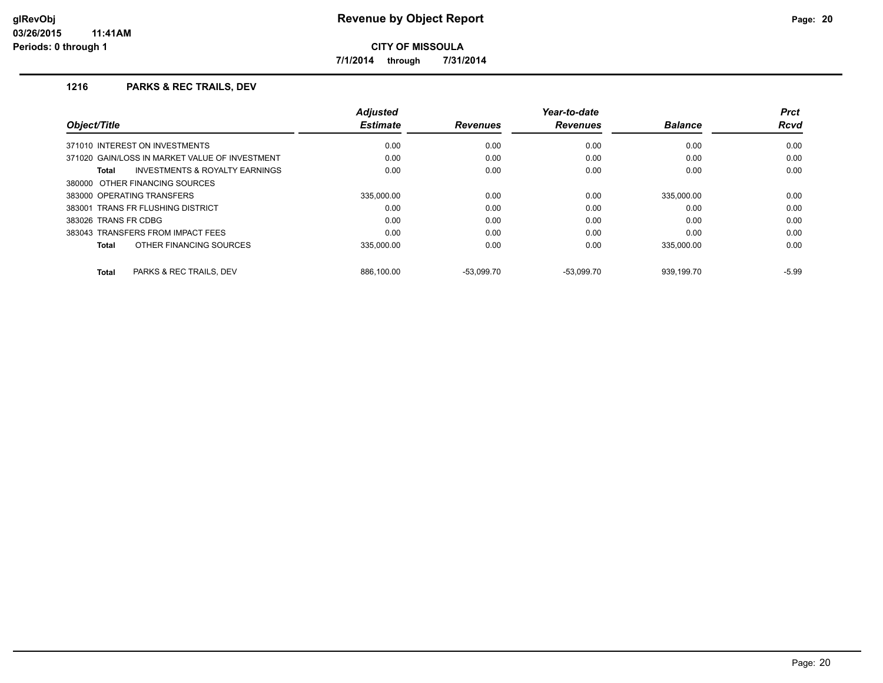# Revenue by Object Report

**CITY OF MISSOULA**

**7/1/2014 through 7/31/2014**

glRevObj
03/26/2015 11:41AM
Periods: 0 through 1

## 1216 PARKS & REC TRAILS, DEV

| Object/Title | Adjusted Estimate | Revenues | Year-to-date Revenues | Balance | Prct Rcvd |
|---|---|---|---|---|---|
| 371010 INTEREST ON INVESTMENTS | 0.00 | 0.00 | 0.00 | 0.00 | 0.00 |
| 371020 GAIN/LOSS IN MARKET VALUE OF INVESTMENT | 0.00 | 0.00 | 0.00 | 0.00 | 0.00 |
| **Total** INVESTMENTS & ROYALTY EARNINGS | 0.00 | 0.00 | 0.00 | 0.00 | 0.00 |
| 380000 OTHER FINANCING SOURCES | | | | | |
| 383000 OPERATING TRANSFERS | 335,000.00 | 0.00 | 0.00 | 335,000.00 | 0.00 |
| 383001 TRANS FR FLUSHING DISTRICT | 0.00 | 0.00 | 0.00 | 0.00 | 0.00 |
| 383026 TRANS FR CDBG | 0.00 | 0.00 | 0.00 | 0.00 | 0.00 |
| 383043 TRANSFERS FROM IMPACT FEES | 0.00 | 0.00 | 0.00 | 0.00 | 0.00 |
| **Total** OTHER FINANCING SOURCES | 335,000.00 | 0.00 | 0.00 | 335,000.00 | 0.00 |
| **Total** PARKS & REC TRAILS, DEV | 886,100.00 | -53,099.70 | -53,099.70 | 939,199.70 | -5.99 |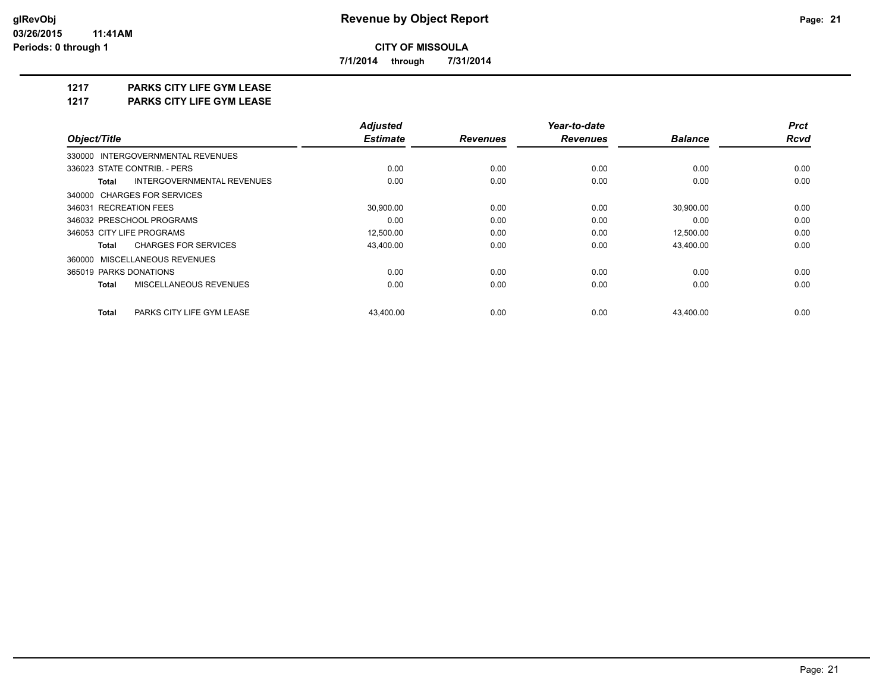**CITY OF MISSOULA**

**7/1/2014 through 7/31/2014**

## 1217 PARKS CITY LIFE GYM LEASE

## 1217 PARKS CITY LIFE GYM LEASE

| Object/Title | Adjusted Estimate | Revenues | Year-to-date Revenues | Balance | Prct Rcvd |
|---|---|---|---|---|---|
| 330000 INTERGOVERNMENTAL REVENUES | | | | | |
| 336023 STATE CONTRIB. - PERS | 0.00 | 0.00 | 0.00 | 0.00 | 0.00 |
| **Total** INTERGOVERNMENTAL REVENUES | 0.00 | 0.00 | 0.00 | 0.00 | 0.00 |
| 340000 CHARGES FOR SERVICES | | | | | |
| 346031 RECREATION FEES | 30,900.00 | 0.00 | 0.00 | 30,900.00 | 0.00 |
| 346032 PRESCHOOL PROGRAMS | 0.00 | 0.00 | 0.00 | 0.00 | 0.00 |
| 346053 CITY LIFE PROGRAMS | 12,500.00 | 0.00 | 0.00 | 12,500.00 | 0.00 |
| **Total** CHARGES FOR SERVICES | 43,400.00 | 0.00 | 0.00 | 43,400.00 | 0.00 |
| 360000 MISCELLANEOUS REVENUES | | | | | |
| 365019 PARKS DONATIONS | 0.00 | 0.00 | 0.00 | 0.00 | 0.00 |
| **Total** MISCELLANEOUS REVENUES | 0.00 | 0.00 | 0.00 | 0.00 | 0.00 |
| **Total** PARKS CITY LIFE GYM LEASE | 43,400.00 | 0.00 | 0.00 | 43,400.00 | 0.00 |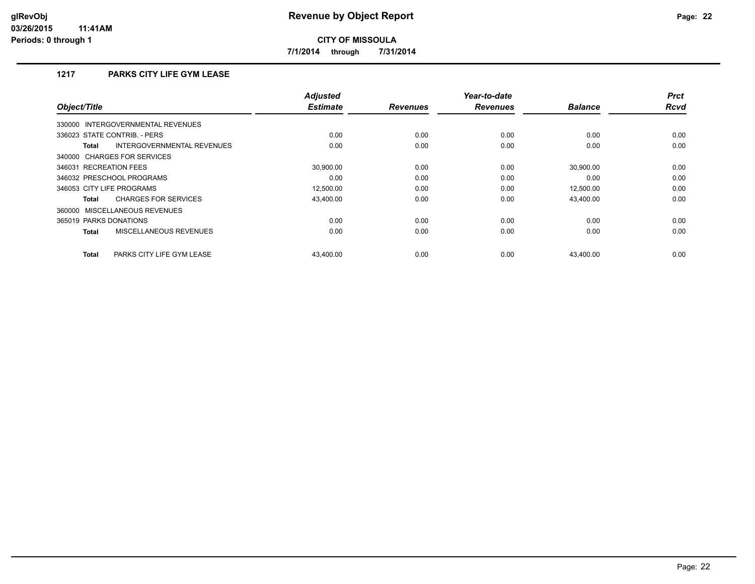# Revenue by Object Report

**CITY OF MISSOULA**

**7/1/2014 through 7/31/2014**

### 1217 PARKS CITY LIFE GYM LEASE

| Object/Title | Adjusted Estimate | Revenues | Year-to-date Revenues | Balance | Prct Rcvd |
|---|---|---|---|---|---|
| 330000 INTERGOVERNMENTAL REVENUES | | | | | |
| 336023 STATE CONTRIB. - PERS | 0.00 | 0.00 | 0.00 | 0.00 | 0.00 |
| **Total** INTERGOVERNMENTAL REVENUES | 0.00 | 0.00 | 0.00 | 0.00 | 0.00 |
| 340000 CHARGES FOR SERVICES | | | | | |
| 346031 RECREATION FEES | 30,900.00 | 0.00 | 0.00 | 30,900.00 | 0.00 |
| 346032 PRESCHOOL PROGRAMS | 0.00 | 0.00 | 0.00 | 0.00 | 0.00 |
| 346053 CITY LIFE PROGRAMS | 12,500.00 | 0.00 | 0.00 | 12,500.00 | 0.00 |
| **Total** CHARGES FOR SERVICES | 43,400.00 | 0.00 | 0.00 | 43,400.00 | 0.00 |
| 360000 MISCELLANEOUS REVENUES | | | | | |
| 365019 PARKS DONATIONS | 0.00 | 0.00 | 0.00 | 0.00 | 0.00 |
| **Total** MISCELLANEOUS REVENUES | 0.00 | 0.00 | 0.00 | 0.00 | 0.00 |
| **Total** PARKS CITY LIFE GYM LEASE | 43,400.00 | 0.00 | 0.00 | 43,400.00 | 0.00 |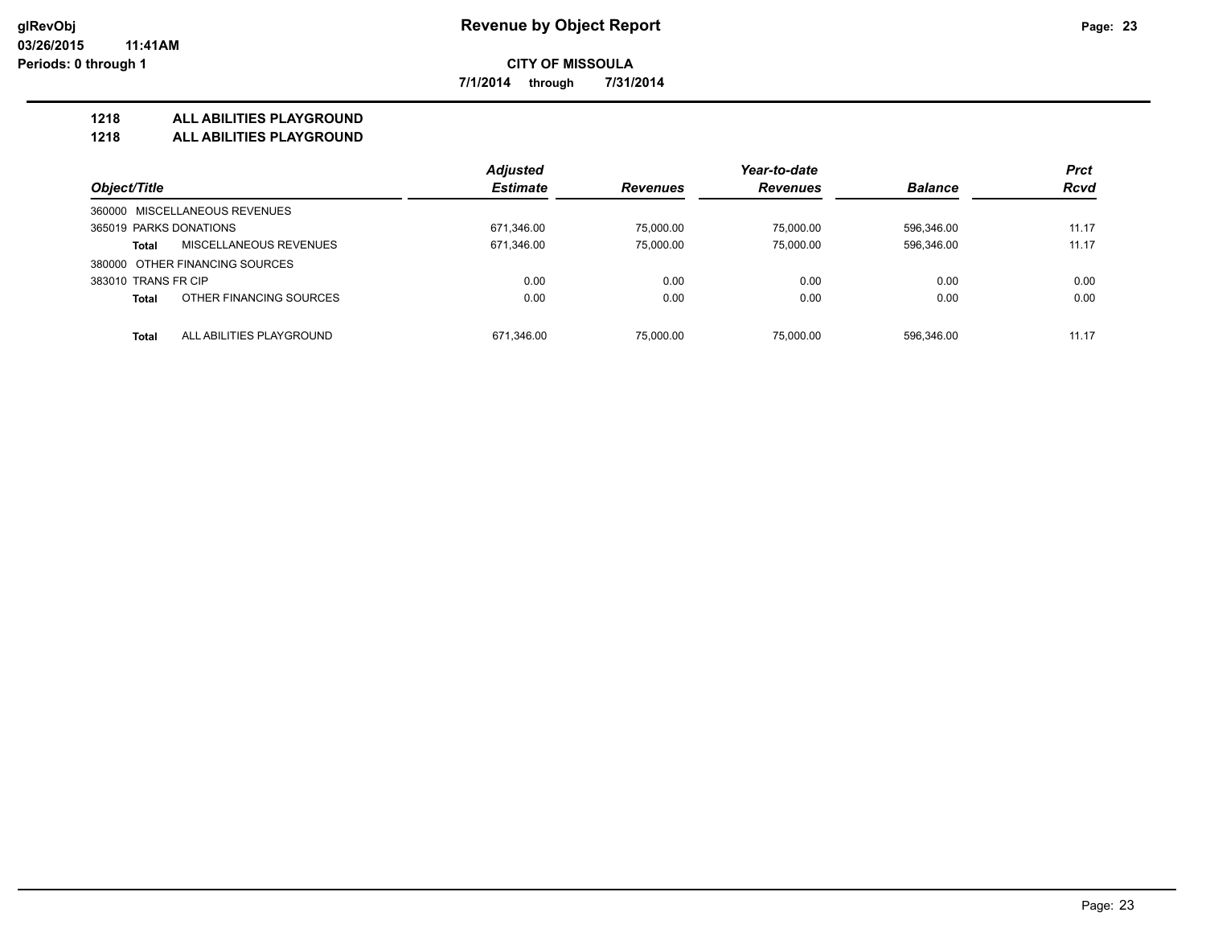**Revenue by Object Report**

**CITY OF MISSOULA**

**7/1/2014 through 7/31/2014**

glRevObj
03/26/2015 11:41AM
Periods: 0 through 1

## 1218 ALL ABILITIES PLAYGROUND
## 1218 ALL ABILITIES PLAYGROUND

| Object/Title | Adjusted Estimate | Revenues | Year-to-date Revenues | Balance | Prct Rcvd |
|---|---|---|---|---|---|
| 360000 MISCELLANEOUS REVENUES | | | | | |
| 365019 PARKS DONATIONS | 671,346.00 | 75,000.00 | 75,000.00 | 596,346.00 | 11.17 |
| **Total** MISCELLANEOUS REVENUES | 671,346.00 | 75,000.00 | 75,000.00 | 596,346.00 | 11.17 |
| 380000 OTHER FINANCING SOURCES | | | | | |
| 383010 TRANS FR CIP | 0.00 | 0.00 | 0.00 | 0.00 | 0.00 |
| **Total** OTHER FINANCING SOURCES | 0.00 | 0.00 | 0.00 | 0.00 | 0.00 |
| **Total** ALL ABILITIES PLAYGROUND | 671,346.00 | 75,000.00 | 75,000.00 | 596,346.00 | 11.17 |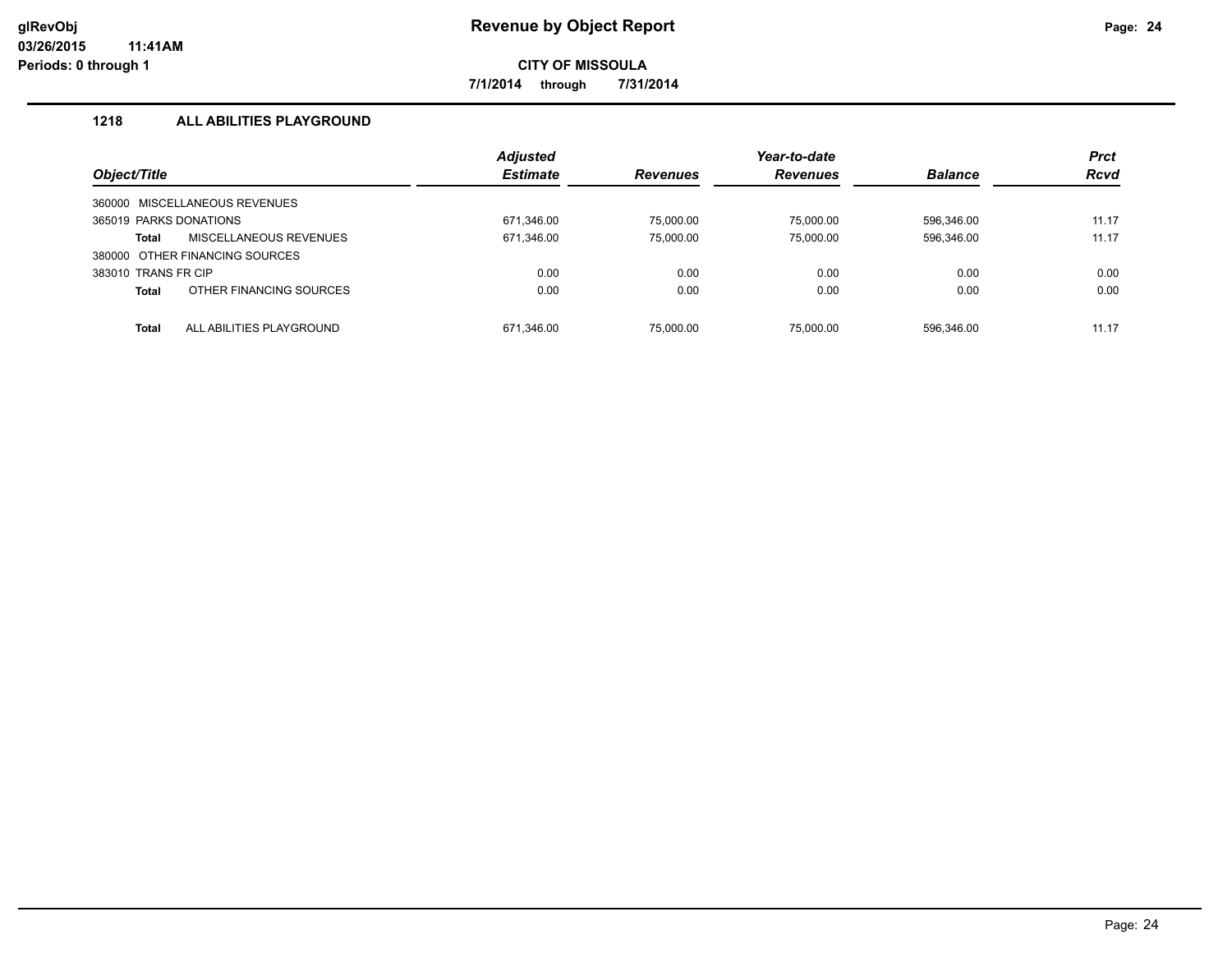# Revenue by Object Report

**CITY OF MISSOULA**

**7/1/2014 through 7/31/2014**

### 1218 ALL ABILITIES PLAYGROUND

| Object/Title | | Adjusted Estimate | Revenues | Year-to-date Revenues | Balance | Prct Rcvd |
|---|---|---|---|---|---|---|
| 360000 MISCELLANEOUS REVENUES | | | | | | |
| 365019 PARKS DONATIONS | | 671,346.00 | 75,000.00 | 75,000.00 | 596,346.00 | 11.17 |
| **Total** | MISCELLANEOUS REVENUES | 671,346.00 | 75,000.00 | 75,000.00 | 596,346.00 | 11.17 |
| 380000 OTHER FINANCING SOURCES | | | | | | |
| 383010 TRANS FR CIP | | 0.00 | 0.00 | 0.00 | 0.00 | 0.00 |
| **Total** | OTHER FINANCING SOURCES | 0.00 | 0.00 | 0.00 | 0.00 | 0.00 |
| **Total** | ALL ABILITIES PLAYGROUND | 671,346.00 | 75,000.00 | 75,000.00 | 596,346.00 | 11.17 |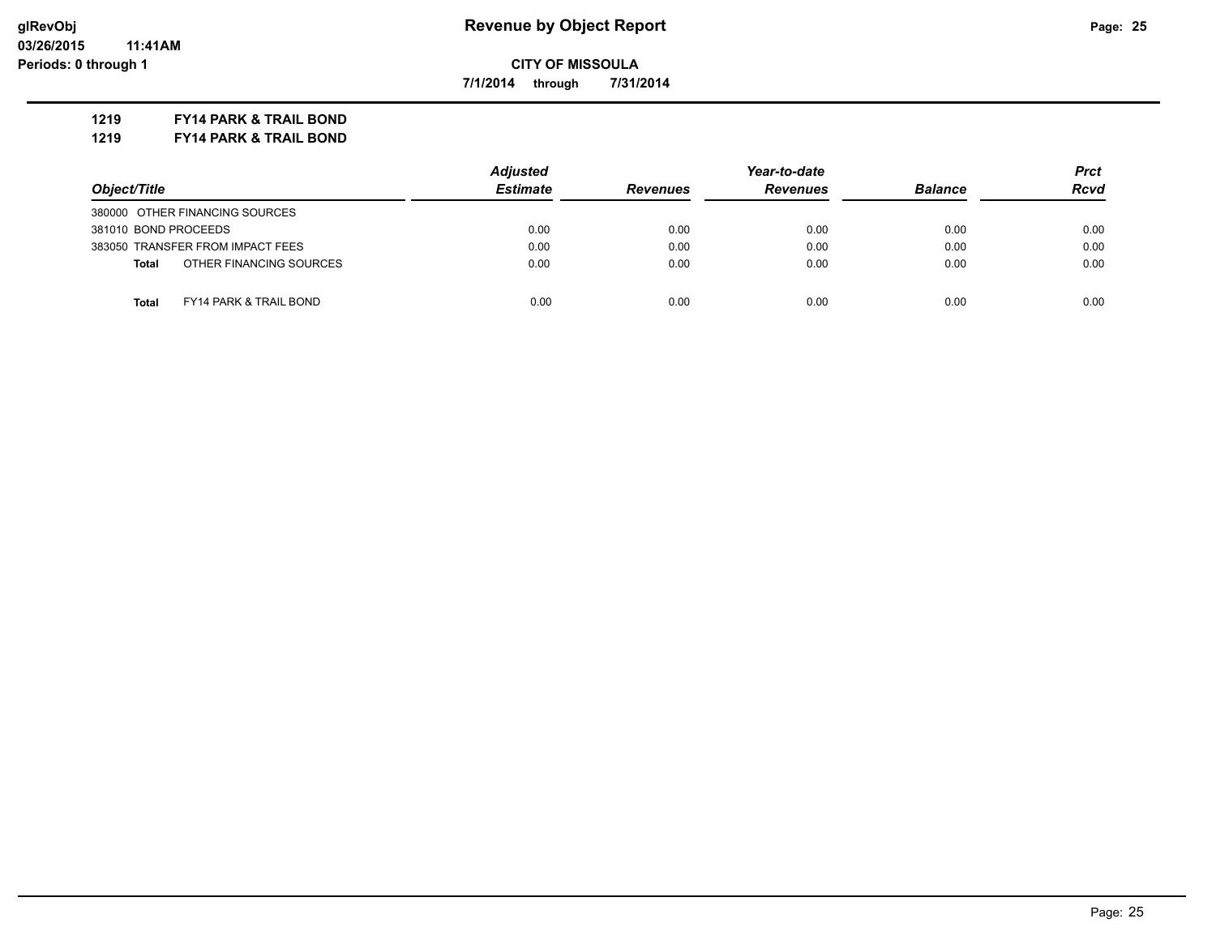# Revenue by Object Report

glRevObj
03/26/2015 11:41AM
Periods: 0 through 1

**CITY OF MISSOULA**

**7/1/2014 through 7/31/2014**

**1219 FY14 PARK & TRAIL BOND**

**1219 FY14 PARK & TRAIL BOND**

| Object/Title | Adjusted Estimate | Revenues | Year-to-date Revenues | Balance | Prct Rcvd |
|---|---|---|---|---|---|
| 380000 OTHER FINANCING SOURCES | | | | | |
| 381010 BOND PROCEEDS | 0.00 | 0.00 | 0.00 | 0.00 | 0.00 |
| 383050 TRANSFER FROM IMPACT FEES | 0.00 | 0.00 | 0.00 | 0.00 | 0.00 |
| **Total** OTHER FINANCING SOURCES | 0.00 | 0.00 | 0.00 | 0.00 | 0.00 |
| **Total** FY14 PARK & TRAIL BOND | 0.00 | 0.00 | 0.00 | 0.00 | 0.00 |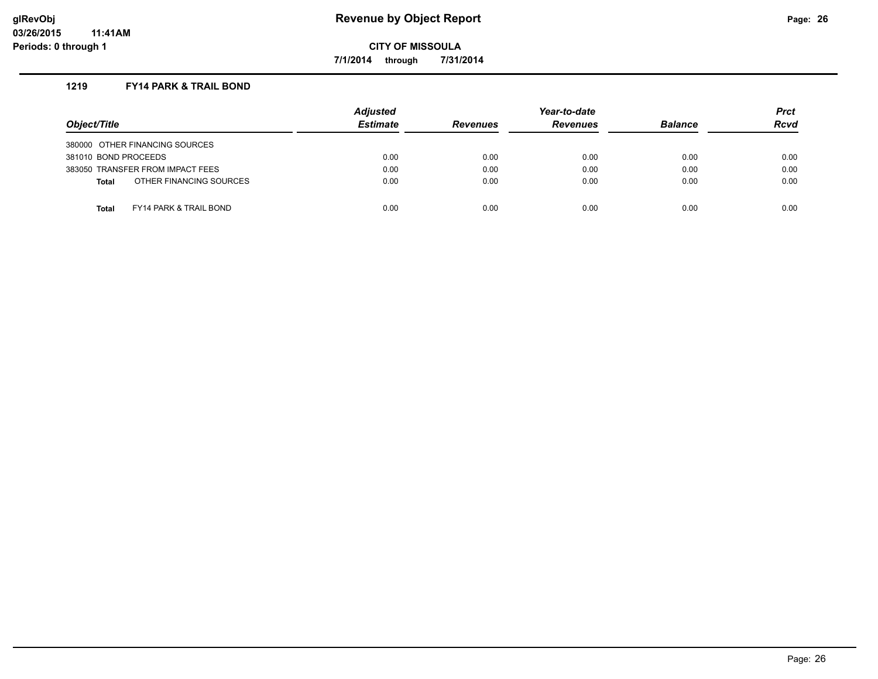# Revenue by Object Report

glRevObj
03/26/2015 11:41AM
Periods: 0 through 1

**CITY OF MISSOULA**

**7/1/2014 through 7/31/2014**

### 1219 FY14 PARK & TRAIL BOND

| Object/Title | Adjusted Estimate | Revenues | Year-to-date Revenues | Balance | Prct Rcvd |
|---|---|---|---|---|---|
| 380000 OTHER FINANCING SOURCES | | | | | |
| 381010 BOND PROCEEDS | 0.00 | 0.00 | 0.00 | 0.00 | 0.00 |
| 383050 TRANSFER FROM IMPACT FEES | 0.00 | 0.00 | 0.00 | 0.00 | 0.00 |
| **Total** OTHER FINANCING SOURCES | 0.00 | 0.00 | 0.00 | 0.00 | 0.00 |
| **Total** FY14 PARK & TRAIL BOND | 0.00 | 0.00 | 0.00 | 0.00 | 0.00 |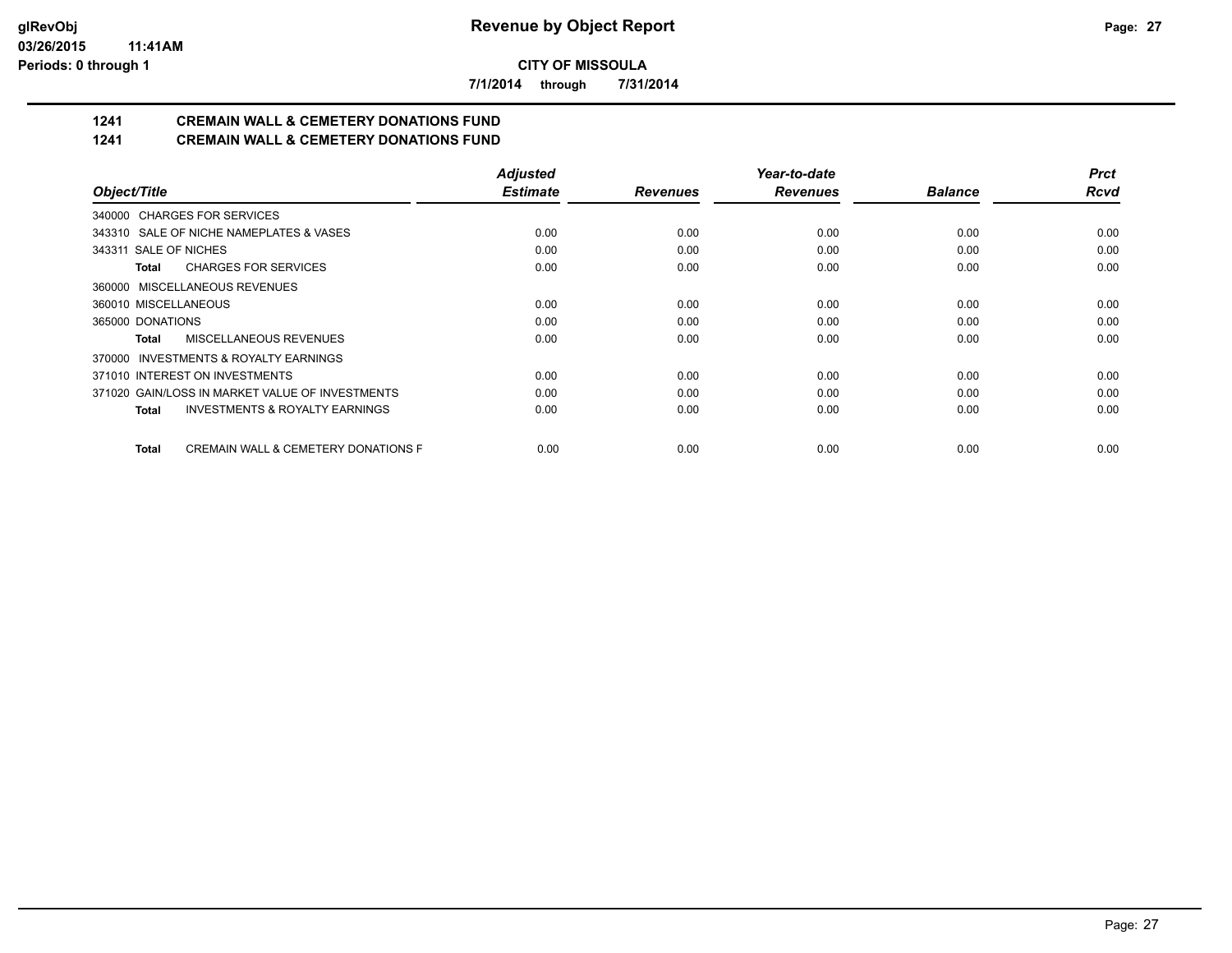**glRevObj**
**03/26/2015 11:41AM**
**Periods: 0 through 1**

# Revenue by Object Report

**CITY OF MISSOULA**

**7/1/2014 through 7/31/2014**

## 1241 CREMAIN WALL & CEMETERY DONATIONS FUND
## 1241 CREMAIN WALL & CEMETERY DONATIONS FUND

| Object/Title | Adjusted Estimate | Revenues | Year-to-date Revenues | Balance | Prct Rcvd |
|---|---|---|---|---|---|
| 340000 CHARGES FOR SERVICES | | | | | |
| 343310 SALE OF NICHE NAMEPLATES & VASES | 0.00 | 0.00 | 0.00 | 0.00 | 0.00 |
| 343311 SALE OF NICHES | 0.00 | 0.00 | 0.00 | 0.00 | 0.00 |
| **Total** CHARGES FOR SERVICES | 0.00 | 0.00 | 0.00 | 0.00 | 0.00 |
| 360000 MISCELLANEOUS REVENUES | | | | | |
| 360010 MISCELLANEOUS | 0.00 | 0.00 | 0.00 | 0.00 | 0.00 |
| 365000 DONATIONS | 0.00 | 0.00 | 0.00 | 0.00 | 0.00 |
| **Total** MISCELLANEOUS REVENUES | 0.00 | 0.00 | 0.00 | 0.00 | 0.00 |
| 370000 INVESTMENTS & ROYALTY EARNINGS | | | | | |
| 371010 INTEREST ON INVESTMENTS | 0.00 | 0.00 | 0.00 | 0.00 | 0.00 |
| 371020 GAIN/LOSS IN MARKET VALUE OF INVESTMENTS | 0.00 | 0.00 | 0.00 | 0.00 | 0.00 |
| **Total** INVESTMENTS & ROYALTY EARNINGS | 0.00 | 0.00 | 0.00 | 0.00 | 0.00 |
| **Total** CREMAIN WALL & CEMETERY DONATIONS F | 0.00 | 0.00 | 0.00 | 0.00 | 0.00 |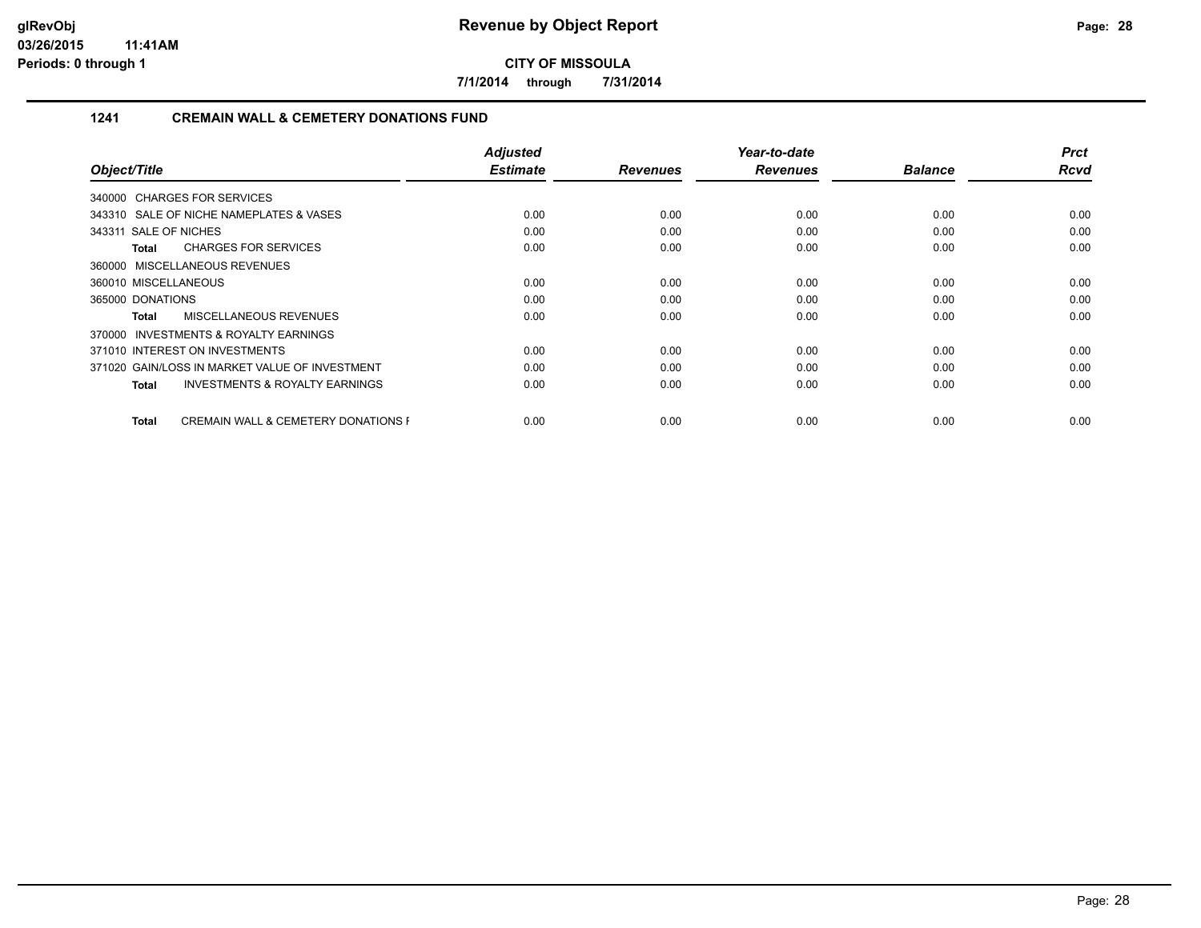**CITY OF MISSOULA**

**7/1/2014 through 7/31/2014**

### 1241 CREMAIN WALL & CEMETERY DONATIONS FUND

| Object/Title | Adjusted Estimate | Revenues | Year-to-date Revenues | Balance | Prct Rcvd |
|---|---|---|---|---|---|
| 340000 CHARGES FOR SERVICES | | | | | |
| 343310 SALE OF NICHE NAMEPLATES & VASES | 0.00 | 0.00 | 0.00 | 0.00 | 0.00 |
| 343311 SALE OF NICHES | 0.00 | 0.00 | 0.00 | 0.00 | 0.00 |
| **Total** CHARGES FOR SERVICES | 0.00 | 0.00 | 0.00 | 0.00 | 0.00 |
| 360000 MISCELLANEOUS REVENUES | | | | | |
| 360010 MISCELLANEOUS | 0.00 | 0.00 | 0.00 | 0.00 | 0.00 |
| 365000 DONATIONS | 0.00 | 0.00 | 0.00 | 0.00 | 0.00 |
| **Total** MISCELLANEOUS REVENUES | 0.00 | 0.00 | 0.00 | 0.00 | 0.00 |
| 370000 INVESTMENTS & ROYALTY EARNINGS | | | | | |
| 371010 INTEREST ON INVESTMENTS | 0.00 | 0.00 | 0.00 | 0.00 | 0.00 |
| 371020 GAIN/LOSS IN MARKET VALUE OF INVESTMENT | 0.00 | 0.00 | 0.00 | 0.00 | 0.00 |
| **Total** INVESTMENTS & ROYALTY EARNINGS | 0.00 | 0.00 | 0.00 | 0.00 | 0.00 |
| **Total** CREMAIN WALL & CEMETERY DONATIONS F | 0.00 | 0.00 | 0.00 | 0.00 | 0.00 |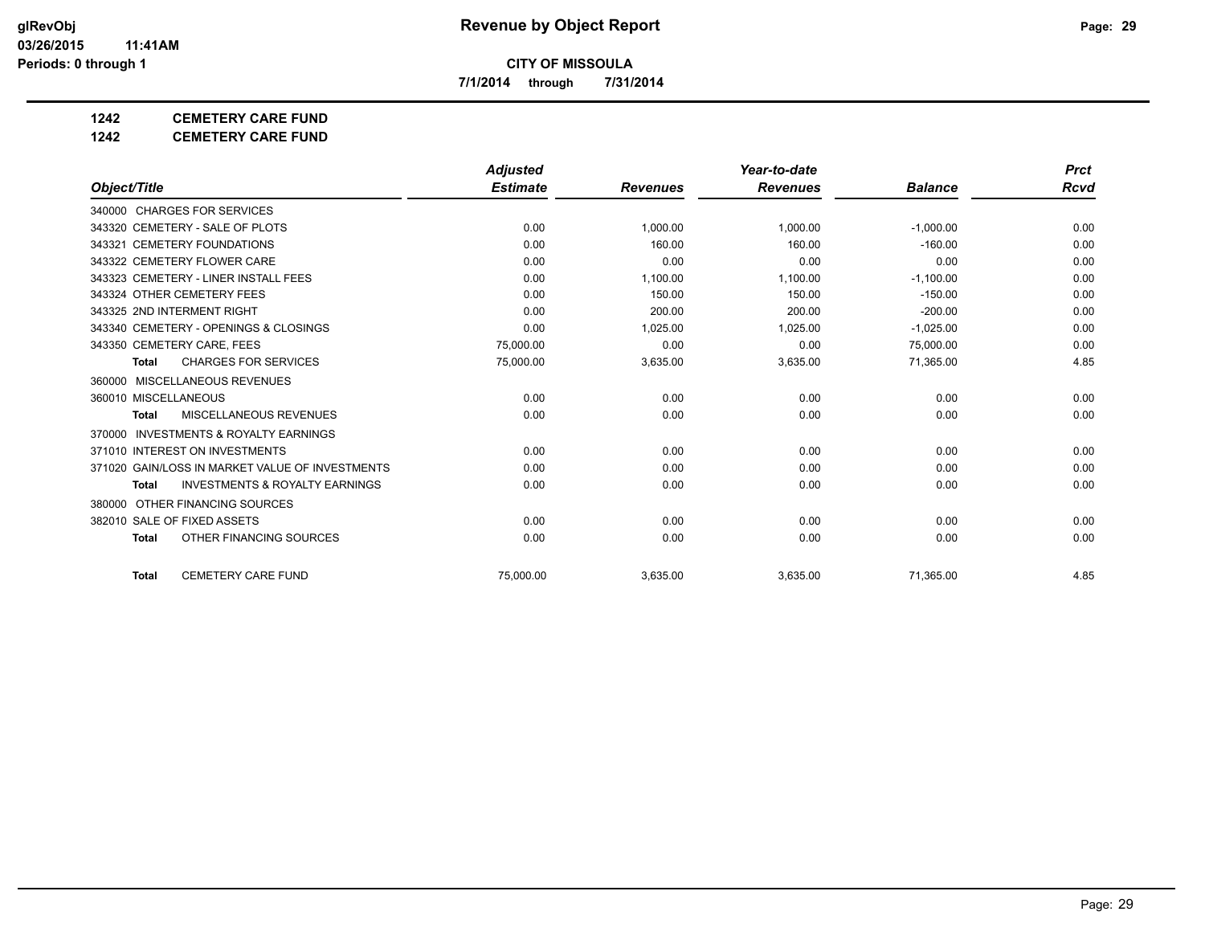glRevObj
03/26/2015 11:41AM
Periods: 0 through 1

# Revenue by Object Report

**CITY OF MISSOULA**

**7/1/2014 through 7/31/2014**

**1242 CEMETERY CARE FUND**

**1242 CEMETERY CARE FUND**

| Object/Title | Adjusted Estimate | Revenues | Year-to-date Revenues | Balance | Prct Rcvd |
|---|---|---|---|---|---|
| 340000 CHARGES FOR SERVICES | | | | | |
| 343320 CEMETERY - SALE OF PLOTS | 0.00 | 1,000.00 | 1,000.00 | -1,000.00 | 0.00 |
| 343321 CEMETERY FOUNDATIONS | 0.00 | 160.00 | 160.00 | -160.00 | 0.00 |
| 343322 CEMETERY FLOWER CARE | 0.00 | 0.00 | 0.00 | 0.00 | 0.00 |
| 343323 CEMETERY - LINER INSTALL FEES | 0.00 | 1,100.00 | 1,100.00 | -1,100.00 | 0.00 |
| 343324 OTHER CEMETERY FEES | 0.00 | 150.00 | 150.00 | -150.00 | 0.00 |
| 343325 2ND INTERMENT RIGHT | 0.00 | 200.00 | 200.00 | -200.00 | 0.00 |
| 343340 CEMETERY - OPENINGS & CLOSINGS | 0.00 | 1,025.00 | 1,025.00 | -1,025.00 | 0.00 |
| 343350 CEMETERY CARE, FEES | 75,000.00 | 0.00 | 0.00 | 75,000.00 | 0.00 |
| **Total** CHARGES FOR SERVICES | 75,000.00 | 3,635.00 | 3,635.00 | 71,365.00 | 4.85 |
| 360000 MISCELLANEOUS REVENUES | | | | | |
| 360010 MISCELLANEOUS | 0.00 | 0.00 | 0.00 | 0.00 | 0.00 |
| **Total** MISCELLANEOUS REVENUES | 0.00 | 0.00 | 0.00 | 0.00 | 0.00 |
| 370000 INVESTMENTS & ROYALTY EARNINGS | | | | | |
| 371010 INTEREST ON INVESTMENTS | 0.00 | 0.00 | 0.00 | 0.00 | 0.00 |
| 371020 GAIN/LOSS IN MARKET VALUE OF INVESTMENTS | 0.00 | 0.00 | 0.00 | 0.00 | 0.00 |
| **Total** INVESTMENTS & ROYALTY EARNINGS | 0.00 | 0.00 | 0.00 | 0.00 | 0.00 |
| 380000 OTHER FINANCING SOURCES | | | | | |
| 382010 SALE OF FIXED ASSETS | 0.00 | 0.00 | 0.00 | 0.00 | 0.00 |
| **Total** OTHER FINANCING SOURCES | 0.00 | 0.00 | 0.00 | 0.00 | 0.00 |
| **Total** CEMETERY CARE FUND | 75,000.00 | 3,635.00 | 3,635.00 | 71,365.00 | 4.85 |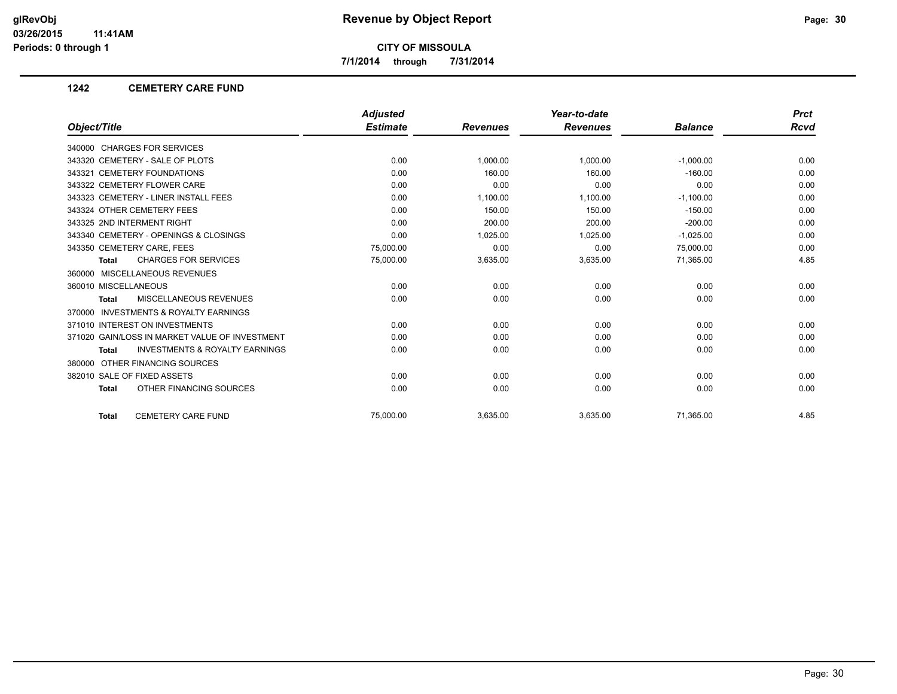# Revenue by Object Report

**CITY OF MISSOULA**

**7/1/2014 through 7/31/2014**

glRevObj
03/26/2015 11:41AM
Periods: 0 through 1

## 1242 CEMETERY CARE FUND

| Object/Title | Adjusted Estimate | Revenues | Year-to-date Revenues | Balance | Prct Rcvd |
|---|---|---|---|---|---|
| 340000 CHARGES FOR SERVICES | | | | | |
| 343320 CEMETERY - SALE OF PLOTS | 0.00 | 1,000.00 | 1,000.00 | -1,000.00 | 0.00 |
| 343321 CEMETERY FOUNDATIONS | 0.00 | 160.00 | 160.00 | -160.00 | 0.00 |
| 343322 CEMETERY FLOWER CARE | 0.00 | 0.00 | 0.00 | 0.00 | 0.00 |
| 343323 CEMETERY - LINER INSTALL FEES | 0.00 | 1,100.00 | 1,100.00 | -1,100.00 | 0.00 |
| 343324 OTHER CEMETERY FEES | 0.00 | 150.00 | 150.00 | -150.00 | 0.00 |
| 343325 2ND INTERMENT RIGHT | 0.00 | 200.00 | 200.00 | -200.00 | 0.00 |
| 343340 CEMETERY - OPENINGS & CLOSINGS | 0.00 | 1,025.00 | 1,025.00 | -1,025.00 | 0.00 |
| 343350 CEMETERY CARE, FEES | 75,000.00 | 0.00 | 0.00 | 75,000.00 | 0.00 |
| **Total** CHARGES FOR SERVICES | 75,000.00 | 3,635.00 | 3,635.00 | 71,365.00 | 4.85 |
| 360000 MISCELLANEOUS REVENUES | | | | | |
| 360010 MISCELLANEOUS | 0.00 | 0.00 | 0.00 | 0.00 | 0.00 |
| **Total** MISCELLANEOUS REVENUES | 0.00 | 0.00 | 0.00 | 0.00 | 0.00 |
| 370000 INVESTMENTS & ROYALTY EARNINGS | | | | | |
| 371010 INTEREST ON INVESTMENTS | 0.00 | 0.00 | 0.00 | 0.00 | 0.00 |
| 371020 GAIN/LOSS IN MARKET VALUE OF INVESTMENT | 0.00 | 0.00 | 0.00 | 0.00 | 0.00 |
| **Total** INVESTMENTS & ROYALTY EARNINGS | 0.00 | 0.00 | 0.00 | 0.00 | 0.00 |
| 380000 OTHER FINANCING SOURCES | | | | | |
| 382010 SALE OF FIXED ASSETS | 0.00 | 0.00 | 0.00 | 0.00 | 0.00 |
| **Total** OTHER FINANCING SOURCES | 0.00 | 0.00 | 0.00 | 0.00 | 0.00 |
| **Total** CEMETERY CARE FUND | 75,000.00 | 3,635.00 | 3,635.00 | 71,365.00 | 4.85 |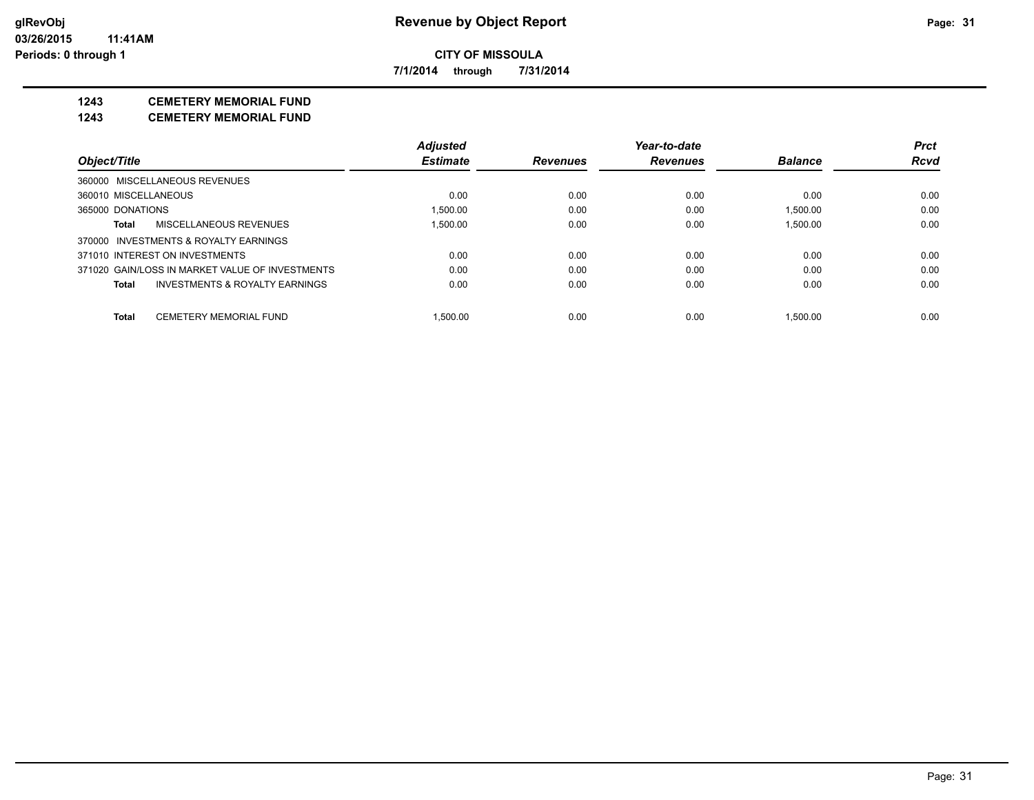# Revenue by Object Report

**CITY OF MISSOULA**

**7/1/2014 through 7/31/2014**

**1243 CEMETERY MEMORIAL FUND**

**1243 CEMETERY MEMORIAL FUND**

| Object/Title | Adjusted Estimate | Revenues | Year-to-date Revenues | Balance | Prct Rcvd |
|---|---|---|---|---|---|
| 360000 MISCELLANEOUS REVENUES | | | | | |
| 360010 MISCELLANEOUS | 0.00 | 0.00 | 0.00 | 0.00 | 0.00 |
| 365000 DONATIONS | 1,500.00 | 0.00 | 0.00 | 1,500.00 | 0.00 |
| **Total** MISCELLANEOUS REVENUES | 1,500.00 | 0.00 | 0.00 | 1,500.00 | 0.00 |
| 370000 INVESTMENTS & ROYALTY EARNINGS | | | | | |
| 371010 INTEREST ON INVESTMENTS | 0.00 | 0.00 | 0.00 | 0.00 | 0.00 |
| 371020 GAIN/LOSS IN MARKET VALUE OF INVESTMENTS | 0.00 | 0.00 | 0.00 | 0.00 | 0.00 |
| **Total** INVESTMENTS & ROYALTY EARNINGS | 0.00 | 0.00 | 0.00 | 0.00 | 0.00 |
| **Total** CEMETERY MEMORIAL FUND | 1,500.00 | 0.00 | 0.00 | 1,500.00 | 0.00 |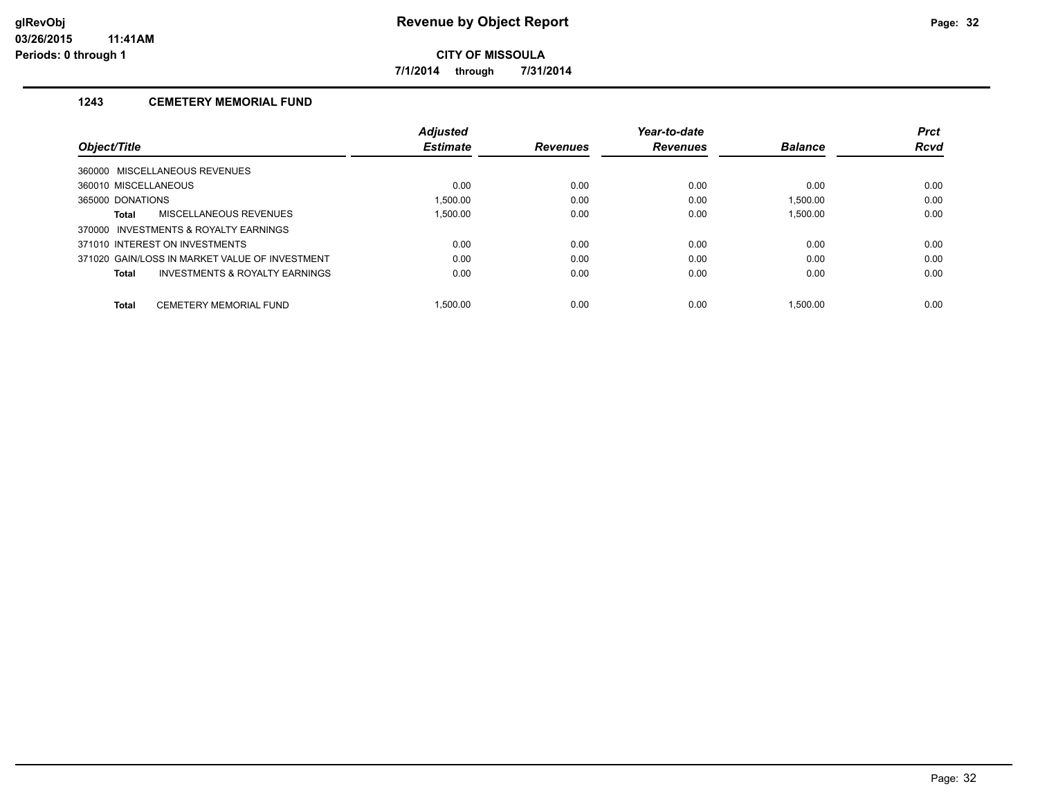# Revenue by Object Report

**CITY OF MISSOULA**

**7/1/2014 through 7/31/2014**

glRevObj
03/26/2015 11:41AM
Periods: 0 through 1

## 1243 CEMETERY MEMORIAL FUND

| Object/Title | Adjusted Estimate | Revenues | Year-to-date Revenues | Balance | Prct Rcvd |
|---|---|---|---|---|---|
| 360000 MISCELLANEOUS REVENUES | | | | | |
| 360010 MISCELLANEOUS | 0.00 | 0.00 | 0.00 | 0.00 | 0.00 |
| 365000 DONATIONS | 1,500.00 | 0.00 | 0.00 | 1,500.00 | 0.00 |
| **Total** MISCELLANEOUS REVENUES | 1,500.00 | 0.00 | 0.00 | 1,500.00 | 0.00 |
| 370000 INVESTMENTS & ROYALTY EARNINGS | | | | | |
| 371010 INTEREST ON INVESTMENTS | 0.00 | 0.00 | 0.00 | 0.00 | 0.00 |
| 371020 GAIN/LOSS IN MARKET VALUE OF INVESTMENT | 0.00 | 0.00 | 0.00 | 0.00 | 0.00 |
| **Total** INVESTMENTS & ROYALTY EARNINGS | 0.00 | 0.00 | 0.00 | 0.00 | 0.00 |
| **Total** CEMETERY MEMORIAL FUND | 1,500.00 | 0.00 | 0.00 | 1,500.00 | 0.00 |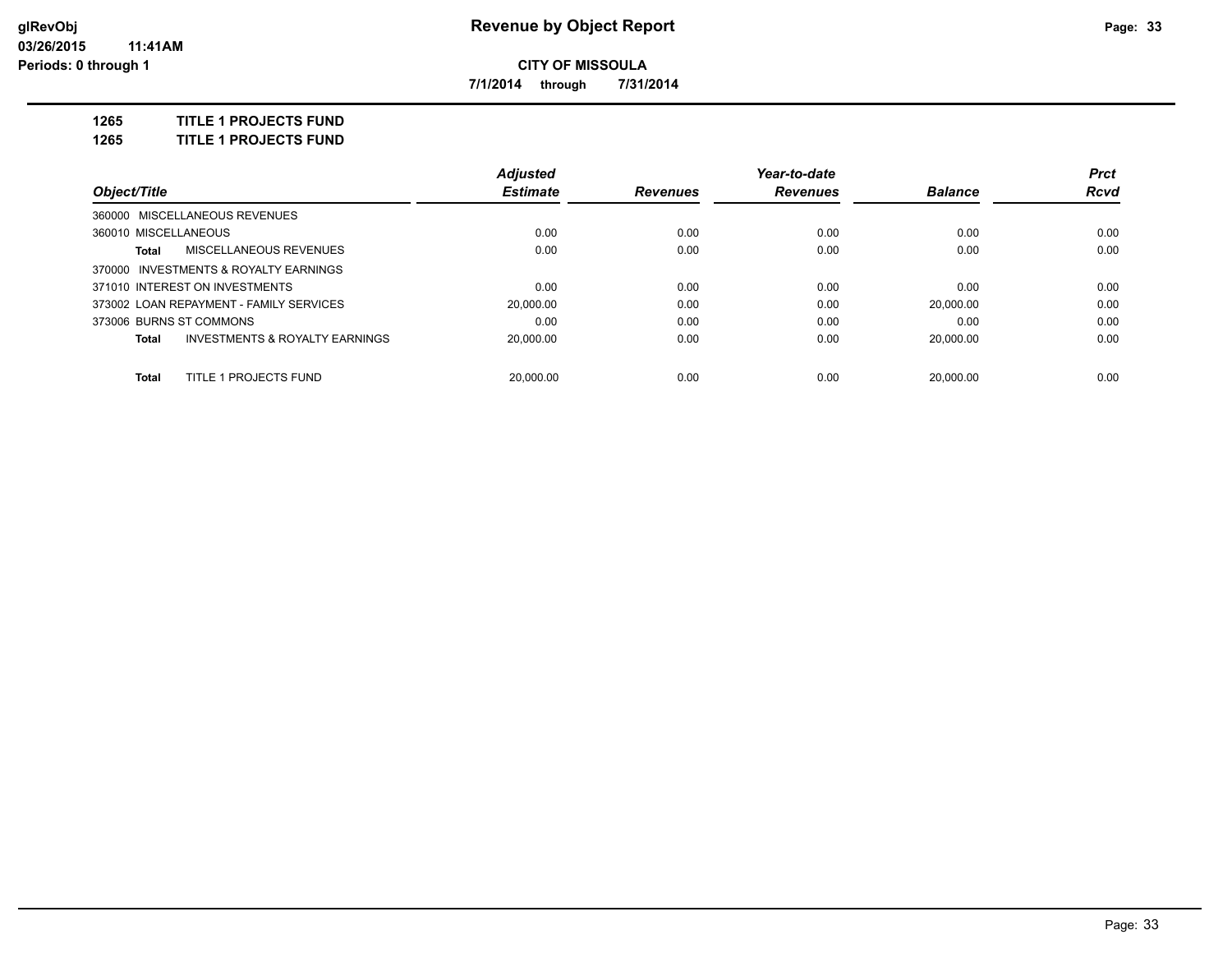**Revenue by Object Report**

**CITY OF MISSOULA**

**7/1/2014 through 7/31/2014**

**1265 TITLE 1 PROJECTS FUND**

**1265 TITLE 1 PROJECTS FUND**

| Object/Title | Adjusted Estimate | Revenues | Year-to-date Revenues | Balance | Prct Rcvd |
|---|---|---|---|---|---|
| 360000 MISCELLANEOUS REVENUES | | | | | |
| 360010 MISCELLANEOUS | 0.00 | 0.00 | 0.00 | 0.00 | 0.00 |
| **Total** MISCELLANEOUS REVENUES | 0.00 | 0.00 | 0.00 | 0.00 | 0.00 |
| 370000 INVESTMENTS & ROYALTY EARNINGS | | | | | |
| 371010 INTEREST ON INVESTMENTS | 0.00 | 0.00 | 0.00 | 0.00 | 0.00 |
| 373002 LOAN REPAYMENT - FAMILY SERVICES | 20,000.00 | 0.00 | 0.00 | 20,000.00 | 0.00 |
| 373006 BURNS ST COMMONS | 0.00 | 0.00 | 0.00 | 0.00 | 0.00 |
| **Total** INVESTMENTS & ROYALTY EARNINGS | 20,000.00 | 0.00 | 0.00 | 20,000.00 | 0.00 |
| **Total** TITLE 1 PROJECTS FUND | 20,000.00 | 0.00 | 0.00 | 20,000.00 | 0.00 |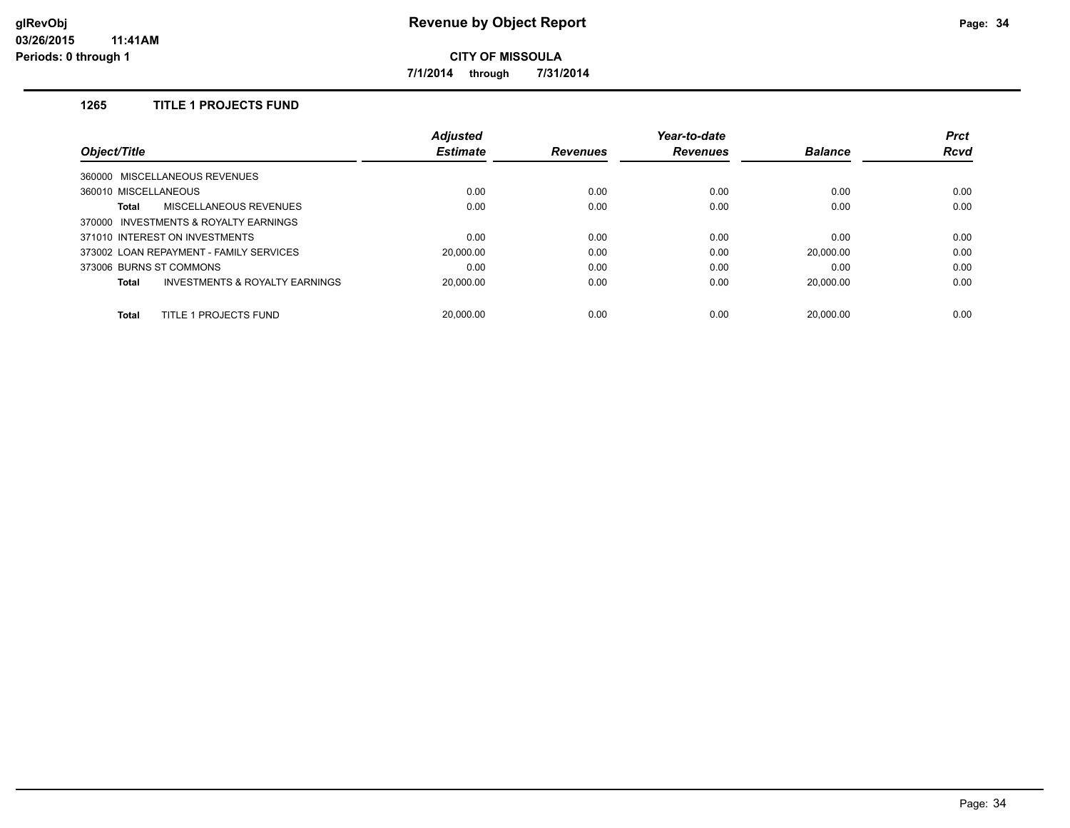**CITY OF MISSOULA**

**7/1/2014 through 7/31/2014**

## 1265 TITLE 1 PROJECTS FUND

| Object/Title | Adjusted Estimate | Revenues | Year-to-date Revenues | Balance | Prct Rcvd |
|---|---|---|---|---|---|
| 360000 MISCELLANEOUS REVENUES | | | | | |
| 360010 MISCELLANEOUS | 0.00 | 0.00 | 0.00 | 0.00 | 0.00 |
| **Total** MISCELLANEOUS REVENUES | 0.00 | 0.00 | 0.00 | 0.00 | 0.00 |
| 370000 INVESTMENTS & ROYALTY EARNINGS | | | | | |
| 371010 INTEREST ON INVESTMENTS | 0.00 | 0.00 | 0.00 | 0.00 | 0.00 |
| 373002 LOAN REPAYMENT - FAMILY SERVICES | 20,000.00 | 0.00 | 0.00 | 20,000.00 | 0.00 |
| 373006 BURNS ST COMMONS | 0.00 | 0.00 | 0.00 | 0.00 | 0.00 |
| **Total** INVESTMENTS & ROYALTY EARNINGS | 20,000.00 | 0.00 | 0.00 | 20,000.00 | 0.00 |
| **Total** TITLE 1 PROJECTS FUND | 20,000.00 | 0.00 | 0.00 | 20,000.00 | 0.00 |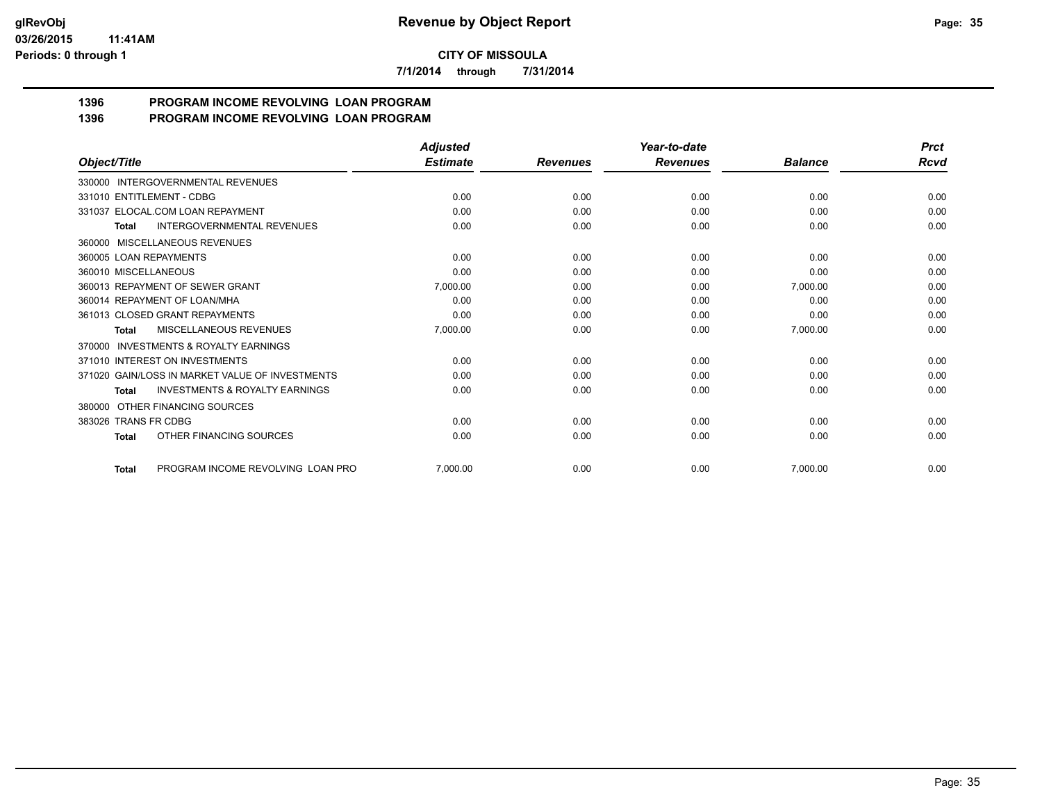**CITY OF MISSOULA**

**7/1/2014 through 7/31/2014**

## 1396 PROGRAM INCOME REVOLVING LOAN PROGRAM
## 1396 PROGRAM INCOME REVOLVING LOAN PROGRAM

| Object/Title | Adjusted Estimate | Revenues | Year-to-date Revenues | Balance | Prct Rcvd |
|---|---|---|---|---|---|
| 330000 INTERGOVERNMENTAL REVENUES | | | | | |
| 331010 ENTITLEMENT - CDBG | 0.00 | 0.00 | 0.00 | 0.00 | 0.00 |
| 331037 ELOCAL.COM LOAN REPAYMENT | 0.00 | 0.00 | 0.00 | 0.00 | 0.00 |
| **Total** INTERGOVERNMENTAL REVENUES | 0.00 | 0.00 | 0.00 | 0.00 | 0.00 |
| 360000 MISCELLANEOUS REVENUES | | | | | |
| 360005 LOAN REPAYMENTS | 0.00 | 0.00 | 0.00 | 0.00 | 0.00 |
| 360010 MISCELLANEOUS | 0.00 | 0.00 | 0.00 | 0.00 | 0.00 |
| 360013 REPAYMENT OF SEWER GRANT | 7,000.00 | 0.00 | 0.00 | 7,000.00 | 0.00 |
| 360014 REPAYMENT OF LOAN/MHA | 0.00 | 0.00 | 0.00 | 0.00 | 0.00 |
| 361013 CLOSED GRANT REPAYMENTS | 0.00 | 0.00 | 0.00 | 0.00 | 0.00 |
| **Total** MISCELLANEOUS REVENUES | 7,000.00 | 0.00 | 0.00 | 7,000.00 | 0.00 |
| 370000 INVESTMENTS & ROYALTY EARNINGS | | | | | |
| 371010 INTEREST ON INVESTMENTS | 0.00 | 0.00 | 0.00 | 0.00 | 0.00 |
| 371020 GAIN/LOSS IN MARKET VALUE OF INVESTMENTS | 0.00 | 0.00 | 0.00 | 0.00 | 0.00 |
| **Total** INVESTMENTS & ROYALTY EARNINGS | 0.00 | 0.00 | 0.00 | 0.00 | 0.00 |
| 380000 OTHER FINANCING SOURCES | | | | | |
| 383026 TRANS FR CDBG | 0.00 | 0.00 | 0.00 | 0.00 | 0.00 |
| **Total** OTHER FINANCING SOURCES | 0.00 | 0.00 | 0.00 | 0.00 | 0.00 |
| **Total** PROGRAM INCOME REVOLVING LOAN PRO | 7,000.00 | 0.00 | 0.00 | 7,000.00 | 0.00 |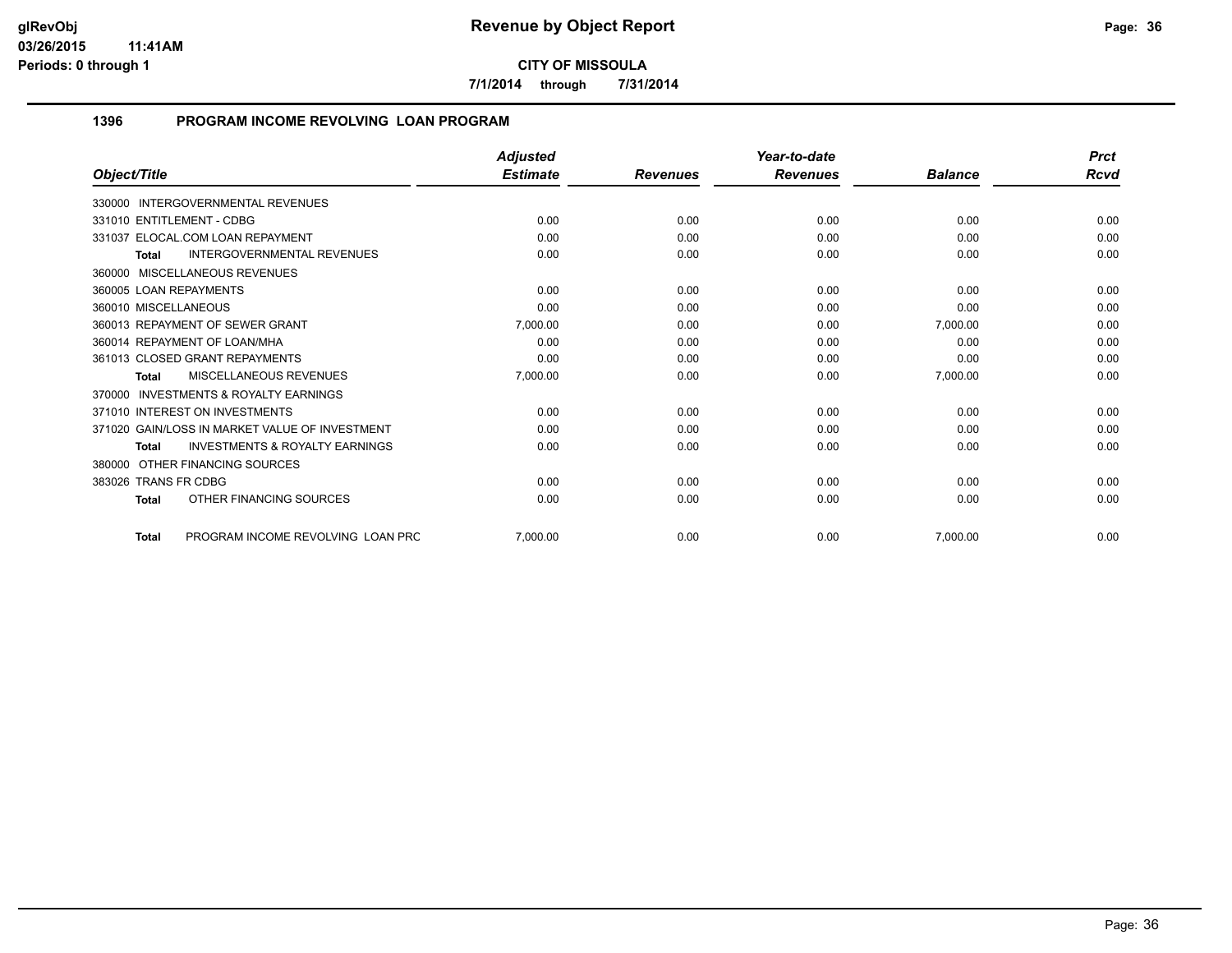**glRevObj** 03/26/2015 11:41AM Periods: 0 through 1

# Revenue by Object Report

**CITY OF MISSOULA**

**7/1/2014 through 7/31/2014**

## 1396 PROGRAM INCOME REVOLVING LOAN PROGRAM

| Object/Title | Adjusted Estimate | Revenues | Year-to-date Revenues | Balance | Prct Rcvd |
|---|---|---|---|---|---|
| 330000 INTERGOVERNMENTAL REVENUES | | | | | |
| 331010 ENTITLEMENT - CDBG | 0.00 | 0.00 | 0.00 | 0.00 | 0.00 |
| 331037 ELOCAL.COM LOAN REPAYMENT | 0.00 | 0.00 | 0.00 | 0.00 | 0.00 |
| **Total** INTERGOVERNMENTAL REVENUES | 0.00 | 0.00 | 0.00 | 0.00 | 0.00 |
| 360000 MISCELLANEOUS REVENUES | | | | | |
| 360005 LOAN REPAYMENTS | 0.00 | 0.00 | 0.00 | 0.00 | 0.00 |
| 360010 MISCELLANEOUS | 0.00 | 0.00 | 0.00 | 0.00 | 0.00 |
| 360013 REPAYMENT OF SEWER GRANT | 7,000.00 | 0.00 | 0.00 | 7,000.00 | 0.00 |
| 360014 REPAYMENT OF LOAN/MHA | 0.00 | 0.00 | 0.00 | 0.00 | 0.00 |
| 361013 CLOSED GRANT REPAYMENTS | 0.00 | 0.00 | 0.00 | 0.00 | 0.00 |
| **Total** MISCELLANEOUS REVENUES | 7,000.00 | 0.00 | 0.00 | 7,000.00 | 0.00 |
| 370000 INVESTMENTS & ROYALTY EARNINGS | | | | | |
| 371010 INTEREST ON INVESTMENTS | 0.00 | 0.00 | 0.00 | 0.00 | 0.00 |
| 371020 GAIN/LOSS IN MARKET VALUE OF INVESTMENT | 0.00 | 0.00 | 0.00 | 0.00 | 0.00 |
| **Total** INVESTMENTS & ROYALTY EARNINGS | 0.00 | 0.00 | 0.00 | 0.00 | 0.00 |
| 380000 OTHER FINANCING SOURCES | | | | | |
| 383026 TRANS FR CDBG | 0.00 | 0.00 | 0.00 | 0.00 | 0.00 |
| **Total** OTHER FINANCING SOURCES | 0.00 | 0.00 | 0.00 | 0.00 | 0.00 |
| **Total** PROGRAM INCOME REVOLVING LOAN PRC | 7,000.00 | 0.00 | 0.00 | 7,000.00 | 0.00 |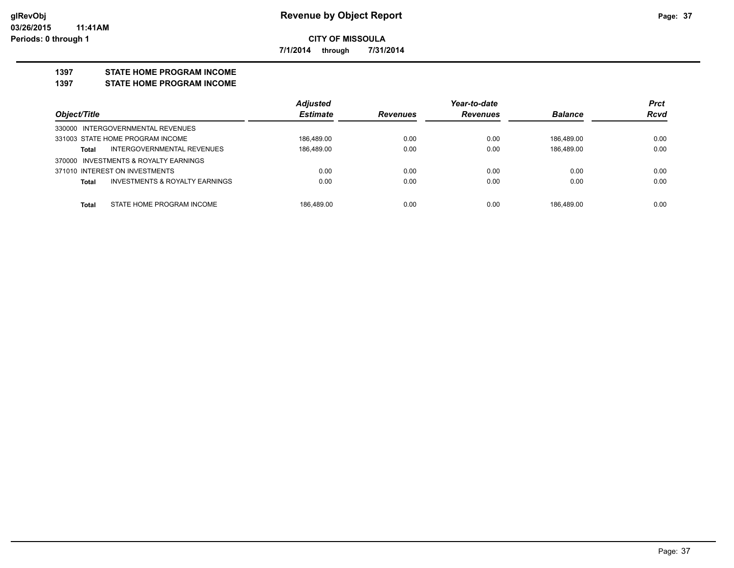**glRevObj**
**03/26/2015 11:41AM**
**Periods: 0 through 1**

# Revenue by Object Report

**CITY OF MISSOULA**

**7/1/2014 through 7/31/2014**

## 1397 STATE HOME PROGRAM INCOME
## 1397 STATE HOME PROGRAM INCOME

| Object/Title | Adjusted Estimate | Revenues | Year-to-date Revenues | Balance | Prct Rcvd |
|---|---|---|---|---|---|
| 330000 INTERGOVERNMENTAL REVENUES | | | | | |
| 331003 STATE HOME PROGRAM INCOME | 186,489.00 | 0.00 | 0.00 | 186,489.00 | 0.00 |
| **Total** INTERGOVERNMENTAL REVENUES | 186,489.00 | 0.00 | 0.00 | 186,489.00 | 0.00 |
| 370000 INVESTMENTS & ROYALTY EARNINGS | | | | | |
| 371010 INTEREST ON INVESTMENTS | 0.00 | 0.00 | 0.00 | 0.00 | 0.00 |
| **Total** INVESTMENTS & ROYALTY EARNINGS | 0.00 | 0.00 | 0.00 | 0.00 | 0.00 |
| **Total** STATE HOME PROGRAM INCOME | 186,489.00 | 0.00 | 0.00 | 186,489.00 | 0.00 |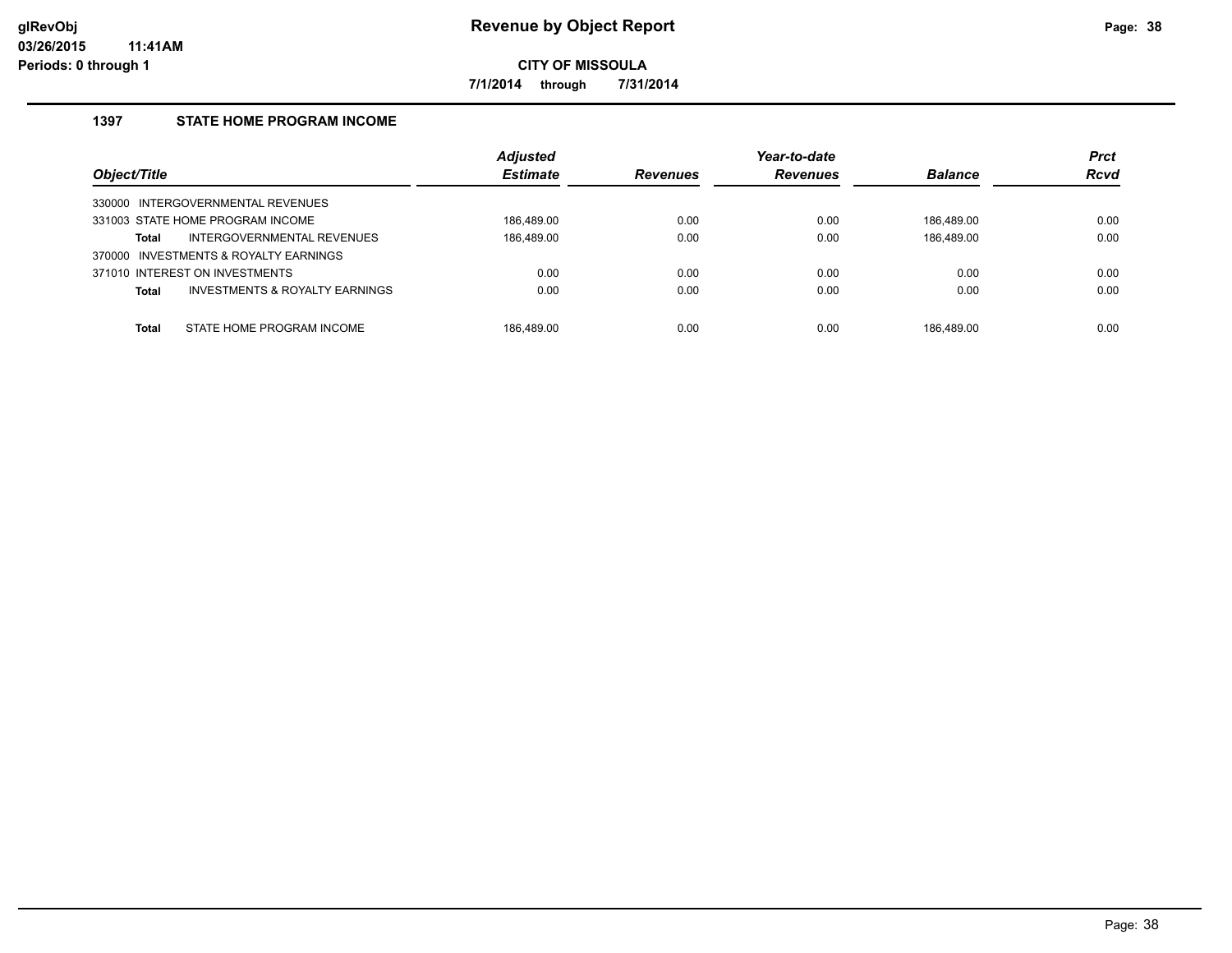# Revenue by Object Report

**glRevObj**
**03/26/2015 11:41AM**
**Periods: 0 through 1**

**CITY OF MISSOULA**

**7/1/2014 through 7/31/2014**

## 1397 STATE HOME PROGRAM INCOME

| Object/Title | Adjusted Estimate | Revenues | Year-to-date Revenues | Balance | Prct Rcvd |
|---|---|---|---|---|---|
| 330000 INTERGOVERNMENTAL REVENUES | | | | | |
| 331003 STATE HOME PROGRAM INCOME | 186,489.00 | 0.00 | 0.00 | 186,489.00 | 0.00 |
| **Total** INTERGOVERNMENTAL REVENUES | 186,489.00 | 0.00 | 0.00 | 186,489.00 | 0.00 |
| 370000 INVESTMENTS & ROYALTY EARNINGS | | | | | |
| 371010 INTEREST ON INVESTMENTS | 0.00 | 0.00 | 0.00 | 0.00 | 0.00 |
| **Total** INVESTMENTS & ROYALTY EARNINGS | 0.00 | 0.00 | 0.00 | 0.00 | 0.00 |
| **Total** STATE HOME PROGRAM INCOME | 186,489.00 | 0.00 | 0.00 | 186,489.00 | 0.00 |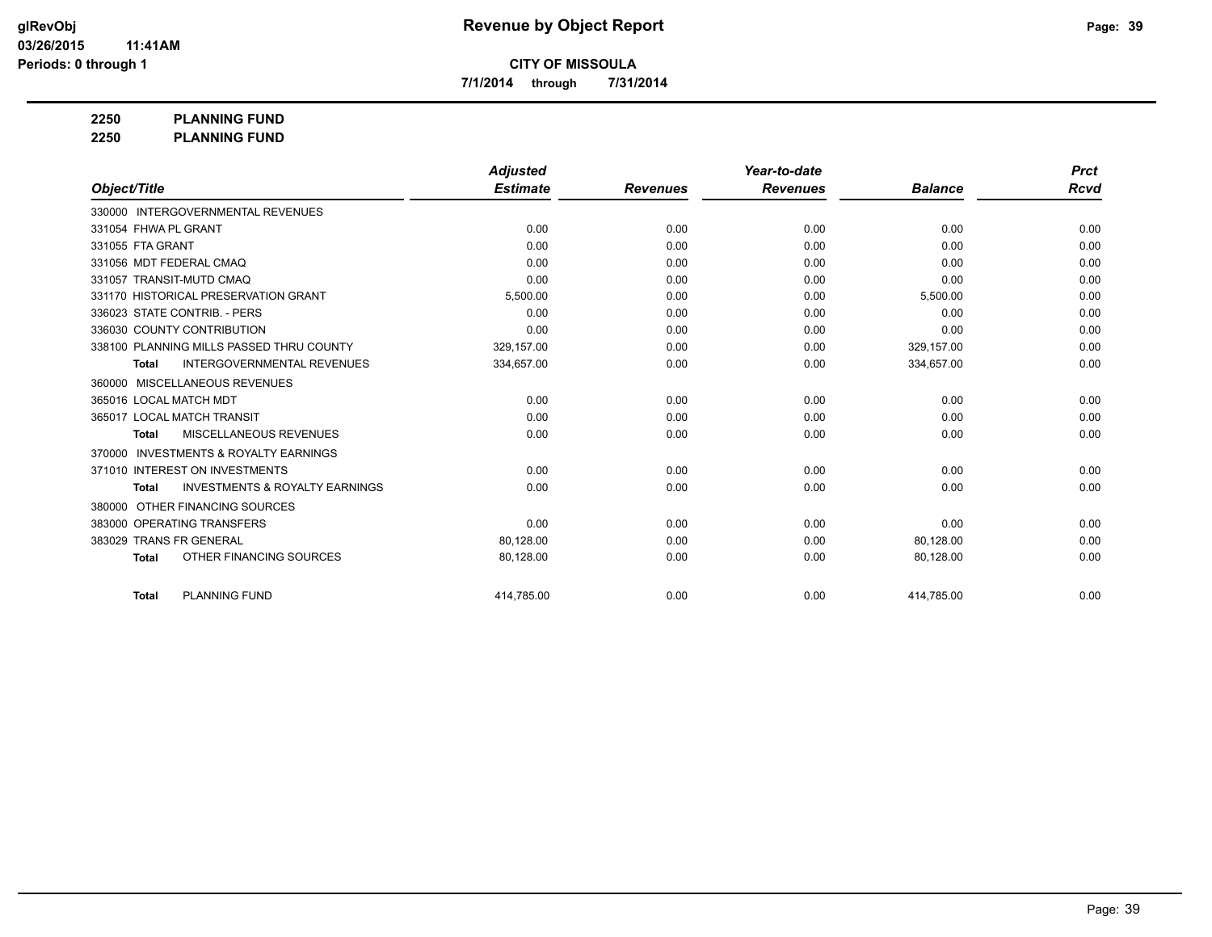# Revenue by Object Report

**CITY OF MISSOULA**

**7/1/2014 through 7/31/2014**

glRevObj
03/26/2015 11:41AM
Periods: 0 through 1

**2250 PLANNING FUND**
**2250 PLANNING FUND**

| Object/Title | Adjusted Estimate | Revenues | Year-to-date Revenues | Balance | Prct Rcvd |
|---|---|---|---|---|---|
| 330000 INTERGOVERNMENTAL REVENUES | | | | | |
| 331054 FHWA PL GRANT | 0.00 | 0.00 | 0.00 | 0.00 | 0.00 |
| 331055 FTA GRANT | 0.00 | 0.00 | 0.00 | 0.00 | 0.00 |
| 331056 MDT FEDERAL CMAQ | 0.00 | 0.00 | 0.00 | 0.00 | 0.00 |
| 331057 TRANSIT-MUTD CMAQ | 0.00 | 0.00 | 0.00 | 0.00 | 0.00 |
| 331170 HISTORICAL PRESERVATION GRANT | 5,500.00 | 0.00 | 0.00 | 5,500.00 | 0.00 |
| 336023 STATE CONTRIB. - PERS | 0.00 | 0.00 | 0.00 | 0.00 | 0.00 |
| 336030 COUNTY CONTRIBUTION | 0.00 | 0.00 | 0.00 | 0.00 | 0.00 |
| 338100 PLANNING MILLS PASSED THRU COUNTY | 329,157.00 | 0.00 | 0.00 | 329,157.00 | 0.00 |
| **Total** INTERGOVERNMENTAL REVENUES | 334,657.00 | 0.00 | 0.00 | 334,657.00 | 0.00 |
| 360000 MISCELLANEOUS REVENUES | | | | | |
| 365016 LOCAL MATCH MDT | 0.00 | 0.00 | 0.00 | 0.00 | 0.00 |
| 365017 LOCAL MATCH TRANSIT | 0.00 | 0.00 | 0.00 | 0.00 | 0.00 |
| **Total** MISCELLANEOUS REVENUES | 0.00 | 0.00 | 0.00 | 0.00 | 0.00 |
| 370000 INVESTMENTS & ROYALTY EARNINGS | | | | | |
| 371010 INTEREST ON INVESTMENTS | 0.00 | 0.00 | 0.00 | 0.00 | 0.00 |
| **Total** INVESTMENTS & ROYALTY EARNINGS | 0.00 | 0.00 | 0.00 | 0.00 | 0.00 |
| 380000 OTHER FINANCING SOURCES | | | | | |
| 383000 OPERATING TRANSFERS | 0.00 | 0.00 | 0.00 | 0.00 | 0.00 |
| 383029 TRANS FR GENERAL | 80,128.00 | 0.00 | 0.00 | 80,128.00 | 0.00 |
| **Total** OTHER FINANCING SOURCES | 80,128.00 | 0.00 | 0.00 | 80,128.00 | 0.00 |
| **Total** PLANNING FUND | 414,785.00 | 0.00 | 0.00 | 414,785.00 | 0.00 |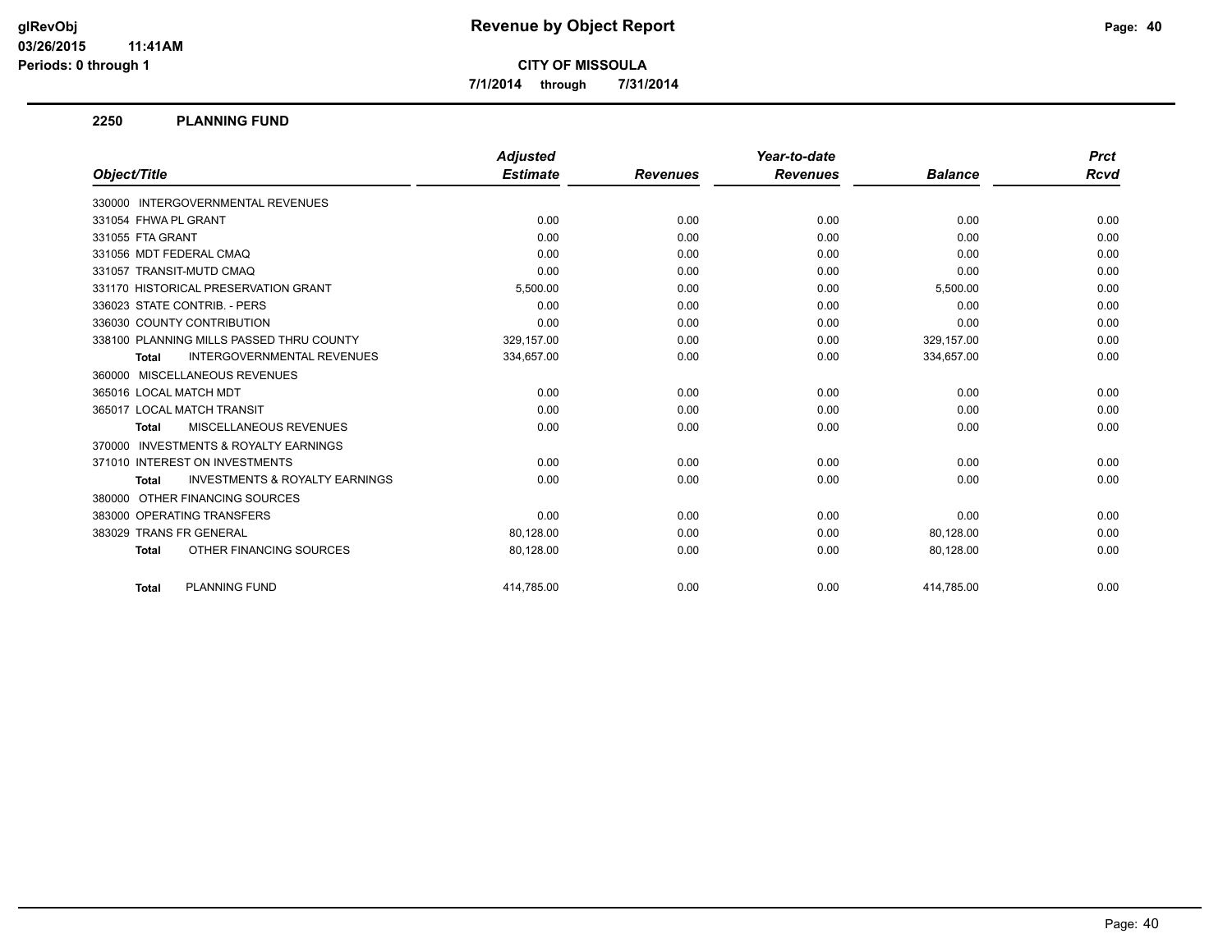# Revenue by Object Report

**CITY OF MISSOULA**

**7/1/2014 through 7/31/2014**

glRevObj
03/26/2015 11:41AM
Periods: 0 through 1

## 2250 PLANNING FUND

| Object/Title | Adjusted Estimate | Revenues | Year-to-date Revenues | Balance | Prct Rcvd |
|---|---|---|---|---|---|
| 330000 INTERGOVERNMENTAL REVENUES | | | | | |
| 331054 FHWA PL GRANT | 0.00 | 0.00 | 0.00 | 0.00 | 0.00 |
| 331055 FTA GRANT | 0.00 | 0.00 | 0.00 | 0.00 | 0.00 |
| 331056 MDT FEDERAL CMAQ | 0.00 | 0.00 | 0.00 | 0.00 | 0.00 |
| 331057 TRANSIT-MUTD CMAQ | 0.00 | 0.00 | 0.00 | 0.00 | 0.00 |
| 331170 HISTORICAL PRESERVATION GRANT | 5,500.00 | 0.00 | 0.00 | 5,500.00 | 0.00 |
| 336023 STATE CONTRIB. - PERS | 0.00 | 0.00 | 0.00 | 0.00 | 0.00 |
| 336030 COUNTY CONTRIBUTION | 0.00 | 0.00 | 0.00 | 0.00 | 0.00 |
| 338100 PLANNING MILLS PASSED THRU COUNTY | 329,157.00 | 0.00 | 0.00 | 329,157.00 | 0.00 |
| **Total** INTERGOVERNMENTAL REVENUES | 334,657.00 | 0.00 | 0.00 | 334,657.00 | 0.00 |
| 360000 MISCELLANEOUS REVENUES | | | | | |
| 365016 LOCAL MATCH MDT | 0.00 | 0.00 | 0.00 | 0.00 | 0.00 |
| 365017 LOCAL MATCH TRANSIT | 0.00 | 0.00 | 0.00 | 0.00 | 0.00 |
| **Total** MISCELLANEOUS REVENUES | 0.00 | 0.00 | 0.00 | 0.00 | 0.00 |
| 370000 INVESTMENTS & ROYALTY EARNINGS | | | | | |
| 371010 INTEREST ON INVESTMENTS | 0.00 | 0.00 | 0.00 | 0.00 | 0.00 |
| **Total** INVESTMENTS & ROYALTY EARNINGS | 0.00 | 0.00 | 0.00 | 0.00 | 0.00 |
| 380000 OTHER FINANCING SOURCES | | | | | |
| 383000 OPERATING TRANSFERS | 0.00 | 0.00 | 0.00 | 0.00 | 0.00 |
| 383029 TRANS FR GENERAL | 80,128.00 | 0.00 | 0.00 | 80,128.00 | 0.00 |
| **Total** OTHER FINANCING SOURCES | 80,128.00 | 0.00 | 0.00 | 80,128.00 | 0.00 |
| **Total** PLANNING FUND | 414,785.00 | 0.00 | 0.00 | 414,785.00 | 0.00 |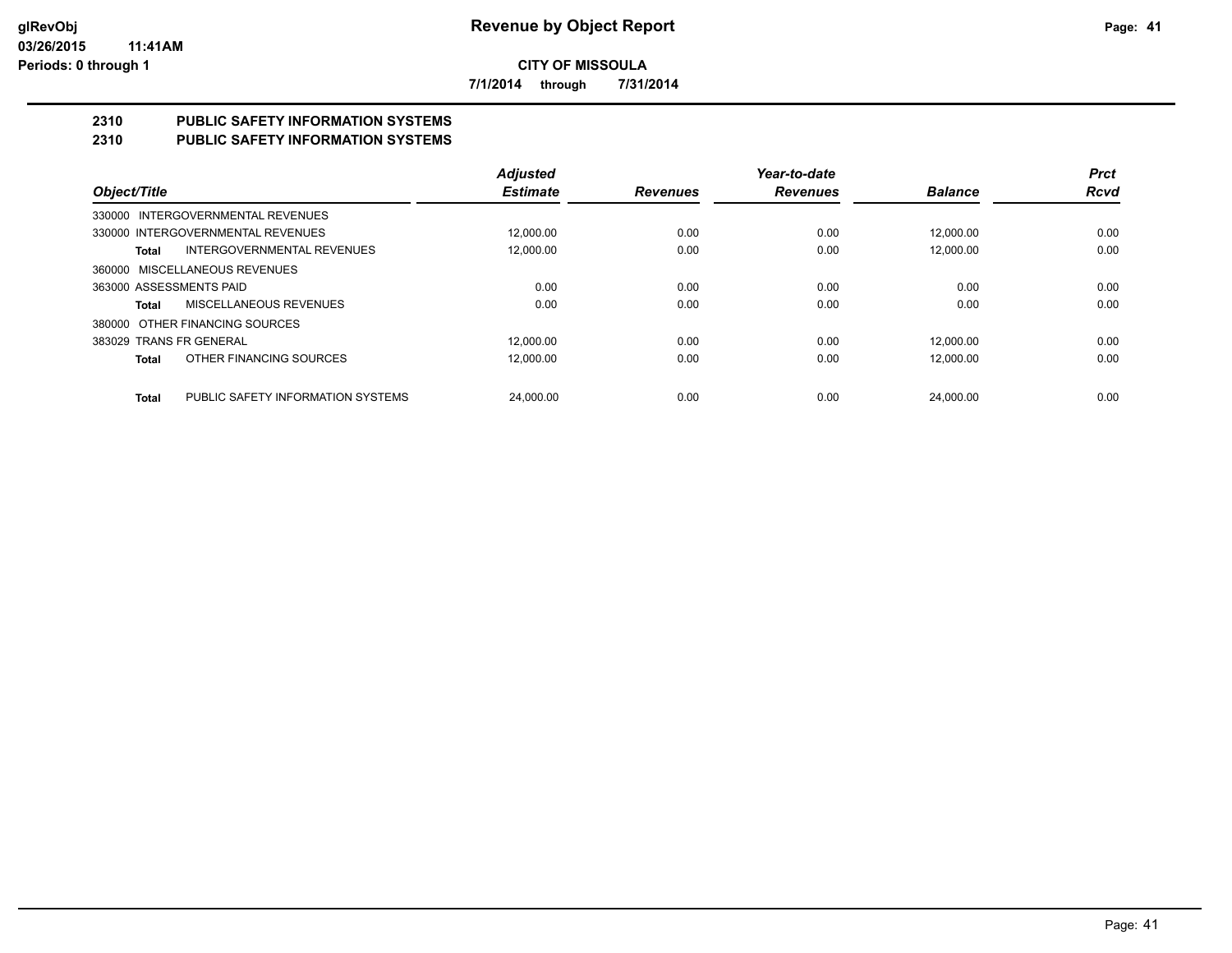# Revenue by Object Report

**CITY OF MISSOULA**

**7/1/2014 through 7/31/2014**

## 2310 PUBLIC SAFETY INFORMATION SYSTEMS
## 2310 PUBLIC SAFETY INFORMATION SYSTEMS

| Object/Title | | Adjusted Estimate | Revenues | Year-to-date Revenues | Balance | Prct Rcvd |
|---|---|---|---|---|---|---|
| 330000 INTERGOVERNMENTAL REVENUES | | | | | | |
| 330000 INTERGOVERNMENTAL REVENUES | | 12,000.00 | 0.00 | 0.00 | 12,000.00 | 0.00 |
| Total | INTERGOVERNMENTAL REVENUES | 12,000.00 | 0.00 | 0.00 | 12,000.00 | 0.00 |
| 360000 MISCELLANEOUS REVENUES | | | | | | |
| 363000 ASSESSMENTS PAID | | 0.00 | 0.00 | 0.00 | 0.00 | 0.00 |
| Total | MISCELLANEOUS REVENUES | 0.00 | 0.00 | 0.00 | 0.00 | 0.00 |
| 380000 OTHER FINANCING SOURCES | | | | | | |
| 383029 TRANS FR GENERAL | | 12,000.00 | 0.00 | 0.00 | 12,000.00 | 0.00 |
| Total | OTHER FINANCING SOURCES | 12,000.00 | 0.00 | 0.00 | 12,000.00 | 0.00 |
| Total | PUBLIC SAFETY INFORMATION SYSTEMS | 24,000.00 | 0.00 | 0.00 | 24,000.00 | 0.00 |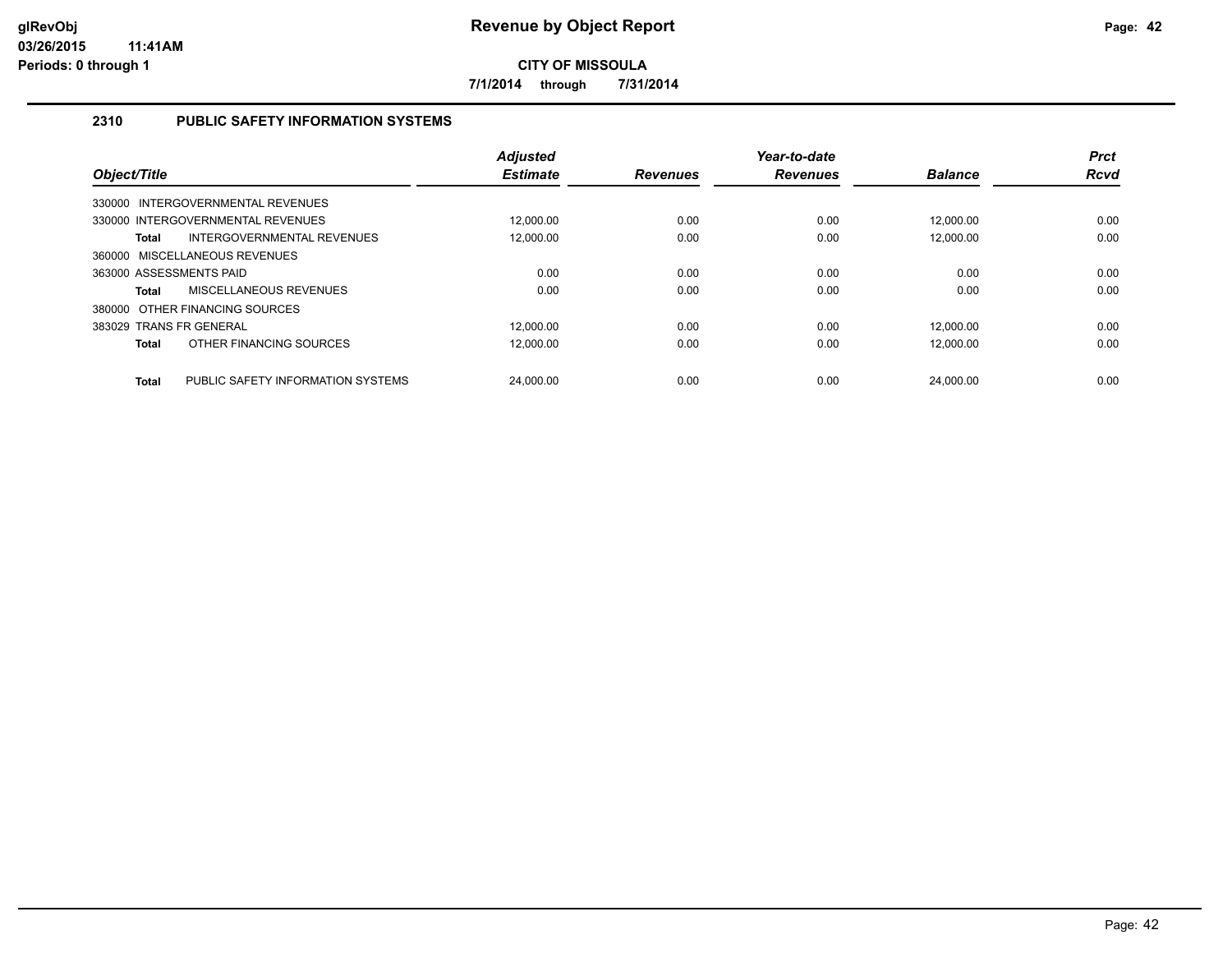# Revenue by Object Report

**CITY OF MISSOULA**

**7/1/2014 through 7/31/2014**

## 2310 PUBLIC SAFETY INFORMATION SYSTEMS

| Object/Title | Adjusted Estimate | Revenues | Year-to-date Revenues | Balance | Prct Rcvd |
|---|---|---|---|---|---|
| 330000 INTERGOVERNMENTAL REVENUES | | | | | |
| 330000 INTERGOVERNMENTAL REVENUES | 12,000.00 | 0.00 | 0.00 | 12,000.00 | 0.00 |
| **Total** INTERGOVERNMENTAL REVENUES | 12,000.00 | 0.00 | 0.00 | 12,000.00 | 0.00 |
| 360000 MISCELLANEOUS REVENUES | | | | | |
| 363000 ASSESSMENTS PAID | 0.00 | 0.00 | 0.00 | 0.00 | 0.00 |
| **Total** MISCELLANEOUS REVENUES | 0.00 | 0.00 | 0.00 | 0.00 | 0.00 |
| 380000 OTHER FINANCING SOURCES | | | | | |
| 383029 TRANS FR GENERAL | 12,000.00 | 0.00 | 0.00 | 12,000.00 | 0.00 |
| **Total** OTHER FINANCING SOURCES | 12,000.00 | 0.00 | 0.00 | 12,000.00 | 0.00 |
| **Total** PUBLIC SAFETY INFORMATION SYSTEMS | 24,000.00 | 0.00 | 0.00 | 24,000.00 | 0.00 |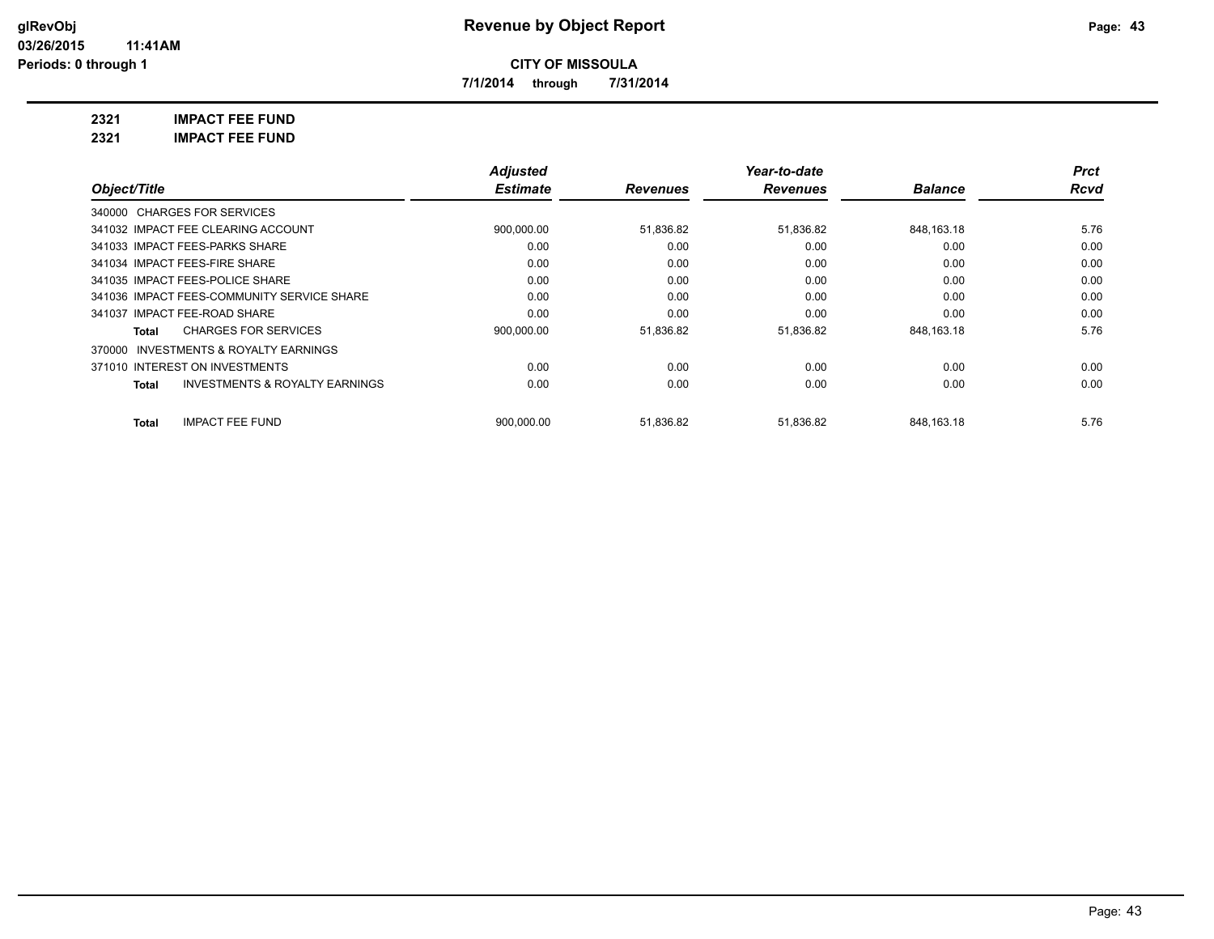# Revenue by Object Report

**CITY OF MISSOULA**

**7/1/2014 through 7/31/2014**

glRevObj
03/26/2015 11:41AM
Periods: 0 through 1

**2321 IMPACT FEE FUND**

**2321 IMPACT FEE FUND**

| Object/Title | Adjusted Estimate | Revenues | Year-to-date Revenues | Balance | Prct Rcvd |
|---|---|---|---|---|---|
| 340000 CHARGES FOR SERVICES | | | | | |
| 341032 IMPACT FEE CLEARING ACCOUNT | 900,000.00 | 51,836.82 | 51,836.82 | 848,163.18 | 5.76 |
| 341033 IMPACT FEES-PARKS SHARE | 0.00 | 0.00 | 0.00 | 0.00 | 0.00 |
| 341034 IMPACT FEES-FIRE SHARE | 0.00 | 0.00 | 0.00 | 0.00 | 0.00 |
| 341035 IMPACT FEES-POLICE SHARE | 0.00 | 0.00 | 0.00 | 0.00 | 0.00 |
| 341036 IMPACT FEES-COMMUNITY SERVICE SHARE | 0.00 | 0.00 | 0.00 | 0.00 | 0.00 |
| 341037 IMPACT FEE-ROAD SHARE | 0.00 | 0.00 | 0.00 | 0.00 | 0.00 |
| **Total** CHARGES FOR SERVICES | 900,000.00 | 51,836.82 | 51,836.82 | 848,163.18 | 5.76 |
| 370000 INVESTMENTS & ROYALTY EARNINGS | | | | | |
| 371010 INTEREST ON INVESTMENTS | 0.00 | 0.00 | 0.00 | 0.00 | 0.00 |
| **Total** INVESTMENTS & ROYALTY EARNINGS | 0.00 | 0.00 | 0.00 | 0.00 | 0.00 |
| **Total** IMPACT FEE FUND | 900,000.00 | 51,836.82 | 51,836.82 | 848,163.18 | 5.76 |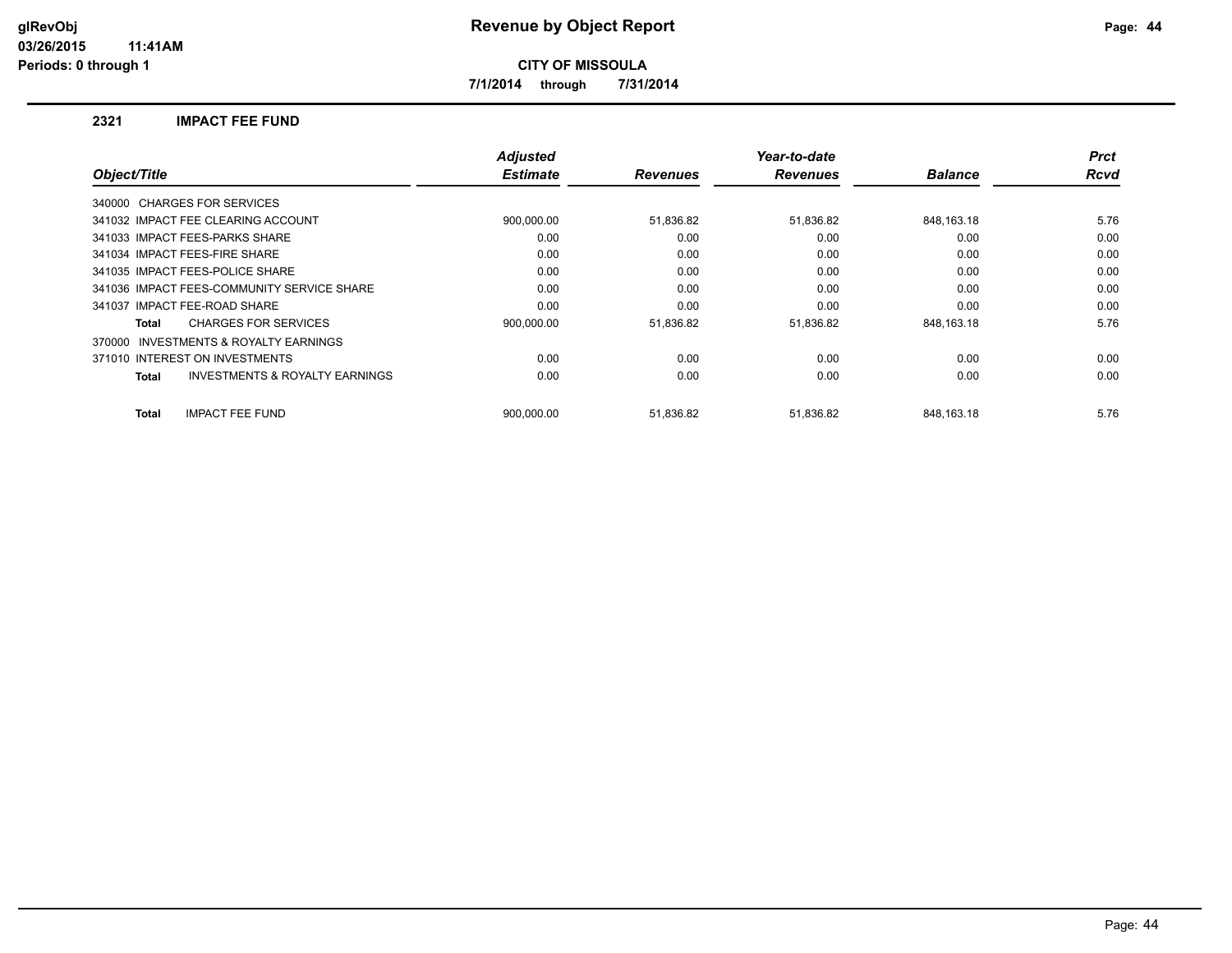# Revenue by Object Report

**CITY OF MISSOULA**

**7/1/2014 through 7/31/2014**

glRevObj
03/26/2015 11:41AM
Periods: 0 through 1

## 2321 IMPACT FEE FUND

| Object/Title | Adjusted Estimate | Revenues | Year-to-date Revenues | Balance | Prct Rcvd |
|---|---|---|---|---|---|
| 340000 CHARGES FOR SERVICES | | | | | |
| 341032 IMPACT FEE CLEARING ACCOUNT | 900,000.00 | 51,836.82 | 51,836.82 | 848,163.18 | 5.76 |
| 341033 IMPACT FEES-PARKS SHARE | 0.00 | 0.00 | 0.00 | 0.00 | 0.00 |
| 341034 IMPACT FEES-FIRE SHARE | 0.00 | 0.00 | 0.00 | 0.00 | 0.00 |
| 341035 IMPACT FEES-POLICE SHARE | 0.00 | 0.00 | 0.00 | 0.00 | 0.00 |
| 341036 IMPACT FEES-COMMUNITY SERVICE SHARE | 0.00 | 0.00 | 0.00 | 0.00 | 0.00 |
| 341037 IMPACT FEE-ROAD SHARE | 0.00 | 0.00 | 0.00 | 0.00 | 0.00 |
| **Total** CHARGES FOR SERVICES | 900,000.00 | 51,836.82 | 51,836.82 | 848,163.18 | 5.76 |
| 370000 INVESTMENTS & ROYALTY EARNINGS | | | | | |
| 371010 INTEREST ON INVESTMENTS | 0.00 | 0.00 | 0.00 | 0.00 | 0.00 |
| **Total** INVESTMENTS & ROYALTY EARNINGS | 0.00 | 0.00 | 0.00 | 0.00 | 0.00 |
| **Total** IMPACT FEE FUND | 900,000.00 | 51,836.82 | 51,836.82 | 848,163.18 | 5.76 |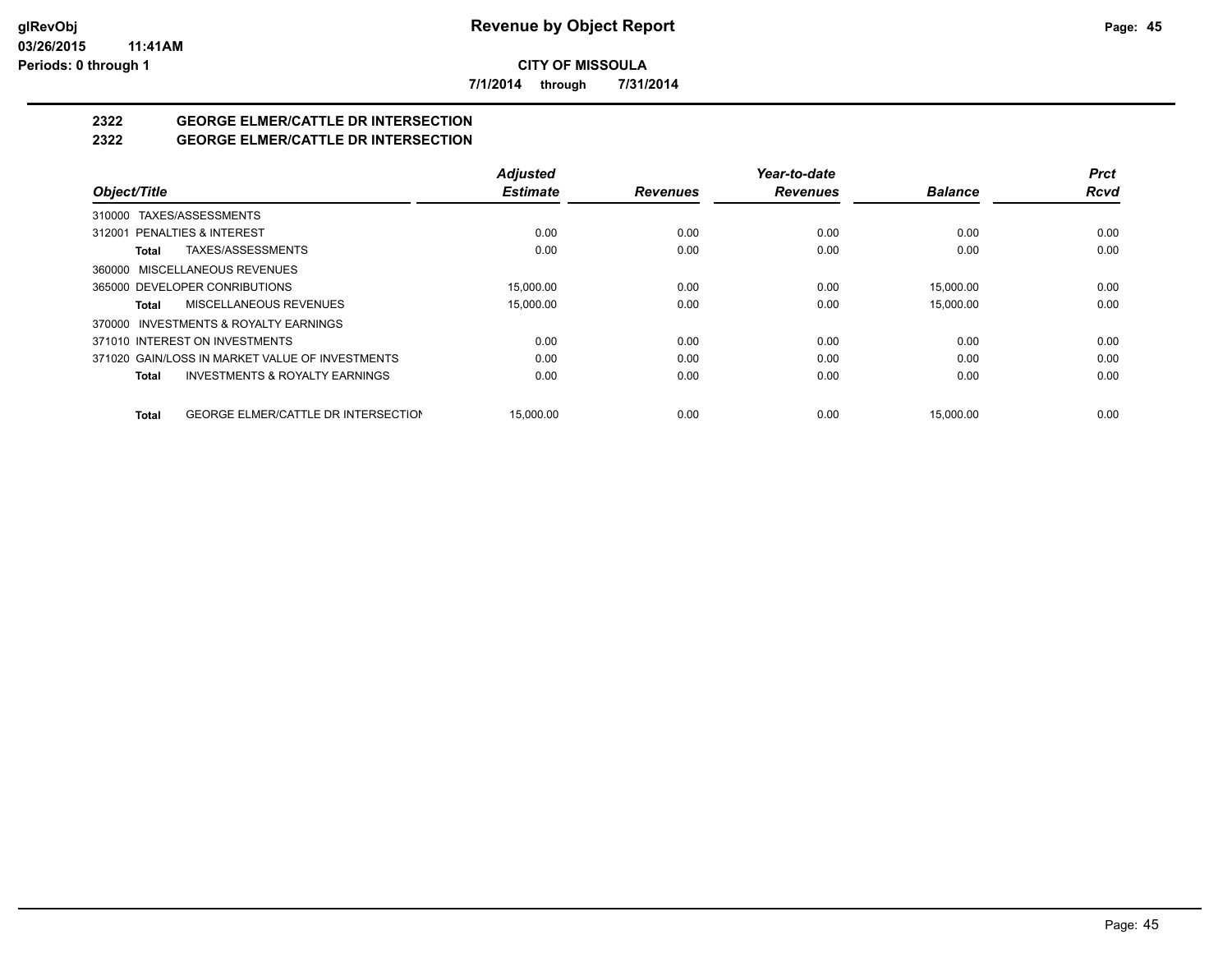# Revenue by Object Report

**CITY OF MISSOULA**

**7/1/2014 through 7/31/2014**

## 2322 GEORGE ELMER/CATTLE DR INTERSECTION
## 2322 GEORGE ELMER/CATTLE DR INTERSECTION

| Object/Title | Adjusted Estimate | Revenues | Year-to-date Revenues | Balance | Prct Rcvd |
|---|---|---|---|---|---|
| 310000 TAXES/ASSESSMENTS | | | | | |
| 312001 PENALTIES & INTEREST | 0.00 | 0.00 | 0.00 | 0.00 | 0.00 |
| **Total** TAXES/ASSESSMENTS | 0.00 | 0.00 | 0.00 | 0.00 | 0.00 |
| 360000 MISCELLANEOUS REVENUES | | | | | |
| 365000 DEVELOPER CONRIBUTIONS | 15,000.00 | 0.00 | 0.00 | 15,000.00 | 0.00 |
| **Total** MISCELLANEOUS REVENUES | 15,000.00 | 0.00 | 0.00 | 15,000.00 | 0.00 |
| 370000 INVESTMENTS & ROYALTY EARNINGS | | | | | |
| 371010 INTEREST ON INVESTMENTS | 0.00 | 0.00 | 0.00 | 0.00 | 0.00 |
| 371020 GAIN/LOSS IN MARKET VALUE OF INVESTMENTS | 0.00 | 0.00 | 0.00 | 0.00 | 0.00 |
| **Total** INVESTMENTS & ROYALTY EARNINGS | 0.00 | 0.00 | 0.00 | 0.00 | 0.00 |
| **Total** GEORGE ELMER/CATTLE DR INTERSECTION | 15,000.00 | 0.00 | 0.00 | 15,000.00 | 0.00 |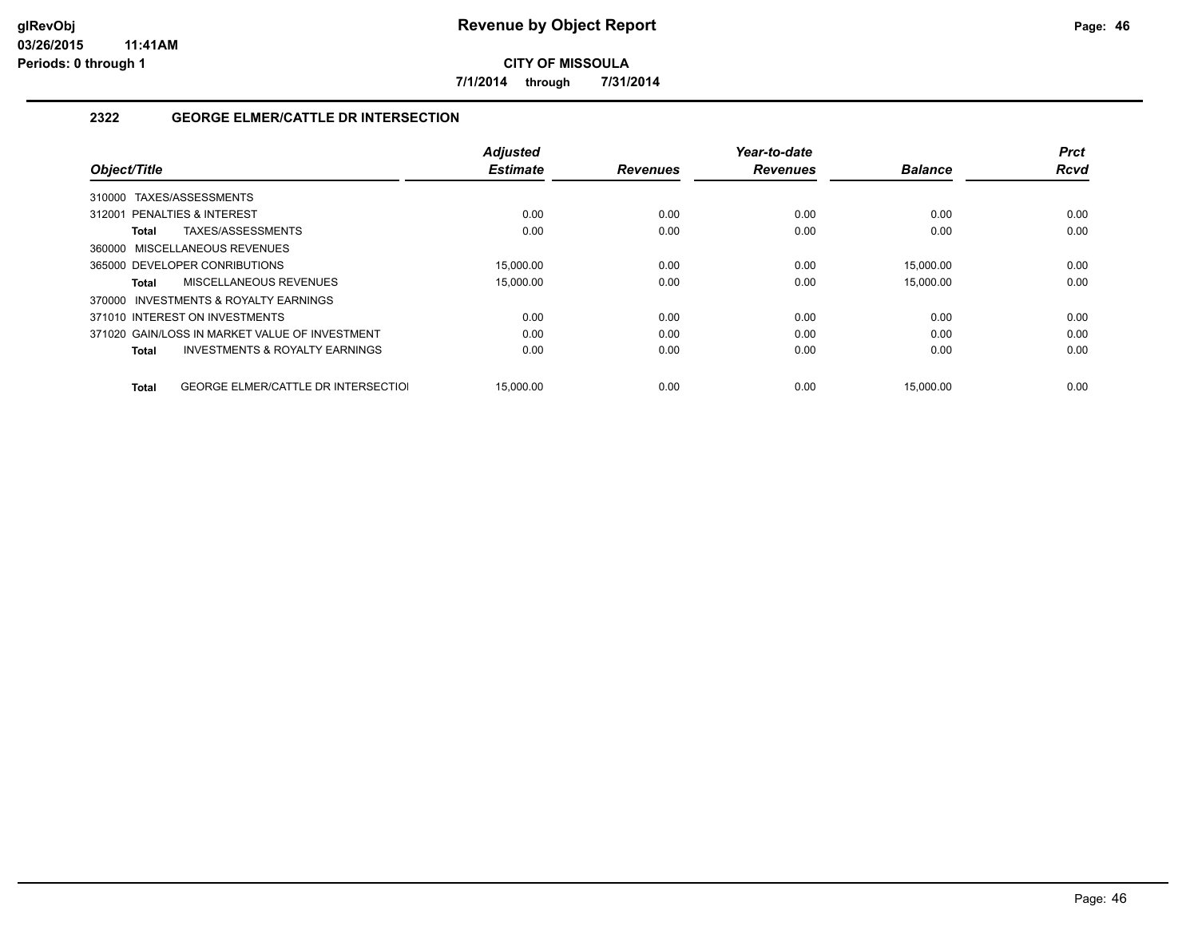# Revenue by Object Report

glRevObj
03/26/2015 11:41AM
Periods: 0 through 1

**CITY OF MISSOULA**

**7/1/2014 through 7/31/2014**

## 2322 GEORGE ELMER/CATTLE DR INTERSECTION

| Object/Title | Adjusted Estimate | Revenues | Year-to-date Revenues | Balance | Prct Rcvd |
|---|---|---|---|---|---|
| 310000 TAXES/ASSESSMENTS | | | | | |
| 312001 PENALTIES & INTEREST | 0.00 | 0.00 | 0.00 | 0.00 | 0.00 |
| **Total** TAXES/ASSESSMENTS | 0.00 | 0.00 | 0.00 | 0.00 | 0.00 |
| 360000 MISCELLANEOUS REVENUES | | | | | |
| 365000 DEVELOPER CONRIBUTIONS | 15,000.00 | 0.00 | 0.00 | 15,000.00 | 0.00 |
| **Total** MISCELLANEOUS REVENUES | 15,000.00 | 0.00 | 0.00 | 15,000.00 | 0.00 |
| 370000 INVESTMENTS & ROYALTY EARNINGS | | | | | |
| 371010 INTEREST ON INVESTMENTS | 0.00 | 0.00 | 0.00 | 0.00 | 0.00 |
| 371020 GAIN/LOSS IN MARKET VALUE OF INVESTMENT | 0.00 | 0.00 | 0.00 | 0.00 | 0.00 |
| **Total** INVESTMENTS & ROYALTY EARNINGS | 0.00 | 0.00 | 0.00 | 0.00 | 0.00 |
| **Total** GEORGE ELMER/CATTLE DR INTERSECTIOI | 15,000.00 | 0.00 | 0.00 | 15,000.00 | 0.00 |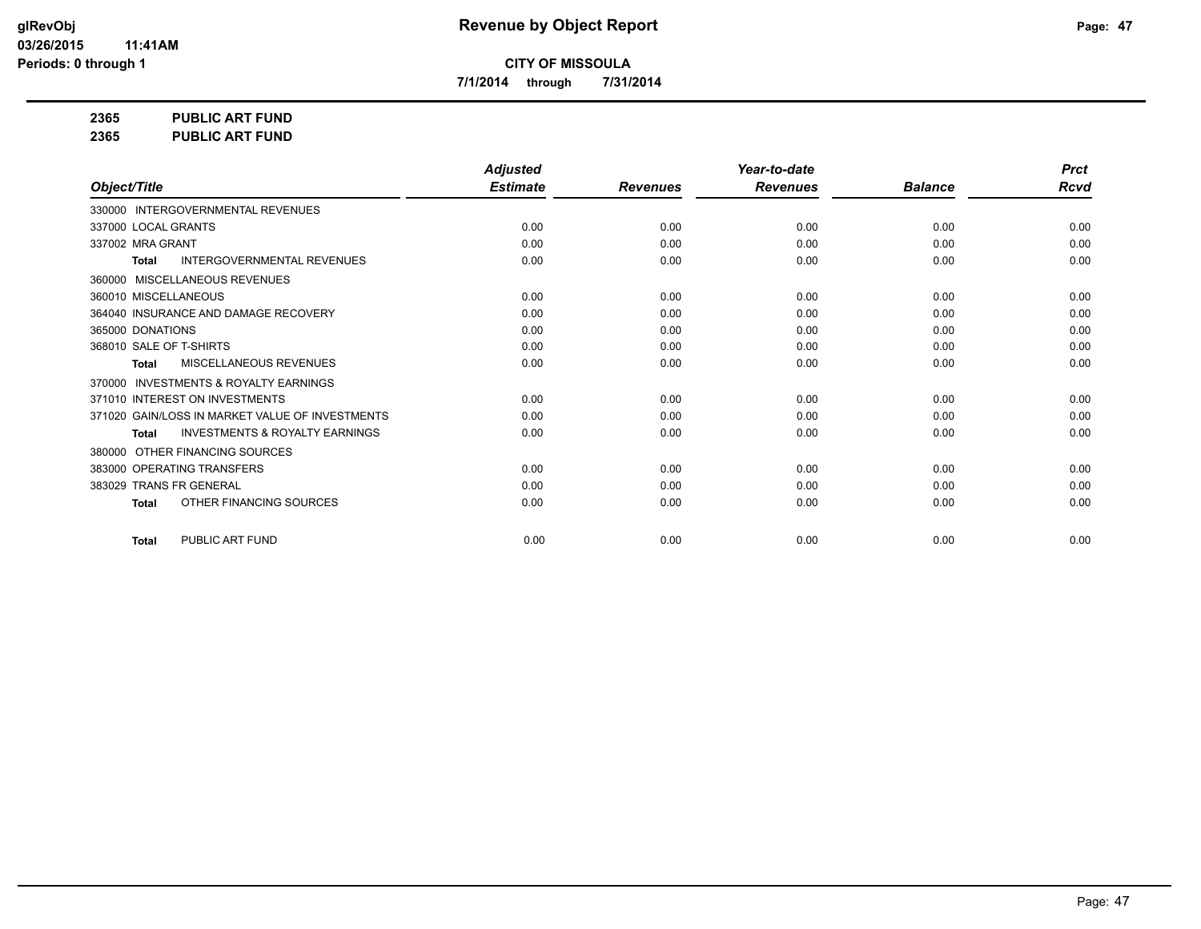# Revenue by Object Report

**CITY OF MISSOULA**

**7/1/2014 through 7/31/2014**

glRevObj
03/26/2015 11:41AM
Periods: 0 through 1

**2365 PUBLIC ART FUND**

**2365 PUBLIC ART FUND**

| Object/Title | Adjusted Estimate | Revenues | Year-to-date Revenues | Balance | Prct Rcvd |
|---|---|---|---|---|---|
| 330000 INTERGOVERNMENTAL REVENUES | | | | | |
| 337000 LOCAL GRANTS | 0.00 | 0.00 | 0.00 | 0.00 | 0.00 |
| 337002 MRA GRANT | 0.00 | 0.00 | 0.00 | 0.00 | 0.00 |
| **Total** INTERGOVERNMENTAL REVENUES | 0.00 | 0.00 | 0.00 | 0.00 | 0.00 |
| 360000 MISCELLANEOUS REVENUES | | | | | |
| 360010 MISCELLANEOUS | 0.00 | 0.00 | 0.00 | 0.00 | 0.00 |
| 364040 INSURANCE AND DAMAGE RECOVERY | 0.00 | 0.00 | 0.00 | 0.00 | 0.00 |
| 365000 DONATIONS | 0.00 | 0.00 | 0.00 | 0.00 | 0.00 |
| 368010 SALE OF T-SHIRTS | 0.00 | 0.00 | 0.00 | 0.00 | 0.00 |
| **Total** MISCELLANEOUS REVENUES | 0.00 | 0.00 | 0.00 | 0.00 | 0.00 |
| 370000 INVESTMENTS & ROYALTY EARNINGS | | | | | |
| 371010 INTEREST ON INVESTMENTS | 0.00 | 0.00 | 0.00 | 0.00 | 0.00 |
| 371020 GAIN/LOSS IN MARKET VALUE OF INVESTMENTS | 0.00 | 0.00 | 0.00 | 0.00 | 0.00 |
| **Total** INVESTMENTS & ROYALTY EARNINGS | 0.00 | 0.00 | 0.00 | 0.00 | 0.00 |
| 380000 OTHER FINANCING SOURCES | | | | | |
| 383000 OPERATING TRANSFERS | 0.00 | 0.00 | 0.00 | 0.00 | 0.00 |
| 383029 TRANS FR GENERAL | 0.00 | 0.00 | 0.00 | 0.00 | 0.00 |
| **Total** OTHER FINANCING SOURCES | 0.00 | 0.00 | 0.00 | 0.00 | 0.00 |
| **Total** PUBLIC ART FUND | 0.00 | 0.00 | 0.00 | 0.00 | 0.00 |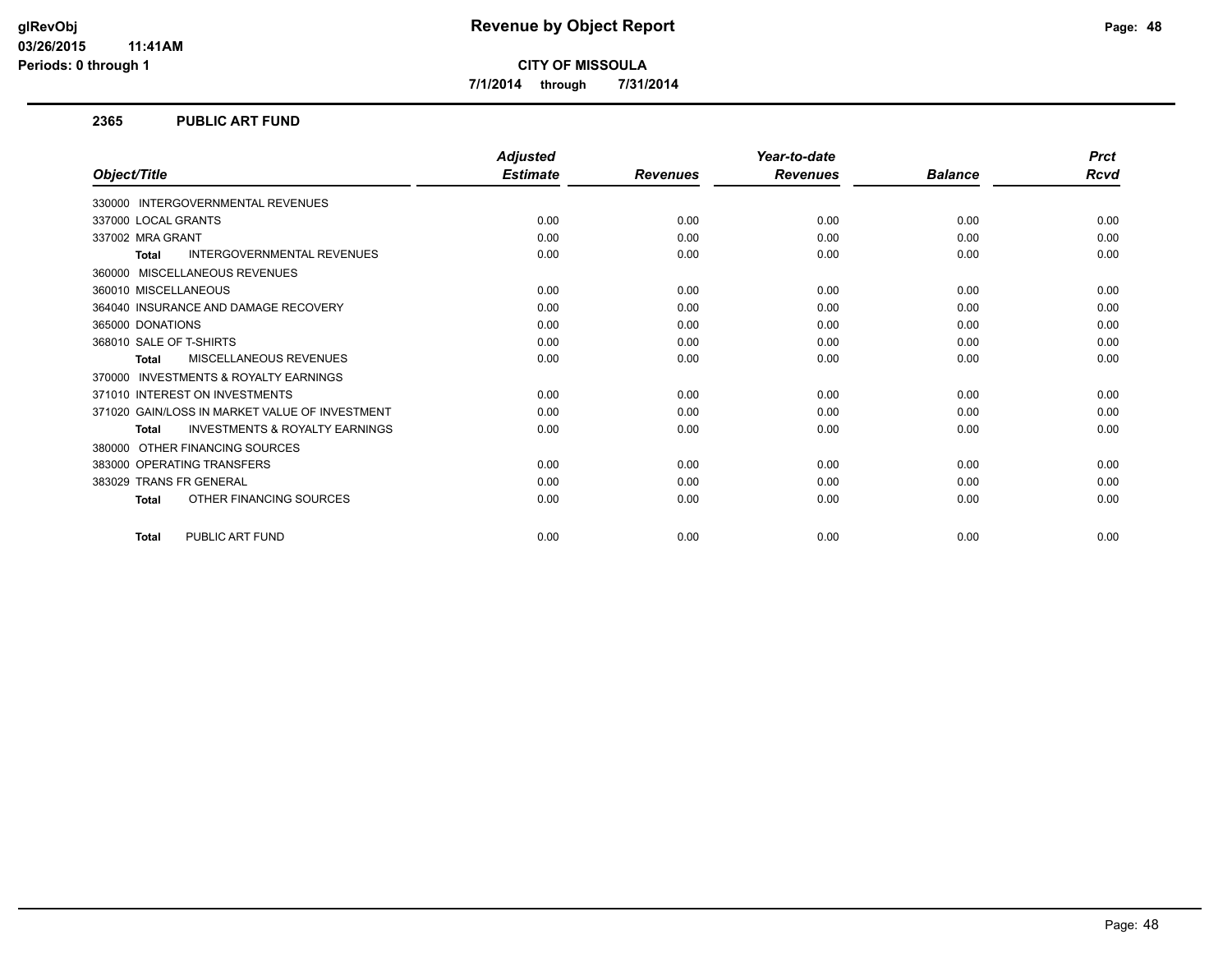# Revenue by Object Report

**CITY OF MISSOULA**

7/1/2014 through 7/31/2014

glRevObj
03/26/2015 11:41AM
Periods: 0 through 1

## 2365 PUBLIC ART FUND

| Object/Title | Adjusted Estimate | Revenues | Year-to-date Revenues | Balance | Prct Rcvd |
|---|---|---|---|---|---|
| 330000 INTERGOVERNMENTAL REVENUES | | | | | |
| 337000 LOCAL GRANTS | 0.00 | 0.00 | 0.00 | 0.00 | 0.00 |
| 337002 MRA GRANT | 0.00 | 0.00 | 0.00 | 0.00 | 0.00 |
| **Total** INTERGOVERNMENTAL REVENUES | 0.00 | 0.00 | 0.00 | 0.00 | 0.00 |
| 360000 MISCELLANEOUS REVENUES | | | | | |
| 360010 MISCELLANEOUS | 0.00 | 0.00 | 0.00 | 0.00 | 0.00 |
| 364040 INSURANCE AND DAMAGE RECOVERY | 0.00 | 0.00 | 0.00 | 0.00 | 0.00 |
| 365000 DONATIONS | 0.00 | 0.00 | 0.00 | 0.00 | 0.00 |
| 368010 SALE OF T-SHIRTS | 0.00 | 0.00 | 0.00 | 0.00 | 0.00 |
| **Total** MISCELLANEOUS REVENUES | 0.00 | 0.00 | 0.00 | 0.00 | 0.00 |
| 370000 INVESTMENTS & ROYALTY EARNINGS | | | | | |
| 371010 INTEREST ON INVESTMENTS | 0.00 | 0.00 | 0.00 | 0.00 | 0.00 |
| 371020 GAIN/LOSS IN MARKET VALUE OF INVESTMENT | 0.00 | 0.00 | 0.00 | 0.00 | 0.00 |
| **Total** INVESTMENTS & ROYALTY EARNINGS | 0.00 | 0.00 | 0.00 | 0.00 | 0.00 |
| 380000 OTHER FINANCING SOURCES | | | | | |
| 383000 OPERATING TRANSFERS | 0.00 | 0.00 | 0.00 | 0.00 | 0.00 |
| 383029 TRANS FR GENERAL | 0.00 | 0.00 | 0.00 | 0.00 | 0.00 |
| **Total** OTHER FINANCING SOURCES | 0.00 | 0.00 | 0.00 | 0.00 | 0.00 |
| **Total** PUBLIC ART FUND | 0.00 | 0.00 | 0.00 | 0.00 | 0.00 |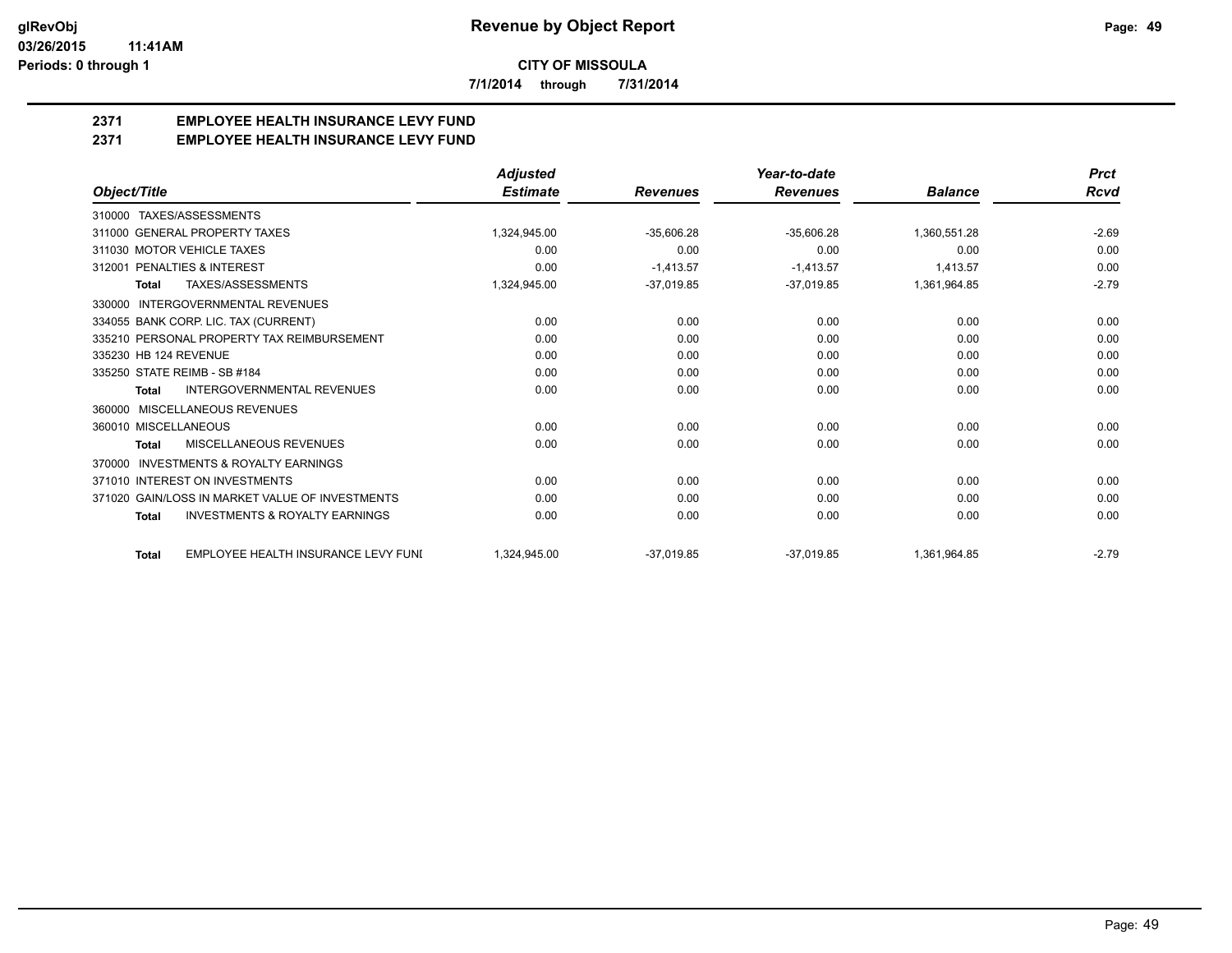**CITY OF MISSOULA**

**7/1/2014 through 7/31/2014**

## 2371 EMPLOYEE HEALTH INSURANCE LEVY FUND
## 2371 EMPLOYEE HEALTH INSURANCE LEVY FUND

| Object/Title | Adjusted Estimate | Revenues | Year-to-date Revenues | Balance | Prct Rcvd |
|---|---|---|---|---|---|
| 310000 TAXES/ASSESSMENTS | | | | | |
| 311000 GENERAL PROPERTY TAXES | 1,324,945.00 | -35,606.28 | -35,606.28 | 1,360,551.28 | -2.69 |
| 311030 MOTOR VEHICLE TAXES | 0.00 | 0.00 | 0.00 | 0.00 | 0.00 |
| 312001 PENALTIES & INTEREST | 0.00 | -1,413.57 | -1,413.57 | 1,413.57 | 0.00 |
| **Total** TAXES/ASSESSMENTS | 1,324,945.00 | -37,019.85 | -37,019.85 | 1,361,964.85 | -2.79 |
| 330000 INTERGOVERNMENTAL REVENUES | | | | | |
| 334055 BANK CORP. LIC. TAX (CURRENT) | 0.00 | 0.00 | 0.00 | 0.00 | 0.00 |
| 335210 PERSONAL PROPERTY TAX REIMBURSEMENT | 0.00 | 0.00 | 0.00 | 0.00 | 0.00 |
| 335230 HB 124 REVENUE | 0.00 | 0.00 | 0.00 | 0.00 | 0.00 |
| 335250 STATE REIMB - SB #184 | 0.00 | 0.00 | 0.00 | 0.00 | 0.00 |
| **Total** INTERGOVERNMENTAL REVENUES | 0.00 | 0.00 | 0.00 | 0.00 | 0.00 |
| 360000 MISCELLANEOUS REVENUES | | | | | |
| 360010 MISCELLANEOUS | 0.00 | 0.00 | 0.00 | 0.00 | 0.00 |
| **Total** MISCELLANEOUS REVENUES | 0.00 | 0.00 | 0.00 | 0.00 | 0.00 |
| 370000 INVESTMENTS & ROYALTY EARNINGS | | | | | |
| 371010 INTEREST ON INVESTMENTS | 0.00 | 0.00 | 0.00 | 0.00 | 0.00 |
| 371020 GAIN/LOSS IN MARKET VALUE OF INVESTMENTS | 0.00 | 0.00 | 0.00 | 0.00 | 0.00 |
| **Total** INVESTMENTS & ROYALTY EARNINGS | 0.00 | 0.00 | 0.00 | 0.00 | 0.00 |
| **Total** EMPLOYEE HEALTH INSURANCE LEVY FUNI | 1,324,945.00 | -37,019.85 | -37,019.85 | 1,361,964.85 | -2.79 |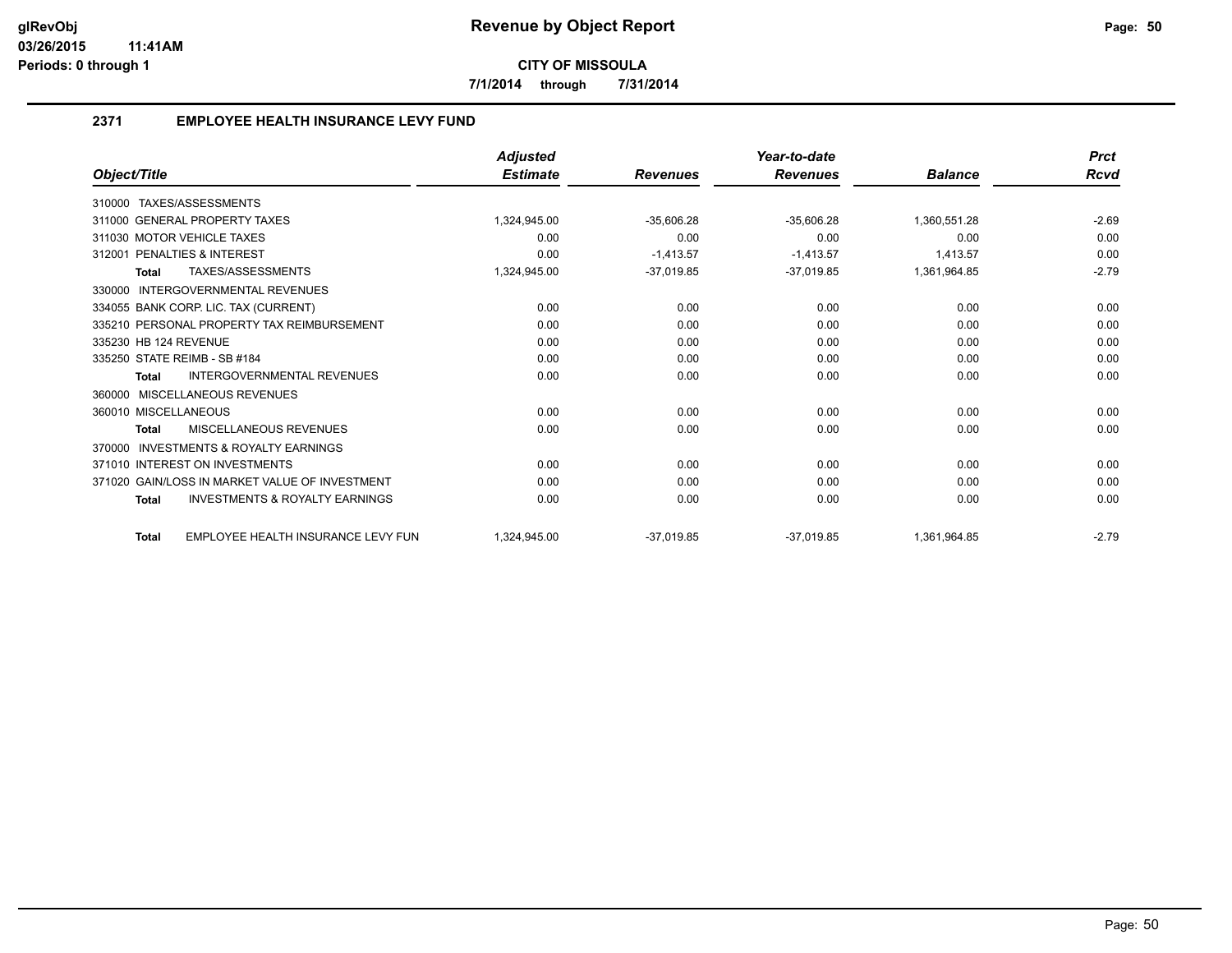# Revenue by Object Report

**CITY OF MISSOULA**

**7/1/2014 through 7/31/2014**

glRevObj
03/26/2015 11:41AM
Periods: 0 through 1

## 2371 EMPLOYEE HEALTH INSURANCE LEVY FUND

| Object/Title | Adjusted Estimate | Revenues | Year-to-date Revenues | Balance | Prct Rcvd |
|---|---|---|---|---|---|
| 310000 TAXES/ASSESSMENTS | | | | | |
| 311000 GENERAL PROPERTY TAXES | 1,324,945.00 | -35,606.28 | -35,606.28 | 1,360,551.28 | -2.69 |
| 311030 MOTOR VEHICLE TAXES | 0.00 | 0.00 | 0.00 | 0.00 | 0.00 |
| 312001 PENALTIES & INTEREST | 0.00 | -1,413.57 | -1,413.57 | 1,413.57 | 0.00 |
| **Total** TAXES/ASSESSMENTS | 1,324,945.00 | -37,019.85 | -37,019.85 | 1,361,964.85 | -2.79 |
| 330000 INTERGOVERNMENTAL REVENUES | | | | | |
| 334055 BANK CORP. LIC. TAX (CURRENT) | 0.00 | 0.00 | 0.00 | 0.00 | 0.00 |
| 335210 PERSONAL PROPERTY TAX REIMBURSEMENT | 0.00 | 0.00 | 0.00 | 0.00 | 0.00 |
| 335230 HB 124 REVENUE | 0.00 | 0.00 | 0.00 | 0.00 | 0.00 |
| 335250 STATE REIMB - SB #184 | 0.00 | 0.00 | 0.00 | 0.00 | 0.00 |
| **Total** INTERGOVERNMENTAL REVENUES | 0.00 | 0.00 | 0.00 | 0.00 | 0.00 |
| 360000 MISCELLANEOUS REVENUES | | | | | |
| 360010 MISCELLANEOUS | 0.00 | 0.00 | 0.00 | 0.00 | 0.00 |
| **Total** MISCELLANEOUS REVENUES | 0.00 | 0.00 | 0.00 | 0.00 | 0.00 |
| 370000 INVESTMENTS & ROYALTY EARNINGS | | | | | |
| 371010 INTEREST ON INVESTMENTS | 0.00 | 0.00 | 0.00 | 0.00 | 0.00 |
| 371020 GAIN/LOSS IN MARKET VALUE OF INVESTMENT | 0.00 | 0.00 | 0.00 | 0.00 | 0.00 |
| **Total** INVESTMENTS & ROYALTY EARNINGS | 0.00 | 0.00 | 0.00 | 0.00 | 0.00 |
| **Total** EMPLOYEE HEALTH INSURANCE LEVY FUN | 1,324,945.00 | -37,019.85 | -37,019.85 | 1,361,964.85 | -2.79 |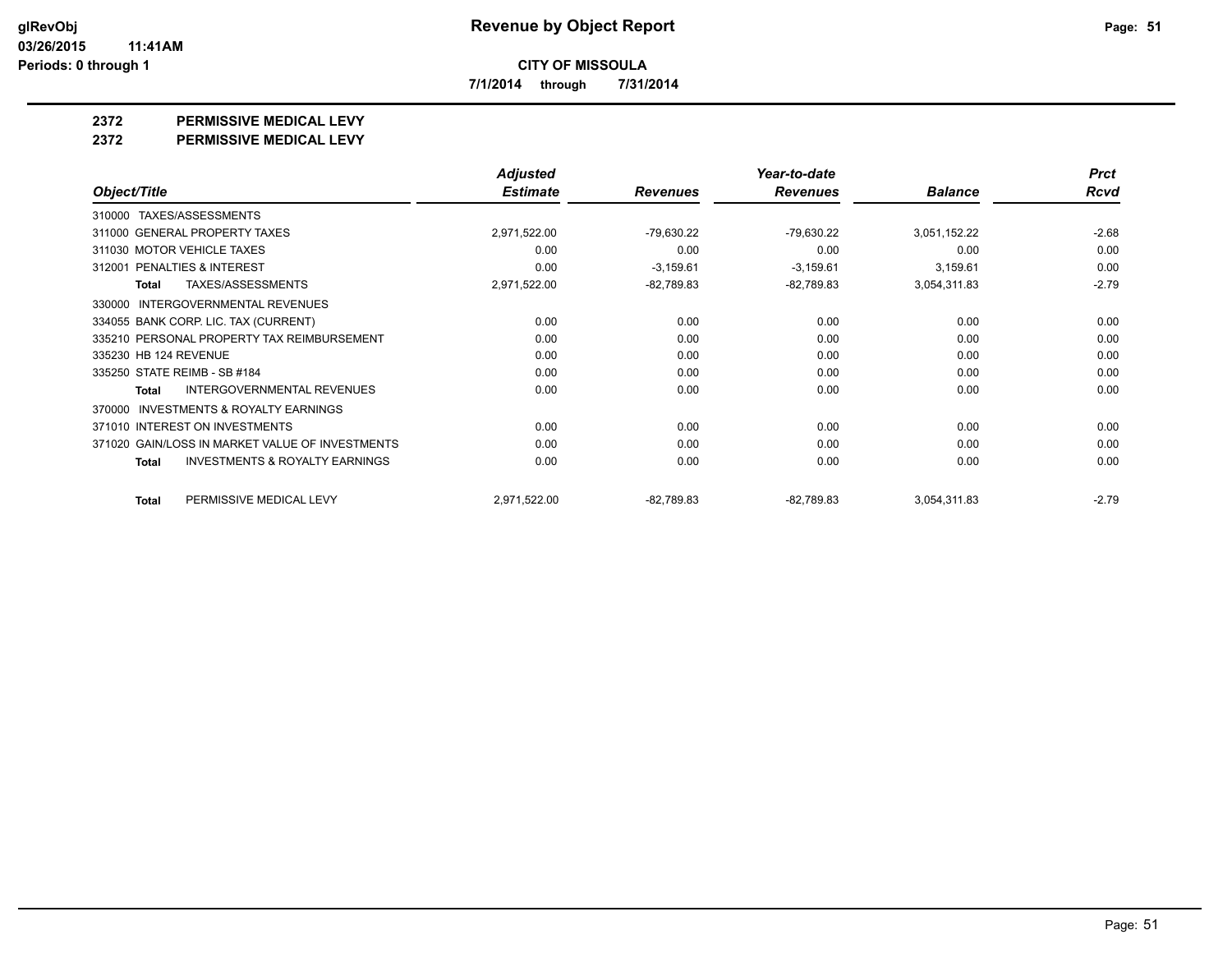# CITY OF MISSOULA

**7/1/2014 through 7/31/2014**

## 2372 PERMISSIVE MEDICAL LEVY
## 2372 PERMISSIVE MEDICAL LEVY

| Object/Title | Adjusted Estimate | Revenues | Year-to-date Revenues | Balance | Prct Rcvd |
|---|---|---|---|---|---|
| 310000 TAXES/ASSESSMENTS | | | | | |
| 311000 GENERAL PROPERTY TAXES | 2,971,522.00 | -79,630.22 | -79,630.22 | 3,051,152.22 | -2.68 |
| 311030 MOTOR VEHICLE TAXES | 0.00 | 0.00 | 0.00 | 0.00 | 0.00 |
| 312001 PENALTIES & INTEREST | 0.00 | -3,159.61 | -3,159.61 | 3,159.61 | 0.00 |
| **Total** TAXES/ASSESSMENTS | 2,971,522.00 | -82,789.83 | -82,789.83 | 3,054,311.83 | -2.79 |
| 330000 INTERGOVERNMENTAL REVENUES | | | | | |
| 334055 BANK CORP. LIC. TAX (CURRENT) | 0.00 | 0.00 | 0.00 | 0.00 | 0.00 |
| 335210 PERSONAL PROPERTY TAX REIMBURSEMENT | 0.00 | 0.00 | 0.00 | 0.00 | 0.00 |
| 335230 HB 124 REVENUE | 0.00 | 0.00 | 0.00 | 0.00 | 0.00 |
| 335250 STATE REIMB - SB #184 | 0.00 | 0.00 | 0.00 | 0.00 | 0.00 |
| **Total** INTERGOVERNMENTAL REVENUES | 0.00 | 0.00 | 0.00 | 0.00 | 0.00 |
| 370000 INVESTMENTS & ROYALTY EARNINGS | | | | | |
| 371010 INTEREST ON INVESTMENTS | 0.00 | 0.00 | 0.00 | 0.00 | 0.00 |
| 371020 GAIN/LOSS IN MARKET VALUE OF INVESTMENTS | 0.00 | 0.00 | 0.00 | 0.00 | 0.00 |
| **Total** INVESTMENTS & ROYALTY EARNINGS | 0.00 | 0.00 | 0.00 | 0.00 | 0.00 |
| **Total** PERMISSIVE MEDICAL LEVY | 2,971,522.00 | -82,789.83 | -82,789.83 | 3,054,311.83 | -2.79 |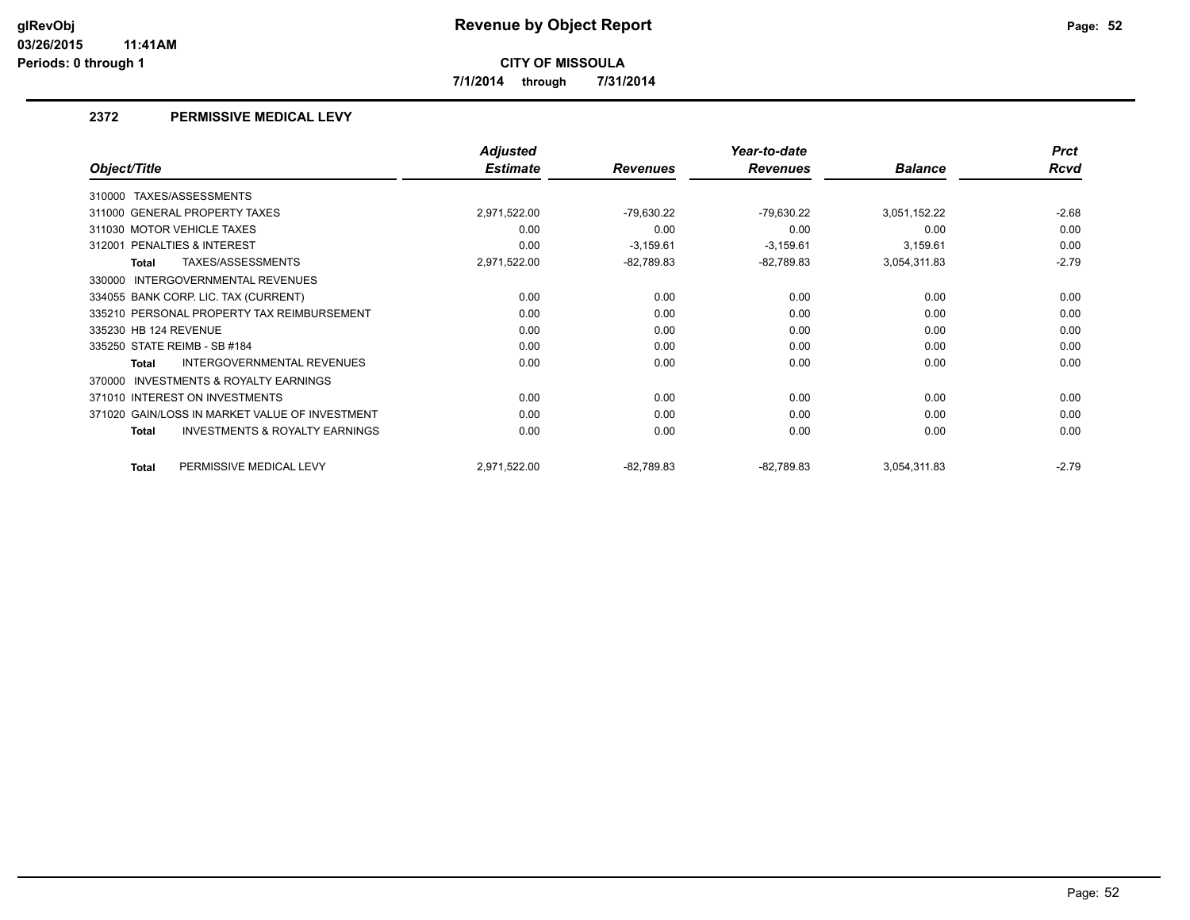**glRevObj**
**03/26/2015 11:41AM**
**Periods: 0 through 1**

# Revenue by Object Report

**CITY OF MISSOULA**

**7/1/2014 through 7/31/2014**

## 2372 PERMISSIVE MEDICAL LEVY

| Object/Title | Adjusted Estimate | Revenues | Year-to-date Revenues | Balance | Prct Rcvd |
|---|---|---|---|---|---|
| 310000 TAXES/ASSESSMENTS | | | | | |
| 311000 GENERAL PROPERTY TAXES | 2,971,522.00 | -79,630.22 | -79,630.22 | 3,051,152.22 | -2.68 |
| 311030 MOTOR VEHICLE TAXES | 0.00 | 0.00 | 0.00 | 0.00 | 0.00 |
| 312001 PENALTIES & INTEREST | 0.00 | -3,159.61 | -3,159.61 | 3,159.61 | 0.00 |
| **Total** TAXES/ASSESSMENTS | 2,971,522.00 | -82,789.83 | -82,789.83 | 3,054,311.83 | -2.79 |
| 330000 INTERGOVERNMENTAL REVENUES | | | | | |
| 334055 BANK CORP. LIC. TAX (CURRENT) | 0.00 | 0.00 | 0.00 | 0.00 | 0.00 |
| 335210 PERSONAL PROPERTY TAX REIMBURSEMENT | 0.00 | 0.00 | 0.00 | 0.00 | 0.00 |
| 335230 HB 124 REVENUE | 0.00 | 0.00 | 0.00 | 0.00 | 0.00 |
| 335250 STATE REIMB - SB #184 | 0.00 | 0.00 | 0.00 | 0.00 | 0.00 |
| **Total** INTERGOVERNMENTAL REVENUES | 0.00 | 0.00 | 0.00 | 0.00 | 0.00 |
| 370000 INVESTMENTS & ROYALTY EARNINGS | | | | | |
| 371010 INTEREST ON INVESTMENTS | 0.00 | 0.00 | 0.00 | 0.00 | 0.00 |
| 371020 GAIN/LOSS IN MARKET VALUE OF INVESTMENT | 0.00 | 0.00 | 0.00 | 0.00 | 0.00 |
| **Total** INVESTMENTS & ROYALTY EARNINGS | 0.00 | 0.00 | 0.00 | 0.00 | 0.00 |
| **Total** PERMISSIVE MEDICAL LEVY | 2,971,522.00 | -82,789.83 | -82,789.83 | 3,054,311.83 | -2.79 |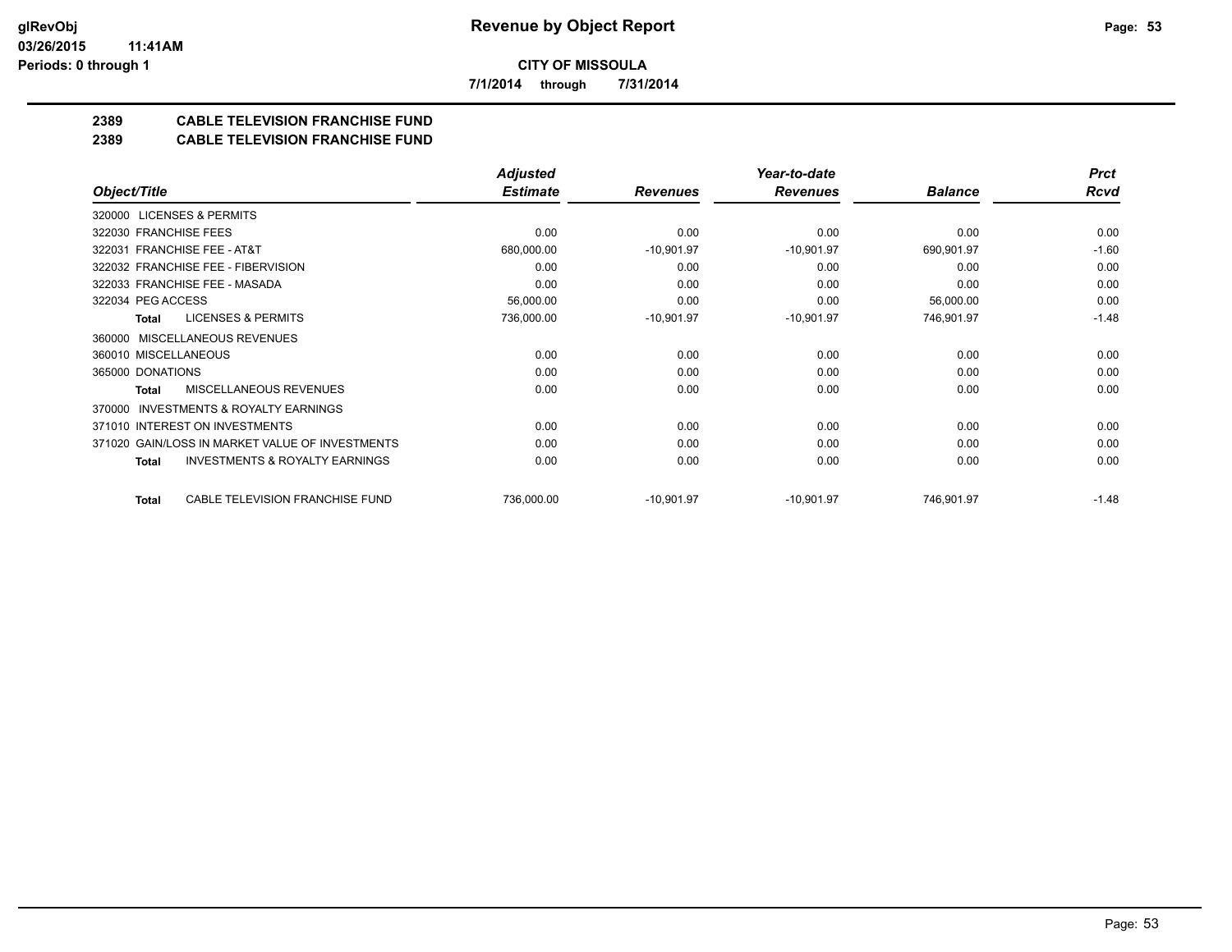**glRevObj**
**03/26/2015 11:41AM**
**Periods: 0 through 1**

# Revenue by Object Report

**CITY OF MISSOULA**

**7/1/2014 through 7/31/2014**

## 2389 CABLE TELEVISION FRANCHISE FUND
## 2389 CABLE TELEVISION FRANCHISE FUND

| Object/Title | Adjusted Estimate | Revenues | Year-to-date Revenues | Balance | Prct Rcvd |
|---|---|---|---|---|---|
| 320000 LICENSES & PERMITS | | | | | |
| 322030 FRANCHISE FEES | 0.00 | 0.00 | 0.00 | 0.00 | 0.00 |
| 322031 FRANCHISE FEE - AT&T | 680,000.00 | -10,901.97 | -10,901.97 | 690,901.97 | -1.60 |
| 322032 FRANCHISE FEE - FIBERVISION | 0.00 | 0.00 | 0.00 | 0.00 | 0.00 |
| 322033 FRANCHISE FEE - MASADA | 0.00 | 0.00 | 0.00 | 0.00 | 0.00 |
| 322034 PEG ACCESS | 56,000.00 | 0.00 | 0.00 | 56,000.00 | 0.00 |
| **Total** LICENSES & PERMITS | 736,000.00 | -10,901.97 | -10,901.97 | 746,901.97 | -1.48 |
| 360000 MISCELLANEOUS REVENUES | | | | | |
| 360010 MISCELLANEOUS | 0.00 | 0.00 | 0.00 | 0.00 | 0.00 |
| 365000 DONATIONS | 0.00 | 0.00 | 0.00 | 0.00 | 0.00 |
| **Total** MISCELLANEOUS REVENUES | 0.00 | 0.00 | 0.00 | 0.00 | 0.00 |
| 370000 INVESTMENTS & ROYALTY EARNINGS | | | | | |
| 371010 INTEREST ON INVESTMENTS | 0.00 | 0.00 | 0.00 | 0.00 | 0.00 |
| 371020 GAIN/LOSS IN MARKET VALUE OF INVESTMENTS | 0.00 | 0.00 | 0.00 | 0.00 | 0.00 |
| **Total** INVESTMENTS & ROYALTY EARNINGS | 0.00 | 0.00 | 0.00 | 0.00 | 0.00 |
| **Total** CABLE TELEVISION FRANCHISE FUND | 736,000.00 | -10,901.97 | -10,901.97 | 746,901.97 | -1.48 |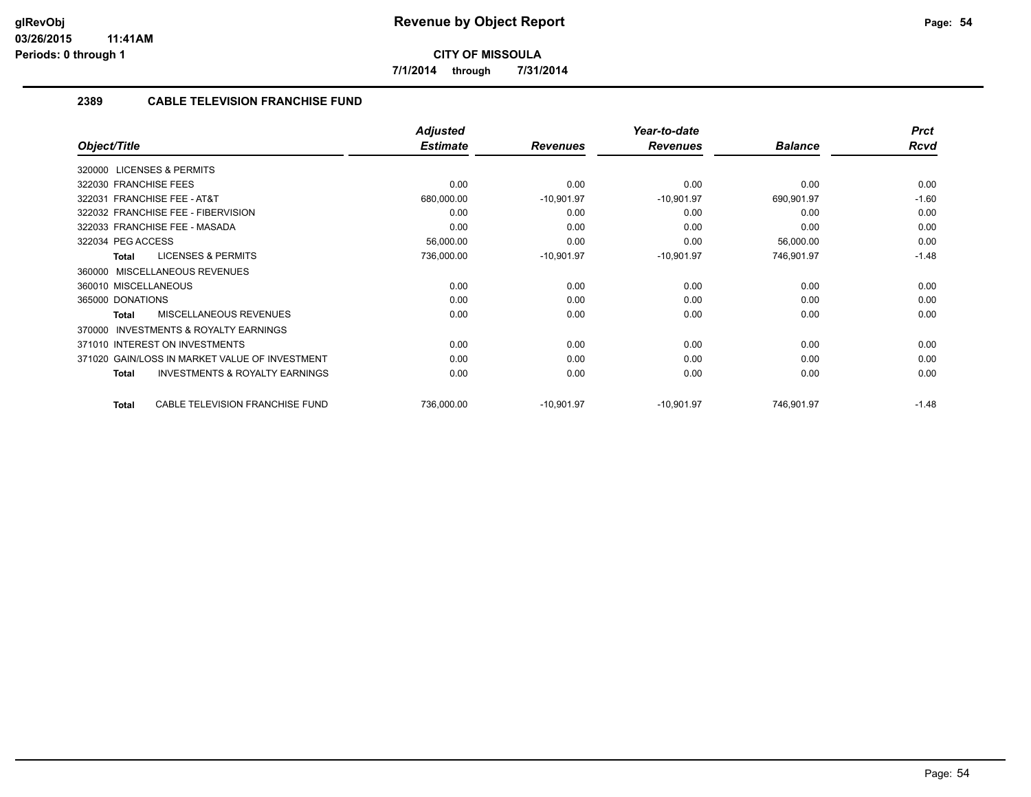**glRevObj**
**03/26/2015 11:41AM**
**Periods: 0 through 1**

# Revenue by Object Report

**CITY OF MISSOULA**

**7/1/2014 through 7/31/2014**

## 2389 CABLE TELEVISION FRANCHISE FUND

| Object/Title | Adjusted Estimate | Revenues | Year-to-date Revenues | Balance | Prct Rcvd |
|---|---|---|---|---|---|
| 320000 LICENSES & PERMITS | | | | | |
| 322030 FRANCHISE FEES | 0.00 | 0.00 | 0.00 | 0.00 | 0.00 |
| 322031 FRANCHISE FEE - AT&T | 680,000.00 | -10,901.97 | -10,901.97 | 690,901.97 | -1.60 |
| 322032 FRANCHISE FEE - FIBERVISION | 0.00 | 0.00 | 0.00 | 0.00 | 0.00 |
| 322033 FRANCHISE FEE - MASADA | 0.00 | 0.00 | 0.00 | 0.00 | 0.00 |
| 322034 PEG ACCESS | 56,000.00 | 0.00 | 0.00 | 56,000.00 | 0.00 |
| **Total** LICENSES & PERMITS | 736,000.00 | -10,901.97 | -10,901.97 | 746,901.97 | -1.48 |
| 360000 MISCELLANEOUS REVENUES | | | | | |
| 360010 MISCELLANEOUS | 0.00 | 0.00 | 0.00 | 0.00 | 0.00 |
| 365000 DONATIONS | 0.00 | 0.00 | 0.00 | 0.00 | 0.00 |
| **Total** MISCELLANEOUS REVENUES | 0.00 | 0.00 | 0.00 | 0.00 | 0.00 |
| 370000 INVESTMENTS & ROYALTY EARNINGS | | | | | |
| 371010 INTEREST ON INVESTMENTS | 0.00 | 0.00 | 0.00 | 0.00 | 0.00 |
| 371020 GAIN/LOSS IN MARKET VALUE OF INVESTMENT | 0.00 | 0.00 | 0.00 | 0.00 | 0.00 |
| **Total** INVESTMENTS & ROYALTY EARNINGS | 0.00 | 0.00 | 0.00 | 0.00 | 0.00 |
| **Total** CABLE TELEVISION FRANCHISE FUND | 736,000.00 | -10,901.97 | -10,901.97 | 746,901.97 | -1.48 |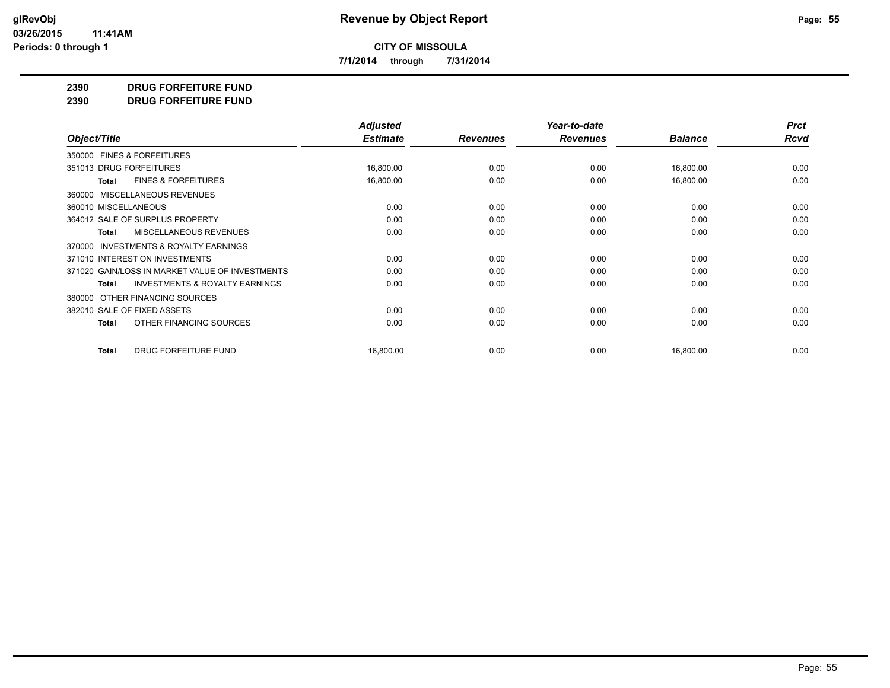**Revenue by Object Report**

**CITY OF MISSOULA**

**7/1/2014 through 7/31/2014**

glRevObj
03/26/2015 11:41AM
Periods: 0 through 1

## 2390 DRUG FORFEITURE FUND
## 2390 DRUG FORFEITURE FUND

| Object/Title | Adjusted Estimate | Revenues | Year-to-date Revenues | Balance | Prct Rcvd |
|---|---|---|---|---|---|
| 350000 FINES & FORFEITURES | | | | | |
| 351013 DRUG FORFEITURES | 16,800.00 | 0.00 | 0.00 | 16,800.00 | 0.00 |
| **Total** FINES & FORFEITURES | 16,800.00 | 0.00 | 0.00 | 16,800.00 | 0.00 |
| 360000 MISCELLANEOUS REVENUES | | | | | |
| 360010 MISCELLANEOUS | 0.00 | 0.00 | 0.00 | 0.00 | 0.00 |
| 364012 SALE OF SURPLUS PROPERTY | 0.00 | 0.00 | 0.00 | 0.00 | 0.00 |
| **Total** MISCELLANEOUS REVENUES | 0.00 | 0.00 | 0.00 | 0.00 | 0.00 |
| 370000 INVESTMENTS & ROYALTY EARNINGS | | | | | |
| 371010 INTEREST ON INVESTMENTS | 0.00 | 0.00 | 0.00 | 0.00 | 0.00 |
| 371020 GAIN/LOSS IN MARKET VALUE OF INVESTMENTS | 0.00 | 0.00 | 0.00 | 0.00 | 0.00 |
| **Total** INVESTMENTS & ROYALTY EARNINGS | 0.00 | 0.00 | 0.00 | 0.00 | 0.00 |
| 380000 OTHER FINANCING SOURCES | | | | | |
| 382010 SALE OF FIXED ASSETS | 0.00 | 0.00 | 0.00 | 0.00 | 0.00 |
| **Total** OTHER FINANCING SOURCES | 0.00 | 0.00 | 0.00 | 0.00 | 0.00 |
| **Total** DRUG FORFEITURE FUND | 16,800.00 | 0.00 | 0.00 | 16,800.00 | 0.00 |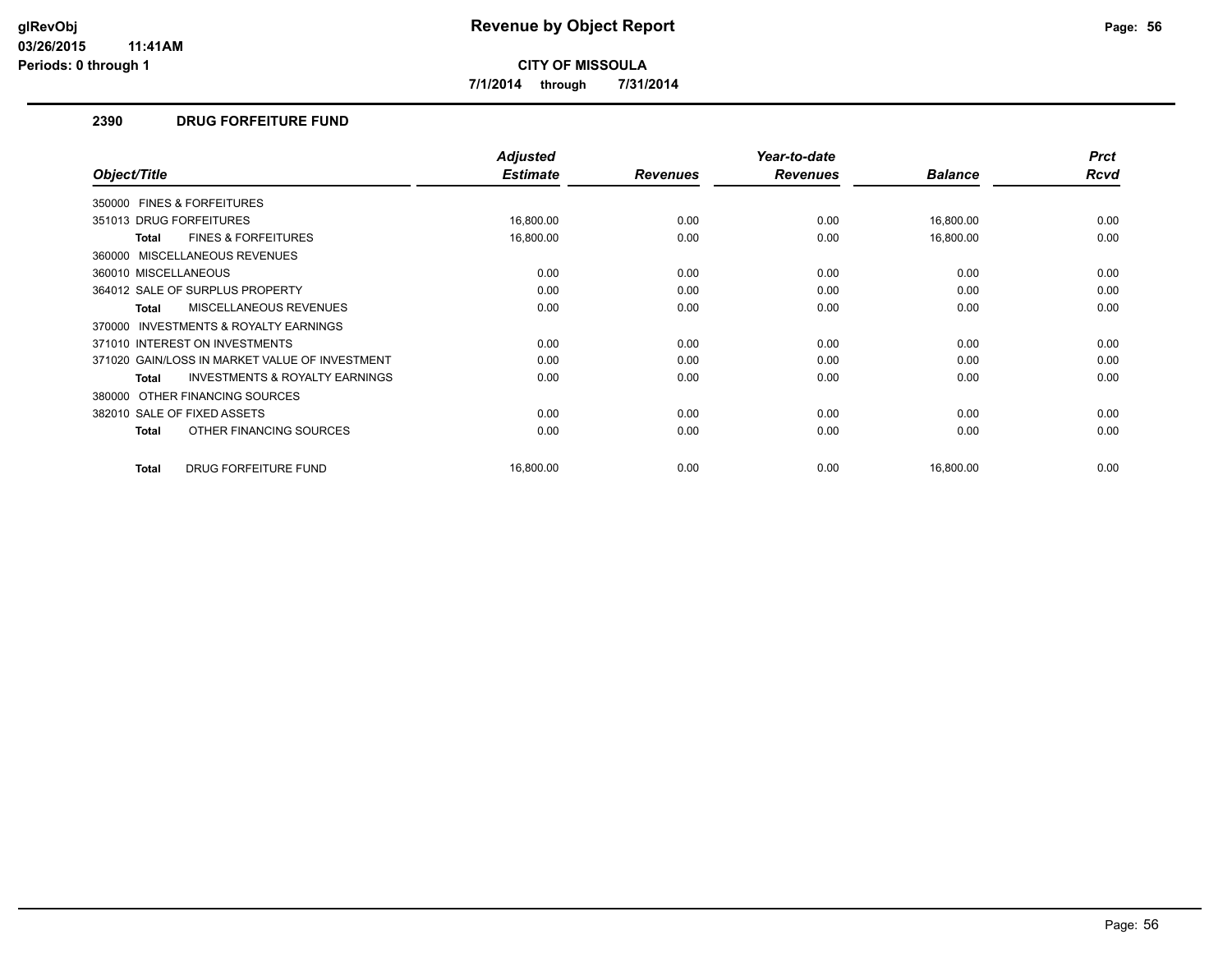**glRevObj**
**03/26/2015 11:41AM**
**Periods: 0 through 1**

# Revenue by Object Report

**CITY OF MISSOULA**

**7/1/2014 through 7/31/2014**

## 2390 DRUG FORFEITURE FUND

| Object/Title | Adjusted Estimate | Revenues | Year-to-date Revenues | Balance | Prct Rcvd |
|---|---|---|---|---|---|
| 350000 FINES & FORFEITURES | | | | | |
| 351013 DRUG FORFEITURES | 16,800.00 | 0.00 | 0.00 | 16,800.00 | 0.00 |
| **Total** FINES & FORFEITURES | 16,800.00 | 0.00 | 0.00 | 16,800.00 | 0.00 |
| 360000 MISCELLANEOUS REVENUES | | | | | |
| 360010 MISCELLANEOUS | 0.00 | 0.00 | 0.00 | 0.00 | 0.00 |
| 364012 SALE OF SURPLUS PROPERTY | 0.00 | 0.00 | 0.00 | 0.00 | 0.00 |
| **Total** MISCELLANEOUS REVENUES | 0.00 | 0.00 | 0.00 | 0.00 | 0.00 |
| 370000 INVESTMENTS & ROYALTY EARNINGS | | | | | |
| 371010 INTEREST ON INVESTMENTS | 0.00 | 0.00 | 0.00 | 0.00 | 0.00 |
| 371020 GAIN/LOSS IN MARKET VALUE OF INVESTMENT | 0.00 | 0.00 | 0.00 | 0.00 | 0.00 |
| **Total** INVESTMENTS & ROYALTY EARNINGS | 0.00 | 0.00 | 0.00 | 0.00 | 0.00 |
| 380000 OTHER FINANCING SOURCES | | | | | |
| 382010 SALE OF FIXED ASSETS | 0.00 | 0.00 | 0.00 | 0.00 | 0.00 |
| **Total** OTHER FINANCING SOURCES | 0.00 | 0.00 | 0.00 | 0.00 | 0.00 |
| **Total** DRUG FORFEITURE FUND | 16,800.00 | 0.00 | 0.00 | 16,800.00 | 0.00 |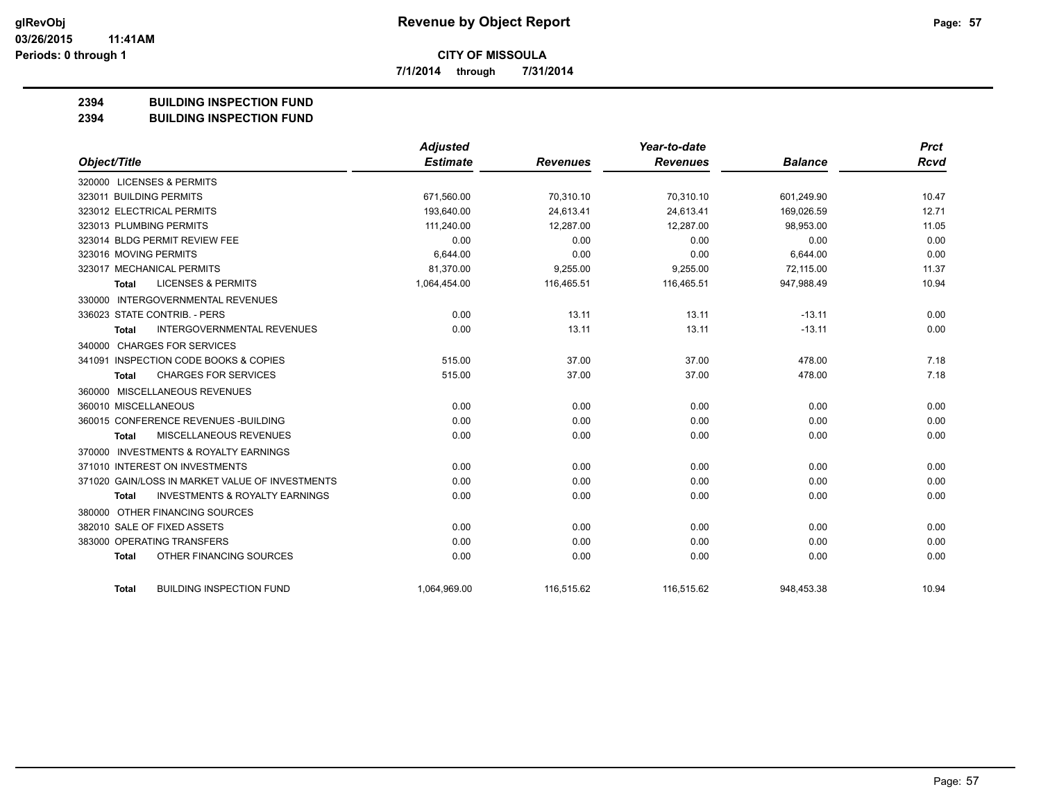**Revenue by Object Report**

**CITY OF MISSOULA**

**7/1/2014 through 7/31/2014**

glRevObj
03/26/2015 11:41AM
Periods: 0 through 1

**2394 BUILDING INSPECTION FUND**
**2394 BUILDING INSPECTION FUND**

| Object/Title | Adjusted Estimate | Revenues | Year-to-date Revenues | Balance | Prct Rcvd |
|---|---|---|---|---|---|
| 320000 LICENSES & PERMITS | | | | | |
| 323011 BUILDING PERMITS | 671,560.00 | 70,310.10 | 70,310.10 | 601,249.90 | 10.47 |
| 323012 ELECTRICAL PERMITS | 193,640.00 | 24,613.41 | 24,613.41 | 169,026.59 | 12.71 |
| 323013 PLUMBING PERMITS | 111,240.00 | 12,287.00 | 12,287.00 | 98,953.00 | 11.05 |
| 323014 BLDG PERMIT REVIEW FEE | 0.00 | 0.00 | 0.00 | 0.00 | 0.00 |
| 323016 MOVING PERMITS | 6,644.00 | 0.00 | 0.00 | 6,644.00 | 0.00 |
| 323017 MECHANICAL PERMITS | 81,370.00 | 9,255.00 | 9,255.00 | 72,115.00 | 11.37 |
| **Total** LICENSES & PERMITS | 1,064,454.00 | 116,465.51 | 116,465.51 | 947,988.49 | 10.94 |
| 330000 INTERGOVERNMENTAL REVENUES | | | | | |
| 336023 STATE CONTRIB. - PERS | 0.00 | 13.11 | 13.11 | -13.11 | 0.00 |
| **Total** INTERGOVERNMENTAL REVENUES | 0.00 | 13.11 | 13.11 | -13.11 | 0.00 |
| 340000 CHARGES FOR SERVICES | | | | | |
| 341091 INSPECTION CODE BOOKS & COPIES | 515.00 | 37.00 | 37.00 | 478.00 | 7.18 |
| **Total** CHARGES FOR SERVICES | 515.00 | 37.00 | 37.00 | 478.00 | 7.18 |
| 360000 MISCELLANEOUS REVENUES | | | | | |
| 360010 MISCELLANEOUS | 0.00 | 0.00 | 0.00 | 0.00 | 0.00 |
| 360015 CONFERENCE REVENUES -BUILDING | 0.00 | 0.00 | 0.00 | 0.00 | 0.00 |
| **Total** MISCELLANEOUS REVENUES | 0.00 | 0.00 | 0.00 | 0.00 | 0.00 |
| 370000 INVESTMENTS & ROYALTY EARNINGS | | | | | |
| 371010 INTEREST ON INVESTMENTS | 0.00 | 0.00 | 0.00 | 0.00 | 0.00 |
| 371020 GAIN/LOSS IN MARKET VALUE OF INVESTMENTS | 0.00 | 0.00 | 0.00 | 0.00 | 0.00 |
| **Total** INVESTMENTS & ROYALTY EARNINGS | 0.00 | 0.00 | 0.00 | 0.00 | 0.00 |
| 380000 OTHER FINANCING SOURCES | | | | | |
| 382010 SALE OF FIXED ASSETS | 0.00 | 0.00 | 0.00 | 0.00 | 0.00 |
| 383000 OPERATING TRANSFERS | 0.00 | 0.00 | 0.00 | 0.00 | 0.00 |
| **Total** OTHER FINANCING SOURCES | 0.00 | 0.00 | 0.00 | 0.00 | 0.00 |
| **Total** BUILDING INSPECTION FUND | 1,064,969.00 | 116,515.62 | 116,515.62 | 948,453.38 | 10.94 |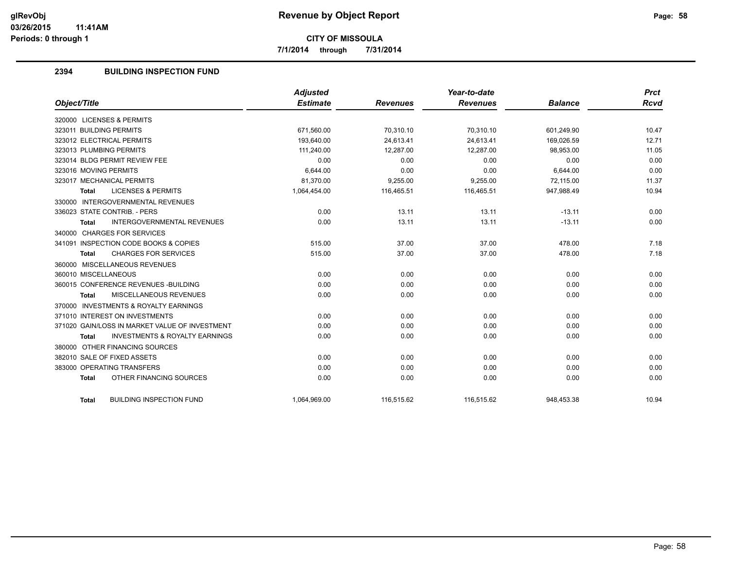# Revenue by Object Report

**CITY OF MISSOULA**

**7/1/2014 through 7/31/2014**

glRevObj
03/26/2015 11:41AM
Periods: 0 through 1

## 2394 BUILDING INSPECTION FUND

| Object/Title | Adjusted Estimate | Revenues | Year-to-date Revenues | Balance | Prct Rcvd |
|---|---|---|---|---|---|
| 320000 LICENSES & PERMITS | | | | | |
| 323011 BUILDING PERMITS | 671,560.00 | 70,310.10 | 70,310.10 | 601,249.90 | 10.47 |
| 323012 ELECTRICAL PERMITS | 193,640.00 | 24,613.41 | 24,613.41 | 169,026.59 | 12.71 |
| 323013 PLUMBING PERMITS | 111,240.00 | 12,287.00 | 12,287.00 | 98,953.00 | 11.05 |
| 323014 BLDG PERMIT REVIEW FEE | 0.00 | 0.00 | 0.00 | 0.00 | 0.00 |
| 323016 MOVING PERMITS | 6,644.00 | 0.00 | 0.00 | 6,644.00 | 0.00 |
| 323017 MECHANICAL PERMITS | 81,370.00 | 9,255.00 | 9,255.00 | 72,115.00 | 11.37 |
| **Total** LICENSES & PERMITS | 1,064,454.00 | 116,465.51 | 116,465.51 | 947,988.49 | 10.94 |
| 330000 INTERGOVERNMENTAL REVENUES | | | | | |
| 336023 STATE CONTRIB. - PERS | 0.00 | 13.11 | 13.11 | -13.11 | 0.00 |
| **Total** INTERGOVERNMENTAL REVENUES | 0.00 | 13.11 | 13.11 | -13.11 | 0.00 |
| 340000 CHARGES FOR SERVICES | | | | | |
| 341091 INSPECTION CODE BOOKS & COPIES | 515.00 | 37.00 | 37.00 | 478.00 | 7.18 |
| **Total** CHARGES FOR SERVICES | 515.00 | 37.00 | 37.00 | 478.00 | 7.18 |
| 360000 MISCELLANEOUS REVENUES | | | | | |
| 360010 MISCELLANEOUS | 0.00 | 0.00 | 0.00 | 0.00 | 0.00 |
| 360015 CONFERENCE REVENUES -BUILDING | 0.00 | 0.00 | 0.00 | 0.00 | 0.00 |
| **Total** MISCELLANEOUS REVENUES | 0.00 | 0.00 | 0.00 | 0.00 | 0.00 |
| 370000 INVESTMENTS & ROYALTY EARNINGS | | | | | |
| 371010 INTEREST ON INVESTMENTS | 0.00 | 0.00 | 0.00 | 0.00 | 0.00 |
| 371020 GAIN/LOSS IN MARKET VALUE OF INVESTMENT | 0.00 | 0.00 | 0.00 | 0.00 | 0.00 |
| **Total** INVESTMENTS & ROYALTY EARNINGS | 0.00 | 0.00 | 0.00 | 0.00 | 0.00 |
| 380000 OTHER FINANCING SOURCES | | | | | |
| 382010 SALE OF FIXED ASSETS | 0.00 | 0.00 | 0.00 | 0.00 | 0.00 |
| 383000 OPERATING TRANSFERS | 0.00 | 0.00 | 0.00 | 0.00 | 0.00 |
| **Total** OTHER FINANCING SOURCES | 0.00 | 0.00 | 0.00 | 0.00 | 0.00 |
| **Total** BUILDING INSPECTION FUND | 1,064,969.00 | 116,515.62 | 116,515.62 | 948,453.38 | 10.94 |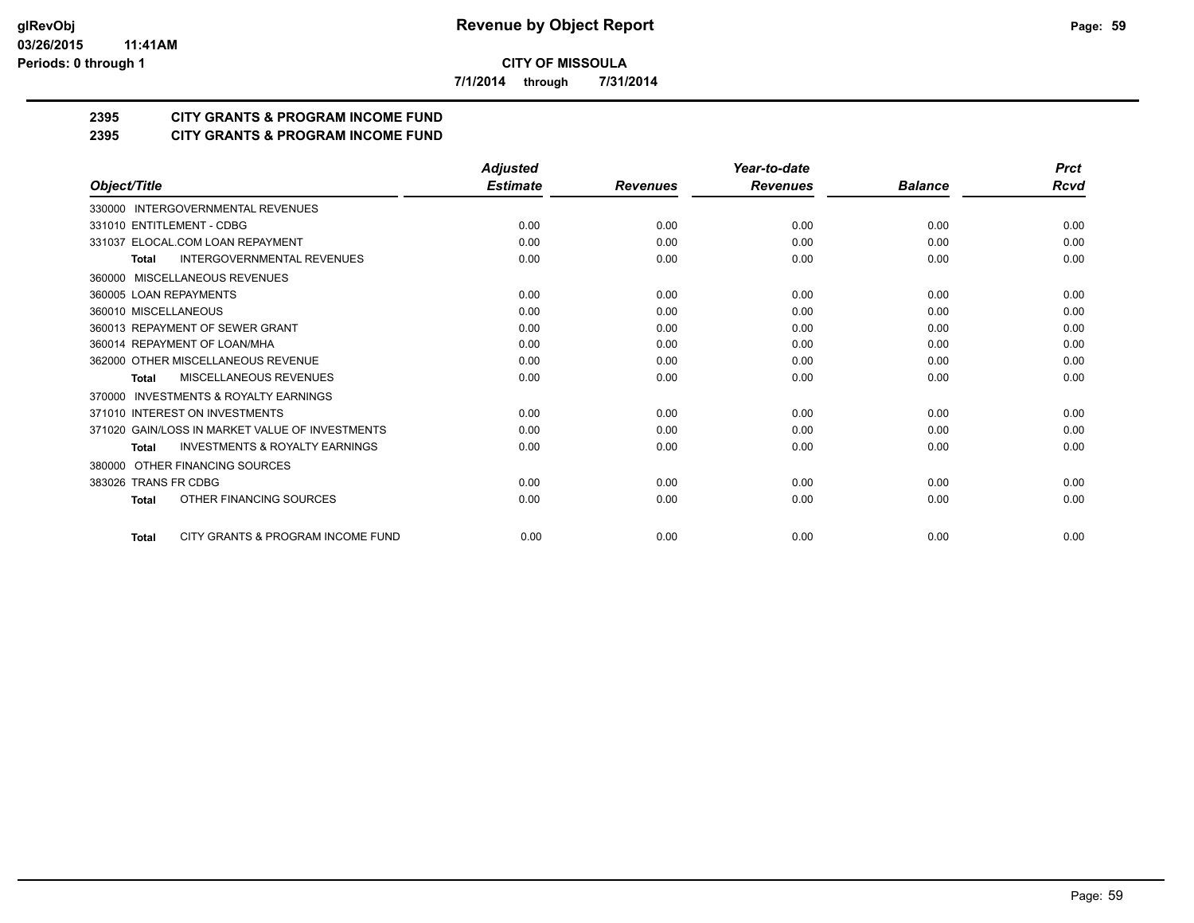**CITY OF MISSOULA**

**7/1/2014 through 7/31/2014**

## 2395 CITY GRANTS & PROGRAM INCOME FUND

## 2395 CITY GRANTS & PROGRAM INCOME FUND

| Object/Title | Adjusted Estimate | Revenues | Year-to-date Revenues | Balance | Prct Rcvd |
|---|---|---|---|---|---|
| 330000 INTERGOVERNMENTAL REVENUES | | | | | |
| 331010 ENTITLEMENT - CDBG | 0.00 | 0.00 | 0.00 | 0.00 | 0.00 |
| 331037 ELOCAL.COM LOAN REPAYMENT | 0.00 | 0.00 | 0.00 | 0.00 | 0.00 |
| **Total** INTERGOVERNMENTAL REVENUES | 0.00 | 0.00 | 0.00 | 0.00 | 0.00 |
| 360000 MISCELLANEOUS REVENUES | | | | | |
| 360005 LOAN REPAYMENTS | 0.00 | 0.00 | 0.00 | 0.00 | 0.00 |
| 360010 MISCELLANEOUS | 0.00 | 0.00 | 0.00 | 0.00 | 0.00 |
| 360013 REPAYMENT OF SEWER GRANT | 0.00 | 0.00 | 0.00 | 0.00 | 0.00 |
| 360014 REPAYMENT OF LOAN/MHA | 0.00 | 0.00 | 0.00 | 0.00 | 0.00 |
| 362000 OTHER MISCELLANEOUS REVENUE | 0.00 | 0.00 | 0.00 | 0.00 | 0.00 |
| **Total** MISCELLANEOUS REVENUES | 0.00 | 0.00 | 0.00 | 0.00 | 0.00 |
| 370000 INVESTMENTS & ROYALTY EARNINGS | | | | | |
| 371010 INTEREST ON INVESTMENTS | 0.00 | 0.00 | 0.00 | 0.00 | 0.00 |
| 371020 GAIN/LOSS IN MARKET VALUE OF INVESTMENTS | 0.00 | 0.00 | 0.00 | 0.00 | 0.00 |
| **Total** INVESTMENTS & ROYALTY EARNINGS | 0.00 | 0.00 | 0.00 | 0.00 | 0.00 |
| 380000 OTHER FINANCING SOURCES | | | | | |
| 383026 TRANS FR CDBG | 0.00 | 0.00 | 0.00 | 0.00 | 0.00 |
| **Total** OTHER FINANCING SOURCES | 0.00 | 0.00 | 0.00 | 0.00 | 0.00 |
| **Total** CITY GRANTS & PROGRAM INCOME FUND | 0.00 | 0.00 | 0.00 | 0.00 | 0.00 |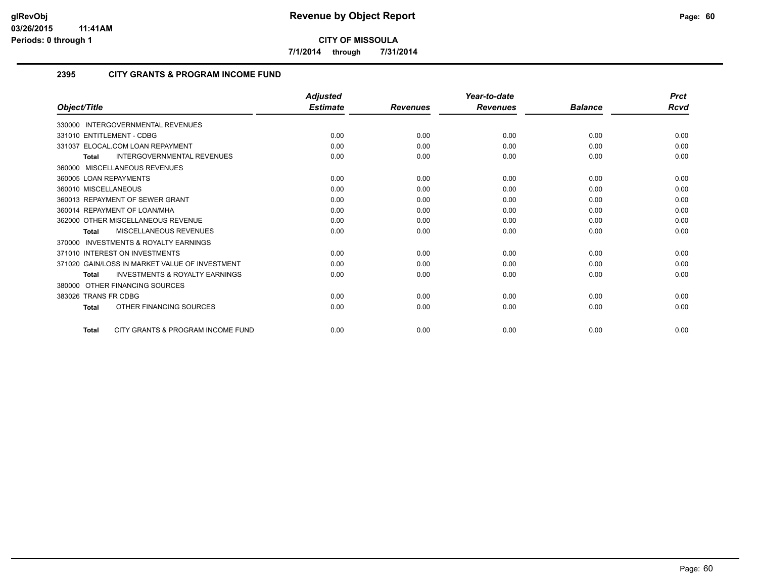**CITY OF MISSOULA**

**7/1/2014 through 7/31/2014**

## 2395 CITY GRANTS & PROGRAM INCOME FUND

| Object/Title | Adjusted Estimate | Revenues | Year-to-date Revenues | Balance | Prct Rcvd |
|---|---|---|---|---|---|
| 330000 INTERGOVERNMENTAL REVENUES | | | | | |
| 331010 ENTITLEMENT - CDBG | 0.00 | 0.00 | 0.00 | 0.00 | 0.00 |
| 331037 ELOCAL.COM LOAN REPAYMENT | 0.00 | 0.00 | 0.00 | 0.00 | 0.00 |
| **Total** INTERGOVERNMENTAL REVENUES | 0.00 | 0.00 | 0.00 | 0.00 | 0.00 |
| 360000 MISCELLANEOUS REVENUES | | | | | |
| 360005 LOAN REPAYMENTS | 0.00 | 0.00 | 0.00 | 0.00 | 0.00 |
| 360010 MISCELLANEOUS | 0.00 | 0.00 | 0.00 | 0.00 | 0.00 |
| 360013 REPAYMENT OF SEWER GRANT | 0.00 | 0.00 | 0.00 | 0.00 | 0.00 |
| 360014 REPAYMENT OF LOAN/MHA | 0.00 | 0.00 | 0.00 | 0.00 | 0.00 |
| 362000 OTHER MISCELLANEOUS REVENUE | 0.00 | 0.00 | 0.00 | 0.00 | 0.00 |
| **Total** MISCELLANEOUS REVENUES | 0.00 | 0.00 | 0.00 | 0.00 | 0.00 |
| 370000 INVESTMENTS & ROYALTY EARNINGS | | | | | |
| 371010 INTEREST ON INVESTMENTS | 0.00 | 0.00 | 0.00 | 0.00 | 0.00 |
| 371020 GAIN/LOSS IN MARKET VALUE OF INVESTMENT | 0.00 | 0.00 | 0.00 | 0.00 | 0.00 |
| **Total** INVESTMENTS & ROYALTY EARNINGS | 0.00 | 0.00 | 0.00 | 0.00 | 0.00 |
| 380000 OTHER FINANCING SOURCES | | | | | |
| 383026 TRANS FR CDBG | 0.00 | 0.00 | 0.00 | 0.00 | 0.00 |
| **Total** OTHER FINANCING SOURCES | 0.00 | 0.00 | 0.00 | 0.00 | 0.00 |
| **Total** CITY GRANTS & PROGRAM INCOME FUND | 0.00 | 0.00 | 0.00 | 0.00 | 0.00 |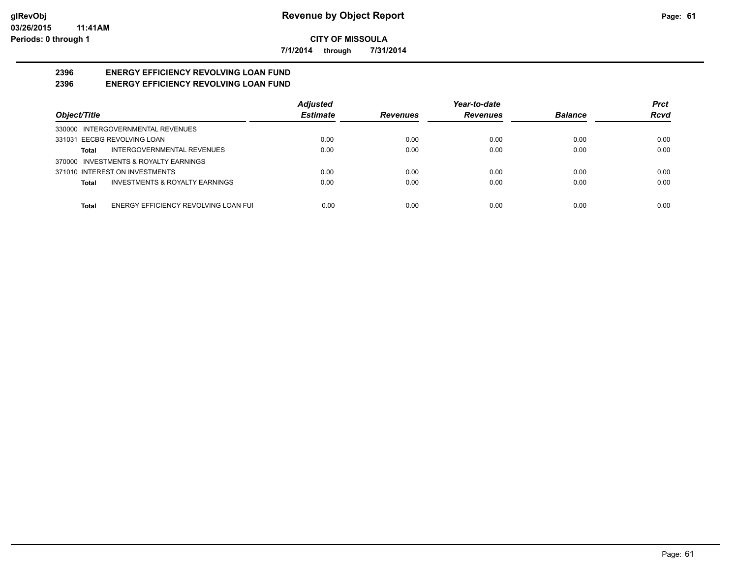**CITY OF MISSOULA**

**7/1/2014 through 7/31/2014**

**Revenue by Object Report**

glRevObj
03/26/2015 11:41AM
Periods: 0 through 1

## 2396 ENERGY EFFICIENCY REVOLVING LOAN FUND
## 2396 ENERGY EFFICIENCY REVOLVING LOAN FUND

| Object/Title | Adjusted Estimate | Revenues | Year-to-date Revenues | Balance | Prct Rcvd |
|---|---|---|---|---|---|
| 330000 INTERGOVERNMENTAL REVENUES | | | | | |
| 331031 EECBG REVOLVING LOAN | 0.00 | 0.00 | 0.00 | 0.00 | 0.00 |
| **Total** INTERGOVERNMENTAL REVENUES | 0.00 | 0.00 | 0.00 | 0.00 | 0.00 |
| 370000 INVESTMENTS & ROYALTY EARNINGS | | | | | |
| 371010 INTEREST ON INVESTMENTS | 0.00 | 0.00 | 0.00 | 0.00 | 0.00 |
| **Total** INVESTMENTS & ROYALTY EARNINGS | 0.00 | 0.00 | 0.00 | 0.00 | 0.00 |
| **Total** ENERGY EFFICIENCY REVOLVING LOAN FUI | 0.00 | 0.00 | 0.00 | 0.00 | 0.00 |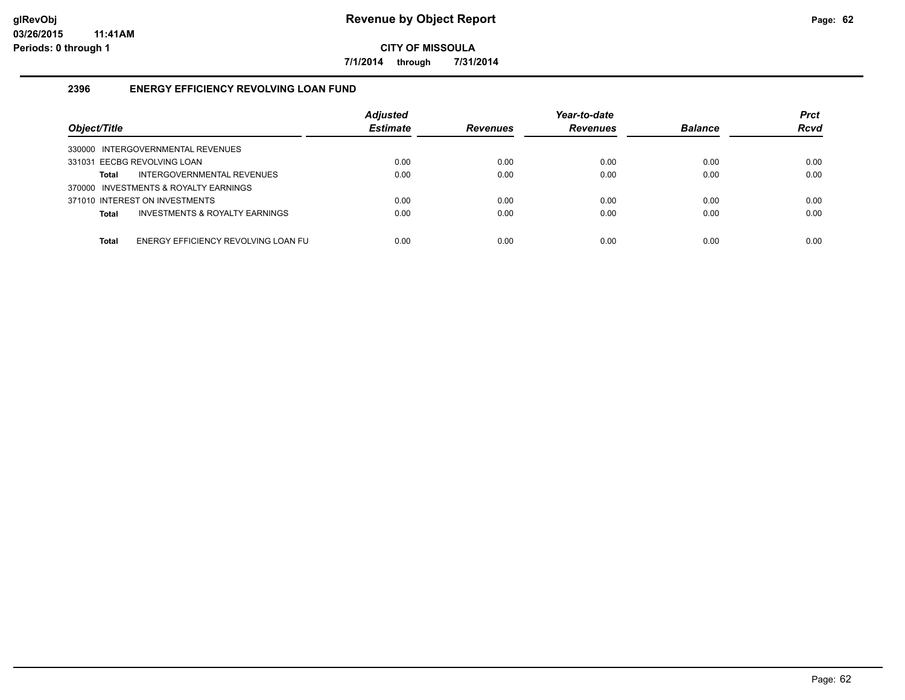# Revenue by Object Report

**CITY OF MISSOULA**

**7/1/2014 through 7/31/2014**

glRevObj
03/26/2015 11:41AM
Periods: 0 through 1

## 2396 ENERGY EFFICIENCY REVOLVING LOAN FUND

| Object/Title | Adjusted Estimate | Revenues | Year-to-date Revenues | Balance | Prct Rcvd |
|---|---|---|---|---|---|
| 330000 INTERGOVERNMENTAL REVENUES | | | | | |
| 331031 EECBG REVOLVING LOAN | 0.00 | 0.00 | 0.00 | 0.00 | 0.00 |
| **Total** INTERGOVERNMENTAL REVENUES | 0.00 | 0.00 | 0.00 | 0.00 | 0.00 |
| 370000 INVESTMENTS & ROYALTY EARNINGS | | | | | |
| 371010 INTEREST ON INVESTMENTS | 0.00 | 0.00 | 0.00 | 0.00 | 0.00 |
| **Total** INVESTMENTS & ROYALTY EARNINGS | 0.00 | 0.00 | 0.00 | 0.00 | 0.00 |
| **Total** ENERGY EFFICIENCY REVOLVING LOAN FU | 0.00 | 0.00 | 0.00 | 0.00 | 0.00 |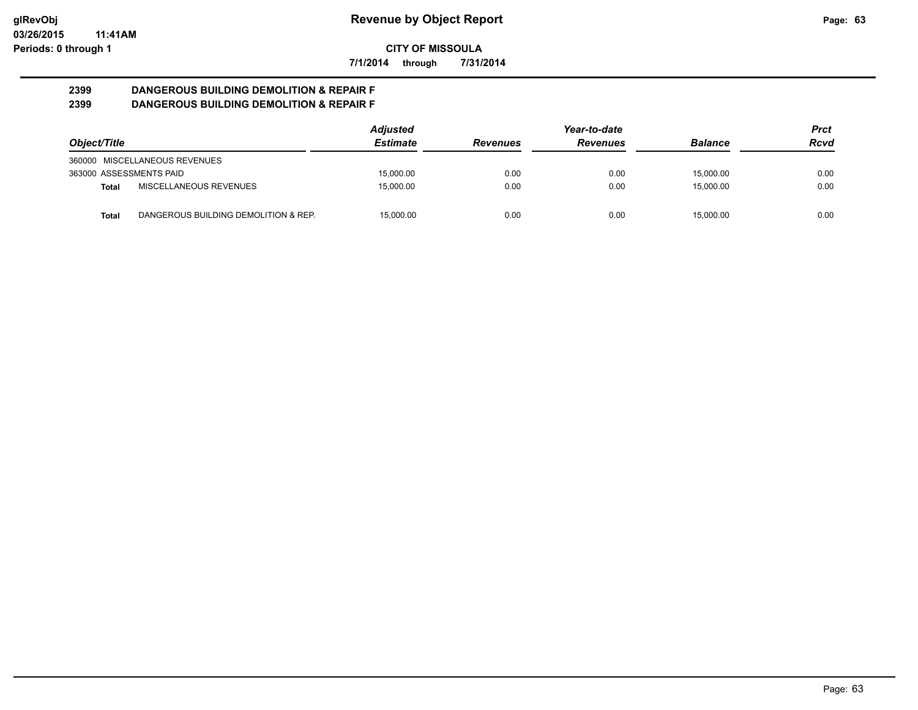# Revenue by Object Report

glRevObj
03/26/2015 11:41AM
Periods: 0 through 1

**CITY OF MISSOULA**

**7/1/2014 through 7/31/2014**

**2399 DANGEROUS BUILDING DEMOLITION & REPAIR F**
**2399 DANGEROUS BUILDING DEMOLITION & REPAIR F**

| Object/Title | | Adjusted Estimate | Revenues | Year-to-date Revenues | Balance | Prct Rcvd |
|---|---|---|---|---|---|---|
| 360000 MISCELLANEOUS REVENUES | | | | | | |
| 363000 ASSESSMENTS PAID | | 15,000.00 | 0.00 | 0.00 | 15,000.00 | 0.00 |
| **Total** | MISCELLANEOUS REVENUES | 15,000.00 | 0.00 | 0.00 | 15,000.00 | 0.00 |
| **Total** | DANGEROUS BUILDING DEMOLITION & REP. | 15,000.00 | 0.00 | 0.00 | 15,000.00 | 0.00 |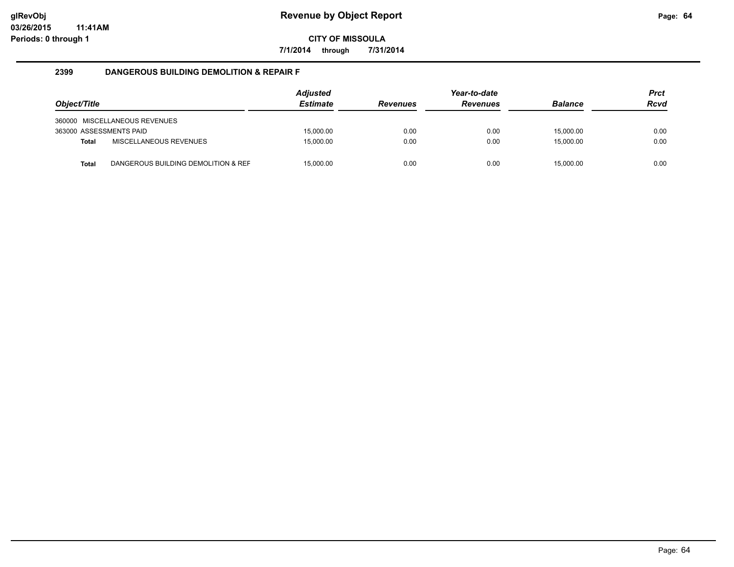# Revenue by Object Report

**CITY OF MISSOULA**

**7/1/2014 through 7/31/2014**

glRevObj
03/26/2015 11:41AM
Periods: 0 through 1

## 2399 DANGEROUS BUILDING DEMOLITION & REPAIR F

| Object/Title | | Adjusted Estimate | Revenues | Year-to-date Revenues | Balance | Prct Rcvd |
|---|---|---|---|---|---|---|
| 360000 MISCELLANEOUS REVENUES | | | | | | |
| 363000 ASSESSMENTS PAID | | 15,000.00 | 0.00 | 0.00 | 15,000.00 | 0.00 |
| **Total** | MISCELLANEOUS REVENUES | 15,000.00 | 0.00 | 0.00 | 15,000.00 | 0.00 |
| **Total** | DANGEROUS BUILDING DEMOLITION & REF | 15,000.00 | 0.00 | 0.00 | 15,000.00 | 0.00 |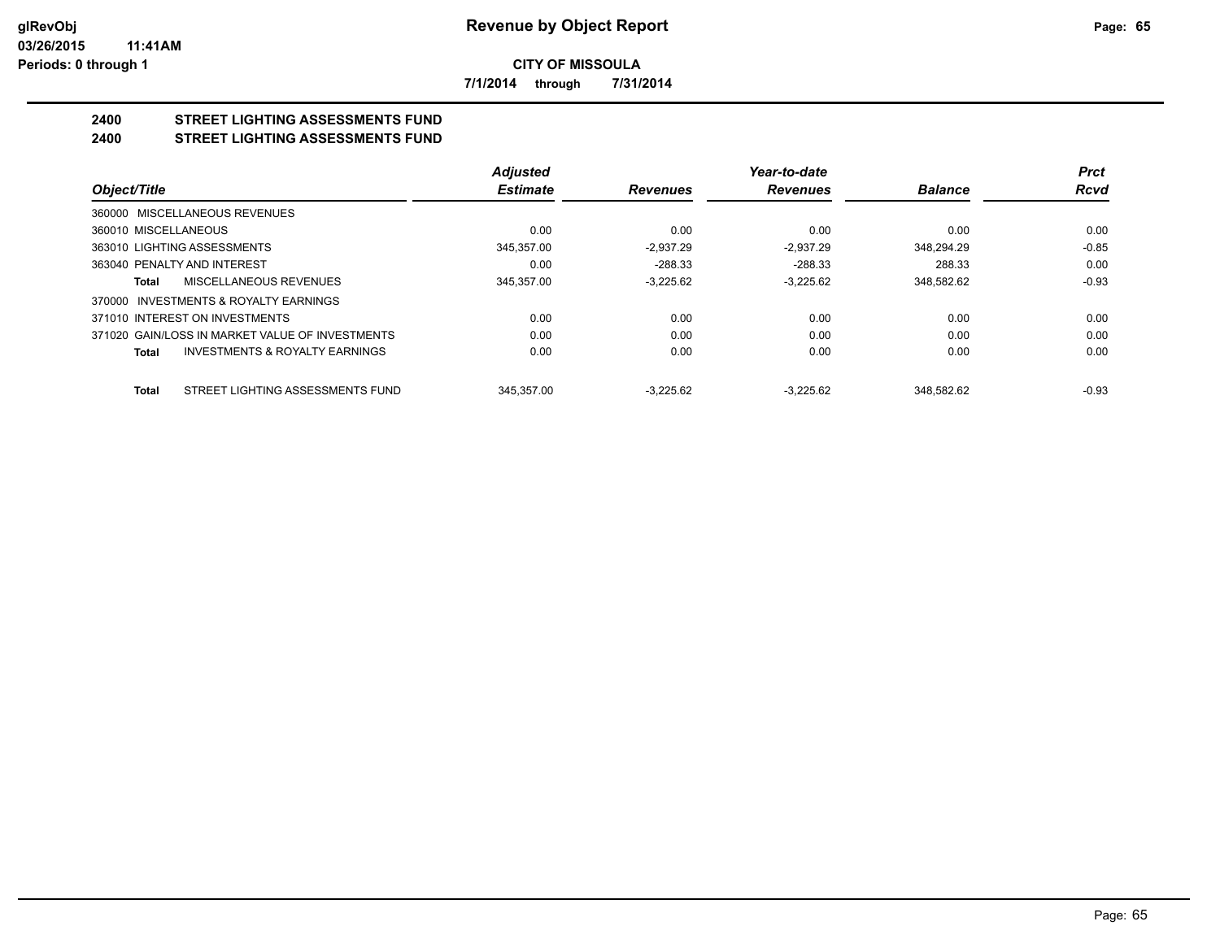**glRevObj**
**03/26/2015 11:41AM**
**Periods: 0 through 1**

# Revenue by Object Report

**CITY OF MISSOULA**

**7/1/2014 through 7/31/2014**

## 2400 STREET LIGHTING ASSESSMENTS FUND
## 2400 STREET LIGHTING ASSESSMENTS FUND

| Object/Title | Adjusted Estimate | Revenues | Year-to-date Revenues | Balance | Prct Rcvd |
|---|---|---|---|---|---|
| 360000 MISCELLANEOUS REVENUES | | | | | |
| 360010 MISCELLANEOUS | 0.00 | 0.00 | 0.00 | 0.00 | 0.00 |
| 363010 LIGHTING ASSESSMENTS | 345,357.00 | -2,937.29 | -2,937.29 | 348,294.29 | -0.85 |
| 363040 PENALTY AND INTEREST | 0.00 | -288.33 | -288.33 | 288.33 | 0.00 |
| **Total** MISCELLANEOUS REVENUES | 345,357.00 | -3,225.62 | -3,225.62 | 348,582.62 | -0.93 |
| 370000 INVESTMENTS & ROYALTY EARNINGS | | | | | |
| 371010 INTEREST ON INVESTMENTS | 0.00 | 0.00 | 0.00 | 0.00 | 0.00 |
| 371020 GAIN/LOSS IN MARKET VALUE OF INVESTMENTS | 0.00 | 0.00 | 0.00 | 0.00 | 0.00 |
| **Total** INVESTMENTS & ROYALTY EARNINGS | 0.00 | 0.00 | 0.00 | 0.00 | 0.00 |
| **Total** STREET LIGHTING ASSESSMENTS FUND | 345,357.00 | -3,225.62 | -3,225.62 | 348,582.62 | -0.93 |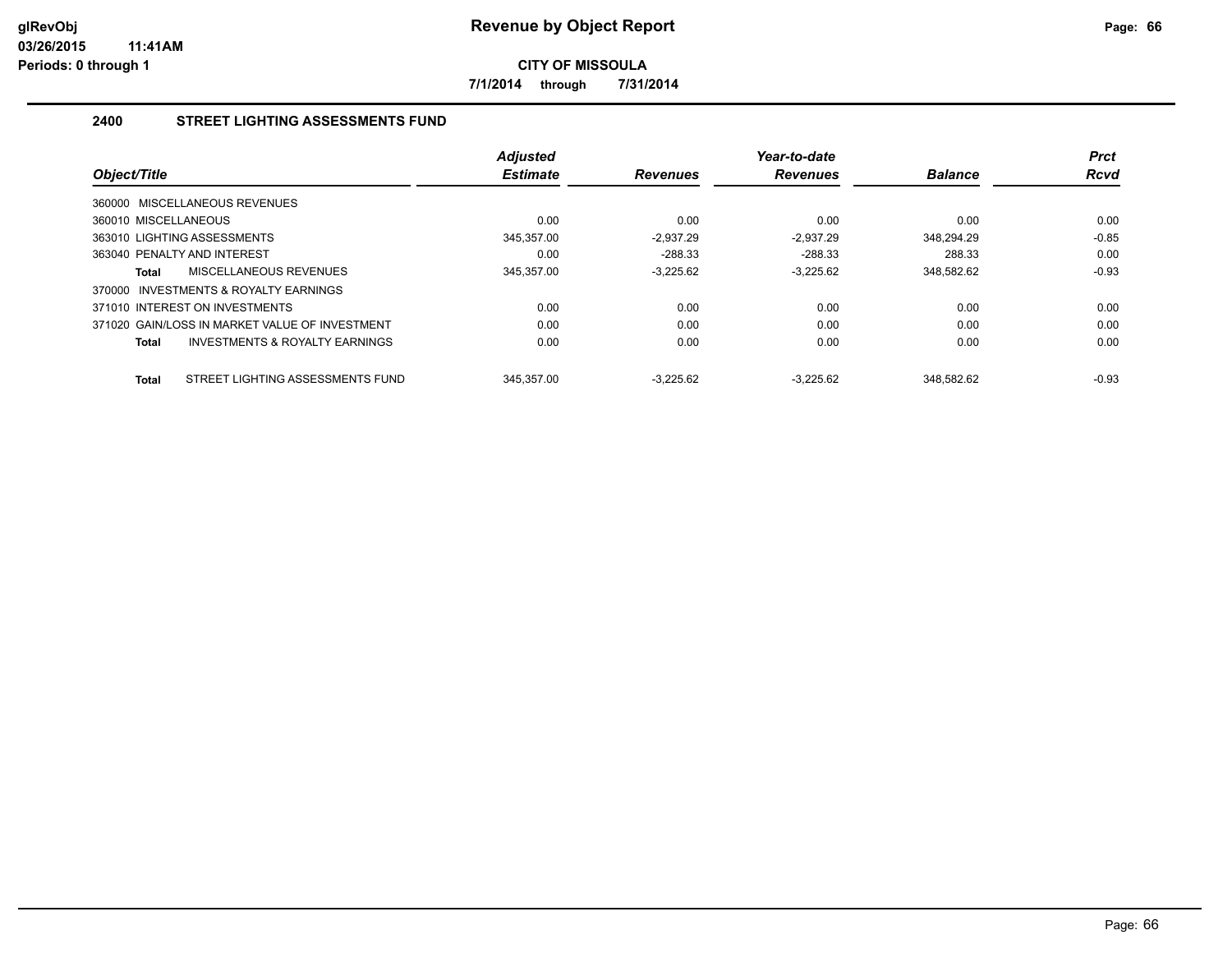**glRevObj**
**03/26/2015 11:41AM**
**Periods: 0 through 1**

# Revenue by Object Report

**CITY OF MISSOULA**

**7/1/2014 through 7/31/2014**

## 2400 STREET LIGHTING ASSESSMENTS FUND

| Object/Title | Adjusted Estimate | Revenues | Year-to-date Revenues | Balance | Prct Rcvd |
|---|---|---|---|---|---|
| 360000 MISCELLANEOUS REVENUES | | | | | |
| 360010 MISCELLANEOUS | 0.00 | 0.00 | 0.00 | 0.00 | 0.00 |
| 363010 LIGHTING ASSESSMENTS | 345,357.00 | -2,937.29 | -2,937.29 | 348,294.29 | -0.85 |
| 363040 PENALTY AND INTEREST | 0.00 | -288.33 | -288.33 | 288.33 | 0.00 |
| **Total** MISCELLANEOUS REVENUES | 345,357.00 | -3,225.62 | -3,225.62 | 348,582.62 | -0.93 |
| 370000 INVESTMENTS & ROYALTY EARNINGS | | | | | |
| 371010 INTEREST ON INVESTMENTS | 0.00 | 0.00 | 0.00 | 0.00 | 0.00 |
| 371020 GAIN/LOSS IN MARKET VALUE OF INVESTMENT | 0.00 | 0.00 | 0.00 | 0.00 | 0.00 |
| **Total** INVESTMENTS & ROYALTY EARNINGS | 0.00 | 0.00 | 0.00 | 0.00 | 0.00 |
| **Total** STREET LIGHTING ASSESSMENTS FUND | 345,357.00 | -3,225.62 | -3,225.62 | 348,582.62 | -0.93 |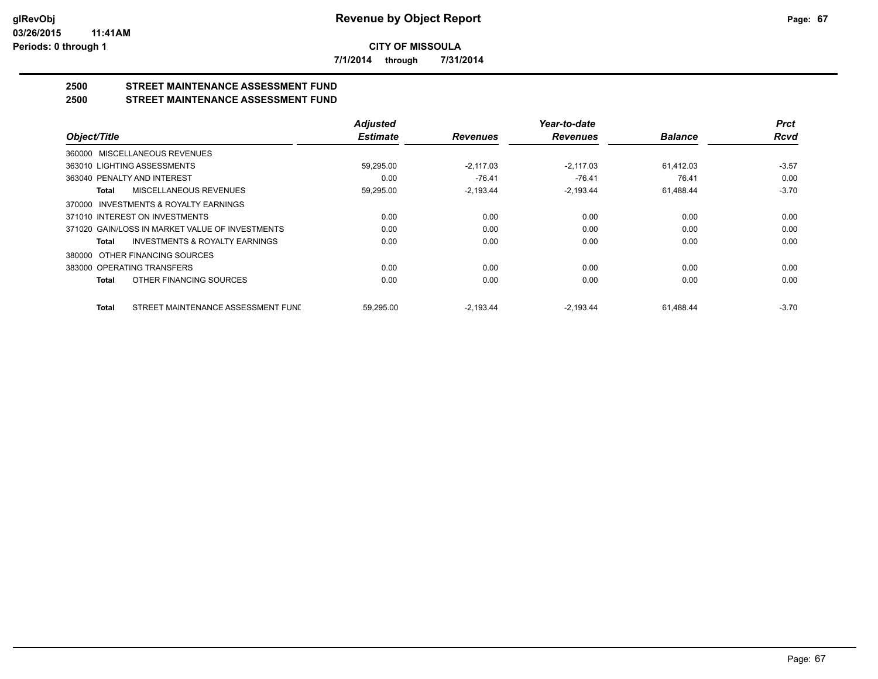# Revenue by Object Report

glRevObj
03/26/2015 11:41AM
Periods: 0 through 1

**CITY OF MISSOULA**

**7/1/2014 through 7/31/2014**

## 2500 STREET MAINTENANCE ASSESSMENT FUND
## 2500 STREET MAINTENANCE ASSESSMENT FUND

| Object/Title | | Adjusted Estimate | Revenues | Year-to-date Revenues | Balance | Prct Rcvd |
|---|---|---|---|---|---|---|
| 360000 MISCELLANEOUS REVENUES | | | | | | |
| 363010 LIGHTING ASSESSMENTS | | 59,295.00 | -2,117.03 | -2,117.03 | 61,412.03 | -3.57 |
| 363040 PENALTY AND INTEREST | | 0.00 | -76.41 | -76.41 | 76.41 | 0.00 |
| **Total** | MISCELLANEOUS REVENUES | 59,295.00 | -2,193.44 | -2,193.44 | 61,488.44 | -3.70 |
| 370000 INVESTMENTS & ROYALTY EARNINGS | | | | | | |
| 371010 INTEREST ON INVESTMENTS | | 0.00 | 0.00 | 0.00 | 0.00 | 0.00 |
| 371020 GAIN/LOSS IN MARKET VALUE OF INVESTMENTS | | 0.00 | 0.00 | 0.00 | 0.00 | 0.00 |
| **Total** | INVESTMENTS & ROYALTY EARNINGS | 0.00 | 0.00 | 0.00 | 0.00 | 0.00 |
| 380000 OTHER FINANCING SOURCES | | | | | | |
| 383000 OPERATING TRANSFERS | | 0.00 | 0.00 | 0.00 | 0.00 | 0.00 |
| **Total** | OTHER FINANCING SOURCES | 0.00 | 0.00 | 0.00 | 0.00 | 0.00 |
| **Total** | STREET MAINTENANCE ASSESSMENT FUNI | 59,295.00 | -2,193.44 | -2,193.44 | 61,488.44 | -3.70 |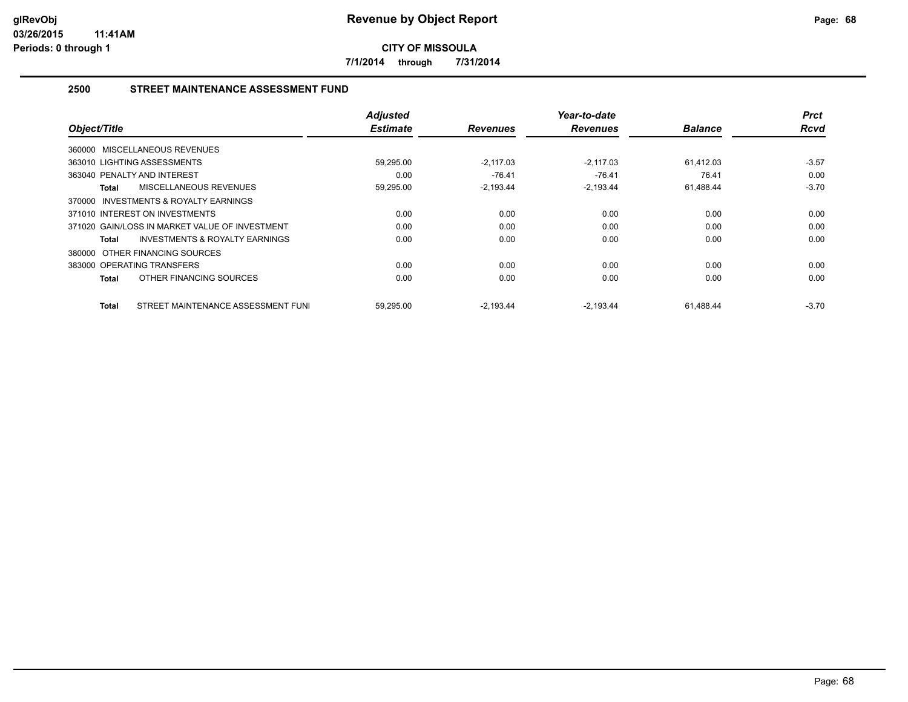**glRevObj**
**03/26/2015 11:41AM**
**Periods: 0 through 1**

# Revenue by Object Report

**CITY OF MISSOULA**

**7/1/2014 through 7/31/2014**

## 2500 STREET MAINTENANCE ASSESSMENT FUND

| Object/Title | Adjusted Estimate | Revenues | Year-to-date Revenues | Balance | Prct Rcvd |
|---|---|---|---|---|---|
| 360000 MISCELLANEOUS REVENUES | | | | | |
| 363010 LIGHTING ASSESSMENTS | 59,295.00 | -2,117.03 | -2,117.03 | 61,412.03 | -3.57 |
| 363040 PENALTY AND INTEREST | 0.00 | -76.41 | -76.41 | 76.41 | 0.00 |
| **Total** MISCELLANEOUS REVENUES | 59,295.00 | -2,193.44 | -2,193.44 | 61,488.44 | -3.70 |
| 370000 INVESTMENTS & ROYALTY EARNINGS | | | | | |
| 371010 INTEREST ON INVESTMENTS | 0.00 | 0.00 | 0.00 | 0.00 | 0.00 |
| 371020 GAIN/LOSS IN MARKET VALUE OF INVESTMENT | 0.00 | 0.00 | 0.00 | 0.00 | 0.00 |
| **Total** INVESTMENTS & ROYALTY EARNINGS | 0.00 | 0.00 | 0.00 | 0.00 | 0.00 |
| 380000 OTHER FINANCING SOURCES | | | | | |
| 383000 OPERATING TRANSFERS | 0.00 | 0.00 | 0.00 | 0.00 | 0.00 |
| **Total** OTHER FINANCING SOURCES | 0.00 | 0.00 | 0.00 | 0.00 | 0.00 |
| **Total** STREET MAINTENANCE ASSESSMENT FUNI | 59,295.00 | -2,193.44 | -2,193.44 | 61,488.44 | -3.70 |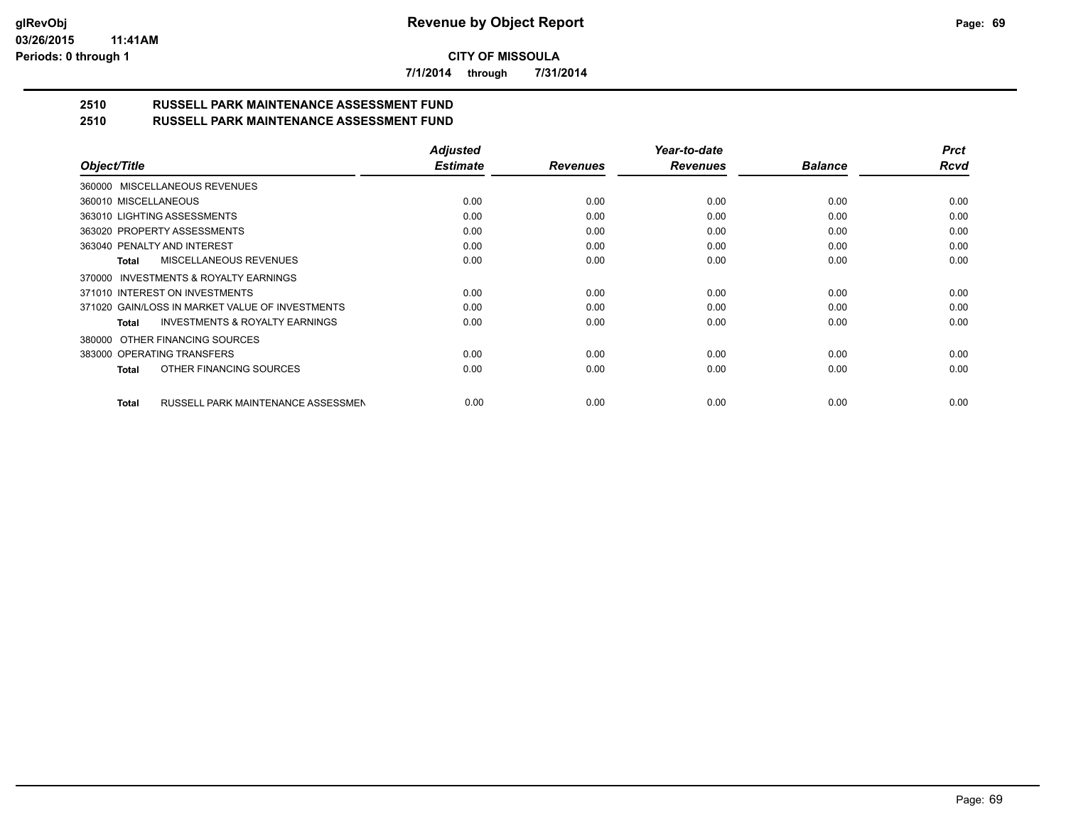**CITY OF MISSOULA**

**7/1/2014 through 7/31/2014**

## 2510 RUSSELL PARK MAINTENANCE ASSESSMENT FUND
## 2510 RUSSELL PARK MAINTENANCE ASSESSMENT FUND

| Object/Title | Adjusted Estimate | Revenues | Year-to-date Revenues | Balance | Prct Rcvd |
|---|---|---|---|---|---|
| 360000 MISCELLANEOUS REVENUES | | | | | |
| 360010 MISCELLANEOUS | 0.00 | 0.00 | 0.00 | 0.00 | 0.00 |
| 363010 LIGHTING ASSESSMENTS | 0.00 | 0.00 | 0.00 | 0.00 | 0.00 |
| 363020 PROPERTY ASSESSMENTS | 0.00 | 0.00 | 0.00 | 0.00 | 0.00 |
| 363040 PENALTY AND INTEREST | 0.00 | 0.00 | 0.00 | 0.00 | 0.00 |
| **Total** MISCELLANEOUS REVENUES | 0.00 | 0.00 | 0.00 | 0.00 | 0.00 |
| 370000 INVESTMENTS & ROYALTY EARNINGS | | | | | |
| 371010 INTEREST ON INVESTMENTS | 0.00 | 0.00 | 0.00 | 0.00 | 0.00 |
| 371020 GAIN/LOSS IN MARKET VALUE OF INVESTMENTS | 0.00 | 0.00 | 0.00 | 0.00 | 0.00 |
| **Total** INVESTMENTS & ROYALTY EARNINGS | 0.00 | 0.00 | 0.00 | 0.00 | 0.00 |
| 380000 OTHER FINANCING SOURCES | | | | | |
| 383000 OPERATING TRANSFERS | 0.00 | 0.00 | 0.00 | 0.00 | 0.00 |
| **Total** OTHER FINANCING SOURCES | 0.00 | 0.00 | 0.00 | 0.00 | 0.00 |
| **Total** RUSSELL PARK MAINTENANCE ASSESSMEN | 0.00 | 0.00 | 0.00 | 0.00 | 0.00 |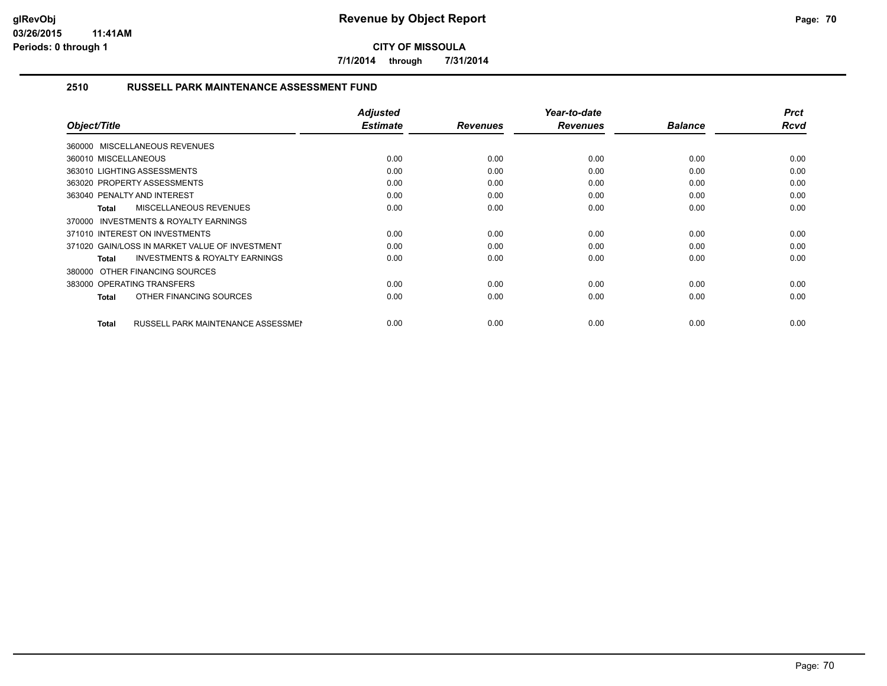# Revenue by Object Report

**CITY OF MISSOULA**

**7/1/2014 through 7/31/2014**

glRevObj
03/26/2015 11:41AM
Periods: 0 through 1

## 2510 RUSSELL PARK MAINTENANCE ASSESSMENT FUND

| Object/Title | Adjusted Estimate | Revenues | Year-to-date Revenues | Balance | Prct Rcvd |
|---|---|---|---|---|---|
| 360000 MISCELLANEOUS REVENUES | | | | | |
| 360010 MISCELLANEOUS | 0.00 | 0.00 | 0.00 | 0.00 | 0.00 |
| 363010 LIGHTING ASSESSMENTS | 0.00 | 0.00 | 0.00 | 0.00 | 0.00 |
| 363020 PROPERTY ASSESSMENTS | 0.00 | 0.00 | 0.00 | 0.00 | 0.00 |
| 363040 PENALTY AND INTEREST | 0.00 | 0.00 | 0.00 | 0.00 | 0.00 |
| **Total** MISCELLANEOUS REVENUES | 0.00 | 0.00 | 0.00 | 0.00 | 0.00 |
| 370000 INVESTMENTS & ROYALTY EARNINGS | | | | | |
| 371010 INTEREST ON INVESTMENTS | 0.00 | 0.00 | 0.00 | 0.00 | 0.00 |
| 371020 GAIN/LOSS IN MARKET VALUE OF INVESTMENT | 0.00 | 0.00 | 0.00 | 0.00 | 0.00 |
| **Total** INVESTMENTS & ROYALTY EARNINGS | 0.00 | 0.00 | 0.00 | 0.00 | 0.00 |
| 380000 OTHER FINANCING SOURCES | | | | | |
| 383000 OPERATING TRANSFERS | 0.00 | 0.00 | 0.00 | 0.00 | 0.00 |
| **Total** OTHER FINANCING SOURCES | 0.00 | 0.00 | 0.00 | 0.00 | 0.00 |
| **Total** RUSSELL PARK MAINTENANCE ASSESSMEN | 0.00 | 0.00 | 0.00 | 0.00 | 0.00 |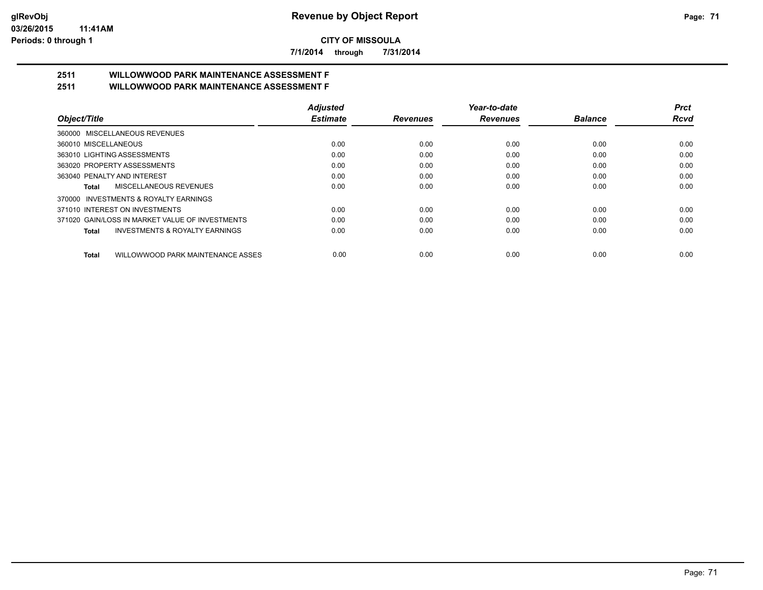**CITY OF MISSOULA**

**7/1/2014 through 7/31/2014**

## 2511 WILLOWWOOD PARK MAINTENANCE ASSESSMENT F

## 2511 WILLOWWOOD PARK MAINTENANCE ASSESSMENT F

| Object/Title | Adjusted Estimate | Revenues | Year-to-date Revenues | Balance | Prct Rcvd |
|---|---|---|---|---|---|
| 360000 MISCELLANEOUS REVENUES | | | | | |
| 360010 MISCELLANEOUS | 0.00 | 0.00 | 0.00 | 0.00 | 0.00 |
| 363010 LIGHTING ASSESSMENTS | 0.00 | 0.00 | 0.00 | 0.00 | 0.00 |
| 363020 PROPERTY ASSESSMENTS | 0.00 | 0.00 | 0.00 | 0.00 | 0.00 |
| 363040 PENALTY AND INTEREST | 0.00 | 0.00 | 0.00 | 0.00 | 0.00 |
| **Total** MISCELLANEOUS REVENUES | 0.00 | 0.00 | 0.00 | 0.00 | 0.00 |
| 370000 INVESTMENTS & ROYALTY EARNINGS | | | | | |
| 371010 INTEREST ON INVESTMENTS | 0.00 | 0.00 | 0.00 | 0.00 | 0.00 |
| 371020 GAIN/LOSS IN MARKET VALUE OF INVESTMENTS | 0.00 | 0.00 | 0.00 | 0.00 | 0.00 |
| **Total** INVESTMENTS & ROYALTY EARNINGS | 0.00 | 0.00 | 0.00 | 0.00 | 0.00 |
| **Total** WILLOWWOOD PARK MAINTENANCE ASSES | 0.00 | 0.00 | 0.00 | 0.00 | 0.00 |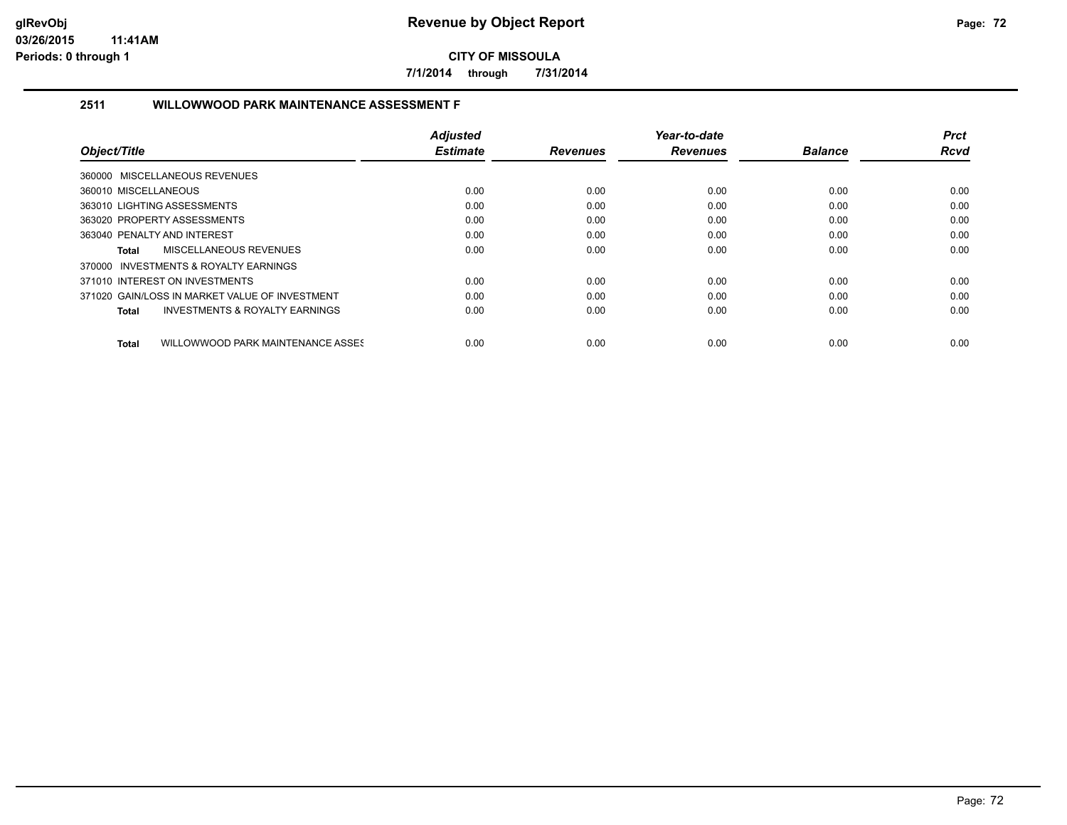**Revenue by Object Report**

**CITY OF MISSOULA**

**7/1/2014 through 7/31/2014**

glRevObj
03/26/2015 11:41AM
Periods: 0 through 1

## 2511 WILLOWWOOD PARK MAINTENANCE ASSESSMENT F

| Object/Title | Adjusted Estimate | Revenues | Year-to-date Revenues | Balance | Prct Rcvd |
|---|---|---|---|---|---|
| 360000 MISCELLANEOUS REVENUES | | | | | |
| 360010 MISCELLANEOUS | 0.00 | 0.00 | 0.00 | 0.00 | 0.00 |
| 363010 LIGHTING ASSESSMENTS | 0.00 | 0.00 | 0.00 | 0.00 | 0.00 |
| 363020 PROPERTY ASSESSMENTS | 0.00 | 0.00 | 0.00 | 0.00 | 0.00 |
| 363040 PENALTY AND INTEREST | 0.00 | 0.00 | 0.00 | 0.00 | 0.00 |
| **Total** MISCELLANEOUS REVENUES | 0.00 | 0.00 | 0.00 | 0.00 | 0.00 |
| 370000 INVESTMENTS & ROYALTY EARNINGS | | | | | |
| 371010 INTEREST ON INVESTMENTS | 0.00 | 0.00 | 0.00 | 0.00 | 0.00 |
| 371020 GAIN/LOSS IN MARKET VALUE OF INVESTMENT | 0.00 | 0.00 | 0.00 | 0.00 | 0.00 |
| **Total** INVESTMENTS & ROYALTY EARNINGS | 0.00 | 0.00 | 0.00 | 0.00 | 0.00 |
| **Total** WILLOWWOOD PARK MAINTENANCE ASSES | 0.00 | 0.00 | 0.00 | 0.00 | 0.00 |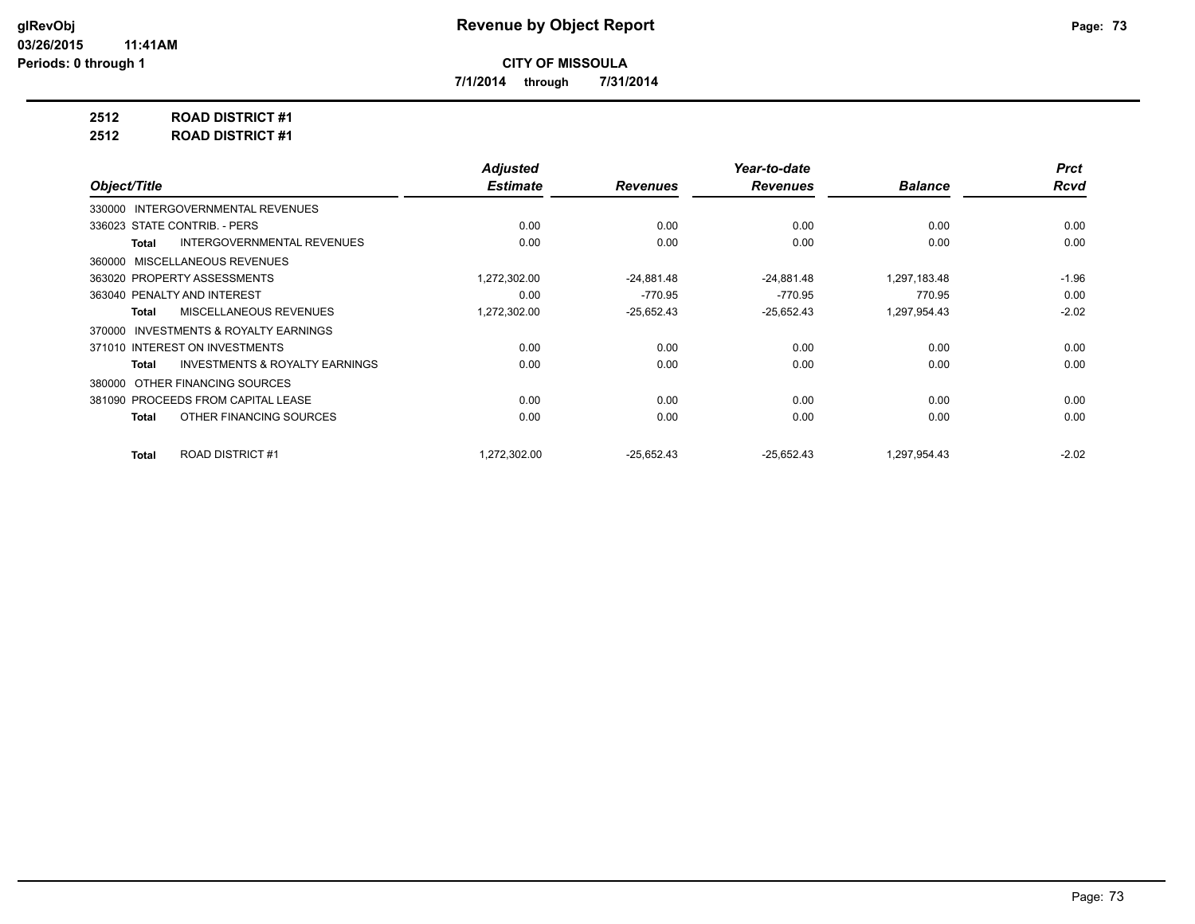# Revenue by Object Report

**CITY OF MISSOULA**

**7/1/2014 through 7/31/2014**

**2512 ROAD DISTRICT #1**

**2512 ROAD DISTRICT #1**

| Object/Title | Adjusted Estimate | Revenues | Year-to-date Revenues | Balance | Prct Rcvd |
|---|---|---|---|---|---|
| 330000 INTERGOVERNMENTAL REVENUES | | | | | |
| 336023 STATE CONTRIB. - PERS | 0.00 | 0.00 | 0.00 | 0.00 | 0.00 |
| **Total** INTERGOVERNMENTAL REVENUES | 0.00 | 0.00 | 0.00 | 0.00 | 0.00 |
| 360000 MISCELLANEOUS REVENUES | | | | | |
| 363020 PROPERTY ASSESSMENTS | 1,272,302.00 | -24,881.48 | -24,881.48 | 1,297,183.48 | -1.96 |
| 363040 PENALTY AND INTEREST | 0.00 | -770.95 | -770.95 | 770.95 | 0.00 |
| **Total** MISCELLANEOUS REVENUES | 1,272,302.00 | -25,652.43 | -25,652.43 | 1,297,954.43 | -2.02 |
| 370000 INVESTMENTS & ROYALTY EARNINGS | | | | | |
| 371010 INTEREST ON INVESTMENTS | 0.00 | 0.00 | 0.00 | 0.00 | 0.00 |
| **Total** INVESTMENTS & ROYALTY EARNINGS | 0.00 | 0.00 | 0.00 | 0.00 | 0.00 |
| 380000 OTHER FINANCING SOURCES | | | | | |
| 381090 PROCEEDS FROM CAPITAL LEASE | 0.00 | 0.00 | 0.00 | 0.00 | 0.00 |
| **Total** OTHER FINANCING SOURCES | 0.00 | 0.00 | 0.00 | 0.00 | 0.00 |
| **Total** ROAD DISTRICT #1 | 1,272,302.00 | -25,652.43 | -25,652.43 | 1,297,954.43 | -2.02 |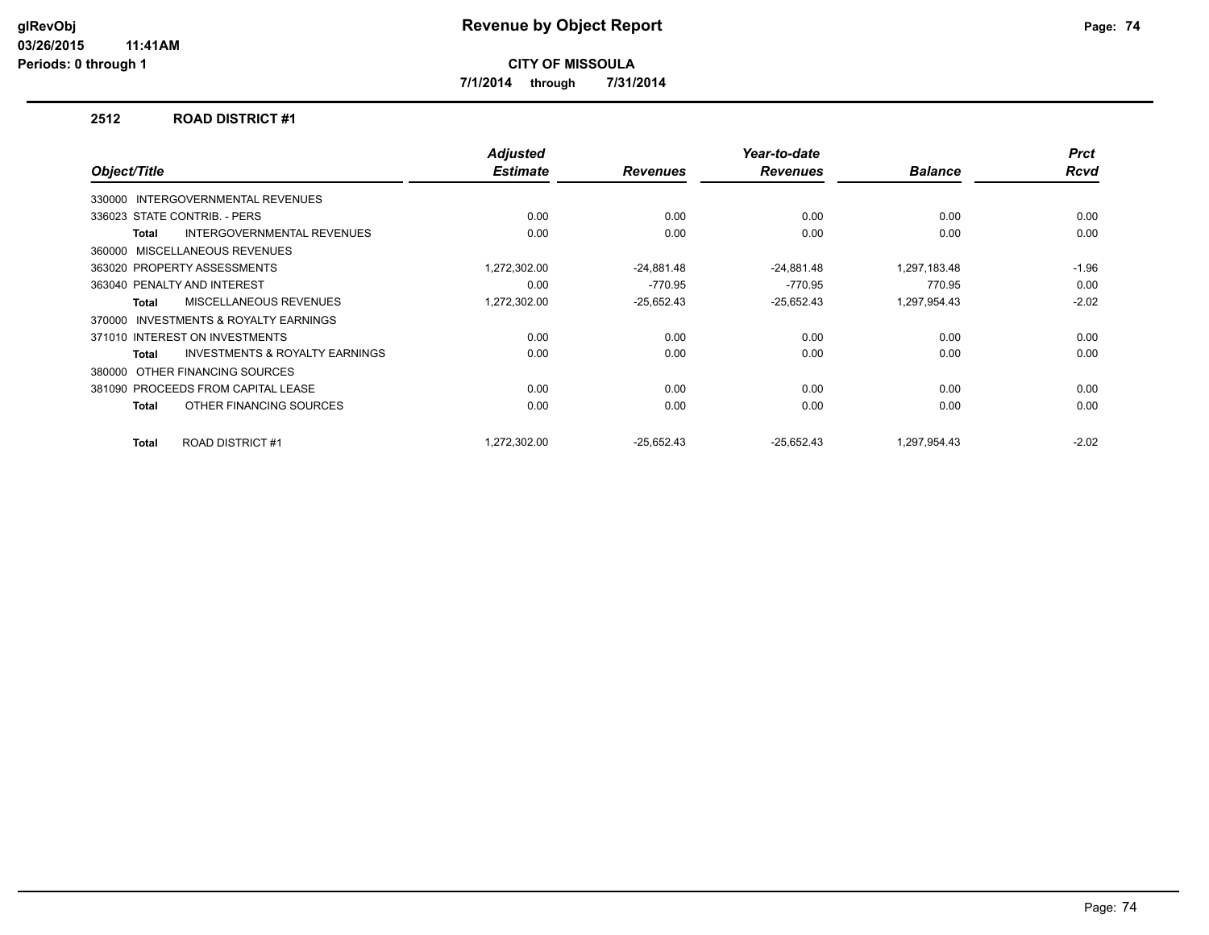**Revenue by Object Report**

**CITY OF MISSOULA**

**7/1/2014 through 7/31/2014**

## 2512 ROAD DISTRICT #1

| Object/Title | Adjusted Estimate | Revenues | Year-to-date Revenues | Balance | Prct Rcvd |
|---|---|---|---|---|---|
| 330000 INTERGOVERNMENTAL REVENUES | | | | | |
| 336023 STATE CONTRIB. - PERS | 0.00 | 0.00 | 0.00 | 0.00 | 0.00 |
| **Total** INTERGOVERNMENTAL REVENUES | 0.00 | 0.00 | 0.00 | 0.00 | 0.00 |
| 360000 MISCELLANEOUS REVENUES | | | | | |
| 363020 PROPERTY ASSESSMENTS | 1,272,302.00 | -24,881.48 | -24,881.48 | 1,297,183.48 | -1.96 |
| 363040 PENALTY AND INTEREST | 0.00 | -770.95 | -770.95 | 770.95 | 0.00 |
| **Total** MISCELLANEOUS REVENUES | 1,272,302.00 | -25,652.43 | -25,652.43 | 1,297,954.43 | -2.02 |
| 370000 INVESTMENTS & ROYALTY EARNINGS | | | | | |
| 371010 INTEREST ON INVESTMENTS | 0.00 | 0.00 | 0.00 | 0.00 | 0.00 |
| **Total** INVESTMENTS & ROYALTY EARNINGS | 0.00 | 0.00 | 0.00 | 0.00 | 0.00 |
| 380000 OTHER FINANCING SOURCES | | | | | |
| 381090 PROCEEDS FROM CAPITAL LEASE | 0.00 | 0.00 | 0.00 | 0.00 | 0.00 |
| **Total** OTHER FINANCING SOURCES | 0.00 | 0.00 | 0.00 | 0.00 | 0.00 |
| **Total** ROAD DISTRICT #1 | 1,272,302.00 | -25,652.43 | -25,652.43 | 1,297,954.43 | -2.02 |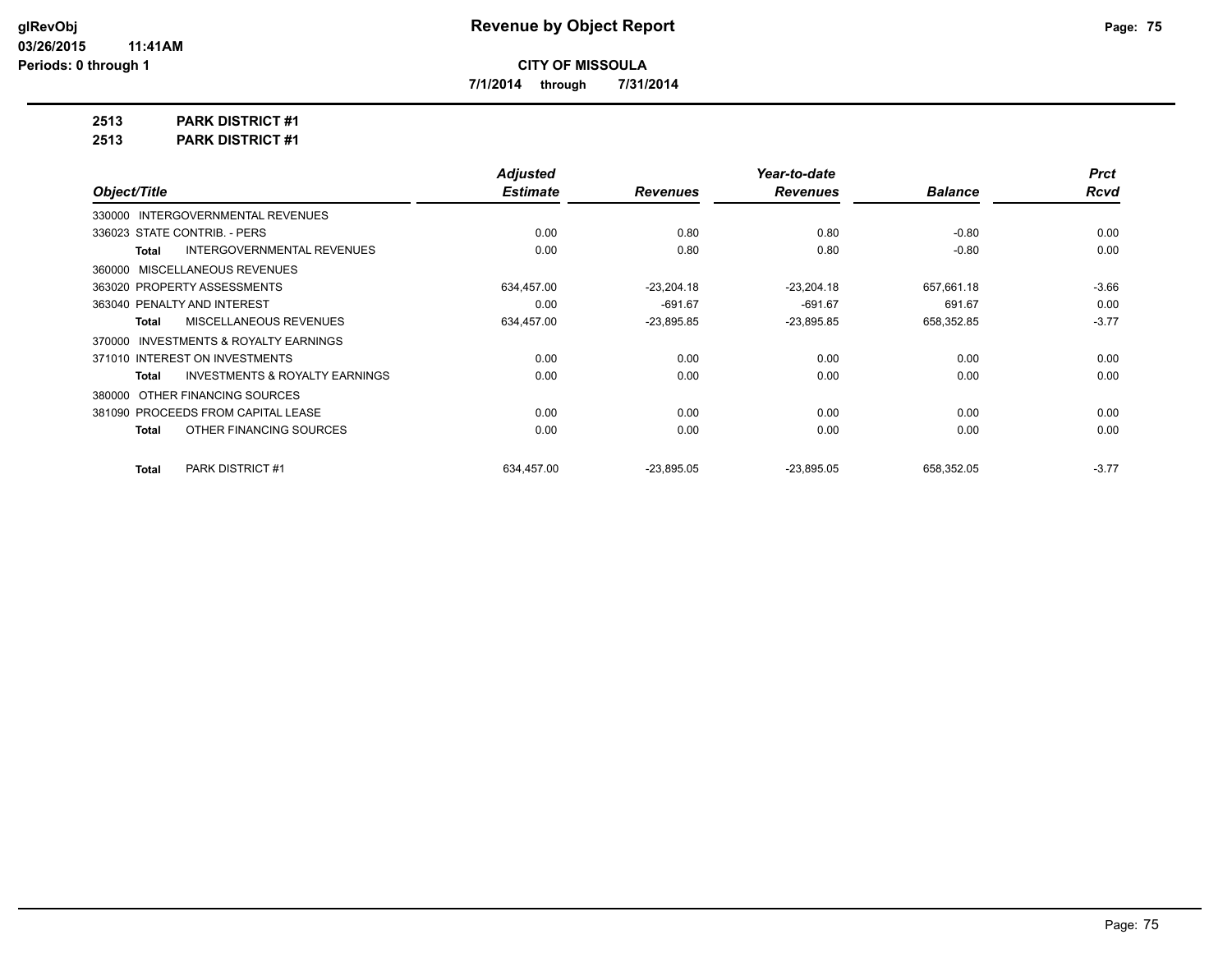**CITY OF MISSOULA**

**7/1/2014 through 7/31/2014**

**2513 PARK DISTRICT #1**

**2513 PARK DISTRICT #1**

| Object/Title | Adjusted Estimate | Revenues | Year-to-date Revenues | Balance | Prct Rcvd |
|---|---|---|---|---|---|
| 330000 INTERGOVERNMENTAL REVENUES | | | | | |
| 336023 STATE CONTRIB. - PERS | 0.00 | 0.80 | 0.80 | -0.80 | 0.00 |
| **Total** INTERGOVERNMENTAL REVENUES | 0.00 | 0.80 | 0.80 | -0.80 | 0.00 |
| 360000 MISCELLANEOUS REVENUES | | | | | |
| 363020 PROPERTY ASSESSMENTS | 634,457.00 | -23,204.18 | -23,204.18 | 657,661.18 | -3.66 |
| 363040 PENALTY AND INTEREST | 0.00 | -691.67 | -691.67 | 691.67 | 0.00 |
| **Total** MISCELLANEOUS REVENUES | 634,457.00 | -23,895.85 | -23,895.85 | 658,352.85 | -3.77 |
| 370000 INVESTMENTS & ROYALTY EARNINGS | | | | | |
| 371010 INTEREST ON INVESTMENTS | 0.00 | 0.00 | 0.00 | 0.00 | 0.00 |
| **Total** INVESTMENTS & ROYALTY EARNINGS | 0.00 | 0.00 | 0.00 | 0.00 | 0.00 |
| 380000 OTHER FINANCING SOURCES | | | | | |
| 381090 PROCEEDS FROM CAPITAL LEASE | 0.00 | 0.00 | 0.00 | 0.00 | 0.00 |
| **Total** OTHER FINANCING SOURCES | 0.00 | 0.00 | 0.00 | 0.00 | 0.00 |
| **Total** PARK DISTRICT #1 | 634,457.00 | -23,895.05 | -23,895.05 | 658,352.05 | -3.77 |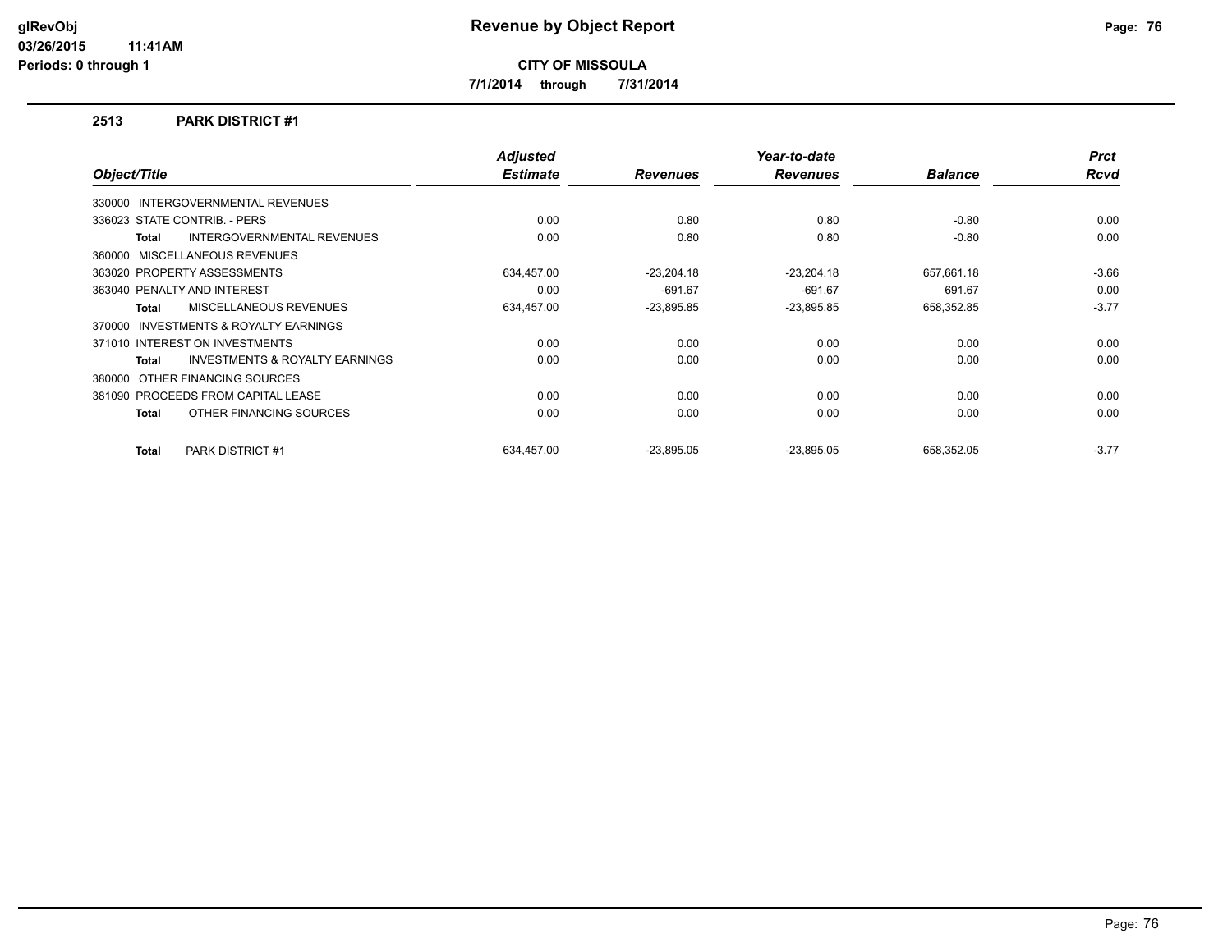**glRevObj**
**03/26/2015 11:41AM**
**Periods: 0 through 1**

# Revenue by Object Report

**CITY OF MISSOULA**

**7/1/2014 through 7/31/2014**

## 2513 PARK DISTRICT #1

| Object/Title | Adjusted Estimate | Revenues | Year-to-date Revenues | Balance | Prct Rcvd |
|---|---|---|---|---|---|
| 330000 INTERGOVERNMENTAL REVENUES | | | | | |
| 336023 STATE CONTRIB. - PERS | 0.00 | 0.80 | 0.80 | -0.80 | 0.00 |
| **Total** INTERGOVERNMENTAL REVENUES | 0.00 | 0.80 | 0.80 | -0.80 | 0.00 |
| 360000 MISCELLANEOUS REVENUES | | | | | |
| 363020 PROPERTY ASSESSMENTS | 634,457.00 | -23,204.18 | -23,204.18 | 657,661.18 | -3.66 |
| 363040 PENALTY AND INTEREST | 0.00 | -691.67 | -691.67 | 691.67 | 0.00 |
| **Total** MISCELLANEOUS REVENUES | 634,457.00 | -23,895.85 | -23,895.85 | 658,352.85 | -3.77 |
| 370000 INVESTMENTS & ROYALTY EARNINGS | | | | | |
| 371010 INTEREST ON INVESTMENTS | 0.00 | 0.00 | 0.00 | 0.00 | 0.00 |
| **Total** INVESTMENTS & ROYALTY EARNINGS | 0.00 | 0.00 | 0.00 | 0.00 | 0.00 |
| 380000 OTHER FINANCING SOURCES | | | | | |
| 381090 PROCEEDS FROM CAPITAL LEASE | 0.00 | 0.00 | 0.00 | 0.00 | 0.00 |
| **Total** OTHER FINANCING SOURCES | 0.00 | 0.00 | 0.00 | 0.00 | 0.00 |
| **Total** PARK DISTRICT #1 | 634,457.00 | -23,895.05 | -23,895.05 | 658,352.05 | -3.77 |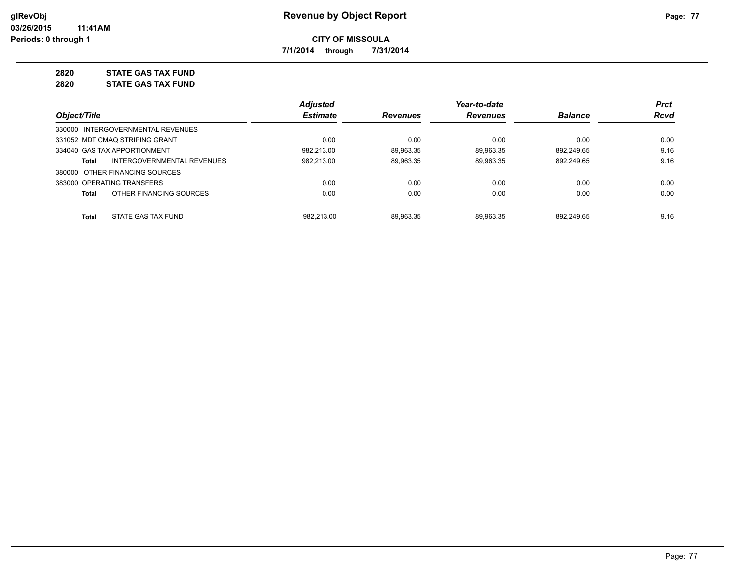**Revenue by Object Report**

**CITY OF MISSOULA**

**7/1/2014 through 7/31/2014**

glRevObj
03/26/2015 11:41AM
Periods: 0 through 1

**2820 STATE GAS TAX FUND**

**2820 STATE GAS TAX FUND**

| Object/Title | Adjusted Estimate | Revenues | Year-to-date Revenues | Balance | Prct Rcvd |
|---|---|---|---|---|---|
| 330000 INTERGOVERNMENTAL REVENUES | | | | | |
| 331052 MDT CMAQ STRIPING GRANT | 0.00 | 0.00 | 0.00 | 0.00 | 0.00 |
| 334040 GAS TAX APPORTIONMENT | 982,213.00 | 89,963.35 | 89,963.35 | 892,249.65 | 9.16 |
| **Total** INTERGOVERNMENTAL REVENUES | 982,213.00 | 89,963.35 | 89,963.35 | 892,249.65 | 9.16 |
| 380000 OTHER FINANCING SOURCES | | | | | |
| 383000 OPERATING TRANSFERS | 0.00 | 0.00 | 0.00 | 0.00 | 0.00 |
| **Total** OTHER FINANCING SOURCES | 0.00 | 0.00 | 0.00 | 0.00 | 0.00 |
| **Total** STATE GAS TAX FUND | 982,213.00 | 89,963.35 | 89,963.35 | 892,249.65 | 9.16 |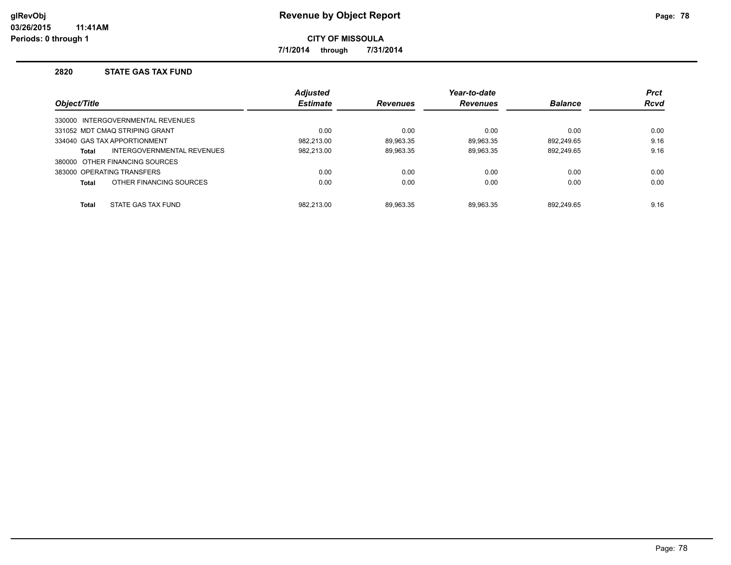# Revenue by Object Report

**CITY OF MISSOULA**

**7/1/2014 through 7/31/2014**

## 2820 STATE GAS TAX FUND

| Object/Title | | Adjusted Estimate | Revenues | Year-to-date Revenues | Balance | Prct Rcvd |
|---|---|---|---|---|---|---|
| 330000 INTERGOVERNMENTAL REVENUES | | | | | | |
| 331052 MDT CMAQ STRIPING GRANT | | 0.00 | 0.00 | 0.00 | 0.00 | 0.00 |
| 334040 GAS TAX APPORTIONMENT | | 982,213.00 | 89,963.35 | 89,963.35 | 892,249.65 | 9.16 |
| **Total** | INTERGOVERNMENTAL REVENUES | 982,213.00 | 89,963.35 | 89,963.35 | 892,249.65 | 9.16 |
| 380000 OTHER FINANCING SOURCES | | | | | | |
| 383000 OPERATING TRANSFERS | | 0.00 | 0.00 | 0.00 | 0.00 | 0.00 |
| **Total** | OTHER FINANCING SOURCES | 0.00 | 0.00 | 0.00 | 0.00 | 0.00 |
| **Total** | STATE GAS TAX FUND | 982,213.00 | 89,963.35 | 89,963.35 | 892,249.65 | 9.16 |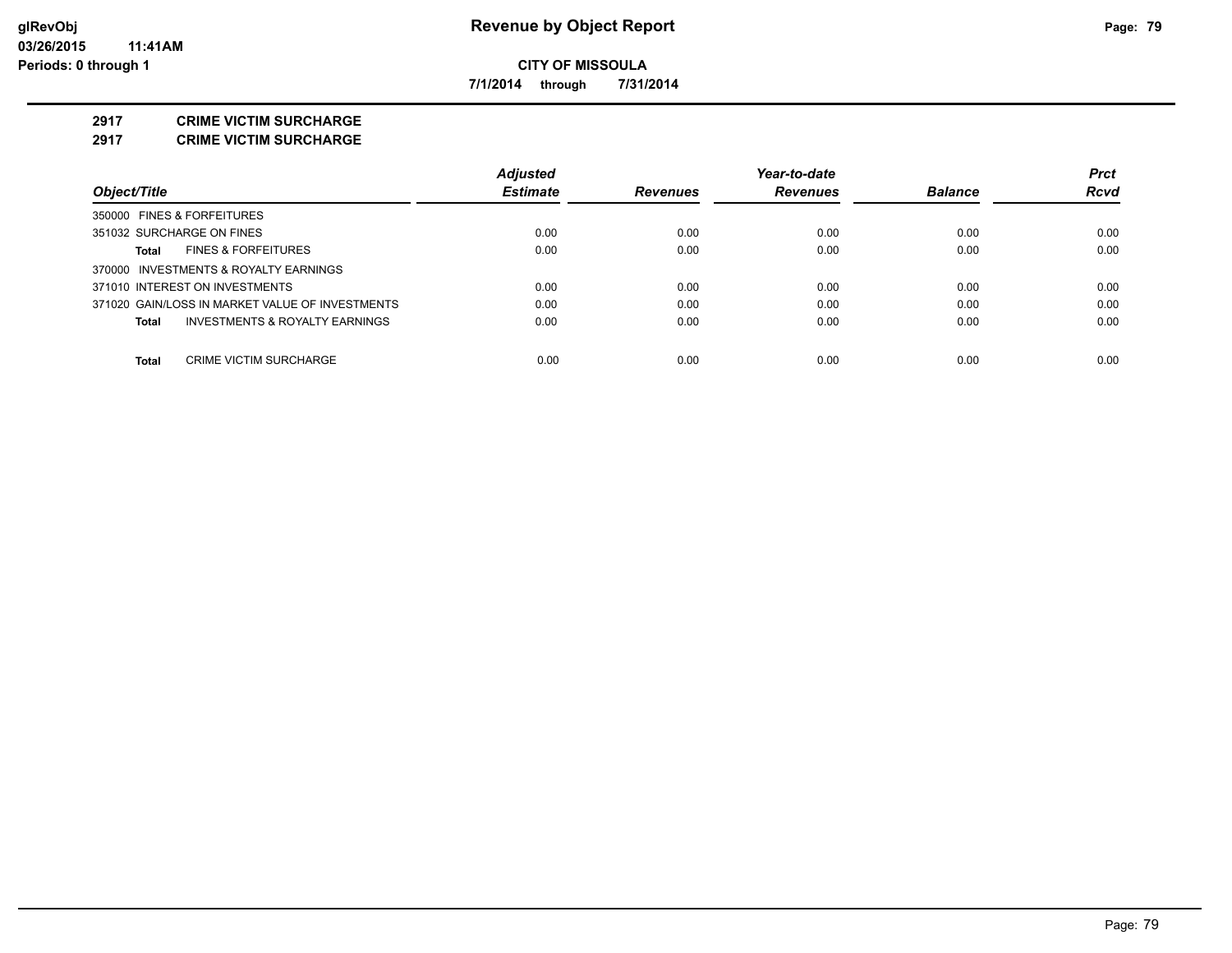**Revenue by Object Report**

**CITY OF MISSOULA**

**7/1/2014 through 7/31/2014**

glRevObj
03/26/2015 11:41AM
Periods: 0 through 1

## 2917 CRIME VICTIM SURCHARGE
## 2917 CRIME VICTIM SURCHARGE

| Object/Title | Adjusted Estimate | Revenues | Year-to-date Revenues | Balance | Prct Rcvd |
|---|---|---|---|---|---|
| 350000 FINES & FORFEITURES | | | | | |
| 351032 SURCHARGE ON FINES | 0.00 | 0.00 | 0.00 | 0.00 | 0.00 |
| **Total** FINES & FORFEITURES | 0.00 | 0.00 | 0.00 | 0.00 | 0.00 |
| 370000 INVESTMENTS & ROYALTY EARNINGS | | | | | |
| 371010 INTEREST ON INVESTMENTS | 0.00 | 0.00 | 0.00 | 0.00 | 0.00 |
| 371020 GAIN/LOSS IN MARKET VALUE OF INVESTMENTS | 0.00 | 0.00 | 0.00 | 0.00 | 0.00 |
| **Total** INVESTMENTS & ROYALTY EARNINGS | 0.00 | 0.00 | 0.00 | 0.00 | 0.00 |
| **Total** CRIME VICTIM SURCHARGE | 0.00 | 0.00 | 0.00 | 0.00 | 0.00 |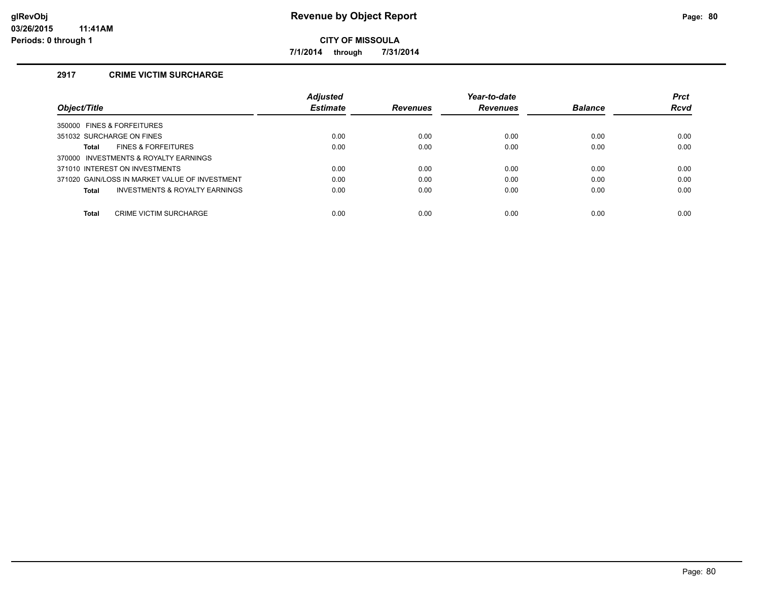# Revenue by Object Report

**CITY OF MISSOULA**

**7/1/2014 through 7/31/2014**

glRevObj
03/26/2015 11:41AM
Periods: 0 through 1

## 2917 CRIME VICTIM SURCHARGE

| Object/Title | Adjusted Estimate | Revenues | Year-to-date Revenues | Balance | Prct Rcvd |
|---|---|---|---|---|---|
| 350000 FINES & FORFEITURES | | | | | |
| 351032 SURCHARGE ON FINES | 0.00 | 0.00 | 0.00 | 0.00 | 0.00 |
| **Total** FINES & FORFEITURES | 0.00 | 0.00 | 0.00 | 0.00 | 0.00 |
| 370000 INVESTMENTS & ROYALTY EARNINGS | | | | | |
| 371010 INTEREST ON INVESTMENTS | 0.00 | 0.00 | 0.00 | 0.00 | 0.00 |
| 371020 GAIN/LOSS IN MARKET VALUE OF INVESTMENT | 0.00 | 0.00 | 0.00 | 0.00 | 0.00 |
| **Total** INVESTMENTS & ROYALTY EARNINGS | 0.00 | 0.00 | 0.00 | 0.00 | 0.00 |
| **Total** CRIME VICTIM SURCHARGE | 0.00 | 0.00 | 0.00 | 0.00 | 0.00 |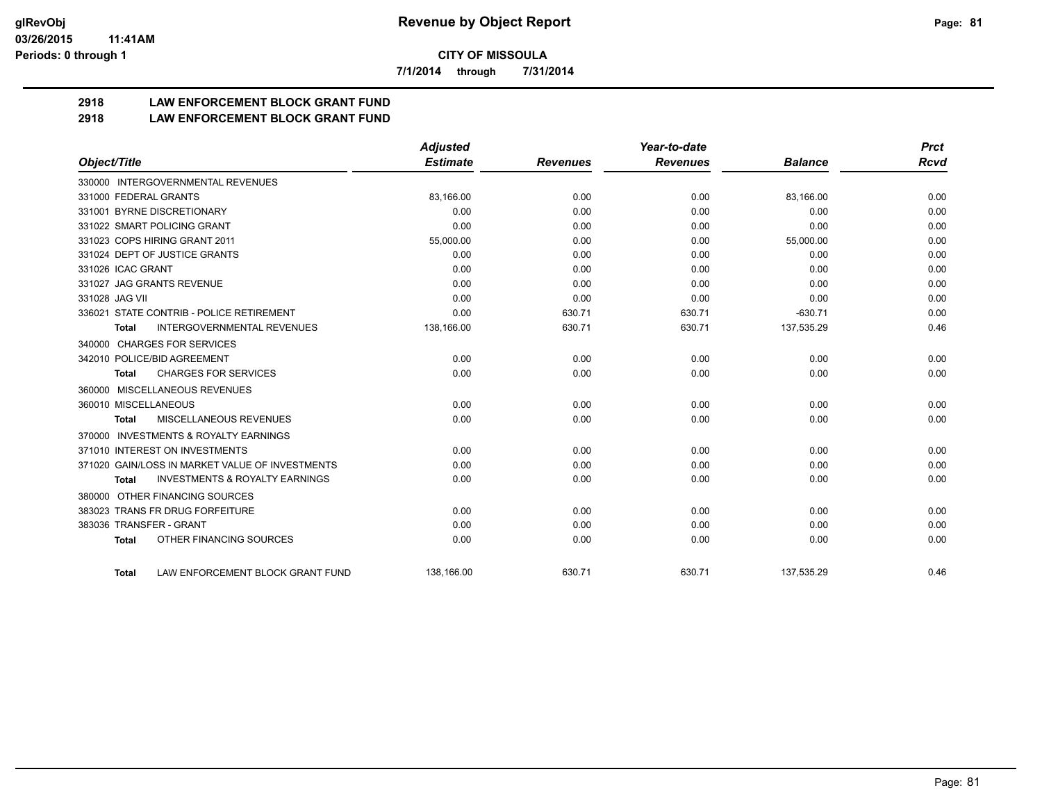**CITY OF MISSOULA**

**7/1/2014 through 7/31/2014**

## 2918 LAW ENFORCEMENT BLOCK GRANT FUND
## 2918 LAW ENFORCEMENT BLOCK GRANT FUND

| Object/Title | Adjusted Estimate | Revenues | Year-to-date Revenues | Balance | Prct Rcvd |
|---|---|---|---|---|---|
| 330000 INTERGOVERNMENTAL REVENUES | | | | | |
| 331000 FEDERAL GRANTS | 83,166.00 | 0.00 | 0.00 | 83,166.00 | 0.00 |
| 331001 BYRNE DISCRETIONARY | 0.00 | 0.00 | 0.00 | 0.00 | 0.00 |
| 331022 SMART POLICING GRANT | 0.00 | 0.00 | 0.00 | 0.00 | 0.00 |
| 331023 COPS HIRING GRANT 2011 | 55,000.00 | 0.00 | 0.00 | 55,000.00 | 0.00 |
| 331024 DEPT OF JUSTICE GRANTS | 0.00 | 0.00 | 0.00 | 0.00 | 0.00 |
| 331026 ICAC GRANT | 0.00 | 0.00 | 0.00 | 0.00 | 0.00 |
| 331027 JAG GRANTS REVENUE | 0.00 | 0.00 | 0.00 | 0.00 | 0.00 |
| 331028 JAG VII | 0.00 | 0.00 | 0.00 | 0.00 | 0.00 |
| 336021 STATE CONTRIB - POLICE RETIREMENT | 0.00 | 630.71 | 630.71 | -630.71 | 0.00 |
| **Total** INTERGOVERNMENTAL REVENUES | 138,166.00 | 630.71 | 630.71 | 137,535.29 | 0.46 |
| 340000 CHARGES FOR SERVICES | | | | | |
| 342010 POLICE/BID AGREEMENT | 0.00 | 0.00 | 0.00 | 0.00 | 0.00 |
| **Total** CHARGES FOR SERVICES | 0.00 | 0.00 | 0.00 | 0.00 | 0.00 |
| 360000 MISCELLANEOUS REVENUES | | | | | |
| 360010 MISCELLANEOUS | 0.00 | 0.00 | 0.00 | 0.00 | 0.00 |
| **Total** MISCELLANEOUS REVENUES | 0.00 | 0.00 | 0.00 | 0.00 | 0.00 |
| 370000 INVESTMENTS & ROYALTY EARNINGS | | | | | |
| 371010 INTEREST ON INVESTMENTS | 0.00 | 0.00 | 0.00 | 0.00 | 0.00 |
| 371020 GAIN/LOSS IN MARKET VALUE OF INVESTMENTS | 0.00 | 0.00 | 0.00 | 0.00 | 0.00 |
| **Total** INVESTMENTS & ROYALTY EARNINGS | 0.00 | 0.00 | 0.00 | 0.00 | 0.00 |
| 380000 OTHER FINANCING SOURCES | | | | | |
| 383023 TRANS FR DRUG FORFEITURE | 0.00 | 0.00 | 0.00 | 0.00 | 0.00 |
| 383036 TRANSFER - GRANT | 0.00 | 0.00 | 0.00 | 0.00 | 0.00 |
| **Total** OTHER FINANCING SOURCES | 0.00 | 0.00 | 0.00 | 0.00 | 0.00 |
| **Total** LAW ENFORCEMENT BLOCK GRANT FUND | 138,166.00 | 630.71 | 630.71 | 137,535.29 | 0.46 |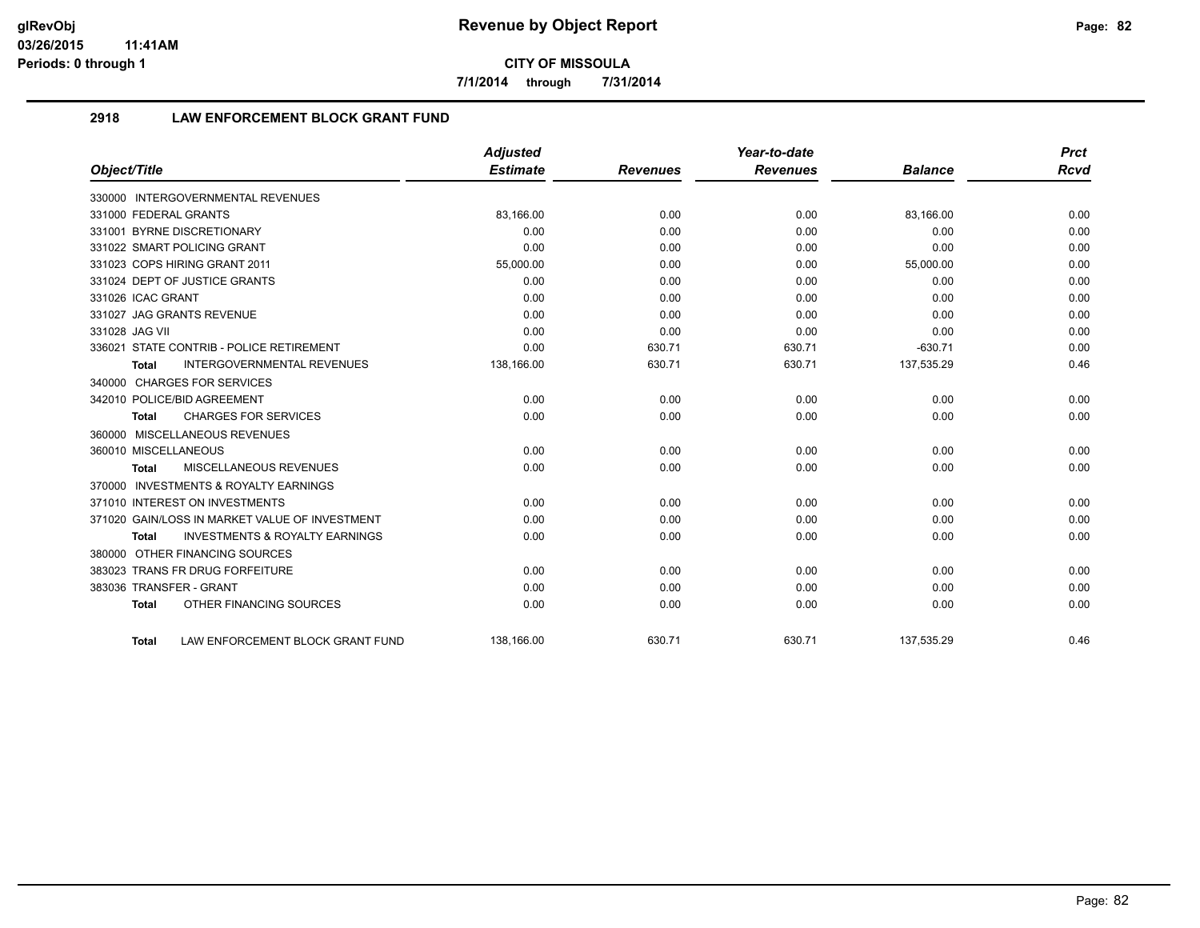# Revenue by Object Report

**CITY OF MISSOULA**

**7/1/2014 through 7/31/2014**

glRevObj
03/26/2015 11:41AM
Periods: 0 through 1

## 2918 LAW ENFORCEMENT BLOCK GRANT FUND

| Object/Title | Adjusted Estimate | Revenues | Year-to-date Revenues | Balance | Prct Rcvd |
|---|---|---|---|---|---|
| 330000 INTERGOVERNMENTAL REVENUES | | | | | |
| 331000 FEDERAL GRANTS | 83,166.00 | 0.00 | 0.00 | 83,166.00 | 0.00 |
| 331001 BYRNE DISCRETIONARY | 0.00 | 0.00 | 0.00 | 0.00 | 0.00 |
| 331022 SMART POLICING GRANT | 0.00 | 0.00 | 0.00 | 0.00 | 0.00 |
| 331023 COPS HIRING GRANT 2011 | 55,000.00 | 0.00 | 0.00 | 55,000.00 | 0.00 |
| 331024 DEPT OF JUSTICE GRANTS | 0.00 | 0.00 | 0.00 | 0.00 | 0.00 |
| 331026 ICAC GRANT | 0.00 | 0.00 | 0.00 | 0.00 | 0.00 |
| 331027 JAG GRANTS REVENUE | 0.00 | 0.00 | 0.00 | 0.00 | 0.00 |
| 331028 JAG VII | 0.00 | 0.00 | 0.00 | 0.00 | 0.00 |
| 336021 STATE CONTRIB - POLICE RETIREMENT | 0.00 | 630.71 | 630.71 | -630.71 | 0.00 |
| **Total** INTERGOVERNMENTAL REVENUES | 138,166.00 | 630.71 | 630.71 | 137,535.29 | 0.46 |
| 340000 CHARGES FOR SERVICES | | | | | |
| 342010 POLICE/BID AGREEMENT | 0.00 | 0.00 | 0.00 | 0.00 | 0.00 |
| **Total** CHARGES FOR SERVICES | 0.00 | 0.00 | 0.00 | 0.00 | 0.00 |
| 360000 MISCELLANEOUS REVENUES | | | | | |
| 360010 MISCELLANEOUS | 0.00 | 0.00 | 0.00 | 0.00 | 0.00 |
| **Total** MISCELLANEOUS REVENUES | 0.00 | 0.00 | 0.00 | 0.00 | 0.00 |
| 370000 INVESTMENTS & ROYALTY EARNINGS | | | | | |
| 371010 INTEREST ON INVESTMENTS | 0.00 | 0.00 | 0.00 | 0.00 | 0.00 |
| 371020 GAIN/LOSS IN MARKET VALUE OF INVESTMENT | 0.00 | 0.00 | 0.00 | 0.00 | 0.00 |
| **Total** INVESTMENTS & ROYALTY EARNINGS | 0.00 | 0.00 | 0.00 | 0.00 | 0.00 |
| 380000 OTHER FINANCING SOURCES | | | | | |
| 383023 TRANS FR DRUG FORFEITURE | 0.00 | 0.00 | 0.00 | 0.00 | 0.00 |
| 383036 TRANSFER - GRANT | 0.00 | 0.00 | 0.00 | 0.00 | 0.00 |
| **Total** OTHER FINANCING SOURCES | 0.00 | 0.00 | 0.00 | 0.00 | 0.00 |
| **Total** LAW ENFORCEMENT BLOCK GRANT FUND | 138,166.00 | 630.71 | 630.71 | 137,535.29 | 0.46 |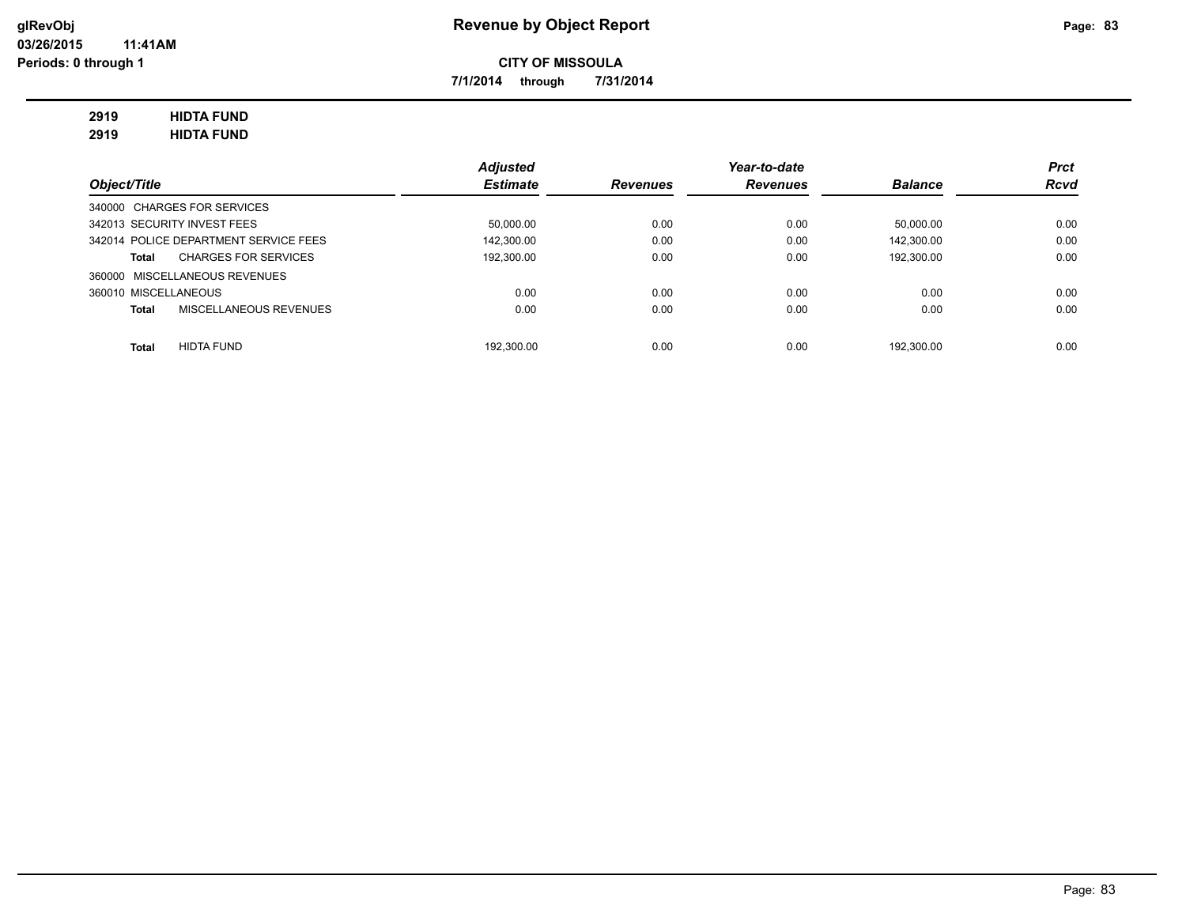**glRevObj**
**03/26/2015 11:41AM**
**Periods: 0 through 1**

# Revenue by Object Report

**CITY OF MISSOULA**

**7/1/2014 through 7/31/2014**

**2919 HIDTA FUND**
**2919 HIDTA FUND**

| Object/Title | Adjusted Estimate | Revenues | Year-to-date Revenues | Balance | Prct Rcvd |
|---|---|---|---|---|---|
| 340000 CHARGES FOR SERVICES | | | | | |
| 342013 SECURITY INVEST FEES | 50,000.00 | 0.00 | 0.00 | 50,000.00 | 0.00 |
| 342014 POLICE DEPARTMENT SERVICE FEES | 142,300.00 | 0.00 | 0.00 | 142,300.00 | 0.00 |
| **Total** CHARGES FOR SERVICES | 192,300.00 | 0.00 | 0.00 | 192,300.00 | 0.00 |
| 360000 MISCELLANEOUS REVENUES | | | | | |
| 360010 MISCELLANEOUS | 0.00 | 0.00 | 0.00 | 0.00 | 0.00 |
| **Total** MISCELLANEOUS REVENUES | 0.00 | 0.00 | 0.00 | 0.00 | 0.00 |
| **Total** HIDTA FUND | 192,300.00 | 0.00 | 0.00 | 192,300.00 | 0.00 |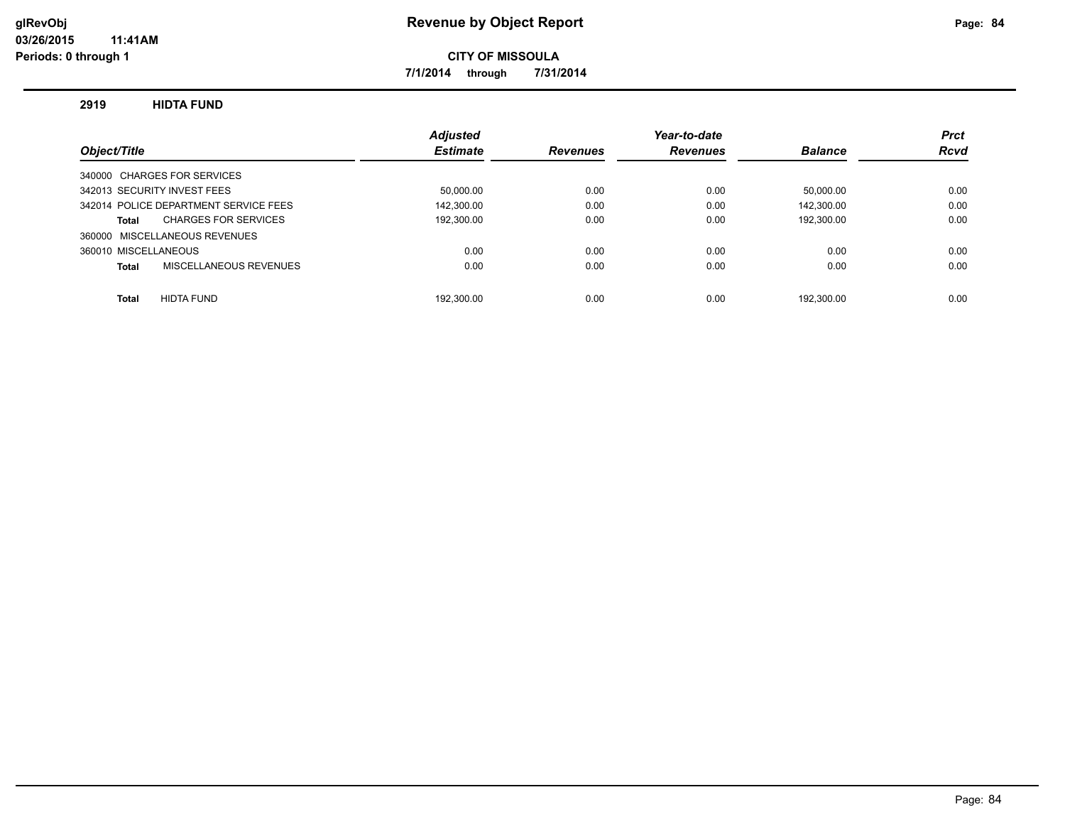# Revenue by Object Report

**CITY OF MISSOULA**

**7/1/2014 through 7/31/2014**

glRevObj
03/26/2015 11:41AM
Periods: 0 through 1

## 2919 HIDTA FUND

| Object/Title | Adjusted Estimate | Revenues | Year-to-date Revenues | Balance | Prct Rcvd |
|---|---|---|---|---|---|
| 340000 CHARGES FOR SERVICES | | | | | |
| 342013 SECURITY INVEST FEES | 50,000.00 | 0.00 | 0.00 | 50,000.00 | 0.00 |
| 342014 POLICE DEPARTMENT SERVICE FEES | 142,300.00 | 0.00 | 0.00 | 142,300.00 | 0.00 |
| **Total** CHARGES FOR SERVICES | 192,300.00 | 0.00 | 0.00 | 192,300.00 | 0.00 |
| 360000 MISCELLANEOUS REVENUES | | | | | |
| 360010 MISCELLANEOUS | 0.00 | 0.00 | 0.00 | 0.00 | 0.00 |
| **Total** MISCELLANEOUS REVENUES | 0.00 | 0.00 | 0.00 | 0.00 | 0.00 |
| **Total** HIDTA FUND | 192,300.00 | 0.00 | 0.00 | 192,300.00 | 0.00 |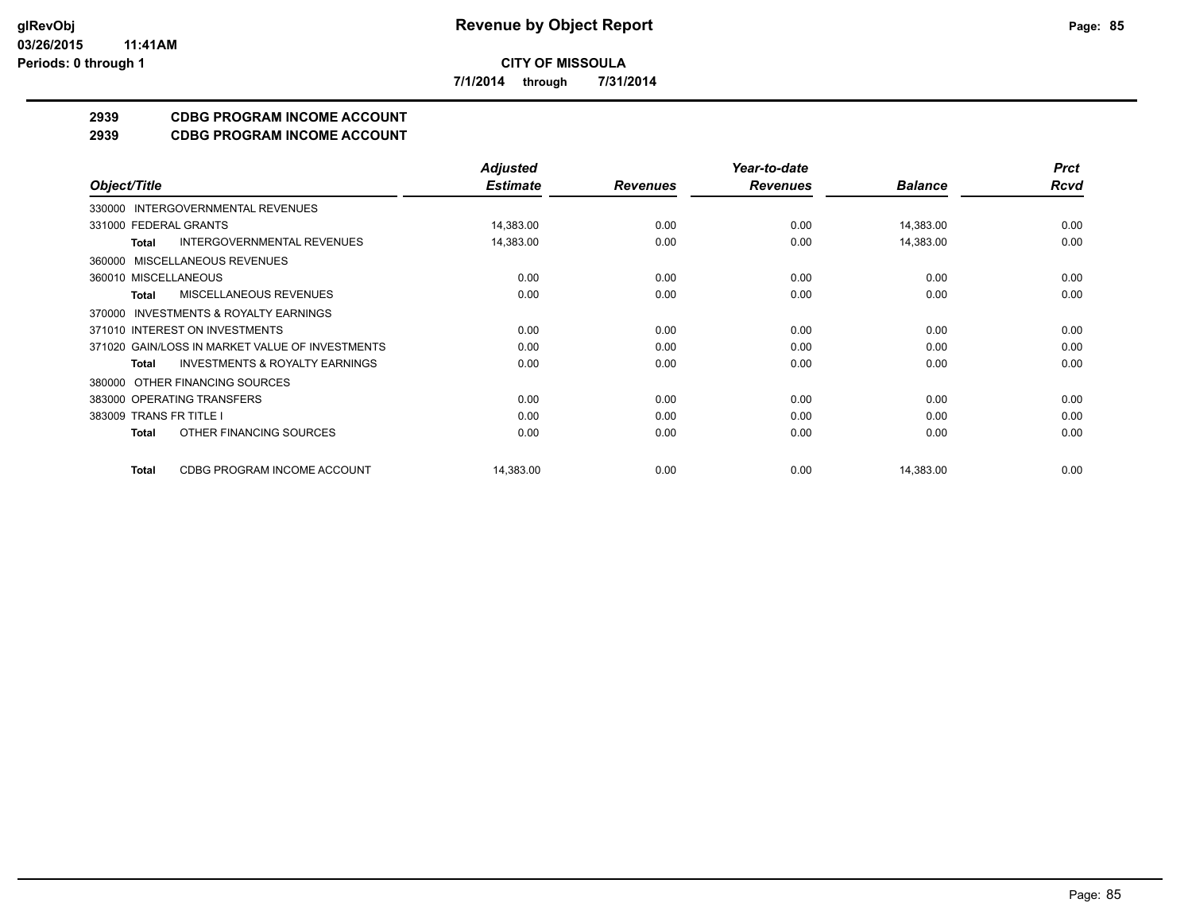# Revenue by Object Report

**CITY OF MISSOULA**

**7/1/2014 through 7/31/2014**

## 2939 CDBG PROGRAM INCOME ACCOUNT
## 2939 CDBG PROGRAM INCOME ACCOUNT

| Object/Title | Adjusted Estimate | Revenues | Year-to-date Revenues | Balance | Prct Rcvd |
|---|---|---|---|---|---|
| 330000 INTERGOVERNMENTAL REVENUES | | | | | |
| 331000 FEDERAL GRANTS | 14,383.00 | 0.00 | 0.00 | 14,383.00 | 0.00 |
| **Total** INTERGOVERNMENTAL REVENUES | 14,383.00 | 0.00 | 0.00 | 14,383.00 | 0.00 |
| 360000 MISCELLANEOUS REVENUES | | | | | |
| 360010 MISCELLANEOUS | 0.00 | 0.00 | 0.00 | 0.00 | 0.00 |
| **Total** MISCELLANEOUS REVENUES | 0.00 | 0.00 | 0.00 | 0.00 | 0.00 |
| 370000 INVESTMENTS & ROYALTY EARNINGS | | | | | |
| 371010 INTEREST ON INVESTMENTS | 0.00 | 0.00 | 0.00 | 0.00 | 0.00 |
| 371020 GAIN/LOSS IN MARKET VALUE OF INVESTMENTS | 0.00 | 0.00 | 0.00 | 0.00 | 0.00 |
| **Total** INVESTMENTS & ROYALTY EARNINGS | 0.00 | 0.00 | 0.00 | 0.00 | 0.00 |
| 380000 OTHER FINANCING SOURCES | | | | | |
| 383000 OPERATING TRANSFERS | 0.00 | 0.00 | 0.00 | 0.00 | 0.00 |
| 383009 TRANS FR TITLE I | 0.00 | 0.00 | 0.00 | 0.00 | 0.00 |
| **Total** OTHER FINANCING SOURCES | 0.00 | 0.00 | 0.00 | 0.00 | 0.00 |
| **Total** CDBG PROGRAM INCOME ACCOUNT | 14,383.00 | 0.00 | 0.00 | 14,383.00 | 0.00 |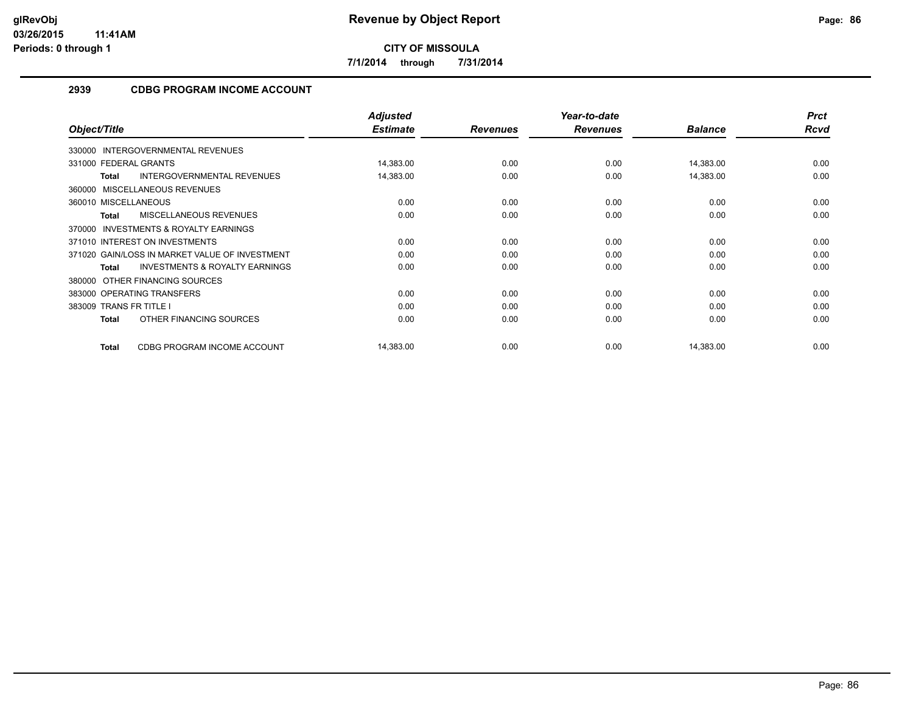**CITY OF MISSOULA**

**7/1/2014 through 7/31/2014**

## 2939 CDBG PROGRAM INCOME ACCOUNT

| Object/Title | Adjusted Estimate | Revenues | Year-to-date Revenues | Balance | Prct Rcvd |
|---|---|---|---|---|---|
| 330000 INTERGOVERNMENTAL REVENUES | | | | | |
| 331000 FEDERAL GRANTS | 14,383.00 | 0.00 | 0.00 | 14,383.00 | 0.00 |
| **Total** INTERGOVERNMENTAL REVENUES | 14,383.00 | 0.00 | 0.00 | 14,383.00 | 0.00 |
| 360000 MISCELLANEOUS REVENUES | | | | | |
| 360010 MISCELLANEOUS | 0.00 | 0.00 | 0.00 | 0.00 | 0.00 |
| **Total** MISCELLANEOUS REVENUES | 0.00 | 0.00 | 0.00 | 0.00 | 0.00 |
| 370000 INVESTMENTS & ROYALTY EARNINGS | | | | | |
| 371010 INTEREST ON INVESTMENTS | 0.00 | 0.00 | 0.00 | 0.00 | 0.00 |
| 371020 GAIN/LOSS IN MARKET VALUE OF INVESTMENT | 0.00 | 0.00 | 0.00 | 0.00 | 0.00 |
| **Total** INVESTMENTS & ROYALTY EARNINGS | 0.00 | 0.00 | 0.00 | 0.00 | 0.00 |
| 380000 OTHER FINANCING SOURCES | | | | | |
| 383000 OPERATING TRANSFERS | 0.00 | 0.00 | 0.00 | 0.00 | 0.00 |
| 383009 TRANS FR TITLE I | 0.00 | 0.00 | 0.00 | 0.00 | 0.00 |
| **Total** OTHER FINANCING SOURCES | 0.00 | 0.00 | 0.00 | 0.00 | 0.00 |
| **Total** CDBG PROGRAM INCOME ACCOUNT | 14,383.00 | 0.00 | 0.00 | 14,383.00 | 0.00 |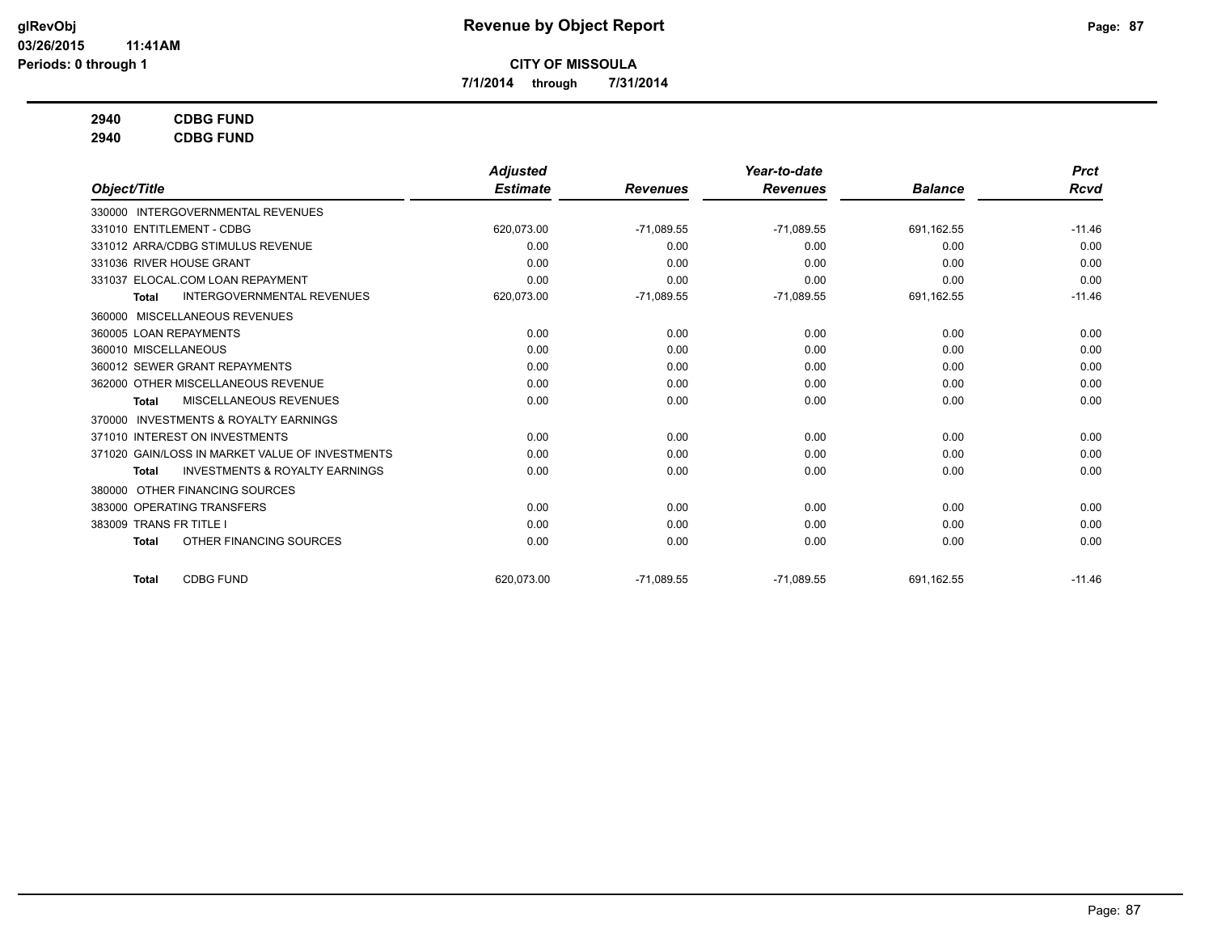**CITY OF MISSOULA**

**7/1/2014 through 7/31/2014**

**2940 CDBG FUND**

**2940 CDBG FUND**

| Object/Title | Adjusted Estimate | Revenues | Year-to-date Revenues | Balance | Prct Rcvd |
|---|---|---|---|---|---|
| 330000 INTERGOVERNMENTAL REVENUES | | | | | |
| 331010 ENTITLEMENT - CDBG | 620,073.00 | -71,089.55 | -71,089.55 | 691,162.55 | -11.46 |
| 331012 ARRA/CDBG STIMULUS REVENUE | 0.00 | 0.00 | 0.00 | 0.00 | 0.00 |
| 331036 RIVER HOUSE GRANT | 0.00 | 0.00 | 0.00 | 0.00 | 0.00 |
| 331037 ELOCAL.COM LOAN REPAYMENT | 0.00 | 0.00 | 0.00 | 0.00 | 0.00 |
| **Total** INTERGOVERNMENTAL REVENUES | 620,073.00 | -71,089.55 | -71,089.55 | 691,162.55 | -11.46 |
| 360000 MISCELLANEOUS REVENUES | | | | | |
| 360005 LOAN REPAYMENTS | 0.00 | 0.00 | 0.00 | 0.00 | 0.00 |
| 360010 MISCELLANEOUS | 0.00 | 0.00 | 0.00 | 0.00 | 0.00 |
| 360012 SEWER GRANT REPAYMENTS | 0.00 | 0.00 | 0.00 | 0.00 | 0.00 |
| 362000 OTHER MISCELLANEOUS REVENUE | 0.00 | 0.00 | 0.00 | 0.00 | 0.00 |
| **Total** MISCELLANEOUS REVENUES | 0.00 | 0.00 | 0.00 | 0.00 | 0.00 |
| 370000 INVESTMENTS & ROYALTY EARNINGS | | | | | |
| 371010 INTEREST ON INVESTMENTS | 0.00 | 0.00 | 0.00 | 0.00 | 0.00 |
| 371020 GAIN/LOSS IN MARKET VALUE OF INVESTMENTS | 0.00 | 0.00 | 0.00 | 0.00 | 0.00 |
| **Total** INVESTMENTS & ROYALTY EARNINGS | 0.00 | 0.00 | 0.00 | 0.00 | 0.00 |
| 380000 OTHER FINANCING SOURCES | | | | | |
| 383000 OPERATING TRANSFERS | 0.00 | 0.00 | 0.00 | 0.00 | 0.00 |
| 383009 TRANS FR TITLE I | 0.00 | 0.00 | 0.00 | 0.00 | 0.00 |
| **Total** OTHER FINANCING SOURCES | 0.00 | 0.00 | 0.00 | 0.00 | 0.00 |
| **Total** CDBG FUND | 620,073.00 | -71,089.55 | -71,089.55 | 691,162.55 | -11.46 |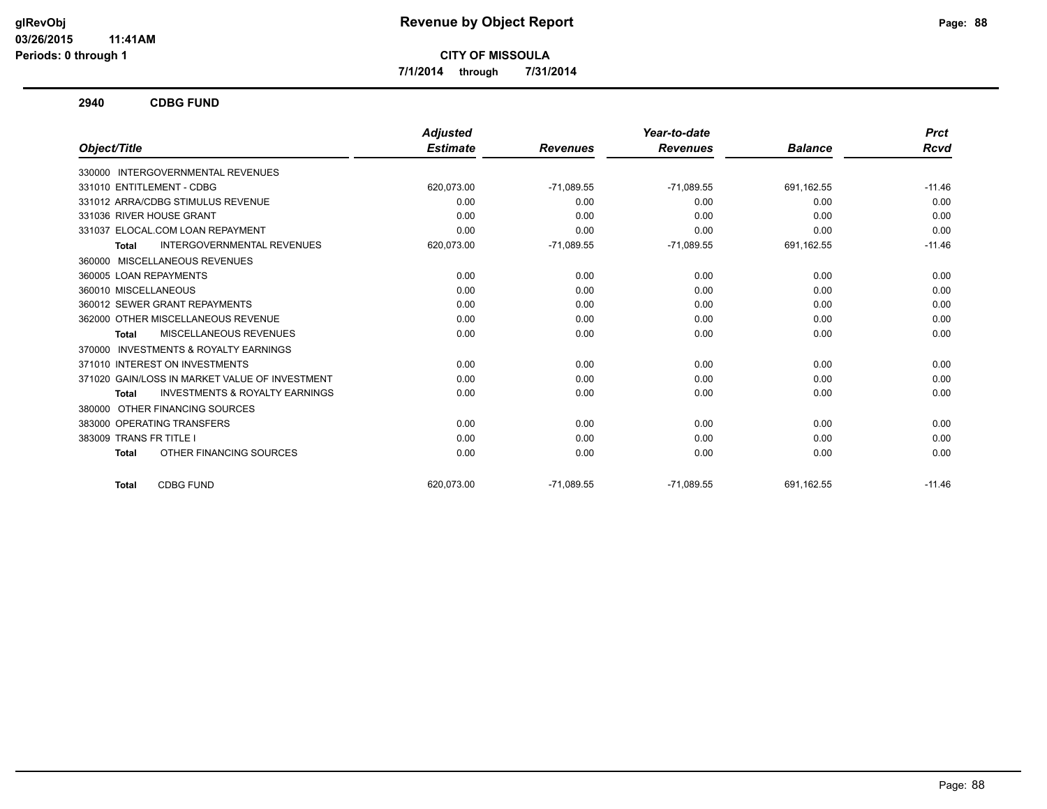# Revenue by Object Report

**CITY OF MISSOULA**

**7/1/2014 through 7/31/2014**

glRevObj
03/26/2015 11:41AM
Periods: 0 through 1

## 2940 CDBG FUND

| Object/Title | Adjusted Estimate | Revenues | Year-to-date Revenues | Balance | Prct Rcvd |
|---|---|---|---|---|---|
| 330000 INTERGOVERNMENTAL REVENUES | | | | | |
| 331010 ENTITLEMENT - CDBG | 620,073.00 | -71,089.55 | -71,089.55 | 691,162.55 | -11.46 |
| 331012 ARRA/CDBG STIMULUS REVENUE | 0.00 | 0.00 | 0.00 | 0.00 | 0.00 |
| 331036 RIVER HOUSE GRANT | 0.00 | 0.00 | 0.00 | 0.00 | 0.00 |
| 331037 ELOCAL.COM LOAN REPAYMENT | 0.00 | 0.00 | 0.00 | 0.00 | 0.00 |
| **Total** INTERGOVERNMENTAL REVENUES | 620,073.00 | -71,089.55 | -71,089.55 | 691,162.55 | -11.46 |
| 360000 MISCELLANEOUS REVENUES | | | | | |
| 360005 LOAN REPAYMENTS | 0.00 | 0.00 | 0.00 | 0.00 | 0.00 |
| 360010 MISCELLANEOUS | 0.00 | 0.00 | 0.00 | 0.00 | 0.00 |
| 360012 SEWER GRANT REPAYMENTS | 0.00 | 0.00 | 0.00 | 0.00 | 0.00 |
| 362000 OTHER MISCELLANEOUS REVENUE | 0.00 | 0.00 | 0.00 | 0.00 | 0.00 |
| **Total** MISCELLANEOUS REVENUES | 0.00 | 0.00 | 0.00 | 0.00 | 0.00 |
| 370000 INVESTMENTS & ROYALTY EARNINGS | | | | | |
| 371010 INTEREST ON INVESTMENTS | 0.00 | 0.00 | 0.00 | 0.00 | 0.00 |
| 371020 GAIN/LOSS IN MARKET VALUE OF INVESTMENT | 0.00 | 0.00 | 0.00 | 0.00 | 0.00 |
| **Total** INVESTMENTS & ROYALTY EARNINGS | 0.00 | 0.00 | 0.00 | 0.00 | 0.00 |
| 380000 OTHER FINANCING SOURCES | | | | | |
| 383000 OPERATING TRANSFERS | 0.00 | 0.00 | 0.00 | 0.00 | 0.00 |
| 383009 TRANS FR TITLE I | 0.00 | 0.00 | 0.00 | 0.00 | 0.00 |
| **Total** OTHER FINANCING SOURCES | 0.00 | 0.00 | 0.00 | 0.00 | 0.00 |
| **Total** CDBG FUND | 620,073.00 | -71,089.55 | -71,089.55 | 691,162.55 | -11.46 |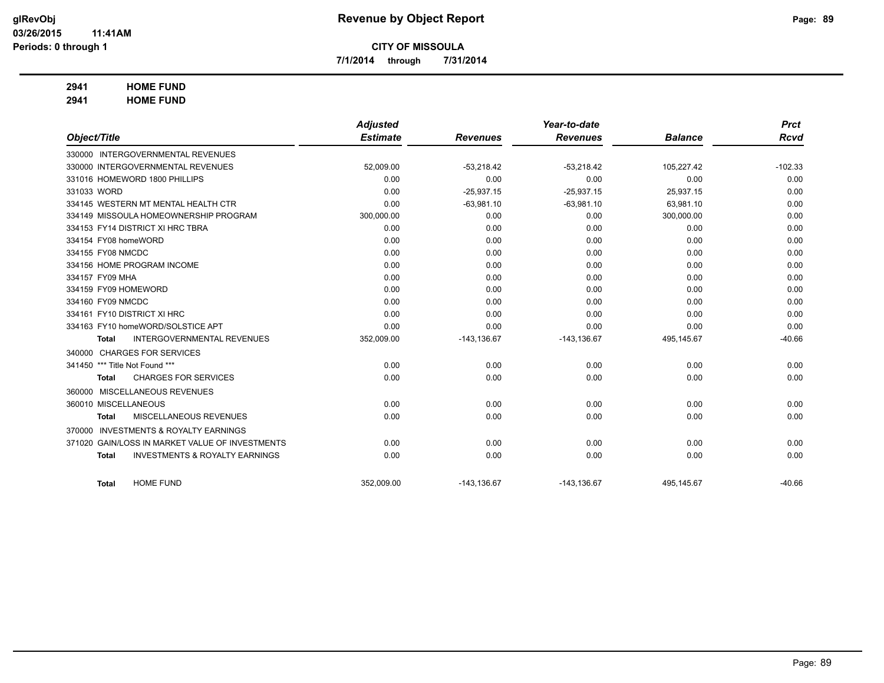# Revenue by Object Report

**CITY OF MISSOULA**

**7/1/2014 through 7/31/2014**

glRevObj
03/26/2015 11:41AM
Periods: 0 through 1

**2941 HOME FUND**
**2941 HOME FUND**

| Object/Title | Adjusted Estimate | Revenues | Year-to-date Revenues | Balance | Prct Rcvd |
|---|---|---|---|---|---|
| 330000 INTERGOVERNMENTAL REVENUES | | | | | |
| 330000 INTERGOVERNMENTAL REVENUES | 52,009.00 | -53,218.42 | -53,218.42 | 105,227.42 | -102.33 |
| 331016 HOMEWORD 1800 PHILLIPS | 0.00 | 0.00 | 0.00 | 0.00 | 0.00 |
| 331033 WORD | 0.00 | -25,937.15 | -25,937.15 | 25,937.15 | 0.00 |
| 334145 WESTERN MT MENTAL HEALTH CTR | 0.00 | -63,981.10 | -63,981.10 | 63,981.10 | 0.00 |
| 334149 MISSOULA HOMEOWNERSHIP PROGRAM | 300,000.00 | 0.00 | 0.00 | 300,000.00 | 0.00 |
| 334153 FY14 DISTRICT XI HRC TBRA | 0.00 | 0.00 | 0.00 | 0.00 | 0.00 |
| 334154 FY08 homeWORD | 0.00 | 0.00 | 0.00 | 0.00 | 0.00 |
| 334155 FY08 NMCDC | 0.00 | 0.00 | 0.00 | 0.00 | 0.00 |
| 334156 HOME PROGRAM INCOME | 0.00 | 0.00 | 0.00 | 0.00 | 0.00 |
| 334157 FY09 MHA | 0.00 | 0.00 | 0.00 | 0.00 | 0.00 |
| 334159 FY09 HOMEWORD | 0.00 | 0.00 | 0.00 | 0.00 | 0.00 |
| 334160 FY09 NMCDC | 0.00 | 0.00 | 0.00 | 0.00 | 0.00 |
| 334161 FY10 DISTRICT XI HRC | 0.00 | 0.00 | 0.00 | 0.00 | 0.00 |
| 334163 FY10 homeWORD/SOLSTICE APT | 0.00 | 0.00 | 0.00 | 0.00 | 0.00 |
| **Total** INTERGOVERNMENTAL REVENUES | 352,009.00 | -143,136.67 | -143,136.67 | 495,145.67 | -40.66 |
| 340000 CHARGES FOR SERVICES | | | | | |
| 341450 *** Title Not Found *** | 0.00 | 0.00 | 0.00 | 0.00 | 0.00 |
| **Total** CHARGES FOR SERVICES | 0.00 | 0.00 | 0.00 | 0.00 | 0.00 |
| 360000 MISCELLANEOUS REVENUES | | | | | |
| 360010 MISCELLANEOUS | 0.00 | 0.00 | 0.00 | 0.00 | 0.00 |
| **Total** MISCELLANEOUS REVENUES | 0.00 | 0.00 | 0.00 | 0.00 | 0.00 |
| 370000 INVESTMENTS & ROYALTY EARNINGS | | | | | |
| 371020 GAIN/LOSS IN MARKET VALUE OF INVESTMENTS | 0.00 | 0.00 | 0.00 | 0.00 | 0.00 |
| **Total** INVESTMENTS & ROYALTY EARNINGS | 0.00 | 0.00 | 0.00 | 0.00 | 0.00 |
| **Total** HOME FUND | 352,009.00 | -143,136.67 | -143,136.67 | 495,145.67 | -40.66 |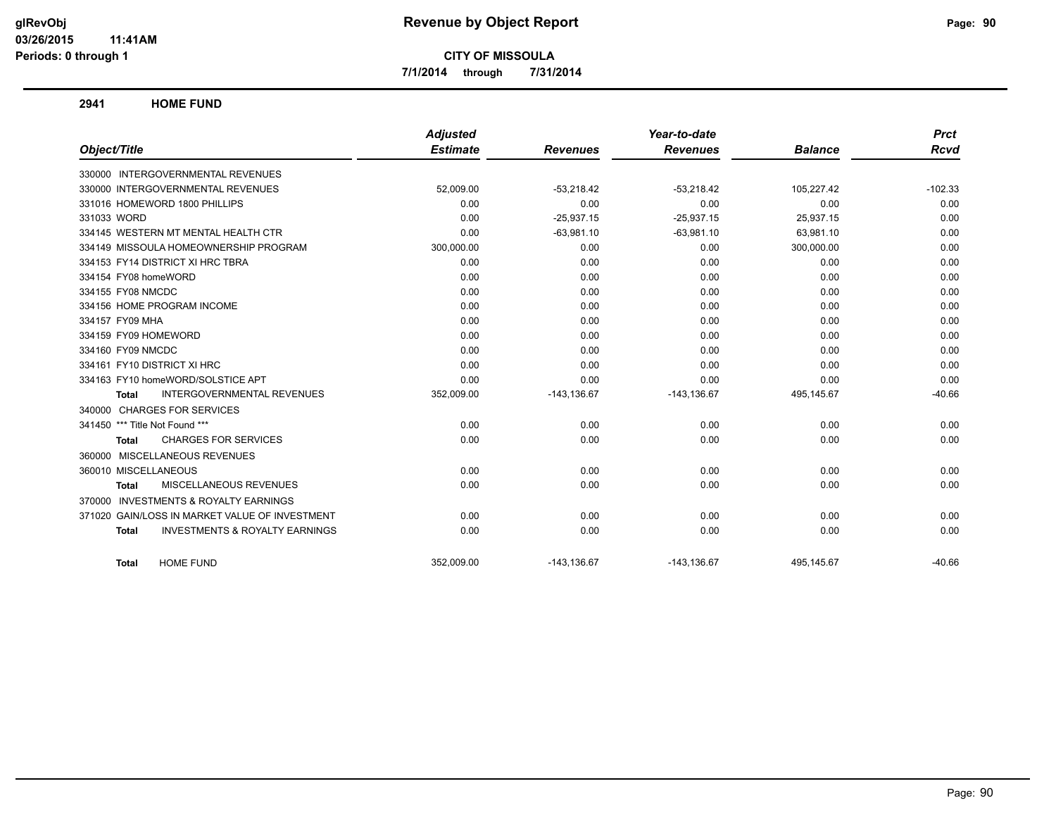# Revenue by Object Report

**CITY OF MISSOULA**

**7/1/2014 through 7/31/2014**

glRevObj
03/26/2015 11:41AM
Periods: 0 through 1

## 2941 HOME FUND

| Object/Title | Adjusted Estimate | Revenues | Year-to-date Revenues | Balance | Prct Rcvd |
|---|---|---|---|---|---|
| 330000 INTERGOVERNMENTAL REVENUES | | | | | |
| 330000 INTERGOVERNMENTAL REVENUES | 52,009.00 | -53,218.42 | -53,218.42 | 105,227.42 | -102.33 |
| 331016 HOMEWORD 1800 PHILLIPS | 0.00 | 0.00 | 0.00 | 0.00 | 0.00 |
| 331033 WORD | 0.00 | -25,937.15 | -25,937.15 | 25,937.15 | 0.00 |
| 334145 WESTERN MT MENTAL HEALTH CTR | 0.00 | -63,981.10 | -63,981.10 | 63,981.10 | 0.00 |
| 334149 MISSOULA HOMEOWNERSHIP PROGRAM | 300,000.00 | 0.00 | 0.00 | 300,000.00 | 0.00 |
| 334153 FY14 DISTRICT XI HRC TBRA | 0.00 | 0.00 | 0.00 | 0.00 | 0.00 |
| 334154 FY08 homeWORD | 0.00 | 0.00 | 0.00 | 0.00 | 0.00 |
| 334155 FY08 NMCDC | 0.00 | 0.00 | 0.00 | 0.00 | 0.00 |
| 334156 HOME PROGRAM INCOME | 0.00 | 0.00 | 0.00 | 0.00 | 0.00 |
| 334157 FY09 MHA | 0.00 | 0.00 | 0.00 | 0.00 | 0.00 |
| 334159 FY09 HOMEWORD | 0.00 | 0.00 | 0.00 | 0.00 | 0.00 |
| 334160 FY09 NMCDC | 0.00 | 0.00 | 0.00 | 0.00 | 0.00 |
| 334161 FY10 DISTRICT XI HRC | 0.00 | 0.00 | 0.00 | 0.00 | 0.00 |
| 334163 FY10 homeWORD/SOLSTICE APT | 0.00 | 0.00 | 0.00 | 0.00 | 0.00 |
| **Total** INTERGOVERNMENTAL REVENUES | 352,009.00 | -143,136.67 | -143,136.67 | 495,145.67 | -40.66 |
| 340000 CHARGES FOR SERVICES | | | | | |
| 341450 *** Title Not Found *** | 0.00 | 0.00 | 0.00 | 0.00 | 0.00 |
| **Total** CHARGES FOR SERVICES | 0.00 | 0.00 | 0.00 | 0.00 | 0.00 |
| 360000 MISCELLANEOUS REVENUES | | | | | |
| 360010 MISCELLANEOUS | 0.00 | 0.00 | 0.00 | 0.00 | 0.00 |
| **Total** MISCELLANEOUS REVENUES | 0.00 | 0.00 | 0.00 | 0.00 | 0.00 |
| 370000 INVESTMENTS & ROYALTY EARNINGS | | | | | |
| 371020 GAIN/LOSS IN MARKET VALUE OF INVESTMENT | 0.00 | 0.00 | 0.00 | 0.00 | 0.00 |
| **Total** INVESTMENTS & ROYALTY EARNINGS | 0.00 | 0.00 | 0.00 | 0.00 | 0.00 |
| **Total** HOME FUND | 352,009.00 | -143,136.67 | -143,136.67 | 495,145.67 | -40.66 |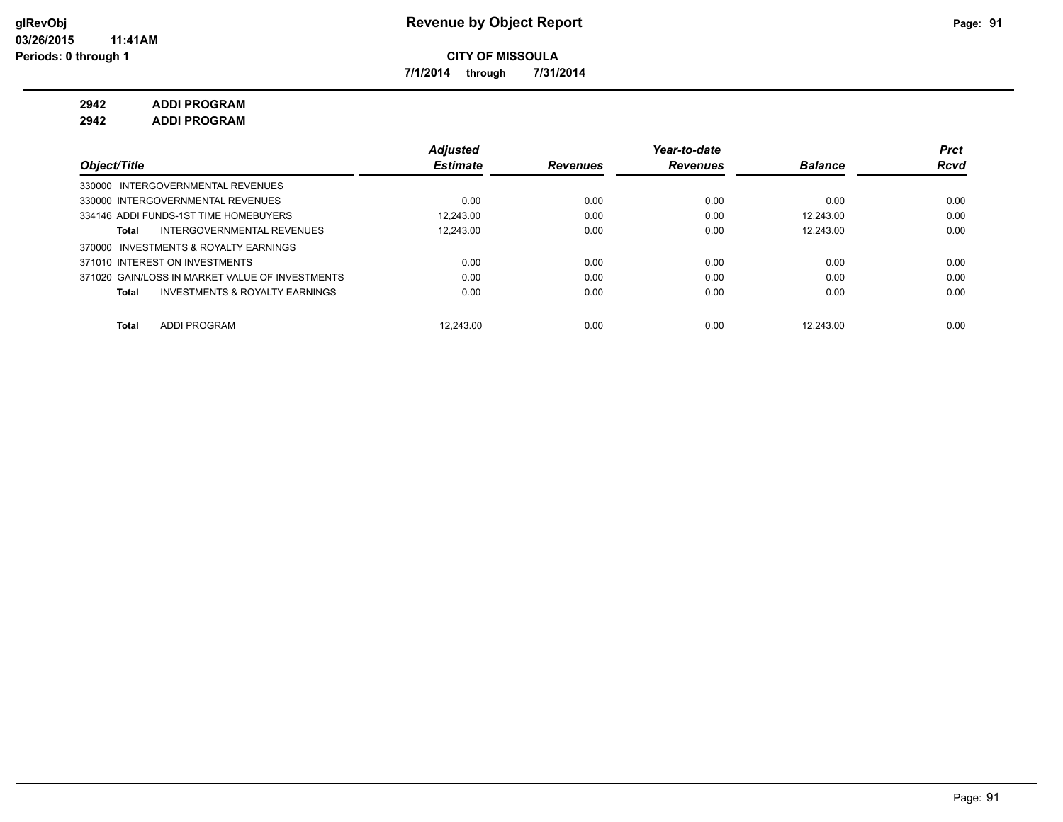**CITY OF MISSOULA**

**7/1/2014 through 7/31/2014**

**2942 ADDI PROGRAM**

**2942 ADDI PROGRAM**

| Object/Title | Adjusted Estimate | Revenues | Year-to-date Revenues | Balance | Prct Rcvd |
|---|---|---|---|---|---|
| 330000 INTERGOVERNMENTAL REVENUES | | | | | |
| 330000 INTERGOVERNMENTAL REVENUES | 0.00 | 0.00 | 0.00 | 0.00 | 0.00 |
| 334146 ADDI FUNDS-1ST TIME HOMEBUYERS | 12,243.00 | 0.00 | 0.00 | 12,243.00 | 0.00 |
| **Total** INTERGOVERNMENTAL REVENUES | 12,243.00 | 0.00 | 0.00 | 12,243.00 | 0.00 |
| 370000 INVESTMENTS & ROYALTY EARNINGS | | | | | |
| 371010 INTEREST ON INVESTMENTS | 0.00 | 0.00 | 0.00 | 0.00 | 0.00 |
| 371020 GAIN/LOSS IN MARKET VALUE OF INVESTMENTS | 0.00 | 0.00 | 0.00 | 0.00 | 0.00 |
| **Total** INVESTMENTS & ROYALTY EARNINGS | 0.00 | 0.00 | 0.00 | 0.00 | 0.00 |
| **Total** ADDI PROGRAM | 12,243.00 | 0.00 | 0.00 | 12,243.00 | 0.00 |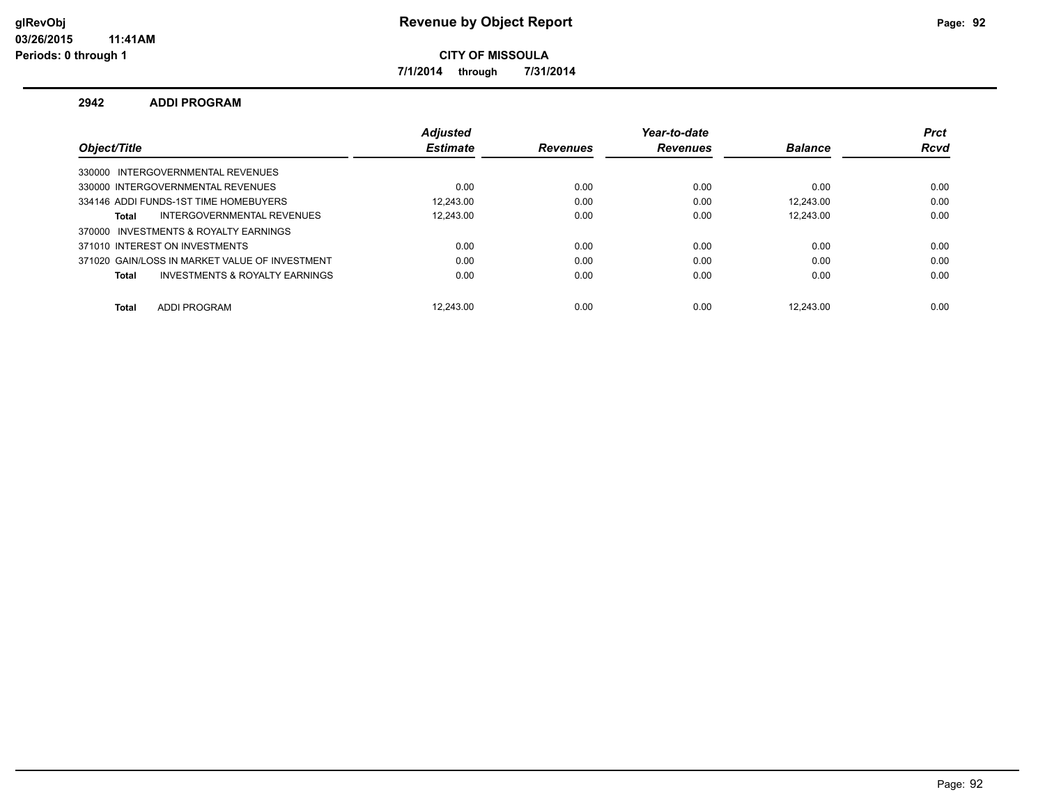# Revenue by Object Report

glRevObj
03/26/2015 11:41AM
Periods: 0 through 1

**CITY OF MISSOULA**

**7/1/2014 through 7/31/2014**

## 2942 ADDI PROGRAM

| Object/Title | Adjusted Estimate | Revenues | Year-to-date Revenues | Balance | Prct Rcvd |
|---|---|---|---|---|---|
| 330000 INTERGOVERNMENTAL REVENUES | | | | | |
| 330000 INTERGOVERNMENTAL REVENUES | 0.00 | 0.00 | 0.00 | 0.00 | 0.00 |
| 334146 ADDI FUNDS-1ST TIME HOMEBUYERS | 12,243.00 | 0.00 | 0.00 | 12,243.00 | 0.00 |
| **Total** INTERGOVERNMENTAL REVENUES | 12,243.00 | 0.00 | 0.00 | 12,243.00 | 0.00 |
| 370000 INVESTMENTS & ROYALTY EARNINGS | | | | | |
| 371010 INTEREST ON INVESTMENTS | 0.00 | 0.00 | 0.00 | 0.00 | 0.00 |
| 371020 GAIN/LOSS IN MARKET VALUE OF INVESTMENT | 0.00 | 0.00 | 0.00 | 0.00 | 0.00 |
| **Total** INVESTMENTS & ROYALTY EARNINGS | 0.00 | 0.00 | 0.00 | 0.00 | 0.00 |
| **Total** ADDI PROGRAM | 12,243.00 | 0.00 | 0.00 | 12,243.00 | 0.00 |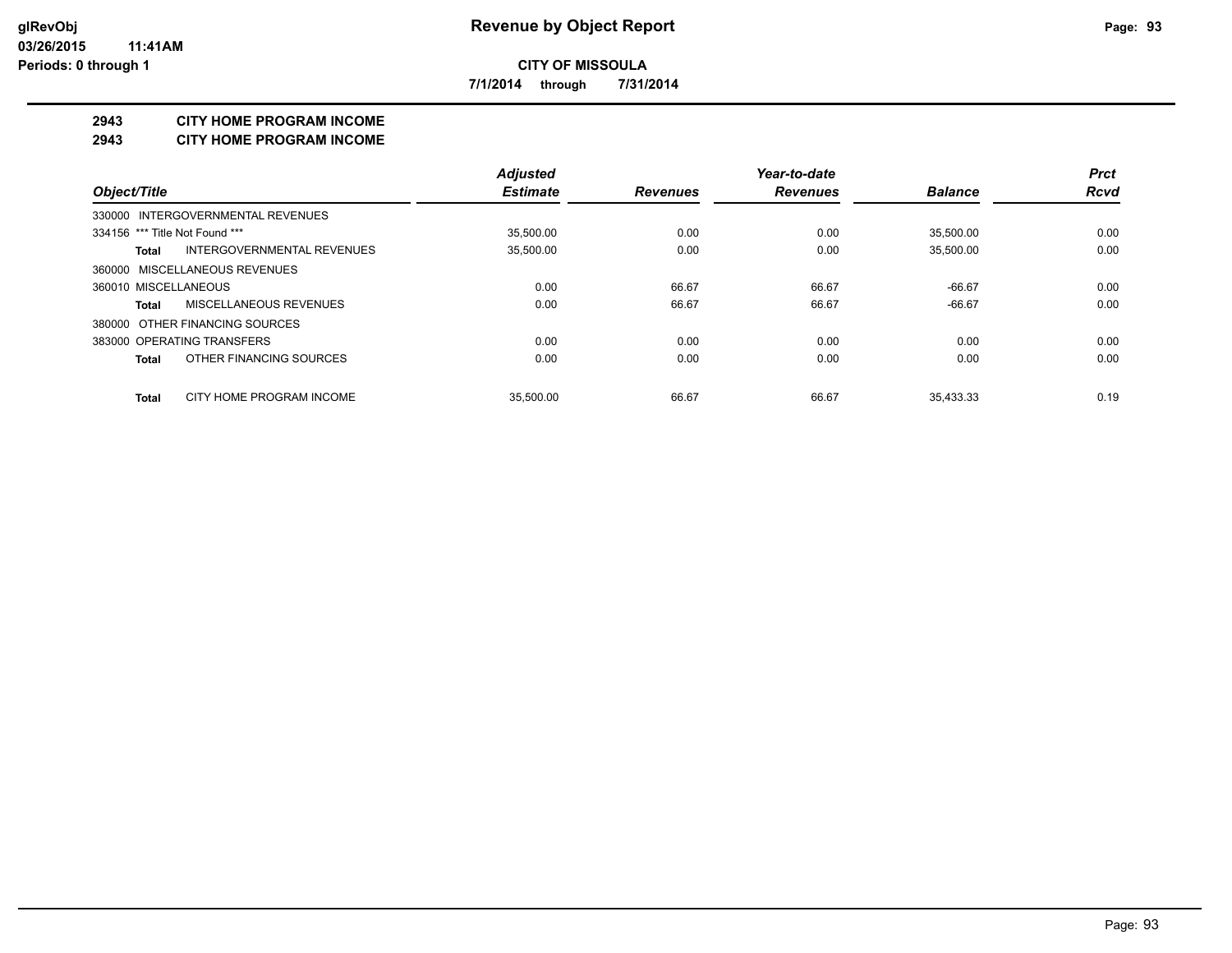**Revenue by Object Report**

**CITY OF MISSOULA**

**7/1/2014 through 7/31/2014**

glRevObj
03/26/2015 11:41AM
Periods: 0 through 1

## 2943 CITY HOME PROGRAM INCOME
## 2943 CITY HOME PROGRAM INCOME

| Object/Title | Adjusted Estimate | Revenues | Year-to-date Revenues | Balance | Prct Rcvd |
|---|---|---|---|---|---|
| 330000 INTERGOVERNMENTAL REVENUES | | | | | |
| 334156 *** Title Not Found *** | 35,500.00 | 0.00 | 0.00 | 35,500.00 | 0.00 |
| **Total** INTERGOVERNMENTAL REVENUES | 35,500.00 | 0.00 | 0.00 | 35,500.00 | 0.00 |
| 360000 MISCELLANEOUS REVENUES | | | | | |
| 360010 MISCELLANEOUS | 0.00 | 66.67 | 66.67 | -66.67 | 0.00 |
| **Total** MISCELLANEOUS REVENUES | 0.00 | 66.67 | 66.67 | -66.67 | 0.00 |
| 380000 OTHER FINANCING SOURCES | | | | | |
| 383000 OPERATING TRANSFERS | 0.00 | 0.00 | 0.00 | 0.00 | 0.00 |
| **Total** OTHER FINANCING SOURCES | 0.00 | 0.00 | 0.00 | 0.00 | 0.00 |
| **Total** CITY HOME PROGRAM INCOME | 35,500.00 | 66.67 | 66.67 | 35,433.33 | 0.19 |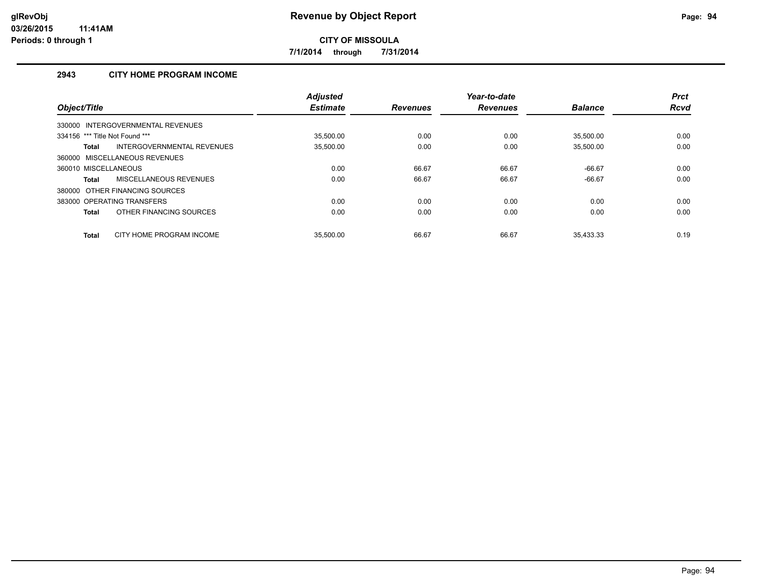# Revenue by Object Report

**CITY OF MISSOULA**

**7/1/2014 through 7/31/2014**

glRevObj
03/26/2015 11:41AM
Periods: 0 through 1

## 2943 CITY HOME PROGRAM INCOME

| Object/Title | Adjusted Estimate | Revenues | Year-to-date Revenues | Balance | Prct Rcvd |
|---|---|---|---|---|---|
| 330000 INTERGOVERNMENTAL REVENUES | | | | | |
| 334156 *** Title Not Found *** | 35,500.00 | 0.00 | 0.00 | 35,500.00 | 0.00 |
| **Total** INTERGOVERNMENTAL REVENUES | 35,500.00 | 0.00 | 0.00 | 35,500.00 | 0.00 |
| 360000 MISCELLANEOUS REVENUES | | | | | |
| 360010 MISCELLANEOUS | 0.00 | 66.67 | 66.67 | -66.67 | 0.00 |
| **Total** MISCELLANEOUS REVENUES | 0.00 | 66.67 | 66.67 | -66.67 | 0.00 |
| 380000 OTHER FINANCING SOURCES | | | | | |
| 383000 OPERATING TRANSFERS | 0.00 | 0.00 | 0.00 | 0.00 | 0.00 |
| **Total** OTHER FINANCING SOURCES | 0.00 | 0.00 | 0.00 | 0.00 | 0.00 |
| **Total** CITY HOME PROGRAM INCOME | 35,500.00 | 66.67 | 66.67 | 35,433.33 | 0.19 |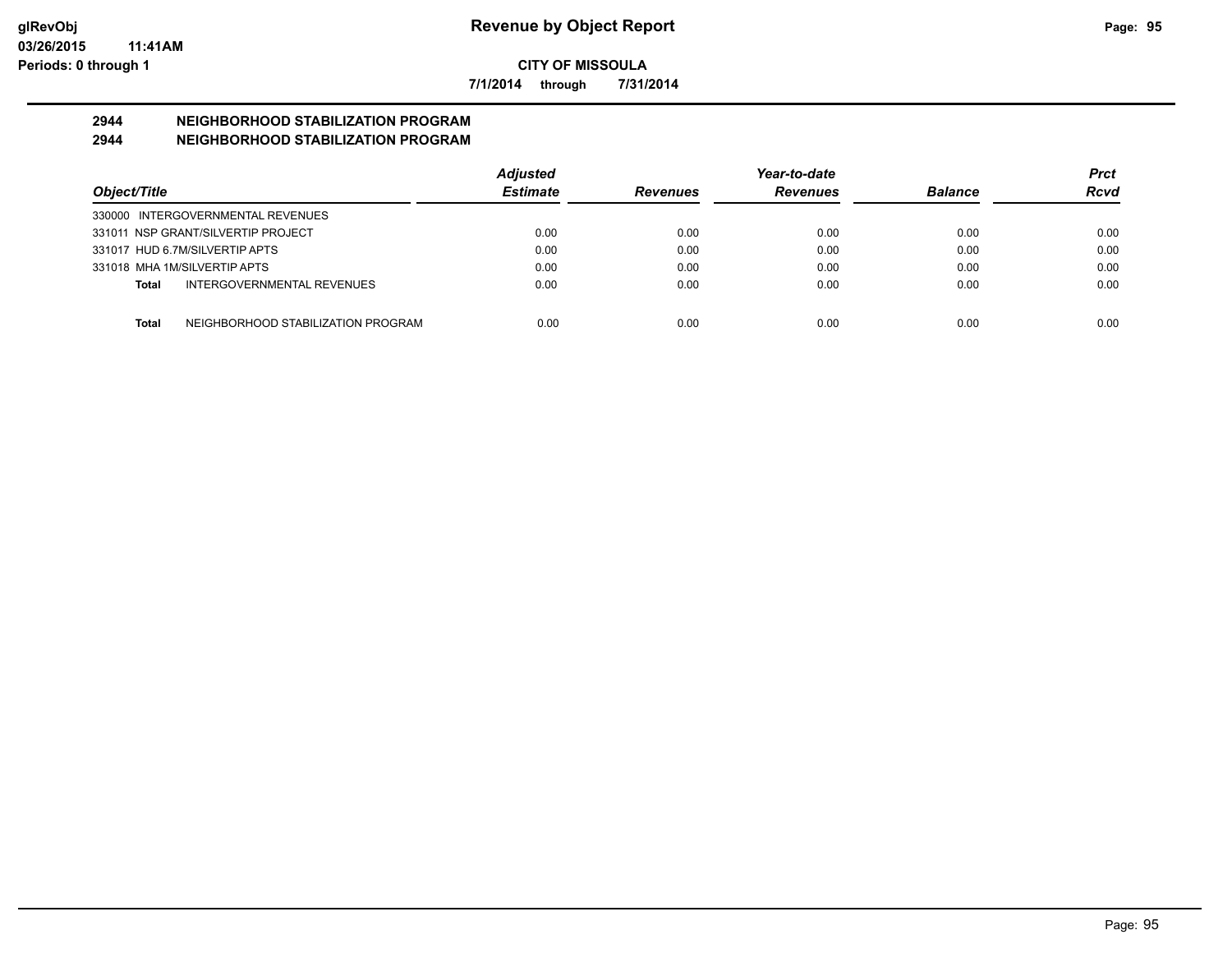# Revenue by Object Report

glRevObj
03/26/2015 11:41AM
Periods: 0 through 1

**CITY OF MISSOULA**

**7/1/2014 through 7/31/2014**

## 2944 NEIGHBORHOOD STABILIZATION PROGRAM
## 2944 NEIGHBORHOOD STABILIZATION PROGRAM

| Object/Title | Adjusted Estimate | Revenues | Year-to-date Revenues | Balance | Prct Rcvd |
|---|---|---|---|---|---|
| 330000 INTERGOVERNMENTAL REVENUES | | | | | |
| 331011 NSP GRANT/SILVERTIP PROJECT | 0.00 | 0.00 | 0.00 | 0.00 | 0.00 |
| 331017 HUD 6.7M/SILVERTIP APTS | 0.00 | 0.00 | 0.00 | 0.00 | 0.00 |
| 331018 MHA 1M/SILVERTIP APTS | 0.00 | 0.00 | 0.00 | 0.00 | 0.00 |
| **Total** INTERGOVERNMENTAL REVENUES | 0.00 | 0.00 | 0.00 | 0.00 | 0.00 |
| **Total** NEIGHBORHOOD STABILIZATION PROGRAM | 0.00 | 0.00 | 0.00 | 0.00 | 0.00 |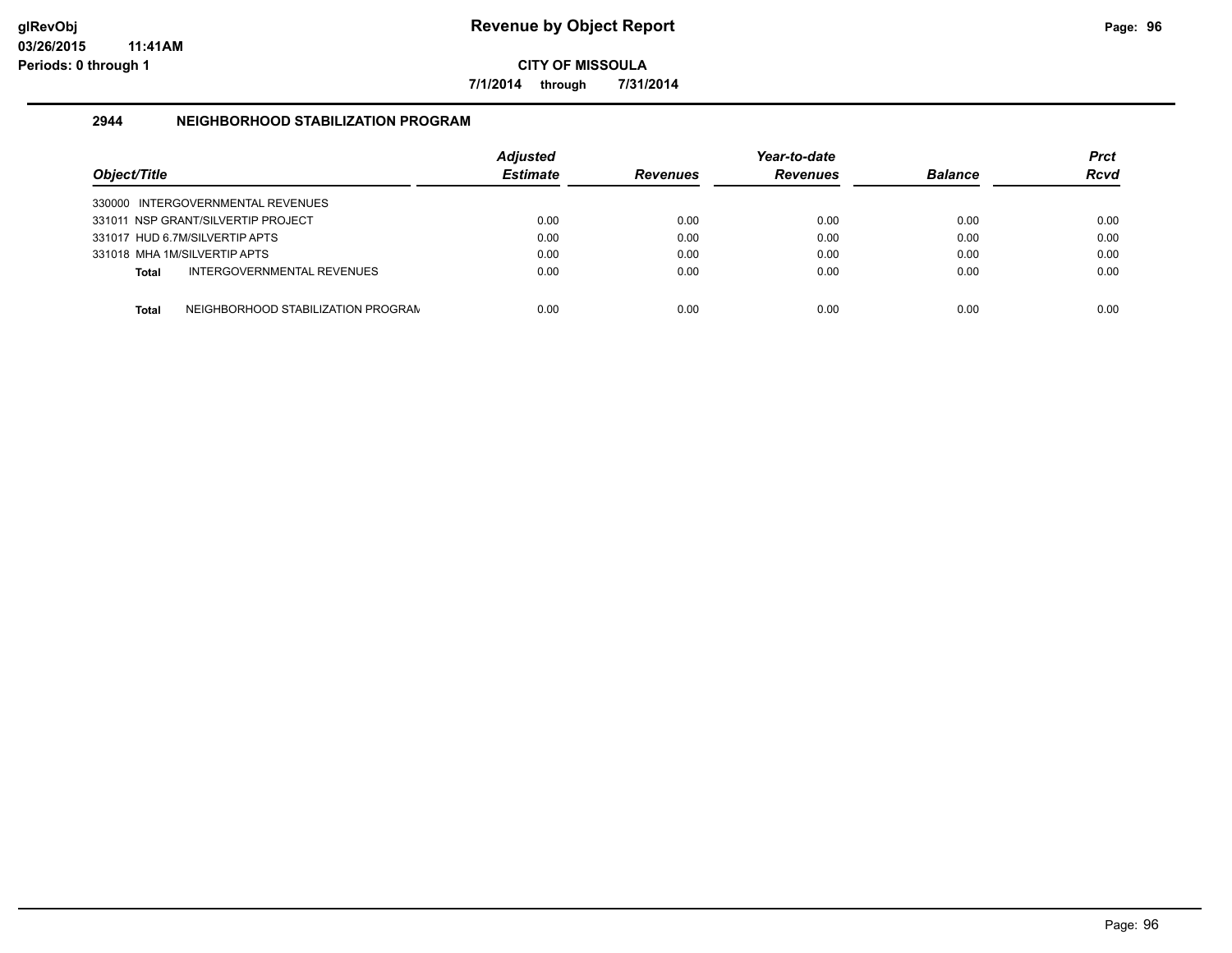# Revenue by Object Report

glRevObj
03/26/2015 11:41AM
Periods: 0 through 1

**CITY OF MISSOULA**

**7/1/2014 through 7/31/2014**

## 2944 NEIGHBORHOOD STABILIZATION PROGRAM

| Object/Title | Adjusted Estimate | Revenues | Year-to-date Revenues | Balance | Prct Rcvd |
|---|---|---|---|---|---|
| 330000 INTERGOVERNMENTAL REVENUES | | | | | |
| 331011 NSP GRANT/SILVERTIP PROJECT | 0.00 | 0.00 | 0.00 | 0.00 | 0.00 |
| 331017 HUD 6.7M/SILVERTIP APTS | 0.00 | 0.00 | 0.00 | 0.00 | 0.00 |
| 331018 MHA 1M/SILVERTIP APTS | 0.00 | 0.00 | 0.00 | 0.00 | 0.00 |
| **Total** INTERGOVERNMENTAL REVENUES | 0.00 | 0.00 | 0.00 | 0.00 | 0.00 |
| **Total** NEIGHBORHOOD STABILIZATION PROGRAM | 0.00 | 0.00 | 0.00 | 0.00 | 0.00 |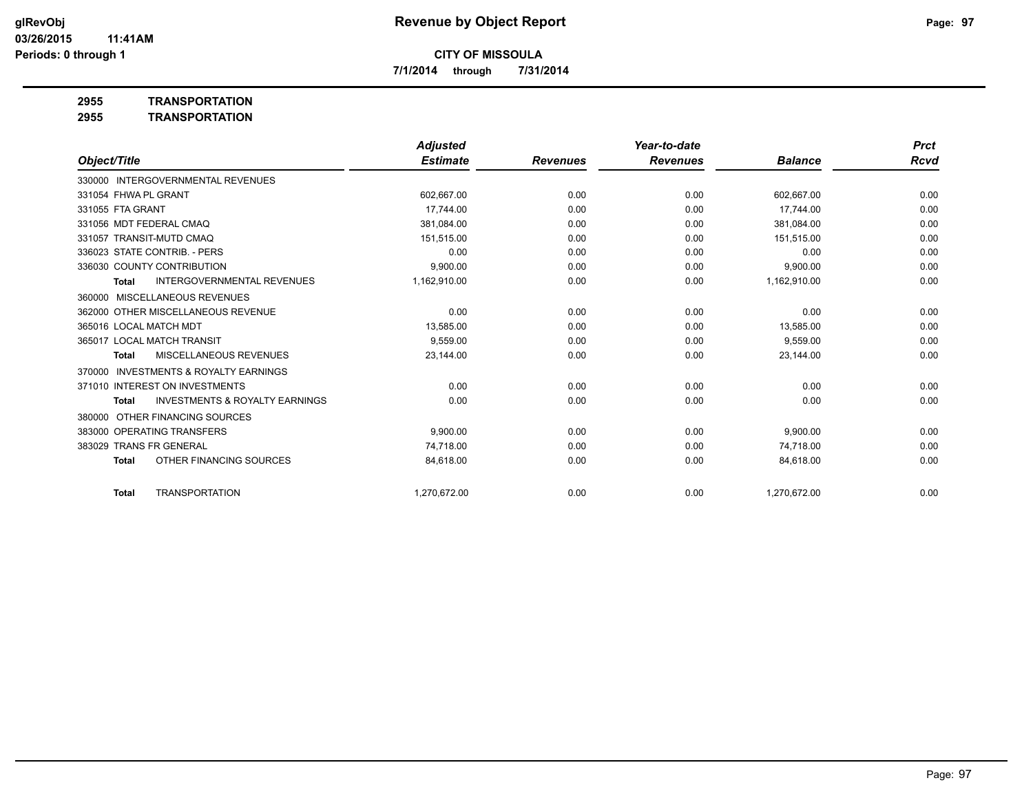# Revenue by Object Report

**CITY OF MISSOULA**

**7/1/2014 through 7/31/2014**

glRevObj
03/26/2015 11:41AM
Periods: 0 through 1

**2955 TRANSPORTATION**

**2955 TRANSPORTATION**

| Object/Title | Adjusted Estimate | Revenues | Year-to-date Revenues | Balance | Prct Rcvd |
|---|---|---|---|---|---|
| 330000 INTERGOVERNMENTAL REVENUES | | | | | |
| 331054 FHWA PL GRANT | 602,667.00 | 0.00 | 0.00 | 602,667.00 | 0.00 |
| 331055 FTA GRANT | 17,744.00 | 0.00 | 0.00 | 17,744.00 | 0.00 |
| 331056 MDT FEDERAL CMAQ | 381,084.00 | 0.00 | 0.00 | 381,084.00 | 0.00 |
| 331057 TRANSIT-MUTD CMAQ | 151,515.00 | 0.00 | 0.00 | 151,515.00 | 0.00 |
| 336023 STATE CONTRIB. - PERS | 0.00 | 0.00 | 0.00 | 0.00 | 0.00 |
| 336030 COUNTY CONTRIBUTION | 9,900.00 | 0.00 | 0.00 | 9,900.00 | 0.00 |
| **Total** INTERGOVERNMENTAL REVENUES | 1,162,910.00 | 0.00 | 0.00 | 1,162,910.00 | 0.00 |
| 360000 MISCELLANEOUS REVENUES | | | | | |
| 362000 OTHER MISCELLANEOUS REVENUE | 0.00 | 0.00 | 0.00 | 0.00 | 0.00 |
| 365016 LOCAL MATCH MDT | 13,585.00 | 0.00 | 0.00 | 13,585.00 | 0.00 |
| 365017 LOCAL MATCH TRANSIT | 9,559.00 | 0.00 | 0.00 | 9,559.00 | 0.00 |
| **Total** MISCELLANEOUS REVENUES | 23,144.00 | 0.00 | 0.00 | 23,144.00 | 0.00 |
| 370000 INVESTMENTS & ROYALTY EARNINGS | | | | | |
| 371010 INTEREST ON INVESTMENTS | 0.00 | 0.00 | 0.00 | 0.00 | 0.00 |
| **Total** INVESTMENTS & ROYALTY EARNINGS | 0.00 | 0.00 | 0.00 | 0.00 | 0.00 |
| 380000 OTHER FINANCING SOURCES | | | | | |
| 383000 OPERATING TRANSFERS | 9,900.00 | 0.00 | 0.00 | 9,900.00 | 0.00 |
| 383029 TRANS FR GENERAL | 74,718.00 | 0.00 | 0.00 | 74,718.00 | 0.00 |
| **Total** OTHER FINANCING SOURCES | 84,618.00 | 0.00 | 0.00 | 84,618.00 | 0.00 |
| **Total** TRANSPORTATION | 1,270,672.00 | 0.00 | 0.00 | 1,270,672.00 | 0.00 |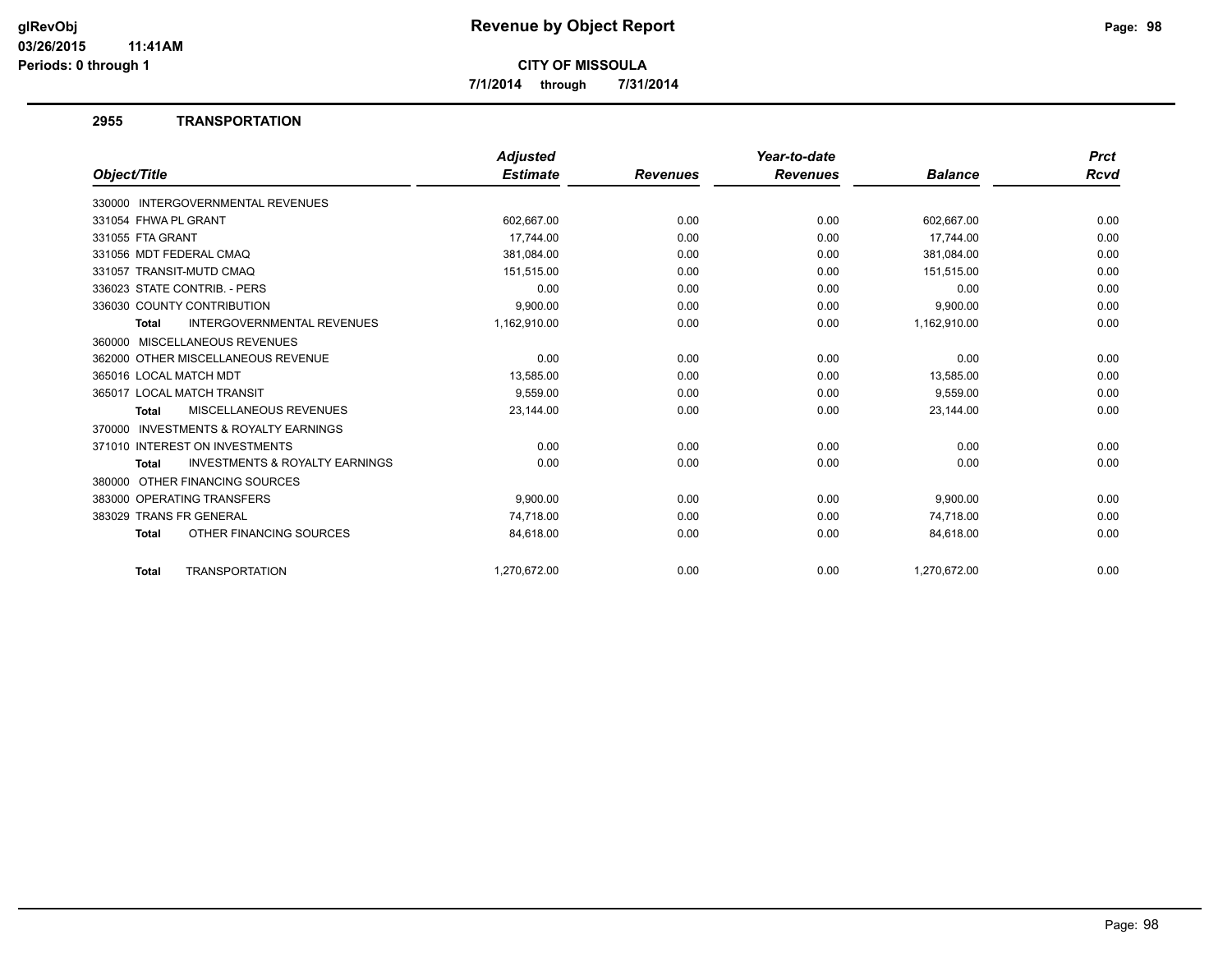# Revenue by Object Report

**CITY OF MISSOULA**

**7/1/2014 through 7/31/2014**

glRevObj
03/26/2015 11:41AM
Periods: 0 through 1

## 2955 TRANSPORTATION

| Object/Title | Adjusted Estimate | Revenues | Year-to-date Revenues | Balance | Prct Rcvd |
|---|---|---|---|---|---|
| 330000 INTERGOVERNMENTAL REVENUES | | | | | |
| 331054 FHWA PL GRANT | 602,667.00 | 0.00 | 0.00 | 602,667.00 | 0.00 |
| 331055 FTA GRANT | 17,744.00 | 0.00 | 0.00 | 17,744.00 | 0.00 |
| 331056 MDT FEDERAL CMAQ | 381,084.00 | 0.00 | 0.00 | 381,084.00 | 0.00 |
| 331057 TRANSIT-MUTD CMAQ | 151,515.00 | 0.00 | 0.00 | 151,515.00 | 0.00 |
| 336023 STATE CONTRIB. - PERS | 0.00 | 0.00 | 0.00 | 0.00 | 0.00 |
| 336030 COUNTY CONTRIBUTION | 9,900.00 | 0.00 | 0.00 | 9,900.00 | 0.00 |
| **Total** INTERGOVERNMENTAL REVENUES | 1,162,910.00 | 0.00 | 0.00 | 1,162,910.00 | 0.00 |
| 360000 MISCELLANEOUS REVENUES | | | | | |
| 362000 OTHER MISCELLANEOUS REVENUE | 0.00 | 0.00 | 0.00 | 0.00 | 0.00 |
| 365016 LOCAL MATCH MDT | 13,585.00 | 0.00 | 0.00 | 13,585.00 | 0.00 |
| 365017 LOCAL MATCH TRANSIT | 9,559.00 | 0.00 | 0.00 | 9,559.00 | 0.00 |
| **Total** MISCELLANEOUS REVENUES | 23,144.00 | 0.00 | 0.00 | 23,144.00 | 0.00 |
| 370000 INVESTMENTS & ROYALTY EARNINGS | | | | | |
| 371010 INTEREST ON INVESTMENTS | 0.00 | 0.00 | 0.00 | 0.00 | 0.00 |
| **Total** INVESTMENTS & ROYALTY EARNINGS | 0.00 | 0.00 | 0.00 | 0.00 | 0.00 |
| 380000 OTHER FINANCING SOURCES | | | | | |
| 383000 OPERATING TRANSFERS | 9,900.00 | 0.00 | 0.00 | 9,900.00 | 0.00 |
| 383029 TRANS FR GENERAL | 74,718.00 | 0.00 | 0.00 | 74,718.00 | 0.00 |
| **Total** OTHER FINANCING SOURCES | 84,618.00 | 0.00 | 0.00 | 84,618.00 | 0.00 |
| **Total** TRANSPORTATION | 1,270,672.00 | 0.00 | 0.00 | 1,270,672.00 | 0.00 |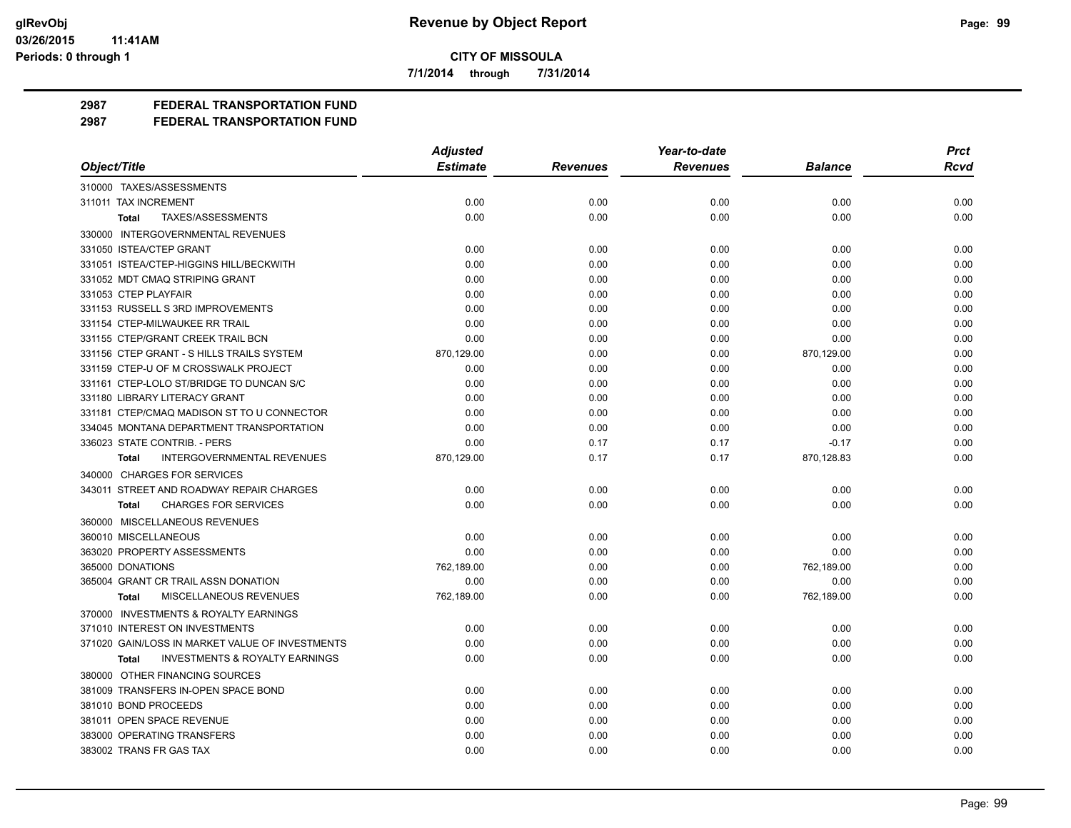**CITY OF MISSOULA**

**7/1/2014 through 7/31/2014**

## 2987 FEDERAL TRANSPORTATION FUND

## 2987 FEDERAL TRANSPORTATION FUND

| Object/Title | Adjusted Estimate | Revenues | Year-to-date Revenues | Balance | Prct Rcvd |
|---|---|---|---|---|---|
| 310000 TAXES/ASSESSMENTS | | | | | |
| 311011 TAX INCREMENT | 0.00 | 0.00 | 0.00 | 0.00 | 0.00 |
| **Total** TAXES/ASSESSMENTS | 0.00 | 0.00 | 0.00 | 0.00 | 0.00 |
| 330000 INTERGOVERNMENTAL REVENUES | | | | | |
| 331050 ISTEA/CTEP GRANT | 0.00 | 0.00 | 0.00 | 0.00 | 0.00 |
| 331051 ISTEA/CTEP-HIGGINS HILL/BECKWITH | 0.00 | 0.00 | 0.00 | 0.00 | 0.00 |
| 331052 MDT CMAQ STRIPING GRANT | 0.00 | 0.00 | 0.00 | 0.00 | 0.00 |
| 331053 CTEP PLAYFAIR | 0.00 | 0.00 | 0.00 | 0.00 | 0.00 |
| 331153 RUSSELL S 3RD IMPROVEMENTS | 0.00 | 0.00 | 0.00 | 0.00 | 0.00 |
| 331154 CTEP-MILWAUKEE RR TRAIL | 0.00 | 0.00 | 0.00 | 0.00 | 0.00 |
| 331155 CTEP/GRANT CREEK TRAIL BCN | 0.00 | 0.00 | 0.00 | 0.00 | 0.00 |
| 331156 CTEP GRANT - S HILLS TRAILS SYSTEM | 870,129.00 | 0.00 | 0.00 | 870,129.00 | 0.00 |
| 331159 CTEP-U OF M CROSSWALK PROJECT | 0.00 | 0.00 | 0.00 | 0.00 | 0.00 |
| 331161 CTEP-LOLO ST/BRIDGE TO DUNCAN S/C | 0.00 | 0.00 | 0.00 | 0.00 | 0.00 |
| 331180 LIBRARY LITERACY GRANT | 0.00 | 0.00 | 0.00 | 0.00 | 0.00 |
| 331181 CTEP/CMAQ MADISON ST TO U CONNECTOR | 0.00 | 0.00 | 0.00 | 0.00 | 0.00 |
| 334045 MONTANA DEPARTMENT TRANSPORTATION | 0.00 | 0.00 | 0.00 | 0.00 | 0.00 |
| 336023 STATE CONTRIB. - PERS | 0.00 | 0.17 | 0.17 | -0.17 | 0.00 |
| **Total** INTERGOVERNMENTAL REVENUES | 870,129.00 | 0.17 | 0.17 | 870,128.83 | 0.00 |
| 340000 CHARGES FOR SERVICES | | | | | |
| 343011 STREET AND ROADWAY REPAIR CHARGES | 0.00 | 0.00 | 0.00 | 0.00 | 0.00 |
| **Total** CHARGES FOR SERVICES | 0.00 | 0.00 | 0.00 | 0.00 | 0.00 |
| 360000 MISCELLANEOUS REVENUES | | | | | |
| 360010 MISCELLANEOUS | 0.00 | 0.00 | 0.00 | 0.00 | 0.00 |
| 363020 PROPERTY ASSESSMENTS | 0.00 | 0.00 | 0.00 | 0.00 | 0.00 |
| 365000 DONATIONS | 762,189.00 | 0.00 | 0.00 | 762,189.00 | 0.00 |
| 365004 GRANT CR TRAIL ASSN DONATION | 0.00 | 0.00 | 0.00 | 0.00 | 0.00 |
| **Total** MISCELLANEOUS REVENUES | 762,189.00 | 0.00 | 0.00 | 762,189.00 | 0.00 |
| 370000 INVESTMENTS & ROYALTY EARNINGS | | | | | |
| 371010 INTEREST ON INVESTMENTS | 0.00 | 0.00 | 0.00 | 0.00 | 0.00 |
| 371020 GAIN/LOSS IN MARKET VALUE OF INVESTMENTS | 0.00 | 0.00 | 0.00 | 0.00 | 0.00 |
| **Total** INVESTMENTS & ROYALTY EARNINGS | 0.00 | 0.00 | 0.00 | 0.00 | 0.00 |
| 380000 OTHER FINANCING SOURCES | | | | | |
| 381009 TRANSFERS IN-OPEN SPACE BOND | 0.00 | 0.00 | 0.00 | 0.00 | 0.00 |
| 381010 BOND PROCEEDS | 0.00 | 0.00 | 0.00 | 0.00 | 0.00 |
| 381011 OPEN SPACE REVENUE | 0.00 | 0.00 | 0.00 | 0.00 | 0.00 |
| 383000 OPERATING TRANSFERS | 0.00 | 0.00 | 0.00 | 0.00 | 0.00 |
| 383002 TRANS FR GAS TAX | 0.00 | 0.00 | 0.00 | 0.00 | 0.00 |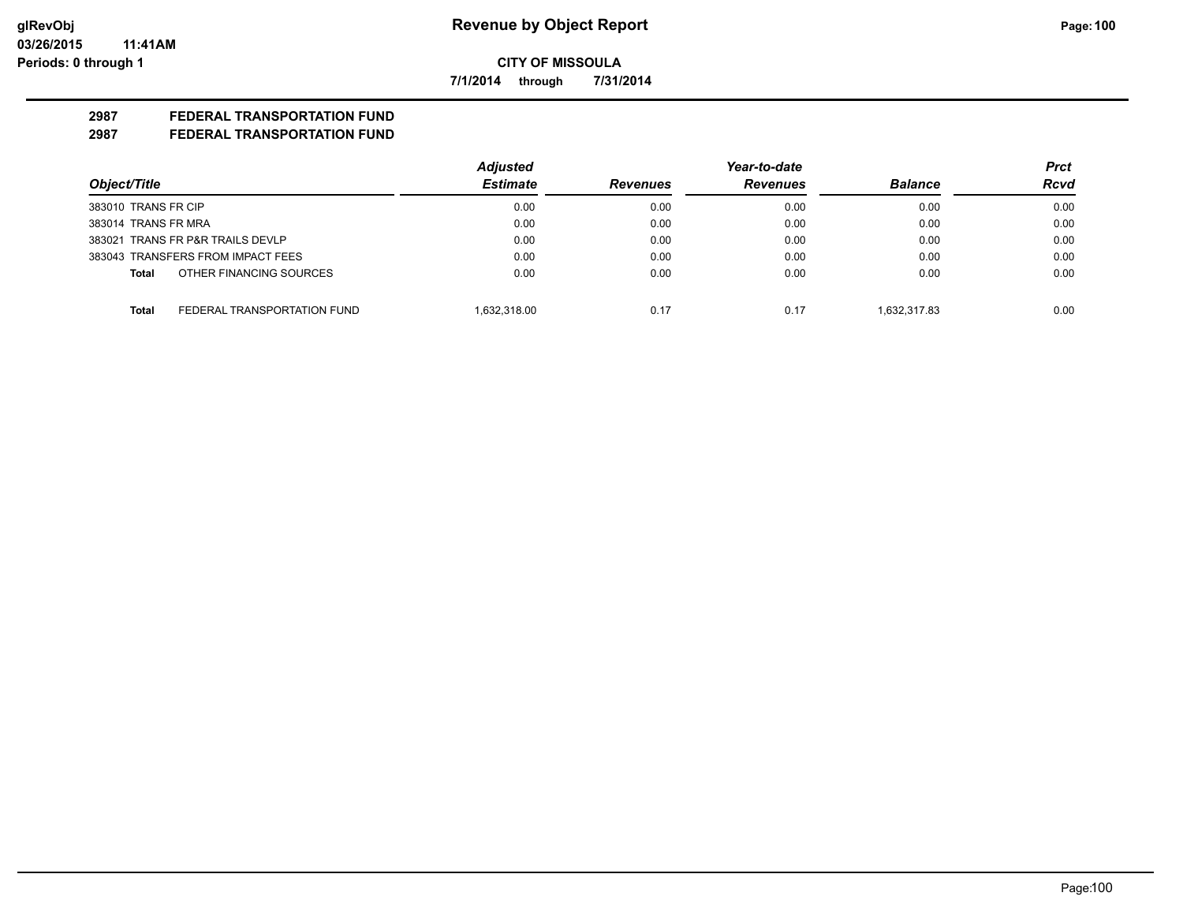**glRevObj**
**03/26/2015 11:41AM**
**Periods: 0 through 1**

# Revenue by Object Report

**CITY OF MISSOULA**

**7/1/2014 through 7/31/2014**

## 2987 FEDERAL TRANSPORTATION FUND
## 2987 FEDERAL TRANSPORTATION FUND

| Object/Title | | Adjusted Estimate | Revenues | Year-to-date Revenues | Balance | Prct Rcvd |
|---|---|---|---|---|---|---|
| 383010 TRANS FR CIP | | 0.00 | 0.00 | 0.00 | 0.00 | 0.00 |
| 383014 TRANS FR MRA | | 0.00 | 0.00 | 0.00 | 0.00 | 0.00 |
| 383021 TRANS FR P&R TRAILS DEVLP | | 0.00 | 0.00 | 0.00 | 0.00 | 0.00 |
| 383043 TRANSFERS FROM IMPACT FEES | | 0.00 | 0.00 | 0.00 | 0.00 | 0.00 |
| **Total** | OTHER FINANCING SOURCES | 0.00 | 0.00 | 0.00 | 0.00 | 0.00 |
| **Total** | FEDERAL TRANSPORTATION FUND | 1,632,318.00 | 0.17 | 0.17 | 1,632,317.83 | 0.00 |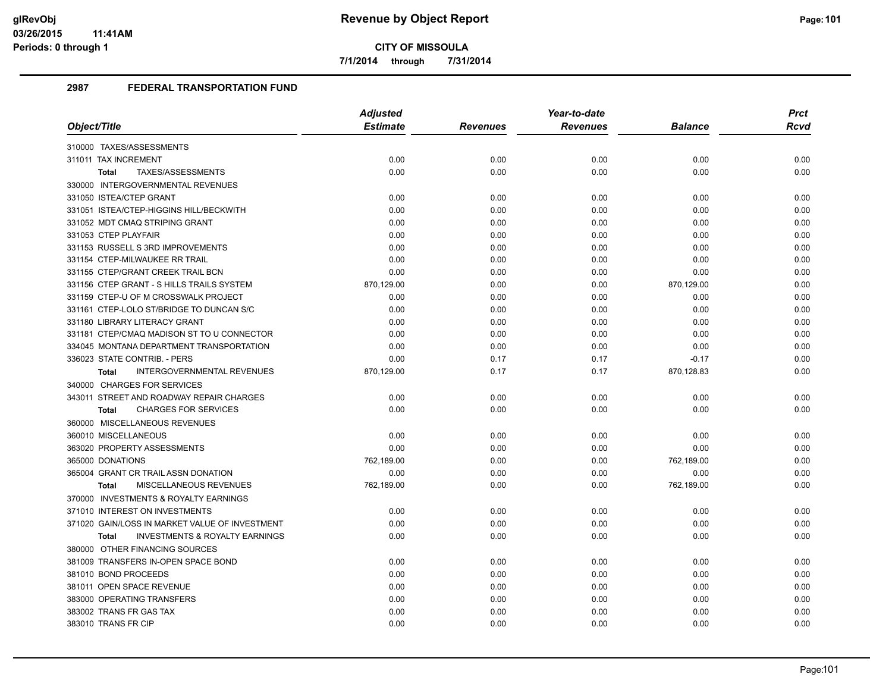# Revenue by Object Report

**CITY OF MISSOULA**

7/1/2014 through 7/31/2014

## 2987 FEDERAL TRANSPORTATION FUND

| Object/Title | Adjusted Estimate | Revenues | Year-to-date Revenues | Balance | Prct Rcvd |
|---|---|---|---|---|---|
| 310000 TAXES/ASSESSMENTS | | | | | |
| 311011 TAX INCREMENT | 0.00 | 0.00 | 0.00 | 0.00 | 0.00 |
| **Total** TAXES/ASSESSMENTS | 0.00 | 0.00 | 0.00 | 0.00 | 0.00 |
| 330000 INTERGOVERNMENTAL REVENUES | | | | | |
| 331050 ISTEA/CTEP GRANT | 0.00 | 0.00 | 0.00 | 0.00 | 0.00 |
| 331051 ISTEA/CTEP-HIGGINS HILL/BECKWITH | 0.00 | 0.00 | 0.00 | 0.00 | 0.00 |
| 331052 MDT CMAQ STRIPING GRANT | 0.00 | 0.00 | 0.00 | 0.00 | 0.00 |
| 331053 CTEP PLAYFAIR | 0.00 | 0.00 | 0.00 | 0.00 | 0.00 |
| 331153 RUSSELL S 3RD IMPROVEMENTS | 0.00 | 0.00 | 0.00 | 0.00 | 0.00 |
| 331154 CTEP-MILWAUKEE RR TRAIL | 0.00 | 0.00 | 0.00 | 0.00 | 0.00 |
| 331155 CTEP/GRANT CREEK TRAIL BCN | 0.00 | 0.00 | 0.00 | 0.00 | 0.00 |
| 331156 CTEP GRANT - S HILLS TRAILS SYSTEM | 870,129.00 | 0.00 | 0.00 | 870,129.00 | 0.00 |
| 331159 CTEP-U OF M CROSSWALK PROJECT | 0.00 | 0.00 | 0.00 | 0.00 | 0.00 |
| 331161 CTEP-LOLO ST/BRIDGE TO DUNCAN S/C | 0.00 | 0.00 | 0.00 | 0.00 | 0.00 |
| 331180 LIBRARY LITERACY GRANT | 0.00 | 0.00 | 0.00 | 0.00 | 0.00 |
| 331181 CTEP/CMAQ MADISON ST TO U CONNECTOR | 0.00 | 0.00 | 0.00 | 0.00 | 0.00 |
| 334045 MONTANA DEPARTMENT TRANSPORTATION | 0.00 | 0.00 | 0.00 | 0.00 | 0.00 |
| 336023 STATE CONTRIB. - PERS | 0.00 | 0.17 | 0.17 | -0.17 | 0.00 |
| **Total** INTERGOVERNMENTAL REVENUES | 870,129.00 | 0.17 | 0.17 | 870,128.83 | 0.00 |
| 340000 CHARGES FOR SERVICES | | | | | |
| 343011 STREET AND ROADWAY REPAIR CHARGES | 0.00 | 0.00 | 0.00 | 0.00 | 0.00 |
| **Total** CHARGES FOR SERVICES | 0.00 | 0.00 | 0.00 | 0.00 | 0.00 |
| 360000 MISCELLANEOUS REVENUES | | | | | |
| 360010 MISCELLANEOUS | 0.00 | 0.00 | 0.00 | 0.00 | 0.00 |
| 363020 PROPERTY ASSESSMENTS | 0.00 | 0.00 | 0.00 | 0.00 | 0.00 |
| 365000 DONATIONS | 762,189.00 | 0.00 | 0.00 | 762,189.00 | 0.00 |
| 365004 GRANT CR TRAIL ASSN DONATION | 0.00 | 0.00 | 0.00 | 0.00 | 0.00 |
| **Total** MISCELLANEOUS REVENUES | 762,189.00 | 0.00 | 0.00 | 762,189.00 | 0.00 |
| 370000 INVESTMENTS & ROYALTY EARNINGS | | | | | |
| 371010 INTEREST ON INVESTMENTS | 0.00 | 0.00 | 0.00 | 0.00 | 0.00 |
| 371020 GAIN/LOSS IN MARKET VALUE OF INVESTMENT | 0.00 | 0.00 | 0.00 | 0.00 | 0.00 |
| **Total** INVESTMENTS & ROYALTY EARNINGS | 0.00 | 0.00 | 0.00 | 0.00 | 0.00 |
| 380000 OTHER FINANCING SOURCES | | | | | |
| 381009 TRANSFERS IN-OPEN SPACE BOND | 0.00 | 0.00 | 0.00 | 0.00 | 0.00 |
| 381010 BOND PROCEEDS | 0.00 | 0.00 | 0.00 | 0.00 | 0.00 |
| 381011 OPEN SPACE REVENUE | 0.00 | 0.00 | 0.00 | 0.00 | 0.00 |
| 383000 OPERATING TRANSFERS | 0.00 | 0.00 | 0.00 | 0.00 | 0.00 |
| 383002 TRANS FR GAS TAX | 0.00 | 0.00 | 0.00 | 0.00 | 0.00 |
| 383010 TRANS FR CIP | 0.00 | 0.00 | 0.00 | 0.00 | 0.00 |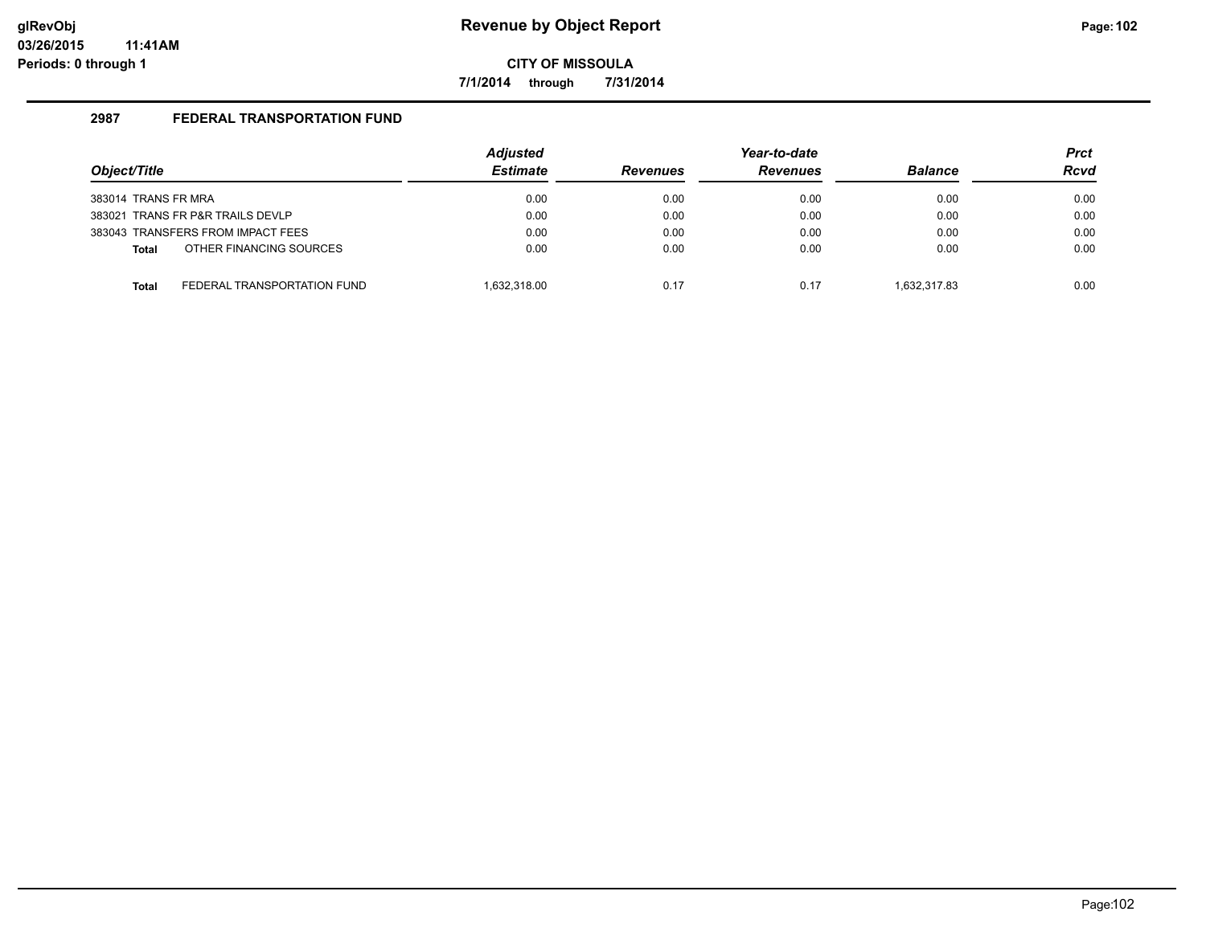**CITY OF MISSOULA**

**7/1/2014 through 7/31/2014**

### 2987 FEDERAL TRANSPORTATION FUND

| Object/Title | Adjusted Estimate | Revenues | Year-to-date Revenues | Balance | Prct Rcvd |
|---|---|---|---|---|---|
| 383014 TRANS FR MRA | 0.00 | 0.00 | 0.00 | 0.00 | 0.00 |
| 383021 TRANS FR P&R TRAILS DEVLP | 0.00 | 0.00 | 0.00 | 0.00 | 0.00 |
| 383043 TRANSFERS FROM IMPACT FEES | 0.00 | 0.00 | 0.00 | 0.00 | 0.00 |
| **Total** OTHER FINANCING SOURCES | 0.00 | 0.00 | 0.00 | 0.00 | 0.00 |
| **Total** FEDERAL TRANSPORTATION FUND | 1,632,318.00 | 0.17 | 0.17 | 1,632,317.83 | 0.00 |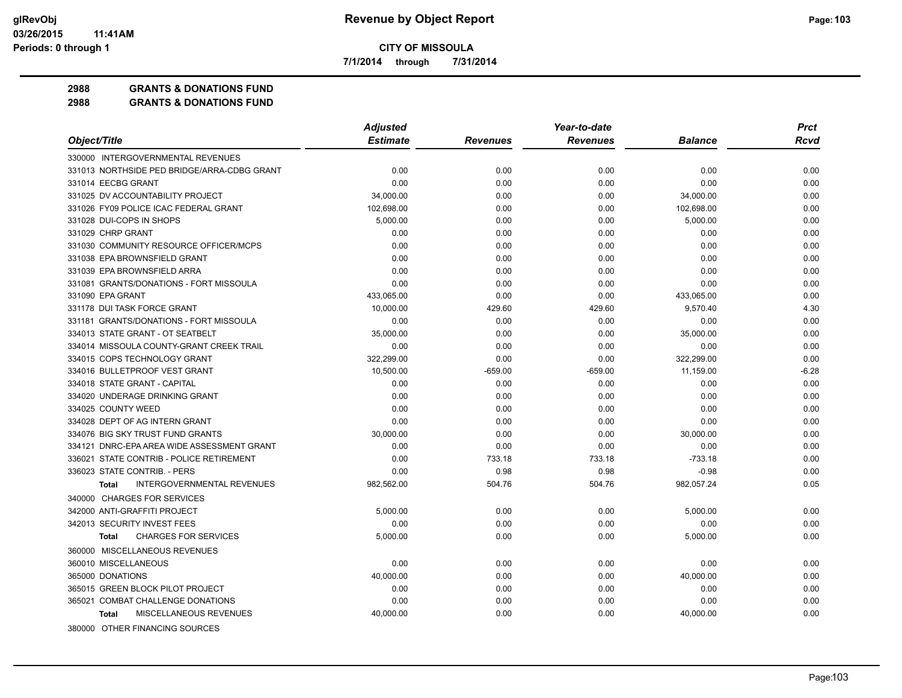# CITY OF MISSOULA

**7/1/2014 through 7/31/2014**

**2988 GRANTS & DONATIONS FUND**

**2988 GRANTS & DONATIONS FUND**

| Object/Title | Adjusted Estimate | Revenues | Year-to-date Revenues | Balance | Prct Rcvd |
|---|---|---|---|---|---|
| 330000 INTERGOVERNMENTAL REVENUES | | | | | |
| 331013 NORTHSIDE PED BRIDGE/ARRA-CDBG GRANT | 0.00 | 0.00 | 0.00 | 0.00 | 0.00 |
| 331014 EECBG GRANT | 0.00 | 0.00 | 0.00 | 0.00 | 0.00 |
| 331025 DV ACCOUNTABILITY PROJECT | 34,000.00 | 0.00 | 0.00 | 34,000.00 | 0.00 |
| 331026 FY09 POLICE ICAC FEDERAL GRANT | 102,698.00 | 0.00 | 0.00 | 102,698.00 | 0.00 |
| 331028 DUI-COPS IN SHOPS | 5,000.00 | 0.00 | 0.00 | 5,000.00 | 0.00 |
| 331029 CHRP GRANT | 0.00 | 0.00 | 0.00 | 0.00 | 0.00 |
| 331030 COMMUNITY RESOURCE OFFICER/MCPS | 0.00 | 0.00 | 0.00 | 0.00 | 0.00 |
| 331038 EPA BROWNSFIELD GRANT | 0.00 | 0.00 | 0.00 | 0.00 | 0.00 |
| 331039 EPA BROWNSFIELD ARRA | 0.00 | 0.00 | 0.00 | 0.00 | 0.00 |
| 331081 GRANTS/DONATIONS - FORT MISSOULA | 0.00 | 0.00 | 0.00 | 0.00 | 0.00 |
| 331090 EPA GRANT | 433,065.00 | 0.00 | 0.00 | 433,065.00 | 0.00 |
| 331178 DUI TASK FORCE GRANT | 10,000.00 | 429.60 | 429.60 | 9,570.40 | 4.30 |
| 331181 GRANTS/DONATIONS - FORT MISSOULA | 0.00 | 0.00 | 0.00 | 0.00 | 0.00 |
| 334013 STATE GRANT - OT SEATBELT | 35,000.00 | 0.00 | 0.00 | 35,000.00 | 0.00 |
| 334014 MISSOULA COUNTY-GRANT CREEK TRAIL | 0.00 | 0.00 | 0.00 | 0.00 | 0.00 |
| 334015 COPS TECHNOLOGY GRANT | 322,299.00 | 0.00 | 0.00 | 322,299.00 | 0.00 |
| 334016 BULLETPROOF VEST GRANT | 10,500.00 | -659.00 | -659.00 | 11,159.00 | -6.28 |
| 334018 STATE GRANT - CAPITAL | 0.00 | 0.00 | 0.00 | 0.00 | 0.00 |
| 334020 UNDERAGE DRINKING GRANT | 0.00 | 0.00 | 0.00 | 0.00 | 0.00 |
| 334025 COUNTY WEED | 0.00 | 0.00 | 0.00 | 0.00 | 0.00 |
| 334028 DEPT OF AG INTERN GRANT | 0.00 | 0.00 | 0.00 | 0.00 | 0.00 |
| 334076 BIG SKY TRUST FUND GRANTS | 30,000.00 | 0.00 | 0.00 | 30,000.00 | 0.00 |
| 334121 DNRC-EPA AREA WIDE ASSESSMENT GRANT | 0.00 | 0.00 | 0.00 | 0.00 | 0.00 |
| 336021 STATE CONTRIB - POLICE RETIREMENT | 0.00 | 733.18 | 733.18 | -733.18 | 0.00 |
| 336023 STATE CONTRIB. - PERS | 0.00 | 0.98 | 0.98 | -0.98 | 0.00 |
| **Total** INTERGOVERNMENTAL REVENUES | 982,562.00 | 504.76 | 504.76 | 982,057.24 | 0.05 |
| 340000 CHARGES FOR SERVICES | | | | | |
| 342000 ANTI-GRAFFITI PROJECT | 5,000.00 | 0.00 | 0.00 | 5,000.00 | 0.00 |
| 342013 SECURITY INVEST FEES | 0.00 | 0.00 | 0.00 | 0.00 | 0.00 |
| **Total** CHARGES FOR SERVICES | 5,000.00 | 0.00 | 0.00 | 5,000.00 | 0.00 |
| 360000 MISCELLANEOUS REVENUES | | | | | |
| 360010 MISCELLANEOUS | 0.00 | 0.00 | 0.00 | 0.00 | 0.00 |
| 365000 DONATIONS | 40,000.00 | 0.00 | 0.00 | 40,000.00 | 0.00 |
| 365015 GREEN BLOCK PILOT PROJECT | 0.00 | 0.00 | 0.00 | 0.00 | 0.00 |
| 365021 COMBAT CHALLENGE DONATIONS | 0.00 | 0.00 | 0.00 | 0.00 | 0.00 |
| **Total** MISCELLANEOUS REVENUES | 40,000.00 | 0.00 | 0.00 | 40,000.00 | 0.00 |
| 380000 OTHER FINANCING SOURCES | | | | | |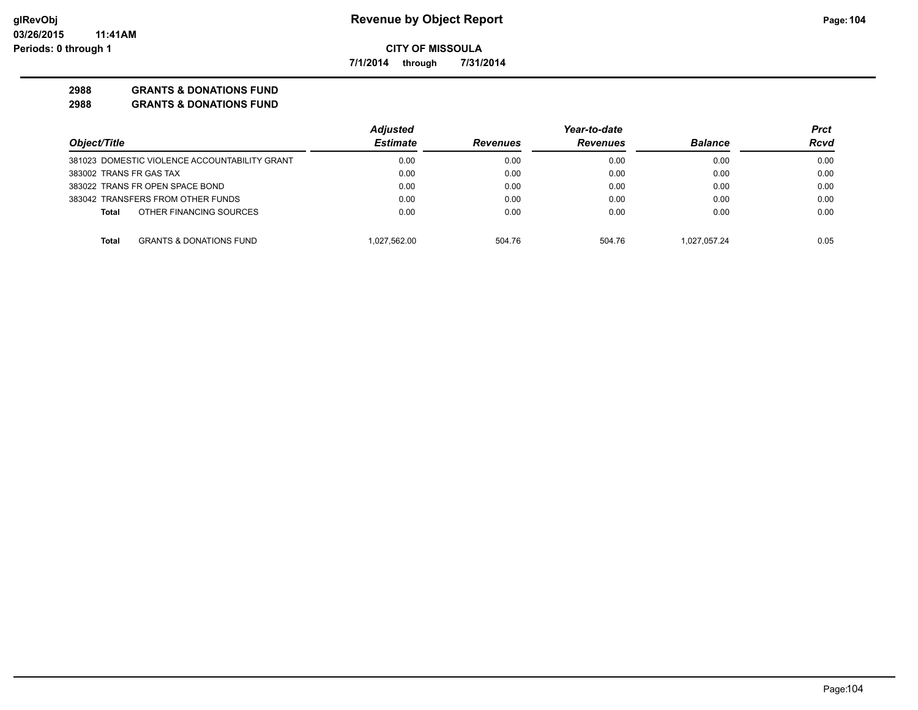# Revenue by Object Report

**CITY OF MISSOULA**

**7/1/2014 through 7/31/2014**

glRevObj
03/26/2015 11:41AM
Periods: 0 through 1

**2988 GRANTS & DONATIONS FUND**
**2988 GRANTS & DONATIONS FUND**

| Object/Title | Adjusted Estimate | Revenues | Year-to-date Revenues | Balance | Prct Rcvd |
|---|---|---|---|---|---|
| 381023 DOMESTIC VIOLENCE ACCOUNTABILITY GRANT | 0.00 | 0.00 | 0.00 | 0.00 | 0.00 |
| 383002 TRANS FR GAS TAX | 0.00 | 0.00 | 0.00 | 0.00 | 0.00 |
| 383022 TRANS FR OPEN SPACE BOND | 0.00 | 0.00 | 0.00 | 0.00 | 0.00 |
| 383042 TRANSFERS FROM OTHER FUNDS | 0.00 | 0.00 | 0.00 | 0.00 | 0.00 |
| **Total** OTHER FINANCING SOURCES | 0.00 | 0.00 | 0.00 | 0.00 | 0.00 |
| **Total** GRANTS & DONATIONS FUND | 1,027,562.00 | 504.76 | 504.76 | 1,027,057.24 | 0.05 |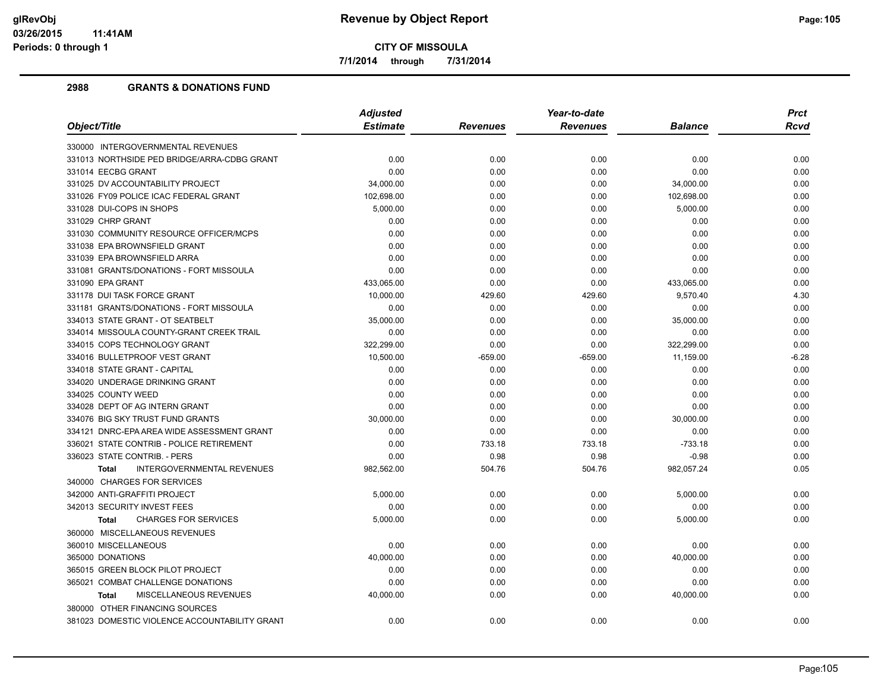# Revenue by Object Report

**CITY OF MISSOULA**

7/1/2014 through 7/31/2014

## 2988 GRANTS & DONATIONS FUND

| Object/Title | Adjusted Estimate | Revenues | Year-to-date Revenues | Balance | Prct Rcvd |
|---|---|---|---|---|---|
| 330000 INTERGOVERNMENTAL REVENUES | | | | | |
| 331013 NORTHSIDE PED BRIDGE/ARRA-CDBG GRANT | 0.00 | 0.00 | 0.00 | 0.00 | 0.00 |
| 331014 EECBG GRANT | 0.00 | 0.00 | 0.00 | 0.00 | 0.00 |
| 331025 DV ACCOUNTABILITY PROJECT | 34,000.00 | 0.00 | 0.00 | 34,000.00 | 0.00 |
| 331026 FY09 POLICE ICAC FEDERAL GRANT | 102,698.00 | 0.00 | 0.00 | 102,698.00 | 0.00 |
| 331028 DUI-COPS IN SHOPS | 5,000.00 | 0.00 | 0.00 | 5,000.00 | 0.00 |
| 331029 CHRP GRANT | 0.00 | 0.00 | 0.00 | 0.00 | 0.00 |
| 331030 COMMUNITY RESOURCE OFFICER/MCPS | 0.00 | 0.00 | 0.00 | 0.00 | 0.00 |
| 331038 EPA BROWNSFIELD GRANT | 0.00 | 0.00 | 0.00 | 0.00 | 0.00 |
| 331039 EPA BROWNSFIELD ARRA | 0.00 | 0.00 | 0.00 | 0.00 | 0.00 |
| 331081 GRANTS/DONATIONS - FORT MISSOULA | 0.00 | 0.00 | 0.00 | 0.00 | 0.00 |
| 331090 EPA GRANT | 433,065.00 | 0.00 | 0.00 | 433,065.00 | 0.00 |
| 331178 DUI TASK FORCE GRANT | 10,000.00 | 429.60 | 429.60 | 9,570.40 | 4.30 |
| 331181 GRANTS/DONATIONS - FORT MISSOULA | 0.00 | 0.00 | 0.00 | 0.00 | 0.00 |
| 334013 STATE GRANT - OT SEATBELT | 35,000.00 | 0.00 | 0.00 | 35,000.00 | 0.00 |
| 334014 MISSOULA COUNTY-GRANT CREEK TRAIL | 0.00 | 0.00 | 0.00 | 0.00 | 0.00 |
| 334015 COPS TECHNOLOGY GRANT | 322,299.00 | 0.00 | 0.00 | 322,299.00 | 0.00 |
| 334016 BULLETPROOF VEST GRANT | 10,500.00 | -659.00 | -659.00 | 11,159.00 | -6.28 |
| 334018 STATE GRANT - CAPITAL | 0.00 | 0.00 | 0.00 | 0.00 | 0.00 |
| 334020 UNDERAGE DRINKING GRANT | 0.00 | 0.00 | 0.00 | 0.00 | 0.00 |
| 334025 COUNTY WEED | 0.00 | 0.00 | 0.00 | 0.00 | 0.00 |
| 334028 DEPT OF AG INTERN GRANT | 0.00 | 0.00 | 0.00 | 0.00 | 0.00 |
| 334076 BIG SKY TRUST FUND GRANTS | 30,000.00 | 0.00 | 0.00 | 30,000.00 | 0.00 |
| 334121 DNRC-EPA AREA WIDE ASSESSMENT GRANT | 0.00 | 0.00 | 0.00 | 0.00 | 0.00 |
| 336021 STATE CONTRIB - POLICE RETIREMENT | 0.00 | 733.18 | 733.18 | -733.18 | 0.00 |
| 336023 STATE CONTRIB. - PERS | 0.00 | 0.98 | 0.98 | -0.98 | 0.00 |
| **Total** INTERGOVERNMENTAL REVENUES | 982,562.00 | 504.76 | 504.76 | 982,057.24 | 0.05 |
| 340000 CHARGES FOR SERVICES | | | | | |
| 342000 ANTI-GRAFFITI PROJECT | 5,000.00 | 0.00 | 0.00 | 5,000.00 | 0.00 |
| 342013 SECURITY INVEST FEES | 0.00 | 0.00 | 0.00 | 0.00 | 0.00 |
| **Total** CHARGES FOR SERVICES | 5,000.00 | 0.00 | 0.00 | 5,000.00 | 0.00 |
| 360000 MISCELLANEOUS REVENUES | | | | | |
| 360010 MISCELLANEOUS | 0.00 | 0.00 | 0.00 | 0.00 | 0.00 |
| 365000 DONATIONS | 40,000.00 | 0.00 | 0.00 | 40,000.00 | 0.00 |
| 365015 GREEN BLOCK PILOT PROJECT | 0.00 | 0.00 | 0.00 | 0.00 | 0.00 |
| 365021 COMBAT CHALLENGE DONATIONS | 0.00 | 0.00 | 0.00 | 0.00 | 0.00 |
| **Total** MISCELLANEOUS REVENUES | 40,000.00 | 0.00 | 0.00 | 40,000.00 | 0.00 |
| 380000 OTHER FINANCING SOURCES | | | | | |
| 381023 DOMESTIC VIOLENCE ACCOUNTABILITY GRANT | 0.00 | 0.00 | 0.00 | 0.00 | 0.00 |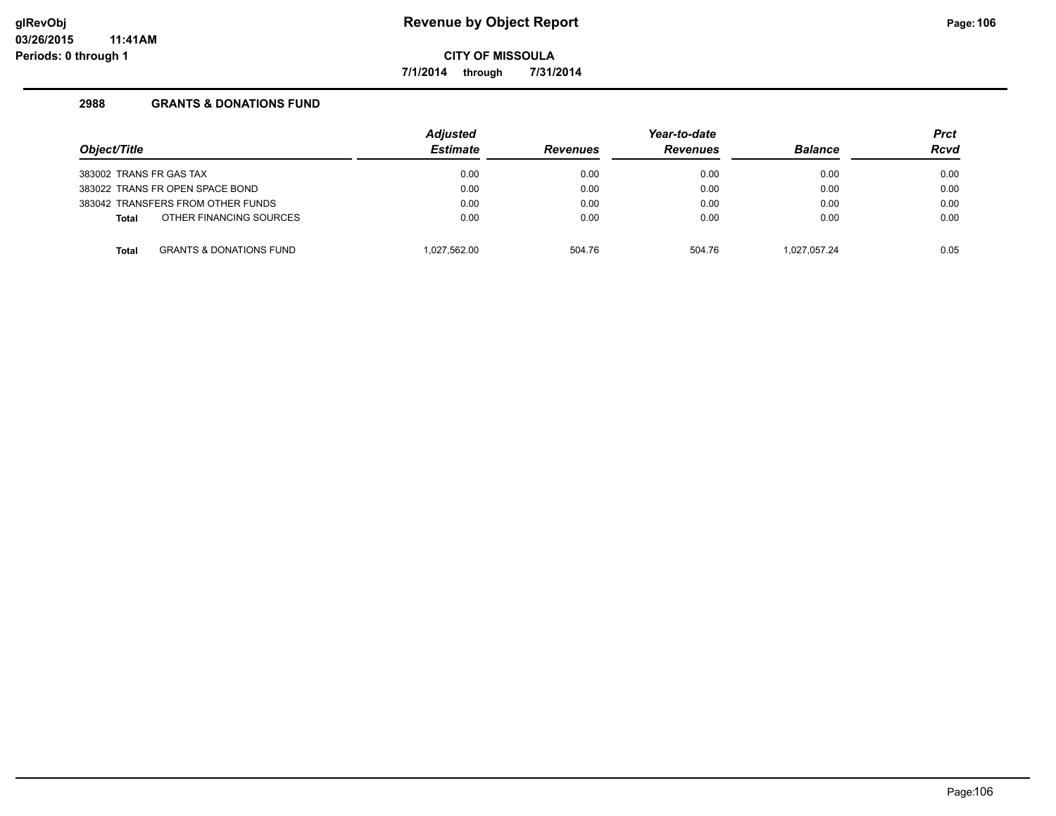**Revenue by Object Report**

**CITY OF MISSOULA**

**7/1/2014 through 7/31/2014**

## 2988 GRANTS & DONATIONS FUND

| Object/Title | Adjusted Estimate | Revenues | Year-to-date Revenues | Balance | Prct Rcvd |
|---|---|---|---|---|---|
| 383002 TRANS FR GAS TAX | 0.00 | 0.00 | 0.00 | 0.00 | 0.00 |
| 383022 TRANS FR OPEN SPACE BOND | 0.00 | 0.00 | 0.00 | 0.00 | 0.00 |
| 383042 TRANSFERS FROM OTHER FUNDS | 0.00 | 0.00 | 0.00 | 0.00 | 0.00 |
| **Total** OTHER FINANCING SOURCES | 0.00 | 0.00 | 0.00 | 0.00 | 0.00 |
| **Total** GRANTS & DONATIONS FUND | 1,027,562.00 | 504.76 | 504.76 | 1,027,057.24 | 0.05 |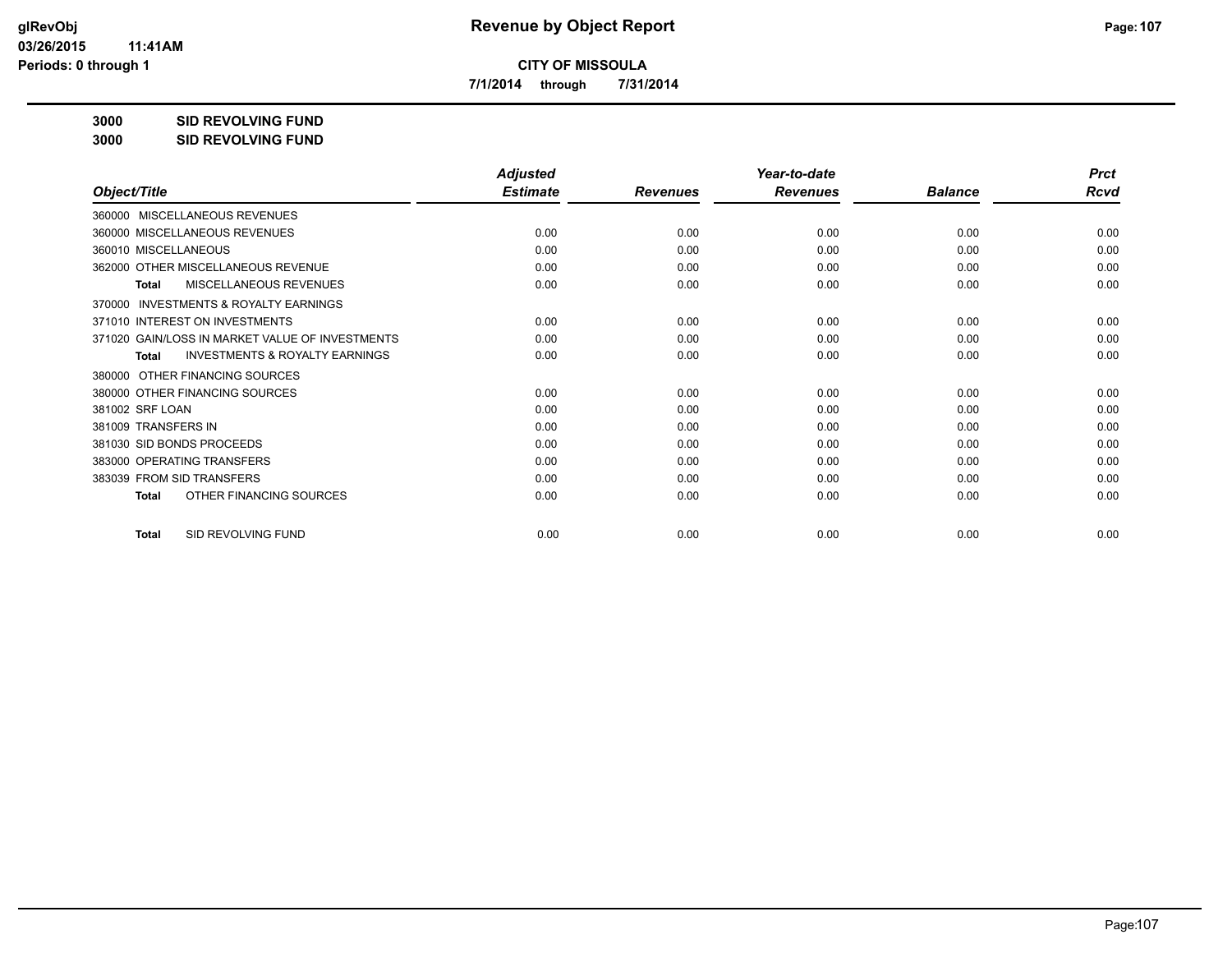**CITY OF MISSOULA**

**7/1/2014 through 7/31/2014**

**3000 SID REVOLVING FUND**

**3000 SID REVOLVING FUND**

| Object/Title | Adjusted Estimate | Revenues | Year-to-date Revenues | Balance | Prct Rcvd |
|---|---|---|---|---|---|
| 360000 MISCELLANEOUS REVENUES | | | | | |
| 360000 MISCELLANEOUS REVENUES | 0.00 | 0.00 | 0.00 | 0.00 | 0.00 |
| 360010 MISCELLANEOUS | 0.00 | 0.00 | 0.00 | 0.00 | 0.00 |
| 362000 OTHER MISCELLANEOUS REVENUE | 0.00 | 0.00 | 0.00 | 0.00 | 0.00 |
| **Total** MISCELLANEOUS REVENUES | 0.00 | 0.00 | 0.00 | 0.00 | 0.00 |
| 370000 INVESTMENTS & ROYALTY EARNINGS | | | | | |
| 371010 INTEREST ON INVESTMENTS | 0.00 | 0.00 | 0.00 | 0.00 | 0.00 |
| 371020 GAIN/LOSS IN MARKET VALUE OF INVESTMENTS | 0.00 | 0.00 | 0.00 | 0.00 | 0.00 |
| **Total** INVESTMENTS & ROYALTY EARNINGS | 0.00 | 0.00 | 0.00 | 0.00 | 0.00 |
| 380000 OTHER FINANCING SOURCES | | | | | |
| 380000 OTHER FINANCING SOURCES | 0.00 | 0.00 | 0.00 | 0.00 | 0.00 |
| 381002 SRF LOAN | 0.00 | 0.00 | 0.00 | 0.00 | 0.00 |
| 381009 TRANSFERS IN | 0.00 | 0.00 | 0.00 | 0.00 | 0.00 |
| 381030 SID BONDS PROCEEDS | 0.00 | 0.00 | 0.00 | 0.00 | 0.00 |
| 383000 OPERATING TRANSFERS | 0.00 | 0.00 | 0.00 | 0.00 | 0.00 |
| 383039 FROM SID TRANSFERS | 0.00 | 0.00 | 0.00 | 0.00 | 0.00 |
| **Total** OTHER FINANCING SOURCES | 0.00 | 0.00 | 0.00 | 0.00 | 0.00 |
| **Total** SID REVOLVING FUND | 0.00 | 0.00 | 0.00 | 0.00 | 0.00 |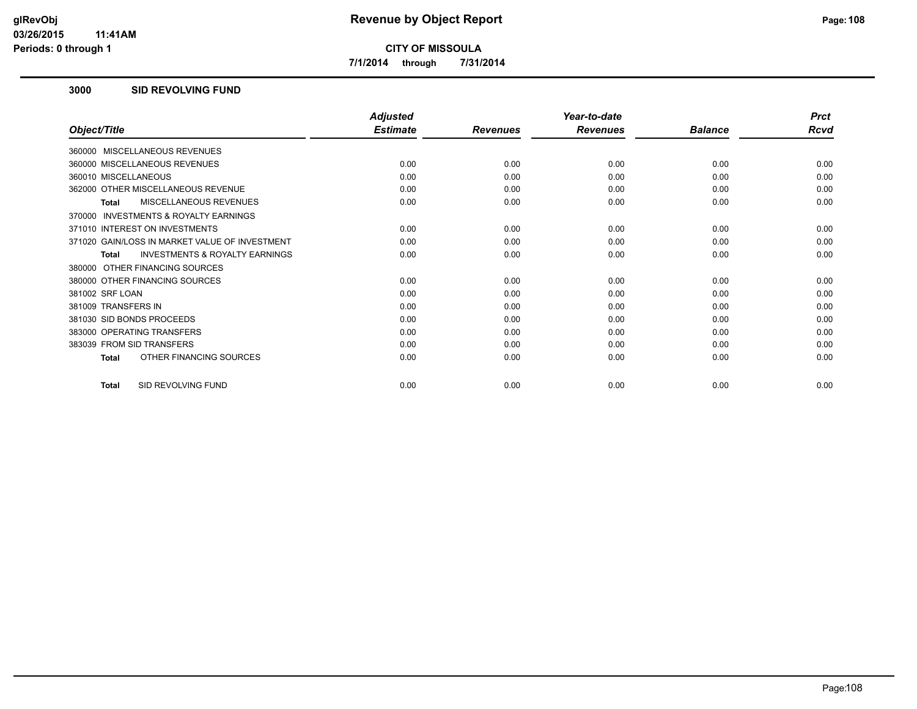**CITY OF MISSOULA**

**7/1/2014 through 7/31/2014**

### 3000 SID REVOLVING FUND

| Object/Title | Adjusted Estimate | Revenues | Year-to-date Revenues | Balance | Prct Rcvd |
|---|---|---|---|---|---|
| 360000 MISCELLANEOUS REVENUES | | | | | |
| 360000 MISCELLANEOUS REVENUES | 0.00 | 0.00 | 0.00 | 0.00 | 0.00 |
| 360010 MISCELLANEOUS | 0.00 | 0.00 | 0.00 | 0.00 | 0.00 |
| 362000 OTHER MISCELLANEOUS REVENUE | 0.00 | 0.00 | 0.00 | 0.00 | 0.00 |
| **Total** MISCELLANEOUS REVENUES | 0.00 | 0.00 | 0.00 | 0.00 | 0.00 |
| 370000 INVESTMENTS & ROYALTY EARNINGS | | | | | |
| 371010 INTEREST ON INVESTMENTS | 0.00 | 0.00 | 0.00 | 0.00 | 0.00 |
| 371020 GAIN/LOSS IN MARKET VALUE OF INVESTMENT | 0.00 | 0.00 | 0.00 | 0.00 | 0.00 |
| **Total** INVESTMENTS & ROYALTY EARNINGS | 0.00 | 0.00 | 0.00 | 0.00 | 0.00 |
| 380000 OTHER FINANCING SOURCES | | | | | |
| 380000 OTHER FINANCING SOURCES | 0.00 | 0.00 | 0.00 | 0.00 | 0.00 |
| 381002 SRF LOAN | 0.00 | 0.00 | 0.00 | 0.00 | 0.00 |
| 381009 TRANSFERS IN | 0.00 | 0.00 | 0.00 | 0.00 | 0.00 |
| 381030 SID BONDS PROCEEDS | 0.00 | 0.00 | 0.00 | 0.00 | 0.00 |
| 383000 OPERATING TRANSFERS | 0.00 | 0.00 | 0.00 | 0.00 | 0.00 |
| 383039 FROM SID TRANSFERS | 0.00 | 0.00 | 0.00 | 0.00 | 0.00 |
| **Total** OTHER FINANCING SOURCES | 0.00 | 0.00 | 0.00 | 0.00 | 0.00 |
| **Total** SID REVOLVING FUND | 0.00 | 0.00 | 0.00 | 0.00 | 0.00 |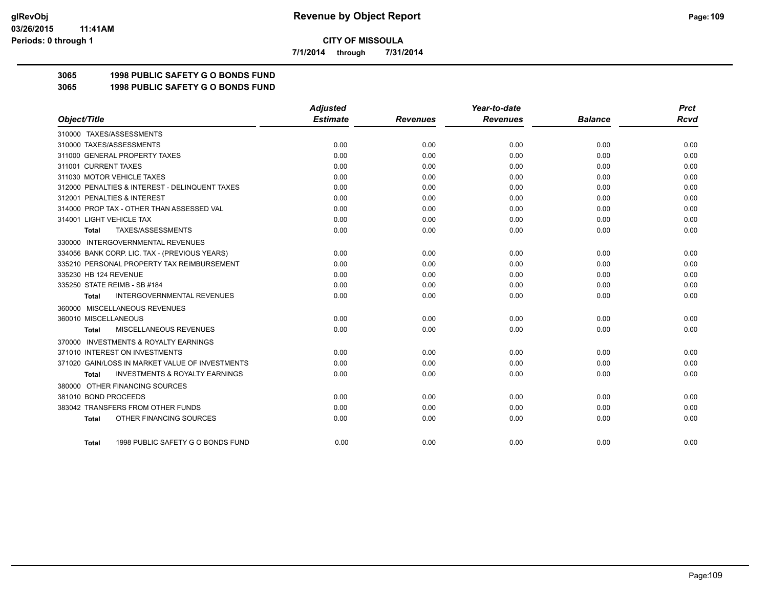# Revenue by Object Report

**CITY OF MISSOULA**

**7/1/2014 through 7/31/2014**

glRevObj
03/26/2015 11:41AM
Periods: 0 through 1

## 3065 1998 PUBLIC SAFETY G O BONDS FUND
## 3065 1998 PUBLIC SAFETY G O BONDS FUND

| Object/Title | Adjusted Estimate | Revenues | Year-to-date Revenues | Balance | Prct Rcvd |
|---|---|---|---|---|---|
| 310000 TAXES/ASSESSMENTS | | | | | |
| 310000 TAXES/ASSESSMENTS | 0.00 | 0.00 | 0.00 | 0.00 | 0.00 |
| 311000 GENERAL PROPERTY TAXES | 0.00 | 0.00 | 0.00 | 0.00 | 0.00 |
| 311001 CURRENT TAXES | 0.00 | 0.00 | 0.00 | 0.00 | 0.00 |
| 311030 MOTOR VEHICLE TAXES | 0.00 | 0.00 | 0.00 | 0.00 | 0.00 |
| 312000 PENALTIES & INTEREST - DELINQUENT TAXES | 0.00 | 0.00 | 0.00 | 0.00 | 0.00 |
| 312001 PENALTIES & INTEREST | 0.00 | 0.00 | 0.00 | 0.00 | 0.00 |
| 314000 PROP TAX - OTHER THAN ASSESSED VAL | 0.00 | 0.00 | 0.00 | 0.00 | 0.00 |
| 314001 LIGHT VEHICLE TAX | 0.00 | 0.00 | 0.00 | 0.00 | 0.00 |
| **Total** TAXES/ASSESSMENTS | 0.00 | 0.00 | 0.00 | 0.00 | 0.00 |
| 330000 INTERGOVERNMENTAL REVENUES | | | | | |
| 334056 BANK CORP. LIC. TAX - (PREVIOUS YEARS) | 0.00 | 0.00 | 0.00 | 0.00 | 0.00 |
| 335210 PERSONAL PROPERTY TAX REIMBURSEMENT | 0.00 | 0.00 | 0.00 | 0.00 | 0.00 |
| 335230 HB 124 REVENUE | 0.00 | 0.00 | 0.00 | 0.00 | 0.00 |
| 335250 STATE REIMB - SB #184 | 0.00 | 0.00 | 0.00 | 0.00 | 0.00 |
| **Total** INTERGOVERNMENTAL REVENUES | 0.00 | 0.00 | 0.00 | 0.00 | 0.00 |
| 360000 MISCELLANEOUS REVENUES | | | | | |
| 360010 MISCELLANEOUS | 0.00 | 0.00 | 0.00 | 0.00 | 0.00 |
| **Total** MISCELLANEOUS REVENUES | 0.00 | 0.00 | 0.00 | 0.00 | 0.00 |
| 370000 INVESTMENTS & ROYALTY EARNINGS | | | | | |
| 371010 INTEREST ON INVESTMENTS | 0.00 | 0.00 | 0.00 | 0.00 | 0.00 |
| 371020 GAIN/LOSS IN MARKET VALUE OF INVESTMENTS | 0.00 | 0.00 | 0.00 | 0.00 | 0.00 |
| **Total** INVESTMENTS & ROYALTY EARNINGS | 0.00 | 0.00 | 0.00 | 0.00 | 0.00 |
| 380000 OTHER FINANCING SOURCES | | | | | |
| 381010 BOND PROCEEDS | 0.00 | 0.00 | 0.00 | 0.00 | 0.00 |
| 383042 TRANSFERS FROM OTHER FUNDS | 0.00 | 0.00 | 0.00 | 0.00 | 0.00 |
| **Total** OTHER FINANCING SOURCES | 0.00 | 0.00 | 0.00 | 0.00 | 0.00 |
| **Total** 1998 PUBLIC SAFETY G O BONDS FUND | 0.00 | 0.00 | 0.00 | 0.00 | 0.00 |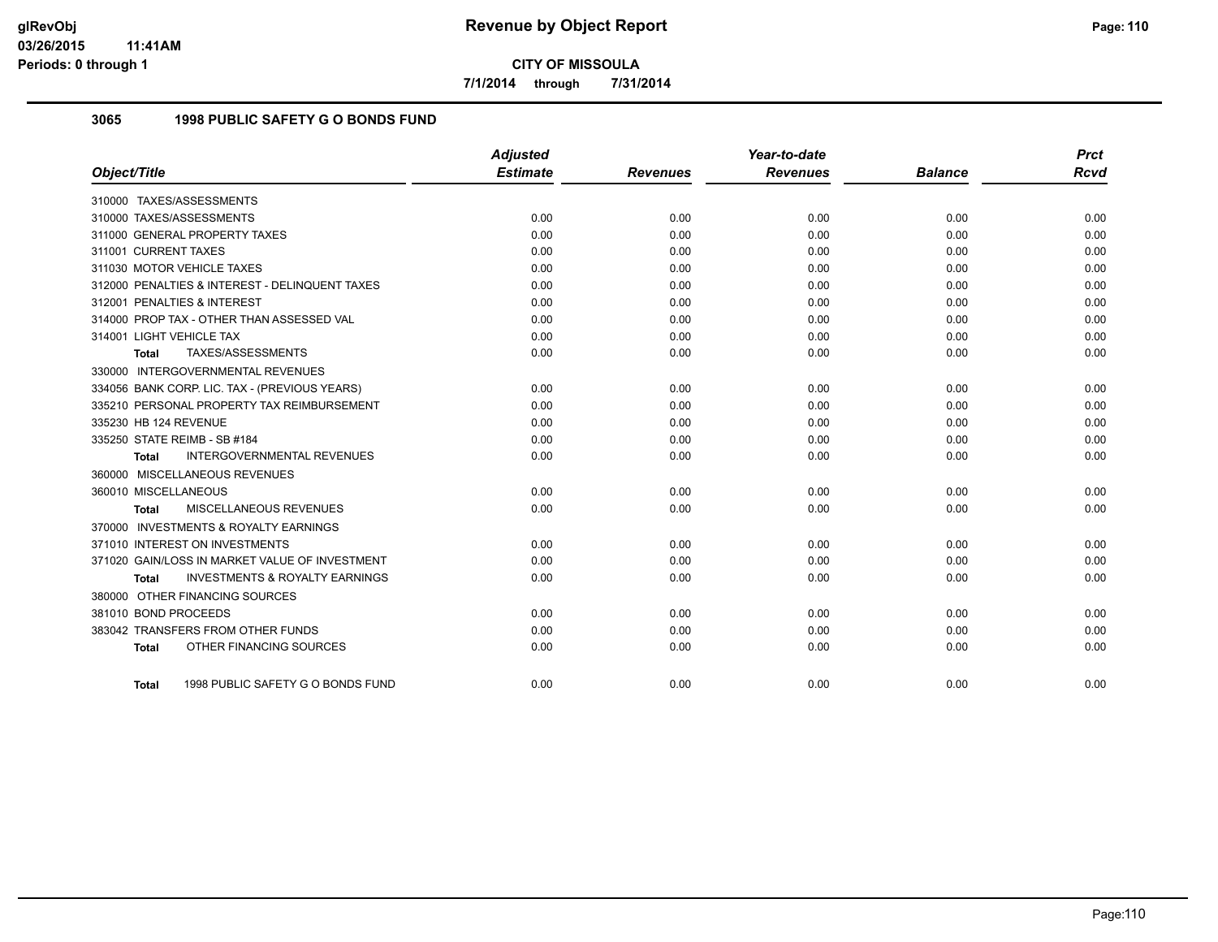# Revenue by Object Report

**CITY OF MISSOULA**

**7/1/2014 through 7/31/2014**

glRevObj
03/26/2015 11:41AM
Periods: 0 through 1

## 3065 1998 PUBLIC SAFETY G O BONDS FUND

| Object/Title | Adjusted Estimate | Revenues | Year-to-date Revenues | Balance | Prct Rcvd |
|---|---|---|---|---|---|
| 310000 TAXES/ASSESSMENTS | | | | | |
| 310000 TAXES/ASSESSMENTS | 0.00 | 0.00 | 0.00 | 0.00 | 0.00 |
| 311000 GENERAL PROPERTY TAXES | 0.00 | 0.00 | 0.00 | 0.00 | 0.00 |
| 311001 CURRENT TAXES | 0.00 | 0.00 | 0.00 | 0.00 | 0.00 |
| 311030 MOTOR VEHICLE TAXES | 0.00 | 0.00 | 0.00 | 0.00 | 0.00 |
| 312000 PENALTIES & INTEREST - DELINQUENT TAXES | 0.00 | 0.00 | 0.00 | 0.00 | 0.00 |
| 312001 PENALTIES & INTEREST | 0.00 | 0.00 | 0.00 | 0.00 | 0.00 |
| 314000 PROP TAX - OTHER THAN ASSESSED VAL | 0.00 | 0.00 | 0.00 | 0.00 | 0.00 |
| 314001 LIGHT VEHICLE TAX | 0.00 | 0.00 | 0.00 | 0.00 | 0.00 |
| **Total** TAXES/ASSESSMENTS | 0.00 | 0.00 | 0.00 | 0.00 | 0.00 |
| 330000 INTERGOVERNMENTAL REVENUES | | | | | |
| 334056 BANK CORP. LIC. TAX - (PREVIOUS YEARS) | 0.00 | 0.00 | 0.00 | 0.00 | 0.00 |
| 335210 PERSONAL PROPERTY TAX REIMBURSEMENT | 0.00 | 0.00 | 0.00 | 0.00 | 0.00 |
| 335230 HB 124 REVENUE | 0.00 | 0.00 | 0.00 | 0.00 | 0.00 |
| 335250 STATE REIMB - SB #184 | 0.00 | 0.00 | 0.00 | 0.00 | 0.00 |
| **Total** INTERGOVERNMENTAL REVENUES | 0.00 | 0.00 | 0.00 | 0.00 | 0.00 |
| 360000 MISCELLANEOUS REVENUES | | | | | |
| 360010 MISCELLANEOUS | 0.00 | 0.00 | 0.00 | 0.00 | 0.00 |
| **Total** MISCELLANEOUS REVENUES | 0.00 | 0.00 | 0.00 | 0.00 | 0.00 |
| 370000 INVESTMENTS & ROYALTY EARNINGS | | | | | |
| 371010 INTEREST ON INVESTMENTS | 0.00 | 0.00 | 0.00 | 0.00 | 0.00 |
| 371020 GAIN/LOSS IN MARKET VALUE OF INVESTMENT | 0.00 | 0.00 | 0.00 | 0.00 | 0.00 |
| **Total** INVESTMENTS & ROYALTY EARNINGS | 0.00 | 0.00 | 0.00 | 0.00 | 0.00 |
| 380000 OTHER FINANCING SOURCES | | | | | |
| 381010 BOND PROCEEDS | 0.00 | 0.00 | 0.00 | 0.00 | 0.00 |
| 383042 TRANSFERS FROM OTHER FUNDS | 0.00 | 0.00 | 0.00 | 0.00 | 0.00 |
| **Total** OTHER FINANCING SOURCES | 0.00 | 0.00 | 0.00 | 0.00 | 0.00 |
| **Total** 1998 PUBLIC SAFETY G O BONDS FUND | 0.00 | 0.00 | 0.00 | 0.00 | 0.00 |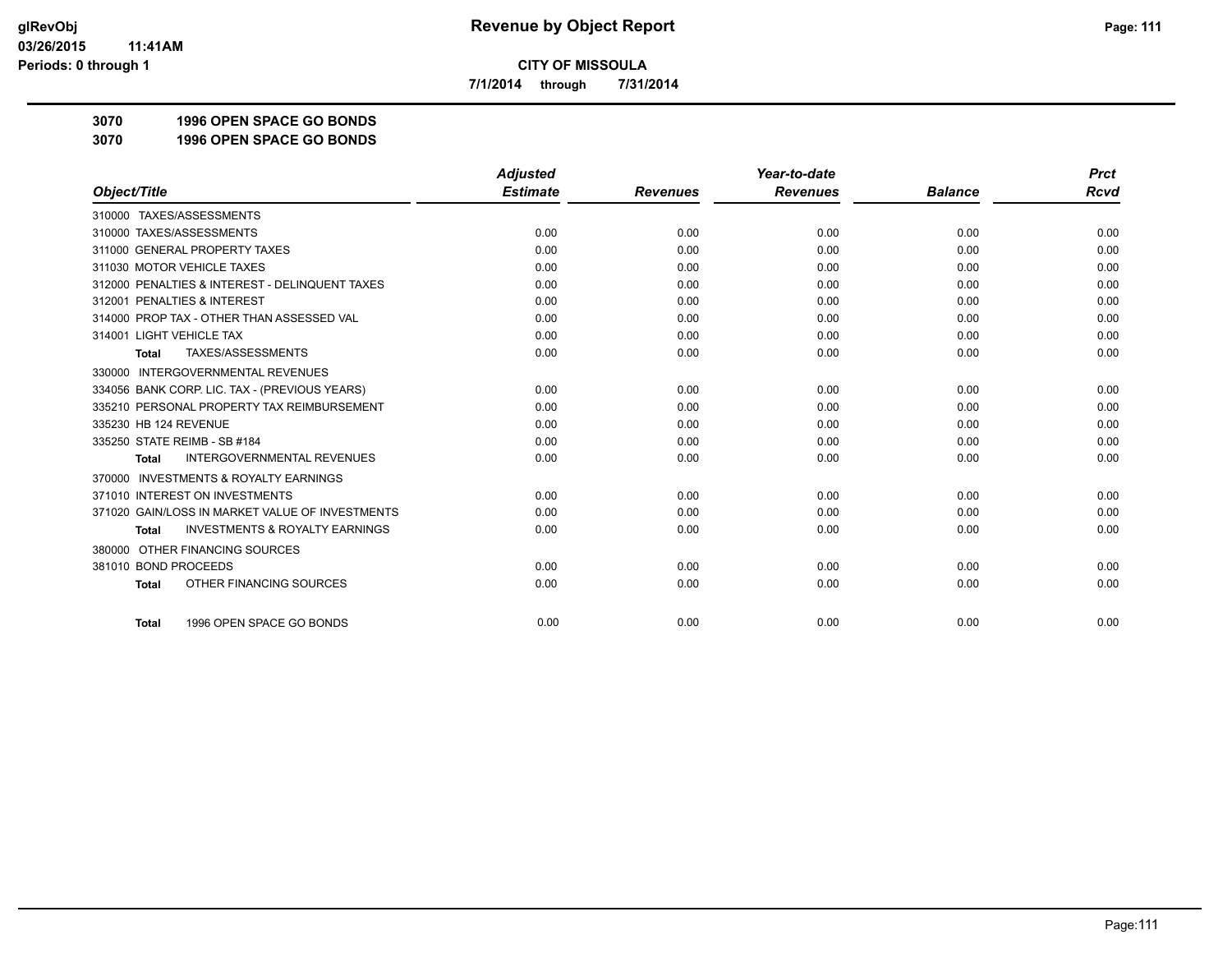# Revenue by Object Report

**CITY OF MISSOULA**

7/1/2014 through 7/31/2014

glRevObj
03/26/2015 11:41AM
Periods: 0 through 1

**3070 1996 OPEN SPACE GO BONDS**

**3070 1996 OPEN SPACE GO BONDS**

| Object/Title | Adjusted Estimate | Revenues | Year-to-date Revenues | Balance | Prct Rcvd |
|---|---|---|---|---|---|
| 310000 TAXES/ASSESSMENTS | | | | | |
| 310000 TAXES/ASSESSMENTS | 0.00 | 0.00 | 0.00 | 0.00 | 0.00 |
| 311000 GENERAL PROPERTY TAXES | 0.00 | 0.00 | 0.00 | 0.00 | 0.00 |
| 311030 MOTOR VEHICLE TAXES | 0.00 | 0.00 | 0.00 | 0.00 | 0.00 |
| 312000 PENALTIES & INTEREST - DELINQUENT TAXES | 0.00 | 0.00 | 0.00 | 0.00 | 0.00 |
| 312001 PENALTIES & INTEREST | 0.00 | 0.00 | 0.00 | 0.00 | 0.00 |
| 314000 PROP TAX - OTHER THAN ASSESSED VAL | 0.00 | 0.00 | 0.00 | 0.00 | 0.00 |
| 314001 LIGHT VEHICLE TAX | 0.00 | 0.00 | 0.00 | 0.00 | 0.00 |
| **Total** TAXES/ASSESSMENTS | 0.00 | 0.00 | 0.00 | 0.00 | 0.00 |
| 330000 INTERGOVERNMENTAL REVENUES | | | | | |
| 334056 BANK CORP. LIC. TAX - (PREVIOUS YEARS) | 0.00 | 0.00 | 0.00 | 0.00 | 0.00 |
| 335210 PERSONAL PROPERTY TAX REIMBURSEMENT | 0.00 | 0.00 | 0.00 | 0.00 | 0.00 |
| 335230 HB 124 REVENUE | 0.00 | 0.00 | 0.00 | 0.00 | 0.00 |
| 335250 STATE REIMB - SB #184 | 0.00 | 0.00 | 0.00 | 0.00 | 0.00 |
| **Total** INTERGOVERNMENTAL REVENUES | 0.00 | 0.00 | 0.00 | 0.00 | 0.00 |
| 370000 INVESTMENTS & ROYALTY EARNINGS | | | | | |
| 371010 INTEREST ON INVESTMENTS | 0.00 | 0.00 | 0.00 | 0.00 | 0.00 |
| 371020 GAIN/LOSS IN MARKET VALUE OF INVESTMENTS | 0.00 | 0.00 | 0.00 | 0.00 | 0.00 |
| **Total** INVESTMENTS & ROYALTY EARNINGS | 0.00 | 0.00 | 0.00 | 0.00 | 0.00 |
| 380000 OTHER FINANCING SOURCES | | | | | |
| 381010 BOND PROCEEDS | 0.00 | 0.00 | 0.00 | 0.00 | 0.00 |
| **Total** OTHER FINANCING SOURCES | 0.00 | 0.00 | 0.00 | 0.00 | 0.00 |
| **Total** 1996 OPEN SPACE GO BONDS | 0.00 | 0.00 | 0.00 | 0.00 | 0.00 |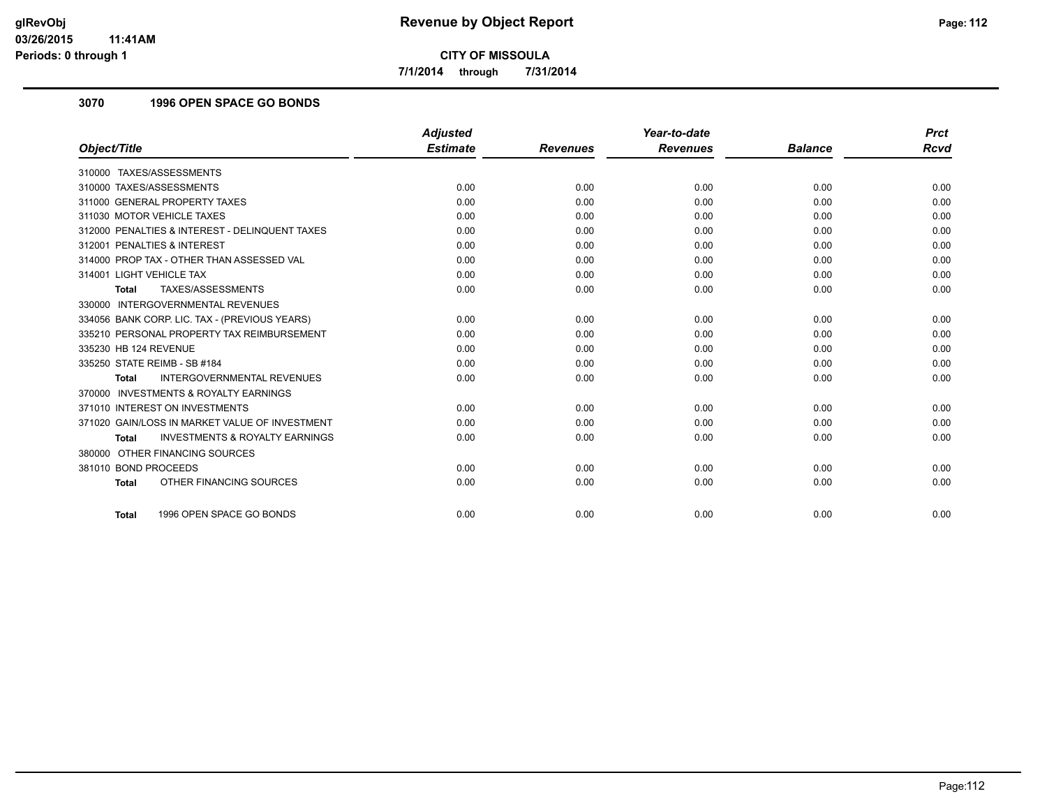# Revenue by Object Report

**CITY OF MISSOULA**

**7/1/2014 through 7/31/2014**

glRevObj
03/26/2015 11:41AM
Periods: 0 through 1

## 3070 1996 OPEN SPACE GO BONDS

| Object/Title | Adjusted Estimate | Revenues | Year-to-date Revenues | Balance | Prct Rcvd |
|---|---|---|---|---|---|
| 310000 TAXES/ASSESSMENTS | | | | | |
| 310000 TAXES/ASSESSMENTS | 0.00 | 0.00 | 0.00 | 0.00 | 0.00 |
| 311000 GENERAL PROPERTY TAXES | 0.00 | 0.00 | 0.00 | 0.00 | 0.00 |
| 311030 MOTOR VEHICLE TAXES | 0.00 | 0.00 | 0.00 | 0.00 | 0.00 |
| 312000 PENALTIES & INTEREST - DELINQUENT TAXES | 0.00 | 0.00 | 0.00 | 0.00 | 0.00 |
| 312001 PENALTIES & INTEREST | 0.00 | 0.00 | 0.00 | 0.00 | 0.00 |
| 314000 PROP TAX - OTHER THAN ASSESSED VAL | 0.00 | 0.00 | 0.00 | 0.00 | 0.00 |
| 314001 LIGHT VEHICLE TAX | 0.00 | 0.00 | 0.00 | 0.00 | 0.00 |
| **Total** TAXES/ASSESSMENTS | 0.00 | 0.00 | 0.00 | 0.00 | 0.00 |
| 330000 INTERGOVERNMENTAL REVENUES | | | | | |
| 334056 BANK CORP. LIC. TAX - (PREVIOUS YEARS) | 0.00 | 0.00 | 0.00 | 0.00 | 0.00 |
| 335210 PERSONAL PROPERTY TAX REIMBURSEMENT | 0.00 | 0.00 | 0.00 | 0.00 | 0.00 |
| 335230 HB 124 REVENUE | 0.00 | 0.00 | 0.00 | 0.00 | 0.00 |
| 335250 STATE REIMB - SB #184 | 0.00 | 0.00 | 0.00 | 0.00 | 0.00 |
| **Total** INTERGOVERNMENTAL REVENUES | 0.00 | 0.00 | 0.00 | 0.00 | 0.00 |
| 370000 INVESTMENTS & ROYALTY EARNINGS | | | | | |
| 371010 INTEREST ON INVESTMENTS | 0.00 | 0.00 | 0.00 | 0.00 | 0.00 |
| 371020 GAIN/LOSS IN MARKET VALUE OF INVESTMENT | 0.00 | 0.00 | 0.00 | 0.00 | 0.00 |
| **Total** INVESTMENTS & ROYALTY EARNINGS | 0.00 | 0.00 | 0.00 | 0.00 | 0.00 |
| 380000 OTHER FINANCING SOURCES | | | | | |
| 381010 BOND PROCEEDS | 0.00 | 0.00 | 0.00 | 0.00 | 0.00 |
| **Total** OTHER FINANCING SOURCES | 0.00 | 0.00 | 0.00 | 0.00 | 0.00 |
| **Total** 1996 OPEN SPACE GO BONDS | 0.00 | 0.00 | 0.00 | 0.00 | 0.00 |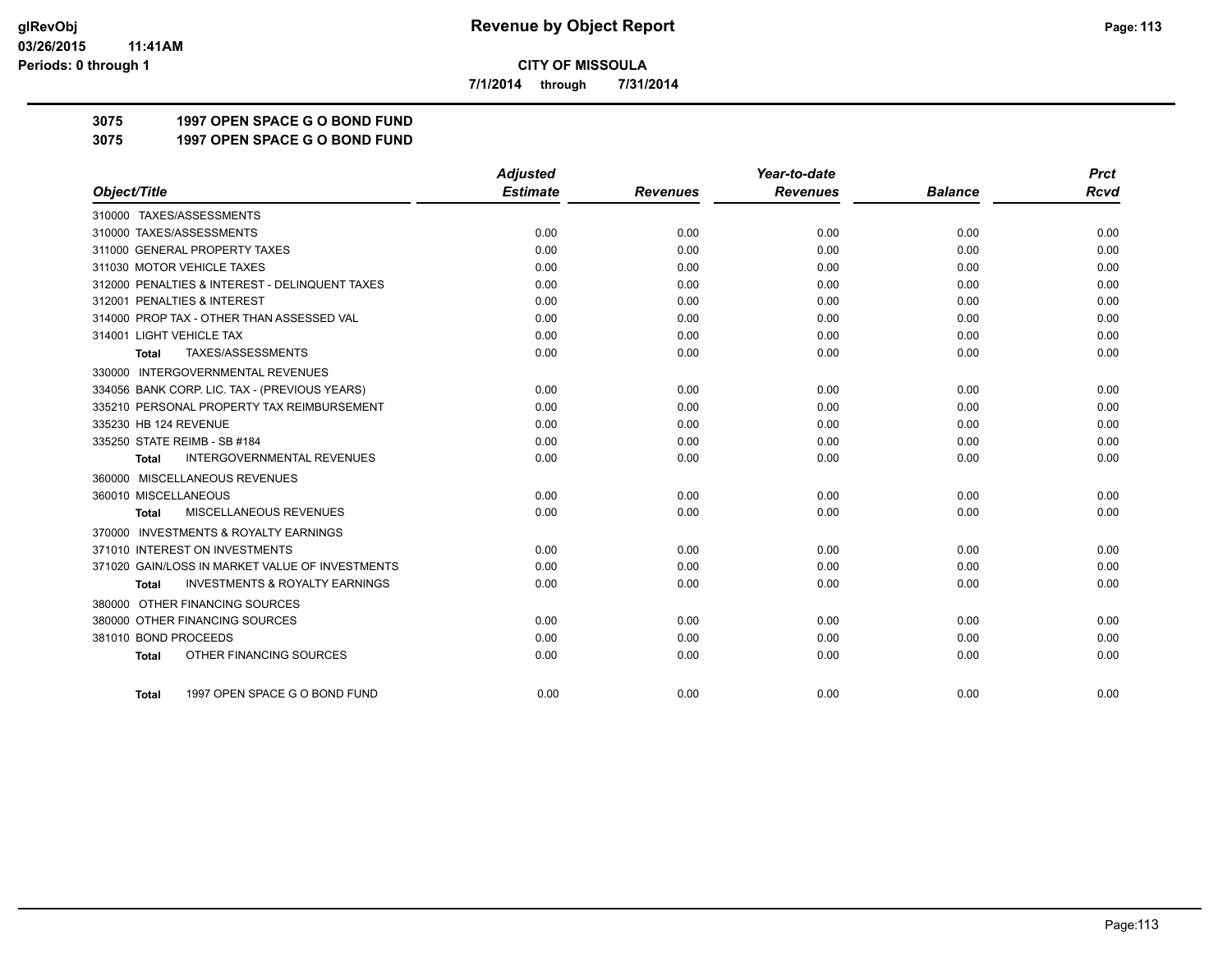# Revenue by Object Report

**CITY OF MISSOULA**

7/1/2014 through 7/31/2014

glRevObj
03/26/2015 11:41AM
Periods: 0 through 1

## 3075 1997 OPEN SPACE G O BOND FUND
## 3075 1997 OPEN SPACE G O BOND FUND

| Object/Title | Adjusted Estimate | Revenues | Year-to-date Revenues | Balance | Prct Rcvd |
|---|---|---|---|---|---|
| 310000 TAXES/ASSESSMENTS | | | | | |
| 310000 TAXES/ASSESSMENTS | 0.00 | 0.00 | 0.00 | 0.00 | 0.00 |
| 311000 GENERAL PROPERTY TAXES | 0.00 | 0.00 | 0.00 | 0.00 | 0.00 |
| 311030 MOTOR VEHICLE TAXES | 0.00 | 0.00 | 0.00 | 0.00 | 0.00 |
| 312000 PENALTIES & INTEREST - DELINQUENT TAXES | 0.00 | 0.00 | 0.00 | 0.00 | 0.00 |
| 312001 PENALTIES & INTEREST | 0.00 | 0.00 | 0.00 | 0.00 | 0.00 |
| 314000 PROP TAX - OTHER THAN ASSESSED VAL | 0.00 | 0.00 | 0.00 | 0.00 | 0.00 |
| 314001 LIGHT VEHICLE TAX | 0.00 | 0.00 | 0.00 | 0.00 | 0.00 |
| **Total** TAXES/ASSESSMENTS | 0.00 | 0.00 | 0.00 | 0.00 | 0.00 |
| 330000 INTERGOVERNMENTAL REVENUES | | | | | |
| 334056 BANK CORP. LIC. TAX - (PREVIOUS YEARS) | 0.00 | 0.00 | 0.00 | 0.00 | 0.00 |
| 335210 PERSONAL PROPERTY TAX REIMBURSEMENT | 0.00 | 0.00 | 0.00 | 0.00 | 0.00 |
| 335230 HB 124 REVENUE | 0.00 | 0.00 | 0.00 | 0.00 | 0.00 |
| 335250 STATE REIMB - SB #184 | 0.00 | 0.00 | 0.00 | 0.00 | 0.00 |
| **Total** INTERGOVERNMENTAL REVENUES | 0.00 | 0.00 | 0.00 | 0.00 | 0.00 |
| 360000 MISCELLANEOUS REVENUES | | | | | |
| 360010 MISCELLANEOUS | 0.00 | 0.00 | 0.00 | 0.00 | 0.00 |
| **Total** MISCELLANEOUS REVENUES | 0.00 | 0.00 | 0.00 | 0.00 | 0.00 |
| 370000 INVESTMENTS & ROYALTY EARNINGS | | | | | |
| 371010 INTEREST ON INVESTMENTS | 0.00 | 0.00 | 0.00 | 0.00 | 0.00 |
| 371020 GAIN/LOSS IN MARKET VALUE OF INVESTMENTS | 0.00 | 0.00 | 0.00 | 0.00 | 0.00 |
| **Total** INVESTMENTS & ROYALTY EARNINGS | 0.00 | 0.00 | 0.00 | 0.00 | 0.00 |
| 380000 OTHER FINANCING SOURCES | | | | | |
| 380000 OTHER FINANCING SOURCES | 0.00 | 0.00 | 0.00 | 0.00 | 0.00 |
| 381010 BOND PROCEEDS | 0.00 | 0.00 | 0.00 | 0.00 | 0.00 |
| **Total** OTHER FINANCING SOURCES | 0.00 | 0.00 | 0.00 | 0.00 | 0.00 |
| **Total** 1997 OPEN SPACE G O BOND FUND | 0.00 | 0.00 | 0.00 | 0.00 | 0.00 |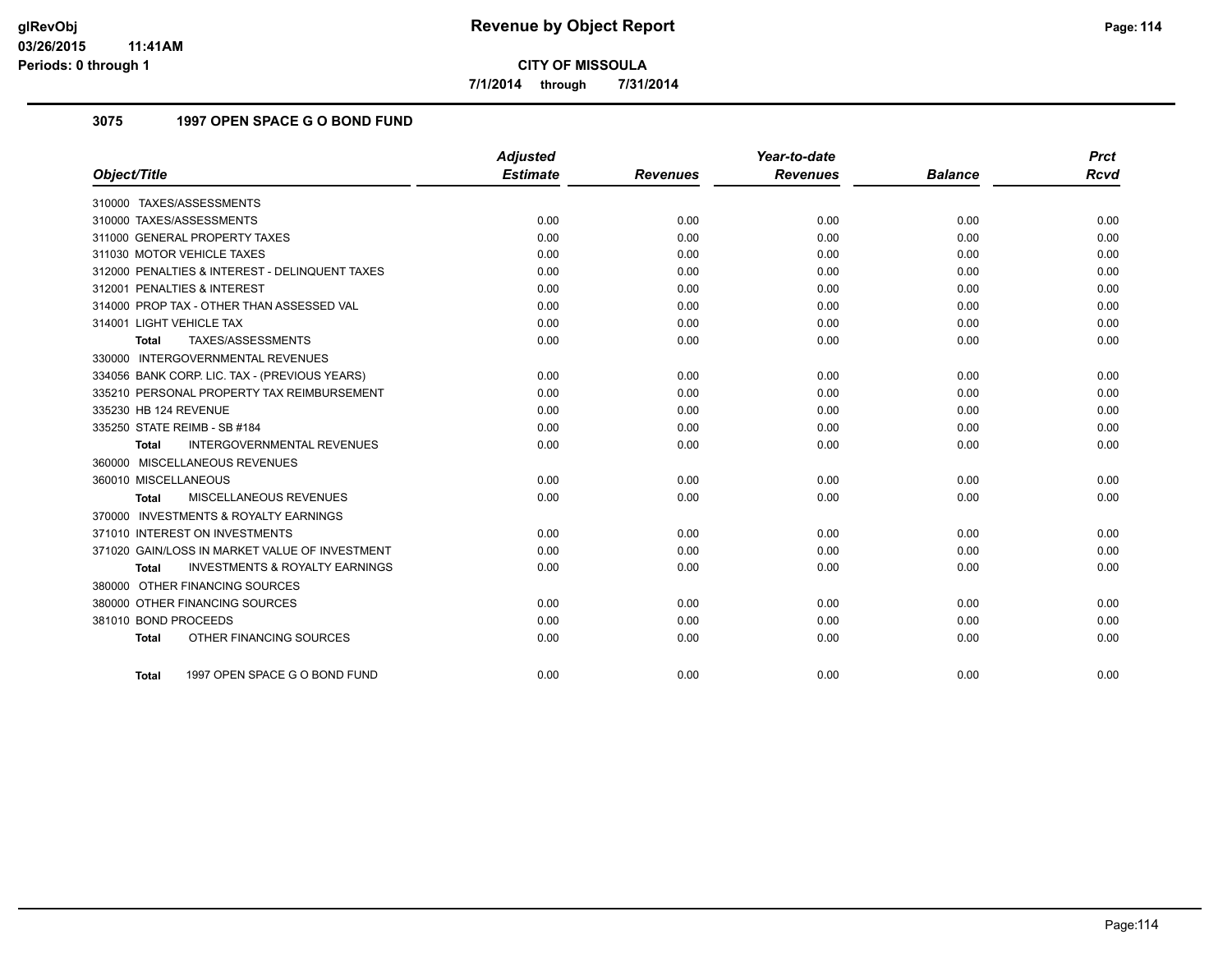# Revenue by Object Report

**CITY OF MISSOULA**

7/1/2014 through 7/31/2014

glRevObj
03/26/2015 11:41AM
Periods: 0 through 1

## 3075 1997 OPEN SPACE G O BOND FUND

| Object/Title | Adjusted Estimate | Revenues | Year-to-date Revenues | Balance | Prct Rcvd |
|---|---|---|---|---|---|
| 310000 TAXES/ASSESSMENTS | | | | | |
| 310000 TAXES/ASSESSMENTS | 0.00 | 0.00 | 0.00 | 0.00 | 0.00 |
| 311000 GENERAL PROPERTY TAXES | 0.00 | 0.00 | 0.00 | 0.00 | 0.00 |
| 311030 MOTOR VEHICLE TAXES | 0.00 | 0.00 | 0.00 | 0.00 | 0.00 |
| 312000 PENALTIES & INTEREST - DELINQUENT TAXES | 0.00 | 0.00 | 0.00 | 0.00 | 0.00 |
| 312001 PENALTIES & INTEREST | 0.00 | 0.00 | 0.00 | 0.00 | 0.00 |
| 314000 PROP TAX - OTHER THAN ASSESSED VAL | 0.00 | 0.00 | 0.00 | 0.00 | 0.00 |
| 314001 LIGHT VEHICLE TAX | 0.00 | 0.00 | 0.00 | 0.00 | 0.00 |
| **Total** TAXES/ASSESSMENTS | 0.00 | 0.00 | 0.00 | 0.00 | 0.00 |
| 330000 INTERGOVERNMENTAL REVENUES | | | | | |
| 334056 BANK CORP. LIC. TAX - (PREVIOUS YEARS) | 0.00 | 0.00 | 0.00 | 0.00 | 0.00 |
| 335210 PERSONAL PROPERTY TAX REIMBURSEMENT | 0.00 | 0.00 | 0.00 | 0.00 | 0.00 |
| 335230 HB 124 REVENUE | 0.00 | 0.00 | 0.00 | 0.00 | 0.00 |
| 335250 STATE REIMB - SB #184 | 0.00 | 0.00 | 0.00 | 0.00 | 0.00 |
| **Total** INTERGOVERNMENTAL REVENUES | 0.00 | 0.00 | 0.00 | 0.00 | 0.00 |
| 360000 MISCELLANEOUS REVENUES | | | | | |
| 360010 MISCELLANEOUS | 0.00 | 0.00 | 0.00 | 0.00 | 0.00 |
| **Total** MISCELLANEOUS REVENUES | 0.00 | 0.00 | 0.00 | 0.00 | 0.00 |
| 370000 INVESTMENTS & ROYALTY EARNINGS | | | | | |
| 371010 INTEREST ON INVESTMENTS | 0.00 | 0.00 | 0.00 | 0.00 | 0.00 |
| 371020 GAIN/LOSS IN MARKET VALUE OF INVESTMENT | 0.00 | 0.00 | 0.00 | 0.00 | 0.00 |
| **Total** INVESTMENTS & ROYALTY EARNINGS | 0.00 | 0.00 | 0.00 | 0.00 | 0.00 |
| 380000 OTHER FINANCING SOURCES | | | | | |
| 380000 OTHER FINANCING SOURCES | 0.00 | 0.00 | 0.00 | 0.00 | 0.00 |
| 381010 BOND PROCEEDS | 0.00 | 0.00 | 0.00 | 0.00 | 0.00 |
| **Total** OTHER FINANCING SOURCES | 0.00 | 0.00 | 0.00 | 0.00 | 0.00 |
| **Total** 1997 OPEN SPACE G O BOND FUND | 0.00 | 0.00 | 0.00 | 0.00 | 0.00 |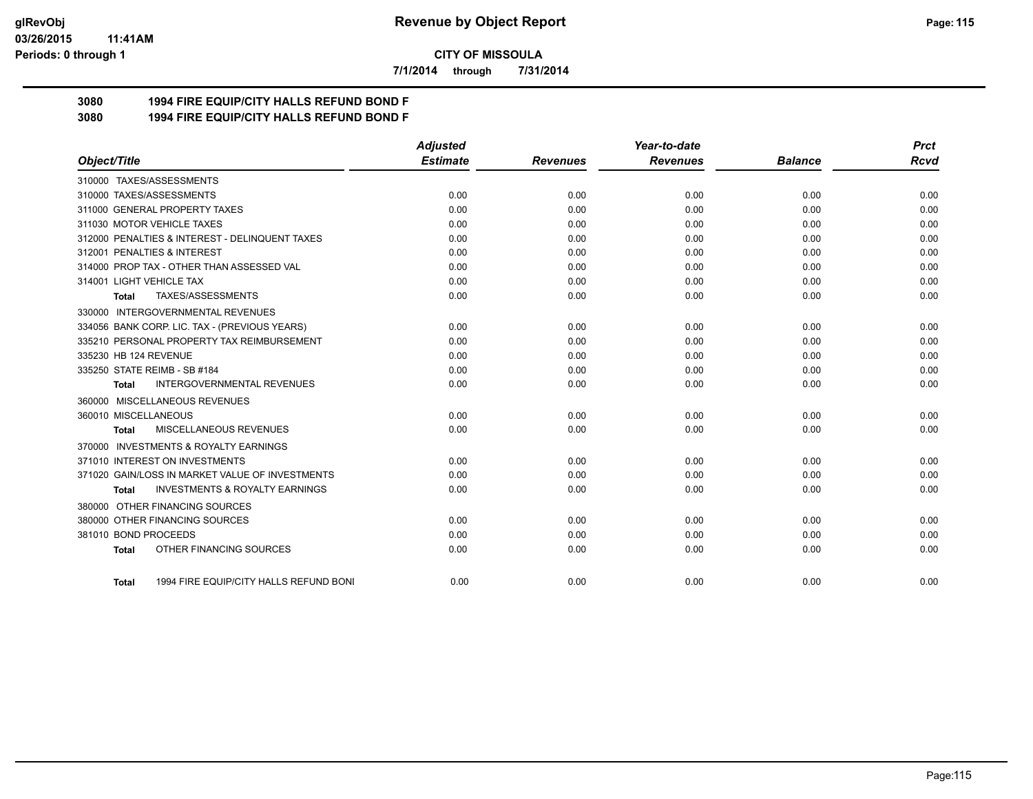# Revenue by Object Report

## CITY OF MISSOULA

**7/1/2014 through 7/31/2014**

glRevObj
03/26/2015 11:41AM
Periods: 0 through 1

### 3080 1994 FIRE EQUIP/CITY HALLS REFUND BOND F
### 3080 1994 FIRE EQUIP/CITY HALLS REFUND BOND F

| Object/Title | Adjusted Estimate | Revenues | Year-to-date Revenues | Balance | Prct Rcvd |
|---|---|---|---|---|---|
| 310000 TAXES/ASSESSMENTS | | | | | |
| 310000 TAXES/ASSESSMENTS | 0.00 | 0.00 | 0.00 | 0.00 | 0.00 |
| 311000 GENERAL PROPERTY TAXES | 0.00 | 0.00 | 0.00 | 0.00 | 0.00 |
| 311030 MOTOR VEHICLE TAXES | 0.00 | 0.00 | 0.00 | 0.00 | 0.00 |
| 312000 PENALTIES & INTEREST - DELINQUENT TAXES | 0.00 | 0.00 | 0.00 | 0.00 | 0.00 |
| 312001 PENALTIES & INTEREST | 0.00 | 0.00 | 0.00 | 0.00 | 0.00 |
| 314000 PROP TAX - OTHER THAN ASSESSED VAL | 0.00 | 0.00 | 0.00 | 0.00 | 0.00 |
| 314001 LIGHT VEHICLE TAX | 0.00 | 0.00 | 0.00 | 0.00 | 0.00 |
| **Total** TAXES/ASSESSMENTS | 0.00 | 0.00 | 0.00 | 0.00 | 0.00 |
| 330000 INTERGOVERNMENTAL REVENUES | | | | | |
| 334056 BANK CORP. LIC. TAX - (PREVIOUS YEARS) | 0.00 | 0.00 | 0.00 | 0.00 | 0.00 |
| 335210 PERSONAL PROPERTY TAX REIMBURSEMENT | 0.00 | 0.00 | 0.00 | 0.00 | 0.00 |
| 335230 HB 124 REVENUE | 0.00 | 0.00 | 0.00 | 0.00 | 0.00 |
| 335250 STATE REIMB - SB #184 | 0.00 | 0.00 | 0.00 | 0.00 | 0.00 |
| **Total** INTERGOVERNMENTAL REVENUES | 0.00 | 0.00 | 0.00 | 0.00 | 0.00 |
| 360000 MISCELLANEOUS REVENUES | | | | | |
| 360010 MISCELLANEOUS | 0.00 | 0.00 | 0.00 | 0.00 | 0.00 |
| **Total** MISCELLANEOUS REVENUES | 0.00 | 0.00 | 0.00 | 0.00 | 0.00 |
| 370000 INVESTMENTS & ROYALTY EARNINGS | | | | | |
| 371010 INTEREST ON INVESTMENTS | 0.00 | 0.00 | 0.00 | 0.00 | 0.00 |
| 371020 GAIN/LOSS IN MARKET VALUE OF INVESTMENTS | 0.00 | 0.00 | 0.00 | 0.00 | 0.00 |
| **Total** INVESTMENTS & ROYALTY EARNINGS | 0.00 | 0.00 | 0.00 | 0.00 | 0.00 |
| 380000 OTHER FINANCING SOURCES | | | | | |
| 380000 OTHER FINANCING SOURCES | 0.00 | 0.00 | 0.00 | 0.00 | 0.00 |
| 381010 BOND PROCEEDS | 0.00 | 0.00 | 0.00 | 0.00 | 0.00 |
| **Total** OTHER FINANCING SOURCES | 0.00 | 0.00 | 0.00 | 0.00 | 0.00 |
| **Total** 1994 FIRE EQUIP/CITY HALLS REFUND BONI | 0.00 | 0.00 | 0.00 | 0.00 | 0.00 |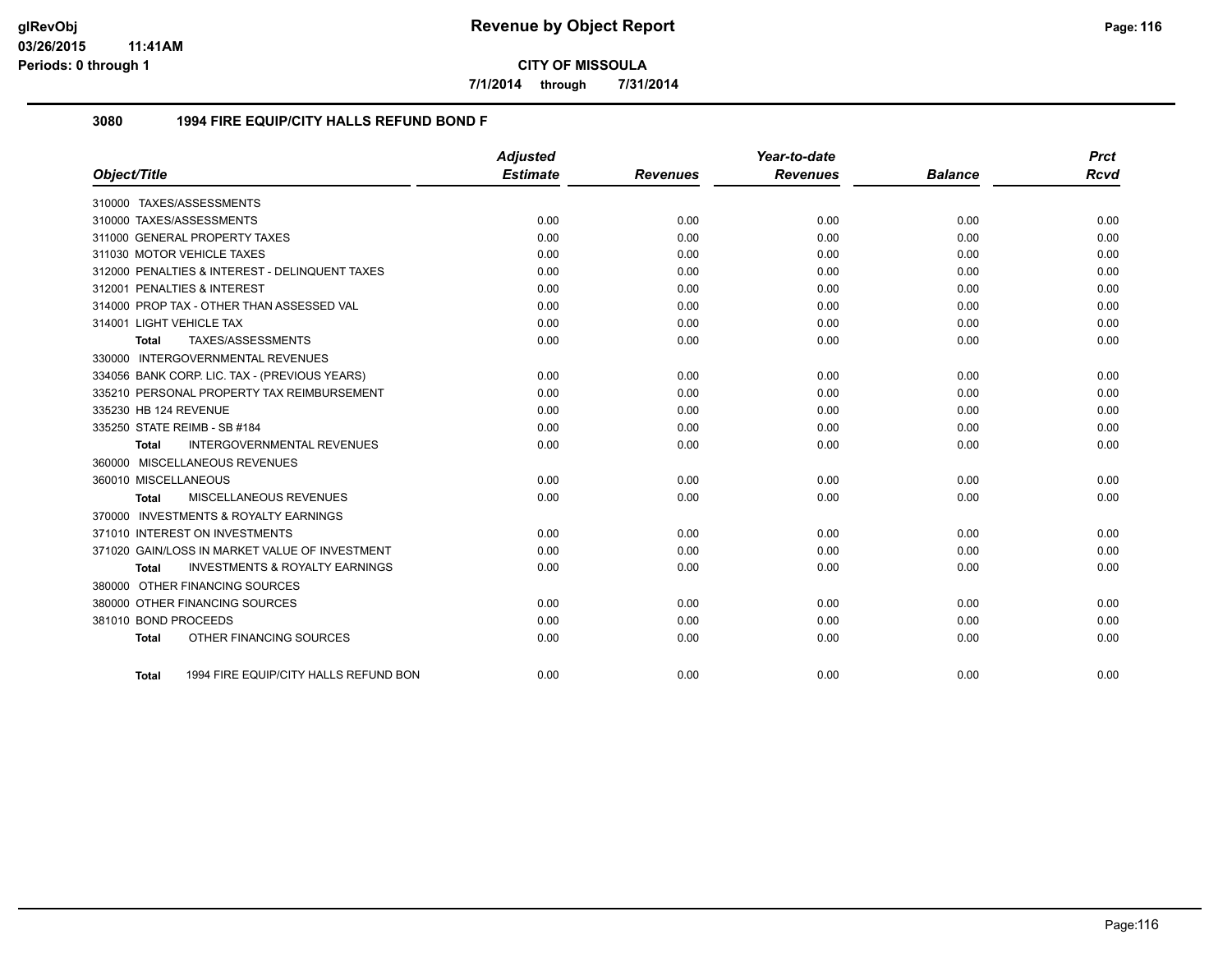# Revenue by Object Report

**CITY OF MISSOULA**

**7/1/2014 through 7/31/2014**

glRevObj
03/26/2015 11:41AM
Periods: 0 through 1

## 3080 1994 FIRE EQUIP/CITY HALLS REFUND BOND F

| Object/Title | Adjusted Estimate | Revenues | Year-to-date Revenues | Balance | Prct Rcvd |
|---|---|---|---|---|---|
| 310000 TAXES/ASSESSMENTS | | | | | |
| 310000 TAXES/ASSESSMENTS | 0.00 | 0.00 | 0.00 | 0.00 | 0.00 |
| 311000 GENERAL PROPERTY TAXES | 0.00 | 0.00 | 0.00 | 0.00 | 0.00 |
| 311030 MOTOR VEHICLE TAXES | 0.00 | 0.00 | 0.00 | 0.00 | 0.00 |
| 312000 PENALTIES & INTEREST - DELINQUENT TAXES | 0.00 | 0.00 | 0.00 | 0.00 | 0.00 |
| 312001 PENALTIES & INTEREST | 0.00 | 0.00 | 0.00 | 0.00 | 0.00 |
| 314000 PROP TAX - OTHER THAN ASSESSED VAL | 0.00 | 0.00 | 0.00 | 0.00 | 0.00 |
| 314001 LIGHT VEHICLE TAX | 0.00 | 0.00 | 0.00 | 0.00 | 0.00 |
| **Total** TAXES/ASSESSMENTS | 0.00 | 0.00 | 0.00 | 0.00 | 0.00 |
| 330000 INTERGOVERNMENTAL REVENUES | | | | | |
| 334056 BANK CORP. LIC. TAX - (PREVIOUS YEARS) | 0.00 | 0.00 | 0.00 | 0.00 | 0.00 |
| 335210 PERSONAL PROPERTY TAX REIMBURSEMENT | 0.00 | 0.00 | 0.00 | 0.00 | 0.00 |
| 335230 HB 124 REVENUE | 0.00 | 0.00 | 0.00 | 0.00 | 0.00 |
| 335250 STATE REIMB - SB #184 | 0.00 | 0.00 | 0.00 | 0.00 | 0.00 |
| **Total** INTERGOVERNMENTAL REVENUES | 0.00 | 0.00 | 0.00 | 0.00 | 0.00 |
| 360000 MISCELLANEOUS REVENUES | | | | | |
| 360010 MISCELLANEOUS | 0.00 | 0.00 | 0.00 | 0.00 | 0.00 |
| **Total** MISCELLANEOUS REVENUES | 0.00 | 0.00 | 0.00 | 0.00 | 0.00 |
| 370000 INVESTMENTS & ROYALTY EARNINGS | | | | | |
| 371010 INTEREST ON INVESTMENTS | 0.00 | 0.00 | 0.00 | 0.00 | 0.00 |
| 371020 GAIN/LOSS IN MARKET VALUE OF INVESTMENT | 0.00 | 0.00 | 0.00 | 0.00 | 0.00 |
| **Total** INVESTMENTS & ROYALTY EARNINGS | 0.00 | 0.00 | 0.00 | 0.00 | 0.00 |
| 380000 OTHER FINANCING SOURCES | | | | | |
| 380000 OTHER FINANCING SOURCES | 0.00 | 0.00 | 0.00 | 0.00 | 0.00 |
| 381010 BOND PROCEEDS | 0.00 | 0.00 | 0.00 | 0.00 | 0.00 |
| **Total** OTHER FINANCING SOURCES | 0.00 | 0.00 | 0.00 | 0.00 | 0.00 |
| **Total** 1994 FIRE EQUIP/CITY HALLS REFUND BON | 0.00 | 0.00 | 0.00 | 0.00 | 0.00 |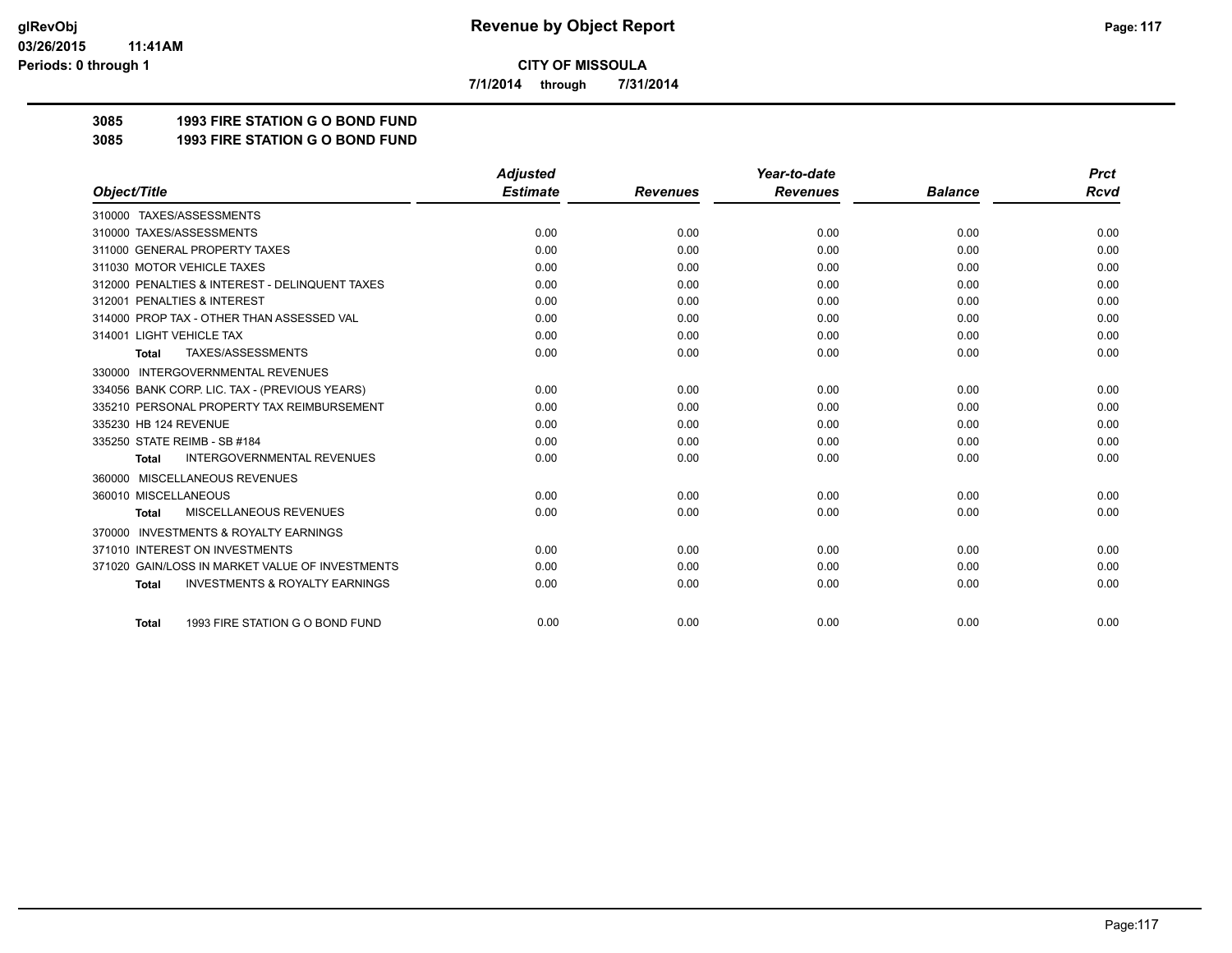**glRevObj**
**03/26/2015 11:41AM**
**Periods: 0 through 1**

# Revenue by Object Report

**CITY OF MISSOULA**

**7/1/2014 through 7/31/2014**

## 3085 1993 FIRE STATION G O BOND FUND

## 3085 1993 FIRE STATION G O BOND FUND

| Object/Title | Adjusted Estimate | Revenues | Year-to-date Revenues | Balance | Prct Rcvd |
|---|---|---|---|---|---|
| 310000 TAXES/ASSESSMENTS | | | | | |
| 310000 TAXES/ASSESSMENTS | 0.00 | 0.00 | 0.00 | 0.00 | 0.00 |
| 311000 GENERAL PROPERTY TAXES | 0.00 | 0.00 | 0.00 | 0.00 | 0.00 |
| 311030 MOTOR VEHICLE TAXES | 0.00 | 0.00 | 0.00 | 0.00 | 0.00 |
| 312000 PENALTIES & INTEREST - DELINQUENT TAXES | 0.00 | 0.00 | 0.00 | 0.00 | 0.00 |
| 312001 PENALTIES & INTEREST | 0.00 | 0.00 | 0.00 | 0.00 | 0.00 |
| 314000 PROP TAX - OTHER THAN ASSESSED VAL | 0.00 | 0.00 | 0.00 | 0.00 | 0.00 |
| 314001 LIGHT VEHICLE TAX | 0.00 | 0.00 | 0.00 | 0.00 | 0.00 |
| **Total** TAXES/ASSESSMENTS | 0.00 | 0.00 | 0.00 | 0.00 | 0.00 |
| 330000 INTERGOVERNMENTAL REVENUES | | | | | |
| 334056 BANK CORP. LIC. TAX - (PREVIOUS YEARS) | 0.00 | 0.00 | 0.00 | 0.00 | 0.00 |
| 335210 PERSONAL PROPERTY TAX REIMBURSEMENT | 0.00 | 0.00 | 0.00 | 0.00 | 0.00 |
| 335230 HB 124 REVENUE | 0.00 | 0.00 | 0.00 | 0.00 | 0.00 |
| 335250 STATE REIMB - SB #184 | 0.00 | 0.00 | 0.00 | 0.00 | 0.00 |
| **Total** INTERGOVERNMENTAL REVENUES | 0.00 | 0.00 | 0.00 | 0.00 | 0.00 |
| 360000 MISCELLANEOUS REVENUES | | | | | |
| 360010 MISCELLANEOUS | 0.00 | 0.00 | 0.00 | 0.00 | 0.00 |
| **Total** MISCELLANEOUS REVENUES | 0.00 | 0.00 | 0.00 | 0.00 | 0.00 |
| 370000 INVESTMENTS & ROYALTY EARNINGS | | | | | |
| 371010 INTEREST ON INVESTMENTS | 0.00 | 0.00 | 0.00 | 0.00 | 0.00 |
| 371020 GAIN/LOSS IN MARKET VALUE OF INVESTMENTS | 0.00 | 0.00 | 0.00 | 0.00 | 0.00 |
| **Total** INVESTMENTS & ROYALTY EARNINGS | 0.00 | 0.00 | 0.00 | 0.00 | 0.00 |
| **Total** 1993 FIRE STATION G O BOND FUND | 0.00 | 0.00 | 0.00 | 0.00 | 0.00 |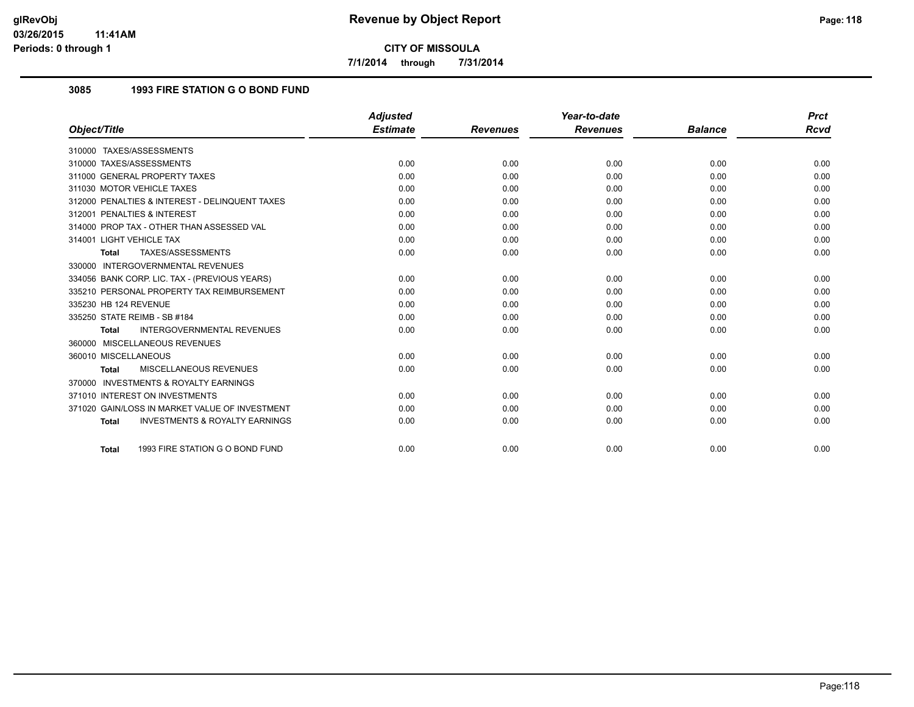# Revenue by Object Report

**CITY OF MISSOULA**

**7/1/2014 through 7/31/2014**

## 3085 1993 FIRE STATION G O BOND FUND

| Object/Title | Adjusted Estimate | Revenues | Year-to-date Revenues | Balance | Prct Rcvd |
|---|---|---|---|---|---|
| 310000 TAXES/ASSESSMENTS | | | | | |
| 310000 TAXES/ASSESSMENTS | 0.00 | 0.00 | 0.00 | 0.00 | 0.00 |
| 311000 GENERAL PROPERTY TAXES | 0.00 | 0.00 | 0.00 | 0.00 | 0.00 |
| 311030 MOTOR VEHICLE TAXES | 0.00 | 0.00 | 0.00 | 0.00 | 0.00 |
| 312000 PENALTIES & INTEREST - DELINQUENT TAXES | 0.00 | 0.00 | 0.00 | 0.00 | 0.00 |
| 312001 PENALTIES & INTEREST | 0.00 | 0.00 | 0.00 | 0.00 | 0.00 |
| 314000 PROP TAX - OTHER THAN ASSESSED VAL | 0.00 | 0.00 | 0.00 | 0.00 | 0.00 |
| 314001 LIGHT VEHICLE TAX | 0.00 | 0.00 | 0.00 | 0.00 | 0.00 |
| **Total** TAXES/ASSESSMENTS | 0.00 | 0.00 | 0.00 | 0.00 | 0.00 |
| 330000 INTERGOVERNMENTAL REVENUES | | | | | |
| 334056 BANK CORP. LIC. TAX - (PREVIOUS YEARS) | 0.00 | 0.00 | 0.00 | 0.00 | 0.00 |
| 335210 PERSONAL PROPERTY TAX REIMBURSEMENT | 0.00 | 0.00 | 0.00 | 0.00 | 0.00 |
| 335230 HB 124 REVENUE | 0.00 | 0.00 | 0.00 | 0.00 | 0.00 |
| 335250 STATE REIMB - SB #184 | 0.00 | 0.00 | 0.00 | 0.00 | 0.00 |
| **Total** INTERGOVERNMENTAL REVENUES | 0.00 | 0.00 | 0.00 | 0.00 | 0.00 |
| 360000 MISCELLANEOUS REVENUES | | | | | |
| 360010 MISCELLANEOUS | 0.00 | 0.00 | 0.00 | 0.00 | 0.00 |
| **Total** MISCELLANEOUS REVENUES | 0.00 | 0.00 | 0.00 | 0.00 | 0.00 |
| 370000 INVESTMENTS & ROYALTY EARNINGS | | | | | |
| 371010 INTEREST ON INVESTMENTS | 0.00 | 0.00 | 0.00 | 0.00 | 0.00 |
| 371020 GAIN/LOSS IN MARKET VALUE OF INVESTMENT | 0.00 | 0.00 | 0.00 | 0.00 | 0.00 |
| **Total** INVESTMENTS & ROYALTY EARNINGS | 0.00 | 0.00 | 0.00 | 0.00 | 0.00 |
| **Total** 1993 FIRE STATION G O BOND FUND | 0.00 | 0.00 | 0.00 | 0.00 | 0.00 |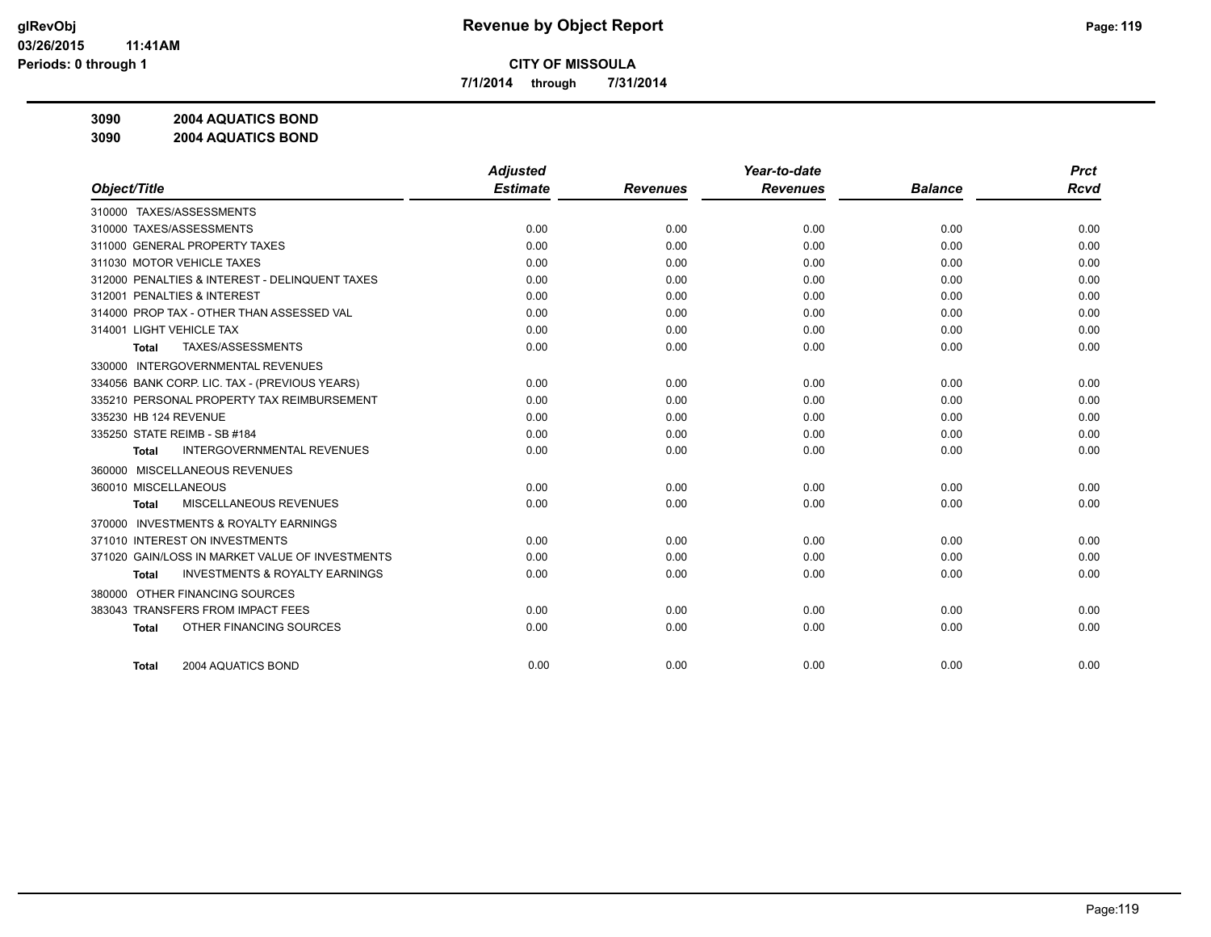**glRevObj**
**03/26/2015 11:41AM**
**Periods: 0 through 1**

# Revenue by Object Report

**CITY OF MISSOULA**

**7/1/2014 through 7/31/2014**

**3090 2004 AQUATICS BOND**
**3090 2004 AQUATICS BOND**

| Object/Title | Adjusted Estimate | Revenues | Year-to-date Revenues | Balance | Prct Rcvd |
|---|---|---|---|---|---|
| 310000 TAXES/ASSESSMENTS | | | | | |
| 310000 TAXES/ASSESSMENTS | 0.00 | 0.00 | 0.00 | 0.00 | 0.00 |
| 311000 GENERAL PROPERTY TAXES | 0.00 | 0.00 | 0.00 | 0.00 | 0.00 |
| 311030 MOTOR VEHICLE TAXES | 0.00 | 0.00 | 0.00 | 0.00 | 0.00 |
| 312000 PENALTIES & INTEREST - DELINQUENT TAXES | 0.00 | 0.00 | 0.00 | 0.00 | 0.00 |
| 312001 PENALTIES & INTEREST | 0.00 | 0.00 | 0.00 | 0.00 | 0.00 |
| 314000 PROP TAX - OTHER THAN ASSESSED VAL | 0.00 | 0.00 | 0.00 | 0.00 | 0.00 |
| 314001 LIGHT VEHICLE TAX | 0.00 | 0.00 | 0.00 | 0.00 | 0.00 |
| **Total** TAXES/ASSESSMENTS | 0.00 | 0.00 | 0.00 | 0.00 | 0.00 |
| 330000 INTERGOVERNMENTAL REVENUES | | | | | |
| 334056 BANK CORP. LIC. TAX - (PREVIOUS YEARS) | 0.00 | 0.00 | 0.00 | 0.00 | 0.00 |
| 335210 PERSONAL PROPERTY TAX REIMBURSEMENT | 0.00 | 0.00 | 0.00 | 0.00 | 0.00 |
| 335230 HB 124 REVENUE | 0.00 | 0.00 | 0.00 | 0.00 | 0.00 |
| 335250 STATE REIMB - SB #184 | 0.00 | 0.00 | 0.00 | 0.00 | 0.00 |
| **Total** INTERGOVERNMENTAL REVENUES | 0.00 | 0.00 | 0.00 | 0.00 | 0.00 |
| 360000 MISCELLANEOUS REVENUES | | | | | |
| 360010 MISCELLANEOUS | 0.00 | 0.00 | 0.00 | 0.00 | 0.00 |
| **Total** MISCELLANEOUS REVENUES | 0.00 | 0.00 | 0.00 | 0.00 | 0.00 |
| 370000 INVESTMENTS & ROYALTY EARNINGS | | | | | |
| 371010 INTEREST ON INVESTMENTS | 0.00 | 0.00 | 0.00 | 0.00 | 0.00 |
| 371020 GAIN/LOSS IN MARKET VALUE OF INVESTMENTS | 0.00 | 0.00 | 0.00 | 0.00 | 0.00 |
| **Total** INVESTMENTS & ROYALTY EARNINGS | 0.00 | 0.00 | 0.00 | 0.00 | 0.00 |
| 380000 OTHER FINANCING SOURCES | | | | | |
| 383043 TRANSFERS FROM IMPACT FEES | 0.00 | 0.00 | 0.00 | 0.00 | 0.00 |
| **Total** OTHER FINANCING SOURCES | 0.00 | 0.00 | 0.00 | 0.00 | 0.00 |
| **Total** 2004 AQUATICS BOND | 0.00 | 0.00 | 0.00 | 0.00 | 0.00 |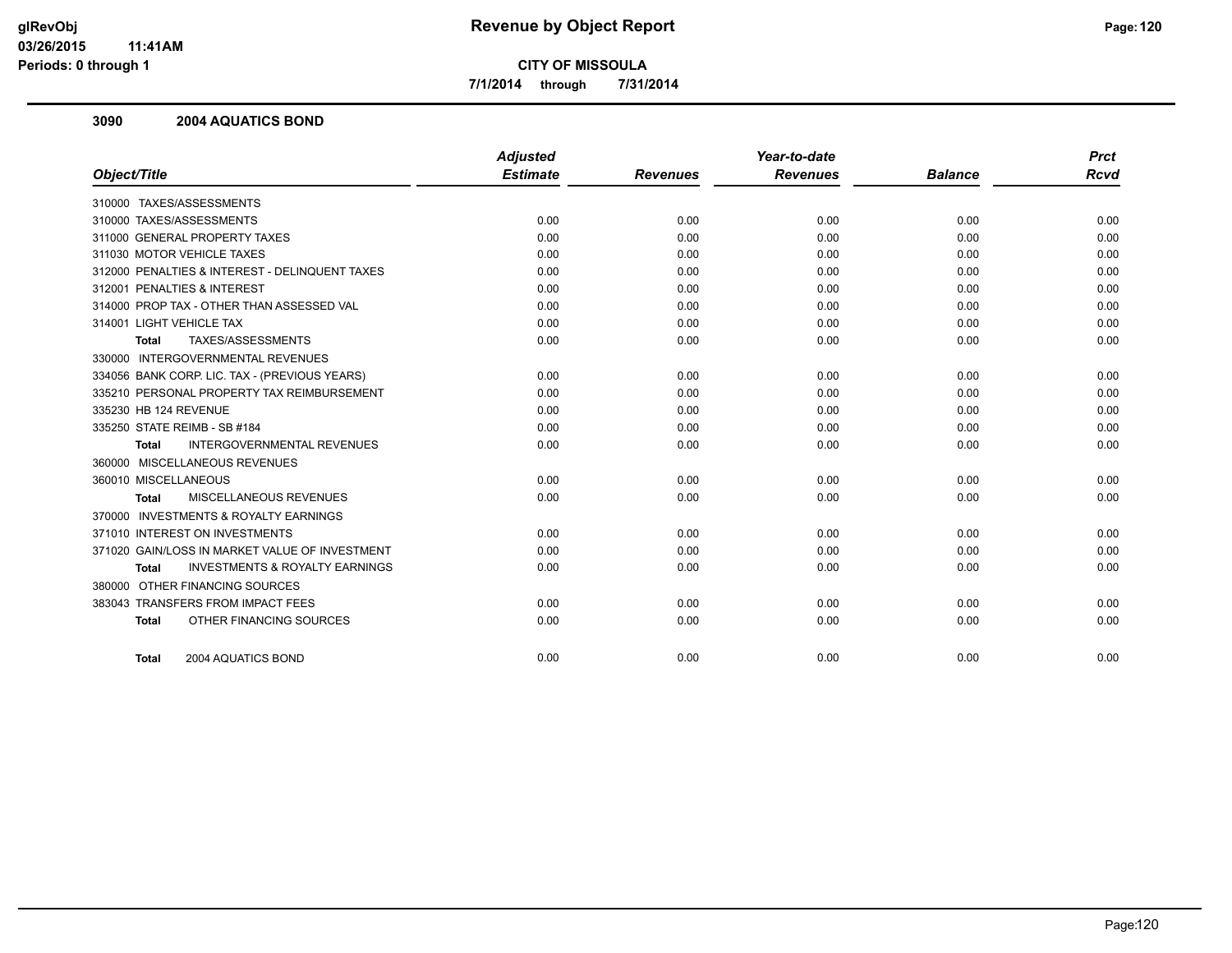**CITY OF MISSOULA**

**7/1/2014 through 7/31/2014**

### 3090 2004 AQUATICS BOND

| Object/Title | Adjusted Estimate | Revenues | Year-to-date Revenues | Balance | Prct Rcvd |
|---|---|---|---|---|---|
| 310000 TAXES/ASSESSMENTS | | | | | |
| 310000 TAXES/ASSESSMENTS | 0.00 | 0.00 | 0.00 | 0.00 | 0.00 |
| 311000 GENERAL PROPERTY TAXES | 0.00 | 0.00 | 0.00 | 0.00 | 0.00 |
| 311030 MOTOR VEHICLE TAXES | 0.00 | 0.00 | 0.00 | 0.00 | 0.00 |
| 312000 PENALTIES & INTEREST - DELINQUENT TAXES | 0.00 | 0.00 | 0.00 | 0.00 | 0.00 |
| 312001 PENALTIES & INTEREST | 0.00 | 0.00 | 0.00 | 0.00 | 0.00 |
| 314000 PROP TAX - OTHER THAN ASSESSED VAL | 0.00 | 0.00 | 0.00 | 0.00 | 0.00 |
| 314001 LIGHT VEHICLE TAX | 0.00 | 0.00 | 0.00 | 0.00 | 0.00 |
| **Total** TAXES/ASSESSMENTS | 0.00 | 0.00 | 0.00 | 0.00 | 0.00 |
| 330000 INTERGOVERNMENTAL REVENUES | | | | | |
| 334056 BANK CORP. LIC. TAX - (PREVIOUS YEARS) | 0.00 | 0.00 | 0.00 | 0.00 | 0.00 |
| 335210 PERSONAL PROPERTY TAX REIMBURSEMENT | 0.00 | 0.00 | 0.00 | 0.00 | 0.00 |
| 335230 HB 124 REVENUE | 0.00 | 0.00 | 0.00 | 0.00 | 0.00 |
| 335250 STATE REIMB - SB #184 | 0.00 | 0.00 | 0.00 | 0.00 | 0.00 |
| **Total** INTERGOVERNMENTAL REVENUES | 0.00 | 0.00 | 0.00 | 0.00 | 0.00 |
| 360000 MISCELLANEOUS REVENUES | | | | | |
| 360010 MISCELLANEOUS | 0.00 | 0.00 | 0.00 | 0.00 | 0.00 |
| **Total** MISCELLANEOUS REVENUES | 0.00 | 0.00 | 0.00 | 0.00 | 0.00 |
| 370000 INVESTMENTS & ROYALTY EARNINGS | | | | | |
| 371010 INTEREST ON INVESTMENTS | 0.00 | 0.00 | 0.00 | 0.00 | 0.00 |
| 371020 GAIN/LOSS IN MARKET VALUE OF INVESTMENT | 0.00 | 0.00 | 0.00 | 0.00 | 0.00 |
| **Total** INVESTMENTS & ROYALTY EARNINGS | 0.00 | 0.00 | 0.00 | 0.00 | 0.00 |
| 380000 OTHER FINANCING SOURCES | | | | | |
| 383043 TRANSFERS FROM IMPACT FEES | 0.00 | 0.00 | 0.00 | 0.00 | 0.00 |
| **Total** OTHER FINANCING SOURCES | 0.00 | 0.00 | 0.00 | 0.00 | 0.00 |
| **Total** 2004 AQUATICS BOND | 0.00 | 0.00 | 0.00 | 0.00 | 0.00 |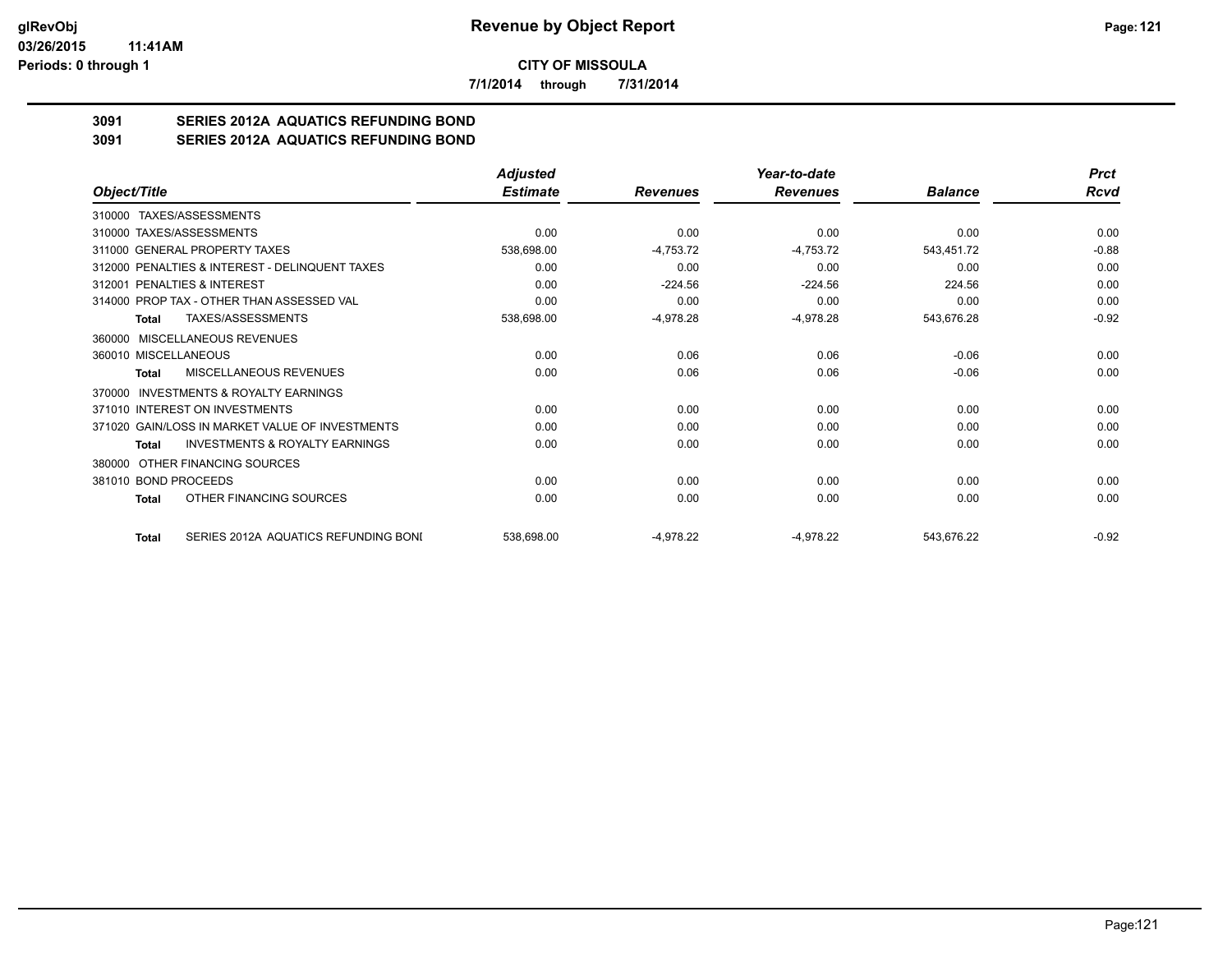**CITY OF MISSOULA**

**7/1/2014 through 7/31/2014**

## 3091 SERIES 2012A AQUATICS REFUNDING BOND
## 3091 SERIES 2012A AQUATICS REFUNDING BOND

| Object/Title | Adjusted Estimate | Revenues | Year-to-date Revenues | Balance | Prct Rcvd |
|---|---|---|---|---|---|
| 310000 TAXES/ASSESSMENTS | | | | | |
| 310000 TAXES/ASSESSMENTS | 0.00 | 0.00 | 0.00 | 0.00 | 0.00 |
| 311000 GENERAL PROPERTY TAXES | 538,698.00 | -4,753.72 | -4,753.72 | 543,451.72 | -0.88 |
| 312000 PENALTIES & INTEREST - DELINQUENT TAXES | 0.00 | 0.00 | 0.00 | 0.00 | 0.00 |
| 312001 PENALTIES & INTEREST | 0.00 | -224.56 | -224.56 | 224.56 | 0.00 |
| 314000 PROP TAX - OTHER THAN ASSESSED VAL | 0.00 | 0.00 | 0.00 | 0.00 | 0.00 |
| **Total** TAXES/ASSESSMENTS | 538,698.00 | -4,978.28 | -4,978.28 | 543,676.28 | -0.92 |
| 360000 MISCELLANEOUS REVENUES | | | | | |
| 360010 MISCELLANEOUS | 0.00 | 0.06 | 0.06 | -0.06 | 0.00 |
| **Total** MISCELLANEOUS REVENUES | 0.00 | 0.06 | 0.06 | -0.06 | 0.00 |
| 370000 INVESTMENTS & ROYALTY EARNINGS | | | | | |
| 371010 INTEREST ON INVESTMENTS | 0.00 | 0.00 | 0.00 | 0.00 | 0.00 |
| 371020 GAIN/LOSS IN MARKET VALUE OF INVESTMENTS | 0.00 | 0.00 | 0.00 | 0.00 | 0.00 |
| **Total** INVESTMENTS & ROYALTY EARNINGS | 0.00 | 0.00 | 0.00 | 0.00 | 0.00 |
| 380000 OTHER FINANCING SOURCES | | | | | |
| 381010 BOND PROCEEDS | 0.00 | 0.00 | 0.00 | 0.00 | 0.00 |
| **Total** OTHER FINANCING SOURCES | 0.00 | 0.00 | 0.00 | 0.00 | 0.00 |
| **Total** SERIES 2012A AQUATICS REFUNDING BONI | 538,698.00 | -4,978.22 | -4,978.22 | 543,676.22 | -0.92 |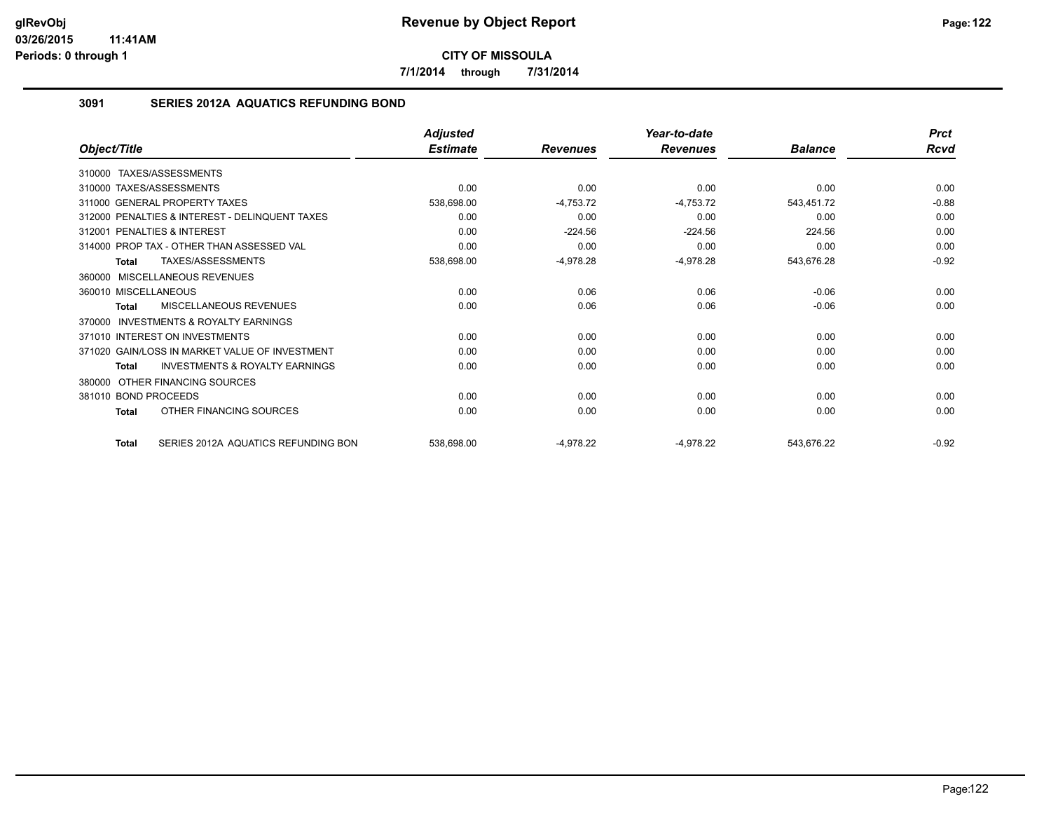# Revenue by Object Report

**CITY OF MISSOULA**

**7/1/2014 through 7/31/2014**

glRevObj
03/26/2015 11:41AM
Periods: 0 through 1

## 3091 SERIES 2012A AQUATICS REFUNDING BOND

| Object/Title | Adjusted Estimate | Revenues | Year-to-date Revenues | Balance | Prct Rcvd |
|---|---|---|---|---|---|
| 310000 TAXES/ASSESSMENTS | | | | | |
| 310000 TAXES/ASSESSMENTS | 0.00 | 0.00 | 0.00 | 0.00 | 0.00 |
| 311000 GENERAL PROPERTY TAXES | 538,698.00 | -4,753.72 | -4,753.72 | 543,451.72 | -0.88 |
| 312000 PENALTIES & INTEREST - DELINQUENT TAXES | 0.00 | 0.00 | 0.00 | 0.00 | 0.00 |
| 312001 PENALTIES & INTEREST | 0.00 | -224.56 | -224.56 | 224.56 | 0.00 |
| 314000 PROP TAX - OTHER THAN ASSESSED VAL | 0.00 | 0.00 | 0.00 | 0.00 | 0.00 |
| **Total** TAXES/ASSESSMENTS | 538,698.00 | -4,978.28 | -4,978.28 | 543,676.28 | -0.92 |
| 360000 MISCELLANEOUS REVENUES | | | | | |
| 360010 MISCELLANEOUS | 0.00 | 0.06 | 0.06 | -0.06 | 0.00 |
| **Total** MISCELLANEOUS REVENUES | 0.00 | 0.06 | 0.06 | -0.06 | 0.00 |
| 370000 INVESTMENTS & ROYALTY EARNINGS | | | | | |
| 371010 INTEREST ON INVESTMENTS | 0.00 | 0.00 | 0.00 | 0.00 | 0.00 |
| 371020 GAIN/LOSS IN MARKET VALUE OF INVESTMENT | 0.00 | 0.00 | 0.00 | 0.00 | 0.00 |
| **Total** INVESTMENTS & ROYALTY EARNINGS | 0.00 | 0.00 | 0.00 | 0.00 | 0.00 |
| 380000 OTHER FINANCING SOURCES | | | | | |
| 381010 BOND PROCEEDS | 0.00 | 0.00 | 0.00 | 0.00 | 0.00 |
| **Total** OTHER FINANCING SOURCES | 0.00 | 0.00 | 0.00 | 0.00 | 0.00 |
| **Total** SERIES 2012A AQUATICS REFUNDING BON | 538,698.00 | -4,978.22 | -4,978.22 | 543,676.22 | -0.92 |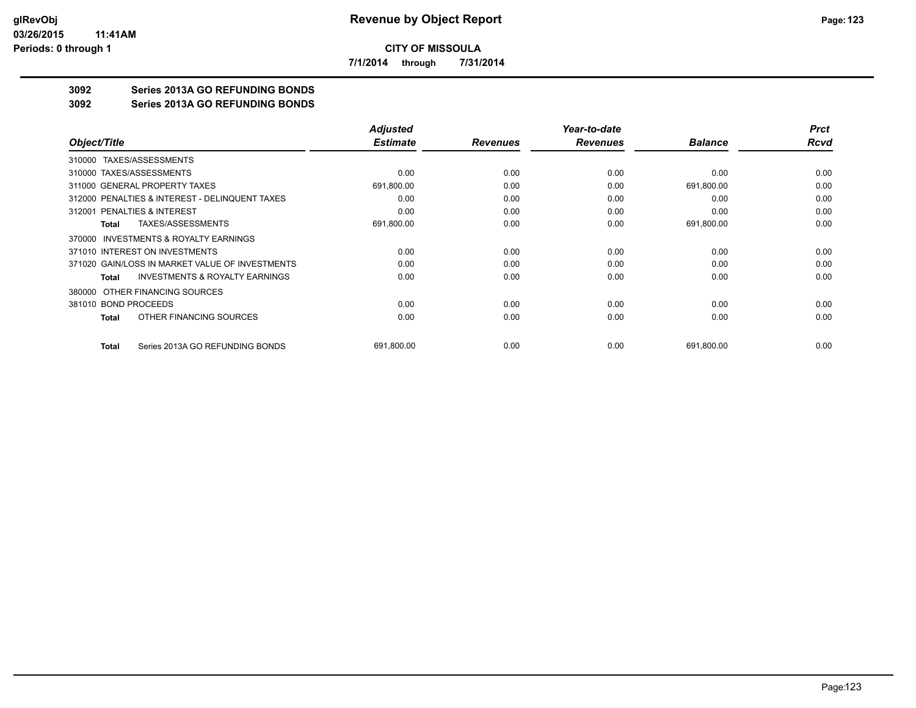**CITY OF MISSOULA**

**7/1/2014 through 7/31/2014**

## 3092 Series 2013A GO REFUNDING BONDS

## 3092 Series 2013A GO REFUNDING BONDS

| Object/Title | Adjusted Estimate | Revenues | Year-to-date Revenues | Balance | Prct Rcvd |
|---|---|---|---|---|---|
| 310000 TAXES/ASSESSMENTS | | | | | |
| 310000 TAXES/ASSESSMENTS | 0.00 | 0.00 | 0.00 | 0.00 | 0.00 |
| 311000 GENERAL PROPERTY TAXES | 691,800.00 | 0.00 | 0.00 | 691,800.00 | 0.00 |
| 312000 PENALTIES & INTEREST - DELINQUENT TAXES | 0.00 | 0.00 | 0.00 | 0.00 | 0.00 |
| 312001 PENALTIES & INTEREST | 0.00 | 0.00 | 0.00 | 0.00 | 0.00 |
| **Total** TAXES/ASSESSMENTS | 691,800.00 | 0.00 | 0.00 | 691,800.00 | 0.00 |
| 370000 INVESTMENTS & ROYALTY EARNINGS | | | | | |
| 371010 INTEREST ON INVESTMENTS | 0.00 | 0.00 | 0.00 | 0.00 | 0.00 |
| 371020 GAIN/LOSS IN MARKET VALUE OF INVESTMENTS | 0.00 | 0.00 | 0.00 | 0.00 | 0.00 |
| **Total** INVESTMENTS & ROYALTY EARNINGS | 0.00 | 0.00 | 0.00 | 0.00 | 0.00 |
| 380000 OTHER FINANCING SOURCES | | | | | |
| 381010 BOND PROCEEDS | 0.00 | 0.00 | 0.00 | 0.00 | 0.00 |
| **Total** OTHER FINANCING SOURCES | 0.00 | 0.00 | 0.00 | 0.00 | 0.00 |
| **Total** Series 2013A GO REFUNDING BONDS | 691,800.00 | 0.00 | 0.00 | 691,800.00 | 0.00 |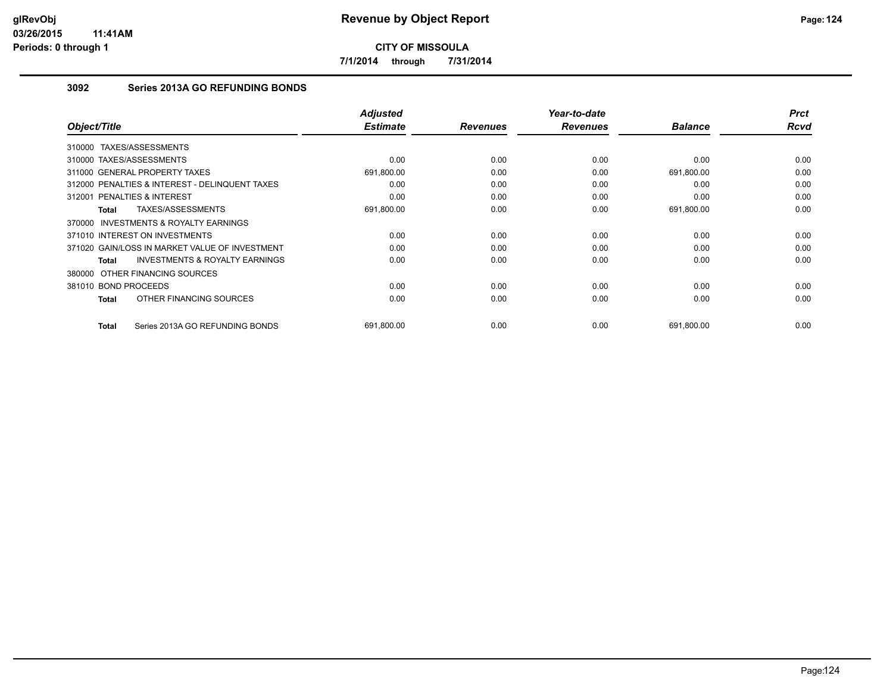# Revenue by Object Report

**CITY OF MISSOULA**

**7/1/2014 through 7/31/2014**

glRevObj
03/26/2015 11:41AM
Periods: 0 through 1

## 3092 Series 2013A GO REFUNDING BONDS

| Object/Title | Adjusted Estimate | Revenues | Year-to-date Revenues | Balance | Prct Rcvd |
|---|---|---|---|---|---|
| 310000 TAXES/ASSESSMENTS | | | | | |
| 310000 TAXES/ASSESSMENTS | 0.00 | 0.00 | 0.00 | 0.00 | 0.00 |
| 311000 GENERAL PROPERTY TAXES | 691,800.00 | 0.00 | 0.00 | 691,800.00 | 0.00 |
| 312000 PENALTIES & INTEREST - DELINQUENT TAXES | 0.00 | 0.00 | 0.00 | 0.00 | 0.00 |
| 312001 PENALTIES & INTEREST | 0.00 | 0.00 | 0.00 | 0.00 | 0.00 |
| **Total** TAXES/ASSESSMENTS | 691,800.00 | 0.00 | 0.00 | 691,800.00 | 0.00 |
| 370000 INVESTMENTS & ROYALTY EARNINGS | | | | | |
| 371010 INTEREST ON INVESTMENTS | 0.00 | 0.00 | 0.00 | 0.00 | 0.00 |
| 371020 GAIN/LOSS IN MARKET VALUE OF INVESTMENT | 0.00 | 0.00 | 0.00 | 0.00 | 0.00 |
| **Total** INVESTMENTS & ROYALTY EARNINGS | 0.00 | 0.00 | 0.00 | 0.00 | 0.00 |
| 380000 OTHER FINANCING SOURCES | | | | | |
| 381010 BOND PROCEEDS | 0.00 | 0.00 | 0.00 | 0.00 | 0.00 |
| **Total** OTHER FINANCING SOURCES | 0.00 | 0.00 | 0.00 | 0.00 | 0.00 |
| **Total** Series 2013A GO REFUNDING BONDS | 691,800.00 | 0.00 | 0.00 | 691,800.00 | 0.00 |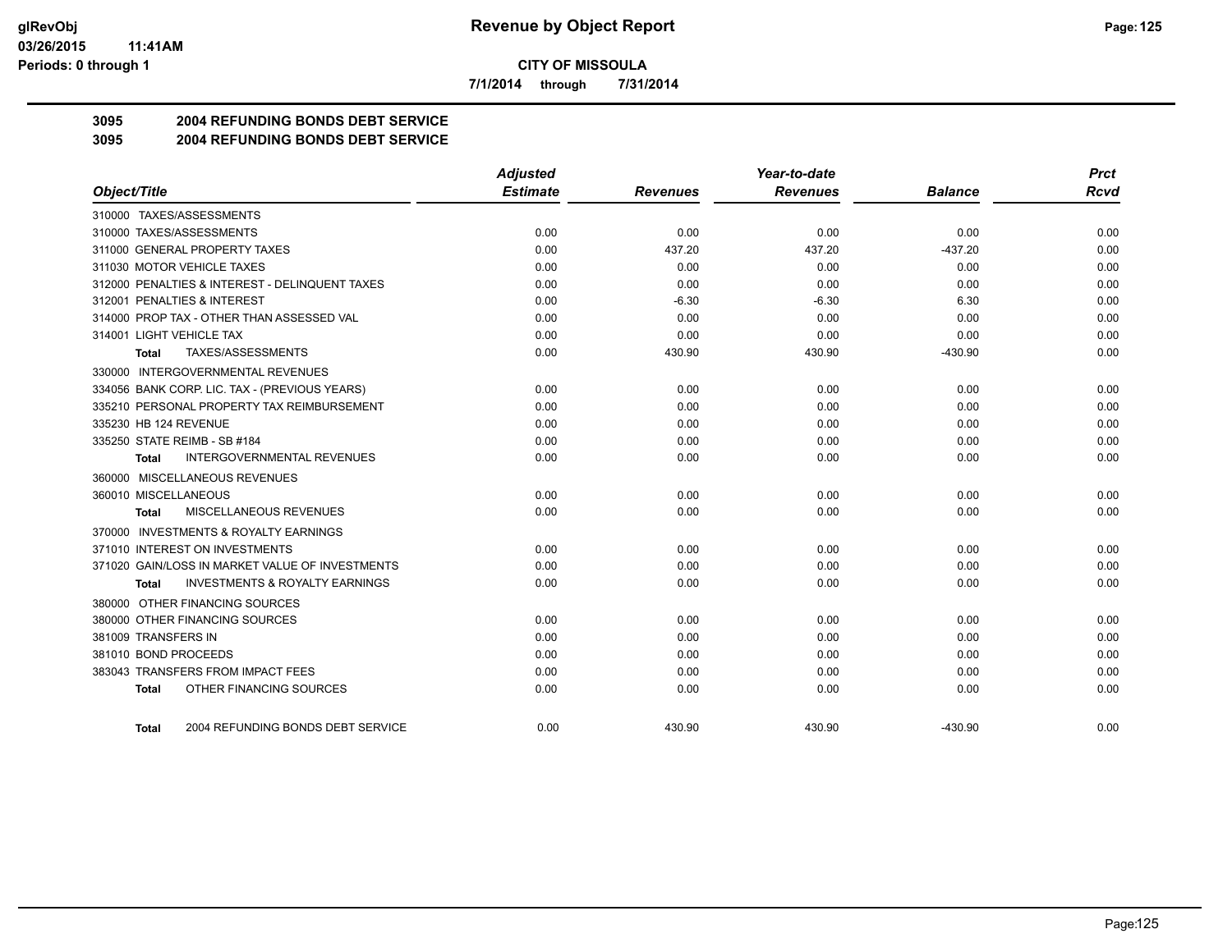**CITY OF MISSOULA**

**7/1/2014 through 7/31/2014**

## 3095 2004 REFUNDING BONDS DEBT SERVICE

## 3095 2004 REFUNDING BONDS DEBT SERVICE

| Object/Title | Adjusted Estimate | Revenues | Year-to-date Revenues | Balance | Prct Rcvd |
|---|---|---|---|---|---|
| 310000 TAXES/ASSESSMENTS | | | | | |
| 310000 TAXES/ASSESSMENTS | 0.00 | 0.00 | 0.00 | 0.00 | 0.00 |
| 311000 GENERAL PROPERTY TAXES | 0.00 | 437.20 | 437.20 | -437.20 | 0.00 |
| 311030 MOTOR VEHICLE TAXES | 0.00 | 0.00 | 0.00 | 0.00 | 0.00 |
| 312000 PENALTIES & INTEREST - DELINQUENT TAXES | 0.00 | 0.00 | 0.00 | 0.00 | 0.00 |
| 312001 PENALTIES & INTEREST | 0.00 | -6.30 | -6.30 | 6.30 | 0.00 |
| 314000 PROP TAX - OTHER THAN ASSESSED VAL | 0.00 | 0.00 | 0.00 | 0.00 | 0.00 |
| 314001 LIGHT VEHICLE TAX | 0.00 | 0.00 | 0.00 | 0.00 | 0.00 |
| **Total** TAXES/ASSESSMENTS | 0.00 | 430.90 | 430.90 | -430.90 | 0.00 |
| 330000 INTERGOVERNMENTAL REVENUES | | | | | |
| 334056 BANK CORP. LIC. TAX - (PREVIOUS YEARS) | 0.00 | 0.00 | 0.00 | 0.00 | 0.00 |
| 335210 PERSONAL PROPERTY TAX REIMBURSEMENT | 0.00 | 0.00 | 0.00 | 0.00 | 0.00 |
| 335230 HB 124 REVENUE | 0.00 | 0.00 | 0.00 | 0.00 | 0.00 |
| 335250 STATE REIMB - SB #184 | 0.00 | 0.00 | 0.00 | 0.00 | 0.00 |
| **Total** INTERGOVERNMENTAL REVENUES | 0.00 | 0.00 | 0.00 | 0.00 | 0.00 |
| 360000 MISCELLANEOUS REVENUES | | | | | |
| 360010 MISCELLANEOUS | 0.00 | 0.00 | 0.00 | 0.00 | 0.00 |
| **Total** MISCELLANEOUS REVENUES | 0.00 | 0.00 | 0.00 | 0.00 | 0.00 |
| 370000 INVESTMENTS & ROYALTY EARNINGS | | | | | |
| 371010 INTEREST ON INVESTMENTS | 0.00 | 0.00 | 0.00 | 0.00 | 0.00 |
| 371020 GAIN/LOSS IN MARKET VALUE OF INVESTMENTS | 0.00 | 0.00 | 0.00 | 0.00 | 0.00 |
| **Total** INVESTMENTS & ROYALTY EARNINGS | 0.00 | 0.00 | 0.00 | 0.00 | 0.00 |
| 380000 OTHER FINANCING SOURCES | | | | | |
| 380000 OTHER FINANCING SOURCES | 0.00 | 0.00 | 0.00 | 0.00 | 0.00 |
| 381009 TRANSFERS IN | 0.00 | 0.00 | 0.00 | 0.00 | 0.00 |
| 381010 BOND PROCEEDS | 0.00 | 0.00 | 0.00 | 0.00 | 0.00 |
| 383043 TRANSFERS FROM IMPACT FEES | 0.00 | 0.00 | 0.00 | 0.00 | 0.00 |
| **Total** OTHER FINANCING SOURCES | 0.00 | 0.00 | 0.00 | 0.00 | 0.00 |
| **Total** 2004 REFUNDING BONDS DEBT SERVICE | 0.00 | 430.90 | 430.90 | -430.90 | 0.00 |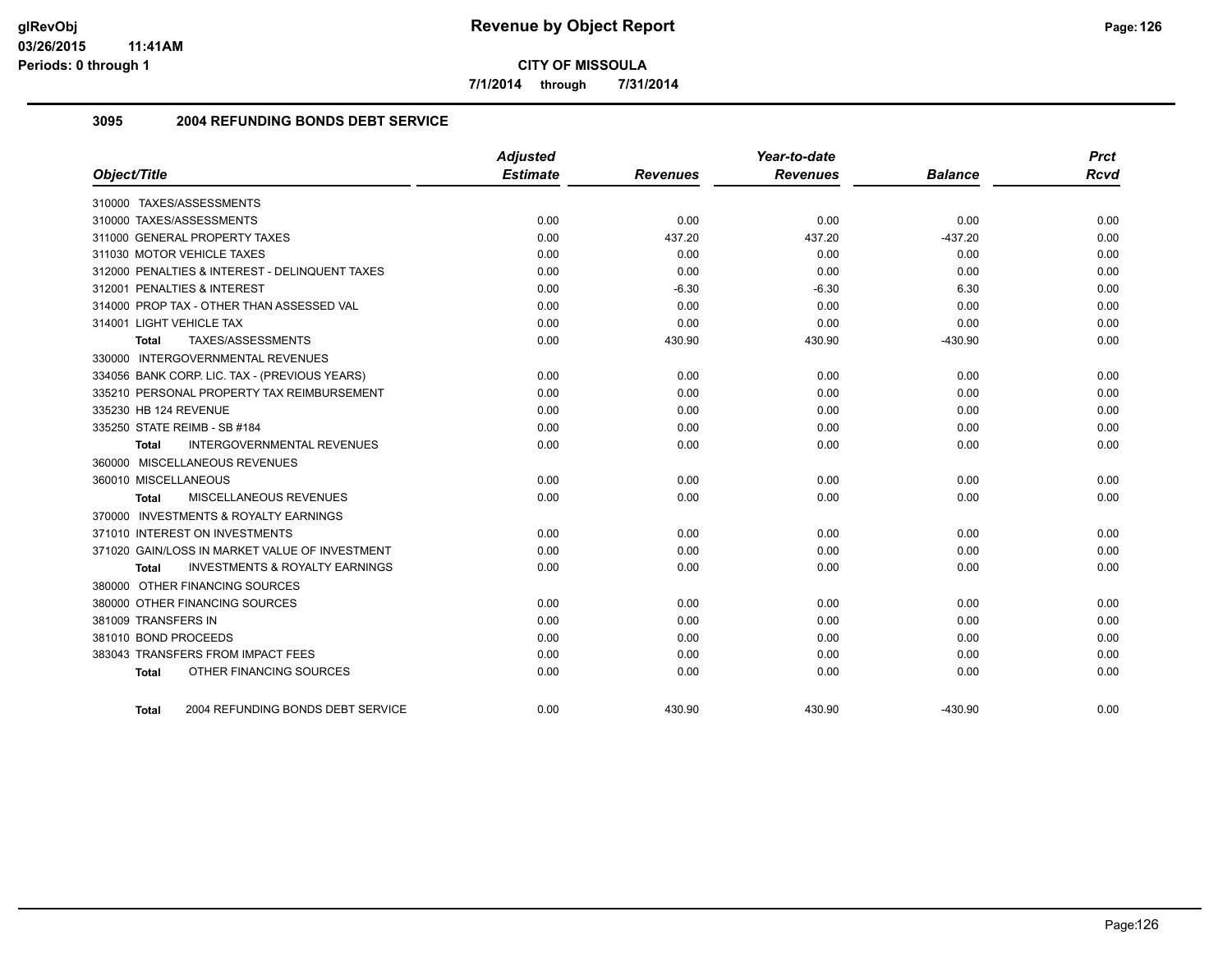**CITY OF MISSOULA**

**7/1/2014 through 7/31/2014**

### 3095 2004 REFUNDING BONDS DEBT SERVICE

| Object/Title | Adjusted Estimate | Revenues | Year-to-date Revenues | Balance | Prct Rcvd |
|---|---|---|---|---|---|
| 310000 TAXES/ASSESSMENTS | | | | | |
| 310000 TAXES/ASSESSMENTS | 0.00 | 0.00 | 0.00 | 0.00 | 0.00 |
| 311000 GENERAL PROPERTY TAXES | 0.00 | 437.20 | 437.20 | -437.20 | 0.00 |
| 311030 MOTOR VEHICLE TAXES | 0.00 | 0.00 | 0.00 | 0.00 | 0.00 |
| 312000 PENALTIES & INTEREST - DELINQUENT TAXES | 0.00 | 0.00 | 0.00 | 0.00 | 0.00 |
| 312001 PENALTIES & INTEREST | 0.00 | -6.30 | -6.30 | 6.30 | 0.00 |
| 314000 PROP TAX - OTHER THAN ASSESSED VAL | 0.00 | 0.00 | 0.00 | 0.00 | 0.00 |
| 314001 LIGHT VEHICLE TAX | 0.00 | 0.00 | 0.00 | 0.00 | 0.00 |
| **Total** TAXES/ASSESSMENTS | 0.00 | 430.90 | 430.90 | -430.90 | 0.00 |
| 330000 INTERGOVERNMENTAL REVENUES | | | | | |
| 334056 BANK CORP. LIC. TAX - (PREVIOUS YEARS) | 0.00 | 0.00 | 0.00 | 0.00 | 0.00 |
| 335210 PERSONAL PROPERTY TAX REIMBURSEMENT | 0.00 | 0.00 | 0.00 | 0.00 | 0.00 |
| 335230 HB 124 REVENUE | 0.00 | 0.00 | 0.00 | 0.00 | 0.00 |
| 335250 STATE REIMB - SB #184 | 0.00 | 0.00 | 0.00 | 0.00 | 0.00 |
| **Total** INTERGOVERNMENTAL REVENUES | 0.00 | 0.00 | 0.00 | 0.00 | 0.00 |
| 360000 MISCELLANEOUS REVENUES | | | | | |
| 360010 MISCELLANEOUS | 0.00 | 0.00 | 0.00 | 0.00 | 0.00 |
| **Total** MISCELLANEOUS REVENUES | 0.00 | 0.00 | 0.00 | 0.00 | 0.00 |
| 370000 INVESTMENTS & ROYALTY EARNINGS | | | | | |
| 371010 INTEREST ON INVESTMENTS | 0.00 | 0.00 | 0.00 | 0.00 | 0.00 |
| 371020 GAIN/LOSS IN MARKET VALUE OF INVESTMENT | 0.00 | 0.00 | 0.00 | 0.00 | 0.00 |
| **Total** INVESTMENTS & ROYALTY EARNINGS | 0.00 | 0.00 | 0.00 | 0.00 | 0.00 |
| 380000 OTHER FINANCING SOURCES | | | | | |
| 380000 OTHER FINANCING SOURCES | 0.00 | 0.00 | 0.00 | 0.00 | 0.00 |
| 381009 TRANSFERS IN | 0.00 | 0.00 | 0.00 | 0.00 | 0.00 |
| 381010 BOND PROCEEDS | 0.00 | 0.00 | 0.00 | 0.00 | 0.00 |
| 383043 TRANSFERS FROM IMPACT FEES | 0.00 | 0.00 | 0.00 | 0.00 | 0.00 |
| **Total** OTHER FINANCING SOURCES | 0.00 | 0.00 | 0.00 | 0.00 | 0.00 |
| **Total** 2004 REFUNDING BONDS DEBT SERVICE | 0.00 | 430.90 | 430.90 | -430.90 | 0.00 |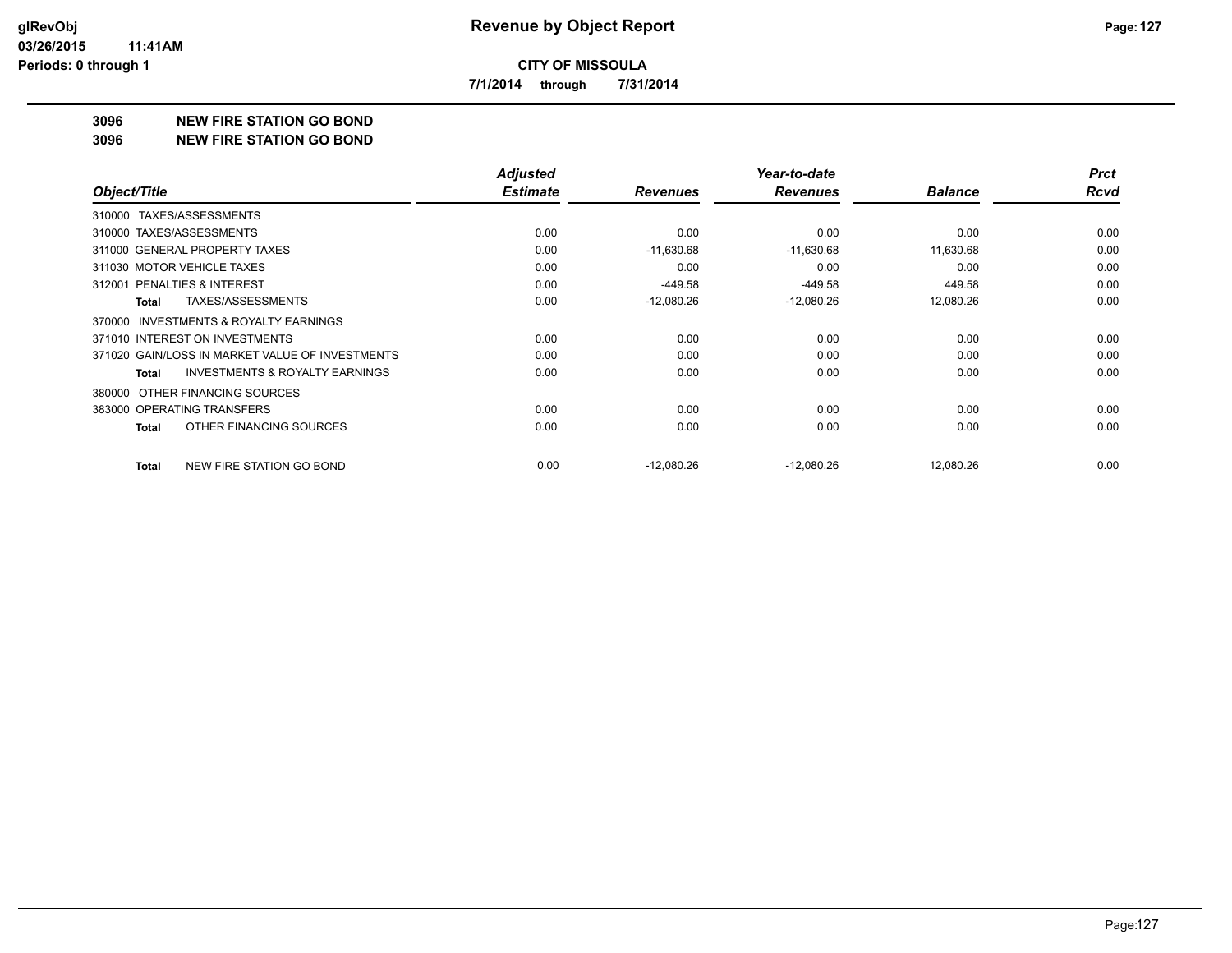**CITY OF MISSOULA**

**7/1/2014 through 7/31/2014**

## 3096 NEW FIRE STATION GO BOND

## 3096 NEW FIRE STATION GO BOND

| Object/Title | Adjusted Estimate | Revenues | Year-to-date Revenues | Balance | Prct Rcvd |
|---|---|---|---|---|---|
| 310000 TAXES/ASSESSMENTS | | | | | |
| 310000 TAXES/ASSESSMENTS | 0.00 | 0.00 | 0.00 | 0.00 | 0.00 |
| 311000 GENERAL PROPERTY TAXES | 0.00 | -11,630.68 | -11,630.68 | 11,630.68 | 0.00 |
| 311030 MOTOR VEHICLE TAXES | 0.00 | 0.00 | 0.00 | 0.00 | 0.00 |
| 312001 PENALTIES & INTEREST | 0.00 | -449.58 | -449.58 | 449.58 | 0.00 |
| **Total** TAXES/ASSESSMENTS | 0.00 | -12,080.26 | -12,080.26 | 12,080.26 | 0.00 |
| 370000 INVESTMENTS & ROYALTY EARNINGS | | | | | |
| 371010 INTEREST ON INVESTMENTS | 0.00 | 0.00 | 0.00 | 0.00 | 0.00 |
| 371020 GAIN/LOSS IN MARKET VALUE OF INVESTMENTS | 0.00 | 0.00 | 0.00 | 0.00 | 0.00 |
| **Total** INVESTMENTS & ROYALTY EARNINGS | 0.00 | 0.00 | 0.00 | 0.00 | 0.00 |
| 380000 OTHER FINANCING SOURCES | | | | | |
| 383000 OPERATING TRANSFERS | 0.00 | 0.00 | 0.00 | 0.00 | 0.00 |
| **Total** OTHER FINANCING SOURCES | 0.00 | 0.00 | 0.00 | 0.00 | 0.00 |
| **Total** NEW FIRE STATION GO BOND | 0.00 | -12,080.26 | -12,080.26 | 12,080.26 | 0.00 |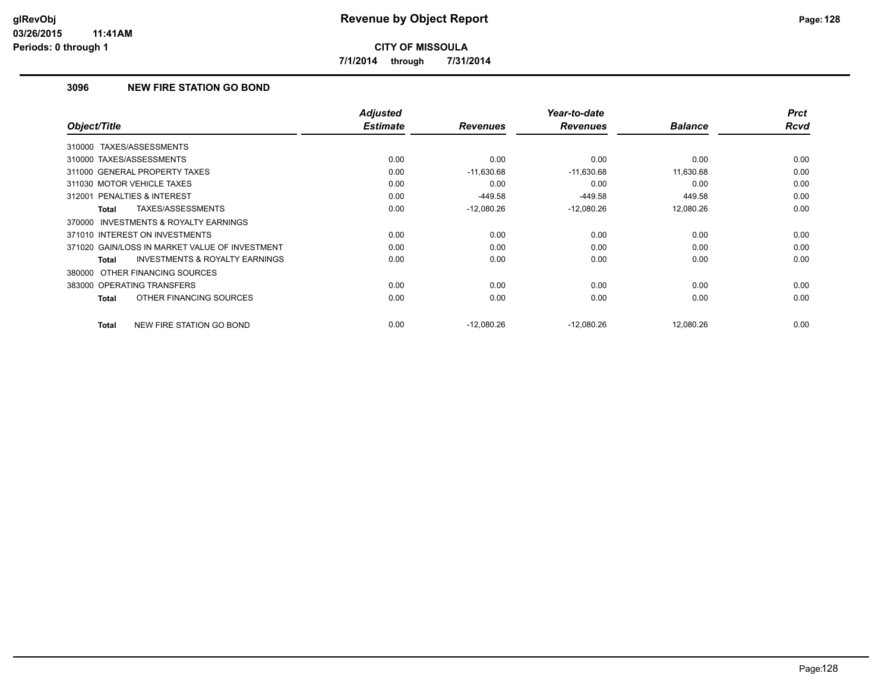**glRevObj**
**03/26/2015 11:41AM**
**Periods: 0 through 1**

# Revenue by Object Report

**CITY OF MISSOULA**

**7/1/2014 through 7/31/2014**

## 3096 NEW FIRE STATION GO BOND

| Object/Title | Adjusted Estimate | Revenues | Year-to-date Revenues | Balance | Prct Rcvd |
|---|---|---|---|---|---|
| 310000 TAXES/ASSESSMENTS | | | | | |
| 310000 TAXES/ASSESSMENTS | 0.00 | 0.00 | 0.00 | 0.00 | 0.00 |
| 311000 GENERAL PROPERTY TAXES | 0.00 | -11,630.68 | -11,630.68 | 11,630.68 | 0.00 |
| 311030 MOTOR VEHICLE TAXES | 0.00 | 0.00 | 0.00 | 0.00 | 0.00 |
| 312001 PENALTIES & INTEREST | 0.00 | -449.58 | -449.58 | 449.58 | 0.00 |
| **Total** TAXES/ASSESSMENTS | 0.00 | -12,080.26 | -12,080.26 | 12,080.26 | 0.00 |
| 370000 INVESTMENTS & ROYALTY EARNINGS | | | | | |
| 371010 INTEREST ON INVESTMENTS | 0.00 | 0.00 | 0.00 | 0.00 | 0.00 |
| 371020 GAIN/LOSS IN MARKET VALUE OF INVESTMENT | 0.00 | 0.00 | 0.00 | 0.00 | 0.00 |
| **Total** INVESTMENTS & ROYALTY EARNINGS | 0.00 | 0.00 | 0.00 | 0.00 | 0.00 |
| 380000 OTHER FINANCING SOURCES | | | | | |
| 383000 OPERATING TRANSFERS | 0.00 | 0.00 | 0.00 | 0.00 | 0.00 |
| **Total** OTHER FINANCING SOURCES | 0.00 | 0.00 | 0.00 | 0.00 | 0.00 |
| **Total** NEW FIRE STATION GO BOND | 0.00 | -12,080.26 | -12,080.26 | 12,080.26 | 0.00 |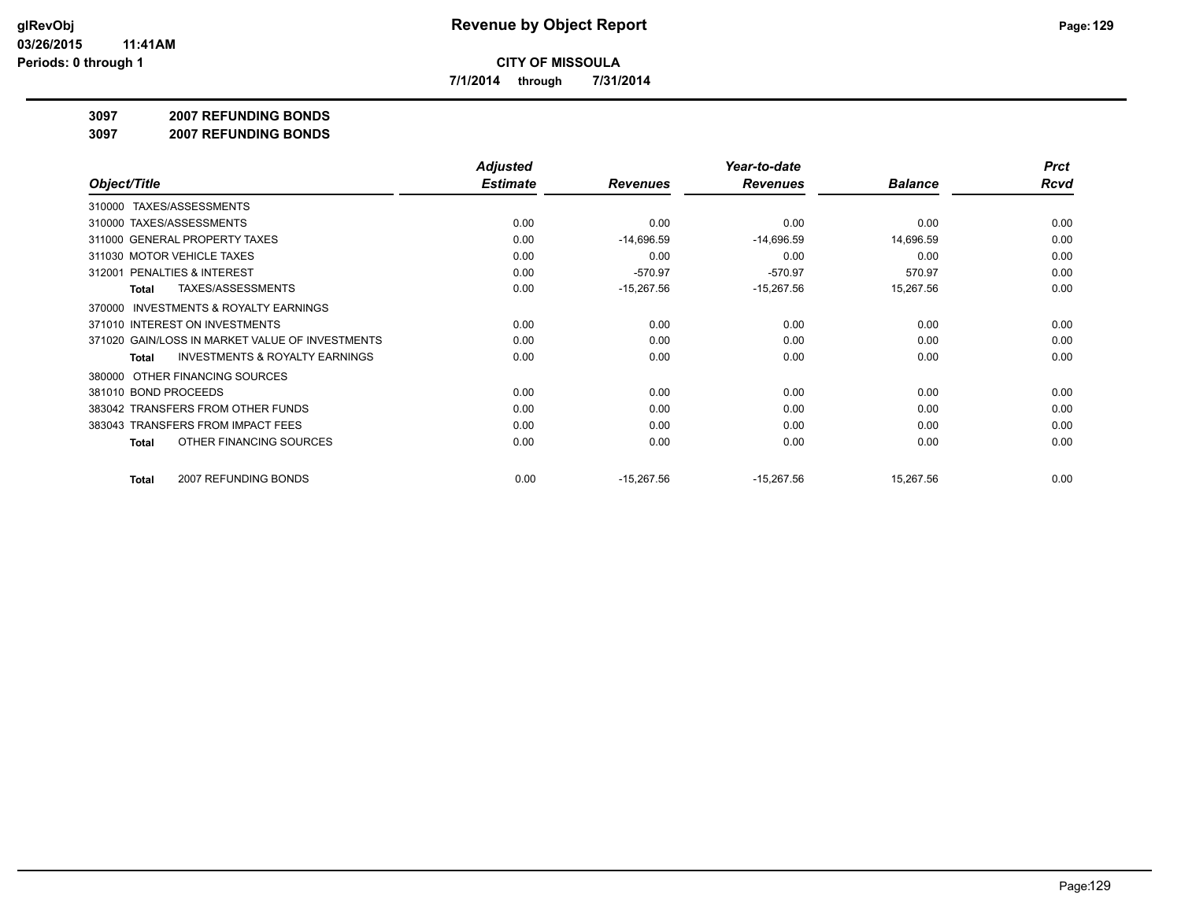# Revenue by Object Report

glRevObj
03/26/2015 11:41AM
Periods: 0 through 1

**CITY OF MISSOULA**

**7/1/2014 through 7/31/2014**

## 3097 2007 REFUNDING BONDS
## 3097 2007 REFUNDING BONDS

| Object/Title | Adjusted Estimate | Revenues | Year-to-date Revenues | Balance | Prct Rcvd |
|---|---|---|---|---|---|
| 310000 TAXES/ASSESSMENTS | | | | | |
| 310000 TAXES/ASSESSMENTS | 0.00 | 0.00 | 0.00 | 0.00 | 0.00 |
| 311000 GENERAL PROPERTY TAXES | 0.00 | -14,696.59 | -14,696.59 | 14,696.59 | 0.00 |
| 311030 MOTOR VEHICLE TAXES | 0.00 | 0.00 | 0.00 | 0.00 | 0.00 |
| 312001 PENALTIES & INTEREST | 0.00 | -570.97 | -570.97 | 570.97 | 0.00 |
| **Total** TAXES/ASSESSMENTS | 0.00 | -15,267.56 | -15,267.56 | 15,267.56 | 0.00 |
| 370000 INVESTMENTS & ROYALTY EARNINGS | | | | | |
| 371010 INTEREST ON INVESTMENTS | 0.00 | 0.00 | 0.00 | 0.00 | 0.00 |
| 371020 GAIN/LOSS IN MARKET VALUE OF INVESTMENTS | 0.00 | 0.00 | 0.00 | 0.00 | 0.00 |
| **Total** INVESTMENTS & ROYALTY EARNINGS | 0.00 | 0.00 | 0.00 | 0.00 | 0.00 |
| 380000 OTHER FINANCING SOURCES | | | | | |
| 381010 BOND PROCEEDS | 0.00 | 0.00 | 0.00 | 0.00 | 0.00 |
| 383042 TRANSFERS FROM OTHER FUNDS | 0.00 | 0.00 | 0.00 | 0.00 | 0.00 |
| 383043 TRANSFERS FROM IMPACT FEES | 0.00 | 0.00 | 0.00 | 0.00 | 0.00 |
| **Total** OTHER FINANCING SOURCES | 0.00 | 0.00 | 0.00 | 0.00 | 0.00 |
| **Total** 2007 REFUNDING BONDS | 0.00 | -15,267.56 | -15,267.56 | 15,267.56 | 0.00 |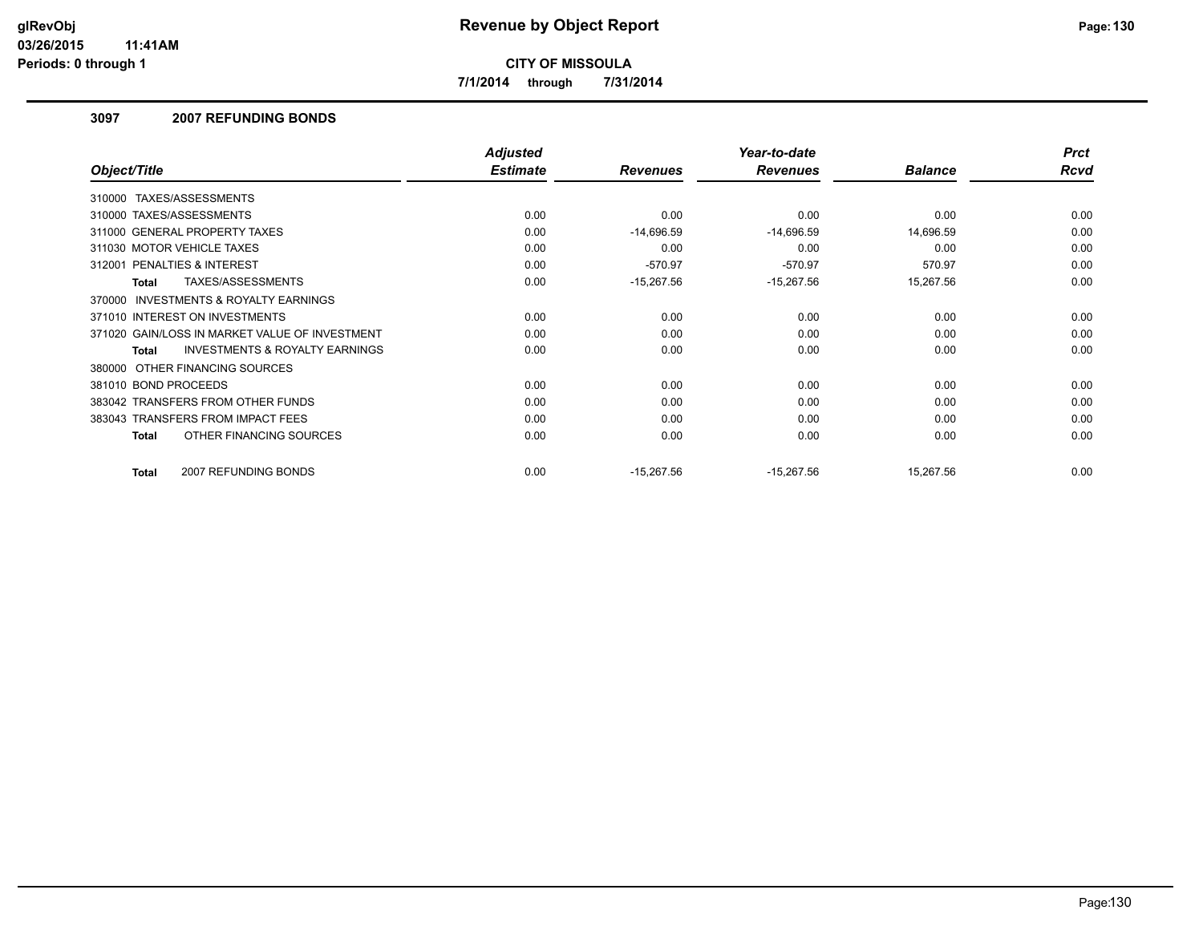# Revenue by Object Report

**CITY OF MISSOULA**

**7/1/2014 through 7/31/2014**

glRevObj
03/26/2015 11:41AM
Periods: 0 through 1

### 3097 2007 REFUNDING BONDS

| Object/Title | Adjusted Estimate | Revenues | Year-to-date Revenues | Balance | Prct Rcvd |
|---|---|---|---|---|---|
| 310000 TAXES/ASSESSMENTS | | | | | |
| 310000 TAXES/ASSESSMENTS | 0.00 | 0.00 | 0.00 | 0.00 | 0.00 |
| 311000 GENERAL PROPERTY TAXES | 0.00 | -14,696.59 | -14,696.59 | 14,696.59 | 0.00 |
| 311030 MOTOR VEHICLE TAXES | 0.00 | 0.00 | 0.00 | 0.00 | 0.00 |
| 312001 PENALTIES & INTEREST | 0.00 | -570.97 | -570.97 | 570.97 | 0.00 |
| **Total** TAXES/ASSESSMENTS | 0.00 | -15,267.56 | -15,267.56 | 15,267.56 | 0.00 |
| 370000 INVESTMENTS & ROYALTY EARNINGS | | | | | |
| 371010 INTEREST ON INVESTMENTS | 0.00 | 0.00 | 0.00 | 0.00 | 0.00 |
| 371020 GAIN/LOSS IN MARKET VALUE OF INVESTMENT | 0.00 | 0.00 | 0.00 | 0.00 | 0.00 |
| **Total** INVESTMENTS & ROYALTY EARNINGS | 0.00 | 0.00 | 0.00 | 0.00 | 0.00 |
| 380000 OTHER FINANCING SOURCES | | | | | |
| 381010 BOND PROCEEDS | 0.00 | 0.00 | 0.00 | 0.00 | 0.00 |
| 383042 TRANSFERS FROM OTHER FUNDS | 0.00 | 0.00 | 0.00 | 0.00 | 0.00 |
| 383043 TRANSFERS FROM IMPACT FEES | 0.00 | 0.00 | 0.00 | 0.00 | 0.00 |
| **Total** OTHER FINANCING SOURCES | 0.00 | 0.00 | 0.00 | 0.00 | 0.00 |
| **Total** 2007 REFUNDING BONDS | 0.00 | -15,267.56 | -15,267.56 | 15,267.56 | 0.00 |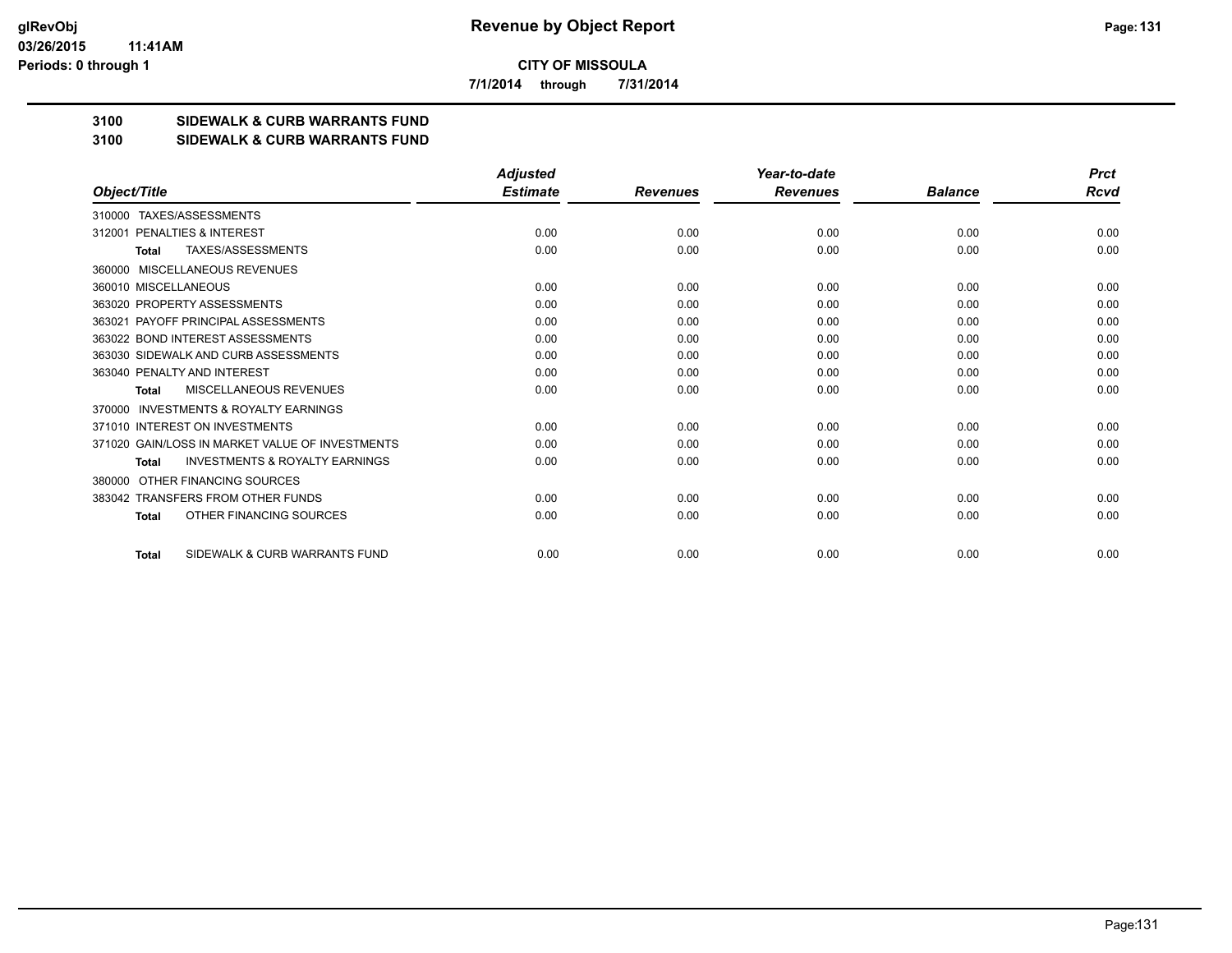**CITY OF MISSOULA**

**7/1/2014 through 7/31/2014**

**3100 SIDEWALK & CURB WARRANTS FUND**

**3100 SIDEWALK & CURB WARRANTS FUND**

| Object/Title | Adjusted Estimate | Revenues | Year-to-date Revenues | Balance | Prct Rcvd |
|---|---|---|---|---|---|
| 310000 TAXES/ASSESSMENTS | | | | | |
| 312001 PENALTIES & INTEREST | 0.00 | 0.00 | 0.00 | 0.00 | 0.00 |
| **Total** TAXES/ASSESSMENTS | 0.00 | 0.00 | 0.00 | 0.00 | 0.00 |
| 360000 MISCELLANEOUS REVENUES | | | | | |
| 360010 MISCELLANEOUS | 0.00 | 0.00 | 0.00 | 0.00 | 0.00 |
| 363020 PROPERTY ASSESSMENTS | 0.00 | 0.00 | 0.00 | 0.00 | 0.00 |
| 363021 PAYOFF PRINCIPAL ASSESSMENTS | 0.00 | 0.00 | 0.00 | 0.00 | 0.00 |
| 363022 BOND INTEREST ASSESSMENTS | 0.00 | 0.00 | 0.00 | 0.00 | 0.00 |
| 363030 SIDEWALK AND CURB ASSESSMENTS | 0.00 | 0.00 | 0.00 | 0.00 | 0.00 |
| 363040 PENALTY AND INTEREST | 0.00 | 0.00 | 0.00 | 0.00 | 0.00 |
| **Total** MISCELLANEOUS REVENUES | 0.00 | 0.00 | 0.00 | 0.00 | 0.00 |
| 370000 INVESTMENTS & ROYALTY EARNINGS | | | | | |
| 371010 INTEREST ON INVESTMENTS | 0.00 | 0.00 | 0.00 | 0.00 | 0.00 |
| 371020 GAIN/LOSS IN MARKET VALUE OF INVESTMENTS | 0.00 | 0.00 | 0.00 | 0.00 | 0.00 |
| **Total** INVESTMENTS & ROYALTY EARNINGS | 0.00 | 0.00 | 0.00 | 0.00 | 0.00 |
| 380000 OTHER FINANCING SOURCES | | | | | |
| 383042 TRANSFERS FROM OTHER FUNDS | 0.00 | 0.00 | 0.00 | 0.00 | 0.00 |
| **Total** OTHER FINANCING SOURCES | 0.00 | 0.00 | 0.00 | 0.00 | 0.00 |
| **Total** SIDEWALK & CURB WARRANTS FUND | 0.00 | 0.00 | 0.00 | 0.00 | 0.00 |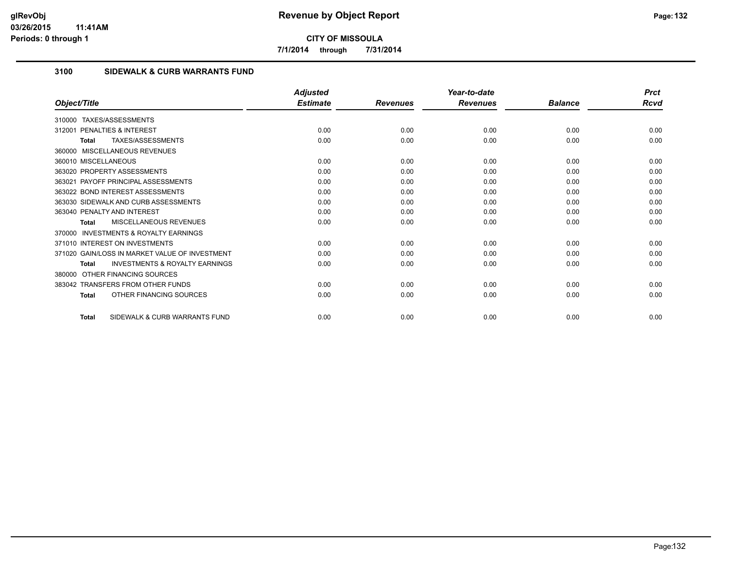# Revenue by Object Report

**CITY OF MISSOULA**

**7/1/2014 through 7/31/2014**

glRevObj
03/26/2015 11:41AM
Periods: 0 through 1

## 3100 SIDEWALK & CURB WARRANTS FUND

| Object/Title | Adjusted Estimate | Revenues | Year-to-date Revenues | Balance | Prct Rcvd |
|---|---|---|---|---|---|
| 310000 TAXES/ASSESSMENTS | | | | | |
| 312001 PENALTIES & INTEREST | 0.00 | 0.00 | 0.00 | 0.00 | 0.00 |
| **Total** TAXES/ASSESSMENTS | 0.00 | 0.00 | 0.00 | 0.00 | 0.00 |
| 360000 MISCELLANEOUS REVENUES | | | | | |
| 360010 MISCELLANEOUS | 0.00 | 0.00 | 0.00 | 0.00 | 0.00 |
| 363020 PROPERTY ASSESSMENTS | 0.00 | 0.00 | 0.00 | 0.00 | 0.00 |
| 363021 PAYOFF PRINCIPAL ASSESSMENTS | 0.00 | 0.00 | 0.00 | 0.00 | 0.00 |
| 363022 BOND INTEREST ASSESSMENTS | 0.00 | 0.00 | 0.00 | 0.00 | 0.00 |
| 363030 SIDEWALK AND CURB ASSESSMENTS | 0.00 | 0.00 | 0.00 | 0.00 | 0.00 |
| 363040 PENALTY AND INTEREST | 0.00 | 0.00 | 0.00 | 0.00 | 0.00 |
| **Total** MISCELLANEOUS REVENUES | 0.00 | 0.00 | 0.00 | 0.00 | 0.00 |
| 370000 INVESTMENTS & ROYALTY EARNINGS | | | | | |
| 371010 INTEREST ON INVESTMENTS | 0.00 | 0.00 | 0.00 | 0.00 | 0.00 |
| 371020 GAIN/LOSS IN MARKET VALUE OF INVESTMENT | 0.00 | 0.00 | 0.00 | 0.00 | 0.00 |
| **Total** INVESTMENTS & ROYALTY EARNINGS | 0.00 | 0.00 | 0.00 | 0.00 | 0.00 |
| 380000 OTHER FINANCING SOURCES | | | | | |
| 383042 TRANSFERS FROM OTHER FUNDS | 0.00 | 0.00 | 0.00 | 0.00 | 0.00 |
| **Total** OTHER FINANCING SOURCES | 0.00 | 0.00 | 0.00 | 0.00 | 0.00 |
| **Total** SIDEWALK & CURB WARRANTS FUND | 0.00 | 0.00 | 0.00 | 0.00 | 0.00 |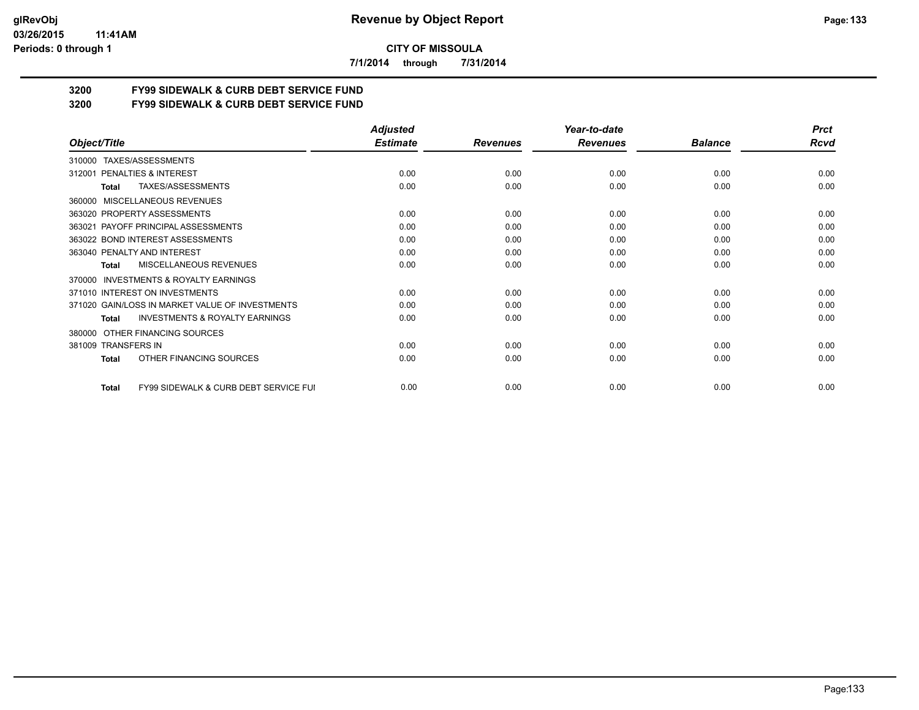**CITY OF MISSOULA**

**7/1/2014 through 7/31/2014**

## 3200 FY99 SIDEWALK & CURB DEBT SERVICE FUND
## 3200 FY99 SIDEWALK & CURB DEBT SERVICE FUND

| Object/Title | Adjusted Estimate | Revenues | Year-to-date Revenues | Balance | Prct Rcvd |
|---|---|---|---|---|---|
| 310000 TAXES/ASSESSMENTS | | | | | |
| 312001 PENALTIES & INTEREST | 0.00 | 0.00 | 0.00 | 0.00 | 0.00 |
| **Total** TAXES/ASSESSMENTS | 0.00 | 0.00 | 0.00 | 0.00 | 0.00 |
| 360000 MISCELLANEOUS REVENUES | | | | | |
| 363020 PROPERTY ASSESSMENTS | 0.00 | 0.00 | 0.00 | 0.00 | 0.00 |
| 363021 PAYOFF PRINCIPAL ASSESSMENTS | 0.00 | 0.00 | 0.00 | 0.00 | 0.00 |
| 363022 BOND INTEREST ASSESSMENTS | 0.00 | 0.00 | 0.00 | 0.00 | 0.00 |
| 363040 PENALTY AND INTEREST | 0.00 | 0.00 | 0.00 | 0.00 | 0.00 |
| **Total** MISCELLANEOUS REVENUES | 0.00 | 0.00 | 0.00 | 0.00 | 0.00 |
| 370000 INVESTMENTS & ROYALTY EARNINGS | | | | | |
| 371010 INTEREST ON INVESTMENTS | 0.00 | 0.00 | 0.00 | 0.00 | 0.00 |
| 371020 GAIN/LOSS IN MARKET VALUE OF INVESTMENTS | 0.00 | 0.00 | 0.00 | 0.00 | 0.00 |
| **Total** INVESTMENTS & ROYALTY EARNINGS | 0.00 | 0.00 | 0.00 | 0.00 | 0.00 |
| 380000 OTHER FINANCING SOURCES | | | | | |
| 381009 TRANSFERS IN | 0.00 | 0.00 | 0.00 | 0.00 | 0.00 |
| **Total** OTHER FINANCING SOURCES | 0.00 | 0.00 | 0.00 | 0.00 | 0.00 |
| **Total** FY99 SIDEWALK & CURB DEBT SERVICE FUI | 0.00 | 0.00 | 0.00 | 0.00 | 0.00 |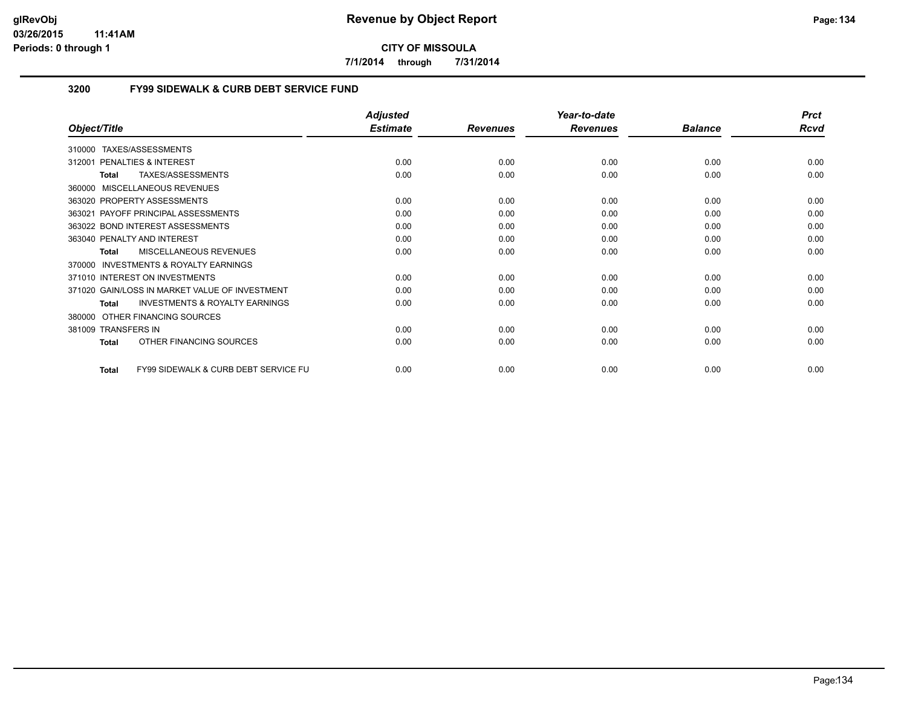# Revenue by Object Report

**CITY OF MISSOULA**

**7/1/2014 through 7/31/2014**

glRevObj
03/26/2015 11:41AM
Periods: 0 through 1

## 3200 FY99 SIDEWALK & CURB DEBT SERVICE FUND

| Object/Title | Adjusted Estimate | Revenues | Year-to-date Revenues | Balance | Prct Rcvd |
|---|---|---|---|---|---|
| 310000 TAXES/ASSESSMENTS | | | | | |
| 312001 PENALTIES & INTEREST | 0.00 | 0.00 | 0.00 | 0.00 | 0.00 |
| **Total** TAXES/ASSESSMENTS | 0.00 | 0.00 | 0.00 | 0.00 | 0.00 |
| 360000 MISCELLANEOUS REVENUES | | | | | |
| 363020 PROPERTY ASSESSMENTS | 0.00 | 0.00 | 0.00 | 0.00 | 0.00 |
| 363021 PAYOFF PRINCIPAL ASSESSMENTS | 0.00 | 0.00 | 0.00 | 0.00 | 0.00 |
| 363022 BOND INTEREST ASSESSMENTS | 0.00 | 0.00 | 0.00 | 0.00 | 0.00 |
| 363040 PENALTY AND INTEREST | 0.00 | 0.00 | 0.00 | 0.00 | 0.00 |
| **Total** MISCELLANEOUS REVENUES | 0.00 | 0.00 | 0.00 | 0.00 | 0.00 |
| 370000 INVESTMENTS & ROYALTY EARNINGS | | | | | |
| 371010 INTEREST ON INVESTMENTS | 0.00 | 0.00 | 0.00 | 0.00 | 0.00 |
| 371020 GAIN/LOSS IN MARKET VALUE OF INVESTMENT | 0.00 | 0.00 | 0.00 | 0.00 | 0.00 |
| **Total** INVESTMENTS & ROYALTY EARNINGS | 0.00 | 0.00 | 0.00 | 0.00 | 0.00 |
| 380000 OTHER FINANCING SOURCES | | | | | |
| 381009 TRANSFERS IN | 0.00 | 0.00 | 0.00 | 0.00 | 0.00 |
| **Total** OTHER FINANCING SOURCES | 0.00 | 0.00 | 0.00 | 0.00 | 0.00 |
| **Total** FY99 SIDEWALK & CURB DEBT SERVICE FU | 0.00 | 0.00 | 0.00 | 0.00 | 0.00 |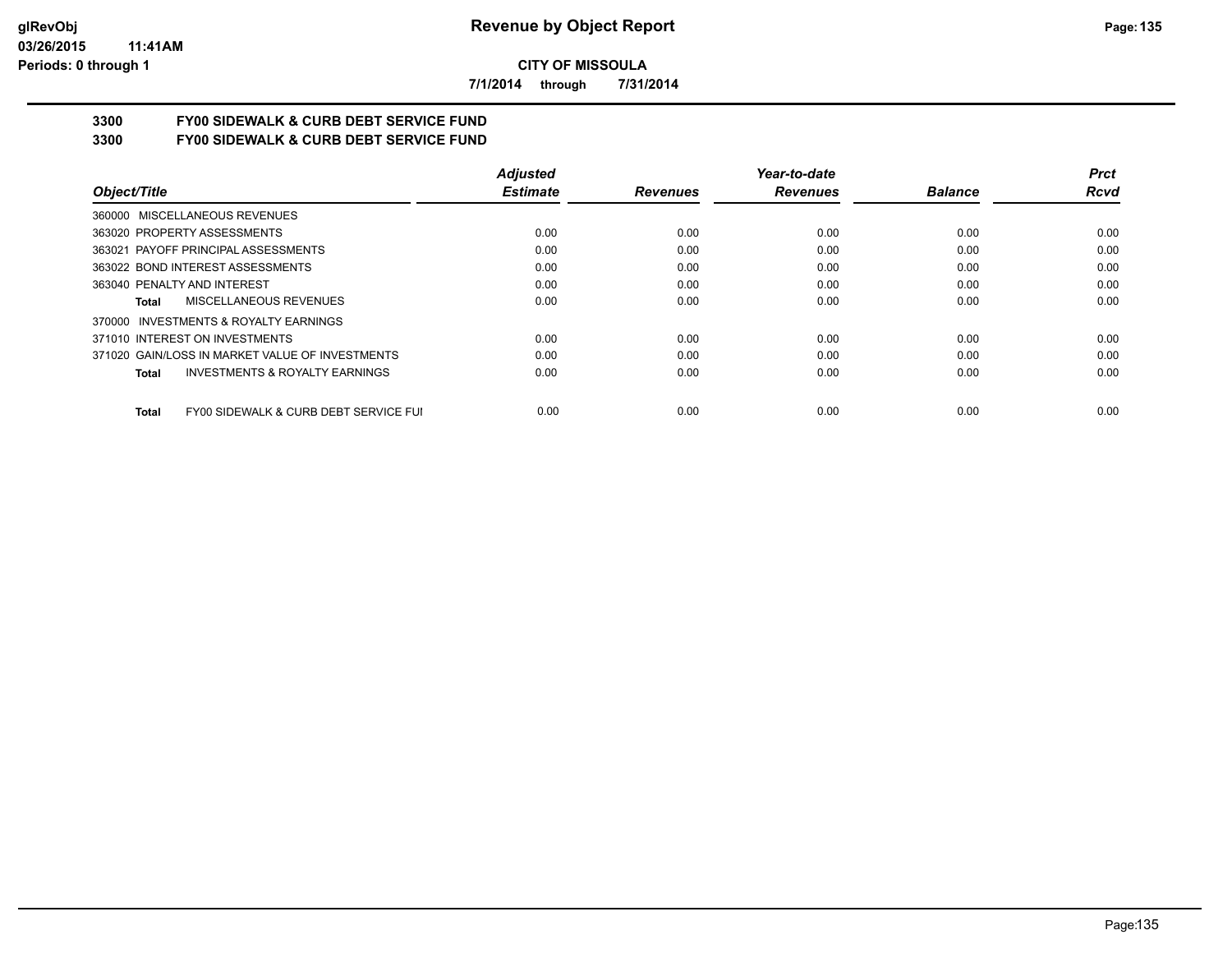**CITY OF MISSOULA**

**7/1/2014 through 7/31/2014**

## 3300 FY00 SIDEWALK & CURB DEBT SERVICE FUND

## 3300 FY00 SIDEWALK & CURB DEBT SERVICE FUND

| Object/Title | Adjusted Estimate | Revenues | Year-to-date Revenues | Balance | Prct Rcvd |
|---|---|---|---|---|---|
| 360000 MISCELLANEOUS REVENUES | | | | | |
| 363020 PROPERTY ASSESSMENTS | 0.00 | 0.00 | 0.00 | 0.00 | 0.00 |
| 363021 PAYOFF PRINCIPAL ASSESSMENTS | 0.00 | 0.00 | 0.00 | 0.00 | 0.00 |
| 363022 BOND INTEREST ASSESSMENTS | 0.00 | 0.00 | 0.00 | 0.00 | 0.00 |
| 363040 PENALTY AND INTEREST | 0.00 | 0.00 | 0.00 | 0.00 | 0.00 |
| **Total** MISCELLANEOUS REVENUES | 0.00 | 0.00 | 0.00 | 0.00 | 0.00 |
| 370000 INVESTMENTS & ROYALTY EARNINGS | | | | | |
| 371010 INTEREST ON INVESTMENTS | 0.00 | 0.00 | 0.00 | 0.00 | 0.00 |
| 371020 GAIN/LOSS IN MARKET VALUE OF INVESTMENTS | 0.00 | 0.00 | 0.00 | 0.00 | 0.00 |
| **Total** INVESTMENTS & ROYALTY EARNINGS | 0.00 | 0.00 | 0.00 | 0.00 | 0.00 |
| **Total** FY00 SIDEWALK & CURB DEBT SERVICE FUI | 0.00 | 0.00 | 0.00 | 0.00 | 0.00 |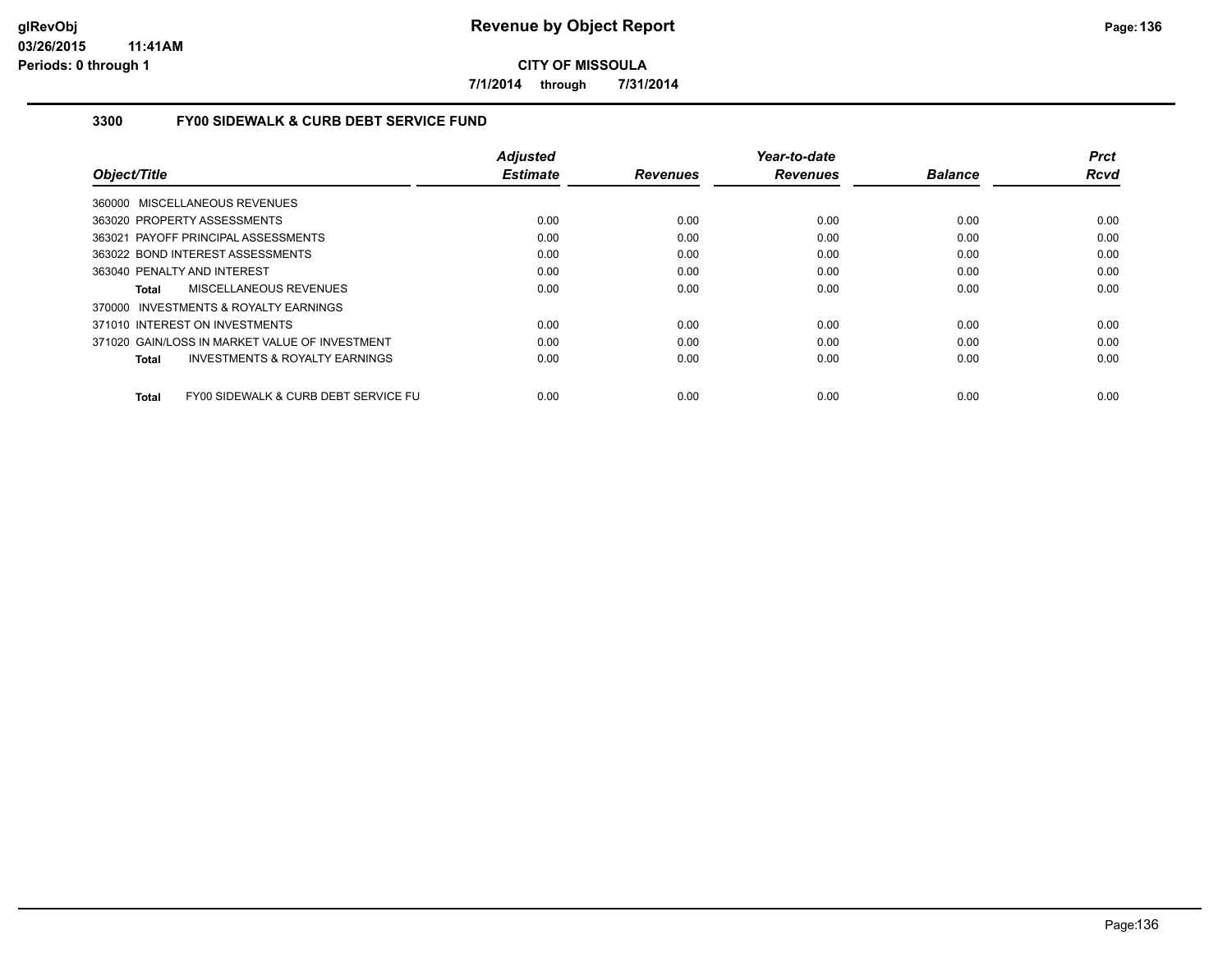# Revenue by Object Report

**CITY OF MISSOULA**

**7/1/2014 through 7/31/2014**

glRevObj
03/26/2015 11:41AM
Periods: 0 through 1

## 3300 FY00 SIDEWALK & CURB DEBT SERVICE FUND

| Object/Title | Adjusted Estimate | Revenues | Year-to-date Revenues | Balance | Prct Rcvd |
|---|---|---|---|---|---|
| 360000 MISCELLANEOUS REVENUES | | | | | |
| 363020 PROPERTY ASSESSMENTS | 0.00 | 0.00 | 0.00 | 0.00 | 0.00 |
| 363021 PAYOFF PRINCIPAL ASSESSMENTS | 0.00 | 0.00 | 0.00 | 0.00 | 0.00 |
| 363022 BOND INTEREST ASSESSMENTS | 0.00 | 0.00 | 0.00 | 0.00 | 0.00 |
| 363040 PENALTY AND INTEREST | 0.00 | 0.00 | 0.00 | 0.00 | 0.00 |
| **Total** MISCELLANEOUS REVENUES | 0.00 | 0.00 | 0.00 | 0.00 | 0.00 |
| 370000 INVESTMENTS & ROYALTY EARNINGS | | | | | |
| 371010 INTEREST ON INVESTMENTS | 0.00 | 0.00 | 0.00 | 0.00 | 0.00 |
| 371020 GAIN/LOSS IN MARKET VALUE OF INVESTMENT | 0.00 | 0.00 | 0.00 | 0.00 | 0.00 |
| **Total** INVESTMENTS & ROYALTY EARNINGS | 0.00 | 0.00 | 0.00 | 0.00 | 0.00 |
| **Total** FY00 SIDEWALK & CURB DEBT SERVICE FU | 0.00 | 0.00 | 0.00 | 0.00 | 0.00 |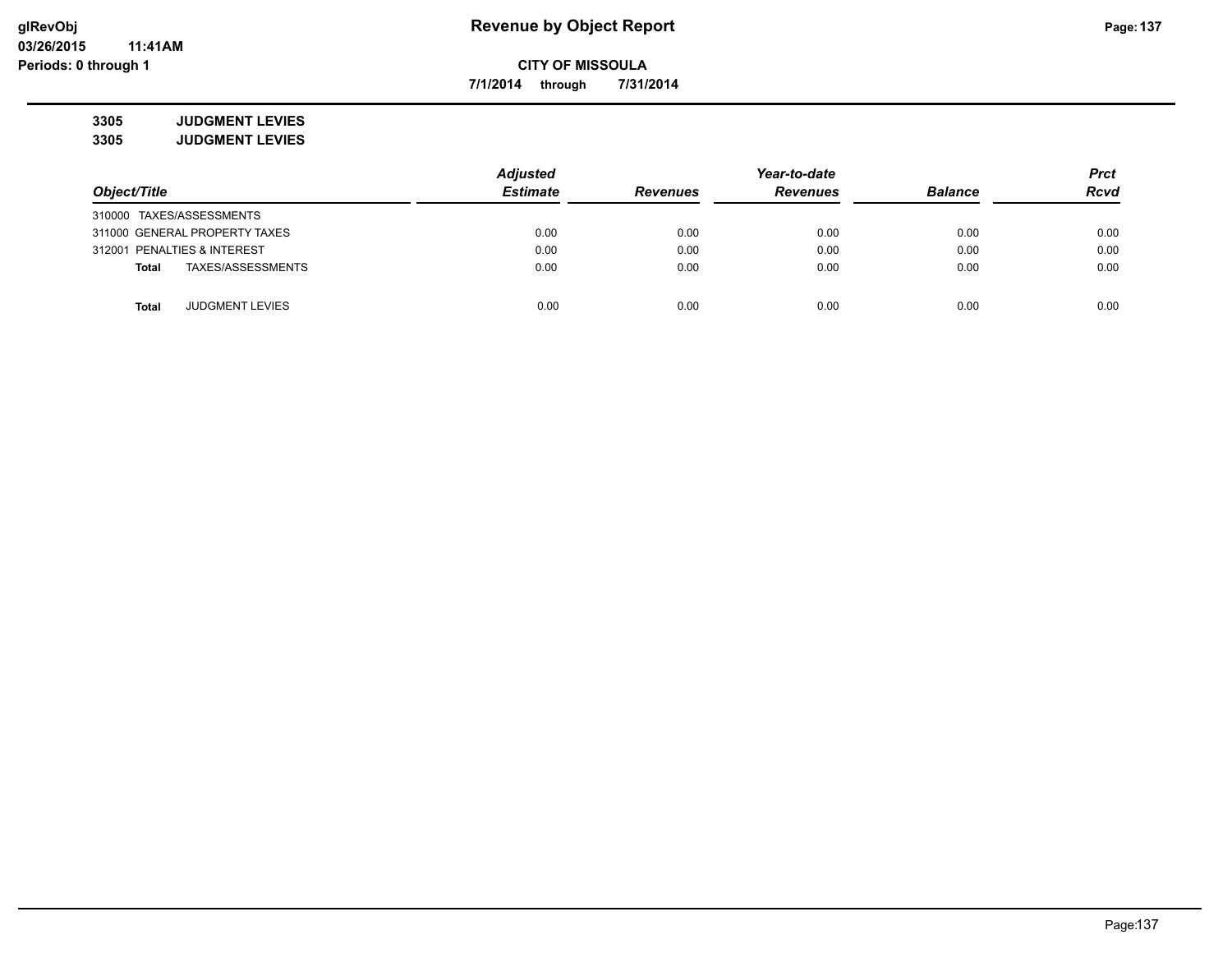**CITY OF MISSOULA**

**7/1/2014 through 7/31/2014**

**3305 JUDGMENT LEVIES**

**3305 JUDGMENT LEVIES**

| Object/Title | Adjusted Estimate | Revenues | Year-to-date Revenues | Balance | Prct Rcvd |
|---|---|---|---|---|---|
| 310000 TAXES/ASSESSMENTS | | | | | |
| 311000 GENERAL PROPERTY TAXES | 0.00 | 0.00 | 0.00 | 0.00 | 0.00 |
| 312001 PENALTIES & INTEREST | 0.00 | 0.00 | 0.00 | 0.00 | 0.00 |
| **Total** TAXES/ASSESSMENTS | 0.00 | 0.00 | 0.00 | 0.00 | 0.00 |
| **Total** JUDGMENT LEVIES | 0.00 | 0.00 | 0.00 | 0.00 | 0.00 |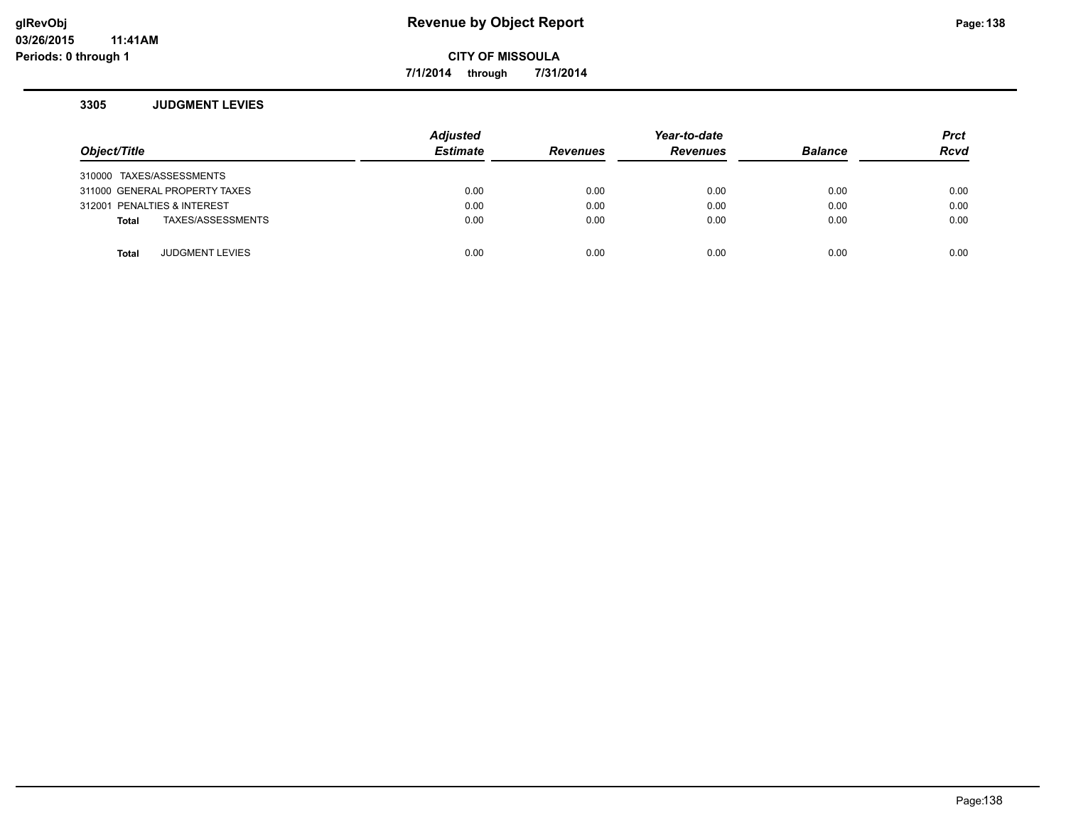# Revenue by Object Report

**CITY OF MISSOULA**

**7/1/2014 through 7/31/2014**

glRevObj
03/26/2015 11:41AM
Periods: 0 through 1

### 3305 JUDGMENT LEVIES

| Object/Title | Adjusted Estimate | Revenues | Year-to-date Revenues | Balance | Prct Rcvd |
|---|---|---|---|---|---|
| 310000 TAXES/ASSESSMENTS | | | | | |
| 311000 GENERAL PROPERTY TAXES | 0.00 | 0.00 | 0.00 | 0.00 | 0.00 |
| 312001 PENALTIES & INTEREST | 0.00 | 0.00 | 0.00 | 0.00 | 0.00 |
| **Total** TAXES/ASSESSMENTS | 0.00 | 0.00 | 0.00 | 0.00 | 0.00 |
| | | | | | |
| **Total** JUDGMENT LEVIES | 0.00 | 0.00 | 0.00 | 0.00 | 0.00 |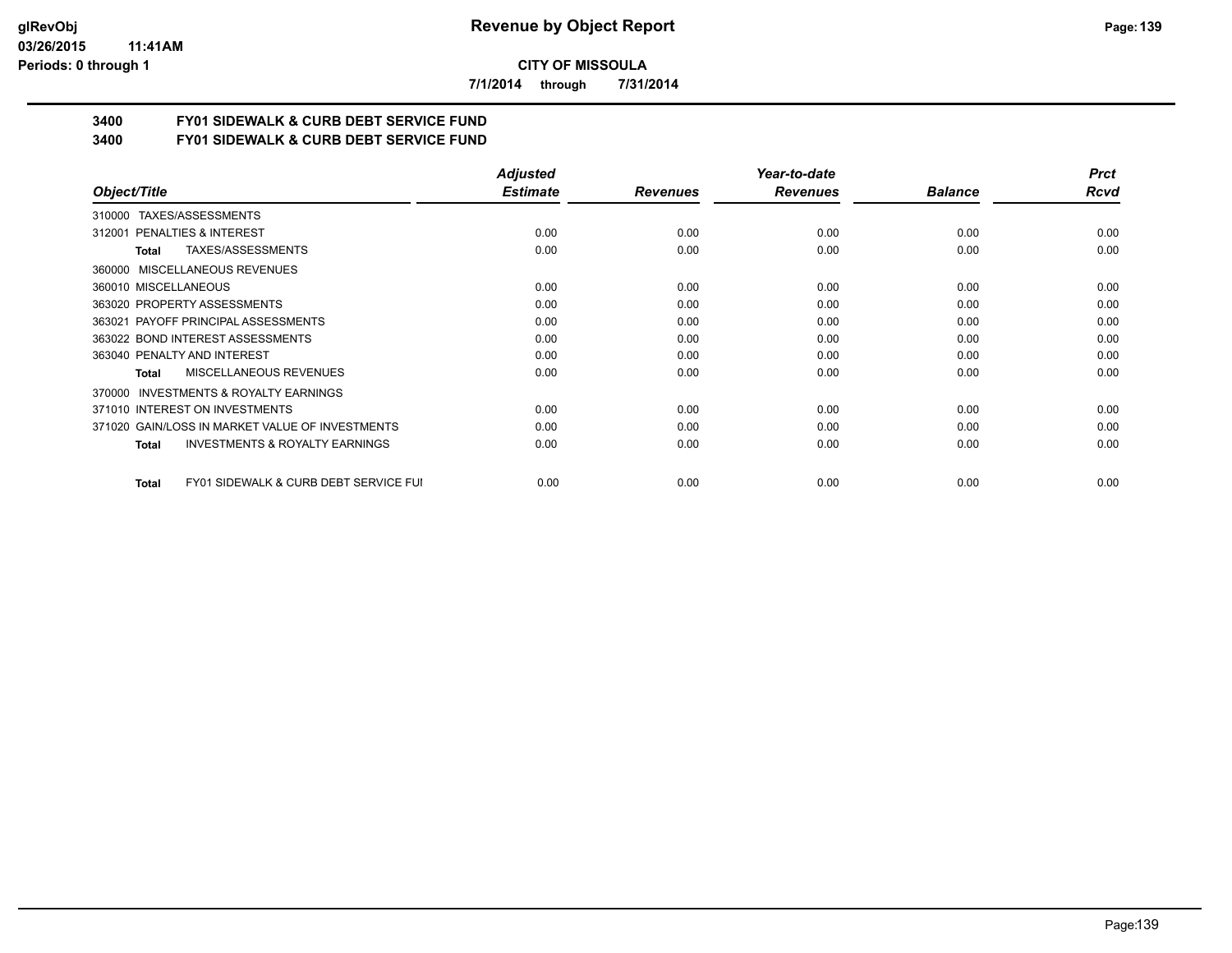**CITY OF MISSOULA**

**7/1/2014 through 7/31/2014**

## 3400 FY01 SIDEWALK & CURB DEBT SERVICE FUND
## 3400 FY01 SIDEWALK & CURB DEBT SERVICE FUND

| Object/Title | Adjusted Estimate | Revenues | Year-to-date Revenues | Balance | Prct Rcvd |
|---|---|---|---|---|---|
| 310000 TAXES/ASSESSMENTS | | | | | |
| 312001 PENALTIES & INTEREST | 0.00 | 0.00 | 0.00 | 0.00 | 0.00 |
| **Total** TAXES/ASSESSMENTS | 0.00 | 0.00 | 0.00 | 0.00 | 0.00 |
| 360000 MISCELLANEOUS REVENUES | | | | | |
| 360010 MISCELLANEOUS | 0.00 | 0.00 | 0.00 | 0.00 | 0.00 |
| 363020 PROPERTY ASSESSMENTS | 0.00 | 0.00 | 0.00 | 0.00 | 0.00 |
| 363021 PAYOFF PRINCIPAL ASSESSMENTS | 0.00 | 0.00 | 0.00 | 0.00 | 0.00 |
| 363022 BOND INTEREST ASSESSMENTS | 0.00 | 0.00 | 0.00 | 0.00 | 0.00 |
| 363040 PENALTY AND INTEREST | 0.00 | 0.00 | 0.00 | 0.00 | 0.00 |
| **Total** MISCELLANEOUS REVENUES | 0.00 | 0.00 | 0.00 | 0.00 | 0.00 |
| 370000 INVESTMENTS & ROYALTY EARNINGS | | | | | |
| 371010 INTEREST ON INVESTMENTS | 0.00 | 0.00 | 0.00 | 0.00 | 0.00 |
| 371020 GAIN/LOSS IN MARKET VALUE OF INVESTMENTS | 0.00 | 0.00 | 0.00 | 0.00 | 0.00 |
| **Total** INVESTMENTS & ROYALTY EARNINGS | 0.00 | 0.00 | 0.00 | 0.00 | 0.00 |
| **Total** FY01 SIDEWALK & CURB DEBT SERVICE FUI | 0.00 | 0.00 | 0.00 | 0.00 | 0.00 |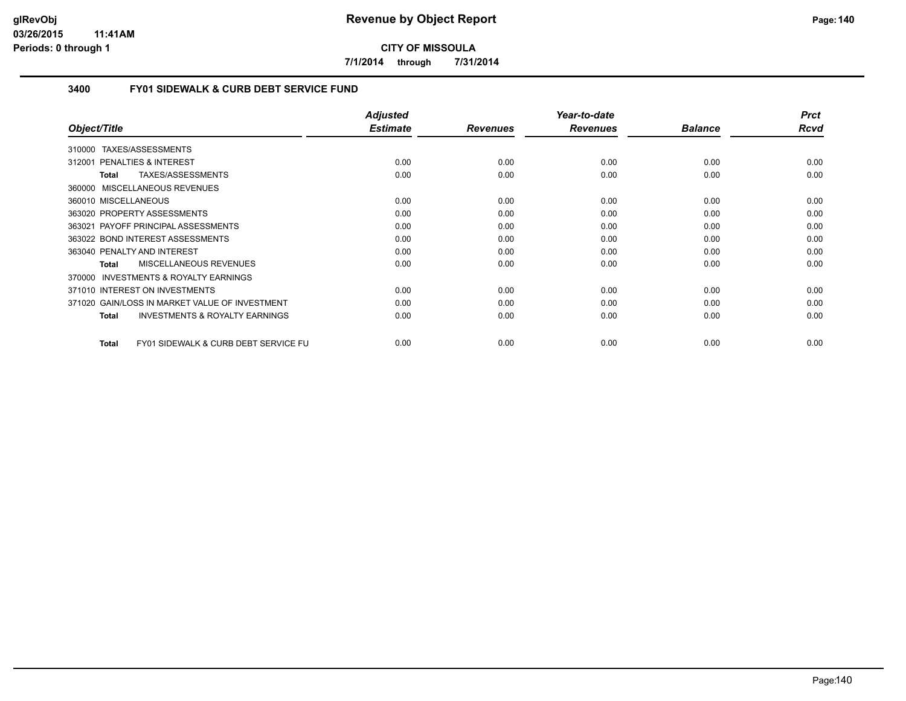**CITY OF MISSOULA**

**7/1/2014 through 7/31/2014**

## 3400 FY01 SIDEWALK & CURB DEBT SERVICE FUND

| Object/Title | Adjusted Estimate | Revenues | Year-to-date Revenues | Balance | Prct Rcvd |
|---|---|---|---|---|---|
| 310000 TAXES/ASSESSMENTS | | | | | |
| 312001 PENALTIES & INTEREST | 0.00 | 0.00 | 0.00 | 0.00 | 0.00 |
| **Total** TAXES/ASSESSMENTS | 0.00 | 0.00 | 0.00 | 0.00 | 0.00 |
| 360000 MISCELLANEOUS REVENUES | | | | | |
| 360010 MISCELLANEOUS | 0.00 | 0.00 | 0.00 | 0.00 | 0.00 |
| 363020 PROPERTY ASSESSMENTS | 0.00 | 0.00 | 0.00 | 0.00 | 0.00 |
| 363021 PAYOFF PRINCIPAL ASSESSMENTS | 0.00 | 0.00 | 0.00 | 0.00 | 0.00 |
| 363022 BOND INTEREST ASSESSMENTS | 0.00 | 0.00 | 0.00 | 0.00 | 0.00 |
| 363040 PENALTY AND INTEREST | 0.00 | 0.00 | 0.00 | 0.00 | 0.00 |
| **Total** MISCELLANEOUS REVENUES | 0.00 | 0.00 | 0.00 | 0.00 | 0.00 |
| 370000 INVESTMENTS & ROYALTY EARNINGS | | | | | |
| 371010 INTEREST ON INVESTMENTS | 0.00 | 0.00 | 0.00 | 0.00 | 0.00 |
| 371020 GAIN/LOSS IN MARKET VALUE OF INVESTMENT | 0.00 | 0.00 | 0.00 | 0.00 | 0.00 |
| **Total** INVESTMENTS & ROYALTY EARNINGS | 0.00 | 0.00 | 0.00 | 0.00 | 0.00 |
| **Total** FY01 SIDEWALK & CURB DEBT SERVICE FU | 0.00 | 0.00 | 0.00 | 0.00 | 0.00 |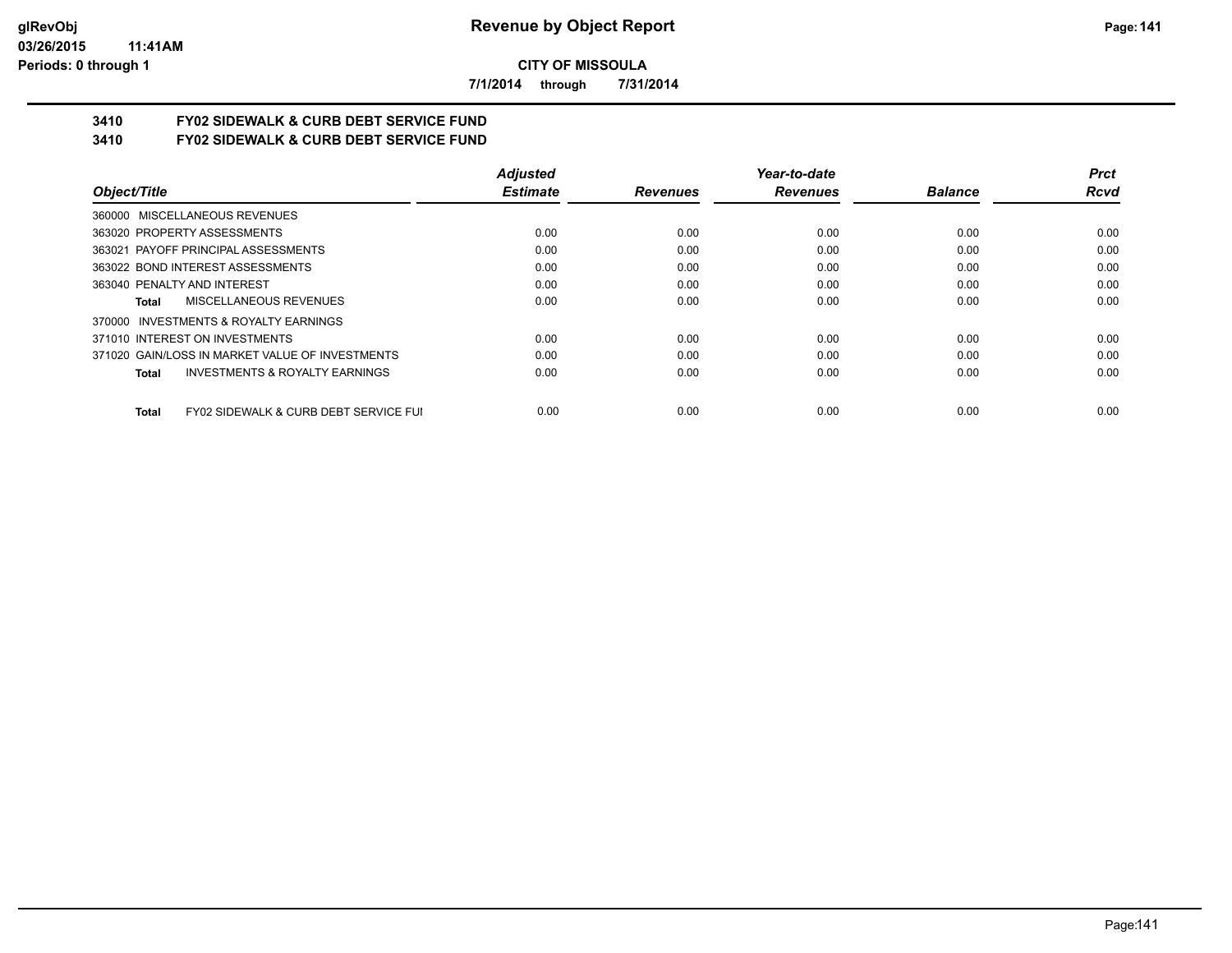# Revenue by Object Report

## CITY OF MISSOULA

7/1/2014 through 7/31/2014

### 3410 FY02 SIDEWALK & CURB DEBT SERVICE FUND

### 3410 FY02 SIDEWALK & CURB DEBT SERVICE FUND

| Object/Title | Adjusted Estimate | Revenues | Year-to-date Revenues | Balance | Prct Rcvd |
|---|---|---|---|---|---|
| 360000 MISCELLANEOUS REVENUES | | | | | |
| 363020 PROPERTY ASSESSMENTS | 0.00 | 0.00 | 0.00 | 0.00 | 0.00 |
| 363021 PAYOFF PRINCIPAL ASSESSMENTS | 0.00 | 0.00 | 0.00 | 0.00 | 0.00 |
| 363022 BOND INTEREST ASSESSMENTS | 0.00 | 0.00 | 0.00 | 0.00 | 0.00 |
| 363040 PENALTY AND INTEREST | 0.00 | 0.00 | 0.00 | 0.00 | 0.00 |
| **Total** MISCELLANEOUS REVENUES | 0.00 | 0.00 | 0.00 | 0.00 | 0.00 |
| 370000 INVESTMENTS & ROYALTY EARNINGS | | | | | |
| 371010 INTEREST ON INVESTMENTS | 0.00 | 0.00 | 0.00 | 0.00 | 0.00 |
| 371020 GAIN/LOSS IN MARKET VALUE OF INVESTMENTS | 0.00 | 0.00 | 0.00 | 0.00 | 0.00 |
| **Total** INVESTMENTS & ROYALTY EARNINGS | 0.00 | 0.00 | 0.00 | 0.00 | 0.00 |
| **Total** FY02 SIDEWALK & CURB DEBT SERVICE FUI | 0.00 | 0.00 | 0.00 | 0.00 | 0.00 |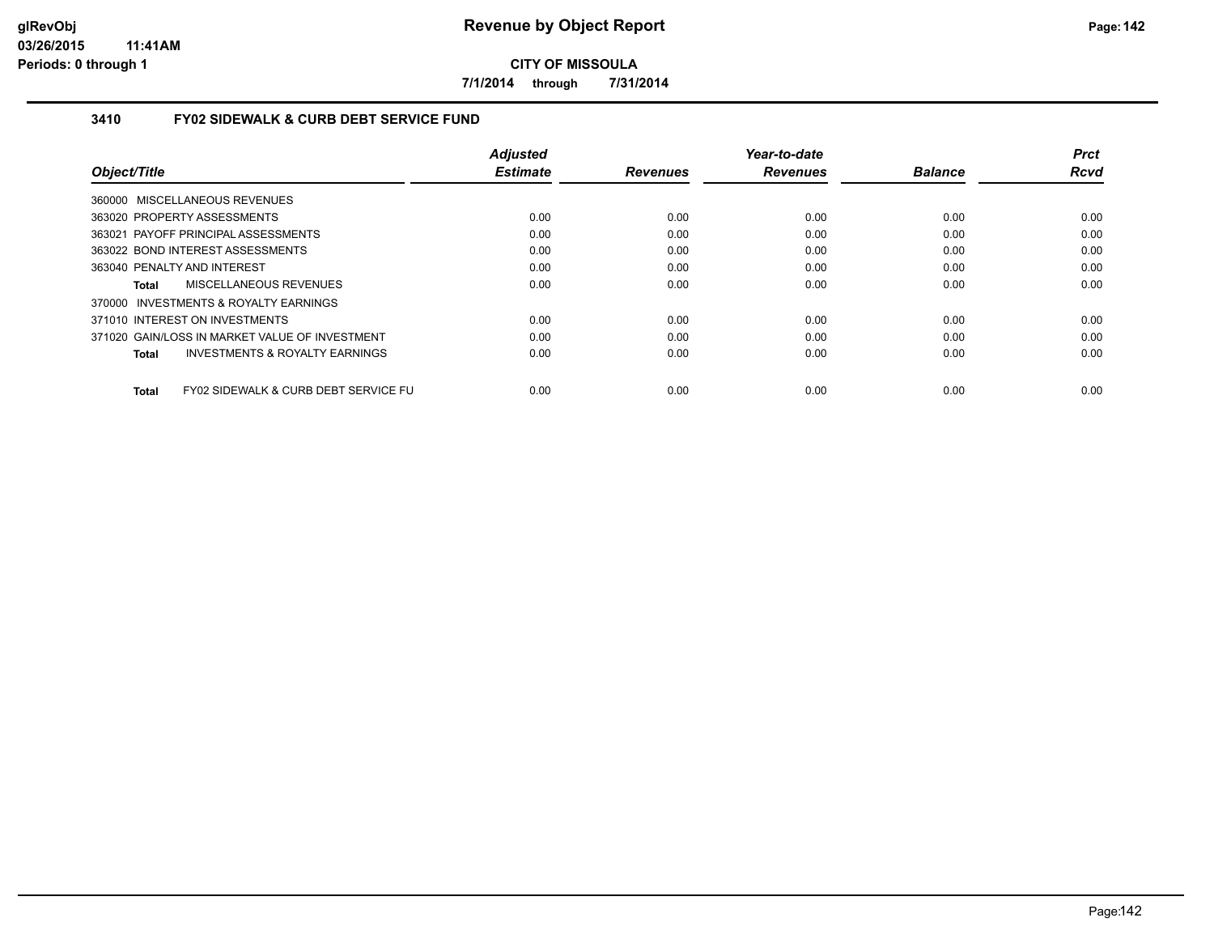# Revenue by Object Report

glRevObj
03/26/2015 11:41AM
Periods: 0 through 1

**CITY OF MISSOULA**

**7/1/2014 through 7/31/2014**

## 3410 FY02 SIDEWALK & CURB DEBT SERVICE FUND

| Object/Title | Adjusted Estimate | Revenues | Year-to-date Revenues | Balance | Prct Rcvd |
|---|---|---|---|---|---|
| 360000 MISCELLANEOUS REVENUES | | | | | |
| 363020 PROPERTY ASSESSMENTS | 0.00 | 0.00 | 0.00 | 0.00 | 0.00 |
| 363021 PAYOFF PRINCIPAL ASSESSMENTS | 0.00 | 0.00 | 0.00 | 0.00 | 0.00 |
| 363022 BOND INTEREST ASSESSMENTS | 0.00 | 0.00 | 0.00 | 0.00 | 0.00 |
| 363040 PENALTY AND INTEREST | 0.00 | 0.00 | 0.00 | 0.00 | 0.00 |
| **Total** MISCELLANEOUS REVENUES | 0.00 | 0.00 | 0.00 | 0.00 | 0.00 |
| 370000 INVESTMENTS & ROYALTY EARNINGS | | | | | |
| 371010 INTEREST ON INVESTMENTS | 0.00 | 0.00 | 0.00 | 0.00 | 0.00 |
| 371020 GAIN/LOSS IN MARKET VALUE OF INVESTMENT | 0.00 | 0.00 | 0.00 | 0.00 | 0.00 |
| **Total** INVESTMENTS & ROYALTY EARNINGS | 0.00 | 0.00 | 0.00 | 0.00 | 0.00 |
| **Total** FY02 SIDEWALK & CURB DEBT SERVICE FU | 0.00 | 0.00 | 0.00 | 0.00 | 0.00 |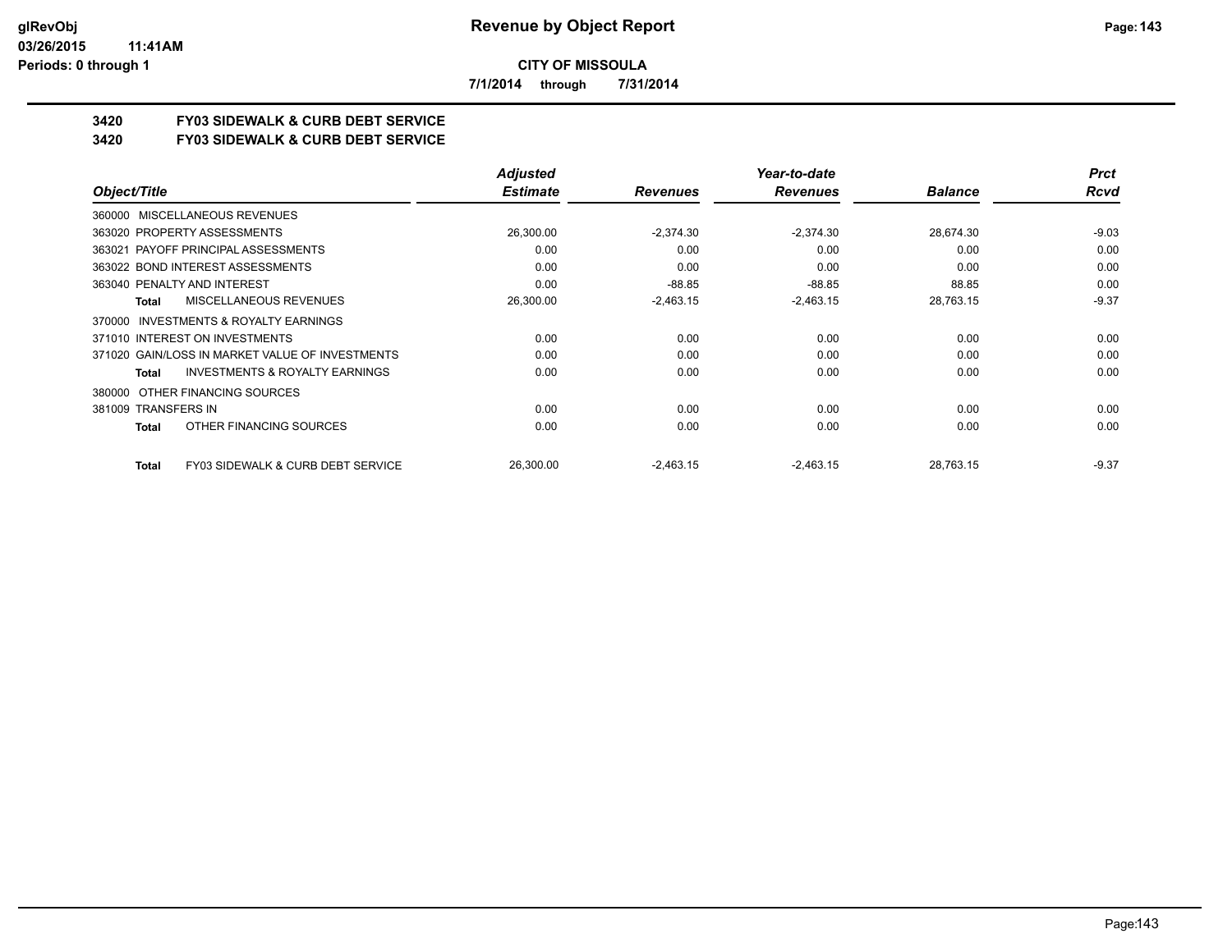**CITY OF MISSOULA**

**7/1/2014 through 7/31/2014**

## 3420 FY03 SIDEWALK & CURB DEBT SERVICE

## 3420 FY03 SIDEWALK & CURB DEBT SERVICE

| Object/Title | Adjusted Estimate | Revenues | Year-to-date Revenues | Balance | Prct Rcvd |
|---|---|---|---|---|---|
| 360000 MISCELLANEOUS REVENUES | | | | | |
| 363020 PROPERTY ASSESSMENTS | 26,300.00 | -2,374.30 | -2,374.30 | 28,674.30 | -9.03 |
| 363021 PAYOFF PRINCIPAL ASSESSMENTS | 0.00 | 0.00 | 0.00 | 0.00 | 0.00 |
| 363022 BOND INTEREST ASSESSMENTS | 0.00 | 0.00 | 0.00 | 0.00 | 0.00 |
| 363040 PENALTY AND INTEREST | 0.00 | -88.85 | -88.85 | 88.85 | 0.00 |
| **Total** MISCELLANEOUS REVENUES | 26,300.00 | -2,463.15 | -2,463.15 | 28,763.15 | -9.37 |
| 370000 INVESTMENTS & ROYALTY EARNINGS | | | | | |
| 371010 INTEREST ON INVESTMENTS | 0.00 | 0.00 | 0.00 | 0.00 | 0.00 |
| 371020 GAIN/LOSS IN MARKET VALUE OF INVESTMENTS | 0.00 | 0.00 | 0.00 | 0.00 | 0.00 |
| **Total** INVESTMENTS & ROYALTY EARNINGS | 0.00 | 0.00 | 0.00 | 0.00 | 0.00 |
| 380000 OTHER FINANCING SOURCES | | | | | |
| 381009 TRANSFERS IN | 0.00 | 0.00 | 0.00 | 0.00 | 0.00 |
| **Total** OTHER FINANCING SOURCES | 0.00 | 0.00 | 0.00 | 0.00 | 0.00 |
| **Total** FY03 SIDEWALK & CURB DEBT SERVICE | 26,300.00 | -2,463.15 | -2,463.15 | 28,763.15 | -9.37 |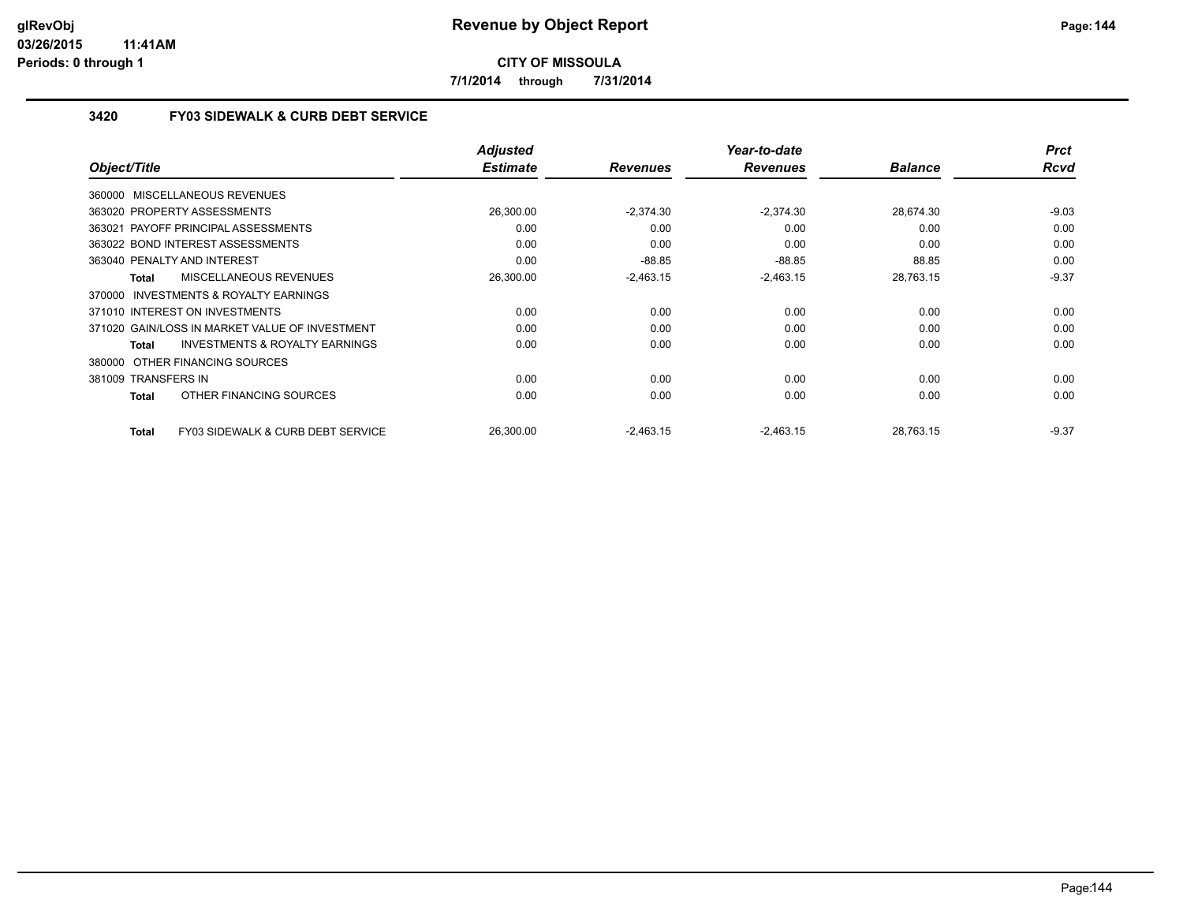# Revenue by Object Report

**CITY OF MISSOULA**

7/1/2014 through 7/31/2014

glRevObj
03/26/2015 11:41AM
Periods: 0 through 1

## 3420 FY03 SIDEWALK & CURB DEBT SERVICE

| Object/Title | Adjusted Estimate | Revenues | Year-to-date Revenues | Balance | Prct Rcvd |
|---|---|---|---|---|---|
| 360000 MISCELLANEOUS REVENUES | | | | | |
| 363020 PROPERTY ASSESSMENTS | 26,300.00 | -2,374.30 | -2,374.30 | 28,674.30 | -9.03 |
| 363021 PAYOFF PRINCIPAL ASSESSMENTS | 0.00 | 0.00 | 0.00 | 0.00 | 0.00 |
| 363022 BOND INTEREST ASSESSMENTS | 0.00 | 0.00 | 0.00 | 0.00 | 0.00 |
| 363040 PENALTY AND INTEREST | 0.00 | -88.85 | -88.85 | 88.85 | 0.00 |
| **Total** MISCELLANEOUS REVENUES | 26,300.00 | -2,463.15 | -2,463.15 | 28,763.15 | -9.37 |
| 370000 INVESTMENTS & ROYALTY EARNINGS | | | | | |
| 371010 INTEREST ON INVESTMENTS | 0.00 | 0.00 | 0.00 | 0.00 | 0.00 |
| 371020 GAIN/LOSS IN MARKET VALUE OF INVESTMENT | 0.00 | 0.00 | 0.00 | 0.00 | 0.00 |
| **Total** INVESTMENTS & ROYALTY EARNINGS | 0.00 | 0.00 | 0.00 | 0.00 | 0.00 |
| 380000 OTHER FINANCING SOURCES | | | | | |
| 381009 TRANSFERS IN | 0.00 | 0.00 | 0.00 | 0.00 | 0.00 |
| **Total** OTHER FINANCING SOURCES | 0.00 | 0.00 | 0.00 | 0.00 | 0.00 |
| **Total** FY03 SIDEWALK & CURB DEBT SERVICE | 26,300.00 | -2,463.15 | -2,463.15 | 28,763.15 | -9.37 |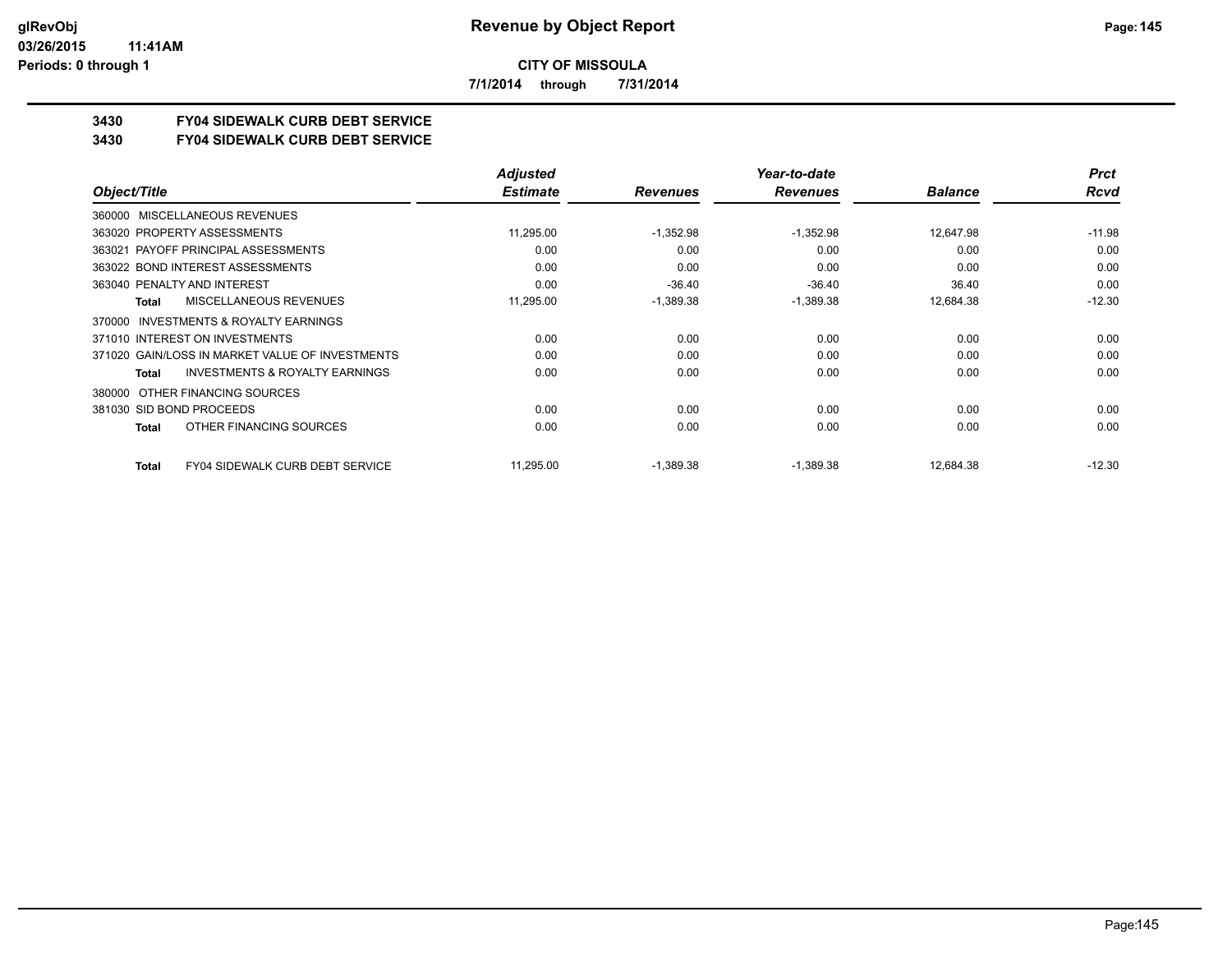**Revenue by Object Report**

**CITY OF MISSOULA**

**7/1/2014 through 7/31/2014**

glRevObj
03/26/2015 11:41AM
Periods: 0 through 1

## 3430 FY04 SIDEWALK CURB DEBT SERVICE
## 3430 FY04 SIDEWALK CURB DEBT SERVICE

| Object/Title | Adjusted Estimate | Revenues | Year-to-date Revenues | Balance | Prct Rcvd |
|---|---|---|---|---|---|
| 360000 MISCELLANEOUS REVENUES | | | | | |
| 363020 PROPERTY ASSESSMENTS | 11,295.00 | -1,352.98 | -1,352.98 | 12,647.98 | -11.98 |
| 363021 PAYOFF PRINCIPAL ASSESSMENTS | 0.00 | 0.00 | 0.00 | 0.00 | 0.00 |
| 363022 BOND INTEREST ASSESSMENTS | 0.00 | 0.00 | 0.00 | 0.00 | 0.00 |
| 363040 PENALTY AND INTEREST | 0.00 | -36.40 | -36.40 | 36.40 | 0.00 |
| **Total** MISCELLANEOUS REVENUES | 11,295.00 | -1,389.38 | -1,389.38 | 12,684.38 | -12.30 |
| 370000 INVESTMENTS & ROYALTY EARNINGS | | | | | |
| 371010 INTEREST ON INVESTMENTS | 0.00 | 0.00 | 0.00 | 0.00 | 0.00 |
| 371020 GAIN/LOSS IN MARKET VALUE OF INVESTMENTS | 0.00 | 0.00 | 0.00 | 0.00 | 0.00 |
| **Total** INVESTMENTS & ROYALTY EARNINGS | 0.00 | 0.00 | 0.00 | 0.00 | 0.00 |
| 380000 OTHER FINANCING SOURCES | | | | | |
| 381030 SID BOND PROCEEDS | 0.00 | 0.00 | 0.00 | 0.00 | 0.00 |
| **Total** OTHER FINANCING SOURCES | 0.00 | 0.00 | 0.00 | 0.00 | 0.00 |
| **Total** FY04 SIDEWALK CURB DEBT SERVICE | 11,295.00 | -1,389.38 | -1,389.38 | 12,684.38 | -12.30 |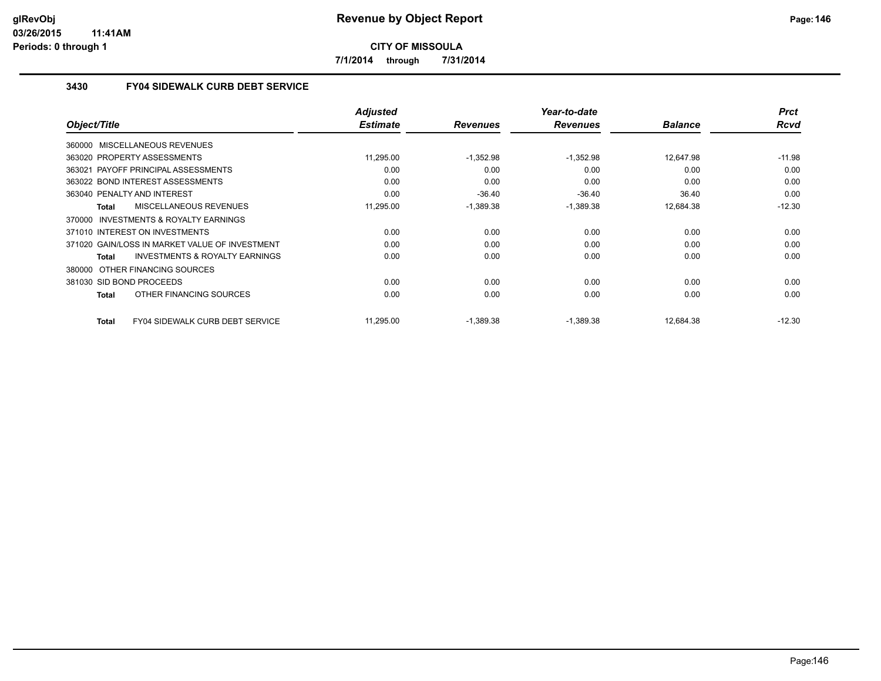**CITY OF MISSOULA**

**7/1/2014 through 7/31/2014**

### 3430 FY04 SIDEWALK CURB DEBT SERVICE

| Object/Title | Adjusted Estimate | Revenues | Year-to-date Revenues | Balance | Prct Rcvd |
|---|---|---|---|---|---|
| 360000 MISCELLANEOUS REVENUES | | | | | |
| 363020 PROPERTY ASSESSMENTS | 11,295.00 | -1,352.98 | -1,352.98 | 12,647.98 | -11.98 |
| 363021 PAYOFF PRINCIPAL ASSESSMENTS | 0.00 | 0.00 | 0.00 | 0.00 | 0.00 |
| 363022 BOND INTEREST ASSESSMENTS | 0.00 | 0.00 | 0.00 | 0.00 | 0.00 |
| 363040 PENALTY AND INTEREST | 0.00 | -36.40 | -36.40 | 36.40 | 0.00 |
| Total MISCELLANEOUS REVENUES | 11,295.00 | -1,389.38 | -1,389.38 | 12,684.38 | -12.30 |
| 370000 INVESTMENTS & ROYALTY EARNINGS | | | | | |
| 371010 INTEREST ON INVESTMENTS | 0.00 | 0.00 | 0.00 | 0.00 | 0.00 |
| 371020 GAIN/LOSS IN MARKET VALUE OF INVESTMENT | 0.00 | 0.00 | 0.00 | 0.00 | 0.00 |
| Total INVESTMENTS & ROYALTY EARNINGS | 0.00 | 0.00 | 0.00 | 0.00 | 0.00 |
| 380000 OTHER FINANCING SOURCES | | | | | |
| 381030 SID BOND PROCEEDS | 0.00 | 0.00 | 0.00 | 0.00 | 0.00 |
| Total OTHER FINANCING SOURCES | 0.00 | 0.00 | 0.00 | 0.00 | 0.00 |
| Total FY04 SIDEWALK CURB DEBT SERVICE | 11,295.00 | -1,389.38 | -1,389.38 | 12,684.38 | -12.30 |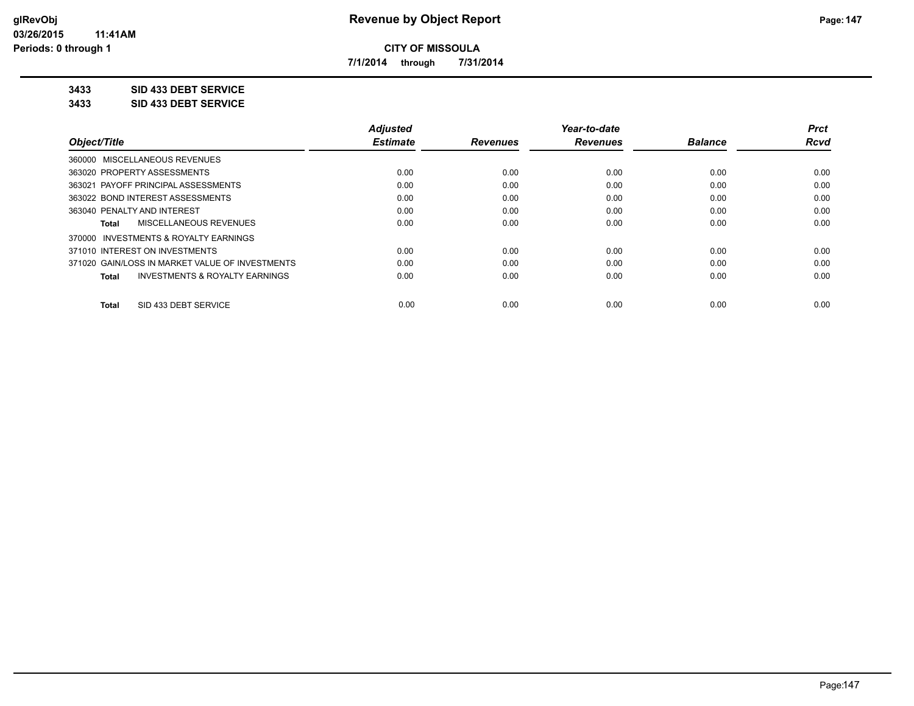**CITY OF MISSOULA**

**7/1/2014 through 7/31/2014**

**3433 SID 433 DEBT SERVICE**

**3433 SID 433 DEBT SERVICE**

| Object/Title | Adjusted Estimate | Revenues | Year-to-date Revenues | Balance | Prct Rcvd |
|---|---|---|---|---|---|
| 360000 MISCELLANEOUS REVENUES | | | | | |
| 363020 PROPERTY ASSESSMENTS | 0.00 | 0.00 | 0.00 | 0.00 | 0.00 |
| 363021 PAYOFF PRINCIPAL ASSESSMENTS | 0.00 | 0.00 | 0.00 | 0.00 | 0.00 |
| 363022 BOND INTEREST ASSESSMENTS | 0.00 | 0.00 | 0.00 | 0.00 | 0.00 |
| 363040 PENALTY AND INTEREST | 0.00 | 0.00 | 0.00 | 0.00 | 0.00 |
| **Total** MISCELLANEOUS REVENUES | 0.00 | 0.00 | 0.00 | 0.00 | 0.00 |
| 370000 INVESTMENTS & ROYALTY EARNINGS | | | | | |
| 371010 INTEREST ON INVESTMENTS | 0.00 | 0.00 | 0.00 | 0.00 | 0.00 |
| 371020 GAIN/LOSS IN MARKET VALUE OF INVESTMENTS | 0.00 | 0.00 | 0.00 | 0.00 | 0.00 |
| **Total** INVESTMENTS & ROYALTY EARNINGS | 0.00 | 0.00 | 0.00 | 0.00 | 0.00 |
| **Total** SID 433 DEBT SERVICE | 0.00 | 0.00 | 0.00 | 0.00 | 0.00 |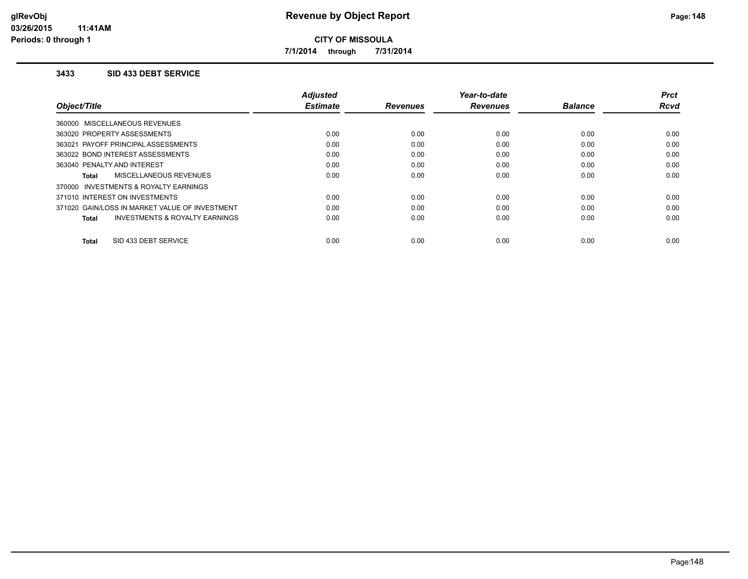# Revenue by Object Report

**CITY OF MISSOULA**

**7/1/2014 through 7/31/2014**

glRevObj
03/26/2015 11:41AM
Periods: 0 through 1

### 3433 SID 433 DEBT SERVICE

| Object/Title | Adjusted Estimate | Revenues | Year-to-date Revenues | Balance | Prct Rcvd |
|---|---|---|---|---|---|
| 360000 MISCELLANEOUS REVENUES | | | | | |
| 363020 PROPERTY ASSESSMENTS | 0.00 | 0.00 | 0.00 | 0.00 | 0.00 |
| 363021 PAYOFF PRINCIPAL ASSESSMENTS | 0.00 | 0.00 | 0.00 | 0.00 | 0.00 |
| 363022 BOND INTEREST ASSESSMENTS | 0.00 | 0.00 | 0.00 | 0.00 | 0.00 |
| 363040 PENALTY AND INTEREST | 0.00 | 0.00 | 0.00 | 0.00 | 0.00 |
| **Total** MISCELLANEOUS REVENUES | 0.00 | 0.00 | 0.00 | 0.00 | 0.00 |
| 370000 INVESTMENTS & ROYALTY EARNINGS | | | | | |
| 371010 INTEREST ON INVESTMENTS | 0.00 | 0.00 | 0.00 | 0.00 | 0.00 |
| 371020 GAIN/LOSS IN MARKET VALUE OF INVESTMENT | 0.00 | 0.00 | 0.00 | 0.00 | 0.00 |
| **Total** INVESTMENTS & ROYALTY EARNINGS | 0.00 | 0.00 | 0.00 | 0.00 | 0.00 |
| **Total** SID 433 DEBT SERVICE | 0.00 | 0.00 | 0.00 | 0.00 | 0.00 |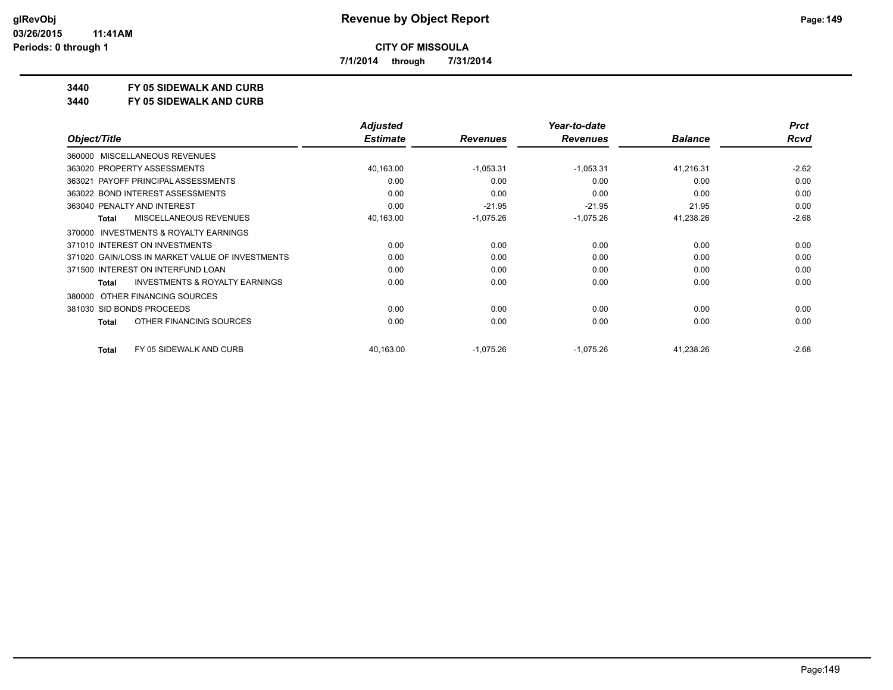**CITY OF MISSOULA**

**7/1/2014 through 7/31/2014**

**3440 FY 05 SIDEWALK AND CURB**

**3440 FY 05 SIDEWALK AND CURB**

| Object/Title | Adjusted Estimate | Revenues | Year-to-date Revenues | Balance | Prct Rcvd |
|---|---|---|---|---|---|
| 360000 MISCELLANEOUS REVENUES | | | | | |
| 363020 PROPERTY ASSESSMENTS | 40,163.00 | -1,053.31 | -1,053.31 | 41,216.31 | -2.62 |
| 363021 PAYOFF PRINCIPAL ASSESSMENTS | 0.00 | 0.00 | 0.00 | 0.00 | 0.00 |
| 363022 BOND INTEREST ASSESSMENTS | 0.00 | 0.00 | 0.00 | 0.00 | 0.00 |
| 363040 PENALTY AND INTEREST | 0.00 | -21.95 | -21.95 | 21.95 | 0.00 |
| **Total** MISCELLANEOUS REVENUES | 40,163.00 | -1,075.26 | -1,075.26 | 41,238.26 | -2.68 |
| 370000 INVESTMENTS & ROYALTY EARNINGS | | | | | |
| 371010 INTEREST ON INVESTMENTS | 0.00 | 0.00 | 0.00 | 0.00 | 0.00 |
| 371020 GAIN/LOSS IN MARKET VALUE OF INVESTMENTS | 0.00 | 0.00 | 0.00 | 0.00 | 0.00 |
| 371500 INTEREST ON INTERFUND LOAN | 0.00 | 0.00 | 0.00 | 0.00 | 0.00 |
| **Total** INVESTMENTS & ROYALTY EARNINGS | 0.00 | 0.00 | 0.00 | 0.00 | 0.00 |
| 380000 OTHER FINANCING SOURCES | | | | | |
| 381030 SID BONDS PROCEEDS | 0.00 | 0.00 | 0.00 | 0.00 | 0.00 |
| **Total** OTHER FINANCING SOURCES | 0.00 | 0.00 | 0.00 | 0.00 | 0.00 |
| **Total** FY 05 SIDEWALK AND CURB | 40,163.00 | -1,075.26 | -1,075.26 | 41,238.26 | -2.68 |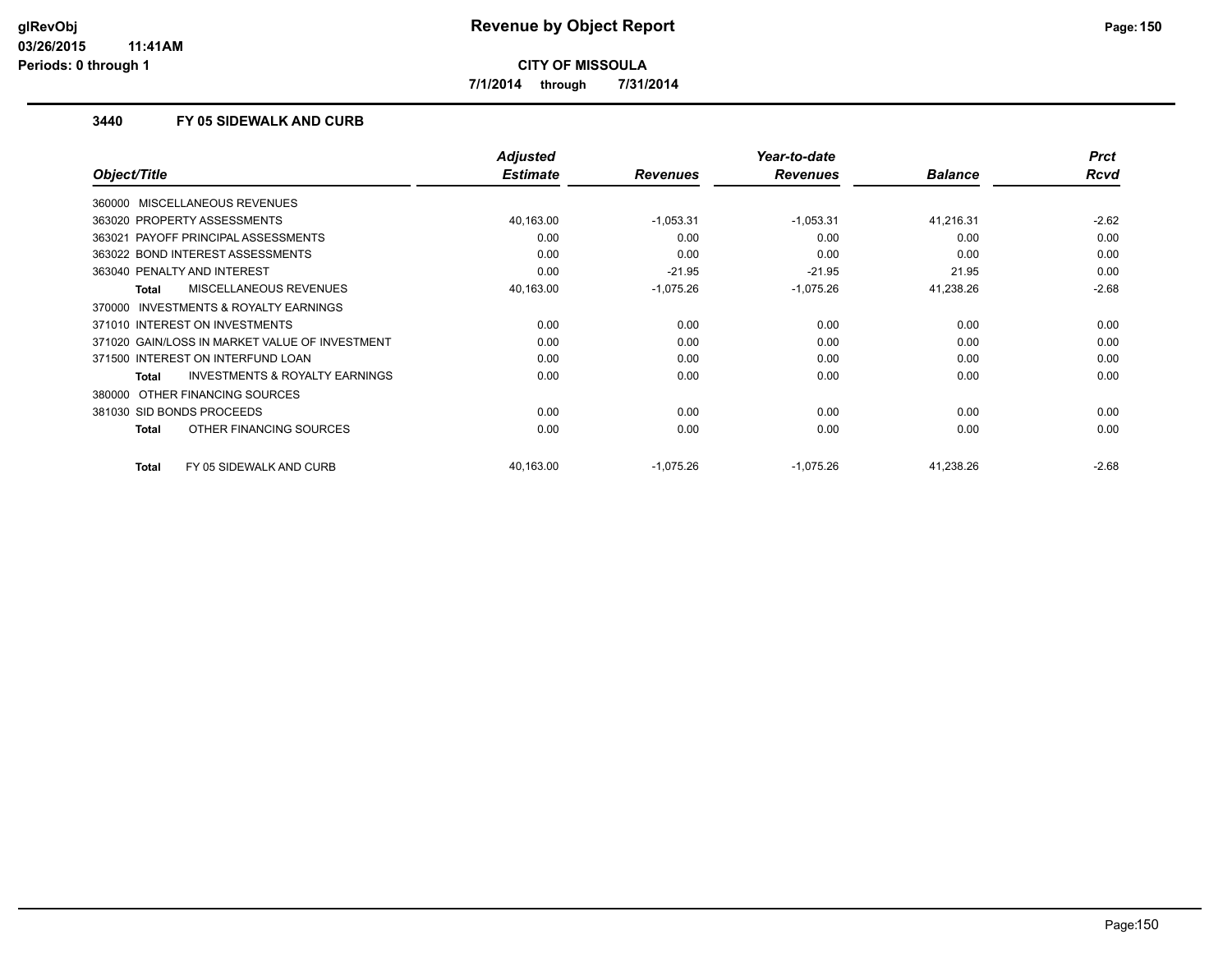# Revenue by Object Report

**CITY OF MISSOULA**

**7/1/2014 through 7/31/2014**

glRevObj
03/26/2015 11:41AM
Periods: 0 through 1

### 3440 FY 05 SIDEWALK AND CURB

| Object/Title | Adjusted Estimate | Revenues | Year-to-date Revenues | Balance | Prct Rcvd |
|---|---|---|---|---|---|
| 360000 MISCELLANEOUS REVENUES | | | | | |
| 363020 PROPERTY ASSESSMENTS | 40,163.00 | -1,053.31 | -1,053.31 | 41,216.31 | -2.62 |
| 363021 PAYOFF PRINCIPAL ASSESSMENTS | 0.00 | 0.00 | 0.00 | 0.00 | 0.00 |
| 363022 BOND INTEREST ASSESSMENTS | 0.00 | 0.00 | 0.00 | 0.00 | 0.00 |
| 363040 PENALTY AND INTEREST | 0.00 | -21.95 | -21.95 | 21.95 | 0.00 |
| **Total** MISCELLANEOUS REVENUES | 40,163.00 | -1,075.26 | -1,075.26 | 41,238.26 | -2.68 |
| 370000 INVESTMENTS & ROYALTY EARNINGS | | | | | |
| 371010 INTEREST ON INVESTMENTS | 0.00 | 0.00 | 0.00 | 0.00 | 0.00 |
| 371020 GAIN/LOSS IN MARKET VALUE OF INVESTMENT | 0.00 | 0.00 | 0.00 | 0.00 | 0.00 |
| 371500 INTEREST ON INTERFUND LOAN | 0.00 | 0.00 | 0.00 | 0.00 | 0.00 |
| **Total** INVESTMENTS & ROYALTY EARNINGS | 0.00 | 0.00 | 0.00 | 0.00 | 0.00 |
| 380000 OTHER FINANCING SOURCES | | | | | |
| 381030 SID BONDS PROCEEDS | 0.00 | 0.00 | 0.00 | 0.00 | 0.00 |
| **Total** OTHER FINANCING SOURCES | 0.00 | 0.00 | 0.00 | 0.00 | 0.00 |
| **Total** FY 05 SIDEWALK AND CURB | 40,163.00 | -1,075.26 | -1,075.26 | 41,238.26 | -2.68 |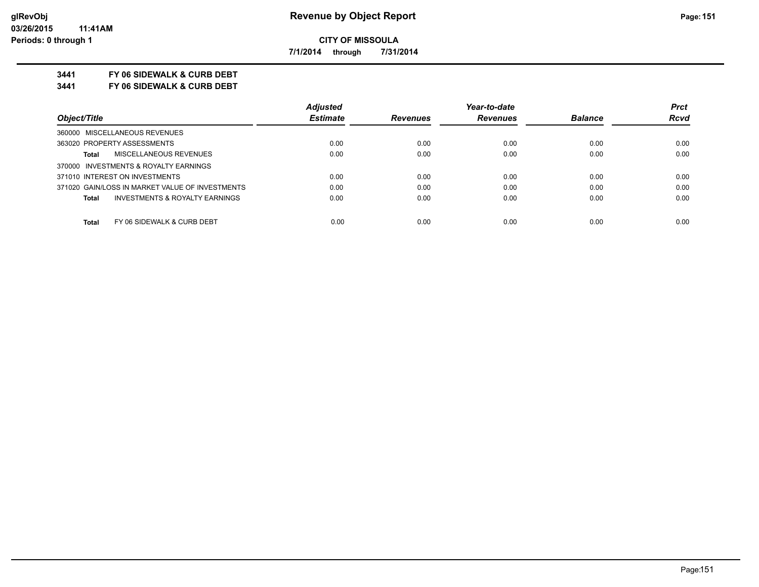# Revenue by Object Report

**CITY OF MISSOULA**

**7/1/2014 through 7/31/2014**

glRevObj
03/26/2015 11:41AM
Periods: 0 through 1

**3441 FY 06 SIDEWALK & CURB DEBT**

**3441 FY 06 SIDEWALK & CURB DEBT**

| Object/Title | Adjusted Estimate | Revenues | Year-to-date Revenues | Balance | Prct Rcvd |
|---|---|---|---|---|---|
| 360000 MISCELLANEOUS REVENUES | | | | | |
| 363020 PROPERTY ASSESSMENTS | 0.00 | 0.00 | 0.00 | 0.00 | 0.00 |
| **Total** MISCELLANEOUS REVENUES | 0.00 | 0.00 | 0.00 | 0.00 | 0.00 |
| 370000 INVESTMENTS & ROYALTY EARNINGS | | | | | |
| 371010 INTEREST ON INVESTMENTS | 0.00 | 0.00 | 0.00 | 0.00 | 0.00 |
| 371020 GAIN/LOSS IN MARKET VALUE OF INVESTMENTS | 0.00 | 0.00 | 0.00 | 0.00 | 0.00 |
| **Total** INVESTMENTS & ROYALTY EARNINGS | 0.00 | 0.00 | 0.00 | 0.00 | 0.00 |
| **Total** FY 06 SIDEWALK & CURB DEBT | 0.00 | 0.00 | 0.00 | 0.00 | 0.00 |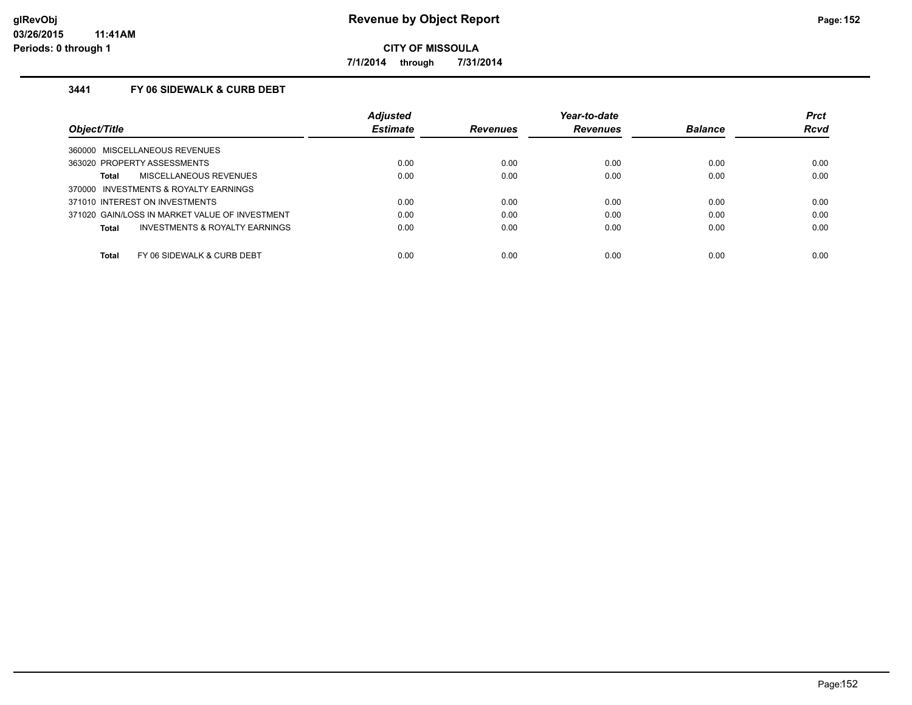**CITY OF MISSOULA**

**7/1/2014 through 7/31/2014**

### 3441 FY 06 SIDEWALK & CURB DEBT

| Object/Title | Adjusted Estimate | Revenues | Year-to-date Revenues | Balance | Prct Rcvd |
|---|---|---|---|---|---|
| 360000 MISCELLANEOUS REVENUES | | | | | |
| 363020 PROPERTY ASSESSMENTS | 0.00 | 0.00 | 0.00 | 0.00 | 0.00 |
| **Total** MISCELLANEOUS REVENUES | 0.00 | 0.00 | 0.00 | 0.00 | 0.00 |
| 370000 INVESTMENTS & ROYALTY EARNINGS | | | | | |
| 371010 INTEREST ON INVESTMENTS | 0.00 | 0.00 | 0.00 | 0.00 | 0.00 |
| 371020 GAIN/LOSS IN MARKET VALUE OF INVESTMENT | 0.00 | 0.00 | 0.00 | 0.00 | 0.00 |
| **Total** INVESTMENTS & ROYALTY EARNINGS | 0.00 | 0.00 | 0.00 | 0.00 | 0.00 |
| **Total** FY 06 SIDEWALK & CURB DEBT | 0.00 | 0.00 | 0.00 | 0.00 | 0.00 |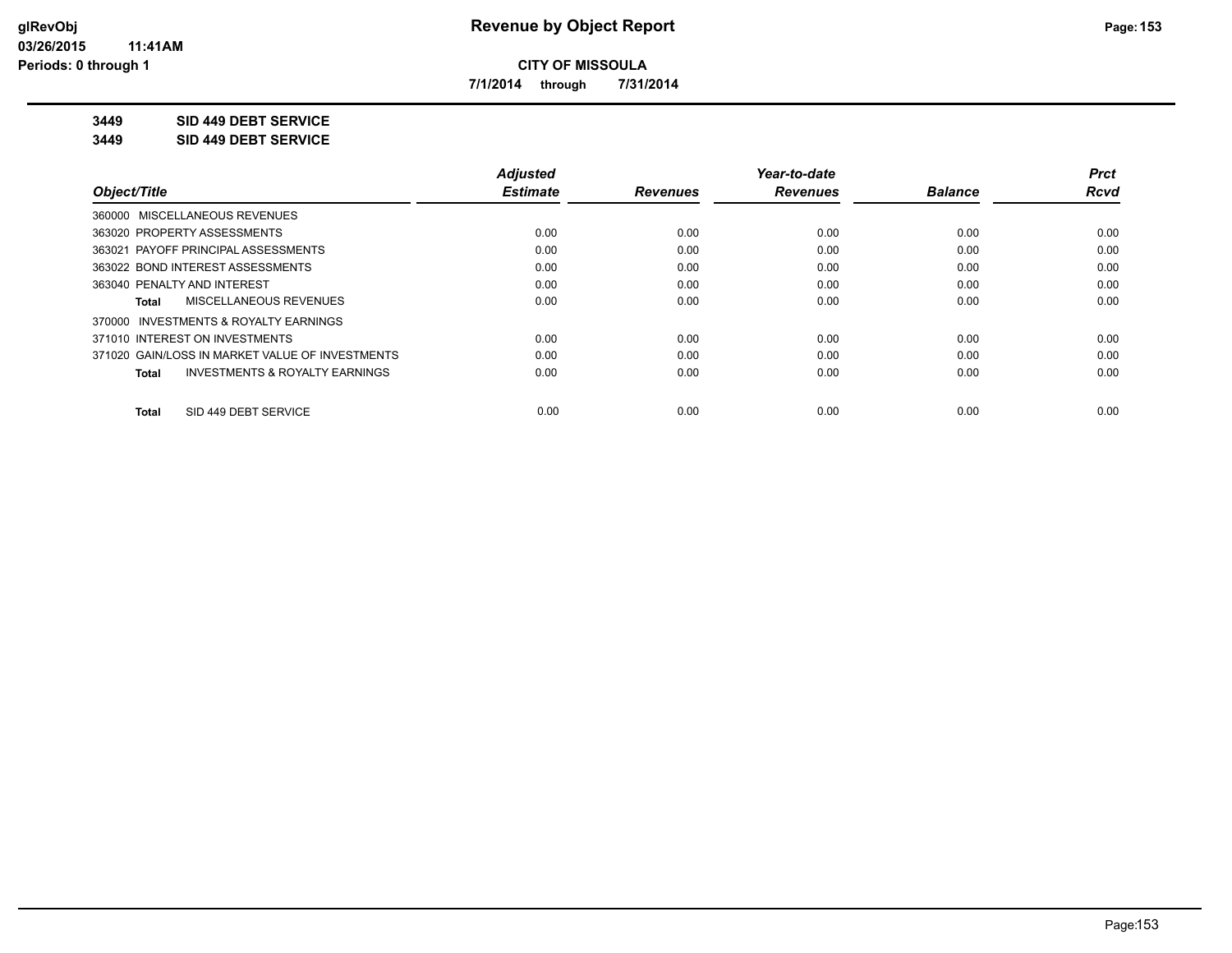**CITY OF MISSOULA**

**7/1/2014 through 7/31/2014**

**3449 SID 449 DEBT SERVICE**

**3449 SID 449 DEBT SERVICE**

| Object/Title | Adjusted Estimate | Revenues | Year-to-date Revenues | Balance | Prct Rcvd |
|---|---|---|---|---|---|
| 360000 MISCELLANEOUS REVENUES | | | | | |
| 363020 PROPERTY ASSESSMENTS | 0.00 | 0.00 | 0.00 | 0.00 | 0.00 |
| 363021 PAYOFF PRINCIPAL ASSESSMENTS | 0.00 | 0.00 | 0.00 | 0.00 | 0.00 |
| 363022 BOND INTEREST ASSESSMENTS | 0.00 | 0.00 | 0.00 | 0.00 | 0.00 |
| 363040 PENALTY AND INTEREST | 0.00 | 0.00 | 0.00 | 0.00 | 0.00 |
| **Total** MISCELLANEOUS REVENUES | 0.00 | 0.00 | 0.00 | 0.00 | 0.00 |
| 370000 INVESTMENTS & ROYALTY EARNINGS | | | | | |
| 371010 INTEREST ON INVESTMENTS | 0.00 | 0.00 | 0.00 | 0.00 | 0.00 |
| 371020 GAIN/LOSS IN MARKET VALUE OF INVESTMENTS | 0.00 | 0.00 | 0.00 | 0.00 | 0.00 |
| **Total** INVESTMENTS & ROYALTY EARNINGS | 0.00 | 0.00 | 0.00 | 0.00 | 0.00 |
| **Total** SID 449 DEBT SERVICE | 0.00 | 0.00 | 0.00 | 0.00 | 0.00 |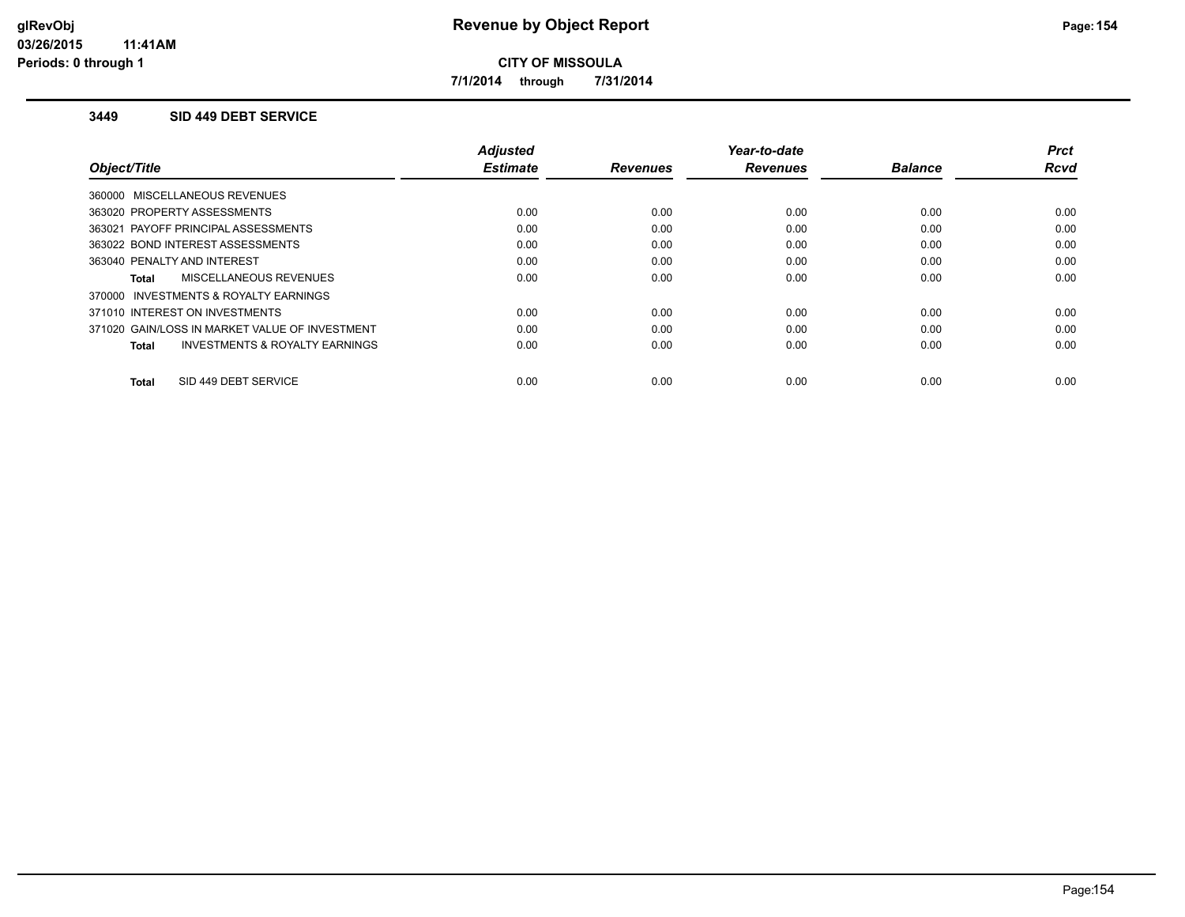# Revenue by Object Report

**CITY OF MISSOULA**

**7/1/2014 through 7/31/2014**

glRevObj
03/26/2015 11:41AM
Periods: 0 through 1

### 3449 SID 449 DEBT SERVICE

| Object/Title | Adjusted Estimate | Revenues | Year-to-date Revenues | Balance | Prct Rcvd |
|---|---|---|---|---|---|
| 360000 MISCELLANEOUS REVENUES | | | | | |
| 363020 PROPERTY ASSESSMENTS | 0.00 | 0.00 | 0.00 | 0.00 | 0.00 |
| 363021 PAYOFF PRINCIPAL ASSESSMENTS | 0.00 | 0.00 | 0.00 | 0.00 | 0.00 |
| 363022 BOND INTEREST ASSESSMENTS | 0.00 | 0.00 | 0.00 | 0.00 | 0.00 |
| 363040 PENALTY AND INTEREST | 0.00 | 0.00 | 0.00 | 0.00 | 0.00 |
| **Total** MISCELLANEOUS REVENUES | 0.00 | 0.00 | 0.00 | 0.00 | 0.00 |
| 370000 INVESTMENTS & ROYALTY EARNINGS | | | | | |
| 371010 INTEREST ON INVESTMENTS | 0.00 | 0.00 | 0.00 | 0.00 | 0.00 |
| 371020 GAIN/LOSS IN MARKET VALUE OF INVESTMENT | 0.00 | 0.00 | 0.00 | 0.00 | 0.00 |
| **Total** INVESTMENTS & ROYALTY EARNINGS | 0.00 | 0.00 | 0.00 | 0.00 | 0.00 |
| **Total** SID 449 DEBT SERVICE | 0.00 | 0.00 | 0.00 | 0.00 | 0.00 |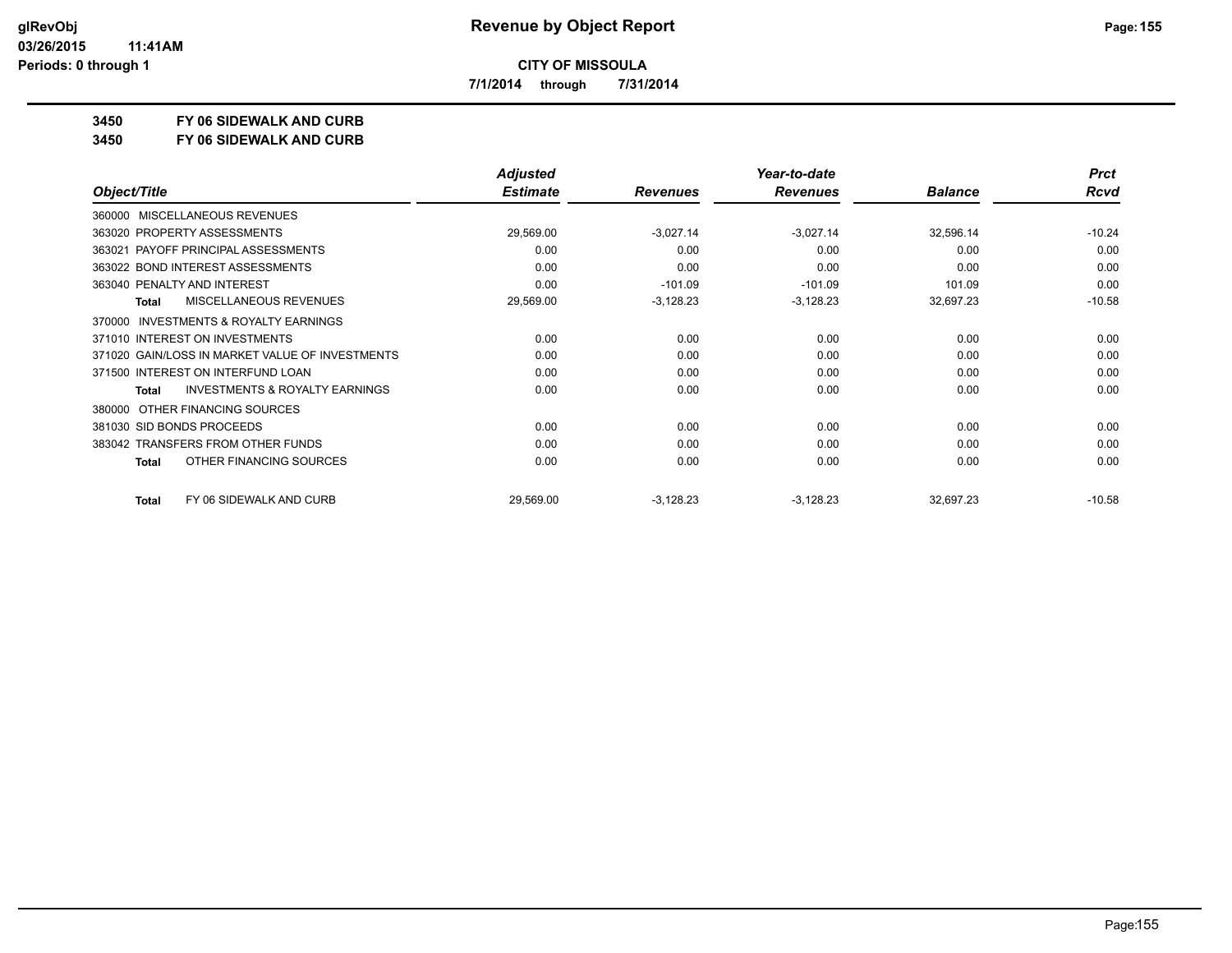# Revenue by Object Report

**CITY OF MISSOULA**

**7/1/2014 through 7/31/2014**

glRevObj
03/26/2015 11:41AM
Periods: 0 through 1

## 3450 FY 06 SIDEWALK AND CURB
## 3450 FY 06 SIDEWALK AND CURB

| Object/Title | Adjusted Estimate | Revenues | Year-to-date Revenues | Balance | Prct Rcvd |
|---|---|---|---|---|---|
| 360000 MISCELLANEOUS REVENUES | | | | | |
| 363020 PROPERTY ASSESSMENTS | 29,569.00 | -3,027.14 | -3,027.14 | 32,596.14 | -10.24 |
| 363021 PAYOFF PRINCIPAL ASSESSMENTS | 0.00 | 0.00 | 0.00 | 0.00 | 0.00 |
| 363022 BOND INTEREST ASSESSMENTS | 0.00 | 0.00 | 0.00 | 0.00 | 0.00 |
| 363040 PENALTY AND INTEREST | 0.00 | -101.09 | -101.09 | 101.09 | 0.00 |
| **Total** MISCELLANEOUS REVENUES | 29,569.00 | -3,128.23 | -3,128.23 | 32,697.23 | -10.58 |
| 370000 INVESTMENTS & ROYALTY EARNINGS | | | | | |
| 371010 INTEREST ON INVESTMENTS | 0.00 | 0.00 | 0.00 | 0.00 | 0.00 |
| 371020 GAIN/LOSS IN MARKET VALUE OF INVESTMENTS | 0.00 | 0.00 | 0.00 | 0.00 | 0.00 |
| 371500 INTEREST ON INTERFUND LOAN | 0.00 | 0.00 | 0.00 | 0.00 | 0.00 |
| **Total** INVESTMENTS & ROYALTY EARNINGS | 0.00 | 0.00 | 0.00 | 0.00 | 0.00 |
| 380000 OTHER FINANCING SOURCES | | | | | |
| 381030 SID BONDS PROCEEDS | 0.00 | 0.00 | 0.00 | 0.00 | 0.00 |
| 383042 TRANSFERS FROM OTHER FUNDS | 0.00 | 0.00 | 0.00 | 0.00 | 0.00 |
| **Total** OTHER FINANCING SOURCES | 0.00 | 0.00 | 0.00 | 0.00 | 0.00 |
| **Total** FY 06 SIDEWALK AND CURB | 29,569.00 | -3,128.23 | -3,128.23 | 32,697.23 | -10.58 |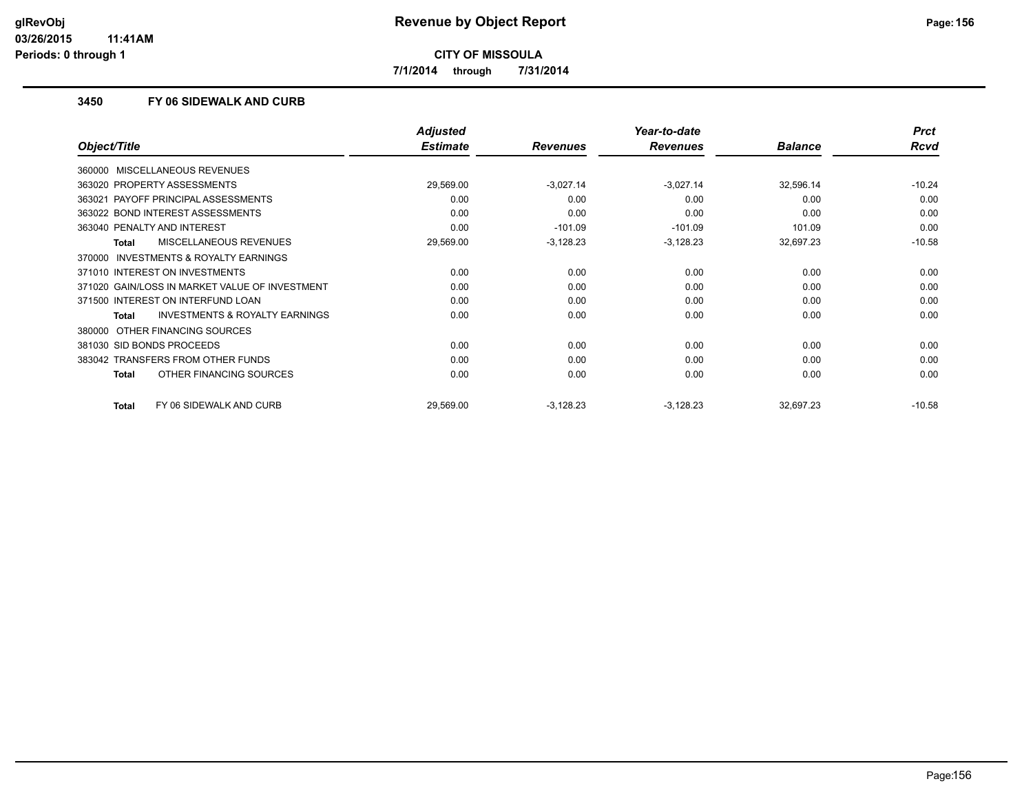**glRevObj**
**03/26/2015 11:41AM**
**Periods: 0 through 1**

# Revenue by Object Report

**CITY OF MISSOULA**

**7/1/2014 through 7/31/2014**

## 3450 FY 06 SIDEWALK AND CURB

| Object/Title | Adjusted Estimate | Revenues | Year-to-date Revenues | Balance | Prct Rcvd |
|---|---|---|---|---|---|
| 360000 MISCELLANEOUS REVENUES | | | | | |
| 363020 PROPERTY ASSESSMENTS | 29,569.00 | -3,027.14 | -3,027.14 | 32,596.14 | -10.24 |
| 363021 PAYOFF PRINCIPAL ASSESSMENTS | 0.00 | 0.00 | 0.00 | 0.00 | 0.00 |
| 363022 BOND INTEREST ASSESSMENTS | 0.00 | 0.00 | 0.00 | 0.00 | 0.00 |
| 363040 PENALTY AND INTEREST | 0.00 | -101.09 | -101.09 | 101.09 | 0.00 |
| **Total** MISCELLANEOUS REVENUES | 29,569.00 | -3,128.23 | -3,128.23 | 32,697.23 | -10.58 |
| 370000 INVESTMENTS & ROYALTY EARNINGS | | | | | |
| 371010 INTEREST ON INVESTMENTS | 0.00 | 0.00 | 0.00 | 0.00 | 0.00 |
| 371020 GAIN/LOSS IN MARKET VALUE OF INVESTMENT | 0.00 | 0.00 | 0.00 | 0.00 | 0.00 |
| 371500 INTEREST ON INTERFUND LOAN | 0.00 | 0.00 | 0.00 | 0.00 | 0.00 |
| **Total** INVESTMENTS & ROYALTY EARNINGS | 0.00 | 0.00 | 0.00 | 0.00 | 0.00 |
| 380000 OTHER FINANCING SOURCES | | | | | |
| 381030 SID BONDS PROCEEDS | 0.00 | 0.00 | 0.00 | 0.00 | 0.00 |
| 383042 TRANSFERS FROM OTHER FUNDS | 0.00 | 0.00 | 0.00 | 0.00 | 0.00 |
| **Total** OTHER FINANCING SOURCES | 0.00 | 0.00 | 0.00 | 0.00 | 0.00 |
| **Total** FY 06 SIDEWALK AND CURB | 29,569.00 | -3,128.23 | -3,128.23 | 32,697.23 | -10.58 |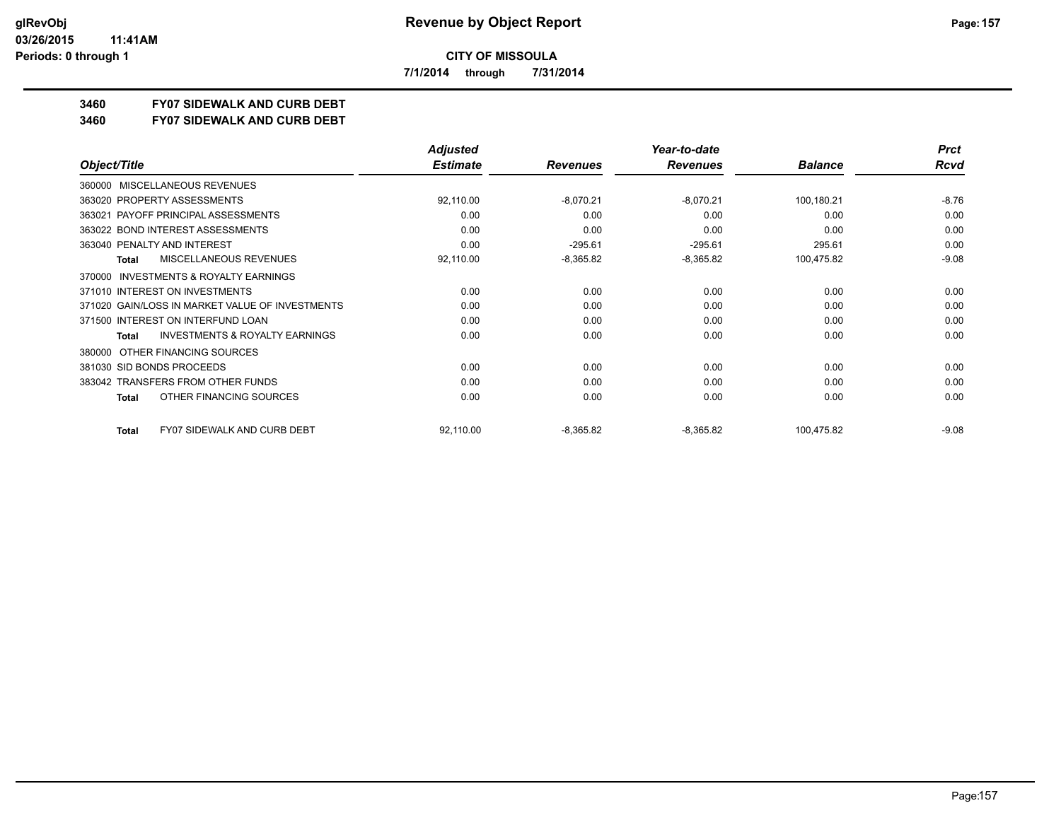**CITY OF MISSOULA**

**7/1/2014 through 7/31/2014**

**3460 FY07 SIDEWALK AND CURB DEBT**

**3460 FY07 SIDEWALK AND CURB DEBT**

| Object/Title | Adjusted Estimate | Revenues | Year-to-date Revenues | Balance | Prct Rcvd |
|---|---|---|---|---|---|
| 360000 MISCELLANEOUS REVENUES | | | | | |
| 363020 PROPERTY ASSESSMENTS | 92,110.00 | -8,070.21 | -8,070.21 | 100,180.21 | -8.76 |
| 363021 PAYOFF PRINCIPAL ASSESSMENTS | 0.00 | 0.00 | 0.00 | 0.00 | 0.00 |
| 363022 BOND INTEREST ASSESSMENTS | 0.00 | 0.00 | 0.00 | 0.00 | 0.00 |
| 363040 PENALTY AND INTEREST | 0.00 | -295.61 | -295.61 | 295.61 | 0.00 |
| **Total** MISCELLANEOUS REVENUES | 92,110.00 | -8,365.82 | -8,365.82 | 100,475.82 | -9.08 |
| 370000 INVESTMENTS & ROYALTY EARNINGS | | | | | |
| 371010 INTEREST ON INVESTMENTS | 0.00 | 0.00 | 0.00 | 0.00 | 0.00 |
| 371020 GAIN/LOSS IN MARKET VALUE OF INVESTMENTS | 0.00 | 0.00 | 0.00 | 0.00 | 0.00 |
| 371500 INTEREST ON INTERFUND LOAN | 0.00 | 0.00 | 0.00 | 0.00 | 0.00 |
| **Total** INVESTMENTS & ROYALTY EARNINGS | 0.00 | 0.00 | 0.00 | 0.00 | 0.00 |
| 380000 OTHER FINANCING SOURCES | | | | | |
| 381030 SID BONDS PROCEEDS | 0.00 | 0.00 | 0.00 | 0.00 | 0.00 |
| 383042 TRANSFERS FROM OTHER FUNDS | 0.00 | 0.00 | 0.00 | 0.00 | 0.00 |
| **Total** OTHER FINANCING SOURCES | 0.00 | 0.00 | 0.00 | 0.00 | 0.00 |
| **Total** FY07 SIDEWALK AND CURB DEBT | 92,110.00 | -8,365.82 | -8,365.82 | 100,475.82 | -9.08 |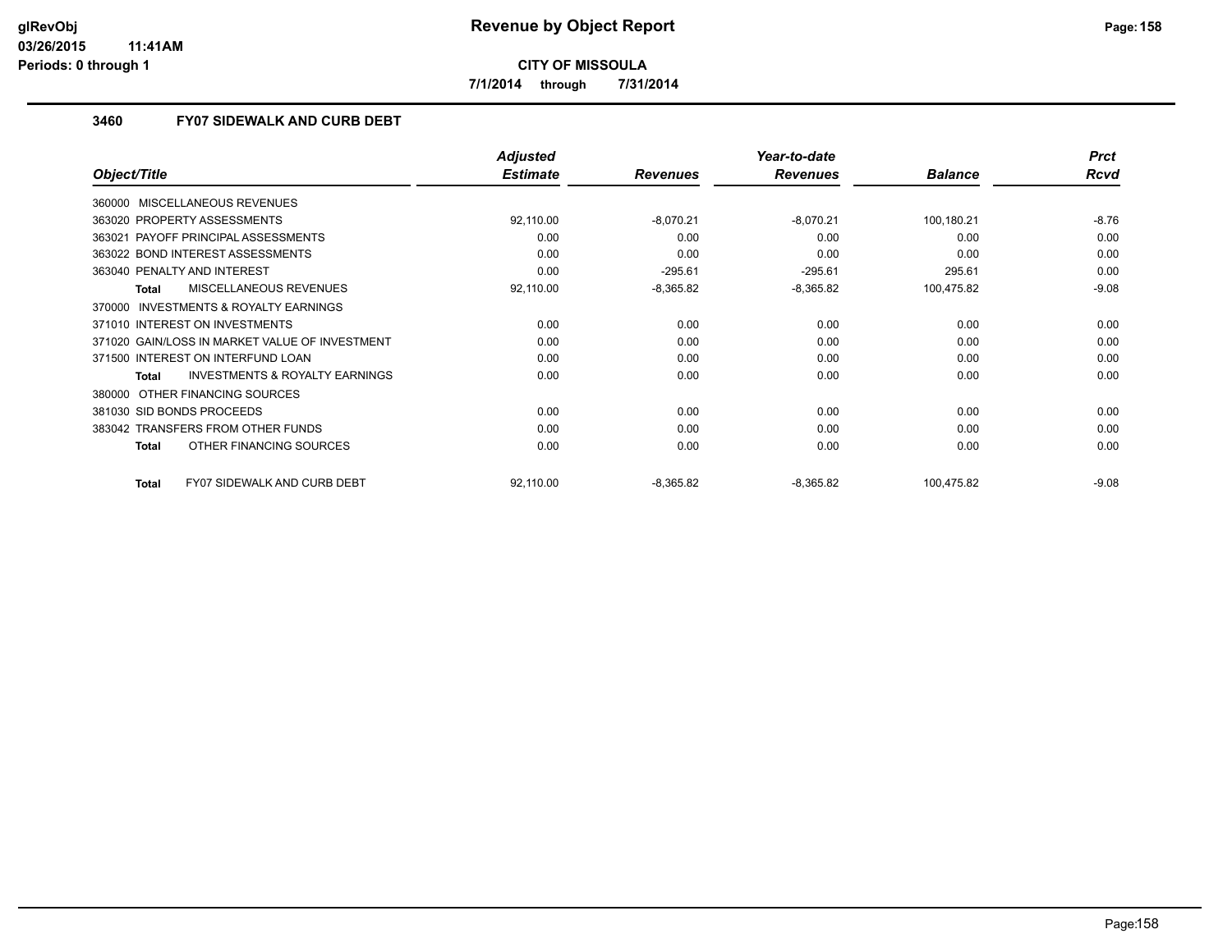**CITY OF MISSOULA**

**7/1/2014 through 7/31/2014**

### 3460 FY07 SIDEWALK AND CURB DEBT

| Object/Title | Adjusted Estimate | Revenues | Year-to-date Revenues | Balance | Prct Rcvd |
|---|---|---|---|---|---|
| 360000 MISCELLANEOUS REVENUES | | | | | |
| 363020 PROPERTY ASSESSMENTS | 92,110.00 | -8,070.21 | -8,070.21 | 100,180.21 | -8.76 |
| 363021 PAYOFF PRINCIPAL ASSESSMENTS | 0.00 | 0.00 | 0.00 | 0.00 | 0.00 |
| 363022 BOND INTEREST ASSESSMENTS | 0.00 | 0.00 | 0.00 | 0.00 | 0.00 |
| 363040 PENALTY AND INTEREST | 0.00 | -295.61 | -295.61 | 295.61 | 0.00 |
| **Total** MISCELLANEOUS REVENUES | 92,110.00 | -8,365.82 | -8,365.82 | 100,475.82 | -9.08 |
| 370000 INVESTMENTS & ROYALTY EARNINGS | | | | | |
| 371010 INTEREST ON INVESTMENTS | 0.00 | 0.00 | 0.00 | 0.00 | 0.00 |
| 371020 GAIN/LOSS IN MARKET VALUE OF INVESTMENT | 0.00 | 0.00 | 0.00 | 0.00 | 0.00 |
| 371500 INTEREST ON INTERFUND LOAN | 0.00 | 0.00 | 0.00 | 0.00 | 0.00 |
| **Total** INVESTMENTS & ROYALTY EARNINGS | 0.00 | 0.00 | 0.00 | 0.00 | 0.00 |
| 380000 OTHER FINANCING SOURCES | | | | | |
| 381030 SID BONDS PROCEEDS | 0.00 | 0.00 | 0.00 | 0.00 | 0.00 |
| 383042 TRANSFERS FROM OTHER FUNDS | 0.00 | 0.00 | 0.00 | 0.00 | 0.00 |
| **Total** OTHER FINANCING SOURCES | 0.00 | 0.00 | 0.00 | 0.00 | 0.00 |
| **Total** FY07 SIDEWALK AND CURB DEBT | 92,110.00 | -8,365.82 | -8,365.82 | 100,475.82 | -9.08 |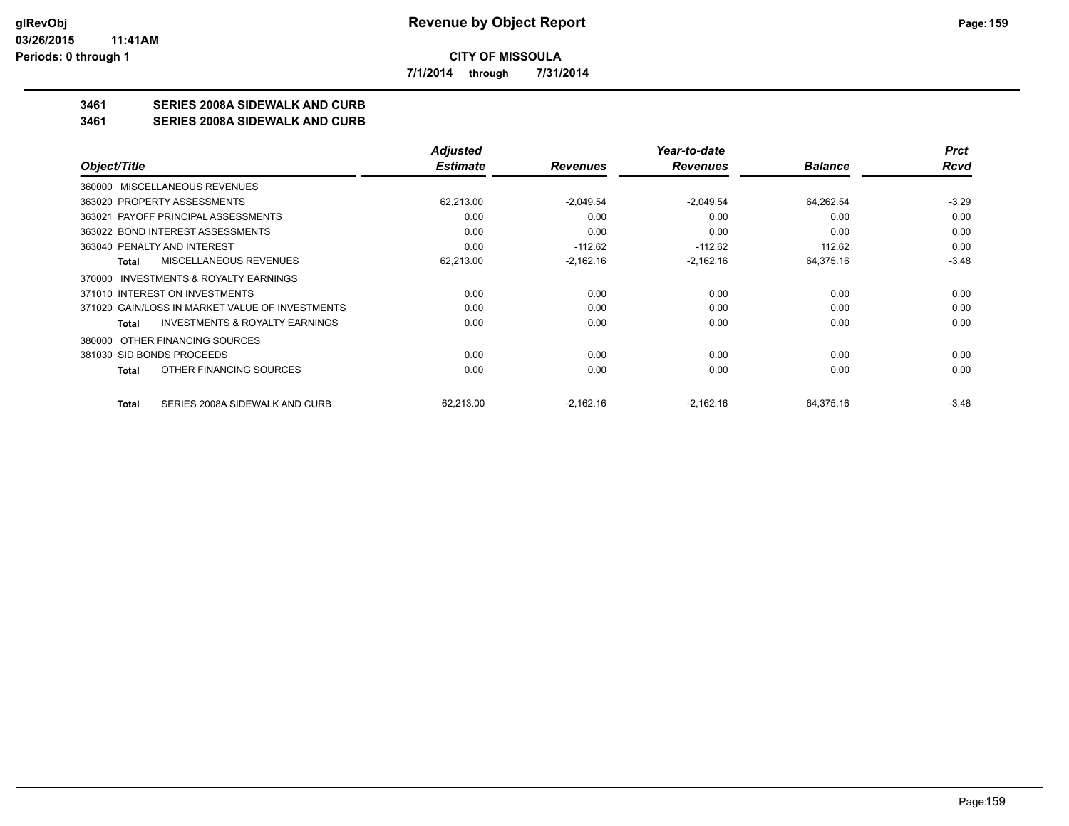**CITY OF MISSOULA**

**7/1/2014 through 7/31/2014**

## 3461 SERIES 2008A SIDEWALK AND CURB

## 3461 SERIES 2008A SIDEWALK AND CURB

| Object/Title | Adjusted Estimate | Revenues | Year-to-date Revenues | Balance | Prct Rcvd |
|---|---|---|---|---|---|
| 360000 MISCELLANEOUS REVENUES | | | | | |
| 363020 PROPERTY ASSESSMENTS | 62,213.00 | -2,049.54 | -2,049.54 | 64,262.54 | -3.29 |
| 363021 PAYOFF PRINCIPAL ASSESSMENTS | 0.00 | 0.00 | 0.00 | 0.00 | 0.00 |
| 363022 BOND INTEREST ASSESSMENTS | 0.00 | 0.00 | 0.00 | 0.00 | 0.00 |
| 363040 PENALTY AND INTEREST | 0.00 | -112.62 | -112.62 | 112.62 | 0.00 |
| **Total** MISCELLANEOUS REVENUES | 62,213.00 | -2,162.16 | -2,162.16 | 64,375.16 | -3.48 |
| 370000 INVESTMENTS & ROYALTY EARNINGS | | | | | |
| 371010 INTEREST ON INVESTMENTS | 0.00 | 0.00 | 0.00 | 0.00 | 0.00 |
| 371020 GAIN/LOSS IN MARKET VALUE OF INVESTMENTS | 0.00 | 0.00 | 0.00 | 0.00 | 0.00 |
| **Total** INVESTMENTS & ROYALTY EARNINGS | 0.00 | 0.00 | 0.00 | 0.00 | 0.00 |
| 380000 OTHER FINANCING SOURCES | | | | | |
| 381030 SID BONDS PROCEEDS | 0.00 | 0.00 | 0.00 | 0.00 | 0.00 |
| **Total** OTHER FINANCING SOURCES | 0.00 | 0.00 | 0.00 | 0.00 | 0.00 |
| **Total** SERIES 2008A SIDEWALK AND CURB | 62,213.00 | -2,162.16 | -2,162.16 | 64,375.16 | -3.48 |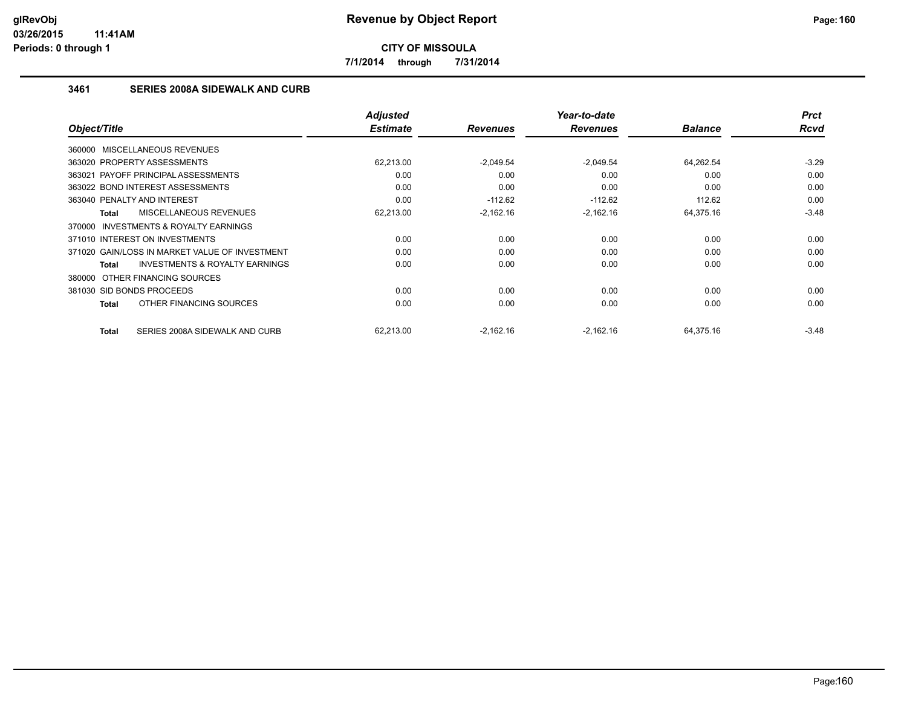**CITY OF MISSOULA**

**7/1/2014 through 7/31/2014**

### 3461 SERIES 2008A SIDEWALK AND CURB

| Object/Title | Adjusted Estimate | Revenues | Year-to-date Revenues | Balance | Prct Rcvd |
|---|---|---|---|---|---|
| 360000 MISCELLANEOUS REVENUES | | | | | |
| 363020 PROPERTY ASSESSMENTS | 62,213.00 | -2,049.54 | -2,049.54 | 64,262.54 | -3.29 |
| 363021 PAYOFF PRINCIPAL ASSESSMENTS | 0.00 | 0.00 | 0.00 | 0.00 | 0.00 |
| 363022 BOND INTEREST ASSESSMENTS | 0.00 | 0.00 | 0.00 | 0.00 | 0.00 |
| 363040 PENALTY AND INTEREST | 0.00 | -112.62 | -112.62 | 112.62 | 0.00 |
| **Total** MISCELLANEOUS REVENUES | 62,213.00 | -2,162.16 | -2,162.16 | 64,375.16 | -3.48 |
| 370000 INVESTMENTS & ROYALTY EARNINGS | | | | | |
| 371010 INTEREST ON INVESTMENTS | 0.00 | 0.00 | 0.00 | 0.00 | 0.00 |
| 371020 GAIN/LOSS IN MARKET VALUE OF INVESTMENT | 0.00 | 0.00 | 0.00 | 0.00 | 0.00 |
| **Total** INVESTMENTS & ROYALTY EARNINGS | 0.00 | 0.00 | 0.00 | 0.00 | 0.00 |
| 380000 OTHER FINANCING SOURCES | | | | | |
| 381030 SID BONDS PROCEEDS | 0.00 | 0.00 | 0.00 | 0.00 | 0.00 |
| **Total** OTHER FINANCING SOURCES | 0.00 | 0.00 | 0.00 | 0.00 | 0.00 |
| **Total** SERIES 2008A SIDEWALK AND CURB | 62,213.00 | -2,162.16 | -2,162.16 | 64,375.16 | -3.48 |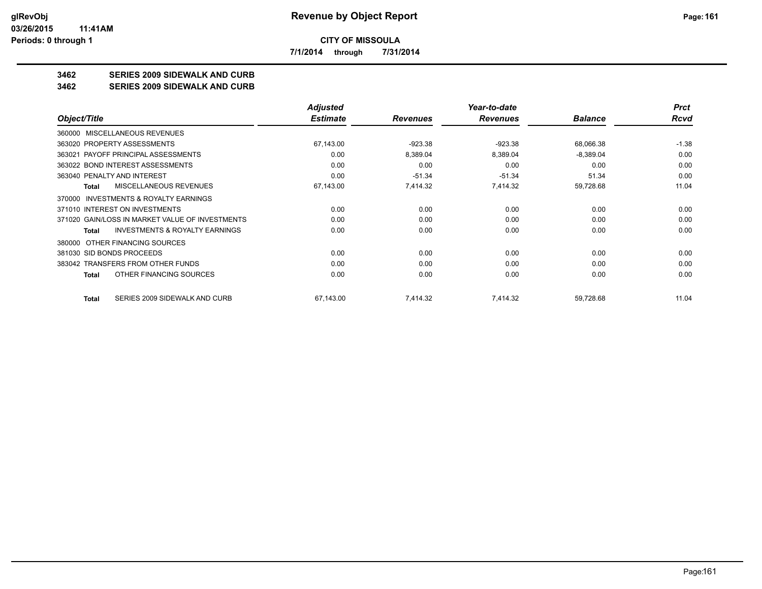**CITY OF MISSOULA**

**7/1/2014 through 7/31/2014**

## 3462 SERIES 2009 SIDEWALK AND CURB
## 3462 SERIES 2009 SIDEWALK AND CURB

| Object/Title | Adjusted Estimate | Revenues | Year-to-date Revenues | Balance | Prct Rcvd |
|---|---|---|---|---|---|
| 360000 MISCELLANEOUS REVENUES | | | | | |
| 363020 PROPERTY ASSESSMENTS | 67,143.00 | -923.38 | -923.38 | 68,066.38 | -1.38 |
| 363021 PAYOFF PRINCIPAL ASSESSMENTS | 0.00 | 8,389.04 | 8,389.04 | -8,389.04 | 0.00 |
| 363022 BOND INTEREST ASSESSMENTS | 0.00 | 0.00 | 0.00 | 0.00 | 0.00 |
| 363040 PENALTY AND INTEREST | 0.00 | -51.34 | -51.34 | 51.34 | 0.00 |
| **Total** MISCELLANEOUS REVENUES | 67,143.00 | 7,414.32 | 7,414.32 | 59,728.68 | 11.04 |
| 370000 INVESTMENTS & ROYALTY EARNINGS | | | | | |
| 371010 INTEREST ON INVESTMENTS | 0.00 | 0.00 | 0.00 | 0.00 | 0.00 |
| 371020 GAIN/LOSS IN MARKET VALUE OF INVESTMENTS | 0.00 | 0.00 | 0.00 | 0.00 | 0.00 |
| **Total** INVESTMENTS & ROYALTY EARNINGS | 0.00 | 0.00 | 0.00 | 0.00 | 0.00 |
| 380000 OTHER FINANCING SOURCES | | | | | |
| 381030 SID BONDS PROCEEDS | 0.00 | 0.00 | 0.00 | 0.00 | 0.00 |
| 383042 TRANSFERS FROM OTHER FUNDS | 0.00 | 0.00 | 0.00 | 0.00 | 0.00 |
| **Total** OTHER FINANCING SOURCES | 0.00 | 0.00 | 0.00 | 0.00 | 0.00 |
| **Total** SERIES 2009 SIDEWALK AND CURB | 67,143.00 | 7,414.32 | 7,414.32 | 59,728.68 | 11.04 |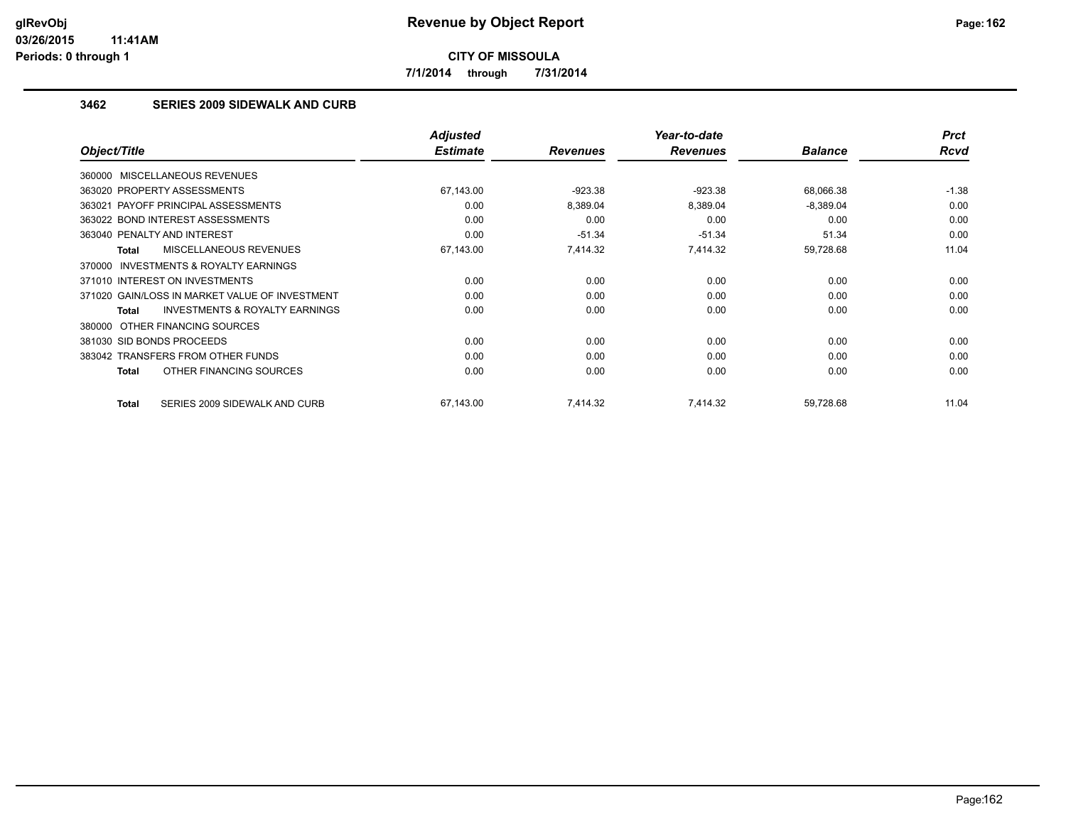# Revenue by Object Report

**CITY OF MISSOULA**

**7/1/2014 through 7/31/2014**

glRevObj
03/26/2015 11:41AM
Periods: 0 through 1

## 3462 SERIES 2009 SIDEWALK AND CURB

| Object/Title | Adjusted Estimate | Revenues | Year-to-date Revenues | Balance | Prct Rcvd |
|---|---|---|---|---|---|
| 360000 MISCELLANEOUS REVENUES | | | | | |
| 363020 PROPERTY ASSESSMENTS | 67,143.00 | -923.38 | -923.38 | 68,066.38 | -1.38 |
| 363021 PAYOFF PRINCIPAL ASSESSMENTS | 0.00 | 8,389.04 | 8,389.04 | -8,389.04 | 0.00 |
| 363022 BOND INTEREST ASSESSMENTS | 0.00 | 0.00 | 0.00 | 0.00 | 0.00 |
| 363040 PENALTY AND INTEREST | 0.00 | -51.34 | -51.34 | 51.34 | 0.00 |
| **Total** MISCELLANEOUS REVENUES | 67,143.00 | 7,414.32 | 7,414.32 | 59,728.68 | 11.04 |
| 370000 INVESTMENTS & ROYALTY EARNINGS | | | | | |
| 371010 INTEREST ON INVESTMENTS | 0.00 | 0.00 | 0.00 | 0.00 | 0.00 |
| 371020 GAIN/LOSS IN MARKET VALUE OF INVESTMENT | 0.00 | 0.00 | 0.00 | 0.00 | 0.00 |
| **Total** INVESTMENTS & ROYALTY EARNINGS | 0.00 | 0.00 | 0.00 | 0.00 | 0.00 |
| 380000 OTHER FINANCING SOURCES | | | | | |
| 381030 SID BONDS PROCEEDS | 0.00 | 0.00 | 0.00 | 0.00 | 0.00 |
| 383042 TRANSFERS FROM OTHER FUNDS | 0.00 | 0.00 | 0.00 | 0.00 | 0.00 |
| **Total** OTHER FINANCING SOURCES | 0.00 | 0.00 | 0.00 | 0.00 | 0.00 |
| **Total** SERIES 2009 SIDEWALK AND CURB | 67,143.00 | 7,414.32 | 7,414.32 | 59,728.68 | 11.04 |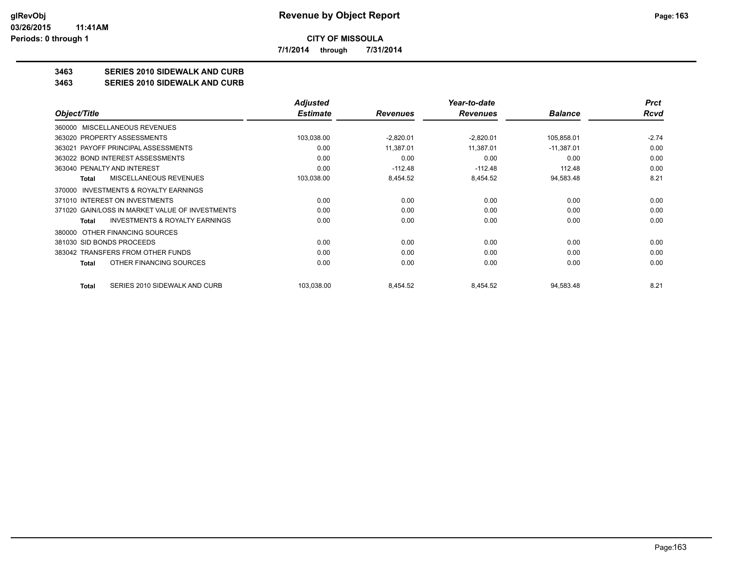# Revenue by Object Report

**CITY OF MISSOULA**

**7/1/2014 through 7/31/2014**

glRevObj
03/26/2015 11:41AM
Periods: 0 through 1

## 3463 SERIES 2010 SIDEWALK AND CURB
## 3463 SERIES 2010 SIDEWALK AND CURB

| Object/Title | Adjusted Estimate | Revenues | Year-to-date Revenues | Balance | Prct Rcvd |
|---|---|---|---|---|---|
| 360000 MISCELLANEOUS REVENUES | | | | | |
| 363020 PROPERTY ASSESSMENTS | 103,038.00 | -2,820.01 | -2,820.01 | 105,858.01 | -2.74 |
| 363021 PAYOFF PRINCIPAL ASSESSMENTS | 0.00 | 11,387.01 | 11,387.01 | -11,387.01 | 0.00 |
| 363022 BOND INTEREST ASSESSMENTS | 0.00 | 0.00 | 0.00 | 0.00 | 0.00 |
| 363040 PENALTY AND INTEREST | 0.00 | -112.48 | -112.48 | 112.48 | 0.00 |
| **Total** MISCELLANEOUS REVENUES | 103,038.00 | 8,454.52 | 8,454.52 | 94,583.48 | 8.21 |
| 370000 INVESTMENTS & ROYALTY EARNINGS | | | | | |
| 371010 INTEREST ON INVESTMENTS | 0.00 | 0.00 | 0.00 | 0.00 | 0.00 |
| 371020 GAIN/LOSS IN MARKET VALUE OF INVESTMENTS | 0.00 | 0.00 | 0.00 | 0.00 | 0.00 |
| **Total** INVESTMENTS & ROYALTY EARNINGS | 0.00 | 0.00 | 0.00 | 0.00 | 0.00 |
| 380000 OTHER FINANCING SOURCES | | | | | |
| 381030 SID BONDS PROCEEDS | 0.00 | 0.00 | 0.00 | 0.00 | 0.00 |
| 383042 TRANSFERS FROM OTHER FUNDS | 0.00 | 0.00 | 0.00 | 0.00 | 0.00 |
| **Total** OTHER FINANCING SOURCES | 0.00 | 0.00 | 0.00 | 0.00 | 0.00 |
| **Total** SERIES 2010 SIDEWALK AND CURB | 103,038.00 | 8,454.52 | 8,454.52 | 94,583.48 | 8.21 |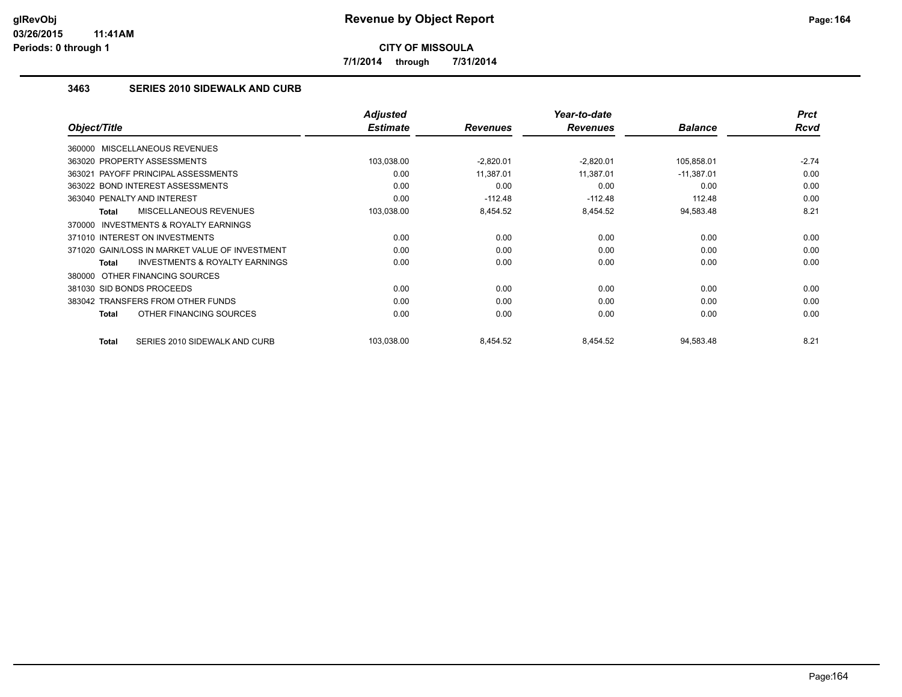# Revenue by Object Report

**CITY OF MISSOULA**

**7/1/2014 through 7/31/2014**

### 3463 SERIES 2010 SIDEWALK AND CURB

| Object/Title | Adjusted Estimate | Revenues | Year-to-date Revenues | Balance | Prct Rcvd |
|---|---|---|---|---|---|
| 360000 MISCELLANEOUS REVENUES | | | | | |
| 363020 PROPERTY ASSESSMENTS | 103,038.00 | -2,820.01 | -2,820.01 | 105,858.01 | -2.74 |
| 363021 PAYOFF PRINCIPAL ASSESSMENTS | 0.00 | 11,387.01 | 11,387.01 | -11,387.01 | 0.00 |
| 363022 BOND INTEREST ASSESSMENTS | 0.00 | 0.00 | 0.00 | 0.00 | 0.00 |
| 363040 PENALTY AND INTEREST | 0.00 | -112.48 | -112.48 | 112.48 | 0.00 |
| **Total** MISCELLANEOUS REVENUES | 103,038.00 | 8,454.52 | 8,454.52 | 94,583.48 | 8.21 |
| 370000 INVESTMENTS & ROYALTY EARNINGS | | | | | |
| 371010 INTEREST ON INVESTMENTS | 0.00 | 0.00 | 0.00 | 0.00 | 0.00 |
| 371020 GAIN/LOSS IN MARKET VALUE OF INVESTMENT | 0.00 | 0.00 | 0.00 | 0.00 | 0.00 |
| **Total** INVESTMENTS & ROYALTY EARNINGS | 0.00 | 0.00 | 0.00 | 0.00 | 0.00 |
| 380000 OTHER FINANCING SOURCES | | | | | |
| 381030 SID BONDS PROCEEDS | 0.00 | 0.00 | 0.00 | 0.00 | 0.00 |
| 383042 TRANSFERS FROM OTHER FUNDS | 0.00 | 0.00 | 0.00 | 0.00 | 0.00 |
| **Total** OTHER FINANCING SOURCES | 0.00 | 0.00 | 0.00 | 0.00 | 0.00 |
| **Total** SERIES 2010 SIDEWALK AND CURB | 103,038.00 | 8,454.52 | 8,454.52 | 94,583.48 | 8.21 |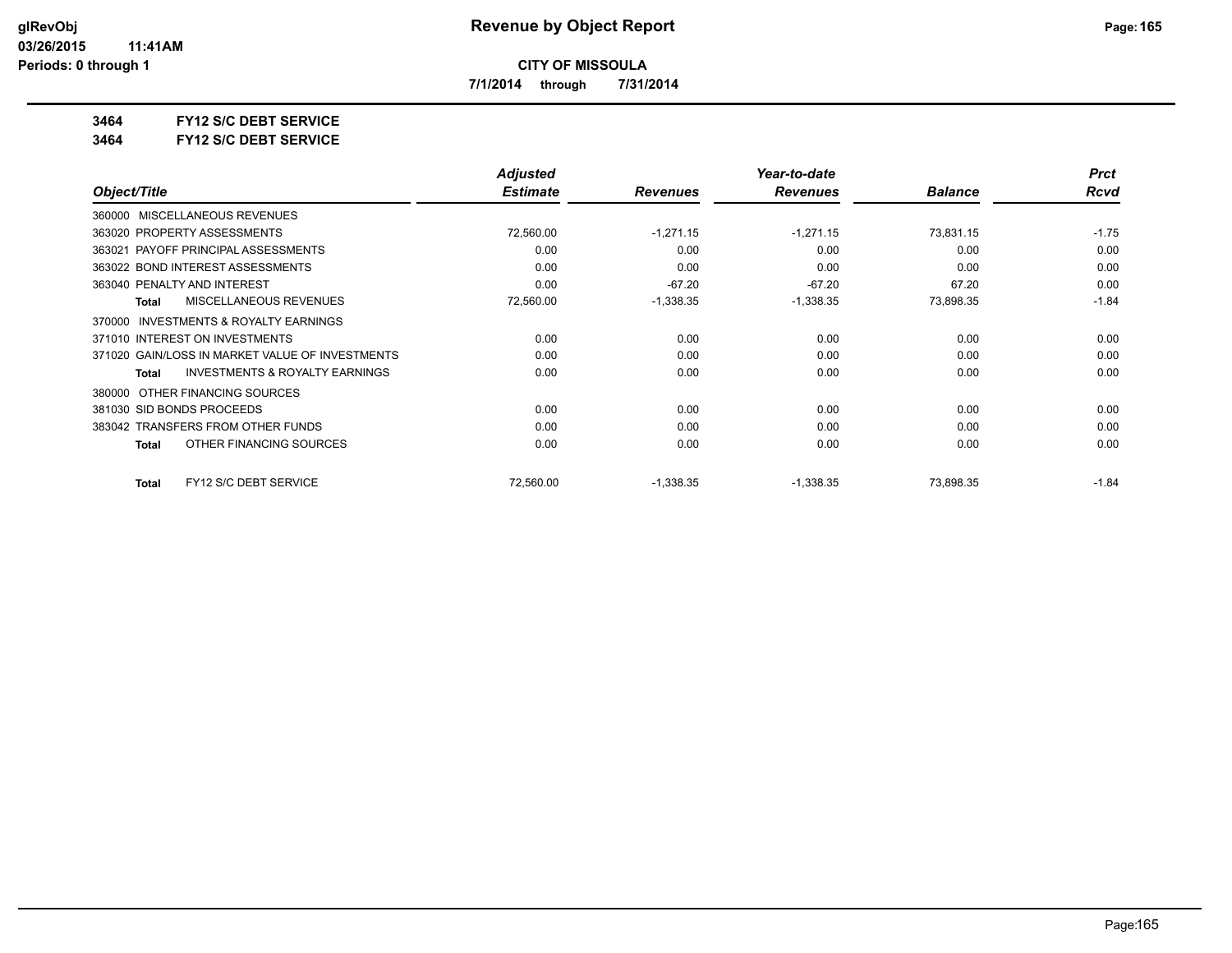**CITY OF MISSOULA**

**7/1/2014 through 7/31/2014**

**3464 FY12 S/C DEBT SERVICE**

**3464 FY12 S/C DEBT SERVICE**

| Object/Title | Adjusted Estimate | Revenues | Year-to-date Revenues | Balance | Prct Rcvd |
|---|---|---|---|---|---|
| 360000 MISCELLANEOUS REVENUES | | | | | |
| 363020 PROPERTY ASSESSMENTS | 72,560.00 | -1,271.15 | -1,271.15 | 73,831.15 | -1.75 |
| 363021 PAYOFF PRINCIPAL ASSESSMENTS | 0.00 | 0.00 | 0.00 | 0.00 | 0.00 |
| 363022 BOND INTEREST ASSESSMENTS | 0.00 | 0.00 | 0.00 | 0.00 | 0.00 |
| 363040 PENALTY AND INTEREST | 0.00 | -67.20 | -67.20 | 67.20 | 0.00 |
| **Total** MISCELLANEOUS REVENUES | 72,560.00 | -1,338.35 | -1,338.35 | 73,898.35 | -1.84 |
| 370000 INVESTMENTS & ROYALTY EARNINGS | | | | | |
| 371010 INTEREST ON INVESTMENTS | 0.00 | 0.00 | 0.00 | 0.00 | 0.00 |
| 371020 GAIN/LOSS IN MARKET VALUE OF INVESTMENTS | 0.00 | 0.00 | 0.00 | 0.00 | 0.00 |
| **Total** INVESTMENTS & ROYALTY EARNINGS | 0.00 | 0.00 | 0.00 | 0.00 | 0.00 |
| 380000 OTHER FINANCING SOURCES | | | | | |
| 381030 SID BONDS PROCEEDS | 0.00 | 0.00 | 0.00 | 0.00 | 0.00 |
| 383042 TRANSFERS FROM OTHER FUNDS | 0.00 | 0.00 | 0.00 | 0.00 | 0.00 |
| **Total** OTHER FINANCING SOURCES | 0.00 | 0.00 | 0.00 | 0.00 | 0.00 |
| **Total** FY12 S/C DEBT SERVICE | 72,560.00 | -1,338.35 | -1,338.35 | 73,898.35 | -1.84 |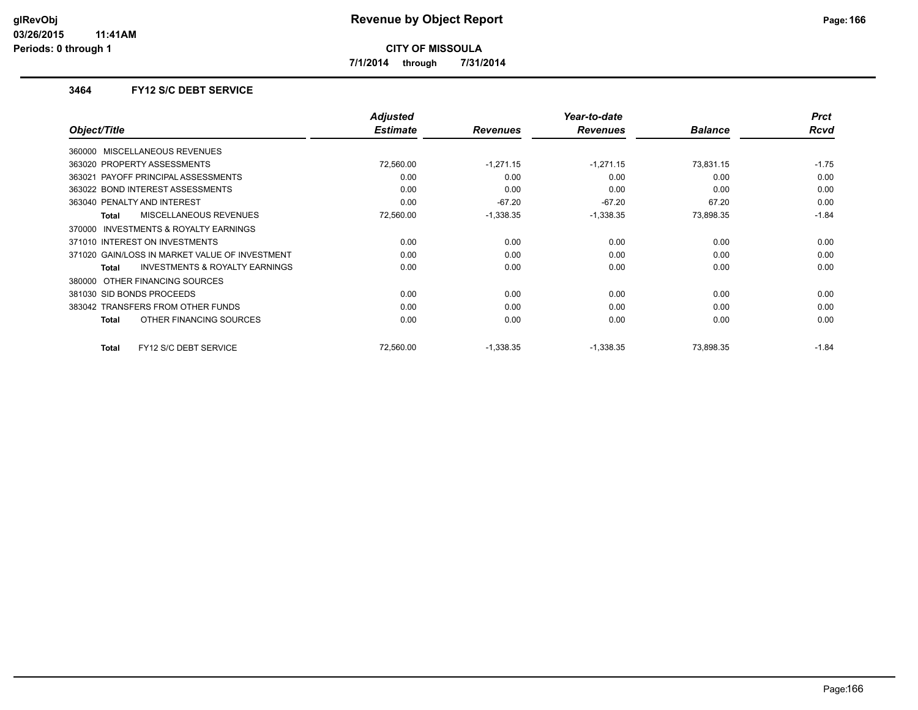# Revenue by Object Report

**CITY OF MISSOULA**

**7/1/2014 through 7/31/2014**

### 3464 FY12 S/C DEBT SERVICE

| Object/Title | Adjusted Estimate | Revenues | Year-to-date Revenues | Balance | Prct Rcvd |
|---|---|---|---|---|---|
| 360000 MISCELLANEOUS REVENUES | | | | | |
| 363020 PROPERTY ASSESSMENTS | 72,560.00 | -1,271.15 | -1,271.15 | 73,831.15 | -1.75 |
| 363021 PAYOFF PRINCIPAL ASSESSMENTS | 0.00 | 0.00 | 0.00 | 0.00 | 0.00 |
| 363022 BOND INTEREST ASSESSMENTS | 0.00 | 0.00 | 0.00 | 0.00 | 0.00 |
| 363040 PENALTY AND INTEREST | 0.00 | -67.20 | -67.20 | 67.20 | 0.00 |
| **Total** MISCELLANEOUS REVENUES | 72,560.00 | -1,338.35 | -1,338.35 | 73,898.35 | -1.84 |
| 370000 INVESTMENTS & ROYALTY EARNINGS | | | | | |
| 371010 INTEREST ON INVESTMENTS | 0.00 | 0.00 | 0.00 | 0.00 | 0.00 |
| 371020 GAIN/LOSS IN MARKET VALUE OF INVESTMENT | 0.00 | 0.00 | 0.00 | 0.00 | 0.00 |
| **Total** INVESTMENTS & ROYALTY EARNINGS | 0.00 | 0.00 | 0.00 | 0.00 | 0.00 |
| 380000 OTHER FINANCING SOURCES | | | | | |
| 381030 SID BONDS PROCEEDS | 0.00 | 0.00 | 0.00 | 0.00 | 0.00 |
| 383042 TRANSFERS FROM OTHER FUNDS | 0.00 | 0.00 | 0.00 | 0.00 | 0.00 |
| **Total** OTHER FINANCING SOURCES | 0.00 | 0.00 | 0.00 | 0.00 | 0.00 |
| **Total** FY12 S/C DEBT SERVICE | 72,560.00 | -1,338.35 | -1,338.35 | 73,898.35 | -1.84 |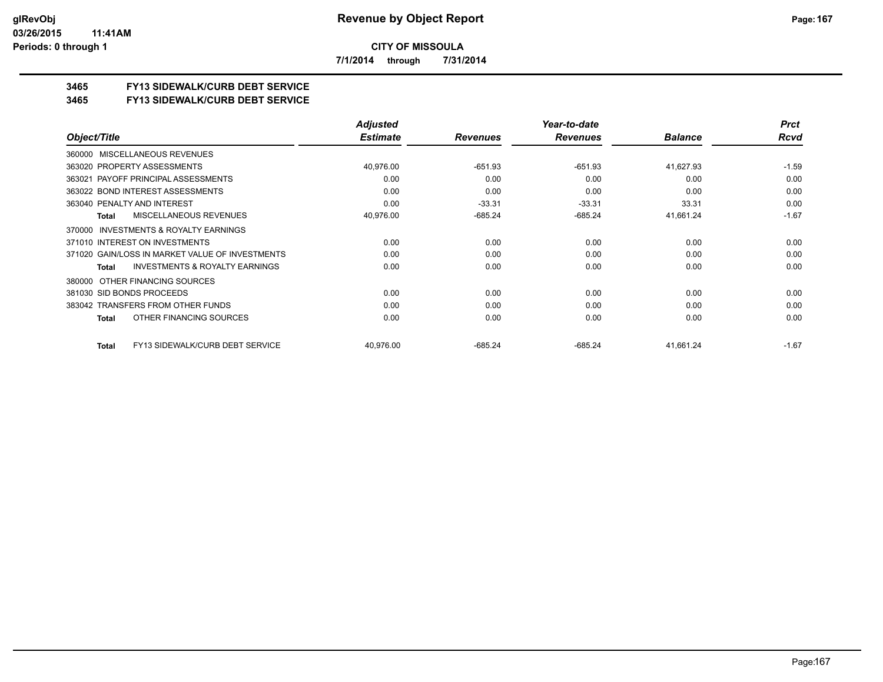**CITY OF MISSOULA**

**7/1/2014 through 7/31/2014**

## 3465 FY13 SIDEWALK/CURB DEBT SERVICE

## 3465 FY13 SIDEWALK/CURB DEBT SERVICE

| Object/Title | Adjusted Estimate | Revenues | Year-to-date Revenues | Balance | Prct Rcvd |
|---|---|---|---|---|---|
| 360000 MISCELLANEOUS REVENUES | | | | | |
| 363020 PROPERTY ASSESSMENTS | 40,976.00 | -651.93 | -651.93 | 41,627.93 | -1.59 |
| 363021 PAYOFF PRINCIPAL ASSESSMENTS | 0.00 | 0.00 | 0.00 | 0.00 | 0.00 |
| 363022 BOND INTEREST ASSESSMENTS | 0.00 | 0.00 | 0.00 | 0.00 | 0.00 |
| 363040 PENALTY AND INTEREST | 0.00 | -33.31 | -33.31 | 33.31 | 0.00 |
| **Total** MISCELLANEOUS REVENUES | 40,976.00 | -685.24 | -685.24 | 41,661.24 | -1.67 |
| 370000 INVESTMENTS & ROYALTY EARNINGS | | | | | |
| 371010 INTEREST ON INVESTMENTS | 0.00 | 0.00 | 0.00 | 0.00 | 0.00 |
| 371020 GAIN/LOSS IN MARKET VALUE OF INVESTMENTS | 0.00 | 0.00 | 0.00 | 0.00 | 0.00 |
| **Total** INVESTMENTS & ROYALTY EARNINGS | 0.00 | 0.00 | 0.00 | 0.00 | 0.00 |
| 380000 OTHER FINANCING SOURCES | | | | | |
| 381030 SID BONDS PROCEEDS | 0.00 | 0.00 | 0.00 | 0.00 | 0.00 |
| 383042 TRANSFERS FROM OTHER FUNDS | 0.00 | 0.00 | 0.00 | 0.00 | 0.00 |
| **Total** OTHER FINANCING SOURCES | 0.00 | 0.00 | 0.00 | 0.00 | 0.00 |
| **Total** FY13 SIDEWALK/CURB DEBT SERVICE | 40,976.00 | -685.24 | -685.24 | 41,661.24 | -1.67 |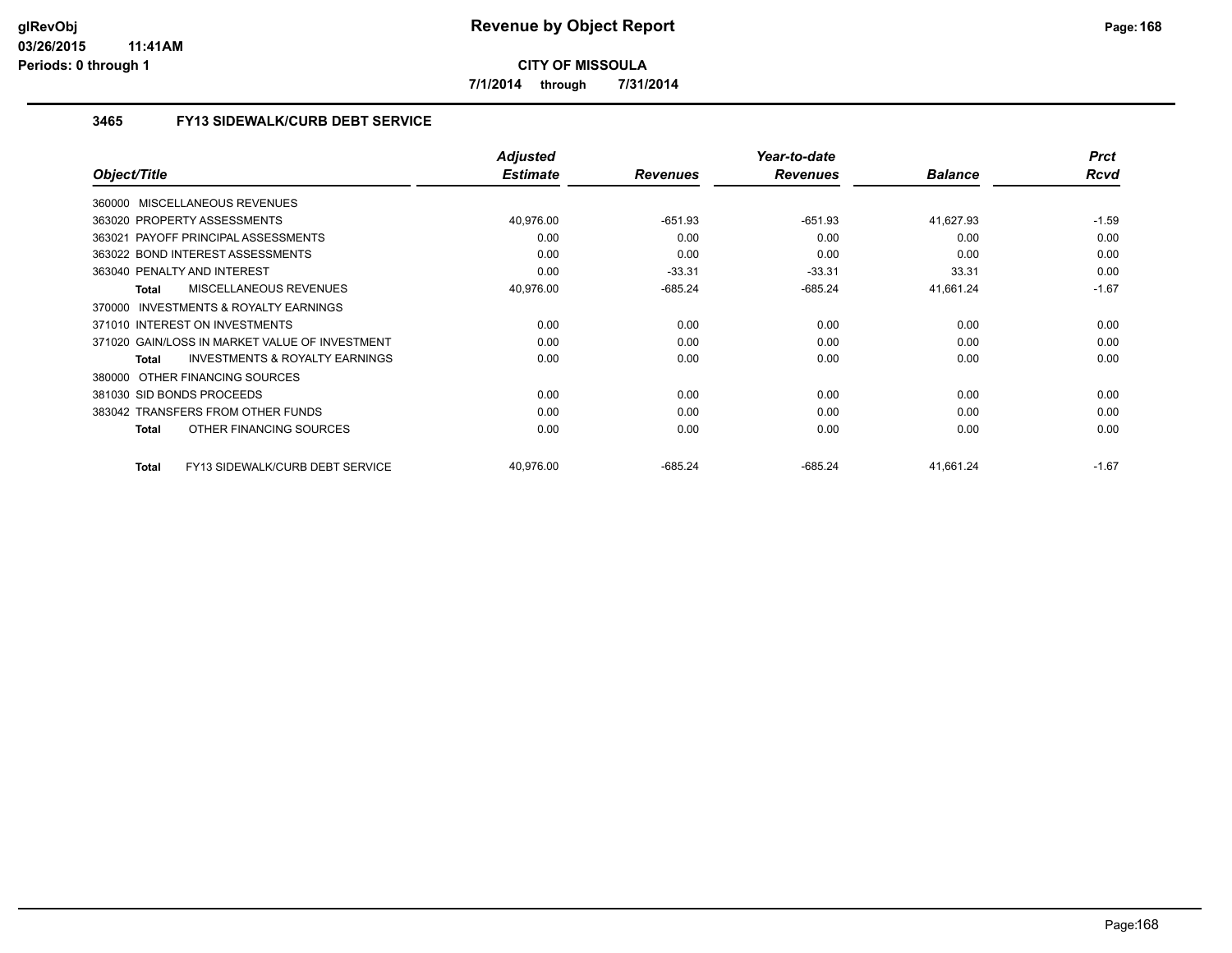**CITY OF MISSOULA**

**7/1/2014 through 7/31/2014**

### 3465 FY13 SIDEWALK/CURB DEBT SERVICE

| Object/Title | Adjusted Estimate | Revenues | Year-to-date Revenues | Balance | Prct Rcvd |
|---|---|---|---|---|---|
| 360000 MISCELLANEOUS REVENUES | | | | | |
| 363020 PROPERTY ASSESSMENTS | 40,976.00 | -651.93 | -651.93 | 41,627.93 | -1.59 |
| 363021 PAYOFF PRINCIPAL ASSESSMENTS | 0.00 | 0.00 | 0.00 | 0.00 | 0.00 |
| 363022 BOND INTEREST ASSESSMENTS | 0.00 | 0.00 | 0.00 | 0.00 | 0.00 |
| 363040 PENALTY AND INTEREST | 0.00 | -33.31 | -33.31 | 33.31 | 0.00 |
| **Total** MISCELLANEOUS REVENUES | 40,976.00 | -685.24 | -685.24 | 41,661.24 | -1.67 |
| 370000 INVESTMENTS & ROYALTY EARNINGS | | | | | |
| 371010 INTEREST ON INVESTMENTS | 0.00 | 0.00 | 0.00 | 0.00 | 0.00 |
| 371020 GAIN/LOSS IN MARKET VALUE OF INVESTMENT | 0.00 | 0.00 | 0.00 | 0.00 | 0.00 |
| **Total** INVESTMENTS & ROYALTY EARNINGS | 0.00 | 0.00 | 0.00 | 0.00 | 0.00 |
| 380000 OTHER FINANCING SOURCES | | | | | |
| 381030 SID BONDS PROCEEDS | 0.00 | 0.00 | 0.00 | 0.00 | 0.00 |
| 383042 TRANSFERS FROM OTHER FUNDS | 0.00 | 0.00 | 0.00 | 0.00 | 0.00 |
| **Total** OTHER FINANCING SOURCES | 0.00 | 0.00 | 0.00 | 0.00 | 0.00 |
| **Total** FY13 SIDEWALK/CURB DEBT SERVICE | 40,976.00 | -685.24 | -685.24 | 41,661.24 | -1.67 |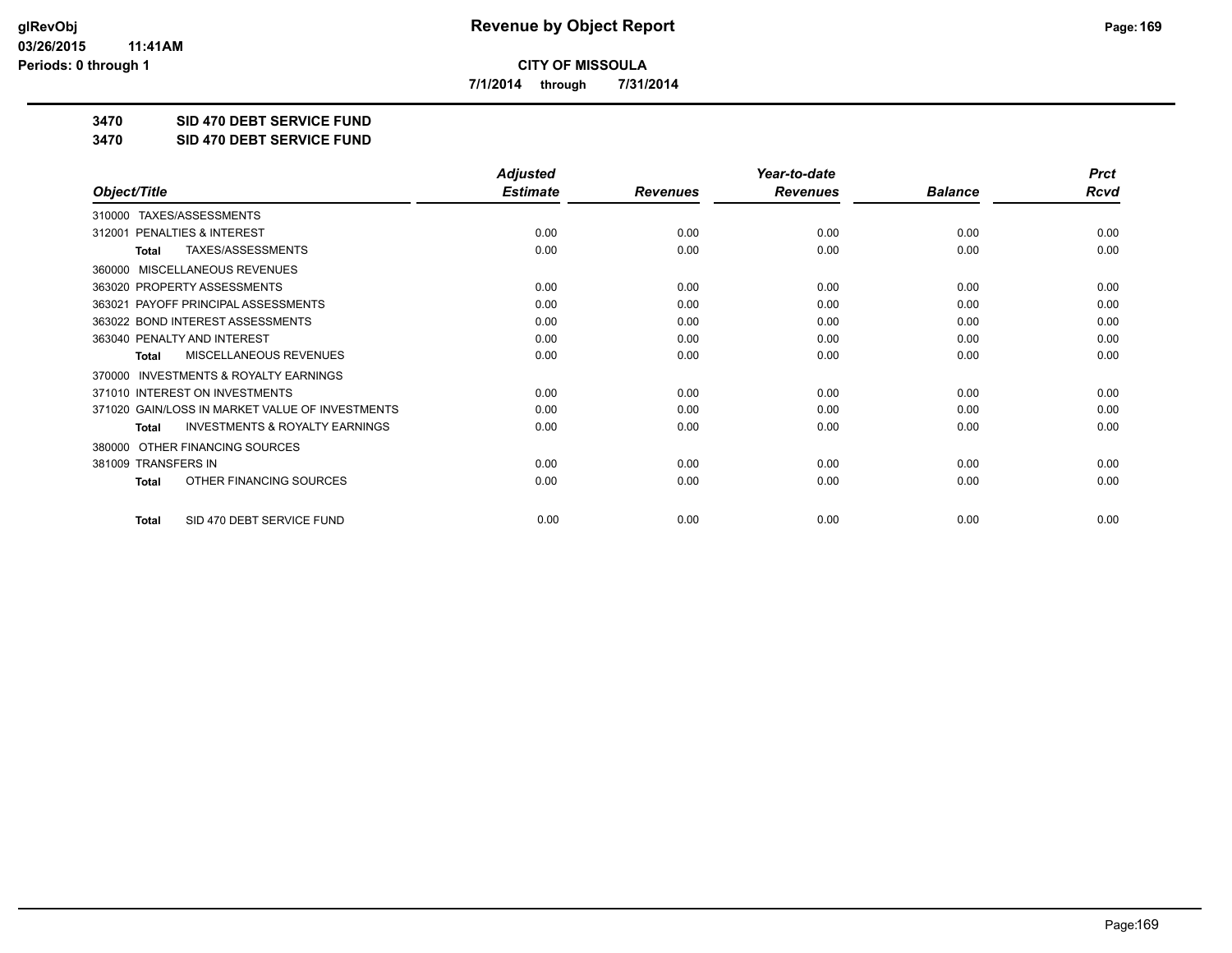# Revenue by Object Report

**CITY OF MISSOULA**

**7/1/2014 through 7/31/2014**

glRevObj
03/26/2015 11:41AM
Periods: 0 through 1

## 3470 SID 470 DEBT SERVICE FUND

## 3470 SID 470 DEBT SERVICE FUND

| Object/Title | Adjusted Estimate | Revenues | Year-to-date Revenues | Balance | Prct Rcvd |
|---|---|---|---|---|---|
| 310000 TAXES/ASSESSMENTS | | | | | |
| 312001 PENALTIES & INTEREST | 0.00 | 0.00 | 0.00 | 0.00 | 0.00 |
| **Total** TAXES/ASSESSMENTS | 0.00 | 0.00 | 0.00 | 0.00 | 0.00 |
| 360000 MISCELLANEOUS REVENUES | | | | | |
| 363020 PROPERTY ASSESSMENTS | 0.00 | 0.00 | 0.00 | 0.00 | 0.00 |
| 363021 PAYOFF PRINCIPAL ASSESSMENTS | 0.00 | 0.00 | 0.00 | 0.00 | 0.00 |
| 363022 BOND INTEREST ASSESSMENTS | 0.00 | 0.00 | 0.00 | 0.00 | 0.00 |
| 363040 PENALTY AND INTEREST | 0.00 | 0.00 | 0.00 | 0.00 | 0.00 |
| **Total** MISCELLANEOUS REVENUES | 0.00 | 0.00 | 0.00 | 0.00 | 0.00 |
| 370000 INVESTMENTS & ROYALTY EARNINGS | | | | | |
| 371010 INTEREST ON INVESTMENTS | 0.00 | 0.00 | 0.00 | 0.00 | 0.00 |
| 371020 GAIN/LOSS IN MARKET VALUE OF INVESTMENTS | 0.00 | 0.00 | 0.00 | 0.00 | 0.00 |
| **Total** INVESTMENTS & ROYALTY EARNINGS | 0.00 | 0.00 | 0.00 | 0.00 | 0.00 |
| 380000 OTHER FINANCING SOURCES | | | | | |
| 381009 TRANSFERS IN | 0.00 | 0.00 | 0.00 | 0.00 | 0.00 |
| **Total** OTHER FINANCING SOURCES | 0.00 | 0.00 | 0.00 | 0.00 | 0.00 |
| **Total** SID 470 DEBT SERVICE FUND | 0.00 | 0.00 | 0.00 | 0.00 | 0.00 |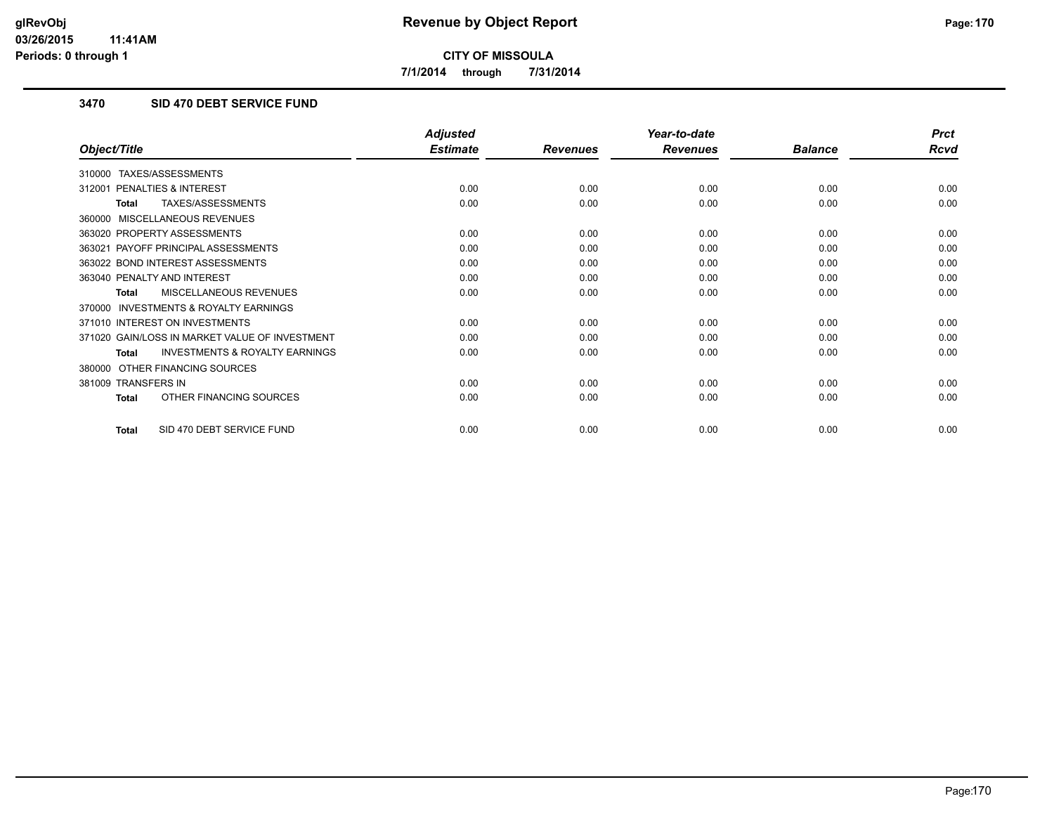**Revenue by Object Report**

**CITY OF MISSOULA**

**7/1/2014 through 7/31/2014**

### 3470 SID 470 DEBT SERVICE FUND

| Object/Title | Adjusted Estimate | Revenues | Year-to-date Revenues | Balance | Prct Rcvd |
|---|---|---|---|---|---|
| 310000 TAXES/ASSESSMENTS | | | | | |
| 312001 PENALTIES & INTEREST | 0.00 | 0.00 | 0.00 | 0.00 | 0.00 |
| **Total** TAXES/ASSESSMENTS | 0.00 | 0.00 | 0.00 | 0.00 | 0.00 |
| 360000 MISCELLANEOUS REVENUES | | | | | |
| 363020 PROPERTY ASSESSMENTS | 0.00 | 0.00 | 0.00 | 0.00 | 0.00 |
| 363021 PAYOFF PRINCIPAL ASSESSMENTS | 0.00 | 0.00 | 0.00 | 0.00 | 0.00 |
| 363022 BOND INTEREST ASSESSMENTS | 0.00 | 0.00 | 0.00 | 0.00 | 0.00 |
| 363040 PENALTY AND INTEREST | 0.00 | 0.00 | 0.00 | 0.00 | 0.00 |
| **Total** MISCELLANEOUS REVENUES | 0.00 | 0.00 | 0.00 | 0.00 | 0.00 |
| 370000 INVESTMENTS & ROYALTY EARNINGS | | | | | |
| 371010 INTEREST ON INVESTMENTS | 0.00 | 0.00 | 0.00 | 0.00 | 0.00 |
| 371020 GAIN/LOSS IN MARKET VALUE OF INVESTMENT | 0.00 | 0.00 | 0.00 | 0.00 | 0.00 |
| **Total** INVESTMENTS & ROYALTY EARNINGS | 0.00 | 0.00 | 0.00 | 0.00 | 0.00 |
| 380000 OTHER FINANCING SOURCES | | | | | |
| 381009 TRANSFERS IN | 0.00 | 0.00 | 0.00 | 0.00 | 0.00 |
| **Total** OTHER FINANCING SOURCES | 0.00 | 0.00 | 0.00 | 0.00 | 0.00 |
| **Total** SID 470 DEBT SERVICE FUND | 0.00 | 0.00 | 0.00 | 0.00 | 0.00 |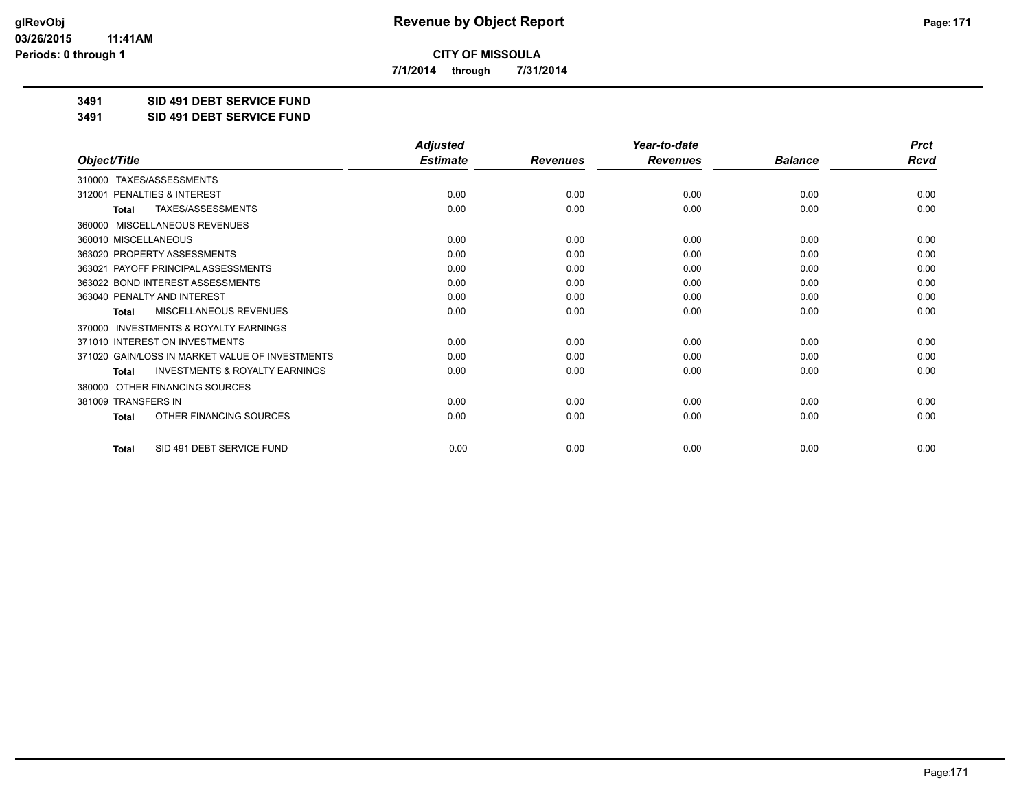**Revenue by Object Report**

**CITY OF MISSOULA**

**7/1/2014 through 7/31/2014**

**glRevObj**
**03/26/2015 11:41AM**
**Periods: 0 through 1**

## 3491 SID 491 DEBT SERVICE FUND
## 3491 SID 491 DEBT SERVICE FUND

| Object/Title | Adjusted Estimate | Revenues | Year-to-date Revenues | Balance | Prct Rcvd |
|---|---|---|---|---|---|
| 310000 TAXES/ASSESSMENTS | | | | | |
| 312001 PENALTIES & INTEREST | 0.00 | 0.00 | 0.00 | 0.00 | 0.00 |
| **Total** TAXES/ASSESSMENTS | 0.00 | 0.00 | 0.00 | 0.00 | 0.00 |
| 360000 MISCELLANEOUS REVENUES | | | | | |
| 360010 MISCELLANEOUS | 0.00 | 0.00 | 0.00 | 0.00 | 0.00 |
| 363020 PROPERTY ASSESSMENTS | 0.00 | 0.00 | 0.00 | 0.00 | 0.00 |
| 363021 PAYOFF PRINCIPAL ASSESSMENTS | 0.00 | 0.00 | 0.00 | 0.00 | 0.00 |
| 363022 BOND INTEREST ASSESSMENTS | 0.00 | 0.00 | 0.00 | 0.00 | 0.00 |
| 363040 PENALTY AND INTEREST | 0.00 | 0.00 | 0.00 | 0.00 | 0.00 |
| **Total** MISCELLANEOUS REVENUES | 0.00 | 0.00 | 0.00 | 0.00 | 0.00 |
| 370000 INVESTMENTS & ROYALTY EARNINGS | | | | | |
| 371010 INTEREST ON INVESTMENTS | 0.00 | 0.00 | 0.00 | 0.00 | 0.00 |
| 371020 GAIN/LOSS IN MARKET VALUE OF INVESTMENTS | 0.00 | 0.00 | 0.00 | 0.00 | 0.00 |
| **Total** INVESTMENTS & ROYALTY EARNINGS | 0.00 | 0.00 | 0.00 | 0.00 | 0.00 |
| 380000 OTHER FINANCING SOURCES | | | | | |
| 381009 TRANSFERS IN | 0.00 | 0.00 | 0.00 | 0.00 | 0.00 |
| **Total** OTHER FINANCING SOURCES | 0.00 | 0.00 | 0.00 | 0.00 | 0.00 |
| **Total** SID 491 DEBT SERVICE FUND | 0.00 | 0.00 | 0.00 | 0.00 | 0.00 |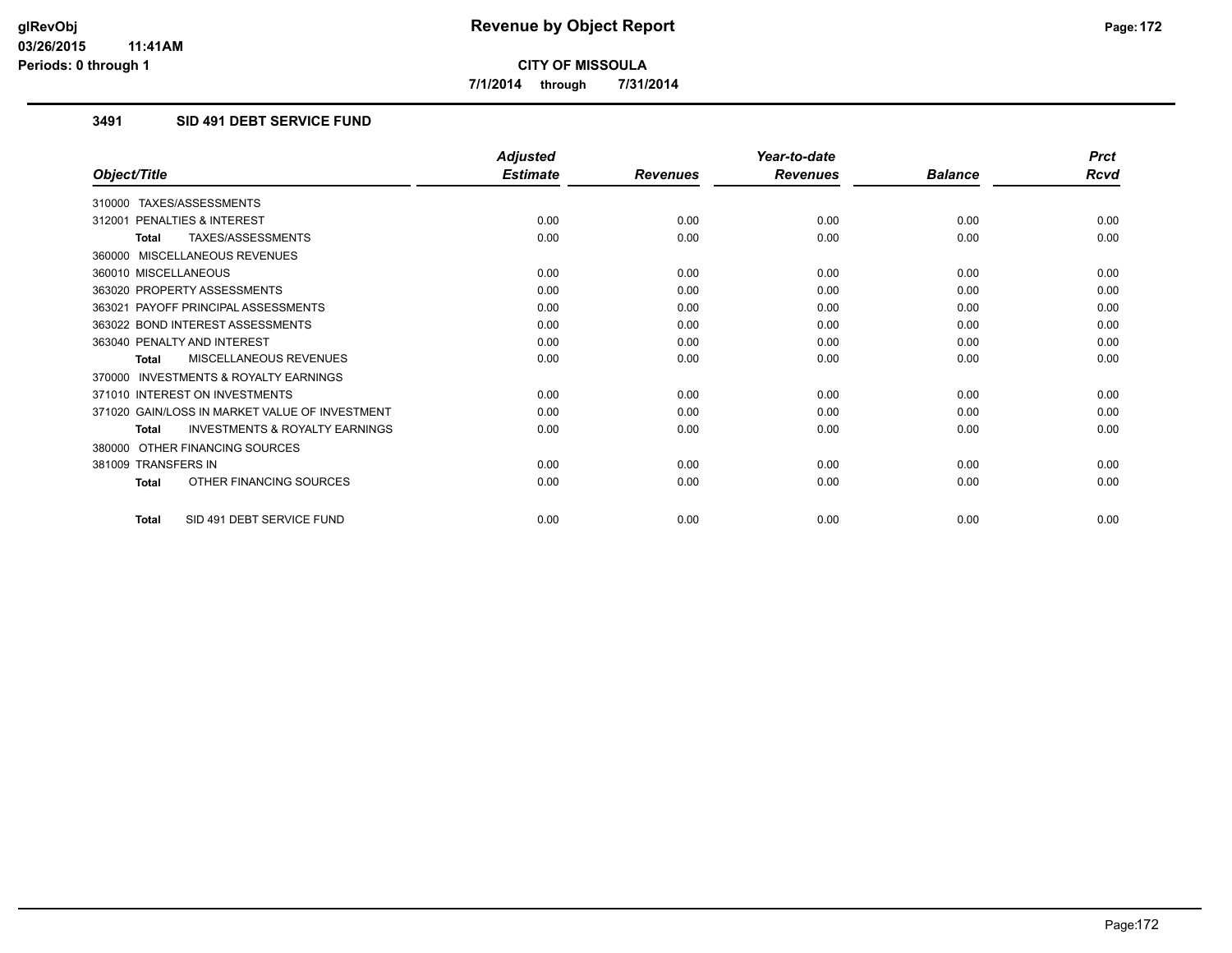**CITY OF MISSOULA**

**7/1/2014 through 7/31/2014**

### 3491 SID 491 DEBT SERVICE FUND

| Object/Title | Adjusted Estimate | Revenues | Year-to-date Revenues | Balance | Prct Rcvd |
|---|---|---|---|---|---|
| 310000 TAXES/ASSESSMENTS | | | | | |
| 312001 PENALTIES & INTEREST | 0.00 | 0.00 | 0.00 | 0.00 | 0.00 |
| **Total** TAXES/ASSESSMENTS | 0.00 | 0.00 | 0.00 | 0.00 | 0.00 |
| 360000 MISCELLANEOUS REVENUES | | | | | |
| 360010 MISCELLANEOUS | 0.00 | 0.00 | 0.00 | 0.00 | 0.00 |
| 363020 PROPERTY ASSESSMENTS | 0.00 | 0.00 | 0.00 | 0.00 | 0.00 |
| 363021 PAYOFF PRINCIPAL ASSESSMENTS | 0.00 | 0.00 | 0.00 | 0.00 | 0.00 |
| 363022 BOND INTEREST ASSESSMENTS | 0.00 | 0.00 | 0.00 | 0.00 | 0.00 |
| 363040 PENALTY AND INTEREST | 0.00 | 0.00 | 0.00 | 0.00 | 0.00 |
| **Total** MISCELLANEOUS REVENUES | 0.00 | 0.00 | 0.00 | 0.00 | 0.00 |
| 370000 INVESTMENTS & ROYALTY EARNINGS | | | | | |
| 371010 INTEREST ON INVESTMENTS | 0.00 | 0.00 | 0.00 | 0.00 | 0.00 |
| 371020 GAIN/LOSS IN MARKET VALUE OF INVESTMENT | 0.00 | 0.00 | 0.00 | 0.00 | 0.00 |
| **Total** INVESTMENTS & ROYALTY EARNINGS | 0.00 | 0.00 | 0.00 | 0.00 | 0.00 |
| 380000 OTHER FINANCING SOURCES | | | | | |
| 381009 TRANSFERS IN | 0.00 | 0.00 | 0.00 | 0.00 | 0.00 |
| **Total** OTHER FINANCING SOURCES | 0.00 | 0.00 | 0.00 | 0.00 | 0.00 |
| **Total** SID 491 DEBT SERVICE FUND | 0.00 | 0.00 | 0.00 | 0.00 | 0.00 |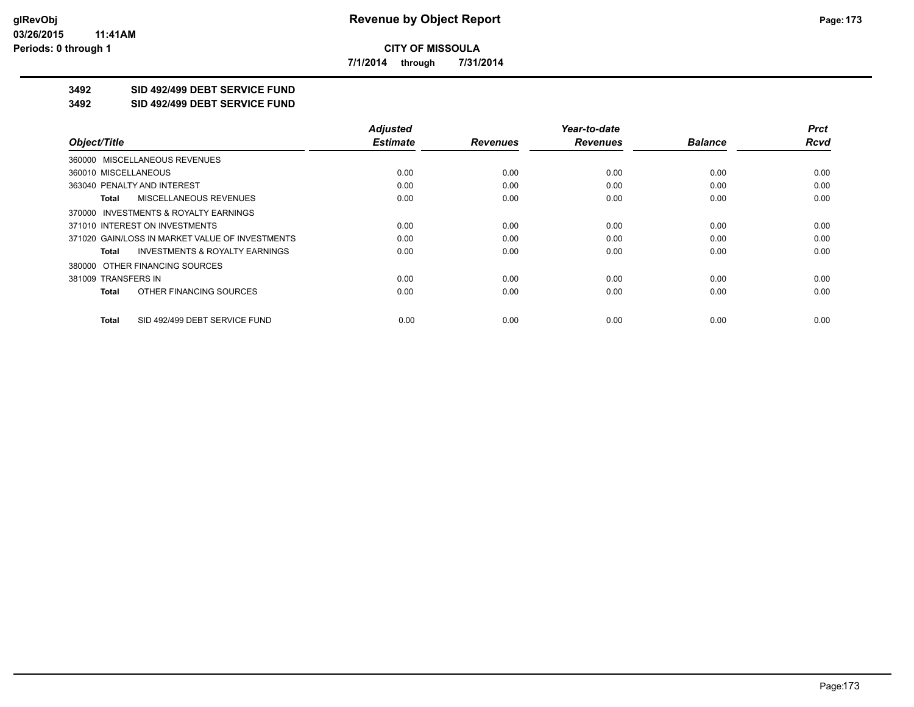**CITY OF MISSOULA**

**7/1/2014 through 7/31/2014**

## 3492 SID 492/499 DEBT SERVICE FUND

## 3492 SID 492/499 DEBT SERVICE FUND

| Object/Title | Adjusted Estimate | Revenues | Year-to-date Revenues | Balance | Prct Rcvd |
|---|---|---|---|---|---|
| 360000 MISCELLANEOUS REVENUES | | | | | |
| 360010 MISCELLANEOUS | 0.00 | 0.00 | 0.00 | 0.00 | 0.00 |
| 363040 PENALTY AND INTEREST | 0.00 | 0.00 | 0.00 | 0.00 | 0.00 |
| **Total** MISCELLANEOUS REVENUES | 0.00 | 0.00 | 0.00 | 0.00 | 0.00 |
| 370000 INVESTMENTS & ROYALTY EARNINGS | | | | | |
| 371010 INTEREST ON INVESTMENTS | 0.00 | 0.00 | 0.00 | 0.00 | 0.00 |
| 371020 GAIN/LOSS IN MARKET VALUE OF INVESTMENTS | 0.00 | 0.00 | 0.00 | 0.00 | 0.00 |
| **Total** INVESTMENTS & ROYALTY EARNINGS | 0.00 | 0.00 | 0.00 | 0.00 | 0.00 |
| 380000 OTHER FINANCING SOURCES | | | | | |
| 381009 TRANSFERS IN | 0.00 | 0.00 | 0.00 | 0.00 | 0.00 |
| **Total** OTHER FINANCING SOURCES | 0.00 | 0.00 | 0.00 | 0.00 | 0.00 |
| **Total** SID 492/499 DEBT SERVICE FUND | 0.00 | 0.00 | 0.00 | 0.00 | 0.00 |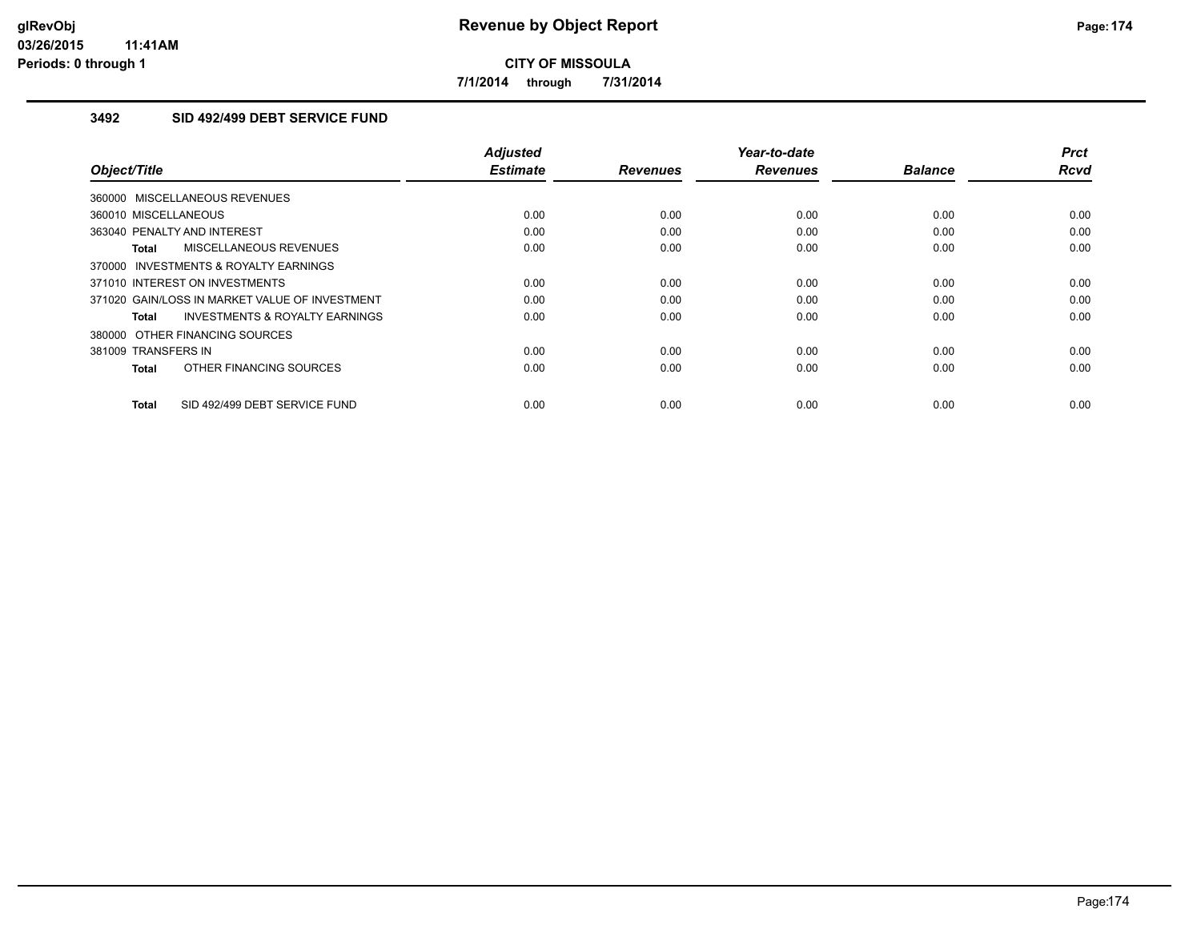# Revenue by Object Report

## CITY OF MISSOULA

7/1/2014 through 7/31/2014

### 3492 SID 492/499 DEBT SERVICE FUND

| Object/Title | Adjusted Estimate | Revenues | Year-to-date Revenues | Balance | Prct Rcvd |
|---|---|---|---|---|---|
| 360000 MISCELLANEOUS REVENUES | | | | | |
| 360010 MISCELLANEOUS | 0.00 | 0.00 | 0.00 | 0.00 | 0.00 |
| 363040 PENALTY AND INTEREST | 0.00 | 0.00 | 0.00 | 0.00 | 0.00 |
| **Total** MISCELLANEOUS REVENUES | 0.00 | 0.00 | 0.00 | 0.00 | 0.00 |
| 370000 INVESTMENTS & ROYALTY EARNINGS | | | | | |
| 371010 INTEREST ON INVESTMENTS | 0.00 | 0.00 | 0.00 | 0.00 | 0.00 |
| 371020 GAIN/LOSS IN MARKET VALUE OF INVESTMENT | 0.00 | 0.00 | 0.00 | 0.00 | 0.00 |
| **Total** INVESTMENTS & ROYALTY EARNINGS | 0.00 | 0.00 | 0.00 | 0.00 | 0.00 |
| 380000 OTHER FINANCING SOURCES | | | | | |
| 381009 TRANSFERS IN | 0.00 | 0.00 | 0.00 | 0.00 | 0.00 |
| **Total** OTHER FINANCING SOURCES | 0.00 | 0.00 | 0.00 | 0.00 | 0.00 |
| **Total** SID 492/499 DEBT SERVICE FUND | 0.00 | 0.00 | 0.00 | 0.00 | 0.00 |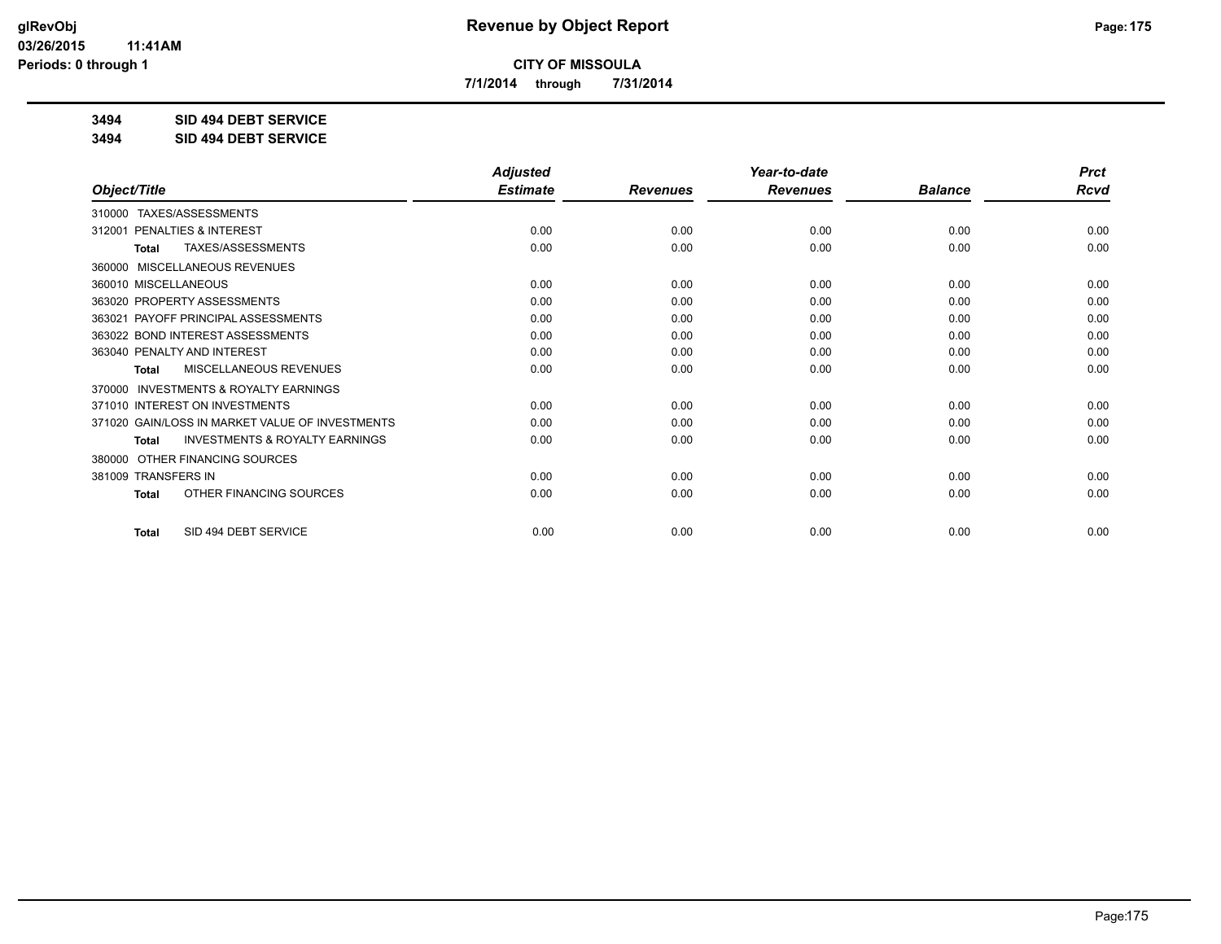**CITY OF MISSOULA**

**7/1/2014 through 7/31/2014**

**3494 SID 494 DEBT SERVICE**

**3494 SID 494 DEBT SERVICE**

| Object/Title | Adjusted Estimate | Revenues | Year-to-date Revenues | Balance | Prct Rcvd |
|---|---|---|---|---|---|
| 310000 TAXES/ASSESSMENTS | | | | | |
| 312001 PENALTIES & INTEREST | 0.00 | 0.00 | 0.00 | 0.00 | 0.00 |
| Total TAXES/ASSESSMENTS | 0.00 | 0.00 | 0.00 | 0.00 | 0.00 |
| 360000 MISCELLANEOUS REVENUES | | | | | |
| 360010 MISCELLANEOUS | 0.00 | 0.00 | 0.00 | 0.00 | 0.00 |
| 363020 PROPERTY ASSESSMENTS | 0.00 | 0.00 | 0.00 | 0.00 | 0.00 |
| 363021 PAYOFF PRINCIPAL ASSESSMENTS | 0.00 | 0.00 | 0.00 | 0.00 | 0.00 |
| 363022 BOND INTEREST ASSESSMENTS | 0.00 | 0.00 | 0.00 | 0.00 | 0.00 |
| 363040 PENALTY AND INTEREST | 0.00 | 0.00 | 0.00 | 0.00 | 0.00 |
| Total MISCELLANEOUS REVENUES | 0.00 | 0.00 | 0.00 | 0.00 | 0.00 |
| 370000 INVESTMENTS & ROYALTY EARNINGS | | | | | |
| 371010 INTEREST ON INVESTMENTS | 0.00 | 0.00 | 0.00 | 0.00 | 0.00 |
| 371020 GAIN/LOSS IN MARKET VALUE OF INVESTMENTS | 0.00 | 0.00 | 0.00 | 0.00 | 0.00 |
| Total INVESTMENTS & ROYALTY EARNINGS | 0.00 | 0.00 | 0.00 | 0.00 | 0.00 |
| 380000 OTHER FINANCING SOURCES | | | | | |
| 381009 TRANSFERS IN | 0.00 | 0.00 | 0.00 | 0.00 | 0.00 |
| Total OTHER FINANCING SOURCES | 0.00 | 0.00 | 0.00 | 0.00 | 0.00 |
| Total SID 494 DEBT SERVICE | 0.00 | 0.00 | 0.00 | 0.00 | 0.00 |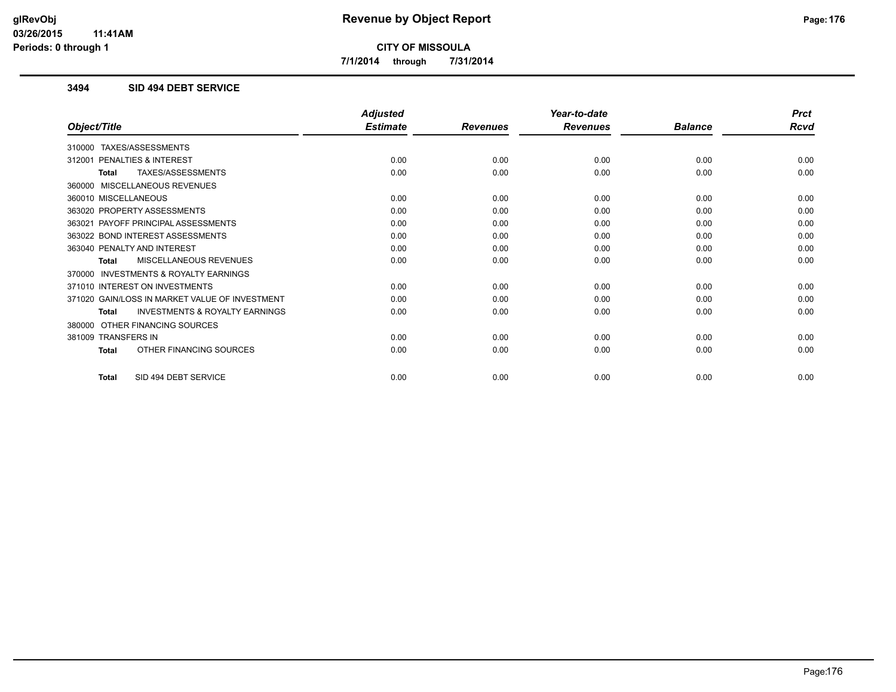**CITY OF MISSOULA**

**7/1/2014 through 7/31/2014**

### 3494 SID 494 DEBT SERVICE

| Object/Title | Adjusted Estimate | Revenues | Year-to-date Revenues | Balance | Prct Rcvd |
|---|---|---|---|---|---|
| 310000 TAXES/ASSESSMENTS | | | | | |
| 312001 PENALTIES & INTEREST | 0.00 | 0.00 | 0.00 | 0.00 | 0.00 |
| **Total** TAXES/ASSESSMENTS | 0.00 | 0.00 | 0.00 | 0.00 | 0.00 |
| 360000 MISCELLANEOUS REVENUES | | | | | |
| 360010 MISCELLANEOUS | 0.00 | 0.00 | 0.00 | 0.00 | 0.00 |
| 363020 PROPERTY ASSESSMENTS | 0.00 | 0.00 | 0.00 | 0.00 | 0.00 |
| 363021 PAYOFF PRINCIPAL ASSESSMENTS | 0.00 | 0.00 | 0.00 | 0.00 | 0.00 |
| 363022 BOND INTEREST ASSESSMENTS | 0.00 | 0.00 | 0.00 | 0.00 | 0.00 |
| 363040 PENALTY AND INTEREST | 0.00 | 0.00 | 0.00 | 0.00 | 0.00 |
| **Total** MISCELLANEOUS REVENUES | 0.00 | 0.00 | 0.00 | 0.00 | 0.00 |
| 370000 INVESTMENTS & ROYALTY EARNINGS | | | | | |
| 371010 INTEREST ON INVESTMENTS | 0.00 | 0.00 | 0.00 | 0.00 | 0.00 |
| 371020 GAIN/LOSS IN MARKET VALUE OF INVESTMENT | 0.00 | 0.00 | 0.00 | 0.00 | 0.00 |
| **Total** INVESTMENTS & ROYALTY EARNINGS | 0.00 | 0.00 | 0.00 | 0.00 | 0.00 |
| 380000 OTHER FINANCING SOURCES | | | | | |
| 381009 TRANSFERS IN | 0.00 | 0.00 | 0.00 | 0.00 | 0.00 |
| **Total** OTHER FINANCING SOURCES | 0.00 | 0.00 | 0.00 | 0.00 | 0.00 |
| **Total** SID 494 DEBT SERVICE | 0.00 | 0.00 | 0.00 | 0.00 | 0.00 |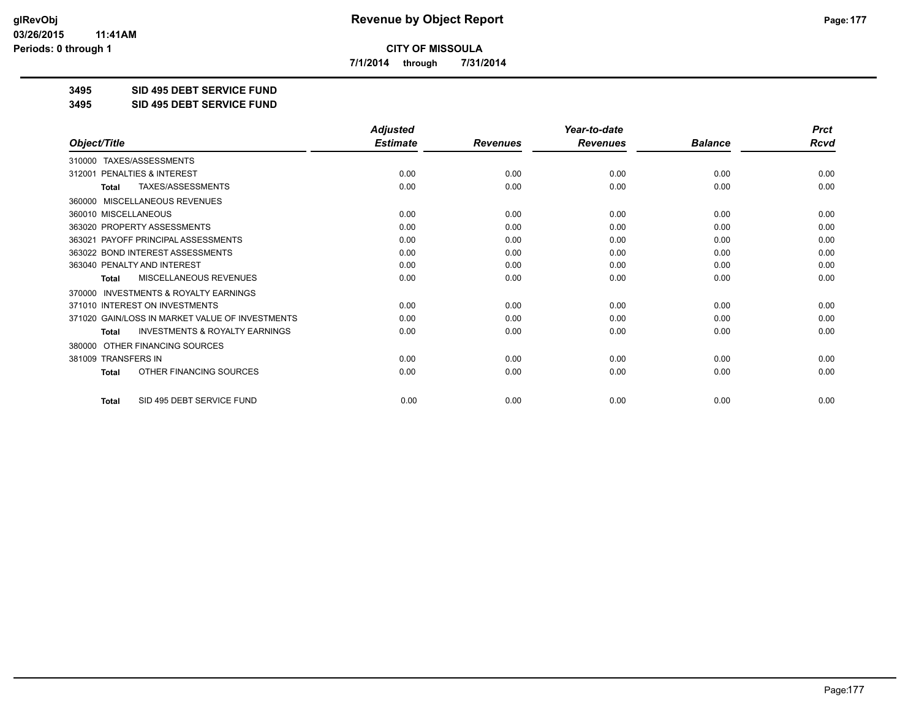**CITY OF MISSOULA**

**7/1/2014 through 7/31/2014**

**3495 SID 495 DEBT SERVICE FUND**

**3495 SID 495 DEBT SERVICE FUND**

| Object/Title | Adjusted Estimate | Revenues | Year-to-date Revenues | Balance | Prct Rcvd |
|---|---|---|---|---|---|
| 310000 TAXES/ASSESSMENTS | | | | | |
| 312001 PENALTIES & INTEREST | 0.00 | 0.00 | 0.00 | 0.00 | 0.00 |
| **Total** TAXES/ASSESSMENTS | 0.00 | 0.00 | 0.00 | 0.00 | 0.00 |
| 360000 MISCELLANEOUS REVENUES | | | | | |
| 360010 MISCELLANEOUS | 0.00 | 0.00 | 0.00 | 0.00 | 0.00 |
| 363020 PROPERTY ASSESSMENTS | 0.00 | 0.00 | 0.00 | 0.00 | 0.00 |
| 363021 PAYOFF PRINCIPAL ASSESSMENTS | 0.00 | 0.00 | 0.00 | 0.00 | 0.00 |
| 363022 BOND INTEREST ASSESSMENTS | 0.00 | 0.00 | 0.00 | 0.00 | 0.00 |
| 363040 PENALTY AND INTEREST | 0.00 | 0.00 | 0.00 | 0.00 | 0.00 |
| **Total** MISCELLANEOUS REVENUES | 0.00 | 0.00 | 0.00 | 0.00 | 0.00 |
| 370000 INVESTMENTS & ROYALTY EARNINGS | | | | | |
| 371010 INTEREST ON INVESTMENTS | 0.00 | 0.00 | 0.00 | 0.00 | 0.00 |
| 371020 GAIN/LOSS IN MARKET VALUE OF INVESTMENTS | 0.00 | 0.00 | 0.00 | 0.00 | 0.00 |
| **Total** INVESTMENTS & ROYALTY EARNINGS | 0.00 | 0.00 | 0.00 | 0.00 | 0.00 |
| 380000 OTHER FINANCING SOURCES | | | | | |
| 381009 TRANSFERS IN | 0.00 | 0.00 | 0.00 | 0.00 | 0.00 |
| **Total** OTHER FINANCING SOURCES | 0.00 | 0.00 | 0.00 | 0.00 | 0.00 |
| **Total** SID 495 DEBT SERVICE FUND | 0.00 | 0.00 | 0.00 | 0.00 | 0.00 |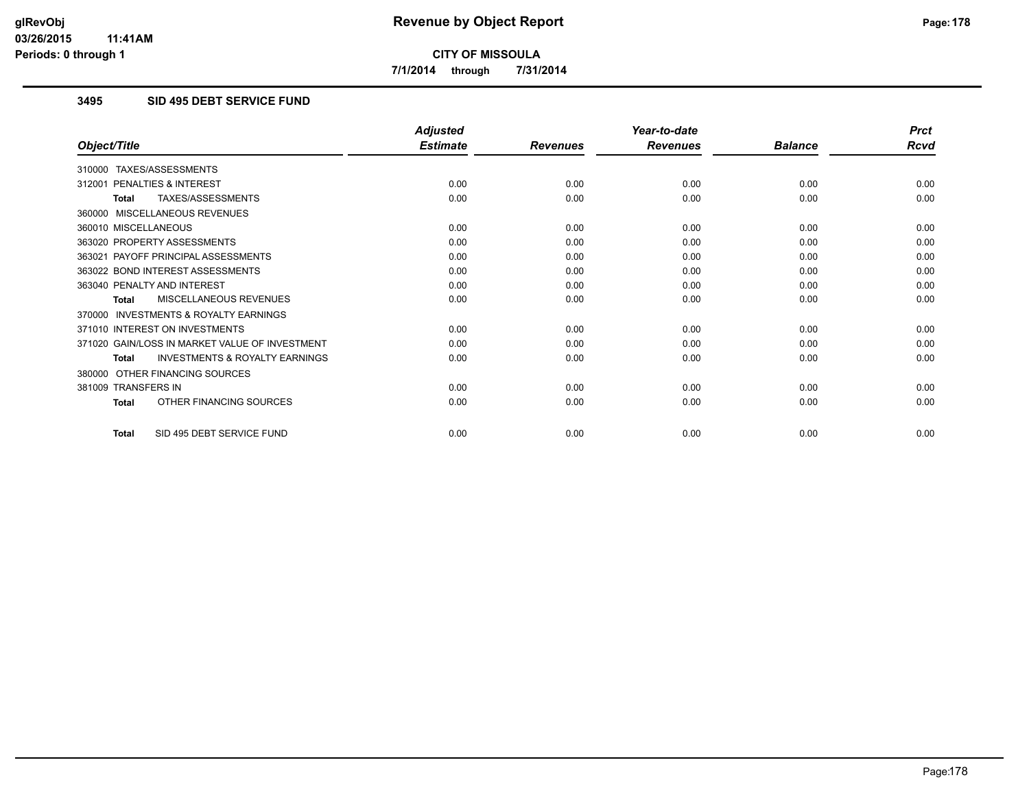**CITY OF MISSOULA**

**7/1/2014 through 7/31/2014**

### 3495 SID 495 DEBT SERVICE FUND

| Object/Title | Adjusted Estimate | Revenues | Year-to-date Revenues | Balance | Prct Rcvd |
|---|---|---|---|---|---|
| 310000 TAXES/ASSESSMENTS | | | | | |
| 312001 PENALTIES & INTEREST | 0.00 | 0.00 | 0.00 | 0.00 | 0.00 |
| **Total** TAXES/ASSESSMENTS | 0.00 | 0.00 | 0.00 | 0.00 | 0.00 |
| 360000 MISCELLANEOUS REVENUES | | | | | |
| 360010 MISCELLANEOUS | 0.00 | 0.00 | 0.00 | 0.00 | 0.00 |
| 363020 PROPERTY ASSESSMENTS | 0.00 | 0.00 | 0.00 | 0.00 | 0.00 |
| 363021 PAYOFF PRINCIPAL ASSESSMENTS | 0.00 | 0.00 | 0.00 | 0.00 | 0.00 |
| 363022 BOND INTEREST ASSESSMENTS | 0.00 | 0.00 | 0.00 | 0.00 | 0.00 |
| 363040 PENALTY AND INTEREST | 0.00 | 0.00 | 0.00 | 0.00 | 0.00 |
| **Total** MISCELLANEOUS REVENUES | 0.00 | 0.00 | 0.00 | 0.00 | 0.00 |
| 370000 INVESTMENTS & ROYALTY EARNINGS | | | | | |
| 371010 INTEREST ON INVESTMENTS | 0.00 | 0.00 | 0.00 | 0.00 | 0.00 |
| 371020 GAIN/LOSS IN MARKET VALUE OF INVESTMENT | 0.00 | 0.00 | 0.00 | 0.00 | 0.00 |
| **Total** INVESTMENTS & ROYALTY EARNINGS | 0.00 | 0.00 | 0.00 | 0.00 | 0.00 |
| 380000 OTHER FINANCING SOURCES | | | | | |
| 381009 TRANSFERS IN | 0.00 | 0.00 | 0.00 | 0.00 | 0.00 |
| **Total** OTHER FINANCING SOURCES | 0.00 | 0.00 | 0.00 | 0.00 | 0.00 |
| **Total** SID 495 DEBT SERVICE FUND | 0.00 | 0.00 | 0.00 | 0.00 | 0.00 |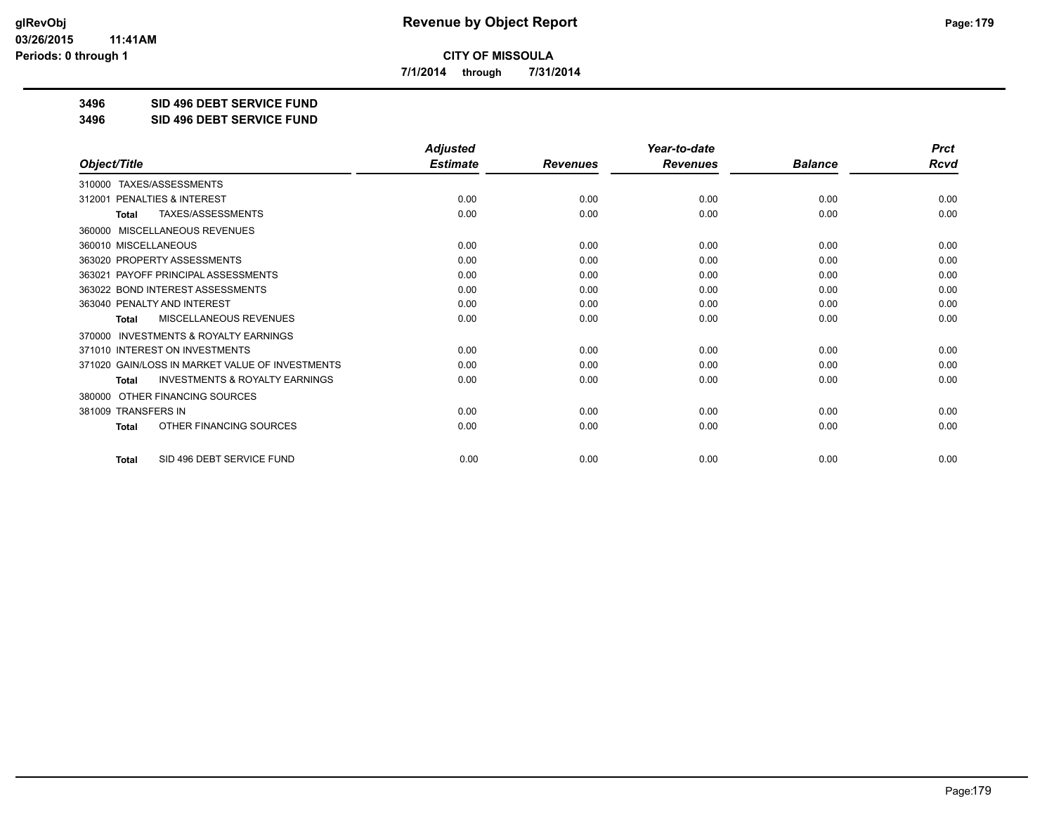**CITY OF MISSOULA**

**7/1/2014 through 7/31/2014**

**3496 SID 496 DEBT SERVICE FUND**

**3496 SID 496 DEBT SERVICE FUND**

| Object/Title | Adjusted Estimate | Revenues | Year-to-date Revenues | Balance | Prct Rcvd |
|---|---|---|---|---|---|
| 310000 TAXES/ASSESSMENTS | | | | | |
| 312001 PENALTIES & INTEREST | 0.00 | 0.00 | 0.00 | 0.00 | 0.00 |
| Total TAXES/ASSESSMENTS | 0.00 | 0.00 | 0.00 | 0.00 | 0.00 |
| 360000 MISCELLANEOUS REVENUES | | | | | |
| 360010 MISCELLANEOUS | 0.00 | 0.00 | 0.00 | 0.00 | 0.00 |
| 363020 PROPERTY ASSESSMENTS | 0.00 | 0.00 | 0.00 | 0.00 | 0.00 |
| 363021 PAYOFF PRINCIPAL ASSESSMENTS | 0.00 | 0.00 | 0.00 | 0.00 | 0.00 |
| 363022 BOND INTEREST ASSESSMENTS | 0.00 | 0.00 | 0.00 | 0.00 | 0.00 |
| 363040 PENALTY AND INTEREST | 0.00 | 0.00 | 0.00 | 0.00 | 0.00 |
| Total MISCELLANEOUS REVENUES | 0.00 | 0.00 | 0.00 | 0.00 | 0.00 |
| 370000 INVESTMENTS & ROYALTY EARNINGS | | | | | |
| 371010 INTEREST ON INVESTMENTS | 0.00 | 0.00 | 0.00 | 0.00 | 0.00 |
| 371020 GAIN/LOSS IN MARKET VALUE OF INVESTMENTS | 0.00 | 0.00 | 0.00 | 0.00 | 0.00 |
| Total INVESTMENTS & ROYALTY EARNINGS | 0.00 | 0.00 | 0.00 | 0.00 | 0.00 |
| 380000 OTHER FINANCING SOURCES | | | | | |
| 381009 TRANSFERS IN | 0.00 | 0.00 | 0.00 | 0.00 | 0.00 |
| Total OTHER FINANCING SOURCES | 0.00 | 0.00 | 0.00 | 0.00 | 0.00 |
| Total SID 496 DEBT SERVICE FUND | 0.00 | 0.00 | 0.00 | 0.00 | 0.00 |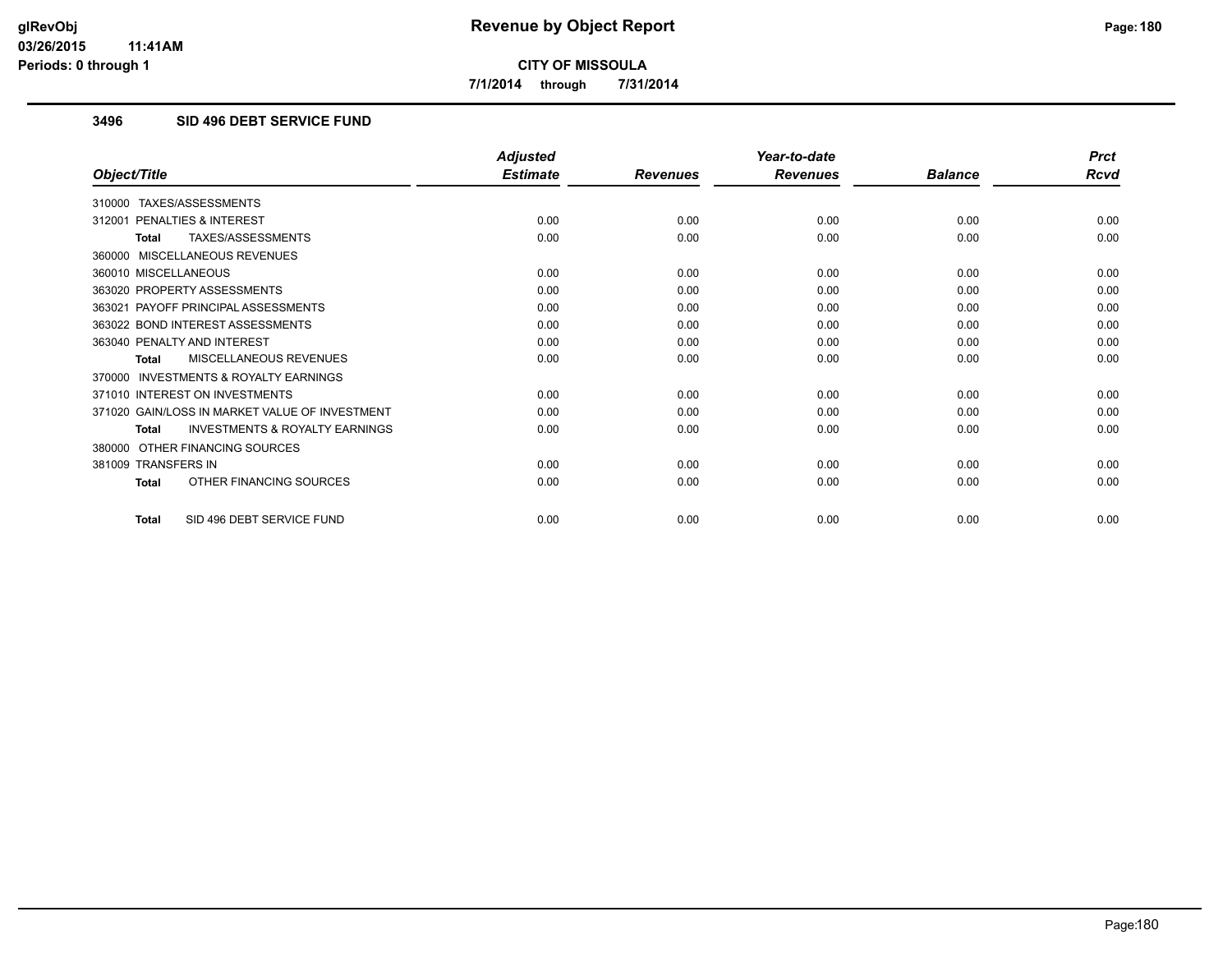# Revenue by Object Report

**CITY OF MISSOULA**

**7/1/2014 through 7/31/2014**

glRevObj
03/26/2015 11:41AM
Periods: 0 through 1

## 3496 SID 496 DEBT SERVICE FUND

| Object/Title | Adjusted Estimate | Revenues | Year-to-date Revenues | Balance | Prct Rcvd |
|---|---|---|---|---|---|
| 310000 TAXES/ASSESSMENTS | | | | | |
| 312001 PENALTIES & INTEREST | 0.00 | 0.00 | 0.00 | 0.00 | 0.00 |
| **Total** TAXES/ASSESSMENTS | 0.00 | 0.00 | 0.00 | 0.00 | 0.00 |
| 360000 MISCELLANEOUS REVENUES | | | | | |
| 360010 MISCELLANEOUS | 0.00 | 0.00 | 0.00 | 0.00 | 0.00 |
| 363020 PROPERTY ASSESSMENTS | 0.00 | 0.00 | 0.00 | 0.00 | 0.00 |
| 363021 PAYOFF PRINCIPAL ASSESSMENTS | 0.00 | 0.00 | 0.00 | 0.00 | 0.00 |
| 363022 BOND INTEREST ASSESSMENTS | 0.00 | 0.00 | 0.00 | 0.00 | 0.00 |
| 363040 PENALTY AND INTEREST | 0.00 | 0.00 | 0.00 | 0.00 | 0.00 |
| **Total** MISCELLANEOUS REVENUES | 0.00 | 0.00 | 0.00 | 0.00 | 0.00 |
| 370000 INVESTMENTS & ROYALTY EARNINGS | | | | | |
| 371010 INTEREST ON INVESTMENTS | 0.00 | 0.00 | 0.00 | 0.00 | 0.00 |
| 371020 GAIN/LOSS IN MARKET VALUE OF INVESTMENT | 0.00 | 0.00 | 0.00 | 0.00 | 0.00 |
| **Total** INVESTMENTS & ROYALTY EARNINGS | 0.00 | 0.00 | 0.00 | 0.00 | 0.00 |
| 380000 OTHER FINANCING SOURCES | | | | | |
| 381009 TRANSFERS IN | 0.00 | 0.00 | 0.00 | 0.00 | 0.00 |
| **Total** OTHER FINANCING SOURCES | 0.00 | 0.00 | 0.00 | 0.00 | 0.00 |
| **Total** SID 496 DEBT SERVICE FUND | 0.00 | 0.00 | 0.00 | 0.00 | 0.00 |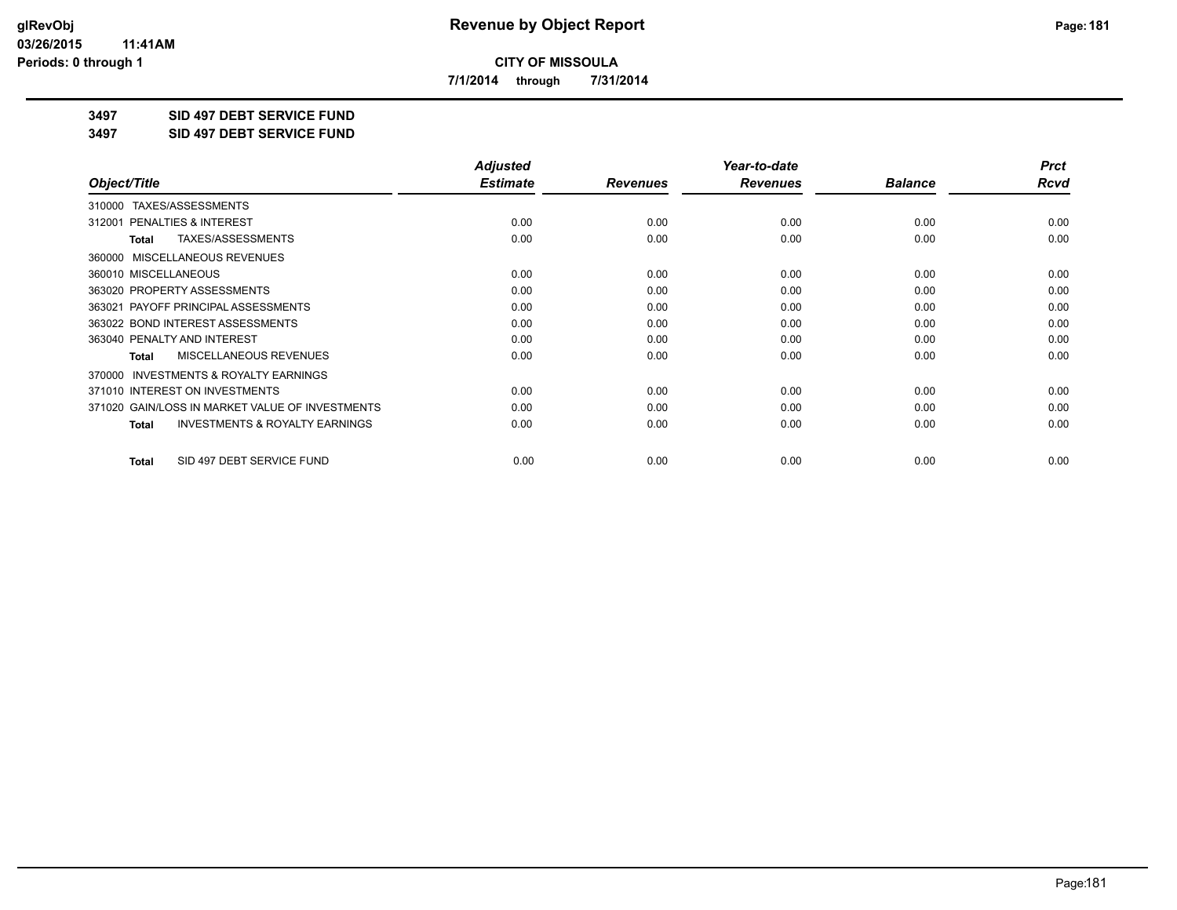**CITY OF MISSOULA**

**7/1/2014 through 7/31/2014**

**3497 SID 497 DEBT SERVICE FUND**

**3497 SID 497 DEBT SERVICE FUND**

| Object/Title | Adjusted Estimate | Revenues | Year-to-date Revenues | Balance | Prct Rcvd |
|---|---|---|---|---|---|
| 310000 TAXES/ASSESSMENTS | | | | | |
| 312001 PENALTIES & INTEREST | 0.00 | 0.00 | 0.00 | 0.00 | 0.00 |
| **Total** TAXES/ASSESSMENTS | 0.00 | 0.00 | 0.00 | 0.00 | 0.00 |
| 360000 MISCELLANEOUS REVENUES | | | | | |
| 360010 MISCELLANEOUS | 0.00 | 0.00 | 0.00 | 0.00 | 0.00 |
| 363020 PROPERTY ASSESSMENTS | 0.00 | 0.00 | 0.00 | 0.00 | 0.00 |
| 363021 PAYOFF PRINCIPAL ASSESSMENTS | 0.00 | 0.00 | 0.00 | 0.00 | 0.00 |
| 363022 BOND INTEREST ASSESSMENTS | 0.00 | 0.00 | 0.00 | 0.00 | 0.00 |
| 363040 PENALTY AND INTEREST | 0.00 | 0.00 | 0.00 | 0.00 | 0.00 |
| **Total** MISCELLANEOUS REVENUES | 0.00 | 0.00 | 0.00 | 0.00 | 0.00 |
| 370000 INVESTMENTS & ROYALTY EARNINGS | | | | | |
| 371010 INTEREST ON INVESTMENTS | 0.00 | 0.00 | 0.00 | 0.00 | 0.00 |
| 371020 GAIN/LOSS IN MARKET VALUE OF INVESTMENTS | 0.00 | 0.00 | 0.00 | 0.00 | 0.00 |
| **Total** INVESTMENTS & ROYALTY EARNINGS | 0.00 | 0.00 | 0.00 | 0.00 | 0.00 |
| **Total** SID 497 DEBT SERVICE FUND | 0.00 | 0.00 | 0.00 | 0.00 | 0.00 |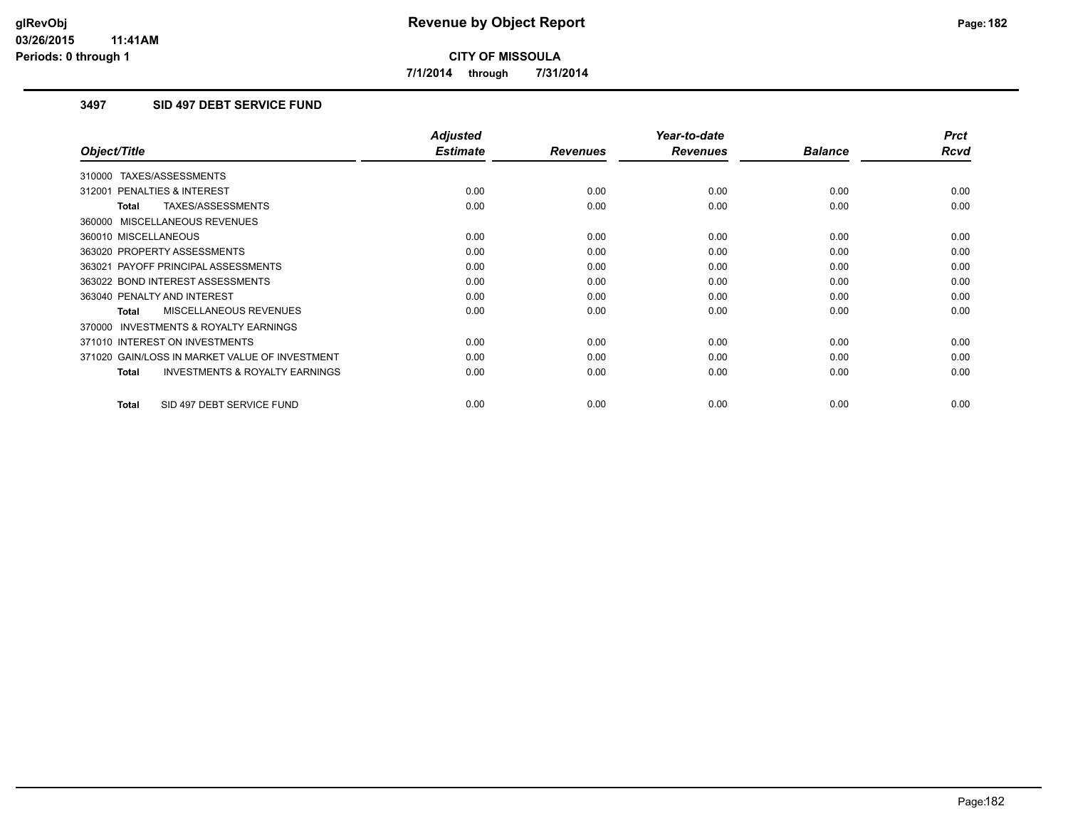**CITY OF MISSOULA**

**7/1/2014 through 7/31/2014**

### 3497 SID 497 DEBT SERVICE FUND

| Object/Title | Adjusted Estimate | Revenues | Year-to-date Revenues | Balance | Prct Rcvd |
|---|---|---|---|---|---|
| 310000 TAXES/ASSESSMENTS | | | | | |
| 312001 PENALTIES & INTEREST | 0.00 | 0.00 | 0.00 | 0.00 | 0.00 |
| **Total** TAXES/ASSESSMENTS | 0.00 | 0.00 | 0.00 | 0.00 | 0.00 |
| 360000 MISCELLANEOUS REVENUES | | | | | |
| 360010 MISCELLANEOUS | 0.00 | 0.00 | 0.00 | 0.00 | 0.00 |
| 363020 PROPERTY ASSESSMENTS | 0.00 | 0.00 | 0.00 | 0.00 | 0.00 |
| 363021 PAYOFF PRINCIPAL ASSESSMENTS | 0.00 | 0.00 | 0.00 | 0.00 | 0.00 |
| 363022 BOND INTEREST ASSESSMENTS | 0.00 | 0.00 | 0.00 | 0.00 | 0.00 |
| 363040 PENALTY AND INTEREST | 0.00 | 0.00 | 0.00 | 0.00 | 0.00 |
| **Total** MISCELLANEOUS REVENUES | 0.00 | 0.00 | 0.00 | 0.00 | 0.00 |
| 370000 INVESTMENTS & ROYALTY EARNINGS | | | | | |
| 371010 INTEREST ON INVESTMENTS | 0.00 | 0.00 | 0.00 | 0.00 | 0.00 |
| 371020 GAIN/LOSS IN MARKET VALUE OF INVESTMENT | 0.00 | 0.00 | 0.00 | 0.00 | 0.00 |
| **Total** INVESTMENTS & ROYALTY EARNINGS | 0.00 | 0.00 | 0.00 | 0.00 | 0.00 |
| **Total** SID 497 DEBT SERVICE FUND | 0.00 | 0.00 | 0.00 | 0.00 | 0.00 |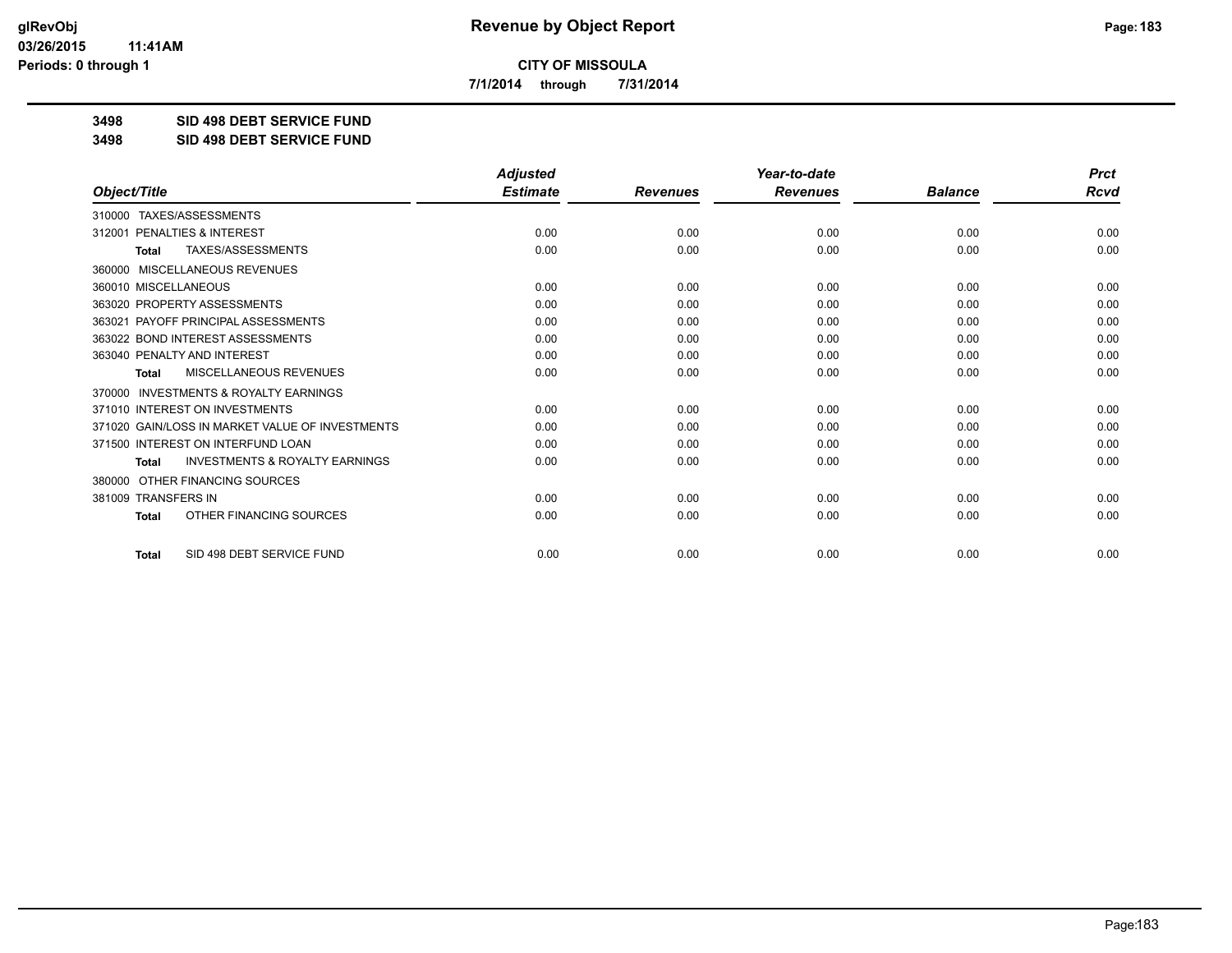**CITY OF MISSOULA**

**7/1/2014 through 7/31/2014**

**3498 SID 498 DEBT SERVICE FUND**

**3498 SID 498 DEBT SERVICE FUND**

| Object/Title | Adjusted Estimate | Revenues | Year-to-date Revenues | Balance | Prct Rcvd |
|---|---|---|---|---|---|
| 310000 TAXES/ASSESSMENTS | | | | | |
| 312001 PENALTIES & INTEREST | 0.00 | 0.00 | 0.00 | 0.00 | 0.00 |
| **Total** TAXES/ASSESSMENTS | 0.00 | 0.00 | 0.00 | 0.00 | 0.00 |
| 360000 MISCELLANEOUS REVENUES | | | | | |
| 360010 MISCELLANEOUS | 0.00 | 0.00 | 0.00 | 0.00 | 0.00 |
| 363020 PROPERTY ASSESSMENTS | 0.00 | 0.00 | 0.00 | 0.00 | 0.00 |
| 363021 PAYOFF PRINCIPAL ASSESSMENTS | 0.00 | 0.00 | 0.00 | 0.00 | 0.00 |
| 363022 BOND INTEREST ASSESSMENTS | 0.00 | 0.00 | 0.00 | 0.00 | 0.00 |
| 363040 PENALTY AND INTEREST | 0.00 | 0.00 | 0.00 | 0.00 | 0.00 |
| **Total** MISCELLANEOUS REVENUES | 0.00 | 0.00 | 0.00 | 0.00 | 0.00 |
| 370000 INVESTMENTS & ROYALTY EARNINGS | | | | | |
| 371010 INTEREST ON INVESTMENTS | 0.00 | 0.00 | 0.00 | 0.00 | 0.00 |
| 371020 GAIN/LOSS IN MARKET VALUE OF INVESTMENTS | 0.00 | 0.00 | 0.00 | 0.00 | 0.00 |
| 371500 INTEREST ON INTERFUND LOAN | 0.00 | 0.00 | 0.00 | 0.00 | 0.00 |
| **Total** INVESTMENTS & ROYALTY EARNINGS | 0.00 | 0.00 | 0.00 | 0.00 | 0.00 |
| 380000 OTHER FINANCING SOURCES | | | | | |
| 381009 TRANSFERS IN | 0.00 | 0.00 | 0.00 | 0.00 | 0.00 |
| **Total** OTHER FINANCING SOURCES | 0.00 | 0.00 | 0.00 | 0.00 | 0.00 |
| **Total** SID 498 DEBT SERVICE FUND | 0.00 | 0.00 | 0.00 | 0.00 | 0.00 |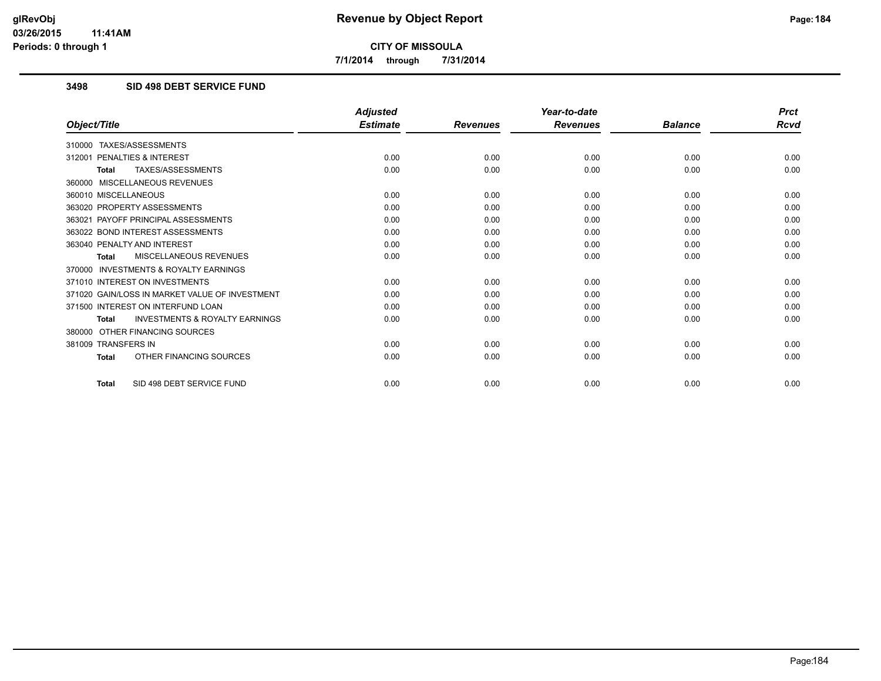**CITY OF MISSOULA**

**7/1/2014 through 7/31/2014**

### 3498 SID 498 DEBT SERVICE FUND

| Object/Title | Adjusted Estimate | Revenues | Year-to-date Revenues | Balance | Prct Rcvd |
|---|---|---|---|---|---|
| 310000 TAXES/ASSESSMENTS | | | | | |
| 312001 PENALTIES & INTEREST | 0.00 | 0.00 | 0.00 | 0.00 | 0.00 |
| **Total** TAXES/ASSESSMENTS | 0.00 | 0.00 | 0.00 | 0.00 | 0.00 |
| 360000 MISCELLANEOUS REVENUES | | | | | |
| 360010 MISCELLANEOUS | 0.00 | 0.00 | 0.00 | 0.00 | 0.00 |
| 363020 PROPERTY ASSESSMENTS | 0.00 | 0.00 | 0.00 | 0.00 | 0.00 |
| 363021 PAYOFF PRINCIPAL ASSESSMENTS | 0.00 | 0.00 | 0.00 | 0.00 | 0.00 |
| 363022 BOND INTEREST ASSESSMENTS | 0.00 | 0.00 | 0.00 | 0.00 | 0.00 |
| 363040 PENALTY AND INTEREST | 0.00 | 0.00 | 0.00 | 0.00 | 0.00 |
| **Total** MISCELLANEOUS REVENUES | 0.00 | 0.00 | 0.00 | 0.00 | 0.00 |
| 370000 INVESTMENTS & ROYALTY EARNINGS | | | | | |
| 371010 INTEREST ON INVESTMENTS | 0.00 | 0.00 | 0.00 | 0.00 | 0.00 |
| 371020 GAIN/LOSS IN MARKET VALUE OF INVESTMENT | 0.00 | 0.00 | 0.00 | 0.00 | 0.00 |
| 371500 INTEREST ON INTERFUND LOAN | 0.00 | 0.00 | 0.00 | 0.00 | 0.00 |
| **Total** INVESTMENTS & ROYALTY EARNINGS | 0.00 | 0.00 | 0.00 | 0.00 | 0.00 |
| 380000 OTHER FINANCING SOURCES | | | | | |
| 381009 TRANSFERS IN | 0.00 | 0.00 | 0.00 | 0.00 | 0.00 |
| **Total** OTHER FINANCING SOURCES | 0.00 | 0.00 | 0.00 | 0.00 | 0.00 |
| **Total** SID 498 DEBT SERVICE FUND | 0.00 | 0.00 | 0.00 | 0.00 | 0.00 |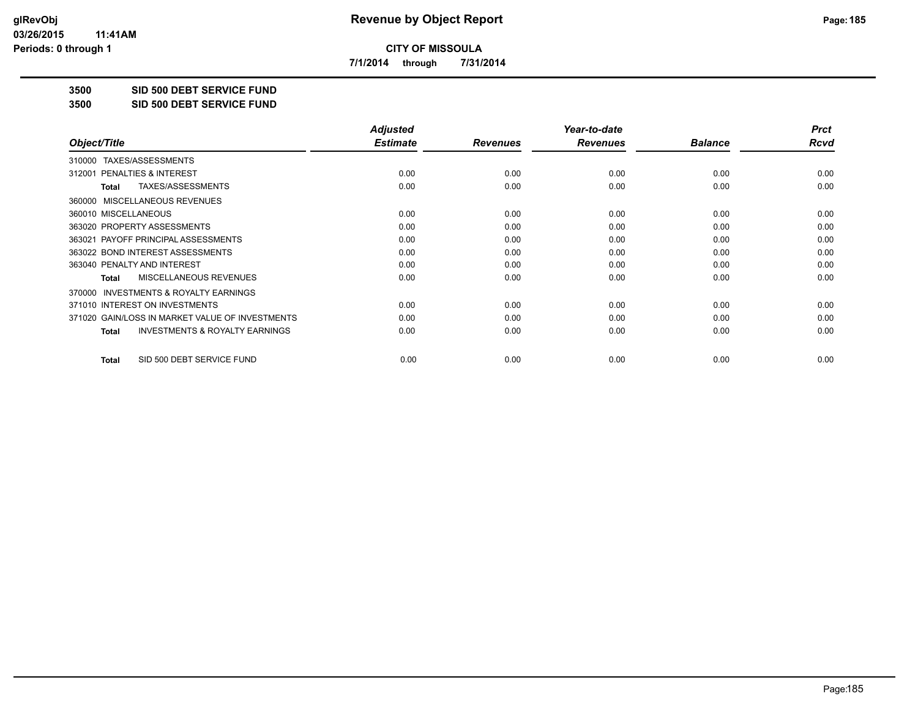# Revenue by Object Report

**CITY OF MISSOULA**

**7/1/2014 through 7/31/2014**

glRevObj
03/26/2015 11:41AM
Periods: 0 through 1

**3500 SID 500 DEBT SERVICE FUND**

**3500 SID 500 DEBT SERVICE FUND**

| Object/Title | Adjusted Estimate | Revenues | Year-to-date Revenues | Balance | Prct Rcvd |
|---|---|---|---|---|---|
| 310000 TAXES/ASSESSMENTS | | | | | |
| 312001 PENALTIES & INTEREST | 0.00 | 0.00 | 0.00 | 0.00 | 0.00 |
| **Total** TAXES/ASSESSMENTS | 0.00 | 0.00 | 0.00 | 0.00 | 0.00 |
| 360000 MISCELLANEOUS REVENUES | | | | | |
| 360010 MISCELLANEOUS | 0.00 | 0.00 | 0.00 | 0.00 | 0.00 |
| 363020 PROPERTY ASSESSMENTS | 0.00 | 0.00 | 0.00 | 0.00 | 0.00 |
| 363021 PAYOFF PRINCIPAL ASSESSMENTS | 0.00 | 0.00 | 0.00 | 0.00 | 0.00 |
| 363022 BOND INTEREST ASSESSMENTS | 0.00 | 0.00 | 0.00 | 0.00 | 0.00 |
| 363040 PENALTY AND INTEREST | 0.00 | 0.00 | 0.00 | 0.00 | 0.00 |
| **Total** MISCELLANEOUS REVENUES | 0.00 | 0.00 | 0.00 | 0.00 | 0.00 |
| 370000 INVESTMENTS & ROYALTY EARNINGS | | | | | |
| 371010 INTEREST ON INVESTMENTS | 0.00 | 0.00 | 0.00 | 0.00 | 0.00 |
| 371020 GAIN/LOSS IN MARKET VALUE OF INVESTMENTS | 0.00 | 0.00 | 0.00 | 0.00 | 0.00 |
| **Total** INVESTMENTS & ROYALTY EARNINGS | 0.00 | 0.00 | 0.00 | 0.00 | 0.00 |
| **Total** SID 500 DEBT SERVICE FUND | 0.00 | 0.00 | 0.00 | 0.00 | 0.00 |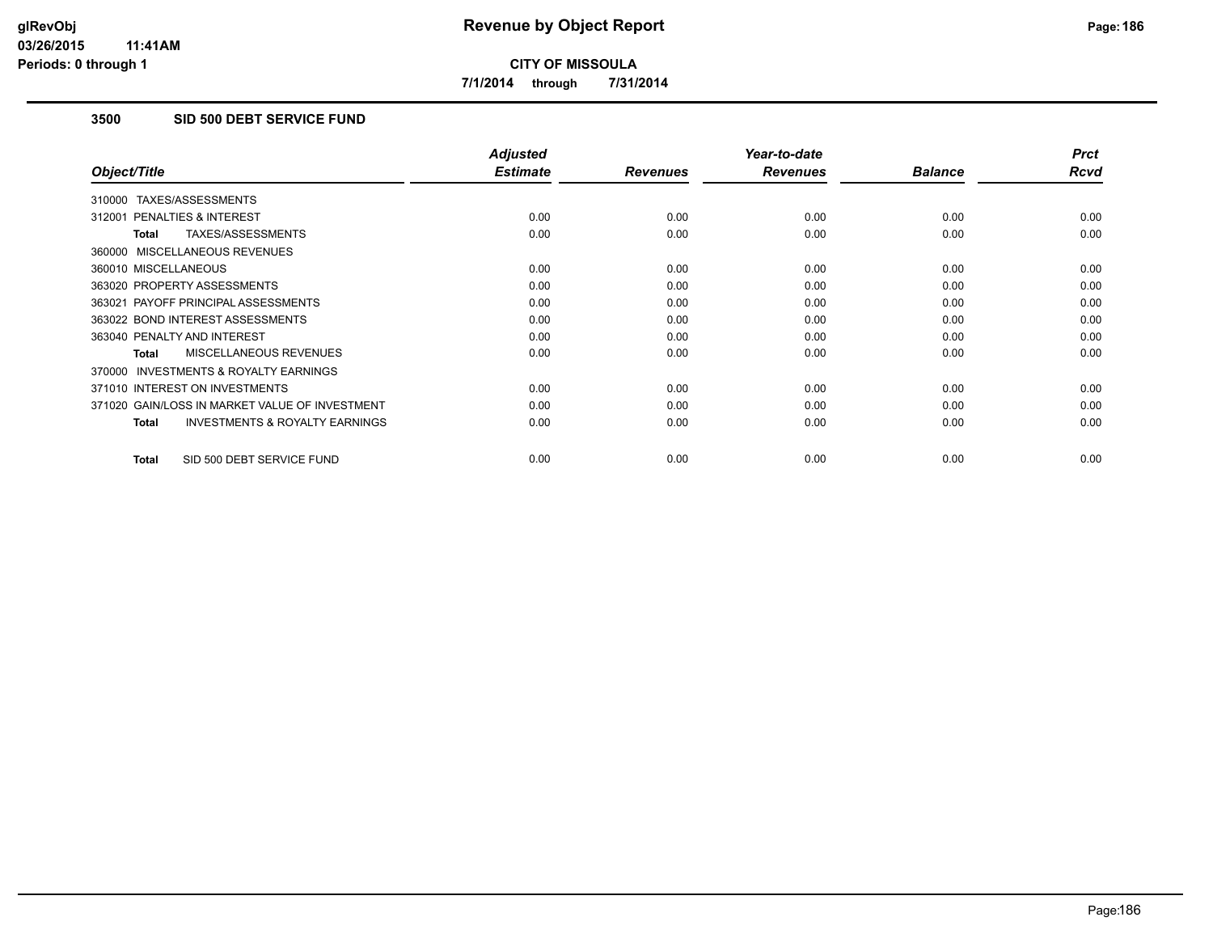# Revenue by Object Report

**CITY OF MISSOULA**

**7/1/2014 through 7/31/2014**

glRevObj
03/26/2015 11:41AM
Periods: 0 through 1

## 3500 SID 500 DEBT SERVICE FUND

| Object/Title | Adjusted Estimate | Revenues | Year-to-date Revenues | Balance | Prct Rcvd |
|---|---|---|---|---|---|
| 310000 TAXES/ASSESSMENTS | | | | | |
| 312001 PENALTIES & INTEREST | 0.00 | 0.00 | 0.00 | 0.00 | 0.00 |
| **Total** TAXES/ASSESSMENTS | 0.00 | 0.00 | 0.00 | 0.00 | 0.00 |
| 360000 MISCELLANEOUS REVENUES | | | | | |
| 360010 MISCELLANEOUS | 0.00 | 0.00 | 0.00 | 0.00 | 0.00 |
| 363020 PROPERTY ASSESSMENTS | 0.00 | 0.00 | 0.00 | 0.00 | 0.00 |
| 363021 PAYOFF PRINCIPAL ASSESSMENTS | 0.00 | 0.00 | 0.00 | 0.00 | 0.00 |
| 363022 BOND INTEREST ASSESSMENTS | 0.00 | 0.00 | 0.00 | 0.00 | 0.00 |
| 363040 PENALTY AND INTEREST | 0.00 | 0.00 | 0.00 | 0.00 | 0.00 |
| **Total** MISCELLANEOUS REVENUES | 0.00 | 0.00 | 0.00 | 0.00 | 0.00 |
| 370000 INVESTMENTS & ROYALTY EARNINGS | | | | | |
| 371010 INTEREST ON INVESTMENTS | 0.00 | 0.00 | 0.00 | 0.00 | 0.00 |
| 371020 GAIN/LOSS IN MARKET VALUE OF INVESTMENT | 0.00 | 0.00 | 0.00 | 0.00 | 0.00 |
| **Total** INVESTMENTS & ROYALTY EARNINGS | 0.00 | 0.00 | 0.00 | 0.00 | 0.00 |
| **Total** SID 500 DEBT SERVICE FUND | 0.00 | 0.00 | 0.00 | 0.00 | 0.00 |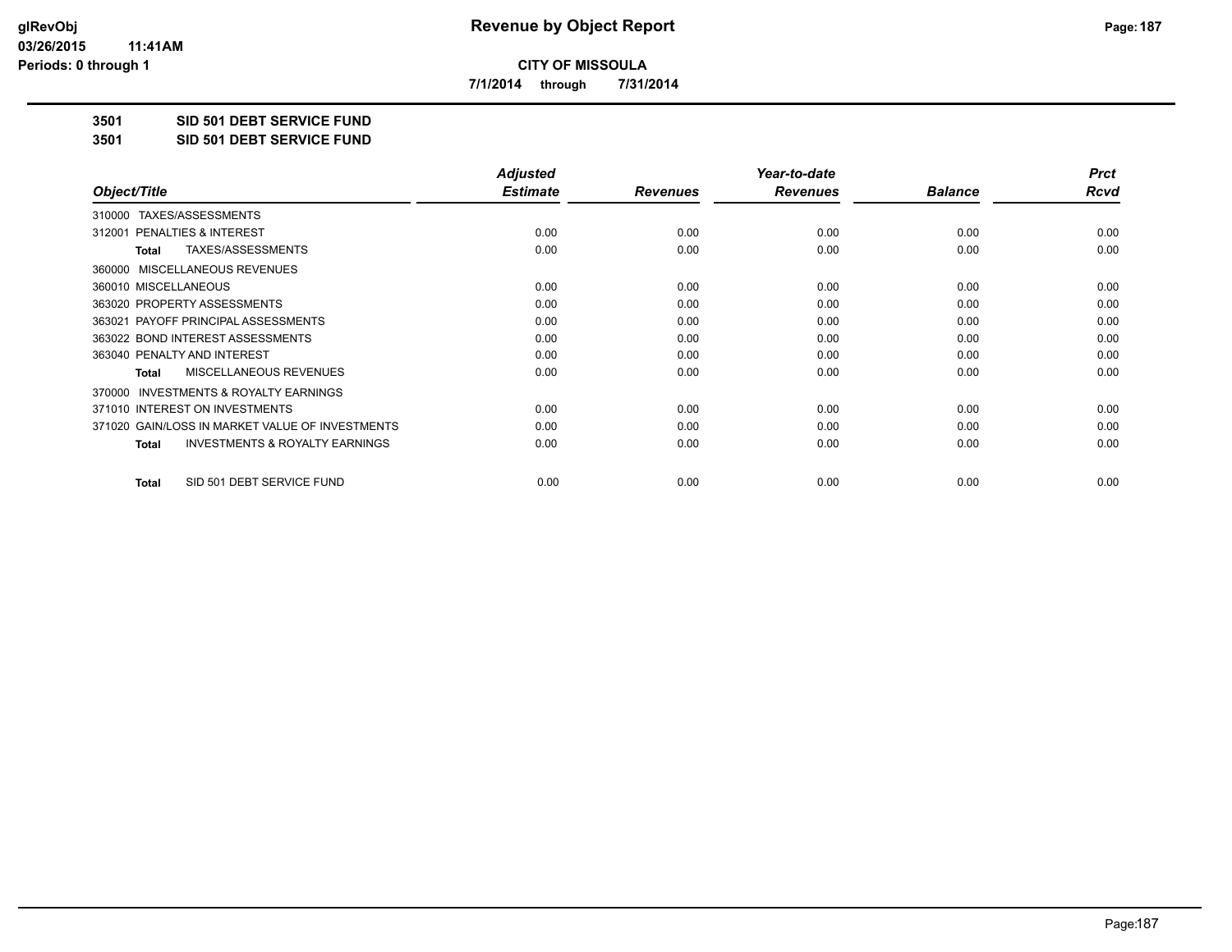# CITY OF MISSOULA

**7/1/2014 through 7/31/2014**

## 3501 SID 501 DEBT SERVICE FUND
## 3501 SID 501 DEBT SERVICE FUND

| Object/Title | Adjusted Estimate | Revenues | Year-to-date Revenues | Balance | Prct Rcvd |
|---|---|---|---|---|---|
| 310000 TAXES/ASSESSMENTS | | | | | |
| 312001 PENALTIES & INTEREST | 0.00 | 0.00 | 0.00 | 0.00 | 0.00 |
| **Total** TAXES/ASSESSMENTS | 0.00 | 0.00 | 0.00 | 0.00 | 0.00 |
| 360000 MISCELLANEOUS REVENUES | | | | | |
| 360010 MISCELLANEOUS | 0.00 | 0.00 | 0.00 | 0.00 | 0.00 |
| 363020 PROPERTY ASSESSMENTS | 0.00 | 0.00 | 0.00 | 0.00 | 0.00 |
| 363021 PAYOFF PRINCIPAL ASSESSMENTS | 0.00 | 0.00 | 0.00 | 0.00 | 0.00 |
| 363022 BOND INTEREST ASSESSMENTS | 0.00 | 0.00 | 0.00 | 0.00 | 0.00 |
| 363040 PENALTY AND INTEREST | 0.00 | 0.00 | 0.00 | 0.00 | 0.00 |
| **Total** MISCELLANEOUS REVENUES | 0.00 | 0.00 | 0.00 | 0.00 | 0.00 |
| 370000 INVESTMENTS & ROYALTY EARNINGS | | | | | |
| 371010 INTEREST ON INVESTMENTS | 0.00 | 0.00 | 0.00 | 0.00 | 0.00 |
| 371020 GAIN/LOSS IN MARKET VALUE OF INVESTMENTS | 0.00 | 0.00 | 0.00 | 0.00 | 0.00 |
| **Total** INVESTMENTS & ROYALTY EARNINGS | 0.00 | 0.00 | 0.00 | 0.00 | 0.00 |
| **Total** SID 501 DEBT SERVICE FUND | 0.00 | 0.00 | 0.00 | 0.00 | 0.00 |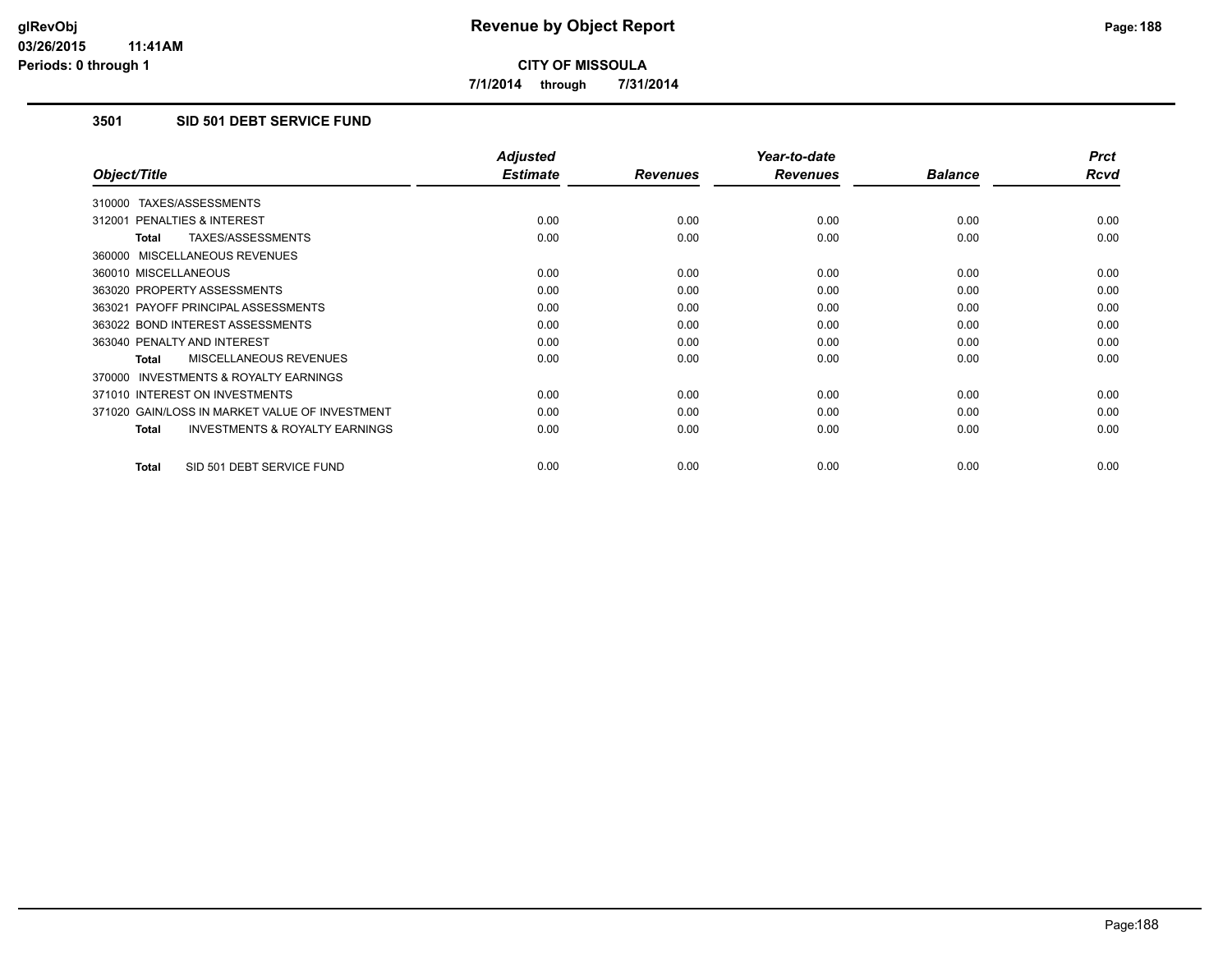**CITY OF MISSOULA**

**7/1/2014 through 7/31/2014**

### 3501 SID 501 DEBT SERVICE FUND

| Object/Title | Adjusted Estimate | Revenues | Year-to-date Revenues | Balance | Prct Rcvd |
|---|---|---|---|---|---|
| 310000 TAXES/ASSESSMENTS | | | | | |
| 312001 PENALTIES & INTEREST | 0.00 | 0.00 | 0.00 | 0.00 | 0.00 |
| **Total** TAXES/ASSESSMENTS | 0.00 | 0.00 | 0.00 | 0.00 | 0.00 |
| 360000 MISCELLANEOUS REVENUES | | | | | |
| 360010 MISCELLANEOUS | 0.00 | 0.00 | 0.00 | 0.00 | 0.00 |
| 363020 PROPERTY ASSESSMENTS | 0.00 | 0.00 | 0.00 | 0.00 | 0.00 |
| 363021 PAYOFF PRINCIPAL ASSESSMENTS | 0.00 | 0.00 | 0.00 | 0.00 | 0.00 |
| 363022 BOND INTEREST ASSESSMENTS | 0.00 | 0.00 | 0.00 | 0.00 | 0.00 |
| 363040 PENALTY AND INTEREST | 0.00 | 0.00 | 0.00 | 0.00 | 0.00 |
| **Total** MISCELLANEOUS REVENUES | 0.00 | 0.00 | 0.00 | 0.00 | 0.00 |
| 370000 INVESTMENTS & ROYALTY EARNINGS | | | | | |
| 371010 INTEREST ON INVESTMENTS | 0.00 | 0.00 | 0.00 | 0.00 | 0.00 |
| 371020 GAIN/LOSS IN MARKET VALUE OF INVESTMENT | 0.00 | 0.00 | 0.00 | 0.00 | 0.00 |
| **Total** INVESTMENTS & ROYALTY EARNINGS | 0.00 | 0.00 | 0.00 | 0.00 | 0.00 |
| **Total** SID 501 DEBT SERVICE FUND | 0.00 | 0.00 | 0.00 | 0.00 | 0.00 |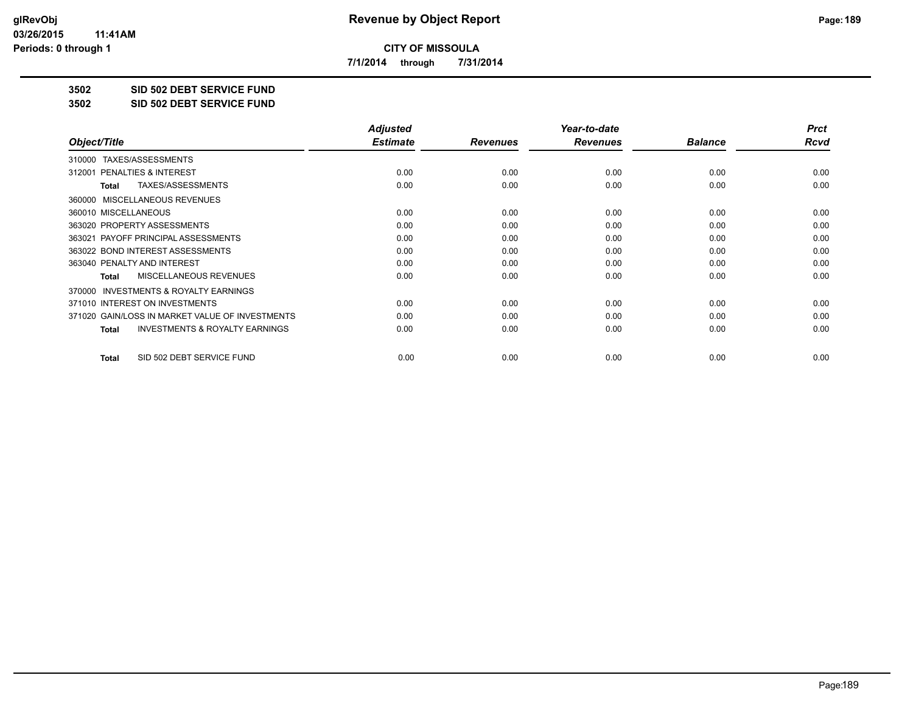**CITY OF MISSOULA**

**7/1/2014 through 7/31/2014**

**3502 SID 502 DEBT SERVICE FUND**

**3502 SID 502 DEBT SERVICE FUND**

| Object/Title | Adjusted Estimate | Revenues | Year-to-date Revenues | Balance | Prct Rcvd |
|---|---|---|---|---|---|
| 310000 TAXES/ASSESSMENTS | | | | | |
| 312001 PENALTIES & INTEREST | 0.00 | 0.00 | 0.00 | 0.00 | 0.00 |
| Total TAXES/ASSESSMENTS | 0.00 | 0.00 | 0.00 | 0.00 | 0.00 |
| 360000 MISCELLANEOUS REVENUES | | | | | |
| 360010 MISCELLANEOUS | 0.00 | 0.00 | 0.00 | 0.00 | 0.00 |
| 363020 PROPERTY ASSESSMENTS | 0.00 | 0.00 | 0.00 | 0.00 | 0.00 |
| 363021 PAYOFF PRINCIPAL ASSESSMENTS | 0.00 | 0.00 | 0.00 | 0.00 | 0.00 |
| 363022 BOND INTEREST ASSESSMENTS | 0.00 | 0.00 | 0.00 | 0.00 | 0.00 |
| 363040 PENALTY AND INTEREST | 0.00 | 0.00 | 0.00 | 0.00 | 0.00 |
| Total MISCELLANEOUS REVENUES | 0.00 | 0.00 | 0.00 | 0.00 | 0.00 |
| 370000 INVESTMENTS & ROYALTY EARNINGS | | | | | |
| 371010 INTEREST ON INVESTMENTS | 0.00 | 0.00 | 0.00 | 0.00 | 0.00 |
| 371020 GAIN/LOSS IN MARKET VALUE OF INVESTMENTS | 0.00 | 0.00 | 0.00 | 0.00 | 0.00 |
| Total INVESTMENTS & ROYALTY EARNINGS | 0.00 | 0.00 | 0.00 | 0.00 | 0.00 |
| Total SID 502 DEBT SERVICE FUND | 0.00 | 0.00 | 0.00 | 0.00 | 0.00 |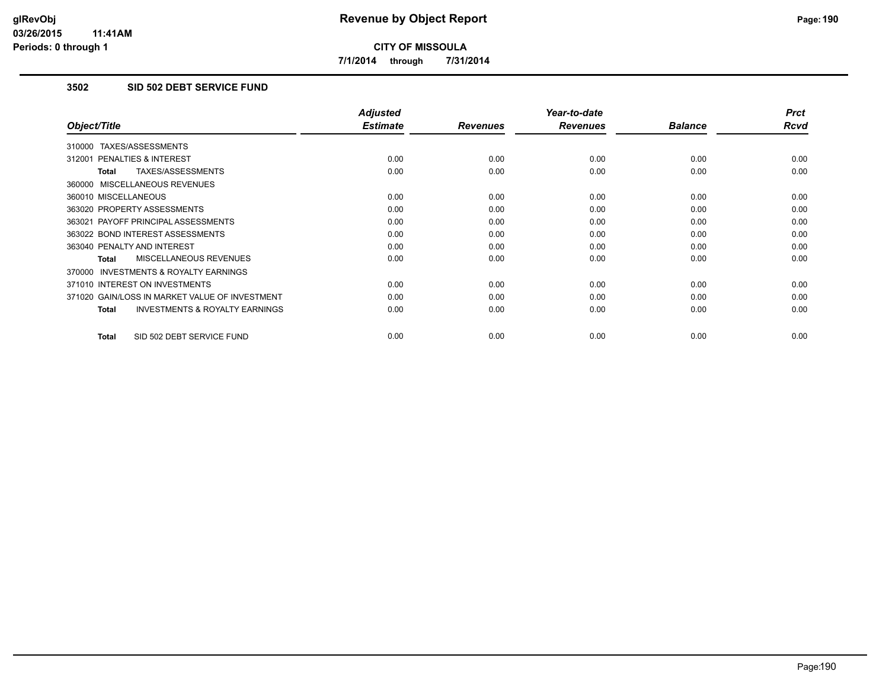**CITY OF MISSOULA**

**7/1/2014 through 7/31/2014**

### 3502 SID 502 DEBT SERVICE FUND

| Object/Title | Adjusted Estimate | Revenues | Year-to-date Revenues | Balance | Prct Rcvd |
|---|---|---|---|---|---|
| 310000 TAXES/ASSESSMENTS | | | | | |
| 312001 PENALTIES & INTEREST | 0.00 | 0.00 | 0.00 | 0.00 | 0.00 |
| **Total** TAXES/ASSESSMENTS | 0.00 | 0.00 | 0.00 | 0.00 | 0.00 |
| 360000 MISCELLANEOUS REVENUES | | | | | |
| 360010 MISCELLANEOUS | 0.00 | 0.00 | 0.00 | 0.00 | 0.00 |
| 363020 PROPERTY ASSESSMENTS | 0.00 | 0.00 | 0.00 | 0.00 | 0.00 |
| 363021 PAYOFF PRINCIPAL ASSESSMENTS | 0.00 | 0.00 | 0.00 | 0.00 | 0.00 |
| 363022 BOND INTEREST ASSESSMENTS | 0.00 | 0.00 | 0.00 | 0.00 | 0.00 |
| 363040 PENALTY AND INTEREST | 0.00 | 0.00 | 0.00 | 0.00 | 0.00 |
| **Total** MISCELLANEOUS REVENUES | 0.00 | 0.00 | 0.00 | 0.00 | 0.00 |
| 370000 INVESTMENTS & ROYALTY EARNINGS | | | | | |
| 371010 INTEREST ON INVESTMENTS | 0.00 | 0.00 | 0.00 | 0.00 | 0.00 |
| 371020 GAIN/LOSS IN MARKET VALUE OF INVESTMENT | 0.00 | 0.00 | 0.00 | 0.00 | 0.00 |
| **Total** INVESTMENTS & ROYALTY EARNINGS | 0.00 | 0.00 | 0.00 | 0.00 | 0.00 |
| **Total** SID 502 DEBT SERVICE FUND | 0.00 | 0.00 | 0.00 | 0.00 | 0.00 |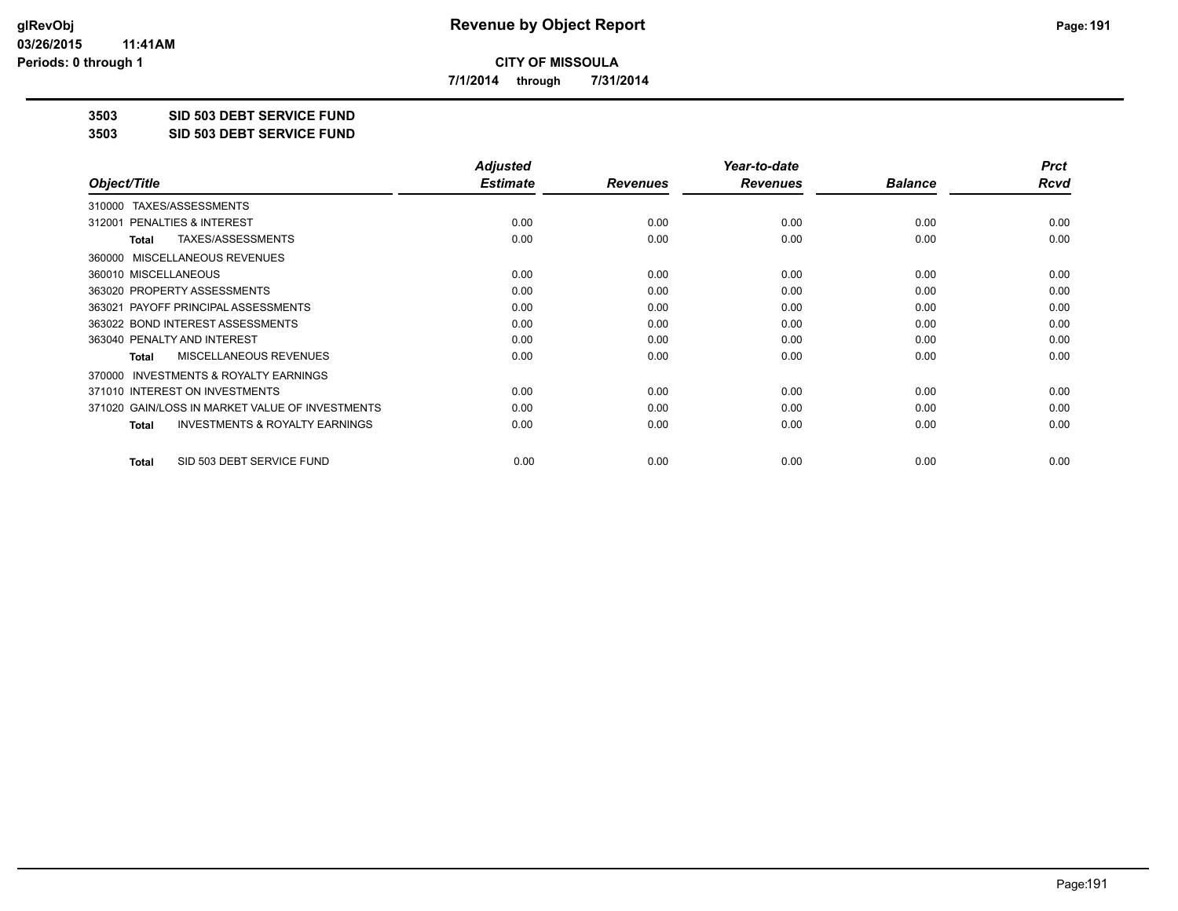# Revenue by Object Report

**CITY OF MISSOULA**

**7/1/2014 through 7/31/2014**

glRevObj
03/26/2015 11:41AM
Periods: 0 through 1

**3503 SID 503 DEBT SERVICE FUND**

**3503 SID 503 DEBT SERVICE FUND**

| Object/Title | Adjusted Estimate | Revenues | Year-to-date Revenues | Balance | Prct Rcvd |
|---|---|---|---|---|---|
| 310000 TAXES/ASSESSMENTS | | | | | |
| 312001 PENALTIES & INTEREST | 0.00 | 0.00 | 0.00 | 0.00 | 0.00 |
| **Total** TAXES/ASSESSMENTS | 0.00 | 0.00 | 0.00 | 0.00 | 0.00 |
| 360000 MISCELLANEOUS REVENUES | | | | | |
| 360010 MISCELLANEOUS | 0.00 | 0.00 | 0.00 | 0.00 | 0.00 |
| 363020 PROPERTY ASSESSMENTS | 0.00 | 0.00 | 0.00 | 0.00 | 0.00 |
| 363021 PAYOFF PRINCIPAL ASSESSMENTS | 0.00 | 0.00 | 0.00 | 0.00 | 0.00 |
| 363022 BOND INTEREST ASSESSMENTS | 0.00 | 0.00 | 0.00 | 0.00 | 0.00 |
| 363040 PENALTY AND INTEREST | 0.00 | 0.00 | 0.00 | 0.00 | 0.00 |
| **Total** MISCELLANEOUS REVENUES | 0.00 | 0.00 | 0.00 | 0.00 | 0.00 |
| 370000 INVESTMENTS & ROYALTY EARNINGS | | | | | |
| 371010 INTEREST ON INVESTMENTS | 0.00 | 0.00 | 0.00 | 0.00 | 0.00 |
| 371020 GAIN/LOSS IN MARKET VALUE OF INVESTMENTS | 0.00 | 0.00 | 0.00 | 0.00 | 0.00 |
| **Total** INVESTMENTS & ROYALTY EARNINGS | 0.00 | 0.00 | 0.00 | 0.00 | 0.00 |
| **Total** SID 503 DEBT SERVICE FUND | 0.00 | 0.00 | 0.00 | 0.00 | 0.00 |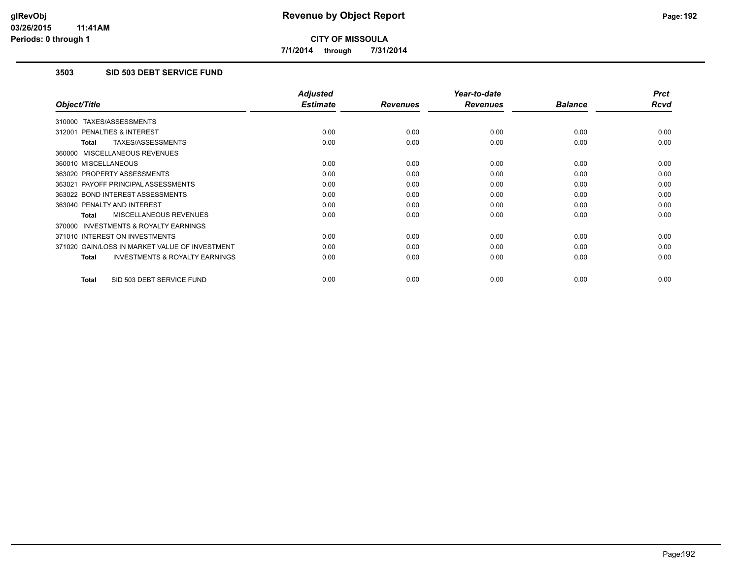**CITY OF MISSOULA**

**7/1/2014 through 7/31/2014**

### 3503 SID 503 DEBT SERVICE FUND

| Object/Title | Adjusted Estimate | Revenues | Year-to-date Revenues | Balance | Prct Rcvd |
|---|---|---|---|---|---|
| 310000 TAXES/ASSESSMENTS | | | | | |
| 312001 PENALTIES & INTEREST | 0.00 | 0.00 | 0.00 | 0.00 | 0.00 |
| **Total** TAXES/ASSESSMENTS | 0.00 | 0.00 | 0.00 | 0.00 | 0.00 |
| 360000 MISCELLANEOUS REVENUES | | | | | |
| 360010 MISCELLANEOUS | 0.00 | 0.00 | 0.00 | 0.00 | 0.00 |
| 363020 PROPERTY ASSESSMENTS | 0.00 | 0.00 | 0.00 | 0.00 | 0.00 |
| 363021 PAYOFF PRINCIPAL ASSESSMENTS | 0.00 | 0.00 | 0.00 | 0.00 | 0.00 |
| 363022 BOND INTEREST ASSESSMENTS | 0.00 | 0.00 | 0.00 | 0.00 | 0.00 |
| 363040 PENALTY AND INTEREST | 0.00 | 0.00 | 0.00 | 0.00 | 0.00 |
| **Total** MISCELLANEOUS REVENUES | 0.00 | 0.00 | 0.00 | 0.00 | 0.00 |
| 370000 INVESTMENTS & ROYALTY EARNINGS | | | | | |
| 371010 INTEREST ON INVESTMENTS | 0.00 | 0.00 | 0.00 | 0.00 | 0.00 |
| 371020 GAIN/LOSS IN MARKET VALUE OF INVESTMENT | 0.00 | 0.00 | 0.00 | 0.00 | 0.00 |
| **Total** INVESTMENTS & ROYALTY EARNINGS | 0.00 | 0.00 | 0.00 | 0.00 | 0.00 |
| **Total** SID 503 DEBT SERVICE FUND | 0.00 | 0.00 | 0.00 | 0.00 | 0.00 |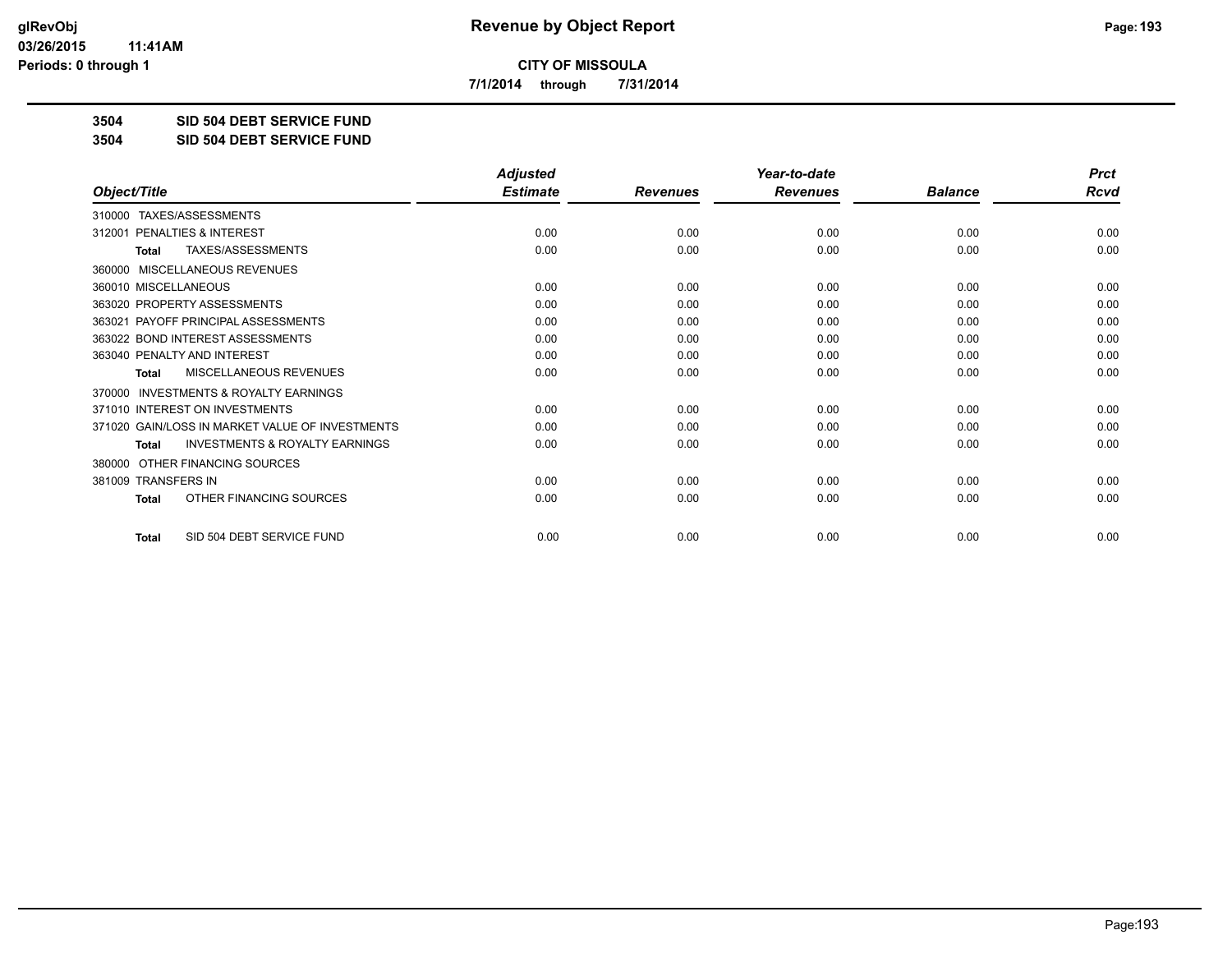**Revenue by Object Report**

**CITY OF MISSOULA**

**7/1/2014 through 7/31/2014**

**3504 SID 504 DEBT SERVICE FUND**

**3504 SID 504 DEBT SERVICE FUND**

| Object/Title | Adjusted Estimate | Revenues | Year-to-date Revenues | Balance | Prct Rcvd |
|---|---|---|---|---|---|
| 310000 TAXES/ASSESSMENTS | | | | | |
| 312001 PENALTIES & INTEREST | 0.00 | 0.00 | 0.00 | 0.00 | 0.00 |
| **Total** TAXES/ASSESSMENTS | 0.00 | 0.00 | 0.00 | 0.00 | 0.00 |
| 360000 MISCELLANEOUS REVENUES | | | | | |
| 360010 MISCELLANEOUS | 0.00 | 0.00 | 0.00 | 0.00 | 0.00 |
| 363020 PROPERTY ASSESSMENTS | 0.00 | 0.00 | 0.00 | 0.00 | 0.00 |
| 363021 PAYOFF PRINCIPAL ASSESSMENTS | 0.00 | 0.00 | 0.00 | 0.00 | 0.00 |
| 363022 BOND INTEREST ASSESSMENTS | 0.00 | 0.00 | 0.00 | 0.00 | 0.00 |
| 363040 PENALTY AND INTEREST | 0.00 | 0.00 | 0.00 | 0.00 | 0.00 |
| **Total** MISCELLANEOUS REVENUES | 0.00 | 0.00 | 0.00 | 0.00 | 0.00 |
| 370000 INVESTMENTS & ROYALTY EARNINGS | | | | | |
| 371010 INTEREST ON INVESTMENTS | 0.00 | 0.00 | 0.00 | 0.00 | 0.00 |
| 371020 GAIN/LOSS IN MARKET VALUE OF INVESTMENTS | 0.00 | 0.00 | 0.00 | 0.00 | 0.00 |
| **Total** INVESTMENTS & ROYALTY EARNINGS | 0.00 | 0.00 | 0.00 | 0.00 | 0.00 |
| 380000 OTHER FINANCING SOURCES | | | | | |
| 381009 TRANSFERS IN | 0.00 | 0.00 | 0.00 | 0.00 | 0.00 |
| **Total** OTHER FINANCING SOURCES | 0.00 | 0.00 | 0.00 | 0.00 | 0.00 |
| **Total** SID 504 DEBT SERVICE FUND | 0.00 | 0.00 | 0.00 | 0.00 | 0.00 |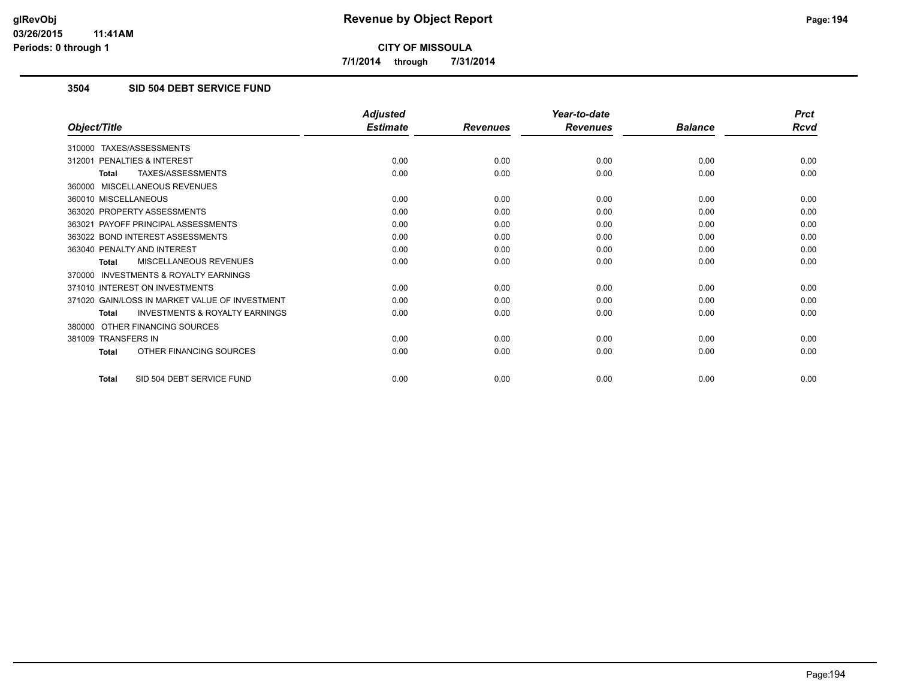# Revenue by Object Report

**CITY OF MISSOULA**

**7/1/2014 through 7/31/2014**

### 3504 SID 504 DEBT SERVICE FUND

| Object/Title | Adjusted Estimate | Revenues | Year-to-date Revenues | Balance | Prct Rcvd |
|---|---|---|---|---|---|
| 310000 TAXES/ASSESSMENTS | | | | | |
| 312001 PENALTIES & INTEREST | 0.00 | 0.00 | 0.00 | 0.00 | 0.00 |
| **Total** TAXES/ASSESSMENTS | 0.00 | 0.00 | 0.00 | 0.00 | 0.00 |
| 360000 MISCELLANEOUS REVENUES | | | | | |
| 360010 MISCELLANEOUS | 0.00 | 0.00 | 0.00 | 0.00 | 0.00 |
| 363020 PROPERTY ASSESSMENTS | 0.00 | 0.00 | 0.00 | 0.00 | 0.00 |
| 363021 PAYOFF PRINCIPAL ASSESSMENTS | 0.00 | 0.00 | 0.00 | 0.00 | 0.00 |
| 363022 BOND INTEREST ASSESSMENTS | 0.00 | 0.00 | 0.00 | 0.00 | 0.00 |
| 363040 PENALTY AND INTEREST | 0.00 | 0.00 | 0.00 | 0.00 | 0.00 |
| **Total** MISCELLANEOUS REVENUES | 0.00 | 0.00 | 0.00 | 0.00 | 0.00 |
| 370000 INVESTMENTS & ROYALTY EARNINGS | | | | | |
| 371010 INTEREST ON INVESTMENTS | 0.00 | 0.00 | 0.00 | 0.00 | 0.00 |
| 371020 GAIN/LOSS IN MARKET VALUE OF INVESTMENT | 0.00 | 0.00 | 0.00 | 0.00 | 0.00 |
| **Total** INVESTMENTS & ROYALTY EARNINGS | 0.00 | 0.00 | 0.00 | 0.00 | 0.00 |
| 380000 OTHER FINANCING SOURCES | | | | | |
| 381009 TRANSFERS IN | 0.00 | 0.00 | 0.00 | 0.00 | 0.00 |
| **Total** OTHER FINANCING SOURCES | 0.00 | 0.00 | 0.00 | 0.00 | 0.00 |
| **Total** SID 504 DEBT SERVICE FUND | 0.00 | 0.00 | 0.00 | 0.00 | 0.00 |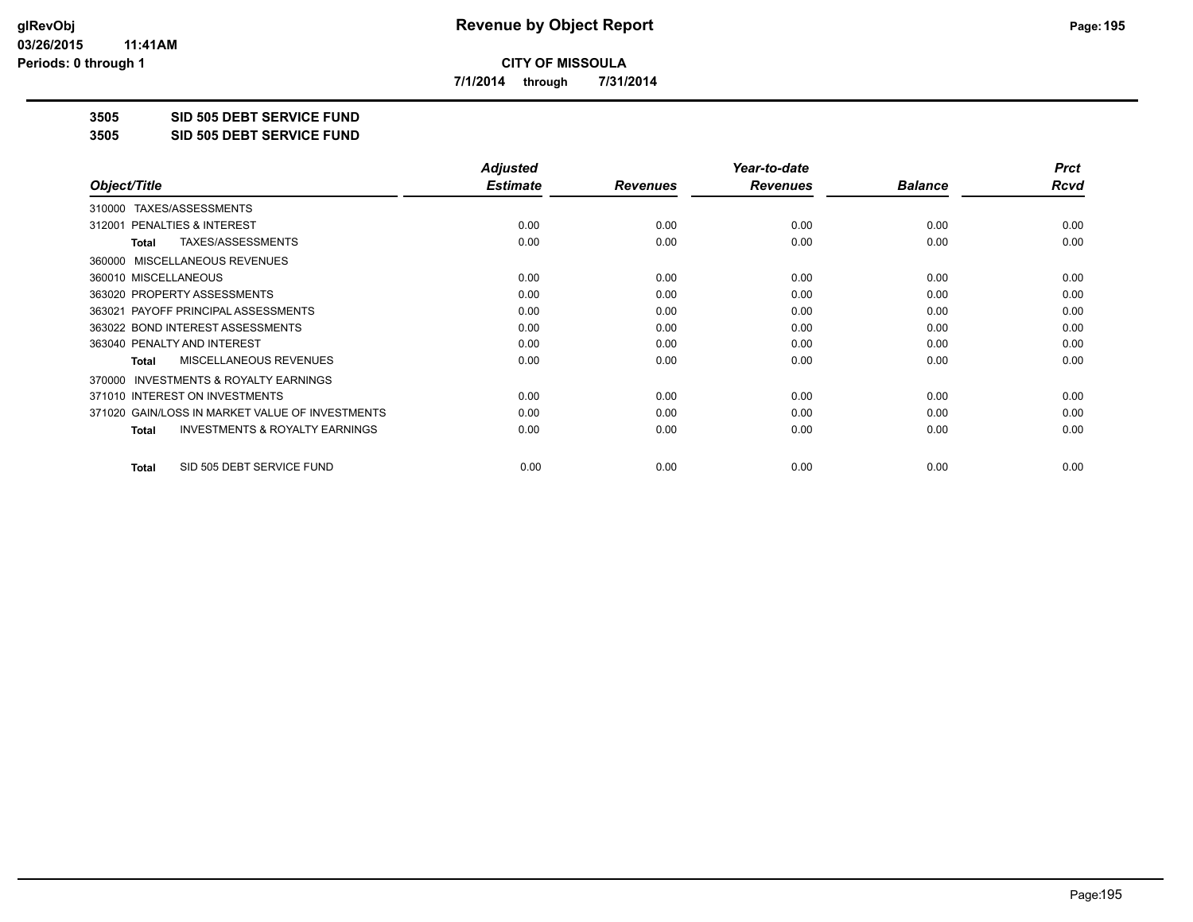**glRevObj**
**03/26/2015 11:41AM**
**Periods: 0 through 1**

# Revenue by Object Report

**CITY OF MISSOULA**

**7/1/2014 through 7/31/2014**

## 3505 SID 505 DEBT SERVICE FUND
## 3505 SID 505 DEBT SERVICE FUND

| Object/Title | Adjusted Estimate | Revenues | Year-to-date Revenues | Balance | Prct Rcvd |
|---|---|---|---|---|---|
| 310000 TAXES/ASSESSMENTS | | | | | |
| 312001 PENALTIES & INTEREST | 0.00 | 0.00 | 0.00 | 0.00 | 0.00 |
| **Total** TAXES/ASSESSMENTS | 0.00 | 0.00 | 0.00 | 0.00 | 0.00 |
| 360000 MISCELLANEOUS REVENUES | | | | | |
| 360010 MISCELLANEOUS | 0.00 | 0.00 | 0.00 | 0.00 | 0.00 |
| 363020 PROPERTY ASSESSMENTS | 0.00 | 0.00 | 0.00 | 0.00 | 0.00 |
| 363021 PAYOFF PRINCIPAL ASSESSMENTS | 0.00 | 0.00 | 0.00 | 0.00 | 0.00 |
| 363022 BOND INTEREST ASSESSMENTS | 0.00 | 0.00 | 0.00 | 0.00 | 0.00 |
| 363040 PENALTY AND INTEREST | 0.00 | 0.00 | 0.00 | 0.00 | 0.00 |
| **Total** MISCELLANEOUS REVENUES | 0.00 | 0.00 | 0.00 | 0.00 | 0.00 |
| 370000 INVESTMENTS & ROYALTY EARNINGS | | | | | |
| 371010 INTEREST ON INVESTMENTS | 0.00 | 0.00 | 0.00 | 0.00 | 0.00 |
| 371020 GAIN/LOSS IN MARKET VALUE OF INVESTMENTS | 0.00 | 0.00 | 0.00 | 0.00 | 0.00 |
| **Total** INVESTMENTS & ROYALTY EARNINGS | 0.00 | 0.00 | 0.00 | 0.00 | 0.00 |
| **Total** SID 505 DEBT SERVICE FUND | 0.00 | 0.00 | 0.00 | 0.00 | 0.00 |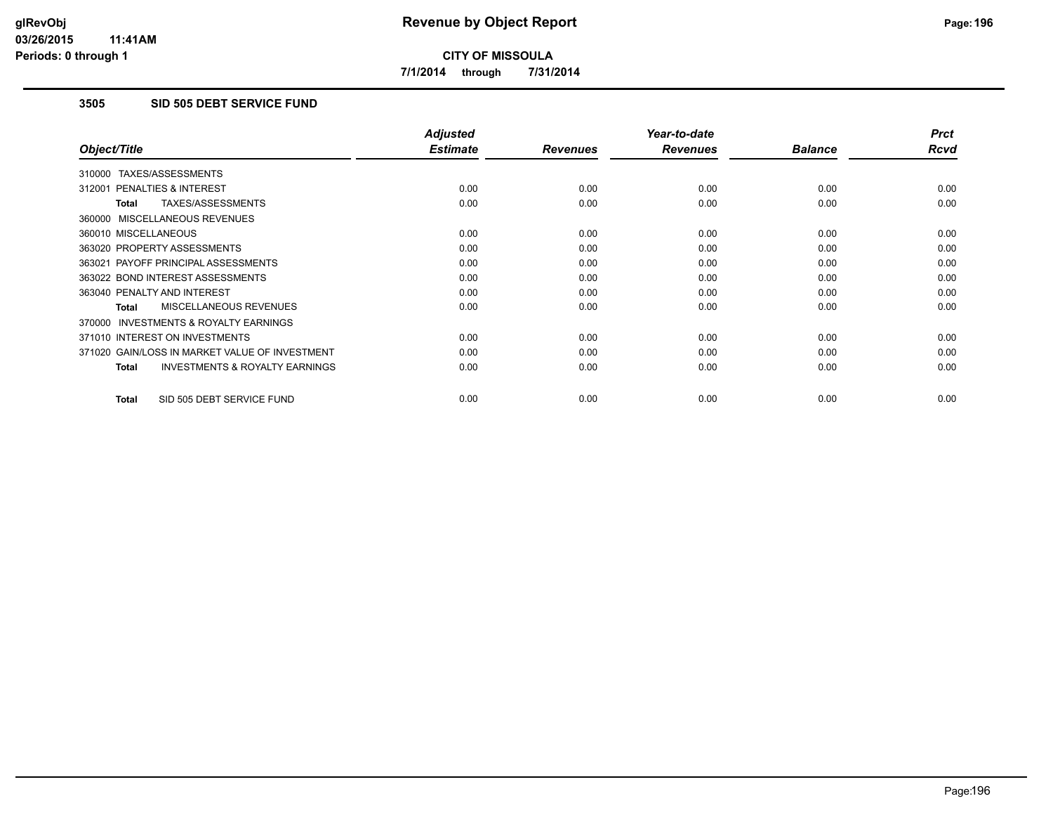# Revenue by Object Report

**CITY OF MISSOULA**

**7/1/2014 through 7/31/2014**

glRevObj
03/26/2015 11:41AM
Periods: 0 through 1

## 3505 SID 505 DEBT SERVICE FUND

| Object/Title | Adjusted Estimate | Revenues | Year-to-date Revenues | Balance | Prct Rcvd |
|---|---|---|---|---|---|
| 310000 TAXES/ASSESSMENTS | | | | | |
| 312001 PENALTIES & INTEREST | 0.00 | 0.00 | 0.00 | 0.00 | 0.00 |
| **Total** TAXES/ASSESSMENTS | 0.00 | 0.00 | 0.00 | 0.00 | 0.00 |
| 360000 MISCELLANEOUS REVENUES | | | | | |
| 360010 MISCELLANEOUS | 0.00 | 0.00 | 0.00 | 0.00 | 0.00 |
| 363020 PROPERTY ASSESSMENTS | 0.00 | 0.00 | 0.00 | 0.00 | 0.00 |
| 363021 PAYOFF PRINCIPAL ASSESSMENTS | 0.00 | 0.00 | 0.00 | 0.00 | 0.00 |
| 363022 BOND INTEREST ASSESSMENTS | 0.00 | 0.00 | 0.00 | 0.00 | 0.00 |
| 363040 PENALTY AND INTEREST | 0.00 | 0.00 | 0.00 | 0.00 | 0.00 |
| **Total** MISCELLANEOUS REVENUES | 0.00 | 0.00 | 0.00 | 0.00 | 0.00 |
| 370000 INVESTMENTS & ROYALTY EARNINGS | | | | | |
| 371010 INTEREST ON INVESTMENTS | 0.00 | 0.00 | 0.00 | 0.00 | 0.00 |
| 371020 GAIN/LOSS IN MARKET VALUE OF INVESTMENT | 0.00 | 0.00 | 0.00 | 0.00 | 0.00 |
| **Total** INVESTMENTS & ROYALTY EARNINGS | 0.00 | 0.00 | 0.00 | 0.00 | 0.00 |
| **Total** SID 505 DEBT SERVICE FUND | 0.00 | 0.00 | 0.00 | 0.00 | 0.00 |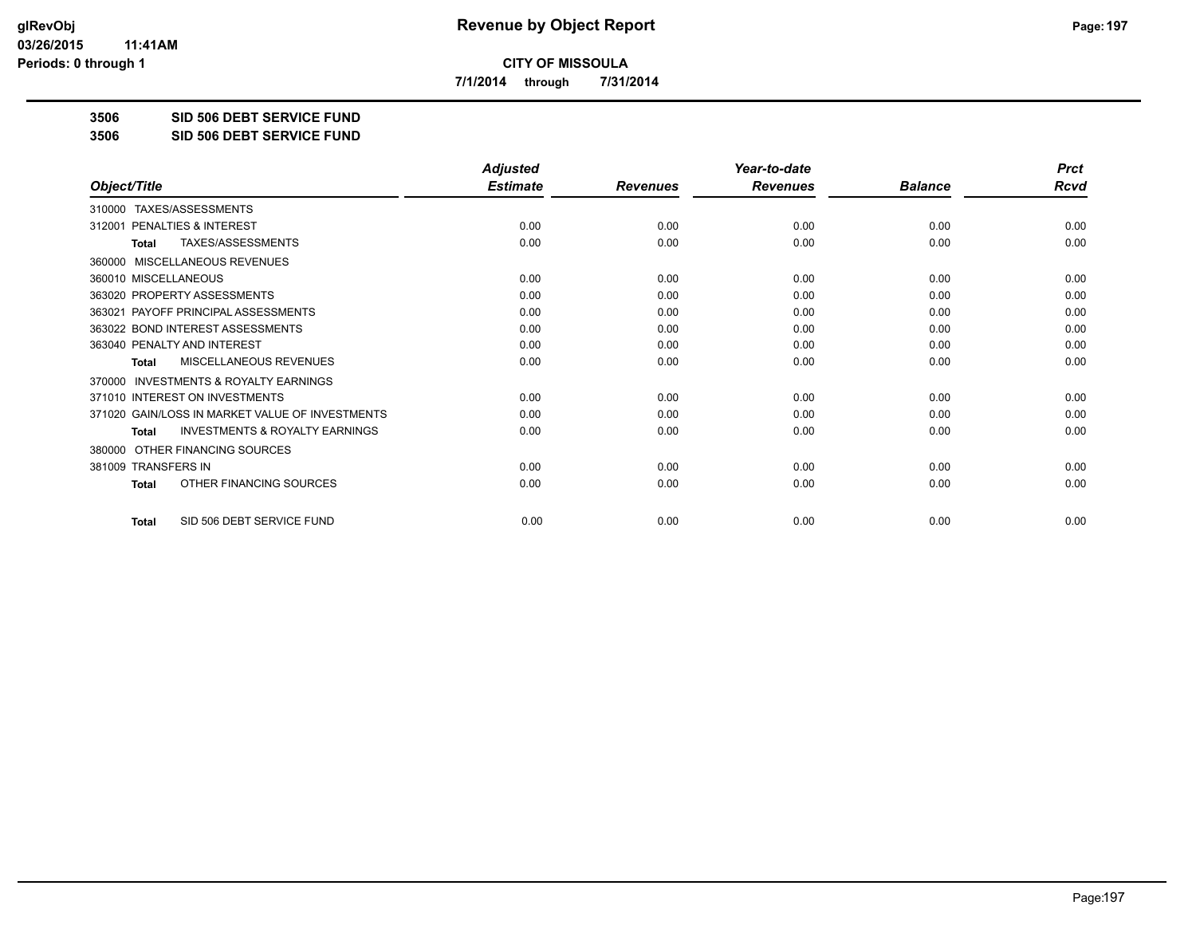**Revenue by Object Report**

**CITY OF MISSOULA**

**7/1/2014 through 7/31/2014**

glRevObj
03/26/2015 11:41AM
Periods: 0 through 1

## 3506 SID 506 DEBT SERVICE FUND
## 3506 SID 506 DEBT SERVICE FUND

| Object/Title | Adjusted Estimate | Revenues | Year-to-date Revenues | Balance | Prct Rcvd |
|---|---|---|---|---|---|
| 310000 TAXES/ASSESSMENTS | | | | | |
| 312001 PENALTIES & INTEREST | 0.00 | 0.00 | 0.00 | 0.00 | 0.00 |
| **Total** TAXES/ASSESSMENTS | 0.00 | 0.00 | 0.00 | 0.00 | 0.00 |
| 360000 MISCELLANEOUS REVENUES | | | | | |
| 360010 MISCELLANEOUS | 0.00 | 0.00 | 0.00 | 0.00 | 0.00 |
| 363020 PROPERTY ASSESSMENTS | 0.00 | 0.00 | 0.00 | 0.00 | 0.00 |
| 363021 PAYOFF PRINCIPAL ASSESSMENTS | 0.00 | 0.00 | 0.00 | 0.00 | 0.00 |
| 363022 BOND INTEREST ASSESSMENTS | 0.00 | 0.00 | 0.00 | 0.00 | 0.00 |
| 363040 PENALTY AND INTEREST | 0.00 | 0.00 | 0.00 | 0.00 | 0.00 |
| **Total** MISCELLANEOUS REVENUES | 0.00 | 0.00 | 0.00 | 0.00 | 0.00 |
| 370000 INVESTMENTS & ROYALTY EARNINGS | | | | | |
| 371010 INTEREST ON INVESTMENTS | 0.00 | 0.00 | 0.00 | 0.00 | 0.00 |
| 371020 GAIN/LOSS IN MARKET VALUE OF INVESTMENTS | 0.00 | 0.00 | 0.00 | 0.00 | 0.00 |
| **Total** INVESTMENTS & ROYALTY EARNINGS | 0.00 | 0.00 | 0.00 | 0.00 | 0.00 |
| 380000 OTHER FINANCING SOURCES | | | | | |
| 381009 TRANSFERS IN | 0.00 | 0.00 | 0.00 | 0.00 | 0.00 |
| **Total** OTHER FINANCING SOURCES | 0.00 | 0.00 | 0.00 | 0.00 | 0.00 |
| **Total** SID 506 DEBT SERVICE FUND | 0.00 | 0.00 | 0.00 | 0.00 | 0.00 |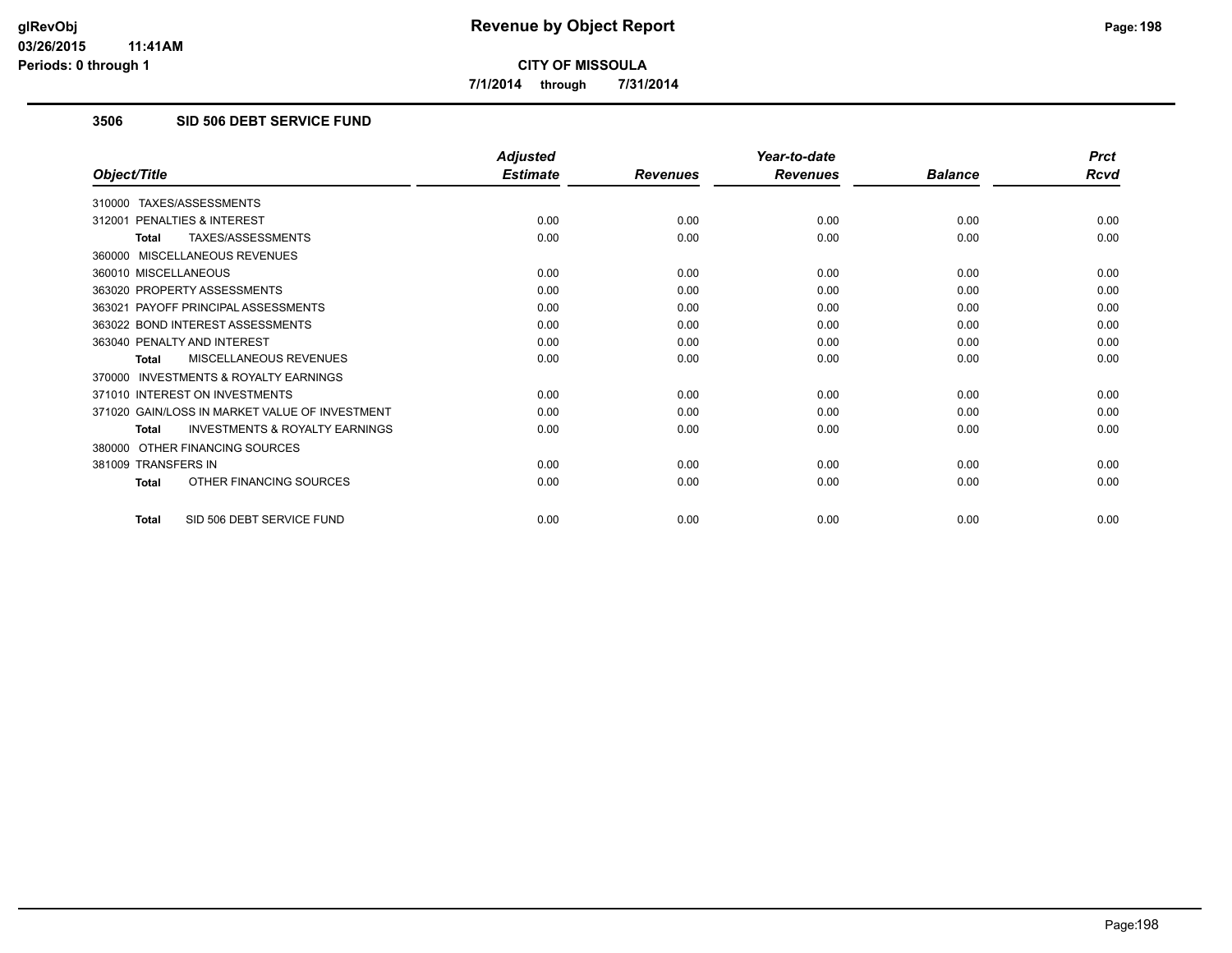# Revenue by Object Report

**CITY OF MISSOULA**

**7/1/2014 through 7/31/2014**

glRevObj
03/26/2015 11:41AM
Periods: 0 through 1

## 3506 SID 506 DEBT SERVICE FUND

| Object/Title | Adjusted Estimate | Revenues | Year-to-date Revenues | Balance | Prct Rcvd |
|---|---|---|---|---|---|
| 310000 TAXES/ASSESSMENTS | | | | | |
| 312001 PENALTIES & INTEREST | 0.00 | 0.00 | 0.00 | 0.00 | 0.00 |
| **Total** TAXES/ASSESSMENTS | 0.00 | 0.00 | 0.00 | 0.00 | 0.00 |
| 360000 MISCELLANEOUS REVENUES | | | | | |
| 360010 MISCELLANEOUS | 0.00 | 0.00 | 0.00 | 0.00 | 0.00 |
| 363020 PROPERTY ASSESSMENTS | 0.00 | 0.00 | 0.00 | 0.00 | 0.00 |
| 363021 PAYOFF PRINCIPAL ASSESSMENTS | 0.00 | 0.00 | 0.00 | 0.00 | 0.00 |
| 363022 BOND INTEREST ASSESSMENTS | 0.00 | 0.00 | 0.00 | 0.00 | 0.00 |
| 363040 PENALTY AND INTEREST | 0.00 | 0.00 | 0.00 | 0.00 | 0.00 |
| **Total** MISCELLANEOUS REVENUES | 0.00 | 0.00 | 0.00 | 0.00 | 0.00 |
| 370000 INVESTMENTS & ROYALTY EARNINGS | | | | | |
| 371010 INTEREST ON INVESTMENTS | 0.00 | 0.00 | 0.00 | 0.00 | 0.00 |
| 371020 GAIN/LOSS IN MARKET VALUE OF INVESTMENT | 0.00 | 0.00 | 0.00 | 0.00 | 0.00 |
| **Total** INVESTMENTS & ROYALTY EARNINGS | 0.00 | 0.00 | 0.00 | 0.00 | 0.00 |
| 380000 OTHER FINANCING SOURCES | | | | | |
| 381009 TRANSFERS IN | 0.00 | 0.00 | 0.00 | 0.00 | 0.00 |
| **Total** OTHER FINANCING SOURCES | 0.00 | 0.00 | 0.00 | 0.00 | 0.00 |
| **Total** SID 506 DEBT SERVICE FUND | 0.00 | 0.00 | 0.00 | 0.00 | 0.00 |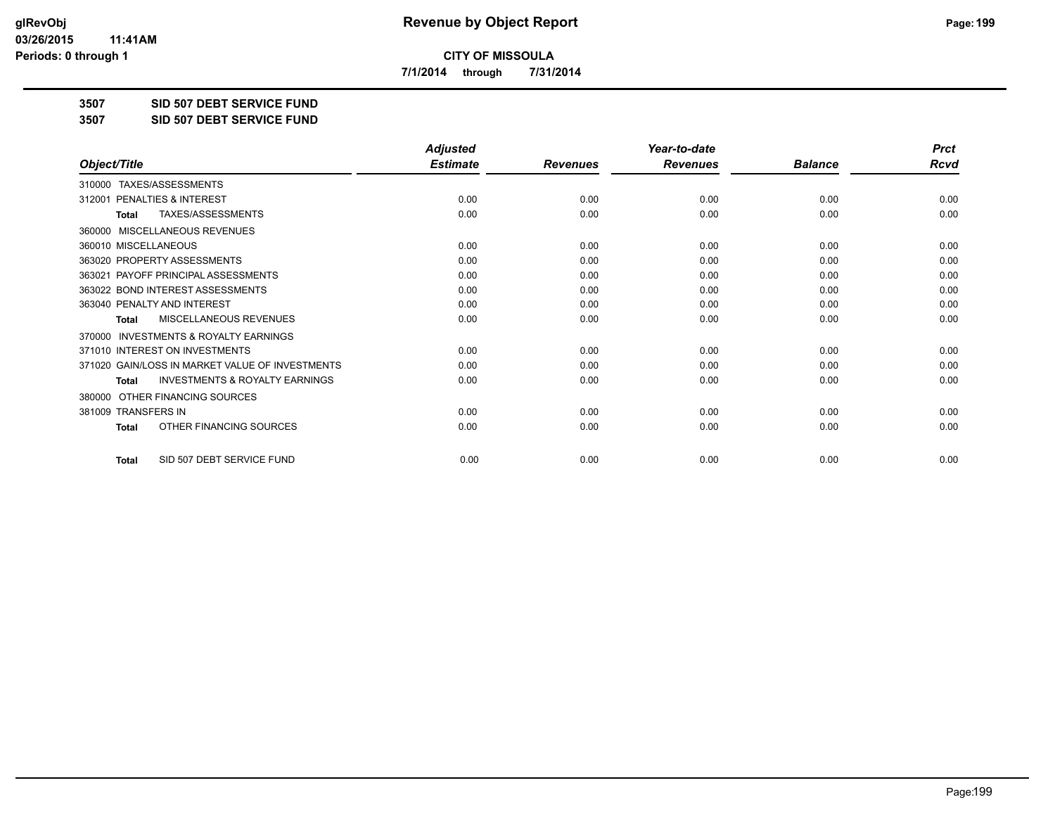# Revenue by Object Report

**CITY OF MISSOULA**

**7/1/2014 through 7/31/2014**

glRevObj
03/26/2015 11:41AM
Periods: 0 through 1

**3507 SID 507 DEBT SERVICE FUND**

**3507 SID 507 DEBT SERVICE FUND**

| Object/Title | Adjusted Estimate | Revenues | Year-to-date Revenues | Balance | Prct Rcvd |
|---|---|---|---|---|---|
| 310000 TAXES/ASSESSMENTS | | | | | |
| 312001 PENALTIES & INTEREST | 0.00 | 0.00 | 0.00 | 0.00 | 0.00 |
| **Total** TAXES/ASSESSMENTS | 0.00 | 0.00 | 0.00 | 0.00 | 0.00 |
| 360000 MISCELLANEOUS REVENUES | | | | | |
| 360010 MISCELLANEOUS | 0.00 | 0.00 | 0.00 | 0.00 | 0.00 |
| 363020 PROPERTY ASSESSMENTS | 0.00 | 0.00 | 0.00 | 0.00 | 0.00 |
| 363021 PAYOFF PRINCIPAL ASSESSMENTS | 0.00 | 0.00 | 0.00 | 0.00 | 0.00 |
| 363022 BOND INTEREST ASSESSMENTS | 0.00 | 0.00 | 0.00 | 0.00 | 0.00 |
| 363040 PENALTY AND INTEREST | 0.00 | 0.00 | 0.00 | 0.00 | 0.00 |
| **Total** MISCELLANEOUS REVENUES | 0.00 | 0.00 | 0.00 | 0.00 | 0.00 |
| 370000 INVESTMENTS & ROYALTY EARNINGS | | | | | |
| 371010 INTEREST ON INVESTMENTS | 0.00 | 0.00 | 0.00 | 0.00 | 0.00 |
| 371020 GAIN/LOSS IN MARKET VALUE OF INVESTMENTS | 0.00 | 0.00 | 0.00 | 0.00 | 0.00 |
| **Total** INVESTMENTS & ROYALTY EARNINGS | 0.00 | 0.00 | 0.00 | 0.00 | 0.00 |
| 380000 OTHER FINANCING SOURCES | | | | | |
| 381009 TRANSFERS IN | 0.00 | 0.00 | 0.00 | 0.00 | 0.00 |
| **Total** OTHER FINANCING SOURCES | 0.00 | 0.00 | 0.00 | 0.00 | 0.00 |
| **Total** SID 507 DEBT SERVICE FUND | 0.00 | 0.00 | 0.00 | 0.00 | 0.00 |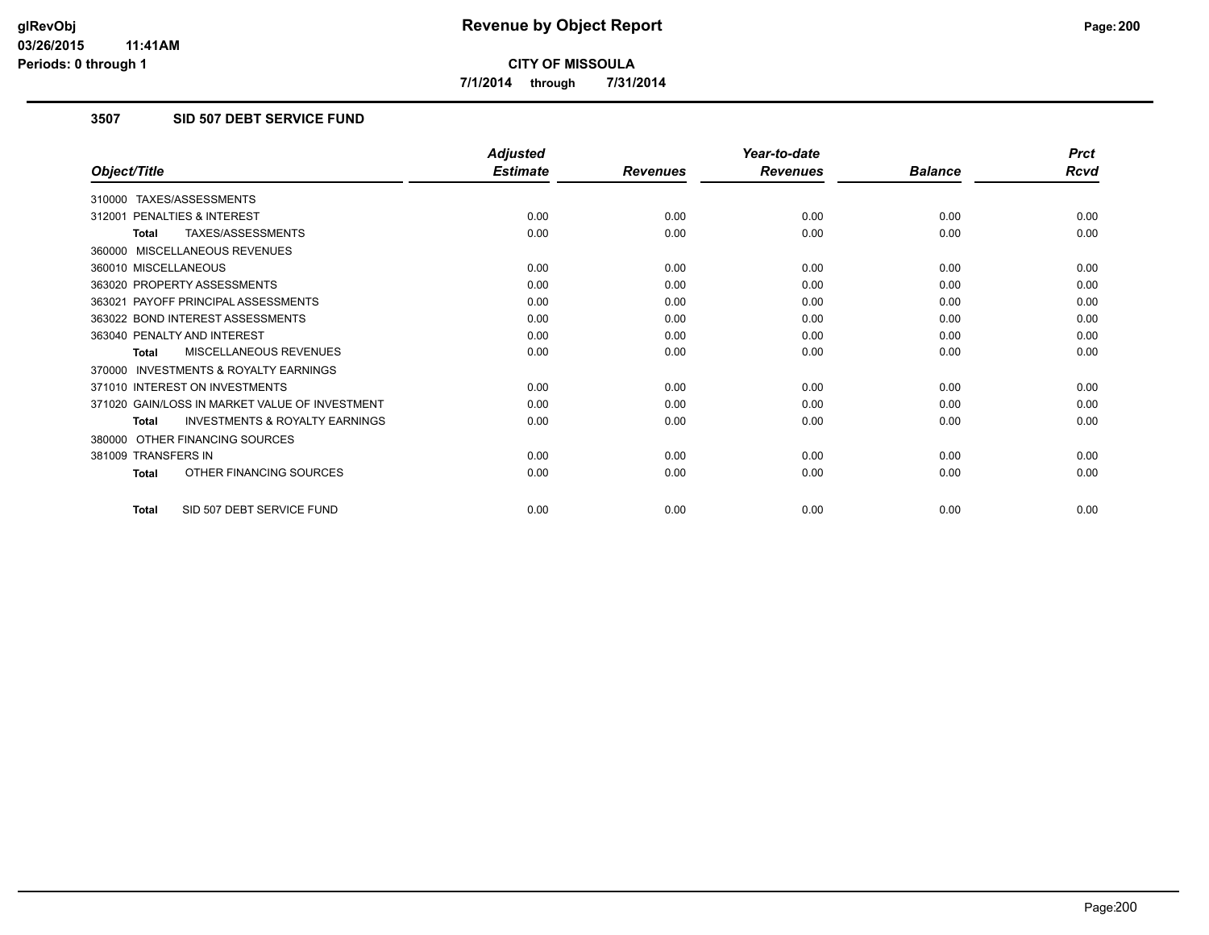# Revenue by Object Report

**CITY OF MISSOULA**

**7/1/2014 through 7/31/2014**

## 3507 SID 507 DEBT SERVICE FUND

| Object/Title | Adjusted Estimate | Revenues | Year-to-date Revenues | Balance | Prct Rcvd |
|---|---|---|---|---|---|
| 310000 TAXES/ASSESSMENTS | | | | | |
| 312001 PENALTIES & INTEREST | 0.00 | 0.00 | 0.00 | 0.00 | 0.00 |
| **Total** TAXES/ASSESSMENTS | 0.00 | 0.00 | 0.00 | 0.00 | 0.00 |
| 360000 MISCELLANEOUS REVENUES | | | | | |
| 360010 MISCELLANEOUS | 0.00 | 0.00 | 0.00 | 0.00 | 0.00 |
| 363020 PROPERTY ASSESSMENTS | 0.00 | 0.00 | 0.00 | 0.00 | 0.00 |
| 363021 PAYOFF PRINCIPAL ASSESSMENTS | 0.00 | 0.00 | 0.00 | 0.00 | 0.00 |
| 363022 BOND INTEREST ASSESSMENTS | 0.00 | 0.00 | 0.00 | 0.00 | 0.00 |
| 363040 PENALTY AND INTEREST | 0.00 | 0.00 | 0.00 | 0.00 | 0.00 |
| **Total** MISCELLANEOUS REVENUES | 0.00 | 0.00 | 0.00 | 0.00 | 0.00 |
| 370000 INVESTMENTS & ROYALTY EARNINGS | | | | | |
| 371010 INTEREST ON INVESTMENTS | 0.00 | 0.00 | 0.00 | 0.00 | 0.00 |
| 371020 GAIN/LOSS IN MARKET VALUE OF INVESTMENT | 0.00 | 0.00 | 0.00 | 0.00 | 0.00 |
| **Total** INVESTMENTS & ROYALTY EARNINGS | 0.00 | 0.00 | 0.00 | 0.00 | 0.00 |
| 380000 OTHER FINANCING SOURCES | | | | | |
| 381009 TRANSFERS IN | 0.00 | 0.00 | 0.00 | 0.00 | 0.00 |
| **Total** OTHER FINANCING SOURCES | 0.00 | 0.00 | 0.00 | 0.00 | 0.00 |
| **Total** SID 507 DEBT SERVICE FUND | 0.00 | 0.00 | 0.00 | 0.00 | 0.00 |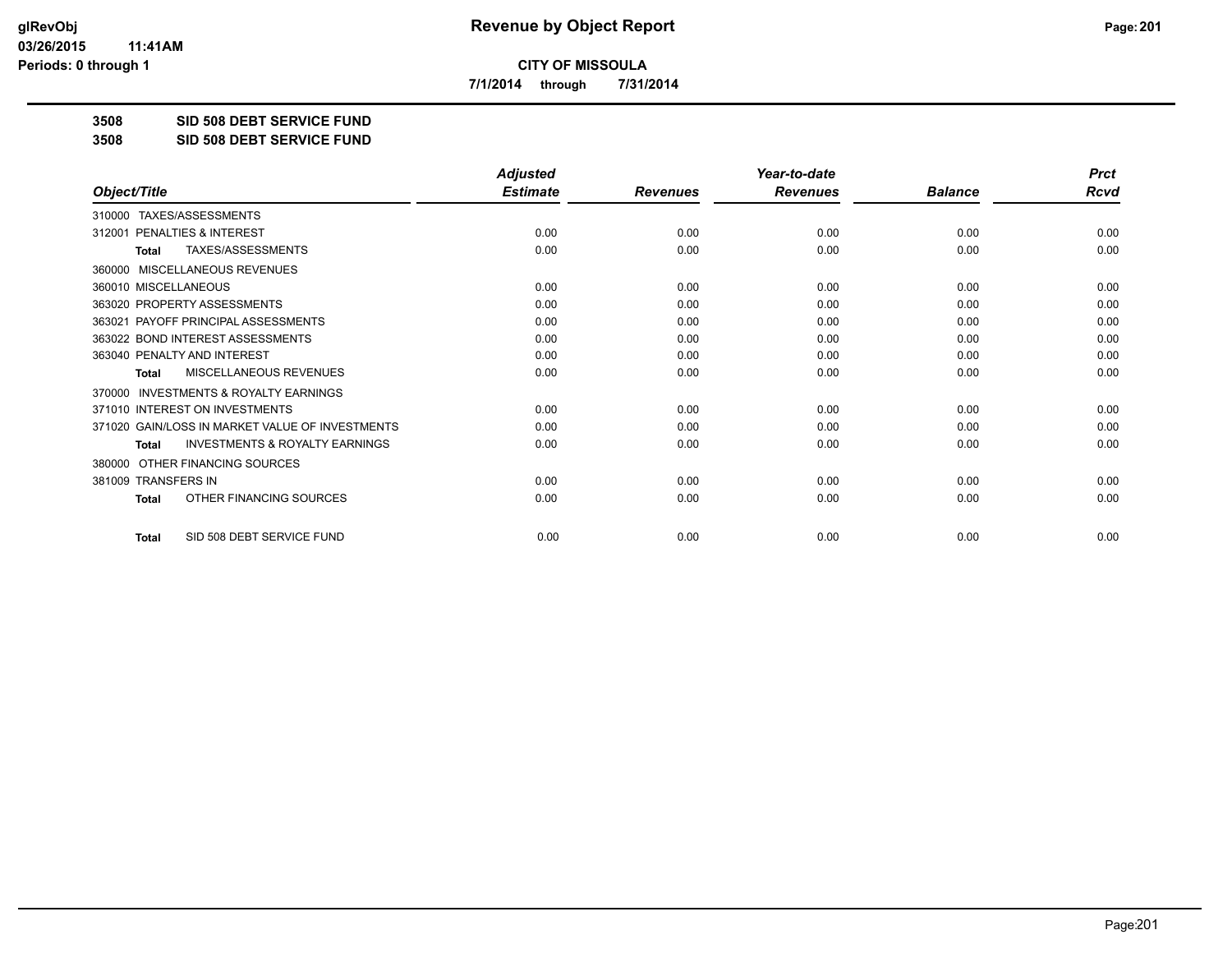# Revenue by Object Report

**CITY OF MISSOULA**

7/1/2014 through 7/31/2014

**3508 SID 508 DEBT SERVICE FUND**

**3508 SID 508 DEBT SERVICE FUND**

| Object/Title | Adjusted Estimate | Revenues | Year-to-date Revenues | Balance | Prct Rcvd |
|---|---|---|---|---|---|
| 310000 TAXES/ASSESSMENTS | | | | | |
| 312001 PENALTIES & INTEREST | 0.00 | 0.00 | 0.00 | 0.00 | 0.00 |
| **Total** TAXES/ASSESSMENTS | 0.00 | 0.00 | 0.00 | 0.00 | 0.00 |
| 360000 MISCELLANEOUS REVENUES | | | | | |
| 360010 MISCELLANEOUS | 0.00 | 0.00 | 0.00 | 0.00 | 0.00 |
| 363020 PROPERTY ASSESSMENTS | 0.00 | 0.00 | 0.00 | 0.00 | 0.00 |
| 363021 PAYOFF PRINCIPAL ASSESSMENTS | 0.00 | 0.00 | 0.00 | 0.00 | 0.00 |
| 363022 BOND INTEREST ASSESSMENTS | 0.00 | 0.00 | 0.00 | 0.00 | 0.00 |
| 363040 PENALTY AND INTEREST | 0.00 | 0.00 | 0.00 | 0.00 | 0.00 |
| **Total** MISCELLANEOUS REVENUES | 0.00 | 0.00 | 0.00 | 0.00 | 0.00 |
| 370000 INVESTMENTS & ROYALTY EARNINGS | | | | | |
| 371010 INTEREST ON INVESTMENTS | 0.00 | 0.00 | 0.00 | 0.00 | 0.00 |
| 371020 GAIN/LOSS IN MARKET VALUE OF INVESTMENTS | 0.00 | 0.00 | 0.00 | 0.00 | 0.00 |
| **Total** INVESTMENTS & ROYALTY EARNINGS | 0.00 | 0.00 | 0.00 | 0.00 | 0.00 |
| 380000 OTHER FINANCING SOURCES | | | | | |
| 381009 TRANSFERS IN | 0.00 | 0.00 | 0.00 | 0.00 | 0.00 |
| **Total** OTHER FINANCING SOURCES | 0.00 | 0.00 | 0.00 | 0.00 | 0.00 |
| **Total** SID 508 DEBT SERVICE FUND | 0.00 | 0.00 | 0.00 | 0.00 | 0.00 |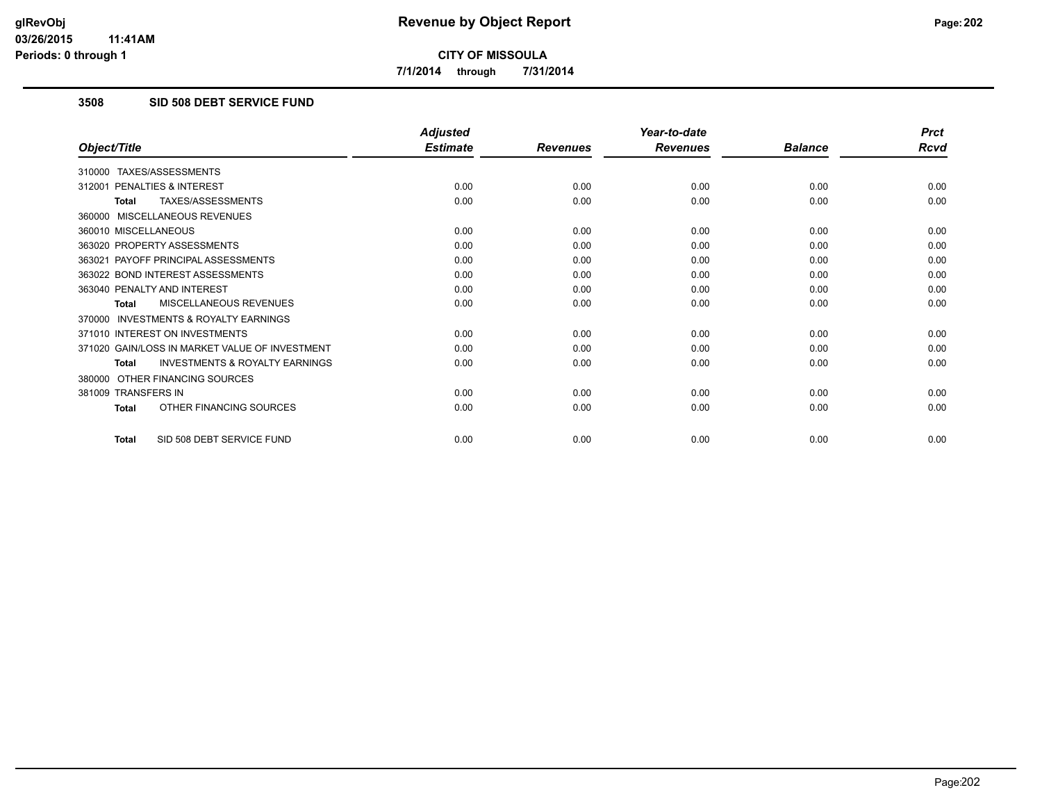**CITY OF MISSOULA**

**7/1/2014 through 7/31/2014**

### 3508 SID 508 DEBT SERVICE FUND

| Object/Title | Adjusted Estimate | Revenues | Year-to-date Revenues | Balance | Prct Rcvd |
|---|---|---|---|---|---|
| 310000 TAXES/ASSESSMENTS | | | | | |
| 312001 PENALTIES & INTEREST | 0.00 | 0.00 | 0.00 | 0.00 | 0.00 |
| **Total** TAXES/ASSESSMENTS | 0.00 | 0.00 | 0.00 | 0.00 | 0.00 |
| 360000 MISCELLANEOUS REVENUES | | | | | |
| 360010 MISCELLANEOUS | 0.00 | 0.00 | 0.00 | 0.00 | 0.00 |
| 363020 PROPERTY ASSESSMENTS | 0.00 | 0.00 | 0.00 | 0.00 | 0.00 |
| 363021 PAYOFF PRINCIPAL ASSESSMENTS | 0.00 | 0.00 | 0.00 | 0.00 | 0.00 |
| 363022 BOND INTEREST ASSESSMENTS | 0.00 | 0.00 | 0.00 | 0.00 | 0.00 |
| 363040 PENALTY AND INTEREST | 0.00 | 0.00 | 0.00 | 0.00 | 0.00 |
| **Total** MISCELLANEOUS REVENUES | 0.00 | 0.00 | 0.00 | 0.00 | 0.00 |
| 370000 INVESTMENTS & ROYALTY EARNINGS | | | | | |
| 371010 INTEREST ON INVESTMENTS | 0.00 | 0.00 | 0.00 | 0.00 | 0.00 |
| 371020 GAIN/LOSS IN MARKET VALUE OF INVESTMENT | 0.00 | 0.00 | 0.00 | 0.00 | 0.00 |
| **Total** INVESTMENTS & ROYALTY EARNINGS | 0.00 | 0.00 | 0.00 | 0.00 | 0.00 |
| 380000 OTHER FINANCING SOURCES | | | | | |
| 381009 TRANSFERS IN | 0.00 | 0.00 | 0.00 | 0.00 | 0.00 |
| **Total** OTHER FINANCING SOURCES | 0.00 | 0.00 | 0.00 | 0.00 | 0.00 |
| **Total** SID 508 DEBT SERVICE FUND | 0.00 | 0.00 | 0.00 | 0.00 | 0.00 |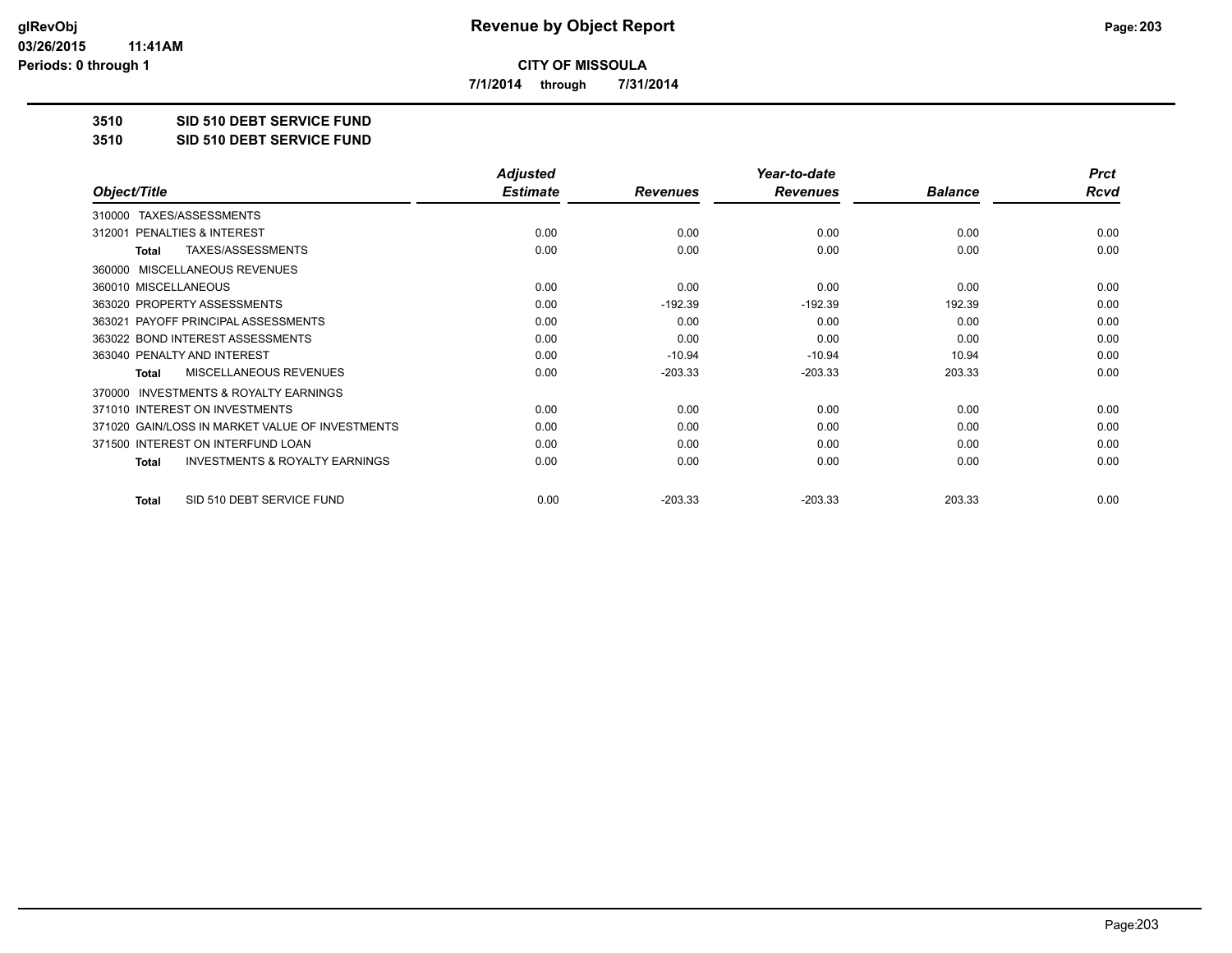**Revenue by Object Report**

**CITY OF MISSOULA**

**7/1/2014 through 7/31/2014**

glRevObj
03/26/2015 11:41AM
Periods: 0 through 1

## 3510 SID 510 DEBT SERVICE FUND

## 3510 SID 510 DEBT SERVICE FUND

| Object/Title | Adjusted Estimate | Revenues | Year-to-date Revenues | Balance | Prct Rcvd |
|---|---|---|---|---|---|
| 310000 TAXES/ASSESSMENTS | | | | | |
| 312001 PENALTIES & INTEREST | 0.00 | 0.00 | 0.00 | 0.00 | 0.00 |
| **Total** TAXES/ASSESSMENTS | 0.00 | 0.00 | 0.00 | 0.00 | 0.00 |
| 360000 MISCELLANEOUS REVENUES | | | | | |
| 360010 MISCELLANEOUS | 0.00 | 0.00 | 0.00 | 0.00 | 0.00 |
| 363020 PROPERTY ASSESSMENTS | 0.00 | -192.39 | -192.39 | 192.39 | 0.00 |
| 363021 PAYOFF PRINCIPAL ASSESSMENTS | 0.00 | 0.00 | 0.00 | 0.00 | 0.00 |
| 363022 BOND INTEREST ASSESSMENTS | 0.00 | 0.00 | 0.00 | 0.00 | 0.00 |
| 363040 PENALTY AND INTEREST | 0.00 | -10.94 | -10.94 | 10.94 | 0.00 |
| **Total** MISCELLANEOUS REVENUES | 0.00 | -203.33 | -203.33 | 203.33 | 0.00 |
| 370000 INVESTMENTS & ROYALTY EARNINGS | | | | | |
| 371010 INTEREST ON INVESTMENTS | 0.00 | 0.00 | 0.00 | 0.00 | 0.00 |
| 371020 GAIN/LOSS IN MARKET VALUE OF INVESTMENTS | 0.00 | 0.00 | 0.00 | 0.00 | 0.00 |
| 371500 INTEREST ON INTERFUND LOAN | 0.00 | 0.00 | 0.00 | 0.00 | 0.00 |
| **Total** INVESTMENTS & ROYALTY EARNINGS | 0.00 | 0.00 | 0.00 | 0.00 | 0.00 |
| **Total** SID 510 DEBT SERVICE FUND | 0.00 | -203.33 | -203.33 | 203.33 | 0.00 |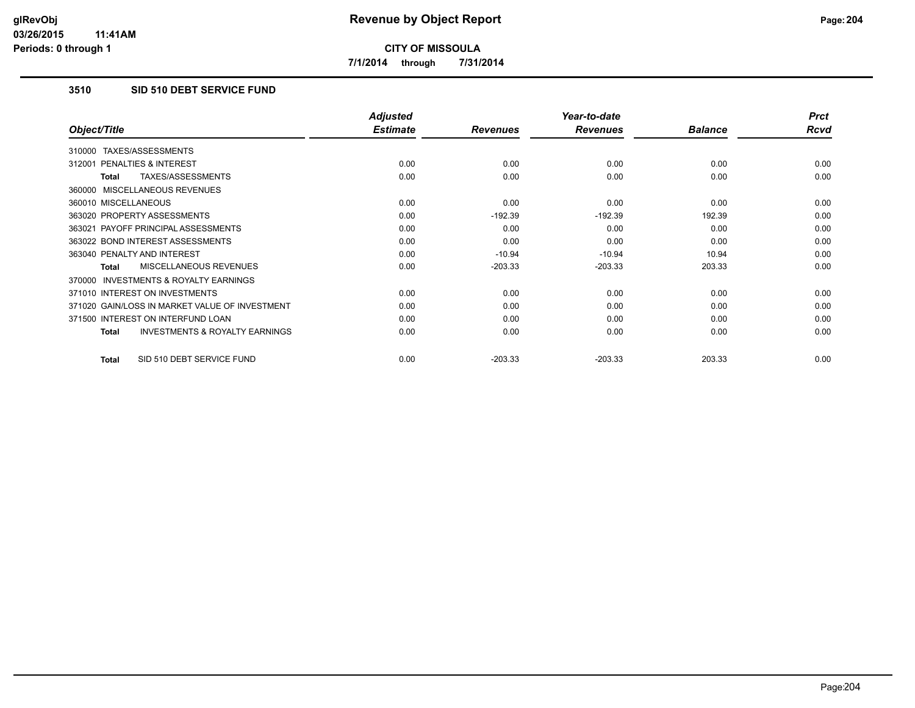# Revenue by Object Report

**CITY OF MISSOULA**

**7/1/2014 through 7/31/2014**

glRevObj
03/26/2015 11:41AM
Periods: 0 through 1

## 3510 SID 510 DEBT SERVICE FUND

| Object/Title | Adjusted Estimate | Revenues | Year-to-date Revenues | Balance | Prct Rcvd |
|---|---|---|---|---|---|
| 310000 TAXES/ASSESSMENTS | | | | | |
| 312001 PENALTIES & INTEREST | 0.00 | 0.00 | 0.00 | 0.00 | 0.00 |
| **Total** TAXES/ASSESSMENTS | 0.00 | 0.00 | 0.00 | 0.00 | 0.00 |
| 360000 MISCELLANEOUS REVENUES | | | | | |
| 360010 MISCELLANEOUS | 0.00 | 0.00 | 0.00 | 0.00 | 0.00 |
| 363020 PROPERTY ASSESSMENTS | 0.00 | -192.39 | -192.39 | 192.39 | 0.00 |
| 363021 PAYOFF PRINCIPAL ASSESSMENTS | 0.00 | 0.00 | 0.00 | 0.00 | 0.00 |
| 363022 BOND INTEREST ASSESSMENTS | 0.00 | 0.00 | 0.00 | 0.00 | 0.00 |
| 363040 PENALTY AND INTEREST | 0.00 | -10.94 | -10.94 | 10.94 | 0.00 |
| **Total** MISCELLANEOUS REVENUES | 0.00 | -203.33 | -203.33 | 203.33 | 0.00 |
| 370000 INVESTMENTS & ROYALTY EARNINGS | | | | | |
| 371010 INTEREST ON INVESTMENTS | 0.00 | 0.00 | 0.00 | 0.00 | 0.00 |
| 371020 GAIN/LOSS IN MARKET VALUE OF INVESTMENT | 0.00 | 0.00 | 0.00 | 0.00 | 0.00 |
| 371500 INTEREST ON INTERFUND LOAN | 0.00 | 0.00 | 0.00 | 0.00 | 0.00 |
| **Total** INVESTMENTS & ROYALTY EARNINGS | 0.00 | 0.00 | 0.00 | 0.00 | 0.00 |
| **Total** SID 510 DEBT SERVICE FUND | 0.00 | -203.33 | -203.33 | 203.33 | 0.00 |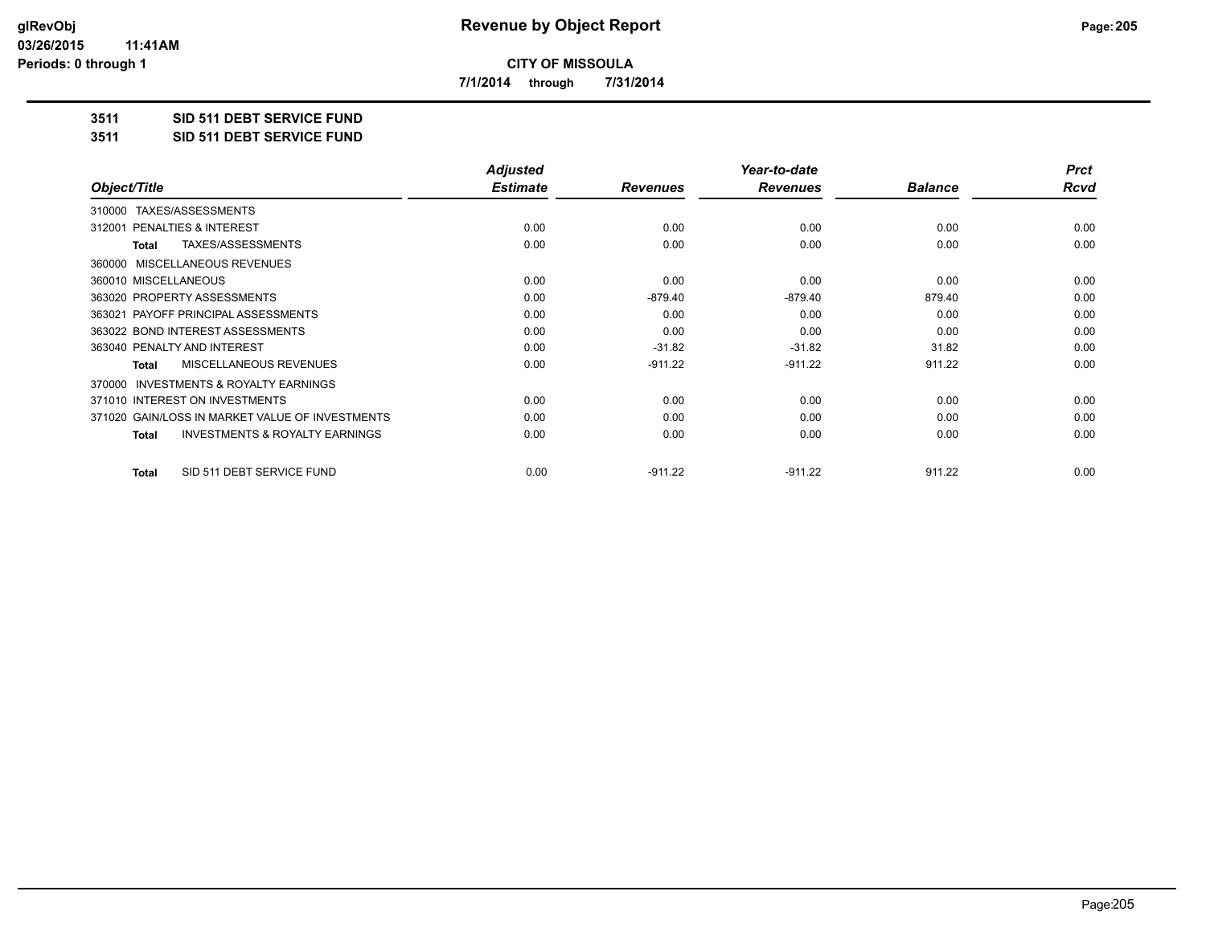# Revenue by Object Report

**CITY OF MISSOULA**

**7/1/2014 through 7/31/2014**

glRevObj
03/26/2015 11:41AM
Periods: 0 through 1

## 3511 SID 511 DEBT SERVICE FUND
## 3511 SID 511 DEBT SERVICE FUND

| Object/Title | Adjusted Estimate | Revenues | Year-to-date Revenues | Balance | Prct Rcvd |
|---|---|---|---|---|---|
| 310000 TAXES/ASSESSMENTS | | | | | |
| 312001 PENALTIES & INTEREST | 0.00 | 0.00 | 0.00 | 0.00 | 0.00 |
| **Total** TAXES/ASSESSMENTS | 0.00 | 0.00 | 0.00 | 0.00 | 0.00 |
| 360000 MISCELLANEOUS REVENUES | | | | | |
| 360010 MISCELLANEOUS | 0.00 | 0.00 | 0.00 | 0.00 | 0.00 |
| 363020 PROPERTY ASSESSMENTS | 0.00 | -879.40 | -879.40 | 879.40 | 0.00 |
| 363021 PAYOFF PRINCIPAL ASSESSMENTS | 0.00 | 0.00 | 0.00 | 0.00 | 0.00 |
| 363022 BOND INTEREST ASSESSMENTS | 0.00 | 0.00 | 0.00 | 0.00 | 0.00 |
| 363040 PENALTY AND INTEREST | 0.00 | -31.82 | -31.82 | 31.82 | 0.00 |
| **Total** MISCELLANEOUS REVENUES | 0.00 | -911.22 | -911.22 | 911.22 | 0.00 |
| 370000 INVESTMENTS & ROYALTY EARNINGS | | | | | |
| 371010 INTEREST ON INVESTMENTS | 0.00 | 0.00 | 0.00 | 0.00 | 0.00 |
| 371020 GAIN/LOSS IN MARKET VALUE OF INVESTMENTS | 0.00 | 0.00 | 0.00 | 0.00 | 0.00 |
| **Total** INVESTMENTS & ROYALTY EARNINGS | 0.00 | 0.00 | 0.00 | 0.00 | 0.00 |
| **Total** SID 511 DEBT SERVICE FUND | 0.00 | -911.22 | -911.22 | 911.22 | 0.00 |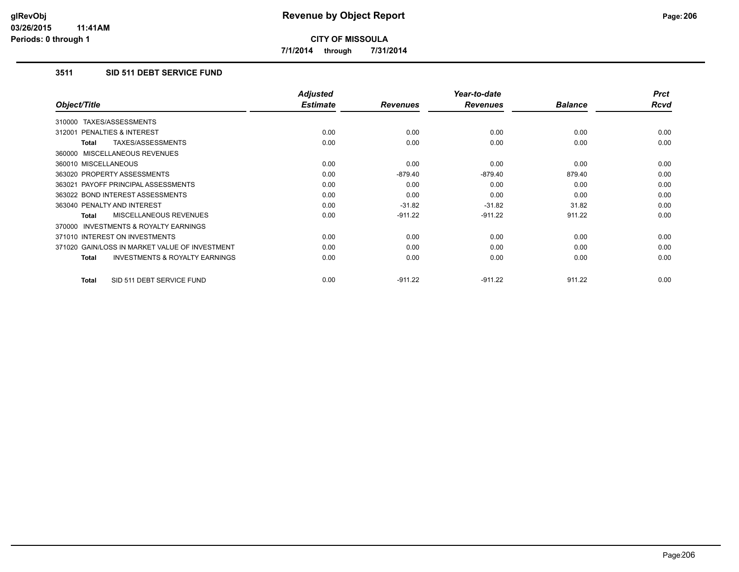# Revenue by Object Report

**CITY OF MISSOULA**

**7/1/2014 through 7/31/2014**

glRevObj
03/26/2015 11:41AM
Periods: 0 through 1

## 3511 SID 511 DEBT SERVICE FUND

| Object/Title | Adjusted Estimate | Revenues | Year-to-date Revenues | Balance | Prct Rcvd |
|---|---|---|---|---|---|
| 310000 TAXES/ASSESSMENTS | | | | | |
| 312001 PENALTIES & INTEREST | 0.00 | 0.00 | 0.00 | 0.00 | 0.00 |
| **Total** TAXES/ASSESSMENTS | 0.00 | 0.00 | 0.00 | 0.00 | 0.00 |
| 360000 MISCELLANEOUS REVENUES | | | | | |
| 360010 MISCELLANEOUS | 0.00 | 0.00 | 0.00 | 0.00 | 0.00 |
| 363020 PROPERTY ASSESSMENTS | 0.00 | -879.40 | -879.40 | 879.40 | 0.00 |
| 363021 PAYOFF PRINCIPAL ASSESSMENTS | 0.00 | 0.00 | 0.00 | 0.00 | 0.00 |
| 363022 BOND INTEREST ASSESSMENTS | 0.00 | 0.00 | 0.00 | 0.00 | 0.00 |
| 363040 PENALTY AND INTEREST | 0.00 | -31.82 | -31.82 | 31.82 | 0.00 |
| **Total** MISCELLANEOUS REVENUES | 0.00 | -911.22 | -911.22 | 911.22 | 0.00 |
| 370000 INVESTMENTS & ROYALTY EARNINGS | | | | | |
| 371010 INTEREST ON INVESTMENTS | 0.00 | 0.00 | 0.00 | 0.00 | 0.00 |
| 371020 GAIN/LOSS IN MARKET VALUE OF INVESTMENT | 0.00 | 0.00 | 0.00 | 0.00 | 0.00 |
| **Total** INVESTMENTS & ROYALTY EARNINGS | 0.00 | 0.00 | 0.00 | 0.00 | 0.00 |
| **Total** SID 511 DEBT SERVICE FUND | 0.00 | -911.22 | -911.22 | 911.22 | 0.00 |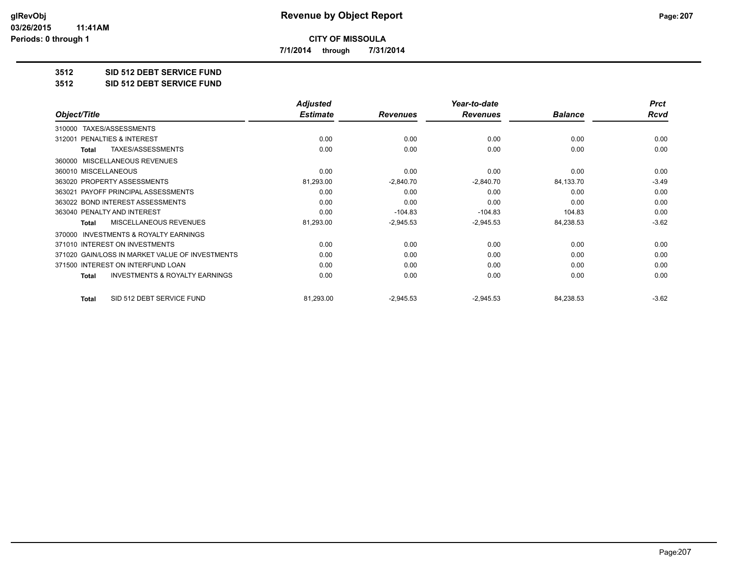**glRevObj**
**03/26/2015 11:41AM**
**Periods: 0 through 1**

# Revenue by Object Report

**CITY OF MISSOULA**

**7/1/2014 through 7/31/2014**

## 3512 SID 512 DEBT SERVICE FUND
## 3512 SID 512 DEBT SERVICE FUND

| Object/Title | Adjusted Estimate | Revenues | Year-to-date Revenues | Balance | Prct Rcvd |
|---|---|---|---|---|---|
| 310000 TAXES/ASSESSMENTS | | | | | |
| 312001 PENALTIES & INTEREST | 0.00 | 0.00 | 0.00 | 0.00 | 0.00 |
| **Total** TAXES/ASSESSMENTS | 0.00 | 0.00 | 0.00 | 0.00 | 0.00 |
| 360000 MISCELLANEOUS REVENUES | | | | | |
| 360010 MISCELLANEOUS | 0.00 | 0.00 | 0.00 | 0.00 | 0.00 |
| 363020 PROPERTY ASSESSMENTS | 81,293.00 | -2,840.70 | -2,840.70 | 84,133.70 | -3.49 |
| 363021 PAYOFF PRINCIPAL ASSESSMENTS | 0.00 | 0.00 | 0.00 | 0.00 | 0.00 |
| 363022 BOND INTEREST ASSESSMENTS | 0.00 | 0.00 | 0.00 | 0.00 | 0.00 |
| 363040 PENALTY AND INTEREST | 0.00 | -104.83 | -104.83 | 104.83 | 0.00 |
| **Total** MISCELLANEOUS REVENUES | 81,293.00 | -2,945.53 | -2,945.53 | 84,238.53 | -3.62 |
| 370000 INVESTMENTS & ROYALTY EARNINGS | | | | | |
| 371010 INTEREST ON INVESTMENTS | 0.00 | 0.00 | 0.00 | 0.00 | 0.00 |
| 371020 GAIN/LOSS IN MARKET VALUE OF INVESTMENTS | 0.00 | 0.00 | 0.00 | 0.00 | 0.00 |
| 371500 INTEREST ON INTERFUND LOAN | 0.00 | 0.00 | 0.00 | 0.00 | 0.00 |
| **Total** INVESTMENTS & ROYALTY EARNINGS | 0.00 | 0.00 | 0.00 | 0.00 | 0.00 |
| **Total** SID 512 DEBT SERVICE FUND | 81,293.00 | -2,945.53 | -2,945.53 | 84,238.53 | -3.62 |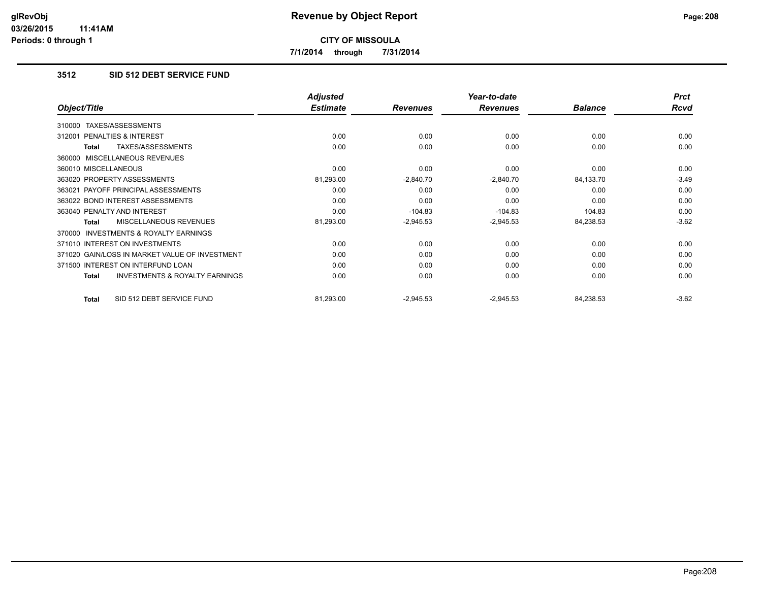**CITY OF MISSOULA**

**7/1/2014 through 7/31/2014**

### 3512 SID 512 DEBT SERVICE FUND

| Object/Title | Adjusted Estimate | Revenues | Year-to-date Revenues | Balance | Prct Rcvd |
|---|---|---|---|---|---|
| 310000 TAXES/ASSESSMENTS | | | | | |
| 312001 PENALTIES & INTEREST | 0.00 | 0.00 | 0.00 | 0.00 | 0.00 |
| **Total** TAXES/ASSESSMENTS | 0.00 | 0.00 | 0.00 | 0.00 | 0.00 |
| 360000 MISCELLANEOUS REVENUES | | | | | |
| 360010 MISCELLANEOUS | 0.00 | 0.00 | 0.00 | 0.00 | 0.00 |
| 363020 PROPERTY ASSESSMENTS | 81,293.00 | -2,840.70 | -2,840.70 | 84,133.70 | -3.49 |
| 363021 PAYOFF PRINCIPAL ASSESSMENTS | 0.00 | 0.00 | 0.00 | 0.00 | 0.00 |
| 363022 BOND INTEREST ASSESSMENTS | 0.00 | 0.00 | 0.00 | 0.00 | 0.00 |
| 363040 PENALTY AND INTEREST | 0.00 | -104.83 | -104.83 | 104.83 | 0.00 |
| **Total** MISCELLANEOUS REVENUES | 81,293.00 | -2,945.53 | -2,945.53 | 84,238.53 | -3.62 |
| 370000 INVESTMENTS & ROYALTY EARNINGS | | | | | |
| 371010 INTEREST ON INVESTMENTS | 0.00 | 0.00 | 0.00 | 0.00 | 0.00 |
| 371020 GAIN/LOSS IN MARKET VALUE OF INVESTMENT | 0.00 | 0.00 | 0.00 | 0.00 | 0.00 |
| 371500 INTEREST ON INTERFUND LOAN | 0.00 | 0.00 | 0.00 | 0.00 | 0.00 |
| **Total** INVESTMENTS & ROYALTY EARNINGS | 0.00 | 0.00 | 0.00 | 0.00 | 0.00 |
| **Total** SID 512 DEBT SERVICE FUND | 81,293.00 | -2,945.53 | -2,945.53 | 84,238.53 | -3.62 |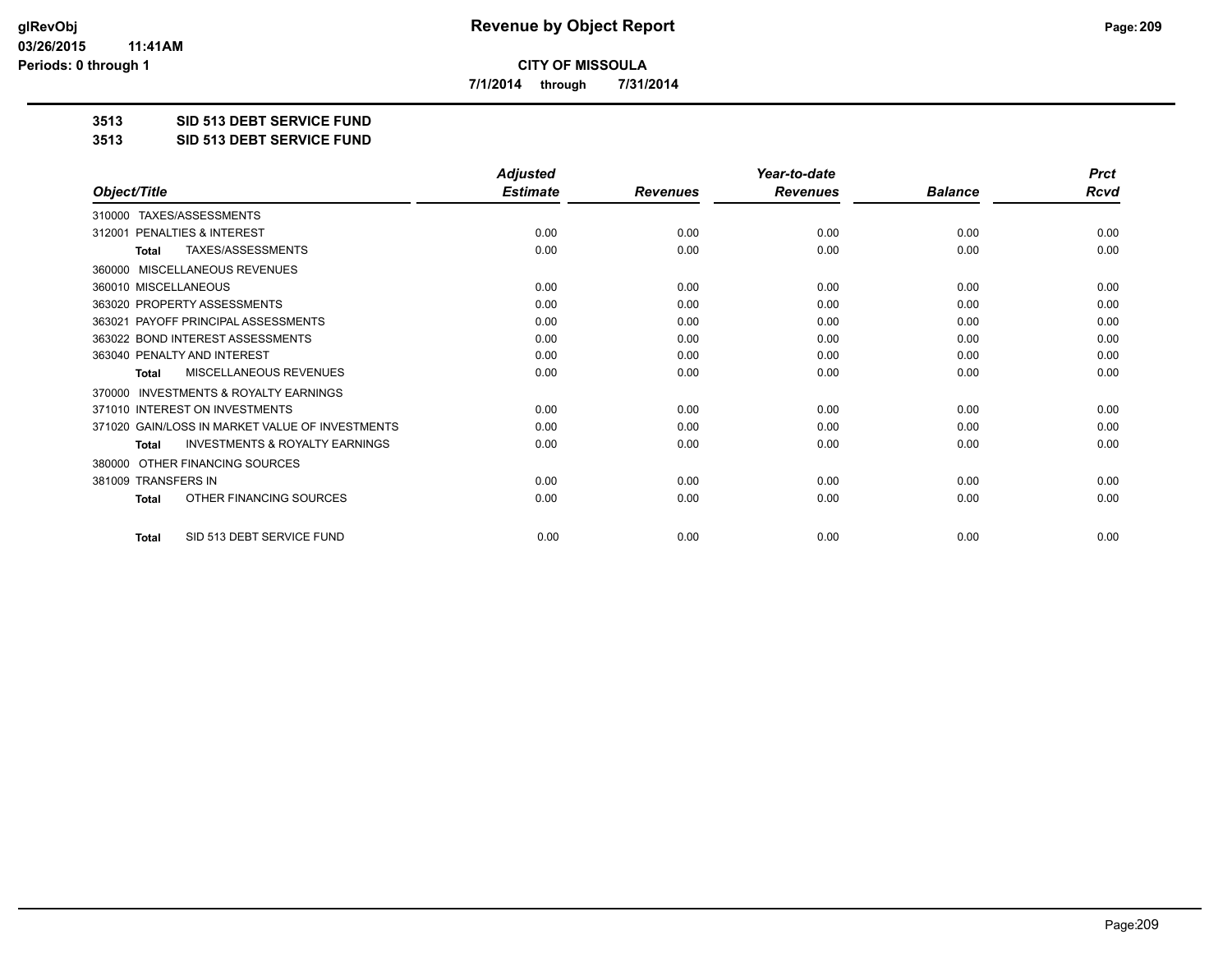# Revenue by Object Report

**CITY OF MISSOULA**

**7/1/2014 through 7/31/2014**

glRevObj
03/26/2015 11:41AM
Periods: 0 through 1

**3513 SID 513 DEBT SERVICE FUND**

**3513 SID 513 DEBT SERVICE FUND**

| Object/Title | Adjusted Estimate | Revenues | Year-to-date Revenues | Balance | Prct Rcvd |
|---|---|---|---|---|---|
| 310000 TAXES/ASSESSMENTS | | | | | |
| 312001 PENALTIES & INTEREST | 0.00 | 0.00 | 0.00 | 0.00 | 0.00 |
| **Total** TAXES/ASSESSMENTS | 0.00 | 0.00 | 0.00 | 0.00 | 0.00 |
| 360000 MISCELLANEOUS REVENUES | | | | | |
| 360010 MISCELLANEOUS | 0.00 | 0.00 | 0.00 | 0.00 | 0.00 |
| 363020 PROPERTY ASSESSMENTS | 0.00 | 0.00 | 0.00 | 0.00 | 0.00 |
| 363021 PAYOFF PRINCIPAL ASSESSMENTS | 0.00 | 0.00 | 0.00 | 0.00 | 0.00 |
| 363022 BOND INTEREST ASSESSMENTS | 0.00 | 0.00 | 0.00 | 0.00 | 0.00 |
| 363040 PENALTY AND INTEREST | 0.00 | 0.00 | 0.00 | 0.00 | 0.00 |
| **Total** MISCELLANEOUS REVENUES | 0.00 | 0.00 | 0.00 | 0.00 | 0.00 |
| 370000 INVESTMENTS & ROYALTY EARNINGS | | | | | |
| 371010 INTEREST ON INVESTMENTS | 0.00 | 0.00 | 0.00 | 0.00 | 0.00 |
| 371020 GAIN/LOSS IN MARKET VALUE OF INVESTMENTS | 0.00 | 0.00 | 0.00 | 0.00 | 0.00 |
| **Total** INVESTMENTS & ROYALTY EARNINGS | 0.00 | 0.00 | 0.00 | 0.00 | 0.00 |
| 380000 OTHER FINANCING SOURCES | | | | | |
| 381009 TRANSFERS IN | 0.00 | 0.00 | 0.00 | 0.00 | 0.00 |
| **Total** OTHER FINANCING SOURCES | 0.00 | 0.00 | 0.00 | 0.00 | 0.00 |
| **Total** SID 513 DEBT SERVICE FUND | 0.00 | 0.00 | 0.00 | 0.00 | 0.00 |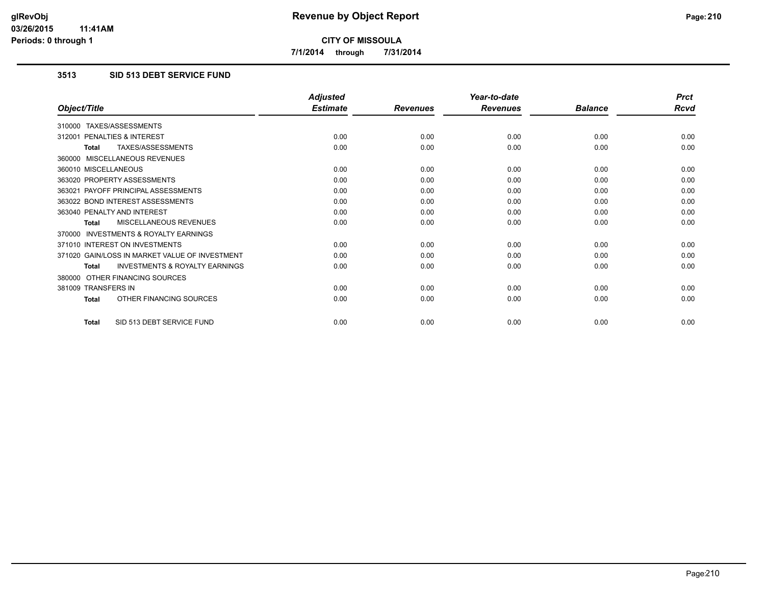# Revenue by Object Report

**CITY OF MISSOULA**

**7/1/2014 through 7/31/2014**

### 3513 SID 513 DEBT SERVICE FUND

| Object/Title | Adjusted Estimate | Revenues | Year-to-date Revenues | Balance | Prct Rcvd |
|---|---|---|---|---|---|
| 310000 TAXES/ASSESSMENTS | | | | | |
| 312001 PENALTIES & INTEREST | 0.00 | 0.00 | 0.00 | 0.00 | 0.00 |
| **Total** TAXES/ASSESSMENTS | 0.00 | 0.00 | 0.00 | 0.00 | 0.00 |
| 360000 MISCELLANEOUS REVENUES | | | | | |
| 360010 MISCELLANEOUS | 0.00 | 0.00 | 0.00 | 0.00 | 0.00 |
| 363020 PROPERTY ASSESSMENTS | 0.00 | 0.00 | 0.00 | 0.00 | 0.00 |
| 363021 PAYOFF PRINCIPAL ASSESSMENTS | 0.00 | 0.00 | 0.00 | 0.00 | 0.00 |
| 363022 BOND INTEREST ASSESSMENTS | 0.00 | 0.00 | 0.00 | 0.00 | 0.00 |
| 363040 PENALTY AND INTEREST | 0.00 | 0.00 | 0.00 | 0.00 | 0.00 |
| **Total** MISCELLANEOUS REVENUES | 0.00 | 0.00 | 0.00 | 0.00 | 0.00 |
| 370000 INVESTMENTS & ROYALTY EARNINGS | | | | | |
| 371010 INTEREST ON INVESTMENTS | 0.00 | 0.00 | 0.00 | 0.00 | 0.00 |
| 371020 GAIN/LOSS IN MARKET VALUE OF INVESTMENT | 0.00 | 0.00 | 0.00 | 0.00 | 0.00 |
| **Total** INVESTMENTS & ROYALTY EARNINGS | 0.00 | 0.00 | 0.00 | 0.00 | 0.00 |
| 380000 OTHER FINANCING SOURCES | | | | | |
| 381009 TRANSFERS IN | 0.00 | 0.00 | 0.00 | 0.00 | 0.00 |
| **Total** OTHER FINANCING SOURCES | 0.00 | 0.00 | 0.00 | 0.00 | 0.00 |
| **Total** SID 513 DEBT SERVICE FUND | 0.00 | 0.00 | 0.00 | 0.00 | 0.00 |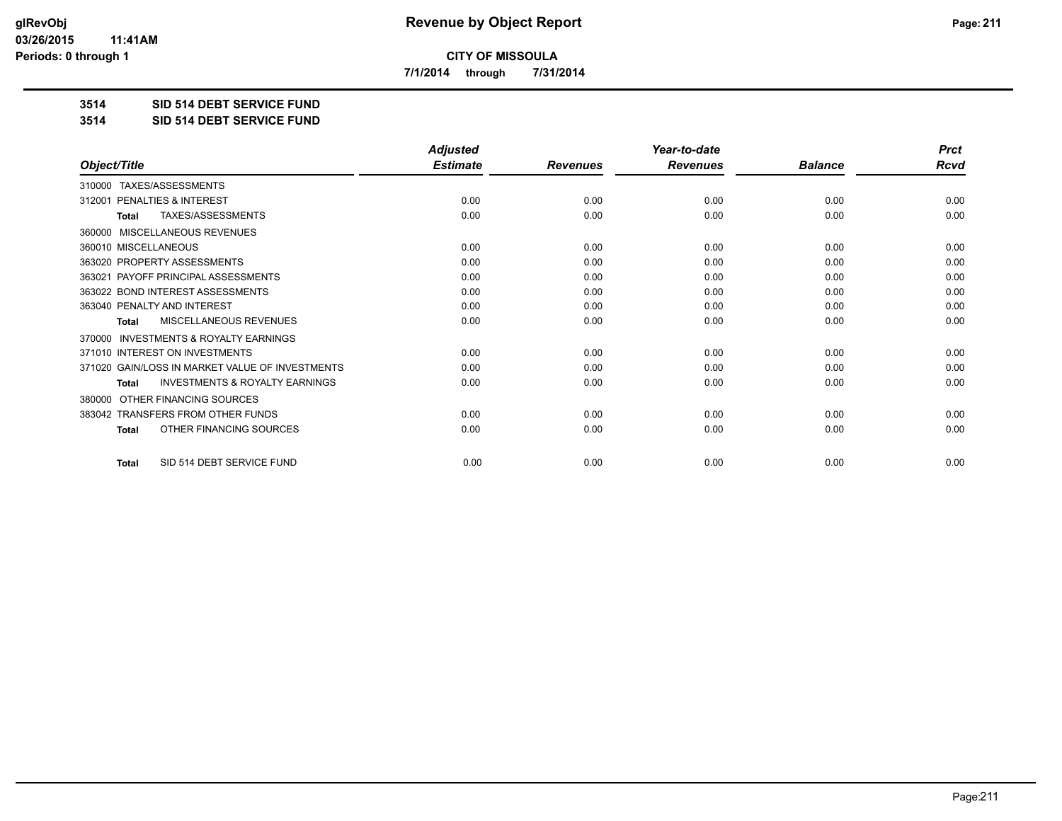**CITY OF MISSOULA**

**7/1/2014 through 7/31/2014**

**3514 SID 514 DEBT SERVICE FUND**

**3514 SID 514 DEBT SERVICE FUND**

| Object/Title | Adjusted Estimate | Revenues | Year-to-date Revenues | Balance | Prct Rcvd |
|---|---|---|---|---|---|
| 310000 TAXES/ASSESSMENTS | | | | | |
| 312001 PENALTIES & INTEREST | 0.00 | 0.00 | 0.00 | 0.00 | 0.00 |
| **Total** TAXES/ASSESSMENTS | 0.00 | 0.00 | 0.00 | 0.00 | 0.00 |
| 360000 MISCELLANEOUS REVENUES | | | | | |
| 360010 MISCELLANEOUS | 0.00 | 0.00 | 0.00 | 0.00 | 0.00 |
| 363020 PROPERTY ASSESSMENTS | 0.00 | 0.00 | 0.00 | 0.00 | 0.00 |
| 363021 PAYOFF PRINCIPAL ASSESSMENTS | 0.00 | 0.00 | 0.00 | 0.00 | 0.00 |
| 363022 BOND INTEREST ASSESSMENTS | 0.00 | 0.00 | 0.00 | 0.00 | 0.00 |
| 363040 PENALTY AND INTEREST | 0.00 | 0.00 | 0.00 | 0.00 | 0.00 |
| **Total** MISCELLANEOUS REVENUES | 0.00 | 0.00 | 0.00 | 0.00 | 0.00 |
| 370000 INVESTMENTS & ROYALTY EARNINGS | | | | | |
| 371010 INTEREST ON INVESTMENTS | 0.00 | 0.00 | 0.00 | 0.00 | 0.00 |
| 371020 GAIN/LOSS IN MARKET VALUE OF INVESTMENTS | 0.00 | 0.00 | 0.00 | 0.00 | 0.00 |
| **Total** INVESTMENTS & ROYALTY EARNINGS | 0.00 | 0.00 | 0.00 | 0.00 | 0.00 |
| 380000 OTHER FINANCING SOURCES | | | | | |
| 383042 TRANSFERS FROM OTHER FUNDS | 0.00 | 0.00 | 0.00 | 0.00 | 0.00 |
| **Total** OTHER FINANCING SOURCES | 0.00 | 0.00 | 0.00 | 0.00 | 0.00 |
| **Total** SID 514 DEBT SERVICE FUND | 0.00 | 0.00 | 0.00 | 0.00 | 0.00 |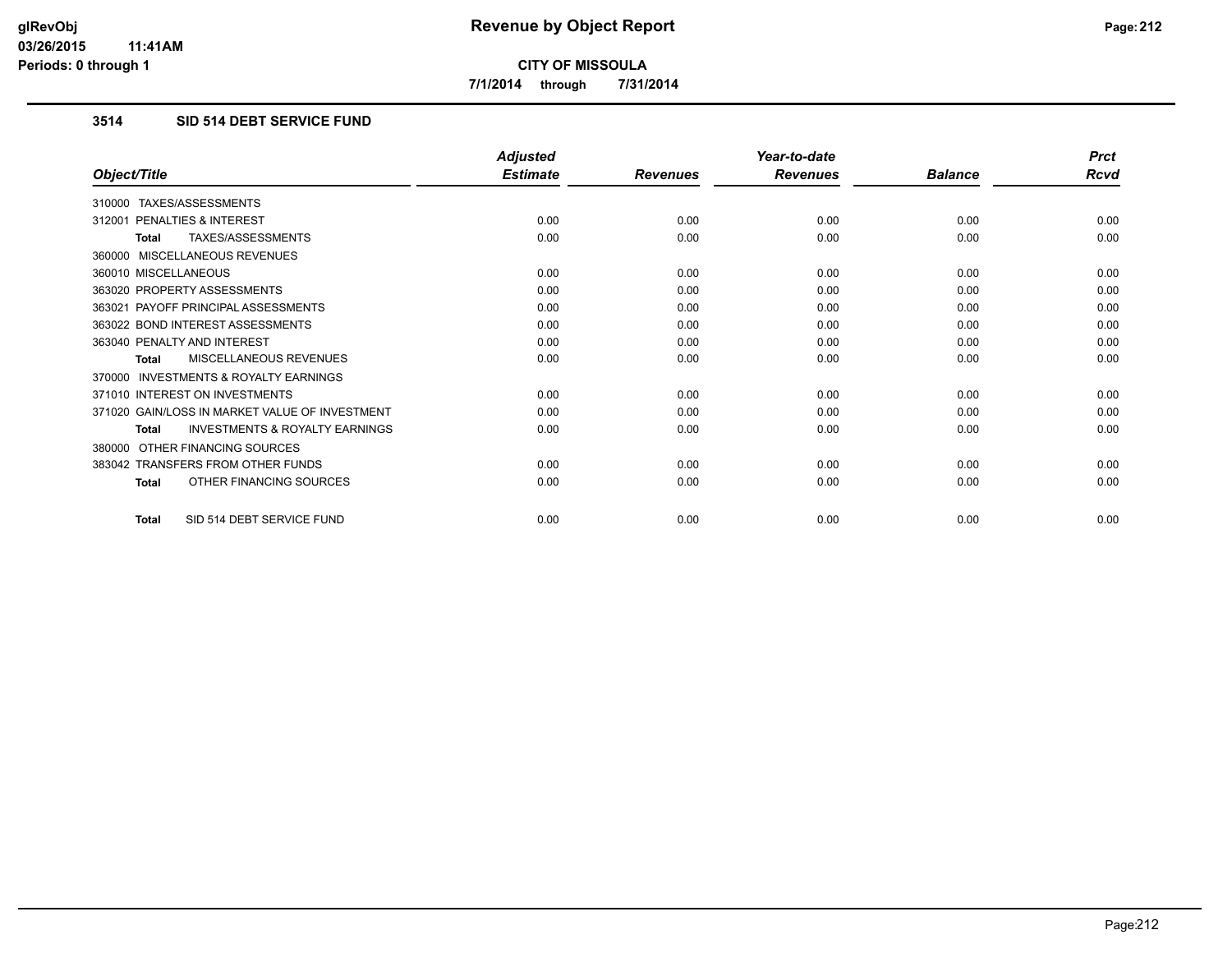# Revenue by Object Report

**CITY OF MISSOULA**

**7/1/2014 through 7/31/2014**

glRevObj
03/26/2015 11:41AM
Periods: 0 through 1

### 3514 SID 514 DEBT SERVICE FUND

| Object/Title | Adjusted Estimate | Revenues | Year-to-date Revenues | Balance | Prct Rcvd |
|---|---|---|---|---|---|
| 310000 TAXES/ASSESSMENTS | | | | | |
| 312001 PENALTIES & INTEREST | 0.00 | 0.00 | 0.00 | 0.00 | 0.00 |
| **Total** TAXES/ASSESSMENTS | 0.00 | 0.00 | 0.00 | 0.00 | 0.00 |
| 360000 MISCELLANEOUS REVENUES | | | | | |
| 360010 MISCELLANEOUS | 0.00 | 0.00 | 0.00 | 0.00 | 0.00 |
| 363020 PROPERTY ASSESSMENTS | 0.00 | 0.00 | 0.00 | 0.00 | 0.00 |
| 363021 PAYOFF PRINCIPAL ASSESSMENTS | 0.00 | 0.00 | 0.00 | 0.00 | 0.00 |
| 363022 BOND INTEREST ASSESSMENTS | 0.00 | 0.00 | 0.00 | 0.00 | 0.00 |
| 363040 PENALTY AND INTEREST | 0.00 | 0.00 | 0.00 | 0.00 | 0.00 |
| **Total** MISCELLANEOUS REVENUES | 0.00 | 0.00 | 0.00 | 0.00 | 0.00 |
| 370000 INVESTMENTS & ROYALTY EARNINGS | | | | | |
| 371010 INTEREST ON INVESTMENTS | 0.00 | 0.00 | 0.00 | 0.00 | 0.00 |
| 371020 GAIN/LOSS IN MARKET VALUE OF INVESTMENT | 0.00 | 0.00 | 0.00 | 0.00 | 0.00 |
| **Total** INVESTMENTS & ROYALTY EARNINGS | 0.00 | 0.00 | 0.00 | 0.00 | 0.00 |
| 380000 OTHER FINANCING SOURCES | | | | | |
| 383042 TRANSFERS FROM OTHER FUNDS | 0.00 | 0.00 | 0.00 | 0.00 | 0.00 |
| **Total** OTHER FINANCING SOURCES | 0.00 | 0.00 | 0.00 | 0.00 | 0.00 |
| **Total** SID 514 DEBT SERVICE FUND | 0.00 | 0.00 | 0.00 | 0.00 | 0.00 |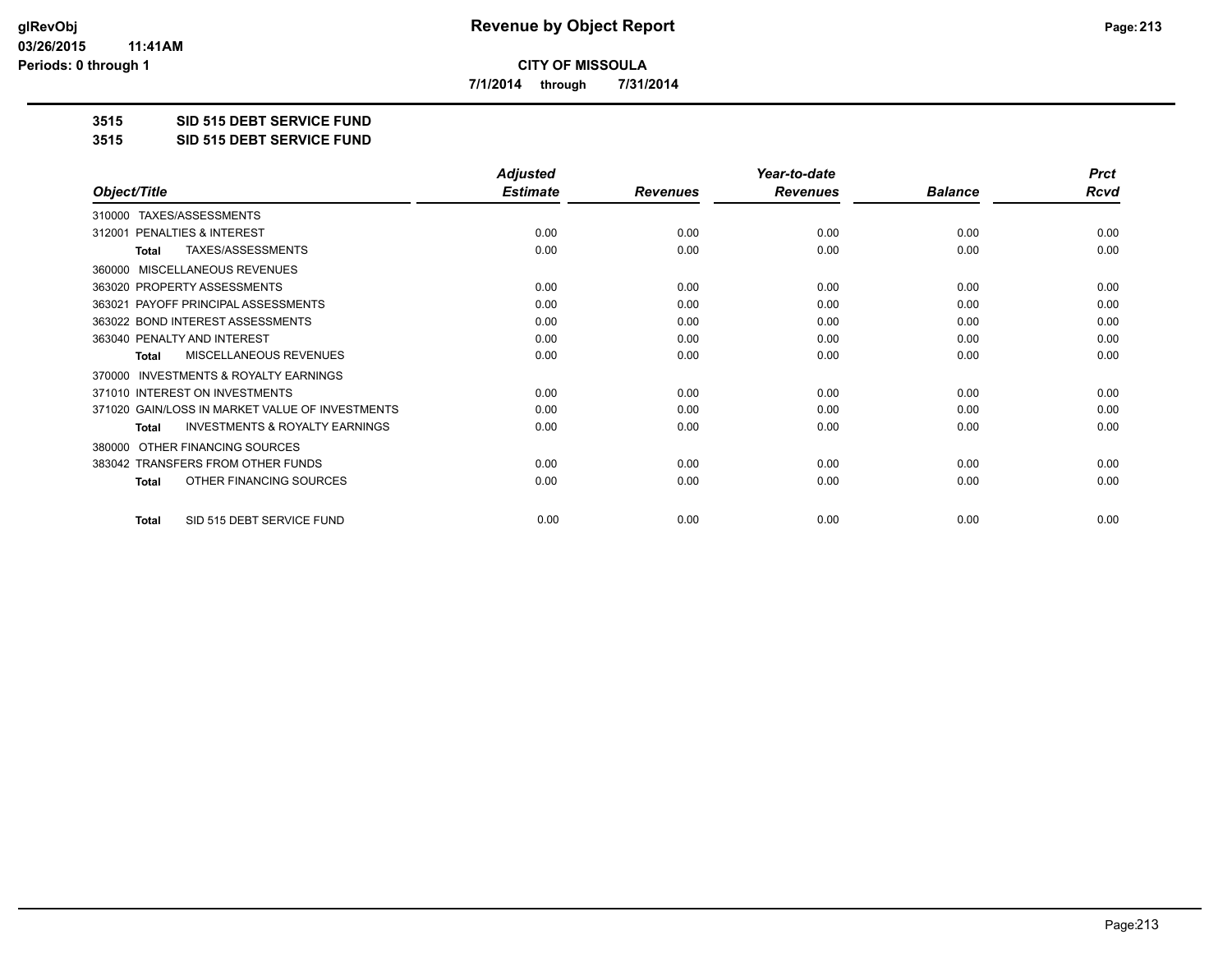# CITY OF MISSOULA

**7/1/2014 through 7/31/2014**

## 3515 SID 515 DEBT SERVICE FUND

## 3515 SID 515 DEBT SERVICE FUND

| Object/Title | Adjusted Estimate | Revenues | Year-to-date Revenues | Balance | Prct Rcvd |
|---|---|---|---|---|---|
| 310000 TAXES/ASSESSMENTS | | | | | |
| 312001 PENALTIES & INTEREST | 0.00 | 0.00 | 0.00 | 0.00 | 0.00 |
| **Total** TAXES/ASSESSMENTS | 0.00 | 0.00 | 0.00 | 0.00 | 0.00 |
| 360000 MISCELLANEOUS REVENUES | | | | | |
| 363020 PROPERTY ASSESSMENTS | 0.00 | 0.00 | 0.00 | 0.00 | 0.00 |
| 363021 PAYOFF PRINCIPAL ASSESSMENTS | 0.00 | 0.00 | 0.00 | 0.00 | 0.00 |
| 363022 BOND INTEREST ASSESSMENTS | 0.00 | 0.00 | 0.00 | 0.00 | 0.00 |
| 363040 PENALTY AND INTEREST | 0.00 | 0.00 | 0.00 | 0.00 | 0.00 |
| **Total** MISCELLANEOUS REVENUES | 0.00 | 0.00 | 0.00 | 0.00 | 0.00 |
| 370000 INVESTMENTS & ROYALTY EARNINGS | | | | | |
| 371010 INTEREST ON INVESTMENTS | 0.00 | 0.00 | 0.00 | 0.00 | 0.00 |
| 371020 GAIN/LOSS IN MARKET VALUE OF INVESTMENTS | 0.00 | 0.00 | 0.00 | 0.00 | 0.00 |
| **Total** INVESTMENTS & ROYALTY EARNINGS | 0.00 | 0.00 | 0.00 | 0.00 | 0.00 |
| 380000 OTHER FINANCING SOURCES | | | | | |
| 383042 TRANSFERS FROM OTHER FUNDS | 0.00 | 0.00 | 0.00 | 0.00 | 0.00 |
| **Total** OTHER FINANCING SOURCES | 0.00 | 0.00 | 0.00 | 0.00 | 0.00 |
| **Total** SID 515 DEBT SERVICE FUND | 0.00 | 0.00 | 0.00 | 0.00 | 0.00 |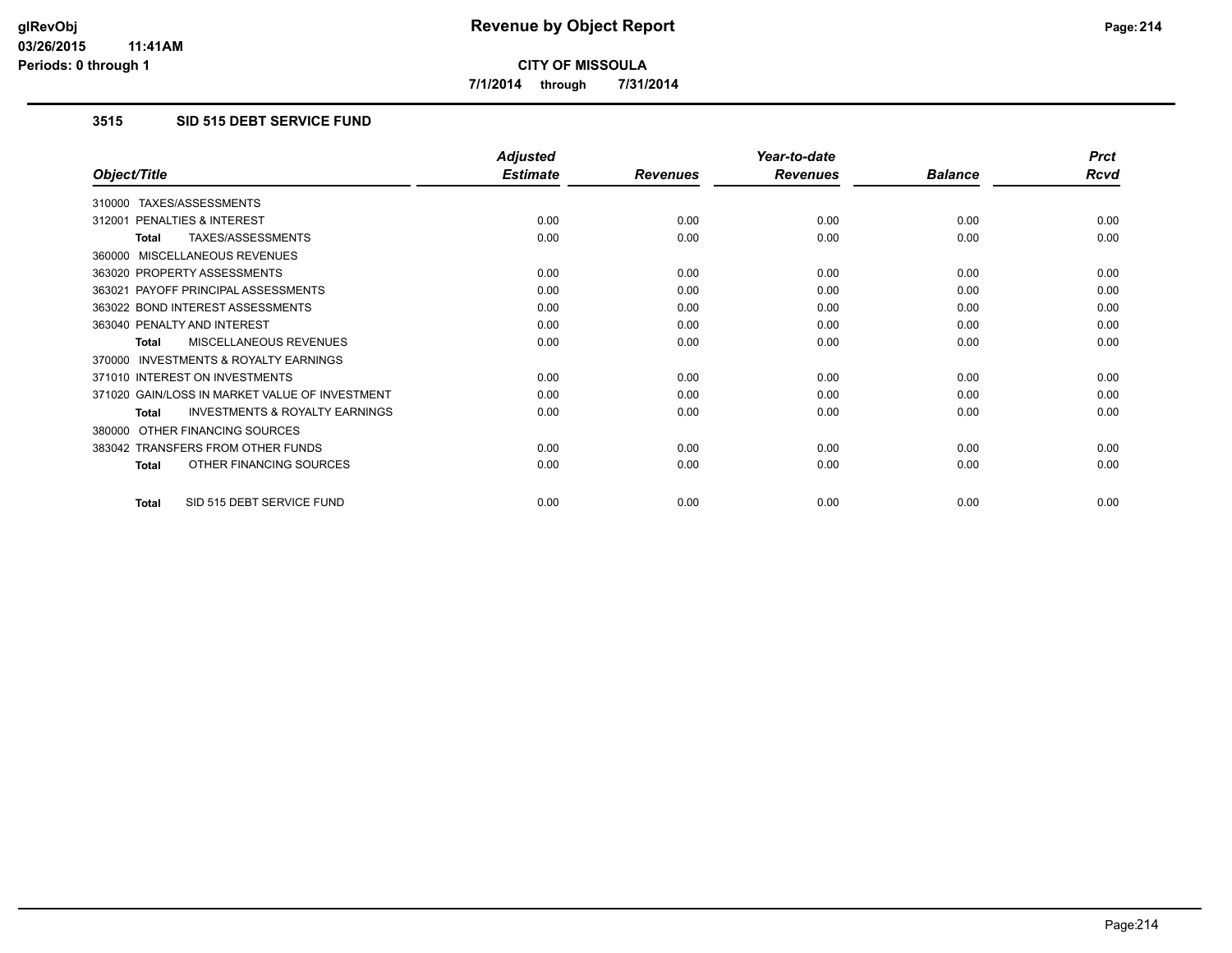# Revenue by Object Report

**CITY OF MISSOULA**

**7/1/2014 through 7/31/2014**

glRevObj
03/26/2015 11:41AM
Periods: 0 through 1

## 3515 SID 515 DEBT SERVICE FUND

| Object/Title | Adjusted Estimate | Revenues | Year-to-date Revenues | Balance | Prct Rcvd |
|---|---|---|---|---|---|
| 310000 TAXES/ASSESSMENTS | | | | | |
| 312001 PENALTIES & INTEREST | 0.00 | 0.00 | 0.00 | 0.00 | 0.00 |
| **Total** TAXES/ASSESSMENTS | 0.00 | 0.00 | 0.00 | 0.00 | 0.00 |
| 360000 MISCELLANEOUS REVENUES | | | | | |
| 363020 PROPERTY ASSESSMENTS | 0.00 | 0.00 | 0.00 | 0.00 | 0.00 |
| 363021 PAYOFF PRINCIPAL ASSESSMENTS | 0.00 | 0.00 | 0.00 | 0.00 | 0.00 |
| 363022 BOND INTEREST ASSESSMENTS | 0.00 | 0.00 | 0.00 | 0.00 | 0.00 |
| 363040 PENALTY AND INTEREST | 0.00 | 0.00 | 0.00 | 0.00 | 0.00 |
| **Total** MISCELLANEOUS REVENUES | 0.00 | 0.00 | 0.00 | 0.00 | 0.00 |
| 370000 INVESTMENTS & ROYALTY EARNINGS | | | | | |
| 371010 INTEREST ON INVESTMENTS | 0.00 | 0.00 | 0.00 | 0.00 | 0.00 |
| 371020 GAIN/LOSS IN MARKET VALUE OF INVESTMENT | 0.00 | 0.00 | 0.00 | 0.00 | 0.00 |
| **Total** INVESTMENTS & ROYALTY EARNINGS | 0.00 | 0.00 | 0.00 | 0.00 | 0.00 |
| 380000 OTHER FINANCING SOURCES | | | | | |
| 383042 TRANSFERS FROM OTHER FUNDS | 0.00 | 0.00 | 0.00 | 0.00 | 0.00 |
| **Total** OTHER FINANCING SOURCES | 0.00 | 0.00 | 0.00 | 0.00 | 0.00 |
| **Total** SID 515 DEBT SERVICE FUND | 0.00 | 0.00 | 0.00 | 0.00 | 0.00 |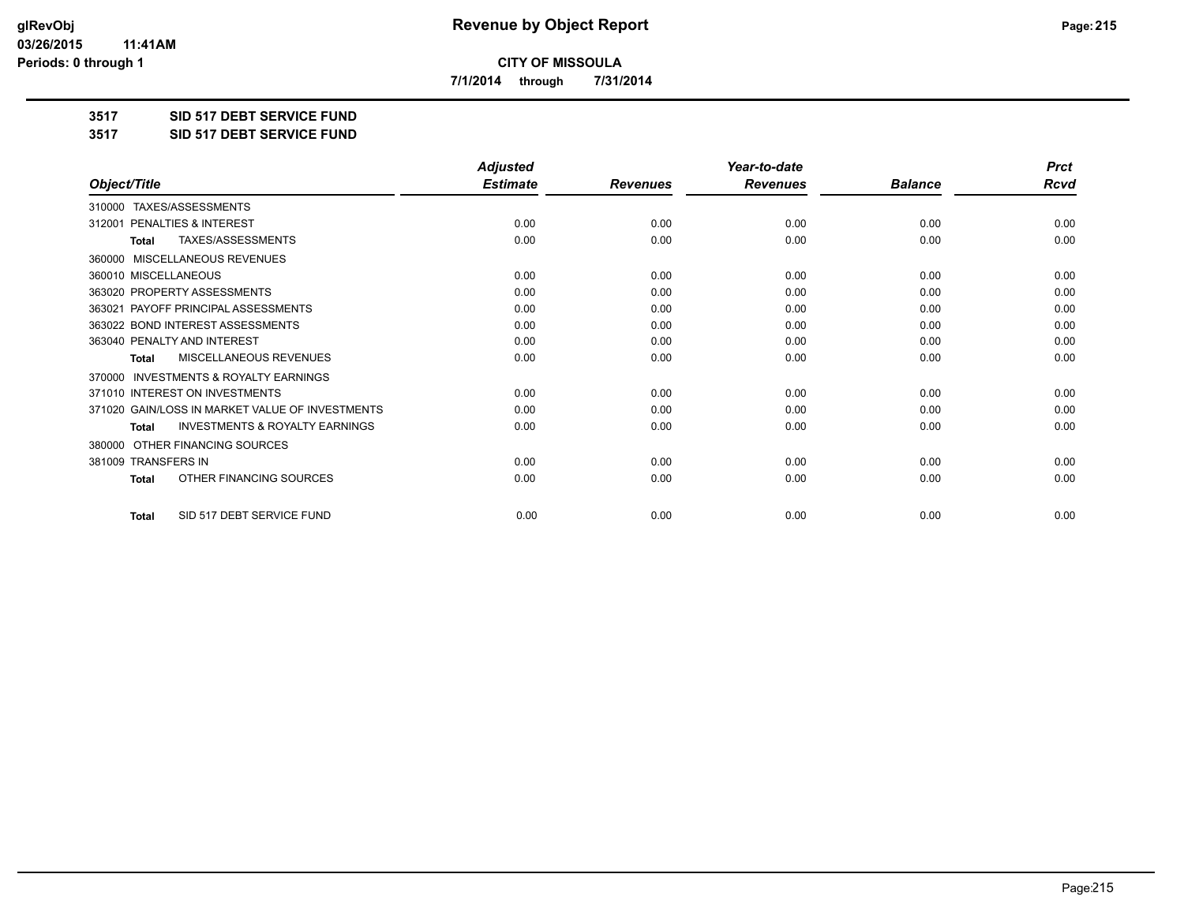# CITY OF MISSOULA

**7/1/2014 through 7/31/2014**

## 3517 SID 517 DEBT SERVICE FUND
## 3517 SID 517 DEBT SERVICE FUND

| Object/Title | Adjusted Estimate | Revenues | Year-to-date Revenues | Balance | Prct Rcvd |
|---|---|---|---|---|---|
| 310000 TAXES/ASSESSMENTS | | | | | |
| 312001 PENALTIES & INTEREST | 0.00 | 0.00 | 0.00 | 0.00 | 0.00 |
| **Total** TAXES/ASSESSMENTS | 0.00 | 0.00 | 0.00 | 0.00 | 0.00 |
| 360000 MISCELLANEOUS REVENUES | | | | | |
| 360010 MISCELLANEOUS | 0.00 | 0.00 | 0.00 | 0.00 | 0.00 |
| 363020 PROPERTY ASSESSMENTS | 0.00 | 0.00 | 0.00 | 0.00 | 0.00 |
| 363021 PAYOFF PRINCIPAL ASSESSMENTS | 0.00 | 0.00 | 0.00 | 0.00 | 0.00 |
| 363022 BOND INTEREST ASSESSMENTS | 0.00 | 0.00 | 0.00 | 0.00 | 0.00 |
| 363040 PENALTY AND INTEREST | 0.00 | 0.00 | 0.00 | 0.00 | 0.00 |
| **Total** MISCELLANEOUS REVENUES | 0.00 | 0.00 | 0.00 | 0.00 | 0.00 |
| 370000 INVESTMENTS & ROYALTY EARNINGS | | | | | |
| 371010 INTEREST ON INVESTMENTS | 0.00 | 0.00 | 0.00 | 0.00 | 0.00 |
| 371020 GAIN/LOSS IN MARKET VALUE OF INVESTMENTS | 0.00 | 0.00 | 0.00 | 0.00 | 0.00 |
| **Total** INVESTMENTS & ROYALTY EARNINGS | 0.00 | 0.00 | 0.00 | 0.00 | 0.00 |
| 380000 OTHER FINANCING SOURCES | | | | | |
| 381009 TRANSFERS IN | 0.00 | 0.00 | 0.00 | 0.00 | 0.00 |
| **Total** OTHER FINANCING SOURCES | 0.00 | 0.00 | 0.00 | 0.00 | 0.00 |
| **Total** SID 517 DEBT SERVICE FUND | 0.00 | 0.00 | 0.00 | 0.00 | 0.00 |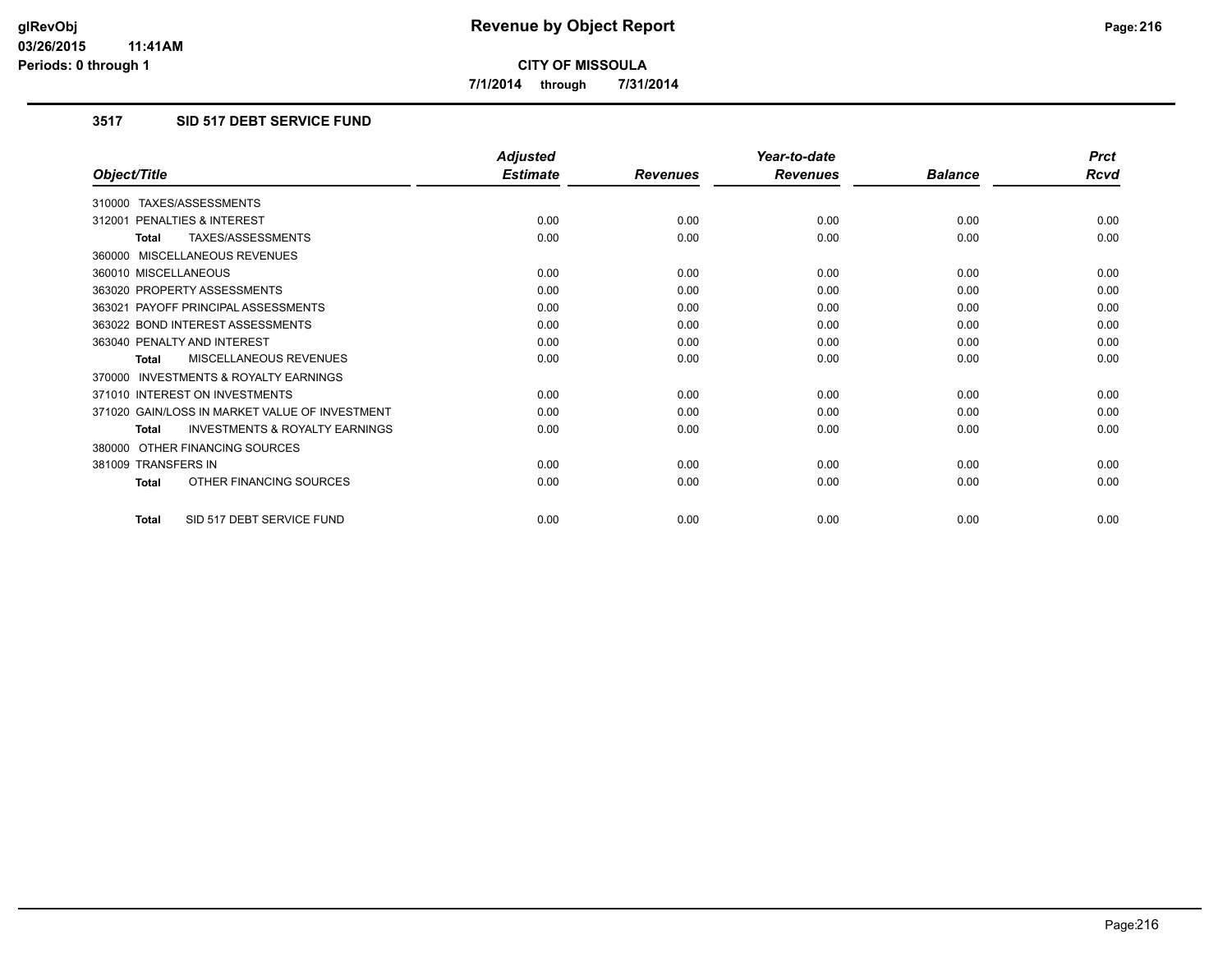# Revenue by Object Report

**CITY OF MISSOULA**

**7/1/2014 through 7/31/2014**

glRevObj
03/26/2015 11:41AM
Periods: 0 through 1

## 3517 SID 517 DEBT SERVICE FUND

| Object/Title | Adjusted Estimate | Revenues | Year-to-date Revenues | Balance | Prct Rcvd |
|---|---|---|---|---|---|
| 310000 TAXES/ASSESSMENTS | | | | | |
| 312001 PENALTIES & INTEREST | 0.00 | 0.00 | 0.00 | 0.00 | 0.00 |
| **Total** TAXES/ASSESSMENTS | 0.00 | 0.00 | 0.00 | 0.00 | 0.00 |
| 360000 MISCELLANEOUS REVENUES | | | | | |
| 360010 MISCELLANEOUS | 0.00 | 0.00 | 0.00 | 0.00 | 0.00 |
| 363020 PROPERTY ASSESSMENTS | 0.00 | 0.00 | 0.00 | 0.00 | 0.00 |
| 363021 PAYOFF PRINCIPAL ASSESSMENTS | 0.00 | 0.00 | 0.00 | 0.00 | 0.00 |
| 363022 BOND INTEREST ASSESSMENTS | 0.00 | 0.00 | 0.00 | 0.00 | 0.00 |
| 363040 PENALTY AND INTEREST | 0.00 | 0.00 | 0.00 | 0.00 | 0.00 |
| **Total** MISCELLANEOUS REVENUES | 0.00 | 0.00 | 0.00 | 0.00 | 0.00 |
| 370000 INVESTMENTS & ROYALTY EARNINGS | | | | | |
| 371010 INTEREST ON INVESTMENTS | 0.00 | 0.00 | 0.00 | 0.00 | 0.00 |
| 371020 GAIN/LOSS IN MARKET VALUE OF INVESTMENT | 0.00 | 0.00 | 0.00 | 0.00 | 0.00 |
| **Total** INVESTMENTS & ROYALTY EARNINGS | 0.00 | 0.00 | 0.00 | 0.00 | 0.00 |
| 380000 OTHER FINANCING SOURCES | | | | | |
| 381009 TRANSFERS IN | 0.00 | 0.00 | 0.00 | 0.00 | 0.00 |
| **Total** OTHER FINANCING SOURCES | 0.00 | 0.00 | 0.00 | 0.00 | 0.00 |
| **Total** SID 517 DEBT SERVICE FUND | 0.00 | 0.00 | 0.00 | 0.00 | 0.00 |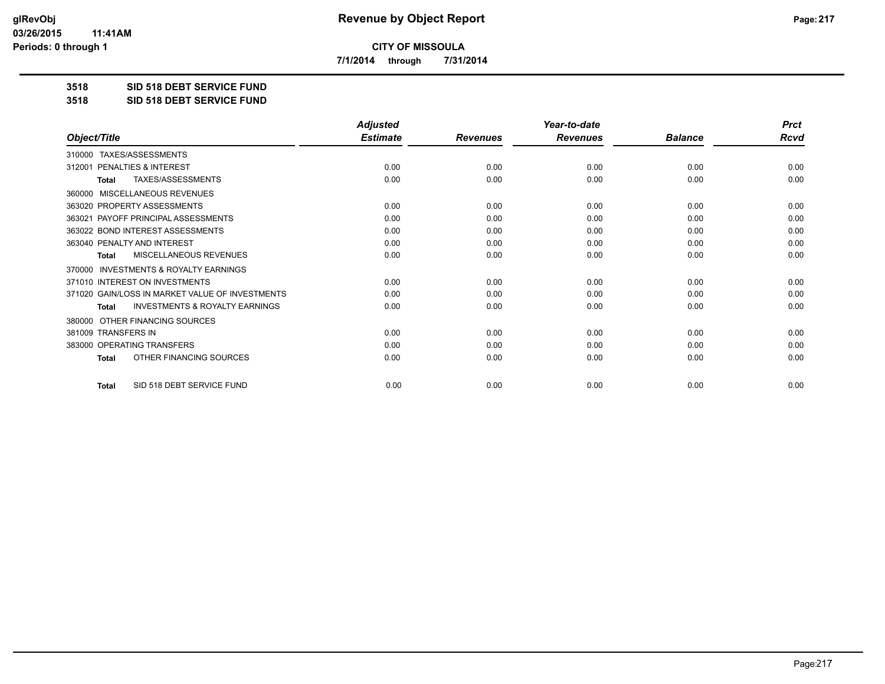# Revenue by Object Report

**CITY OF MISSOULA**

**7/1/2014 through 7/31/2014**

glRevObj
03/26/2015 11:41AM
Periods: 0 through 1

**3518 SID 518 DEBT SERVICE FUND**

**3518 SID 518 DEBT SERVICE FUND**

| Object/Title | Adjusted Estimate | Revenues | Year-to-date Revenues | Balance | Prct Rcvd |
|---|---|---|---|---|---|
| 310000 TAXES/ASSESSMENTS | | | | | |
| 312001 PENALTIES & INTEREST | 0.00 | 0.00 | 0.00 | 0.00 | 0.00 |
| **Total** TAXES/ASSESSMENTS | 0.00 | 0.00 | 0.00 | 0.00 | 0.00 |
| 360000 MISCELLANEOUS REVENUES | | | | | |
| 363020 PROPERTY ASSESSMENTS | 0.00 | 0.00 | 0.00 | 0.00 | 0.00 |
| 363021 PAYOFF PRINCIPAL ASSESSMENTS | 0.00 | 0.00 | 0.00 | 0.00 | 0.00 |
| 363022 BOND INTEREST ASSESSMENTS | 0.00 | 0.00 | 0.00 | 0.00 | 0.00 |
| 363040 PENALTY AND INTEREST | 0.00 | 0.00 | 0.00 | 0.00 | 0.00 |
| **Total** MISCELLANEOUS REVENUES | 0.00 | 0.00 | 0.00 | 0.00 | 0.00 |
| 370000 INVESTMENTS & ROYALTY EARNINGS | | | | | |
| 371010 INTEREST ON INVESTMENTS | 0.00 | 0.00 | 0.00 | 0.00 | 0.00 |
| 371020 GAIN/LOSS IN MARKET VALUE OF INVESTMENTS | 0.00 | 0.00 | 0.00 | 0.00 | 0.00 |
| **Total** INVESTMENTS & ROYALTY EARNINGS | 0.00 | 0.00 | 0.00 | 0.00 | 0.00 |
| 380000 OTHER FINANCING SOURCES | | | | | |
| 381009 TRANSFERS IN | 0.00 | 0.00 | 0.00 | 0.00 | 0.00 |
| 383000 OPERATING TRANSFERS | 0.00 | 0.00 | 0.00 | 0.00 | 0.00 |
| **Total** OTHER FINANCING SOURCES | 0.00 | 0.00 | 0.00 | 0.00 | 0.00 |
| **Total** SID 518 DEBT SERVICE FUND | 0.00 | 0.00 | 0.00 | 0.00 | 0.00 |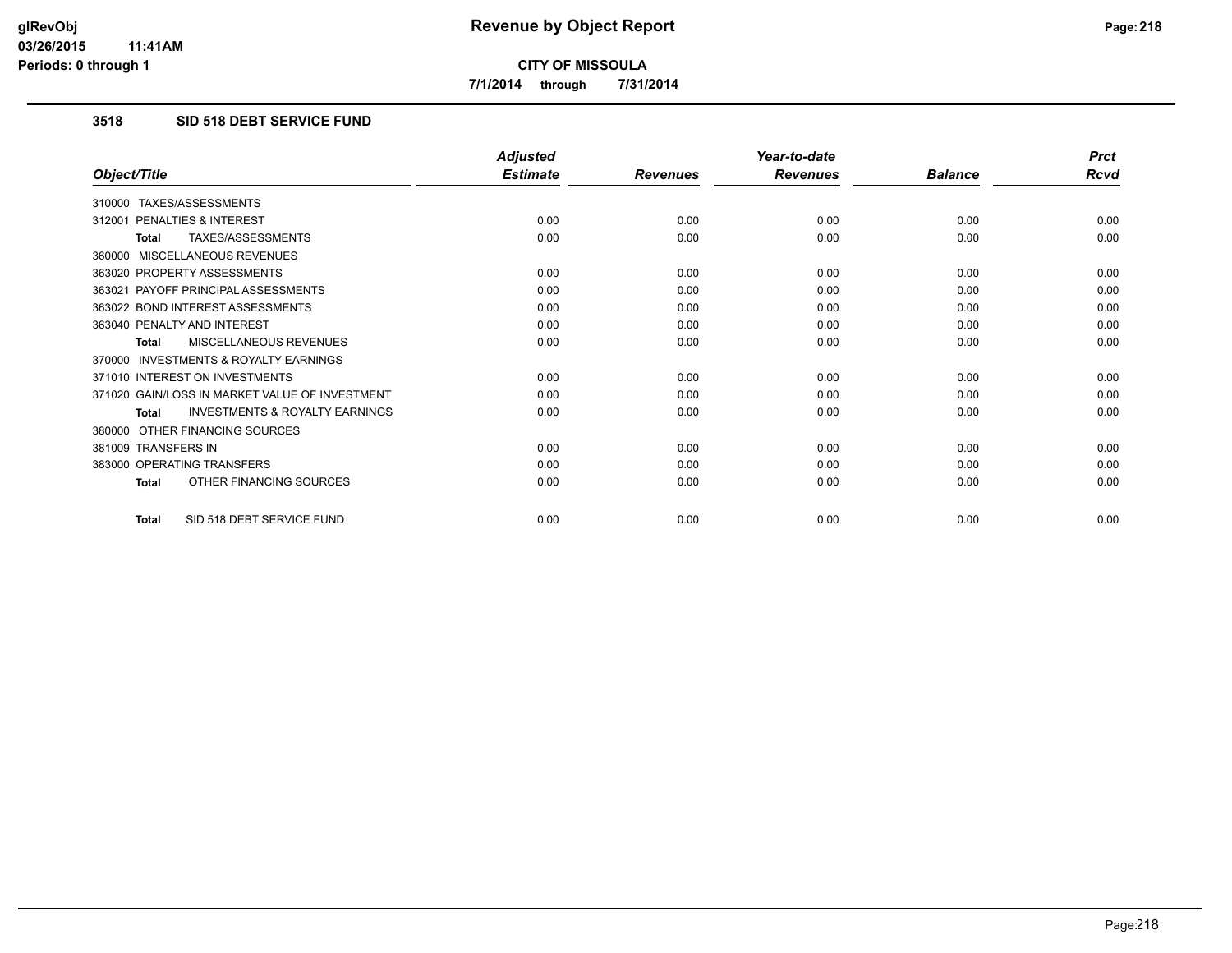# Revenue by Object Report

**CITY OF MISSOULA**

**7/1/2014 through 7/31/2014**

glRevObj
03/26/2015 11:41AM
Periods: 0 through 1

## 3518 SID 518 DEBT SERVICE FUND

| Object/Title | Adjusted Estimate | Revenues | Year-to-date Revenues | Balance | Prct Rcvd |
|---|---|---|---|---|---|
| 310000 TAXES/ASSESSMENTS | | | | | |
| 312001 PENALTIES & INTEREST | 0.00 | 0.00 | 0.00 | 0.00 | 0.00 |
| **Total** TAXES/ASSESSMENTS | 0.00 | 0.00 | 0.00 | 0.00 | 0.00 |
| 360000 MISCELLANEOUS REVENUES | | | | | |
| 363020 PROPERTY ASSESSMENTS | 0.00 | 0.00 | 0.00 | 0.00 | 0.00 |
| 363021 PAYOFF PRINCIPAL ASSESSMENTS | 0.00 | 0.00 | 0.00 | 0.00 | 0.00 |
| 363022 BOND INTEREST ASSESSMENTS | 0.00 | 0.00 | 0.00 | 0.00 | 0.00 |
| 363040 PENALTY AND INTEREST | 0.00 | 0.00 | 0.00 | 0.00 | 0.00 |
| **Total** MISCELLANEOUS REVENUES | 0.00 | 0.00 | 0.00 | 0.00 | 0.00 |
| 370000 INVESTMENTS & ROYALTY EARNINGS | | | | | |
| 371010 INTEREST ON INVESTMENTS | 0.00 | 0.00 | 0.00 | 0.00 | 0.00 |
| 371020 GAIN/LOSS IN MARKET VALUE OF INVESTMENT | 0.00 | 0.00 | 0.00 | 0.00 | 0.00 |
| **Total** INVESTMENTS & ROYALTY EARNINGS | 0.00 | 0.00 | 0.00 | 0.00 | 0.00 |
| 380000 OTHER FINANCING SOURCES | | | | | |
| 381009 TRANSFERS IN | 0.00 | 0.00 | 0.00 | 0.00 | 0.00 |
| 383000 OPERATING TRANSFERS | 0.00 | 0.00 | 0.00 | 0.00 | 0.00 |
| **Total** OTHER FINANCING SOURCES | 0.00 | 0.00 | 0.00 | 0.00 | 0.00 |
| **Total** SID 518 DEBT SERVICE FUND | 0.00 | 0.00 | 0.00 | 0.00 | 0.00 |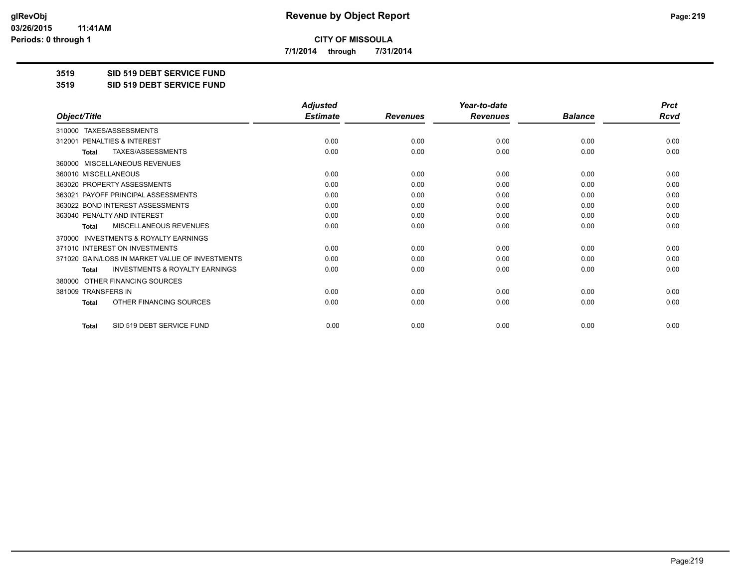**Revenue by Object Report**

**CITY OF MISSOULA**

**7/1/2014 through 7/31/2014**

**3519 SID 519 DEBT SERVICE FUND**

**3519 SID 519 DEBT SERVICE FUND**

| Object/Title | Adjusted Estimate | Revenues | Year-to-date Revenues | Balance | Prct Rcvd |
|---|---|---|---|---|---|
| 310000 TAXES/ASSESSMENTS | | | | | |
| 312001 PENALTIES & INTEREST | 0.00 | 0.00 | 0.00 | 0.00 | 0.00 |
| **Total** TAXES/ASSESSMENTS | 0.00 | 0.00 | 0.00 | 0.00 | 0.00 |
| 360000 MISCELLANEOUS REVENUES | | | | | |
| 360010 MISCELLANEOUS | 0.00 | 0.00 | 0.00 | 0.00 | 0.00 |
| 363020 PROPERTY ASSESSMENTS | 0.00 | 0.00 | 0.00 | 0.00 | 0.00 |
| 363021 PAYOFF PRINCIPAL ASSESSMENTS | 0.00 | 0.00 | 0.00 | 0.00 | 0.00 |
| 363022 BOND INTEREST ASSESSMENTS | 0.00 | 0.00 | 0.00 | 0.00 | 0.00 |
| 363040 PENALTY AND INTEREST | 0.00 | 0.00 | 0.00 | 0.00 | 0.00 |
| **Total** MISCELLANEOUS REVENUES | 0.00 | 0.00 | 0.00 | 0.00 | 0.00 |
| 370000 INVESTMENTS & ROYALTY EARNINGS | | | | | |
| 371010 INTEREST ON INVESTMENTS | 0.00 | 0.00 | 0.00 | 0.00 | 0.00 |
| 371020 GAIN/LOSS IN MARKET VALUE OF INVESTMENTS | 0.00 | 0.00 | 0.00 | 0.00 | 0.00 |
| **Total** INVESTMENTS & ROYALTY EARNINGS | 0.00 | 0.00 | 0.00 | 0.00 | 0.00 |
| 380000 OTHER FINANCING SOURCES | | | | | |
| 381009 TRANSFERS IN | 0.00 | 0.00 | 0.00 | 0.00 | 0.00 |
| **Total** OTHER FINANCING SOURCES | 0.00 | 0.00 | 0.00 | 0.00 | 0.00 |
| **Total** SID 519 DEBT SERVICE FUND | 0.00 | 0.00 | 0.00 | 0.00 | 0.00 |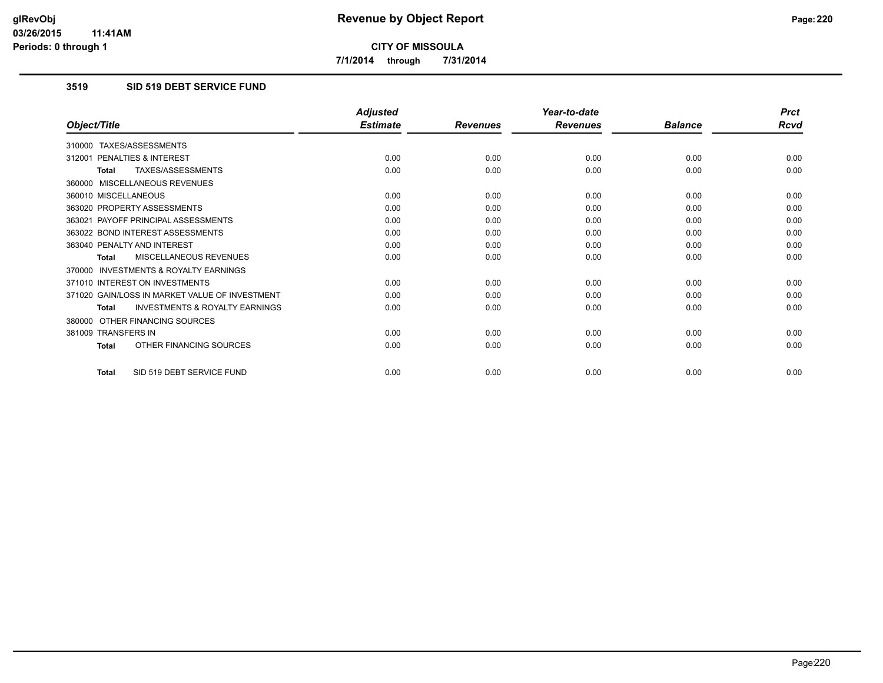# Revenue by Object Report

**CITY OF MISSOULA**

**7/1/2014 through 7/31/2014**

glRevObj
03/26/2015 11:41AM
Periods: 0 through 1

## 3519 SID 519 DEBT SERVICE FUND

| Object/Title | Adjusted Estimate | Revenues | Year-to-date Revenues | Balance | Prct Rcvd |
|---|---|---|---|---|---|
| 310000 TAXES/ASSESSMENTS | | | | | |
| 312001 PENALTIES & INTEREST | 0.00 | 0.00 | 0.00 | 0.00 | 0.00 |
| **Total** TAXES/ASSESSMENTS | 0.00 | 0.00 | 0.00 | 0.00 | 0.00 |
| 360000 MISCELLANEOUS REVENUES | | | | | |
| 360010 MISCELLANEOUS | 0.00 | 0.00 | 0.00 | 0.00 | 0.00 |
| 363020 PROPERTY ASSESSMENTS | 0.00 | 0.00 | 0.00 | 0.00 | 0.00 |
| 363021 PAYOFF PRINCIPAL ASSESSMENTS | 0.00 | 0.00 | 0.00 | 0.00 | 0.00 |
| 363022 BOND INTEREST ASSESSMENTS | 0.00 | 0.00 | 0.00 | 0.00 | 0.00 |
| 363040 PENALTY AND INTEREST | 0.00 | 0.00 | 0.00 | 0.00 | 0.00 |
| **Total** MISCELLANEOUS REVENUES | 0.00 | 0.00 | 0.00 | 0.00 | 0.00 |
| 370000 INVESTMENTS & ROYALTY EARNINGS | | | | | |
| 371010 INTEREST ON INVESTMENTS | 0.00 | 0.00 | 0.00 | 0.00 | 0.00 |
| 371020 GAIN/LOSS IN MARKET VALUE OF INVESTMENT | 0.00 | 0.00 | 0.00 | 0.00 | 0.00 |
| **Total** INVESTMENTS & ROYALTY EARNINGS | 0.00 | 0.00 | 0.00 | 0.00 | 0.00 |
| 380000 OTHER FINANCING SOURCES | | | | | |
| 381009 TRANSFERS IN | 0.00 | 0.00 | 0.00 | 0.00 | 0.00 |
| **Total** OTHER FINANCING SOURCES | 0.00 | 0.00 | 0.00 | 0.00 | 0.00 |
| **Total** SID 519 DEBT SERVICE FUND | 0.00 | 0.00 | 0.00 | 0.00 | 0.00 |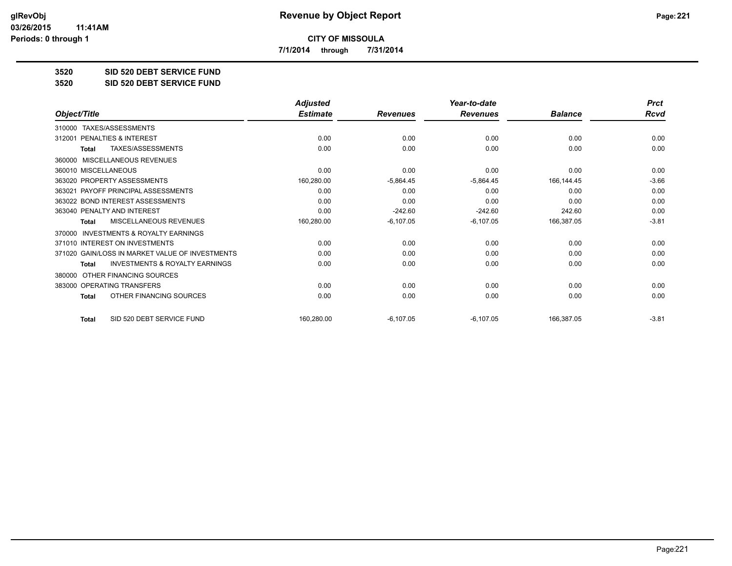# Revenue by Object Report

**CITY OF MISSOULA**

**7/1/2014 through 7/31/2014**

glRevObj
03/26/2015 11:41AM
Periods: 0 through 1

## 3520 SID 520 DEBT SERVICE FUND
## 3520 SID 520 DEBT SERVICE FUND

| Object/Title | Adjusted Estimate | Revenues | Year-to-date Revenues | Balance | Prct Rcvd |
|---|---|---|---|---|---|
| 310000 TAXES/ASSESSMENTS | | | | | |
| 312001 PENALTIES & INTEREST | 0.00 | 0.00 | 0.00 | 0.00 | 0.00 |
| **Total** TAXES/ASSESSMENTS | 0.00 | 0.00 | 0.00 | 0.00 | 0.00 |
| 360000 MISCELLANEOUS REVENUES | | | | | |
| 360010 MISCELLANEOUS | 0.00 | 0.00 | 0.00 | 0.00 | 0.00 |
| 363020 PROPERTY ASSESSMENTS | 160,280.00 | -5,864.45 | -5,864.45 | 166,144.45 | -3.66 |
| 363021 PAYOFF PRINCIPAL ASSESSMENTS | 0.00 | 0.00 | 0.00 | 0.00 | 0.00 |
| 363022 BOND INTEREST ASSESSMENTS | 0.00 | 0.00 | 0.00 | 0.00 | 0.00 |
| 363040 PENALTY AND INTEREST | 0.00 | -242.60 | -242.60 | 242.60 | 0.00 |
| **Total** MISCELLANEOUS REVENUES | 160,280.00 | -6,107.05 | -6,107.05 | 166,387.05 | -3.81 |
| 370000 INVESTMENTS & ROYALTY EARNINGS | | | | | |
| 371010 INTEREST ON INVESTMENTS | 0.00 | 0.00 | 0.00 | 0.00 | 0.00 |
| 371020 GAIN/LOSS IN MARKET VALUE OF INVESTMENTS | 0.00 | 0.00 | 0.00 | 0.00 | 0.00 |
| **Total** INVESTMENTS & ROYALTY EARNINGS | 0.00 | 0.00 | 0.00 | 0.00 | 0.00 |
| 380000 OTHER FINANCING SOURCES | | | | | |
| 383000 OPERATING TRANSFERS | 0.00 | 0.00 | 0.00 | 0.00 | 0.00 |
| **Total** OTHER FINANCING SOURCES | 0.00 | 0.00 | 0.00 | 0.00 | 0.00 |
| **Total** SID 520 DEBT SERVICE FUND | 160,280.00 | -6,107.05 | -6,107.05 | 166,387.05 | -3.81 |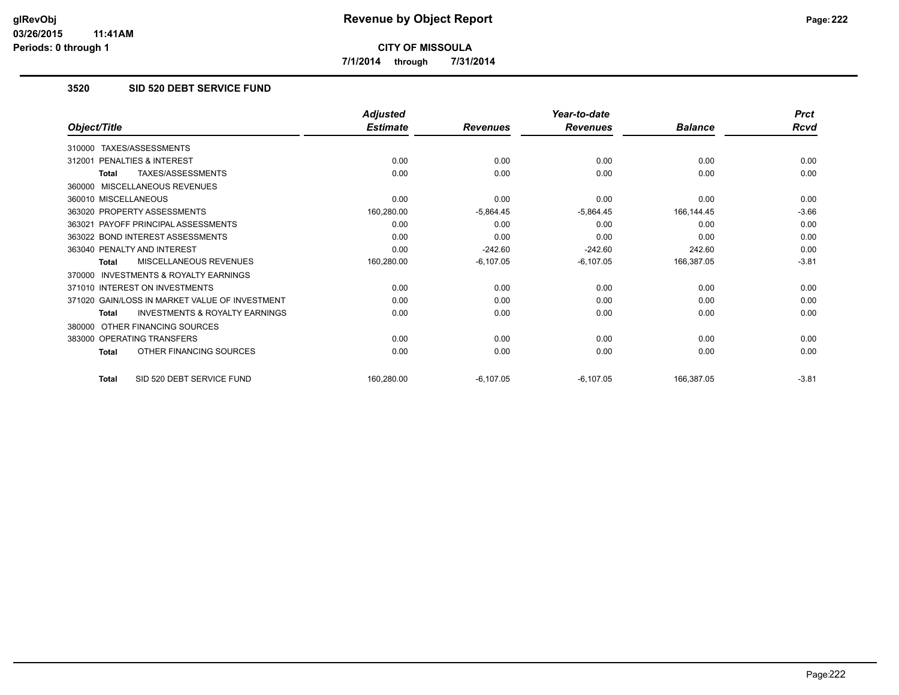**CITY OF MISSOULA**

**7/1/2014 through 7/31/2014**

### 3520 SID 520 DEBT SERVICE FUND

| Object/Title | Adjusted Estimate | Revenues | Year-to-date Revenues | Balance | Prct Rcvd |
|---|---|---|---|---|---|
| 310000 TAXES/ASSESSMENTS | | | | | |
| 312001 PENALTIES & INTEREST | 0.00 | 0.00 | 0.00 | 0.00 | 0.00 |
| **Total** TAXES/ASSESSMENTS | 0.00 | 0.00 | 0.00 | 0.00 | 0.00 |
| 360000 MISCELLANEOUS REVENUES | | | | | |
| 360010 MISCELLANEOUS | 0.00 | 0.00 | 0.00 | 0.00 | 0.00 |
| 363020 PROPERTY ASSESSMENTS | 160,280.00 | -5,864.45 | -5,864.45 | 166,144.45 | -3.66 |
| 363021 PAYOFF PRINCIPAL ASSESSMENTS | 0.00 | 0.00 | 0.00 | 0.00 | 0.00 |
| 363022 BOND INTEREST ASSESSMENTS | 0.00 | 0.00 | 0.00 | 0.00 | 0.00 |
| 363040 PENALTY AND INTEREST | 0.00 | -242.60 | -242.60 | 242.60 | 0.00 |
| **Total** MISCELLANEOUS REVENUES | 160,280.00 | -6,107.05 | -6,107.05 | 166,387.05 | -3.81 |
| 370000 INVESTMENTS & ROYALTY EARNINGS | | | | | |
| 371010 INTEREST ON INVESTMENTS | 0.00 | 0.00 | 0.00 | 0.00 | 0.00 |
| 371020 GAIN/LOSS IN MARKET VALUE OF INVESTMENT | 0.00 | 0.00 | 0.00 | 0.00 | 0.00 |
| **Total** INVESTMENTS & ROYALTY EARNINGS | 0.00 | 0.00 | 0.00 | 0.00 | 0.00 |
| 380000 OTHER FINANCING SOURCES | | | | | |
| 383000 OPERATING TRANSFERS | 0.00 | 0.00 | 0.00 | 0.00 | 0.00 |
| **Total** OTHER FINANCING SOURCES | 0.00 | 0.00 | 0.00 | 0.00 | 0.00 |
| **Total** SID 520 DEBT SERVICE FUND | 160,280.00 | -6,107.05 | -6,107.05 | 166,387.05 | -3.81 |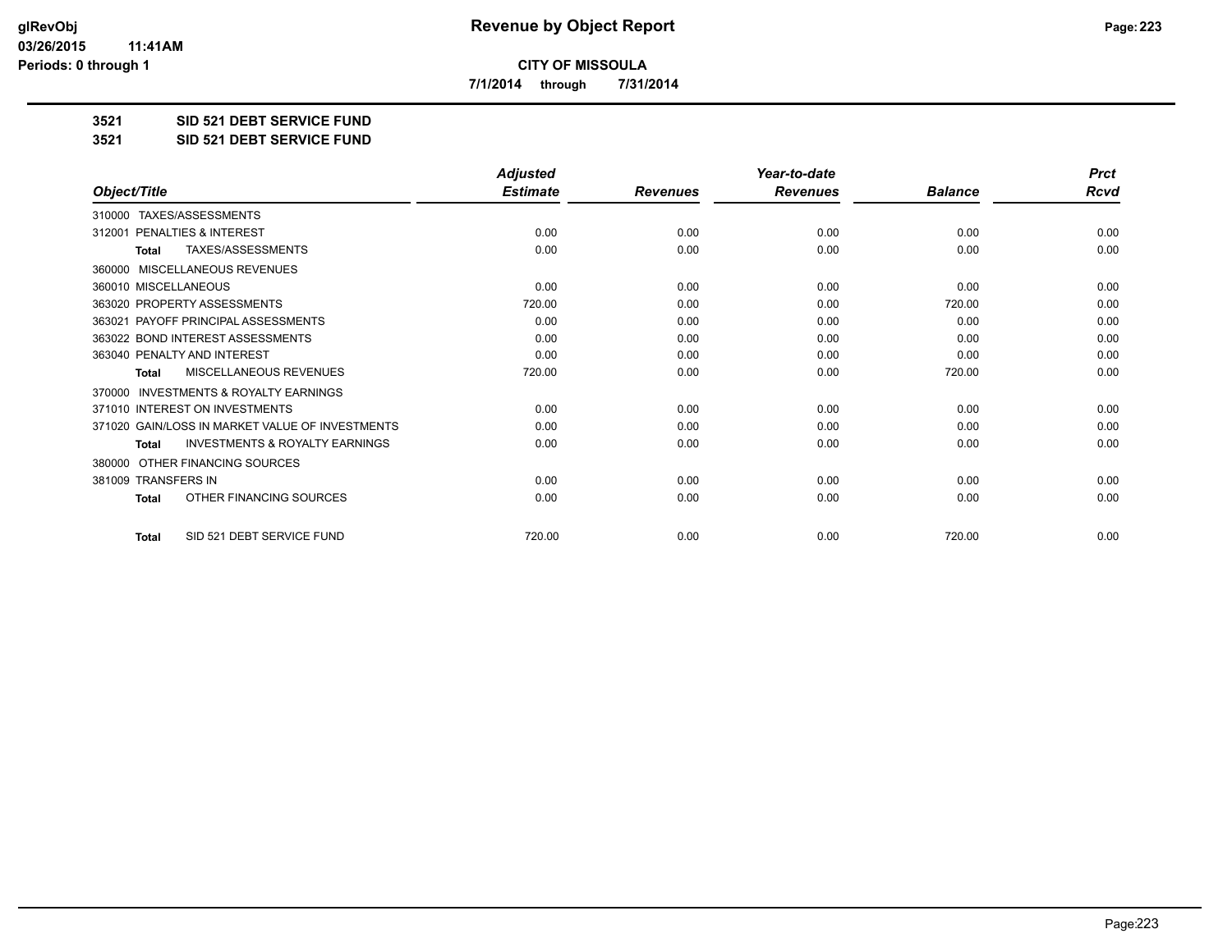**CITY OF MISSOULA**

**7/1/2014 through 7/31/2014**

**3521 SID 521 DEBT SERVICE FUND**

**3521 SID 521 DEBT SERVICE FUND**

| Object/Title | Adjusted Estimate | Revenues | Year-to-date Revenues | Balance | Prct Rcvd |
|---|---|---|---|---|---|
| 310000 TAXES/ASSESSMENTS | | | | | |
| 312001 PENALTIES & INTEREST | 0.00 | 0.00 | 0.00 | 0.00 | 0.00 |
| **Total** TAXES/ASSESSMENTS | 0.00 | 0.00 | 0.00 | 0.00 | 0.00 |
| 360000 MISCELLANEOUS REVENUES | | | | | |
| 360010 MISCELLANEOUS | 0.00 | 0.00 | 0.00 | 0.00 | 0.00 |
| 363020 PROPERTY ASSESSMENTS | 720.00 | 0.00 | 0.00 | 720.00 | 0.00 |
| 363021 PAYOFF PRINCIPAL ASSESSMENTS | 0.00 | 0.00 | 0.00 | 0.00 | 0.00 |
| 363022 BOND INTEREST ASSESSMENTS | 0.00 | 0.00 | 0.00 | 0.00 | 0.00 |
| 363040 PENALTY AND INTEREST | 0.00 | 0.00 | 0.00 | 0.00 | 0.00 |
| **Total** MISCELLANEOUS REVENUES | 720.00 | 0.00 | 0.00 | 720.00 | 0.00 |
| 370000 INVESTMENTS & ROYALTY EARNINGS | | | | | |
| 371010 INTEREST ON INVESTMENTS | 0.00 | 0.00 | 0.00 | 0.00 | 0.00 |
| 371020 GAIN/LOSS IN MARKET VALUE OF INVESTMENTS | 0.00 | 0.00 | 0.00 | 0.00 | 0.00 |
| **Total** INVESTMENTS & ROYALTY EARNINGS | 0.00 | 0.00 | 0.00 | 0.00 | 0.00 |
| 380000 OTHER FINANCING SOURCES | | | | | |
| 381009 TRANSFERS IN | 0.00 | 0.00 | 0.00 | 0.00 | 0.00 |
| **Total** OTHER FINANCING SOURCES | 0.00 | 0.00 | 0.00 | 0.00 | 0.00 |
| **Total** SID 521 DEBT SERVICE FUND | 720.00 | 0.00 | 0.00 | 720.00 | 0.00 |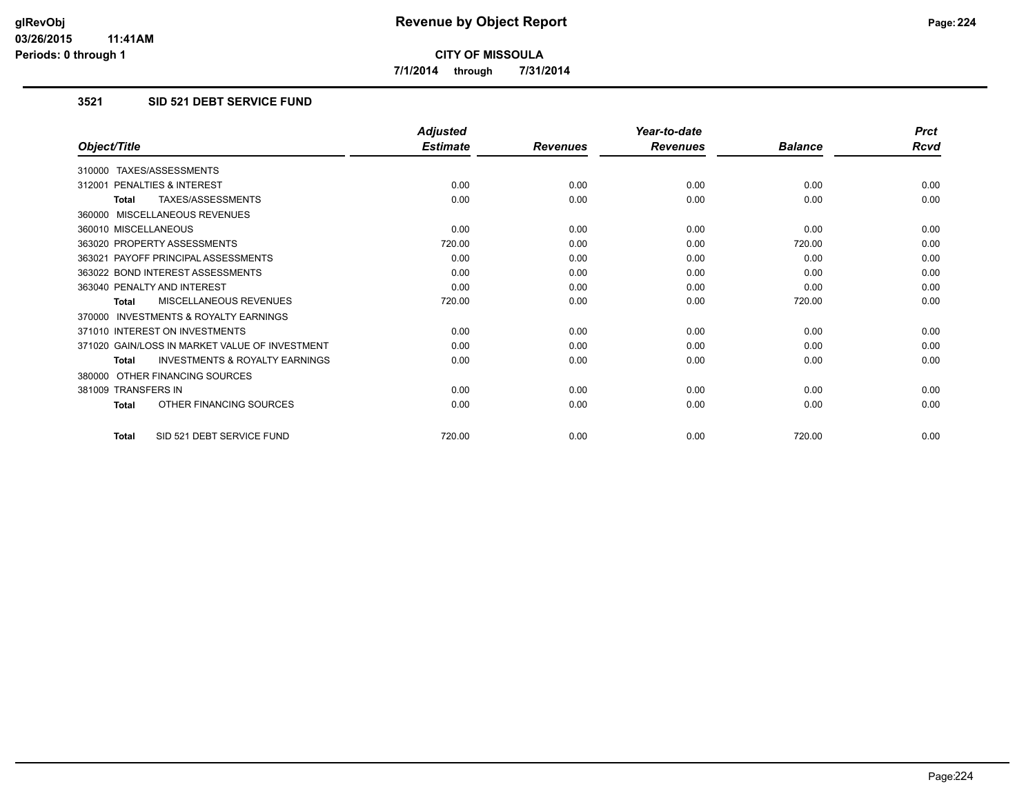**CITY OF MISSOULA**

**7/1/2014 through 7/31/2014**

### 3521 SID 521 DEBT SERVICE FUND

| Object/Title | Adjusted Estimate | Revenues | Year-to-date Revenues | Balance | Prct Rcvd |
|---|---|---|---|---|---|
| 310000 TAXES/ASSESSMENTS | | | | | |
| 312001 PENALTIES & INTEREST | 0.00 | 0.00 | 0.00 | 0.00 | 0.00 |
| **Total** TAXES/ASSESSMENTS | 0.00 | 0.00 | 0.00 | 0.00 | 0.00 |
| 360000 MISCELLANEOUS REVENUES | | | | | |
| 360010 MISCELLANEOUS | 0.00 | 0.00 | 0.00 | 0.00 | 0.00 |
| 363020 PROPERTY ASSESSMENTS | 720.00 | 0.00 | 0.00 | 720.00 | 0.00 |
| 363021 PAYOFF PRINCIPAL ASSESSMENTS | 0.00 | 0.00 | 0.00 | 0.00 | 0.00 |
| 363022 BOND INTEREST ASSESSMENTS | 0.00 | 0.00 | 0.00 | 0.00 | 0.00 |
| 363040 PENALTY AND INTEREST | 0.00 | 0.00 | 0.00 | 0.00 | 0.00 |
| **Total** MISCELLANEOUS REVENUES | 720.00 | 0.00 | 0.00 | 720.00 | 0.00 |
| 370000 INVESTMENTS & ROYALTY EARNINGS | | | | | |
| 371010 INTEREST ON INVESTMENTS | 0.00 | 0.00 | 0.00 | 0.00 | 0.00 |
| 371020 GAIN/LOSS IN MARKET VALUE OF INVESTMENT | 0.00 | 0.00 | 0.00 | 0.00 | 0.00 |
| **Total** INVESTMENTS & ROYALTY EARNINGS | 0.00 | 0.00 | 0.00 | 0.00 | 0.00 |
| 380000 OTHER FINANCING SOURCES | | | | | |
| 381009 TRANSFERS IN | 0.00 | 0.00 | 0.00 | 0.00 | 0.00 |
| **Total** OTHER FINANCING SOURCES | 0.00 | 0.00 | 0.00 | 0.00 | 0.00 |
| **Total** SID 521 DEBT SERVICE FUND | 720.00 | 0.00 | 0.00 | 720.00 | 0.00 |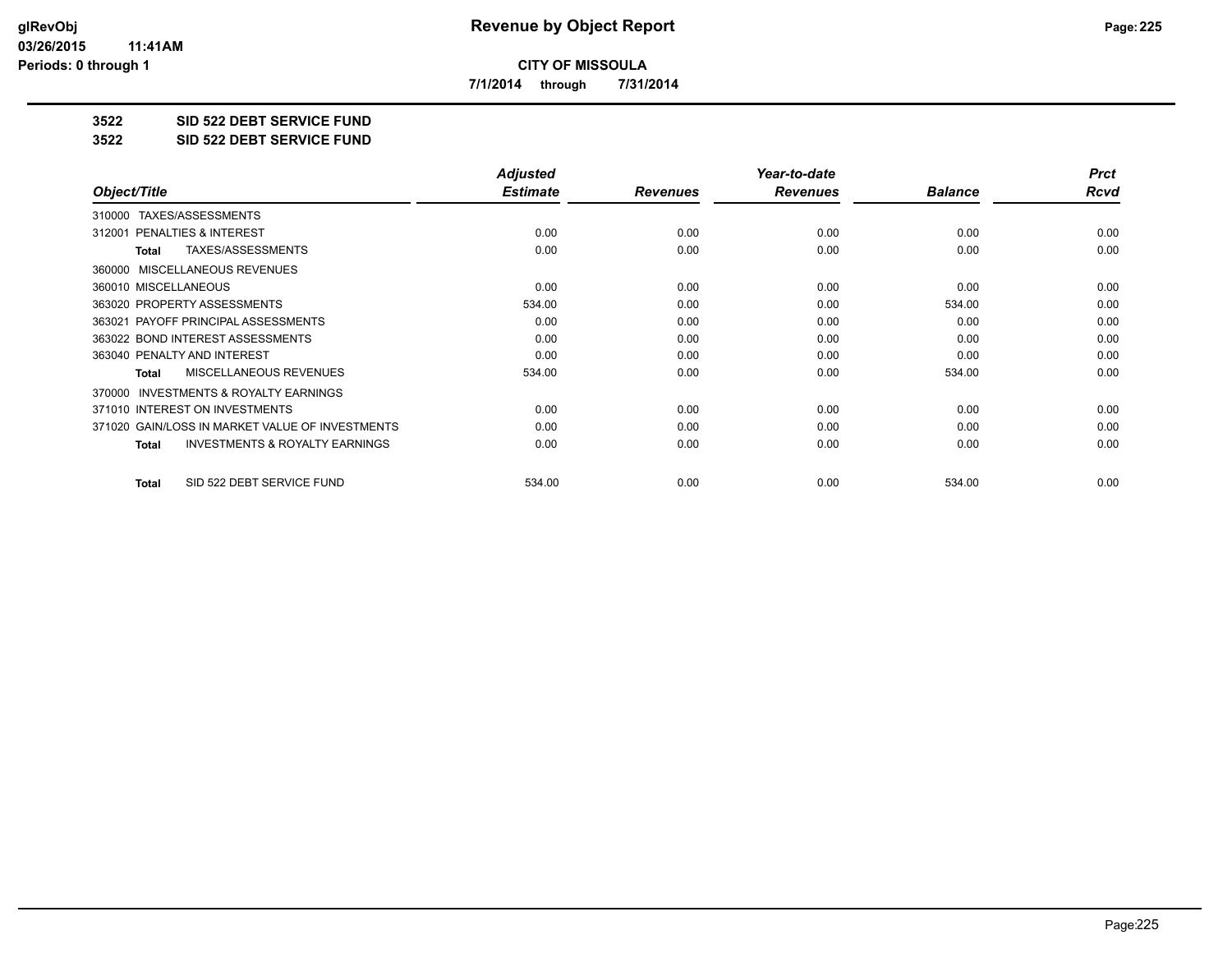**CITY OF MISSOULA**

**7/1/2014 through 7/31/2014**

**3522 SID 522 DEBT SERVICE FUND**

**3522 SID 522 DEBT SERVICE FUND**

| Object/Title | Adjusted Estimate | Revenues | Year-to-date Revenues | Balance | Prct Rcvd |
|---|---|---|---|---|---|
| 310000 TAXES/ASSESSMENTS | | | | | |
| 312001 PENALTIES & INTEREST | 0.00 | 0.00 | 0.00 | 0.00 | 0.00 |
| **Total** TAXES/ASSESSMENTS | 0.00 | 0.00 | 0.00 | 0.00 | 0.00 |
| 360000 MISCELLANEOUS REVENUES | | | | | |
| 360010 MISCELLANEOUS | 0.00 | 0.00 | 0.00 | 0.00 | 0.00 |
| 363020 PROPERTY ASSESSMENTS | 534.00 | 0.00 | 0.00 | 534.00 | 0.00 |
| 363021 PAYOFF PRINCIPAL ASSESSMENTS | 0.00 | 0.00 | 0.00 | 0.00 | 0.00 |
| 363022 BOND INTEREST ASSESSMENTS | 0.00 | 0.00 | 0.00 | 0.00 | 0.00 |
| 363040 PENALTY AND INTEREST | 0.00 | 0.00 | 0.00 | 0.00 | 0.00 |
| **Total** MISCELLANEOUS REVENUES | 534.00 | 0.00 | 0.00 | 534.00 | 0.00 |
| 370000 INVESTMENTS & ROYALTY EARNINGS | | | | | |
| 371010 INTEREST ON INVESTMENTS | 0.00 | 0.00 | 0.00 | 0.00 | 0.00 |
| 371020 GAIN/LOSS IN MARKET VALUE OF INVESTMENTS | 0.00 | 0.00 | 0.00 | 0.00 | 0.00 |
| **Total** INVESTMENTS & ROYALTY EARNINGS | 0.00 | 0.00 | 0.00 | 0.00 | 0.00 |
| **Total** SID 522 DEBT SERVICE FUND | 534.00 | 0.00 | 0.00 | 534.00 | 0.00 |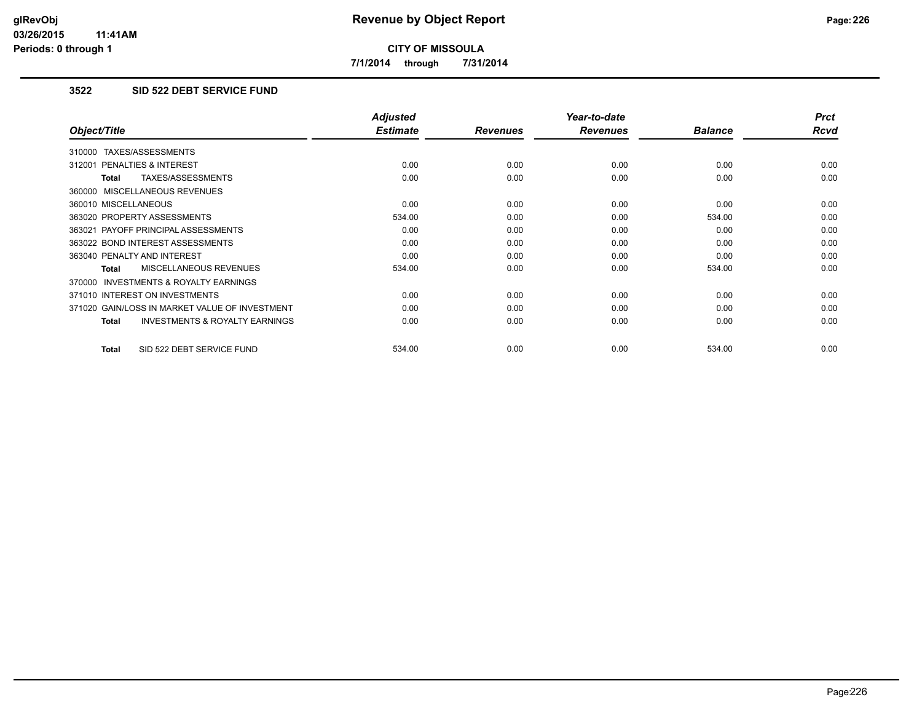# Revenue by Object Report

**CITY OF MISSOULA**

**7/1/2014 through 7/31/2014**

### 3522 SID 522 DEBT SERVICE FUND

| Object/Title | Adjusted Estimate | Revenues | Year-to-date Revenues | Balance | Prct Rcvd |
|---|---|---|---|---|---|
| 310000 TAXES/ASSESSMENTS | | | | | |
| 312001 PENALTIES & INTEREST | 0.00 | 0.00 | 0.00 | 0.00 | 0.00 |
| **Total** TAXES/ASSESSMENTS | 0.00 | 0.00 | 0.00 | 0.00 | 0.00 |
| 360000 MISCELLANEOUS REVENUES | | | | | |
| 360010 MISCELLANEOUS | 0.00 | 0.00 | 0.00 | 0.00 | 0.00 |
| 363020 PROPERTY ASSESSMENTS | 534.00 | 0.00 | 0.00 | 534.00 | 0.00 |
| 363021 PAYOFF PRINCIPAL ASSESSMENTS | 0.00 | 0.00 | 0.00 | 0.00 | 0.00 |
| 363022 BOND INTEREST ASSESSMENTS | 0.00 | 0.00 | 0.00 | 0.00 | 0.00 |
| 363040 PENALTY AND INTEREST | 0.00 | 0.00 | 0.00 | 0.00 | 0.00 |
| **Total** MISCELLANEOUS REVENUES | 534.00 | 0.00 | 0.00 | 534.00 | 0.00 |
| 370000 INVESTMENTS & ROYALTY EARNINGS | | | | | |
| 371010 INTEREST ON INVESTMENTS | 0.00 | 0.00 | 0.00 | 0.00 | 0.00 |
| 371020 GAIN/LOSS IN MARKET VALUE OF INVESTMENT | 0.00 | 0.00 | 0.00 | 0.00 | 0.00 |
| **Total** INVESTMENTS & ROYALTY EARNINGS | 0.00 | 0.00 | 0.00 | 0.00 | 0.00 |
| **Total** SID 522 DEBT SERVICE FUND | 534.00 | 0.00 | 0.00 | 534.00 | 0.00 |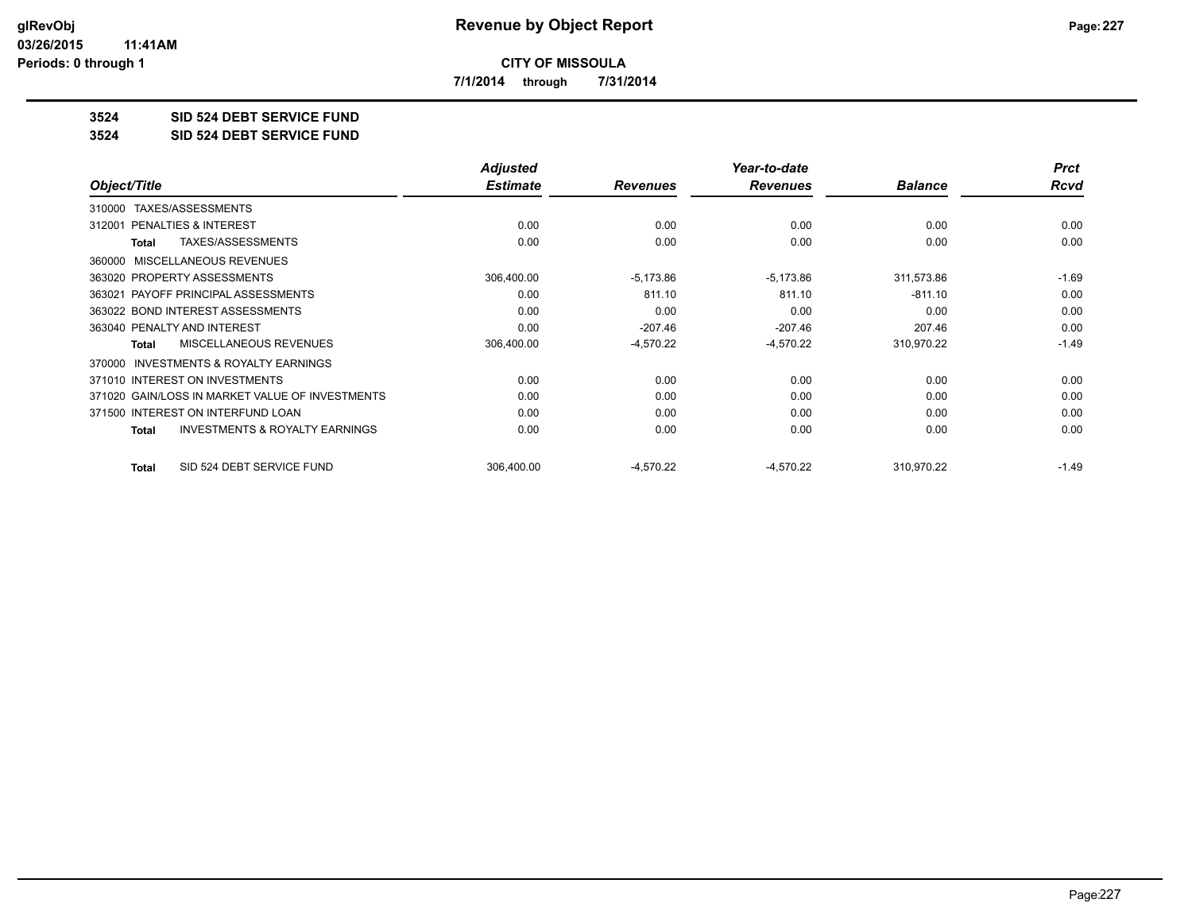# Revenue by Object Report

glRevObj
03/26/2015 11:41AM
Periods: 0 through 1

**CITY OF MISSOULA**

**7/1/2014 through 7/31/2014**

**3524 SID 524 DEBT SERVICE FUND**

**3524 SID 524 DEBT SERVICE FUND**

| Object/Title | Adjusted Estimate | Revenues | Year-to-date Revenues | Balance | Prct Rcvd |
|---|---|---|---|---|---|
| 310000 TAXES/ASSESSMENTS | | | | | |
| 312001 PENALTIES & INTEREST | 0.00 | 0.00 | 0.00 | 0.00 | 0.00 |
| **Total** TAXES/ASSESSMENTS | 0.00 | 0.00 | 0.00 | 0.00 | 0.00 |
| 360000 MISCELLANEOUS REVENUES | | | | | |
| 363020 PROPERTY ASSESSMENTS | 306,400.00 | -5,173.86 | -5,173.86 | 311,573.86 | -1.69 |
| 363021 PAYOFF PRINCIPAL ASSESSMENTS | 0.00 | 811.10 | 811.10 | -811.10 | 0.00 |
| 363022 BOND INTEREST ASSESSMENTS | 0.00 | 0.00 | 0.00 | 0.00 | 0.00 |
| 363040 PENALTY AND INTEREST | 0.00 | -207.46 | -207.46 | 207.46 | 0.00 |
| **Total** MISCELLANEOUS REVENUES | 306,400.00 | -4,570.22 | -4,570.22 | 310,970.22 | -1.49 |
| 370000 INVESTMENTS & ROYALTY EARNINGS | | | | | |
| 371010 INTEREST ON INVESTMENTS | 0.00 | 0.00 | 0.00 | 0.00 | 0.00 |
| 371020 GAIN/LOSS IN MARKET VALUE OF INVESTMENTS | 0.00 | 0.00 | 0.00 | 0.00 | 0.00 |
| 371500 INTEREST ON INTERFUND LOAN | 0.00 | 0.00 | 0.00 | 0.00 | 0.00 |
| **Total** INVESTMENTS & ROYALTY EARNINGS | 0.00 | 0.00 | 0.00 | 0.00 | 0.00 |
| **Total** SID 524 DEBT SERVICE FUND | 306,400.00 | -4,570.22 | -4,570.22 | 310,970.22 | -1.49 |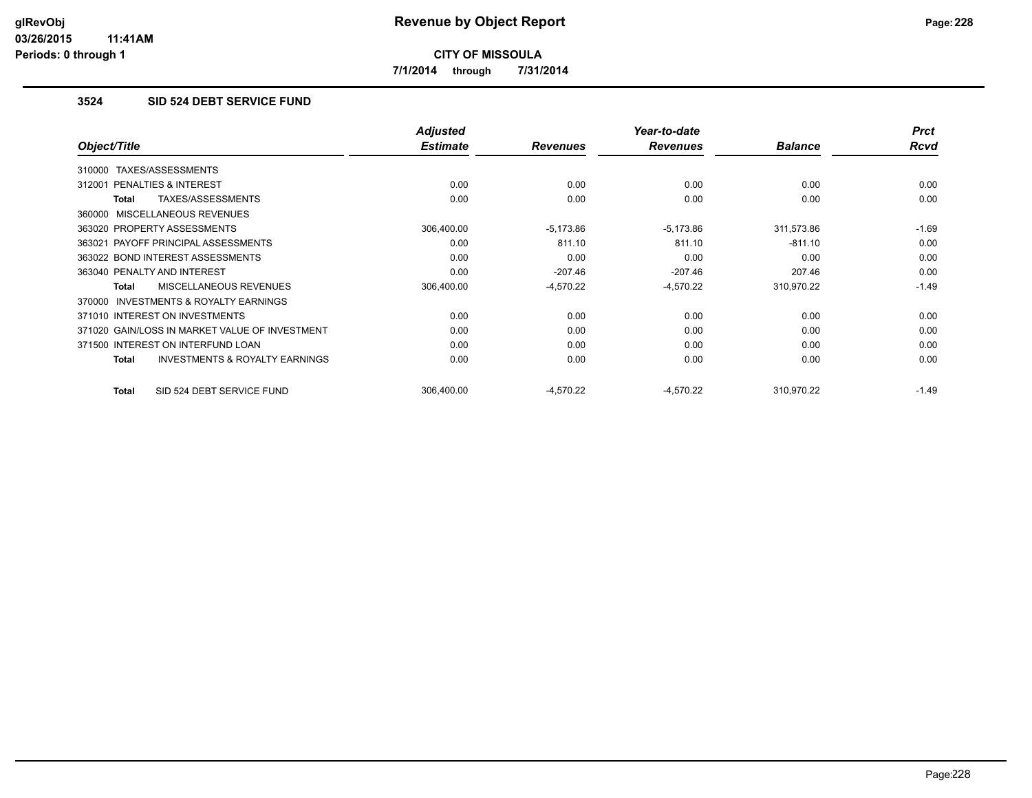# Revenue by Object Report

**CITY OF MISSOULA**

**7/1/2014 through 7/31/2014**

glRevObj
03/26/2015 11:41AM
Periods: 0 through 1

### 3524 SID 524 DEBT SERVICE FUND

| Object/Title | Adjusted Estimate | Revenues | Year-to-date Revenues | Balance | Prct Rcvd |
|---|---|---|---|---|---|
| 310000 TAXES/ASSESSMENTS | | | | | |
| 312001 PENALTIES & INTEREST | 0.00 | 0.00 | 0.00 | 0.00 | 0.00 |
| **Total** TAXES/ASSESSMENTS | 0.00 | 0.00 | 0.00 | 0.00 | 0.00 |
| 360000 MISCELLANEOUS REVENUES | | | | | |
| 363020 PROPERTY ASSESSMENTS | 306,400.00 | -5,173.86 | -5,173.86 | 311,573.86 | -1.69 |
| 363021 PAYOFF PRINCIPAL ASSESSMENTS | 0.00 | 811.10 | 811.10 | -811.10 | 0.00 |
| 363022 BOND INTEREST ASSESSMENTS | 0.00 | 0.00 | 0.00 | 0.00 | 0.00 |
| 363040 PENALTY AND INTEREST | 0.00 | -207.46 | -207.46 | 207.46 | 0.00 |
| **Total** MISCELLANEOUS REVENUES | 306,400.00 | -4,570.22 | -4,570.22 | 310,970.22 | -1.49 |
| 370000 INVESTMENTS & ROYALTY EARNINGS | | | | | |
| 371010 INTEREST ON INVESTMENTS | 0.00 | 0.00 | 0.00 | 0.00 | 0.00 |
| 371020 GAIN/LOSS IN MARKET VALUE OF INVESTMENT | 0.00 | 0.00 | 0.00 | 0.00 | 0.00 |
| 371500 INTEREST ON INTERFUND LOAN | 0.00 | 0.00 | 0.00 | 0.00 | 0.00 |
| **Total** INVESTMENTS & ROYALTY EARNINGS | 0.00 | 0.00 | 0.00 | 0.00 | 0.00 |
| **Total** SID 524 DEBT SERVICE FUND | 306,400.00 | -4,570.22 | -4,570.22 | 310,970.22 | -1.49 |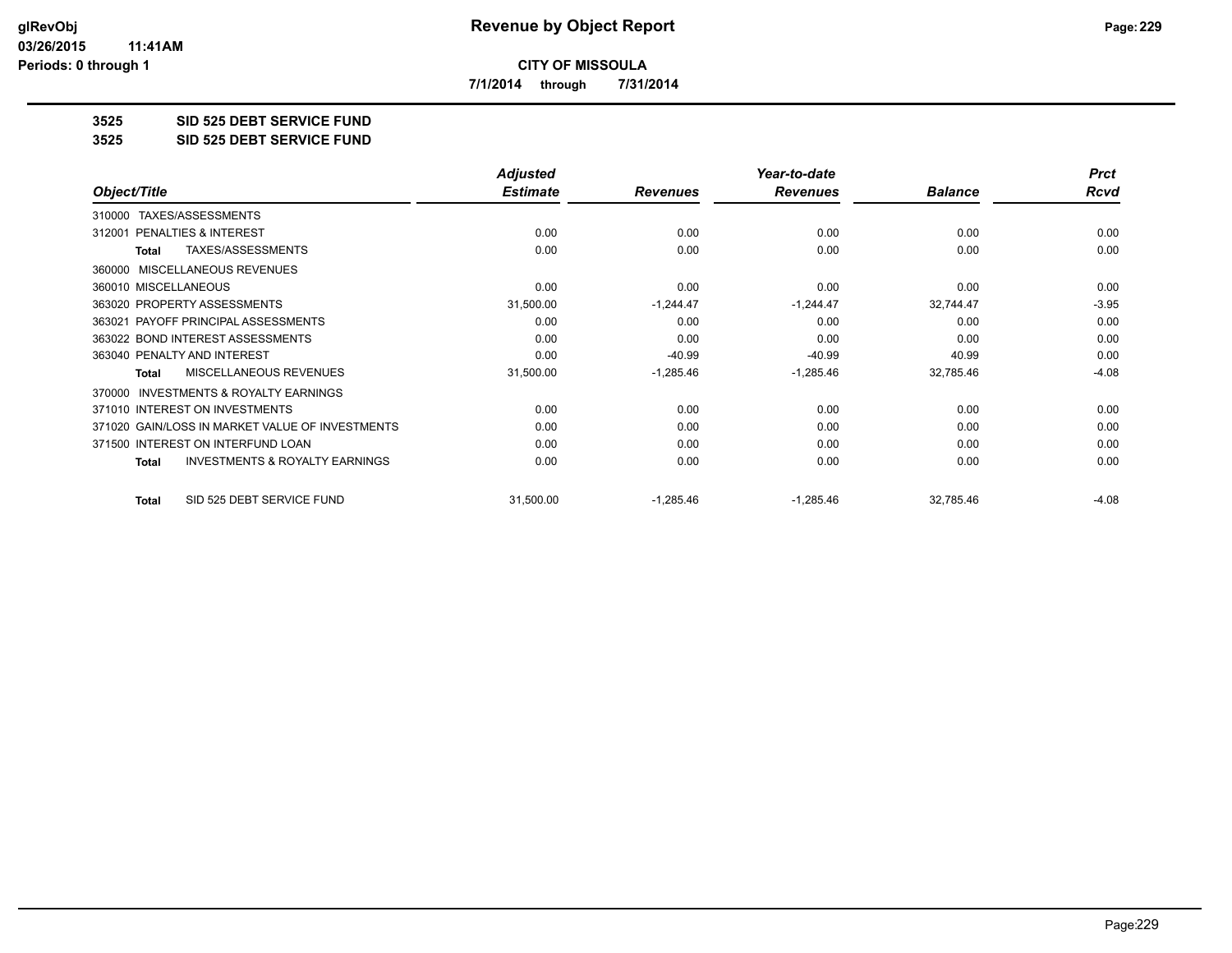**CITY OF MISSOULA**

**7/1/2014 through 7/31/2014**

## 3525 SID 525 DEBT SERVICE FUND

## 3525 SID 525 DEBT SERVICE FUND

| Object/Title | Adjusted Estimate | Revenues | Year-to-date Revenues | Balance | Prct Rcvd |
|---|---|---|---|---|---|
| 310000 TAXES/ASSESSMENTS | | | | | |
| 312001 PENALTIES & INTEREST | 0.00 | 0.00 | 0.00 | 0.00 | 0.00 |
| **Total** TAXES/ASSESSMENTS | 0.00 | 0.00 | 0.00 | 0.00 | 0.00 |
| 360000 MISCELLANEOUS REVENUES | | | | | |
| 360010 MISCELLANEOUS | 0.00 | 0.00 | 0.00 | 0.00 | 0.00 |
| 363020 PROPERTY ASSESSMENTS | 31,500.00 | -1,244.47 | -1,244.47 | 32,744.47 | -3.95 |
| 363021 PAYOFF PRINCIPAL ASSESSMENTS | 0.00 | 0.00 | 0.00 | 0.00 | 0.00 |
| 363022 BOND INTEREST ASSESSMENTS | 0.00 | 0.00 | 0.00 | 0.00 | 0.00 |
| 363040 PENALTY AND INTEREST | 0.00 | -40.99 | -40.99 | 40.99 | 0.00 |
| **Total** MISCELLANEOUS REVENUES | 31,500.00 | -1,285.46 | -1,285.46 | 32,785.46 | -4.08 |
| 370000 INVESTMENTS & ROYALTY EARNINGS | | | | | |
| 371010 INTEREST ON INVESTMENTS | 0.00 | 0.00 | 0.00 | 0.00 | 0.00 |
| 371020 GAIN/LOSS IN MARKET VALUE OF INVESTMENTS | 0.00 | 0.00 | 0.00 | 0.00 | 0.00 |
| 371500 INTEREST ON INTERFUND LOAN | 0.00 | 0.00 | 0.00 | 0.00 | 0.00 |
| **Total** INVESTMENTS & ROYALTY EARNINGS | 0.00 | 0.00 | 0.00 | 0.00 | 0.00 |
| **Total** SID 525 DEBT SERVICE FUND | 31,500.00 | -1,285.46 | -1,285.46 | 32,785.46 | -4.08 |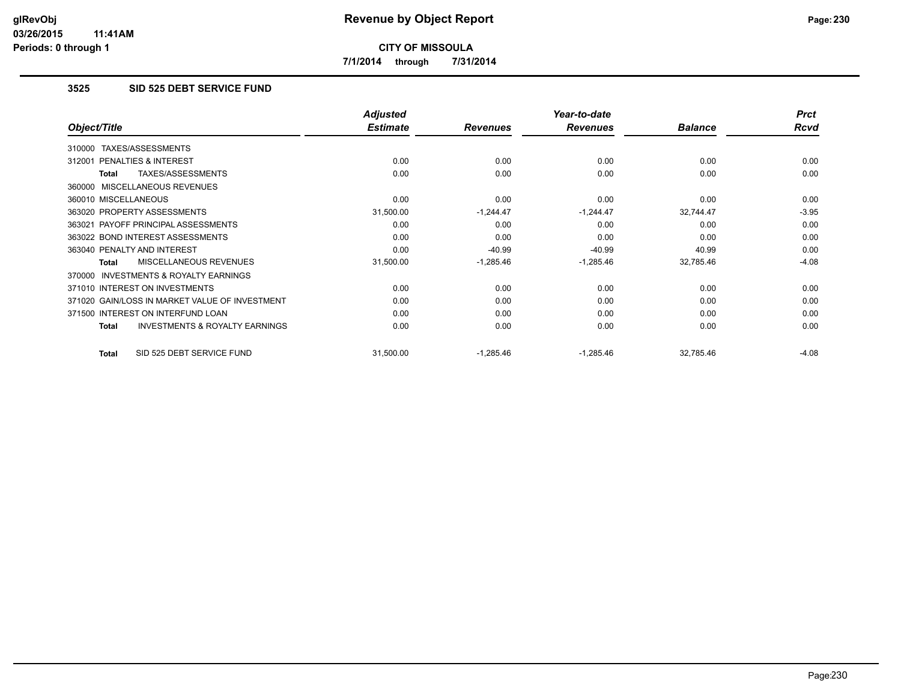# Revenue by Object Report

**CITY OF MISSOULA**

**7/1/2014 through 7/31/2014**

glRevObj
03/26/2015 11:41AM
Periods: 0 through 1

### 3525 SID 525 DEBT SERVICE FUND

| Object/Title | Adjusted Estimate | Revenues | Year-to-date Revenues | Balance | Prct Rcvd |
|---|---|---|---|---|---|
| 310000 TAXES/ASSESSMENTS | | | | | |
| 312001 PENALTIES & INTEREST | 0.00 | 0.00 | 0.00 | 0.00 | 0.00 |
| **Total** TAXES/ASSESSMENTS | 0.00 | 0.00 | 0.00 | 0.00 | 0.00 |
| 360000 MISCELLANEOUS REVENUES | | | | | |
| 360010 MISCELLANEOUS | 0.00 | 0.00 | 0.00 | 0.00 | 0.00 |
| 363020 PROPERTY ASSESSMENTS | 31,500.00 | -1,244.47 | -1,244.47 | 32,744.47 | -3.95 |
| 363021 PAYOFF PRINCIPAL ASSESSMENTS | 0.00 | 0.00 | 0.00 | 0.00 | 0.00 |
| 363022 BOND INTEREST ASSESSMENTS | 0.00 | 0.00 | 0.00 | 0.00 | 0.00 |
| 363040 PENALTY AND INTEREST | 0.00 | -40.99 | -40.99 | 40.99 | 0.00 |
| **Total** MISCELLANEOUS REVENUES | 31,500.00 | -1,285.46 | -1,285.46 | 32,785.46 | -4.08 |
| 370000 INVESTMENTS & ROYALTY EARNINGS | | | | | |
| 371010 INTEREST ON INVESTMENTS | 0.00 | 0.00 | 0.00 | 0.00 | 0.00 |
| 371020 GAIN/LOSS IN MARKET VALUE OF INVESTMENT | 0.00 | 0.00 | 0.00 | 0.00 | 0.00 |
| 371500 INTEREST ON INTERFUND LOAN | 0.00 | 0.00 | 0.00 | 0.00 | 0.00 |
| **Total** INVESTMENTS & ROYALTY EARNINGS | 0.00 | 0.00 | 0.00 | 0.00 | 0.00 |
| **Total** SID 525 DEBT SERVICE FUND | 31,500.00 | -1,285.46 | -1,285.46 | 32,785.46 | -4.08 |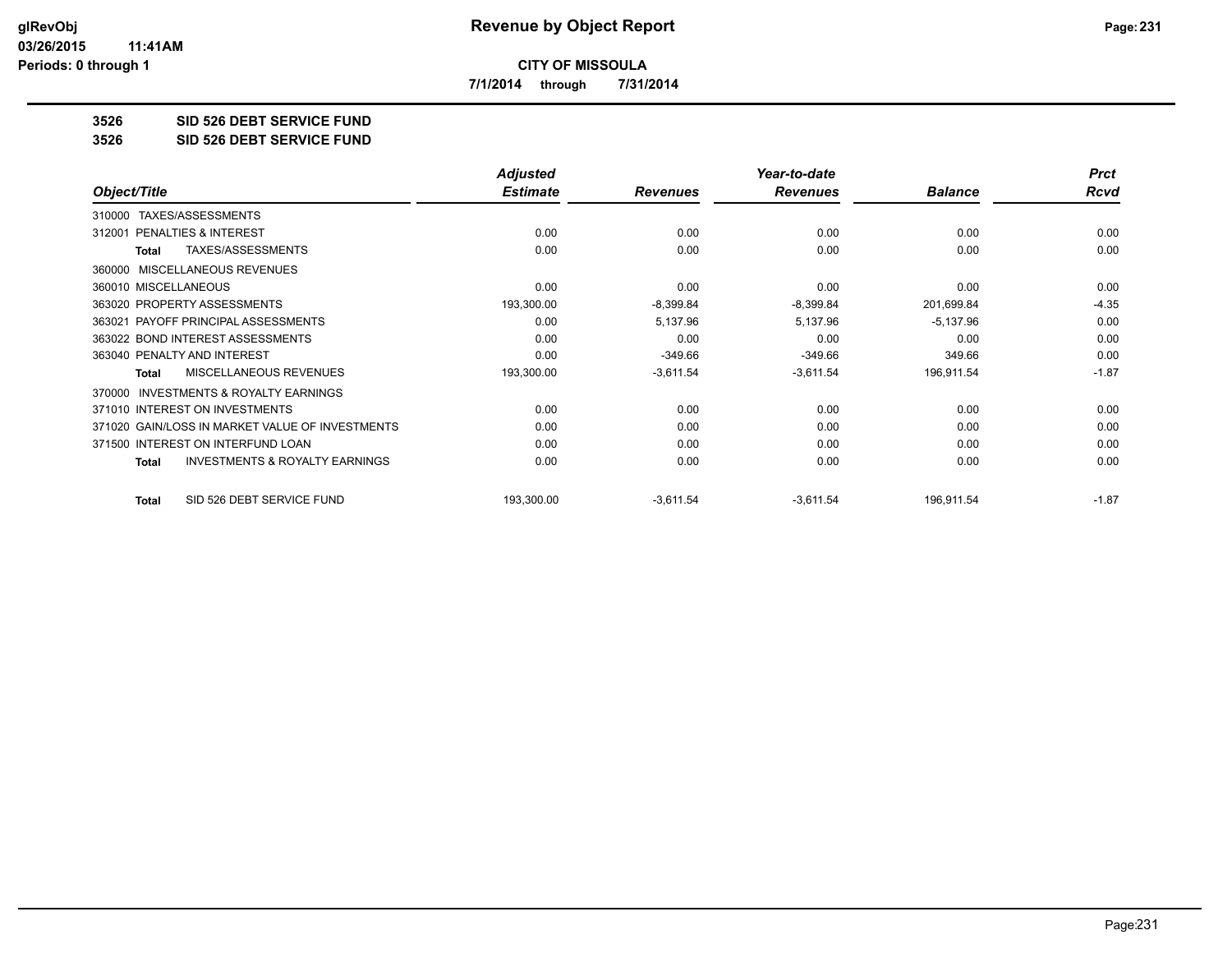**CITY OF MISSOULA**

**7/1/2014 through 7/31/2014**

**3526 SID 526 DEBT SERVICE FUND**

**3526 SID 526 DEBT SERVICE FUND**

| Object/Title | Adjusted Estimate | Revenues | Year-to-date Revenues | Balance | Prct Rcvd |
|---|---|---|---|---|---|
| 310000 TAXES/ASSESSMENTS | | | | | |
| 312001 PENALTIES & INTEREST | 0.00 | 0.00 | 0.00 | 0.00 | 0.00 |
| **Total** TAXES/ASSESSMENTS | 0.00 | 0.00 | 0.00 | 0.00 | 0.00 |
| 360000 MISCELLANEOUS REVENUES | | | | | |
| 360010 MISCELLANEOUS | 0.00 | 0.00 | 0.00 | 0.00 | 0.00 |
| 363020 PROPERTY ASSESSMENTS | 193,300.00 | -8,399.84 | -8,399.84 | 201,699.84 | -4.35 |
| 363021 PAYOFF PRINCIPAL ASSESSMENTS | 0.00 | 5,137.96 | 5,137.96 | -5,137.96 | 0.00 |
| 363022 BOND INTEREST ASSESSMENTS | 0.00 | 0.00 | 0.00 | 0.00 | 0.00 |
| 363040 PENALTY AND INTEREST | 0.00 | -349.66 | -349.66 | 349.66 | 0.00 |
| **Total** MISCELLANEOUS REVENUES | 193,300.00 | -3,611.54 | -3,611.54 | 196,911.54 | -1.87 |
| 370000 INVESTMENTS & ROYALTY EARNINGS | | | | | |
| 371010 INTEREST ON INVESTMENTS | 0.00 | 0.00 | 0.00 | 0.00 | 0.00 |
| 371020 GAIN/LOSS IN MARKET VALUE OF INVESTMENTS | 0.00 | 0.00 | 0.00 | 0.00 | 0.00 |
| 371500 INTEREST ON INTERFUND LOAN | 0.00 | 0.00 | 0.00 | 0.00 | 0.00 |
| **Total** INVESTMENTS & ROYALTY EARNINGS | 0.00 | 0.00 | 0.00 | 0.00 | 0.00 |
| **Total** SID 526 DEBT SERVICE FUND | 193,300.00 | -3,611.54 | -3,611.54 | 196,911.54 | -1.87 |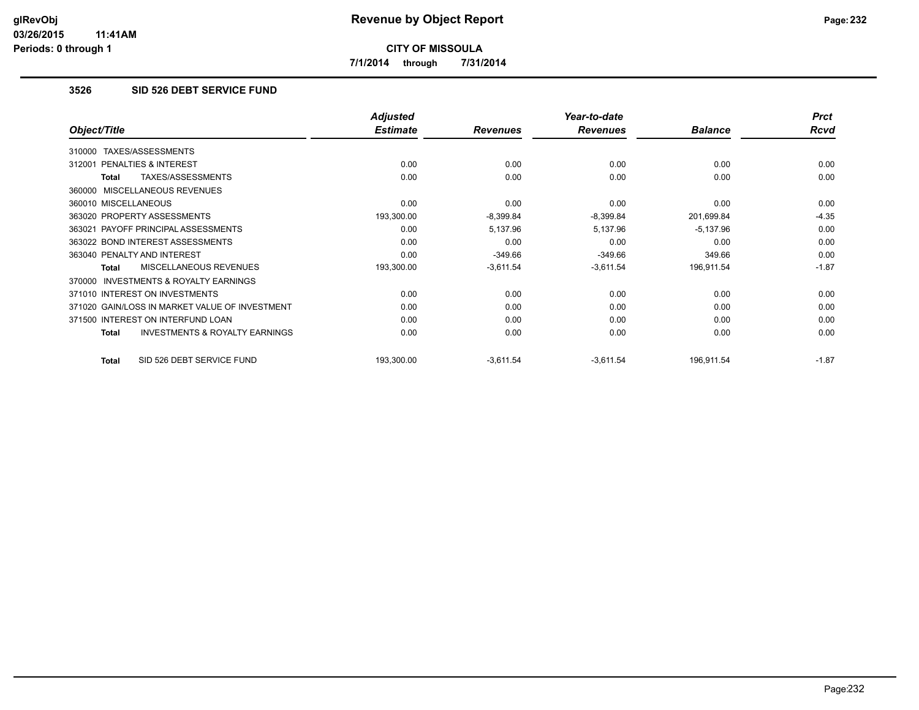# Revenue by Object Report

**CITY OF MISSOULA**

**7/1/2014 through 7/31/2014**

glRevObj
03/26/2015 11:41AM
Periods: 0 through 1

### 3526 SID 526 DEBT SERVICE FUND

| Object/Title | Adjusted Estimate | Revenues | Year-to-date Revenues | Balance | Prct Rcvd |
|---|---|---|---|---|---|
| 310000 TAXES/ASSESSMENTS | | | | | |
| 312001 PENALTIES & INTEREST | 0.00 | 0.00 | 0.00 | 0.00 | 0.00 |
| **Total** TAXES/ASSESSMENTS | 0.00 | 0.00 | 0.00 | 0.00 | 0.00 |
| 360000 MISCELLANEOUS REVENUES | | | | | |
| 360010 MISCELLANEOUS | 0.00 | 0.00 | 0.00 | 0.00 | 0.00 |
| 363020 PROPERTY ASSESSMENTS | 193,300.00 | -8,399.84 | -8,399.84 | 201,699.84 | -4.35 |
| 363021 PAYOFF PRINCIPAL ASSESSMENTS | 0.00 | 5,137.96 | 5,137.96 | -5,137.96 | 0.00 |
| 363022 BOND INTEREST ASSESSMENTS | 0.00 | 0.00 | 0.00 | 0.00 | 0.00 |
| 363040 PENALTY AND INTEREST | 0.00 | -349.66 | -349.66 | 349.66 | 0.00 |
| **Total** MISCELLANEOUS REVENUES | 193,300.00 | -3,611.54 | -3,611.54 | 196,911.54 | -1.87 |
| 370000 INVESTMENTS & ROYALTY EARNINGS | | | | | |
| 371010 INTEREST ON INVESTMENTS | 0.00 | 0.00 | 0.00 | 0.00 | 0.00 |
| 371020 GAIN/LOSS IN MARKET VALUE OF INVESTMENT | 0.00 | 0.00 | 0.00 | 0.00 | 0.00 |
| 371500 INTEREST ON INTERFUND LOAN | 0.00 | 0.00 | 0.00 | 0.00 | 0.00 |
| **Total** INVESTMENTS & ROYALTY EARNINGS | 0.00 | 0.00 | 0.00 | 0.00 | 0.00 |
| **Total** SID 526 DEBT SERVICE FUND | 193,300.00 | -3,611.54 | -3,611.54 | 196,911.54 | -1.87 |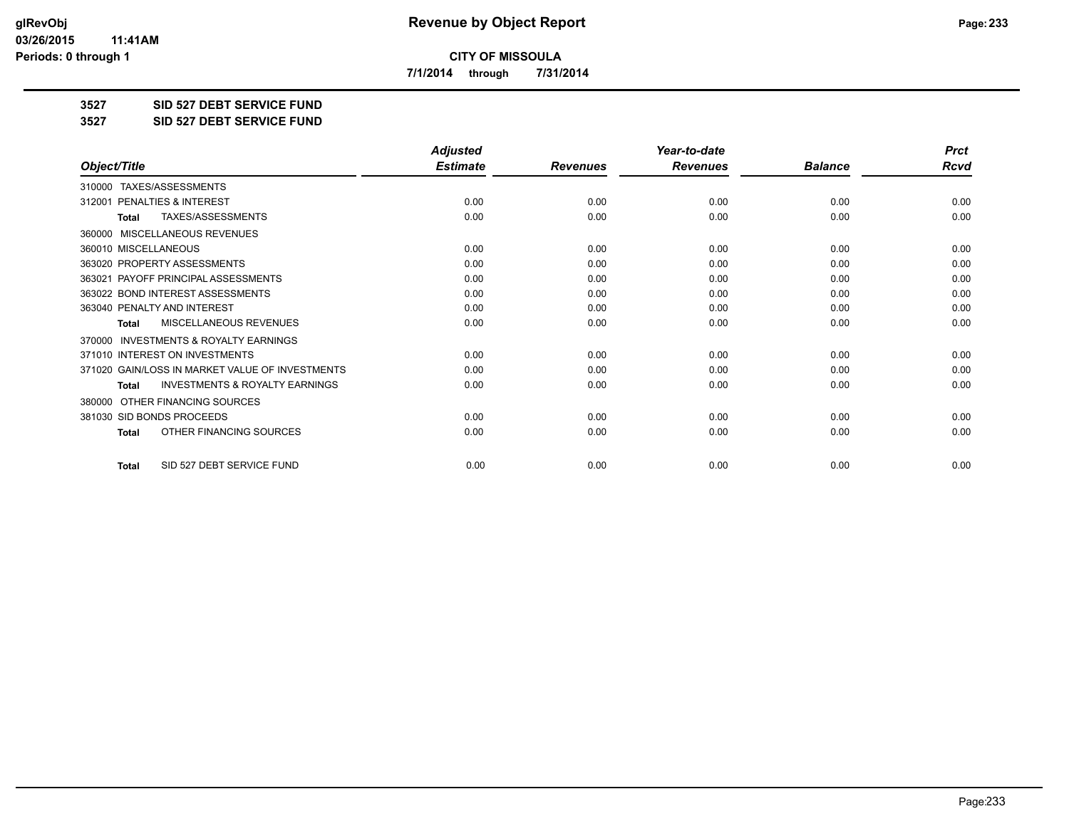**CITY OF MISSOULA**

**7/1/2014 through 7/31/2014**

## 3527 SID 527 DEBT SERVICE FUND

## 3527 SID 527 DEBT SERVICE FUND

| Object/Title | Adjusted Estimate | Revenues | Year-to-date Revenues | Balance | Prct Rcvd |
|---|---|---|---|---|---|
| 310000 TAXES/ASSESSMENTS | | | | | |
| 312001 PENALTIES & INTEREST | 0.00 | 0.00 | 0.00 | 0.00 | 0.00 |
| **Total** TAXES/ASSESSMENTS | 0.00 | 0.00 | 0.00 | 0.00 | 0.00 |
| 360000 MISCELLANEOUS REVENUES | | | | | |
| 360010 MISCELLANEOUS | 0.00 | 0.00 | 0.00 | 0.00 | 0.00 |
| 363020 PROPERTY ASSESSMENTS | 0.00 | 0.00 | 0.00 | 0.00 | 0.00 |
| 363021 PAYOFF PRINCIPAL ASSESSMENTS | 0.00 | 0.00 | 0.00 | 0.00 | 0.00 |
| 363022 BOND INTEREST ASSESSMENTS | 0.00 | 0.00 | 0.00 | 0.00 | 0.00 |
| 363040 PENALTY AND INTEREST | 0.00 | 0.00 | 0.00 | 0.00 | 0.00 |
| **Total** MISCELLANEOUS REVENUES | 0.00 | 0.00 | 0.00 | 0.00 | 0.00 |
| 370000 INVESTMENTS & ROYALTY EARNINGS | | | | | |
| 371010 INTEREST ON INVESTMENTS | 0.00 | 0.00 | 0.00 | 0.00 | 0.00 |
| 371020 GAIN/LOSS IN MARKET VALUE OF INVESTMENTS | 0.00 | 0.00 | 0.00 | 0.00 | 0.00 |
| **Total** INVESTMENTS & ROYALTY EARNINGS | 0.00 | 0.00 | 0.00 | 0.00 | 0.00 |
| 380000 OTHER FINANCING SOURCES | | | | | |
| 381030 SID BONDS PROCEEDS | 0.00 | 0.00 | 0.00 | 0.00 | 0.00 |
| **Total** OTHER FINANCING SOURCES | 0.00 | 0.00 | 0.00 | 0.00 | 0.00 |
| **Total** SID 527 DEBT SERVICE FUND | 0.00 | 0.00 | 0.00 | 0.00 | 0.00 |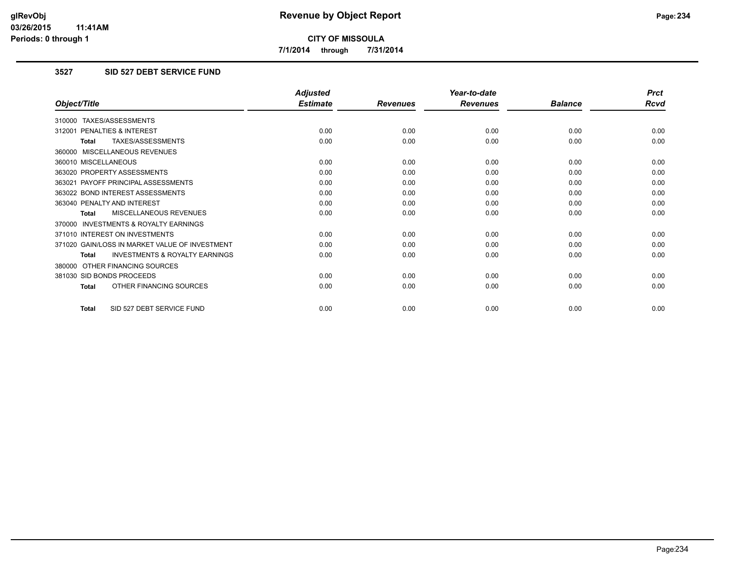# Revenue by Object Report

**CITY OF MISSOULA**

**7/1/2014 through 7/31/2014**

### 3527 SID 527 DEBT SERVICE FUND

| Object/Title | Adjusted Estimate | Revenues | Year-to-date Revenues | Balance | Prct Rcvd |
|---|---|---|---|---|---|
| 310000 TAXES/ASSESSMENTS | | | | | |
| 312001 PENALTIES & INTEREST | 0.00 | 0.00 | 0.00 | 0.00 | 0.00 |
| **Total** TAXES/ASSESSMENTS | 0.00 | 0.00 | 0.00 | 0.00 | 0.00 |
| 360000 MISCELLANEOUS REVENUES | | | | | |
| 360010 MISCELLANEOUS | 0.00 | 0.00 | 0.00 | 0.00 | 0.00 |
| 363020 PROPERTY ASSESSMENTS | 0.00 | 0.00 | 0.00 | 0.00 | 0.00 |
| 363021 PAYOFF PRINCIPAL ASSESSMENTS | 0.00 | 0.00 | 0.00 | 0.00 | 0.00 |
| 363022 BOND INTEREST ASSESSMENTS | 0.00 | 0.00 | 0.00 | 0.00 | 0.00 |
| 363040 PENALTY AND INTEREST | 0.00 | 0.00 | 0.00 | 0.00 | 0.00 |
| **Total** MISCELLANEOUS REVENUES | 0.00 | 0.00 | 0.00 | 0.00 | 0.00 |
| 370000 INVESTMENTS & ROYALTY EARNINGS | | | | | |
| 371010 INTEREST ON INVESTMENTS | 0.00 | 0.00 | 0.00 | 0.00 | 0.00 |
| 371020 GAIN/LOSS IN MARKET VALUE OF INVESTMENT | 0.00 | 0.00 | 0.00 | 0.00 | 0.00 |
| **Total** INVESTMENTS & ROYALTY EARNINGS | 0.00 | 0.00 | 0.00 | 0.00 | 0.00 |
| 380000 OTHER FINANCING SOURCES | | | | | |
| 381030 SID BONDS PROCEEDS | 0.00 | 0.00 | 0.00 | 0.00 | 0.00 |
| **Total** OTHER FINANCING SOURCES | 0.00 | 0.00 | 0.00 | 0.00 | 0.00 |
| **Total** SID 527 DEBT SERVICE FUND | 0.00 | 0.00 | 0.00 | 0.00 | 0.00 |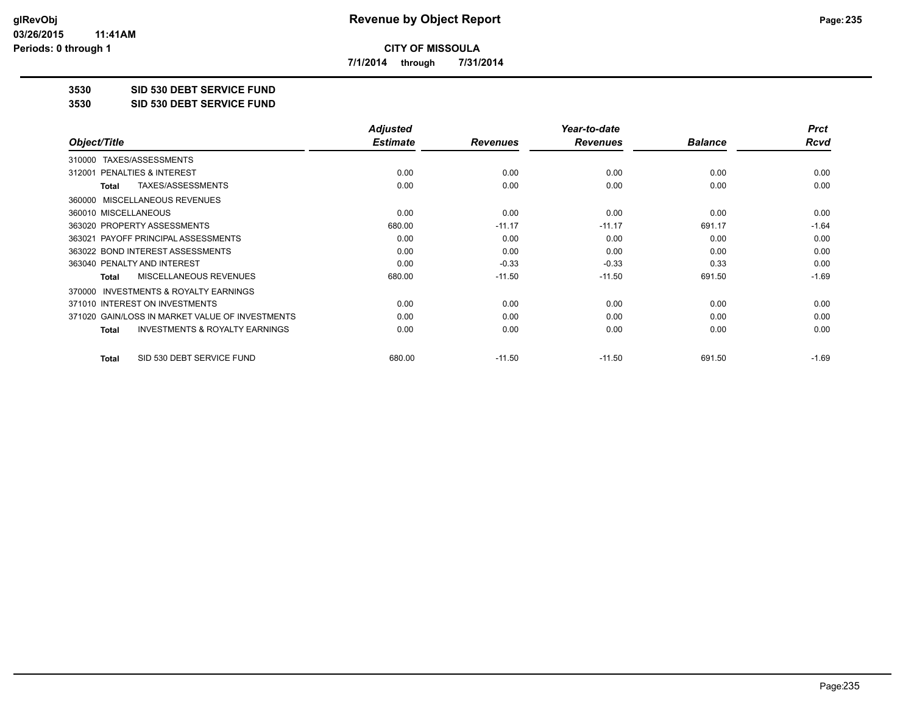**CITY OF MISSOULA**

**7/1/2014 through 7/31/2014**

**3530 SID 530 DEBT SERVICE FUND**

**3530 SID 530 DEBT SERVICE FUND**

| Object/Title | Adjusted Estimate | Revenues | Year-to-date Revenues | Balance | Prct Rcvd |
|---|---|---|---|---|---|
| 310000 TAXES/ASSESSMENTS | | | | | |
| 312001 PENALTIES & INTEREST | 0.00 | 0.00 | 0.00 | 0.00 | 0.00 |
| **Total** TAXES/ASSESSMENTS | 0.00 | 0.00 | 0.00 | 0.00 | 0.00 |
| 360000 MISCELLANEOUS REVENUES | | | | | |
| 360010 MISCELLANEOUS | 0.00 | 0.00 | 0.00 | 0.00 | 0.00 |
| 363020 PROPERTY ASSESSMENTS | 680.00 | -11.17 | -11.17 | 691.17 | -1.64 |
| 363021 PAYOFF PRINCIPAL ASSESSMENTS | 0.00 | 0.00 | 0.00 | 0.00 | 0.00 |
| 363022 BOND INTEREST ASSESSMENTS | 0.00 | 0.00 | 0.00 | 0.00 | 0.00 |
| 363040 PENALTY AND INTEREST | 0.00 | -0.33 | -0.33 | 0.33 | 0.00 |
| **Total** MISCELLANEOUS REVENUES | 680.00 | -11.50 | -11.50 | 691.50 | -1.69 |
| 370000 INVESTMENTS & ROYALTY EARNINGS | | | | | |
| 371010 INTEREST ON INVESTMENTS | 0.00 | 0.00 | 0.00 | 0.00 | 0.00 |
| 371020 GAIN/LOSS IN MARKET VALUE OF INVESTMENTS | 0.00 | 0.00 | 0.00 | 0.00 | 0.00 |
| **Total** INVESTMENTS & ROYALTY EARNINGS | 0.00 | 0.00 | 0.00 | 0.00 | 0.00 |
| **Total** SID 530 DEBT SERVICE FUND | 680.00 | -11.50 | -11.50 | 691.50 | -1.69 |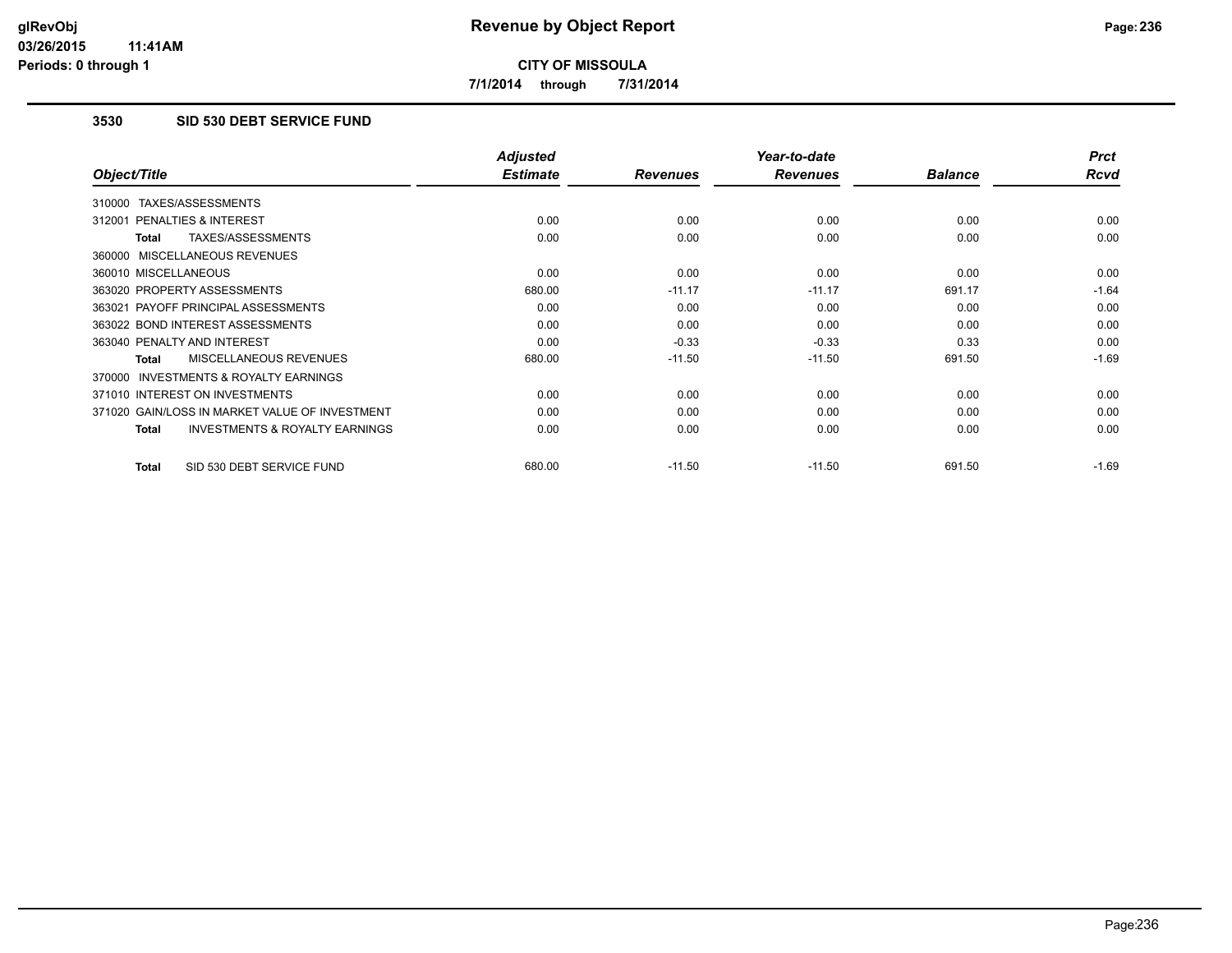# Revenue by Object Report

**CITY OF MISSOULA**

**7/1/2014 through 7/31/2014**

glRevObj
03/26/2015 11:41AM
Periods: 0 through 1

## 3530 SID 530 DEBT SERVICE FUND

| Object/Title | Adjusted Estimate | Revenues | Year-to-date Revenues | Balance | Prct Rcvd |
|---|---|---|---|---|---|
| 310000 TAXES/ASSESSMENTS | | | | | |
| 312001 PENALTIES & INTEREST | 0.00 | 0.00 | 0.00 | 0.00 | 0.00 |
| **Total** TAXES/ASSESSMENTS | 0.00 | 0.00 | 0.00 | 0.00 | 0.00 |
| 360000 MISCELLANEOUS REVENUES | | | | | |
| 360010 MISCELLANEOUS | 0.00 | 0.00 | 0.00 | 0.00 | 0.00 |
| 363020 PROPERTY ASSESSMENTS | 680.00 | -11.17 | -11.17 | 691.17 | -1.64 |
| 363021 PAYOFF PRINCIPAL ASSESSMENTS | 0.00 | 0.00 | 0.00 | 0.00 | 0.00 |
| 363022 BOND INTEREST ASSESSMENTS | 0.00 | 0.00 | 0.00 | 0.00 | 0.00 |
| 363040 PENALTY AND INTEREST | 0.00 | -0.33 | -0.33 | 0.33 | 0.00 |
| **Total** MISCELLANEOUS REVENUES | 680.00 | -11.50 | -11.50 | 691.50 | -1.69 |
| 370000 INVESTMENTS & ROYALTY EARNINGS | | | | | |
| 371010 INTEREST ON INVESTMENTS | 0.00 | 0.00 | 0.00 | 0.00 | 0.00 |
| 371020 GAIN/LOSS IN MARKET VALUE OF INVESTMENT | 0.00 | 0.00 | 0.00 | 0.00 | 0.00 |
| **Total** INVESTMENTS & ROYALTY EARNINGS | 0.00 | 0.00 | 0.00 | 0.00 | 0.00 |
| **Total** SID 530 DEBT SERVICE FUND | 680.00 | -11.50 | -11.50 | 691.50 | -1.69 |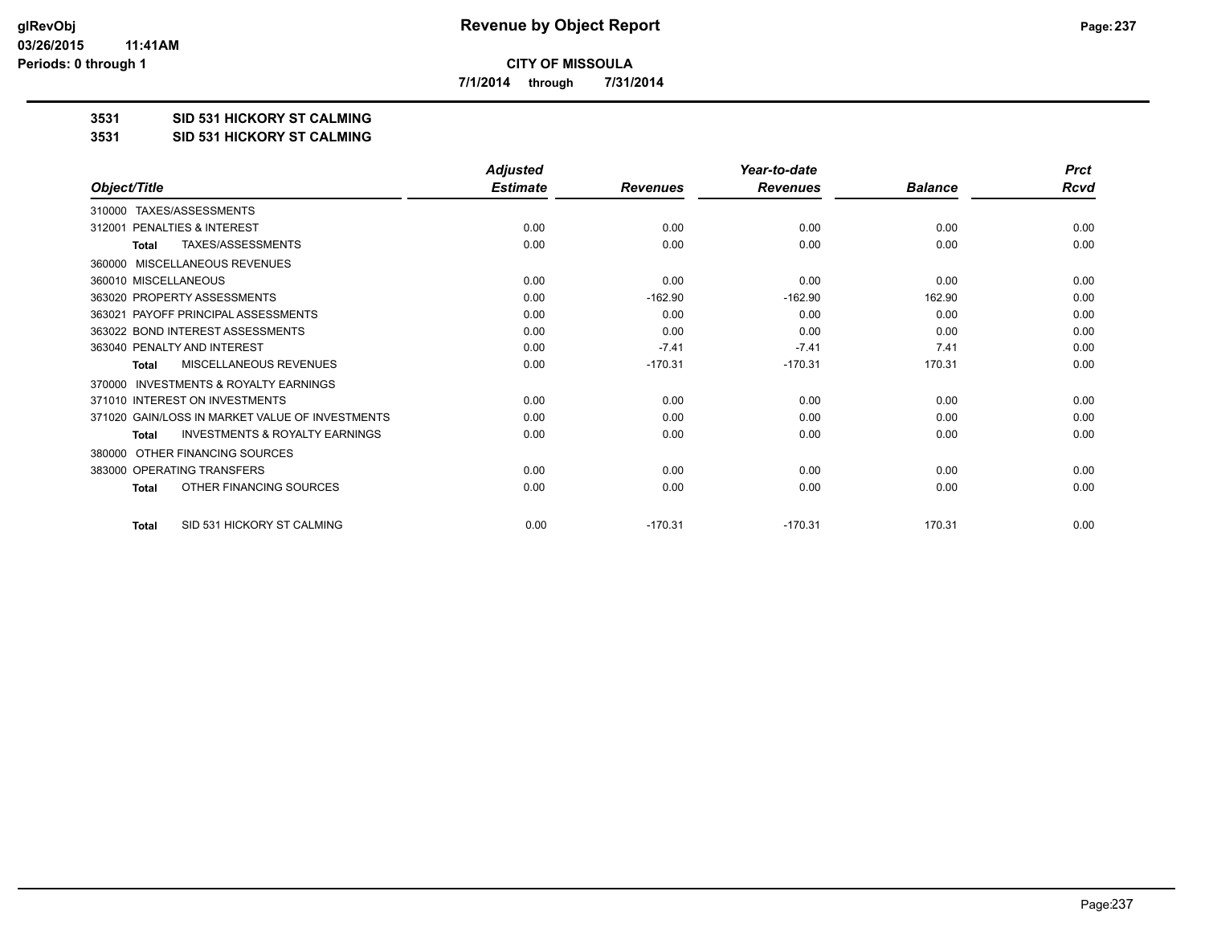**CITY OF MISSOULA**

**7/1/2014 through 7/31/2014**

**3531 SID 531 HICKORY ST CALMING**

**3531 SID 531 HICKORY ST CALMING**

| Object/Title | Adjusted Estimate | Revenues | Year-to-date Revenues | Balance | Prct Rcvd |
|---|---|---|---|---|---|
| 310000 TAXES/ASSESSMENTS | | | | | |
| 312001 PENALTIES & INTEREST | 0.00 | 0.00 | 0.00 | 0.00 | 0.00 |
| **Total** TAXES/ASSESSMENTS | 0.00 | 0.00 | 0.00 | 0.00 | 0.00 |
| 360000 MISCELLANEOUS REVENUES | | | | | |
| 360010 MISCELLANEOUS | 0.00 | 0.00 | 0.00 | 0.00 | 0.00 |
| 363020 PROPERTY ASSESSMENTS | 0.00 | -162.90 | -162.90 | 162.90 | 0.00 |
| 363021 PAYOFF PRINCIPAL ASSESSMENTS | 0.00 | 0.00 | 0.00 | 0.00 | 0.00 |
| 363022 BOND INTEREST ASSESSMENTS | 0.00 | 0.00 | 0.00 | 0.00 | 0.00 |
| 363040 PENALTY AND INTEREST | 0.00 | -7.41 | -7.41 | 7.41 | 0.00 |
| **Total** MISCELLANEOUS REVENUES | 0.00 | -170.31 | -170.31 | 170.31 | 0.00 |
| 370000 INVESTMENTS & ROYALTY EARNINGS | | | | | |
| 371010 INTEREST ON INVESTMENTS | 0.00 | 0.00 | 0.00 | 0.00 | 0.00 |
| 371020 GAIN/LOSS IN MARKET VALUE OF INVESTMENTS | 0.00 | 0.00 | 0.00 | 0.00 | 0.00 |
| **Total** INVESTMENTS & ROYALTY EARNINGS | 0.00 | 0.00 | 0.00 | 0.00 | 0.00 |
| 380000 OTHER FINANCING SOURCES | | | | | |
| 383000 OPERATING TRANSFERS | 0.00 | 0.00 | 0.00 | 0.00 | 0.00 |
| **Total** OTHER FINANCING SOURCES | 0.00 | 0.00 | 0.00 | 0.00 | 0.00 |
| **Total** SID 531 HICKORY ST CALMING | 0.00 | -170.31 | -170.31 | 170.31 | 0.00 |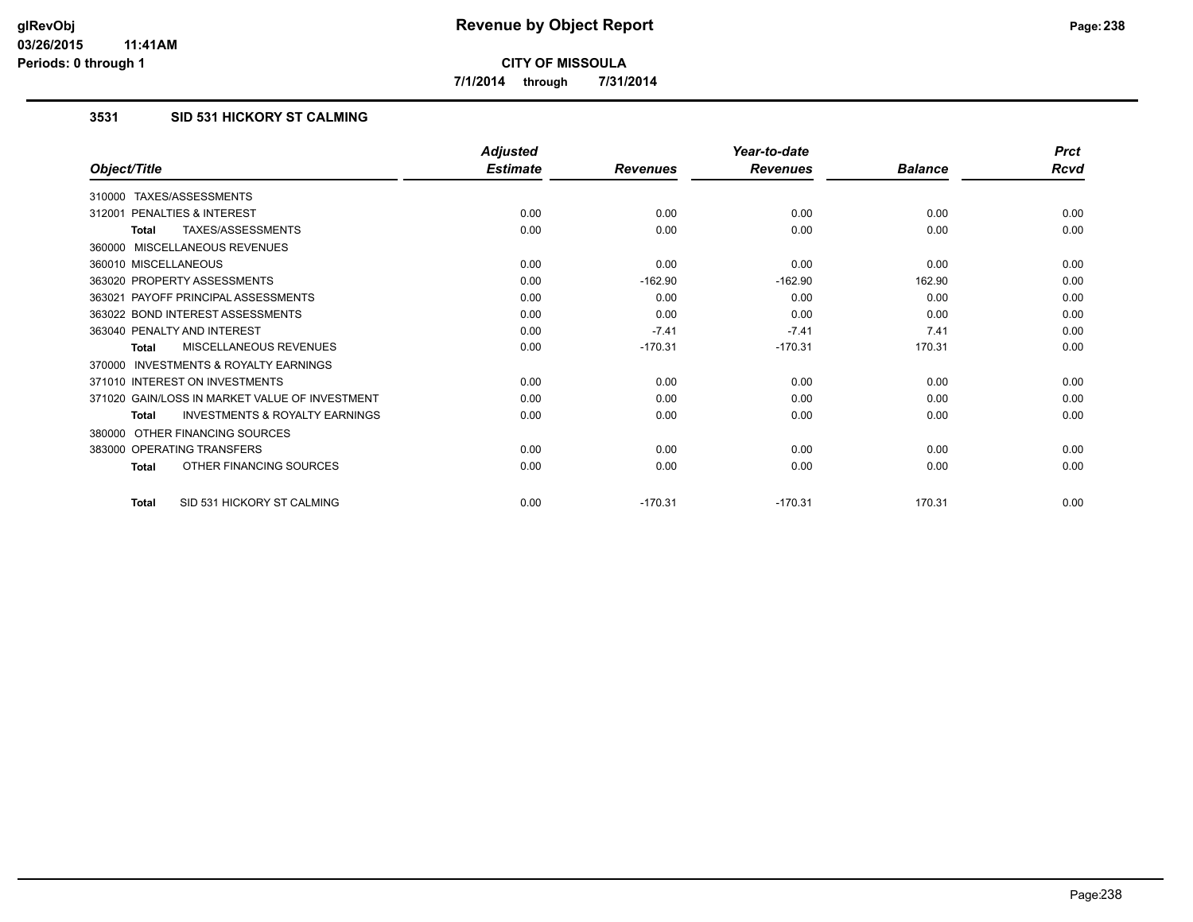**CITY OF MISSOULA**

**7/1/2014 through 7/31/2014**

### 3531 SID 531 HICKORY ST CALMING

| Object/Title | Adjusted Estimate | Revenues | Year-to-date Revenues | Balance | Prct Rcvd |
|---|---|---|---|---|---|
| 310000 TAXES/ASSESSMENTS | | | | | |
| 312001 PENALTIES & INTEREST | 0.00 | 0.00 | 0.00 | 0.00 | 0.00 |
| **Total** TAXES/ASSESSMENTS | 0.00 | 0.00 | 0.00 | 0.00 | 0.00 |
| 360000 MISCELLANEOUS REVENUES | | | | | |
| 360010 MISCELLANEOUS | 0.00 | 0.00 | 0.00 | 0.00 | 0.00 |
| 363020 PROPERTY ASSESSMENTS | 0.00 | -162.90 | -162.90 | 162.90 | 0.00 |
| 363021 PAYOFF PRINCIPAL ASSESSMENTS | 0.00 | 0.00 | 0.00 | 0.00 | 0.00 |
| 363022 BOND INTEREST ASSESSMENTS | 0.00 | 0.00 | 0.00 | 0.00 | 0.00 |
| 363040 PENALTY AND INTEREST | 0.00 | -7.41 | -7.41 | 7.41 | 0.00 |
| **Total** MISCELLANEOUS REVENUES | 0.00 | -170.31 | -170.31 | 170.31 | 0.00 |
| 370000 INVESTMENTS & ROYALTY EARNINGS | | | | | |
| 371010 INTEREST ON INVESTMENTS | 0.00 | 0.00 | 0.00 | 0.00 | 0.00 |
| 371020 GAIN/LOSS IN MARKET VALUE OF INVESTMENT | 0.00 | 0.00 | 0.00 | 0.00 | 0.00 |
| **Total** INVESTMENTS & ROYALTY EARNINGS | 0.00 | 0.00 | 0.00 | 0.00 | 0.00 |
| 380000 OTHER FINANCING SOURCES | | | | | |
| 383000 OPERATING TRANSFERS | 0.00 | 0.00 | 0.00 | 0.00 | 0.00 |
| **Total** OTHER FINANCING SOURCES | 0.00 | 0.00 | 0.00 | 0.00 | 0.00 |
| **Total** SID 531 HICKORY ST CALMING | 0.00 | -170.31 | -170.31 | 170.31 | 0.00 |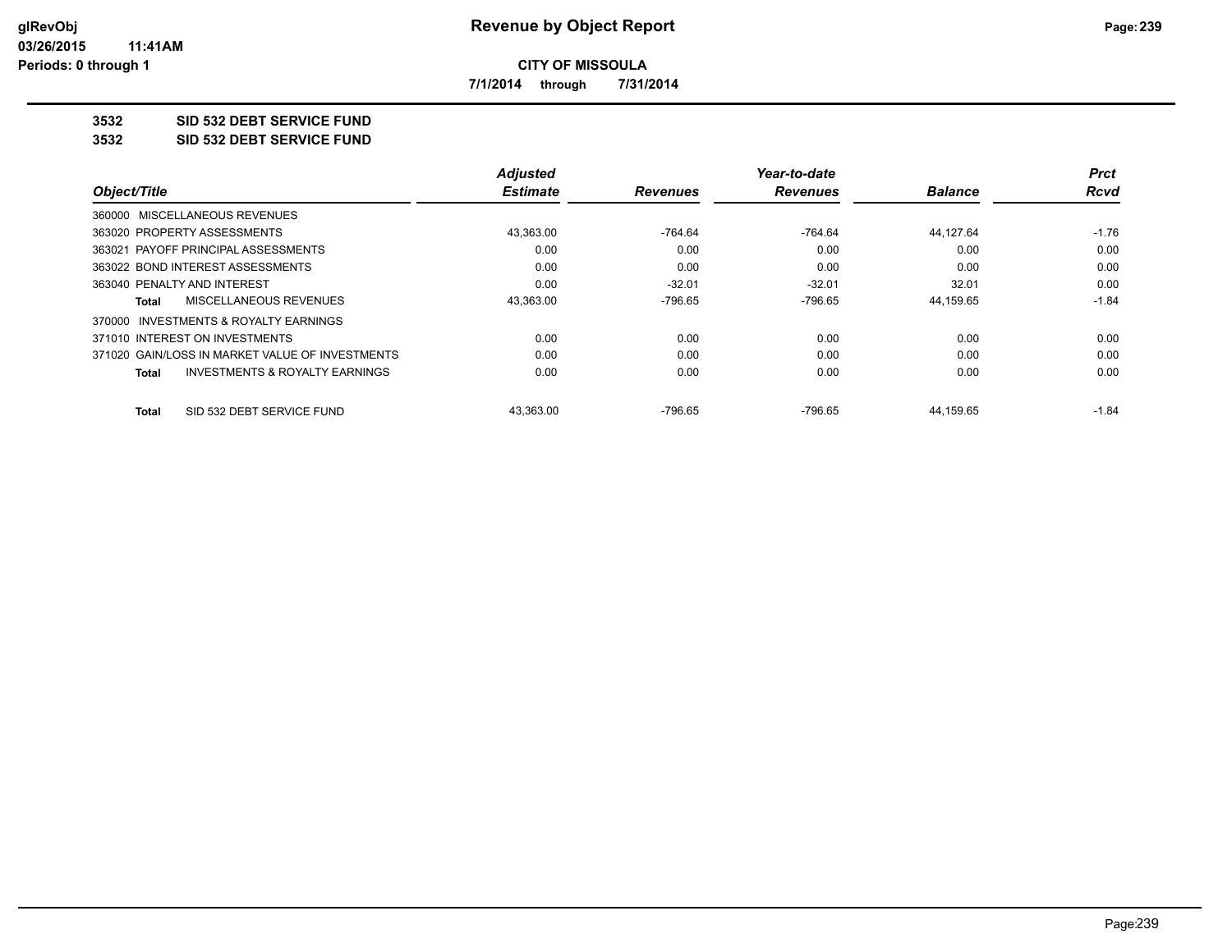**CITY OF MISSOULA**

**7/1/2014 through 7/31/2014**

**3532 SID 532 DEBT SERVICE FUND**

**3532 SID 532 DEBT SERVICE FUND**

| Object/Title | Adjusted Estimate | Revenues | Year-to-date Revenues | Balance | Prct Rcvd |
|---|---|---|---|---|---|
| 360000 MISCELLANEOUS REVENUES | | | | | |
| 363020 PROPERTY ASSESSMENTS | 43,363.00 | -764.64 | -764.64 | 44,127.64 | -1.76 |
| 363021 PAYOFF PRINCIPAL ASSESSMENTS | 0.00 | 0.00 | 0.00 | 0.00 | 0.00 |
| 363022 BOND INTEREST ASSESSMENTS | 0.00 | 0.00 | 0.00 | 0.00 | 0.00 |
| 363040 PENALTY AND INTEREST | 0.00 | -32.01 | -32.01 | 32.01 | 0.00 |
| **Total** MISCELLANEOUS REVENUES | 43,363.00 | -796.65 | -796.65 | 44,159.65 | -1.84 |
| 370000 INVESTMENTS & ROYALTY EARNINGS | | | | | |
| 371010 INTEREST ON INVESTMENTS | 0.00 | 0.00 | 0.00 | 0.00 | 0.00 |
| 371020 GAIN/LOSS IN MARKET VALUE OF INVESTMENTS | 0.00 | 0.00 | 0.00 | 0.00 | 0.00 |
| **Total** INVESTMENTS & ROYALTY EARNINGS | 0.00 | 0.00 | 0.00 | 0.00 | 0.00 |
| **Total** SID 532 DEBT SERVICE FUND | 43,363.00 | -796.65 | -796.65 | 44,159.65 | -1.84 |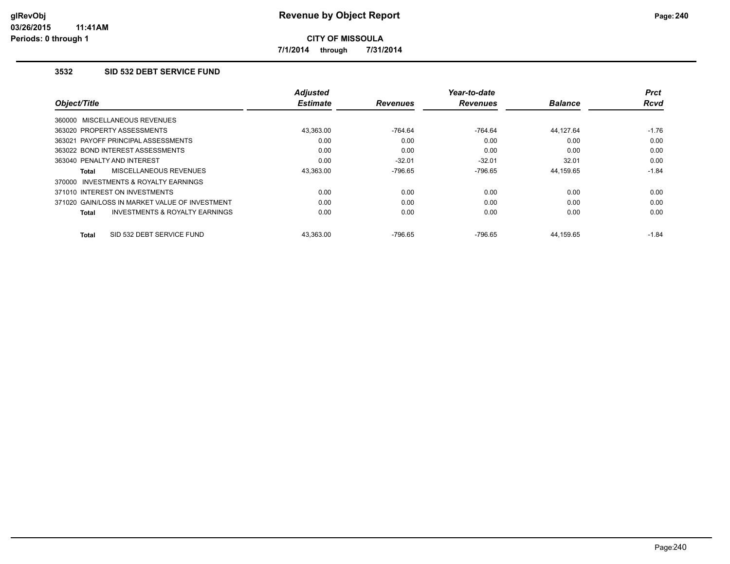**CITY OF MISSOULA**

**7/1/2014 through 7/31/2014**

### 3532 SID 532 DEBT SERVICE FUND

| Object/Title | Adjusted Estimate | Revenues | Year-to-date Revenues | Balance | Prct Rcvd |
|---|---|---|---|---|---|
| 360000 MISCELLANEOUS REVENUES | | | | | |
| 363020 PROPERTY ASSESSMENTS | 43,363.00 | -764.64 | -764.64 | 44,127.64 | -1.76 |
| 363021 PAYOFF PRINCIPAL ASSESSMENTS | 0.00 | 0.00 | 0.00 | 0.00 | 0.00 |
| 363022 BOND INTEREST ASSESSMENTS | 0.00 | 0.00 | 0.00 | 0.00 | 0.00 |
| 363040 PENALTY AND INTEREST | 0.00 | -32.01 | -32.01 | 32.01 | 0.00 |
| **Total** MISCELLANEOUS REVENUES | 43,363.00 | -796.65 | -796.65 | 44,159.65 | -1.84 |
| 370000 INVESTMENTS & ROYALTY EARNINGS | | | | | |
| 371010 INTEREST ON INVESTMENTS | 0.00 | 0.00 | 0.00 | 0.00 | 0.00 |
| 371020 GAIN/LOSS IN MARKET VALUE OF INVESTMENT | 0.00 | 0.00 | 0.00 | 0.00 | 0.00 |
| **Total** INVESTMENTS & ROYALTY EARNINGS | 0.00 | 0.00 | 0.00 | 0.00 | 0.00 |
| **Total** SID 532 DEBT SERVICE FUND | 43,363.00 | -796.65 | -796.65 | 44,159.65 | -1.84 |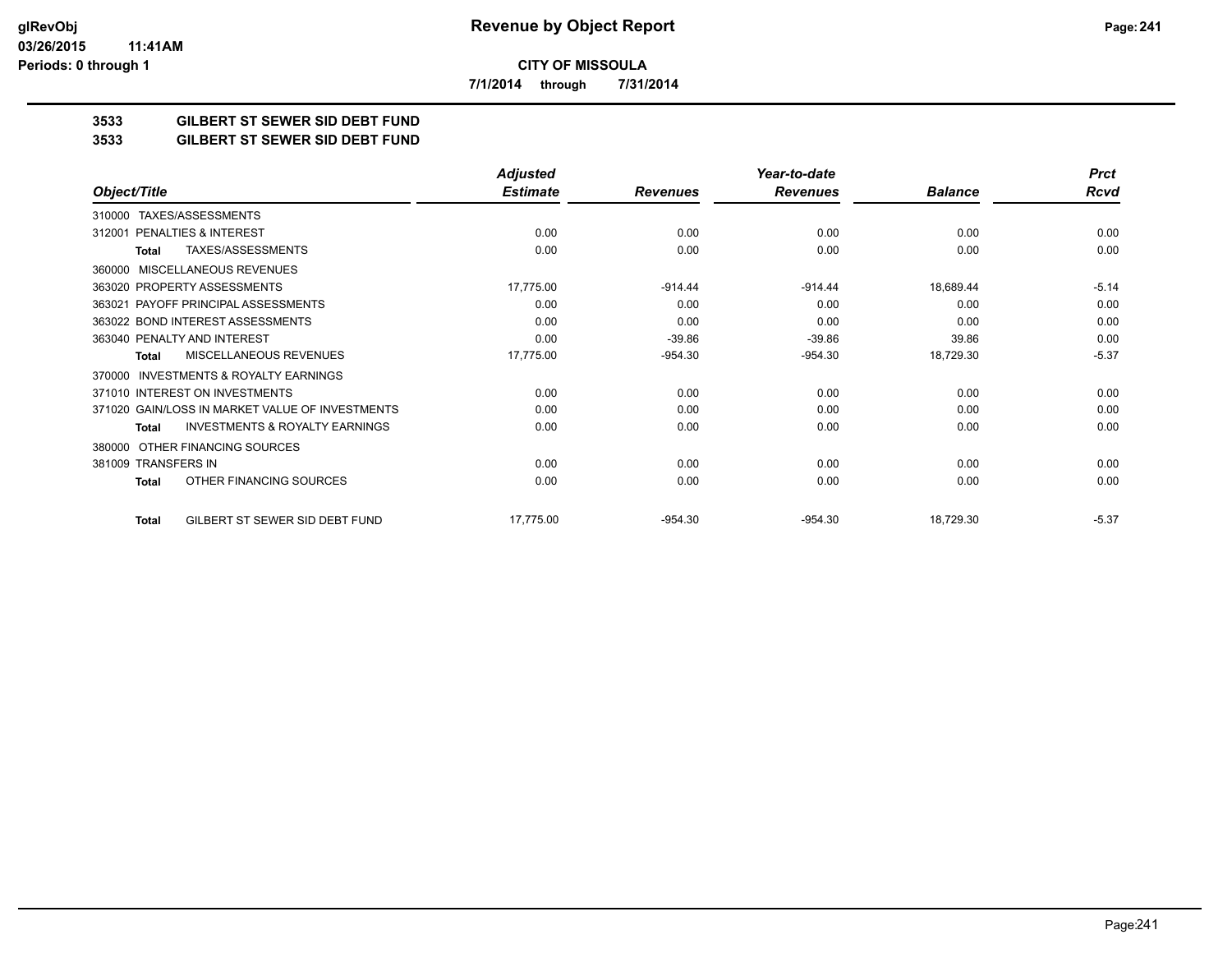**CITY OF MISSOULA**

**7/1/2014 through 7/31/2014**

# 3533 GILBERT ST SEWER SID DEBT FUND
## 3533 GILBERT ST SEWER SID DEBT FUND

| Object/Title | Adjusted Estimate | Revenues | Year-to-date Revenues | Balance | Prct Rcvd |
|---|---|---|---|---|---|
| 310000 TAXES/ASSESSMENTS | | | | | |
| 312001 PENALTIES & INTEREST | 0.00 | 0.00 | 0.00 | 0.00 | 0.00 |
| **Total** TAXES/ASSESSMENTS | 0.00 | 0.00 | 0.00 | 0.00 | 0.00 |
| 360000 MISCELLANEOUS REVENUES | | | | | |
| 363020 PROPERTY ASSESSMENTS | 17,775.00 | -914.44 | -914.44 | 18,689.44 | -5.14 |
| 363021 PAYOFF PRINCIPAL ASSESSMENTS | 0.00 | 0.00 | 0.00 | 0.00 | 0.00 |
| 363022 BOND INTEREST ASSESSMENTS | 0.00 | 0.00 | 0.00 | 0.00 | 0.00 |
| 363040 PENALTY AND INTEREST | 0.00 | -39.86 | -39.86 | 39.86 | 0.00 |
| **Total** MISCELLANEOUS REVENUES | 17,775.00 | -954.30 | -954.30 | 18,729.30 | -5.37 |
| 370000 INVESTMENTS & ROYALTY EARNINGS | | | | | |
| 371010 INTEREST ON INVESTMENTS | 0.00 | 0.00 | 0.00 | 0.00 | 0.00 |
| 371020 GAIN/LOSS IN MARKET VALUE OF INVESTMENTS | 0.00 | 0.00 | 0.00 | 0.00 | 0.00 |
| **Total** INVESTMENTS & ROYALTY EARNINGS | 0.00 | 0.00 | 0.00 | 0.00 | 0.00 |
| 380000 OTHER FINANCING SOURCES | | | | | |
| 381009 TRANSFERS IN | 0.00 | 0.00 | 0.00 | 0.00 | 0.00 |
| **Total** OTHER FINANCING SOURCES | 0.00 | 0.00 | 0.00 | 0.00 | 0.00 |
| **Total** GILBERT ST SEWER SID DEBT FUND | 17,775.00 | -954.30 | -954.30 | 18,729.30 | -5.37 |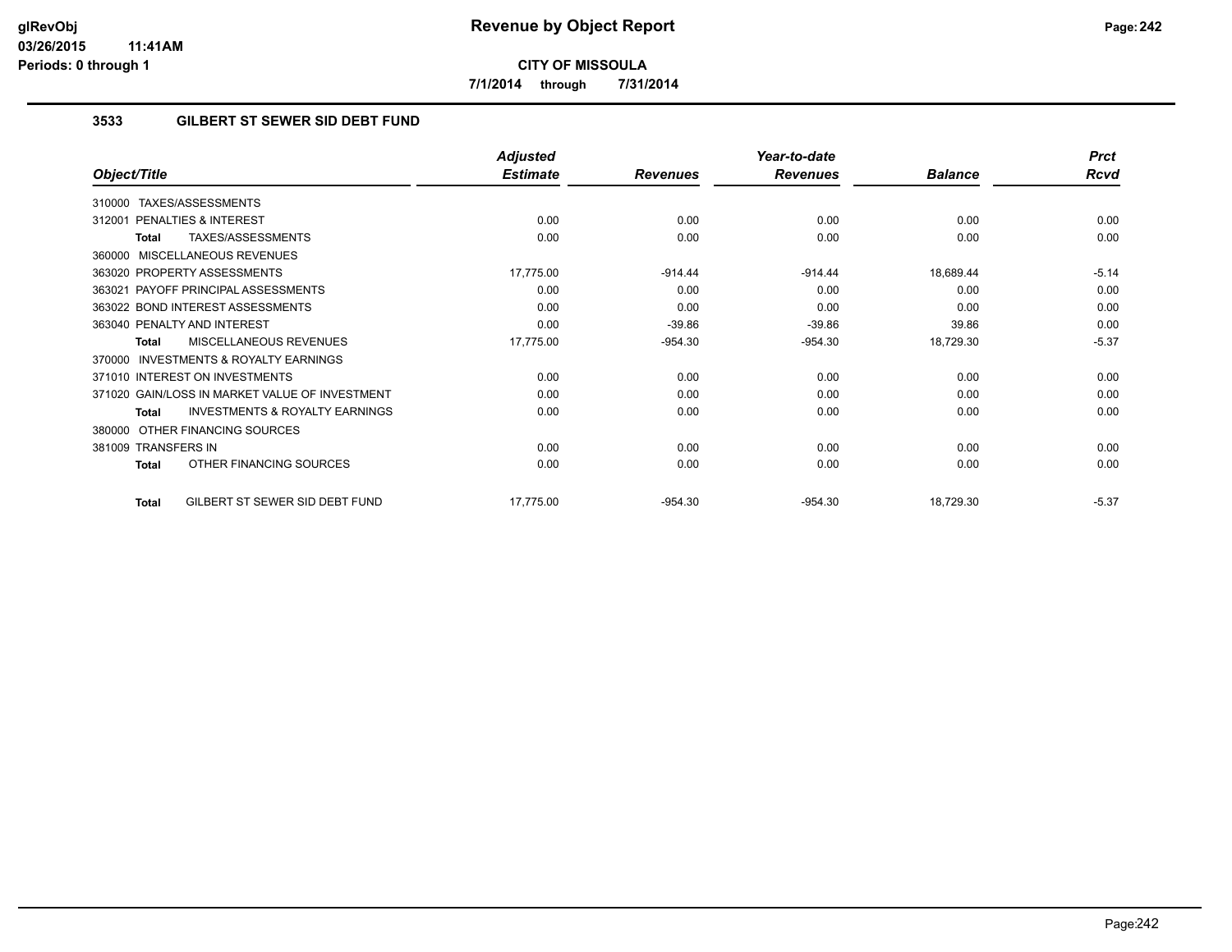**CITY OF MISSOULA**

**7/1/2014 through 7/31/2014**

### 3533 GILBERT ST SEWER SID DEBT FUND

| Object/Title | Adjusted Estimate | Revenues | Year-to-date Revenues | Balance | Prct Rcvd |
|---|---|---|---|---|---|
| 310000 TAXES/ASSESSMENTS | | | | | |
| 312001 PENALTIES & INTEREST | 0.00 | 0.00 | 0.00 | 0.00 | 0.00 |
| **Total** TAXES/ASSESSMENTS | 0.00 | 0.00 | 0.00 | 0.00 | 0.00 |
| 360000 MISCELLANEOUS REVENUES | | | | | |
| 363020 PROPERTY ASSESSMENTS | 17,775.00 | -914.44 | -914.44 | 18,689.44 | -5.14 |
| 363021 PAYOFF PRINCIPAL ASSESSMENTS | 0.00 | 0.00 | 0.00 | 0.00 | 0.00 |
| 363022 BOND INTEREST ASSESSMENTS | 0.00 | 0.00 | 0.00 | 0.00 | 0.00 |
| 363040 PENALTY AND INTEREST | 0.00 | -39.86 | -39.86 | 39.86 | 0.00 |
| **Total** MISCELLANEOUS REVENUES | 17,775.00 | -954.30 | -954.30 | 18,729.30 | -5.37 |
| 370000 INVESTMENTS & ROYALTY EARNINGS | | | | | |
| 371010 INTEREST ON INVESTMENTS | 0.00 | 0.00 | 0.00 | 0.00 | 0.00 |
| 371020 GAIN/LOSS IN MARKET VALUE OF INVESTMENT | 0.00 | 0.00 | 0.00 | 0.00 | 0.00 |
| **Total** INVESTMENTS & ROYALTY EARNINGS | 0.00 | 0.00 | 0.00 | 0.00 | 0.00 |
| 380000 OTHER FINANCING SOURCES | | | | | |
| 381009 TRANSFERS IN | 0.00 | 0.00 | 0.00 | 0.00 | 0.00 |
| **Total** OTHER FINANCING SOURCES | 0.00 | 0.00 | 0.00 | 0.00 | 0.00 |
| **Total** GILBERT ST SEWER SID DEBT FUND | 17,775.00 | -954.30 | -954.30 | 18,729.30 | -5.37 |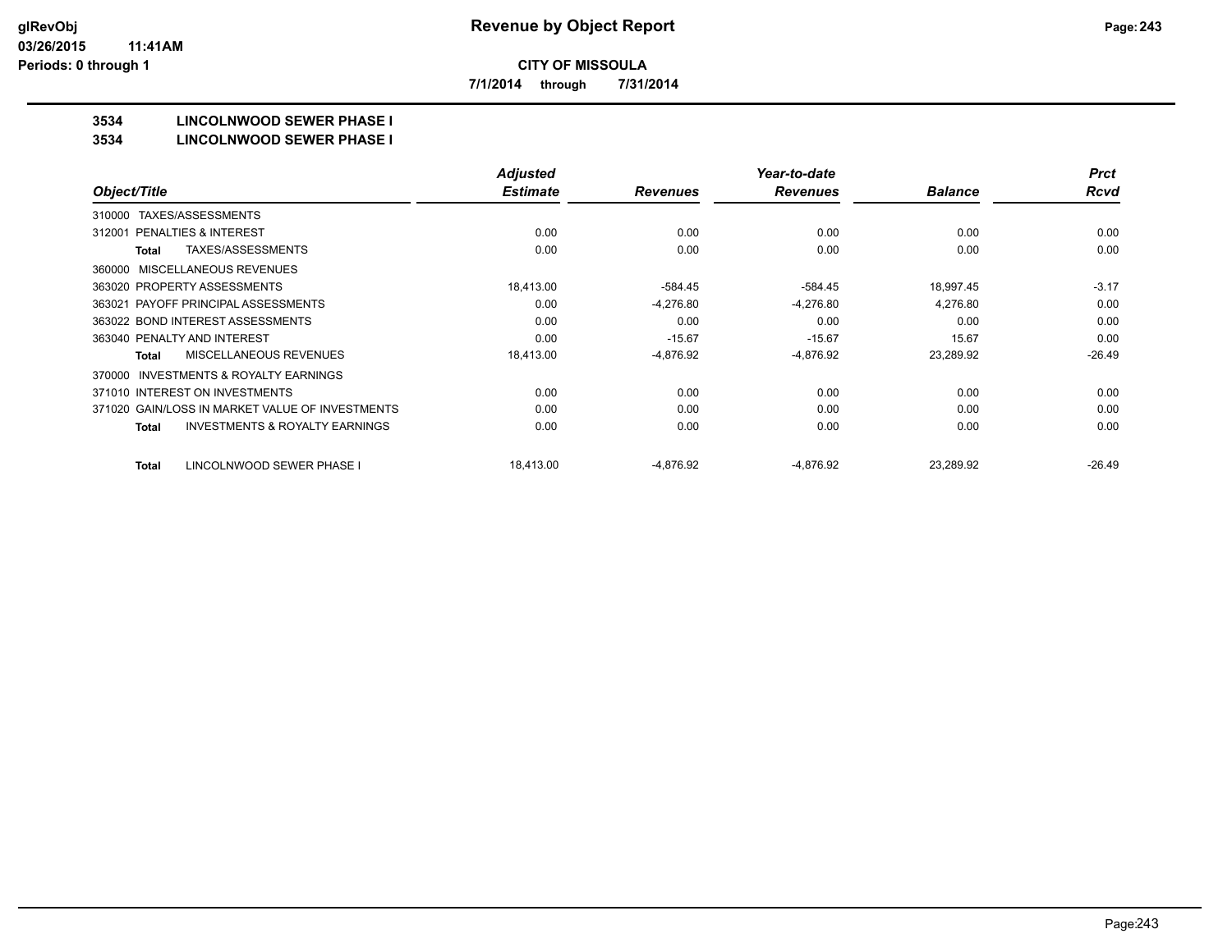**CITY OF MISSOULA**

**7/1/2014 through 7/31/2014**

# 3534 LINCOLNWOOD SEWER PHASE I

## 3534 LINCOLNWOOD SEWER PHASE I

| Object/Title | Adjusted Estimate | Revenues | Year-to-date Revenues | Balance | Prct Rcvd |
|---|---|---|---|---|---|
| 310000 TAXES/ASSESSMENTS | | | | | |
| 312001 PENALTIES & INTEREST | 0.00 | 0.00 | 0.00 | 0.00 | 0.00 |
| **Total** TAXES/ASSESSMENTS | 0.00 | 0.00 | 0.00 | 0.00 | 0.00 |
| 360000 MISCELLANEOUS REVENUES | | | | | |
| 363020 PROPERTY ASSESSMENTS | 18,413.00 | -584.45 | -584.45 | 18,997.45 | -3.17 |
| 363021 PAYOFF PRINCIPAL ASSESSMENTS | 0.00 | -4,276.80 | -4,276.80 | 4,276.80 | 0.00 |
| 363022 BOND INTEREST ASSESSMENTS | 0.00 | 0.00 | 0.00 | 0.00 | 0.00 |
| 363040 PENALTY AND INTEREST | 0.00 | -15.67 | -15.67 | 15.67 | 0.00 |
| **Total** MISCELLANEOUS REVENUES | 18,413.00 | -4,876.92 | -4,876.92 | 23,289.92 | -26.49 |
| 370000 INVESTMENTS & ROYALTY EARNINGS | | | | | |
| 371010 INTEREST ON INVESTMENTS | 0.00 | 0.00 | 0.00 | 0.00 | 0.00 |
| 371020 GAIN/LOSS IN MARKET VALUE OF INVESTMENTS | 0.00 | 0.00 | 0.00 | 0.00 | 0.00 |
| **Total** INVESTMENTS & ROYALTY EARNINGS | 0.00 | 0.00 | 0.00 | 0.00 | 0.00 |
| **Total** LINCOLNWOOD SEWER PHASE I | 18,413.00 | -4,876.92 | -4,876.92 | 23,289.92 | -26.49 |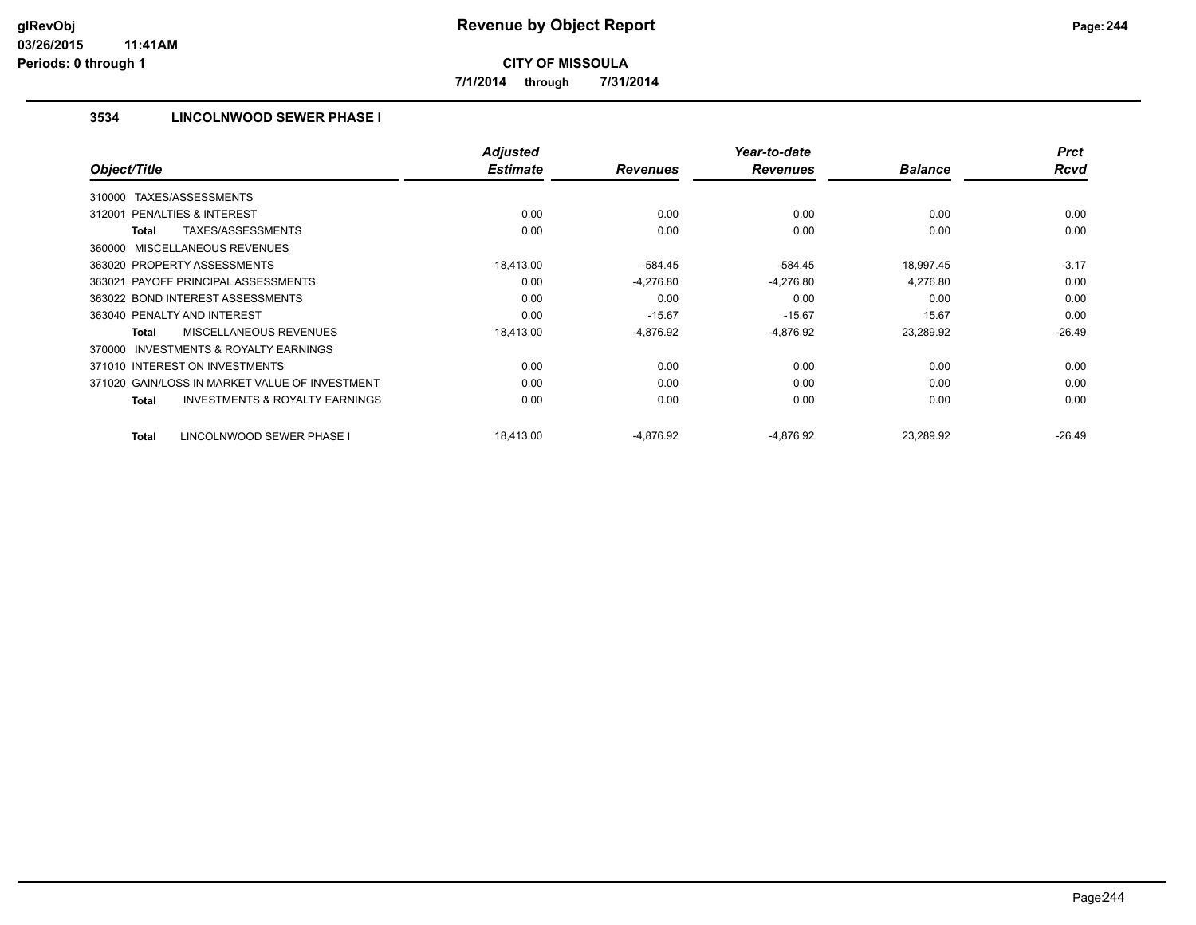# Revenue by Object Report

**CITY OF MISSOULA**

**7/1/2014 through 7/31/2014**

glRevObj
03/26/2015 11:41AM
Periods: 0 through 1

## 3534 LINCOLNWOOD SEWER PHASE I

| Object/Title | Adjusted Estimate | Revenues | Year-to-date Revenues | Balance | Prct Rcvd |
|---|---|---|---|---|---|
| 310000 TAXES/ASSESSMENTS | | | | | |
| 312001 PENALTIES & INTEREST | 0.00 | 0.00 | 0.00 | 0.00 | 0.00 |
| **Total** TAXES/ASSESSMENTS | 0.00 | 0.00 | 0.00 | 0.00 | 0.00 |
| 360000 MISCELLANEOUS REVENUES | | | | | |
| 363020 PROPERTY ASSESSMENTS | 18,413.00 | -584.45 | -584.45 | 18,997.45 | -3.17 |
| 363021 PAYOFF PRINCIPAL ASSESSMENTS | 0.00 | -4,276.80 | -4,276.80 | 4,276.80 | 0.00 |
| 363022 BOND INTEREST ASSESSMENTS | 0.00 | 0.00 | 0.00 | 0.00 | 0.00 |
| 363040 PENALTY AND INTEREST | 0.00 | -15.67 | -15.67 | 15.67 | 0.00 |
| **Total** MISCELLANEOUS REVENUES | 18,413.00 | -4,876.92 | -4,876.92 | 23,289.92 | -26.49 |
| 370000 INVESTMENTS & ROYALTY EARNINGS | | | | | |
| 371010 INTEREST ON INVESTMENTS | 0.00 | 0.00 | 0.00 | 0.00 | 0.00 |
| 371020 GAIN/LOSS IN MARKET VALUE OF INVESTMENT | 0.00 | 0.00 | 0.00 | 0.00 | 0.00 |
| **Total** INVESTMENTS & ROYALTY EARNINGS | 0.00 | 0.00 | 0.00 | 0.00 | 0.00 |
| **Total** LINCOLNWOOD SEWER PHASE I | 18,413.00 | -4,876.92 | -4,876.92 | 23,289.92 | -26.49 |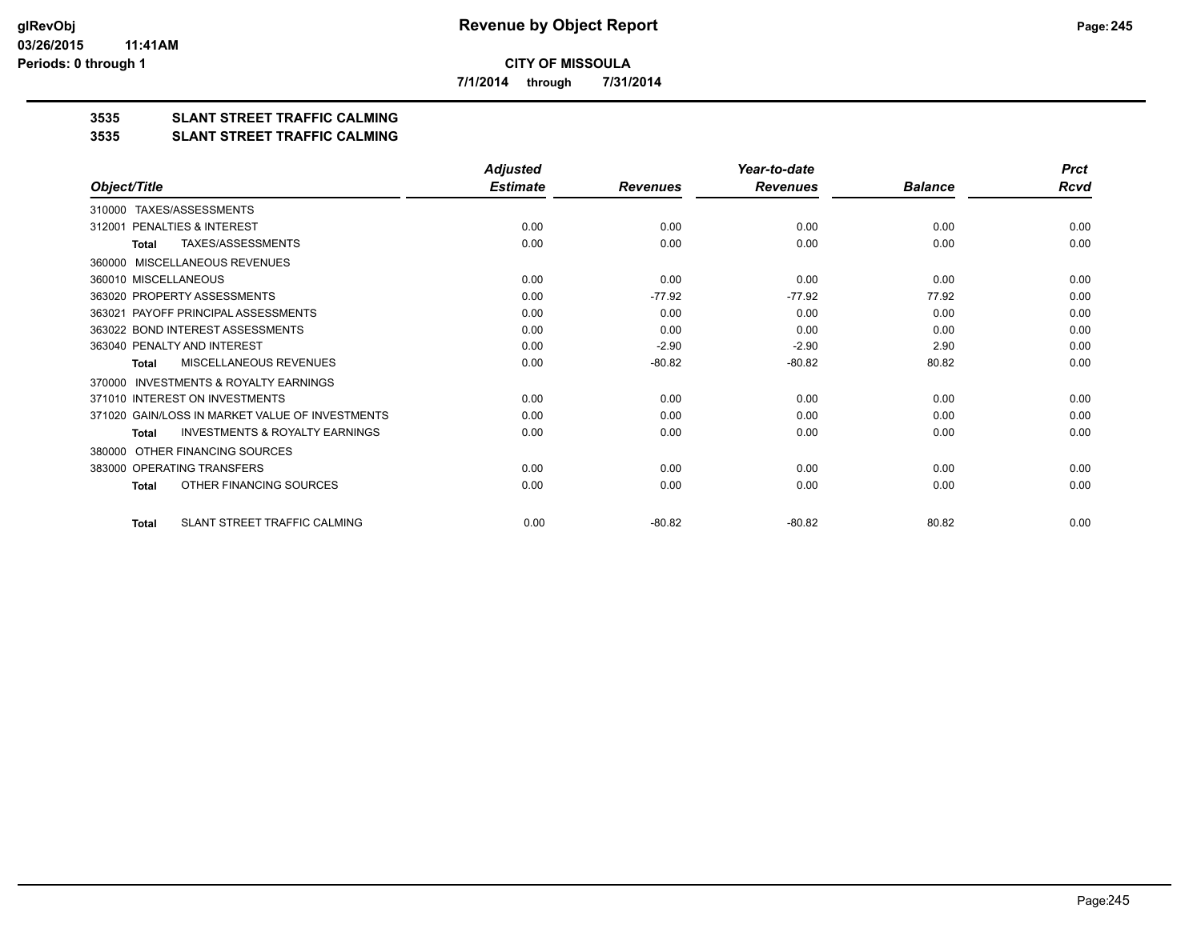**glRevObj**
**03/26/2015 11:41AM**
**Periods: 0 through 1**

# Revenue by Object Report

**CITY OF MISSOULA**

**7/1/2014 through 7/31/2014**

## 3535 SLANT STREET TRAFFIC CALMING
## 3535 SLANT STREET TRAFFIC CALMING

| Object/Title | Adjusted Estimate | Revenues | Year-to-date Revenues | Balance | Prct Rcvd |
|---|---|---|---|---|---|
| 310000 TAXES/ASSESSMENTS | | | | | |
| 312001 PENALTIES & INTEREST | 0.00 | 0.00 | 0.00 | 0.00 | 0.00 |
| **Total** TAXES/ASSESSMENTS | 0.00 | 0.00 | 0.00 | 0.00 | 0.00 |
| 360000 MISCELLANEOUS REVENUES | | | | | |
| 360010 MISCELLANEOUS | 0.00 | 0.00 | 0.00 | 0.00 | 0.00 |
| 363020 PROPERTY ASSESSMENTS | 0.00 | -77.92 | -77.92 | 77.92 | 0.00 |
| 363021 PAYOFF PRINCIPAL ASSESSMENTS | 0.00 | 0.00 | 0.00 | 0.00 | 0.00 |
| 363022 BOND INTEREST ASSESSMENTS | 0.00 | 0.00 | 0.00 | 0.00 | 0.00 |
| 363040 PENALTY AND INTEREST | 0.00 | -2.90 | -2.90 | 2.90 | 0.00 |
| **Total** MISCELLANEOUS REVENUES | 0.00 | -80.82 | -80.82 | 80.82 | 0.00 |
| 370000 INVESTMENTS & ROYALTY EARNINGS | | | | | |
| 371010 INTEREST ON INVESTMENTS | 0.00 | 0.00 | 0.00 | 0.00 | 0.00 |
| 371020 GAIN/LOSS IN MARKET VALUE OF INVESTMENTS | 0.00 | 0.00 | 0.00 | 0.00 | 0.00 |
| **Total** INVESTMENTS & ROYALTY EARNINGS | 0.00 | 0.00 | 0.00 | 0.00 | 0.00 |
| 380000 OTHER FINANCING SOURCES | | | | | |
| 383000 OPERATING TRANSFERS | 0.00 | 0.00 | 0.00 | 0.00 | 0.00 |
| **Total** OTHER FINANCING SOURCES | 0.00 | 0.00 | 0.00 | 0.00 | 0.00 |
| **Total** SLANT STREET TRAFFIC CALMING | 0.00 | -80.82 | -80.82 | 80.82 | 0.00 |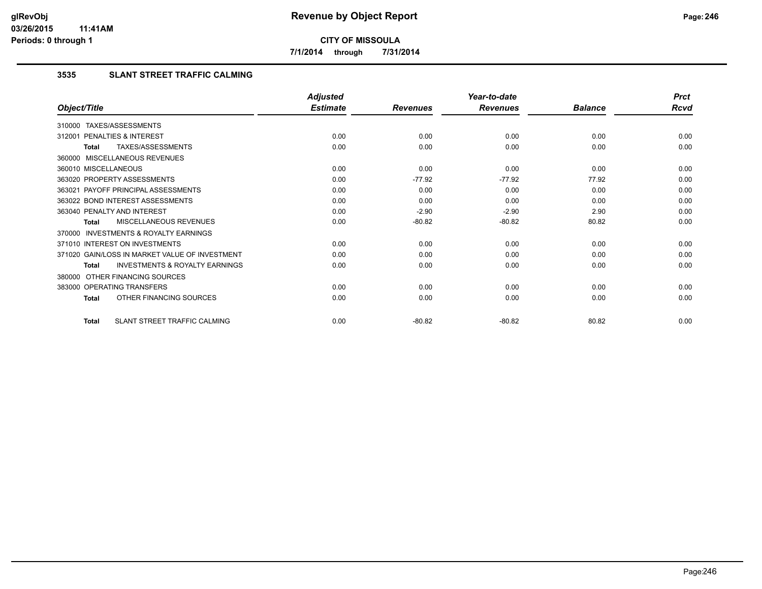**CITY OF MISSOULA**

**7/1/2014 through 7/31/2014**

### 3535 SLANT STREET TRAFFIC CALMING

| Object/Title | Adjusted Estimate | Revenues | Year-to-date Revenues | Balance | Prct Rcvd |
|---|---|---|---|---|---|
| 310000 TAXES/ASSESSMENTS | | | | | |
| 312001 PENALTIES & INTEREST | 0.00 | 0.00 | 0.00 | 0.00 | 0.00 |
| **Total** TAXES/ASSESSMENTS | 0.00 | 0.00 | 0.00 | 0.00 | 0.00 |
| 360000 MISCELLANEOUS REVENUES | | | | | |
| 360010 MISCELLANEOUS | 0.00 | 0.00 | 0.00 | 0.00 | 0.00 |
| 363020 PROPERTY ASSESSMENTS | 0.00 | -77.92 | -77.92 | 77.92 | 0.00 |
| 363021 PAYOFF PRINCIPAL ASSESSMENTS | 0.00 | 0.00 | 0.00 | 0.00 | 0.00 |
| 363022 BOND INTEREST ASSESSMENTS | 0.00 | 0.00 | 0.00 | 0.00 | 0.00 |
| 363040 PENALTY AND INTEREST | 0.00 | -2.90 | -2.90 | 2.90 | 0.00 |
| **Total** MISCELLANEOUS REVENUES | 0.00 | -80.82 | -80.82 | 80.82 | 0.00 |
| 370000 INVESTMENTS & ROYALTY EARNINGS | | | | | |
| 371010 INTEREST ON INVESTMENTS | 0.00 | 0.00 | 0.00 | 0.00 | 0.00 |
| 371020 GAIN/LOSS IN MARKET VALUE OF INVESTMENT | 0.00 | 0.00 | 0.00 | 0.00 | 0.00 |
| **Total** INVESTMENTS & ROYALTY EARNINGS | 0.00 | 0.00 | 0.00 | 0.00 | 0.00 |
| 380000 OTHER FINANCING SOURCES | | | | | |
| 383000 OPERATING TRANSFERS | 0.00 | 0.00 | 0.00 | 0.00 | 0.00 |
| **Total** OTHER FINANCING SOURCES | 0.00 | 0.00 | 0.00 | 0.00 | 0.00 |
| **Total** SLANT STREET TRAFFIC CALMING | 0.00 | -80.82 | -80.82 | 80.82 | 0.00 |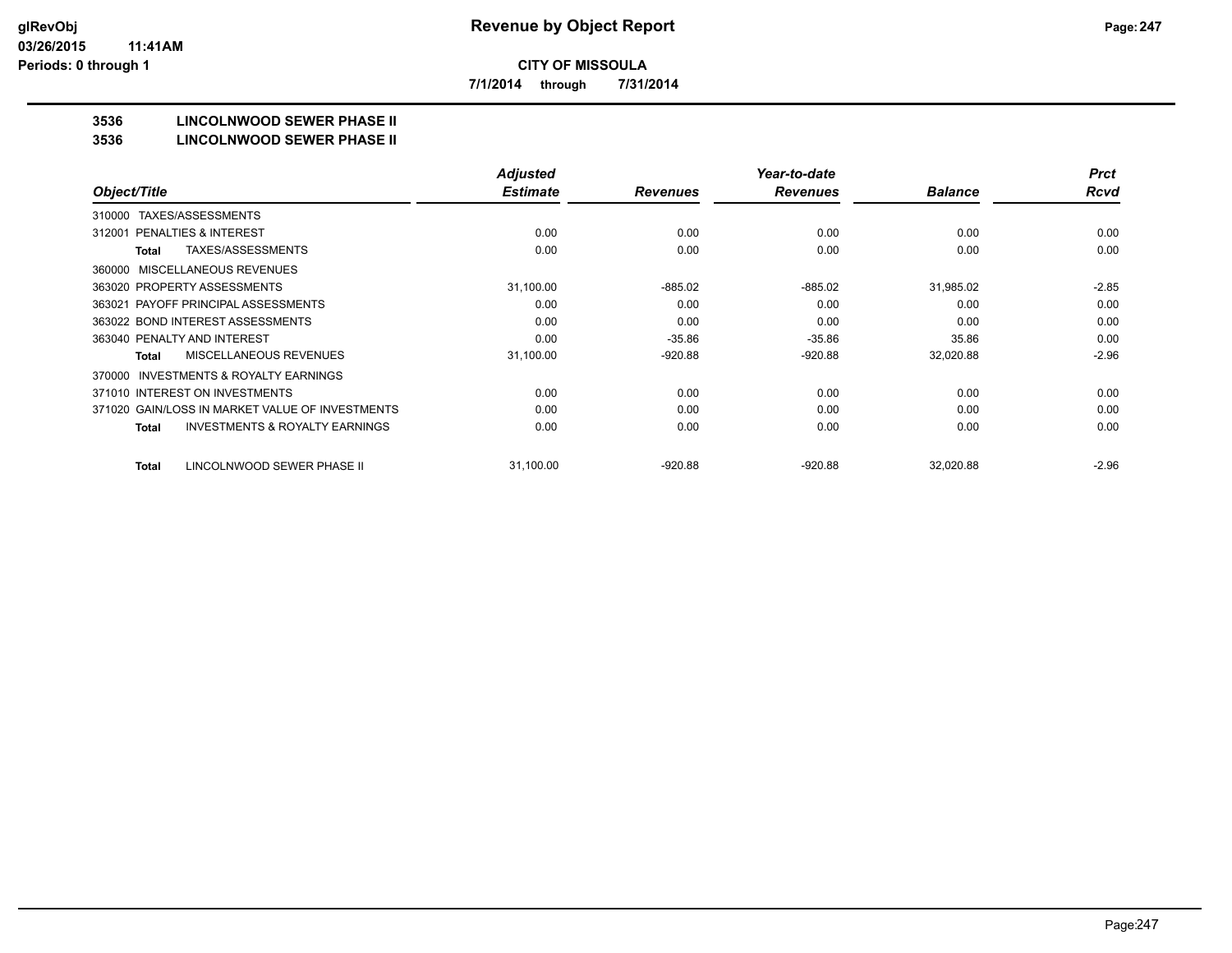**Revenue by Object Report**

**CITY OF MISSOULA**

**7/1/2014 through 7/31/2014**

glRevObj
03/26/2015 11:41AM
Periods: 0 through 1

**3536 LINCOLNWOOD SEWER PHASE II**
**3536 LINCOLNWOOD SEWER PHASE II**

| Object/Title | Adjusted Estimate | Revenues | Year-to-date Revenues | Balance | Prct Rcvd |
|---|---|---|---|---|---|
| 310000 TAXES/ASSESSMENTS | | | | | |
| 312001 PENALTIES & INTEREST | 0.00 | 0.00 | 0.00 | 0.00 | 0.00 |
| **Total** TAXES/ASSESSMENTS | 0.00 | 0.00 | 0.00 | 0.00 | 0.00 |
| 360000 MISCELLANEOUS REVENUES | | | | | |
| 363020 PROPERTY ASSESSMENTS | 31,100.00 | -885.02 | -885.02 | 31,985.02 | -2.85 |
| 363021 PAYOFF PRINCIPAL ASSESSMENTS | 0.00 | 0.00 | 0.00 | 0.00 | 0.00 |
| 363022 BOND INTEREST ASSESSMENTS | 0.00 | 0.00 | 0.00 | 0.00 | 0.00 |
| 363040 PENALTY AND INTEREST | 0.00 | -35.86 | -35.86 | 35.86 | 0.00 |
| **Total** MISCELLANEOUS REVENUES | 31,100.00 | -920.88 | -920.88 | 32,020.88 | -2.96 |
| 370000 INVESTMENTS & ROYALTY EARNINGS | | | | | |
| 371010 INTEREST ON INVESTMENTS | 0.00 | 0.00 | 0.00 | 0.00 | 0.00 |
| 371020 GAIN/LOSS IN MARKET VALUE OF INVESTMENTS | 0.00 | 0.00 | 0.00 | 0.00 | 0.00 |
| **Total** INVESTMENTS & ROYALTY EARNINGS | 0.00 | 0.00 | 0.00 | 0.00 | 0.00 |
| **Total** LINCOLNWOOD SEWER PHASE II | 31,100.00 | -920.88 | -920.88 | 32,020.88 | -2.96 |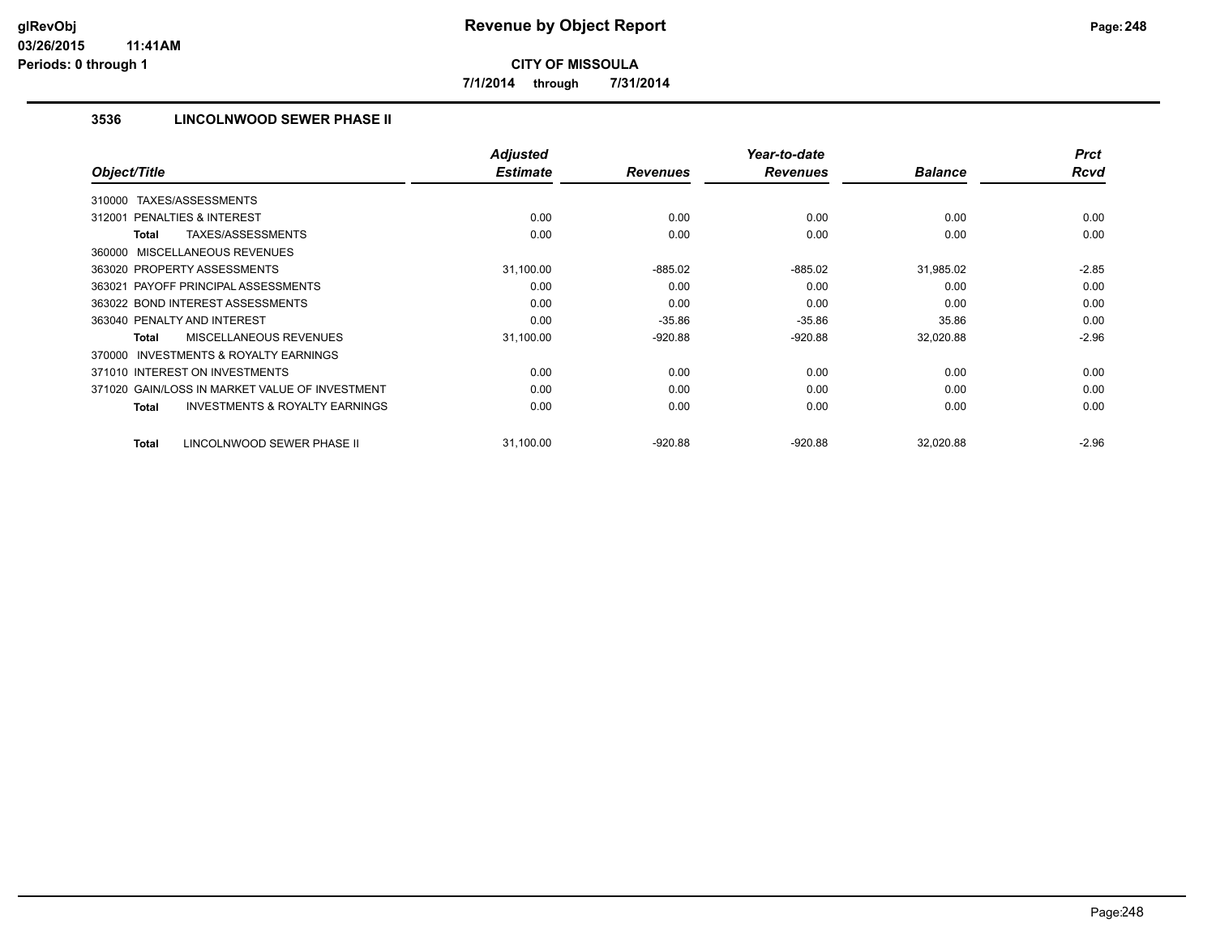# Revenue by Object Report

**CITY OF MISSOULA**

**7/1/2014 through 7/31/2014**

glRevObj
03/26/2015 11:41AM
Periods: 0 through 1

## 3536 LINCOLNWOOD SEWER PHASE II

| Object/Title | Adjusted Estimate | Revenues | Year-to-date Revenues | Balance | Prct Rcvd |
|---|---|---|---|---|---|
| 310000 TAXES/ASSESSMENTS | | | | | |
| 312001 PENALTIES & INTEREST | 0.00 | 0.00 | 0.00 | 0.00 | 0.00 |
| **Total** TAXES/ASSESSMENTS | 0.00 | 0.00 | 0.00 | 0.00 | 0.00 |
| 360000 MISCELLANEOUS REVENUES | | | | | |
| 363020 PROPERTY ASSESSMENTS | 31,100.00 | -885.02 | -885.02 | 31,985.02 | -2.85 |
| 363021 PAYOFF PRINCIPAL ASSESSMENTS | 0.00 | 0.00 | 0.00 | 0.00 | 0.00 |
| 363022 BOND INTEREST ASSESSMENTS | 0.00 | 0.00 | 0.00 | 0.00 | 0.00 |
| 363040 PENALTY AND INTEREST | 0.00 | -35.86 | -35.86 | 35.86 | 0.00 |
| **Total** MISCELLANEOUS REVENUES | 31,100.00 | -920.88 | -920.88 | 32,020.88 | -2.96 |
| 370000 INVESTMENTS & ROYALTY EARNINGS | | | | | |
| 371010 INTEREST ON INVESTMENTS | 0.00 | 0.00 | 0.00 | 0.00 | 0.00 |
| 371020 GAIN/LOSS IN MARKET VALUE OF INVESTMENT | 0.00 | 0.00 | 0.00 | 0.00 | 0.00 |
| **Total** INVESTMENTS & ROYALTY EARNINGS | 0.00 | 0.00 | 0.00 | 0.00 | 0.00 |
| **Total** LINCOLNWOOD SEWER PHASE II | 31,100.00 | -920.88 | -920.88 | 32,020.88 | -2.96 |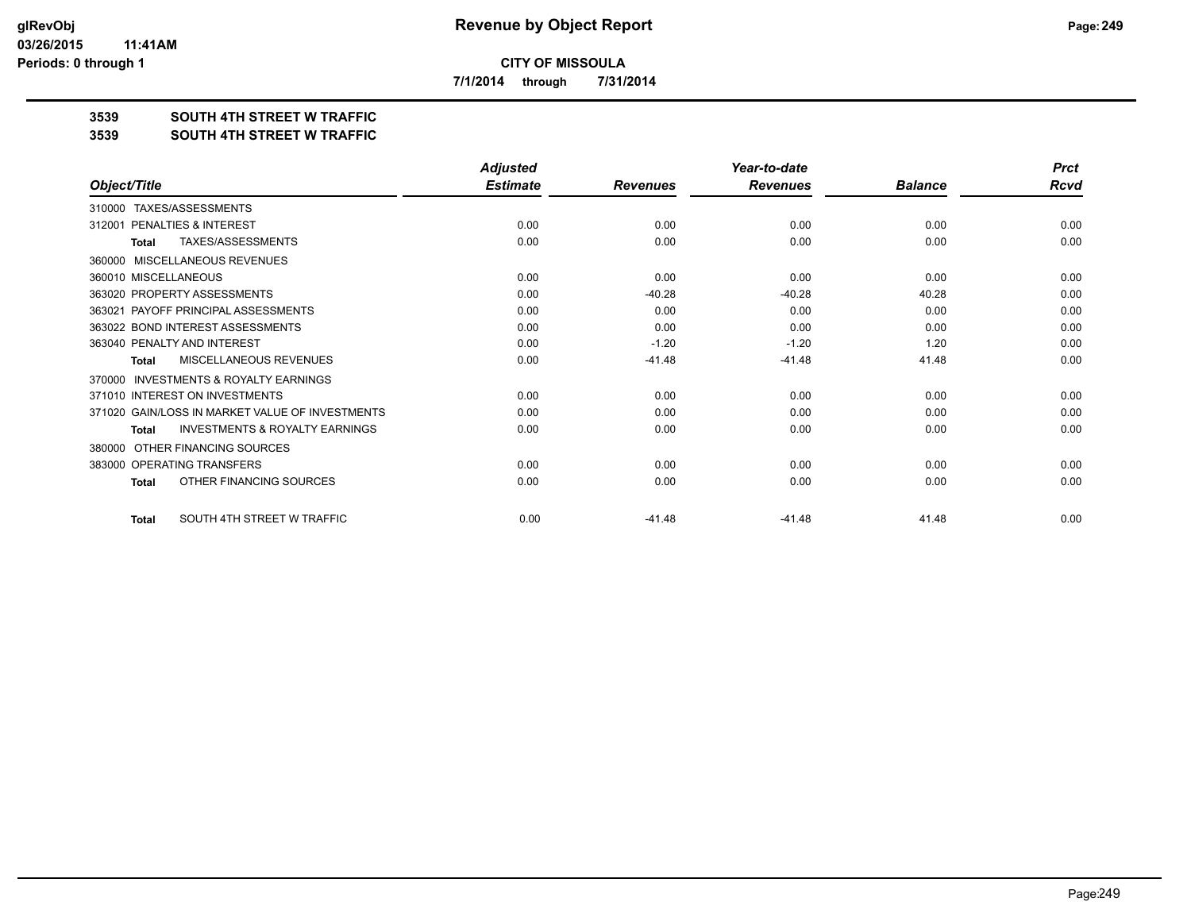**Revenue by Object Report**

**CITY OF MISSOULA**

**7/1/2014 through 7/31/2014**

glRevObj
03/26/2015 11:41AM
Periods: 0 through 1

## 3539 SOUTH 4TH STREET W TRAFFIC
## 3539 SOUTH 4TH STREET W TRAFFIC

| Object/Title | Adjusted Estimate | Revenues | Year-to-date Revenues | Balance | Prct Rcvd |
|---|---|---|---|---|---|
| 310000 TAXES/ASSESSMENTS | | | | | |
| 312001 PENALTIES & INTEREST | 0.00 | 0.00 | 0.00 | 0.00 | 0.00 |
| **Total** TAXES/ASSESSMENTS | 0.00 | 0.00 | 0.00 | 0.00 | 0.00 |
| 360000 MISCELLANEOUS REVENUES | | | | | |
| 360010 MISCELLANEOUS | 0.00 | 0.00 | 0.00 | 0.00 | 0.00 |
| 363020 PROPERTY ASSESSMENTS | 0.00 | -40.28 | -40.28 | 40.28 | 0.00 |
| 363021 PAYOFF PRINCIPAL ASSESSMENTS | 0.00 | 0.00 | 0.00 | 0.00 | 0.00 |
| 363022 BOND INTEREST ASSESSMENTS | 0.00 | 0.00 | 0.00 | 0.00 | 0.00 |
| 363040 PENALTY AND INTEREST | 0.00 | -1.20 | -1.20 | 1.20 | 0.00 |
| **Total** MISCELLANEOUS REVENUES | 0.00 | -41.48 | -41.48 | 41.48 | 0.00 |
| 370000 INVESTMENTS & ROYALTY EARNINGS | | | | | |
| 371010 INTEREST ON INVESTMENTS | 0.00 | 0.00 | 0.00 | 0.00 | 0.00 |
| 371020 GAIN/LOSS IN MARKET VALUE OF INVESTMENTS | 0.00 | 0.00 | 0.00 | 0.00 | 0.00 |
| **Total** INVESTMENTS & ROYALTY EARNINGS | 0.00 | 0.00 | 0.00 | 0.00 | 0.00 |
| 380000 OTHER FINANCING SOURCES | | | | | |
| 383000 OPERATING TRANSFERS | 0.00 | 0.00 | 0.00 | 0.00 | 0.00 |
| **Total** OTHER FINANCING SOURCES | 0.00 | 0.00 | 0.00 | 0.00 | 0.00 |
| **Total** SOUTH 4TH STREET W TRAFFIC | 0.00 | -41.48 | -41.48 | 41.48 | 0.00 |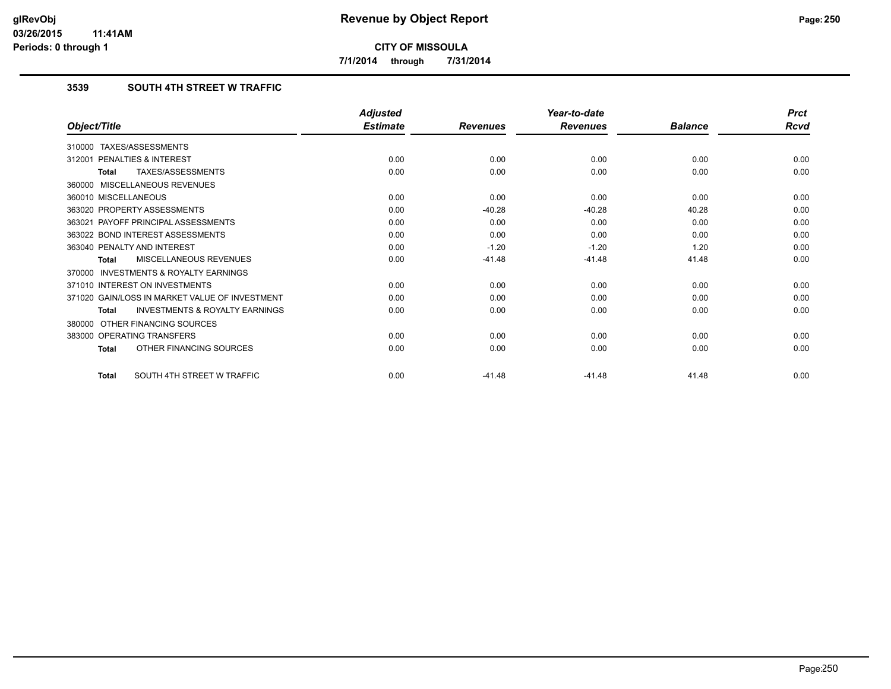# Revenue by Object Report

**CITY OF MISSOULA**

**7/1/2014 through 7/31/2014**

glRevObj
03/26/2015 11:41AM
Periods: 0 through 1

## 3539 SOUTH 4TH STREET W TRAFFIC

| Object/Title | Adjusted Estimate | Revenues | Year-to-date Revenues | Balance | Prct Rcvd |
|---|---|---|---|---|---|
| 310000 TAXES/ASSESSMENTS | | | | | |
| 312001 PENALTIES & INTEREST | 0.00 | 0.00 | 0.00 | 0.00 | 0.00 |
| **Total** TAXES/ASSESSMENTS | 0.00 | 0.00 | 0.00 | 0.00 | 0.00 |
| 360000 MISCELLANEOUS REVENUES | | | | | |
| 360010 MISCELLANEOUS | 0.00 | 0.00 | 0.00 | 0.00 | 0.00 |
| 363020 PROPERTY ASSESSMENTS | 0.00 | -40.28 | -40.28 | 40.28 | 0.00 |
| 363021 PAYOFF PRINCIPAL ASSESSMENTS | 0.00 | 0.00 | 0.00 | 0.00 | 0.00 |
| 363022 BOND INTEREST ASSESSMENTS | 0.00 | 0.00 | 0.00 | 0.00 | 0.00 |
| 363040 PENALTY AND INTEREST | 0.00 | -1.20 | -1.20 | 1.20 | 0.00 |
| **Total** MISCELLANEOUS REVENUES | 0.00 | -41.48 | -41.48 | 41.48 | 0.00 |
| 370000 INVESTMENTS & ROYALTY EARNINGS | | | | | |
| 371010 INTEREST ON INVESTMENTS | 0.00 | 0.00 | 0.00 | 0.00 | 0.00 |
| 371020 GAIN/LOSS IN MARKET VALUE OF INVESTMENT | 0.00 | 0.00 | 0.00 | 0.00 | 0.00 |
| **Total** INVESTMENTS & ROYALTY EARNINGS | 0.00 | 0.00 | 0.00 | 0.00 | 0.00 |
| 380000 OTHER FINANCING SOURCES | | | | | |
| 383000 OPERATING TRANSFERS | 0.00 | 0.00 | 0.00 | 0.00 | 0.00 |
| **Total** OTHER FINANCING SOURCES | 0.00 | 0.00 | 0.00 | 0.00 | 0.00 |
| **Total** SOUTH 4TH STREET W TRAFFIC | 0.00 | -41.48 | -41.48 | 41.48 | 0.00 |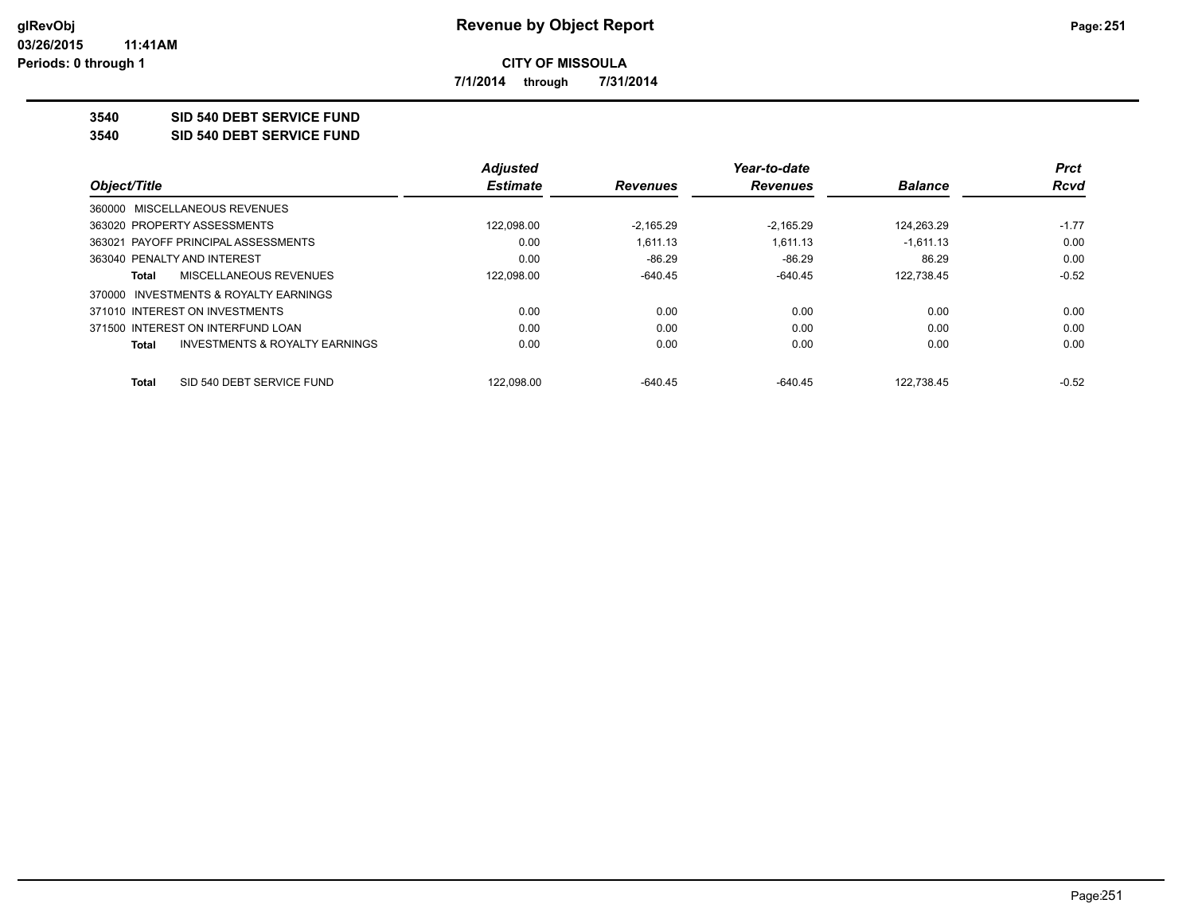**Revenue by Object Report**

**CITY OF MISSOULA**

**7/1/2014 through 7/31/2014**

glRevObj
03/26/2015 11:41AM
Periods: 0 through 1

**3540 SID 540 DEBT SERVICE FUND**

**3540 SID 540 DEBT SERVICE FUND**

| Object/Title | Adjusted Estimate | Revenues | Year-to-date Revenues | Balance | Prct Rcvd |
|---|---|---|---|---|---|
| 360000 MISCELLANEOUS REVENUES | | | | | |
| 363020 PROPERTY ASSESSMENTS | 122,098.00 | -2,165.29 | -2,165.29 | 124,263.29 | -1.77 |
| 363021 PAYOFF PRINCIPAL ASSESSMENTS | 0.00 | 1,611.13 | 1,611.13 | -1,611.13 | 0.00 |
| 363040 PENALTY AND INTEREST | 0.00 | -86.29 | -86.29 | 86.29 | 0.00 |
| **Total** MISCELLANEOUS REVENUES | 122,098.00 | -640.45 | -640.45 | 122,738.45 | -0.52 |
| 370000 INVESTMENTS & ROYALTY EARNINGS | | | | | |
| 371010 INTEREST ON INVESTMENTS | 0.00 | 0.00 | 0.00 | 0.00 | 0.00 |
| 371500 INTEREST ON INTERFUND LOAN | 0.00 | 0.00 | 0.00 | 0.00 | 0.00 |
| **Total** INVESTMENTS & ROYALTY EARNINGS | 0.00 | 0.00 | 0.00 | 0.00 | 0.00 |
| **Total** SID 540 DEBT SERVICE FUND | 122,098.00 | -640.45 | -640.45 | 122,738.45 | -0.52 |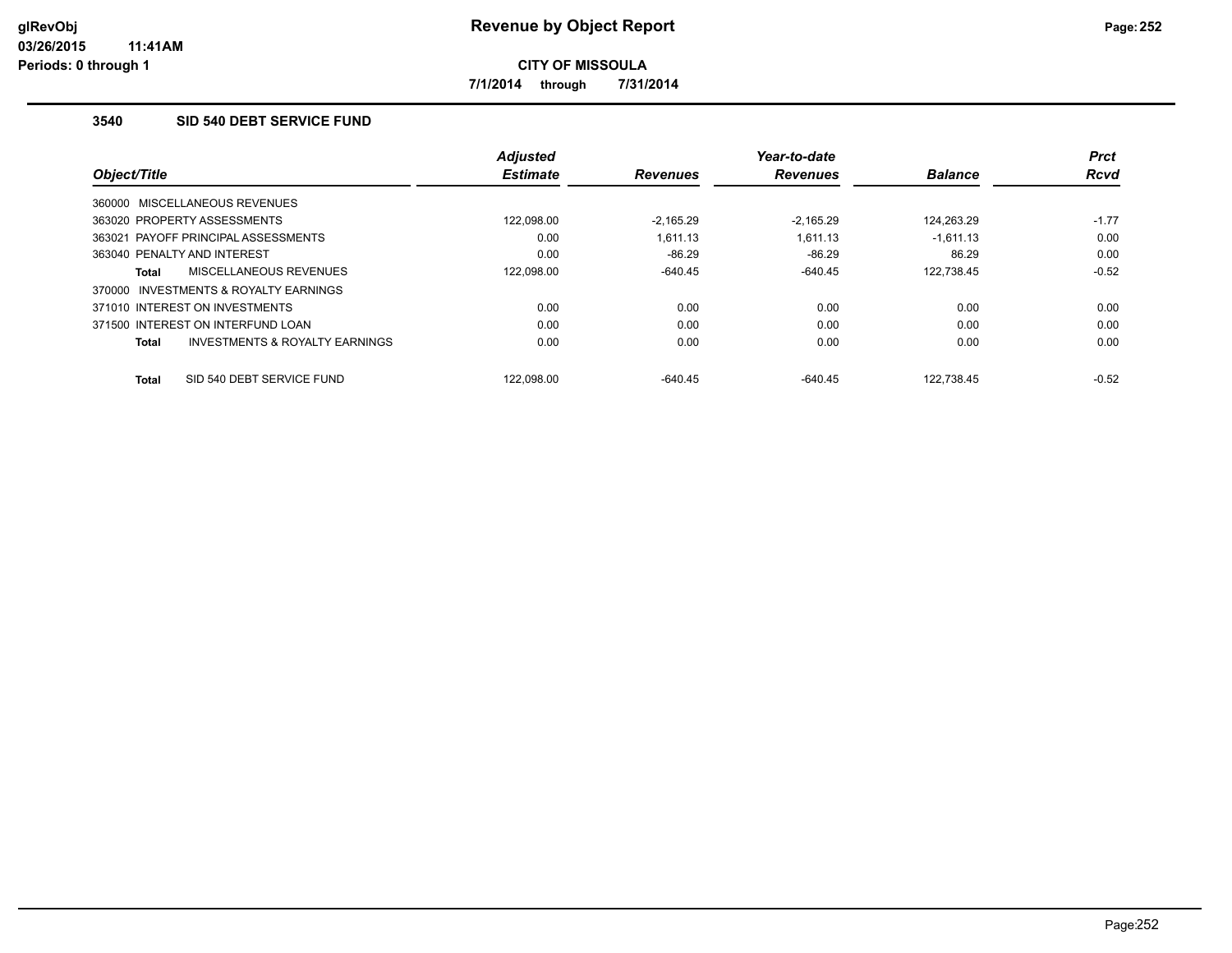# Revenue by Object Report

**CITY OF MISSOULA**

**7/1/2014 through 7/31/2014**

### 3540 SID 540 DEBT SERVICE FUND

| Object/Title | Adjusted Estimate | Revenues | Year-to-date Revenues | Balance | Prct Rcvd |
|---|---|---|---|---|---|
| 360000 MISCELLANEOUS REVENUES | | | | | |
| 363020 PROPERTY ASSESSMENTS | 122,098.00 | -2,165.29 | -2,165.29 | 124,263.29 | -1.77 |
| 363021 PAYOFF PRINCIPAL ASSESSMENTS | 0.00 | 1,611.13 | 1,611.13 | -1,611.13 | 0.00 |
| 363040 PENALTY AND INTEREST | 0.00 | -86.29 | -86.29 | 86.29 | 0.00 |
| **Total** MISCELLANEOUS REVENUES | 122,098.00 | -640.45 | -640.45 | 122,738.45 | -0.52 |
| 370000 INVESTMENTS & ROYALTY EARNINGS | | | | | |
| 371010 INTEREST ON INVESTMENTS | 0.00 | 0.00 | 0.00 | 0.00 | 0.00 |
| 371500 INTEREST ON INTERFUND LOAN | 0.00 | 0.00 | 0.00 | 0.00 | 0.00 |
| **Total** INVESTMENTS & ROYALTY EARNINGS | 0.00 | 0.00 | 0.00 | 0.00 | 0.00 |
| **Total** SID 540 DEBT SERVICE FUND | 122,098.00 | -640.45 | -640.45 | 122,738.45 | -0.52 |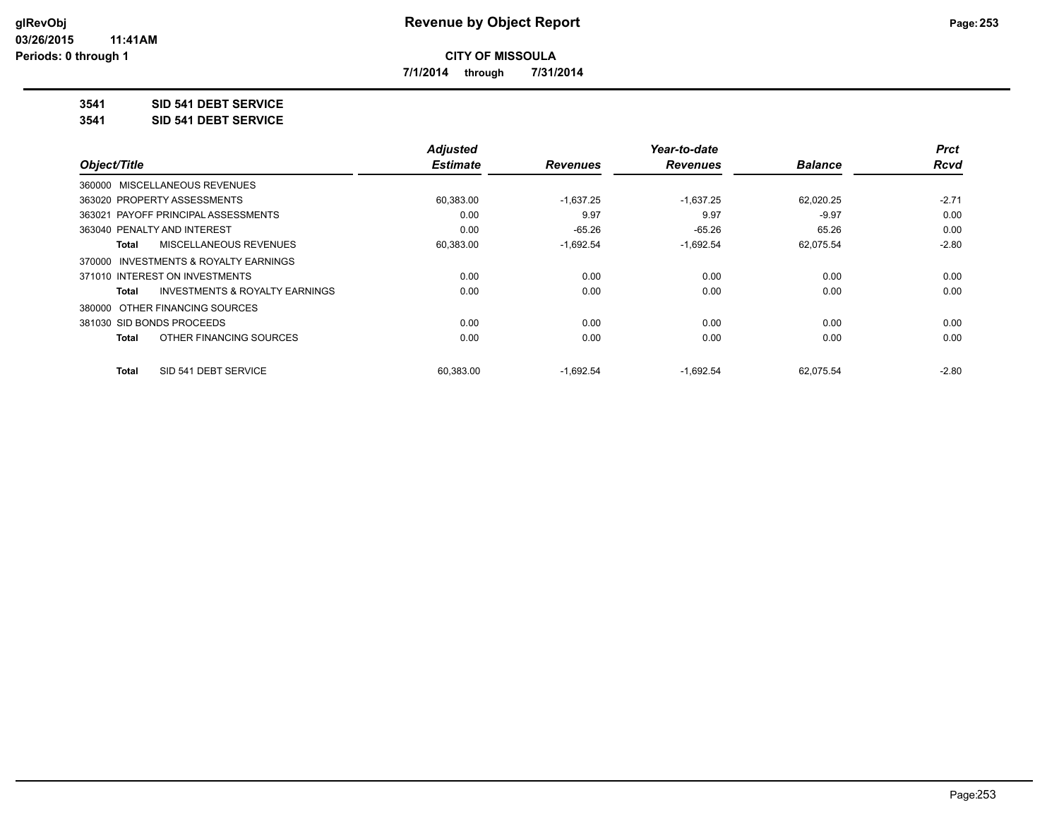**CITY OF MISSOULA**

**7/1/2014 through 7/31/2014**

**3541 SID 541 DEBT SERVICE**

**3541 SID 541 DEBT SERVICE**

| Object/Title | | Adjusted Estimate | Revenues | Year-to-date Revenues | Balance | Prct Rcvd |
|---|---|---|---|---|---|---|
| 360000 MISCELLANEOUS REVENUES | | | | | | |
| 363020 PROPERTY ASSESSMENTS | | 60,383.00 | -1,637.25 | -1,637.25 | 62,020.25 | -2.71 |
| 363021 PAYOFF PRINCIPAL ASSESSMENTS | | 0.00 | 9.97 | 9.97 | -9.97 | 0.00 |
| 363040 PENALTY AND INTEREST | | 0.00 | -65.26 | -65.26 | 65.26 | 0.00 |
| **Total** | MISCELLANEOUS REVENUES | 60,383.00 | -1,692.54 | -1,692.54 | 62,075.54 | -2.80 |
| 370000 INVESTMENTS & ROYALTY EARNINGS | | | | | | |
| 371010 INTEREST ON INVESTMENTS | | 0.00 | 0.00 | 0.00 | 0.00 | 0.00 |
| **Total** | INVESTMENTS & ROYALTY EARNINGS | 0.00 | 0.00 | 0.00 | 0.00 | 0.00 |
| 380000 OTHER FINANCING SOURCES | | | | | | |
| 381030 SID BONDS PROCEEDS | | 0.00 | 0.00 | 0.00 | 0.00 | 0.00 |
| **Total** | OTHER FINANCING SOURCES | 0.00 | 0.00 | 0.00 | 0.00 | 0.00 |
| **Total** | SID 541 DEBT SERVICE | 60,383.00 | -1,692.54 | -1,692.54 | 62,075.54 | -2.80 |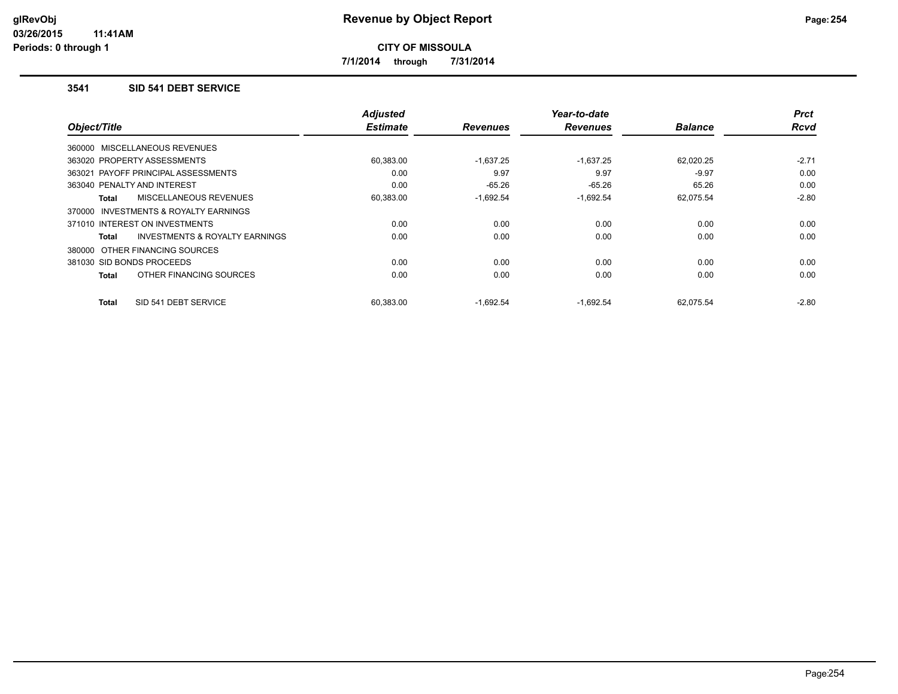# Revenue by Object Report

**CITY OF MISSOULA**

**7/1/2014 through 7/31/2014**

### 3541 SID 541 DEBT SERVICE

| Object/Title | Adjusted Estimate | Revenues | Year-to-date Revenues | Balance | Prct Rcvd |
|---|---|---|---|---|---|
| 360000 MISCELLANEOUS REVENUES | | | | | |
| 363020 PROPERTY ASSESSMENTS | 60,383.00 | -1,637.25 | -1,637.25 | 62,020.25 | -2.71 |
| 363021 PAYOFF PRINCIPAL ASSESSMENTS | 0.00 | 9.97 | 9.97 | -9.97 | 0.00 |
| 363040 PENALTY AND INTEREST | 0.00 | -65.26 | -65.26 | 65.26 | 0.00 |
| **Total** MISCELLANEOUS REVENUES | 60,383.00 | -1,692.54 | -1,692.54 | 62,075.54 | -2.80 |
| 370000 INVESTMENTS & ROYALTY EARNINGS | | | | | |
| 371010 INTEREST ON INVESTMENTS | 0.00 | 0.00 | 0.00 | 0.00 | 0.00 |
| **Total** INVESTMENTS & ROYALTY EARNINGS | 0.00 | 0.00 | 0.00 | 0.00 | 0.00 |
| 380000 OTHER FINANCING SOURCES | | | | | |
| 381030 SID BONDS PROCEEDS | 0.00 | 0.00 | 0.00 | 0.00 | 0.00 |
| **Total** OTHER FINANCING SOURCES | 0.00 | 0.00 | 0.00 | 0.00 | 0.00 |
| **Total** SID 541 DEBT SERVICE | 60,383.00 | -1,692.54 | -1,692.54 | 62,075.54 | -2.80 |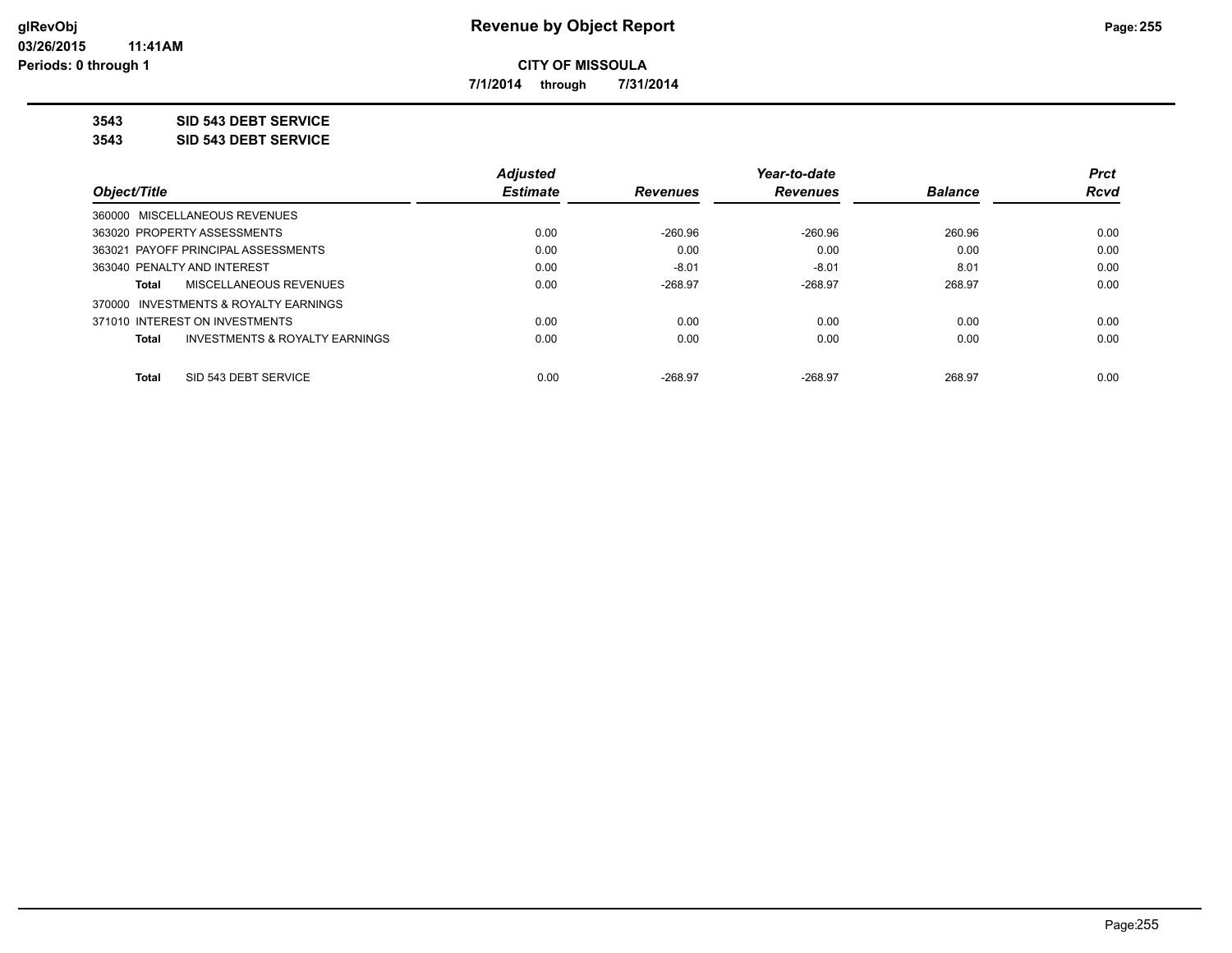**CITY OF MISSOULA**

**7/1/2014 through 7/31/2014**

**3543 SID 543 DEBT SERVICE**

**3543 SID 543 DEBT SERVICE**

| Object/Title | Adjusted Estimate | Revenues | Year-to-date Revenues | Balance | Prct Rcvd |
|---|---|---|---|---|---|
| 360000 MISCELLANEOUS REVENUES | | | | | |
| 363020 PROPERTY ASSESSMENTS | 0.00 | -260.96 | -260.96 | 260.96 | 0.00 |
| 363021 PAYOFF PRINCIPAL ASSESSMENTS | 0.00 | 0.00 | 0.00 | 0.00 | 0.00 |
| 363040 PENALTY AND INTEREST | 0.00 | -8.01 | -8.01 | 8.01 | 0.00 |
| **Total** MISCELLANEOUS REVENUES | 0.00 | -268.97 | -268.97 | 268.97 | 0.00 |
| 370000 INVESTMENTS & ROYALTY EARNINGS | | | | | |
| 371010 INTEREST ON INVESTMENTS | 0.00 | 0.00 | 0.00 | 0.00 | 0.00 |
| **Total** INVESTMENTS & ROYALTY EARNINGS | 0.00 | 0.00 | 0.00 | 0.00 | 0.00 |
| **Total** SID 543 DEBT SERVICE | 0.00 | -268.97 | -268.97 | 268.97 | 0.00 |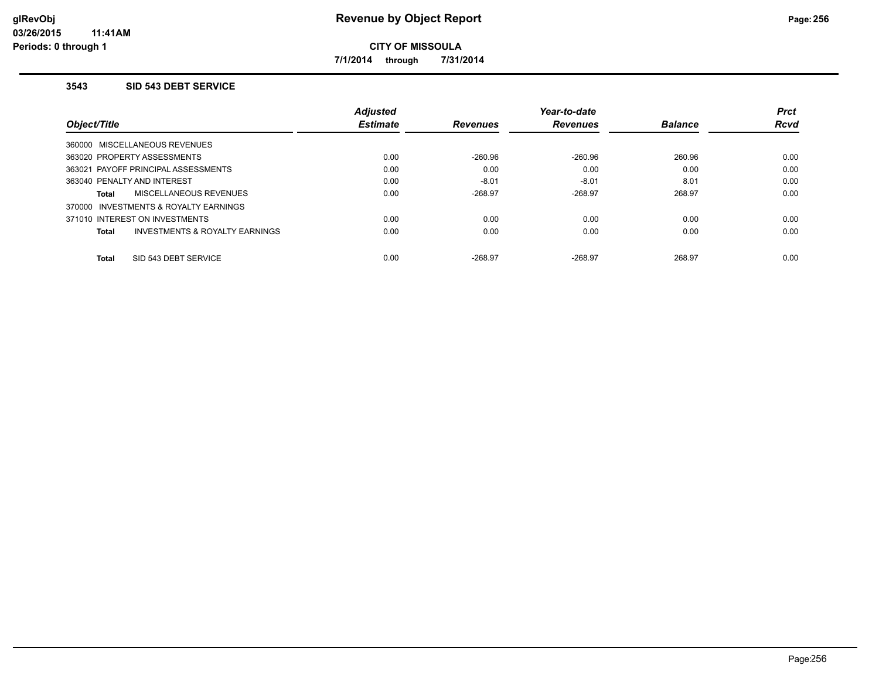# Revenue by Object Report

**CITY OF MISSOULA**

**7/1/2014 through 7/31/2014**

glRevObj
03/26/2015 11:41AM
Periods: 0 through 1

### 3543 SID 543 DEBT SERVICE

| Object/Title | Adjusted Estimate | Revenues | Year-to-date Revenues | Balance | Prct Rcvd |
|---|---|---|---|---|---|
| 360000 MISCELLANEOUS REVENUES | | | | | |
| 363020 PROPERTY ASSESSMENTS | 0.00 | -260.96 | -260.96 | 260.96 | 0.00 |
| 363021 PAYOFF PRINCIPAL ASSESSMENTS | 0.00 | 0.00 | 0.00 | 0.00 | 0.00 |
| 363040 PENALTY AND INTEREST | 0.00 | -8.01 | -8.01 | 8.01 | 0.00 |
| **Total** MISCELLANEOUS REVENUES | 0.00 | -268.97 | -268.97 | 268.97 | 0.00 |
| 370000 INVESTMENTS & ROYALTY EARNINGS | | | | | |
| 371010 INTEREST ON INVESTMENTS | 0.00 | 0.00 | 0.00 | 0.00 | 0.00 |
| **Total** INVESTMENTS & ROYALTY EARNINGS | 0.00 | 0.00 | 0.00 | 0.00 | 0.00 |
| **Total** SID 543 DEBT SERVICE | 0.00 | -268.97 | -268.97 | 268.97 | 0.00 |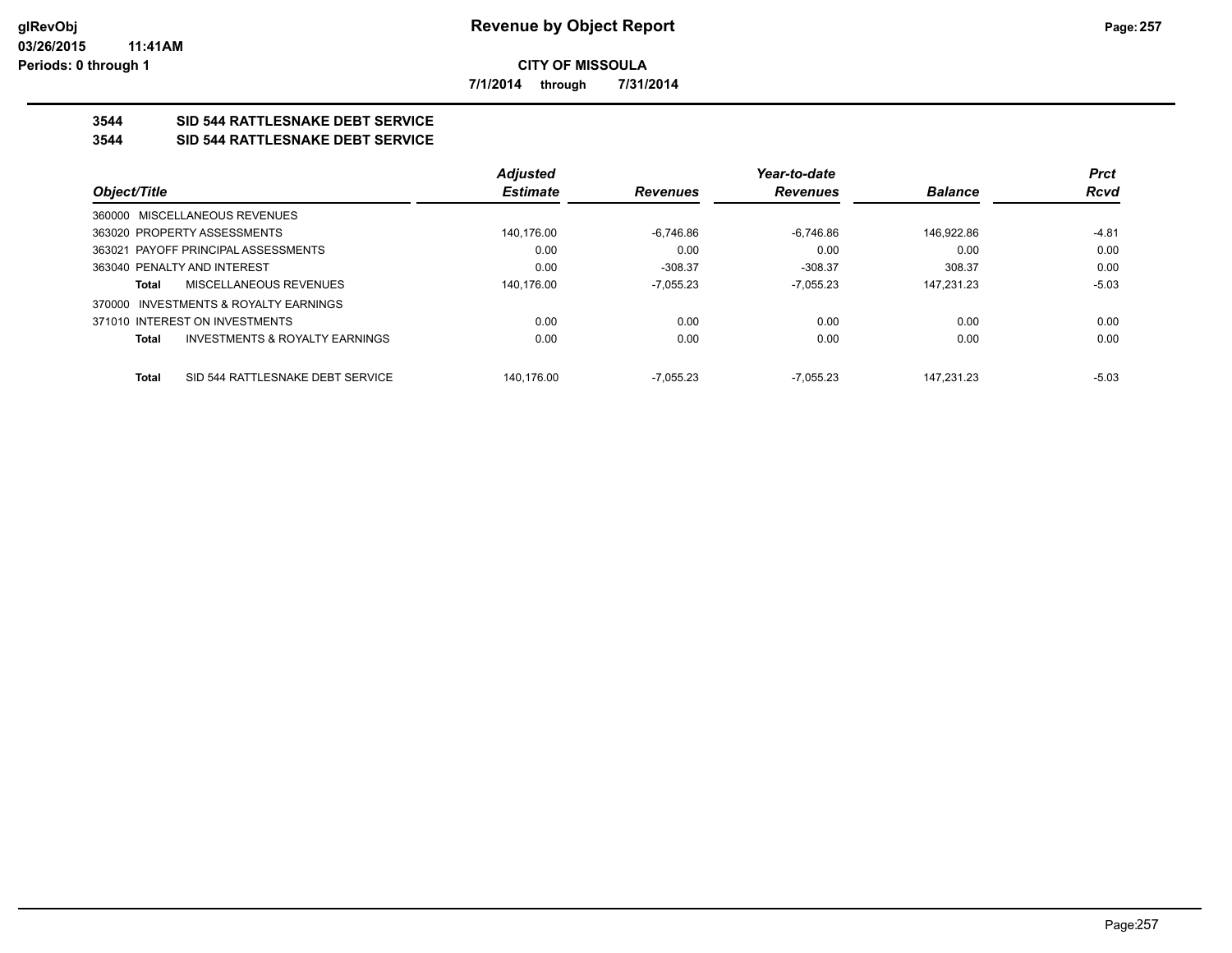**Revenue by Object Report**

glRevObj
03/26/2015 11:41AM
Periods: 0 through 1

**CITY OF MISSOULA**

**7/1/2014 through 7/31/2014**

## 3544 SID 544 RATTLESNAKE DEBT SERVICE
## 3544 SID 544 RATTLESNAKE DEBT SERVICE

| Object/Title | Adjusted Estimate | Revenues | Year-to-date Revenues | Balance | Prct Rcvd |
|---|---|---|---|---|---|
| 360000 MISCELLANEOUS REVENUES | | | | | |
| 363020 PROPERTY ASSESSMENTS | 140,176.00 | -6,746.86 | -6,746.86 | 146,922.86 | -4.81 |
| 363021 PAYOFF PRINCIPAL ASSESSMENTS | 0.00 | 0.00 | 0.00 | 0.00 | 0.00 |
| 363040 PENALTY AND INTEREST | 0.00 | -308.37 | -308.37 | 308.37 | 0.00 |
| **Total** MISCELLANEOUS REVENUES | 140,176.00 | -7,055.23 | -7,055.23 | 147,231.23 | -5.03 |
| 370000 INVESTMENTS & ROYALTY EARNINGS | | | | | |
| 371010 INTEREST ON INVESTMENTS | 0.00 | 0.00 | 0.00 | 0.00 | 0.00 |
| **Total** INVESTMENTS & ROYALTY EARNINGS | 0.00 | 0.00 | 0.00 | 0.00 | 0.00 |
| **Total** SID 544 RATTLESNAKE DEBT SERVICE | 140,176.00 | -7,055.23 | -7,055.23 | 147,231.23 | -5.03 |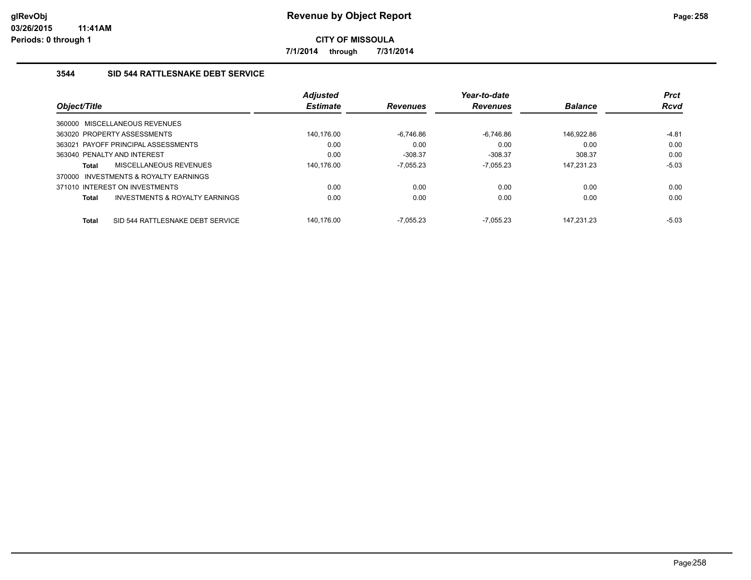**Revenue by Object Report**

**CITY OF MISSOULA**

**7/1/2014 through 7/31/2014**

glRevObj
03/26/2015 11:41AM
Periods: 0 through 1

### 3544 SID 544 RATTLESNAKE DEBT SERVICE

| Object/Title | Adjusted Estimate | Revenues | Year-to-date Revenues | Balance | Prct Rcvd |
|---|---|---|---|---|---|
| 360000 MISCELLANEOUS REVENUES | | | | | |
| 363020 PROPERTY ASSESSMENTS | 140,176.00 | -6,746.86 | -6,746.86 | 146,922.86 | -4.81 |
| 363021 PAYOFF PRINCIPAL ASSESSMENTS | 0.00 | 0.00 | 0.00 | 0.00 | 0.00 |
| 363040 PENALTY AND INTEREST | 0.00 | -308.37 | -308.37 | 308.37 | 0.00 |
| **Total** MISCELLANEOUS REVENUES | 140,176.00 | -7,055.23 | -7,055.23 | 147,231.23 | -5.03 |
| 370000 INVESTMENTS & ROYALTY EARNINGS | | | | | |
| 371010 INTEREST ON INVESTMENTS | 0.00 | 0.00 | 0.00 | 0.00 | 0.00 |
| **Total** INVESTMENTS & ROYALTY EARNINGS | 0.00 | 0.00 | 0.00 | 0.00 | 0.00 |
| **Total** SID 544 RATTLESNAKE DEBT SERVICE | 140,176.00 | -7,055.23 | -7,055.23 | 147,231.23 | -5.03 |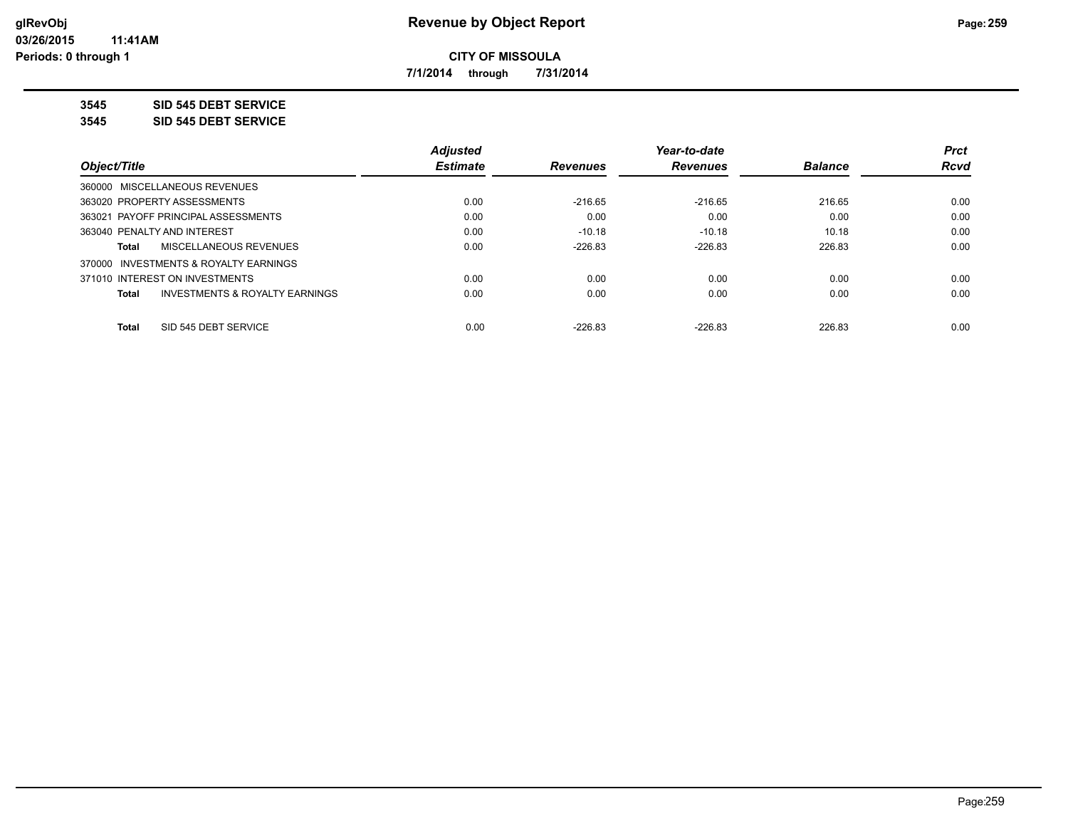**CITY OF MISSOULA**

**7/1/2014 through 7/31/2014**

**3545 SID 545 DEBT SERVICE**

**3545 SID 545 DEBT SERVICE**

| Object/Title | Adjusted Estimate | Revenues | Year-to-date Revenues | Balance | Prct Rcvd |
|---|---|---|---|---|---|
| 360000 MISCELLANEOUS REVENUES | | | | | |
| 363020 PROPERTY ASSESSMENTS | 0.00 | -216.65 | -216.65 | 216.65 | 0.00 |
| 363021 PAYOFF PRINCIPAL ASSESSMENTS | 0.00 | 0.00 | 0.00 | 0.00 | 0.00 |
| 363040 PENALTY AND INTEREST | 0.00 | -10.18 | -10.18 | 10.18 | 0.00 |
| **Total** MISCELLANEOUS REVENUES | 0.00 | -226.83 | -226.83 | 226.83 | 0.00 |
| 370000 INVESTMENTS & ROYALTY EARNINGS | | | | | |
| 371010 INTEREST ON INVESTMENTS | 0.00 | 0.00 | 0.00 | 0.00 | 0.00 |
| **Total** INVESTMENTS & ROYALTY EARNINGS | 0.00 | 0.00 | 0.00 | 0.00 | 0.00 |
| **Total** SID 545 DEBT SERVICE | 0.00 | -226.83 | -226.83 | 226.83 | 0.00 |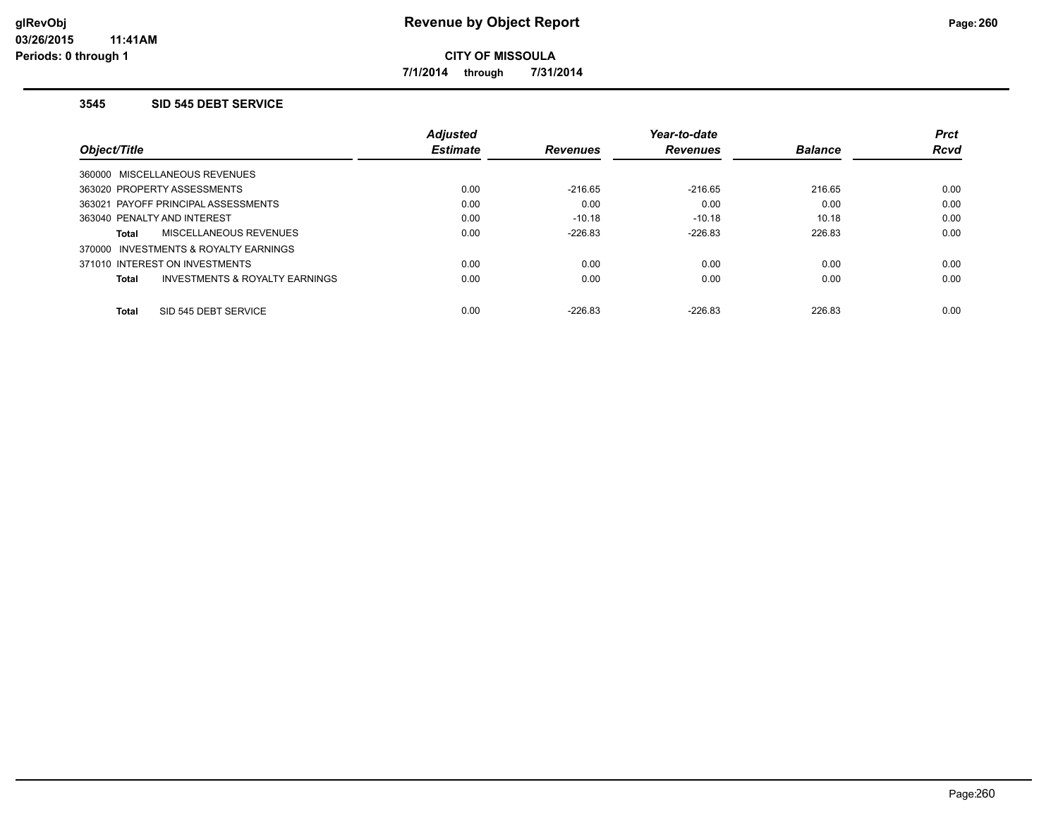# Revenue by Object Report

**CITY OF MISSOULA**

**7/1/2014 through 7/31/2014**

glRevObj
03/26/2015 11:41AM
Periods: 0 through 1

### 3545 SID 545 DEBT SERVICE

| Object/Title | Adjusted Estimate | Revenues | Year-to-date Revenues | Balance | Prct Rcvd |
|---|---|---|---|---|---|
| 360000 MISCELLANEOUS REVENUES | | | | | |
| 363020 PROPERTY ASSESSMENTS | 0.00 | -216.65 | -216.65 | 216.65 | 0.00 |
| 363021 PAYOFF PRINCIPAL ASSESSMENTS | 0.00 | 0.00 | 0.00 | 0.00 | 0.00 |
| 363040 PENALTY AND INTEREST | 0.00 | -10.18 | -10.18 | 10.18 | 0.00 |
| **Total** MISCELLANEOUS REVENUES | 0.00 | -226.83 | -226.83 | 226.83 | 0.00 |
| 370000 INVESTMENTS & ROYALTY EARNINGS | | | | | |
| 371010 INTEREST ON INVESTMENTS | 0.00 | 0.00 | 0.00 | 0.00 | 0.00 |
| **Total** INVESTMENTS & ROYALTY EARNINGS | 0.00 | 0.00 | 0.00 | 0.00 | 0.00 |
| **Total** SID 545 DEBT SERVICE | 0.00 | -226.83 | -226.83 | 226.83 | 0.00 |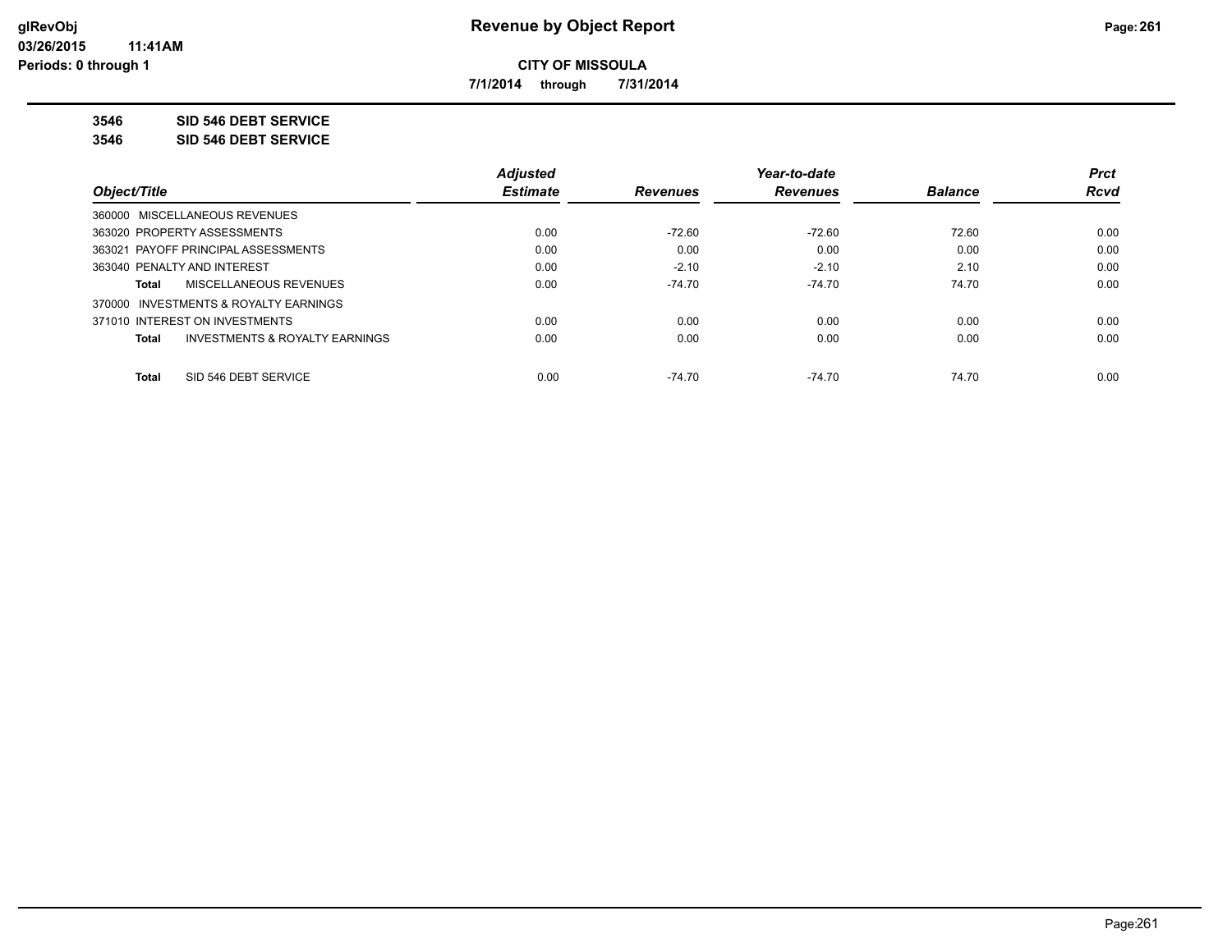**Revenue by Object Report**

**CITY OF MISSOULA**

**7/1/2014 through 7/31/2014**

glRevObj
03/26/2015 11:41AM
Periods: 0 through 1

**3546 SID 546 DEBT SERVICE**

**3546 SID 546 DEBT SERVICE**

| Object/Title | Adjusted Estimate | Revenues | Year-to-date Revenues | Balance | Prct Rcvd |
|---|---|---|---|---|---|
| 360000 MISCELLANEOUS REVENUES | | | | | |
| 363020 PROPERTY ASSESSMENTS | 0.00 | -72.60 | -72.60 | 72.60 | 0.00 |
| 363021 PAYOFF PRINCIPAL ASSESSMENTS | 0.00 | 0.00 | 0.00 | 0.00 | 0.00 |
| 363040 PENALTY AND INTEREST | 0.00 | -2.10 | -2.10 | 2.10 | 0.00 |
| **Total** MISCELLANEOUS REVENUES | 0.00 | -74.70 | -74.70 | 74.70 | 0.00 |
| 370000 INVESTMENTS & ROYALTY EARNINGS | | | | | |
| 371010 INTEREST ON INVESTMENTS | 0.00 | 0.00 | 0.00 | 0.00 | 0.00 |
| **Total** INVESTMENTS & ROYALTY EARNINGS | 0.00 | 0.00 | 0.00 | 0.00 | 0.00 |
| **Total** SID 546 DEBT SERVICE | 0.00 | -74.70 | -74.70 | 74.70 | 0.00 |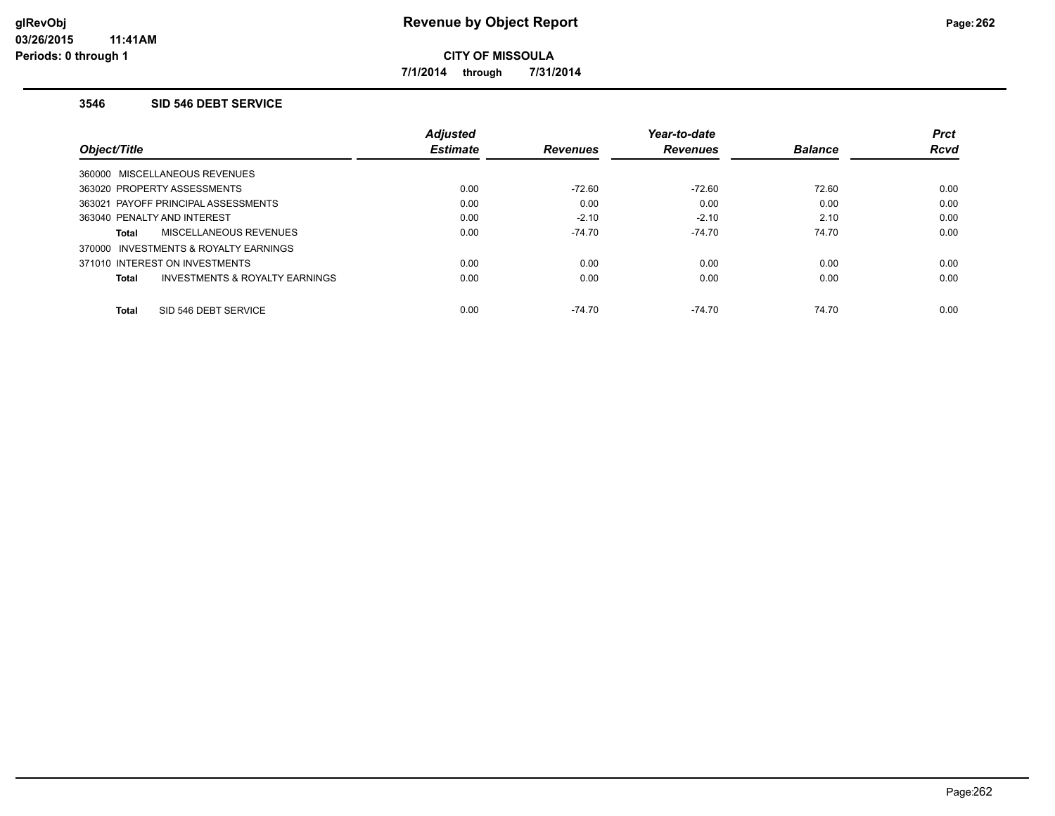# Revenue by Object Report

**CITY OF MISSOULA**

**7/1/2014 through 7/31/2014**

### 3546 SID 546 DEBT SERVICE

| Object/Title | Adjusted Estimate | Revenues | Year-to-date Revenues | Balance | Prct Rcvd |
|---|---|---|---|---|---|
| 360000 MISCELLANEOUS REVENUES | | | | | |
| 363020 PROPERTY ASSESSMENTS | 0.00 | -72.60 | -72.60 | 72.60 | 0.00 |
| 363021 PAYOFF PRINCIPAL ASSESSMENTS | 0.00 | 0.00 | 0.00 | 0.00 | 0.00 |
| 363040 PENALTY AND INTEREST | 0.00 | -2.10 | -2.10 | 2.10 | 0.00 |
| **Total** MISCELLANEOUS REVENUES | 0.00 | -74.70 | -74.70 | 74.70 | 0.00 |
| 370000 INVESTMENTS & ROYALTY EARNINGS | | | | | |
| 371010 INTEREST ON INVESTMENTS | 0.00 | 0.00 | 0.00 | 0.00 | 0.00 |
| **Total** INVESTMENTS & ROYALTY EARNINGS | 0.00 | 0.00 | 0.00 | 0.00 | 0.00 |
| **Total** SID 546 DEBT SERVICE | 0.00 | -74.70 | -74.70 | 74.70 | 0.00 |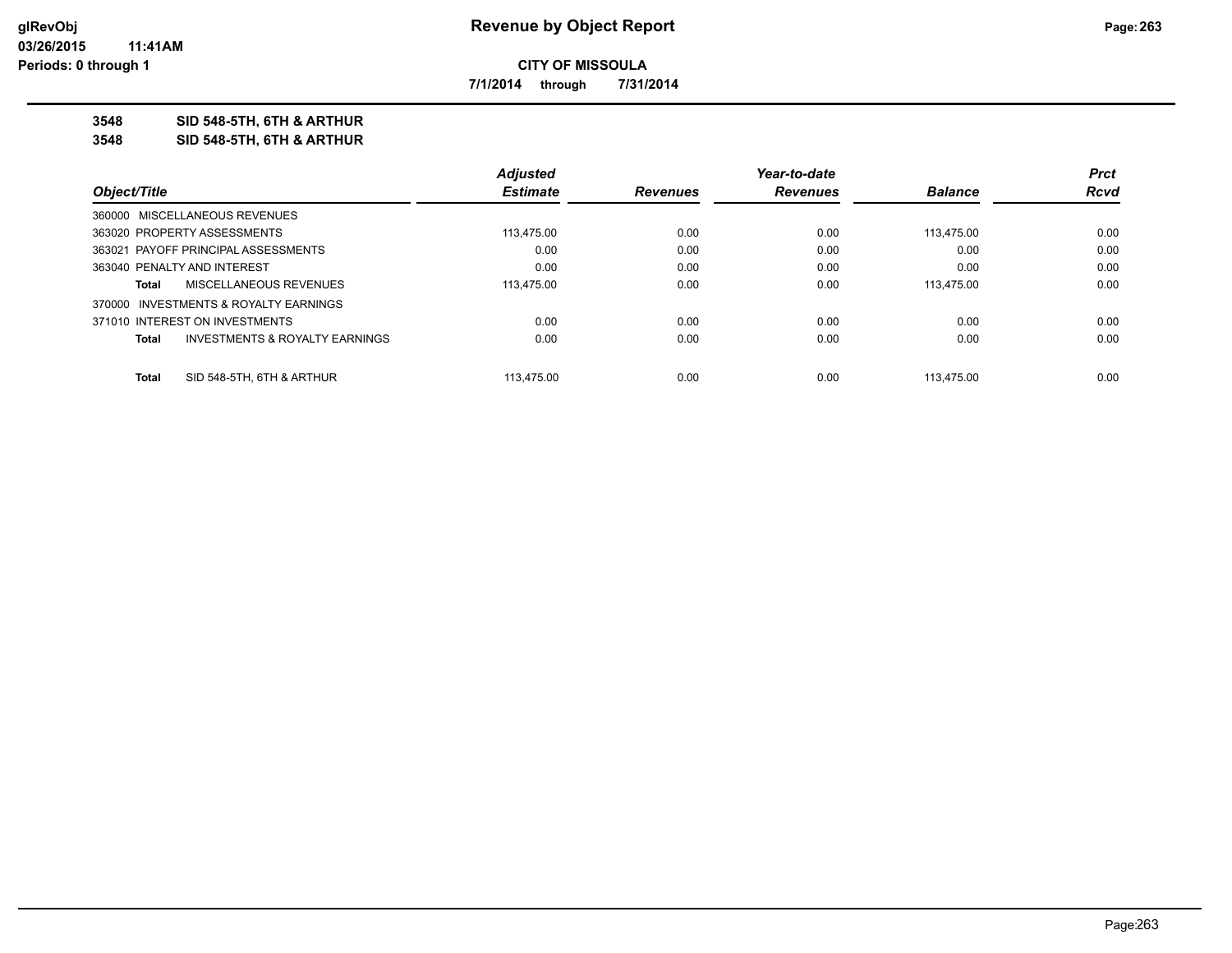# Revenue by Object Report

**CITY OF MISSOULA**

**7/1/2014 through 7/31/2014**

glRevObj
03/26/2015 11:41AM
Periods: 0 through 1

**3548 SID 548-5TH, 6TH & ARTHUR**

**3548 SID 548-5TH, 6TH & ARTHUR**

| Object/Title | Adjusted Estimate | Revenues | Year-to-date Revenues | Balance | Prct Rcvd |
|---|---|---|---|---|---|
| 360000 MISCELLANEOUS REVENUES | | | | | |
| 363020 PROPERTY ASSESSMENTS | 113,475.00 | 0.00 | 0.00 | 113,475.00 | 0.00 |
| 363021 PAYOFF PRINCIPAL ASSESSMENTS | 0.00 | 0.00 | 0.00 | 0.00 | 0.00 |
| 363040 PENALTY AND INTEREST | 0.00 | 0.00 | 0.00 | 0.00 | 0.00 |
| **Total** MISCELLANEOUS REVENUES | 113,475.00 | 0.00 | 0.00 | 113,475.00 | 0.00 |
| 370000 INVESTMENTS & ROYALTY EARNINGS | | | | | |
| 371010 INTEREST ON INVESTMENTS | 0.00 | 0.00 | 0.00 | 0.00 | 0.00 |
| **Total** INVESTMENTS & ROYALTY EARNINGS | 0.00 | 0.00 | 0.00 | 0.00 | 0.00 |
| **Total** SID 548-5TH, 6TH & ARTHUR | 113,475.00 | 0.00 | 0.00 | 113,475.00 | 0.00 |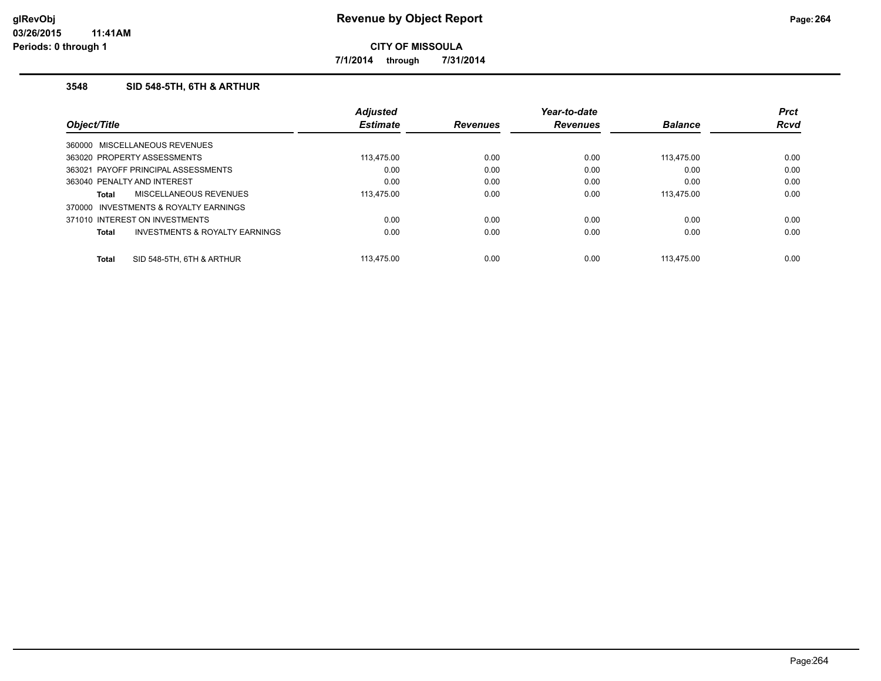**CITY OF MISSOULA**

**7/1/2014 through 7/31/2014**

### 3548 SID 548-5TH, 6TH & ARTHUR

| Object/Title | Adjusted Estimate | Revenues | Year-to-date Revenues | Balance | Prct Rcvd |
|---|---|---|---|---|---|
| 360000 MISCELLANEOUS REVENUES | | | | | |
| 363020 PROPERTY ASSESSMENTS | 113,475.00 | 0.00 | 0.00 | 113,475.00 | 0.00 |
| 363021 PAYOFF PRINCIPAL ASSESSMENTS | 0.00 | 0.00 | 0.00 | 0.00 | 0.00 |
| 363040 PENALTY AND INTEREST | 0.00 | 0.00 | 0.00 | 0.00 | 0.00 |
| **Total** MISCELLANEOUS REVENUES | 113,475.00 | 0.00 | 0.00 | 113,475.00 | 0.00 |
| 370000 INVESTMENTS & ROYALTY EARNINGS | | | | | |
| 371010 INTEREST ON INVESTMENTS | 0.00 | 0.00 | 0.00 | 0.00 | 0.00 |
| **Total** INVESTMENTS & ROYALTY EARNINGS | 0.00 | 0.00 | 0.00 | 0.00 | 0.00 |
| **Total** SID 548-5TH, 6TH & ARTHUR | 113,475.00 | 0.00 | 0.00 | 113,475.00 | 0.00 |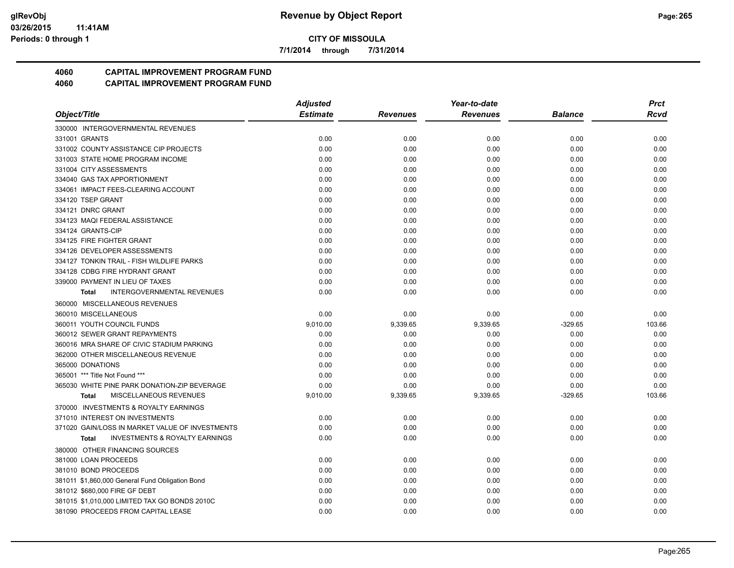**CITY OF MISSOULA**

**7/1/2014 through 7/31/2014**

# 4060 CAPITAL IMPROVEMENT PROGRAM FUND
## 4060 CAPITAL IMPROVEMENT PROGRAM FUND

| Object/Title | Adjusted Estimate | Revenues | Year-to-date Revenues | Balance | Prct Rcvd |
|---|---|---|---|---|---|
| 330000 INTERGOVERNMENTAL REVENUES | | | | | |
| 331001 GRANTS | 0.00 | 0.00 | 0.00 | 0.00 | 0.00 |
| 331002 COUNTY ASSISTANCE CIP PROJECTS | 0.00 | 0.00 | 0.00 | 0.00 | 0.00 |
| 331003 STATE HOME PROGRAM INCOME | 0.00 | 0.00 | 0.00 | 0.00 | 0.00 |
| 331004 CITY ASSESSMENTS | 0.00 | 0.00 | 0.00 | 0.00 | 0.00 |
| 334040 GAS TAX APPORTIONMENT | 0.00 | 0.00 | 0.00 | 0.00 | 0.00 |
| 334061 IMPACT FEES-CLEARING ACCOUNT | 0.00 | 0.00 | 0.00 | 0.00 | 0.00 |
| 334120 TSEP GRANT | 0.00 | 0.00 | 0.00 | 0.00 | 0.00 |
| 334121 DNRC GRANT | 0.00 | 0.00 | 0.00 | 0.00 | 0.00 |
| 334123 MAQI FEDERAL ASSISTANCE | 0.00 | 0.00 | 0.00 | 0.00 | 0.00 |
| 334124 GRANTS-CIP | 0.00 | 0.00 | 0.00 | 0.00 | 0.00 |
| 334125 FIRE FIGHTER GRANT | 0.00 | 0.00 | 0.00 | 0.00 | 0.00 |
| 334126 DEVELOPER ASSESSMENTS | 0.00 | 0.00 | 0.00 | 0.00 | 0.00 |
| 334127 TONKIN TRAIL - FISH WILDLIFE PARKS | 0.00 | 0.00 | 0.00 | 0.00 | 0.00 |
| 334128 CDBG FIRE HYDRANT GRANT | 0.00 | 0.00 | 0.00 | 0.00 | 0.00 |
| 339000 PAYMENT IN LIEU OF TAXES | 0.00 | 0.00 | 0.00 | 0.00 | 0.00 |
| **Total** INTERGOVERNMENTAL REVENUES | 0.00 | 0.00 | 0.00 | 0.00 | 0.00 |
| 360000 MISCELLANEOUS REVENUES | | | | | |
| 360010 MISCELLANEOUS | 0.00 | 0.00 | 0.00 | 0.00 | 0.00 |
| 360011 YOUTH COUNCIL FUNDS | 9,010.00 | 9,339.65 | 9,339.65 | -329.65 | 103.66 |
| 360012 SEWER GRANT REPAYMENTS | 0.00 | 0.00 | 0.00 | 0.00 | 0.00 |
| 360016 MRA SHARE OF CIVIC STADIUM PARKING | 0.00 | 0.00 | 0.00 | 0.00 | 0.00 |
| 362000 OTHER MISCELLANEOUS REVENUE | 0.00 | 0.00 | 0.00 | 0.00 | 0.00 |
| 365000 DONATIONS | 0.00 | 0.00 | 0.00 | 0.00 | 0.00 |
| 365001 *** Title Not Found *** | 0.00 | 0.00 | 0.00 | 0.00 | 0.00 |
| 365030 WHITE PINE PARK DONATION-ZIP BEVERAGE | 0.00 | 0.00 | 0.00 | 0.00 | 0.00 |
| **Total** MISCELLANEOUS REVENUES | 9,010.00 | 9,339.65 | 9,339.65 | -329.65 | 103.66 |
| 370000 INVESTMENTS & ROYALTY EARNINGS | | | | | |
| 371010 INTEREST ON INVESTMENTS | 0.00 | 0.00 | 0.00 | 0.00 | 0.00 |
| 371020 GAIN/LOSS IN MARKET VALUE OF INVESTMENTS | 0.00 | 0.00 | 0.00 | 0.00 | 0.00 |
| **Total** INVESTMENTS & ROYALTY EARNINGS | 0.00 | 0.00 | 0.00 | 0.00 | 0.00 |
| 380000 OTHER FINANCING SOURCES | | | | | |
| 381000 LOAN PROCEEDS | 0.00 | 0.00 | 0.00 | 0.00 | 0.00 |
| 381010 BOND PROCEEDS | 0.00 | 0.00 | 0.00 | 0.00 | 0.00 |
| 381011 $1,860,000 General Fund Obligation Bond | 0.00 | 0.00 | 0.00 | 0.00 | 0.00 |
| 381012 $680,000 FIRE GF DEBT | 0.00 | 0.00 | 0.00 | 0.00 | 0.00 |
| 381015 $1,010,000 LIMITED TAX GO BONDS 2010C | 0.00 | 0.00 | 0.00 | 0.00 | 0.00 |
| 381090 PROCEEDS FROM CAPITAL LEASE | 0.00 | 0.00 | 0.00 | 0.00 | 0.00 |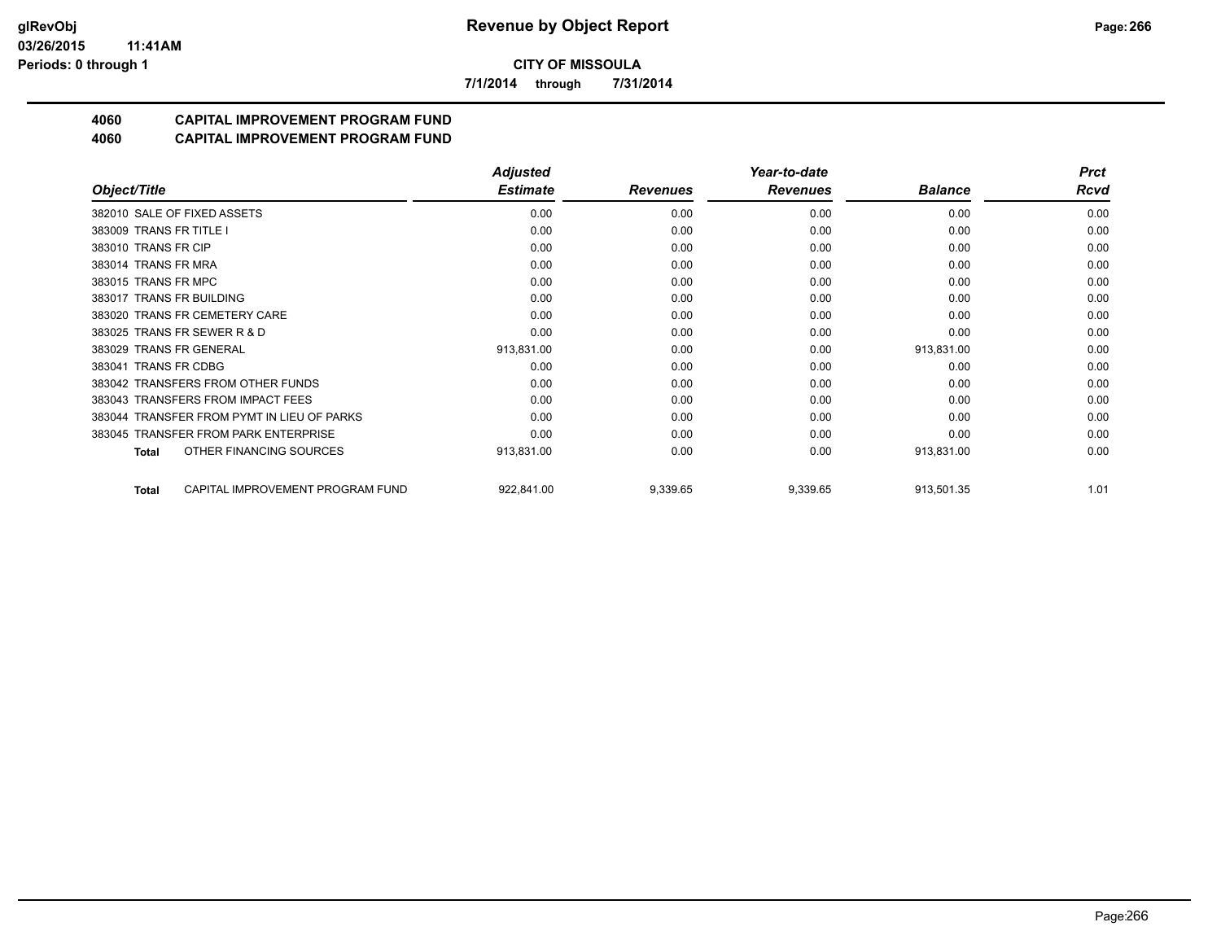**CITY OF MISSOULA**

**7/1/2014 through 7/31/2014**

## 4060 CAPITAL IMPROVEMENT PROGRAM FUND
## 4060 CAPITAL IMPROVEMENT PROGRAM FUND

| Object/Title | Adjusted Estimate | Revenues | Year-to-date Revenues | Balance | Prct Rcvd |
|---|---|---|---|---|---|
| 382010 SALE OF FIXED ASSETS | 0.00 | 0.00 | 0.00 | 0.00 | 0.00 |
| 383009 TRANS FR TITLE I | 0.00 | 0.00 | 0.00 | 0.00 | 0.00 |
| 383010 TRANS FR CIP | 0.00 | 0.00 | 0.00 | 0.00 | 0.00 |
| 383014 TRANS FR MRA | 0.00 | 0.00 | 0.00 | 0.00 | 0.00 |
| 383015 TRANS FR MPC | 0.00 | 0.00 | 0.00 | 0.00 | 0.00 |
| 383017 TRANS FR BUILDING | 0.00 | 0.00 | 0.00 | 0.00 | 0.00 |
| 383020 TRANS FR CEMETERY CARE | 0.00 | 0.00 | 0.00 | 0.00 | 0.00 |
| 383025 TRANS FR SEWER R & D | 0.00 | 0.00 | 0.00 | 0.00 | 0.00 |
| 383029 TRANS FR GENERAL | 913,831.00 | 0.00 | 0.00 | 913,831.00 | 0.00 |
| 383041 TRANS FR CDBG | 0.00 | 0.00 | 0.00 | 0.00 | 0.00 |
| 383042 TRANSFERS FROM OTHER FUNDS | 0.00 | 0.00 | 0.00 | 0.00 | 0.00 |
| 383043 TRANSFERS FROM IMPACT FEES | 0.00 | 0.00 | 0.00 | 0.00 | 0.00 |
| 383044 TRANSFER FROM PYMT IN LIEU OF PARKS | 0.00 | 0.00 | 0.00 | 0.00 | 0.00 |
| 383045 TRANSFER FROM PARK ENTERPRISE | 0.00 | 0.00 | 0.00 | 0.00 | 0.00 |
| **Total** OTHER FINANCING SOURCES | 913,831.00 | 0.00 | 0.00 | 913,831.00 | 0.00 |
| **Total** CAPITAL IMPROVEMENT PROGRAM FUND | 922,841.00 | 9,339.65 | 9,339.65 | 913,501.35 | 1.01 |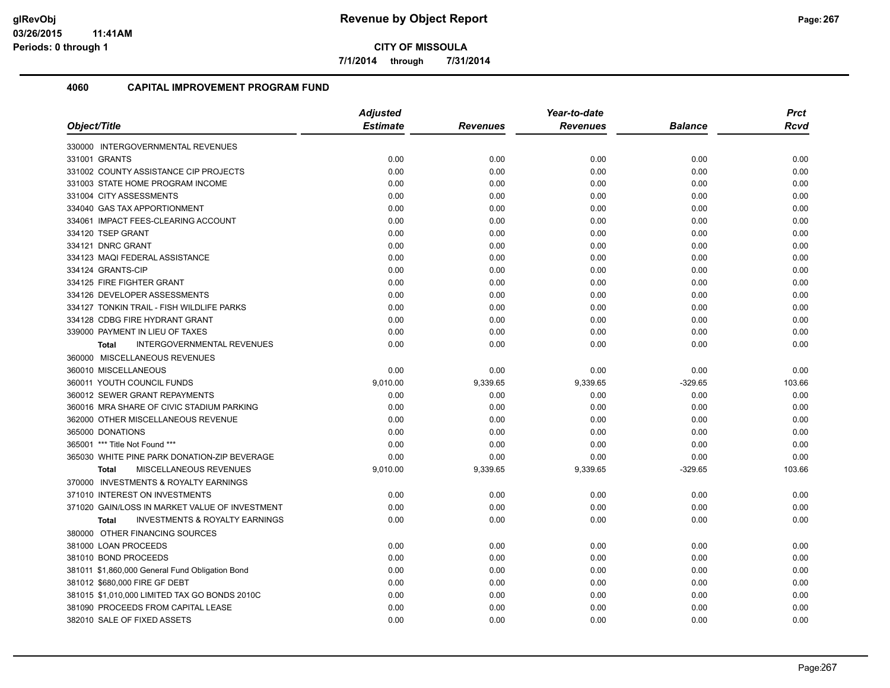**CITY OF MISSOULA**

**7/1/2014 through 7/31/2014**

## 4060 CAPITAL IMPROVEMENT PROGRAM FUND

| Object/Title | Adjusted Estimate | Revenues | Year-to-date Revenues | Balance | Prct Rcvd |
|---|---|---|---|---|---|
| 330000 INTERGOVERNMENTAL REVENUES | | | | | |
| 331001 GRANTS | 0.00 | 0.00 | 0.00 | 0.00 | 0.00 |
| 331002 COUNTY ASSISTANCE CIP PROJECTS | 0.00 | 0.00 | 0.00 | 0.00 | 0.00 |
| 331003 STATE HOME PROGRAM INCOME | 0.00 | 0.00 | 0.00 | 0.00 | 0.00 |
| 331004 CITY ASSESSMENTS | 0.00 | 0.00 | 0.00 | 0.00 | 0.00 |
| 334040 GAS TAX APPORTIONMENT | 0.00 | 0.00 | 0.00 | 0.00 | 0.00 |
| 334061 IMPACT FEES-CLEARING ACCOUNT | 0.00 | 0.00 | 0.00 | 0.00 | 0.00 |
| 334120 TSEP GRANT | 0.00 | 0.00 | 0.00 | 0.00 | 0.00 |
| 334121 DNRC GRANT | 0.00 | 0.00 | 0.00 | 0.00 | 0.00 |
| 334123 MAQI FEDERAL ASSISTANCE | 0.00 | 0.00 | 0.00 | 0.00 | 0.00 |
| 334124 GRANTS-CIP | 0.00 | 0.00 | 0.00 | 0.00 | 0.00 |
| 334125 FIRE FIGHTER GRANT | 0.00 | 0.00 | 0.00 | 0.00 | 0.00 |
| 334126 DEVELOPER ASSESSMENTS | 0.00 | 0.00 | 0.00 | 0.00 | 0.00 |
| 334127 TONKIN TRAIL - FISH WILDLIFE PARKS | 0.00 | 0.00 | 0.00 | 0.00 | 0.00 |
| 334128 CDBG FIRE HYDRANT GRANT | 0.00 | 0.00 | 0.00 | 0.00 | 0.00 |
| 339000 PAYMENT IN LIEU OF TAXES | 0.00 | 0.00 | 0.00 | 0.00 | 0.00 |
| **Total** INTERGOVERNMENTAL REVENUES | 0.00 | 0.00 | 0.00 | 0.00 | 0.00 |
| 360000 MISCELLANEOUS REVENUES | | | | | |
| 360010 MISCELLANEOUS | 0.00 | 0.00 | 0.00 | 0.00 | 0.00 |
| 360011 YOUTH COUNCIL FUNDS | 9,010.00 | 9,339.65 | 9,339.65 | -329.65 | 103.66 |
| 360012 SEWER GRANT REPAYMENTS | 0.00 | 0.00 | 0.00 | 0.00 | 0.00 |
| 360016 MRA SHARE OF CIVIC STADIUM PARKING | 0.00 | 0.00 | 0.00 | 0.00 | 0.00 |
| 362000 OTHER MISCELLANEOUS REVENUE | 0.00 | 0.00 | 0.00 | 0.00 | 0.00 |
| 365000 DONATIONS | 0.00 | 0.00 | 0.00 | 0.00 | 0.00 |
| 365001 *** Title Not Found *** | 0.00 | 0.00 | 0.00 | 0.00 | 0.00 |
| 365030 WHITE PINE PARK DONATION-ZIP BEVERAGE | 0.00 | 0.00 | 0.00 | 0.00 | 0.00 |
| **Total** MISCELLANEOUS REVENUES | 9,010.00 | 9,339.65 | 9,339.65 | -329.65 | 103.66 |
| 370000 INVESTMENTS & ROYALTY EARNINGS | | | | | |
| 371010 INTEREST ON INVESTMENTS | 0.00 | 0.00 | 0.00 | 0.00 | 0.00 |
| 371020 GAIN/LOSS IN MARKET VALUE OF INVESTMENT | 0.00 | 0.00 | 0.00 | 0.00 | 0.00 |
| **Total** INVESTMENTS & ROYALTY EARNINGS | 0.00 | 0.00 | 0.00 | 0.00 | 0.00 |
| 380000 OTHER FINANCING SOURCES | | | | | |
| 381000 LOAN PROCEEDS | 0.00 | 0.00 | 0.00 | 0.00 | 0.00 |
| 381010 BOND PROCEEDS | 0.00 | 0.00 | 0.00 | 0.00 | 0.00 |
| 381011 $1,860,000 General Fund Obligation Bond | 0.00 | 0.00 | 0.00 | 0.00 | 0.00 |
| 381012 $680,000 FIRE GF DEBT | 0.00 | 0.00 | 0.00 | 0.00 | 0.00 |
| 381015 $1,010,000 LIMITED TAX GO BONDS 2010C | 0.00 | 0.00 | 0.00 | 0.00 | 0.00 |
| 381090 PROCEEDS FROM CAPITAL LEASE | 0.00 | 0.00 | 0.00 | 0.00 | 0.00 |
| 382010 SALE OF FIXED ASSETS | 0.00 | 0.00 | 0.00 | 0.00 | 0.00 |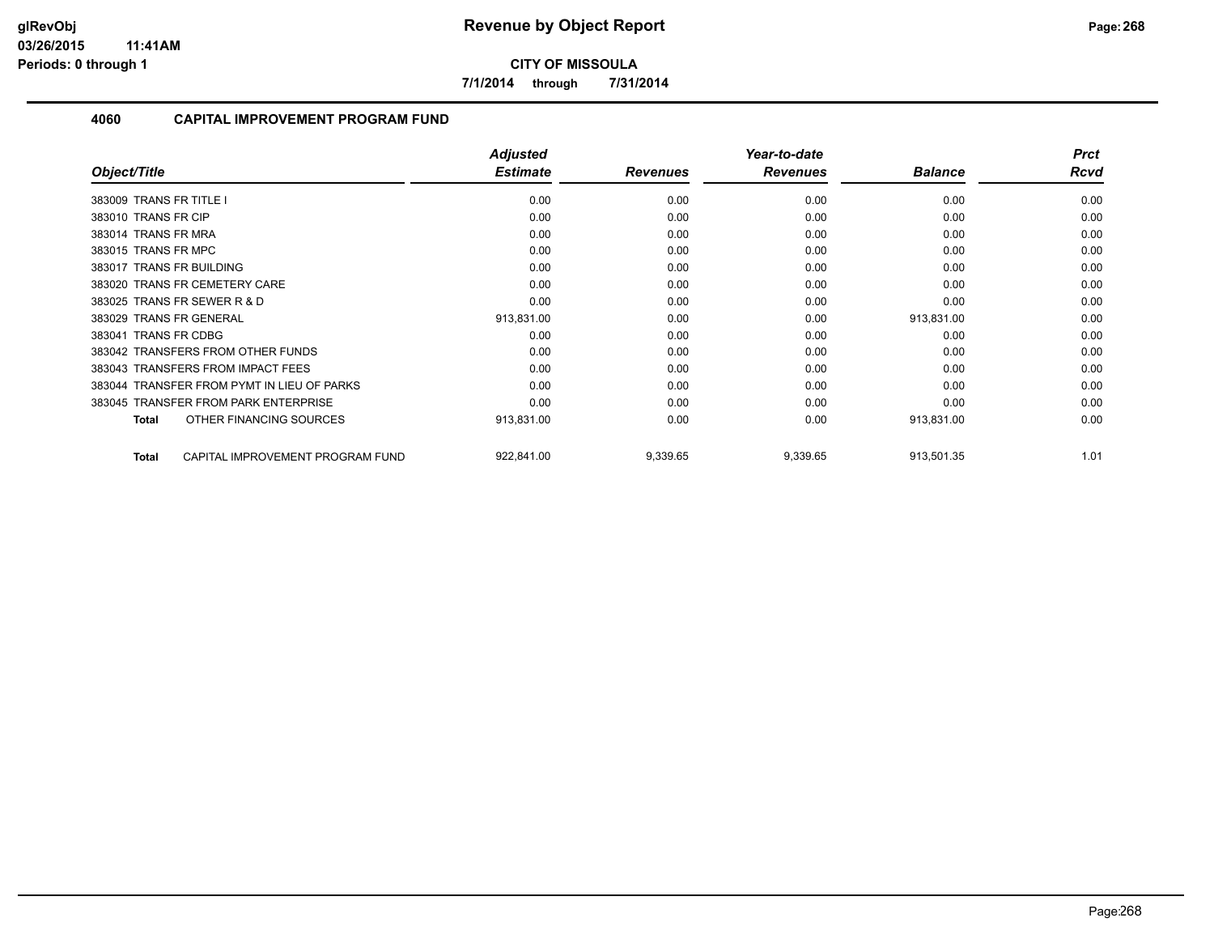**CITY OF MISSOULA**

**7/1/2014 through 7/31/2014**

## 4060 CAPITAL IMPROVEMENT PROGRAM FUND

| Object/Title | Adjusted Estimate | Revenues | Year-to-date Revenues | Balance | Prct Rcvd |
|---|---|---|---|---|---|
| 383009 TRANS FR TITLE I | 0.00 | 0.00 | 0.00 | 0.00 | 0.00 |
| 383010 TRANS FR CIP | 0.00 | 0.00 | 0.00 | 0.00 | 0.00 |
| 383014 TRANS FR MRA | 0.00 | 0.00 | 0.00 | 0.00 | 0.00 |
| 383015 TRANS FR MPC | 0.00 | 0.00 | 0.00 | 0.00 | 0.00 |
| 383017 TRANS FR BUILDING | 0.00 | 0.00 | 0.00 | 0.00 | 0.00 |
| 383020 TRANS FR CEMETERY CARE | 0.00 | 0.00 | 0.00 | 0.00 | 0.00 |
| 383025 TRANS FR SEWER R & D | 0.00 | 0.00 | 0.00 | 0.00 | 0.00 |
| 383029 TRANS FR GENERAL | 913,831.00 | 0.00 | 0.00 | 913,831.00 | 0.00 |
| 383041 TRANS FR CDBG | 0.00 | 0.00 | 0.00 | 0.00 | 0.00 |
| 383042 TRANSFERS FROM OTHER FUNDS | 0.00 | 0.00 | 0.00 | 0.00 | 0.00 |
| 383043 TRANSFERS FROM IMPACT FEES | 0.00 | 0.00 | 0.00 | 0.00 | 0.00 |
| 383044 TRANSFER FROM PYMT IN LIEU OF PARKS | 0.00 | 0.00 | 0.00 | 0.00 | 0.00 |
| 383045 TRANSFER FROM PARK ENTERPRISE | 0.00 | 0.00 | 0.00 | 0.00 | 0.00 |
| **Total** OTHER FINANCING SOURCES | 913,831.00 | 0.00 | 0.00 | 913,831.00 | 0.00 |
| **Total** CAPITAL IMPROVEMENT PROGRAM FUND | 922,841.00 | 9,339.65 | 9,339.65 | 913,501.35 | 1.01 |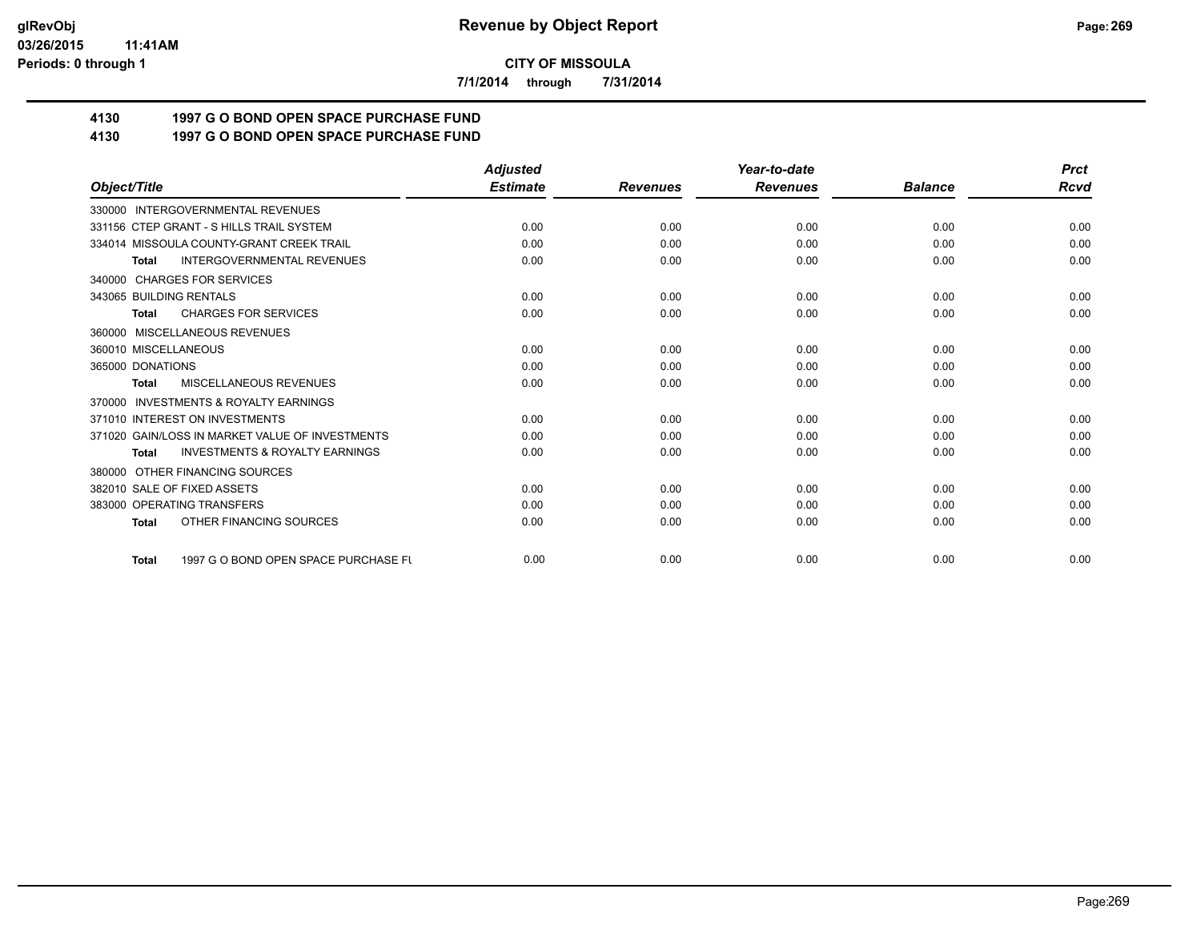**CITY OF MISSOULA**

**7/1/2014 through 7/31/2014**

## 4130 1997 G O BOND OPEN SPACE PURCHASE FUND

## 4130 1997 G O BOND OPEN SPACE PURCHASE FUND

| Object/Title | Adjusted Estimate | Revenues | Year-to-date Revenues | Balance | Prct Rcvd |
|---|---|---|---|---|---|
| 330000 INTERGOVERNMENTAL REVENUES | | | | | |
| 331156 CTEP GRANT - S HILLS TRAIL SYSTEM | 0.00 | 0.00 | 0.00 | 0.00 | 0.00 |
| 334014 MISSOULA COUNTY-GRANT CREEK TRAIL | 0.00 | 0.00 | 0.00 | 0.00 | 0.00 |
| **Total** INTERGOVERNMENTAL REVENUES | 0.00 | 0.00 | 0.00 | 0.00 | 0.00 |
| 340000 CHARGES FOR SERVICES | | | | | |
| 343065 BUILDING RENTALS | 0.00 | 0.00 | 0.00 | 0.00 | 0.00 |
| **Total** CHARGES FOR SERVICES | 0.00 | 0.00 | 0.00 | 0.00 | 0.00 |
| 360000 MISCELLANEOUS REVENUES | | | | | |
| 360010 MISCELLANEOUS | 0.00 | 0.00 | 0.00 | 0.00 | 0.00 |
| 365000 DONATIONS | 0.00 | 0.00 | 0.00 | 0.00 | 0.00 |
| **Total** MISCELLANEOUS REVENUES | 0.00 | 0.00 | 0.00 | 0.00 | 0.00 |
| 370000 INVESTMENTS & ROYALTY EARNINGS | | | | | |
| 371010 INTEREST ON INVESTMENTS | 0.00 | 0.00 | 0.00 | 0.00 | 0.00 |
| 371020 GAIN/LOSS IN MARKET VALUE OF INVESTMENTS | 0.00 | 0.00 | 0.00 | 0.00 | 0.00 |
| **Total** INVESTMENTS & ROYALTY EARNINGS | 0.00 | 0.00 | 0.00 | 0.00 | 0.00 |
| 380000 OTHER FINANCING SOURCES | | | | | |
| 382010 SALE OF FIXED ASSETS | 0.00 | 0.00 | 0.00 | 0.00 | 0.00 |
| 383000 OPERATING TRANSFERS | 0.00 | 0.00 | 0.00 | 0.00 | 0.00 |
| **Total** OTHER FINANCING SOURCES | 0.00 | 0.00 | 0.00 | 0.00 | 0.00 |
| **Total** 1997 G O BOND OPEN SPACE PURCHASE FU | 0.00 | 0.00 | 0.00 | 0.00 | 0.00 |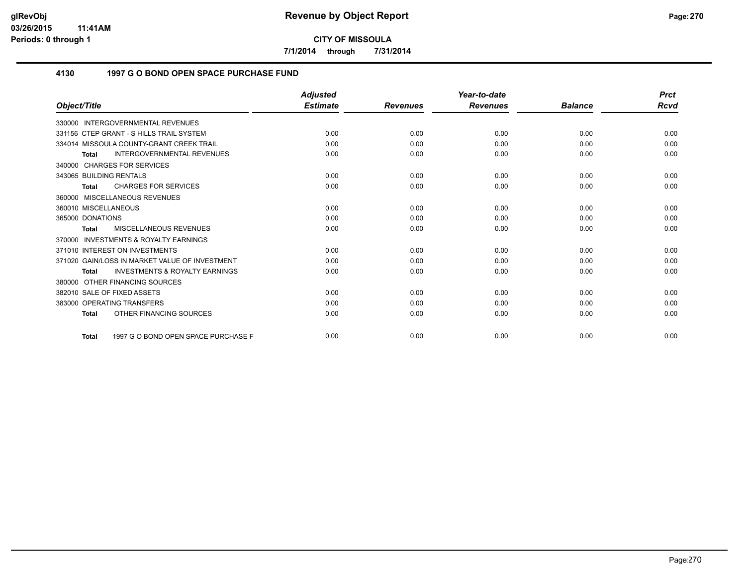**Revenue by Object Report**

**CITY OF MISSOULA**

**7/1/2014 through 7/31/2014**

glRevObj
03/26/2015 11:41AM
Periods: 0 through 1

### 4130 1997 G O BOND OPEN SPACE PURCHASE FUND

| Object/Title | Adjusted Estimate | Revenues | Year-to-date Revenues | Balance | Prct Rcvd |
|---|---|---|---|---|---|
| 330000 INTERGOVERNMENTAL REVENUES | | | | | |
| 331156 CTEP GRANT - S HILLS TRAIL SYSTEM | 0.00 | 0.00 | 0.00 | 0.00 | 0.00 |
| 334014 MISSOULA COUNTY-GRANT CREEK TRAIL | 0.00 | 0.00 | 0.00 | 0.00 | 0.00 |
| **Total** INTERGOVERNMENTAL REVENUES | 0.00 | 0.00 | 0.00 | 0.00 | 0.00 |
| 340000 CHARGES FOR SERVICES | | | | | |
| 343065 BUILDING RENTALS | 0.00 | 0.00 | 0.00 | 0.00 | 0.00 |
| **Total** CHARGES FOR SERVICES | 0.00 | 0.00 | 0.00 | 0.00 | 0.00 |
| 360000 MISCELLANEOUS REVENUES | | | | | |
| 360010 MISCELLANEOUS | 0.00 | 0.00 | 0.00 | 0.00 | 0.00 |
| 365000 DONATIONS | 0.00 | 0.00 | 0.00 | 0.00 | 0.00 |
| **Total** MISCELLANEOUS REVENUES | 0.00 | 0.00 | 0.00 | 0.00 | 0.00 |
| 370000 INVESTMENTS & ROYALTY EARNINGS | | | | | |
| 371010 INTEREST ON INVESTMENTS | 0.00 | 0.00 | 0.00 | 0.00 | 0.00 |
| 371020 GAIN/LOSS IN MARKET VALUE OF INVESTMENT | 0.00 | 0.00 | 0.00 | 0.00 | 0.00 |
| **Total** INVESTMENTS & ROYALTY EARNINGS | 0.00 | 0.00 | 0.00 | 0.00 | 0.00 |
| 380000 OTHER FINANCING SOURCES | | | | | |
| 382010 SALE OF FIXED ASSETS | 0.00 | 0.00 | 0.00 | 0.00 | 0.00 |
| 383000 OPERATING TRANSFERS | 0.00 | 0.00 | 0.00 | 0.00 | 0.00 |
| **Total** OTHER FINANCING SOURCES | 0.00 | 0.00 | 0.00 | 0.00 | 0.00 |
| **Total** 1997 G O BOND OPEN SPACE PURCHASE F | 0.00 | 0.00 | 0.00 | 0.00 | 0.00 |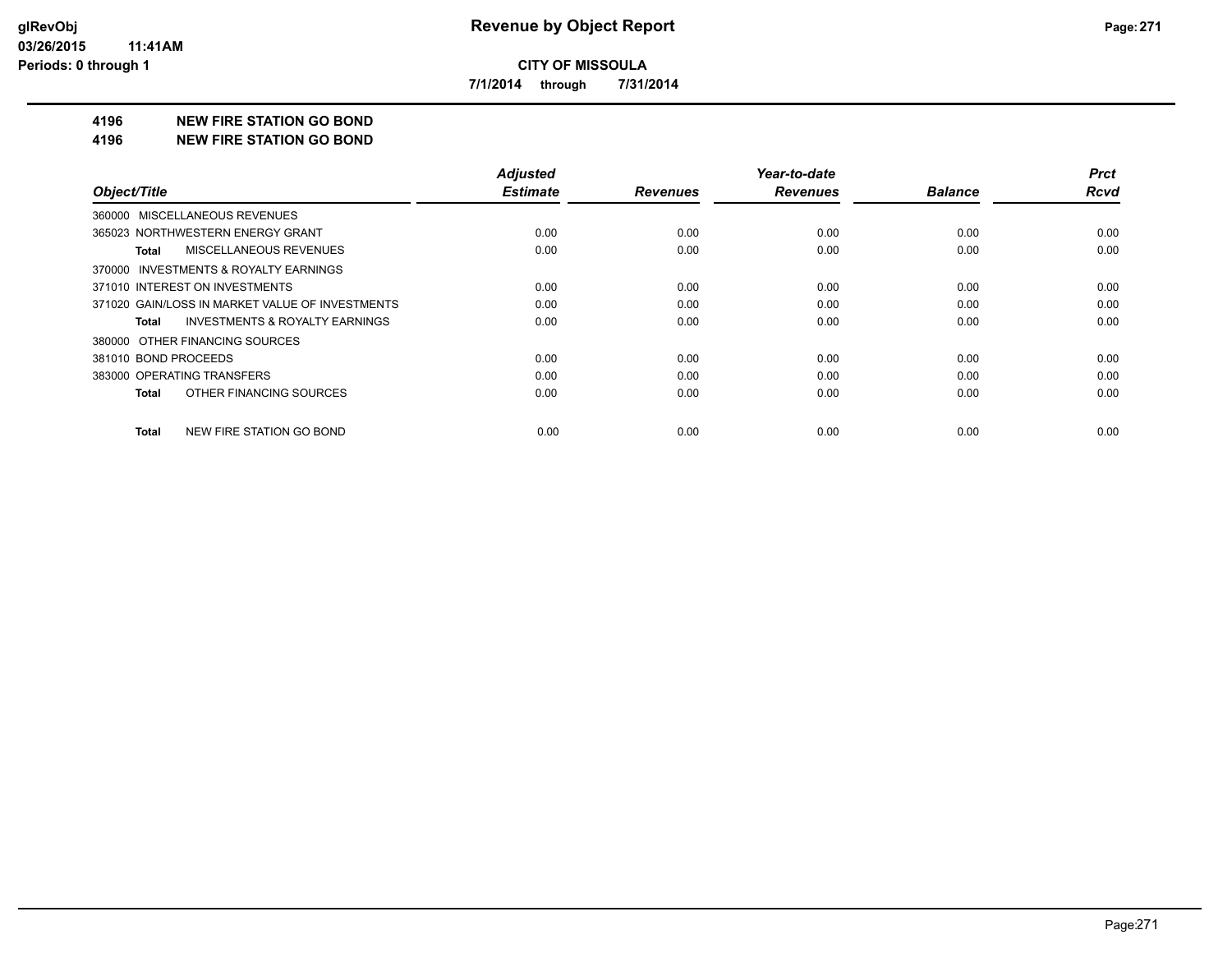**CITY OF MISSOULA**

**7/1/2014 through 7/31/2014**

## 4196 NEW FIRE STATION GO BOND
## 4196 NEW FIRE STATION GO BOND

| Object/Title | Adjusted Estimate | Revenues | Year-to-date Revenues | Balance | Prct Rcvd |
|---|---|---|---|---|---|
| 360000 MISCELLANEOUS REVENUES | | | | | |
| 365023 NORTHWESTERN ENERGY GRANT | 0.00 | 0.00 | 0.00 | 0.00 | 0.00 |
| **Total** MISCELLANEOUS REVENUES | 0.00 | 0.00 | 0.00 | 0.00 | 0.00 |
| 370000 INVESTMENTS & ROYALTY EARNINGS | | | | | |
| 371010 INTEREST ON INVESTMENTS | 0.00 | 0.00 | 0.00 | 0.00 | 0.00 |
| 371020 GAIN/LOSS IN MARKET VALUE OF INVESTMENTS | 0.00 | 0.00 | 0.00 | 0.00 | 0.00 |
| **Total** INVESTMENTS & ROYALTY EARNINGS | 0.00 | 0.00 | 0.00 | 0.00 | 0.00 |
| 380000 OTHER FINANCING SOURCES | | | | | |
| 381010 BOND PROCEEDS | 0.00 | 0.00 | 0.00 | 0.00 | 0.00 |
| 383000 OPERATING TRANSFERS | 0.00 | 0.00 | 0.00 | 0.00 | 0.00 |
| **Total** OTHER FINANCING SOURCES | 0.00 | 0.00 | 0.00 | 0.00 | 0.00 |
| **Total** NEW FIRE STATION GO BOND | 0.00 | 0.00 | 0.00 | 0.00 | 0.00 |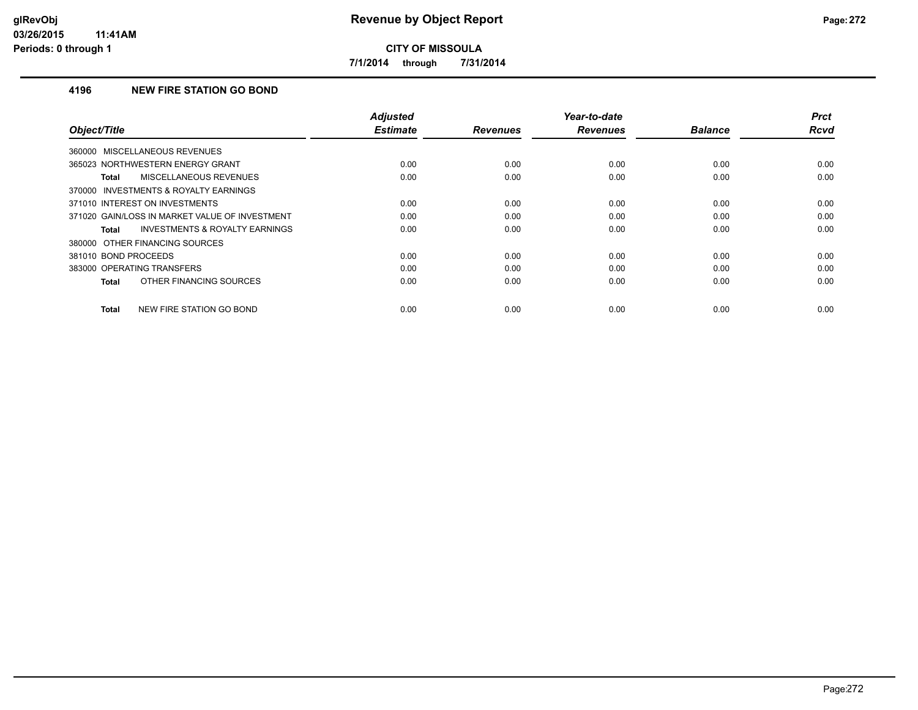# Revenue by Object Report

**CITY OF MISSOULA**

**7/1/2014 through 7/31/2014**

## 4196 NEW FIRE STATION GO BOND

| Object/Title | Adjusted Estimate | Revenues | Year-to-date Revenues | Balance | Prct Rcvd |
|---|---|---|---|---|---|
| 360000 MISCELLANEOUS REVENUES | | | | | |
| 365023 NORTHWESTERN ENERGY GRANT | 0.00 | 0.00 | 0.00 | 0.00 | 0.00 |
| **Total** MISCELLANEOUS REVENUES | 0.00 | 0.00 | 0.00 | 0.00 | 0.00 |
| 370000 INVESTMENTS & ROYALTY EARNINGS | | | | | |
| 371010 INTEREST ON INVESTMENTS | 0.00 | 0.00 | 0.00 | 0.00 | 0.00 |
| 371020 GAIN/LOSS IN MARKET VALUE OF INVESTMENT | 0.00 | 0.00 | 0.00 | 0.00 | 0.00 |
| **Total** INVESTMENTS & ROYALTY EARNINGS | 0.00 | 0.00 | 0.00 | 0.00 | 0.00 |
| 380000 OTHER FINANCING SOURCES | | | | | |
| 381010 BOND PROCEEDS | 0.00 | 0.00 | 0.00 | 0.00 | 0.00 |
| 383000 OPERATING TRANSFERS | 0.00 | 0.00 | 0.00 | 0.00 | 0.00 |
| **Total** OTHER FINANCING SOURCES | 0.00 | 0.00 | 0.00 | 0.00 | 0.00 |
| **Total** NEW FIRE STATION GO BOND | 0.00 | 0.00 | 0.00 | 0.00 | 0.00 |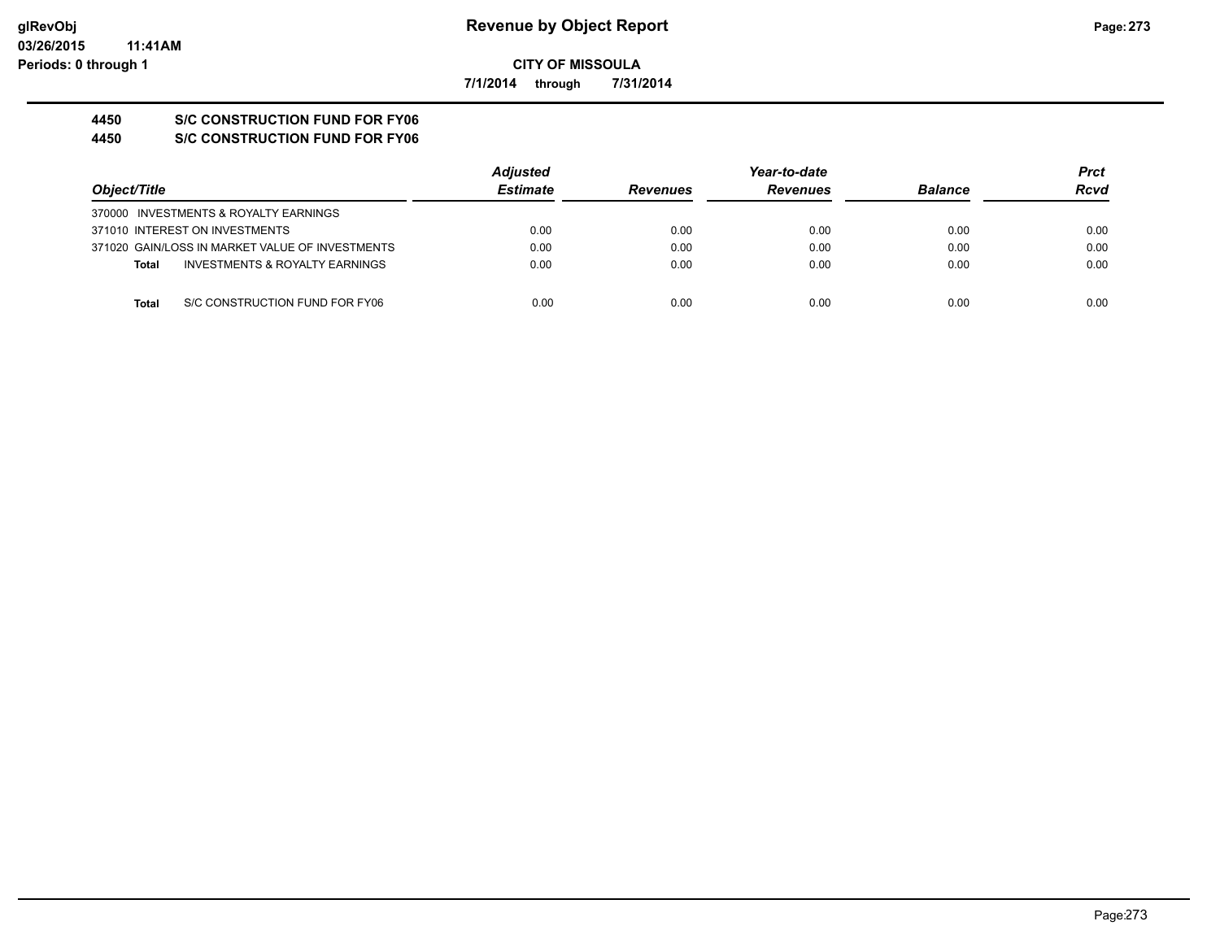**CITY OF MISSOULA**

**7/1/2014 through 7/31/2014**

**4450 S/C CONSTRUCTION FUND FOR FY06**

**4450 S/C CONSTRUCTION FUND FOR FY06**

| *Object/Title* | *Adjusted Estimate* | *Revenues* | *Year-to-date Revenues* | *Balance* | *Prct Rcvd* |
|---|---|---|---|---|---|
| 370000 INVESTMENTS & ROYALTY EARNINGS | | | | | |
| 371010 INTEREST ON INVESTMENTS | 0.00 | 0.00 | 0.00 | 0.00 | 0.00 |
| 371020 GAIN/LOSS IN MARKET VALUE OF INVESTMENTS | 0.00 | 0.00 | 0.00 | 0.00 | 0.00 |
| **Total** INVESTMENTS & ROYALTY EARNINGS | 0.00 | 0.00 | 0.00 | 0.00 | 0.00 |
| **Total** S/C CONSTRUCTION FUND FOR FY06 | 0.00 | 0.00 | 0.00 | 0.00 | 0.00 |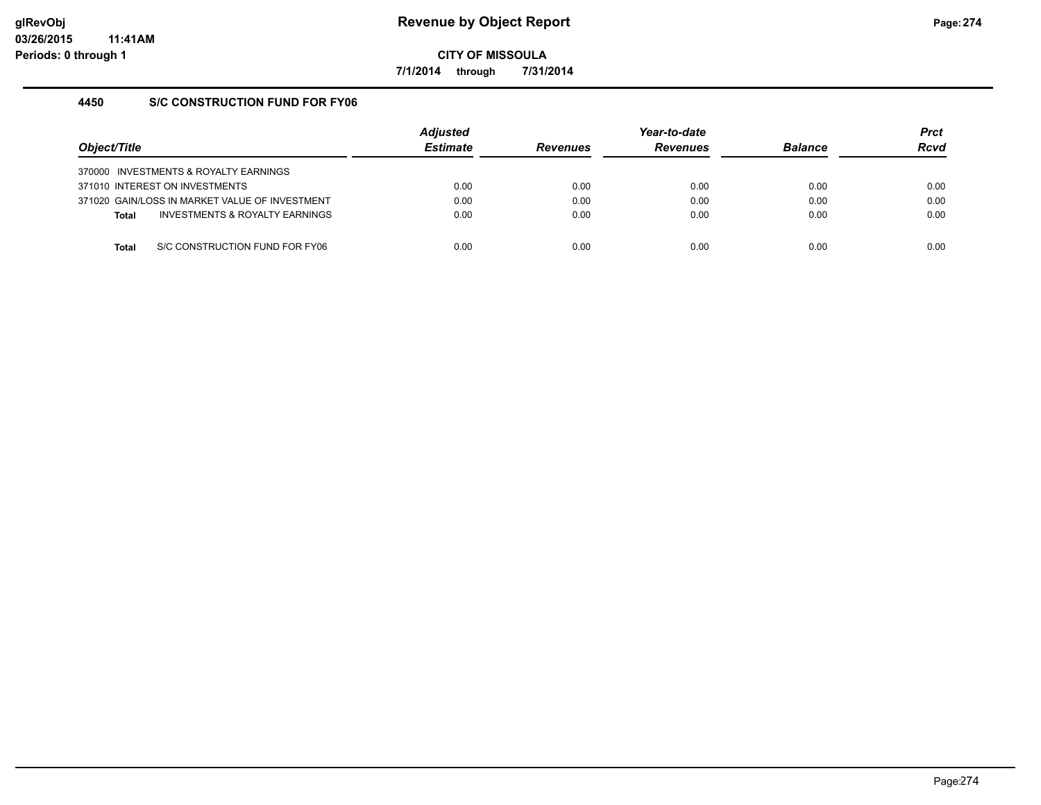**Revenue by Object Report**

**CITY OF MISSOULA**

**7/1/2014 through 7/31/2014**

glRevObj
03/26/2015 11:41AM
Periods: 0 through 1

### 4450 S/C CONSTRUCTION FUND FOR FY06

| Object/Title | Adjusted Estimate | Revenues | Year-to-date Revenues | Balance | Prct Rcvd |
|---|---|---|---|---|---|
| 370000 INVESTMENTS & ROYALTY EARNINGS | | | | | |
| 371010 INTEREST ON INVESTMENTS | 0.00 | 0.00 | 0.00 | 0.00 | 0.00 |
| 371020 GAIN/LOSS IN MARKET VALUE OF INVESTMENT | 0.00 | 0.00 | 0.00 | 0.00 | 0.00 |
| **Total** INVESTMENTS & ROYALTY EARNINGS | 0.00 | 0.00 | 0.00 | 0.00 | 0.00 |
| | | | | | |
| **Total** S/C CONSTRUCTION FUND FOR FY06 | 0.00 | 0.00 | 0.00 | 0.00 | 0.00 |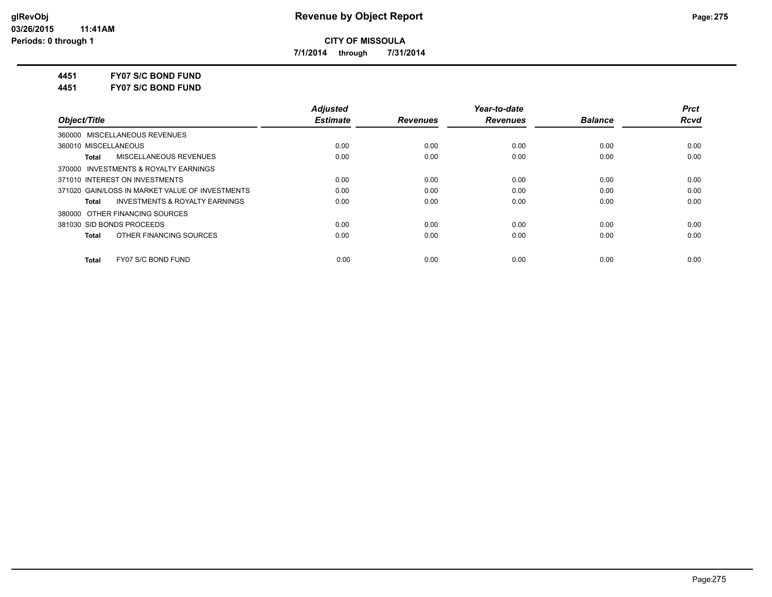**CITY OF MISSOULA**

**7/1/2014 through 7/31/2014**

**4451 FY07 S/C BOND FUND**

**4451 FY07 S/C BOND FUND**

| Object/Title | Adjusted Estimate | Revenues | Year-to-date Revenues | Balance | Prct Rcvd |
|---|---|---|---|---|---|
| 360000 MISCELLANEOUS REVENUES | | | | | |
| 360010 MISCELLANEOUS | 0.00 | 0.00 | 0.00 | 0.00 | 0.00 |
| **Total** MISCELLANEOUS REVENUES | 0.00 | 0.00 | 0.00 | 0.00 | 0.00 |
| 370000 INVESTMENTS & ROYALTY EARNINGS | | | | | |
| 371010 INTEREST ON INVESTMENTS | 0.00 | 0.00 | 0.00 | 0.00 | 0.00 |
| 371020 GAIN/LOSS IN MARKET VALUE OF INVESTMENTS | 0.00 | 0.00 | 0.00 | 0.00 | 0.00 |
| **Total** INVESTMENTS & ROYALTY EARNINGS | 0.00 | 0.00 | 0.00 | 0.00 | 0.00 |
| 380000 OTHER FINANCING SOURCES | | | | | |
| 381030 SID BONDS PROCEEDS | 0.00 | 0.00 | 0.00 | 0.00 | 0.00 |
| **Total** OTHER FINANCING SOURCES | 0.00 | 0.00 | 0.00 | 0.00 | 0.00 |
| **Total** FY07 S/C BOND FUND | 0.00 | 0.00 | 0.00 | 0.00 | 0.00 |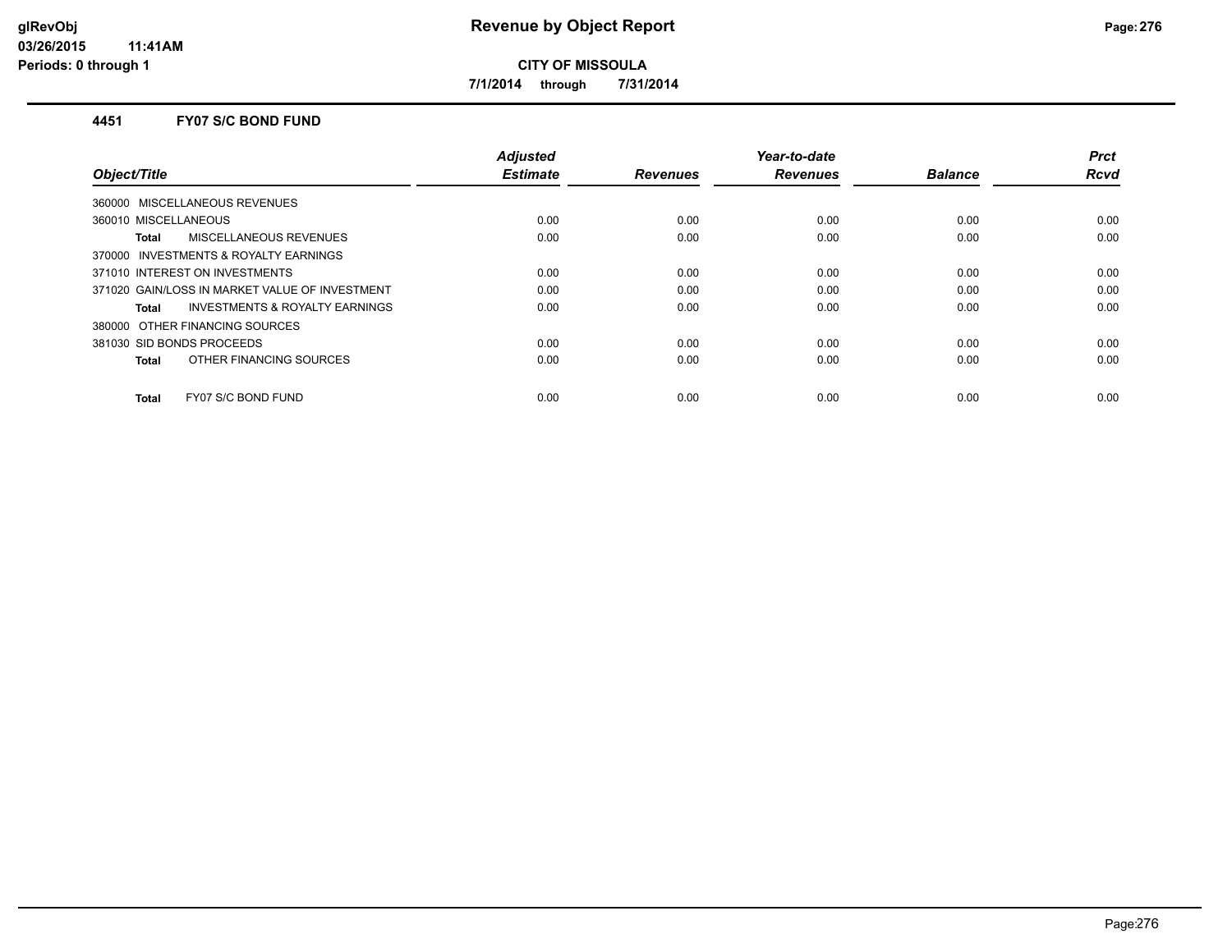## CITY OF MISSOULA

**7/1/2014 through 7/31/2014**

### 4451 FY07 S/C BOND FUND

| Object/Title | Adjusted Estimate | Revenues | Year-to-date Revenues | Balance | Prct Rcvd |
|---|---|---|---|---|---|
| 360000 MISCELLANEOUS REVENUES | | | | | |
| 360010 MISCELLANEOUS | 0.00 | 0.00 | 0.00 | 0.00 | 0.00 |
| **Total** MISCELLANEOUS REVENUES | 0.00 | 0.00 | 0.00 | 0.00 | 0.00 |
| 370000 INVESTMENTS & ROYALTY EARNINGS | | | | | |
| 371010 INTEREST ON INVESTMENTS | 0.00 | 0.00 | 0.00 | 0.00 | 0.00 |
| 371020 GAIN/LOSS IN MARKET VALUE OF INVESTMENT | 0.00 | 0.00 | 0.00 | 0.00 | 0.00 |
| **Total** INVESTMENTS & ROYALTY EARNINGS | 0.00 | 0.00 | 0.00 | 0.00 | 0.00 |
| 380000 OTHER FINANCING SOURCES | | | | | |
| 381030 SID BONDS PROCEEDS | 0.00 | 0.00 | 0.00 | 0.00 | 0.00 |
| **Total** OTHER FINANCING SOURCES | 0.00 | 0.00 | 0.00 | 0.00 | 0.00 |
| **Total** FY07 S/C BOND FUND | 0.00 | 0.00 | 0.00 | 0.00 | 0.00 |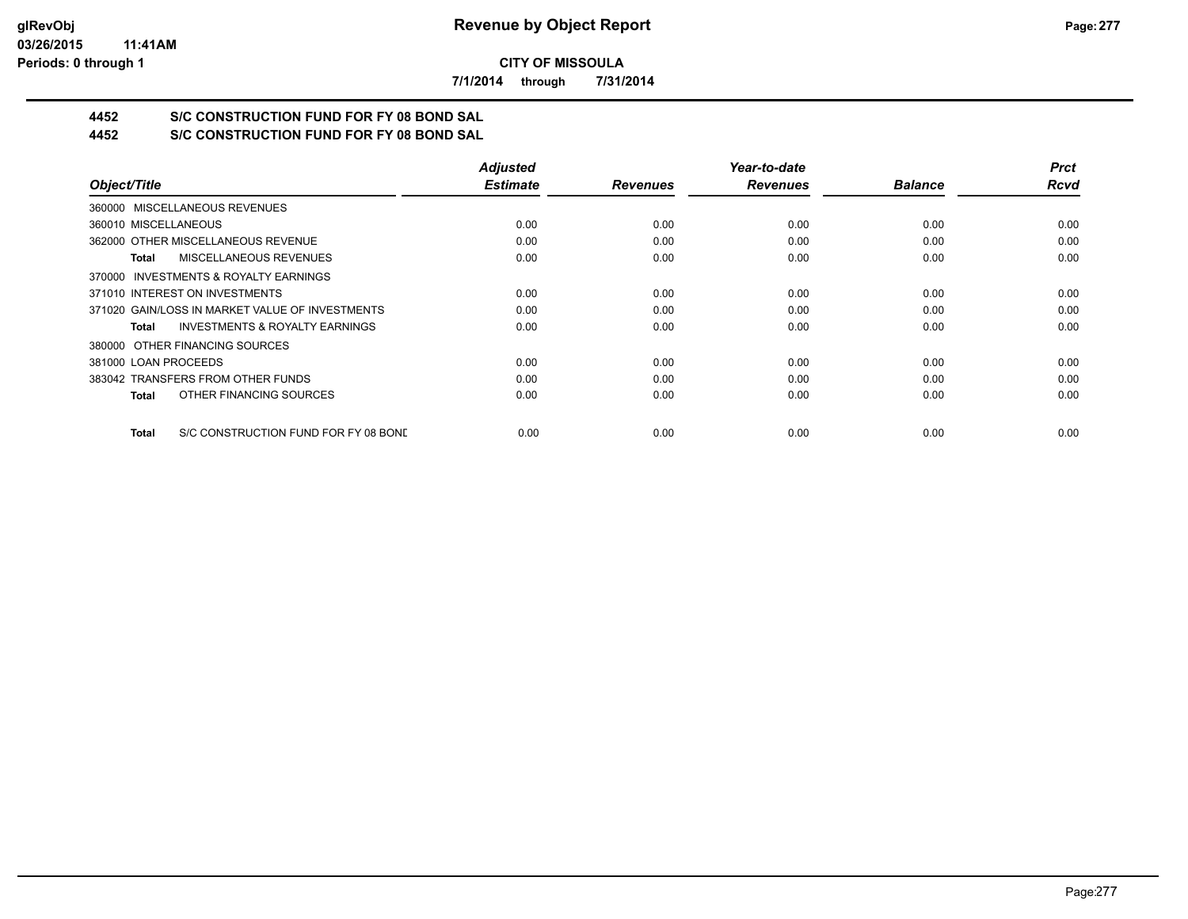**CITY OF MISSOULA**

**7/1/2014 through 7/31/2014**

## 4452 S/C CONSTRUCTION FUND FOR FY 08 BOND SAL

## 4452 S/C CONSTRUCTION FUND FOR FY 08 BOND SAL

| Object/Title | Adjusted Estimate | Revenues | Year-to-date Revenues | Balance | Prct Rcvd |
|---|---|---|---|---|---|
| 360000 MISCELLANEOUS REVENUES | | | | | |
| 360010 MISCELLANEOUS | 0.00 | 0.00 | 0.00 | 0.00 | 0.00 |
| 362000 OTHER MISCELLANEOUS REVENUE | 0.00 | 0.00 | 0.00 | 0.00 | 0.00 |
| **Total** MISCELLANEOUS REVENUES | 0.00 | 0.00 | 0.00 | 0.00 | 0.00 |
| 370000 INVESTMENTS & ROYALTY EARNINGS | | | | | |
| 371010 INTEREST ON INVESTMENTS | 0.00 | 0.00 | 0.00 | 0.00 | 0.00 |
| 371020 GAIN/LOSS IN MARKET VALUE OF INVESTMENTS | 0.00 | 0.00 | 0.00 | 0.00 | 0.00 |
| **Total** INVESTMENTS & ROYALTY EARNINGS | 0.00 | 0.00 | 0.00 | 0.00 | 0.00 |
| 380000 OTHER FINANCING SOURCES | | | | | |
| 381000 LOAN PROCEEDS | 0.00 | 0.00 | 0.00 | 0.00 | 0.00 |
| 383042 TRANSFERS FROM OTHER FUNDS | 0.00 | 0.00 | 0.00 | 0.00 | 0.00 |
| **Total** OTHER FINANCING SOURCES | 0.00 | 0.00 | 0.00 | 0.00 | 0.00 |
| **Total** S/C CONSTRUCTION FUND FOR FY 08 BONE | 0.00 | 0.00 | 0.00 | 0.00 | 0.00 |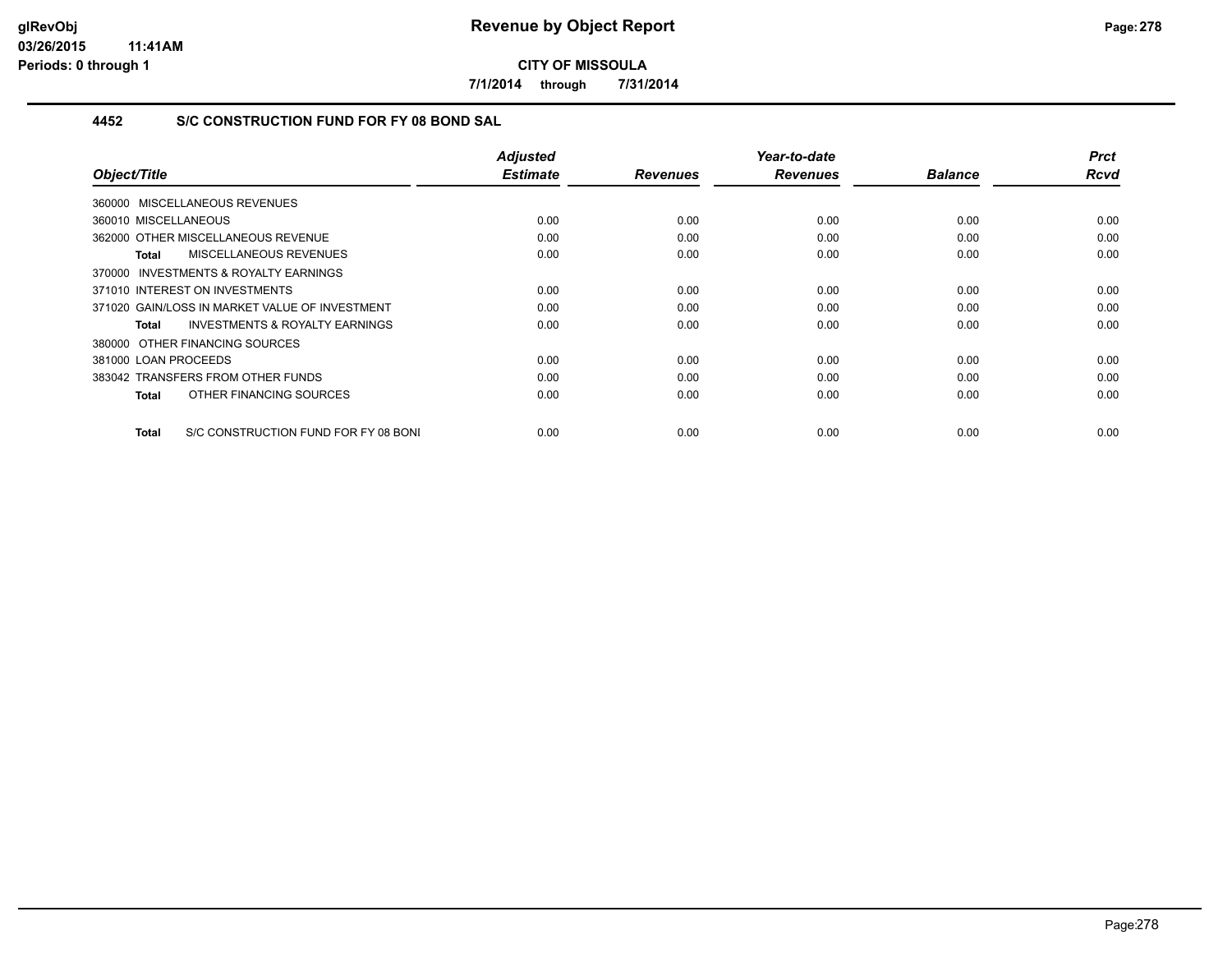# Revenue by Object Report

**CITY OF MISSOULA**

**7/1/2014 through 7/31/2014**

### 4452 S/C CONSTRUCTION FUND FOR FY 08 BOND SAL

| Object/Title | Adjusted Estimate | Revenues | Year-to-date Revenues | Balance | Prct Rcvd |
|---|---|---|---|---|---|
| 360000 MISCELLANEOUS REVENUES | | | | | |
| 360010 MISCELLANEOUS | 0.00 | 0.00 | 0.00 | 0.00 | 0.00 |
| 362000 OTHER MISCELLANEOUS REVENUE | 0.00 | 0.00 | 0.00 | 0.00 | 0.00 |
| **Total** MISCELLANEOUS REVENUES | 0.00 | 0.00 | 0.00 | 0.00 | 0.00 |
| 370000 INVESTMENTS & ROYALTY EARNINGS | | | | | |
| 371010 INTEREST ON INVESTMENTS | 0.00 | 0.00 | 0.00 | 0.00 | 0.00 |
| 371020 GAIN/LOSS IN MARKET VALUE OF INVESTMENT | 0.00 | 0.00 | 0.00 | 0.00 | 0.00 |
| **Total** INVESTMENTS & ROYALTY EARNINGS | 0.00 | 0.00 | 0.00 | 0.00 | 0.00 |
| 380000 OTHER FINANCING SOURCES | | | | | |
| 381000 LOAN PROCEEDS | 0.00 | 0.00 | 0.00 | 0.00 | 0.00 |
| 383042 TRANSFERS FROM OTHER FUNDS | 0.00 | 0.00 | 0.00 | 0.00 | 0.00 |
| **Total** OTHER FINANCING SOURCES | 0.00 | 0.00 | 0.00 | 0.00 | 0.00 |
| **Total** S/C CONSTRUCTION FUND FOR FY 08 BONI | 0.00 | 0.00 | 0.00 | 0.00 | 0.00 |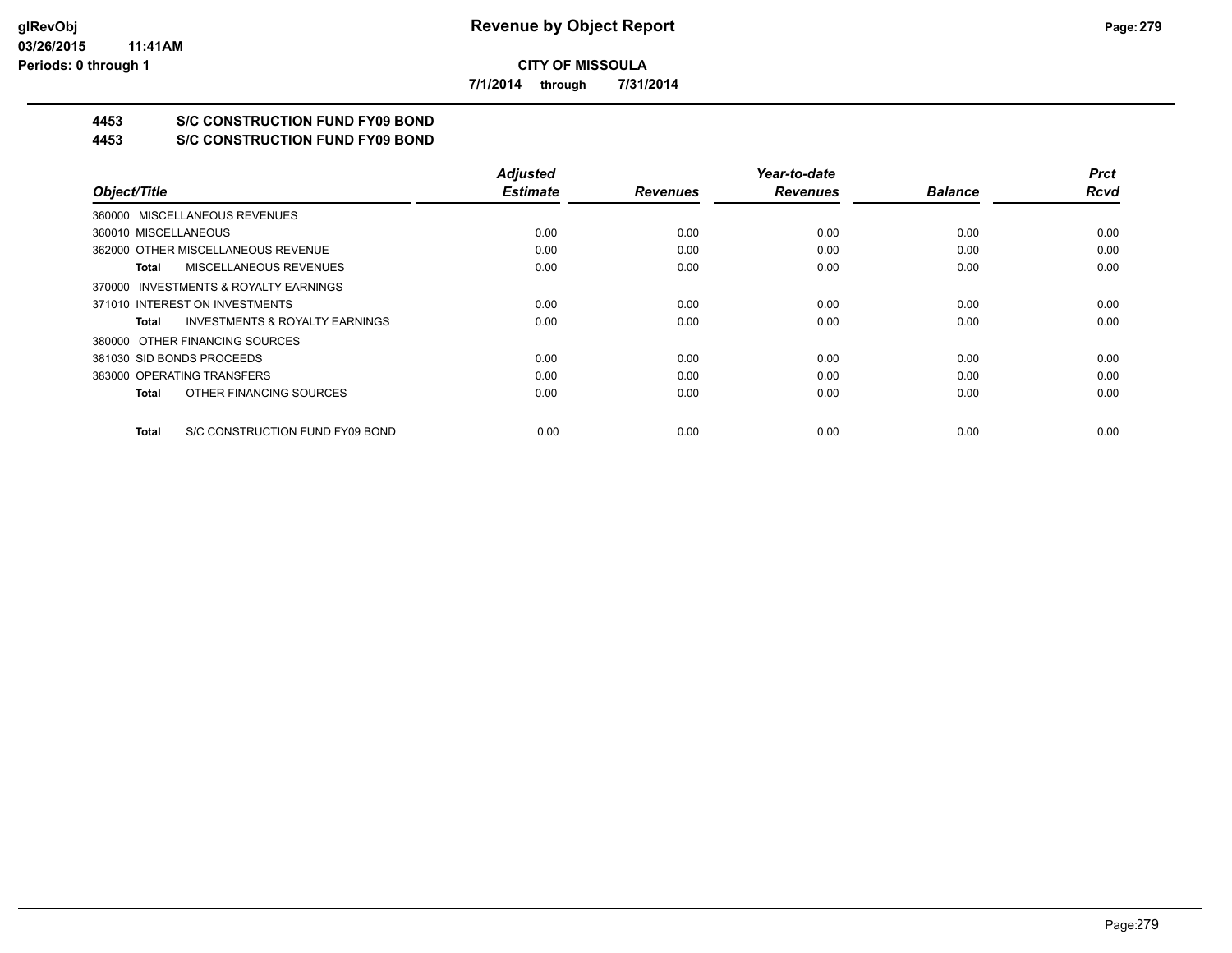**CITY OF MISSOULA**

**7/1/2014 through 7/31/2014**

## 4453 S/C CONSTRUCTION FUND FY09 BOND

## 4453 S/C CONSTRUCTION FUND FY09 BOND

| Object/Title | Adjusted Estimate | Revenues | Year-to-date Revenues | Balance | Prct Rcvd |
|---|---|---|---|---|---|
| 360000 MISCELLANEOUS REVENUES | | | | | |
| 360010 MISCELLANEOUS | 0.00 | 0.00 | 0.00 | 0.00 | 0.00 |
| 362000 OTHER MISCELLANEOUS REVENUE | 0.00 | 0.00 | 0.00 | 0.00 | 0.00 |
| **Total** MISCELLANEOUS REVENUES | 0.00 | 0.00 | 0.00 | 0.00 | 0.00 |
| 370000 INVESTMENTS & ROYALTY EARNINGS | | | | | |
| 371010 INTEREST ON INVESTMENTS | 0.00 | 0.00 | 0.00 | 0.00 | 0.00 |
| **Total** INVESTMENTS & ROYALTY EARNINGS | 0.00 | 0.00 | 0.00 | 0.00 | 0.00 |
| 380000 OTHER FINANCING SOURCES | | | | | |
| 381030 SID BONDS PROCEEDS | 0.00 | 0.00 | 0.00 | 0.00 | 0.00 |
| 383000 OPERATING TRANSFERS | 0.00 | 0.00 | 0.00 | 0.00 | 0.00 |
| **Total** OTHER FINANCING SOURCES | 0.00 | 0.00 | 0.00 | 0.00 | 0.00 |
| **Total** S/C CONSTRUCTION FUND FY09 BOND | 0.00 | 0.00 | 0.00 | 0.00 | 0.00 |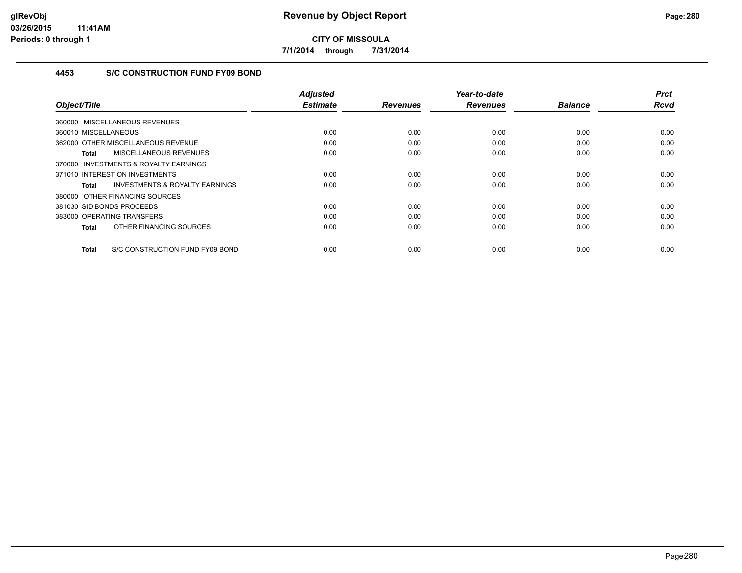# Revenue by Object Report

**CITY OF MISSOULA**

**7/1/2014 through 7/31/2014**

glRevObj
03/26/2015 11:41AM
Periods: 0 through 1

### 4453 S/C CONSTRUCTION FUND FY09 BOND

| Object/Title | Adjusted Estimate | Revenues | Year-to-date Revenues | Balance | Prct Rcvd |
|---|---|---|---|---|---|
| 360000 MISCELLANEOUS REVENUES | | | | | |
| 360010 MISCELLANEOUS | 0.00 | 0.00 | 0.00 | 0.00 | 0.00 |
| 362000 OTHER MISCELLANEOUS REVENUE | 0.00 | 0.00 | 0.00 | 0.00 | 0.00 |
| **Total** MISCELLANEOUS REVENUES | 0.00 | 0.00 | 0.00 | 0.00 | 0.00 |
| 370000 INVESTMENTS & ROYALTY EARNINGS | | | | | |
| 371010 INTEREST ON INVESTMENTS | 0.00 | 0.00 | 0.00 | 0.00 | 0.00 |
| **Total** INVESTMENTS & ROYALTY EARNINGS | 0.00 | 0.00 | 0.00 | 0.00 | 0.00 |
| 380000 OTHER FINANCING SOURCES | | | | | |
| 381030 SID BONDS PROCEEDS | 0.00 | 0.00 | 0.00 | 0.00 | 0.00 |
| 383000 OPERATING TRANSFERS | 0.00 | 0.00 | 0.00 | 0.00 | 0.00 |
| **Total** OTHER FINANCING SOURCES | 0.00 | 0.00 | 0.00 | 0.00 | 0.00 |
| **Total** S/C CONSTRUCTION FUND FY09 BOND | 0.00 | 0.00 | 0.00 | 0.00 | 0.00 |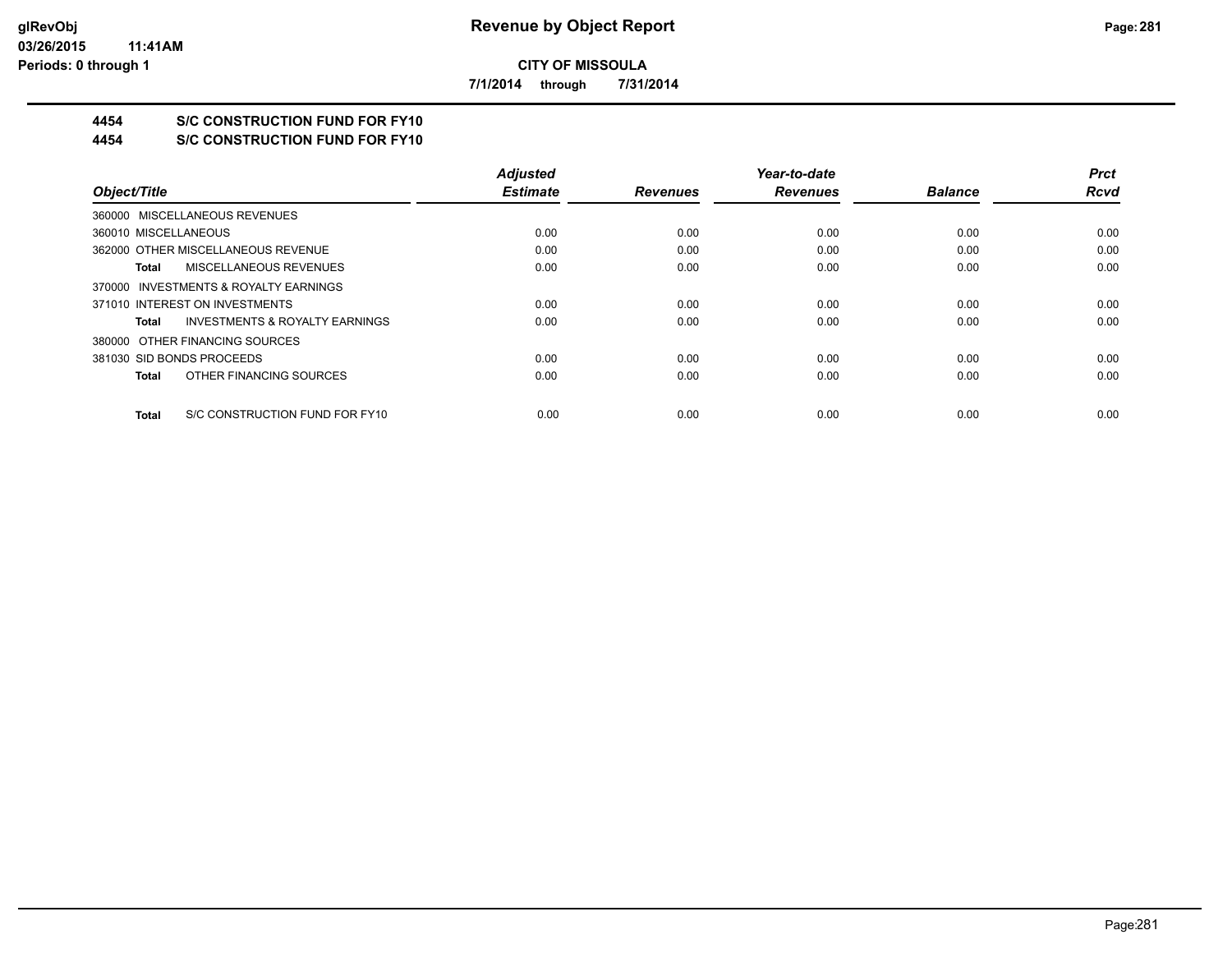**CITY OF MISSOULA**

**7/1/2014 through 7/31/2014**

## 4454 S/C CONSTRUCTION FUND FOR FY10

## 4454 S/C CONSTRUCTION FUND FOR FY10

| Object/Title | Adjusted Estimate | Revenues | Year-to-date Revenues | Balance | Prct Rcvd |
|---|---|---|---|---|---|
| 360000 MISCELLANEOUS REVENUES | | | | | |
| 360010 MISCELLANEOUS | 0.00 | 0.00 | 0.00 | 0.00 | 0.00 |
| 362000 OTHER MISCELLANEOUS REVENUE | 0.00 | 0.00 | 0.00 | 0.00 | 0.00 |
| **Total** MISCELLANEOUS REVENUES | 0.00 | 0.00 | 0.00 | 0.00 | 0.00 |
| 370000 INVESTMENTS & ROYALTY EARNINGS | | | | | |
| 371010 INTEREST ON INVESTMENTS | 0.00 | 0.00 | 0.00 | 0.00 | 0.00 |
| **Total** INVESTMENTS & ROYALTY EARNINGS | 0.00 | 0.00 | 0.00 | 0.00 | 0.00 |
| 380000 OTHER FINANCING SOURCES | | | | | |
| 381030 SID BONDS PROCEEDS | 0.00 | 0.00 | 0.00 | 0.00 | 0.00 |
| **Total** OTHER FINANCING SOURCES | 0.00 | 0.00 | 0.00 | 0.00 | 0.00 |
| **Total** S/C CONSTRUCTION FUND FOR FY10 | 0.00 | 0.00 | 0.00 | 0.00 | 0.00 |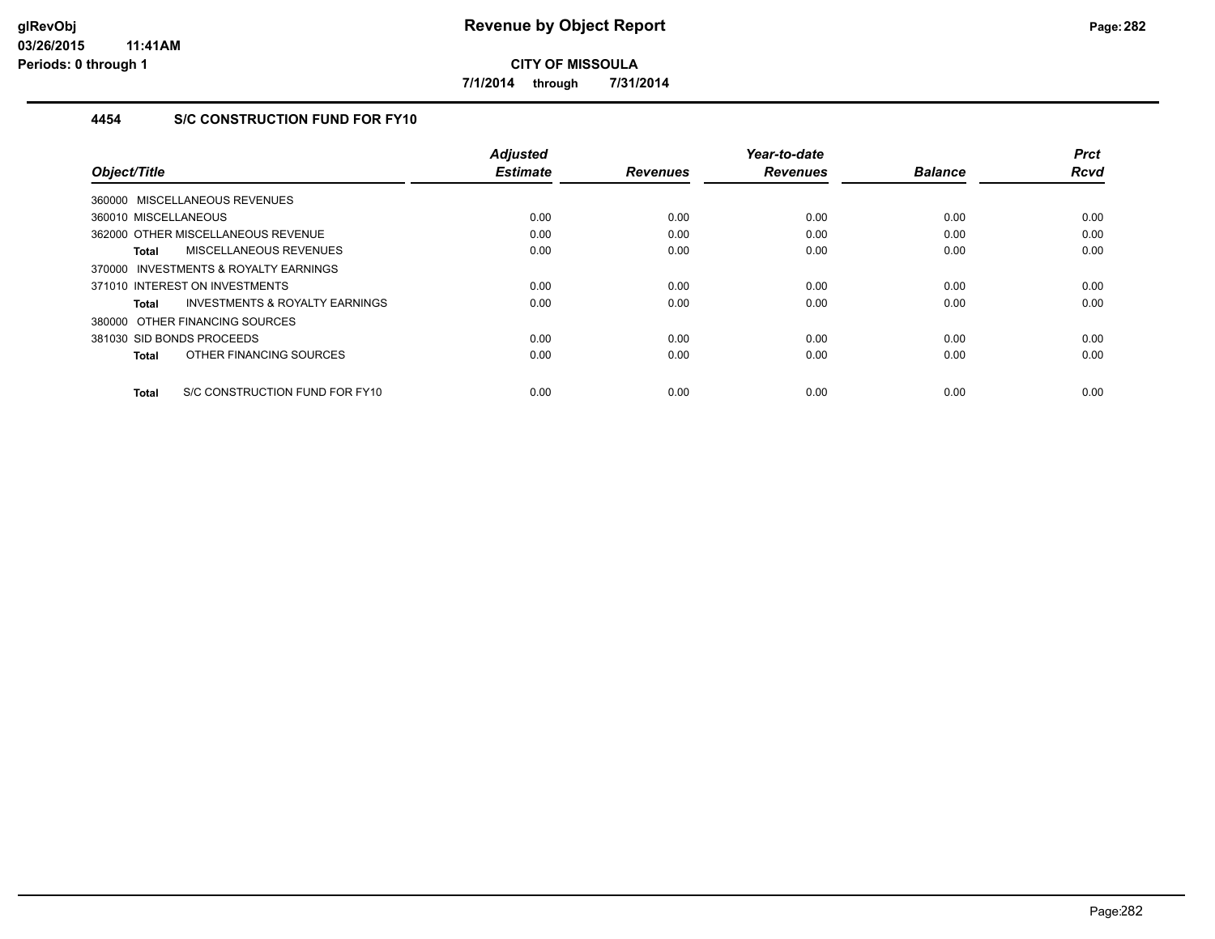**CITY OF MISSOULA**

**7/1/2014 through 7/31/2014**

### 4454 S/C CONSTRUCTION FUND FOR FY10

| Object/Title | Adjusted Estimate | Revenues | Year-to-date Revenues | Balance | Prct Rcvd |
|---|---|---|---|---|---|
| 360000 MISCELLANEOUS REVENUES | | | | | |
| 360010 MISCELLANEOUS | 0.00 | 0.00 | 0.00 | 0.00 | 0.00 |
| 362000 OTHER MISCELLANEOUS REVENUE | 0.00 | 0.00 | 0.00 | 0.00 | 0.00 |
| **Total** MISCELLANEOUS REVENUES | 0.00 | 0.00 | 0.00 | 0.00 | 0.00 |
| 370000 INVESTMENTS & ROYALTY EARNINGS | | | | | |
| 371010 INTEREST ON INVESTMENTS | 0.00 | 0.00 | 0.00 | 0.00 | 0.00 |
| **Total** INVESTMENTS & ROYALTY EARNINGS | 0.00 | 0.00 | 0.00 | 0.00 | 0.00 |
| 380000 OTHER FINANCING SOURCES | | | | | |
| 381030 SID BONDS PROCEEDS | 0.00 | 0.00 | 0.00 | 0.00 | 0.00 |
| **Total** OTHER FINANCING SOURCES | 0.00 | 0.00 | 0.00 | 0.00 | 0.00 |
| **Total** S/C CONSTRUCTION FUND FOR FY10 | 0.00 | 0.00 | 0.00 | 0.00 | 0.00 |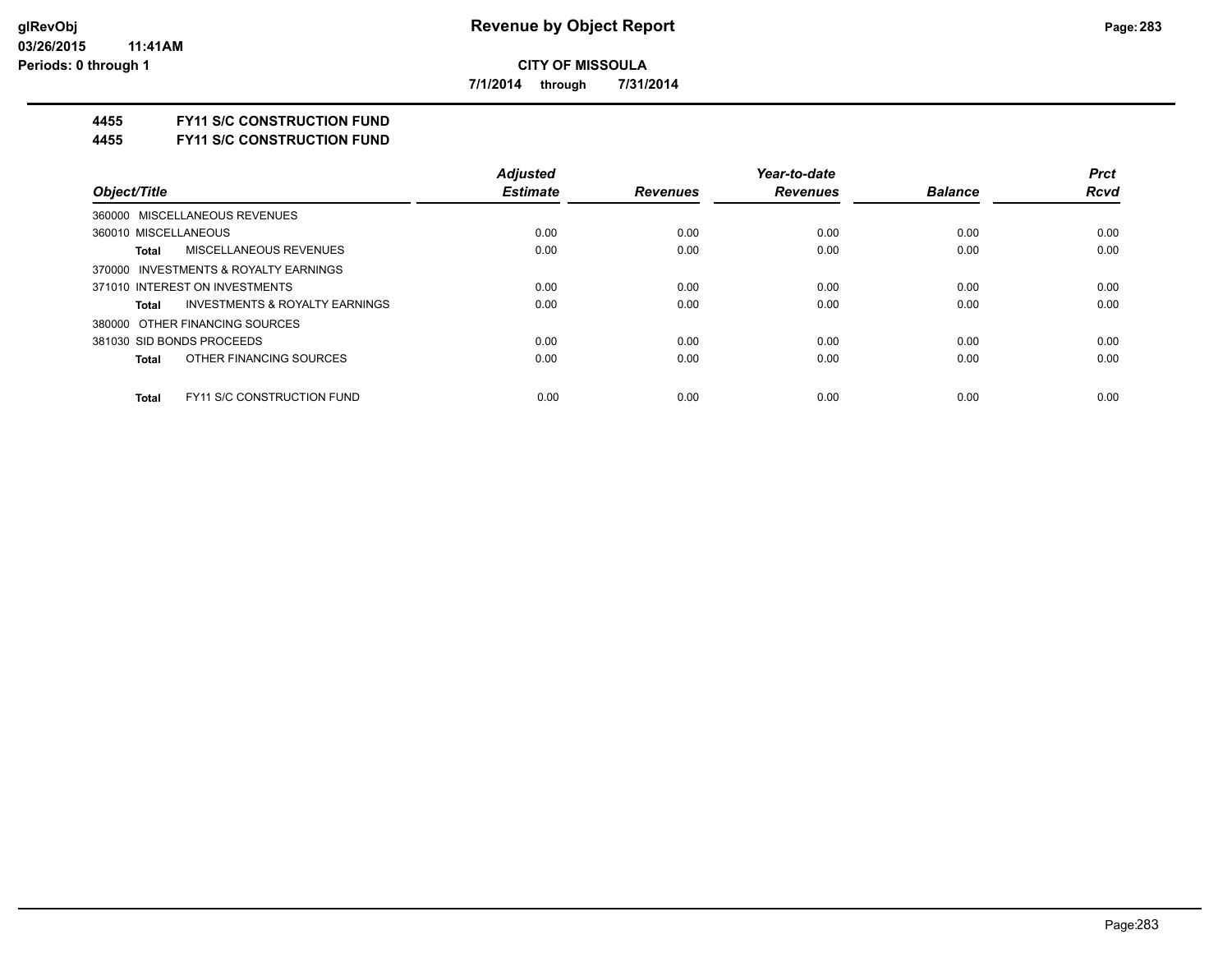**CITY OF MISSOULA**

**7/1/2014 through 7/31/2014**

**4455 FY11 S/C CONSTRUCTION FUND**

**4455 FY11 S/C CONSTRUCTION FUND**

| Object/Title | | Adjusted Estimate | Revenues | Year-to-date Revenues | Balance | Prct Rcvd |
|---|---|---|---|---|---|---|
| 360000 MISCELLANEOUS REVENUES | | | | | | |
| 360010 MISCELLANEOUS | | 0.00 | 0.00 | 0.00 | 0.00 | 0.00 |
| **Total** | MISCELLANEOUS REVENUES | 0.00 | 0.00 | 0.00 | 0.00 | 0.00 |
| 370000 INVESTMENTS & ROYALTY EARNINGS | | | | | | |
| 371010 INTEREST ON INVESTMENTS | | 0.00 | 0.00 | 0.00 | 0.00 | 0.00 |
| **Total** | INVESTMENTS & ROYALTY EARNINGS | 0.00 | 0.00 | 0.00 | 0.00 | 0.00 |
| 380000 OTHER FINANCING SOURCES | | | | | | |
| 381030 SID BONDS PROCEEDS | | 0.00 | 0.00 | 0.00 | 0.00 | 0.00 |
| **Total** | OTHER FINANCING SOURCES | 0.00 | 0.00 | 0.00 | 0.00 | 0.00 |
| **Total** | FY11 S/C CONSTRUCTION FUND | 0.00 | 0.00 | 0.00 | 0.00 | 0.00 |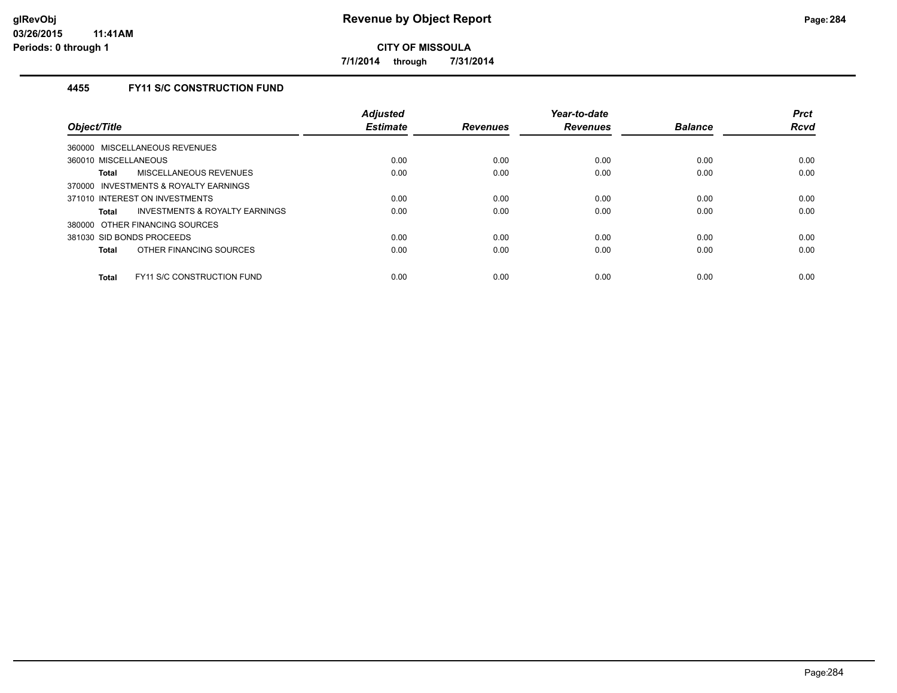# Revenue by Object Report

**CITY OF MISSOULA**

**7/1/2014 through 7/31/2014**

### 4455 FY11 S/C CONSTRUCTION FUND

| Object/Title | Adjusted Estimate | Revenues | Year-to-date Revenues | Balance | Prct Rcvd |
|---|---|---|---|---|---|
| 360000 MISCELLANEOUS REVENUES | | | | | |
| 360010 MISCELLANEOUS | 0.00 | 0.00 | 0.00 | 0.00 | 0.00 |
| **Total** MISCELLANEOUS REVENUES | 0.00 | 0.00 | 0.00 | 0.00 | 0.00 |
| 370000 INVESTMENTS & ROYALTY EARNINGS | | | | | |
| 371010 INTEREST ON INVESTMENTS | 0.00 | 0.00 | 0.00 | 0.00 | 0.00 |
| **Total** INVESTMENTS & ROYALTY EARNINGS | 0.00 | 0.00 | 0.00 | 0.00 | 0.00 |
| 380000 OTHER FINANCING SOURCES | | | | | |
| 381030 SID BONDS PROCEEDS | 0.00 | 0.00 | 0.00 | 0.00 | 0.00 |
| **Total** OTHER FINANCING SOURCES | 0.00 | 0.00 | 0.00 | 0.00 | 0.00 |
| **Total** FY11 S/C CONSTRUCTION FUND | 0.00 | 0.00 | 0.00 | 0.00 | 0.00 |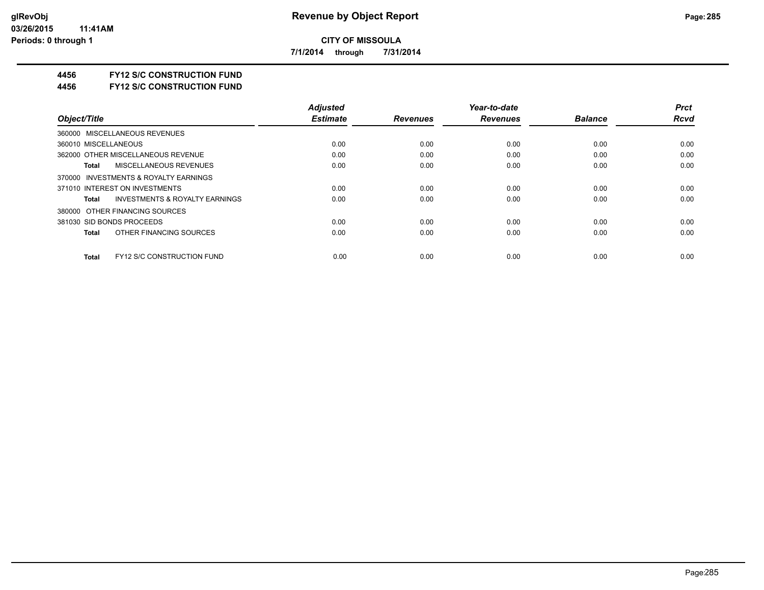**CITY OF MISSOULA**

**7/1/2014 through 7/31/2014**

**4456 FY12 S/C CONSTRUCTION FUND**

**4456 FY12 S/C CONSTRUCTION FUND**

| Object/Title | Adjusted Estimate | Revenues | Year-to-date Revenues | Balance | Prct Rcvd |
|---|---|---|---|---|---|
| 360000 MISCELLANEOUS REVENUES | | | | | |
| 360010 MISCELLANEOUS | 0.00 | 0.00 | 0.00 | 0.00 | 0.00 |
| 362000 OTHER MISCELLANEOUS REVENUE | 0.00 | 0.00 | 0.00 | 0.00 | 0.00 |
| **Total** MISCELLANEOUS REVENUES | 0.00 | 0.00 | 0.00 | 0.00 | 0.00 |
| 370000 INVESTMENTS & ROYALTY EARNINGS | | | | | |
| 371010 INTEREST ON INVESTMENTS | 0.00 | 0.00 | 0.00 | 0.00 | 0.00 |
| **Total** INVESTMENTS & ROYALTY EARNINGS | 0.00 | 0.00 | 0.00 | 0.00 | 0.00 |
| 380000 OTHER FINANCING SOURCES | | | | | |
| 381030 SID BONDS PROCEEDS | 0.00 | 0.00 | 0.00 | 0.00 | 0.00 |
| **Total** OTHER FINANCING SOURCES | 0.00 | 0.00 | 0.00 | 0.00 | 0.00 |
| **Total** FY12 S/C CONSTRUCTION FUND | 0.00 | 0.00 | 0.00 | 0.00 | 0.00 |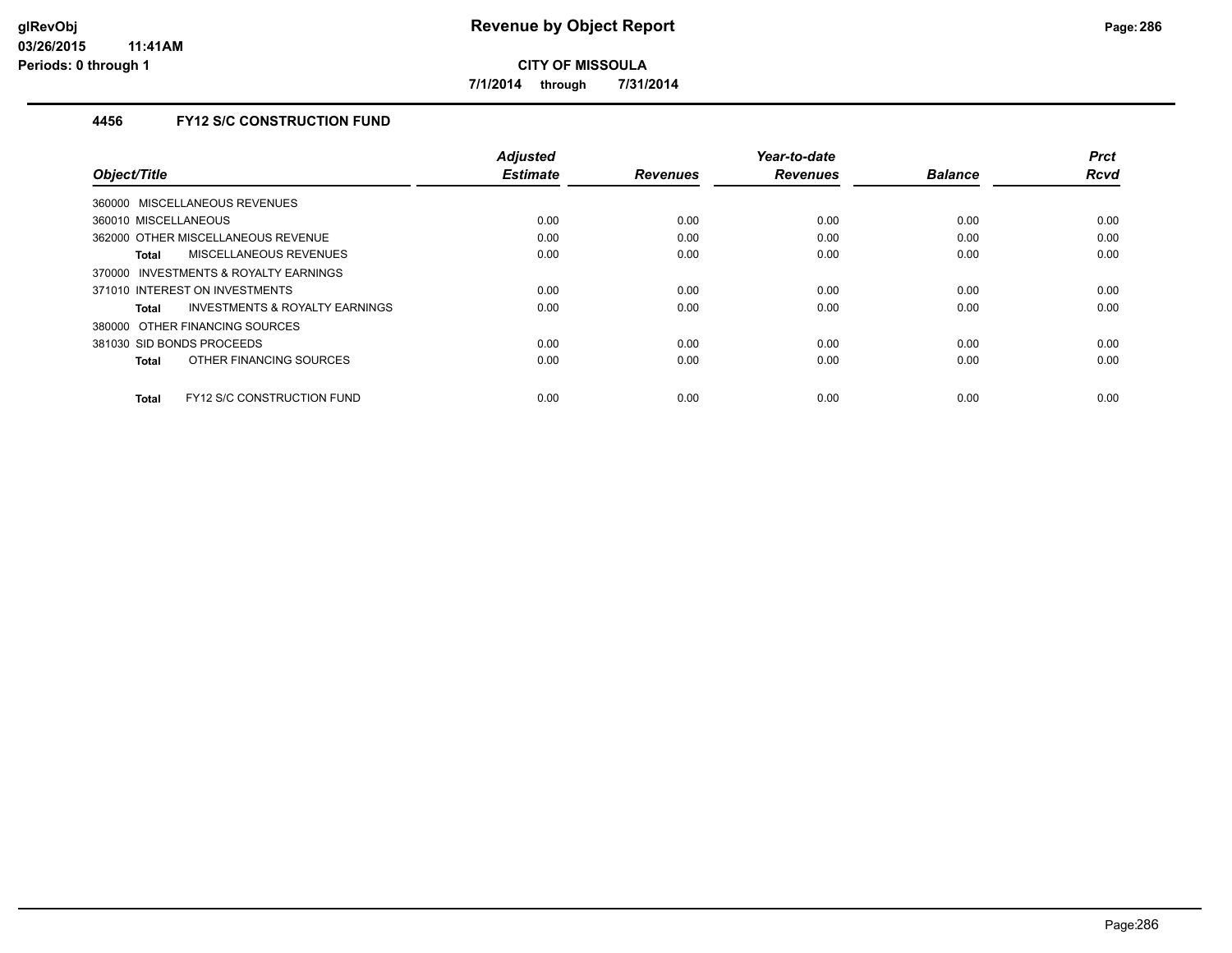# Revenue by Object Report

glRevObj
03/26/2015 11:41AM
Periods: 0 through 1

**CITY OF MISSOULA**

**7/1/2014 through 7/31/2014**

## 4456 FY12 S/C CONSTRUCTION FUND

| Object/Title | Adjusted Estimate | Revenues | Year-to-date Revenues | Balance | Prct Rcvd |
|---|---|---|---|---|---|
| 360000 MISCELLANEOUS REVENUES | | | | | |
| 360010 MISCELLANEOUS | 0.00 | 0.00 | 0.00 | 0.00 | 0.00 |
| 362000 OTHER MISCELLANEOUS REVENUE | 0.00 | 0.00 | 0.00 | 0.00 | 0.00 |
| **Total** MISCELLANEOUS REVENUES | 0.00 | 0.00 | 0.00 | 0.00 | 0.00 |
| 370000 INVESTMENTS & ROYALTY EARNINGS | | | | | |
| 371010 INTEREST ON INVESTMENTS | 0.00 | 0.00 | 0.00 | 0.00 | 0.00 |
| **Total** INVESTMENTS & ROYALTY EARNINGS | 0.00 | 0.00 | 0.00 | 0.00 | 0.00 |
| 380000 OTHER FINANCING SOURCES | | | | | |
| 381030 SID BONDS PROCEEDS | 0.00 | 0.00 | 0.00 | 0.00 | 0.00 |
| **Total** OTHER FINANCING SOURCES | 0.00 | 0.00 | 0.00 | 0.00 | 0.00 |
| **Total** FY12 S/C CONSTRUCTION FUND | 0.00 | 0.00 | 0.00 | 0.00 | 0.00 |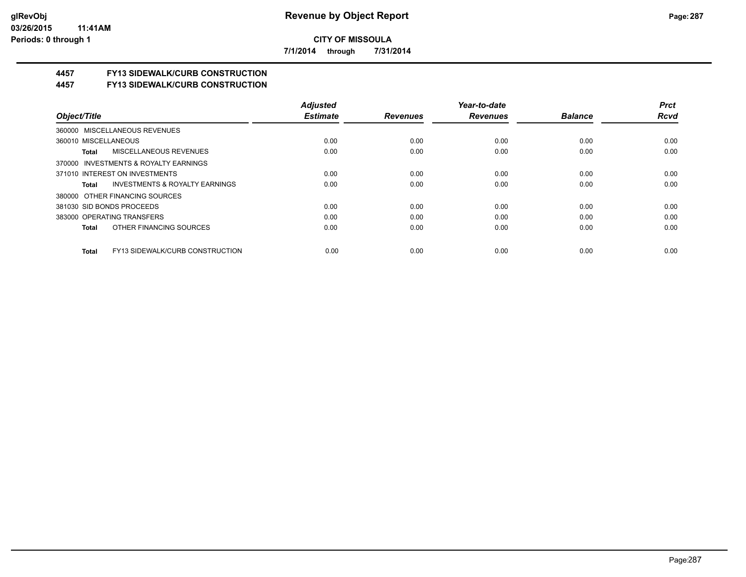**CITY OF MISSOULA**

**7/1/2014 through 7/31/2014**

## 4457 FY13 SIDEWALK/CURB CONSTRUCTION
## 4457 FY13 SIDEWALK/CURB CONSTRUCTION

| Object/Title | Adjusted Estimate | Revenues | Year-to-date Revenues | Balance | Prct Rcvd |
|---|---|---|---|---|---|
| 360000 MISCELLANEOUS REVENUES | | | | | |
| 360010 MISCELLANEOUS | 0.00 | 0.00 | 0.00 | 0.00 | 0.00 |
| **Total** MISCELLANEOUS REVENUES | 0.00 | 0.00 | 0.00 | 0.00 | 0.00 |
| 370000 INVESTMENTS & ROYALTY EARNINGS | | | | | |
| 371010 INTEREST ON INVESTMENTS | 0.00 | 0.00 | 0.00 | 0.00 | 0.00 |
| **Total** INVESTMENTS & ROYALTY EARNINGS | 0.00 | 0.00 | 0.00 | 0.00 | 0.00 |
| 380000 OTHER FINANCING SOURCES | | | | | |
| 381030 SID BONDS PROCEEDS | 0.00 | 0.00 | 0.00 | 0.00 | 0.00 |
| 383000 OPERATING TRANSFERS | 0.00 | 0.00 | 0.00 | 0.00 | 0.00 |
| **Total** OTHER FINANCING SOURCES | 0.00 | 0.00 | 0.00 | 0.00 | 0.00 |
| **Total** FY13 SIDEWALK/CURB CONSTRUCTION | 0.00 | 0.00 | 0.00 | 0.00 | 0.00 |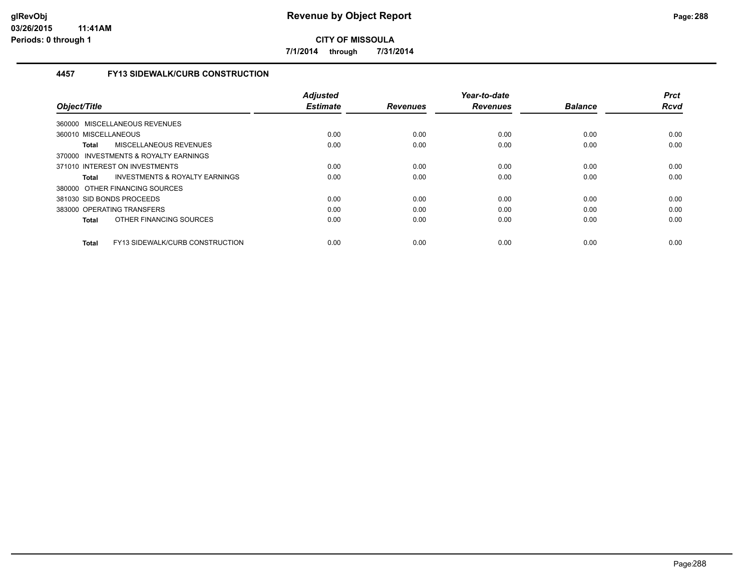**CITY OF MISSOULA**

**7/1/2014 through 7/31/2014**

### 4457 FY13 SIDEWALK/CURB CONSTRUCTION

| Object/Title | Adjusted Estimate | Revenues | Year-to-date Revenues | Balance | Prct Rcvd |
|---|---|---|---|---|---|
| 360000 MISCELLANEOUS REVENUES | | | | | |
| 360010 MISCELLANEOUS | 0.00 | 0.00 | 0.00 | 0.00 | 0.00 |
| **Total** MISCELLANEOUS REVENUES | 0.00 | 0.00 | 0.00 | 0.00 | 0.00 |
| 370000 INVESTMENTS & ROYALTY EARNINGS | | | | | |
| 371010 INTEREST ON INVESTMENTS | 0.00 | 0.00 | 0.00 | 0.00 | 0.00 |
| **Total** INVESTMENTS & ROYALTY EARNINGS | 0.00 | 0.00 | 0.00 | 0.00 | 0.00 |
| 380000 OTHER FINANCING SOURCES | | | | | |
| 381030 SID BONDS PROCEEDS | 0.00 | 0.00 | 0.00 | 0.00 | 0.00 |
| 383000 OPERATING TRANSFERS | 0.00 | 0.00 | 0.00 | 0.00 | 0.00 |
| **Total** OTHER FINANCING SOURCES | 0.00 | 0.00 | 0.00 | 0.00 | 0.00 |
| **Total** FY13 SIDEWALK/CURB CONSTRUCTION | 0.00 | 0.00 | 0.00 | 0.00 | 0.00 |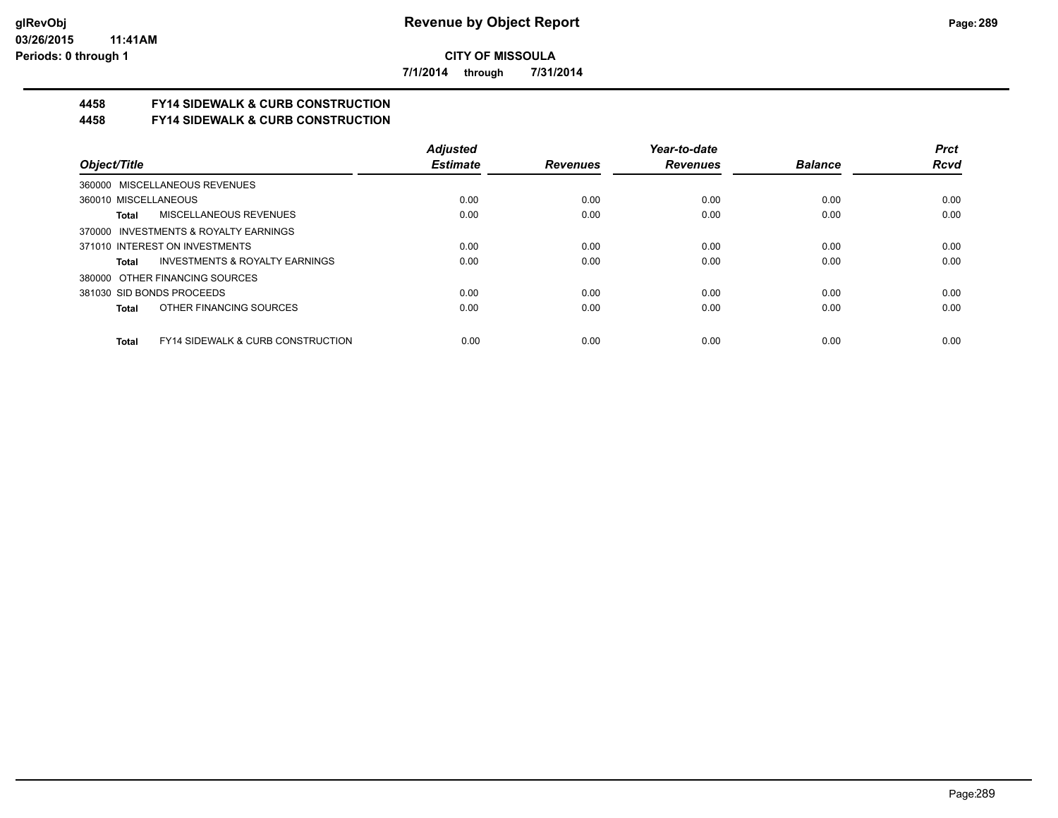**CITY OF MISSOULA**

**7/1/2014 through 7/31/2014**

## 4458 FY14 SIDEWALK & CURB CONSTRUCTION
## 4458 FY14 SIDEWALK & CURB CONSTRUCTION

| Object/Title | | Adjusted Estimate | Revenues | Year-to-date Revenues | Balance | Prct Rcvd |
|---|---|---|---|---|---|---|
| 360000 MISCELLANEOUS REVENUES | | | | | | |
| 360010 MISCELLANEOUS | | 0.00 | 0.00 | 0.00 | 0.00 | 0.00 |
| Total | MISCELLANEOUS REVENUES | 0.00 | 0.00 | 0.00 | 0.00 | 0.00 |
| 370000 INVESTMENTS & ROYALTY EARNINGS | | | | | | |
| 371010 INTEREST ON INVESTMENTS | | 0.00 | 0.00 | 0.00 | 0.00 | 0.00 |
| Total | INVESTMENTS & ROYALTY EARNINGS | 0.00 | 0.00 | 0.00 | 0.00 | 0.00 |
| 380000 OTHER FINANCING SOURCES | | | | | | |
| 381030 SID BONDS PROCEEDS | | 0.00 | 0.00 | 0.00 | 0.00 | 0.00 |
| Total | OTHER FINANCING SOURCES | 0.00 | 0.00 | 0.00 | 0.00 | 0.00 |
| Total | FY14 SIDEWALK & CURB CONSTRUCTION | 0.00 | 0.00 | 0.00 | 0.00 | 0.00 |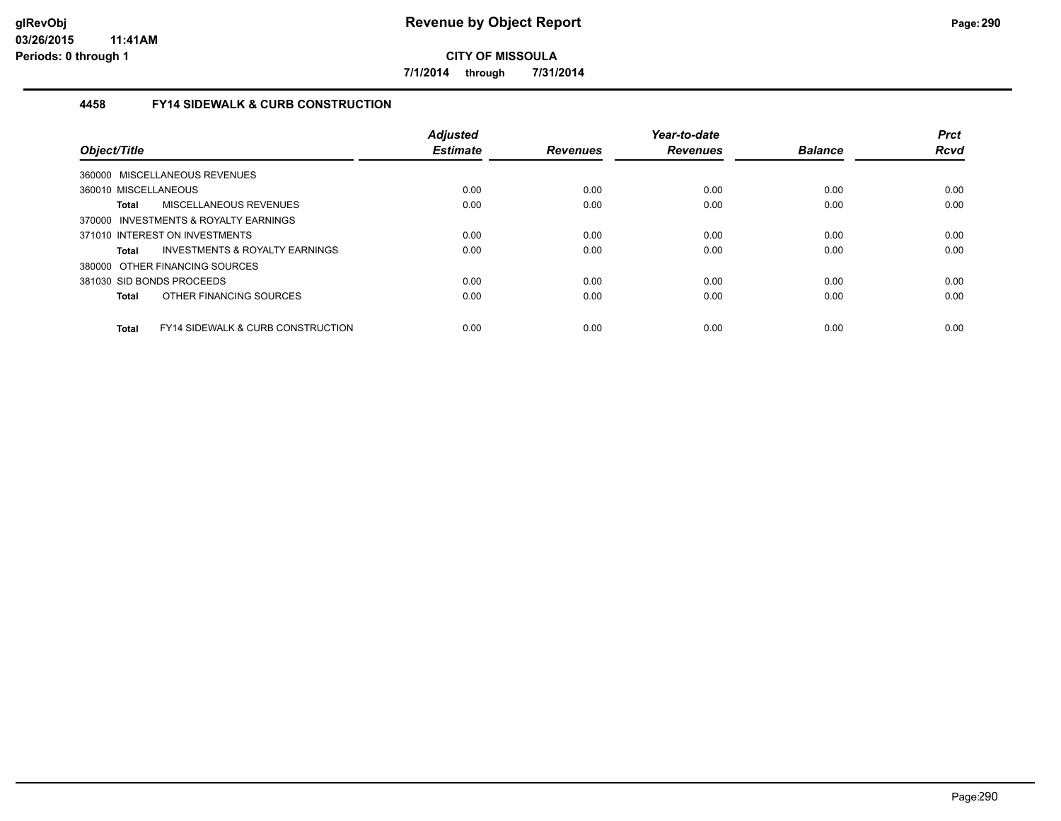# Revenue by Object Report

**CITY OF MISSOULA**

**7/1/2014 through 7/31/2014**

## 4458 FY14 SIDEWALK & CURB CONSTRUCTION

| Object/Title | Adjusted Estimate | Revenues | Year-to-date Revenues | Balance | Prct Rcvd |
|---|---|---|---|---|---|
| 360000 MISCELLANEOUS REVENUES | | | | | |
| 360010 MISCELLANEOUS | 0.00 | 0.00 | 0.00 | 0.00 | 0.00 |
| **Total** MISCELLANEOUS REVENUES | 0.00 | 0.00 | 0.00 | 0.00 | 0.00 |
| 370000 INVESTMENTS & ROYALTY EARNINGS | | | | | |
| 371010 INTEREST ON INVESTMENTS | 0.00 | 0.00 | 0.00 | 0.00 | 0.00 |
| **Total** INVESTMENTS & ROYALTY EARNINGS | 0.00 | 0.00 | 0.00 | 0.00 | 0.00 |
| 380000 OTHER FINANCING SOURCES | | | | | |
| 381030 SID BONDS PROCEEDS | 0.00 | 0.00 | 0.00 | 0.00 | 0.00 |
| **Total** OTHER FINANCING SOURCES | 0.00 | 0.00 | 0.00 | 0.00 | 0.00 |
| **Total** FY14 SIDEWALK & CURB CONSTRUCTION | 0.00 | 0.00 | 0.00 | 0.00 | 0.00 |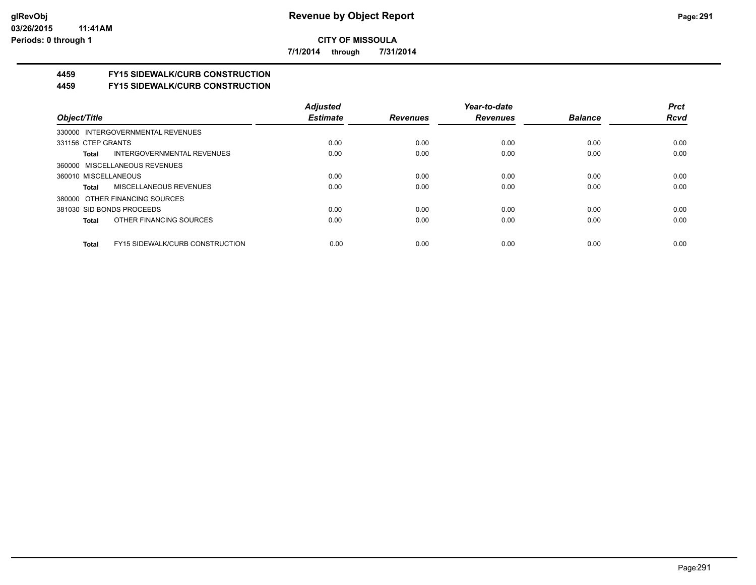# Revenue by Object Report

**CITY OF MISSOULA**

**7/1/2014 through 7/31/2014**

glRevObj
03/26/2015 11:41AM
Periods: 0 through 1

## 4459 FY15 SIDEWALK/CURB CONSTRUCTION
## 4459 FY15 SIDEWALK/CURB CONSTRUCTION

| Object/Title | Adjusted Estimate | Revenues | Year-to-date Revenues | Balance | Prct Rcvd |
|---|---|---|---|---|---|
| 330000 INTERGOVERNMENTAL REVENUES | | | | | |
| 331156 CTEP GRANTS | 0.00 | 0.00 | 0.00 | 0.00 | 0.00 |
| **Total** INTERGOVERNMENTAL REVENUES | 0.00 | 0.00 | 0.00 | 0.00 | 0.00 |
| 360000 MISCELLANEOUS REVENUES | | | | | |
| 360010 MISCELLANEOUS | 0.00 | 0.00 | 0.00 | 0.00 | 0.00 |
| **Total** MISCELLANEOUS REVENUES | 0.00 | 0.00 | 0.00 | 0.00 | 0.00 |
| 380000 OTHER FINANCING SOURCES | | | | | |
| 381030 SID BONDS PROCEEDS | 0.00 | 0.00 | 0.00 | 0.00 | 0.00 |
| **Total** OTHER FINANCING SOURCES | 0.00 | 0.00 | 0.00 | 0.00 | 0.00 |
| **Total** FY15 SIDEWALK/CURB CONSTRUCTION | 0.00 | 0.00 | 0.00 | 0.00 | 0.00 |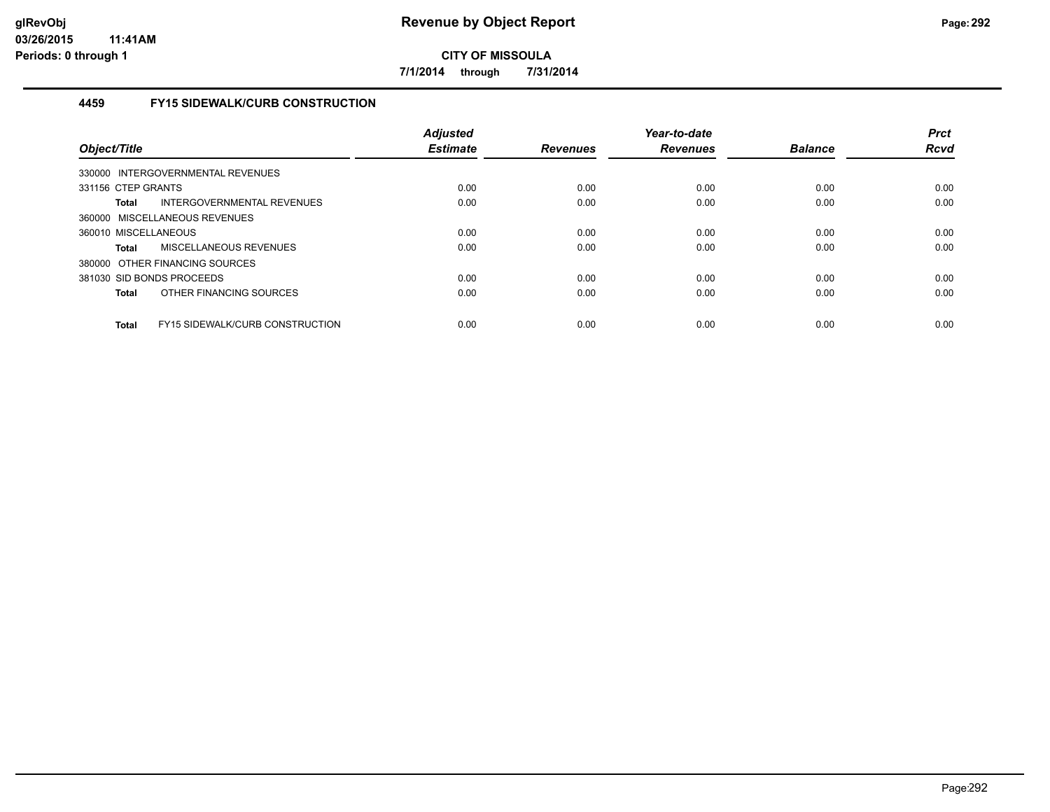**CITY OF MISSOULA**

**7/1/2014 through 7/31/2014**

### 4459 FY15 SIDEWALK/CURB CONSTRUCTION

| Object/Title | Adjusted Estimate | Revenues | Year-to-date Revenues | Balance | Prct Rcvd |
|---|---|---|---|---|---|
| 330000 INTERGOVERNMENTAL REVENUES | | | | | |
| 331156 CTEP GRANTS | 0.00 | 0.00 | 0.00 | 0.00 | 0.00 |
| **Total** INTERGOVERNMENTAL REVENUES | 0.00 | 0.00 | 0.00 | 0.00 | 0.00 |
| 360000 MISCELLANEOUS REVENUES | | | | | |
| 360010 MISCELLANEOUS | 0.00 | 0.00 | 0.00 | 0.00 | 0.00 |
| **Total** MISCELLANEOUS REVENUES | 0.00 | 0.00 | 0.00 | 0.00 | 0.00 |
| 380000 OTHER FINANCING SOURCES | | | | | |
| 381030 SID BONDS PROCEEDS | 0.00 | 0.00 | 0.00 | 0.00 | 0.00 |
| **Total** OTHER FINANCING SOURCES | 0.00 | 0.00 | 0.00 | 0.00 | 0.00 |
| **Total** FY15 SIDEWALK/CURB CONSTRUCTION | 0.00 | 0.00 | 0.00 | 0.00 | 0.00 |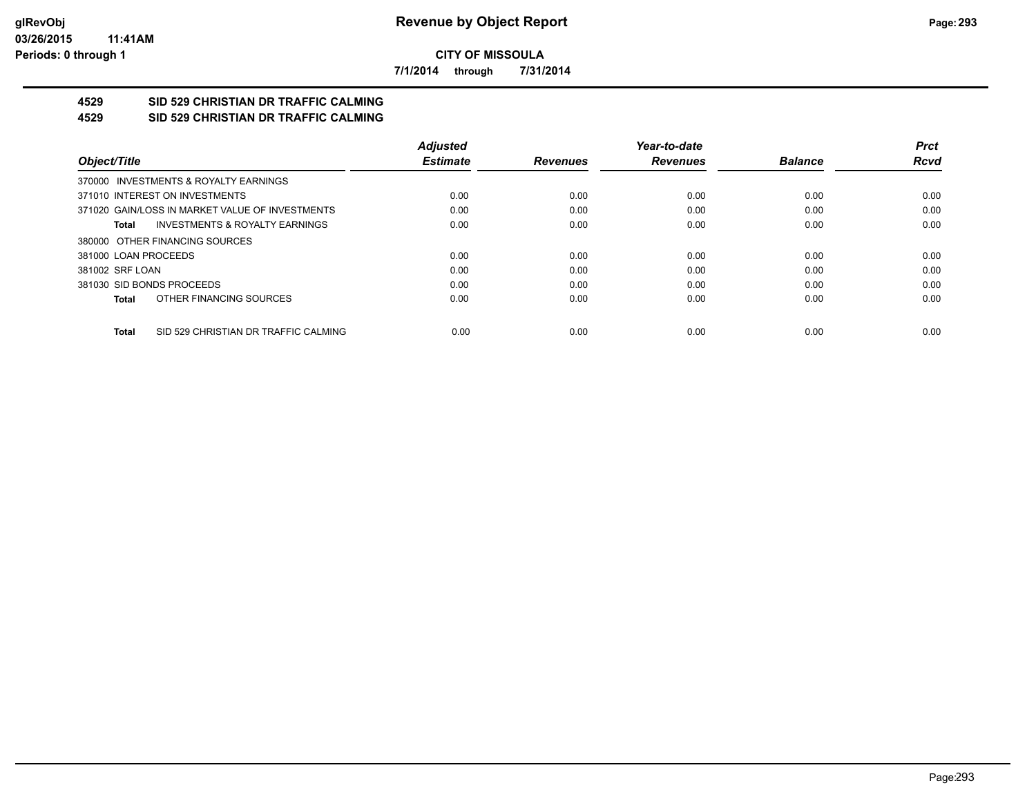**CITY OF MISSOULA**

**7/1/2014 through 7/31/2014**

## 4529 SID 529 CHRISTIAN DR TRAFFIC CALMING
## 4529 SID 529 CHRISTIAN DR TRAFFIC CALMING

| Object/Title | Adjusted Estimate | Revenues | Year-to-date Revenues | Balance | Prct Rcvd |
|---|---|---|---|---|---|
| 370000 INVESTMENTS & ROYALTY EARNINGS | | | | | |
| 371010 INTEREST ON INVESTMENTS | 0.00 | 0.00 | 0.00 | 0.00 | 0.00 |
| 371020 GAIN/LOSS IN MARKET VALUE OF INVESTMENTS | 0.00 | 0.00 | 0.00 | 0.00 | 0.00 |
| **Total** INVESTMENTS & ROYALTY EARNINGS | 0.00 | 0.00 | 0.00 | 0.00 | 0.00 |
| 380000 OTHER FINANCING SOURCES | | | | | |
| 381000 LOAN PROCEEDS | 0.00 | 0.00 | 0.00 | 0.00 | 0.00 |
| 381002 SRF LOAN | 0.00 | 0.00 | 0.00 | 0.00 | 0.00 |
| 381030 SID BONDS PROCEEDS | 0.00 | 0.00 | 0.00 | 0.00 | 0.00 |
| **Total** OTHER FINANCING SOURCES | 0.00 | 0.00 | 0.00 | 0.00 | 0.00 |
| **Total** SID 529 CHRISTIAN DR TRAFFIC CALMING | 0.00 | 0.00 | 0.00 | 0.00 | 0.00 |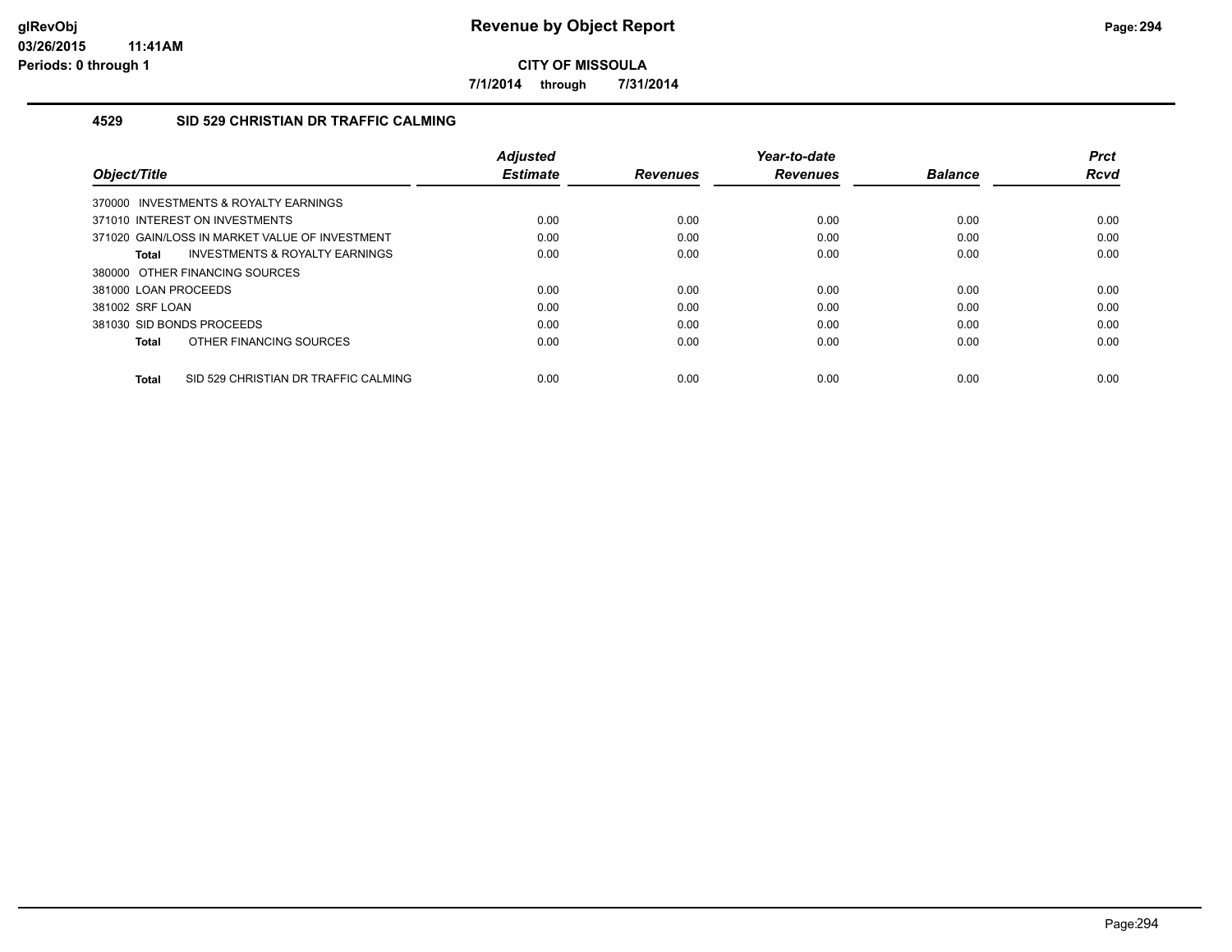# Revenue by Object Report

**CITY OF MISSOULA**

**7/1/2014 through 7/31/2014**

glRevObj
03/26/2015 11:41AM
Periods: 0 through 1

## 4529 SID 529 CHRISTIAN DR TRAFFIC CALMING

| Object/Title | Adjusted Estimate | Revenues | Year-to-date Revenues | Balance | Prct Rcvd |
|---|---|---|---|---|---|
| 370000 INVESTMENTS & ROYALTY EARNINGS | | | | | |
| 371010 INTEREST ON INVESTMENTS | 0.00 | 0.00 | 0.00 | 0.00 | 0.00 |
| 371020 GAIN/LOSS IN MARKET VALUE OF INVESTMENT | 0.00 | 0.00 | 0.00 | 0.00 | 0.00 |
| **Total** INVESTMENTS & ROYALTY EARNINGS | 0.00 | 0.00 | 0.00 | 0.00 | 0.00 |
| 380000 OTHER FINANCING SOURCES | | | | | |
| 381000 LOAN PROCEEDS | 0.00 | 0.00 | 0.00 | 0.00 | 0.00 |
| 381002 SRF LOAN | 0.00 | 0.00 | 0.00 | 0.00 | 0.00 |
| 381030 SID BONDS PROCEEDS | 0.00 | 0.00 | 0.00 | 0.00 | 0.00 |
| **Total** OTHER FINANCING SOURCES | 0.00 | 0.00 | 0.00 | 0.00 | 0.00 |
| **Total** SID 529 CHRISTIAN DR TRAFFIC CALMING | 0.00 | 0.00 | 0.00 | 0.00 | 0.00 |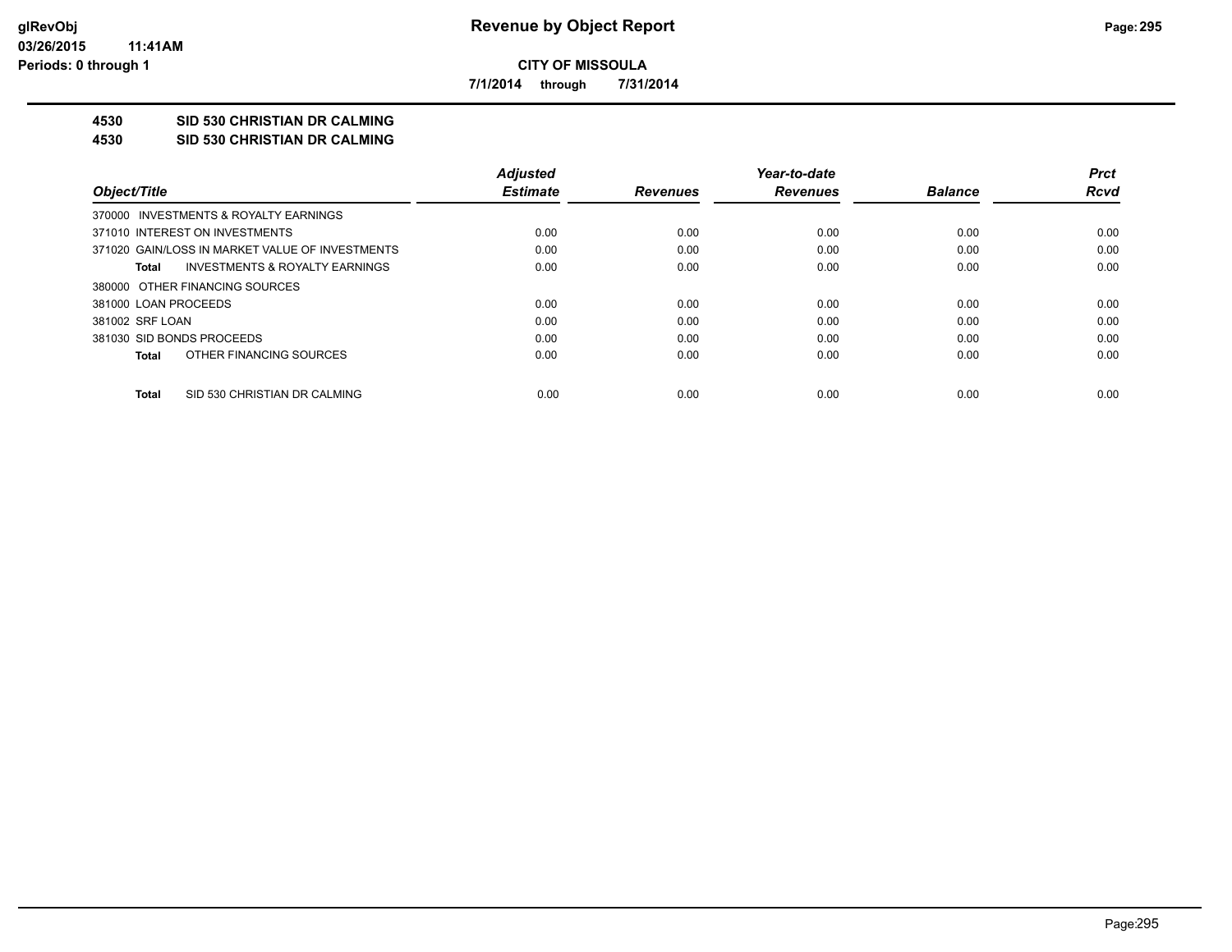**CITY OF MISSOULA**

**7/1/2014 through 7/31/2014**

**4530 SID 530 CHRISTIAN DR CALMING**

**4530 SID 530 CHRISTIAN DR CALMING**

| Object/Title | Adjusted Estimate | Revenues | Year-to-date Revenues | Balance | Prct Rcvd |
|---|---|---|---|---|---|
| 370000 INVESTMENTS & ROYALTY EARNINGS | | | | | |
| 371010 INTEREST ON INVESTMENTS | 0.00 | 0.00 | 0.00 | 0.00 | 0.00 |
| 371020 GAIN/LOSS IN MARKET VALUE OF INVESTMENTS | 0.00 | 0.00 | 0.00 | 0.00 | 0.00 |
| **Total** INVESTMENTS & ROYALTY EARNINGS | 0.00 | 0.00 | 0.00 | 0.00 | 0.00 |
| 380000 OTHER FINANCING SOURCES | | | | | |
| 381000 LOAN PROCEEDS | 0.00 | 0.00 | 0.00 | 0.00 | 0.00 |
| 381002 SRF LOAN | 0.00 | 0.00 | 0.00 | 0.00 | 0.00 |
| 381030 SID BONDS PROCEEDS | 0.00 | 0.00 | 0.00 | 0.00 | 0.00 |
| **Total** OTHER FINANCING SOURCES | 0.00 | 0.00 | 0.00 | 0.00 | 0.00 |
| **Total** SID 530 CHRISTIAN DR CALMING | 0.00 | 0.00 | 0.00 | 0.00 | 0.00 |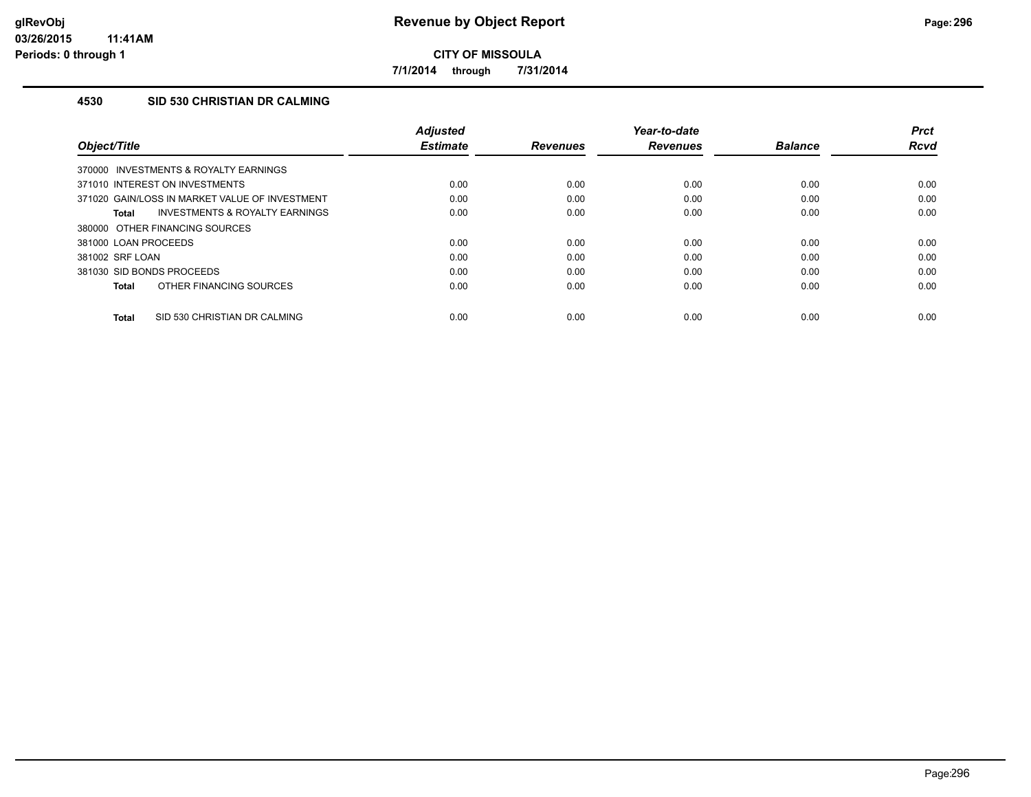glRevObj
03/26/2015 11:41AM
Periods: 0 through 1

# Revenue by Object Report

**CITY OF MISSOULA**

**7/1/2014 through 7/31/2014**

## 4530 SID 530 CHRISTIAN DR CALMING

| Object/Title | Adjusted Estimate | Revenues | Year-to-date Revenues | Balance | Prct Rcvd |
|---|---|---|---|---|---|
| 370000 INVESTMENTS & ROYALTY EARNINGS | | | | | |
| 371010 INTEREST ON INVESTMENTS | 0.00 | 0.00 | 0.00 | 0.00 | 0.00 |
| 371020 GAIN/LOSS IN MARKET VALUE OF INVESTMENT | 0.00 | 0.00 | 0.00 | 0.00 | 0.00 |
| **Total** INVESTMENTS & ROYALTY EARNINGS | 0.00 | 0.00 | 0.00 | 0.00 | 0.00 |
| 380000 OTHER FINANCING SOURCES | | | | | |
| 381000 LOAN PROCEEDS | 0.00 | 0.00 | 0.00 | 0.00 | 0.00 |
| 381002 SRF LOAN | 0.00 | 0.00 | 0.00 | 0.00 | 0.00 |
| 381030 SID BONDS PROCEEDS | 0.00 | 0.00 | 0.00 | 0.00 | 0.00 |
| **Total** OTHER FINANCING SOURCES | 0.00 | 0.00 | 0.00 | 0.00 | 0.00 |
| **Total** SID 530 CHRISTIAN DR CALMING | 0.00 | 0.00 | 0.00 | 0.00 | 0.00 |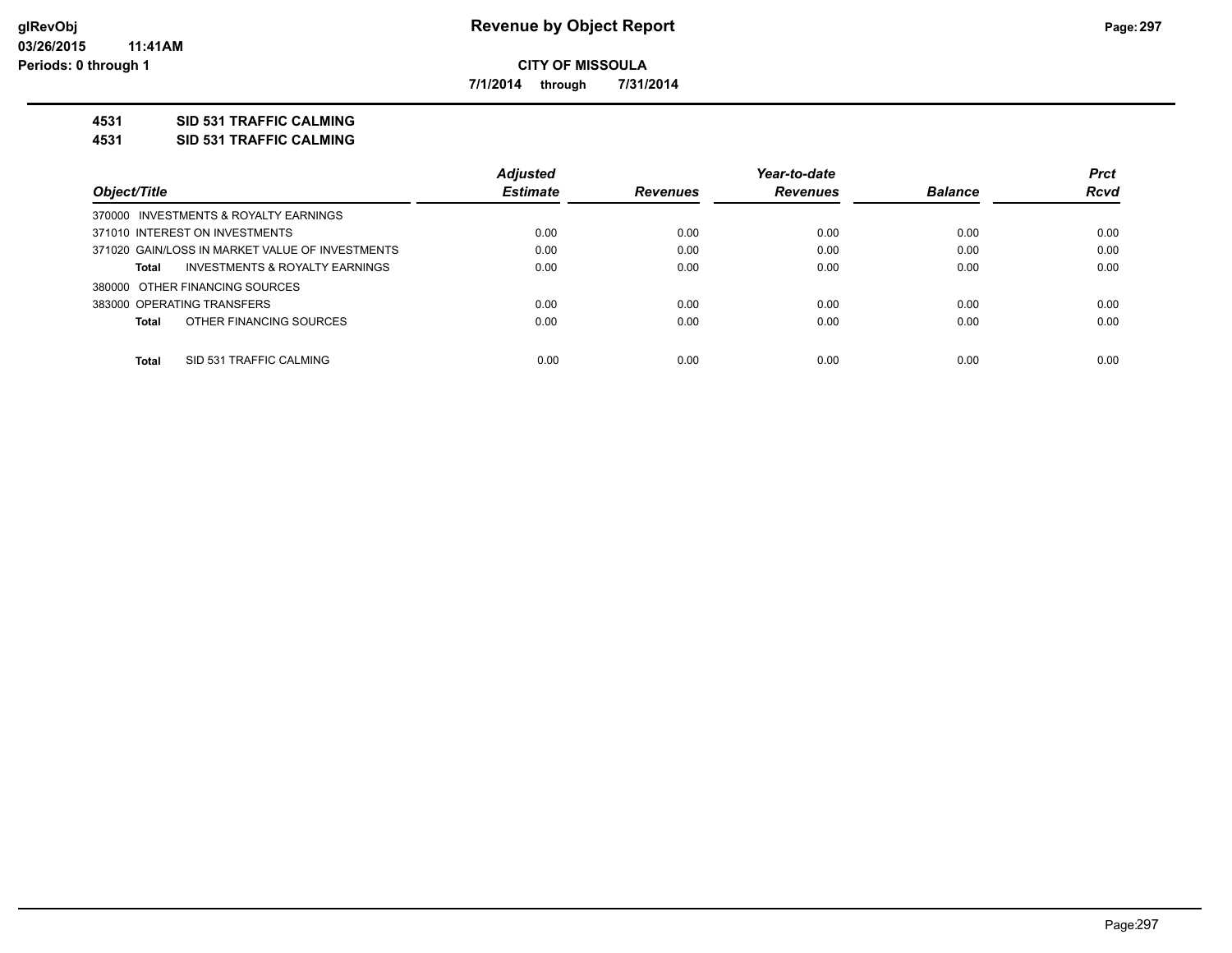**CITY OF MISSOULA**

**7/1/2014 through 7/31/2014**

## 4531 SID 531 TRAFFIC CALMING

## 4531 SID 531 TRAFFIC CALMING

| Object/Title | Adjusted Estimate | Revenues | Year-to-date Revenues | Balance | Prct Rcvd |
|---|---|---|---|---|---|
| 370000 INVESTMENTS & ROYALTY EARNINGS | | | | | |
| 371010 INTEREST ON INVESTMENTS | 0.00 | 0.00 | 0.00 | 0.00 | 0.00 |
| 371020 GAIN/LOSS IN MARKET VALUE OF INVESTMENTS | 0.00 | 0.00 | 0.00 | 0.00 | 0.00 |
| **Total** INVESTMENTS & ROYALTY EARNINGS | 0.00 | 0.00 | 0.00 | 0.00 | 0.00 |
| 380000 OTHER FINANCING SOURCES | | | | | |
| 383000 OPERATING TRANSFERS | 0.00 | 0.00 | 0.00 | 0.00 | 0.00 |
| **Total** OTHER FINANCING SOURCES | 0.00 | 0.00 | 0.00 | 0.00 | 0.00 |
| **Total** SID 531 TRAFFIC CALMING | 0.00 | 0.00 | 0.00 | 0.00 | 0.00 |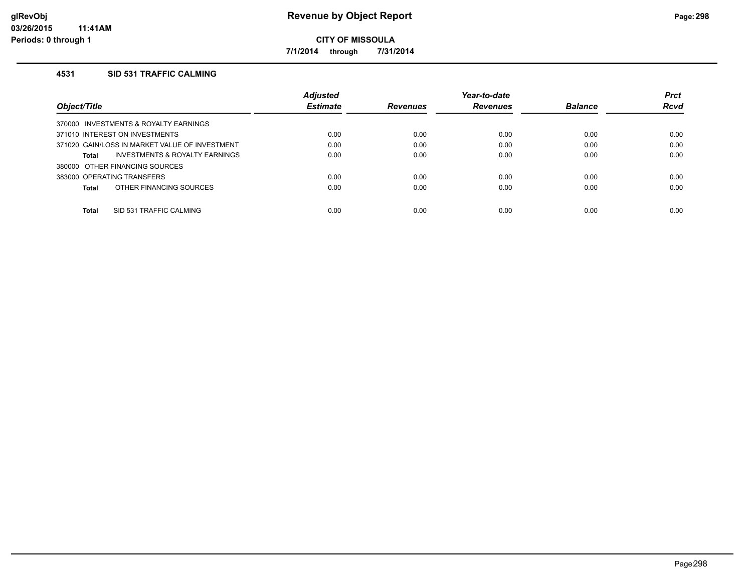**glRevObj**
**03/26/2015 11:41AM**
**Periods: 0 through 1**

# Revenue by Object Report

**CITY OF MISSOULA**

**7/1/2014 through 7/31/2014**

## 4531 SID 531 TRAFFIC CALMING

| *Object/Title* | *Adjusted Estimate* | *Revenues* | *Year-to-date Revenues* | *Balance* | *Prct Rcvd* |
|---|---|---|---|---|---|
| 370000 INVESTMENTS & ROYALTY EARNINGS | | | | | |
| 371010 INTEREST ON INVESTMENTS | 0.00 | 0.00 | 0.00 | 0.00 | 0.00 |
| 371020 GAIN/LOSS IN MARKET VALUE OF INVESTMENT | 0.00 | 0.00 | 0.00 | 0.00 | 0.00 |
| **Total** INVESTMENTS & ROYALTY EARNINGS | 0.00 | 0.00 | 0.00 | 0.00 | 0.00 |
| 380000 OTHER FINANCING SOURCES | | | | | |
| 383000 OPERATING TRANSFERS | 0.00 | 0.00 | 0.00 | 0.00 | 0.00 |
| **Total** OTHER FINANCING SOURCES | 0.00 | 0.00 | 0.00 | 0.00 | 0.00 |
| **Total** SID 531 TRAFFIC CALMING | 0.00 | 0.00 | 0.00 | 0.00 | 0.00 |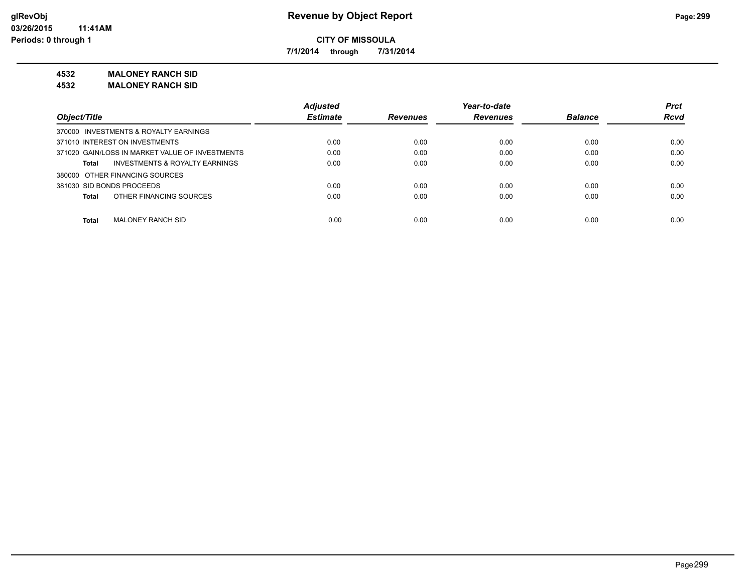**Revenue by Object Report**

**CITY OF MISSOULA**

**7/1/2014 through 7/31/2014**

glRevObj
03/26/2015 11:41AM
Periods: 0 through 1

**4532 MALONEY RANCH SID**

**4532 MALONEY RANCH SID**

| Object/Title | Adjusted Estimate | Revenues | Year-to-date Revenues | Balance | Prct Rcvd |
|---|---|---|---|---|---|
| 370000 INVESTMENTS & ROYALTY EARNINGS | | | | | |
| 371010 INTEREST ON INVESTMENTS | 0.00 | 0.00 | 0.00 | 0.00 | 0.00 |
| 371020 GAIN/LOSS IN MARKET VALUE OF INVESTMENTS | 0.00 | 0.00 | 0.00 | 0.00 | 0.00 |
| **Total** INVESTMENTS & ROYALTY EARNINGS | 0.00 | 0.00 | 0.00 | 0.00 | 0.00 |
| 380000 OTHER FINANCING SOURCES | | | | | |
| 381030 SID BONDS PROCEEDS | 0.00 | 0.00 | 0.00 | 0.00 | 0.00 |
| **Total** OTHER FINANCING SOURCES | 0.00 | 0.00 | 0.00 | 0.00 | 0.00 |
| **Total** MALONEY RANCH SID | 0.00 | 0.00 | 0.00 | 0.00 | 0.00 |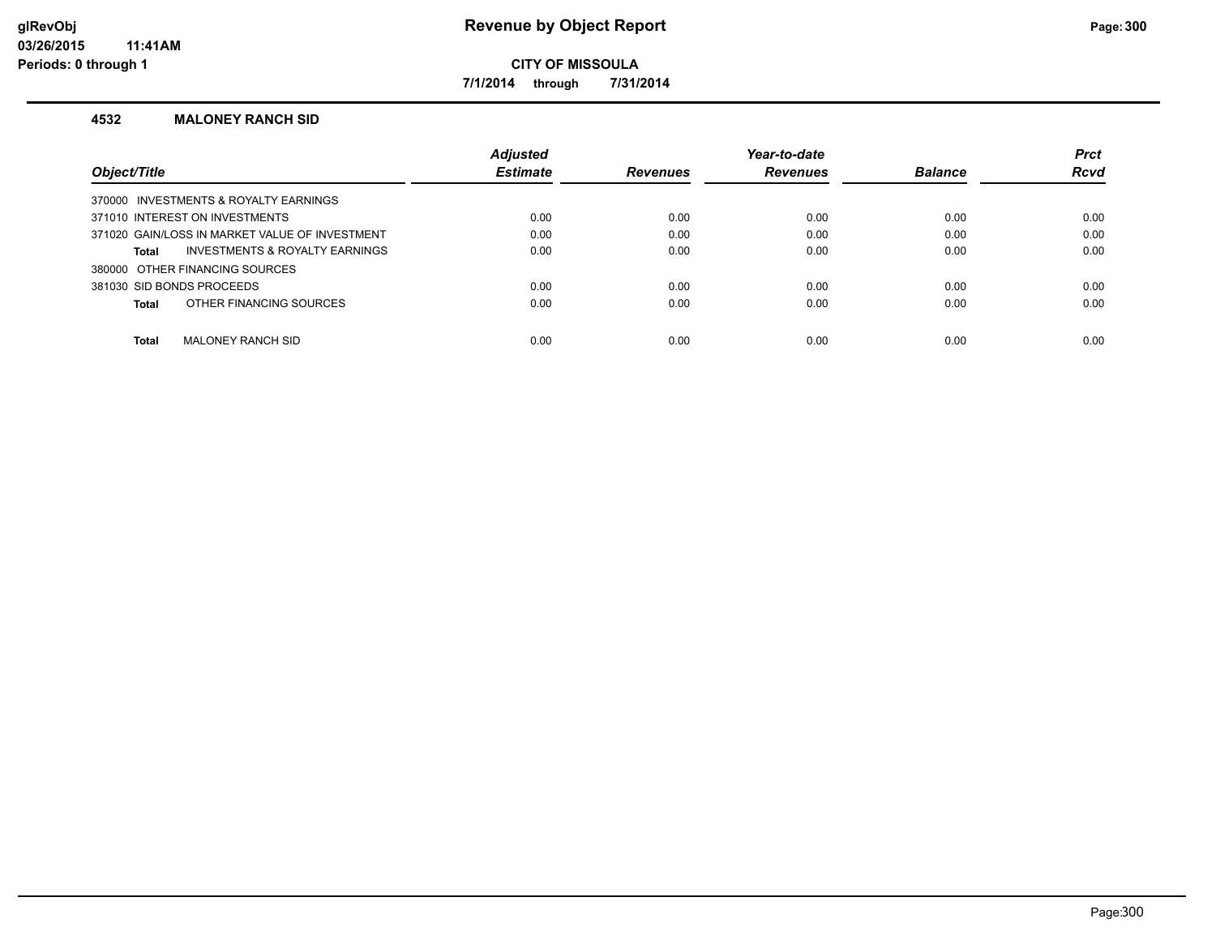# Revenue by Object Report

**CITY OF MISSOULA**

**7/1/2014 through 7/31/2014**

glRevObj
03/26/2015 11:41AM
Periods: 0 through 1

## 4532 MALONEY RANCH SID

| Object/Title | Adjusted Estimate | Revenues | Year-to-date Revenues | Balance | Prct Rcvd |
|---|---|---|---|---|---|
| 370000 INVESTMENTS & ROYALTY EARNINGS | | | | | |
| 371010 INTEREST ON INVESTMENTS | 0.00 | 0.00 | 0.00 | 0.00 | 0.00 |
| 371020 GAIN/LOSS IN MARKET VALUE OF INVESTMENT | 0.00 | 0.00 | 0.00 | 0.00 | 0.00 |
| **Total** INVESTMENTS & ROYALTY EARNINGS | 0.00 | 0.00 | 0.00 | 0.00 | 0.00 |
| 380000 OTHER FINANCING SOURCES | | | | | |
| 381030 SID BONDS PROCEEDS | 0.00 | 0.00 | 0.00 | 0.00 | 0.00 |
| **Total** OTHER FINANCING SOURCES | 0.00 | 0.00 | 0.00 | 0.00 | 0.00 |
| **Total** MALONEY RANCH SID | 0.00 | 0.00 | 0.00 | 0.00 | 0.00 |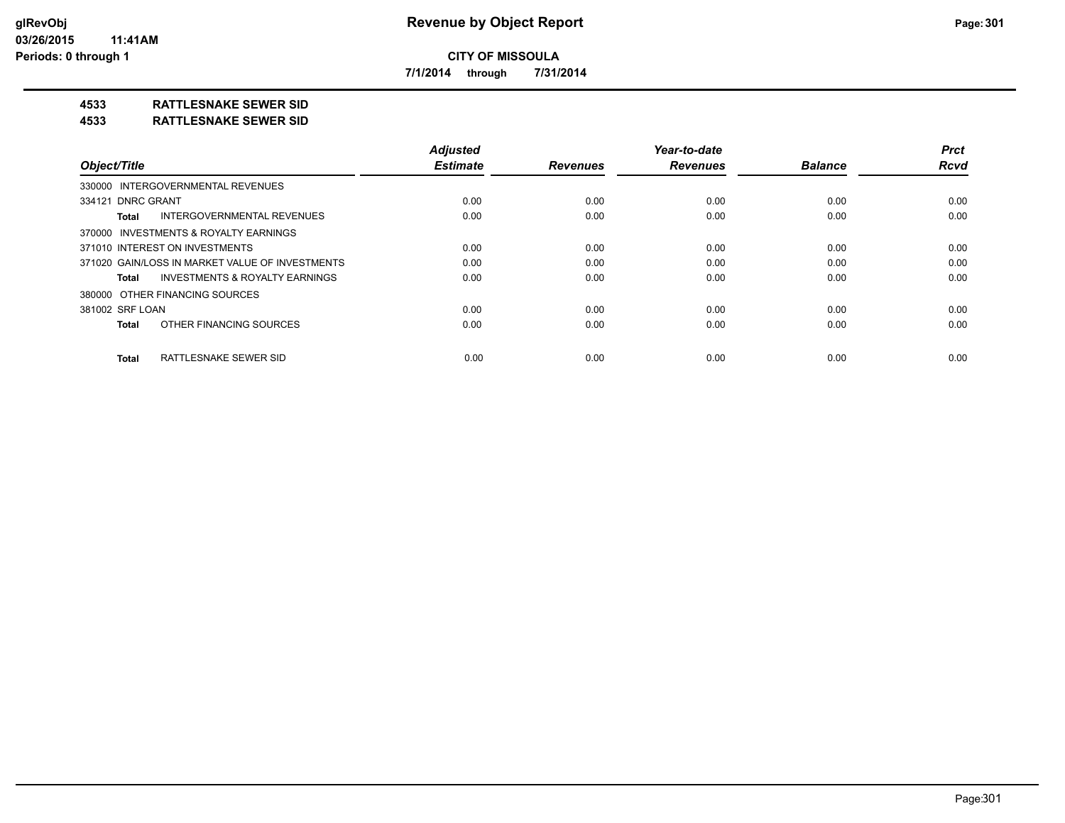# CITY OF MISSOULA

**7/1/2014 through 7/31/2014**

## 4533 RATTLESNAKE SEWER SID

## 4533 RATTLESNAKE SEWER SID

| Object/Title | Adjusted Estimate | Revenues | Year-to-date Revenues | Balance | Prct Rcvd |
|---|---|---|---|---|---|
| 330000 INTERGOVERNMENTAL REVENUES | | | | | |
| 334121 DNRC GRANT | 0.00 | 0.00 | 0.00 | 0.00 | 0.00 |
| **Total** INTERGOVERNMENTAL REVENUES | 0.00 | 0.00 | 0.00 | 0.00 | 0.00 |
| 370000 INVESTMENTS & ROYALTY EARNINGS | | | | | |
| 371010 INTEREST ON INVESTMENTS | 0.00 | 0.00 | 0.00 | 0.00 | 0.00 |
| 371020 GAIN/LOSS IN MARKET VALUE OF INVESTMENTS | 0.00 | 0.00 | 0.00 | 0.00 | 0.00 |
| **Total** INVESTMENTS & ROYALTY EARNINGS | 0.00 | 0.00 | 0.00 | 0.00 | 0.00 |
| 380000 OTHER FINANCING SOURCES | | | | | |
| 381002 SRF LOAN | 0.00 | 0.00 | 0.00 | 0.00 | 0.00 |
| **Total** OTHER FINANCING SOURCES | 0.00 | 0.00 | 0.00 | 0.00 | 0.00 |
| **Total** RATTLESNAKE SEWER SID | 0.00 | 0.00 | 0.00 | 0.00 | 0.00 |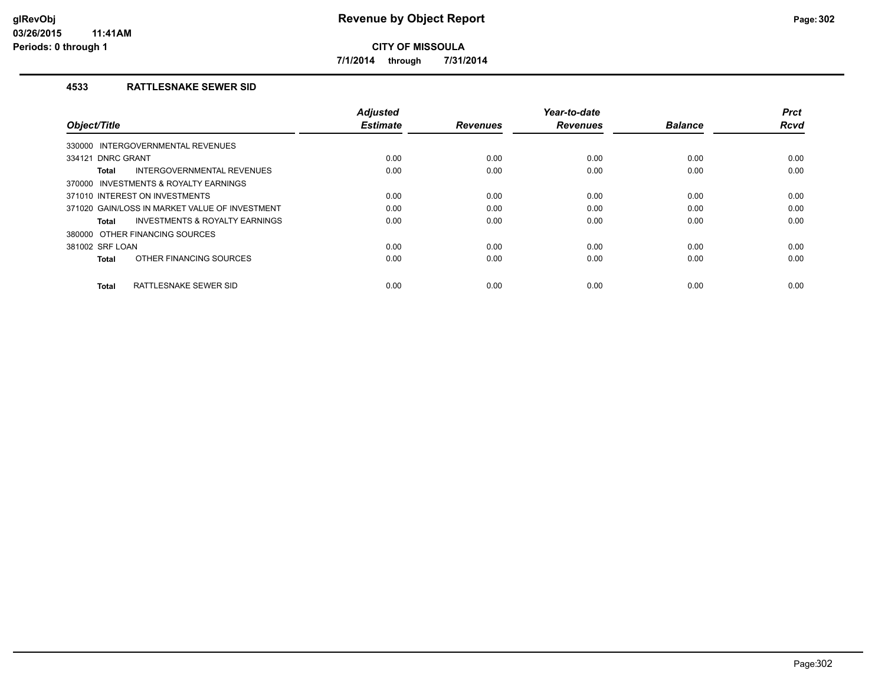# Revenue by Object Report

**CITY OF MISSOULA**

**7/1/2014 through 7/31/2014**

glRevObj
03/26/2015 11:41AM
Periods: 0 through 1

## 4533 RATTLESNAKE SEWER SID

| Object/Title | Adjusted Estimate | Revenues | Year-to-date Revenues | Balance | Prct Rcvd |
|---|---|---|---|---|---|
| 330000 INTERGOVERNMENTAL REVENUES | | | | | |
| 334121 DNRC GRANT | 0.00 | 0.00 | 0.00 | 0.00 | 0.00 |
| **Total** INTERGOVERNMENTAL REVENUES | 0.00 | 0.00 | 0.00 | 0.00 | 0.00 |
| 370000 INVESTMENTS & ROYALTY EARNINGS | | | | | |
| 371010 INTEREST ON INVESTMENTS | 0.00 | 0.00 | 0.00 | 0.00 | 0.00 |
| 371020 GAIN/LOSS IN MARKET VALUE OF INVESTMENT | 0.00 | 0.00 | 0.00 | 0.00 | 0.00 |
| **Total** INVESTMENTS & ROYALTY EARNINGS | 0.00 | 0.00 | 0.00 | 0.00 | 0.00 |
| 380000 OTHER FINANCING SOURCES | | | | | |
| 381002 SRF LOAN | 0.00 | 0.00 | 0.00 | 0.00 | 0.00 |
| **Total** OTHER FINANCING SOURCES | 0.00 | 0.00 | 0.00 | 0.00 | 0.00 |
| **Total** RATTLESNAKE SEWER SID | 0.00 | 0.00 | 0.00 | 0.00 | 0.00 |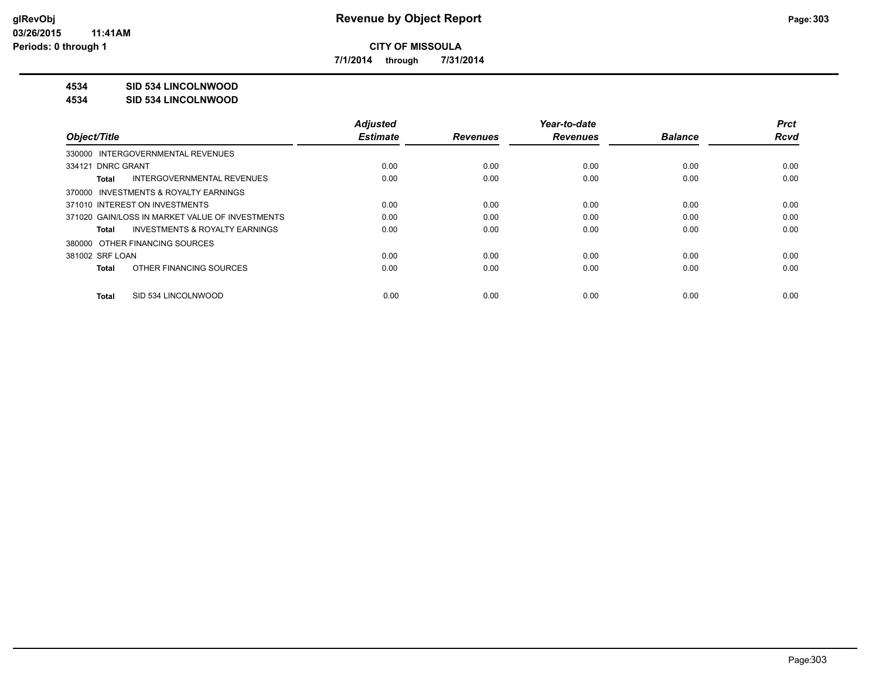**CITY OF MISSOULA**

**7/1/2014 through 7/31/2014**

**4534 SID 534 LINCOLNWOOD**

**4534 SID 534 LINCOLNWOOD**

| Object/Title | Adjusted Estimate | Revenues | Year-to-date Revenues | Balance | Prct Rcvd |
|---|---|---|---|---|---|
| 330000 INTERGOVERNMENTAL REVENUES | | | | | |
| 334121 DNRC GRANT | 0.00 | 0.00 | 0.00 | 0.00 | 0.00 |
| **Total** INTERGOVERNMENTAL REVENUES | 0.00 | 0.00 | 0.00 | 0.00 | 0.00 |
| 370000 INVESTMENTS & ROYALTY EARNINGS | | | | | |
| 371010 INTEREST ON INVESTMENTS | 0.00 | 0.00 | 0.00 | 0.00 | 0.00 |
| 371020 GAIN/LOSS IN MARKET VALUE OF INVESTMENTS | 0.00 | 0.00 | 0.00 | 0.00 | 0.00 |
| **Total** INVESTMENTS & ROYALTY EARNINGS | 0.00 | 0.00 | 0.00 | 0.00 | 0.00 |
| 380000 OTHER FINANCING SOURCES | | | | | |
| 381002 SRF LOAN | 0.00 | 0.00 | 0.00 | 0.00 | 0.00 |
| **Total** OTHER FINANCING SOURCES | 0.00 | 0.00 | 0.00 | 0.00 | 0.00 |
| **Total** SID 534 LINCOLNWOOD | 0.00 | 0.00 | 0.00 | 0.00 | 0.00 |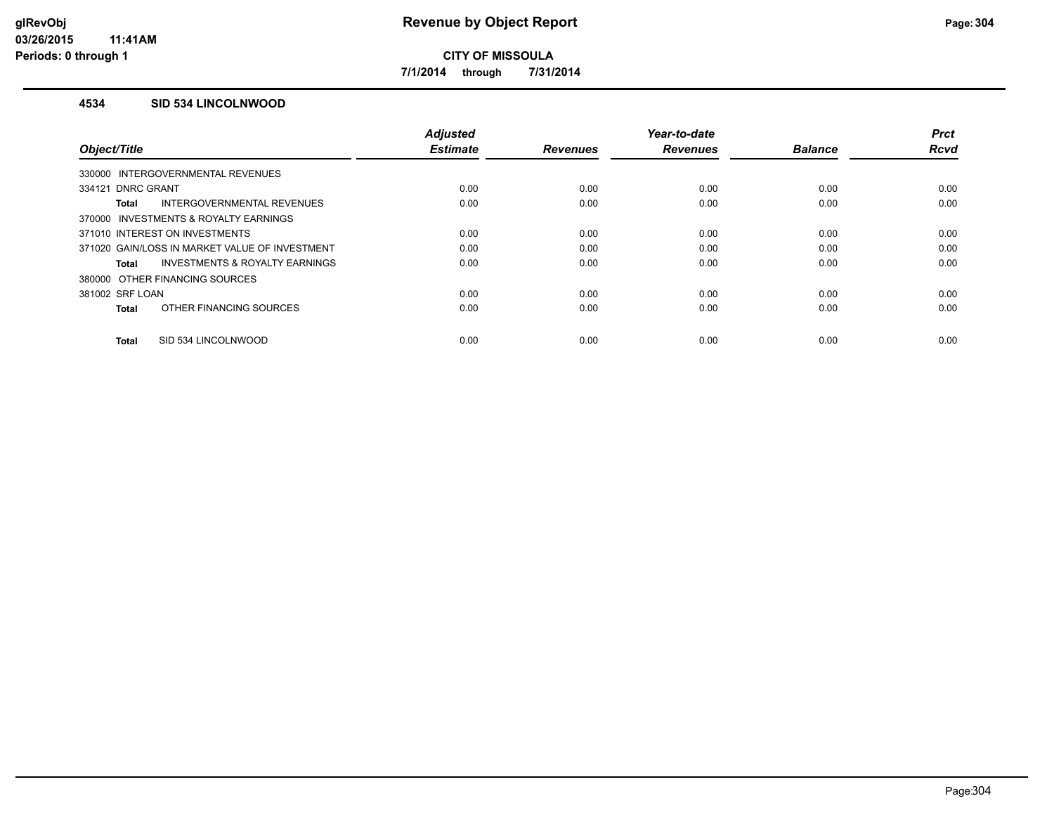# Revenue by Object Report

glRevObj
03/26/2015 11:41AM
Periods: 0 through 1

**CITY OF MISSOULA**

**7/1/2014 through 7/31/2014**

### 4534 SID 534 LINCOLNWOOD

| Object/Title | Adjusted Estimate | Revenues | Year-to-date Revenues | Balance | Prct Rcvd |
|---|---|---|---|---|---|
| 330000 INTERGOVERNMENTAL REVENUES | | | | | |
| 334121 DNRC GRANT | 0.00 | 0.00 | 0.00 | 0.00 | 0.00 |
| **Total** INTERGOVERNMENTAL REVENUES | 0.00 | 0.00 | 0.00 | 0.00 | 0.00 |
| 370000 INVESTMENTS & ROYALTY EARNINGS | | | | | |
| 371010 INTEREST ON INVESTMENTS | 0.00 | 0.00 | 0.00 | 0.00 | 0.00 |
| 371020 GAIN/LOSS IN MARKET VALUE OF INVESTMENT | 0.00 | 0.00 | 0.00 | 0.00 | 0.00 |
| **Total** INVESTMENTS & ROYALTY EARNINGS | 0.00 | 0.00 | 0.00 | 0.00 | 0.00 |
| 380000 OTHER FINANCING SOURCES | | | | | |
| 381002 SRF LOAN | 0.00 | 0.00 | 0.00 | 0.00 | 0.00 |
| **Total** OTHER FINANCING SOURCES | 0.00 | 0.00 | 0.00 | 0.00 | 0.00 |
| **Total** SID 534 LINCOLNWOOD | 0.00 | 0.00 | 0.00 | 0.00 | 0.00 |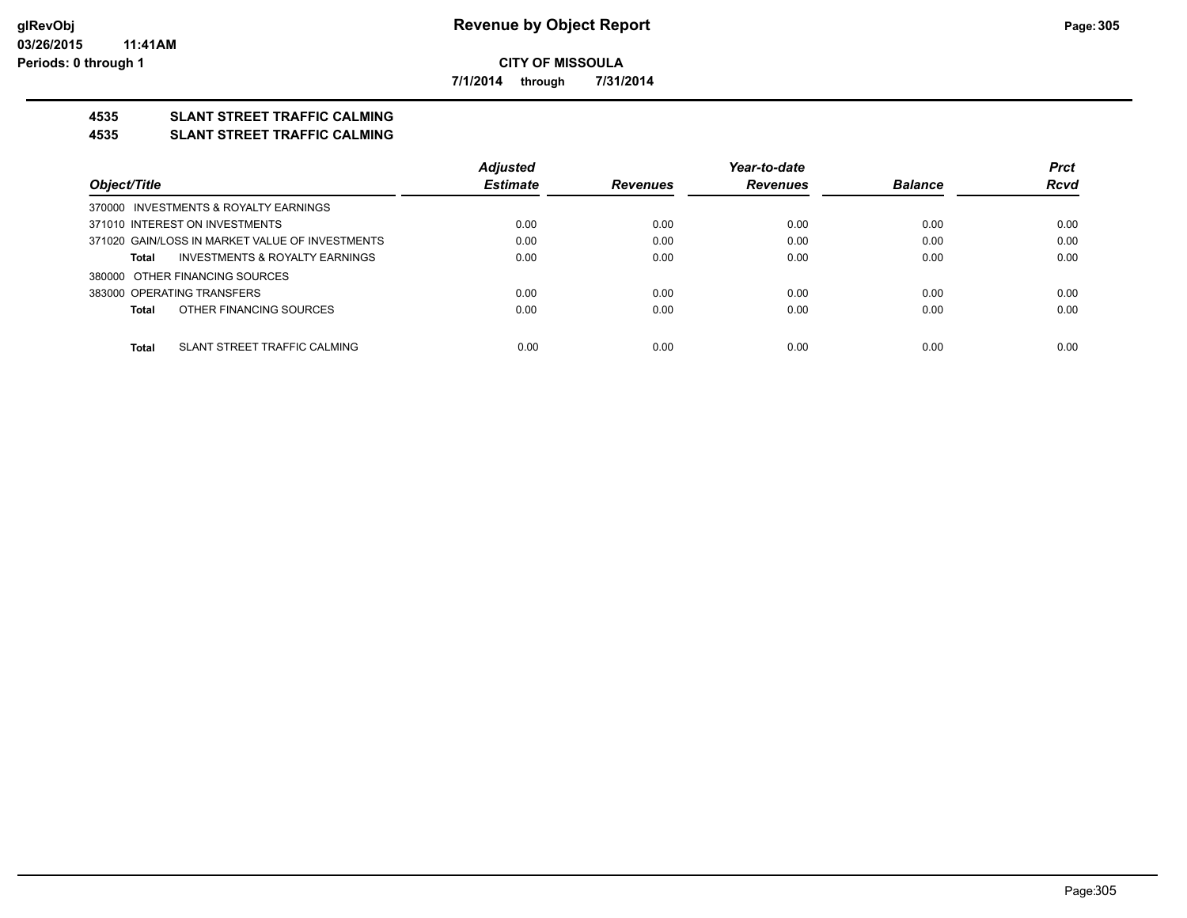**CITY OF MISSOULA**

**7/1/2014 through 7/31/2014**

## 4535 SLANT STREET TRAFFIC CALMING
## 4535 SLANT STREET TRAFFIC CALMING

| Object/Title | Adjusted Estimate | Revenues | Year-to-date Revenues | Balance | Prct Rcvd |
|---|---|---|---|---|---|
| 370000 INVESTMENTS & ROYALTY EARNINGS | | | | | |
| 371010 INTEREST ON INVESTMENTS | 0.00 | 0.00 | 0.00 | 0.00 | 0.00 |
| 371020 GAIN/LOSS IN MARKET VALUE OF INVESTMENTS | 0.00 | 0.00 | 0.00 | 0.00 | 0.00 |
| **Total** INVESTMENTS & ROYALTY EARNINGS | 0.00 | 0.00 | 0.00 | 0.00 | 0.00 |
| 380000 OTHER FINANCING SOURCES | | | | | |
| 383000 OPERATING TRANSFERS | 0.00 | 0.00 | 0.00 | 0.00 | 0.00 |
| **Total** OTHER FINANCING SOURCES | 0.00 | 0.00 | 0.00 | 0.00 | 0.00 |
| **Total** SLANT STREET TRAFFIC CALMING | 0.00 | 0.00 | 0.00 | 0.00 | 0.00 |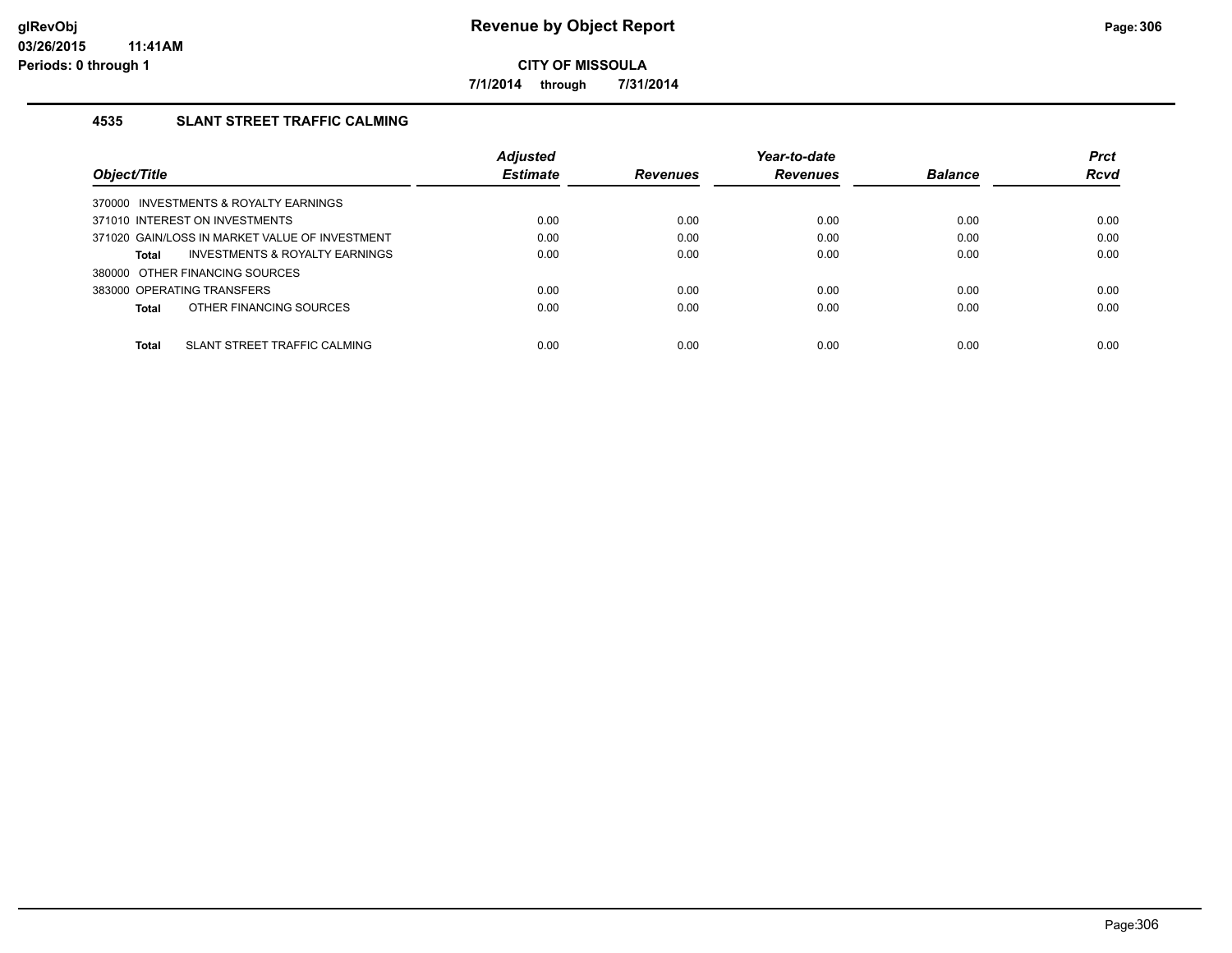**Revenue by Object Report**

**CITY OF MISSOULA**

**7/1/2014 through 7/31/2014**

## 4535 SLANT STREET TRAFFIC CALMING

| Object/Title | Adjusted Estimate | Revenues | Year-to-date Revenues | Balance | Prct Rcvd |
|---|---|---|---|---|---|
| 370000 INVESTMENTS & ROYALTY EARNINGS | | | | | |
| 371010 INTEREST ON INVESTMENTS | 0.00 | 0.00 | 0.00 | 0.00 | 0.00 |
| 371020 GAIN/LOSS IN MARKET VALUE OF INVESTMENT | 0.00 | 0.00 | 0.00 | 0.00 | 0.00 |
| **Total** INVESTMENTS & ROYALTY EARNINGS | 0.00 | 0.00 | 0.00 | 0.00 | 0.00 |
| 380000 OTHER FINANCING SOURCES | | | | | |
| 383000 OPERATING TRANSFERS | 0.00 | 0.00 | 0.00 | 0.00 | 0.00 |
| **Total** OTHER FINANCING SOURCES | 0.00 | 0.00 | 0.00 | 0.00 | 0.00 |
| **Total** SLANT STREET TRAFFIC CALMING | 0.00 | 0.00 | 0.00 | 0.00 | 0.00 |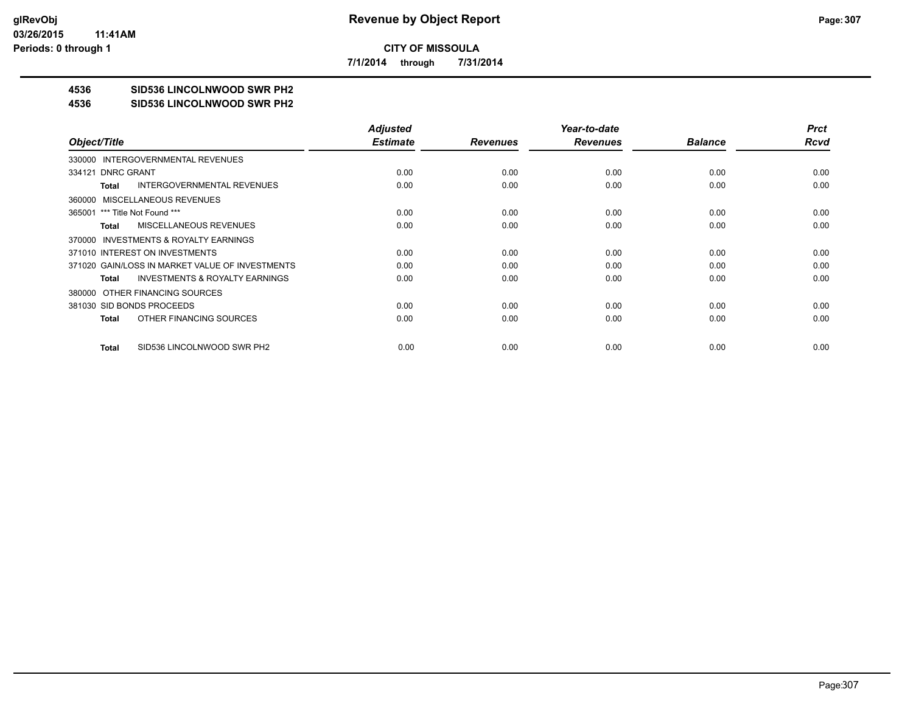**CITY OF MISSOULA**

**7/1/2014 through 7/31/2014**

# 4536 SID536 LINCOLNWOOD SWR PH2

## 4536 SID536 LINCOLNWOOD SWR PH2

| Object/Title | Adjusted Estimate | Revenues | Year-to-date Revenues | Balance | Prct Rcvd |
|---|---|---|---|---|---|
| 330000 INTERGOVERNMENTAL REVENUES | | | | | |
| 334121 DNRC GRANT | 0.00 | 0.00 | 0.00 | 0.00 | 0.00 |
| **Total** INTERGOVERNMENTAL REVENUES | 0.00 | 0.00 | 0.00 | 0.00 | 0.00 |
| 360000 MISCELLANEOUS REVENUES | | | | | |
| 365001 *** Title Not Found *** | 0.00 | 0.00 | 0.00 | 0.00 | 0.00 |
| **Total** MISCELLANEOUS REVENUES | 0.00 | 0.00 | 0.00 | 0.00 | 0.00 |
| 370000 INVESTMENTS & ROYALTY EARNINGS | | | | | |
| 371010 INTEREST ON INVESTMENTS | 0.00 | 0.00 | 0.00 | 0.00 | 0.00 |
| 371020 GAIN/LOSS IN MARKET VALUE OF INVESTMENTS | 0.00 | 0.00 | 0.00 | 0.00 | 0.00 |
| **Total** INVESTMENTS & ROYALTY EARNINGS | 0.00 | 0.00 | 0.00 | 0.00 | 0.00 |
| 380000 OTHER FINANCING SOURCES | | | | | |
| 381030 SID BONDS PROCEEDS | 0.00 | 0.00 | 0.00 | 0.00 | 0.00 |
| **Total** OTHER FINANCING SOURCES | 0.00 | 0.00 | 0.00 | 0.00 | 0.00 |
| **Total** SID536 LINCOLNWOOD SWR PH2 | 0.00 | 0.00 | 0.00 | 0.00 | 0.00 |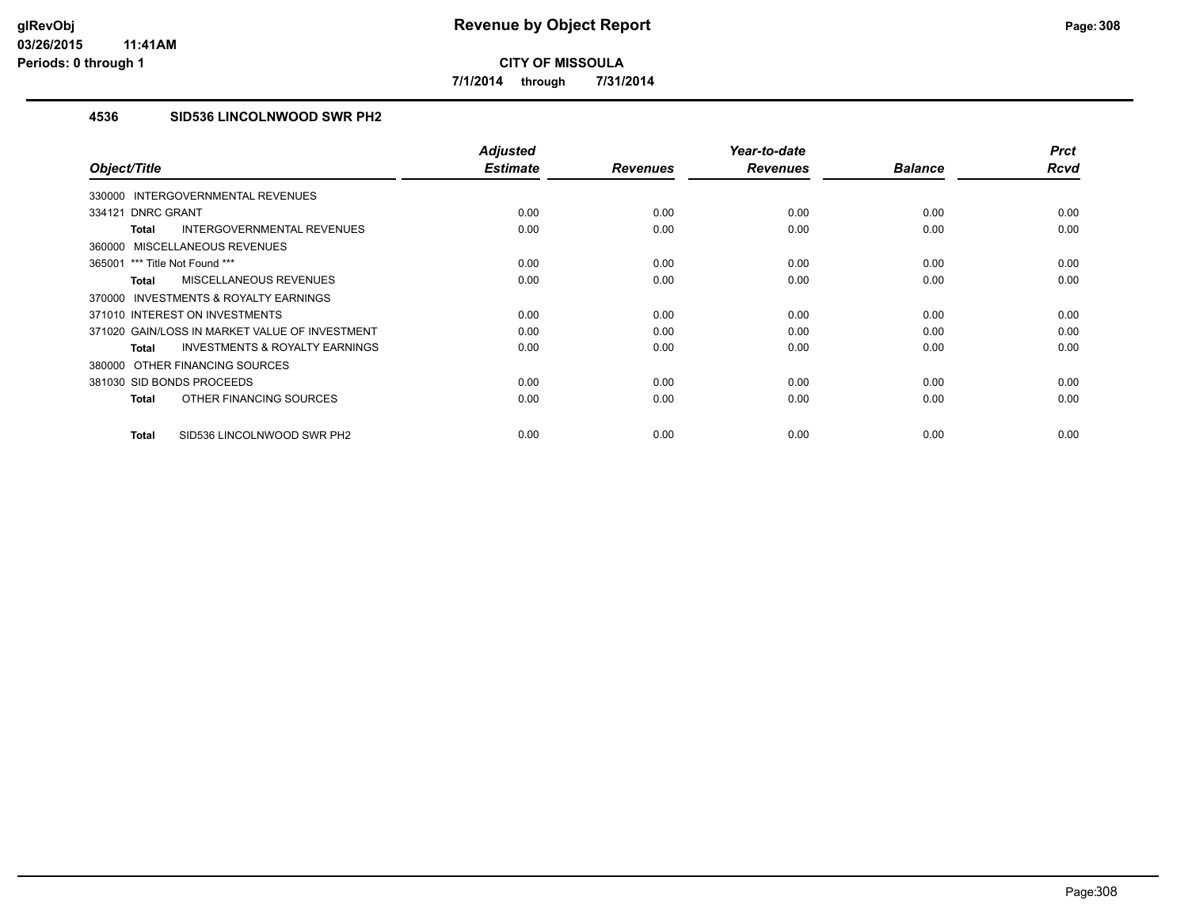# Revenue by Object Report

**CITY OF MISSOULA**

**7/1/2014 through 7/31/2014**

glRevObj
03/26/2015 11:41AM
Periods: 0 through 1

## 4536 SID536 LINCOLNWOOD SWR PH2

| Object/Title | | Adjusted Estimate | Revenues | Year-to-date Revenues | Balance | Prct Rcvd |
|---|---|---|---|---|---|---|
| 330000 INTERGOVERNMENTAL REVENUES | | | | | | |
| 334121 DNRC GRANT | | 0.00 | 0.00 | 0.00 | 0.00 | 0.00 |
| **Total** | INTERGOVERNMENTAL REVENUES | 0.00 | 0.00 | 0.00 | 0.00 | 0.00 |
| 360000 MISCELLANEOUS REVENUES | | | | | | |
| 365001 *** Title Not Found *** | | 0.00 | 0.00 | 0.00 | 0.00 | 0.00 |
| **Total** | MISCELLANEOUS REVENUES | 0.00 | 0.00 | 0.00 | 0.00 | 0.00 |
| 370000 INVESTMENTS & ROYALTY EARNINGS | | | | | | |
| 371010 INTEREST ON INVESTMENTS | | 0.00 | 0.00 | 0.00 | 0.00 | 0.00 |
| 371020 GAIN/LOSS IN MARKET VALUE OF INVESTMENT | | 0.00 | 0.00 | 0.00 | 0.00 | 0.00 |
| **Total** | INVESTMENTS & ROYALTY EARNINGS | 0.00 | 0.00 | 0.00 | 0.00 | 0.00 |
| 380000 OTHER FINANCING SOURCES | | | | | | |
| 381030 SID BONDS PROCEEDS | | 0.00 | 0.00 | 0.00 | 0.00 | 0.00 |
| **Total** | OTHER FINANCING SOURCES | 0.00 | 0.00 | 0.00 | 0.00 | 0.00 |
| **Total** | SID536 LINCOLNWOOD SWR PH2 | 0.00 | 0.00 | 0.00 | 0.00 | 0.00 |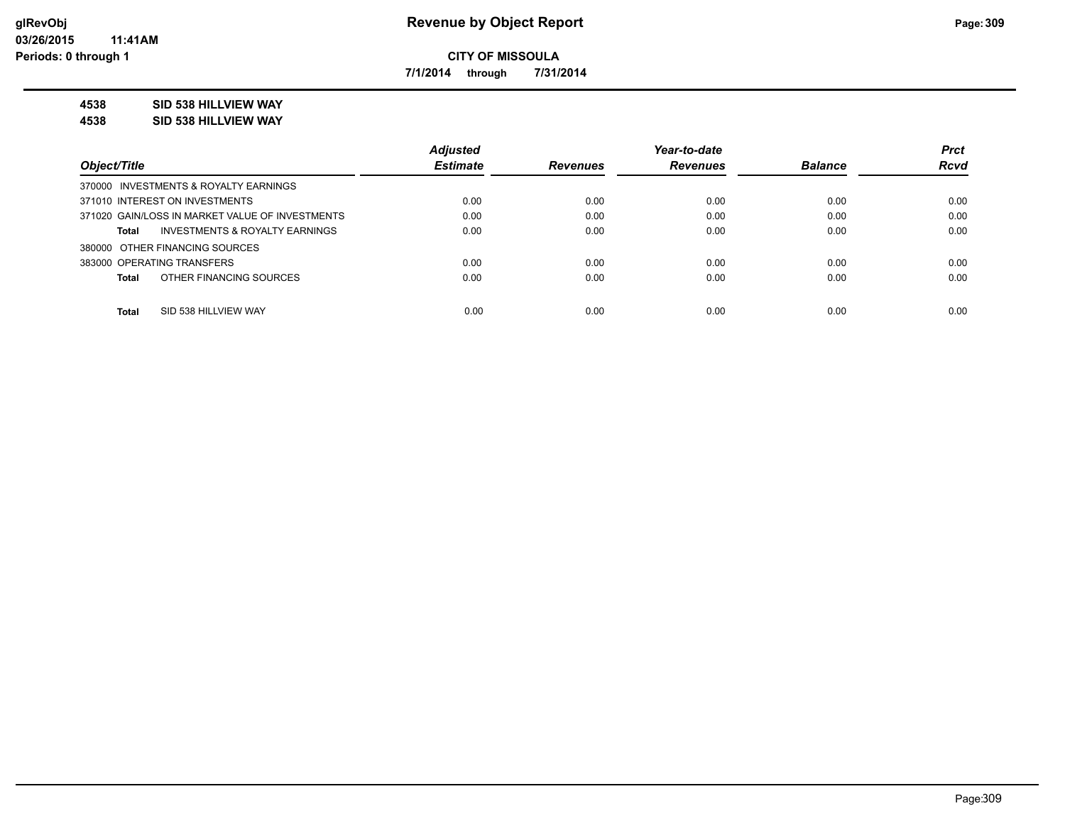# Revenue by Object Report

**CITY OF MISSOULA**

**7/1/2014 through 7/31/2014**

**4538 SID 538 HILLVIEW WAY**

**4538 SID 538 HILLVIEW WAY**

| Object/Title | Adjusted Estimate | Revenues | Year-to-date Revenues | Balance | Prct Rcvd |
|---|---|---|---|---|---|
| 370000 INVESTMENTS & ROYALTY EARNINGS | | | | | |
| 371010 INTEREST ON INVESTMENTS | 0.00 | 0.00 | 0.00 | 0.00 | 0.00 |
| 371020 GAIN/LOSS IN MARKET VALUE OF INVESTMENTS | 0.00 | 0.00 | 0.00 | 0.00 | 0.00 |
| **Total** INVESTMENTS & ROYALTY EARNINGS | 0.00 | 0.00 | 0.00 | 0.00 | 0.00 |
| 380000 OTHER FINANCING SOURCES | | | | | |
| 383000 OPERATING TRANSFERS | 0.00 | 0.00 | 0.00 | 0.00 | 0.00 |
| **Total** OTHER FINANCING SOURCES | 0.00 | 0.00 | 0.00 | 0.00 | 0.00 |
| **Total** SID 538 HILLVIEW WAY | 0.00 | 0.00 | 0.00 | 0.00 | 0.00 |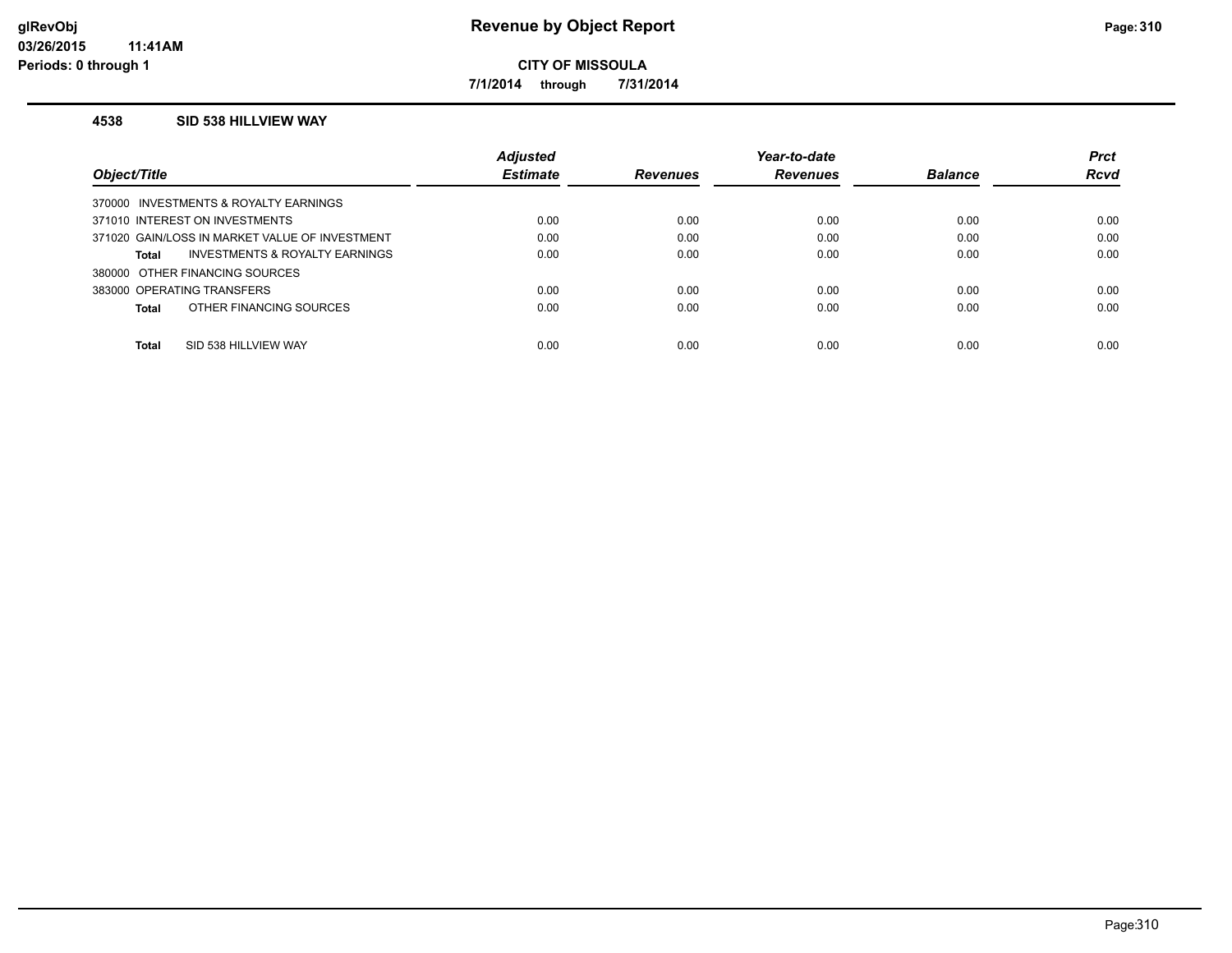# Revenue by Object Report

glRevObj
03/26/2015 11:41AM
Periods: 0 through 1

**CITY OF MISSOULA**

**7/1/2014 through 7/31/2014**

## 4538 SID 538 HILLVIEW WAY

| Object/Title | Adjusted Estimate | Revenues | Year-to-date Revenues | Balance | Prct Rcvd |
|---|---|---|---|---|---|
| 370000 INVESTMENTS & ROYALTY EARNINGS | | | | | |
| 371010 INTEREST ON INVESTMENTS | 0.00 | 0.00 | 0.00 | 0.00 | 0.00 |
| 371020 GAIN/LOSS IN MARKET VALUE OF INVESTMENT | 0.00 | 0.00 | 0.00 | 0.00 | 0.00 |
| **Total** INVESTMENTS & ROYALTY EARNINGS | 0.00 | 0.00 | 0.00 | 0.00 | 0.00 |
| 380000 OTHER FINANCING SOURCES | | | | | |
| 383000 OPERATING TRANSFERS | 0.00 | 0.00 | 0.00 | 0.00 | 0.00 |
| **Total** OTHER FINANCING SOURCES | 0.00 | 0.00 | 0.00 | 0.00 | 0.00 |
| **Total** SID 538 HILLVIEW WAY | 0.00 | 0.00 | 0.00 | 0.00 | 0.00 |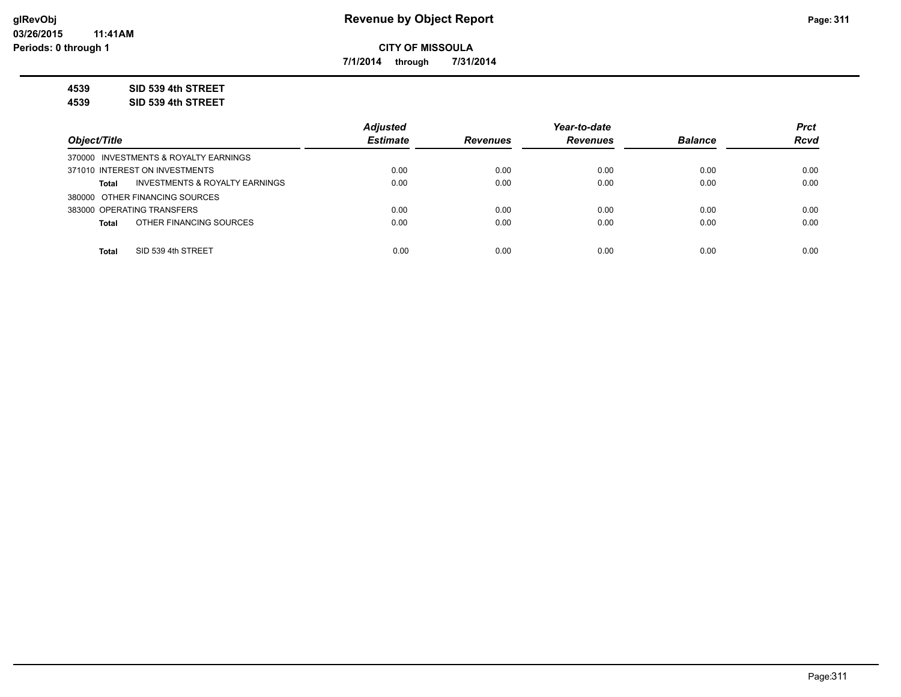**glRevObj**
**03/26/2015 11:41AM**
**Periods: 0 through 1**

# Revenue by Object Report

**CITY OF MISSOULA**

**7/1/2014 through 7/31/2014**

**4539 SID 539 4th STREET**
**4539 SID 539 4th STREET**

| Object/Title | Adjusted Estimate | Revenues | Year-to-date Revenues | Balance | Prct Rcvd |
|---|---|---|---|---|---|
| 370000 INVESTMENTS & ROYALTY EARNINGS | | | | | |
| 371010 INTEREST ON INVESTMENTS | 0.00 | 0.00 | 0.00 | 0.00 | 0.00 |
| **Total** INVESTMENTS & ROYALTY EARNINGS | 0.00 | 0.00 | 0.00 | 0.00 | 0.00 |
| 380000 OTHER FINANCING SOURCES | | | | | |
| 383000 OPERATING TRANSFERS | 0.00 | 0.00 | 0.00 | 0.00 | 0.00 |
| **Total** OTHER FINANCING SOURCES | 0.00 | 0.00 | 0.00 | 0.00 | 0.00 |
| **Total** SID 539 4th STREET | 0.00 | 0.00 | 0.00 | 0.00 | 0.00 |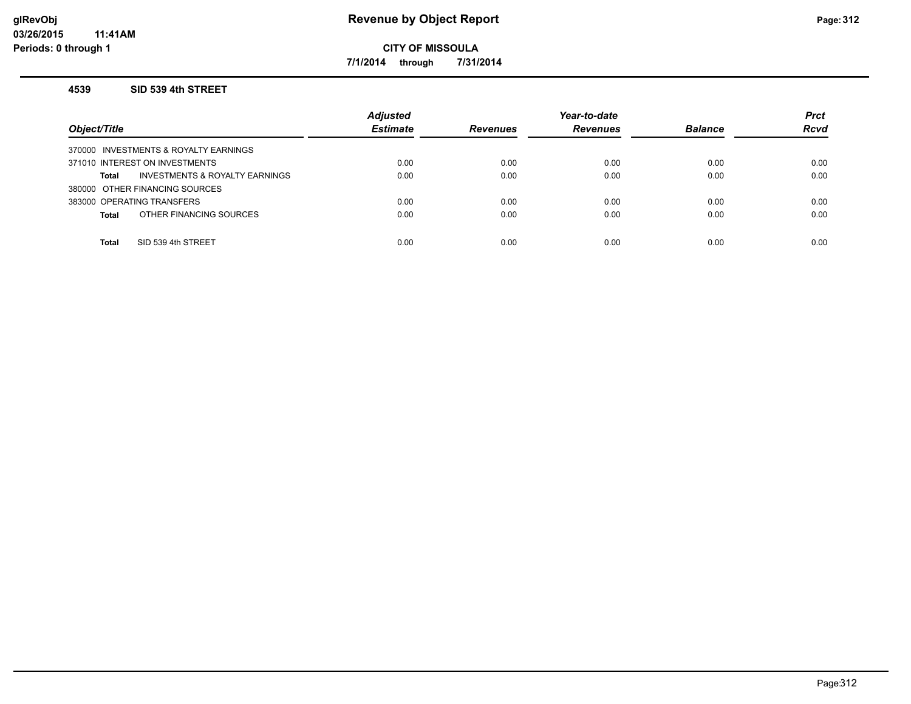# Revenue by Object Report

glRevObj
03/26/2015 11:41AM
Periods: 0 through 1

**CITY OF MISSOULA**

**7/1/2014 through 7/31/2014**

### 4539 SID 539 4th STREET

| Object/Title | Adjusted Estimate | Revenues | Year-to-date Revenues | Balance | Prct Rcvd |
|---|---|---|---|---|---|
| 370000 INVESTMENTS & ROYALTY EARNINGS | | | | | |
| 371010 INTEREST ON INVESTMENTS | 0.00 | 0.00 | 0.00 | 0.00 | 0.00 |
| **Total** INVESTMENTS & ROYALTY EARNINGS | 0.00 | 0.00 | 0.00 | 0.00 | 0.00 |
| 380000 OTHER FINANCING SOURCES | | | | | |
| 383000 OPERATING TRANSFERS | 0.00 | 0.00 | 0.00 | 0.00 | 0.00 |
| **Total** OTHER FINANCING SOURCES | 0.00 | 0.00 | 0.00 | 0.00 | 0.00 |
| **Total** SID 539 4th STREET | 0.00 | 0.00 | 0.00 | 0.00 | 0.00 |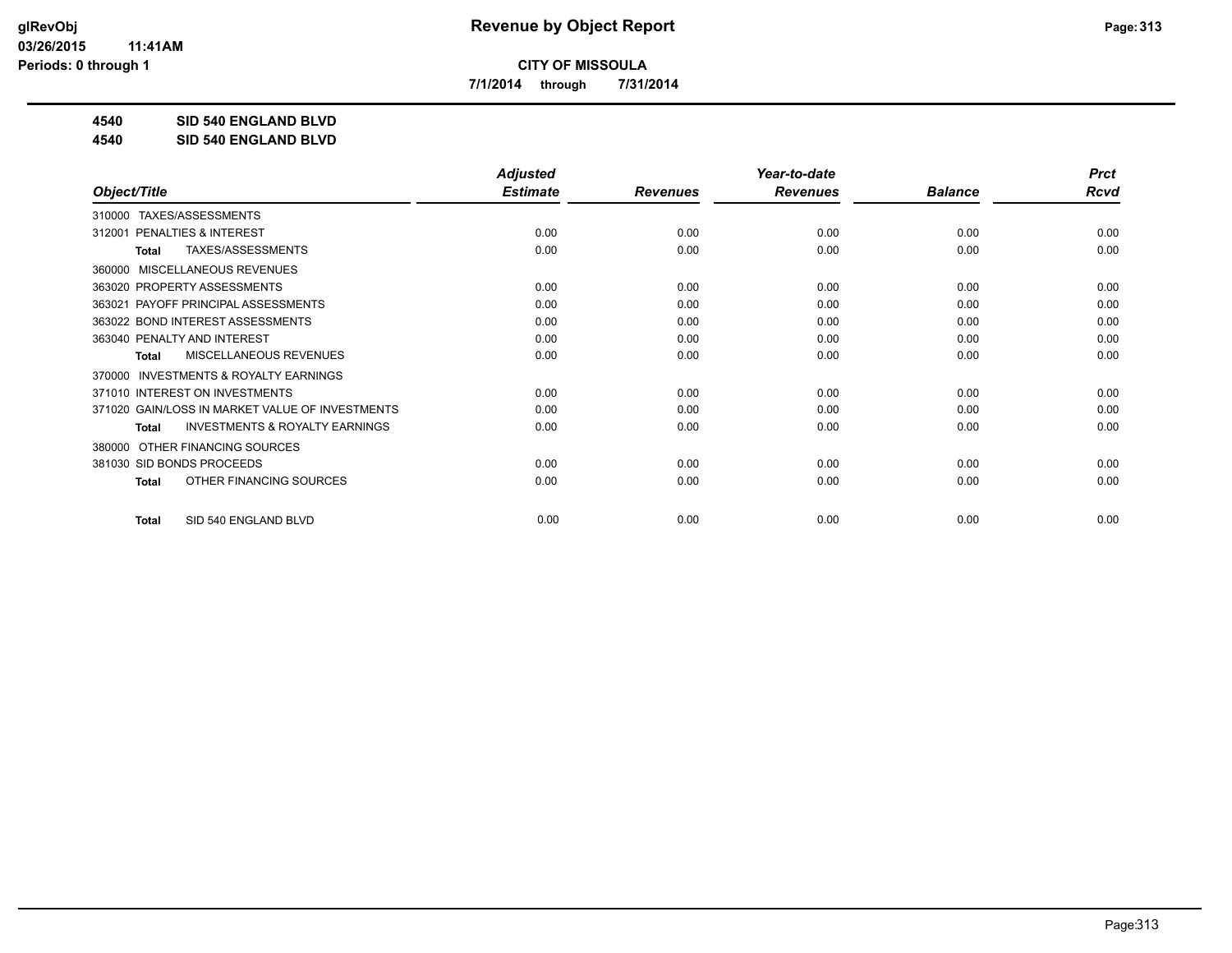**CITY OF MISSOULA**

**7/1/2014 through 7/31/2014**

**4540 SID 540 ENGLAND BLVD**

**4540 SID 540 ENGLAND BLVD**

| Object/Title | Adjusted Estimate | Revenues | Year-to-date Revenues | Balance | Prct Rcvd |
|---|---|---|---|---|---|
| 310000 TAXES/ASSESSMENTS | | | | | |
| 312001 PENALTIES & INTEREST | 0.00 | 0.00 | 0.00 | 0.00 | 0.00 |
| **Total** TAXES/ASSESSMENTS | 0.00 | 0.00 | 0.00 | 0.00 | 0.00 |
| 360000 MISCELLANEOUS REVENUES | | | | | |
| 363020 PROPERTY ASSESSMENTS | 0.00 | 0.00 | 0.00 | 0.00 | 0.00 |
| 363021 PAYOFF PRINCIPAL ASSESSMENTS | 0.00 | 0.00 | 0.00 | 0.00 | 0.00 |
| 363022 BOND INTEREST ASSESSMENTS | 0.00 | 0.00 | 0.00 | 0.00 | 0.00 |
| 363040 PENALTY AND INTEREST | 0.00 | 0.00 | 0.00 | 0.00 | 0.00 |
| **Total** MISCELLANEOUS REVENUES | 0.00 | 0.00 | 0.00 | 0.00 | 0.00 |
| 370000 INVESTMENTS & ROYALTY EARNINGS | | | | | |
| 371010 INTEREST ON INVESTMENTS | 0.00 | 0.00 | 0.00 | 0.00 | 0.00 |
| 371020 GAIN/LOSS IN MARKET VALUE OF INVESTMENTS | 0.00 | 0.00 | 0.00 | 0.00 | 0.00 |
| **Total** INVESTMENTS & ROYALTY EARNINGS | 0.00 | 0.00 | 0.00 | 0.00 | 0.00 |
| 380000 OTHER FINANCING SOURCES | | | | | |
| 381030 SID BONDS PROCEEDS | 0.00 | 0.00 | 0.00 | 0.00 | 0.00 |
| **Total** OTHER FINANCING SOURCES | 0.00 | 0.00 | 0.00 | 0.00 | 0.00 |
| **Total** SID 540 ENGLAND BLVD | 0.00 | 0.00 | 0.00 | 0.00 | 0.00 |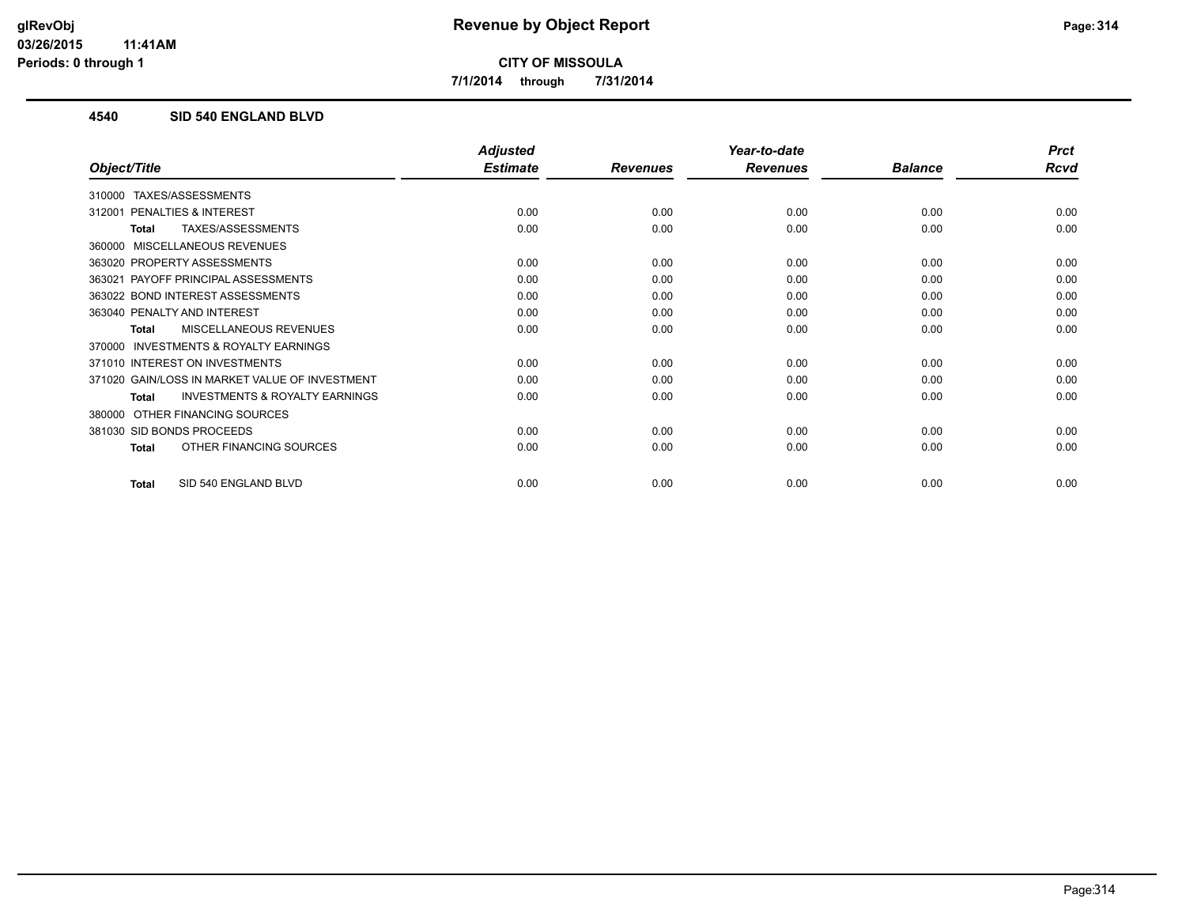# Revenue by Object Report

**CITY OF MISSOULA**

**7/1/2014 through 7/31/2014**

glRevObj
03/26/2015 11:41AM
Periods: 0 through 1

## 4540 SID 540 ENGLAND BLVD

| Object/Title | Adjusted Estimate | Revenues | Year-to-date Revenues | Balance | Prct Rcvd |
|---|---|---|---|---|---|
| 310000 TAXES/ASSESSMENTS | | | | | |
| 312001 PENALTIES & INTEREST | 0.00 | 0.00 | 0.00 | 0.00 | 0.00 |
| **Total** TAXES/ASSESSMENTS | 0.00 | 0.00 | 0.00 | 0.00 | 0.00 |
| 360000 MISCELLANEOUS REVENUES | | | | | |
| 363020 PROPERTY ASSESSMENTS | 0.00 | 0.00 | 0.00 | 0.00 | 0.00 |
| 363021 PAYOFF PRINCIPAL ASSESSMENTS | 0.00 | 0.00 | 0.00 | 0.00 | 0.00 |
| 363022 BOND INTEREST ASSESSMENTS | 0.00 | 0.00 | 0.00 | 0.00 | 0.00 |
| 363040 PENALTY AND INTEREST | 0.00 | 0.00 | 0.00 | 0.00 | 0.00 |
| **Total** MISCELLANEOUS REVENUES | 0.00 | 0.00 | 0.00 | 0.00 | 0.00 |
| 370000 INVESTMENTS & ROYALTY EARNINGS | | | | | |
| 371010 INTEREST ON INVESTMENTS | 0.00 | 0.00 | 0.00 | 0.00 | 0.00 |
| 371020 GAIN/LOSS IN MARKET VALUE OF INVESTMENT | 0.00 | 0.00 | 0.00 | 0.00 | 0.00 |
| **Total** INVESTMENTS & ROYALTY EARNINGS | 0.00 | 0.00 | 0.00 | 0.00 | 0.00 |
| 380000 OTHER FINANCING SOURCES | | | | | |
| 381030 SID BONDS PROCEEDS | 0.00 | 0.00 | 0.00 | 0.00 | 0.00 |
| **Total** OTHER FINANCING SOURCES | 0.00 | 0.00 | 0.00 | 0.00 | 0.00 |
| **Total** SID 540 ENGLAND BLVD | 0.00 | 0.00 | 0.00 | 0.00 | 0.00 |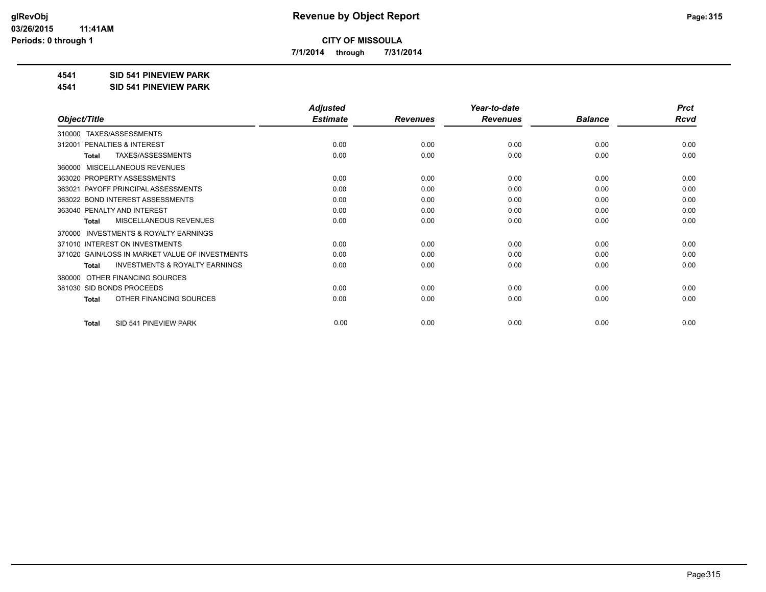# Revenue by Object Report

**CITY OF MISSOULA**

**7/1/2014 through 7/31/2014**

glRevObj
03/26/2015 11:41AM
Periods: 0 through 1

**4541 SID 541 PINEVIEW PARK**

**4541 SID 541 PINEVIEW PARK**

| Object/Title | Adjusted Estimate | Revenues | Year-to-date Revenues | Balance | Prct Rcvd |
|---|---|---|---|---|---|
| 310000 TAXES/ASSESSMENTS | | | | | |
| 312001 PENALTIES & INTEREST | 0.00 | 0.00 | 0.00 | 0.00 | 0.00 |
| **Total** TAXES/ASSESSMENTS | 0.00 | 0.00 | 0.00 | 0.00 | 0.00 |
| 360000 MISCELLANEOUS REVENUES | | | | | |
| 363020 PROPERTY ASSESSMENTS | 0.00 | 0.00 | 0.00 | 0.00 | 0.00 |
| 363021 PAYOFF PRINCIPAL ASSESSMENTS | 0.00 | 0.00 | 0.00 | 0.00 | 0.00 |
| 363022 BOND INTEREST ASSESSMENTS | 0.00 | 0.00 | 0.00 | 0.00 | 0.00 |
| 363040 PENALTY AND INTEREST | 0.00 | 0.00 | 0.00 | 0.00 | 0.00 |
| **Total** MISCELLANEOUS REVENUES | 0.00 | 0.00 | 0.00 | 0.00 | 0.00 |
| 370000 INVESTMENTS & ROYALTY EARNINGS | | | | | |
| 371010 INTEREST ON INVESTMENTS | 0.00 | 0.00 | 0.00 | 0.00 | 0.00 |
| 371020 GAIN/LOSS IN MARKET VALUE OF INVESTMENTS | 0.00 | 0.00 | 0.00 | 0.00 | 0.00 |
| **Total** INVESTMENTS & ROYALTY EARNINGS | 0.00 | 0.00 | 0.00 | 0.00 | 0.00 |
| 380000 OTHER FINANCING SOURCES | | | | | |
| 381030 SID BONDS PROCEEDS | 0.00 | 0.00 | 0.00 | 0.00 | 0.00 |
| **Total** OTHER FINANCING SOURCES | 0.00 | 0.00 | 0.00 | 0.00 | 0.00 |
| **Total** SID 541 PINEVIEW PARK | 0.00 | 0.00 | 0.00 | 0.00 | 0.00 |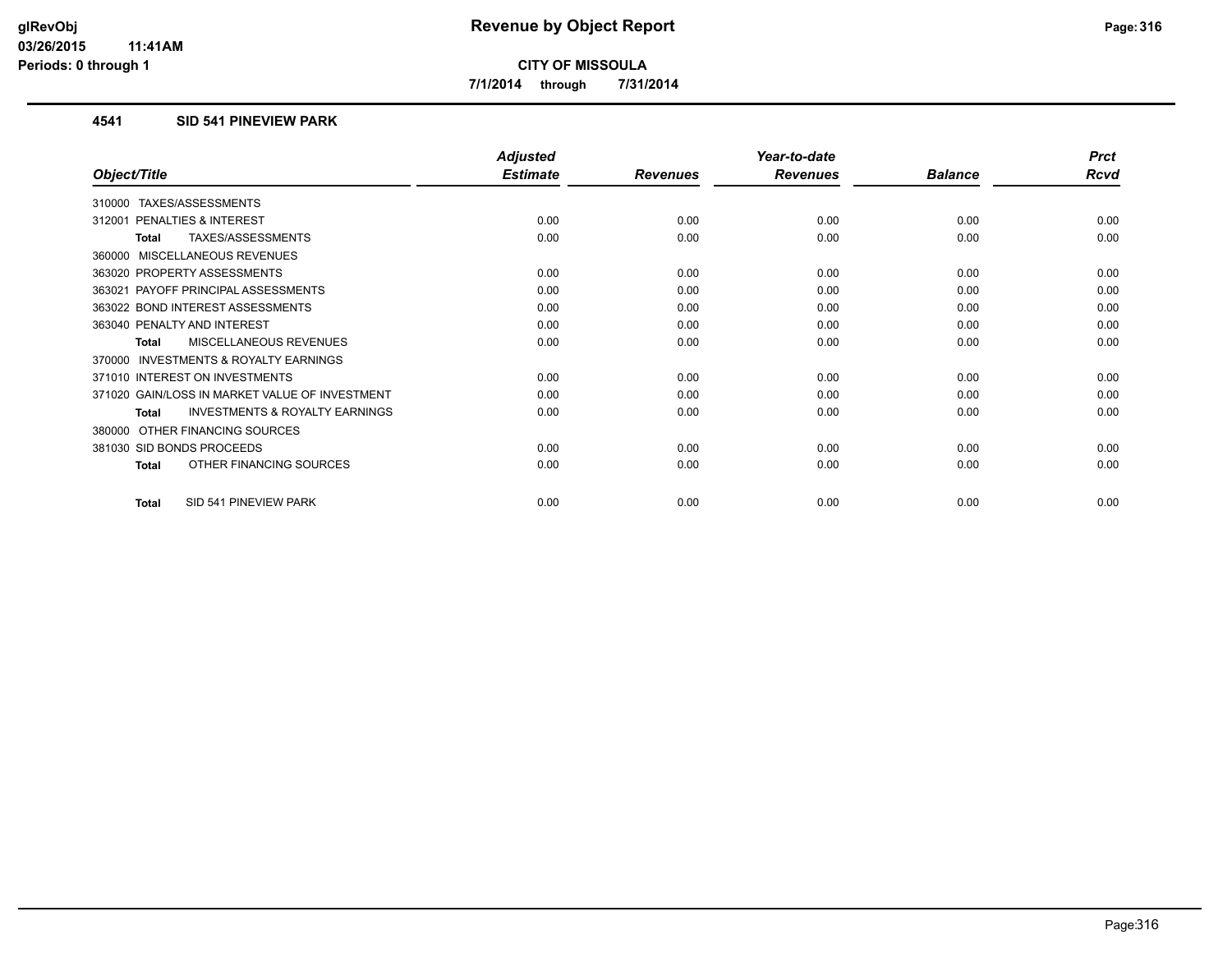**CITY OF MISSOULA**

**7/1/2014 through 7/31/2014**

## 4541 SID 541 PINEVIEW PARK

| Object/Title | Adjusted Estimate | Revenues | Year-to-date Revenues | Balance | Prct Rcvd |
|---|---|---|---|---|---|
| 310000 TAXES/ASSESSMENTS | | | | | |
| 312001 PENALTIES & INTEREST | 0.00 | 0.00 | 0.00 | 0.00 | 0.00 |
| **Total** TAXES/ASSESSMENTS | 0.00 | 0.00 | 0.00 | 0.00 | 0.00 |
| 360000 MISCELLANEOUS REVENUES | | | | | |
| 363020 PROPERTY ASSESSMENTS | 0.00 | 0.00 | 0.00 | 0.00 | 0.00 |
| 363021 PAYOFF PRINCIPAL ASSESSMENTS | 0.00 | 0.00 | 0.00 | 0.00 | 0.00 |
| 363022 BOND INTEREST ASSESSMENTS | 0.00 | 0.00 | 0.00 | 0.00 | 0.00 |
| 363040 PENALTY AND INTEREST | 0.00 | 0.00 | 0.00 | 0.00 | 0.00 |
| **Total** MISCELLANEOUS REVENUES | 0.00 | 0.00 | 0.00 | 0.00 | 0.00 |
| 370000 INVESTMENTS & ROYALTY EARNINGS | | | | | |
| 371010 INTEREST ON INVESTMENTS | 0.00 | 0.00 | 0.00 | 0.00 | 0.00 |
| 371020 GAIN/LOSS IN MARKET VALUE OF INVESTMENT | 0.00 | 0.00 | 0.00 | 0.00 | 0.00 |
| **Total** INVESTMENTS & ROYALTY EARNINGS | 0.00 | 0.00 | 0.00 | 0.00 | 0.00 |
| 380000 OTHER FINANCING SOURCES | | | | | |
| 381030 SID BONDS PROCEEDS | 0.00 | 0.00 | 0.00 | 0.00 | 0.00 |
| **Total** OTHER FINANCING SOURCES | 0.00 | 0.00 | 0.00 | 0.00 | 0.00 |
| **Total** SID 541 PINEVIEW PARK | 0.00 | 0.00 | 0.00 | 0.00 | 0.00 |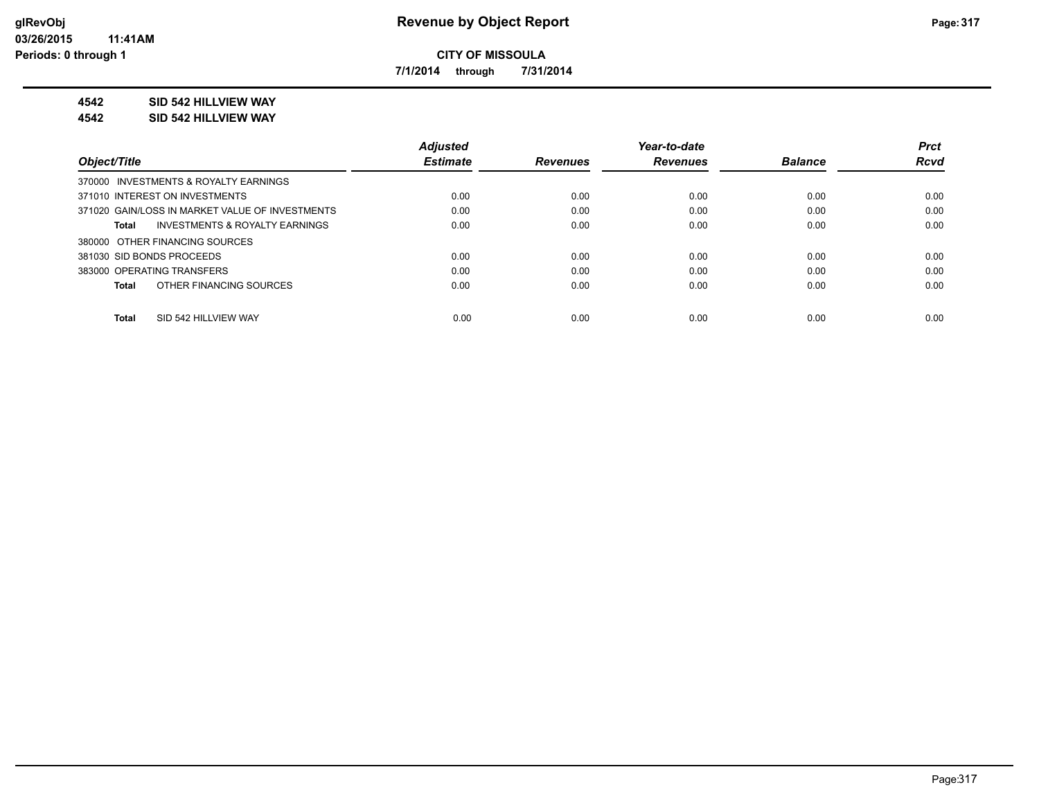**CITY OF MISSOULA**

**7/1/2014 through 7/31/2014**

**4542 SID 542 HILLVIEW WAY**

**4542 SID 542 HILLVIEW WAY**

| Object/Title | Adjusted Estimate | Revenues | Year-to-date Revenues | Balance | Prct Rcvd |
|---|---|---|---|---|---|
| 370000 INVESTMENTS & ROYALTY EARNINGS | | | | | |
| 371010 INTEREST ON INVESTMENTS | 0.00 | 0.00 | 0.00 | 0.00 | 0.00 |
| 371020 GAIN/LOSS IN MARKET VALUE OF INVESTMENTS | 0.00 | 0.00 | 0.00 | 0.00 | 0.00 |
| **Total** INVESTMENTS & ROYALTY EARNINGS | 0.00 | 0.00 | 0.00 | 0.00 | 0.00 |
| 380000 OTHER FINANCING SOURCES | | | | | |
| 381030 SID BONDS PROCEEDS | 0.00 | 0.00 | 0.00 | 0.00 | 0.00 |
| 383000 OPERATING TRANSFERS | 0.00 | 0.00 | 0.00 | 0.00 | 0.00 |
| **Total** OTHER FINANCING SOURCES | 0.00 | 0.00 | 0.00 | 0.00 | 0.00 |
| **Total** SID 542 HILLVIEW WAY | 0.00 | 0.00 | 0.00 | 0.00 | 0.00 |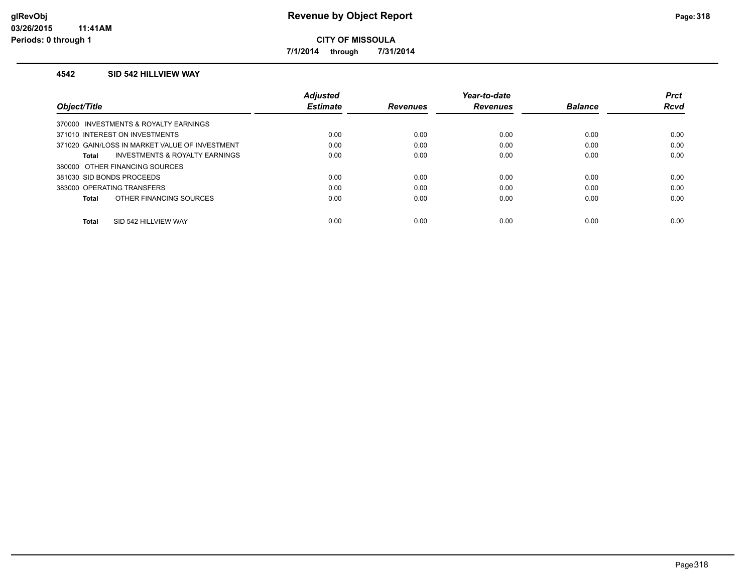# Revenue by Object Report

**CITY OF MISSOULA**

**7/1/2014 through 7/31/2014**

glRevObj
03/26/2015 11:41AM
Periods: 0 through 1

## 4542 SID 542 HILLVIEW WAY

| Object/Title | Adjusted Estimate | Revenues | Year-to-date Revenues | Balance | Prct Rcvd |
|---|---|---|---|---|---|
| 370000 INVESTMENTS & ROYALTY EARNINGS | | | | | |
| 371010 INTEREST ON INVESTMENTS | 0.00 | 0.00 | 0.00 | 0.00 | 0.00 |
| 371020 GAIN/LOSS IN MARKET VALUE OF INVESTMENT | 0.00 | 0.00 | 0.00 | 0.00 | 0.00 |
| **Total** INVESTMENTS & ROYALTY EARNINGS | 0.00 | 0.00 | 0.00 | 0.00 | 0.00 |
| 380000 OTHER FINANCING SOURCES | | | | | |
| 381030 SID BONDS PROCEEDS | 0.00 | 0.00 | 0.00 | 0.00 | 0.00 |
| 383000 OPERATING TRANSFERS | 0.00 | 0.00 | 0.00 | 0.00 | 0.00 |
| **Total** OTHER FINANCING SOURCES | 0.00 | 0.00 | 0.00 | 0.00 | 0.00 |
| **Total** SID 542 HILLVIEW WAY | 0.00 | 0.00 | 0.00 | 0.00 | 0.00 |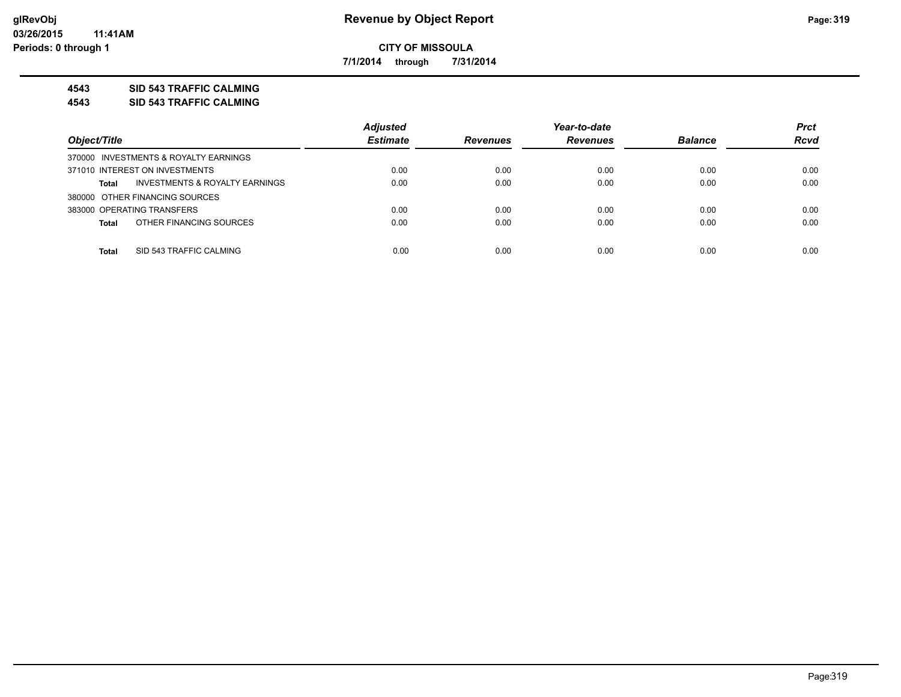# Revenue by Object Report

**CITY OF MISSOULA**

**7/1/2014 through 7/31/2014**

glRevObj
03/26/2015 11:41AM
Periods: 0 through 1

## 4543 SID 543 TRAFFIC CALMING
## 4543 SID 543 TRAFFIC CALMING

| Object/Title | Adjusted Estimate | Revenues | Year-to-date Revenues | Balance | Prct Rcvd |
|---|---|---|---|---|---|
| 370000 INVESTMENTS & ROYALTY EARNINGS | | | | | |
| 371010 INTEREST ON INVESTMENTS | 0.00 | 0.00 | 0.00 | 0.00 | 0.00 |
| **Total** INVESTMENTS & ROYALTY EARNINGS | 0.00 | 0.00 | 0.00 | 0.00 | 0.00 |
| 380000 OTHER FINANCING SOURCES | | | | | |
| 383000 OPERATING TRANSFERS | 0.00 | 0.00 | 0.00 | 0.00 | 0.00 |
| **Total** OTHER FINANCING SOURCES | 0.00 | 0.00 | 0.00 | 0.00 | 0.00 |
| **Total** SID 543 TRAFFIC CALMING | 0.00 | 0.00 | 0.00 | 0.00 | 0.00 |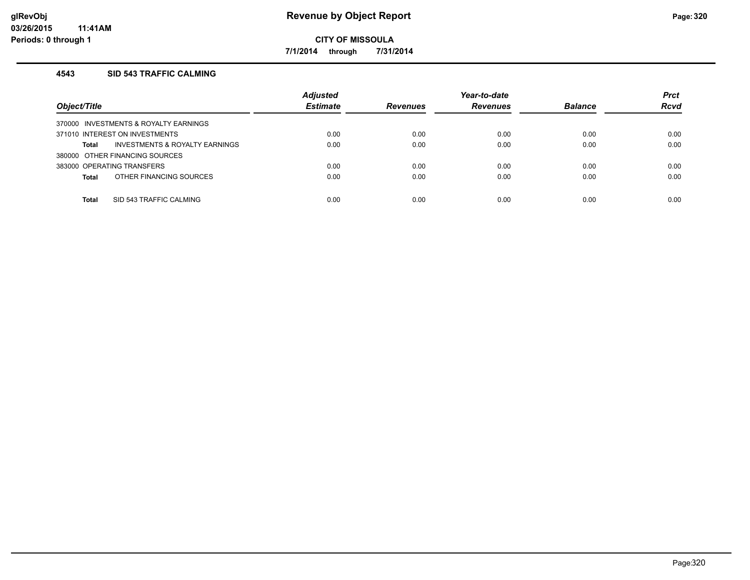# Revenue by Object Report

**CITY OF MISSOULA**

**7/1/2014 through 7/31/2014**

glRevObj
03/26/2015 11:41AM
Periods: 0 through 1

### 4543 SID 543 TRAFFIC CALMING

| Object/Title | Adjusted Estimate | Revenues | Year-to-date Revenues | Balance | Prct Rcvd |
|---|---|---|---|---|---|
| 370000 INVESTMENTS & ROYALTY EARNINGS | | | | | |
| 371010 INTEREST ON INVESTMENTS | 0.00 | 0.00 | 0.00 | 0.00 | 0.00 |
| **Total** INVESTMENTS & ROYALTY EARNINGS | 0.00 | 0.00 | 0.00 | 0.00 | 0.00 |
| 380000 OTHER FINANCING SOURCES | | | | | |
| 383000 OPERATING TRANSFERS | 0.00 | 0.00 | 0.00 | 0.00 | 0.00 |
| **Total** OTHER FINANCING SOURCES | 0.00 | 0.00 | 0.00 | 0.00 | 0.00 |
| **Total** SID 543 TRAFFIC CALMING | 0.00 | 0.00 | 0.00 | 0.00 | 0.00 |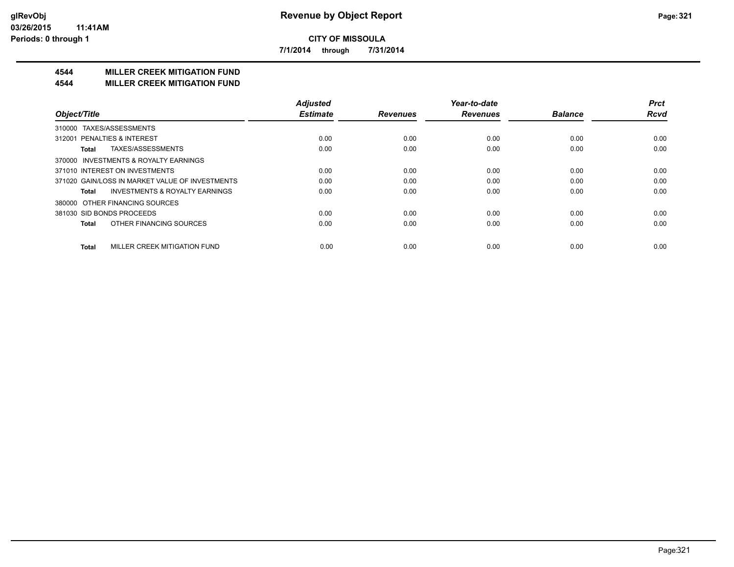**glRevObj**
**03/26/2015 11:41AM**
**Periods: 0 through 1**

# Revenue by Object Report

**CITY OF MISSOULA**

**7/1/2014 through 7/31/2014**

## 4544 MILLER CREEK MITIGATION FUND
## 4544 MILLER CREEK MITIGATION FUND

| Object/Title | Adjusted Estimate | Revenues | Year-to-date Revenues | Balance | Prct Rcvd |
|---|---|---|---|---|---|
| 310000 TAXES/ASSESSMENTS | | | | | |
| 312001 PENALTIES & INTEREST | 0.00 | 0.00 | 0.00 | 0.00 | 0.00 |
| **Total** TAXES/ASSESSMENTS | 0.00 | 0.00 | 0.00 | 0.00 | 0.00 |
| 370000 INVESTMENTS & ROYALTY EARNINGS | | | | | |
| 371010 INTEREST ON INVESTMENTS | 0.00 | 0.00 | 0.00 | 0.00 | 0.00 |
| 371020 GAIN/LOSS IN MARKET VALUE OF INVESTMENTS | 0.00 | 0.00 | 0.00 | 0.00 | 0.00 |
| **Total** INVESTMENTS & ROYALTY EARNINGS | 0.00 | 0.00 | 0.00 | 0.00 | 0.00 |
| 380000 OTHER FINANCING SOURCES | | | | | |
| 381030 SID BONDS PROCEEDS | 0.00 | 0.00 | 0.00 | 0.00 | 0.00 |
| **Total** OTHER FINANCING SOURCES | 0.00 | 0.00 | 0.00 | 0.00 | 0.00 |
| **Total** MILLER CREEK MITIGATION FUND | 0.00 | 0.00 | 0.00 | 0.00 | 0.00 |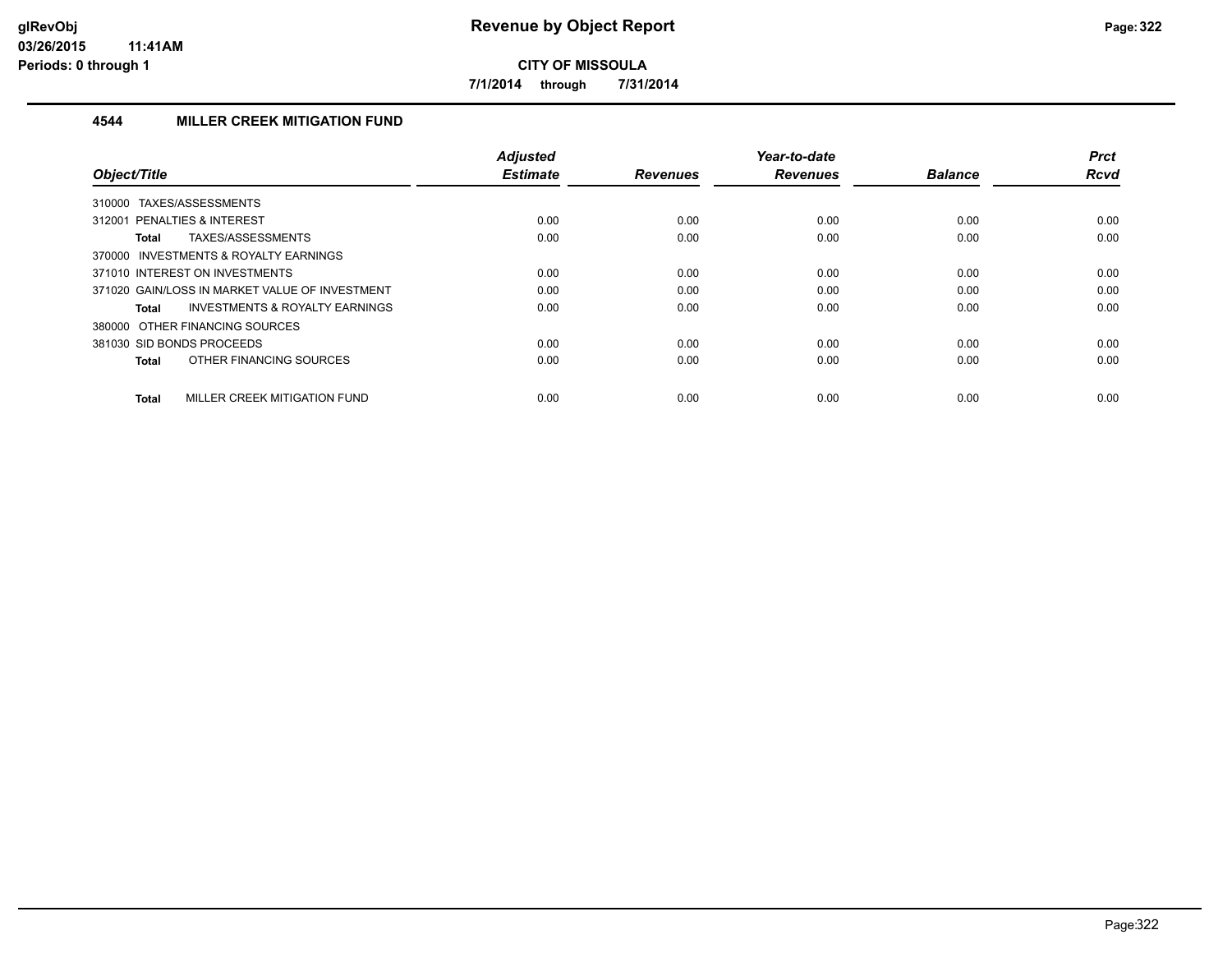# Revenue by Object Report

glRevObj
03/26/2015 11:41AM
Periods: 0 through 1

**CITY OF MISSOULA**

7/1/2014 through 7/31/2014

## 4544 MILLER CREEK MITIGATION FUND

| Object/Title | Adjusted Estimate | Revenues | Year-to-date Revenues | Balance | Prct Rcvd |
|---|---|---|---|---|---|
| 310000 TAXES/ASSESSMENTS | | | | | |
| 312001 PENALTIES & INTEREST | 0.00 | 0.00 | 0.00 | 0.00 | 0.00 |
| **Total** TAXES/ASSESSMENTS | 0.00 | 0.00 | 0.00 | 0.00 | 0.00 |
| 370000 INVESTMENTS & ROYALTY EARNINGS | | | | | |
| 371010 INTEREST ON INVESTMENTS | 0.00 | 0.00 | 0.00 | 0.00 | 0.00 |
| 371020 GAIN/LOSS IN MARKET VALUE OF INVESTMENT | 0.00 | 0.00 | 0.00 | 0.00 | 0.00 |
| **Total** INVESTMENTS & ROYALTY EARNINGS | 0.00 | 0.00 | 0.00 | 0.00 | 0.00 |
| 380000 OTHER FINANCING SOURCES | | | | | |
| 381030 SID BONDS PROCEEDS | 0.00 | 0.00 | 0.00 | 0.00 | 0.00 |
| **Total** OTHER FINANCING SOURCES | 0.00 | 0.00 | 0.00 | 0.00 | 0.00 |
| **Total** MILLER CREEK MITIGATION FUND | 0.00 | 0.00 | 0.00 | 0.00 | 0.00 |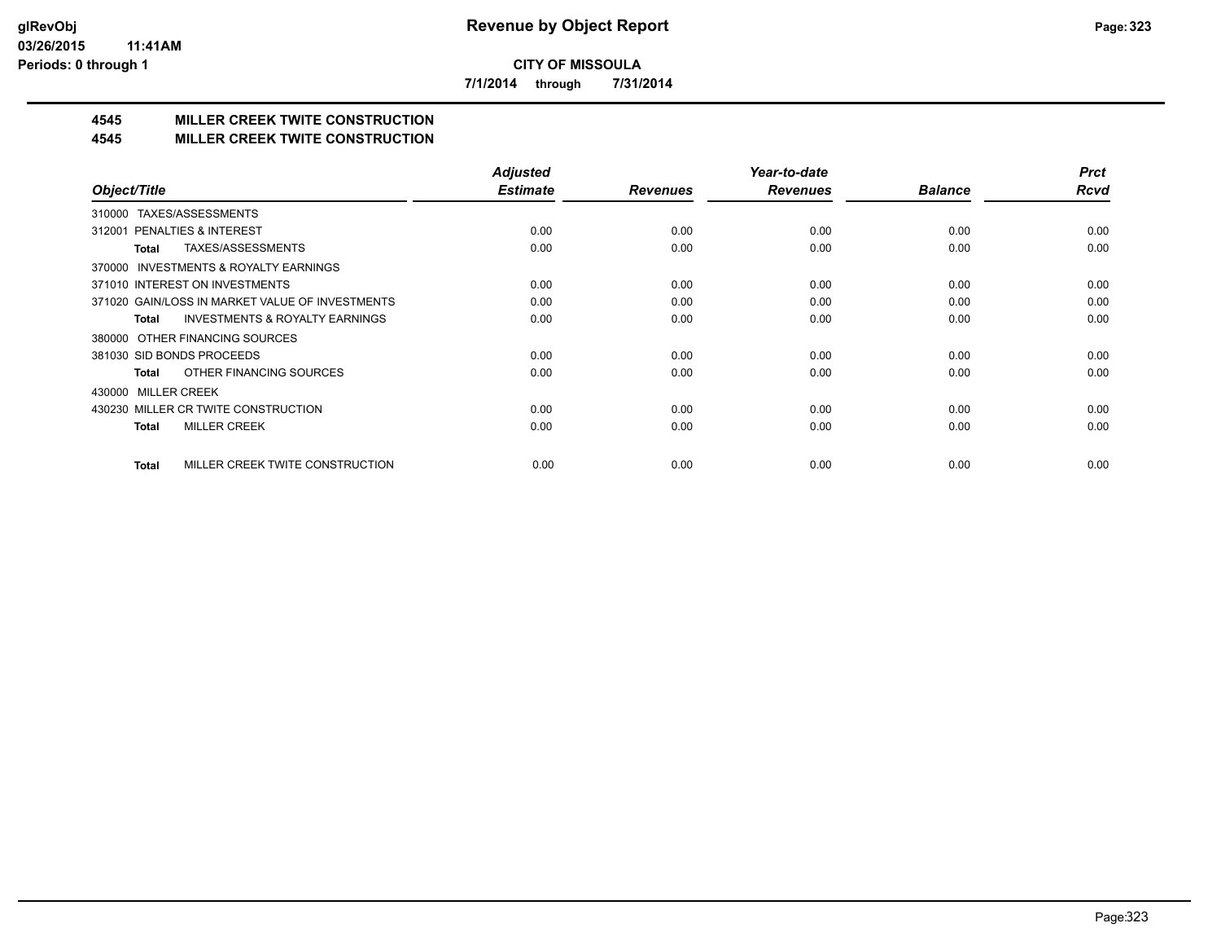**CITY OF MISSOULA**

**7/1/2014 through 7/31/2014**

# 4545 MILLER CREEK TWITE CONSTRUCTION

## 4545 MILLER CREEK TWITE CONSTRUCTION

| Object/Title | Adjusted Estimate | Revenues | Year-to-date Revenues | Balance | Prct Rcvd |
|---|---|---|---|---|---|
| 310000 TAXES/ASSESSMENTS | | | | | |
| 312001 PENALTIES & INTEREST | 0.00 | 0.00 | 0.00 | 0.00 | 0.00 |
| **Total** TAXES/ASSESSMENTS | 0.00 | 0.00 | 0.00 | 0.00 | 0.00 |
| 370000 INVESTMENTS & ROYALTY EARNINGS | | | | | |
| 371010 INTEREST ON INVESTMENTS | 0.00 | 0.00 | 0.00 | 0.00 | 0.00 |
| 371020 GAIN/LOSS IN MARKET VALUE OF INVESTMENTS | 0.00 | 0.00 | 0.00 | 0.00 | 0.00 |
| **Total** INVESTMENTS & ROYALTY EARNINGS | 0.00 | 0.00 | 0.00 | 0.00 | 0.00 |
| 380000 OTHER FINANCING SOURCES | | | | | |
| 381030 SID BONDS PROCEEDS | 0.00 | 0.00 | 0.00 | 0.00 | 0.00 |
| **Total** OTHER FINANCING SOURCES | 0.00 | 0.00 | 0.00 | 0.00 | 0.00 |
| 430000 MILLER CREEK | | | | | |
| 430230 MILLER CR TWITE CONSTRUCTION | 0.00 | 0.00 | 0.00 | 0.00 | 0.00 |
| **Total** MILLER CREEK | 0.00 | 0.00 | 0.00 | 0.00 | 0.00 |
| **Total** MILLER CREEK TWITE CONSTRUCTION | 0.00 | 0.00 | 0.00 | 0.00 | 0.00 |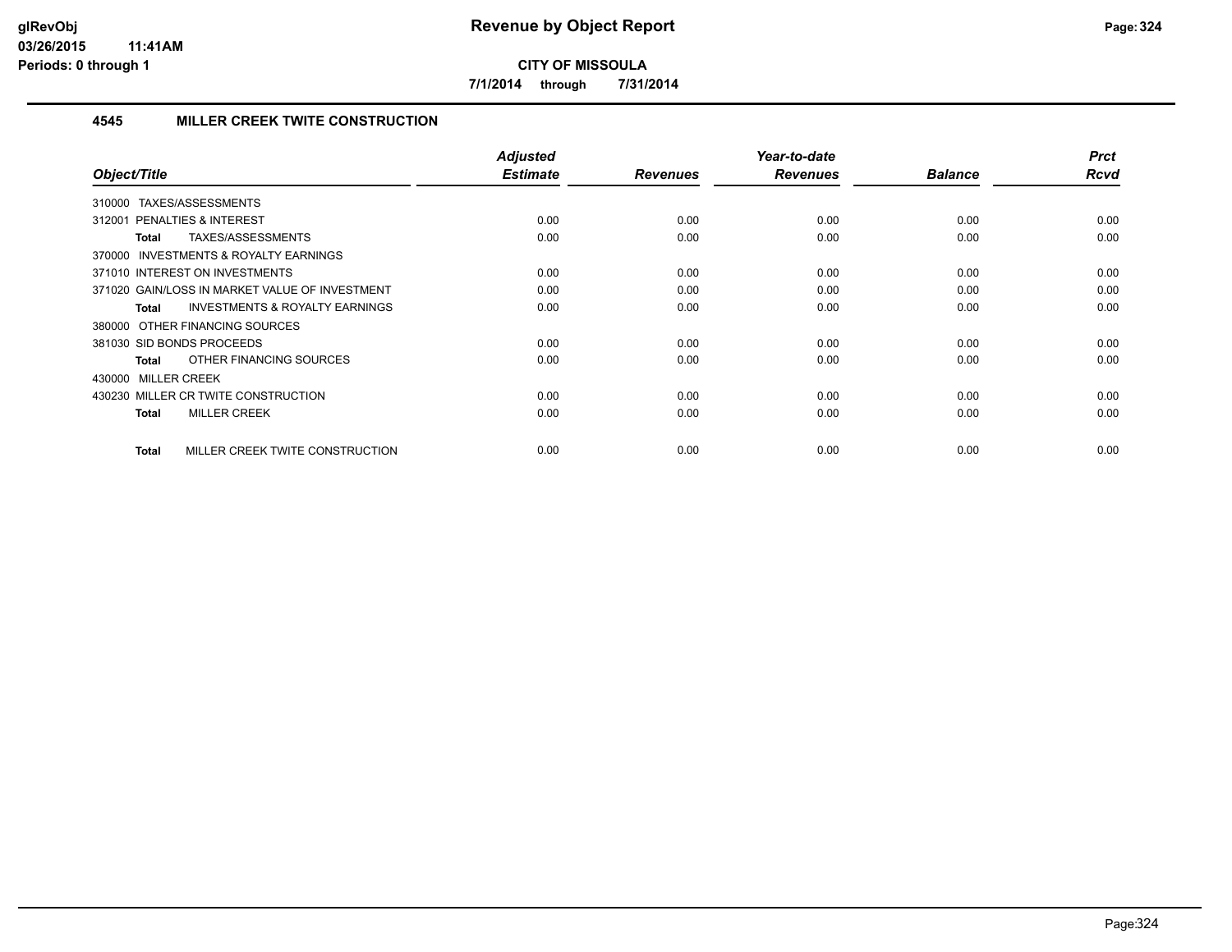# Revenue by Object Report

**CITY OF MISSOULA**

**7/1/2014 through 7/31/2014**

glRevObj
03/26/2015 11:41AM
Periods: 0 through 1

## 4545 MILLER CREEK TWITE CONSTRUCTION

| Object/Title | Adjusted Estimate | Revenues | Year-to-date Revenues | Balance | Prct Rcvd |
|---|---|---|---|---|---|
| 310000 TAXES/ASSESSMENTS | | | | | |
| 312001 PENALTIES & INTEREST | 0.00 | 0.00 | 0.00 | 0.00 | 0.00 |
| **Total** TAXES/ASSESSMENTS | 0.00 | 0.00 | 0.00 | 0.00 | 0.00 |
| 370000 INVESTMENTS & ROYALTY EARNINGS | | | | | |
| 371010 INTEREST ON INVESTMENTS | 0.00 | 0.00 | 0.00 | 0.00 | 0.00 |
| 371020 GAIN/LOSS IN MARKET VALUE OF INVESTMENT | 0.00 | 0.00 | 0.00 | 0.00 | 0.00 |
| **Total** INVESTMENTS & ROYALTY EARNINGS | 0.00 | 0.00 | 0.00 | 0.00 | 0.00 |
| 380000 OTHER FINANCING SOURCES | | | | | |
| 381030 SID BONDS PROCEEDS | 0.00 | 0.00 | 0.00 | 0.00 | 0.00 |
| **Total** OTHER FINANCING SOURCES | 0.00 | 0.00 | 0.00 | 0.00 | 0.00 |
| 430000 MILLER CREEK | | | | | |
| 430230 MILLER CR TWITE CONSTRUCTION | 0.00 | 0.00 | 0.00 | 0.00 | 0.00 |
| **Total** MILLER CREEK | 0.00 | 0.00 | 0.00 | 0.00 | 0.00 |
| **Total** MILLER CREEK TWITE CONSTRUCTION | 0.00 | 0.00 | 0.00 | 0.00 | 0.00 |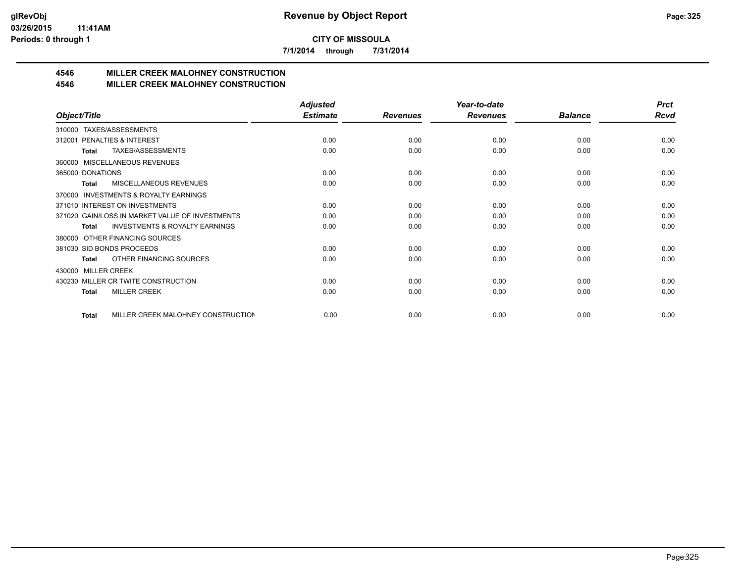**CITY OF MISSOULA**

**7/1/2014 through 7/31/2014**

## 4546 MILLER CREEK MALOHNEY CONSTRUCTION
## 4546 MILLER CREEK MALOHNEY CONSTRUCTION

| Object/Title | Adjusted Estimate | Revenues | Year-to-date Revenues | Balance | Prct Rcvd |
|---|---|---|---|---|---|
| 310000 TAXES/ASSESSMENTS | | | | | |
| 312001 PENALTIES & INTEREST | 0.00 | 0.00 | 0.00 | 0.00 | 0.00 |
| **Total** TAXES/ASSESSMENTS | 0.00 | 0.00 | 0.00 | 0.00 | 0.00 |
| 360000 MISCELLANEOUS REVENUES | | | | | |
| 365000 DONATIONS | 0.00 | 0.00 | 0.00 | 0.00 | 0.00 |
| **Total** MISCELLANEOUS REVENUES | 0.00 | 0.00 | 0.00 | 0.00 | 0.00 |
| 370000 INVESTMENTS & ROYALTY EARNINGS | | | | | |
| 371010 INTEREST ON INVESTMENTS | 0.00 | 0.00 | 0.00 | 0.00 | 0.00 |
| 371020 GAIN/LOSS IN MARKET VALUE OF INVESTMENTS | 0.00 | 0.00 | 0.00 | 0.00 | 0.00 |
| **Total** INVESTMENTS & ROYALTY EARNINGS | 0.00 | 0.00 | 0.00 | 0.00 | 0.00 |
| 380000 OTHER FINANCING SOURCES | | | | | |
| 381030 SID BONDS PROCEEDS | 0.00 | 0.00 | 0.00 | 0.00 | 0.00 |
| **Total** OTHER FINANCING SOURCES | 0.00 | 0.00 | 0.00 | 0.00 | 0.00 |
| 430000 MILLER CREEK | | | | | |
| 430230 MILLER CR TWITE CONSTRUCTION | 0.00 | 0.00 | 0.00 | 0.00 | 0.00 |
| **Total** MILLER CREEK | 0.00 | 0.00 | 0.00 | 0.00 | 0.00 |
| **Total** MILLER CREEK MALOHNEY CONSTRUCTION | 0.00 | 0.00 | 0.00 | 0.00 | 0.00 |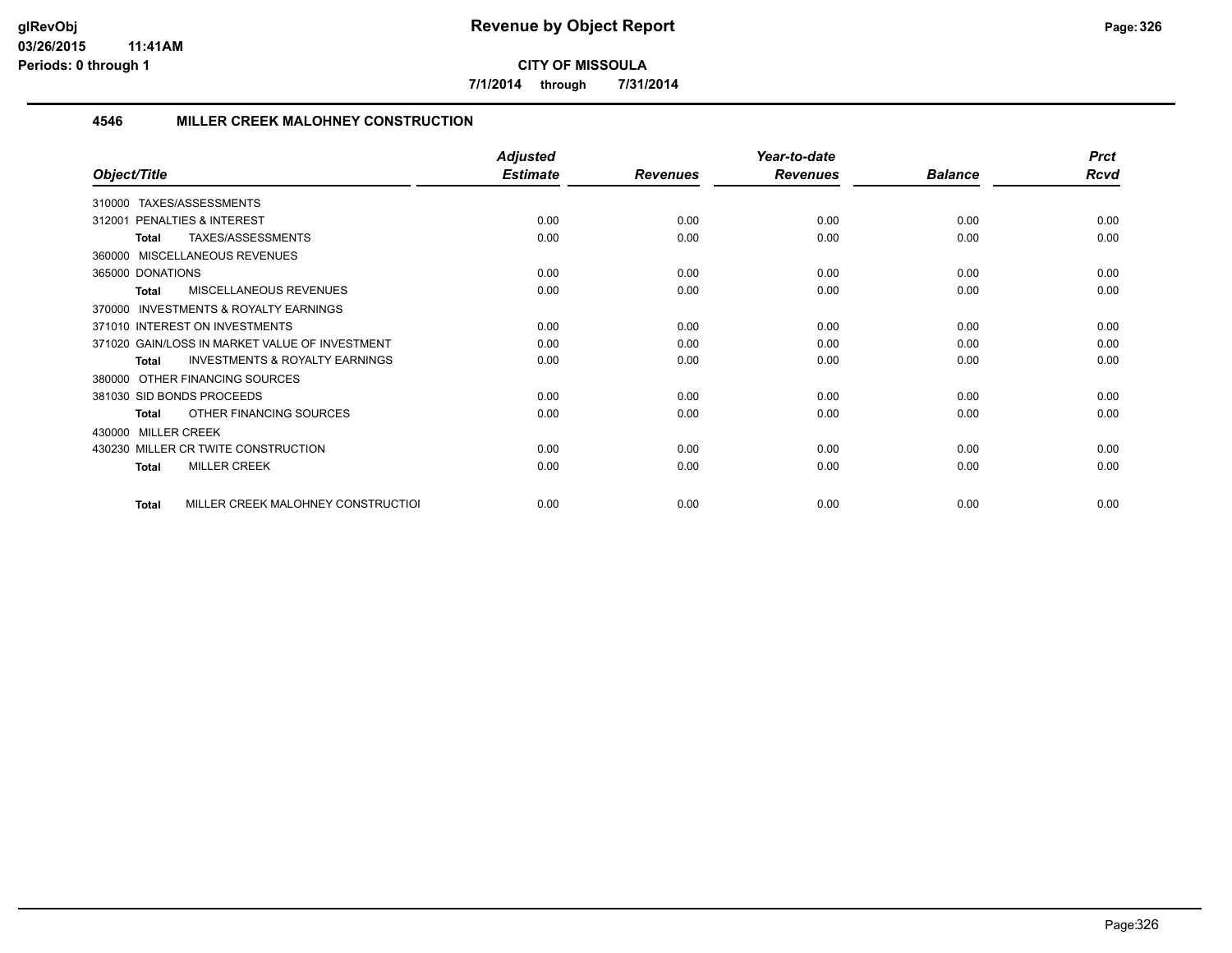# Revenue by Object Report

**CITY OF MISSOULA**

7/1/2014 through 7/31/2014

## 4546 MILLER CREEK MALOHNEY CONSTRUCTION

| Object/Title | Adjusted Estimate | Revenues | Year-to-date Revenues | Balance | Prct Rcvd |
|---|---|---|---|---|---|
| 310000 TAXES/ASSESSMENTS | | | | | |
| 312001 PENALTIES & INTEREST | 0.00 | 0.00 | 0.00 | 0.00 | 0.00 |
| **Total** TAXES/ASSESSMENTS | 0.00 | 0.00 | 0.00 | 0.00 | 0.00 |
| 360000 MISCELLANEOUS REVENUES | | | | | |
| 365000 DONATIONS | 0.00 | 0.00 | 0.00 | 0.00 | 0.00 |
| **Total** MISCELLANEOUS REVENUES | 0.00 | 0.00 | 0.00 | 0.00 | 0.00 |
| 370000 INVESTMENTS & ROYALTY EARNINGS | | | | | |
| 371010 INTEREST ON INVESTMENTS | 0.00 | 0.00 | 0.00 | 0.00 | 0.00 |
| 371020 GAIN/LOSS IN MARKET VALUE OF INVESTMENT | 0.00 | 0.00 | 0.00 | 0.00 | 0.00 |
| **Total** INVESTMENTS & ROYALTY EARNINGS | 0.00 | 0.00 | 0.00 | 0.00 | 0.00 |
| 380000 OTHER FINANCING SOURCES | | | | | |
| 381030 SID BONDS PROCEEDS | 0.00 | 0.00 | 0.00 | 0.00 | 0.00 |
| **Total** OTHER FINANCING SOURCES | 0.00 | 0.00 | 0.00 | 0.00 | 0.00 |
| 430000 MILLER CREEK | | | | | |
| 430230 MILLER CR TWITE CONSTRUCTION | 0.00 | 0.00 | 0.00 | 0.00 | 0.00 |
| **Total** MILLER CREEK | 0.00 | 0.00 | 0.00 | 0.00 | 0.00 |
| **Total** MILLER CREEK MALOHNEY CONSTRUCTIOI | 0.00 | 0.00 | 0.00 | 0.00 | 0.00 |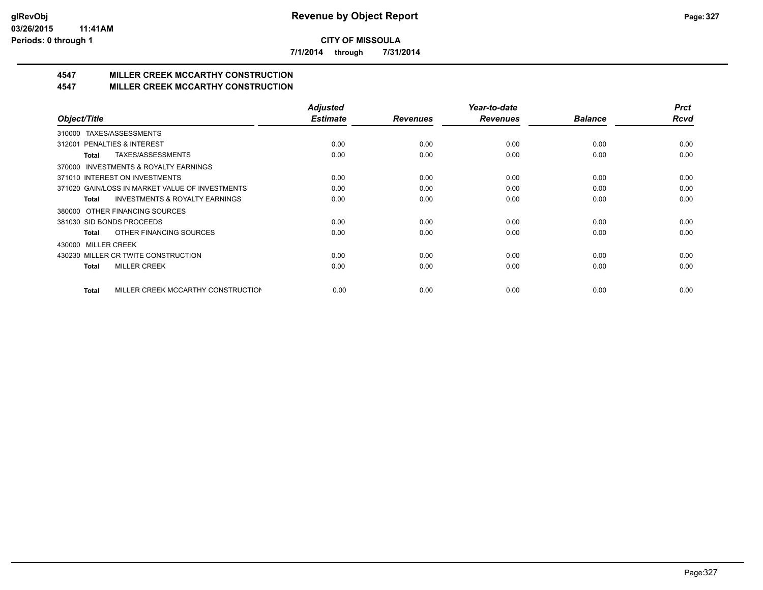**CITY OF MISSOULA**

**7/1/2014 through 7/31/2014**

## 4547 MILLER CREEK MCCARTHY CONSTRUCTION
## 4547 MILLER CREEK MCCARTHY CONSTRUCTION

| Object/Title | Adjusted Estimate | Revenues | Year-to-date Revenues | Balance | Prct Rcvd |
|---|---|---|---|---|---|
| 310000 TAXES/ASSESSMENTS | | | | | |
| 312001 PENALTIES & INTEREST | 0.00 | 0.00 | 0.00 | 0.00 | 0.00 |
| **Total** TAXES/ASSESSMENTS | 0.00 | 0.00 | 0.00 | 0.00 | 0.00 |
| 370000 INVESTMENTS & ROYALTY EARNINGS | | | | | |
| 371010 INTEREST ON INVESTMENTS | 0.00 | 0.00 | 0.00 | 0.00 | 0.00 |
| 371020 GAIN/LOSS IN MARKET VALUE OF INVESTMENTS | 0.00 | 0.00 | 0.00 | 0.00 | 0.00 |
| **Total** INVESTMENTS & ROYALTY EARNINGS | 0.00 | 0.00 | 0.00 | 0.00 | 0.00 |
| 380000 OTHER FINANCING SOURCES | | | | | |
| 381030 SID BONDS PROCEEDS | 0.00 | 0.00 | 0.00 | 0.00 | 0.00 |
| **Total** OTHER FINANCING SOURCES | 0.00 | 0.00 | 0.00 | 0.00 | 0.00 |
| 430000 MILLER CREEK | | | | | |
| 430230 MILLER CR TWITE CONSTRUCTION | 0.00 | 0.00 | 0.00 | 0.00 | 0.00 |
| **Total** MILLER CREEK | 0.00 | 0.00 | 0.00 | 0.00 | 0.00 |
| **Total** MILLER CREEK MCCARTHY CONSTRUCTION | 0.00 | 0.00 | 0.00 | 0.00 | 0.00 |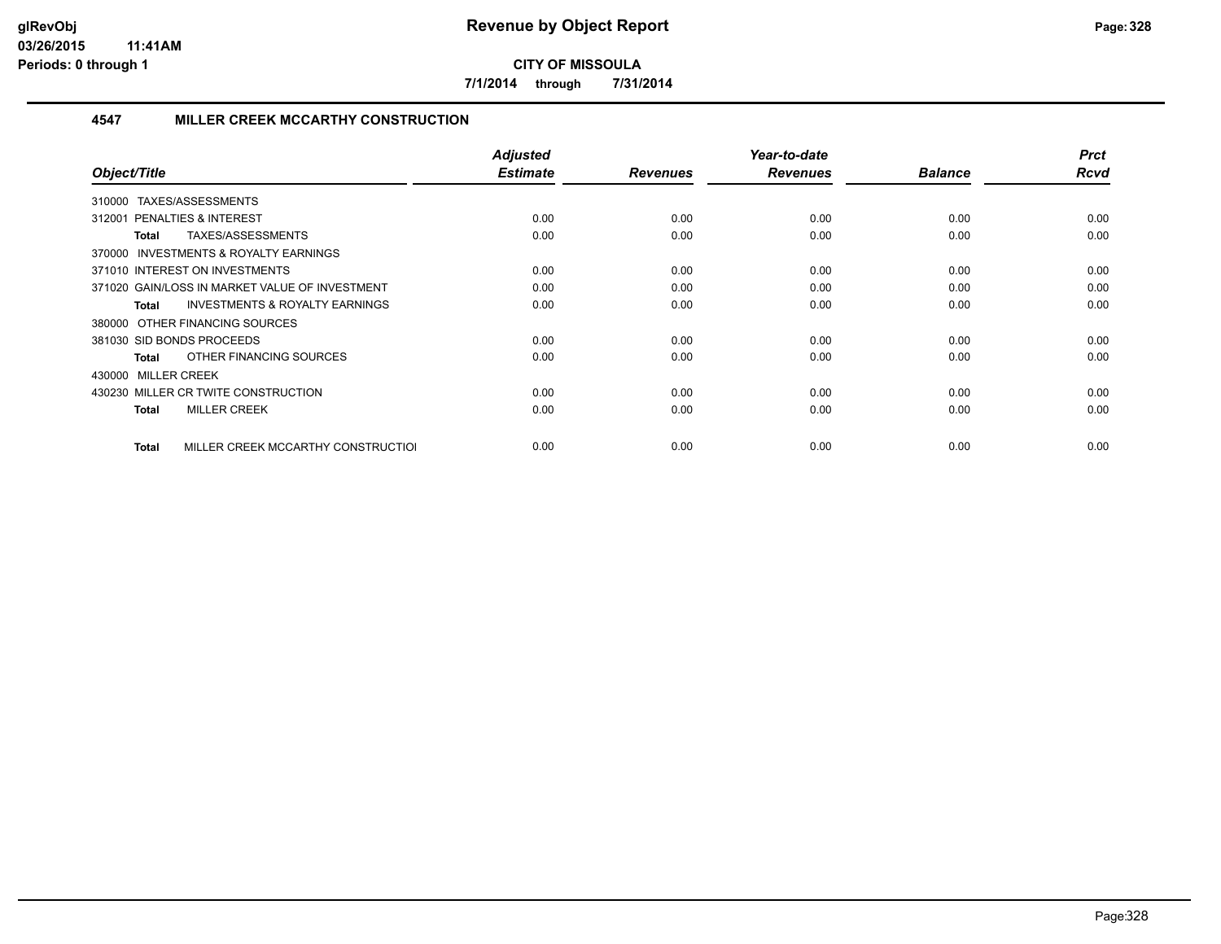**CITY OF MISSOULA**

**7/1/2014 through 7/31/2014**

## 4547 MILLER CREEK MCCARTHY CONSTRUCTION

| Object/Title | Adjusted Estimate | Revenues | Year-to-date Revenues | Balance | Prct Rcvd |
|---|---|---|---|---|---|
| 310000 TAXES/ASSESSMENTS | | | | | |
| 312001 PENALTIES & INTEREST | 0.00 | 0.00 | 0.00 | 0.00 | 0.00 |
| **Total** TAXES/ASSESSMENTS | 0.00 | 0.00 | 0.00 | 0.00 | 0.00 |
| 370000 INVESTMENTS & ROYALTY EARNINGS | | | | | |
| 371010 INTEREST ON INVESTMENTS | 0.00 | 0.00 | 0.00 | 0.00 | 0.00 |
| 371020 GAIN/LOSS IN MARKET VALUE OF INVESTMENT | 0.00 | 0.00 | 0.00 | 0.00 | 0.00 |
| **Total** INVESTMENTS & ROYALTY EARNINGS | 0.00 | 0.00 | 0.00 | 0.00 | 0.00 |
| 380000 OTHER FINANCING SOURCES | | | | | |
| 381030 SID BONDS PROCEEDS | 0.00 | 0.00 | 0.00 | 0.00 | 0.00 |
| **Total** OTHER FINANCING SOURCES | 0.00 | 0.00 | 0.00 | 0.00 | 0.00 |
| 430000 MILLER CREEK | | | | | |
| 430230 MILLER CR TWITE CONSTRUCTION | 0.00 | 0.00 | 0.00 | 0.00 | 0.00 |
| **Total** MILLER CREEK | 0.00 | 0.00 | 0.00 | 0.00 | 0.00 |
| **Total** MILLER CREEK MCCARTHY CONSTRUCTIOI | 0.00 | 0.00 | 0.00 | 0.00 | 0.00 |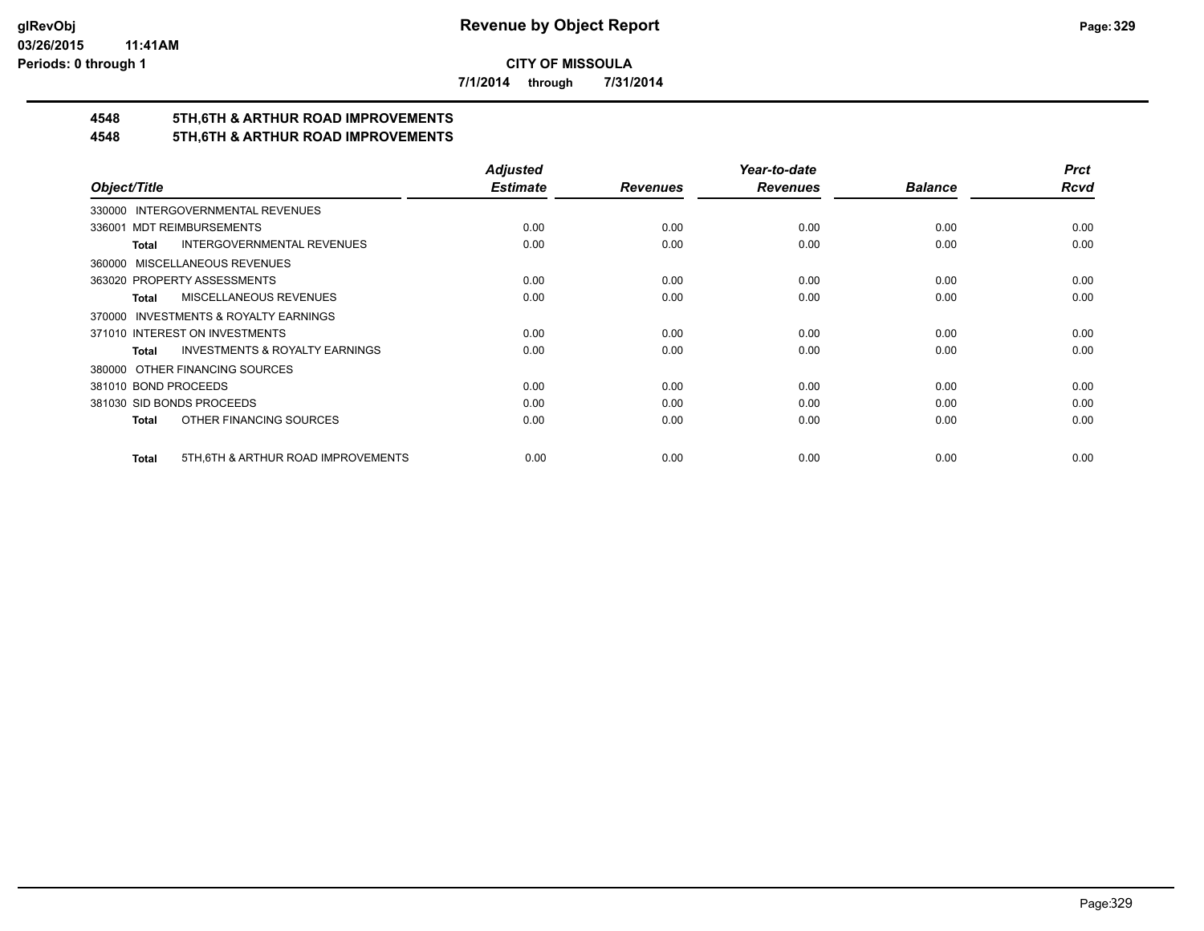**CITY OF MISSOULA**

**7/1/2014 through 7/31/2014**

## 4548 5TH,6TH & ARTHUR ROAD IMPROVEMENTS
## 4548 5TH,6TH & ARTHUR ROAD IMPROVEMENTS

| Object/Title | Adjusted Estimate | Revenues | Year-to-date Revenues | Balance | Prct Rcvd |
|---|---|---|---|---|---|
| 330000 INTERGOVERNMENTAL REVENUES | | | | | |
| 336001 MDT REIMBURSEMENTS | 0.00 | 0.00 | 0.00 | 0.00 | 0.00 |
| **Total** INTERGOVERNMENTAL REVENUES | 0.00 | 0.00 | 0.00 | 0.00 | 0.00 |
| 360000 MISCELLANEOUS REVENUES | | | | | |
| 363020 PROPERTY ASSESSMENTS | 0.00 | 0.00 | 0.00 | 0.00 | 0.00 |
| **Total** MISCELLANEOUS REVENUES | 0.00 | 0.00 | 0.00 | 0.00 | 0.00 |
| 370000 INVESTMENTS & ROYALTY EARNINGS | | | | | |
| 371010 INTEREST ON INVESTMENTS | 0.00 | 0.00 | 0.00 | 0.00 | 0.00 |
| **Total** INVESTMENTS & ROYALTY EARNINGS | 0.00 | 0.00 | 0.00 | 0.00 | 0.00 |
| 380000 OTHER FINANCING SOURCES | | | | | |
| 381010 BOND PROCEEDS | 0.00 | 0.00 | 0.00 | 0.00 | 0.00 |
| 381030 SID BONDS PROCEEDS | 0.00 | 0.00 | 0.00 | 0.00 | 0.00 |
| **Total** OTHER FINANCING SOURCES | 0.00 | 0.00 | 0.00 | 0.00 | 0.00 |
| **Total** 5TH,6TH & ARTHUR ROAD IMPROVEMENTS | 0.00 | 0.00 | 0.00 | 0.00 | 0.00 |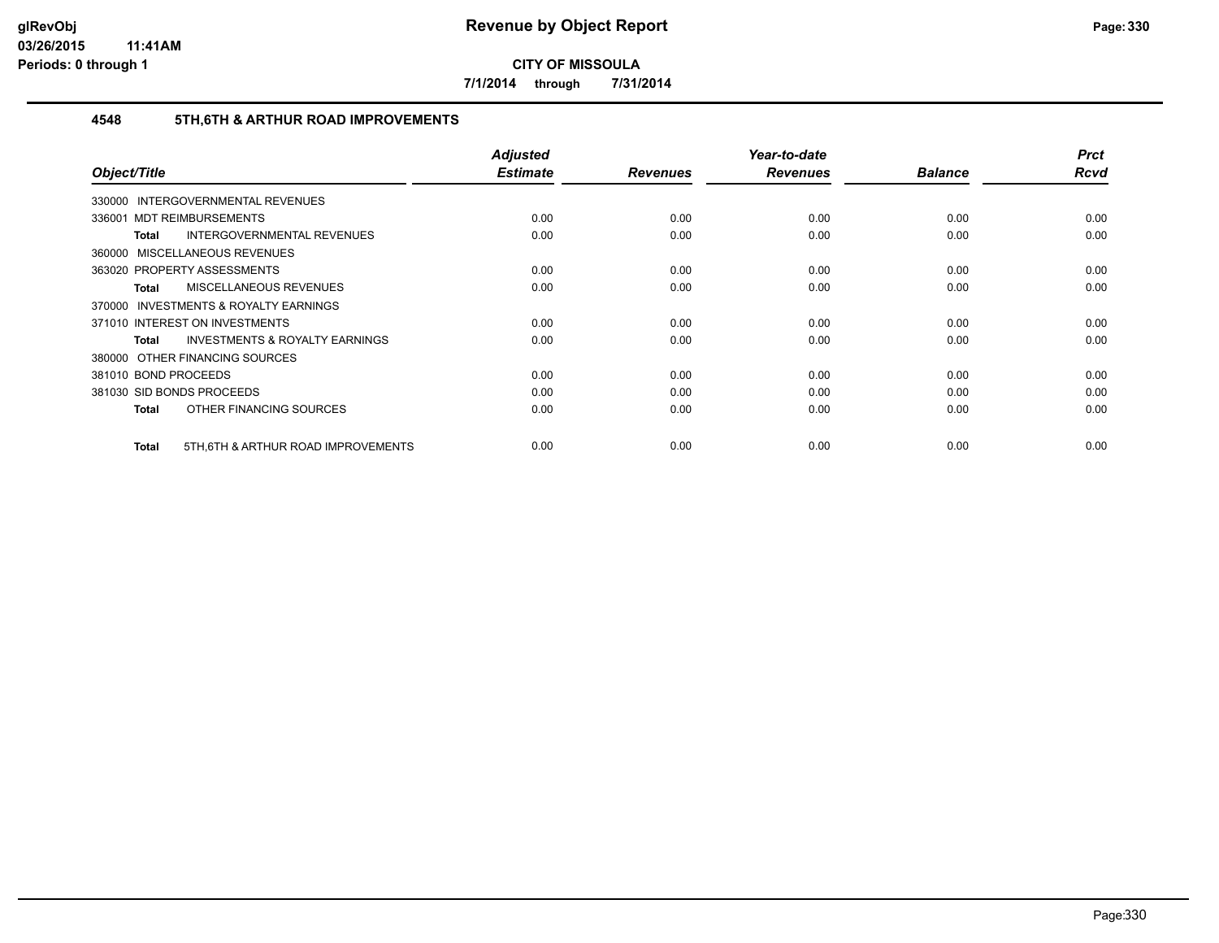# Revenue by Object Report

**CITY OF MISSOULA**

**7/1/2014 through 7/31/2014**

glRevObj
03/26/2015 11:41AM
Periods: 0 through 1

## 4548 5TH,6TH & ARTHUR ROAD IMPROVEMENTS

| Object/Title | Adjusted Estimate | Revenues | Year-to-date Revenues | Balance | Prct Rcvd |
|---|---|---|---|---|---|
| 330000 INTERGOVERNMENTAL REVENUES | | | | | |
| 336001 MDT REIMBURSEMENTS | 0.00 | 0.00 | 0.00 | 0.00 | 0.00 |
| **Total** INTERGOVERNMENTAL REVENUES | 0.00 | 0.00 | 0.00 | 0.00 | 0.00 |
| 360000 MISCELLANEOUS REVENUES | | | | | |
| 363020 PROPERTY ASSESSMENTS | 0.00 | 0.00 | 0.00 | 0.00 | 0.00 |
| **Total** MISCELLANEOUS REVENUES | 0.00 | 0.00 | 0.00 | 0.00 | 0.00 |
| 370000 INVESTMENTS & ROYALTY EARNINGS | | | | | |
| 371010 INTEREST ON INVESTMENTS | 0.00 | 0.00 | 0.00 | 0.00 | 0.00 |
| **Total** INVESTMENTS & ROYALTY EARNINGS | 0.00 | 0.00 | 0.00 | 0.00 | 0.00 |
| 380000 OTHER FINANCING SOURCES | | | | | |
| 381010 BOND PROCEEDS | 0.00 | 0.00 | 0.00 | 0.00 | 0.00 |
| 381030 SID BONDS PROCEEDS | 0.00 | 0.00 | 0.00 | 0.00 | 0.00 |
| **Total** OTHER FINANCING SOURCES | 0.00 | 0.00 | 0.00 | 0.00 | 0.00 |
| **Total** 5TH,6TH & ARTHUR ROAD IMPROVEMENTS | 0.00 | 0.00 | 0.00 | 0.00 | 0.00 |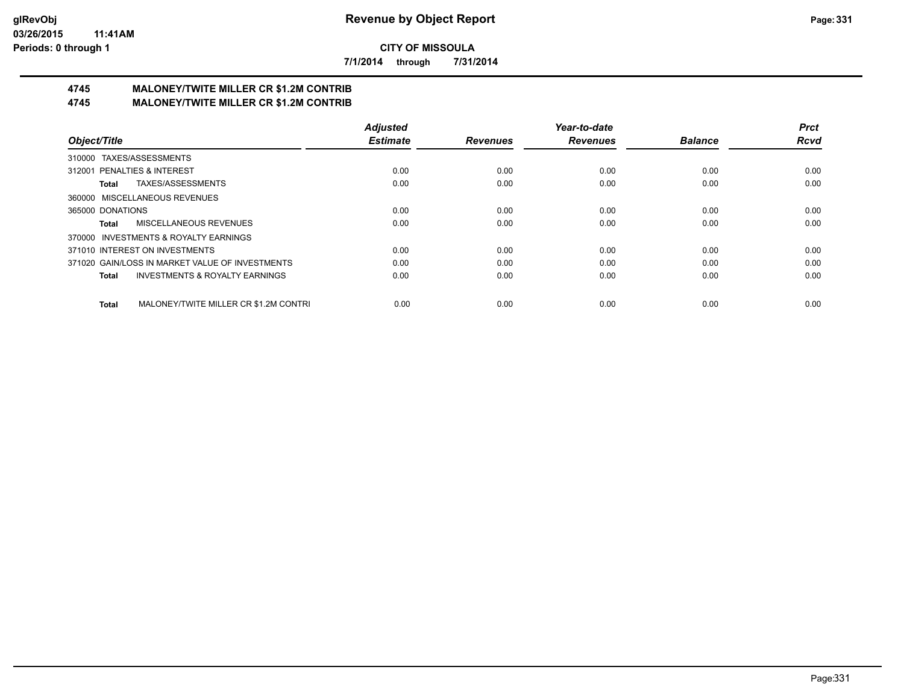# Revenue by Object Report

**CITY OF MISSOULA**

**7/1/2014 through 7/31/2014**

glRevObj
03/26/2015 11:41AM
Periods: 0 through 1

## 4745 MALONEY/TWITE MILLER CR $1.2M CONTRIB
## 4745 MALONEY/TWITE MILLER CR $1.2M CONTRIB

| Object/Title | Adjusted Estimate | Revenues | Year-to-date Revenues | Balance | Prct Rcvd |
|---|---|---|---|---|---|
| 310000 TAXES/ASSESSMENTS | | | | | |
| 312001 PENALTIES & INTEREST | 0.00 | 0.00 | 0.00 | 0.00 | 0.00 |
| **Total** TAXES/ASSESSMENTS | 0.00 | 0.00 | 0.00 | 0.00 | 0.00 |
| 360000 MISCELLANEOUS REVENUES | | | | | |
| 365000 DONATIONS | 0.00 | 0.00 | 0.00 | 0.00 | 0.00 |
| **Total** MISCELLANEOUS REVENUES | 0.00 | 0.00 | 0.00 | 0.00 | 0.00 |
| 370000 INVESTMENTS & ROYALTY EARNINGS | | | | | |
| 371010 INTEREST ON INVESTMENTS | 0.00 | 0.00 | 0.00 | 0.00 | 0.00 |
| 371020 GAIN/LOSS IN MARKET VALUE OF INVESTMENTS | 0.00 | 0.00 | 0.00 | 0.00 | 0.00 |
| **Total** INVESTMENTS & ROYALTY EARNINGS | 0.00 | 0.00 | 0.00 | 0.00 | 0.00 |
| **Total** MALONEY/TWITE MILLER CR $1.2M CONTRI | 0.00 | 0.00 | 0.00 | 0.00 | 0.00 |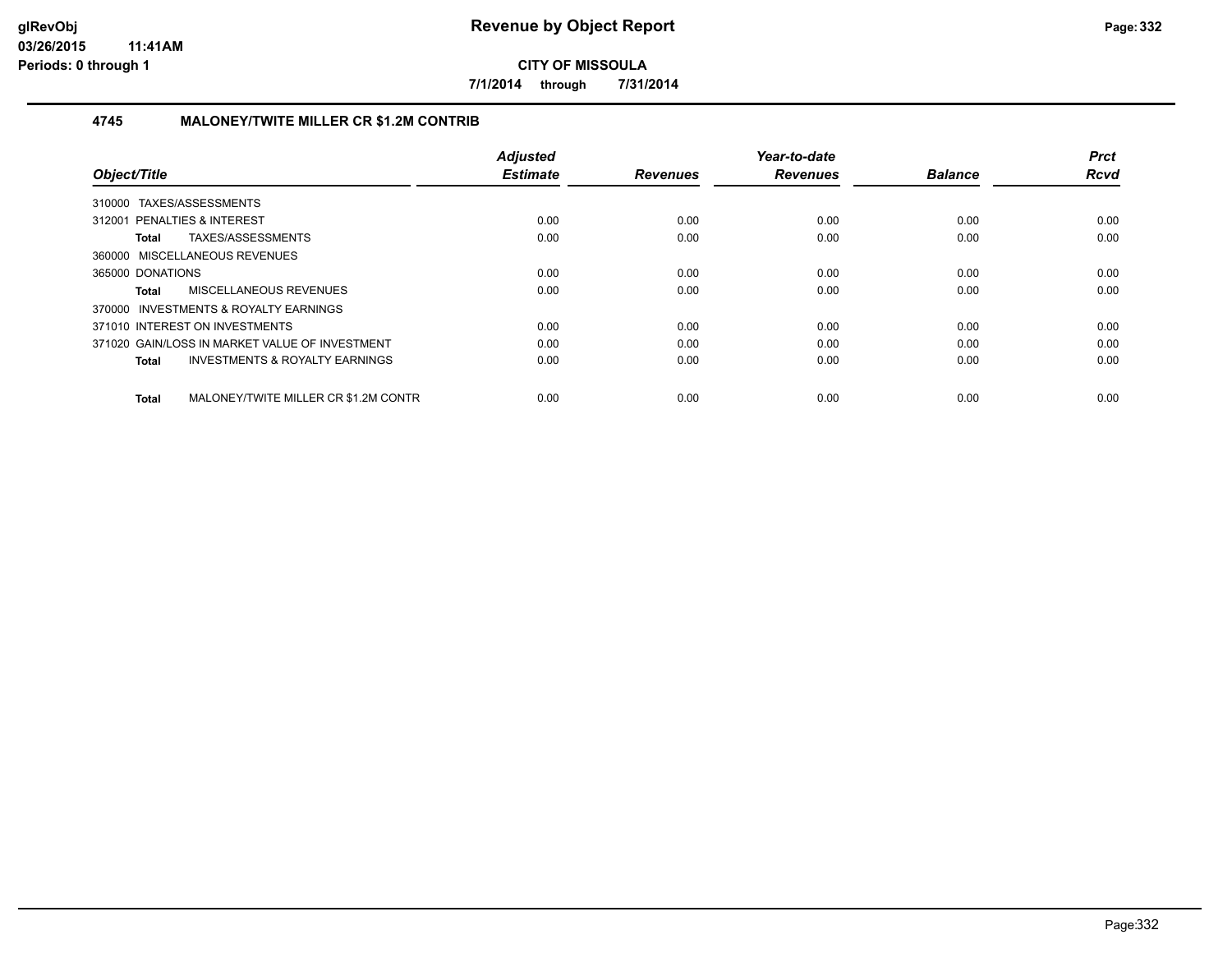# Revenue by Object Report

**CITY OF MISSOULA**

**7/1/2014 through 7/31/2014**

glRevObj
03/26/2015 11:41AM
Periods: 0 through 1

## 4745 MALONEY/TWITE MILLER CR $1.2M CONTRIB

| Object/Title | Adjusted Estimate | Revenues | Year-to-date Revenues | Balance | Prct Rcvd |
|---|---|---|---|---|---|
| 310000 TAXES/ASSESSMENTS | | | | | |
| 312001 PENALTIES & INTEREST | 0.00 | 0.00 | 0.00 | 0.00 | 0.00 |
| **Total** TAXES/ASSESSMENTS | 0.00 | 0.00 | 0.00 | 0.00 | 0.00 |
| 360000 MISCELLANEOUS REVENUES | | | | | |
| 365000 DONATIONS | 0.00 | 0.00 | 0.00 | 0.00 | 0.00 |
| **Total** MISCELLANEOUS REVENUES | 0.00 | 0.00 | 0.00 | 0.00 | 0.00 |
| 370000 INVESTMENTS & ROYALTY EARNINGS | | | | | |
| 371010 INTEREST ON INVESTMENTS | 0.00 | 0.00 | 0.00 | 0.00 | 0.00 |
| 371020 GAIN/LOSS IN MARKET VALUE OF INVESTMENT | 0.00 | 0.00 | 0.00 | 0.00 | 0.00 |
| **Total** INVESTMENTS & ROYALTY EARNINGS | 0.00 | 0.00 | 0.00 | 0.00 | 0.00 |
| **Total** MALONEY/TWITE MILLER CR $1.2M CONTR | 0.00 | 0.00 | 0.00 | 0.00 | 0.00 |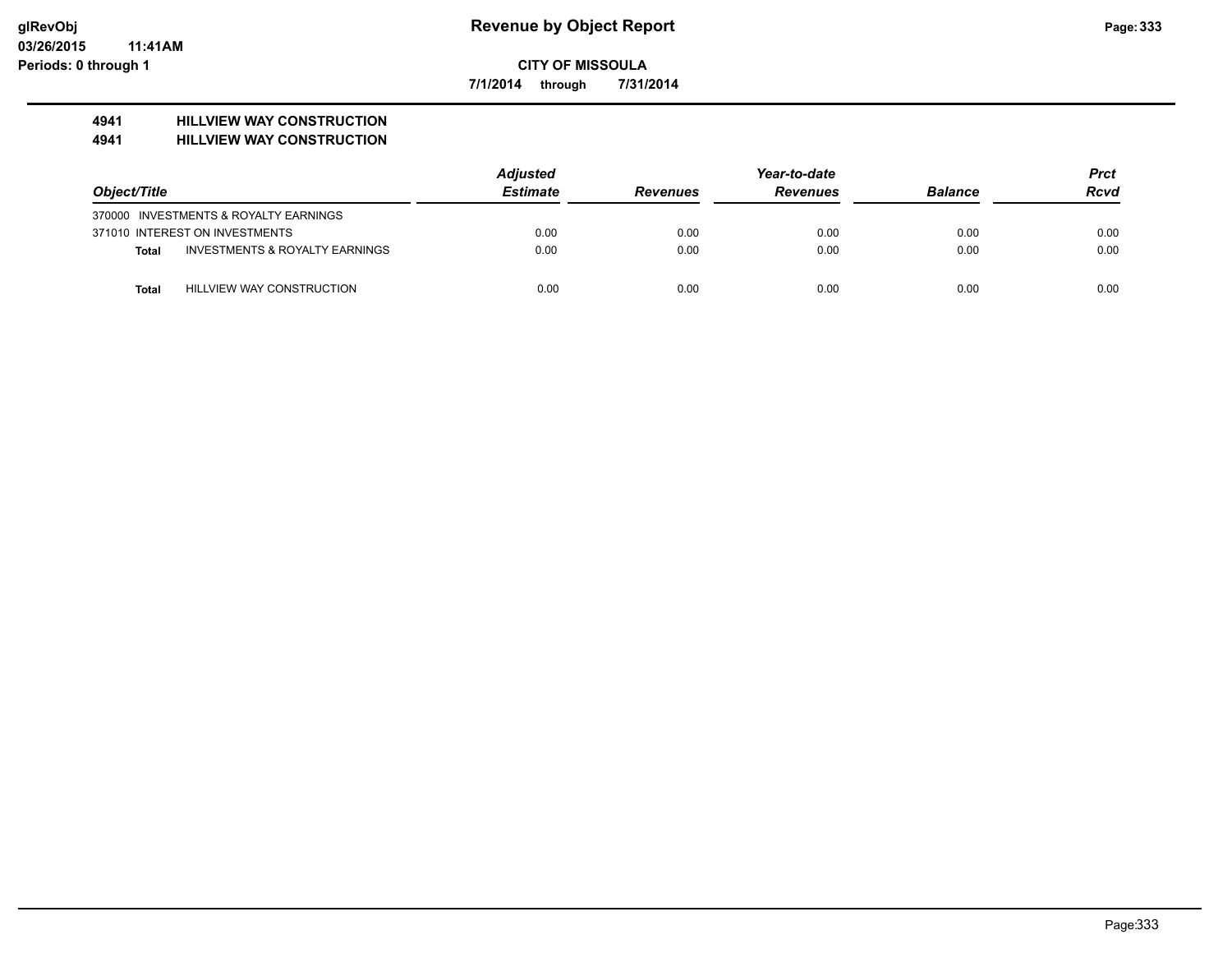**Revenue by Object Report**

**CITY OF MISSOULA**

**7/1/2014 through 7/31/2014**

glRevObj
03/26/2015 11:41AM
Periods: 0 through 1

## 4941 HILLVIEW WAY CONSTRUCTION
## 4941 HILLVIEW WAY CONSTRUCTION

| Object/Title | | Adjusted Estimate | Revenues | Year-to-date Revenues | Balance | Prct Rcvd |
|---|---|---|---|---|---|---|
| 370000 INVESTMENTS & ROYALTY EARNINGS | | | | | | |
| 371010 INTEREST ON INVESTMENTS | | 0.00 | 0.00 | 0.00 | 0.00 | 0.00 |
| **Total** | INVESTMENTS & ROYALTY EARNINGS | 0.00 | 0.00 | 0.00 | 0.00 | 0.00 |
| **Total** | HILLVIEW WAY CONSTRUCTION | 0.00 | 0.00 | 0.00 | 0.00 | 0.00 |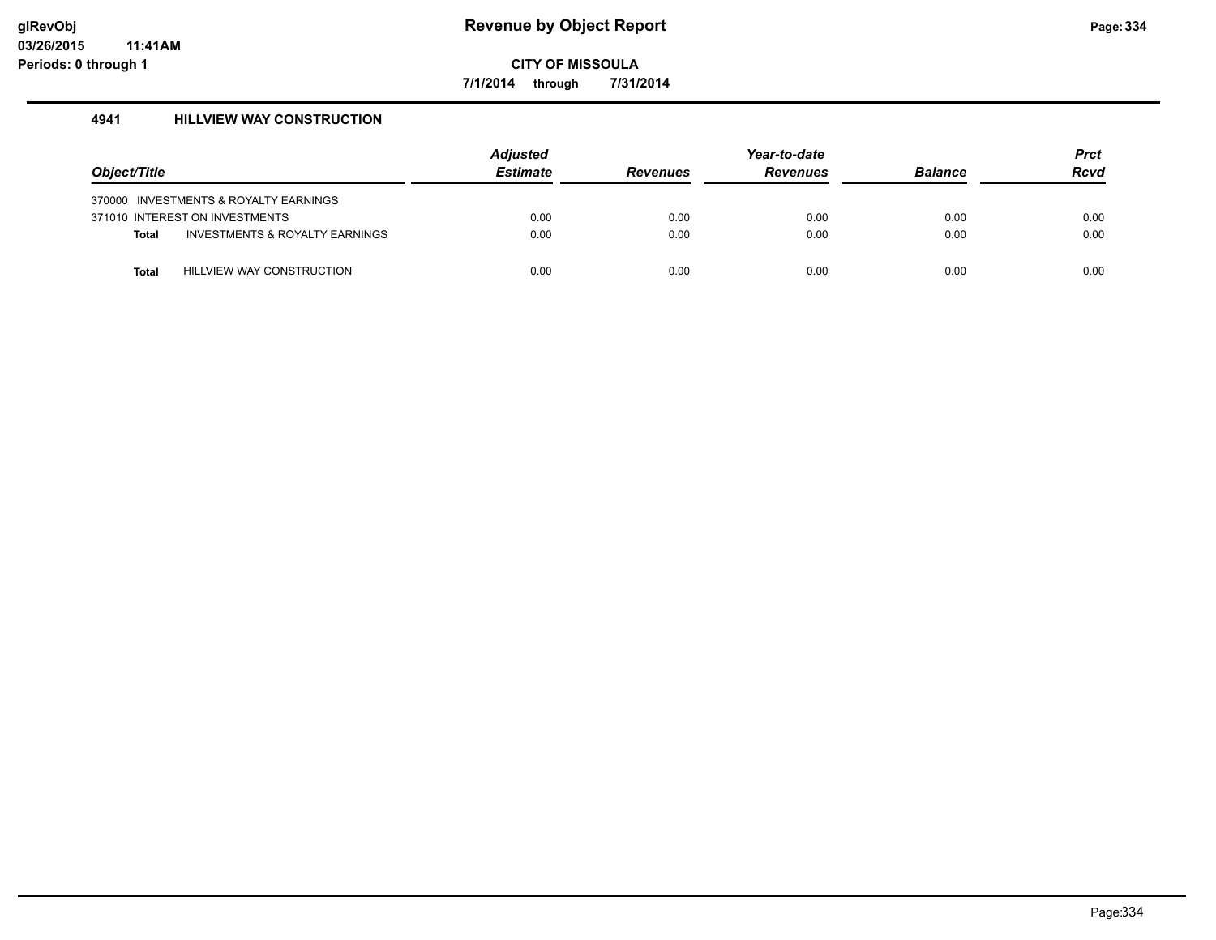# Revenue by Object Report

**CITY OF MISSOULA**

**7/1/2014 through 7/31/2014**

## 4941 HILLVIEW WAY CONSTRUCTION

| Object/Title | Adjusted Estimate | Revenues | Year-to-date Revenues | Balance | Prct Rcvd |
|---|---|---|---|---|---|
| 370000 INVESTMENTS & ROYALTY EARNINGS | | | | | |
| 371010 INTEREST ON INVESTMENTS | 0.00 | 0.00 | 0.00 | 0.00 | 0.00 |
| **Total** INVESTMENTS & ROYALTY EARNINGS | 0.00 | 0.00 | 0.00 | 0.00 | 0.00 |
| **Total** HILLVIEW WAY CONSTRUCTION | 0.00 | 0.00 | 0.00 | 0.00 | 0.00 |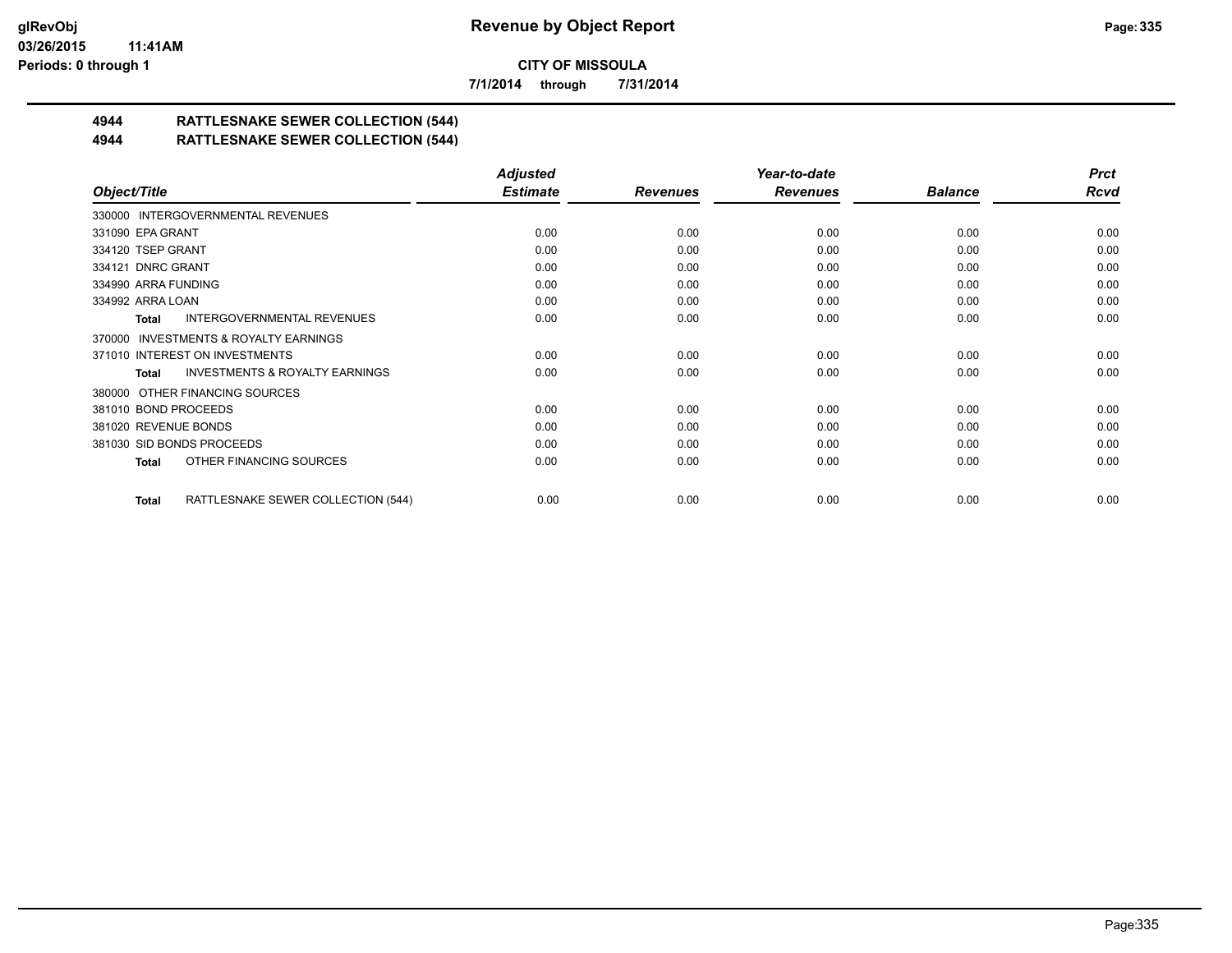# Revenue by Object Report

**CITY OF MISSOULA**

**7/1/2014 through 7/31/2014**

glRevObj
03/26/2015 11:41AM
Periods: 0 through 1

## 4944 RATTLESNAKE SEWER COLLECTION (544)
## 4944 RATTLESNAKE SEWER COLLECTION (544)

| Object/Title | Adjusted Estimate | Revenues | Year-to-date Revenues | Balance | Prct Rcvd |
|---|---|---|---|---|---|
| 330000 INTERGOVERNMENTAL REVENUES | | | | | |
| 331090 EPA GRANT | 0.00 | 0.00 | 0.00 | 0.00 | 0.00 |
| 334120 TSEP GRANT | 0.00 | 0.00 | 0.00 | 0.00 | 0.00 |
| 334121 DNRC GRANT | 0.00 | 0.00 | 0.00 | 0.00 | 0.00 |
| 334990 ARRA FUNDING | 0.00 | 0.00 | 0.00 | 0.00 | 0.00 |
| 334992 ARRA LOAN | 0.00 | 0.00 | 0.00 | 0.00 | 0.00 |
| **Total** INTERGOVERNMENTAL REVENUES | 0.00 | 0.00 | 0.00 | 0.00 | 0.00 |
| 370000 INVESTMENTS & ROYALTY EARNINGS | | | | | |
| 371010 INTEREST ON INVESTMENTS | 0.00 | 0.00 | 0.00 | 0.00 | 0.00 |
| **Total** INVESTMENTS & ROYALTY EARNINGS | 0.00 | 0.00 | 0.00 | 0.00 | 0.00 |
| 380000 OTHER FINANCING SOURCES | | | | | |
| 381010 BOND PROCEEDS | 0.00 | 0.00 | 0.00 | 0.00 | 0.00 |
| 381020 REVENUE BONDS | 0.00 | 0.00 | 0.00 | 0.00 | 0.00 |
| 381030 SID BONDS PROCEEDS | 0.00 | 0.00 | 0.00 | 0.00 | 0.00 |
| **Total** OTHER FINANCING SOURCES | 0.00 | 0.00 | 0.00 | 0.00 | 0.00 |
| **Total** RATTLESNAKE SEWER COLLECTION (544) | 0.00 | 0.00 | 0.00 | 0.00 | 0.00 |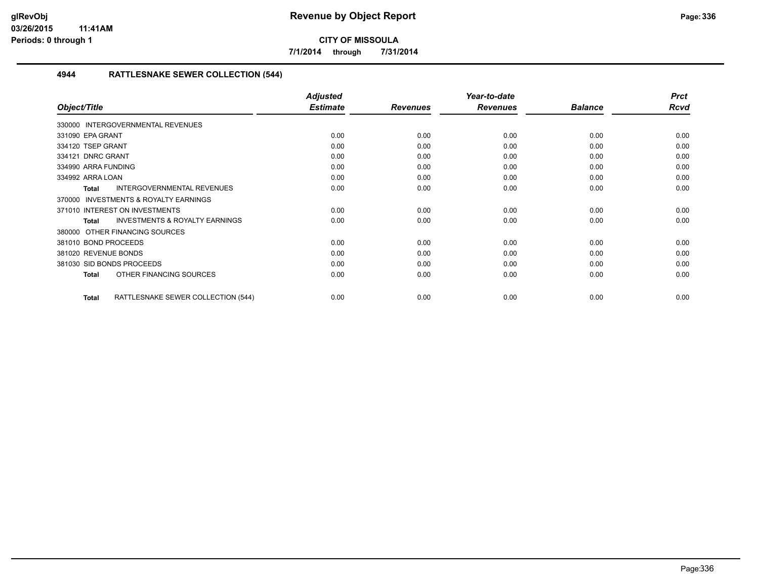**CITY OF MISSOULA**

**7/1/2014 through 7/31/2014**

### 4944 RATTLESNAKE SEWER COLLECTION (544)

| Object/Title | Adjusted Estimate | Revenues | Year-to-date Revenues | Balance | Prct Rcvd |
|---|---|---|---|---|---|
| 330000 INTERGOVERNMENTAL REVENUES | | | | | |
| 331090 EPA GRANT | 0.00 | 0.00 | 0.00 | 0.00 | 0.00 |
| 334120 TSEP GRANT | 0.00 | 0.00 | 0.00 | 0.00 | 0.00 |
| 334121 DNRC GRANT | 0.00 | 0.00 | 0.00 | 0.00 | 0.00 |
| 334990 ARRA FUNDING | 0.00 | 0.00 | 0.00 | 0.00 | 0.00 |
| 334992 ARRA LOAN | 0.00 | 0.00 | 0.00 | 0.00 | 0.00 |
| **Total** INTERGOVERNMENTAL REVENUES | 0.00 | 0.00 | 0.00 | 0.00 | 0.00 |
| 370000 INVESTMENTS & ROYALTY EARNINGS | | | | | |
| 371010 INTEREST ON INVESTMENTS | 0.00 | 0.00 | 0.00 | 0.00 | 0.00 |
| **Total** INVESTMENTS & ROYALTY EARNINGS | 0.00 | 0.00 | 0.00 | 0.00 | 0.00 |
| 380000 OTHER FINANCING SOURCES | | | | | |
| 381010 BOND PROCEEDS | 0.00 | 0.00 | 0.00 | 0.00 | 0.00 |
| 381020 REVENUE BONDS | 0.00 | 0.00 | 0.00 | 0.00 | 0.00 |
| 381030 SID BONDS PROCEEDS | 0.00 | 0.00 | 0.00 | 0.00 | 0.00 |
| **Total** OTHER FINANCING SOURCES | 0.00 | 0.00 | 0.00 | 0.00 | 0.00 |
| **Total** RATTLESNAKE SEWER COLLECTION (544) | 0.00 | 0.00 | 0.00 | 0.00 | 0.00 |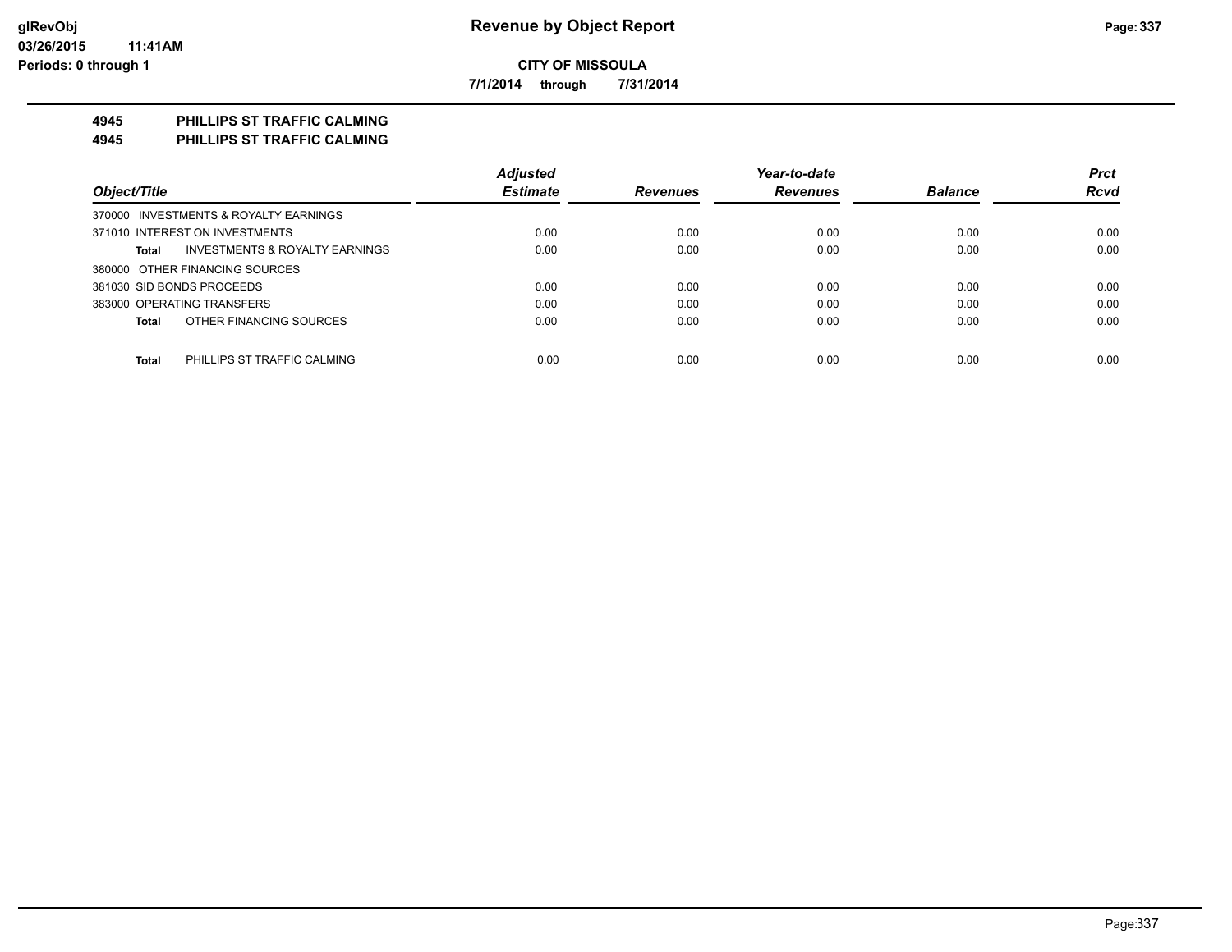**CITY OF MISSOULA**

**7/1/2014 through 7/31/2014**

## 4945 PHILLIPS ST TRAFFIC CALMING
## 4945 PHILLIPS ST TRAFFIC CALMING

| Object/Title | Adjusted Estimate | Revenues | Year-to-date Revenues | Balance | Prct Rcvd |
|---|---|---|---|---|---|
| 370000 INVESTMENTS & ROYALTY EARNINGS | | | | | |
| 371010 INTEREST ON INVESTMENTS | 0.00 | 0.00 | 0.00 | 0.00 | 0.00 |
| **Total** INVESTMENTS & ROYALTY EARNINGS | 0.00 | 0.00 | 0.00 | 0.00 | 0.00 |
| 380000 OTHER FINANCING SOURCES | | | | | |
| 381030 SID BONDS PROCEEDS | 0.00 | 0.00 | 0.00 | 0.00 | 0.00 |
| 383000 OPERATING TRANSFERS | 0.00 | 0.00 | 0.00 | 0.00 | 0.00 |
| **Total** OTHER FINANCING SOURCES | 0.00 | 0.00 | 0.00 | 0.00 | 0.00 |
| **Total** PHILLIPS ST TRAFFIC CALMING | 0.00 | 0.00 | 0.00 | 0.00 | 0.00 |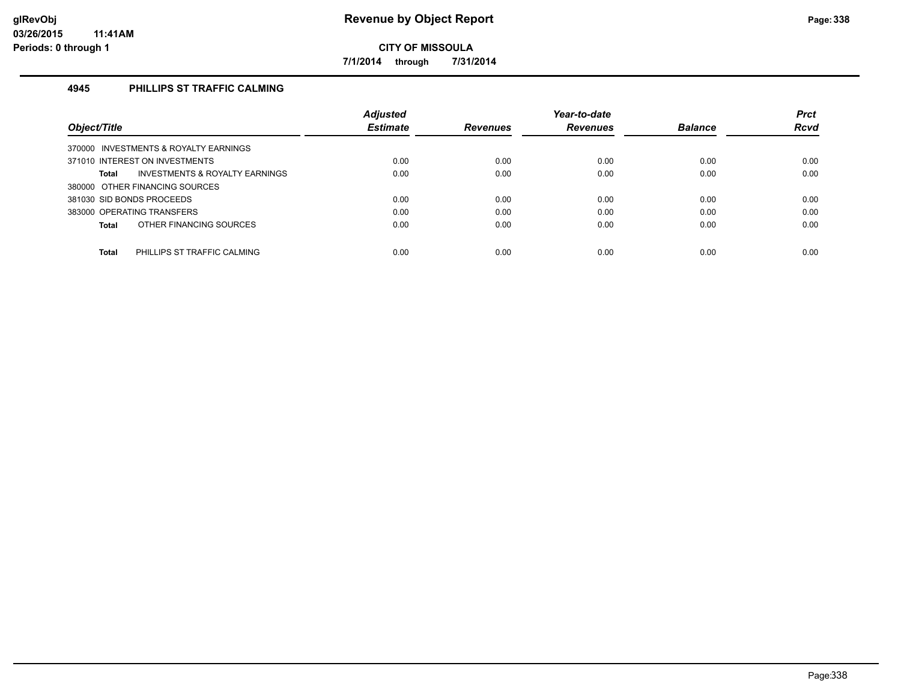**Revenue by Object Report**

**CITY OF MISSOULA**

**7/1/2014 through 7/31/2014**

glRevObj
03/26/2015 11:41AM
Periods: 0 through 1

### 4945 PHILLIPS ST TRAFFIC CALMING

| Object/Title | Adjusted Estimate | Revenues | Year-to-date Revenues | Balance | Prct Rcvd |
|---|---|---|---|---|---|
| 370000 INVESTMENTS & ROYALTY EARNINGS | | | | | |
| 371010 INTEREST ON INVESTMENTS | 0.00 | 0.00 | 0.00 | 0.00 | 0.00 |
| **Total** INVESTMENTS & ROYALTY EARNINGS | 0.00 | 0.00 | 0.00 | 0.00 | 0.00 |
| 380000 OTHER FINANCING SOURCES | | | | | |
| 381030 SID BONDS PROCEEDS | 0.00 | 0.00 | 0.00 | 0.00 | 0.00 |
| 383000 OPERATING TRANSFERS | 0.00 | 0.00 | 0.00 | 0.00 | 0.00 |
| **Total** OTHER FINANCING SOURCES | 0.00 | 0.00 | 0.00 | 0.00 | 0.00 |
| **Total** PHILLIPS ST TRAFFIC CALMING | 0.00 | 0.00 | 0.00 | 0.00 | 0.00 |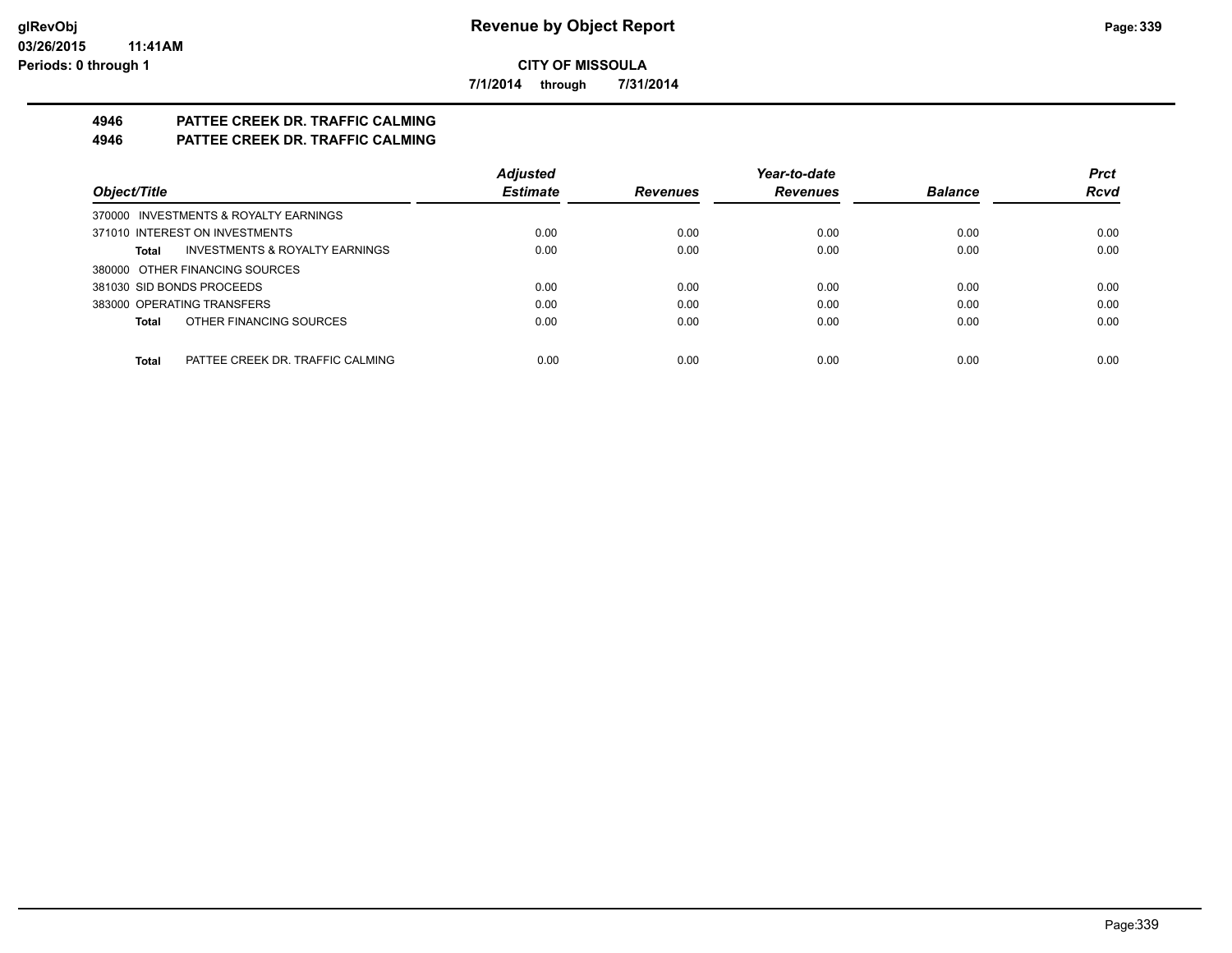**CITY OF MISSOULA**

**7/1/2014 through 7/31/2014**

## 4946 PATTEE CREEK DR. TRAFFIC CALMING

## 4946 PATTEE CREEK DR. TRAFFIC CALMING

| Object/Title | Adjusted Estimate | Revenues | Year-to-date Revenues | Balance | Prct Rcvd |
|---|---|---|---|---|---|
| 370000 INVESTMENTS & ROYALTY EARNINGS | | | | | |
| 371010 INTEREST ON INVESTMENTS | 0.00 | 0.00 | 0.00 | 0.00 | 0.00 |
| **Total** INVESTMENTS & ROYALTY EARNINGS | 0.00 | 0.00 | 0.00 | 0.00 | 0.00 |
| 380000 OTHER FINANCING SOURCES | | | | | |
| 381030 SID BONDS PROCEEDS | 0.00 | 0.00 | 0.00 | 0.00 | 0.00 |
| 383000 OPERATING TRANSFERS | 0.00 | 0.00 | 0.00 | 0.00 | 0.00 |
| **Total** OTHER FINANCING SOURCES | 0.00 | 0.00 | 0.00 | 0.00 | 0.00 |
| **Total** PATTEE CREEK DR. TRAFFIC CALMING | 0.00 | 0.00 | 0.00 | 0.00 | 0.00 |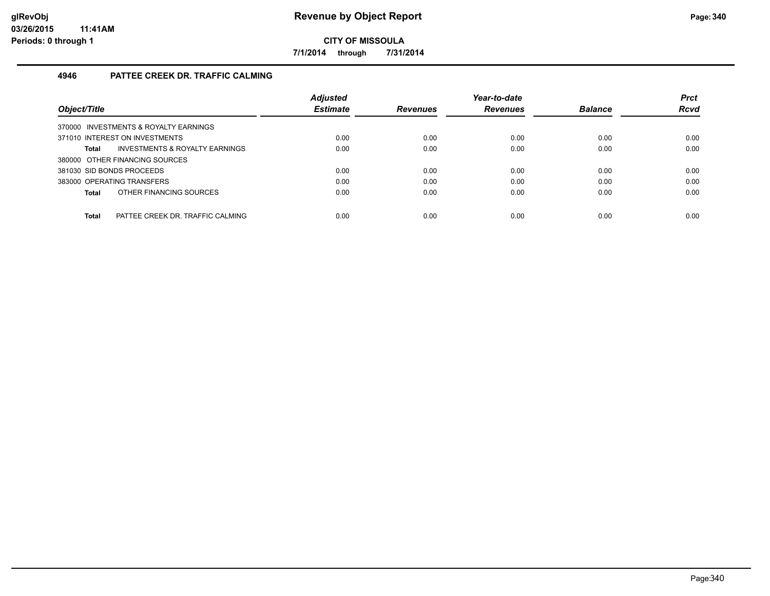**Revenue by Object Report**

**CITY OF MISSOULA**

**7/1/2014 through 7/31/2014**

## 4946 PATTEE CREEK DR. TRAFFIC CALMING

| Object/Title | Adjusted Estimate | Revenues | Year-to-date Revenues | Balance | Prct Rcvd |
|---|---|---|---|---|---|
| 370000 INVESTMENTS & ROYALTY EARNINGS | | | | | |
| 371010 INTEREST ON INVESTMENTS | 0.00 | 0.00 | 0.00 | 0.00 | 0.00 |
| **Total** INVESTMENTS & ROYALTY EARNINGS | 0.00 | 0.00 | 0.00 | 0.00 | 0.00 |
| 380000 OTHER FINANCING SOURCES | | | | | |
| 381030 SID BONDS PROCEEDS | 0.00 | 0.00 | 0.00 | 0.00 | 0.00 |
| 383000 OPERATING TRANSFERS | 0.00 | 0.00 | 0.00 | 0.00 | 0.00 |
| **Total** OTHER FINANCING SOURCES | 0.00 | 0.00 | 0.00 | 0.00 | 0.00 |
| **Total** PATTEE CREEK DR. TRAFFIC CALMING | 0.00 | 0.00 | 0.00 | 0.00 | 0.00 |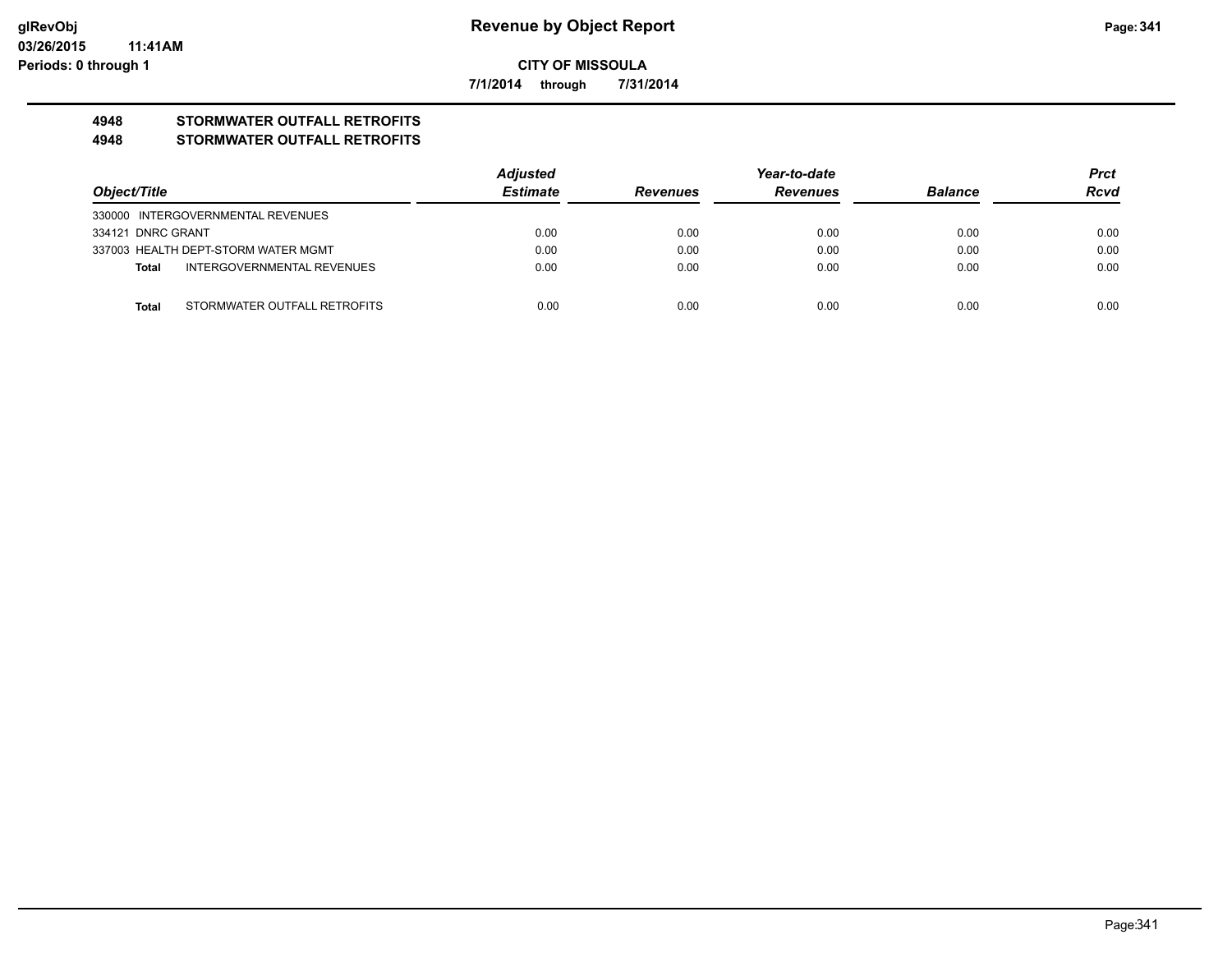**CITY OF MISSOULA**

**7/1/2014 through 7/31/2014**

## 4948 STORMWATER OUTFALL RETROFITS

## 4948 STORMWATER OUTFALL RETROFITS

| Object/Title | Adjusted Estimate | Revenues | Year-to-date Revenues | Balance | Prct Rcvd |
|---|---|---|---|---|---|
| 330000 INTERGOVERNMENTAL REVENUES | | | | | |
| 334121 DNRC GRANT | 0.00 | 0.00 | 0.00 | 0.00 | 0.00 |
| 337003 HEALTH DEPT-STORM WATER MGMT | 0.00 | 0.00 | 0.00 | 0.00 | 0.00 |
| **Total** INTERGOVERNMENTAL REVENUES | 0.00 | 0.00 | 0.00 | 0.00 | 0.00 |
| **Total** STORMWATER OUTFALL RETROFITS | 0.00 | 0.00 | 0.00 | 0.00 | 0.00 |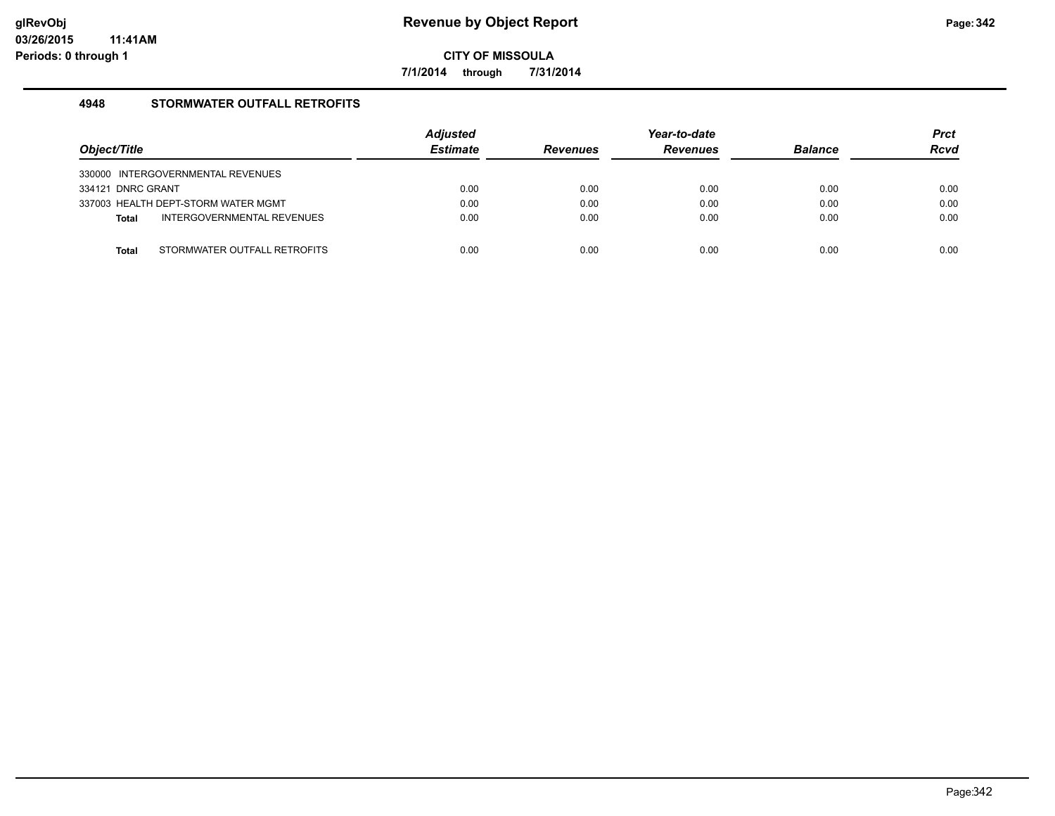# Revenue by Object Report

**CITY OF MISSOULA**

**7/1/2014 through 7/31/2014**

glRevObj
03/26/2015 11:41AM
Periods: 0 through 1

## 4948 STORMWATER OUTFALL RETROFITS

| Object/Title | Adjusted Estimate | Revenues | Year-to-date Revenues | Balance | Prct Rcvd |
|---|---|---|---|---|---|
| 330000 INTERGOVERNMENTAL REVENUES | | | | | |
| 334121 DNRC GRANT | 0.00 | 0.00 | 0.00 | 0.00 | 0.00 |
| 337003 HEALTH DEPT-STORM WATER MGMT | 0.00 | 0.00 | 0.00 | 0.00 | 0.00 |
| **Total** INTERGOVERNMENTAL REVENUES | 0.00 | 0.00 | 0.00 | 0.00 | 0.00 |
| **Total** STORMWATER OUTFALL RETROFITS | 0.00 | 0.00 | 0.00 | 0.00 | 0.00 |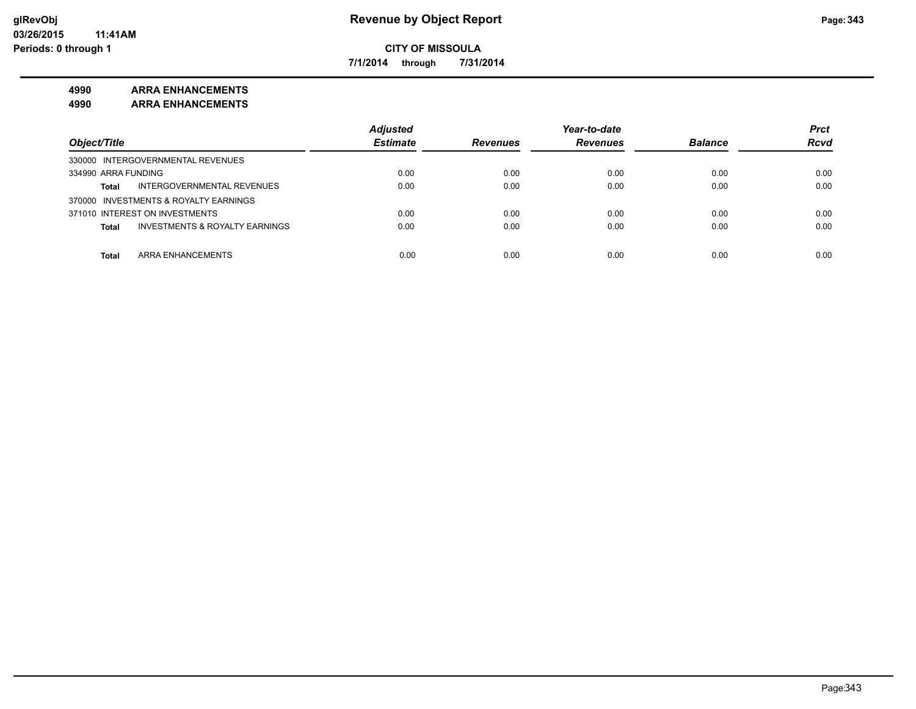**CITY OF MISSOULA**

**7/1/2014 through 7/31/2014**

**4990 ARRA ENHANCEMENTS**

**4990 ARRA ENHANCEMENTS**

| Object/Title | Adjusted Estimate | Revenues | Year-to-date Revenues | Balance | Prct Rcvd |
|---|---|---|---|---|---|
| 330000 INTERGOVERNMENTAL REVENUES | | | | | |
| 334990 ARRA FUNDING | 0.00 | 0.00 | 0.00 | 0.00 | 0.00 |
| **Total** INTERGOVERNMENTAL REVENUES | 0.00 | 0.00 | 0.00 | 0.00 | 0.00 |
| 370000 INVESTMENTS & ROYALTY EARNINGS | | | | | |
| 371010 INTEREST ON INVESTMENTS | 0.00 | 0.00 | 0.00 | 0.00 | 0.00 |
| **Total** INVESTMENTS & ROYALTY EARNINGS | 0.00 | 0.00 | 0.00 | 0.00 | 0.00 |
| **Total** ARRA ENHANCEMENTS | 0.00 | 0.00 | 0.00 | 0.00 | 0.00 |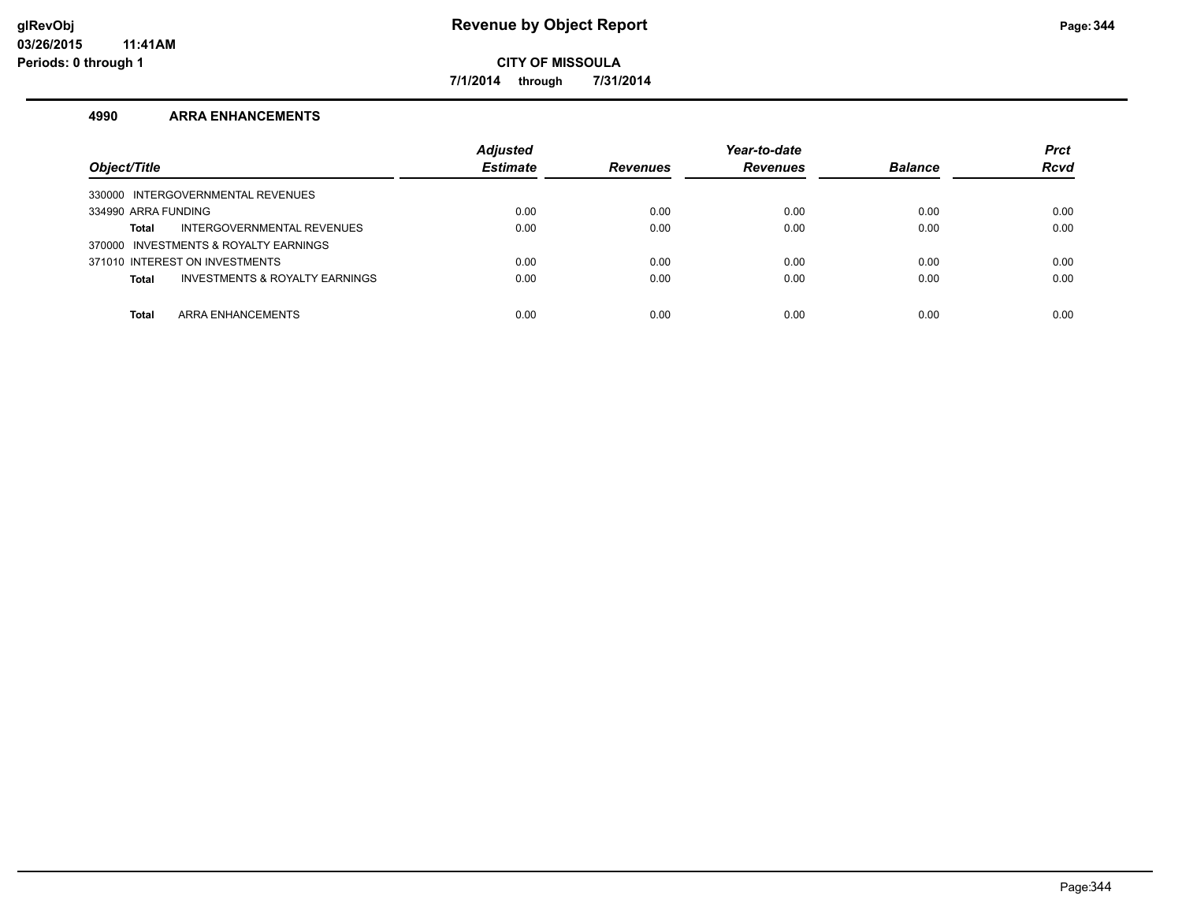# Revenue by Object Report

**CITY OF MISSOULA**

**7/1/2014 through 7/31/2014**

glRevObj
03/26/2015 11:41AM
Periods: 0 through 1

### 4990 ARRA ENHANCEMENTS

| Object/Title | Adjusted Estimate | Revenues | Year-to-date Revenues | Balance | Prct Rcvd |
|---|---|---|---|---|---|
| 330000 INTERGOVERNMENTAL REVENUES | | | | | |
| 334990 ARRA FUNDING | 0.00 | 0.00 | 0.00 | 0.00 | 0.00 |
| **Total** INTERGOVERNMENTAL REVENUES | 0.00 | 0.00 | 0.00 | 0.00 | 0.00 |
| 370000 INVESTMENTS & ROYALTY EARNINGS | | | | | |
| 371010 INTEREST ON INVESTMENTS | 0.00 | 0.00 | 0.00 | 0.00 | 0.00 |
| **Total** INVESTMENTS & ROYALTY EARNINGS | 0.00 | 0.00 | 0.00 | 0.00 | 0.00 |
| **Total** ARRA ENHANCEMENTS | 0.00 | 0.00 | 0.00 | 0.00 | 0.00 |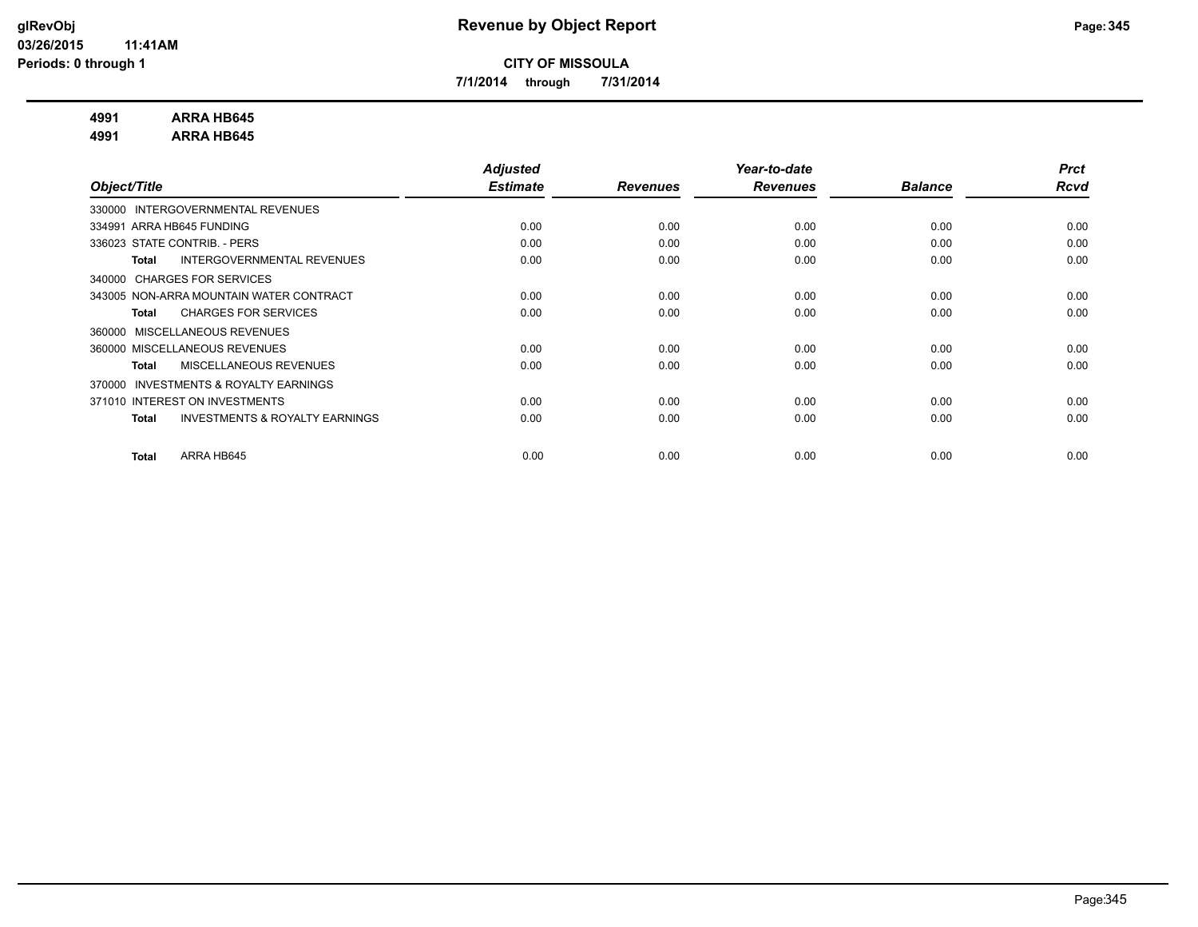**CITY OF MISSOULA**

**7/1/2014 through 7/31/2014**

**4991 ARRA HB645**
**4991 ARRA HB645**

| Object/Title | Adjusted Estimate | Revenues | Year-to-date Revenues | Balance | Prct Rcvd |
|---|---|---|---|---|---|
| 330000 INTERGOVERNMENTAL REVENUES | | | | | |
| 334991 ARRA HB645 FUNDING | 0.00 | 0.00 | 0.00 | 0.00 | 0.00 |
| 336023 STATE CONTRIB. - PERS | 0.00 | 0.00 | 0.00 | 0.00 | 0.00 |
| **Total** INTERGOVERNMENTAL REVENUES | 0.00 | 0.00 | 0.00 | 0.00 | 0.00 |
| 340000 CHARGES FOR SERVICES | | | | | |
| 343005 NON-ARRA MOUNTAIN WATER CONTRACT | 0.00 | 0.00 | 0.00 | 0.00 | 0.00 |
| **Total** CHARGES FOR SERVICES | 0.00 | 0.00 | 0.00 | 0.00 | 0.00 |
| 360000 MISCELLANEOUS REVENUES | | | | | |
| 360000 MISCELLANEOUS REVENUES | 0.00 | 0.00 | 0.00 | 0.00 | 0.00 |
| **Total** MISCELLANEOUS REVENUES | 0.00 | 0.00 | 0.00 | 0.00 | 0.00 |
| 370000 INVESTMENTS & ROYALTY EARNINGS | | | | | |
| 371010 INTEREST ON INVESTMENTS | 0.00 | 0.00 | 0.00 | 0.00 | 0.00 |
| **Total** INVESTMENTS & ROYALTY EARNINGS | 0.00 | 0.00 | 0.00 | 0.00 | 0.00 |
| **Total** ARRA HB645 | 0.00 | 0.00 | 0.00 | 0.00 | 0.00 |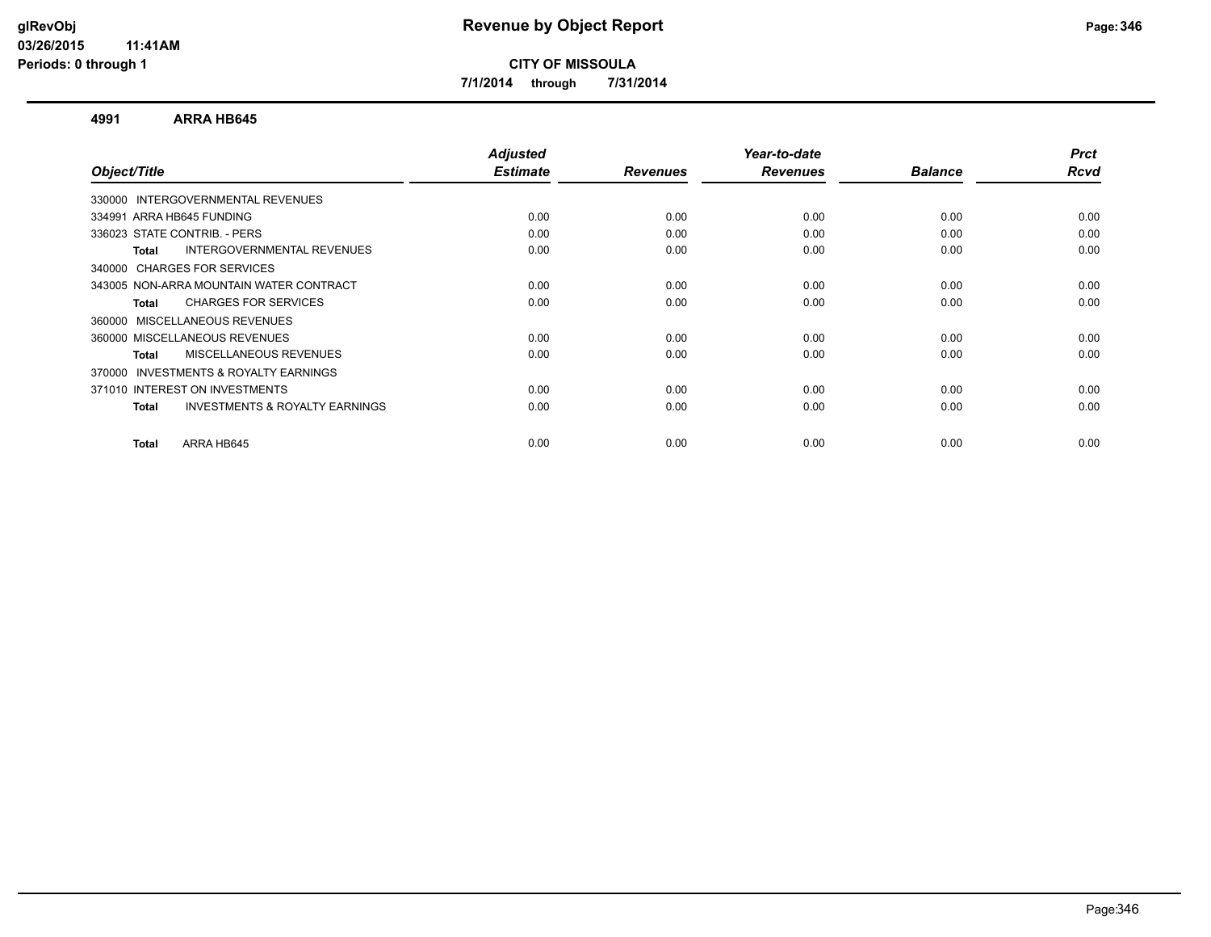# Revenue by Object Report

**CITY OF MISSOULA**

**7/1/2014 through 7/31/2014**

glRevObj
03/26/2015 11:41AM
Periods: 0 through 1

## 4991 ARRA HB645

| Object/Title | Adjusted Estimate | Revenues | Year-to-date Revenues | Balance | Prct Rcvd |
|---|---|---|---|---|---|
| 330000 INTERGOVERNMENTAL REVENUES | | | | | |
| 334991 ARRA HB645 FUNDING | 0.00 | 0.00 | 0.00 | 0.00 | 0.00 |
| 336023 STATE CONTRIB. - PERS | 0.00 | 0.00 | 0.00 | 0.00 | 0.00 |
| **Total** INTERGOVERNMENTAL REVENUES | 0.00 | 0.00 | 0.00 | 0.00 | 0.00 |
| 340000 CHARGES FOR SERVICES | | | | | |
| 343005 NON-ARRA MOUNTAIN WATER CONTRACT | 0.00 | 0.00 | 0.00 | 0.00 | 0.00 |
| **Total** CHARGES FOR SERVICES | 0.00 | 0.00 | 0.00 | 0.00 | 0.00 |
| 360000 MISCELLANEOUS REVENUES | | | | | |
| 360000 MISCELLANEOUS REVENUES | 0.00 | 0.00 | 0.00 | 0.00 | 0.00 |
| **Total** MISCELLANEOUS REVENUES | 0.00 | 0.00 | 0.00 | 0.00 | 0.00 |
| 370000 INVESTMENTS & ROYALTY EARNINGS | | | | | |
| 371010 INTEREST ON INVESTMENTS | 0.00 | 0.00 | 0.00 | 0.00 | 0.00 |
| **Total** INVESTMENTS & ROYALTY EARNINGS | 0.00 | 0.00 | 0.00 | 0.00 | 0.00 |
| **Total** ARRA HB645 | 0.00 | 0.00 | 0.00 | 0.00 | 0.00 |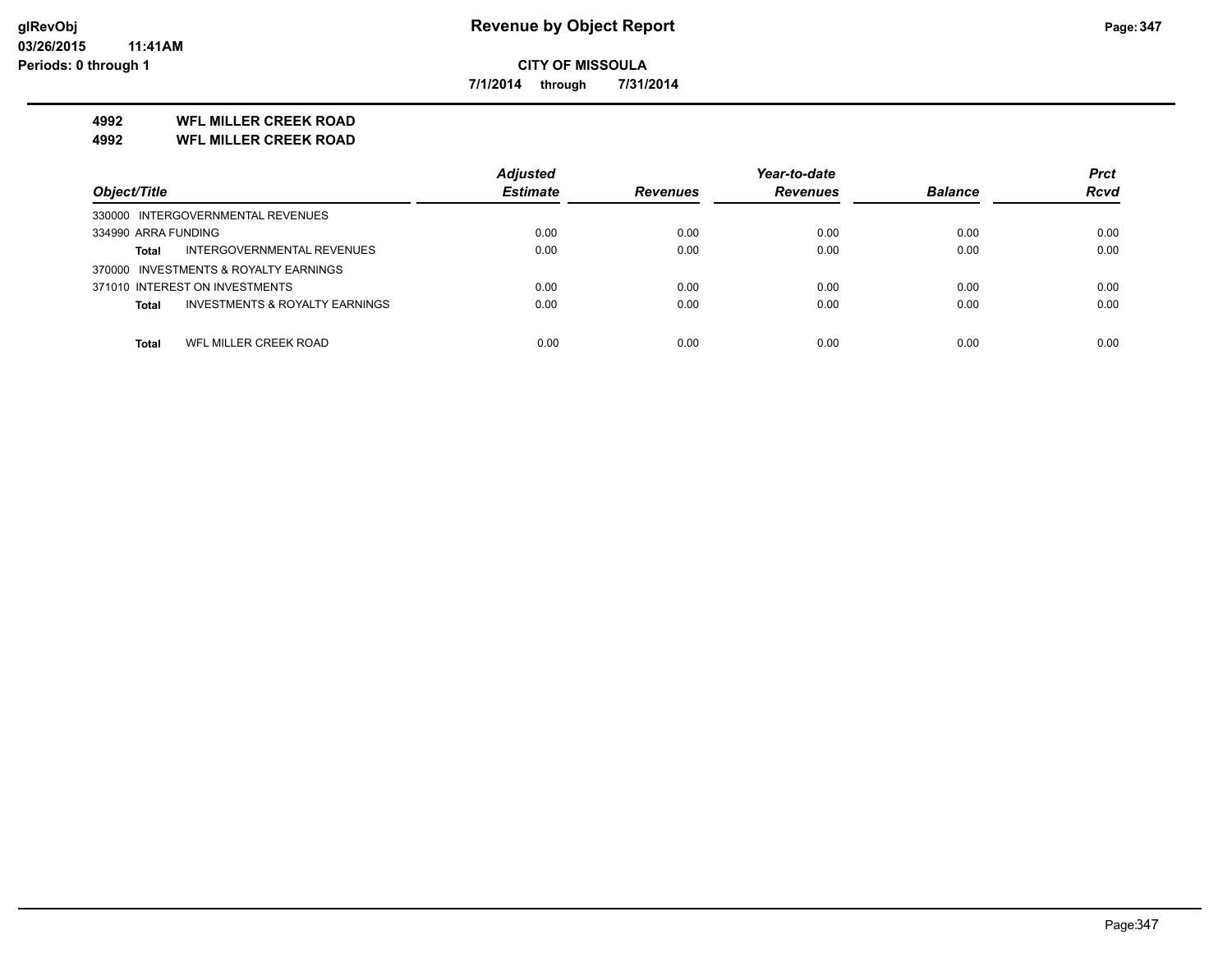**CITY OF MISSOULA**

**7/1/2014 through 7/31/2014**

**4992 WFL MILLER CREEK ROAD**

**4992 WFL MILLER CREEK ROAD**

| Object/Title | | Adjusted Estimate | Revenues | Year-to-date Revenues | Balance | Prct Rcvd |
|---|---|---|---|---|---|---|
| 330000 INTERGOVERNMENTAL REVENUES | | | | | | |
| 334990 ARRA FUNDING | | 0.00 | 0.00 | 0.00 | 0.00 | 0.00 |
| **Total** | INTERGOVERNMENTAL REVENUES | 0.00 | 0.00 | 0.00 | 0.00 | 0.00 |
| 370000 INVESTMENTS & ROYALTY EARNINGS | | | | | | |
| 371010 INTEREST ON INVESTMENTS | | 0.00 | 0.00 | 0.00 | 0.00 | 0.00 |
| **Total** | INVESTMENTS & ROYALTY EARNINGS | 0.00 | 0.00 | 0.00 | 0.00 | 0.00 |
| **Total** | WFL MILLER CREEK ROAD | 0.00 | 0.00 | 0.00 | 0.00 | 0.00 |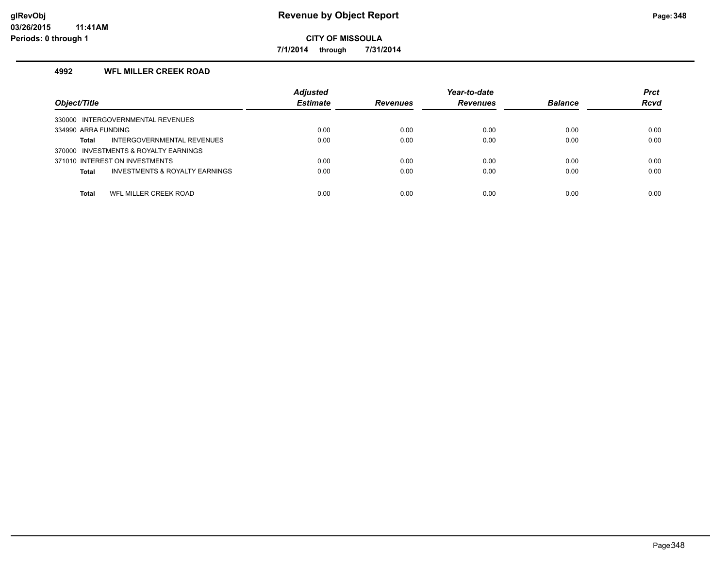**Revenue by Object Report**

**CITY OF MISSOULA**

**7/1/2014 through 7/31/2014**

glRevObj
03/26/2015 11:41AM
Periods: 0 through 1

### 4992 WFL MILLER CREEK ROAD

| Object/Title | Adjusted Estimate | Revenues | Year-to-date Revenues | Balance | Prct Rcvd |
|---|---|---|---|---|---|
| 330000 INTERGOVERNMENTAL REVENUES | | | | | |
| 334990 ARRA FUNDING | 0.00 | 0.00 | 0.00 | 0.00 | 0.00 |
| **Total** INTERGOVERNMENTAL REVENUES | 0.00 | 0.00 | 0.00 | 0.00 | 0.00 |
| 370000 INVESTMENTS & ROYALTY EARNINGS | | | | | |
| 371010 INTEREST ON INVESTMENTS | 0.00 | 0.00 | 0.00 | 0.00 | 0.00 |
| **Total** INVESTMENTS & ROYALTY EARNINGS | 0.00 | 0.00 | 0.00 | 0.00 | 0.00 |
| **Total** WFL MILLER CREEK ROAD | 0.00 | 0.00 | 0.00 | 0.00 | 0.00 |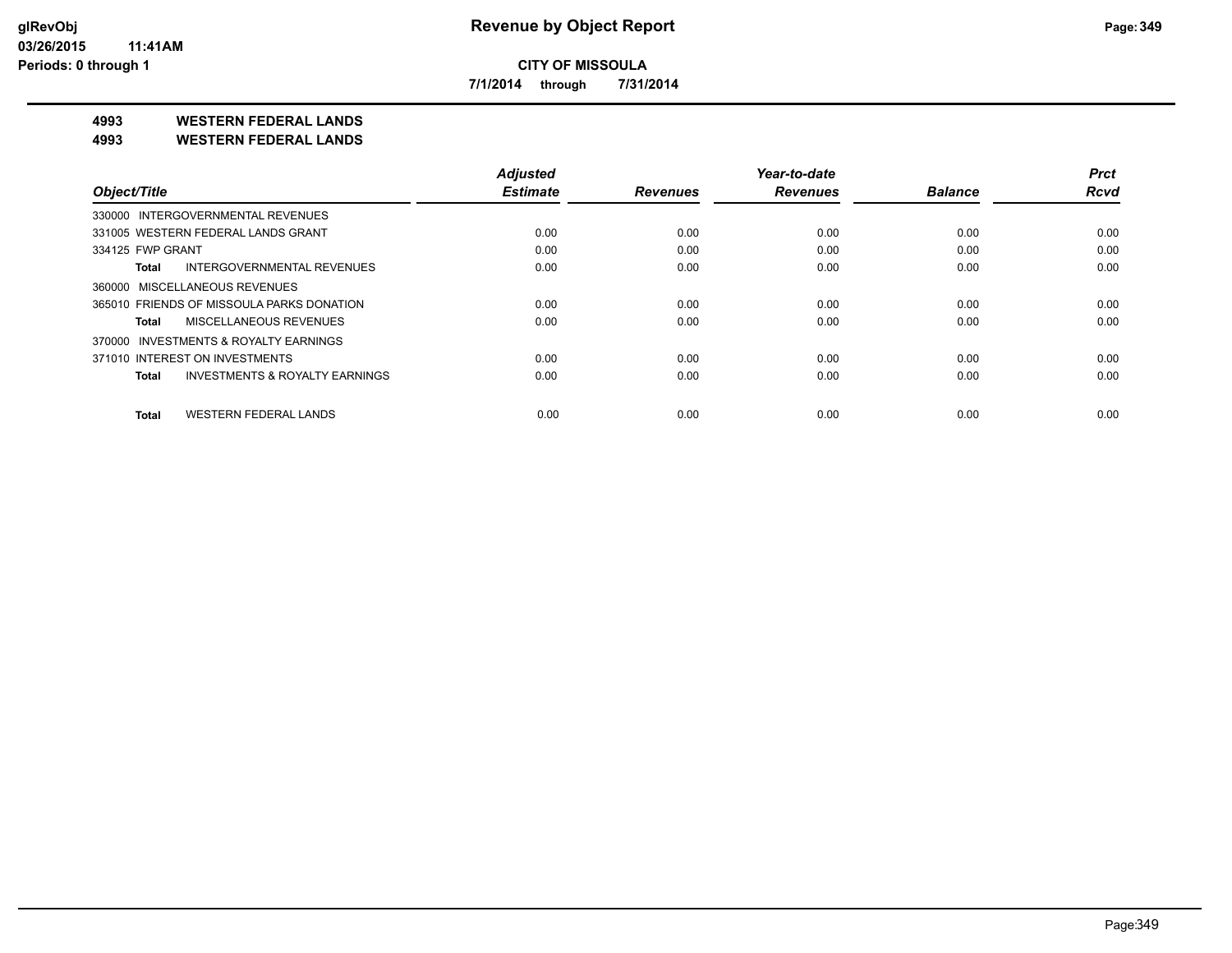**CITY OF MISSOULA**

**7/1/2014 through 7/31/2014**

## 4993 WESTERN FEDERAL LANDS
## 4993 WESTERN FEDERAL LANDS

| Object/Title | Adjusted Estimate | Revenues | Year-to-date Revenues | Balance | Prct Rcvd |
|---|---|---|---|---|---|
| 330000 INTERGOVERNMENTAL REVENUES | | | | | |
| 331005 WESTERN FEDERAL LANDS GRANT | 0.00 | 0.00 | 0.00 | 0.00 | 0.00 |
| 334125 FWP GRANT | 0.00 | 0.00 | 0.00 | 0.00 | 0.00 |
| **Total** INTERGOVERNMENTAL REVENUES | 0.00 | 0.00 | 0.00 | 0.00 | 0.00 |
| 360000 MISCELLANEOUS REVENUES | | | | | |
| 365010 FRIENDS OF MISSOULA PARKS DONATION | 0.00 | 0.00 | 0.00 | 0.00 | 0.00 |
| **Total** MISCELLANEOUS REVENUES | 0.00 | 0.00 | 0.00 | 0.00 | 0.00 |
| 370000 INVESTMENTS & ROYALTY EARNINGS | | | | | |
| 371010 INTEREST ON INVESTMENTS | 0.00 | 0.00 | 0.00 | 0.00 | 0.00 |
| **Total** INVESTMENTS & ROYALTY EARNINGS | 0.00 | 0.00 | 0.00 | 0.00 | 0.00 |
| **Total** WESTERN FEDERAL LANDS | 0.00 | 0.00 | 0.00 | 0.00 | 0.00 |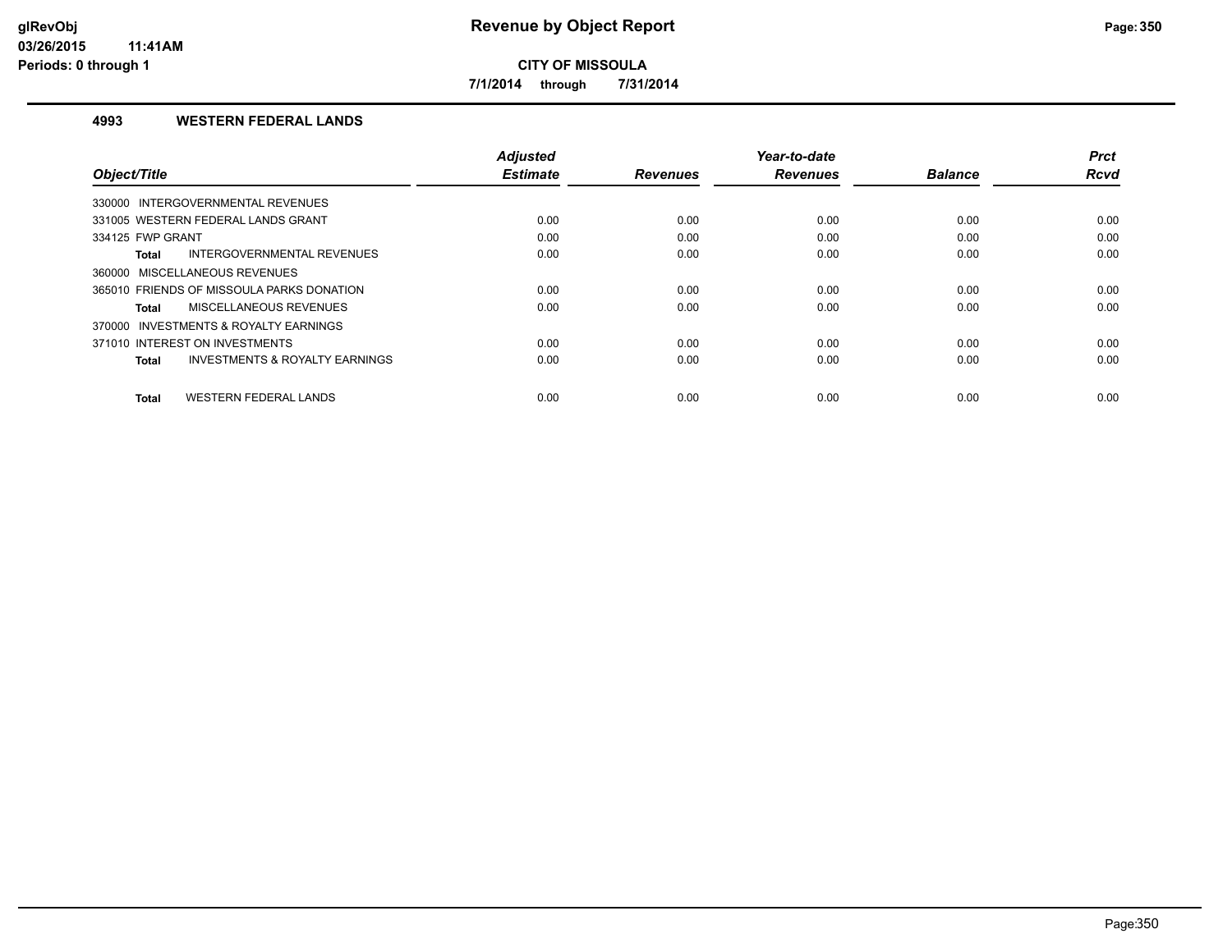**glRevObj**
**03/26/2015 11:41AM**
**Periods: 0 through 1**

# Revenue by Object Report

**CITY OF MISSOULA**

**7/1/2014 through 7/31/2014**

## 4993 WESTERN FEDERAL LANDS

| Object/Title | Adjusted Estimate | Revenues | Year-to-date Revenues | Balance | Prct Rcvd |
|---|---|---|---|---|---|
| 330000 INTERGOVERNMENTAL REVENUES | | | | | |
| 331005 WESTERN FEDERAL LANDS GRANT | 0.00 | 0.00 | 0.00 | 0.00 | 0.00 |
| 334125 FWP GRANT | 0.00 | 0.00 | 0.00 | 0.00 | 0.00 |
| **Total** INTERGOVERNMENTAL REVENUES | 0.00 | 0.00 | 0.00 | 0.00 | 0.00 |
| 360000 MISCELLANEOUS REVENUES | | | | | |
| 365010 FRIENDS OF MISSOULA PARKS DONATION | 0.00 | 0.00 | 0.00 | 0.00 | 0.00 |
| **Total** MISCELLANEOUS REVENUES | 0.00 | 0.00 | 0.00 | 0.00 | 0.00 |
| 370000 INVESTMENTS & ROYALTY EARNINGS | | | | | |
| 371010 INTEREST ON INVESTMENTS | 0.00 | 0.00 | 0.00 | 0.00 | 0.00 |
| **Total** INVESTMENTS & ROYALTY EARNINGS | 0.00 | 0.00 | 0.00 | 0.00 | 0.00 |
| **Total** WESTERN FEDERAL LANDS | 0.00 | 0.00 | 0.00 | 0.00 | 0.00 |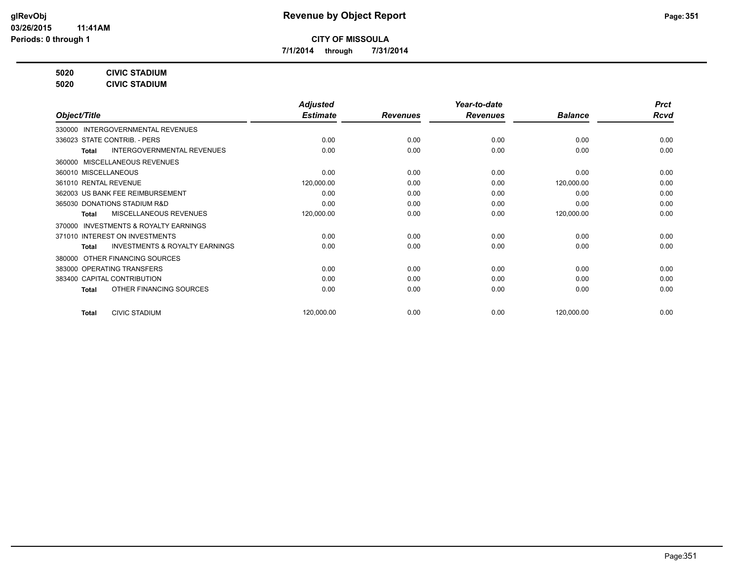# Revenue by Object Report

**CITY OF MISSOULA**

**7/1/2014 through 7/31/2014**

glRevObj
03/26/2015 11:41AM
Periods: 0 through 1

**5020 CIVIC STADIUM**
**5020 CIVIC STADIUM**

| Object/Title | Adjusted Estimate | Revenues | Year-to-date Revenues | Balance | Prct Rcvd |
|---|---|---|---|---|---|
| 330000 INTERGOVERNMENTAL REVENUES | | | | | |
| 336023 STATE CONTRIB. - PERS | 0.00 | 0.00 | 0.00 | 0.00 | 0.00 |
| **Total** INTERGOVERNMENTAL REVENUES | 0.00 | 0.00 | 0.00 | 0.00 | 0.00 |
| 360000 MISCELLANEOUS REVENUES | | | | | |
| 360010 MISCELLANEOUS | 0.00 | 0.00 | 0.00 | 0.00 | 0.00 |
| 361010 RENTAL REVENUE | 120,000.00 | 0.00 | 0.00 | 120,000.00 | 0.00 |
| 362003 US BANK FEE REIMBURSEMENT | 0.00 | 0.00 | 0.00 | 0.00 | 0.00 |
| 365030 DONATIONS STADIUM R&D | 0.00 | 0.00 | 0.00 | 0.00 | 0.00 |
| **Total** MISCELLANEOUS REVENUES | 120,000.00 | 0.00 | 0.00 | 120,000.00 | 0.00 |
| 370000 INVESTMENTS & ROYALTY EARNINGS | | | | | |
| 371010 INTEREST ON INVESTMENTS | 0.00 | 0.00 | 0.00 | 0.00 | 0.00 |
| **Total** INVESTMENTS & ROYALTY EARNINGS | 0.00 | 0.00 | 0.00 | 0.00 | 0.00 |
| 380000 OTHER FINANCING SOURCES | | | | | |
| 383000 OPERATING TRANSFERS | 0.00 | 0.00 | 0.00 | 0.00 | 0.00 |
| 383400 CAPITAL CONTRIBUTION | 0.00 | 0.00 | 0.00 | 0.00 | 0.00 |
| **Total** OTHER FINANCING SOURCES | 0.00 | 0.00 | 0.00 | 0.00 | 0.00 |
| **Total** CIVIC STADIUM | 120,000.00 | 0.00 | 0.00 | 120,000.00 | 0.00 |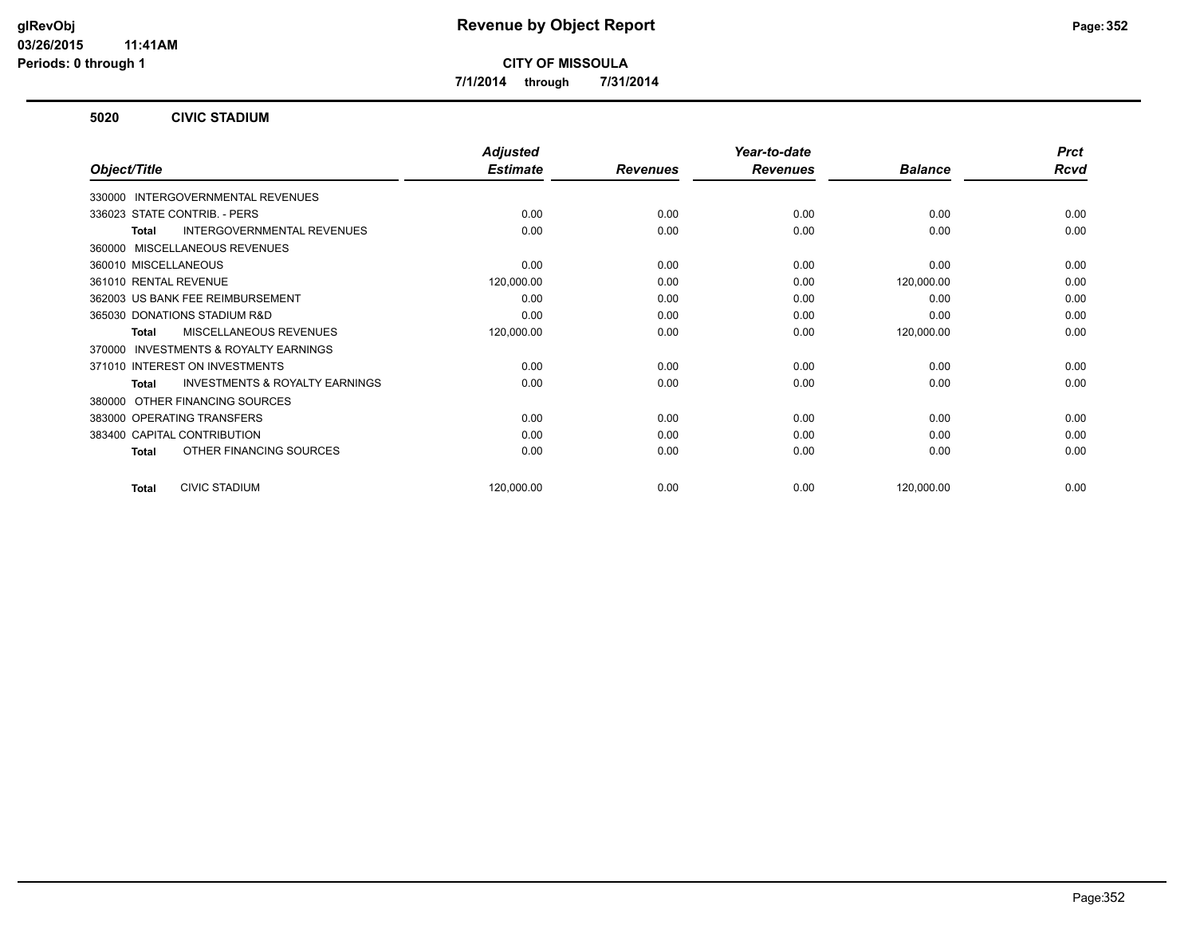**glRevObj**
**03/26/2015 11:41AM**
**Periods: 0 through 1**

# Revenue by Object Report

**CITY OF MISSOULA**

**7/1/2014 through 7/31/2014**

## 5020 CIVIC STADIUM

| Object/Title | *Adjusted Estimate* | *Revenues* | *Year-to-date Revenues* | *Balance* | *Prct Rcvd* |
|---|---|---|---|---|---|
| 330000 INTERGOVERNMENTAL REVENUES | | | | | |
| 336023 STATE CONTRIB. - PERS | 0.00 | 0.00 | 0.00 | 0.00 | 0.00 |
| **Total** INTERGOVERNMENTAL REVENUES | 0.00 | 0.00 | 0.00 | 0.00 | 0.00 |
| 360000 MISCELLANEOUS REVENUES | | | | | |
| 360010 MISCELLANEOUS | 0.00 | 0.00 | 0.00 | 0.00 | 0.00 |
| 361010 RENTAL REVENUE | 120,000.00 | 0.00 | 0.00 | 120,000.00 | 0.00 |
| 362003 US BANK FEE REIMBURSEMENT | 0.00 | 0.00 | 0.00 | 0.00 | 0.00 |
| 365030 DONATIONS STADIUM R&D | 0.00 | 0.00 | 0.00 | 0.00 | 0.00 |
| **Total** MISCELLANEOUS REVENUES | 120,000.00 | 0.00 | 0.00 | 120,000.00 | 0.00 |
| 370000 INVESTMENTS & ROYALTY EARNINGS | | | | | |
| 371010 INTEREST ON INVESTMENTS | 0.00 | 0.00 | 0.00 | 0.00 | 0.00 |
| **Total** INVESTMENTS & ROYALTY EARNINGS | 0.00 | 0.00 | 0.00 | 0.00 | 0.00 |
| 380000 OTHER FINANCING SOURCES | | | | | |
| 383000 OPERATING TRANSFERS | 0.00 | 0.00 | 0.00 | 0.00 | 0.00 |
| 383400 CAPITAL CONTRIBUTION | 0.00 | 0.00 | 0.00 | 0.00 | 0.00 |
| **Total** OTHER FINANCING SOURCES | 0.00 | 0.00 | 0.00 | 0.00 | 0.00 |
| **Total** CIVIC STADIUM | 120,000.00 | 0.00 | 0.00 | 120,000.00 | 0.00 |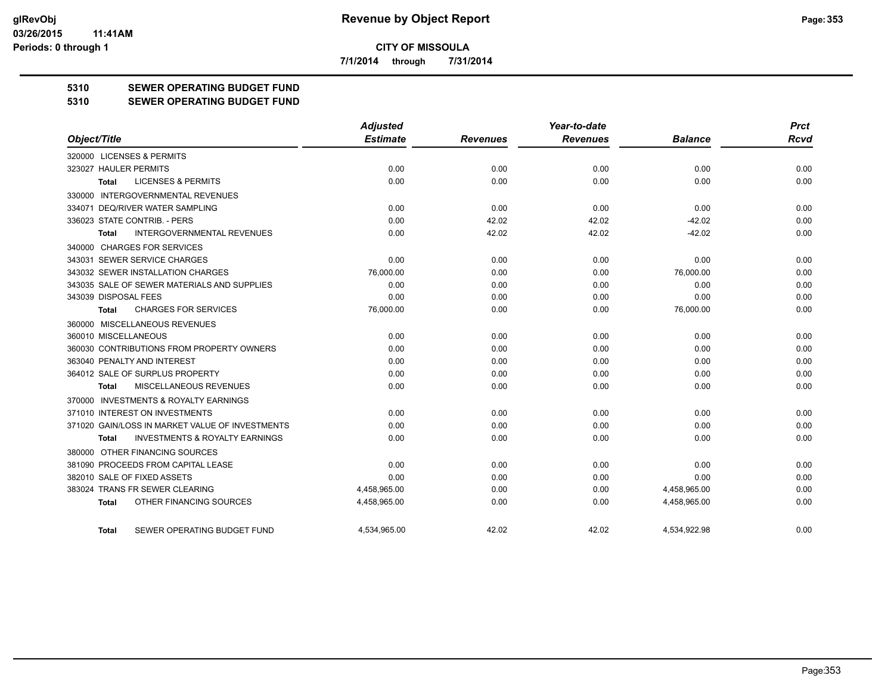**glRevObj**
**03/26/2015 11:41AM**
**Periods: 0 through 1**

# Revenue by Object Report

**CITY OF MISSOULA**

**7/1/2014 through 7/31/2014**

## 5310 SEWER OPERATING BUDGET FUND
## 5310 SEWER OPERATING BUDGET FUND

| Object/Title | Adjusted Estimate | Revenues | Year-to-date Revenues | Balance | Prct Rcvd |
|---|---|---|---|---|---|
| 320000 LICENSES & PERMITS | | | | | |
| 323027 HAULER PERMITS | 0.00 | 0.00 | 0.00 | 0.00 | 0.00 |
| **Total** LICENSES & PERMITS | 0.00 | 0.00 | 0.00 | 0.00 | 0.00 |
| 330000 INTERGOVERNMENTAL REVENUES | | | | | |
| 334071 DEQ/RIVER WATER SAMPLING | 0.00 | 0.00 | 0.00 | 0.00 | 0.00 |
| 336023 STATE CONTRIB. - PERS | 0.00 | 42.02 | 42.02 | -42.02 | 0.00 |
| **Total** INTERGOVERNMENTAL REVENUES | 0.00 | 42.02 | 42.02 | -42.02 | 0.00 |
| 340000 CHARGES FOR SERVICES | | | | | |
| 343031 SEWER SERVICE CHARGES | 0.00 | 0.00 | 0.00 | 0.00 | 0.00 |
| 343032 SEWER INSTALLATION CHARGES | 76,000.00 | 0.00 | 0.00 | 76,000.00 | 0.00 |
| 343035 SALE OF SEWER MATERIALS AND SUPPLIES | 0.00 | 0.00 | 0.00 | 0.00 | 0.00 |
| 343039 DISPOSAL FEES | 0.00 | 0.00 | 0.00 | 0.00 | 0.00 |
| **Total** CHARGES FOR SERVICES | 76,000.00 | 0.00 | 0.00 | 76,000.00 | 0.00 |
| 360000 MISCELLANEOUS REVENUES | | | | | |
| 360010 MISCELLANEOUS | 0.00 | 0.00 | 0.00 | 0.00 | 0.00 |
| 360030 CONTRIBUTIONS FROM PROPERTY OWNERS | 0.00 | 0.00 | 0.00 | 0.00 | 0.00 |
| 363040 PENALTY AND INTEREST | 0.00 | 0.00 | 0.00 | 0.00 | 0.00 |
| 364012 SALE OF SURPLUS PROPERTY | 0.00 | 0.00 | 0.00 | 0.00 | 0.00 |
| **Total** MISCELLANEOUS REVENUES | 0.00 | 0.00 | 0.00 | 0.00 | 0.00 |
| 370000 INVESTMENTS & ROYALTY EARNINGS | | | | | |
| 371010 INTEREST ON INVESTMENTS | 0.00 | 0.00 | 0.00 | 0.00 | 0.00 |
| 371020 GAIN/LOSS IN MARKET VALUE OF INVESTMENTS | 0.00 | 0.00 | 0.00 | 0.00 | 0.00 |
| **Total** INVESTMENTS & ROYALTY EARNINGS | 0.00 | 0.00 | 0.00 | 0.00 | 0.00 |
| 380000 OTHER FINANCING SOURCES | | | | | |
| 381090 PROCEEDS FROM CAPITAL LEASE | 0.00 | 0.00 | 0.00 | 0.00 | 0.00 |
| 382010 SALE OF FIXED ASSETS | 0.00 | 0.00 | 0.00 | 0.00 | 0.00 |
| 383024 TRANS FR SEWER CLEARING | 4,458,965.00 | 0.00 | 0.00 | 4,458,965.00 | 0.00 |
| **Total** OTHER FINANCING SOURCES | 4,458,965.00 | 0.00 | 0.00 | 4,458,965.00 | 0.00 |
| **Total** SEWER OPERATING BUDGET FUND | 4,534,965.00 | 42.02 | 42.02 | 4,534,922.98 | 0.00 |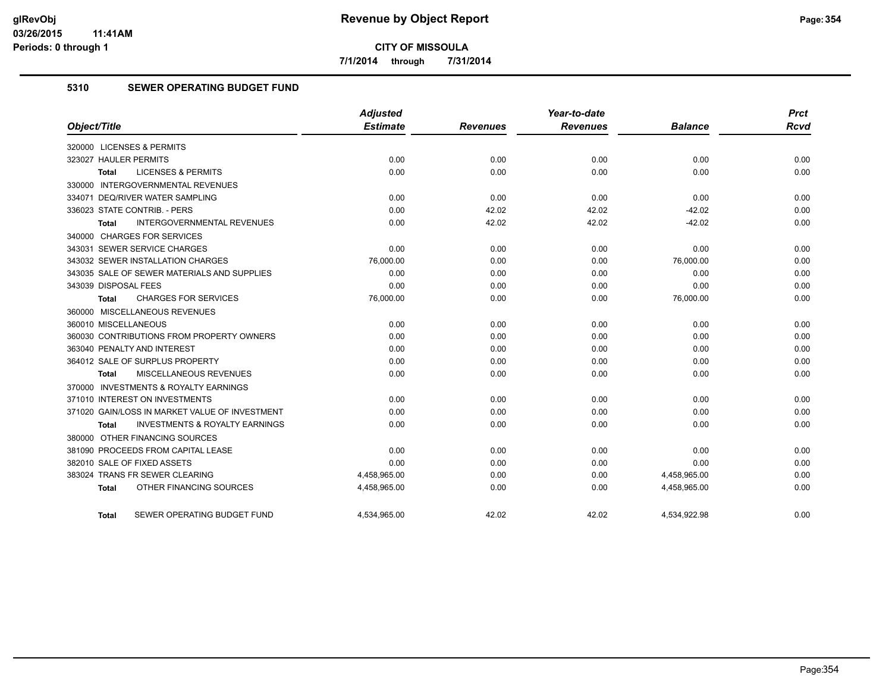# Revenue by Object Report

**CITY OF MISSOULA**

**7/1/2014 through 7/31/2014**

glRevObj
03/26/2015 11:41AM
Periods: 0 through 1

## 5310 SEWER OPERATING BUDGET FUND

| Object/Title | Adjusted Estimate | Revenues | Year-to-date Revenues | Balance | Prct Rcvd |
|---|---|---|---|---|---|
| 320000 LICENSES & PERMITS | | | | | |
| 323027 HAULER PERMITS | 0.00 | 0.00 | 0.00 | 0.00 | 0.00 |
| **Total** LICENSES & PERMITS | 0.00 | 0.00 | 0.00 | 0.00 | 0.00 |
| 330000 INTERGOVERNMENTAL REVENUES | | | | | |
| 334071 DEQ/RIVER WATER SAMPLING | 0.00 | 0.00 | 0.00 | 0.00 | 0.00 |
| 336023 STATE CONTRIB. - PERS | 0.00 | 42.02 | 42.02 | -42.02 | 0.00 |
| **Total** INTERGOVERNMENTAL REVENUES | 0.00 | 42.02 | 42.02 | -42.02 | 0.00 |
| 340000 CHARGES FOR SERVICES | | | | | |
| 343031 SEWER SERVICE CHARGES | 0.00 | 0.00 | 0.00 | 0.00 | 0.00 |
| 343032 SEWER INSTALLATION CHARGES | 76,000.00 | 0.00 | 0.00 | 76,000.00 | 0.00 |
| 343035 SALE OF SEWER MATERIALS AND SUPPLIES | 0.00 | 0.00 | 0.00 | 0.00 | 0.00 |
| 343039 DISPOSAL FEES | 0.00 | 0.00 | 0.00 | 0.00 | 0.00 |
| **Total** CHARGES FOR SERVICES | 76,000.00 | 0.00 | 0.00 | 76,000.00 | 0.00 |
| 360000 MISCELLANEOUS REVENUES | | | | | |
| 360010 MISCELLANEOUS | 0.00 | 0.00 | 0.00 | 0.00 | 0.00 |
| 360030 CONTRIBUTIONS FROM PROPERTY OWNERS | 0.00 | 0.00 | 0.00 | 0.00 | 0.00 |
| 363040 PENALTY AND INTEREST | 0.00 | 0.00 | 0.00 | 0.00 | 0.00 |
| 364012 SALE OF SURPLUS PROPERTY | 0.00 | 0.00 | 0.00 | 0.00 | 0.00 |
| **Total** MISCELLANEOUS REVENUES | 0.00 | 0.00 | 0.00 | 0.00 | 0.00 |
| 370000 INVESTMENTS & ROYALTY EARNINGS | | | | | |
| 371010 INTEREST ON INVESTMENTS | 0.00 | 0.00 | 0.00 | 0.00 | 0.00 |
| 371020 GAIN/LOSS IN MARKET VALUE OF INVESTMENT | 0.00 | 0.00 | 0.00 | 0.00 | 0.00 |
| **Total** INVESTMENTS & ROYALTY EARNINGS | 0.00 | 0.00 | 0.00 | 0.00 | 0.00 |
| 380000 OTHER FINANCING SOURCES | | | | | |
| 381090 PROCEEDS FROM CAPITAL LEASE | 0.00 | 0.00 | 0.00 | 0.00 | 0.00 |
| 382010 SALE OF FIXED ASSETS | 0.00 | 0.00 | 0.00 | 0.00 | 0.00 |
| 383024 TRANS FR SEWER CLEARING | 4,458,965.00 | 0.00 | 0.00 | 4,458,965.00 | 0.00 |
| **Total** OTHER FINANCING SOURCES | 4,458,965.00 | 0.00 | 0.00 | 4,458,965.00 | 0.00 |
| **Total** SEWER OPERATING BUDGET FUND | 4,534,965.00 | 42.02 | 42.02 | 4,534,922.98 | 0.00 |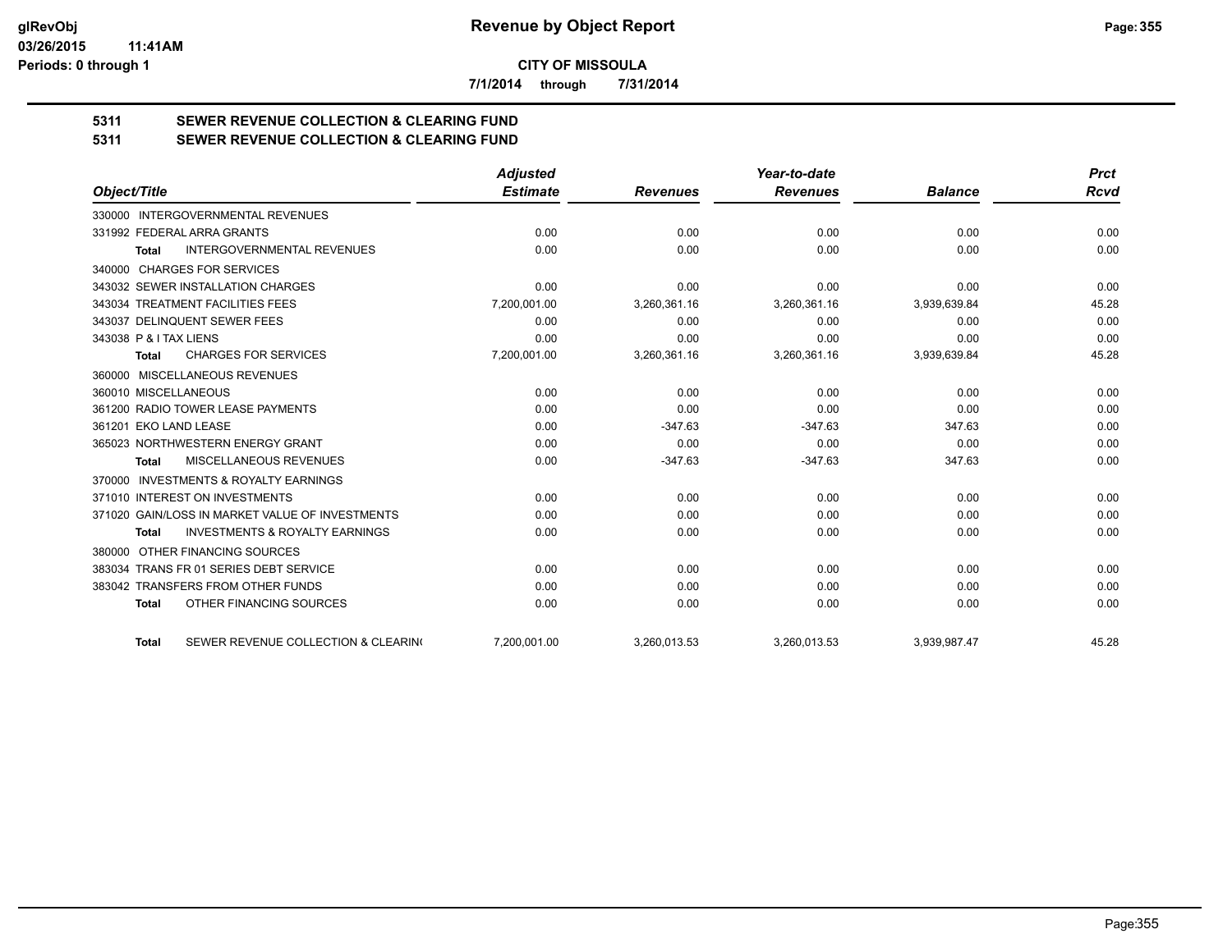**CITY OF MISSOULA**

**7/1/2014 through 7/31/2014**

## 5311 SEWER REVENUE COLLECTION & CLEARING FUND
## 5311 SEWER REVENUE COLLECTION & CLEARING FUND

| Object/Title | Adjusted Estimate | Revenues | Year-to-date Revenues | Balance | Prct Rcvd |
|---|---|---|---|---|---|
| 330000 INTERGOVERNMENTAL REVENUES | | | | | |
| 331992 FEDERAL ARRA GRANTS | 0.00 | 0.00 | 0.00 | 0.00 | 0.00 |
| **Total** INTERGOVERNMENTAL REVENUES | 0.00 | 0.00 | 0.00 | 0.00 | 0.00 |
| 340000 CHARGES FOR SERVICES | | | | | |
| 343032 SEWER INSTALLATION CHARGES | 0.00 | 0.00 | 0.00 | 0.00 | 0.00 |
| 343034 TREATMENT FACILITIES FEES | 7,200,001.00 | 3,260,361.16 | 3,260,361.16 | 3,939,639.84 | 45.28 |
| 343037 DELINQUENT SEWER FEES | 0.00 | 0.00 | 0.00 | 0.00 | 0.00 |
| 343038 P & I TAX LIENS | 0.00 | 0.00 | 0.00 | 0.00 | 0.00 |
| **Total** CHARGES FOR SERVICES | 7,200,001.00 | 3,260,361.16 | 3,260,361.16 | 3,939,639.84 | 45.28 |
| 360000 MISCELLANEOUS REVENUES | | | | | |
| 360010 MISCELLANEOUS | 0.00 | 0.00 | 0.00 | 0.00 | 0.00 |
| 361200 RADIO TOWER LEASE PAYMENTS | 0.00 | 0.00 | 0.00 | 0.00 | 0.00 |
| 361201 EKO LAND LEASE | 0.00 | -347.63 | -347.63 | 347.63 | 0.00 |
| 365023 NORTHWESTERN ENERGY GRANT | 0.00 | 0.00 | 0.00 | 0.00 | 0.00 |
| **Total** MISCELLANEOUS REVENUES | 0.00 | -347.63 | -347.63 | 347.63 | 0.00 |
| 370000 INVESTMENTS & ROYALTY EARNINGS | | | | | |
| 371010 INTEREST ON INVESTMENTS | 0.00 | 0.00 | 0.00 | 0.00 | 0.00 |
| 371020 GAIN/LOSS IN MARKET VALUE OF INVESTMENTS | 0.00 | 0.00 | 0.00 | 0.00 | 0.00 |
| **Total** INVESTMENTS & ROYALTY EARNINGS | 0.00 | 0.00 | 0.00 | 0.00 | 0.00 |
| 380000 OTHER FINANCING SOURCES | | | | | |
| 383034 TRANS FR 01 SERIES DEBT SERVICE | 0.00 | 0.00 | 0.00 | 0.00 | 0.00 |
| 383042 TRANSFERS FROM OTHER FUNDS | 0.00 | 0.00 | 0.00 | 0.00 | 0.00 |
| **Total** OTHER FINANCING SOURCES | 0.00 | 0.00 | 0.00 | 0.00 | 0.00 |
| **Total** SEWER REVENUE COLLECTION & CLEARIN( | 7,200,001.00 | 3,260,013.53 | 3,260,013.53 | 3,939,987.47 | 45.28 |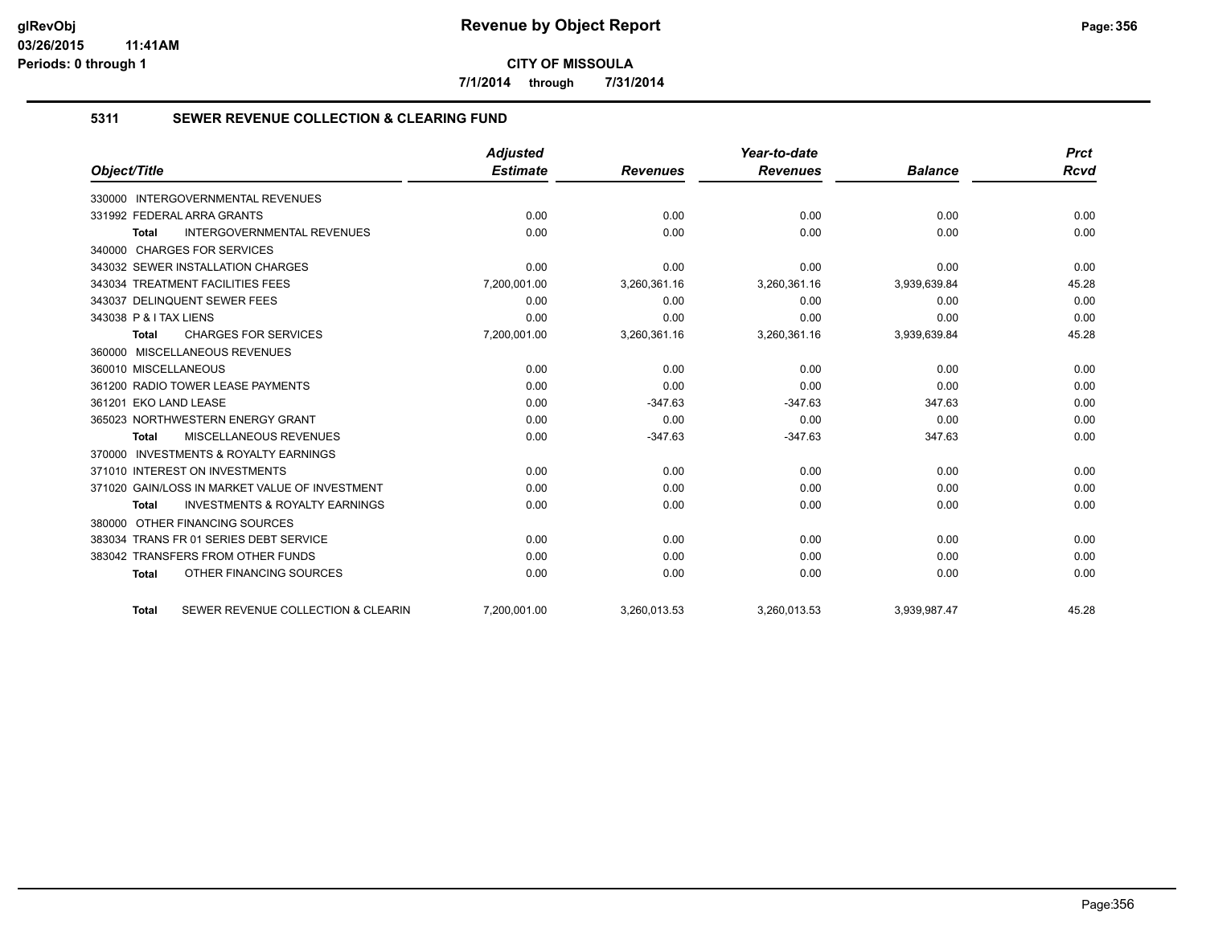**CITY OF MISSOULA**

**7/1/2014 through 7/31/2014**

## 5311 SEWER REVENUE COLLECTION & CLEARING FUND

| Object/Title | Adjusted Estimate | Revenues | Year-to-date Revenues | Balance | Prct Rcvd |
|---|---|---|---|---|---|
| 330000 INTERGOVERNMENTAL REVENUES | | | | | |
| 331992 FEDERAL ARRA GRANTS | 0.00 | 0.00 | 0.00 | 0.00 | 0.00 |
| **Total** INTERGOVERNMENTAL REVENUES | 0.00 | 0.00 | 0.00 | 0.00 | 0.00 |
| 340000 CHARGES FOR SERVICES | | | | | |
| 343032 SEWER INSTALLATION CHARGES | 0.00 | 0.00 | 0.00 | 0.00 | 0.00 |
| 343034 TREATMENT FACILITIES FEES | 7,200,001.00 | 3,260,361.16 | 3,260,361.16 | 3,939,639.84 | 45.28 |
| 343037 DELINQUENT SEWER FEES | 0.00 | 0.00 | 0.00 | 0.00 | 0.00 |
| 343038 P & I TAX LIENS | 0.00 | 0.00 | 0.00 | 0.00 | 0.00 |
| **Total** CHARGES FOR SERVICES | 7,200,001.00 | 3,260,361.16 | 3,260,361.16 | 3,939,639.84 | 45.28 |
| 360000 MISCELLANEOUS REVENUES | | | | | |
| 360010 MISCELLANEOUS | 0.00 | 0.00 | 0.00 | 0.00 | 0.00 |
| 361200 RADIO TOWER LEASE PAYMENTS | 0.00 | 0.00 | 0.00 | 0.00 | 0.00 |
| 361201 EKO LAND LEASE | 0.00 | -347.63 | -347.63 | 347.63 | 0.00 |
| 365023 NORTHWESTERN ENERGY GRANT | 0.00 | 0.00 | 0.00 | 0.00 | 0.00 |
| **Total** MISCELLANEOUS REVENUES | 0.00 | -347.63 | -347.63 | 347.63 | 0.00 |
| 370000 INVESTMENTS & ROYALTY EARNINGS | | | | | |
| 371010 INTEREST ON INVESTMENTS | 0.00 | 0.00 | 0.00 | 0.00 | 0.00 |
| 371020 GAIN/LOSS IN MARKET VALUE OF INVESTMENT | 0.00 | 0.00 | 0.00 | 0.00 | 0.00 |
| **Total** INVESTMENTS & ROYALTY EARNINGS | 0.00 | 0.00 | 0.00 | 0.00 | 0.00 |
| 380000 OTHER FINANCING SOURCES | | | | | |
| 383034 TRANS FR 01 SERIES DEBT SERVICE | 0.00 | 0.00 | 0.00 | 0.00 | 0.00 |
| 383042 TRANSFERS FROM OTHER FUNDS | 0.00 | 0.00 | 0.00 | 0.00 | 0.00 |
| **Total** OTHER FINANCING SOURCES | 0.00 | 0.00 | 0.00 | 0.00 | 0.00 |
| **Total** SEWER REVENUE COLLECTION & CLEARIN | 7,200,001.00 | 3,260,013.53 | 3,260,013.53 | 3,939,987.47 | 45.28 |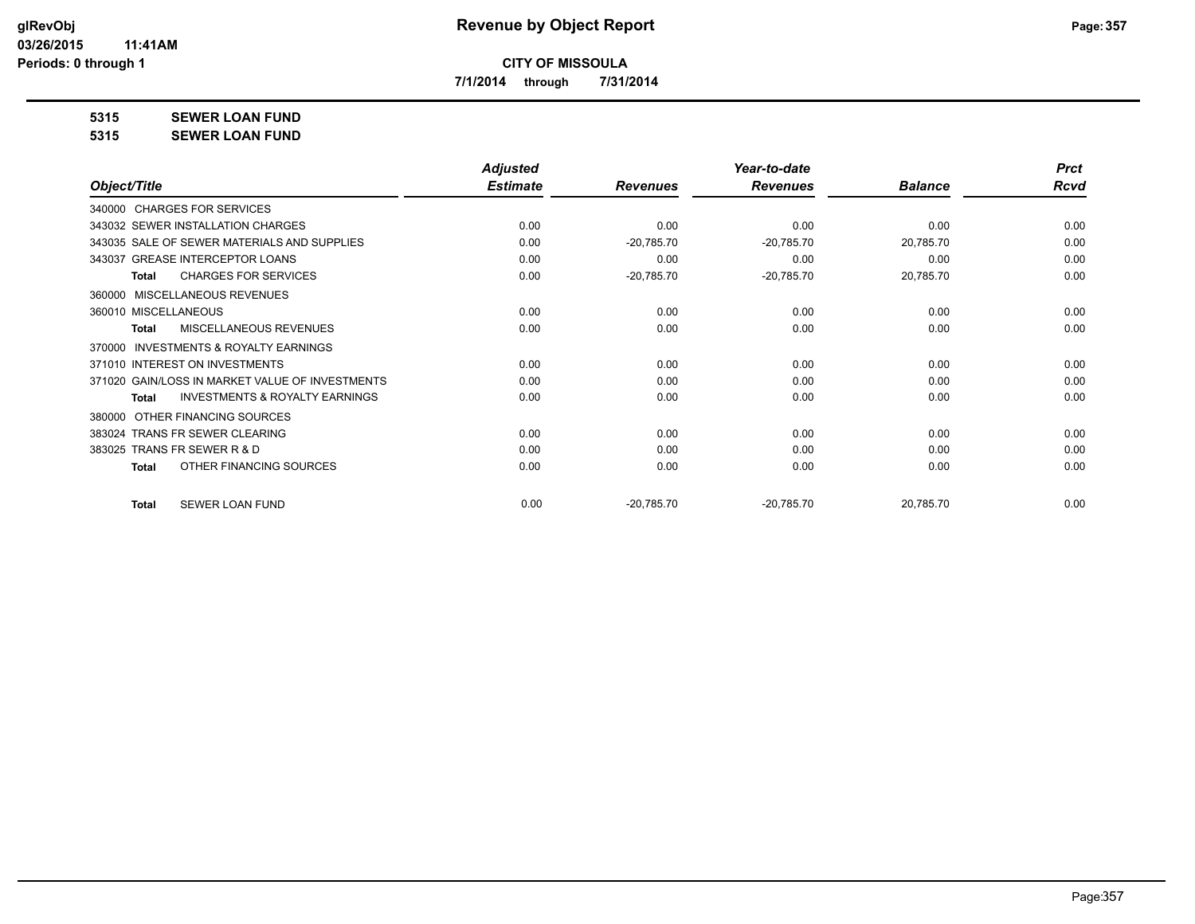**Revenue by Object Report**

**CITY OF MISSOULA**

**7/1/2014 through 7/31/2014**

glRevObj
03/26/2015 11:41AM
Periods: 0 through 1

**5315 SEWER LOAN FUND**

**5315 SEWER LOAN FUND**

| Object/Title | Adjusted Estimate | Revenues | Year-to-date Revenues | Balance | Prct Rcvd |
|---|---|---|---|---|---|
| 340000 CHARGES FOR SERVICES | | | | | |
| 343032 SEWER INSTALLATION CHARGES | 0.00 | 0.00 | 0.00 | 0.00 | 0.00 |
| 343035 SALE OF SEWER MATERIALS AND SUPPLIES | 0.00 | -20,785.70 | -20,785.70 | 20,785.70 | 0.00 |
| 343037 GREASE INTERCEPTOR LOANS | 0.00 | 0.00 | 0.00 | 0.00 | 0.00 |
| **Total** CHARGES FOR SERVICES | 0.00 | -20,785.70 | -20,785.70 | 20,785.70 | 0.00 |
| 360000 MISCELLANEOUS REVENUES | | | | | |
| 360010 MISCELLANEOUS | 0.00 | 0.00 | 0.00 | 0.00 | 0.00 |
| **Total** MISCELLANEOUS REVENUES | 0.00 | 0.00 | 0.00 | 0.00 | 0.00 |
| 370000 INVESTMENTS & ROYALTY EARNINGS | | | | | |
| 371010 INTEREST ON INVESTMENTS | 0.00 | 0.00 | 0.00 | 0.00 | 0.00 |
| 371020 GAIN/LOSS IN MARKET VALUE OF INVESTMENTS | 0.00 | 0.00 | 0.00 | 0.00 | 0.00 |
| **Total** INVESTMENTS & ROYALTY EARNINGS | 0.00 | 0.00 | 0.00 | 0.00 | 0.00 |
| 380000 OTHER FINANCING SOURCES | | | | | |
| 383024 TRANS FR SEWER CLEARING | 0.00 | 0.00 | 0.00 | 0.00 | 0.00 |
| 383025 TRANS FR SEWER R & D | 0.00 | 0.00 | 0.00 | 0.00 | 0.00 |
| **Total** OTHER FINANCING SOURCES | 0.00 | 0.00 | 0.00 | 0.00 | 0.00 |
| **Total** SEWER LOAN FUND | 0.00 | -20,785.70 | -20,785.70 | 20,785.70 | 0.00 |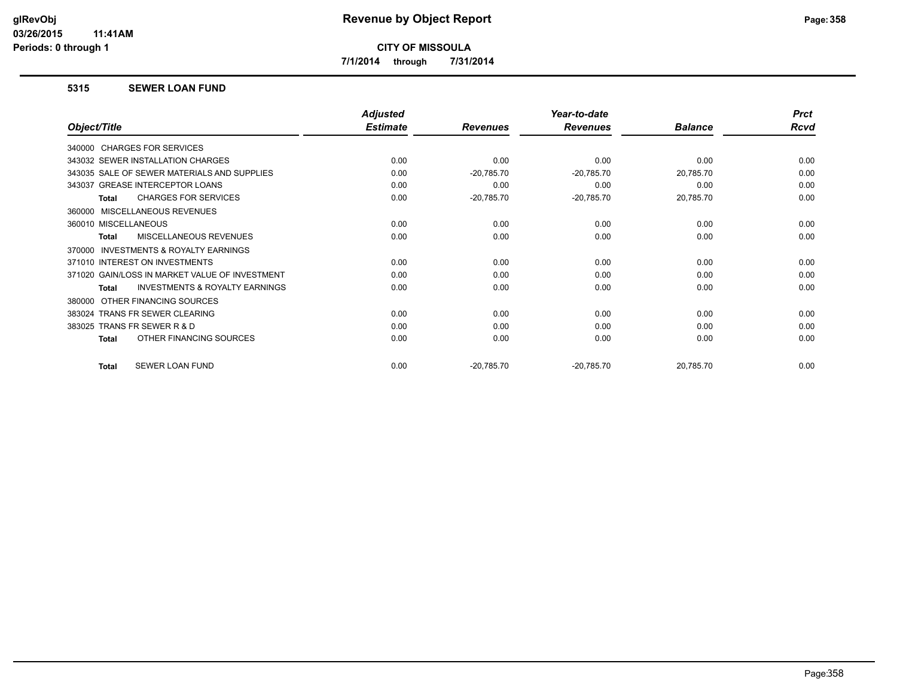**glRevObj**
**03/26/2015 11:41AM**
**Periods: 0 through 1**

# Revenue by Object Report

**CITY OF MISSOULA**

**7/1/2014 through 7/31/2014**

## 5315 SEWER LOAN FUND

| Object/Title | Adjusted Estimate | Revenues | Year-to-date Revenues | Balance | Prct Rcvd |
|---|---|---|---|---|---|
| 340000 CHARGES FOR SERVICES | | | | | |
| 343032 SEWER INSTALLATION CHARGES | 0.00 | 0.00 | 0.00 | 0.00 | 0.00 |
| 343035 SALE OF SEWER MATERIALS AND SUPPLIES | 0.00 | -20,785.70 | -20,785.70 | 20,785.70 | 0.00 |
| 343037 GREASE INTERCEPTOR LOANS | 0.00 | 0.00 | 0.00 | 0.00 | 0.00 |
| **Total** CHARGES FOR SERVICES | 0.00 | -20,785.70 | -20,785.70 | 20,785.70 | 0.00 |
| 360000 MISCELLANEOUS REVENUES | | | | | |
| 360010 MISCELLANEOUS | 0.00 | 0.00 | 0.00 | 0.00 | 0.00 |
| **Total** MISCELLANEOUS REVENUES | 0.00 | 0.00 | 0.00 | 0.00 | 0.00 |
| 370000 INVESTMENTS & ROYALTY EARNINGS | | | | | |
| 371010 INTEREST ON INVESTMENTS | 0.00 | 0.00 | 0.00 | 0.00 | 0.00 |
| 371020 GAIN/LOSS IN MARKET VALUE OF INVESTMENT | 0.00 | 0.00 | 0.00 | 0.00 | 0.00 |
| **Total** INVESTMENTS & ROYALTY EARNINGS | 0.00 | 0.00 | 0.00 | 0.00 | 0.00 |
| 380000 OTHER FINANCING SOURCES | | | | | |
| 383024 TRANS FR SEWER CLEARING | 0.00 | 0.00 | 0.00 | 0.00 | 0.00 |
| 383025 TRANS FR SEWER R & D | 0.00 | 0.00 | 0.00 | 0.00 | 0.00 |
| **Total** OTHER FINANCING SOURCES | 0.00 | 0.00 | 0.00 | 0.00 | 0.00 |
| **Total** SEWER LOAN FUND | 0.00 | -20,785.70 | -20,785.70 | 20,785.70 | 0.00 |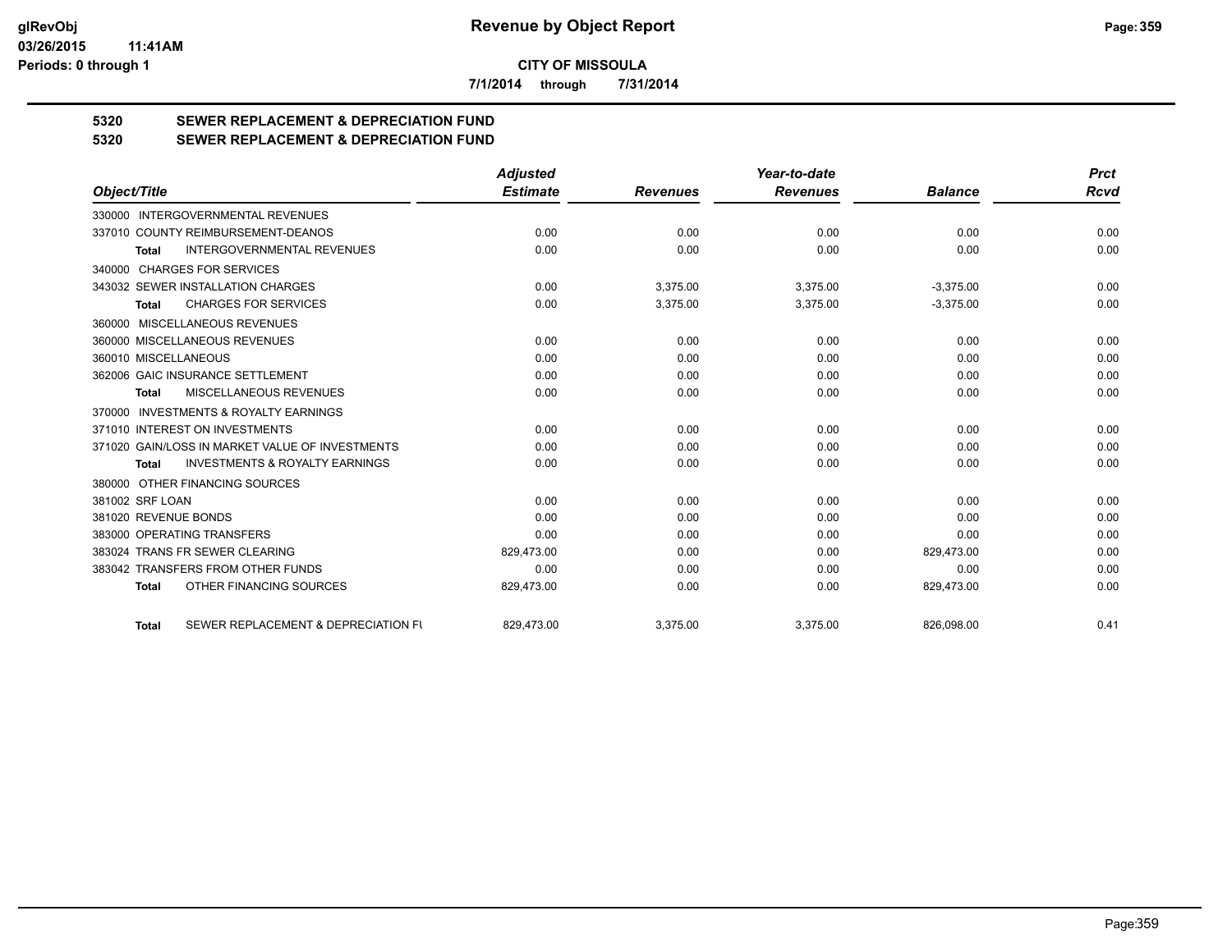**Revenue by Object Report**

**CITY OF MISSOULA**

**7/1/2014 through 7/31/2014**

# 5320 SEWER REPLACEMENT & DEPRECIATION FUND

## 5320 SEWER REPLACEMENT & DEPRECIATION FUND

| Object/Title | Adjusted Estimate | Revenues | Year-to-date Revenues | Balance | Prct Rcvd |
|---|---|---|---|---|---|
| 330000 INTERGOVERNMENTAL REVENUES | | | | | |
| 337010 COUNTY REIMBURSEMENT-DEANOS | 0.00 | 0.00 | 0.00 | 0.00 | 0.00 |
| **Total** INTERGOVERNMENTAL REVENUES | 0.00 | 0.00 | 0.00 | 0.00 | 0.00 |
| 340000 CHARGES FOR SERVICES | | | | | |
| 343032 SEWER INSTALLATION CHARGES | 0.00 | 3,375.00 | 3,375.00 | -3,375.00 | 0.00 |
| **Total** CHARGES FOR SERVICES | 0.00 | 3,375.00 | 3,375.00 | -3,375.00 | 0.00 |
| 360000 MISCELLANEOUS REVENUES | | | | | |
| 360000 MISCELLANEOUS REVENUES | 0.00 | 0.00 | 0.00 | 0.00 | 0.00 |
| 360010 MISCELLANEOUS | 0.00 | 0.00 | 0.00 | 0.00 | 0.00 |
| 362006 GAIC INSURANCE SETTLEMENT | 0.00 | 0.00 | 0.00 | 0.00 | 0.00 |
| **Total** MISCELLANEOUS REVENUES | 0.00 | 0.00 | 0.00 | 0.00 | 0.00 |
| 370000 INVESTMENTS & ROYALTY EARNINGS | | | | | |
| 371010 INTEREST ON INVESTMENTS | 0.00 | 0.00 | 0.00 | 0.00 | 0.00 |
| 371020 GAIN/LOSS IN MARKET VALUE OF INVESTMENTS | 0.00 | 0.00 | 0.00 | 0.00 | 0.00 |
| **Total** INVESTMENTS & ROYALTY EARNINGS | 0.00 | 0.00 | 0.00 | 0.00 | 0.00 |
| 380000 OTHER FINANCING SOURCES | | | | | |
| 381002 SRF LOAN | 0.00 | 0.00 | 0.00 | 0.00 | 0.00 |
| 381020 REVENUE BONDS | 0.00 | 0.00 | 0.00 | 0.00 | 0.00 |
| 383000 OPERATING TRANSFERS | 0.00 | 0.00 | 0.00 | 0.00 | 0.00 |
| 383024 TRANS FR SEWER CLEARING | 829,473.00 | 0.00 | 0.00 | 829,473.00 | 0.00 |
| 383042 TRANSFERS FROM OTHER FUNDS | 0.00 | 0.00 | 0.00 | 0.00 | 0.00 |
| **Total** OTHER FINANCING SOURCES | 829,473.00 | 0.00 | 0.00 | 829,473.00 | 0.00 |
| **Total** SEWER REPLACEMENT & DEPRECIATION FU | 829,473.00 | 3,375.00 | 3,375.00 | 826,098.00 | 0.41 |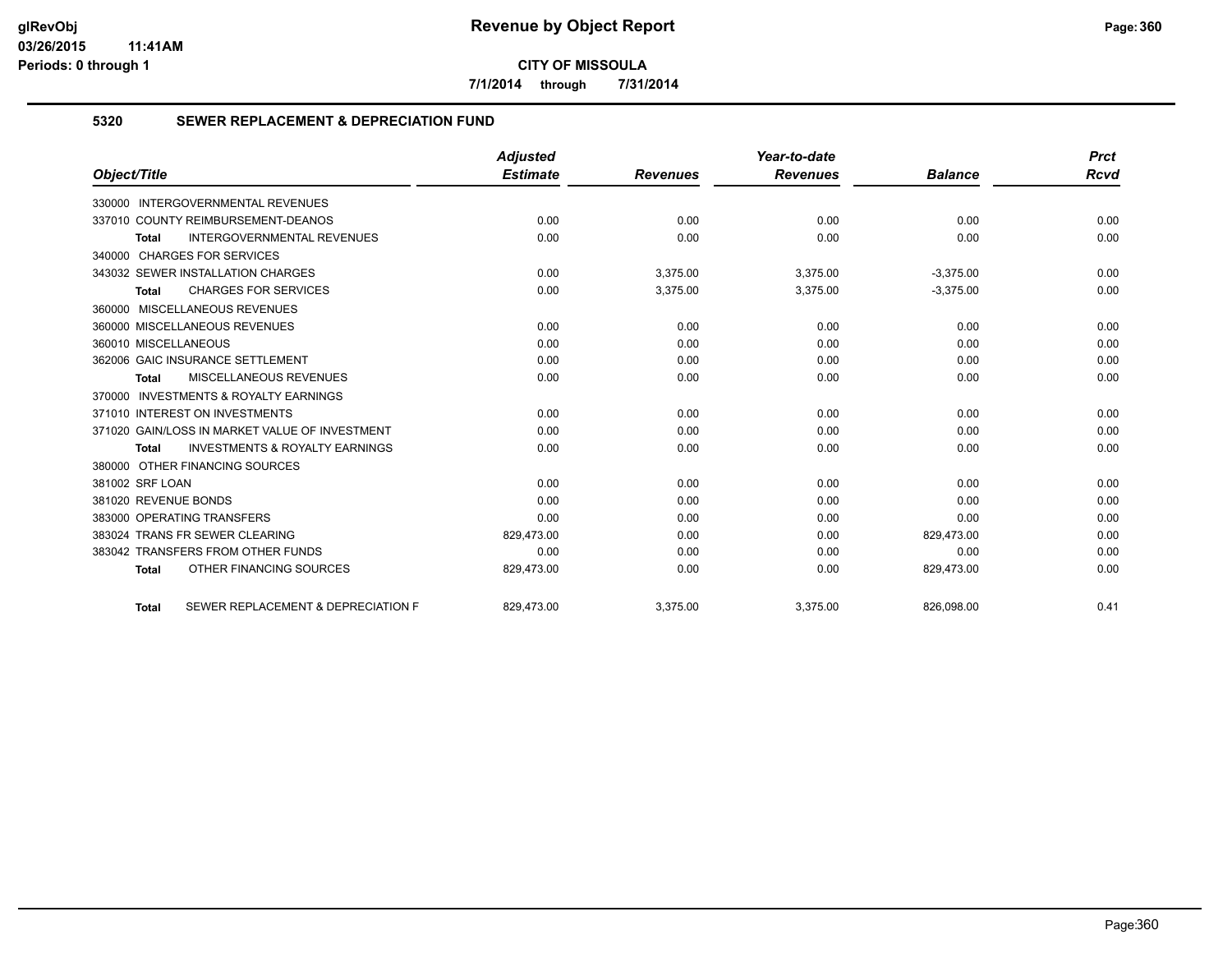# Revenue by Object Report

**CITY OF MISSOULA**

**7/1/2014 through 7/31/2014**

## 5320 SEWER REPLACEMENT & DEPRECIATION FUND

| Object/Title | Adjusted Estimate | Revenues | Year-to-date Revenues | Balance | Prct Rcvd |
|---|---|---|---|---|---|
| 330000 INTERGOVERNMENTAL REVENUES | | | | | |
| 337010 COUNTY REIMBURSEMENT-DEANOS | 0.00 | 0.00 | 0.00 | 0.00 | 0.00 |
| **Total** INTERGOVERNMENTAL REVENUES | 0.00 | 0.00 | 0.00 | 0.00 | 0.00 |
| 340000 CHARGES FOR SERVICES | | | | | |
| 343032 SEWER INSTALLATION CHARGES | 0.00 | 3,375.00 | 3,375.00 | -3,375.00 | 0.00 |
| **Total** CHARGES FOR SERVICES | 0.00 | 3,375.00 | 3,375.00 | -3,375.00 | 0.00 |
| 360000 MISCELLANEOUS REVENUES | | | | | |
| 360000 MISCELLANEOUS REVENUES | 0.00 | 0.00 | 0.00 | 0.00 | 0.00 |
| 360010 MISCELLANEOUS | 0.00 | 0.00 | 0.00 | 0.00 | 0.00 |
| 362006 GAIC INSURANCE SETTLEMENT | 0.00 | 0.00 | 0.00 | 0.00 | 0.00 |
| **Total** MISCELLANEOUS REVENUES | 0.00 | 0.00 | 0.00 | 0.00 | 0.00 |
| 370000 INVESTMENTS & ROYALTY EARNINGS | | | | | |
| 371010 INTEREST ON INVESTMENTS | 0.00 | 0.00 | 0.00 | 0.00 | 0.00 |
| 371020 GAIN/LOSS IN MARKET VALUE OF INVESTMENT | 0.00 | 0.00 | 0.00 | 0.00 | 0.00 |
| **Total** INVESTMENTS & ROYALTY EARNINGS | 0.00 | 0.00 | 0.00 | 0.00 | 0.00 |
| 380000 OTHER FINANCING SOURCES | | | | | |
| 381002 SRF LOAN | 0.00 | 0.00 | 0.00 | 0.00 | 0.00 |
| 381020 REVENUE BONDS | 0.00 | 0.00 | 0.00 | 0.00 | 0.00 |
| 383000 OPERATING TRANSFERS | 0.00 | 0.00 | 0.00 | 0.00 | 0.00 |
| 383024 TRANS FR SEWER CLEARING | 829,473.00 | 0.00 | 0.00 | 829,473.00 | 0.00 |
| 383042 TRANSFERS FROM OTHER FUNDS | 0.00 | 0.00 | 0.00 | 0.00 | 0.00 |
| **Total** OTHER FINANCING SOURCES | 829,473.00 | 0.00 | 0.00 | 829,473.00 | 0.00 |
| **Total** SEWER REPLACEMENT & DEPRECIATION F | 829,473.00 | 3,375.00 | 3,375.00 | 826,098.00 | 0.41 |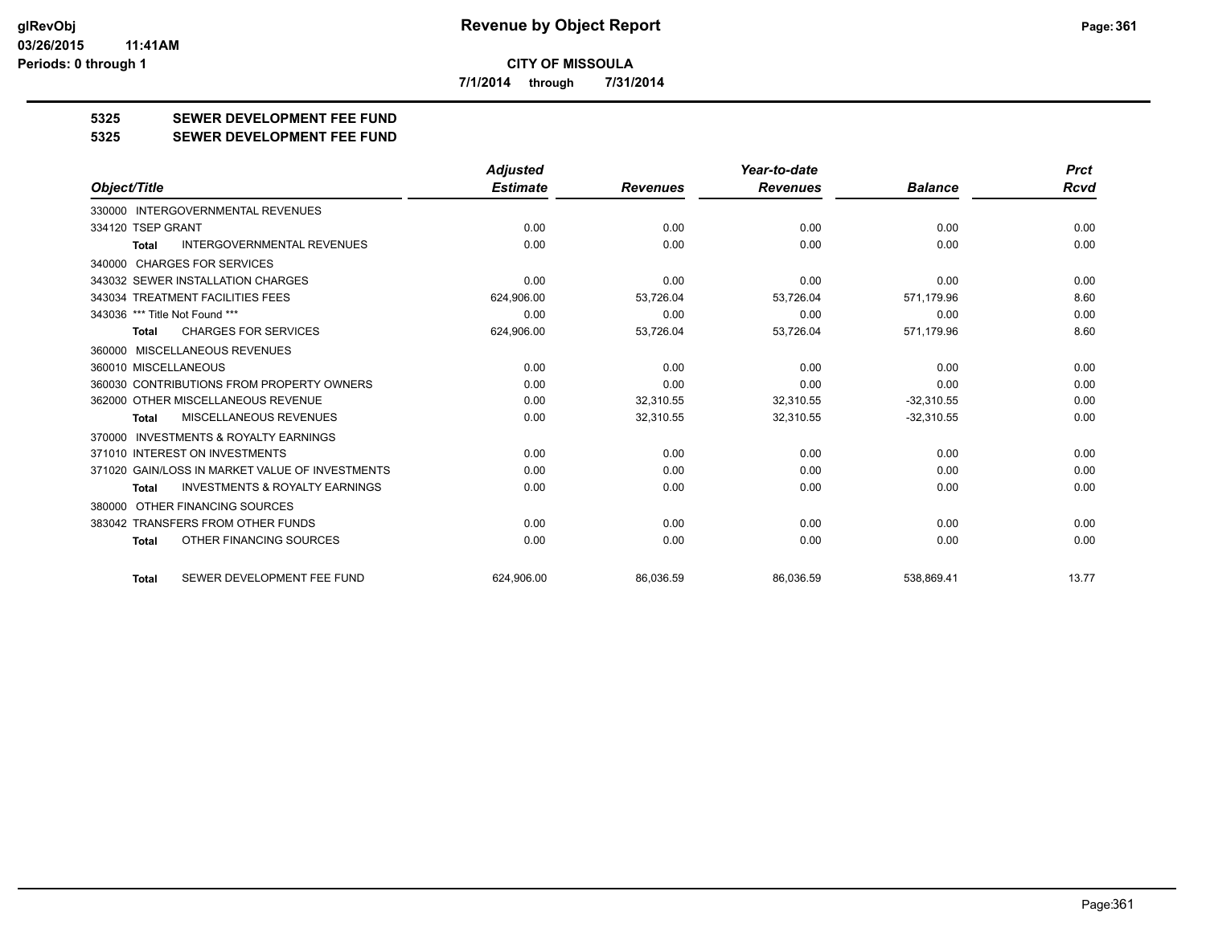**Revenue by Object Report**

**CITY OF MISSOULA**

**7/1/2014 through 7/31/2014**

glRevObj
03/26/2015 11:41AM
Periods: 0 through 1

## 5325 SEWER DEVELOPMENT FEE FUND
## 5325 SEWER DEVELOPMENT FEE FUND

| Object/Title | Adjusted Estimate | Revenues | Year-to-date Revenues | Balance | Prct Rcvd |
|---|---|---|---|---|---|
| 330000 INTERGOVERNMENTAL REVENUES | | | | | |
| 334120 TSEP GRANT | 0.00 | 0.00 | 0.00 | 0.00 | 0.00 |
| **Total** INTERGOVERNMENTAL REVENUES | 0.00 | 0.00 | 0.00 | 0.00 | 0.00 |
| 340000 CHARGES FOR SERVICES | | | | | |
| 343032 SEWER INSTALLATION CHARGES | 0.00 | 0.00 | 0.00 | 0.00 | 0.00 |
| 343034 TREATMENT FACILITIES FEES | 624,906.00 | 53,726.04 | 53,726.04 | 571,179.96 | 8.60 |
| 343036 *** Title Not Found *** | 0.00 | 0.00 | 0.00 | 0.00 | 0.00 |
| **Total** CHARGES FOR SERVICES | 624,906.00 | 53,726.04 | 53,726.04 | 571,179.96 | 8.60 |
| 360000 MISCELLANEOUS REVENUES | | | | | |
| 360010 MISCELLANEOUS | 0.00 | 0.00 | 0.00 | 0.00 | 0.00 |
| 360030 CONTRIBUTIONS FROM PROPERTY OWNERS | 0.00 | 0.00 | 0.00 | 0.00 | 0.00 |
| 362000 OTHER MISCELLANEOUS REVENUE | 0.00 | 32,310.55 | 32,310.55 | -32,310.55 | 0.00 |
| **Total** MISCELLANEOUS REVENUES | 0.00 | 32,310.55 | 32,310.55 | -32,310.55 | 0.00 |
| 370000 INVESTMENTS & ROYALTY EARNINGS | | | | | |
| 371010 INTEREST ON INVESTMENTS | 0.00 | 0.00 | 0.00 | 0.00 | 0.00 |
| 371020 GAIN/LOSS IN MARKET VALUE OF INVESTMENTS | 0.00 | 0.00 | 0.00 | 0.00 | 0.00 |
| **Total** INVESTMENTS & ROYALTY EARNINGS | 0.00 | 0.00 | 0.00 | 0.00 | 0.00 |
| 380000 OTHER FINANCING SOURCES | | | | | |
| 383042 TRANSFERS FROM OTHER FUNDS | 0.00 | 0.00 | 0.00 | 0.00 | 0.00 |
| **Total** OTHER FINANCING SOURCES | 0.00 | 0.00 | 0.00 | 0.00 | 0.00 |
| **Total** SEWER DEVELOPMENT FEE FUND | 624,906.00 | 86,036.59 | 86,036.59 | 538,869.41 | 13.77 |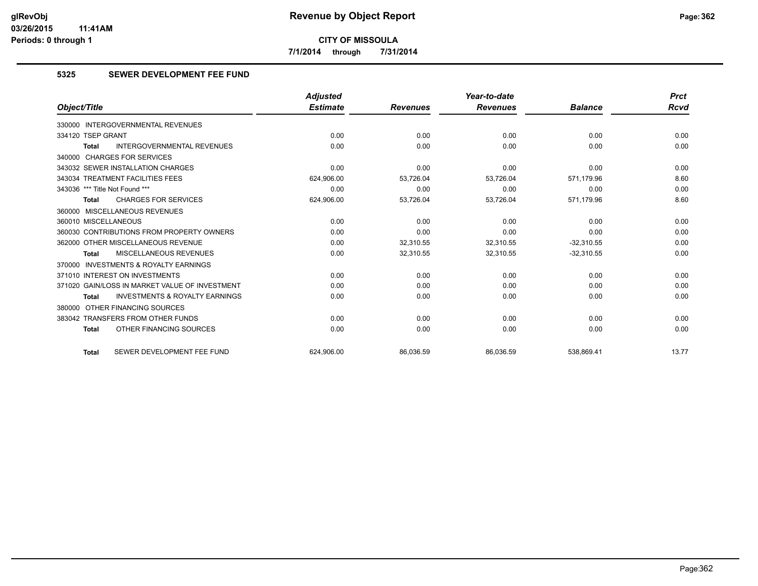**CITY OF MISSOULA**

**7/1/2014 through 7/31/2014**

## 5325 SEWER DEVELOPMENT FEE FUND

| Object/Title | Adjusted Estimate | Revenues | Year-to-date Revenues | Balance | Prct Rcvd |
|---|---|---|---|---|---|
| 330000 INTERGOVERNMENTAL REVENUES | | | | | |
| 334120 TSEP GRANT | 0.00 | 0.00 | 0.00 | 0.00 | 0.00 |
| **Total** INTERGOVERNMENTAL REVENUES | 0.00 | 0.00 | 0.00 | 0.00 | 0.00 |
| 340000 CHARGES FOR SERVICES | | | | | |
| 343032 SEWER INSTALLATION CHARGES | 0.00 | 0.00 | 0.00 | 0.00 | 0.00 |
| 343034 TREATMENT FACILITIES FEES | 624,906.00 | 53,726.04 | 53,726.04 | 571,179.96 | 8.60 |
| 343036 *** Title Not Found *** | 0.00 | 0.00 | 0.00 | 0.00 | 0.00 |
| **Total** CHARGES FOR SERVICES | 624,906.00 | 53,726.04 | 53,726.04 | 571,179.96 | 8.60 |
| 360000 MISCELLANEOUS REVENUES | | | | | |
| 360010 MISCELLANEOUS | 0.00 | 0.00 | 0.00 | 0.00 | 0.00 |
| 360030 CONTRIBUTIONS FROM PROPERTY OWNERS | 0.00 | 0.00 | 0.00 | 0.00 | 0.00 |
| 362000 OTHER MISCELLANEOUS REVENUE | 0.00 | 32,310.55 | 32,310.55 | -32,310.55 | 0.00 |
| **Total** MISCELLANEOUS REVENUES | 0.00 | 32,310.55 | 32,310.55 | -32,310.55 | 0.00 |
| 370000 INVESTMENTS & ROYALTY EARNINGS | | | | | |
| 371010 INTEREST ON INVESTMENTS | 0.00 | 0.00 | 0.00 | 0.00 | 0.00 |
| 371020 GAIN/LOSS IN MARKET VALUE OF INVESTMENT | 0.00 | 0.00 | 0.00 | 0.00 | 0.00 |
| **Total** INVESTMENTS & ROYALTY EARNINGS | 0.00 | 0.00 | 0.00 | 0.00 | 0.00 |
| 380000 OTHER FINANCING SOURCES | | | | | |
| 383042 TRANSFERS FROM OTHER FUNDS | 0.00 | 0.00 | 0.00 | 0.00 | 0.00 |
| **Total** OTHER FINANCING SOURCES | 0.00 | 0.00 | 0.00 | 0.00 | 0.00 |
| **Total** SEWER DEVELOPMENT FEE FUND | 624,906.00 | 86,036.59 | 86,036.59 | 538,869.41 | 13.77 |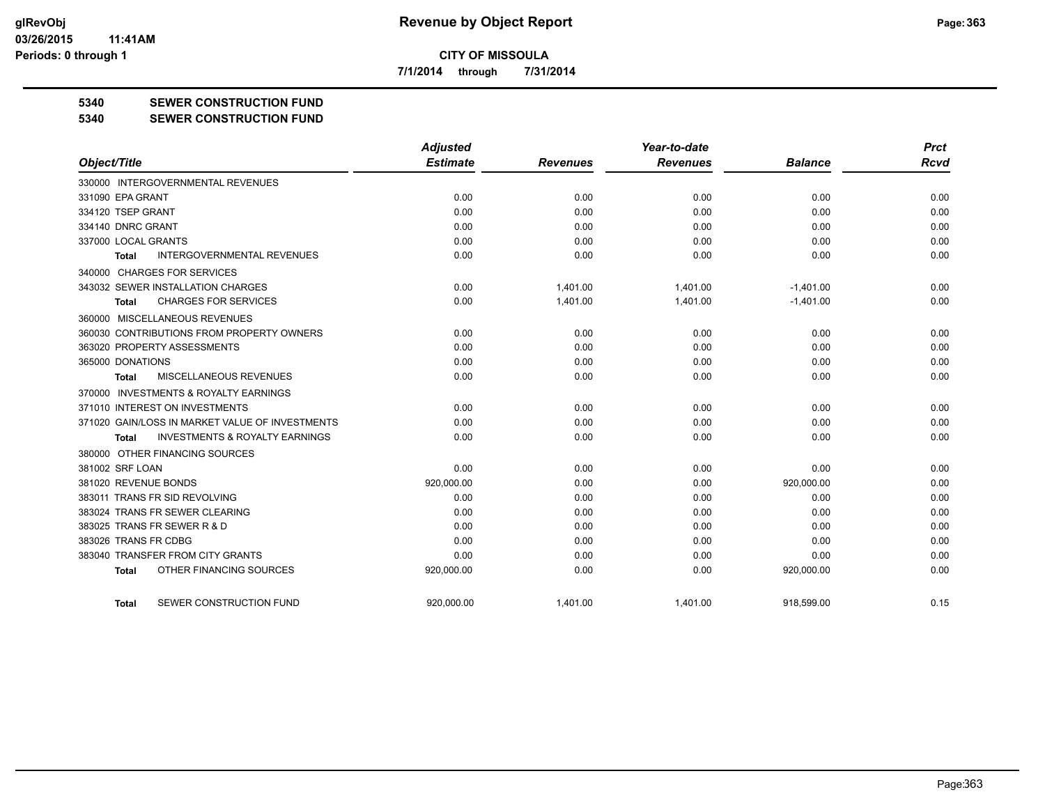**CITY OF MISSOULA**

**7/1/2014 through 7/31/2014**

# 5340 SEWER CONSTRUCTION FUND

## 5340 SEWER CONSTRUCTION FUND

| Object/Title | Adjusted Estimate | Revenues | Year-to-date Revenues | Balance | Prct Rcvd |
|---|---|---|---|---|---|
| 330000 INTERGOVERNMENTAL REVENUES | | | | | |
| 331090 EPA GRANT | 0.00 | 0.00 | 0.00 | 0.00 | 0.00 |
| 334120 TSEP GRANT | 0.00 | 0.00 | 0.00 | 0.00 | 0.00 |
| 334140 DNRC GRANT | 0.00 | 0.00 | 0.00 | 0.00 | 0.00 |
| 337000 LOCAL GRANTS | 0.00 | 0.00 | 0.00 | 0.00 | 0.00 |
| **Total** INTERGOVERNMENTAL REVENUES | 0.00 | 0.00 | 0.00 | 0.00 | 0.00 |
| 340000 CHARGES FOR SERVICES | | | | | |
| 343032 SEWER INSTALLATION CHARGES | 0.00 | 1,401.00 | 1,401.00 | -1,401.00 | 0.00 |
| **Total** CHARGES FOR SERVICES | 0.00 | 1,401.00 | 1,401.00 | -1,401.00 | 0.00 |
| 360000 MISCELLANEOUS REVENUES | | | | | |
| 360030 CONTRIBUTIONS FROM PROPERTY OWNERS | 0.00 | 0.00 | 0.00 | 0.00 | 0.00 |
| 363020 PROPERTY ASSESSMENTS | 0.00 | 0.00 | 0.00 | 0.00 | 0.00 |
| 365000 DONATIONS | 0.00 | 0.00 | 0.00 | 0.00 | 0.00 |
| **Total** MISCELLANEOUS REVENUES | 0.00 | 0.00 | 0.00 | 0.00 | 0.00 |
| 370000 INVESTMENTS & ROYALTY EARNINGS | | | | | |
| 371010 INTEREST ON INVESTMENTS | 0.00 | 0.00 | 0.00 | 0.00 | 0.00 |
| 371020 GAIN/LOSS IN MARKET VALUE OF INVESTMENTS | 0.00 | 0.00 | 0.00 | 0.00 | 0.00 |
| **Total** INVESTMENTS & ROYALTY EARNINGS | 0.00 | 0.00 | 0.00 | 0.00 | 0.00 |
| 380000 OTHER FINANCING SOURCES | | | | | |
| 381002 SRF LOAN | 0.00 | 0.00 | 0.00 | 0.00 | 0.00 |
| 381020 REVENUE BONDS | 920,000.00 | 0.00 | 0.00 | 920,000.00 | 0.00 |
| 383011 TRANS FR SID REVOLVING | 0.00 | 0.00 | 0.00 | 0.00 | 0.00 |
| 383024 TRANS FR SEWER CLEARING | 0.00 | 0.00 | 0.00 | 0.00 | 0.00 |
| 383025 TRANS FR SEWER R & D | 0.00 | 0.00 | 0.00 | 0.00 | 0.00 |
| 383026 TRANS FR CDBG | 0.00 | 0.00 | 0.00 | 0.00 | 0.00 |
| 383040 TRANSFER FROM CITY GRANTS | 0.00 | 0.00 | 0.00 | 0.00 | 0.00 |
| **Total** OTHER FINANCING SOURCES | 920,000.00 | 0.00 | 0.00 | 920,000.00 | 0.00 |
| **Total** SEWER CONSTRUCTION FUND | 920,000.00 | 1,401.00 | 1,401.00 | 918,599.00 | 0.15 |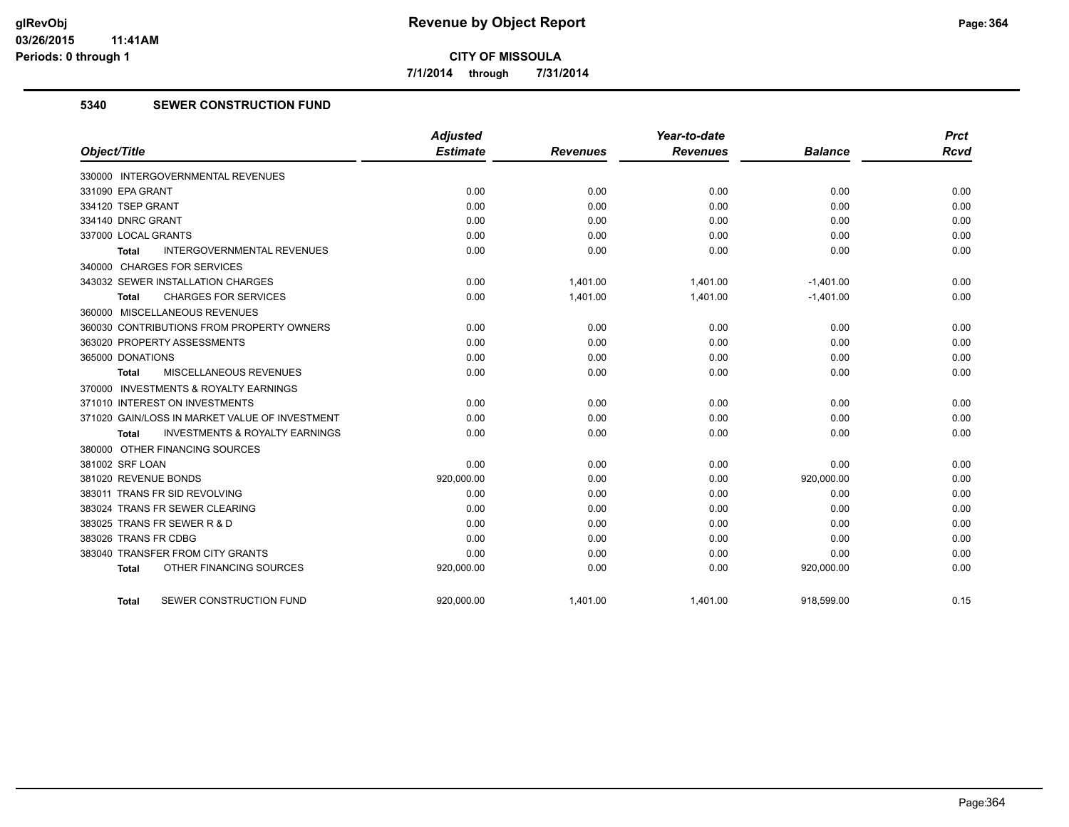**CITY OF MISSOULA**

**7/1/2014 through 7/31/2014**

## 5340 SEWER CONSTRUCTION FUND

| Object/Title | Adjusted Estimate | Revenues | Year-to-date Revenues | Balance | Prct Rcvd |
|---|---|---|---|---|---|
| 330000 INTERGOVERNMENTAL REVENUES | | | | | |
| 331090 EPA GRANT | 0.00 | 0.00 | 0.00 | 0.00 | 0.00 |
| 334120 TSEP GRANT | 0.00 | 0.00 | 0.00 | 0.00 | 0.00 |
| 334140 DNRC GRANT | 0.00 | 0.00 | 0.00 | 0.00 | 0.00 |
| 337000 LOCAL GRANTS | 0.00 | 0.00 | 0.00 | 0.00 | 0.00 |
| **Total** INTERGOVERNMENTAL REVENUES | 0.00 | 0.00 | 0.00 | 0.00 | 0.00 |
| 340000 CHARGES FOR SERVICES | | | | | |
| 343032 SEWER INSTALLATION CHARGES | 0.00 | 1,401.00 | 1,401.00 | -1,401.00 | 0.00 |
| **Total** CHARGES FOR SERVICES | 0.00 | 1,401.00 | 1,401.00 | -1,401.00 | 0.00 |
| 360000 MISCELLANEOUS REVENUES | | | | | |
| 360030 CONTRIBUTIONS FROM PROPERTY OWNERS | 0.00 | 0.00 | 0.00 | 0.00 | 0.00 |
| 363020 PROPERTY ASSESSMENTS | 0.00 | 0.00 | 0.00 | 0.00 | 0.00 |
| 365000 DONATIONS | 0.00 | 0.00 | 0.00 | 0.00 | 0.00 |
| **Total** MISCELLANEOUS REVENUES | 0.00 | 0.00 | 0.00 | 0.00 | 0.00 |
| 370000 INVESTMENTS & ROYALTY EARNINGS | | | | | |
| 371010 INTEREST ON INVESTMENTS | 0.00 | 0.00 | 0.00 | 0.00 | 0.00 |
| 371020 GAIN/LOSS IN MARKET VALUE OF INVESTMENT | 0.00 | 0.00 | 0.00 | 0.00 | 0.00 |
| **Total** INVESTMENTS & ROYALTY EARNINGS | 0.00 | 0.00 | 0.00 | 0.00 | 0.00 |
| 380000 OTHER FINANCING SOURCES | | | | | |
| 381002 SRF LOAN | 0.00 | 0.00 | 0.00 | 0.00 | 0.00 |
| 381020 REVENUE BONDS | 920,000.00 | 0.00 | 0.00 | 920,000.00 | 0.00 |
| 383011 TRANS FR SID REVOLVING | 0.00 | 0.00 | 0.00 | 0.00 | 0.00 |
| 383024 TRANS FR SEWER CLEARING | 0.00 | 0.00 | 0.00 | 0.00 | 0.00 |
| 383025 TRANS FR SEWER R & D | 0.00 | 0.00 | 0.00 | 0.00 | 0.00 |
| 383026 TRANS FR CDBG | 0.00 | 0.00 | 0.00 | 0.00 | 0.00 |
| 383040 TRANSFER FROM CITY GRANTS | 0.00 | 0.00 | 0.00 | 0.00 | 0.00 |
| **Total** OTHER FINANCING SOURCES | 920,000.00 | 0.00 | 0.00 | 920,000.00 | 0.00 |
| **Total** SEWER CONSTRUCTION FUND | 920,000.00 | 1,401.00 | 1,401.00 | 918,599.00 | 0.15 |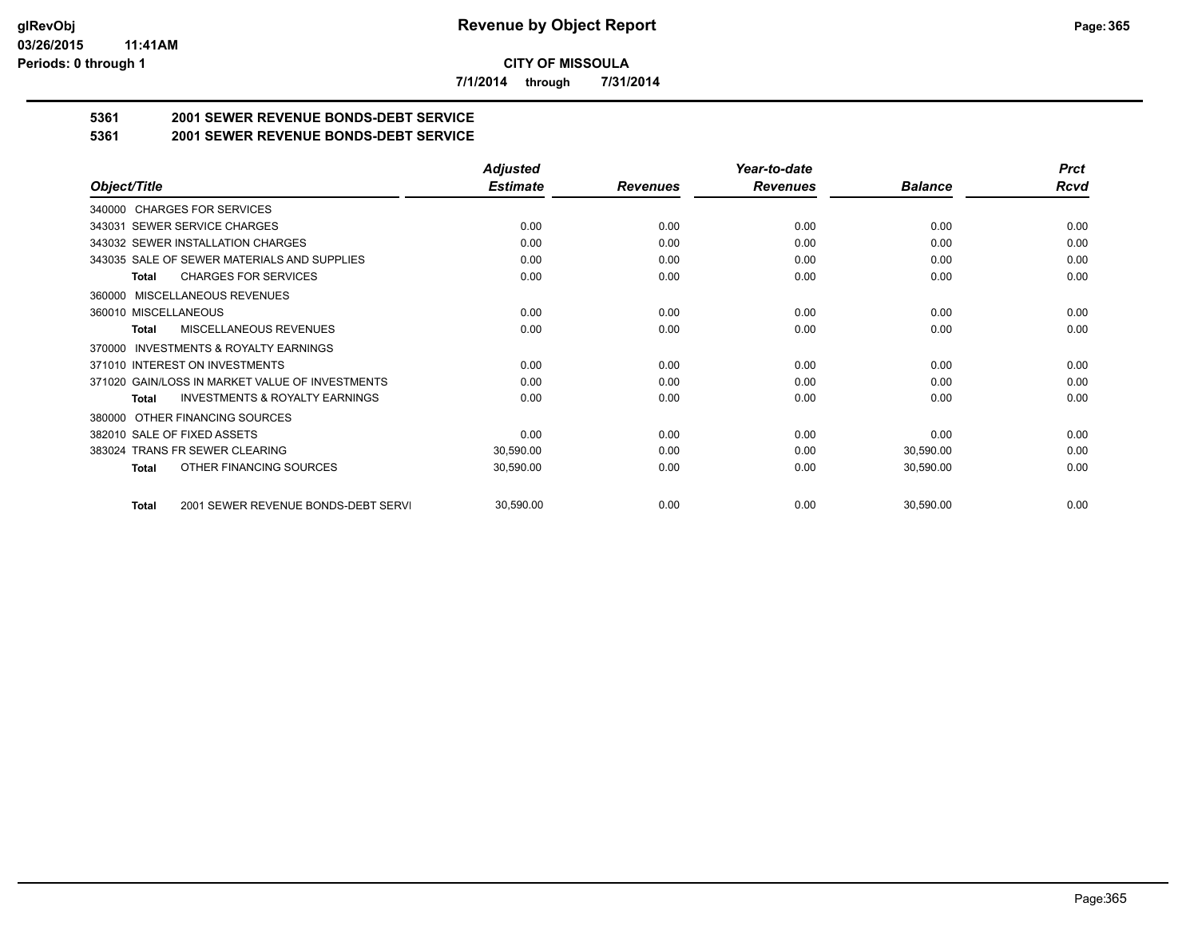**CITY OF MISSOULA**

**7/1/2014 through 7/31/2014**

## 5361 2001 SEWER REVENUE BONDS-DEBT SERVICE

## 5361 2001 SEWER REVENUE BONDS-DEBT SERVICE

| Object/Title | Adjusted Estimate | Revenues | Year-to-date Revenues | Balance | Prct Rcvd |
|---|---|---|---|---|---|
| 340000 CHARGES FOR SERVICES | | | | | |
| 343031 SEWER SERVICE CHARGES | 0.00 | 0.00 | 0.00 | 0.00 | 0.00 |
| 343032 SEWER INSTALLATION CHARGES | 0.00 | 0.00 | 0.00 | 0.00 | 0.00 |
| 343035 SALE OF SEWER MATERIALS AND SUPPLIES | 0.00 | 0.00 | 0.00 | 0.00 | 0.00 |
| **Total** CHARGES FOR SERVICES | 0.00 | 0.00 | 0.00 | 0.00 | 0.00 |
| 360000 MISCELLANEOUS REVENUES | | | | | |
| 360010 MISCELLANEOUS | 0.00 | 0.00 | 0.00 | 0.00 | 0.00 |
| **Total** MISCELLANEOUS REVENUES | 0.00 | 0.00 | 0.00 | 0.00 | 0.00 |
| 370000 INVESTMENTS & ROYALTY EARNINGS | | | | | |
| 371010 INTEREST ON INVESTMENTS | 0.00 | 0.00 | 0.00 | 0.00 | 0.00 |
| 371020 GAIN/LOSS IN MARKET VALUE OF INVESTMENTS | 0.00 | 0.00 | 0.00 | 0.00 | 0.00 |
| **Total** INVESTMENTS & ROYALTY EARNINGS | 0.00 | 0.00 | 0.00 | 0.00 | 0.00 |
| 380000 OTHER FINANCING SOURCES | | | | | |
| 382010 SALE OF FIXED ASSETS | 0.00 | 0.00 | 0.00 | 0.00 | 0.00 |
| 383024 TRANS FR SEWER CLEARING | 30,590.00 | 0.00 | 0.00 | 30,590.00 | 0.00 |
| **Total** OTHER FINANCING SOURCES | 30,590.00 | 0.00 | 0.00 | 30,590.00 | 0.00 |
| **Total** 2001 SEWER REVENUE BONDS-DEBT SERVI | 30,590.00 | 0.00 | 0.00 | 30,590.00 | 0.00 |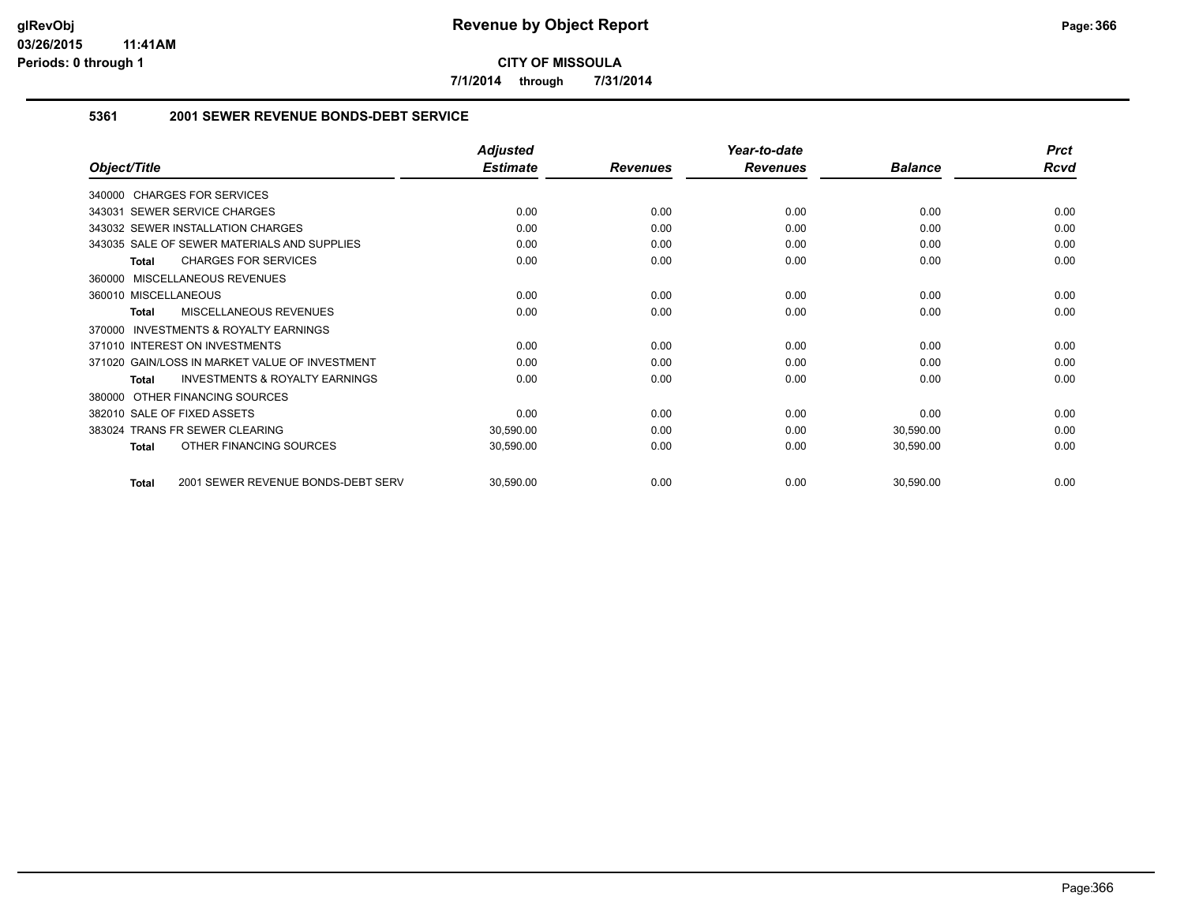# Revenue by Object Report

**CITY OF MISSOULA**

**7/1/2014 through 7/31/2014**

glRevObj
03/26/2015 11:41AM
Periods: 0 through 1

## 5361 2001 SEWER REVENUE BONDS-DEBT SERVICE

| Object/Title | Adjusted Estimate | Revenues | Year-to-date Revenues | Balance | Prct Rcvd |
|---|---|---|---|---|---|
| 340000 CHARGES FOR SERVICES | | | | | |
| 343031 SEWER SERVICE CHARGES | 0.00 | 0.00 | 0.00 | 0.00 | 0.00 |
| 343032 SEWER INSTALLATION CHARGES | 0.00 | 0.00 | 0.00 | 0.00 | 0.00 |
| 343035 SALE OF SEWER MATERIALS AND SUPPLIES | 0.00 | 0.00 | 0.00 | 0.00 | 0.00 |
| **Total** CHARGES FOR SERVICES | 0.00 | 0.00 | 0.00 | 0.00 | 0.00 |
| 360000 MISCELLANEOUS REVENUES | | | | | |
| 360010 MISCELLANEOUS | 0.00 | 0.00 | 0.00 | 0.00 | 0.00 |
| **Total** MISCELLANEOUS REVENUES | 0.00 | 0.00 | 0.00 | 0.00 | 0.00 |
| 370000 INVESTMENTS & ROYALTY EARNINGS | | | | | |
| 371010 INTEREST ON INVESTMENTS | 0.00 | 0.00 | 0.00 | 0.00 | 0.00 |
| 371020 GAIN/LOSS IN MARKET VALUE OF INVESTMENT | 0.00 | 0.00 | 0.00 | 0.00 | 0.00 |
| **Total** INVESTMENTS & ROYALTY EARNINGS | 0.00 | 0.00 | 0.00 | 0.00 | 0.00 |
| 380000 OTHER FINANCING SOURCES | | | | | |
| 382010 SALE OF FIXED ASSETS | 0.00 | 0.00 | 0.00 | 0.00 | 0.00 |
| 383024 TRANS FR SEWER CLEARING | 30,590.00 | 0.00 | 0.00 | 30,590.00 | 0.00 |
| **Total** OTHER FINANCING SOURCES | 30,590.00 | 0.00 | 0.00 | 30,590.00 | 0.00 |
| **Total** 2001 SEWER REVENUE BONDS-DEBT SERV | 30,590.00 | 0.00 | 0.00 | 30,590.00 | 0.00 |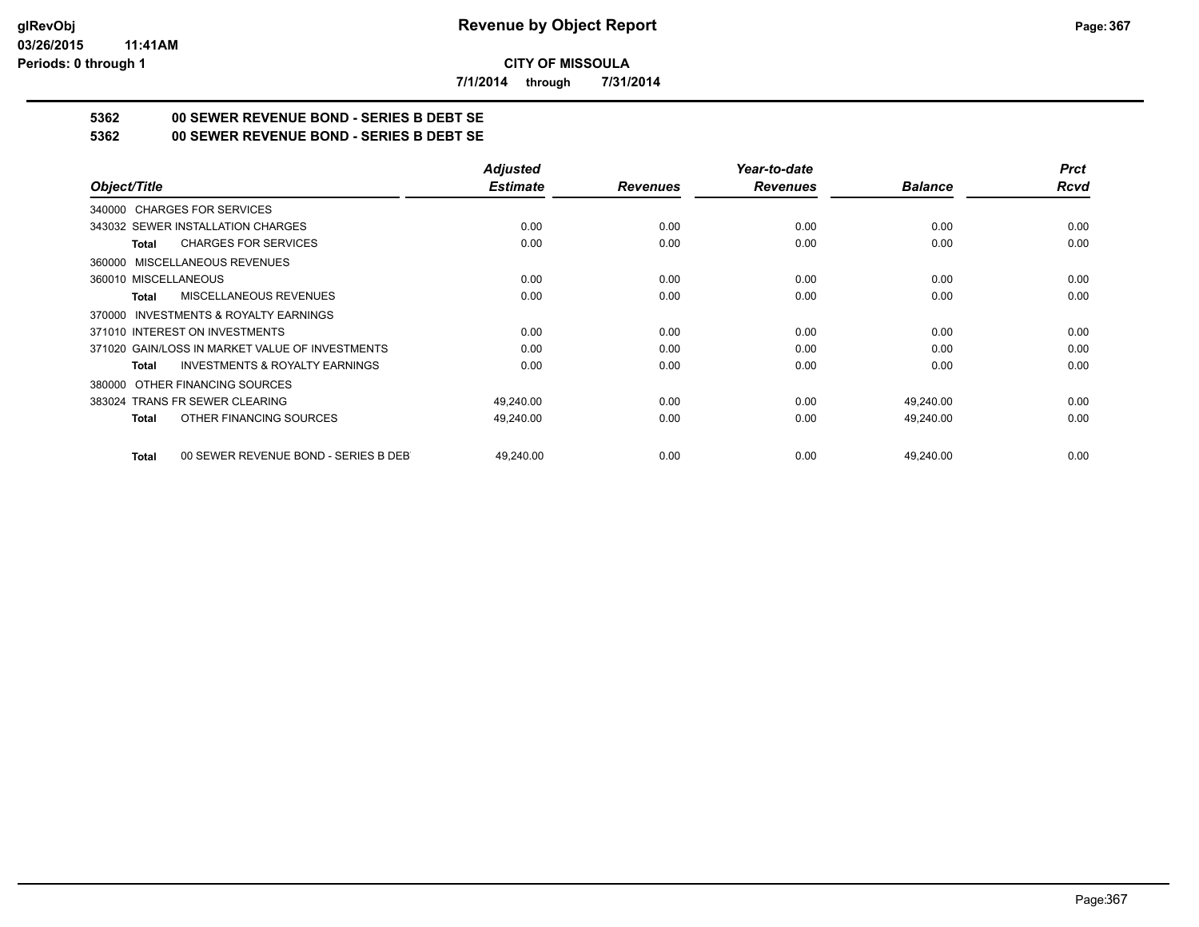**CITY OF MISSOULA**

**7/1/2014 through 7/31/2014**

## Revenue by Object Report

### 5362 00 SEWER REVENUE BOND - SERIES B DEBT SE
### 5362 00 SEWER REVENUE BOND - SERIES B DEBT SE

| Object/Title | Adjusted Estimate | Revenues | Year-to-date Revenues | Balance | Prct Rcvd |
|---|---|---|---|---|---|
| 340000 CHARGES FOR SERVICES | | | | | |
| 343032 SEWER INSTALLATION CHARGES | 0.00 | 0.00 | 0.00 | 0.00 | 0.00 |
| **Total** CHARGES FOR SERVICES | 0.00 | 0.00 | 0.00 | 0.00 | 0.00 |
| 360000 MISCELLANEOUS REVENUES | | | | | |
| 360010 MISCELLANEOUS | 0.00 | 0.00 | 0.00 | 0.00 | 0.00 |
| **Total** MISCELLANEOUS REVENUES | 0.00 | 0.00 | 0.00 | 0.00 | 0.00 |
| 370000 INVESTMENTS & ROYALTY EARNINGS | | | | | |
| 371010 INTEREST ON INVESTMENTS | 0.00 | 0.00 | 0.00 | 0.00 | 0.00 |
| 371020 GAIN/LOSS IN MARKET VALUE OF INVESTMENTS | 0.00 | 0.00 | 0.00 | 0.00 | 0.00 |
| **Total** INVESTMENTS & ROYALTY EARNINGS | 0.00 | 0.00 | 0.00 | 0.00 | 0.00 |
| 380000 OTHER FINANCING SOURCES | | | | | |
| 383024 TRANS FR SEWER CLEARING | 49,240.00 | 0.00 | 0.00 | 49,240.00 | 0.00 |
| **Total** OTHER FINANCING SOURCES | 49,240.00 | 0.00 | 0.00 | 49,240.00 | 0.00 |
| **Total** 00 SEWER REVENUE BOND - SERIES B DEBT | 49,240.00 | 0.00 | 0.00 | 49,240.00 | 0.00 |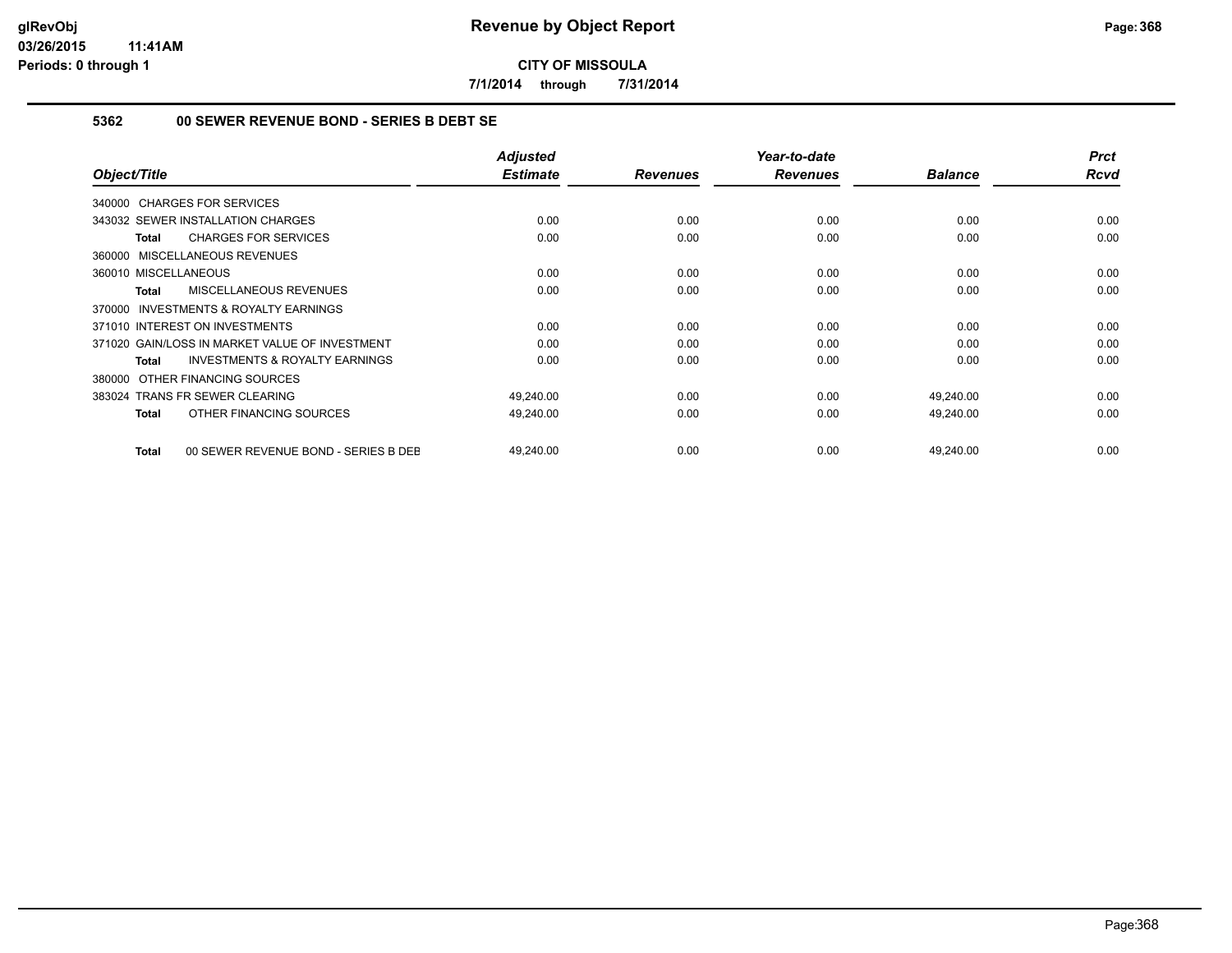# Revenue by Object Report

**CITY OF MISSOULA**

**7/1/2014 through 7/31/2014**

glRevObj
03/26/2015 11:41AM
Periods: 0 through 1

### 5362 00 SEWER REVENUE BOND - SERIES B DEBT SE

| Object/Title | Adjusted Estimate | Revenues | Year-to-date Revenues | Balance | Prct Rcvd |
|---|---|---|---|---|---|
| 340000 CHARGES FOR SERVICES | | | | | |
| 343032 SEWER INSTALLATION CHARGES | 0.00 | 0.00 | 0.00 | 0.00 | 0.00 |
| **Total** CHARGES FOR SERVICES | 0.00 | 0.00 | 0.00 | 0.00 | 0.00 |
| 360000 MISCELLANEOUS REVENUES | | | | | |
| 360010 MISCELLANEOUS | 0.00 | 0.00 | 0.00 | 0.00 | 0.00 |
| **Total** MISCELLANEOUS REVENUES | 0.00 | 0.00 | 0.00 | 0.00 | 0.00 |
| 370000 INVESTMENTS & ROYALTY EARNINGS | | | | | |
| 371010 INTEREST ON INVESTMENTS | 0.00 | 0.00 | 0.00 | 0.00 | 0.00 |
| 371020 GAIN/LOSS IN MARKET VALUE OF INVESTMENT | 0.00 | 0.00 | 0.00 | 0.00 | 0.00 |
| **Total** INVESTMENTS & ROYALTY EARNINGS | 0.00 | 0.00 | 0.00 | 0.00 | 0.00 |
| 380000 OTHER FINANCING SOURCES | | | | | |
| 383024 TRANS FR SEWER CLEARING | 49,240.00 | 0.00 | 0.00 | 49,240.00 | 0.00 |
| **Total** OTHER FINANCING SOURCES | 49,240.00 | 0.00 | 0.00 | 49,240.00 | 0.00 |
| **Total** 00 SEWER REVENUE BOND - SERIES B DEB | 49,240.00 | 0.00 | 0.00 | 49,240.00 | 0.00 |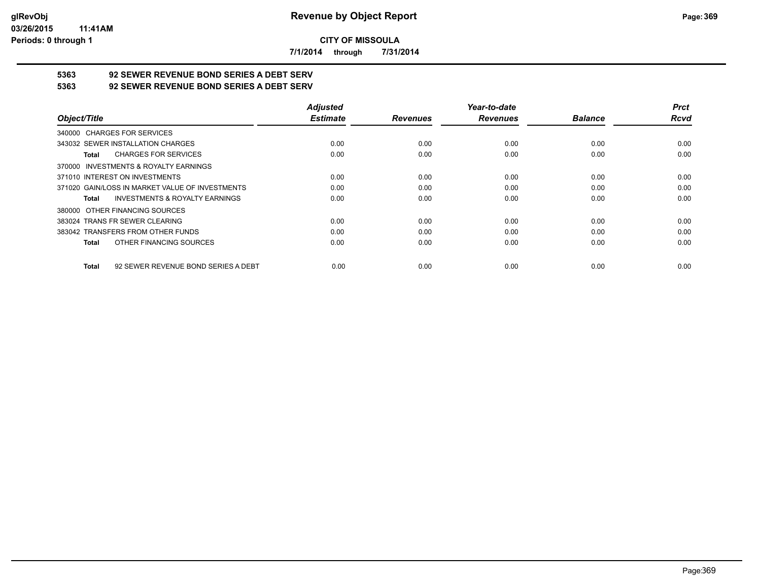**CITY OF MISSOULA**

**7/1/2014 through 7/31/2014**

## 5363 92 SEWER REVENUE BOND SERIES A DEBT SERV

## 5363 92 SEWER REVENUE BOND SERIES A DEBT SERV

| Object/Title | Adjusted Estimate | Revenues | Year-to-date Revenues | Balance | Prct Rcvd |
|---|---|---|---|---|---|
| 340000 CHARGES FOR SERVICES | | | | | |
| 343032 SEWER INSTALLATION CHARGES | 0.00 | 0.00 | 0.00 | 0.00 | 0.00 |
| **Total** CHARGES FOR SERVICES | 0.00 | 0.00 | 0.00 | 0.00 | 0.00 |
| 370000 INVESTMENTS & ROYALTY EARNINGS | | | | | |
| 371010 INTEREST ON INVESTMENTS | 0.00 | 0.00 | 0.00 | 0.00 | 0.00 |
| 371020 GAIN/LOSS IN MARKET VALUE OF INVESTMENTS | 0.00 | 0.00 | 0.00 | 0.00 | 0.00 |
| **Total** INVESTMENTS & ROYALTY EARNINGS | 0.00 | 0.00 | 0.00 | 0.00 | 0.00 |
| 380000 OTHER FINANCING SOURCES | | | | | |
| 383024 TRANS FR SEWER CLEARING | 0.00 | 0.00 | 0.00 | 0.00 | 0.00 |
| 383042 TRANSFERS FROM OTHER FUNDS | 0.00 | 0.00 | 0.00 | 0.00 | 0.00 |
| **Total** OTHER FINANCING SOURCES | 0.00 | 0.00 | 0.00 | 0.00 | 0.00 |
| **Total** 92 SEWER REVENUE BOND SERIES A DEBT | 0.00 | 0.00 | 0.00 | 0.00 | 0.00 |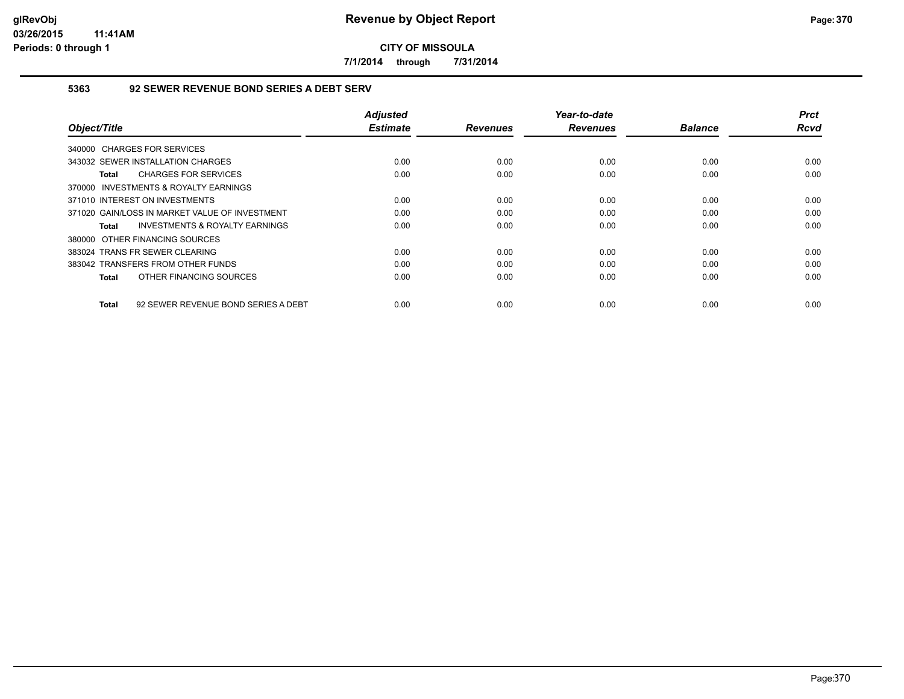**CITY OF MISSOULA**

**7/1/2014 through 7/31/2014**

### 5363 92 SEWER REVENUE BOND SERIES A DEBT SERV

| Object/Title | Adjusted Estimate | Revenues | Year-to-date Revenues | Balance | Prct Rcvd |
|---|---|---|---|---|---|
| 340000 CHARGES FOR SERVICES | | | | | |
| 343032 SEWER INSTALLATION CHARGES | 0.00 | 0.00 | 0.00 | 0.00 | 0.00 |
| **Total** CHARGES FOR SERVICES | 0.00 | 0.00 | 0.00 | 0.00 | 0.00 |
| 370000 INVESTMENTS & ROYALTY EARNINGS | | | | | |
| 371010 INTEREST ON INVESTMENTS | 0.00 | 0.00 | 0.00 | 0.00 | 0.00 |
| 371020 GAIN/LOSS IN MARKET VALUE OF INVESTMENT | 0.00 | 0.00 | 0.00 | 0.00 | 0.00 |
| **Total** INVESTMENTS & ROYALTY EARNINGS | 0.00 | 0.00 | 0.00 | 0.00 | 0.00 |
| 380000 OTHER FINANCING SOURCES | | | | | |
| 383024 TRANS FR SEWER CLEARING | 0.00 | 0.00 | 0.00 | 0.00 | 0.00 |
| 383042 TRANSFERS FROM OTHER FUNDS | 0.00 | 0.00 | 0.00 | 0.00 | 0.00 |
| **Total** OTHER FINANCING SOURCES | 0.00 | 0.00 | 0.00 | 0.00 | 0.00 |
| **Total** 92 SEWER REVENUE BOND SERIES A DEBT | 0.00 | 0.00 | 0.00 | 0.00 | 0.00 |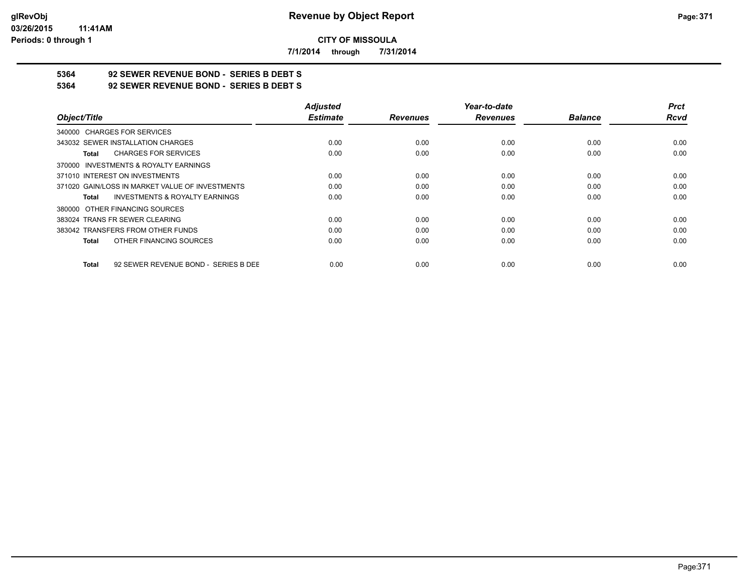# CITY OF MISSOULA

**7/1/2014 through 7/31/2014**

## 5364 92 SEWER REVENUE BOND - SERIES B DEBT S

## 5364 92 SEWER REVENUE BOND - SERIES B DEBT S

| Object/Title | Adjusted Estimate | Revenues | Year-to-date Revenues | Balance | Prct Rcvd |
|---|---|---|---|---|---|
| 340000 CHARGES FOR SERVICES | | | | | |
| 343032 SEWER INSTALLATION CHARGES | 0.00 | 0.00 | 0.00 | 0.00 | 0.00 |
| **Total** CHARGES FOR SERVICES | 0.00 | 0.00 | 0.00 | 0.00 | 0.00 |
| 370000 INVESTMENTS & ROYALTY EARNINGS | | | | | |
| 371010 INTEREST ON INVESTMENTS | 0.00 | 0.00 | 0.00 | 0.00 | 0.00 |
| 371020 GAIN/LOSS IN MARKET VALUE OF INVESTMENTS | 0.00 | 0.00 | 0.00 | 0.00 | 0.00 |
| **Total** INVESTMENTS & ROYALTY EARNINGS | 0.00 | 0.00 | 0.00 | 0.00 | 0.00 |
| 380000 OTHER FINANCING SOURCES | | | | | |
| 383024 TRANS FR SEWER CLEARING | 0.00 | 0.00 | 0.00 | 0.00 | 0.00 |
| 383042 TRANSFERS FROM OTHER FUNDS | 0.00 | 0.00 | 0.00 | 0.00 | 0.00 |
| **Total** OTHER FINANCING SOURCES | 0.00 | 0.00 | 0.00 | 0.00 | 0.00 |
| **Total** 92 SEWER REVENUE BOND - SERIES B DEE | 0.00 | 0.00 | 0.00 | 0.00 | 0.00 |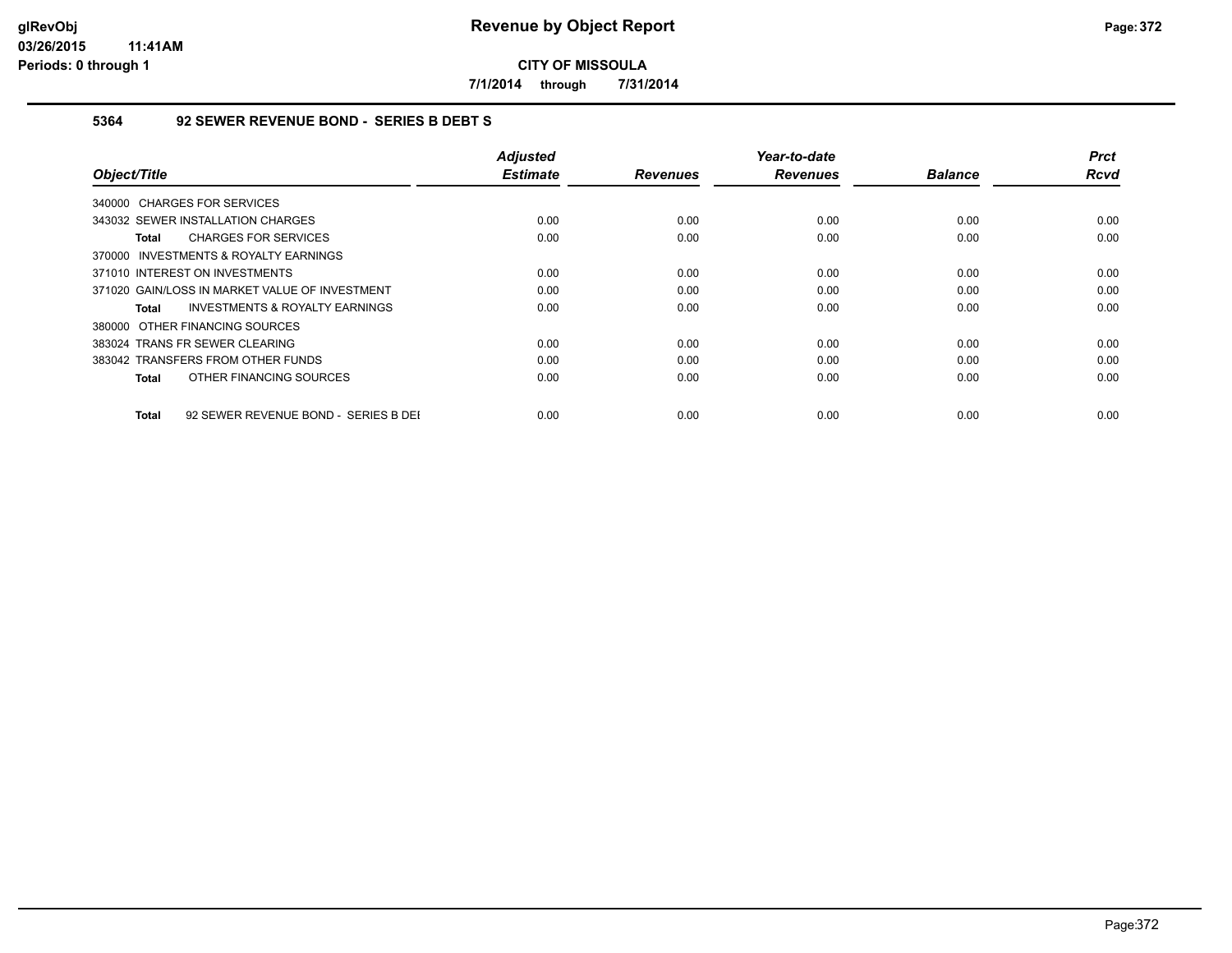**Revenue by Object Report**

**CITY OF MISSOULA**

**7/1/2014 through 7/31/2014**

**5364 92 SEWER REVENUE BOND - SERIES B DEBT S**

| Object/Title | Adjusted Estimate | Revenues | Year-to-date Revenues | Balance | Prct Rcvd |
|---|---|---|---|---|---|
| 340000 CHARGES FOR SERVICES | | | | | |
| 343032 SEWER INSTALLATION CHARGES | 0.00 | 0.00 | 0.00 | 0.00 | 0.00 |
| **Total** CHARGES FOR SERVICES | 0.00 | 0.00 | 0.00 | 0.00 | 0.00 |
| 370000 INVESTMENTS & ROYALTY EARNINGS | | | | | |
| 371010 INTEREST ON INVESTMENTS | 0.00 | 0.00 | 0.00 | 0.00 | 0.00 |
| 371020 GAIN/LOSS IN MARKET VALUE OF INVESTMENT | 0.00 | 0.00 | 0.00 | 0.00 | 0.00 |
| **Total** INVESTMENTS & ROYALTY EARNINGS | 0.00 | 0.00 | 0.00 | 0.00 | 0.00 |
| 380000 OTHER FINANCING SOURCES | | | | | |
| 383024 TRANS FR SEWER CLEARING | 0.00 | 0.00 | 0.00 | 0.00 | 0.00 |
| 383042 TRANSFERS FROM OTHER FUNDS | 0.00 | 0.00 | 0.00 | 0.00 | 0.00 |
| **Total** OTHER FINANCING SOURCES | 0.00 | 0.00 | 0.00 | 0.00 | 0.00 |
| **Total** 92 SEWER REVENUE BOND - SERIES B DEI | 0.00 | 0.00 | 0.00 | 0.00 | 0.00 |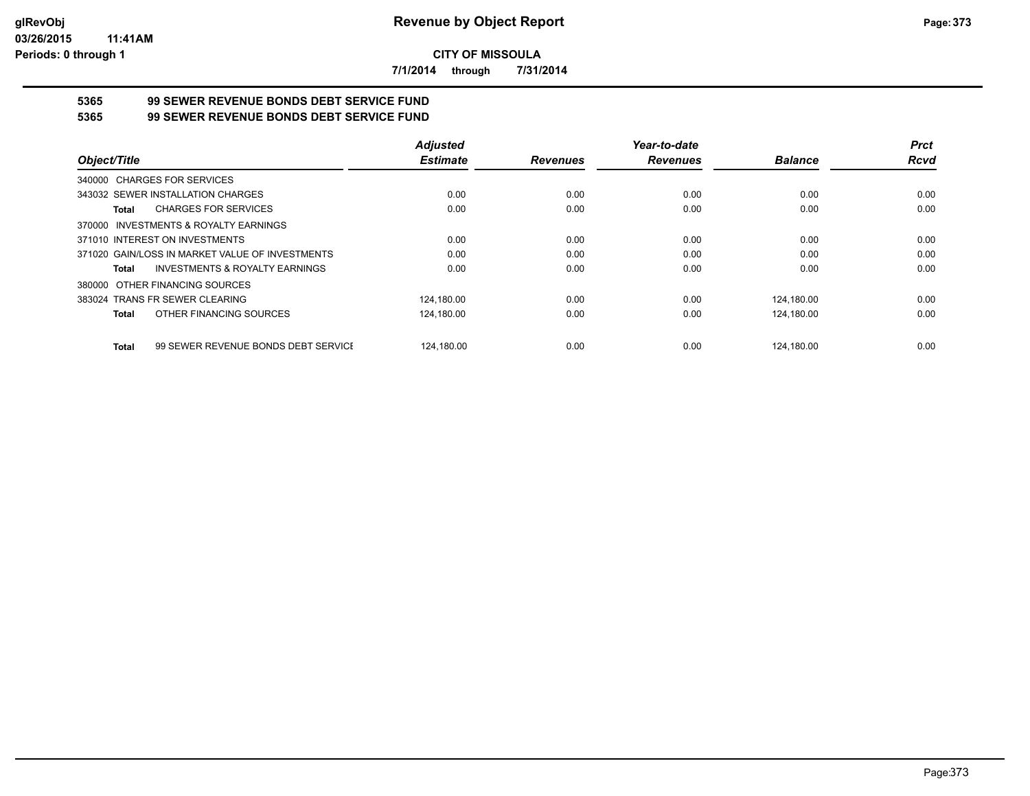**CITY OF MISSOULA**

**7/1/2014 through 7/31/2014**

**Revenue by Object Report**

glRevObj
03/26/2015 11:41AM
Periods: 0 through 1

## 5365 99 SEWER REVENUE BONDS DEBT SERVICE FUND

## 5365 99 SEWER REVENUE BONDS DEBT SERVICE FUND

| Object/Title | Adjusted Estimate | Revenues | Year-to-date Revenues | Balance | Prct Rcvd |
|---|---|---|---|---|---|
| 340000 CHARGES FOR SERVICES | | | | | |
| 343032 SEWER INSTALLATION CHARGES | 0.00 | 0.00 | 0.00 | 0.00 | 0.00 |
| **Total** CHARGES FOR SERVICES | 0.00 | 0.00 | 0.00 | 0.00 | 0.00 |
| 370000 INVESTMENTS & ROYALTY EARNINGS | | | | | |
| 371010 INTEREST ON INVESTMENTS | 0.00 | 0.00 | 0.00 | 0.00 | 0.00 |
| 371020 GAIN/LOSS IN MARKET VALUE OF INVESTMENTS | 0.00 | 0.00 | 0.00 | 0.00 | 0.00 |
| **Total** INVESTMENTS & ROYALTY EARNINGS | 0.00 | 0.00 | 0.00 | 0.00 | 0.00 |
| 380000 OTHER FINANCING SOURCES | | | | | |
| 383024 TRANS FR SEWER CLEARING | 124,180.00 | 0.00 | 0.00 | 124,180.00 | 0.00 |
| **Total** OTHER FINANCING SOURCES | 124,180.00 | 0.00 | 0.00 | 124,180.00 | 0.00 |
| **Total** 99 SEWER REVENUE BONDS DEBT SERVICE | 124,180.00 | 0.00 | 0.00 | 124,180.00 | 0.00 |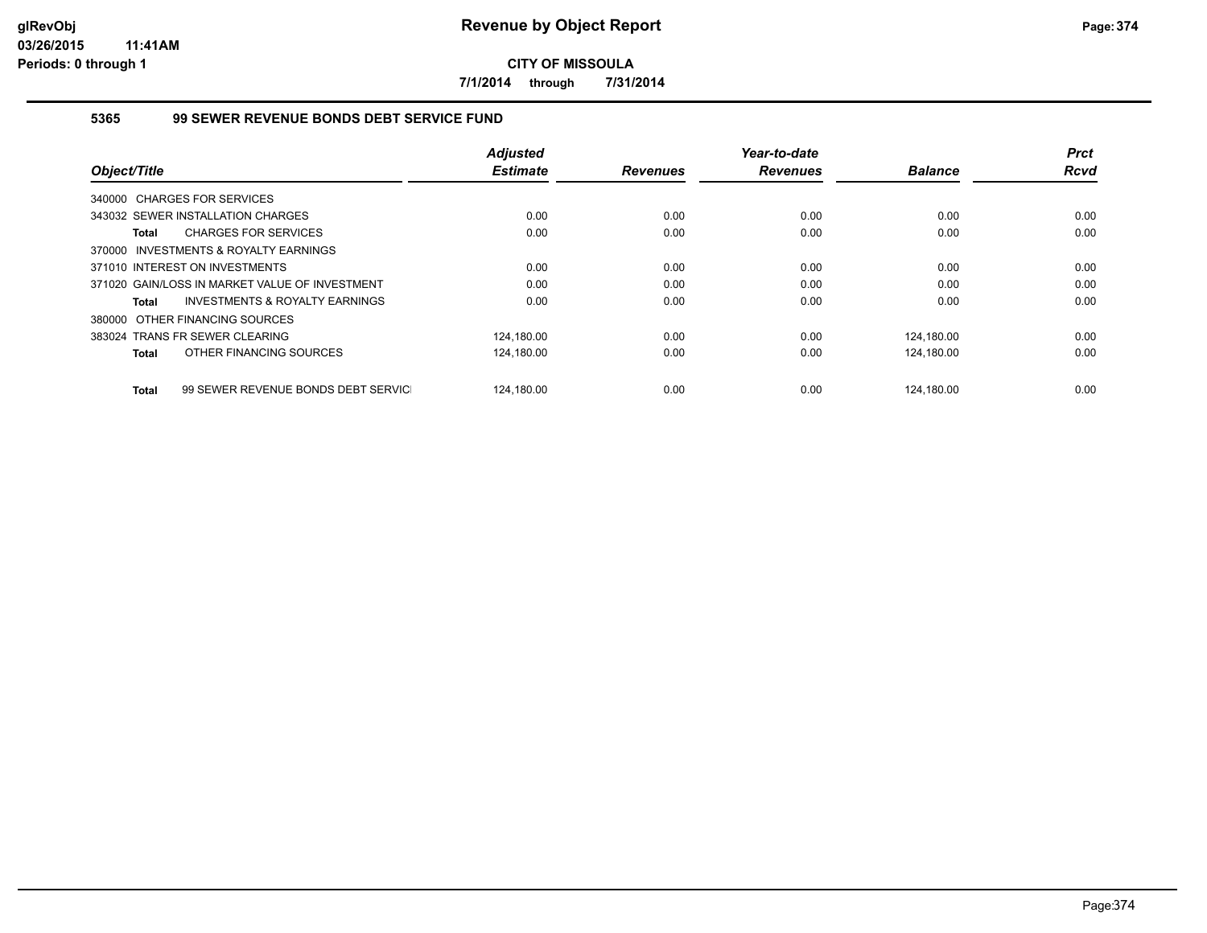# Revenue by Object Report

**CITY OF MISSOULA**

**7/1/2014 through 7/31/2014**

glRevObj
03/26/2015 11:41AM
Periods: 0 through 1

## 5365 99 SEWER REVENUE BONDS DEBT SERVICE FUND

| Object/Title | Adjusted Estimate | Revenues | Year-to-date Revenues | Balance | Prct Rcvd |
|---|---|---|---|---|---|
| 340000 CHARGES FOR SERVICES | | | | | |
| 343032 SEWER INSTALLATION CHARGES | 0.00 | 0.00 | 0.00 | 0.00 | 0.00 |
| **Total** CHARGES FOR SERVICES | 0.00 | 0.00 | 0.00 | 0.00 | 0.00 |
| 370000 INVESTMENTS & ROYALTY EARNINGS | | | | | |
| 371010 INTEREST ON INVESTMENTS | 0.00 | 0.00 | 0.00 | 0.00 | 0.00 |
| 371020 GAIN/LOSS IN MARKET VALUE OF INVESTMENT | 0.00 | 0.00 | 0.00 | 0.00 | 0.00 |
| **Total** INVESTMENTS & ROYALTY EARNINGS | 0.00 | 0.00 | 0.00 | 0.00 | 0.00 |
| 380000 OTHER FINANCING SOURCES | | | | | |
| 383024 TRANS FR SEWER CLEARING | 124,180.00 | 0.00 | 0.00 | 124,180.00 | 0.00 |
| **Total** OTHER FINANCING SOURCES | 124,180.00 | 0.00 | 0.00 | 124,180.00 | 0.00 |
| **Total** 99 SEWER REVENUE BONDS DEBT SERVICI | 124,180.00 | 0.00 | 0.00 | 124,180.00 | 0.00 |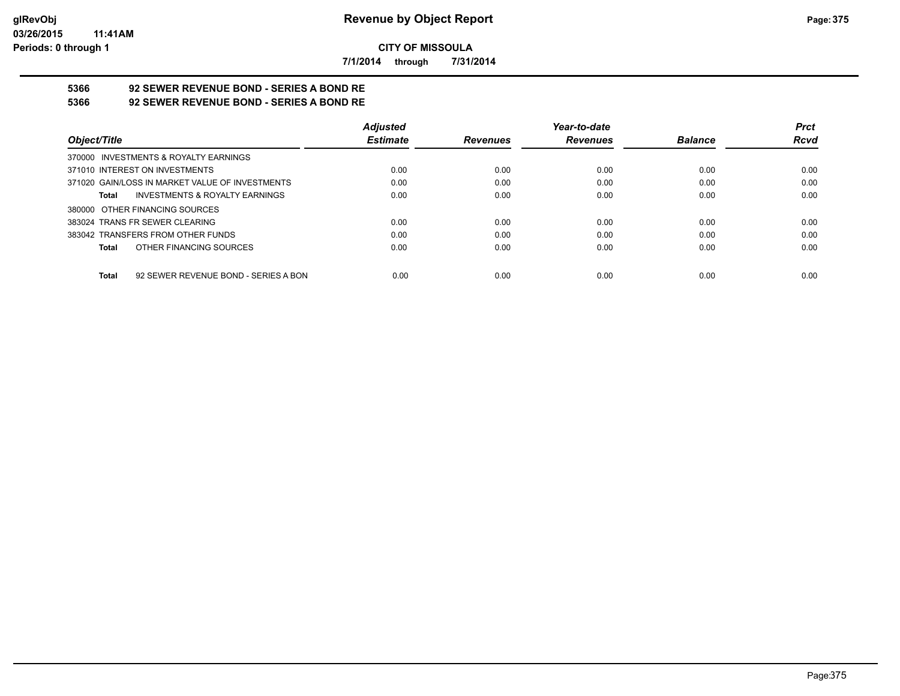**CITY OF MISSOULA**

**7/1/2014 through 7/31/2014**

## 5366 92 SEWER REVENUE BOND - SERIES A BOND RE

## 5366 92 SEWER REVENUE BOND - SERIES A BOND RE

| Object/Title | Adjusted Estimate | Revenues | Year-to-date Revenues | Balance | Prct Rcvd |
|---|---|---|---|---|---|
| 370000 INVESTMENTS & ROYALTY EARNINGS | | | | | |
| 371010 INTEREST ON INVESTMENTS | 0.00 | 0.00 | 0.00 | 0.00 | 0.00 |
| 371020 GAIN/LOSS IN MARKET VALUE OF INVESTMENTS | 0.00 | 0.00 | 0.00 | 0.00 | 0.00 |
| **Total** INVESTMENTS & ROYALTY EARNINGS | 0.00 | 0.00 | 0.00 | 0.00 | 0.00 |
| 380000 OTHER FINANCING SOURCES | | | | | |
| 383024 TRANS FR SEWER CLEARING | 0.00 | 0.00 | 0.00 | 0.00 | 0.00 |
| 383042 TRANSFERS FROM OTHER FUNDS | 0.00 | 0.00 | 0.00 | 0.00 | 0.00 |
| **Total** OTHER FINANCING SOURCES | 0.00 | 0.00 | 0.00 | 0.00 | 0.00 |
| **Total** 92 SEWER REVENUE BOND - SERIES A BON | 0.00 | 0.00 | 0.00 | 0.00 | 0.00 |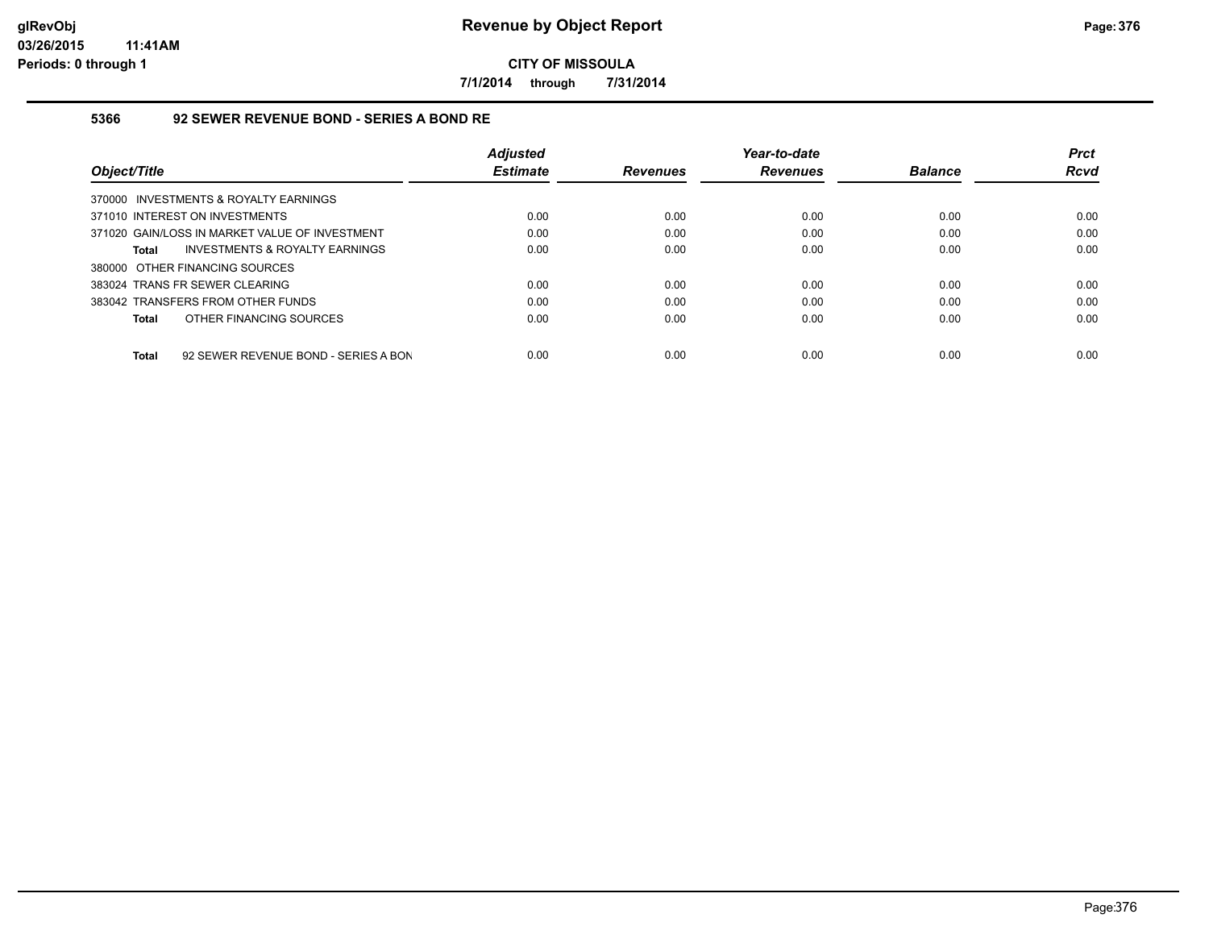**CITY OF MISSOULA**

**7/1/2014 through 7/31/2014**

### 5366 92 SEWER REVENUE BOND - SERIES A BOND RE

| Object/Title | Adjusted Estimate | Revenues | Year-to-date Revenues | Balance | Prct Rcvd |
|---|---|---|---|---|---|
| 370000 INVESTMENTS & ROYALTY EARNINGS | | | | | |
| 371010 INTEREST ON INVESTMENTS | 0.00 | 0.00 | 0.00 | 0.00 | 0.00 |
| 371020 GAIN/LOSS IN MARKET VALUE OF INVESTMENT | 0.00 | 0.00 | 0.00 | 0.00 | 0.00 |
| **Total** INVESTMENTS & ROYALTY EARNINGS | 0.00 | 0.00 | 0.00 | 0.00 | 0.00 |
| 380000 OTHER FINANCING SOURCES | | | | | |
| 383024 TRANS FR SEWER CLEARING | 0.00 | 0.00 | 0.00 | 0.00 | 0.00 |
| 383042 TRANSFERS FROM OTHER FUNDS | 0.00 | 0.00 | 0.00 | 0.00 | 0.00 |
| **Total** OTHER FINANCING SOURCES | 0.00 | 0.00 | 0.00 | 0.00 | 0.00 |
| **Total** 92 SEWER REVENUE BOND - SERIES A BON | 0.00 | 0.00 | 0.00 | 0.00 | 0.00 |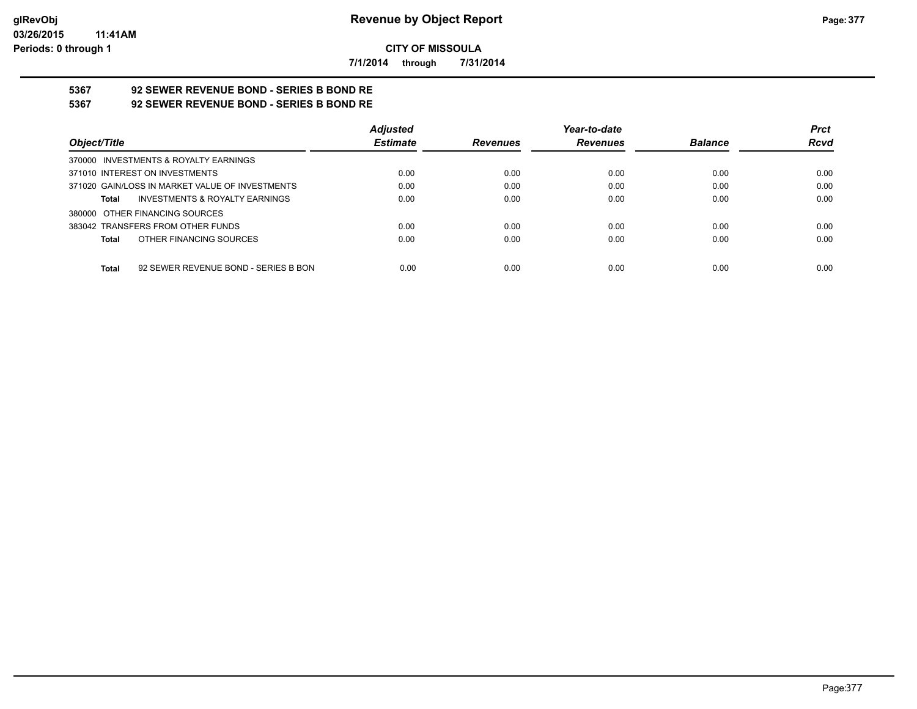**CITY OF MISSOULA**

**7/1/2014 through 7/31/2014**

# 5367 92 SEWER REVENUE BOND - SERIES B BOND RE

## 5367 92 SEWER REVENUE BOND - SERIES B BOND RE

| Object/Title | Adjusted Estimate | Revenues | Year-to-date Revenues | Balance | Prct Rcvd |
|---|---|---|---|---|---|
| 370000 INVESTMENTS & ROYALTY EARNINGS | | | | | |
| 371010 INTEREST ON INVESTMENTS | 0.00 | 0.00 | 0.00 | 0.00 | 0.00 |
| 371020 GAIN/LOSS IN MARKET VALUE OF INVESTMENTS | 0.00 | 0.00 | 0.00 | 0.00 | 0.00 |
| **Total** INVESTMENTS & ROYALTY EARNINGS | 0.00 | 0.00 | 0.00 | 0.00 | 0.00 |
| 380000 OTHER FINANCING SOURCES | | | | | |
| 383042 TRANSFERS FROM OTHER FUNDS | 0.00 | 0.00 | 0.00 | 0.00 | 0.00 |
| **Total** OTHER FINANCING SOURCES | 0.00 | 0.00 | 0.00 | 0.00 | 0.00 |
| **Total** 92 SEWER REVENUE BOND - SERIES B BON | 0.00 | 0.00 | 0.00 | 0.00 | 0.00 |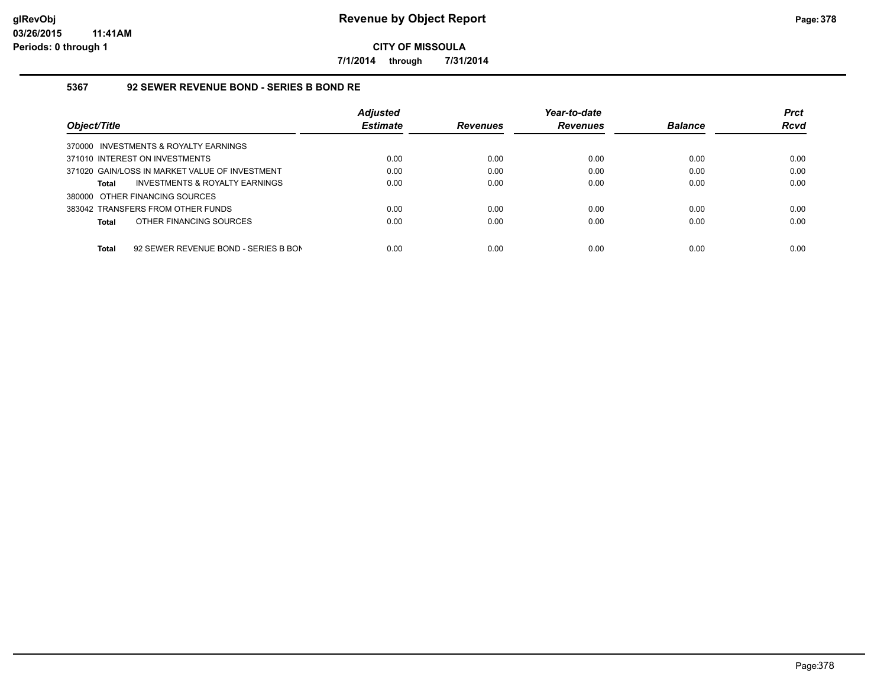# Revenue by Object Report

**CITY OF MISSOULA**

**7/1/2014 through 7/31/2014**

### 5367 92 SEWER REVENUE BOND - SERIES B BOND RE

| Object/Title | Adjusted Estimate | Revenues | Year-to-date Revenues | Balance | Prct Rcvd |
|---|---|---|---|---|---|
| 370000 INVESTMENTS & ROYALTY EARNINGS | | | | | |
| 371010 INTEREST ON INVESTMENTS | 0.00 | 0.00 | 0.00 | 0.00 | 0.00 |
| 371020 GAIN/LOSS IN MARKET VALUE OF INVESTMENT | 0.00 | 0.00 | 0.00 | 0.00 | 0.00 |
| **Total** INVESTMENTS & ROYALTY EARNINGS | 0.00 | 0.00 | 0.00 | 0.00 | 0.00 |
| 380000 OTHER FINANCING SOURCES | | | | | |
| 383042 TRANSFERS FROM OTHER FUNDS | 0.00 | 0.00 | 0.00 | 0.00 | 0.00 |
| **Total** OTHER FINANCING SOURCES | 0.00 | 0.00 | 0.00 | 0.00 | 0.00 |
| **Total** 92 SEWER REVENUE BOND - SERIES B BON | 0.00 | 0.00 | 0.00 | 0.00 | 0.00 |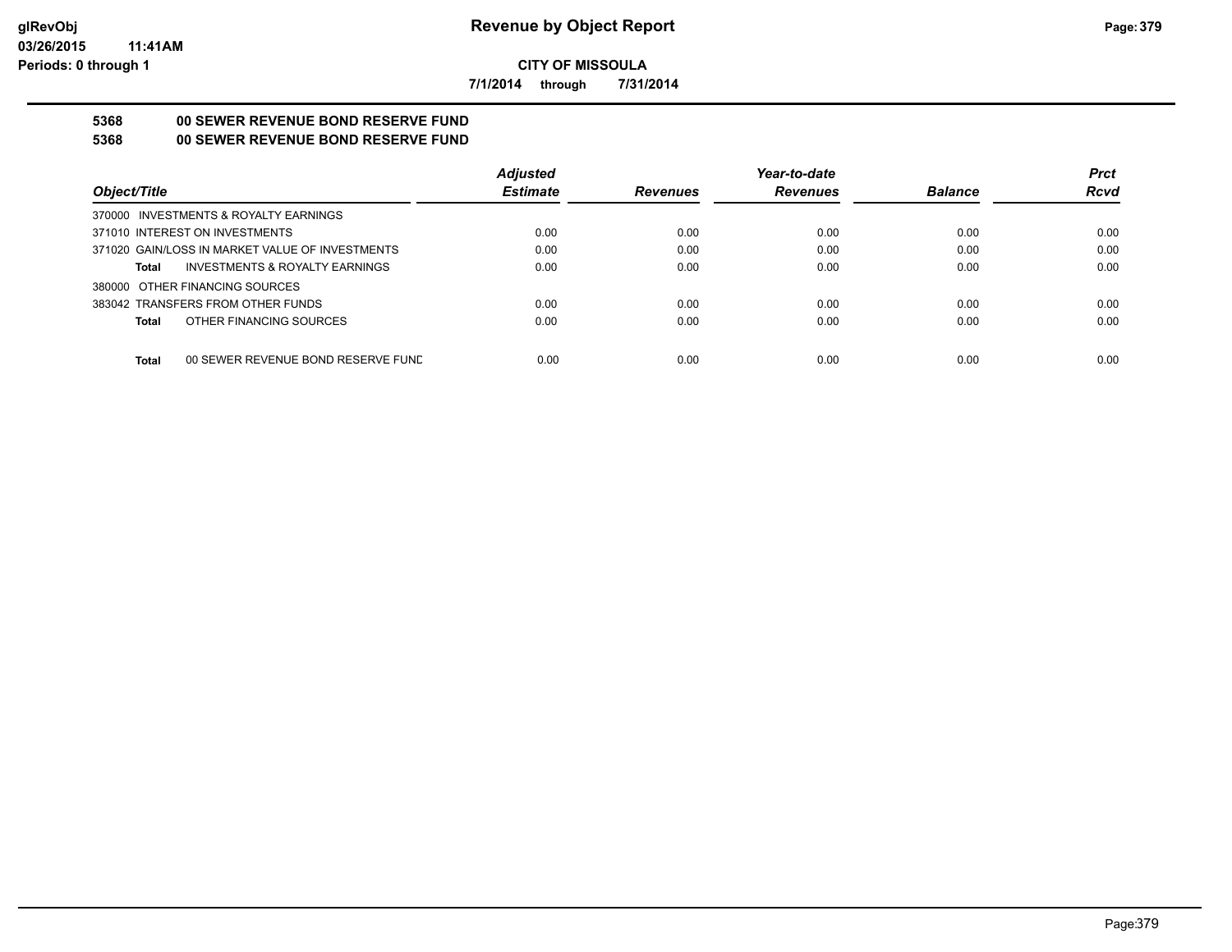# Revenue by Object Report

**CITY OF MISSOULA**

**7/1/2014 through 7/31/2014**

glRevObj
03/26/2015 11:41AM
Periods: 0 through 1

## 5368 00 SEWER REVENUE BOND RESERVE FUND
## 5368 00 SEWER REVENUE BOND RESERVE FUND

| Object/Title | Adjusted Estimate | Revenues | Year-to-date Revenues | Balance | Prct Rcvd |
|---|---|---|---|---|---|
| 370000 INVESTMENTS & ROYALTY EARNINGS | | | | | |
| 371010 INTEREST ON INVESTMENTS | 0.00 | 0.00 | 0.00 | 0.00 | 0.00 |
| 371020 GAIN/LOSS IN MARKET VALUE OF INVESTMENTS | 0.00 | 0.00 | 0.00 | 0.00 | 0.00 |
| **Total** INVESTMENTS & ROYALTY EARNINGS | 0.00 | 0.00 | 0.00 | 0.00 | 0.00 |
| 380000 OTHER FINANCING SOURCES | | | | | |
| 383042 TRANSFERS FROM OTHER FUNDS | 0.00 | 0.00 | 0.00 | 0.00 | 0.00 |
| **Total** OTHER FINANCING SOURCES | 0.00 | 0.00 | 0.00 | 0.00 | 0.00 |
| **Total** 00 SEWER REVENUE BOND RESERVE FUND | 0.00 | 0.00 | 0.00 | 0.00 | 0.00 |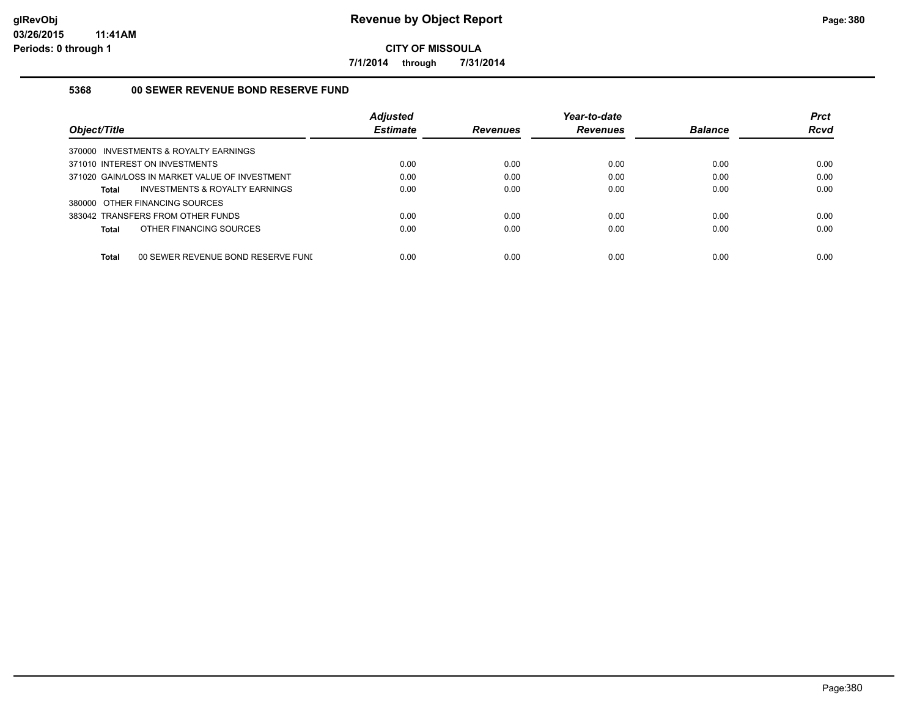# Revenue by Object Report

**CITY OF MISSOULA**

**7/1/2014 through 7/31/2014**

glRevObj
03/26/2015 11:41AM
Periods: 0 through 1

## 5368 00 SEWER REVENUE BOND RESERVE FUND

| Object/Title | Adjusted Estimate | Revenues | Year-to-date Revenues | Balance | Prct Rcvd |
|---|---|---|---|---|---|
| 370000 INVESTMENTS & ROYALTY EARNINGS | | | | | |
| 371010 INTEREST ON INVESTMENTS | 0.00 | 0.00 | 0.00 | 0.00 | 0.00 |
| 371020 GAIN/LOSS IN MARKET VALUE OF INVESTMENT | 0.00 | 0.00 | 0.00 | 0.00 | 0.00 |
| **Total** INVESTMENTS & ROYALTY EARNINGS | 0.00 | 0.00 | 0.00 | 0.00 | 0.00 |
| 380000 OTHER FINANCING SOURCES | | | | | |
| 383042 TRANSFERS FROM OTHER FUNDS | 0.00 | 0.00 | 0.00 | 0.00 | 0.00 |
| **Total** OTHER FINANCING SOURCES | 0.00 | 0.00 | 0.00 | 0.00 | 0.00 |
| **Total** 00 SEWER REVENUE BOND RESERVE FUNI | 0.00 | 0.00 | 0.00 | 0.00 | 0.00 |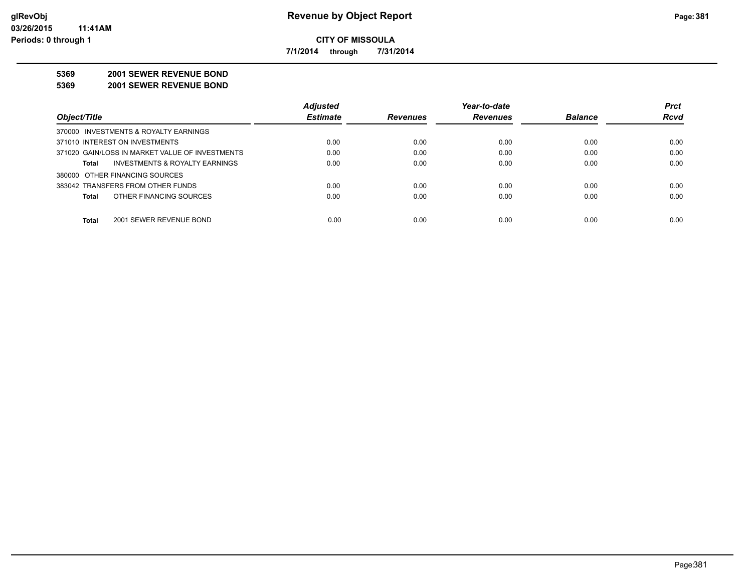**CITY OF MISSOULA**

**7/1/2014 through 7/31/2014**

**5369 2001 SEWER REVENUE BOND**

**5369 2001 SEWER REVENUE BOND**

| Object/Title | Adjusted Estimate | Revenues | Year-to-date Revenues | Balance | Prct Rcvd |
|---|---|---|---|---|---|
| 370000 INVESTMENTS & ROYALTY EARNINGS | | | | | |
| 371010 INTEREST ON INVESTMENTS | 0.00 | 0.00 | 0.00 | 0.00 | 0.00 |
| 371020 GAIN/LOSS IN MARKET VALUE OF INVESTMENTS | 0.00 | 0.00 | 0.00 | 0.00 | 0.00 |
| **Total** INVESTMENTS & ROYALTY EARNINGS | 0.00 | 0.00 | 0.00 | 0.00 | 0.00 |
| 380000 OTHER FINANCING SOURCES | | | | | |
| 383042 TRANSFERS FROM OTHER FUNDS | 0.00 | 0.00 | 0.00 | 0.00 | 0.00 |
| **Total** OTHER FINANCING SOURCES | 0.00 | 0.00 | 0.00 | 0.00 | 0.00 |
| **Total** 2001 SEWER REVENUE BOND | 0.00 | 0.00 | 0.00 | 0.00 | 0.00 |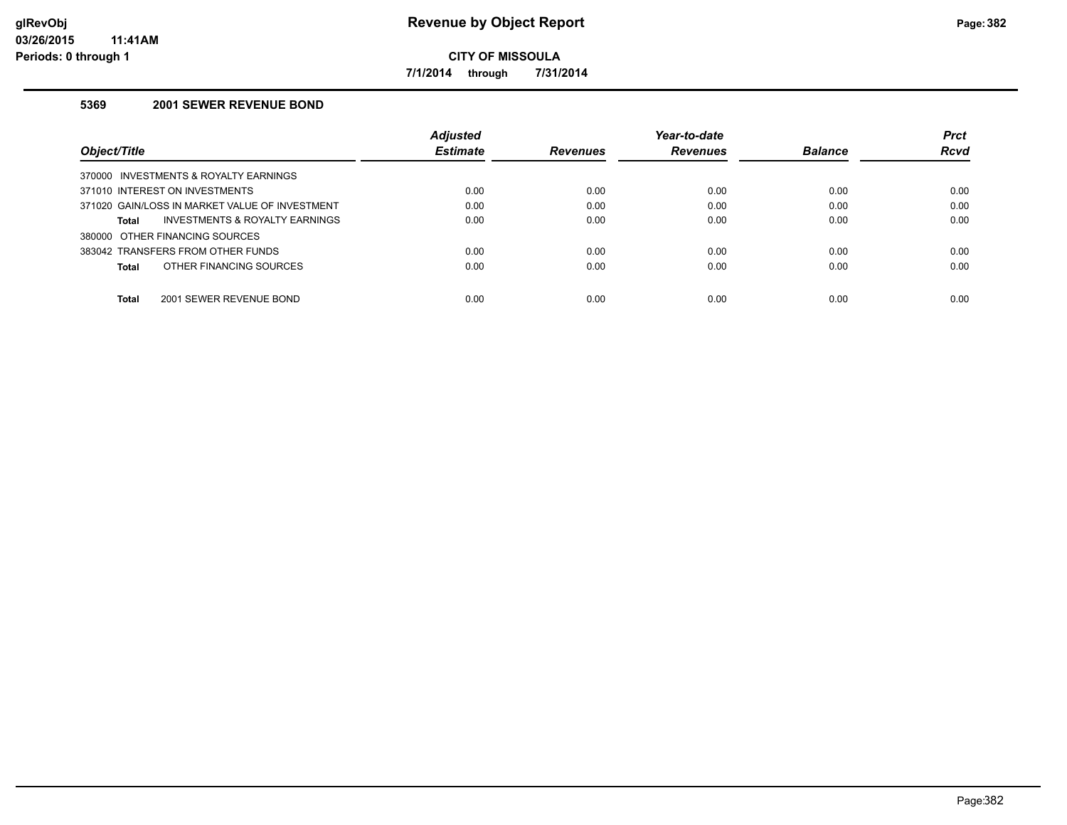# Revenue by Object Report

**CITY OF MISSOULA**

**7/1/2014 through 7/31/2014**

glRevObj
03/26/2015 11:41AM
Periods: 0 through 1

## 5369 2001 SEWER REVENUE BOND

| Object/Title | Adjusted Estimate | Revenues | Year-to-date Revenues | Balance | Prct Rcvd |
|---|---|---|---|---|---|
| 370000 INVESTMENTS & ROYALTY EARNINGS | | | | | |
| 371010 INTEREST ON INVESTMENTS | 0.00 | 0.00 | 0.00 | 0.00 | 0.00 |
| 371020 GAIN/LOSS IN MARKET VALUE OF INVESTMENT | 0.00 | 0.00 | 0.00 | 0.00 | 0.00 |
| **Total** INVESTMENTS & ROYALTY EARNINGS | 0.00 | 0.00 | 0.00 | 0.00 | 0.00 |
| 380000 OTHER FINANCING SOURCES | | | | | |
| 383042 TRANSFERS FROM OTHER FUNDS | 0.00 | 0.00 | 0.00 | 0.00 | 0.00 |
| **Total** OTHER FINANCING SOURCES | 0.00 | 0.00 | 0.00 | 0.00 | 0.00 |
| **Total** 2001 SEWER REVENUE BOND | 0.00 | 0.00 | 0.00 | 0.00 | 0.00 |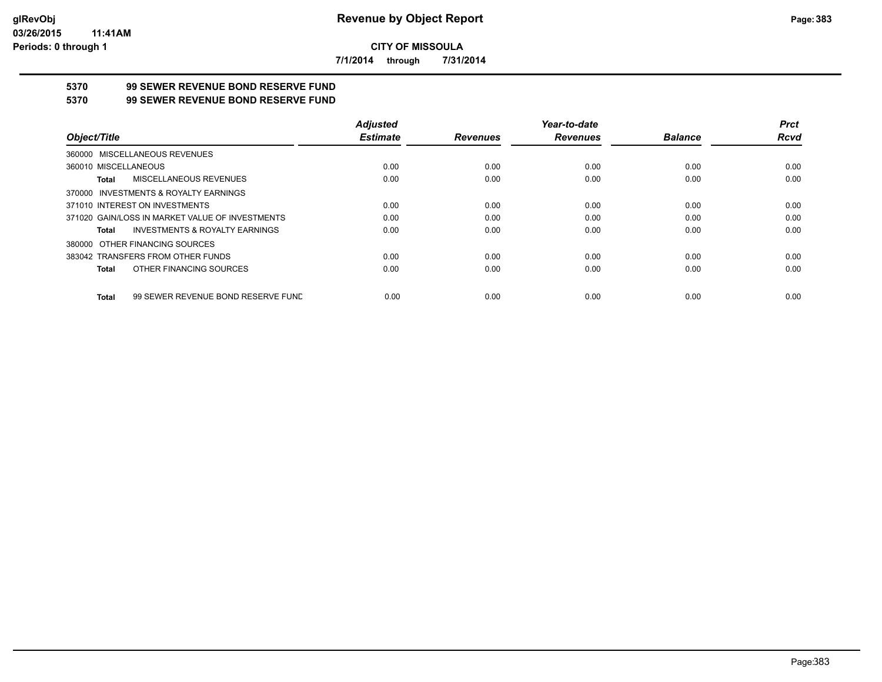**CITY OF MISSOULA**

**7/1/2014 through 7/31/2014**

## 5370 99 SEWER REVENUE BOND RESERVE FUND

## 5370 99 SEWER REVENUE BOND RESERVE FUND

| Object/Title | Adjusted Estimate | Revenues | Year-to-date Revenues | Balance | Prct Rcvd |
|---|---|---|---|---|---|
| 360000 MISCELLANEOUS REVENUES | | | | | |
| 360010 MISCELLANEOUS | 0.00 | 0.00 | 0.00 | 0.00 | 0.00 |
| **Total** MISCELLANEOUS REVENUES | 0.00 | 0.00 | 0.00 | 0.00 | 0.00 |
| 370000 INVESTMENTS & ROYALTY EARNINGS | | | | | |
| 371010 INTEREST ON INVESTMENTS | 0.00 | 0.00 | 0.00 | 0.00 | 0.00 |
| 371020 GAIN/LOSS IN MARKET VALUE OF INVESTMENTS | 0.00 | 0.00 | 0.00 | 0.00 | 0.00 |
| **Total** INVESTMENTS & ROYALTY EARNINGS | 0.00 | 0.00 | 0.00 | 0.00 | 0.00 |
| 380000 OTHER FINANCING SOURCES | | | | | |
| 383042 TRANSFERS FROM OTHER FUNDS | 0.00 | 0.00 | 0.00 | 0.00 | 0.00 |
| **Total** OTHER FINANCING SOURCES | 0.00 | 0.00 | 0.00 | 0.00 | 0.00 |
| **Total** 99 SEWER REVENUE BOND RESERVE FUND | 0.00 | 0.00 | 0.00 | 0.00 | 0.00 |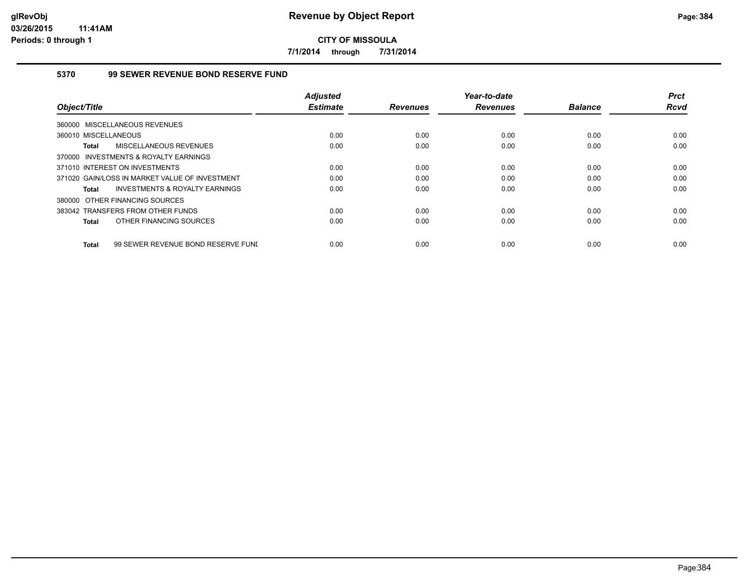# Revenue by Object Report

**CITY OF MISSOULA**

**7/1/2014 through 7/31/2014**

glRevObj
03/26/2015 11:41AM
Periods: 0 through 1

## 5370 99 SEWER REVENUE BOND RESERVE FUND

| Object/Title | Adjusted Estimate | Revenues | Year-to-date Revenues | Balance | Prct Rcvd |
|---|---|---|---|---|---|
| 360000 MISCELLANEOUS REVENUES | | | | | |
| 360010 MISCELLANEOUS | 0.00 | 0.00 | 0.00 | 0.00 | 0.00 |
| **Total** MISCELLANEOUS REVENUES | 0.00 | 0.00 | 0.00 | 0.00 | 0.00 |
| 370000 INVESTMENTS & ROYALTY EARNINGS | | | | | |
| 371010 INTEREST ON INVESTMENTS | 0.00 | 0.00 | 0.00 | 0.00 | 0.00 |
| 371020 GAIN/LOSS IN MARKET VALUE OF INVESTMENT | 0.00 | 0.00 | 0.00 | 0.00 | 0.00 |
| **Total** INVESTMENTS & ROYALTY EARNINGS | 0.00 | 0.00 | 0.00 | 0.00 | 0.00 |
| 380000 OTHER FINANCING SOURCES | | | | | |
| 383042 TRANSFERS FROM OTHER FUNDS | 0.00 | 0.00 | 0.00 | 0.00 | 0.00 |
| **Total** OTHER FINANCING SOURCES | 0.00 | 0.00 | 0.00 | 0.00 | 0.00 |
| **Total** 99 SEWER REVENUE BOND RESERVE FUNI | 0.00 | 0.00 | 0.00 | 0.00 | 0.00 |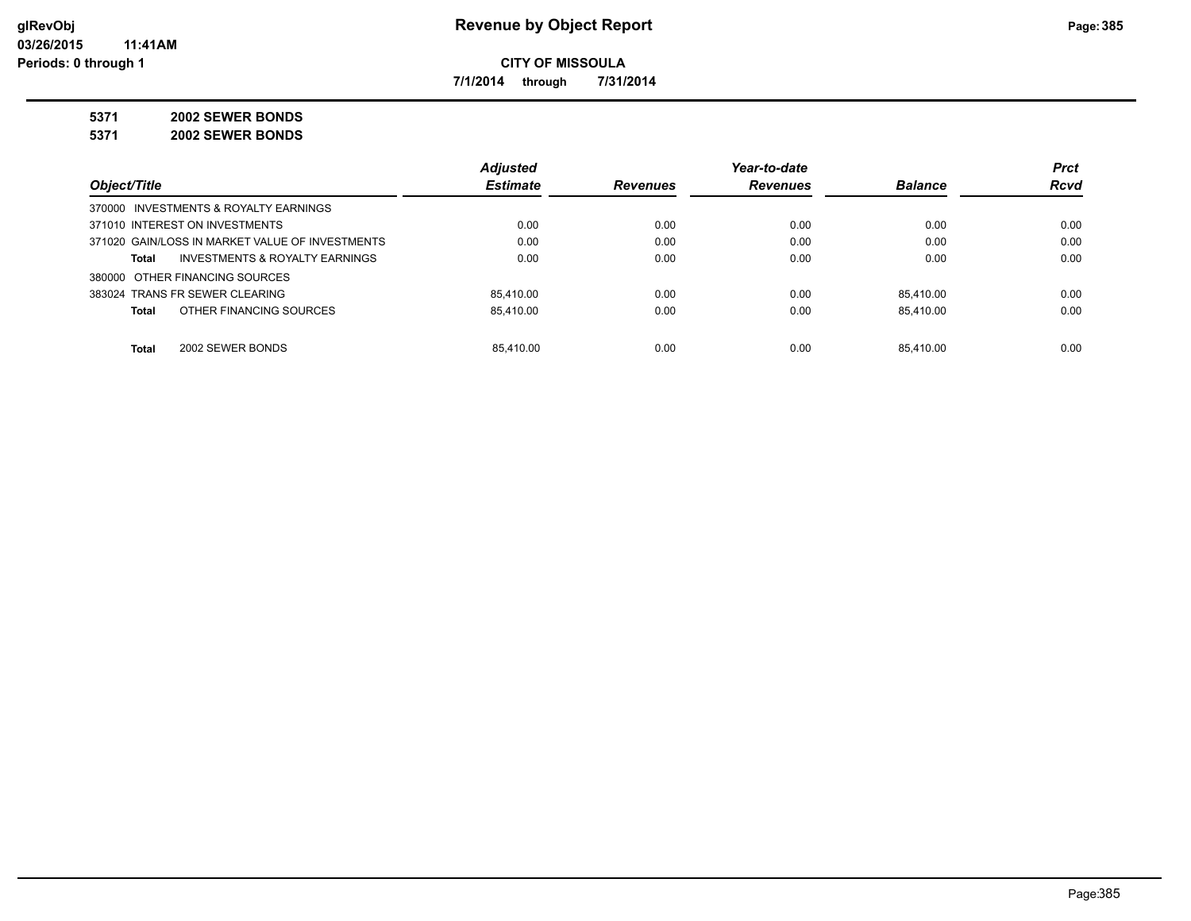# Revenue by Object Report

**CITY OF MISSOULA**

**7/1/2014 through 7/31/2014**

glRevObj
03/26/2015 11:41AM
Periods: 0 through 1

**5371 2002 SEWER BONDS**

**5371 2002 SEWER BONDS**

| Object/Title | Adjusted Estimate | Revenues | Year-to-date Revenues | Balance | Prct Rcvd |
|---|---|---|---|---|---|
| 370000 INVESTMENTS & ROYALTY EARNINGS | | | | | |
| 371010 INTEREST ON INVESTMENTS | 0.00 | 0.00 | 0.00 | 0.00 | 0.00 |
| 371020 GAIN/LOSS IN MARKET VALUE OF INVESTMENTS | 0.00 | 0.00 | 0.00 | 0.00 | 0.00 |
| **Total** INVESTMENTS & ROYALTY EARNINGS | 0.00 | 0.00 | 0.00 | 0.00 | 0.00 |
| 380000 OTHER FINANCING SOURCES | | | | | |
| 383024 TRANS FR SEWER CLEARING | 85,410.00 | 0.00 | 0.00 | 85,410.00 | 0.00 |
| **Total** OTHER FINANCING SOURCES | 85,410.00 | 0.00 | 0.00 | 85,410.00 | 0.00 |
| **Total** 2002 SEWER BONDS | 85,410.00 | 0.00 | 0.00 | 85,410.00 | 0.00 |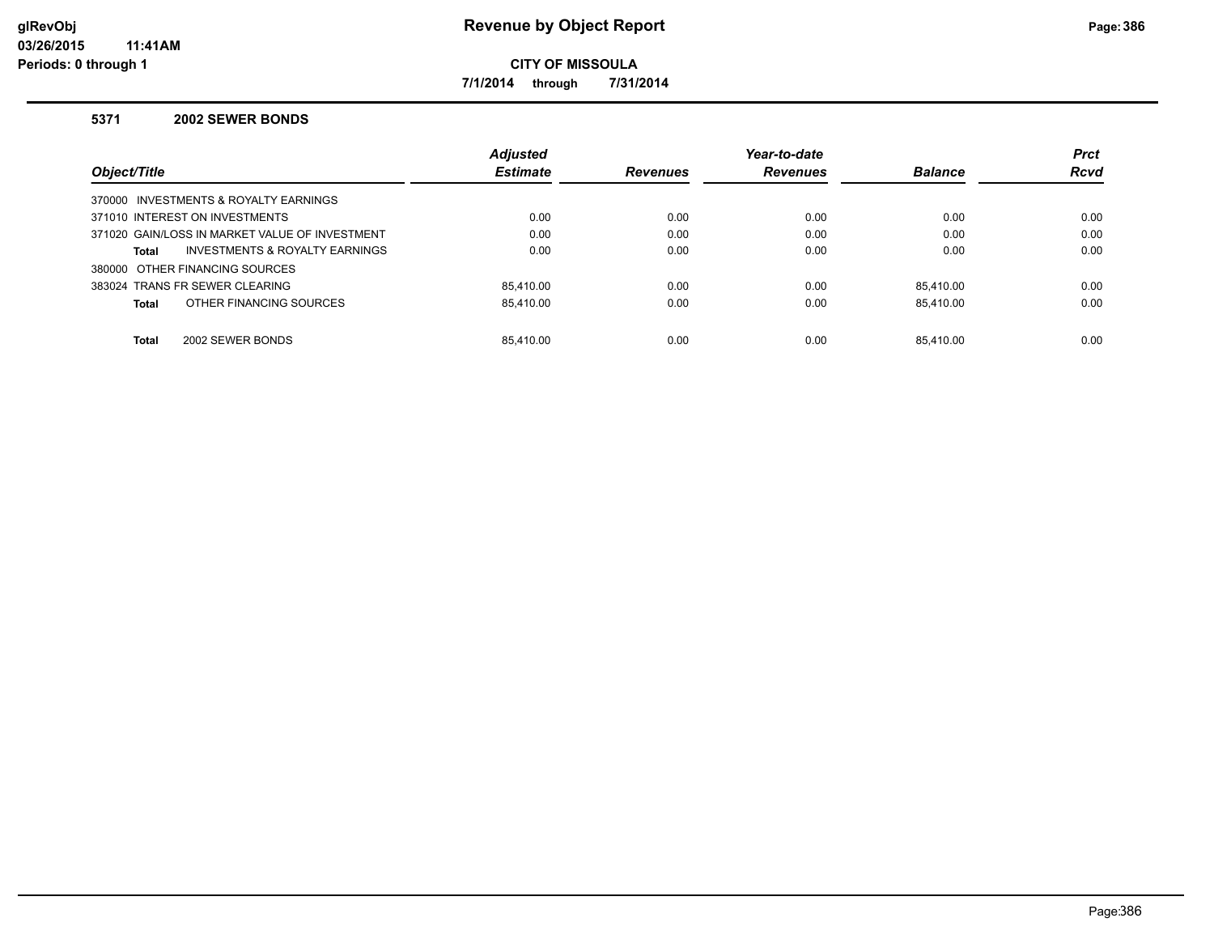# Revenue by Object Report

**CITY OF MISSOULA**

**7/1/2014 through 7/31/2014**

glRevObj
03/26/2015 11:41AM
Periods: 0 through 1

### 5371 2002 SEWER BONDS

| Object/Title | Adjusted Estimate | Revenues | Year-to-date Revenues | Balance | Prct Rcvd |
|---|---|---|---|---|---|
| 370000 INVESTMENTS & ROYALTY EARNINGS | | | | | |
| 371010 INTEREST ON INVESTMENTS | 0.00 | 0.00 | 0.00 | 0.00 | 0.00 |
| 371020 GAIN/LOSS IN MARKET VALUE OF INVESTMENT | 0.00 | 0.00 | 0.00 | 0.00 | 0.00 |
| **Total** INVESTMENTS & ROYALTY EARNINGS | 0.00 | 0.00 | 0.00 | 0.00 | 0.00 |
| 380000 OTHER FINANCING SOURCES | | | | | |
| 383024 TRANS FR SEWER CLEARING | 85,410.00 | 0.00 | 0.00 | 85,410.00 | 0.00 |
| **Total** OTHER FINANCING SOURCES | 85,410.00 | 0.00 | 0.00 | 85,410.00 | 0.00 |
| **Total** 2002 SEWER BONDS | 85,410.00 | 0.00 | 0.00 | 85,410.00 | 0.00 |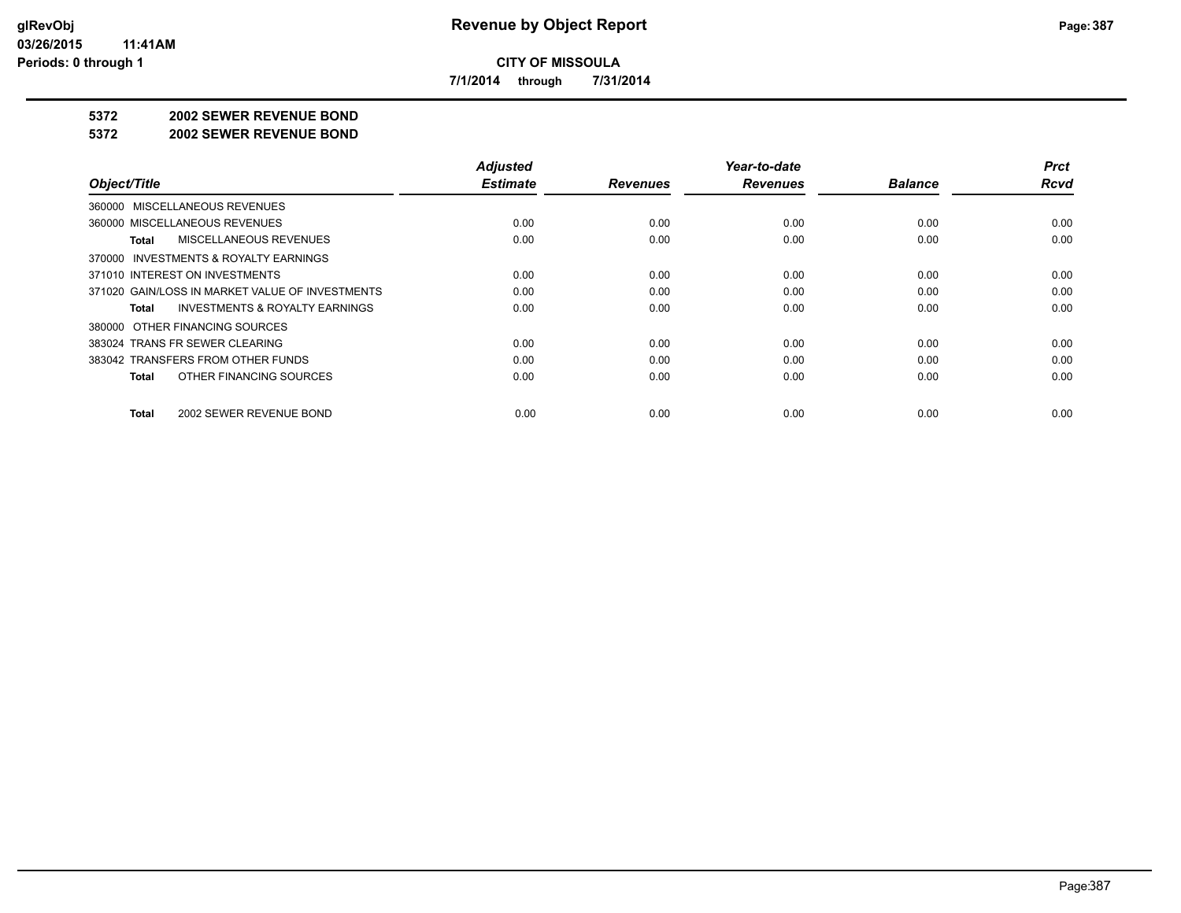**CITY OF MISSOULA**

**7/1/2014 through 7/31/2014**

## 5372 2002 SEWER REVENUE BOND

## 5372 2002 SEWER REVENUE BOND

| Object/Title | Adjusted Estimate | Revenues | Year-to-date Revenues | Balance | Prct Rcvd |
|---|---|---|---|---|---|
| 360000 MISCELLANEOUS REVENUES | | | | | |
| 360000 MISCELLANEOUS REVENUES | 0.00 | 0.00 | 0.00 | 0.00 | 0.00 |
| **Total** MISCELLANEOUS REVENUES | 0.00 | 0.00 | 0.00 | 0.00 | 0.00 |
| 370000 INVESTMENTS & ROYALTY EARNINGS | | | | | |
| 371010 INTEREST ON INVESTMENTS | 0.00 | 0.00 | 0.00 | 0.00 | 0.00 |
| 371020 GAIN/LOSS IN MARKET VALUE OF INVESTMENTS | 0.00 | 0.00 | 0.00 | 0.00 | 0.00 |
| **Total** INVESTMENTS & ROYALTY EARNINGS | 0.00 | 0.00 | 0.00 | 0.00 | 0.00 |
| 380000 OTHER FINANCING SOURCES | | | | | |
| 383024 TRANS FR SEWER CLEARING | 0.00 | 0.00 | 0.00 | 0.00 | 0.00 |
| 383042 TRANSFERS FROM OTHER FUNDS | 0.00 | 0.00 | 0.00 | 0.00 | 0.00 |
| **Total** OTHER FINANCING SOURCES | 0.00 | 0.00 | 0.00 | 0.00 | 0.00 |
| **Total** 2002 SEWER REVENUE BOND | 0.00 | 0.00 | 0.00 | 0.00 | 0.00 |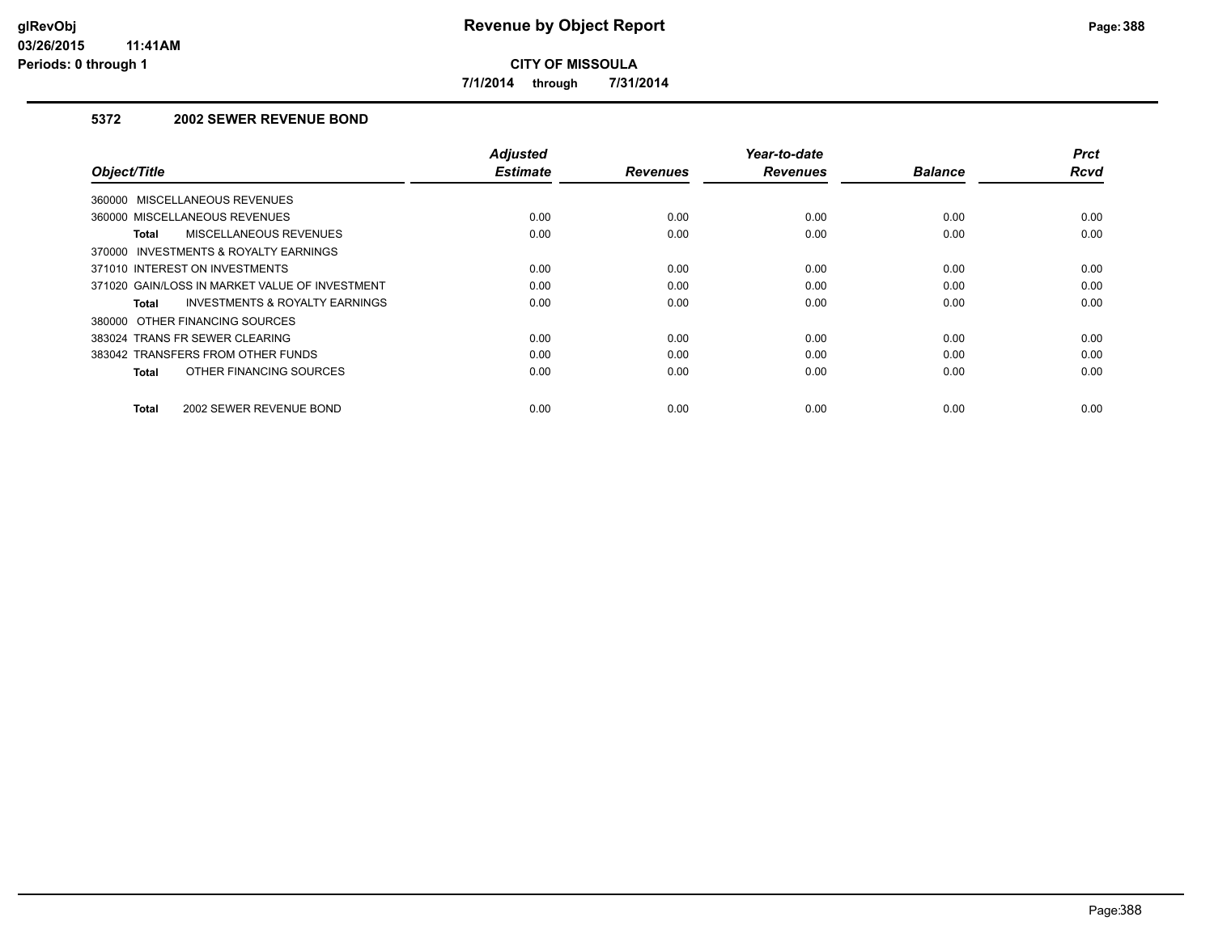# Revenue by Object Report

**CITY OF MISSOULA**

**7/1/2014 through 7/31/2014**

### 5372 2002 SEWER REVENUE BOND

| Object/Title | Adjusted Estimate | Revenues | Year-to-date Revenues | Balance | Prct Rcvd |
|---|---|---|---|---|---|
| 360000 MISCELLANEOUS REVENUES | | | | | |
| 360000 MISCELLANEOUS REVENUES | 0.00 | 0.00 | 0.00 | 0.00 | 0.00 |
| **Total** MISCELLANEOUS REVENUES | 0.00 | 0.00 | 0.00 | 0.00 | 0.00 |
| 370000 INVESTMENTS & ROYALTY EARNINGS | | | | | |
| 371010 INTEREST ON INVESTMENTS | 0.00 | 0.00 | 0.00 | 0.00 | 0.00 |
| 371020 GAIN/LOSS IN MARKET VALUE OF INVESTMENT | 0.00 | 0.00 | 0.00 | 0.00 | 0.00 |
| **Total** INVESTMENTS & ROYALTY EARNINGS | 0.00 | 0.00 | 0.00 | 0.00 | 0.00 |
| 380000 OTHER FINANCING SOURCES | | | | | |
| 383024 TRANS FR SEWER CLEARING | 0.00 | 0.00 | 0.00 | 0.00 | 0.00 |
| 383042 TRANSFERS FROM OTHER FUNDS | 0.00 | 0.00 | 0.00 | 0.00 | 0.00 |
| **Total** OTHER FINANCING SOURCES | 0.00 | 0.00 | 0.00 | 0.00 | 0.00 |
| **Total** 2002 SEWER REVENUE BOND | 0.00 | 0.00 | 0.00 | 0.00 | 0.00 |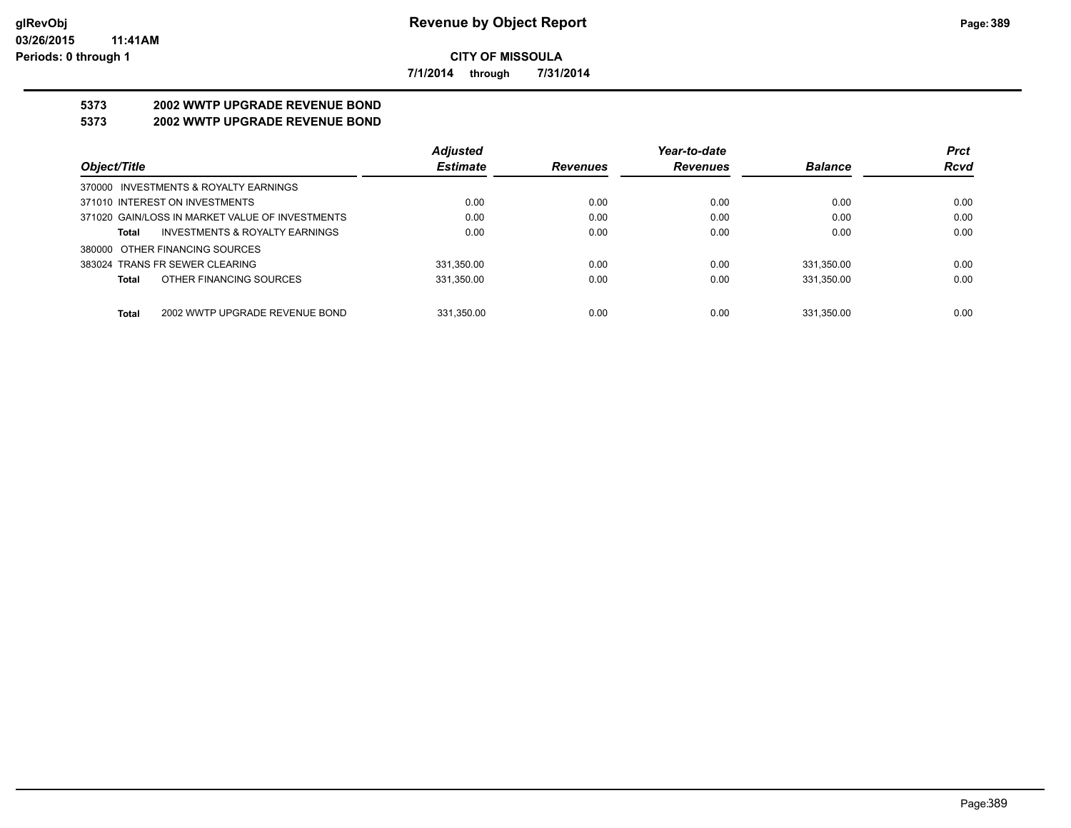# Revenue by Object Report

**CITY OF MISSOULA**

**7/1/2014 through 7/31/2014**

glRevObj
03/26/2015 11:41AM
Periods: 0 through 1

## 5373 2002 WWTP UPGRADE REVENUE BOND
## 5373 2002 WWTP UPGRADE REVENUE BOND

| Object/Title | Adjusted Estimate | Revenues | Year-to-date Revenues | Balance | Prct Rcvd |
|---|---|---|---|---|---|
| 370000 INVESTMENTS & ROYALTY EARNINGS | | | | | |
| 371010 INTEREST ON INVESTMENTS | 0.00 | 0.00 | 0.00 | 0.00 | 0.00 |
| 371020 GAIN/LOSS IN MARKET VALUE OF INVESTMENTS | 0.00 | 0.00 | 0.00 | 0.00 | 0.00 |
| **Total** INVESTMENTS & ROYALTY EARNINGS | 0.00 | 0.00 | 0.00 | 0.00 | 0.00 |
| 380000 OTHER FINANCING SOURCES | | | | | |
| 383024 TRANS FR SEWER CLEARING | 331,350.00 | 0.00 | 0.00 | 331,350.00 | 0.00 |
| **Total** OTHER FINANCING SOURCES | 331,350.00 | 0.00 | 0.00 | 331,350.00 | 0.00 |
| **Total** 2002 WWTP UPGRADE REVENUE BOND | 331,350.00 | 0.00 | 0.00 | 331,350.00 | 0.00 |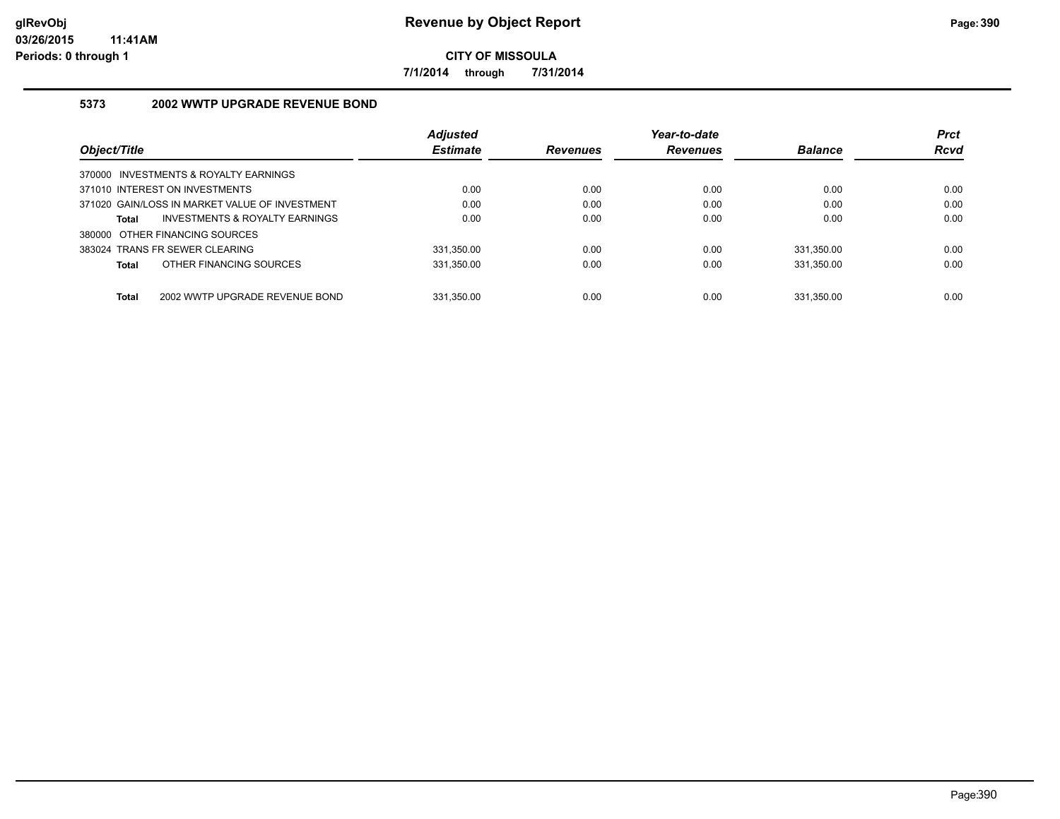**glRevObj**
**03/26/2015 11:41AM**
**Periods: 0 through 1**

# Revenue by Object Report

**CITY OF MISSOULA**

**7/1/2014 through 7/31/2014**

### 5373 2002 WWTP UPGRADE REVENUE BOND

| Object/Title | Adjusted Estimate | Revenues | Year-to-date Revenues | Balance | Prct Rcvd |
|---|---|---|---|---|---|
| 370000 INVESTMENTS & ROYALTY EARNINGS | | | | | |
| 371010 INTEREST ON INVESTMENTS | 0.00 | 0.00 | 0.00 | 0.00 | 0.00 |
| 371020 GAIN/LOSS IN MARKET VALUE OF INVESTMENT | 0.00 | 0.00 | 0.00 | 0.00 | 0.00 |
| **Total** INVESTMENTS & ROYALTY EARNINGS | 0.00 | 0.00 | 0.00 | 0.00 | 0.00 |
| 380000 OTHER FINANCING SOURCES | | | | | |
| 383024 TRANS FR SEWER CLEARING | 331,350.00 | 0.00 | 0.00 | 331,350.00 | 0.00 |
| **Total** OTHER FINANCING SOURCES | 331,350.00 | 0.00 | 0.00 | 331,350.00 | 0.00 |
| **Total** 2002 WWTP UPGRADE REVENUE BOND | 331,350.00 | 0.00 | 0.00 | 331,350.00 | 0.00 |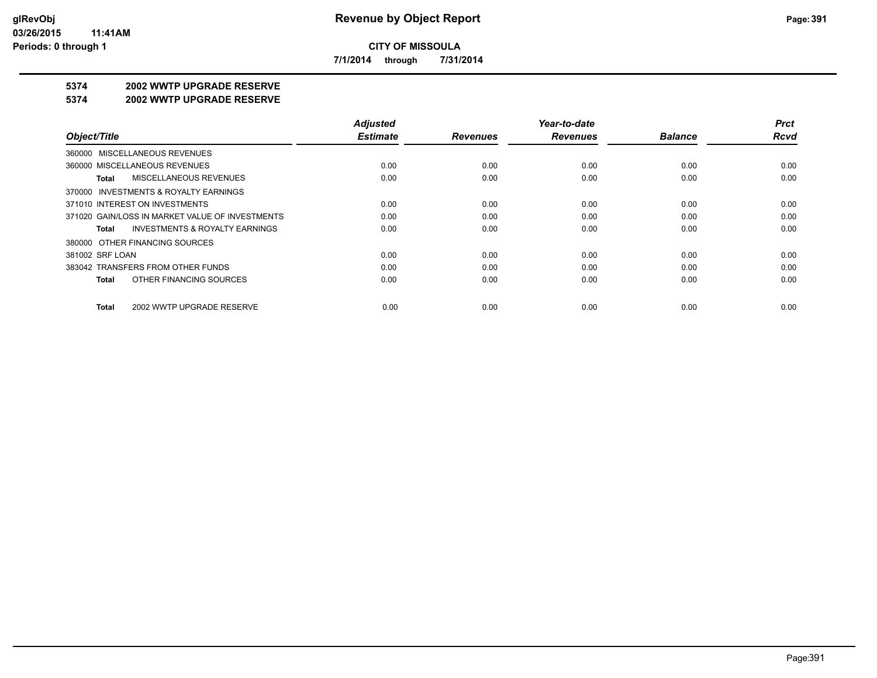**CITY OF MISSOULA**

**7/1/2014 through 7/31/2014**

## 5374 2002 WWTP UPGRADE RESERVE

## 5374 2002 WWTP UPGRADE RESERVE

| Object/Title | Adjusted Estimate | Revenues | Year-to-date Revenues | Balance | Prct Rcvd |
|---|---|---|---|---|---|
| 360000 MISCELLANEOUS REVENUES | | | | | |
| 360000 MISCELLANEOUS REVENUES | 0.00 | 0.00 | 0.00 | 0.00 | 0.00 |
| **Total** MISCELLANEOUS REVENUES | 0.00 | 0.00 | 0.00 | 0.00 | 0.00 |
| 370000 INVESTMENTS & ROYALTY EARNINGS | | | | | |
| 371010 INTEREST ON INVESTMENTS | 0.00 | 0.00 | 0.00 | 0.00 | 0.00 |
| 371020 GAIN/LOSS IN MARKET VALUE OF INVESTMENTS | 0.00 | 0.00 | 0.00 | 0.00 | 0.00 |
| **Total** INVESTMENTS & ROYALTY EARNINGS | 0.00 | 0.00 | 0.00 | 0.00 | 0.00 |
| 380000 OTHER FINANCING SOURCES | | | | | |
| 381002 SRF LOAN | 0.00 | 0.00 | 0.00 | 0.00 | 0.00 |
| 383042 TRANSFERS FROM OTHER FUNDS | 0.00 | 0.00 | 0.00 | 0.00 | 0.00 |
| **Total** OTHER FINANCING SOURCES | 0.00 | 0.00 | 0.00 | 0.00 | 0.00 |
| **Total** 2002 WWTP UPGRADE RESERVE | 0.00 | 0.00 | 0.00 | 0.00 | 0.00 |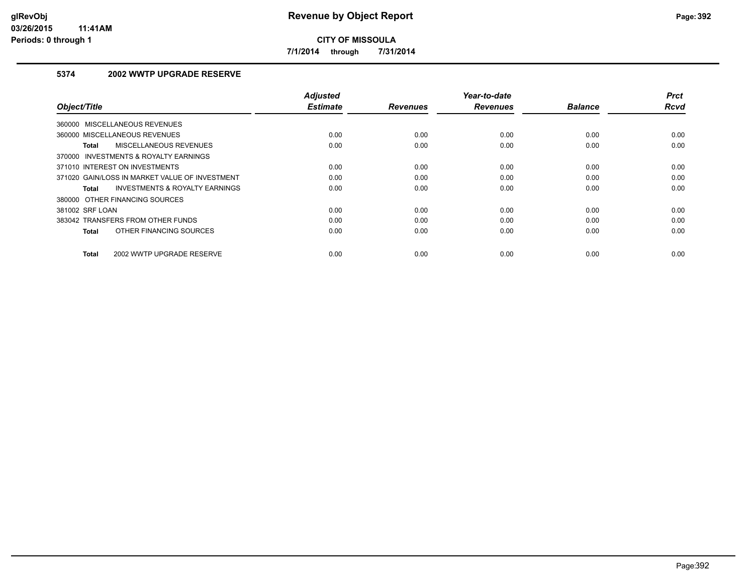**CITY OF MISSOULA**

**7/1/2014 through 7/31/2014**

### 5374 2002 WWTP UPGRADE RESERVE

| Object/Title | Adjusted Estimate | Revenues | Year-to-date Revenues | Balance | Prct Rcvd |
|---|---|---|---|---|---|
| 360000 MISCELLANEOUS REVENUES | | | | | |
| 360000 MISCELLANEOUS REVENUES | 0.00 | 0.00 | 0.00 | 0.00 | 0.00 |
| **Total** MISCELLANEOUS REVENUES | 0.00 | 0.00 | 0.00 | 0.00 | 0.00 |
| 370000 INVESTMENTS & ROYALTY EARNINGS | | | | | |
| 371010 INTEREST ON INVESTMENTS | 0.00 | 0.00 | 0.00 | 0.00 | 0.00 |
| 371020 GAIN/LOSS IN MARKET VALUE OF INVESTMENT | 0.00 | 0.00 | 0.00 | 0.00 | 0.00 |
| **Total** INVESTMENTS & ROYALTY EARNINGS | 0.00 | 0.00 | 0.00 | 0.00 | 0.00 |
| 380000 OTHER FINANCING SOURCES | | | | | |
| 381002 SRF LOAN | 0.00 | 0.00 | 0.00 | 0.00 | 0.00 |
| 383042 TRANSFERS FROM OTHER FUNDS | 0.00 | 0.00 | 0.00 | 0.00 | 0.00 |
| **Total** OTHER FINANCING SOURCES | 0.00 | 0.00 | 0.00 | 0.00 | 0.00 |
| **Total** 2002 WWTP UPGRADE RESERVE | 0.00 | 0.00 | 0.00 | 0.00 | 0.00 |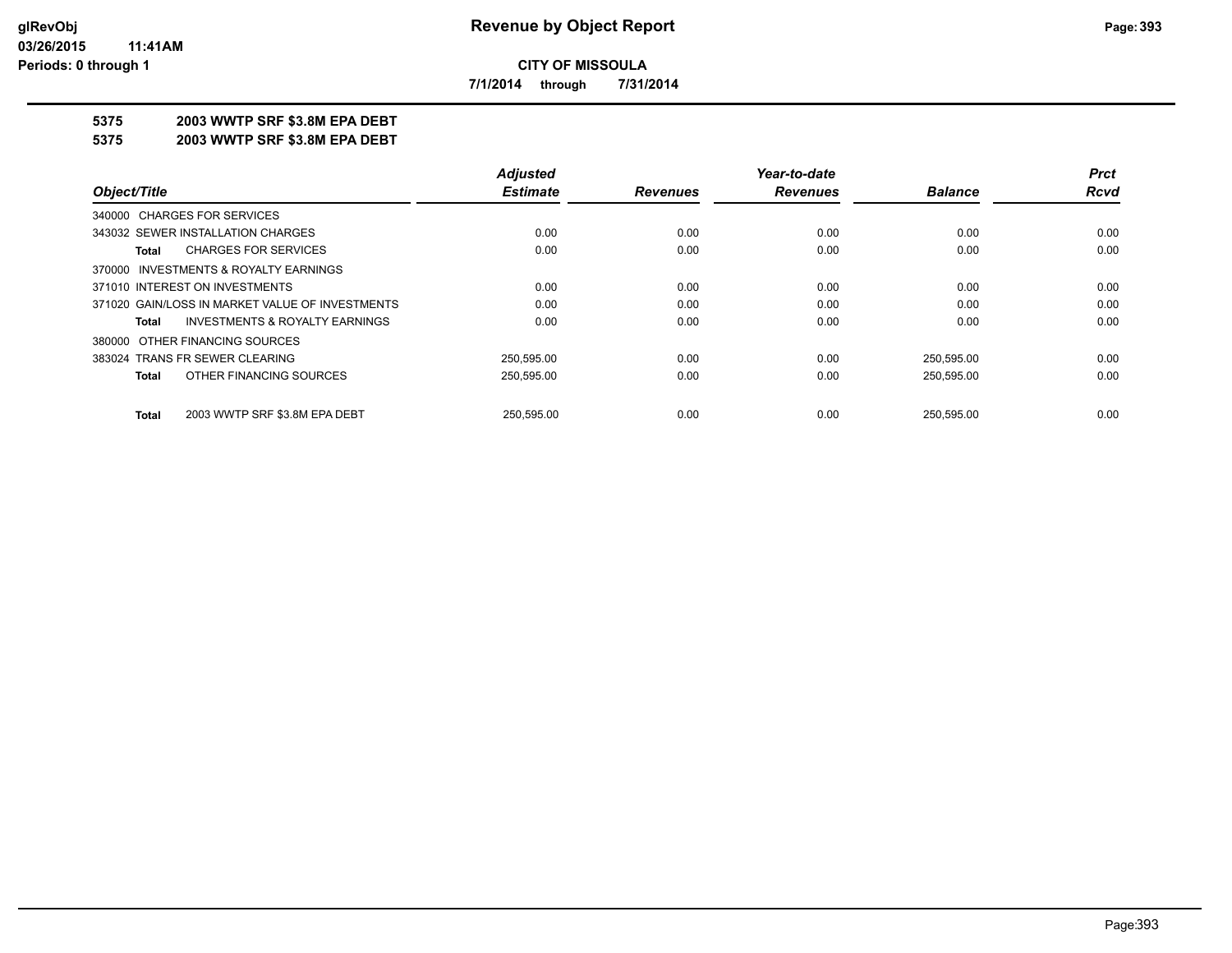# Revenue by Object Report

**CITY OF MISSOULA**

**7/1/2014 through 7/31/2014**

glRevObj
03/26/2015 11:41AM
Periods: 0 through 1

**5375 2003 WWTP SRF $3.8M EPA DEBT**
**5375 2003 WWTP SRF $3.8M EPA DEBT**

| Object/Title | Adjusted Estimate | Revenues | Year-to-date Revenues | Balance | Prct Rcvd |
|---|---|---|---|---|---|
| 340000 CHARGES FOR SERVICES | | | | | |
| 343032 SEWER INSTALLATION CHARGES | 0.00 | 0.00 | 0.00 | 0.00 | 0.00 |
| **Total** CHARGES FOR SERVICES | 0.00 | 0.00 | 0.00 | 0.00 | 0.00 |
| 370000 INVESTMENTS & ROYALTY EARNINGS | | | | | |
| 371010 INTEREST ON INVESTMENTS | 0.00 | 0.00 | 0.00 | 0.00 | 0.00 |
| 371020 GAIN/LOSS IN MARKET VALUE OF INVESTMENTS | 0.00 | 0.00 | 0.00 | 0.00 | 0.00 |
| **Total** INVESTMENTS & ROYALTY EARNINGS | 0.00 | 0.00 | 0.00 | 0.00 | 0.00 |
| 380000 OTHER FINANCING SOURCES | | | | | |
| 383024 TRANS FR SEWER CLEARING | 250,595.00 | 0.00 | 0.00 | 250,595.00 | 0.00 |
| **Total** OTHER FINANCING SOURCES | 250,595.00 | 0.00 | 0.00 | 250,595.00 | 0.00 |
| **Total** 2003 WWTP SRF $3.8M EPA DEBT | 250,595.00 | 0.00 | 0.00 | 250,595.00 | 0.00 |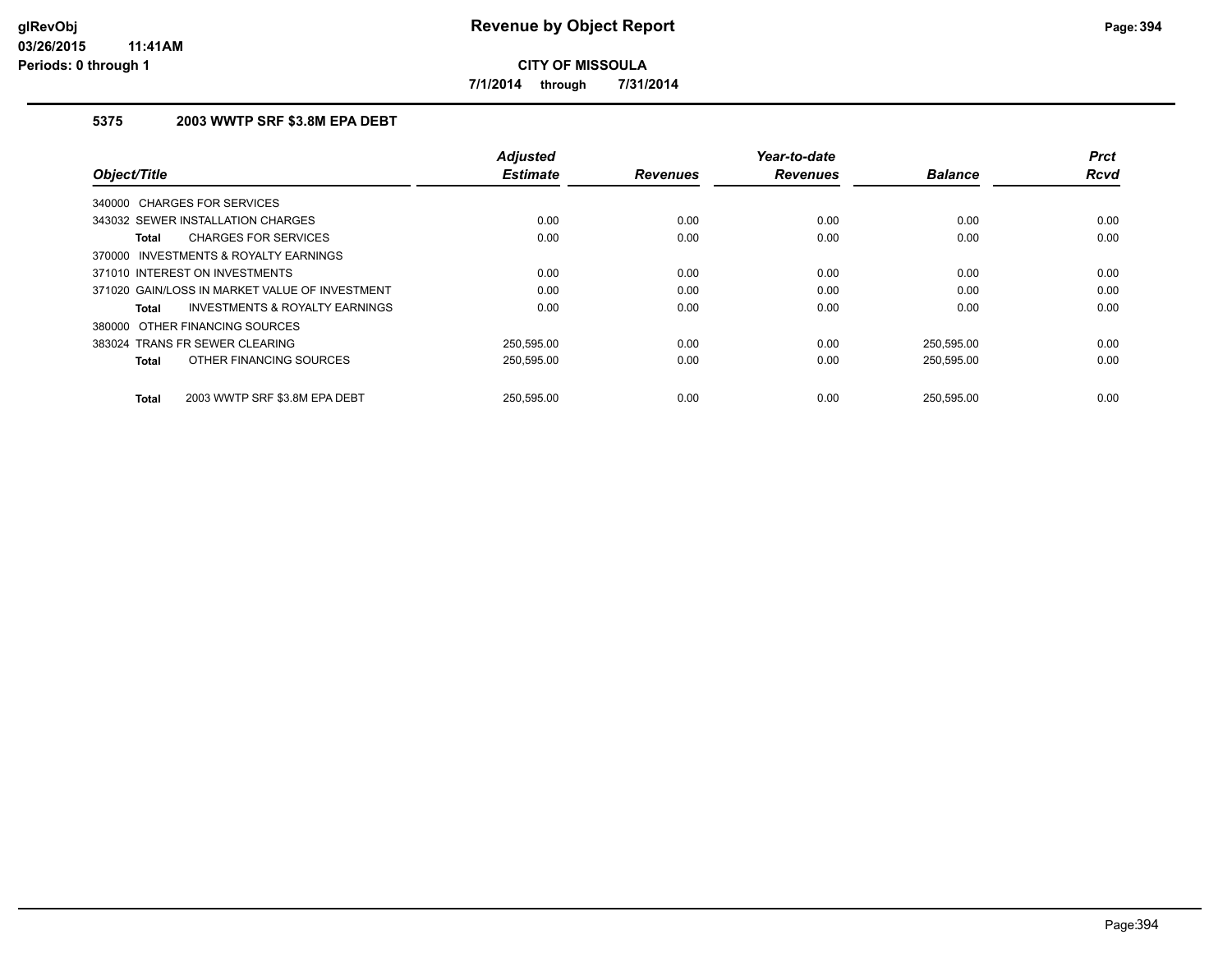# Revenue by Object Report

**CITY OF MISSOULA**

**7/1/2014 through 7/31/2014**

### 5375 2003 WWTP SRF $3.8M EPA DEBT

| Object/Title | Adjusted Estimate | Revenues | Year-to-date Revenues | Balance | Prct Rcvd |
|---|---|---|---|---|---|
| 340000 CHARGES FOR SERVICES | | | | | |
| 343032 SEWER INSTALLATION CHARGES | 0.00 | 0.00 | 0.00 | 0.00 | 0.00 |
| **Total** CHARGES FOR SERVICES | 0.00 | 0.00 | 0.00 | 0.00 | 0.00 |
| 370000 INVESTMENTS & ROYALTY EARNINGS | | | | | |
| 371010 INTEREST ON INVESTMENTS | 0.00 | 0.00 | 0.00 | 0.00 | 0.00 |
| 371020 GAIN/LOSS IN MARKET VALUE OF INVESTMENT | 0.00 | 0.00 | 0.00 | 0.00 | 0.00 |
| **Total** INVESTMENTS & ROYALTY EARNINGS | 0.00 | 0.00 | 0.00 | 0.00 | 0.00 |
| 380000 OTHER FINANCING SOURCES | | | | | |
| 383024 TRANS FR SEWER CLEARING | 250,595.00 | 0.00 | 0.00 | 250,595.00 | 0.00 |
| **Total** OTHER FINANCING SOURCES | 250,595.00 | 0.00 | 0.00 | 250,595.00 | 0.00 |
| **Total** 2003 WWTP SRF $3.8M EPA DEBT | 250,595.00 | 0.00 | 0.00 | 250,595.00 | 0.00 |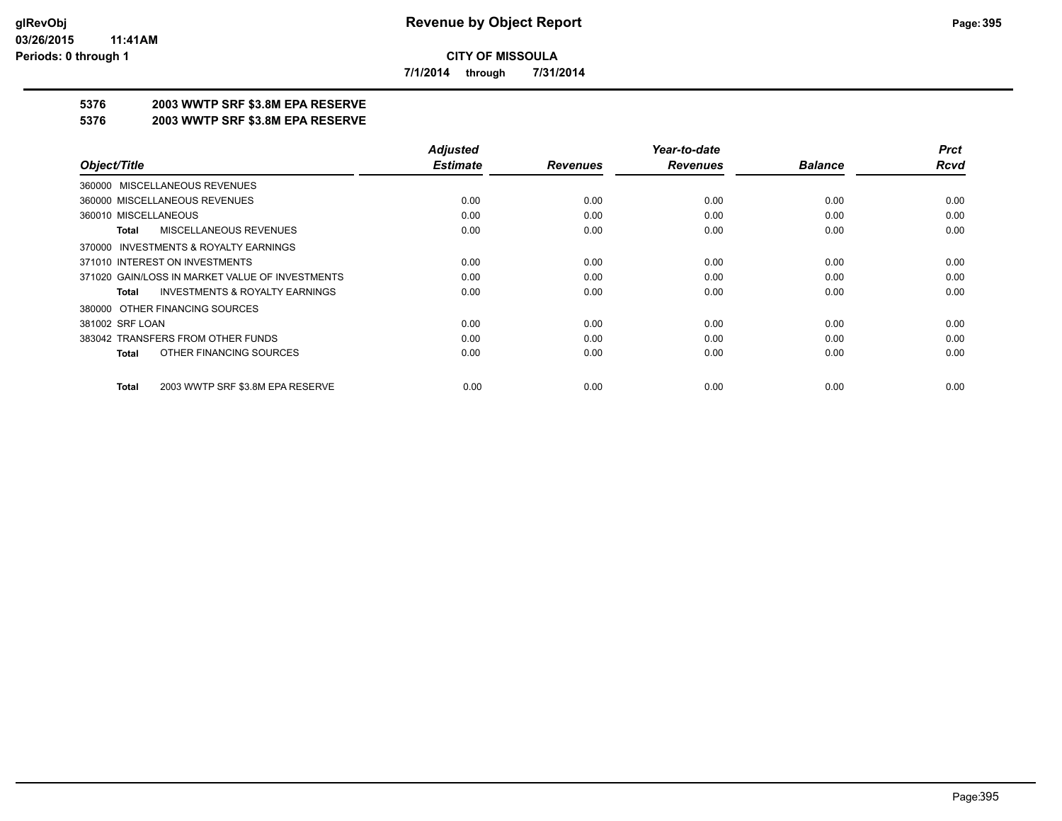**CITY OF MISSOULA**

**7/1/2014 through 7/31/2014**

## 5376 2003 WWTP SRF $3.8M EPA RESERVE

## 5376 2003 WWTP SRF $3.8M EPA RESERVE

| Object/Title | Adjusted Estimate | Revenues | Year-to-date Revenues | Balance | Prct Rcvd |
|---|---|---|---|---|---|
| 360000 MISCELLANEOUS REVENUES | | | | | |
| 360000 MISCELLANEOUS REVENUES | 0.00 | 0.00 | 0.00 | 0.00 | 0.00 |
| 360010 MISCELLANEOUS | 0.00 | 0.00 | 0.00 | 0.00 | 0.00 |
| **Total** MISCELLANEOUS REVENUES | 0.00 | 0.00 | 0.00 | 0.00 | 0.00 |
| 370000 INVESTMENTS & ROYALTY EARNINGS | | | | | |
| 371010 INTEREST ON INVESTMENTS | 0.00 | 0.00 | 0.00 | 0.00 | 0.00 |
| 371020 GAIN/LOSS IN MARKET VALUE OF INVESTMENTS | 0.00 | 0.00 | 0.00 | 0.00 | 0.00 |
| **Total** INVESTMENTS & ROYALTY EARNINGS | 0.00 | 0.00 | 0.00 | 0.00 | 0.00 |
| 380000 OTHER FINANCING SOURCES | | | | | |
| 381002 SRF LOAN | 0.00 | 0.00 | 0.00 | 0.00 | 0.00 |
| 383042 TRANSFERS FROM OTHER FUNDS | 0.00 | 0.00 | 0.00 | 0.00 | 0.00 |
| **Total** OTHER FINANCING SOURCES | 0.00 | 0.00 | 0.00 | 0.00 | 0.00 |
| **Total** 2003 WWTP SRF $3.8M EPA RESERVE | 0.00 | 0.00 | 0.00 | 0.00 | 0.00 |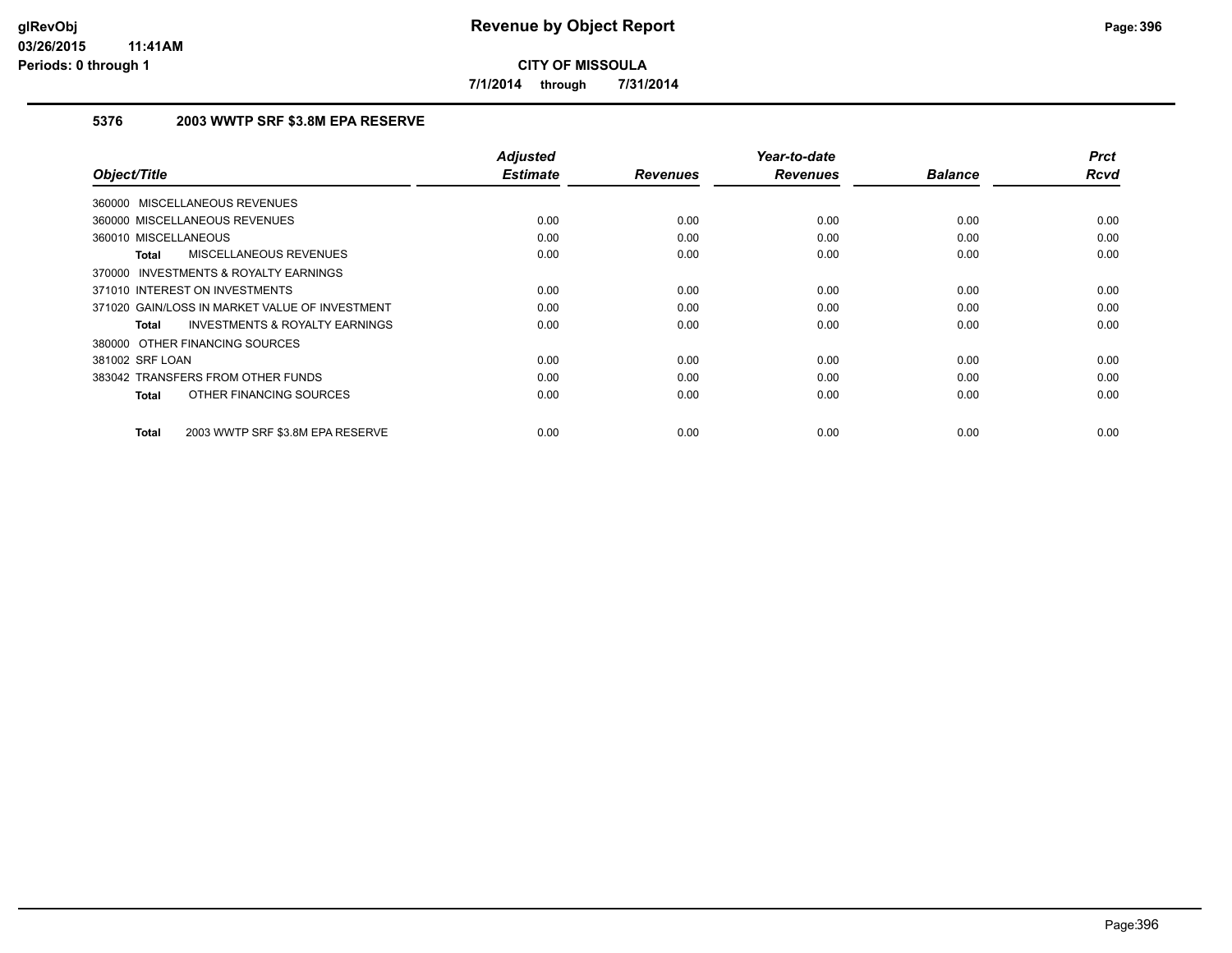**glRevObj**
**03/26/2015 11:41AM**
**Periods: 0 through 1**

# Revenue by Object Report

**CITY OF MISSOULA**

**7/1/2014 through 7/31/2014**

### 5376 2003 WWTP SRF $3.8M EPA RESERVE

| Object/Title | Adjusted Estimate | Revenues | Year-to-date Revenues | Balance | Prct Rcvd |
|---|---|---|---|---|---|
| 360000 MISCELLANEOUS REVENUES | | | | | |
| 360000 MISCELLANEOUS REVENUES | 0.00 | 0.00 | 0.00 | 0.00 | 0.00 |
| 360010 MISCELLANEOUS | 0.00 | 0.00 | 0.00 | 0.00 | 0.00 |
| **Total** MISCELLANEOUS REVENUES | 0.00 | 0.00 | 0.00 | 0.00 | 0.00 |
| 370000 INVESTMENTS & ROYALTY EARNINGS | | | | | |
| 371010 INTEREST ON INVESTMENTS | 0.00 | 0.00 | 0.00 | 0.00 | 0.00 |
| 371020 GAIN/LOSS IN MARKET VALUE OF INVESTMENT | 0.00 | 0.00 | 0.00 | 0.00 | 0.00 |
| **Total** INVESTMENTS & ROYALTY EARNINGS | 0.00 | 0.00 | 0.00 | 0.00 | 0.00 |
| 380000 OTHER FINANCING SOURCES | | | | | |
| 381002 SRF LOAN | 0.00 | 0.00 | 0.00 | 0.00 | 0.00 |
| 383042 TRANSFERS FROM OTHER FUNDS | 0.00 | 0.00 | 0.00 | 0.00 | 0.00 |
| **Total** OTHER FINANCING SOURCES | 0.00 | 0.00 | 0.00 | 0.00 | 0.00 |
| **Total** 2003 WWTP SRF $3.8M EPA RESERVE | 0.00 | 0.00 | 0.00 | 0.00 | 0.00 |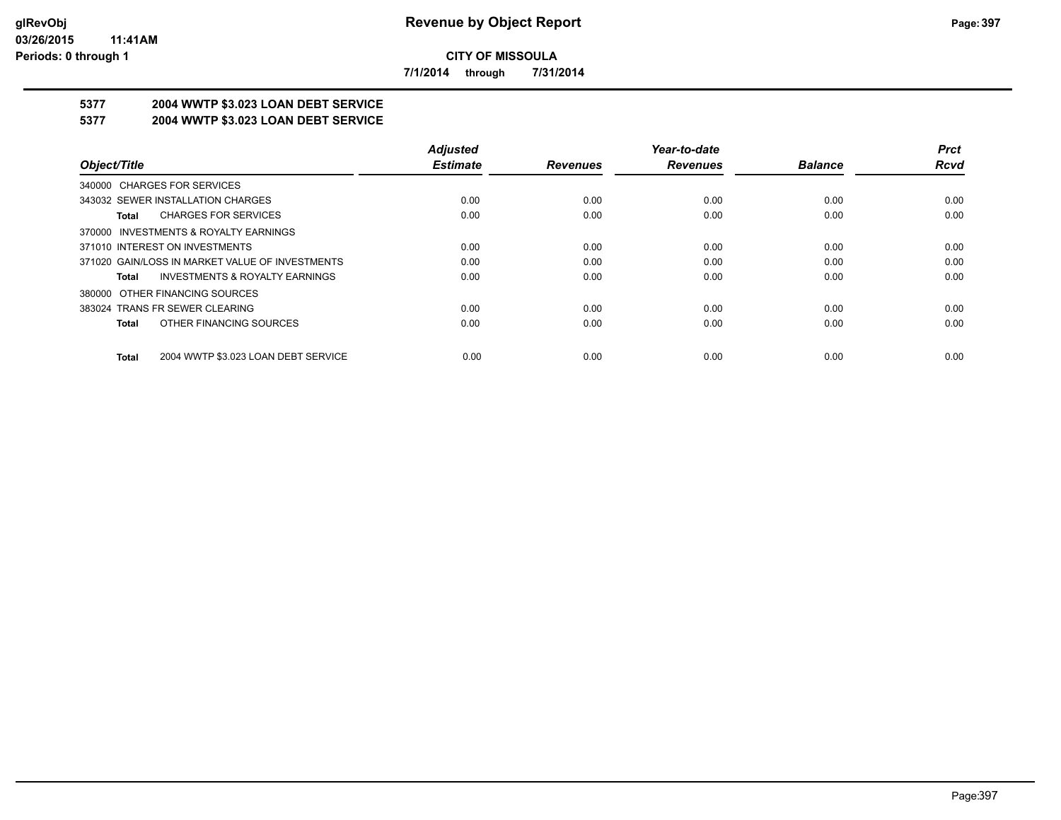**CITY OF MISSOULA**

**7/1/2014 through 7/31/2014**

# Revenue by Object Report

### 5377 2004 WWTP \$3.023 LOAN DEBT SERVICE
### 5377 2004 WWTP \$3.023 LOAN DEBT SERVICE

| Object/Title | Adjusted Estimate | Revenues | Year-to-date Revenues | Balance | Prct Rcvd |
|---|---|---|---|---|---|
| 340000 CHARGES FOR SERVICES | | | | | |
| 343032 SEWER INSTALLATION CHARGES | 0.00 | 0.00 | 0.00 | 0.00 | 0.00 |
| **Total** CHARGES FOR SERVICES | 0.00 | 0.00 | 0.00 | 0.00 | 0.00 |
| 370000 INVESTMENTS & ROYALTY EARNINGS | | | | | |
| 371010 INTEREST ON INVESTMENTS | 0.00 | 0.00 | 0.00 | 0.00 | 0.00 |
| 371020 GAIN/LOSS IN MARKET VALUE OF INVESTMENTS | 0.00 | 0.00 | 0.00 | 0.00 | 0.00 |
| **Total** INVESTMENTS & ROYALTY EARNINGS | 0.00 | 0.00 | 0.00 | 0.00 | 0.00 |
| 380000 OTHER FINANCING SOURCES | | | | | |
| 383024 TRANS FR SEWER CLEARING | 0.00 | 0.00 | 0.00 | 0.00 | 0.00 |
| **Total** OTHER FINANCING SOURCES | 0.00 | 0.00 | 0.00 | 0.00 | 0.00 |
| **Total** 2004 WWTP \$3.023 LOAN DEBT SERVICE | 0.00 | 0.00 | 0.00 | 0.00 | 0.00 |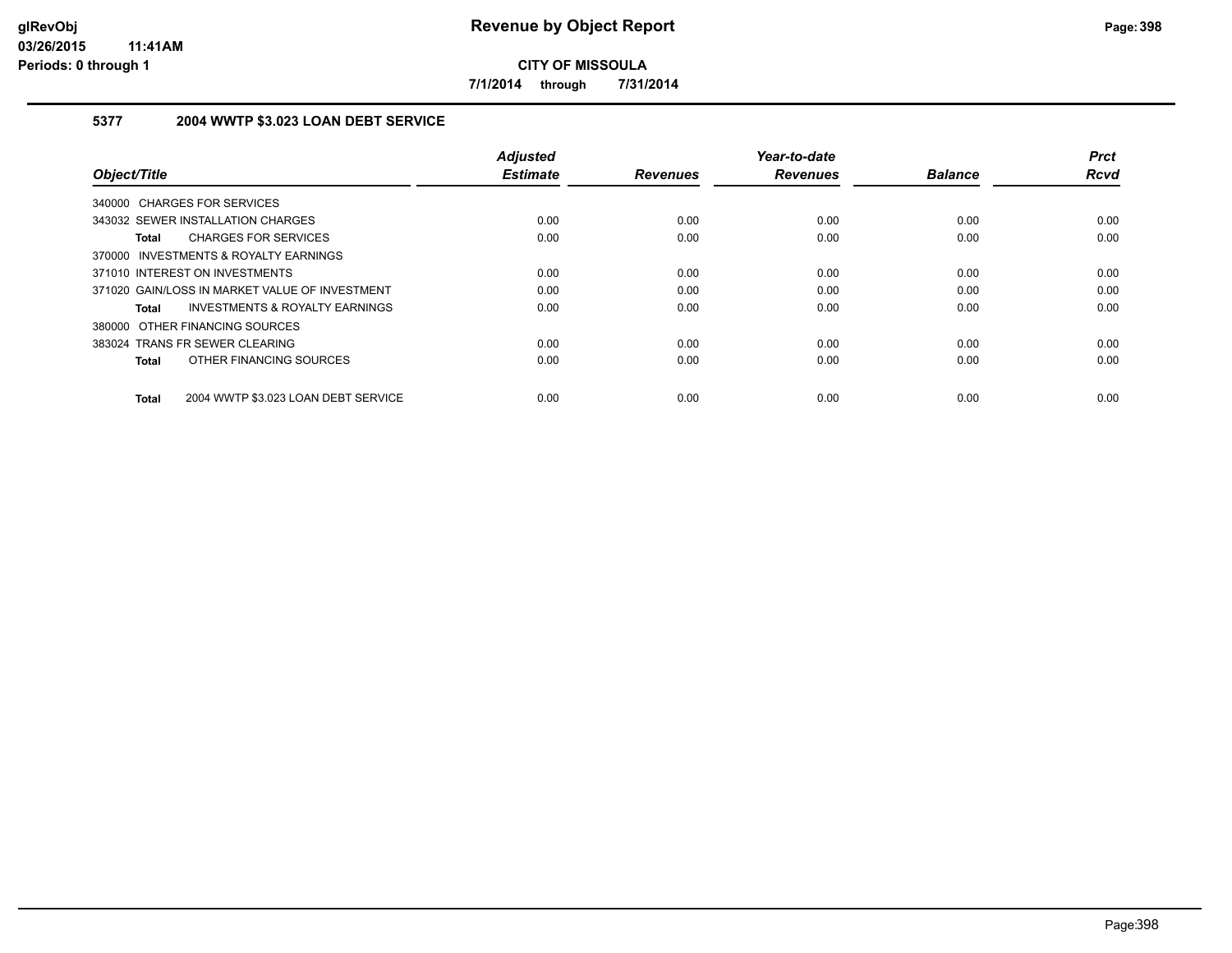**CITY OF MISSOULA**

**7/1/2014 through 7/31/2014**

### 5377 2004 WWTP $3.023 LOAN DEBT SERVICE

| Object/Title | Adjusted Estimate | Revenues | Year-to-date Revenues | Balance | Prct Rcvd |
|---|---|---|---|---|---|
| 340000 CHARGES FOR SERVICES | | | | | |
| 343032 SEWER INSTALLATION CHARGES | 0.00 | 0.00 | 0.00 | 0.00 | 0.00 |
| **Total** CHARGES FOR SERVICES | 0.00 | 0.00 | 0.00 | 0.00 | 0.00 |
| 370000 INVESTMENTS & ROYALTY EARNINGS | | | | | |
| 371010 INTEREST ON INVESTMENTS | 0.00 | 0.00 | 0.00 | 0.00 | 0.00 |
| 371020 GAIN/LOSS IN MARKET VALUE OF INVESTMENT | 0.00 | 0.00 | 0.00 | 0.00 | 0.00 |
| **Total** INVESTMENTS & ROYALTY EARNINGS | 0.00 | 0.00 | 0.00 | 0.00 | 0.00 |
| 380000 OTHER FINANCING SOURCES | | | | | |
| 383024 TRANS FR SEWER CLEARING | 0.00 | 0.00 | 0.00 | 0.00 | 0.00 |
| **Total** OTHER FINANCING SOURCES | 0.00 | 0.00 | 0.00 | 0.00 | 0.00 |
| **Total** 2004 WWTP $3.023 LOAN DEBT SERVICE | 0.00 | 0.00 | 0.00 | 0.00 | 0.00 |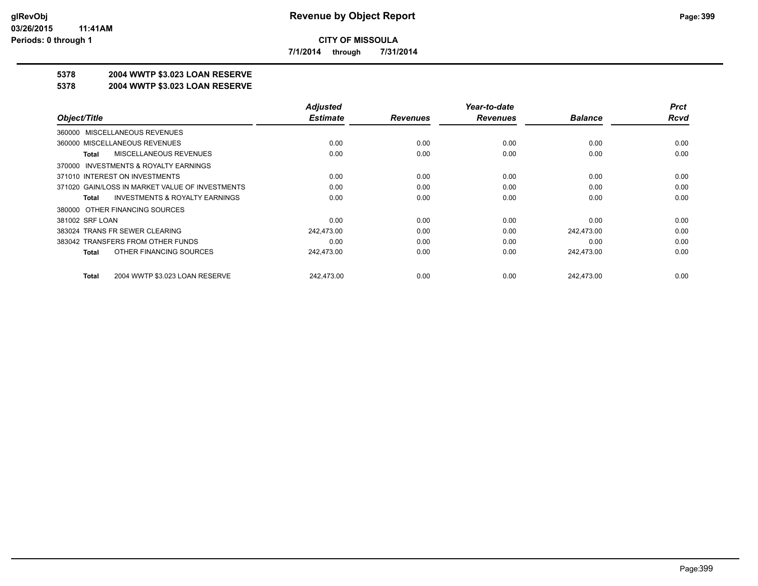**CITY OF MISSOULA**

**7/1/2014 through 7/31/2014**

**5378 2004 WWTP $3.023 LOAN RESERVE**

**5378 2004 WWTP $3.023 LOAN RESERVE**

| Object/Title | Adjusted Estimate | Revenues | Year-to-date Revenues | Balance | Prct Rcvd |
|---|---|---|---|---|---|
| 360000 MISCELLANEOUS REVENUES | | | | | |
| 360000 MISCELLANEOUS REVENUES | 0.00 | 0.00 | 0.00 | 0.00 | 0.00 |
| **Total** MISCELLANEOUS REVENUES | 0.00 | 0.00 | 0.00 | 0.00 | 0.00 |
| 370000 INVESTMENTS & ROYALTY EARNINGS | | | | | |
| 371010 INTEREST ON INVESTMENTS | 0.00 | 0.00 | 0.00 | 0.00 | 0.00 |
| 371020 GAIN/LOSS IN MARKET VALUE OF INVESTMENTS | 0.00 | 0.00 | 0.00 | 0.00 | 0.00 |
| **Total** INVESTMENTS & ROYALTY EARNINGS | 0.00 | 0.00 | 0.00 | 0.00 | 0.00 |
| 380000 OTHER FINANCING SOURCES | | | | | |
| 381002 SRF LOAN | 0.00 | 0.00 | 0.00 | 0.00 | 0.00 |
| 383024 TRANS FR SEWER CLEARING | 242,473.00 | 0.00 | 0.00 | 242,473.00 | 0.00 |
| 383042 TRANSFERS FROM OTHER FUNDS | 0.00 | 0.00 | 0.00 | 0.00 | 0.00 |
| **Total** OTHER FINANCING SOURCES | 242,473.00 | 0.00 | 0.00 | 242,473.00 | 0.00 |
| **Total** 2004 WWTP $3.023 LOAN RESERVE | 242,473.00 | 0.00 | 0.00 | 242,473.00 | 0.00 |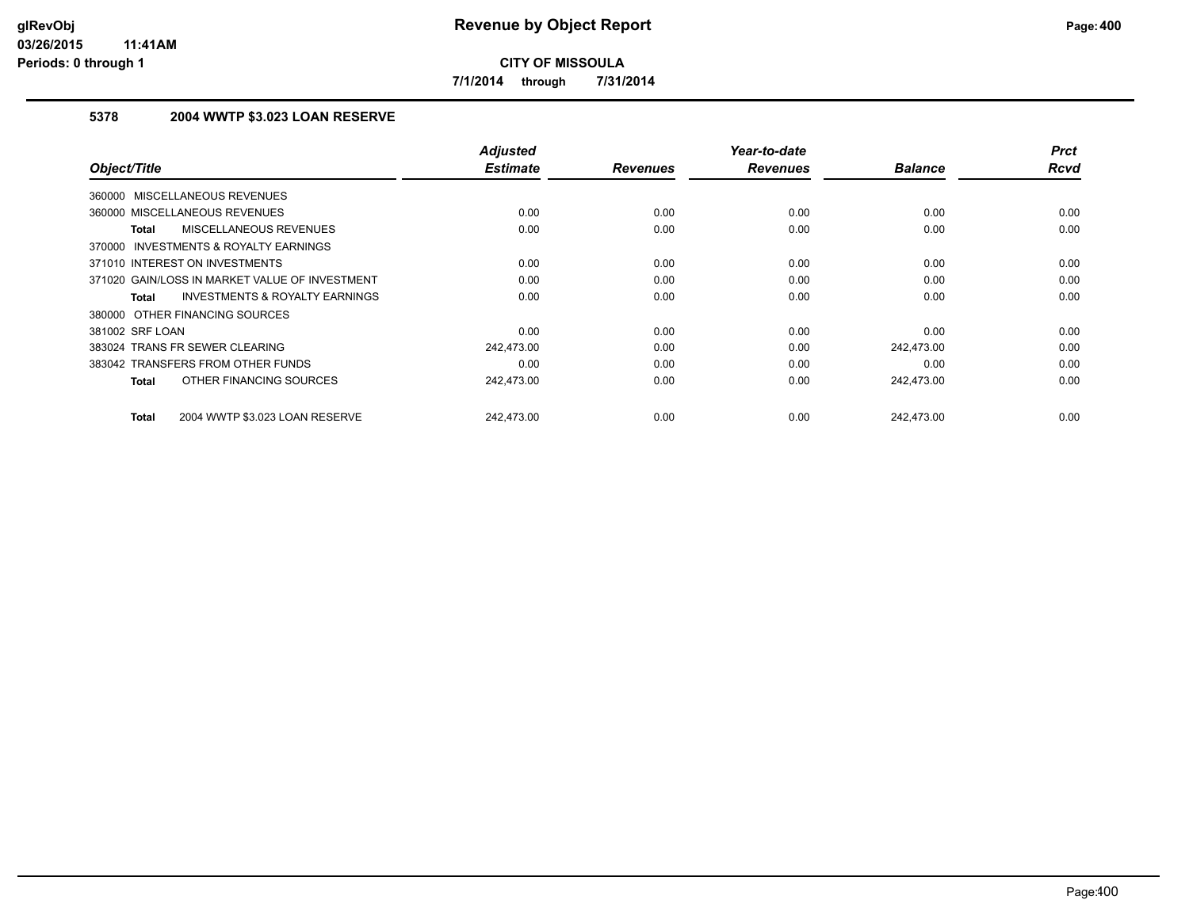# Revenue by Object Report

**CITY OF MISSOULA**

**7/1/2014 through 7/31/2014**

glRevObj
03/26/2015 11:41AM
Periods: 0 through 1

## 5378 2004 WWTP $3.023 LOAN RESERVE

| Object/Title | Adjusted Estimate | Revenues | Year-to-date Revenues | Balance | Prct Rcvd |
|---|---|---|---|---|---|
| 360000 MISCELLANEOUS REVENUES | | | | | |
| 360000 MISCELLANEOUS REVENUES | 0.00 | 0.00 | 0.00 | 0.00 | 0.00 |
| **Total** MISCELLANEOUS REVENUES | 0.00 | 0.00 | 0.00 | 0.00 | 0.00 |
| 370000 INVESTMENTS & ROYALTY EARNINGS | | | | | |
| 371010 INTEREST ON INVESTMENTS | 0.00 | 0.00 | 0.00 | 0.00 | 0.00 |
| 371020 GAIN/LOSS IN MARKET VALUE OF INVESTMENT | 0.00 | 0.00 | 0.00 | 0.00 | 0.00 |
| **Total** INVESTMENTS & ROYALTY EARNINGS | 0.00 | 0.00 | 0.00 | 0.00 | 0.00 |
| 380000 OTHER FINANCING SOURCES | | | | | |
| 381002 SRF LOAN | 0.00 | 0.00 | 0.00 | 0.00 | 0.00 |
| 383024 TRANS FR SEWER CLEARING | 242,473.00 | 0.00 | 0.00 | 242,473.00 | 0.00 |
| 383042 TRANSFERS FROM OTHER FUNDS | 0.00 | 0.00 | 0.00 | 0.00 | 0.00 |
| **Total** OTHER FINANCING SOURCES | 242,473.00 | 0.00 | 0.00 | 242,473.00 | 0.00 |
| **Total** 2004 WWTP $3.023 LOAN RESERVE | 242,473.00 | 0.00 | 0.00 | 242,473.00 | 0.00 |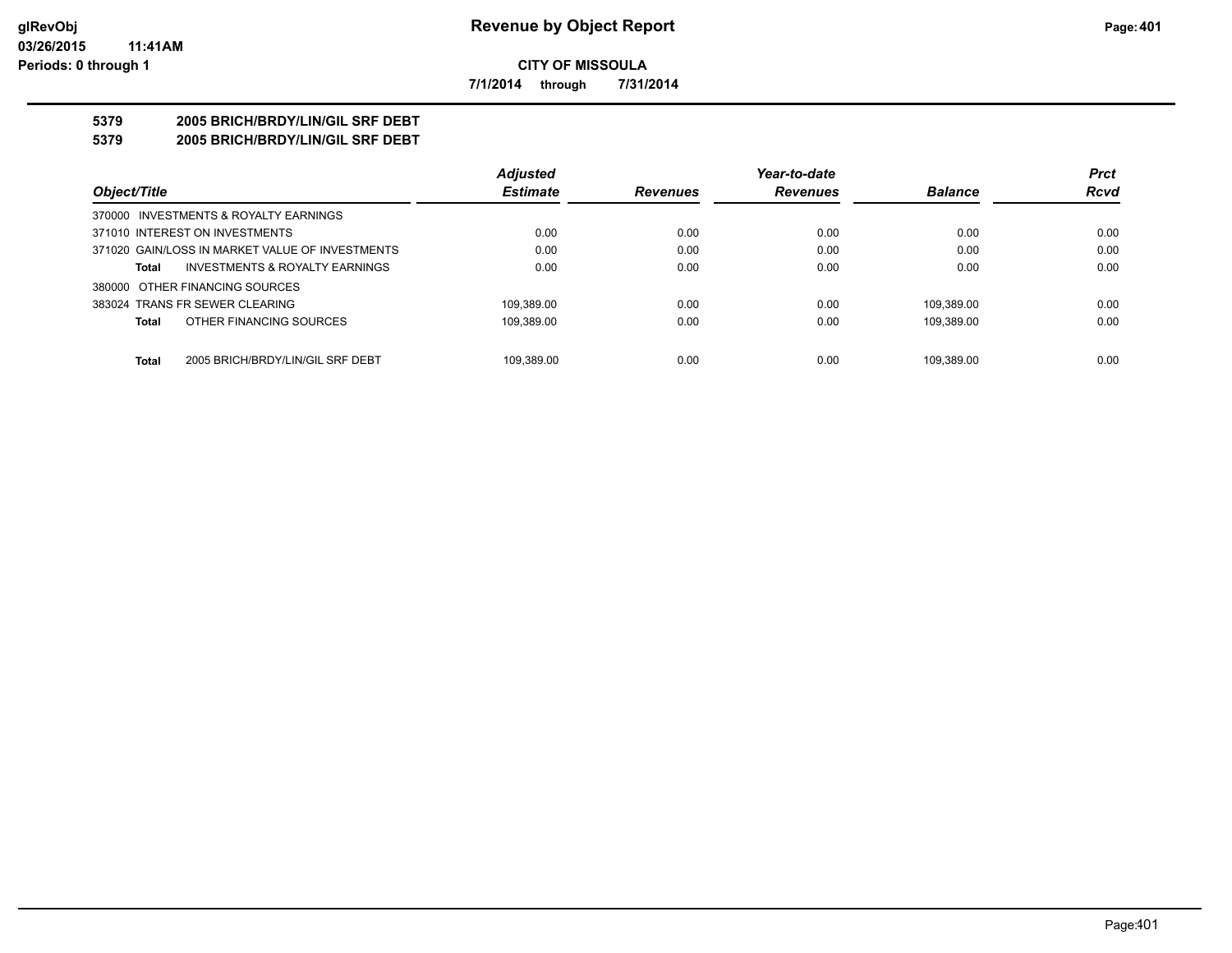**CITY OF MISSOULA**

**7/1/2014 through 7/31/2014**

## 5379 2005 BRICH/BRDY/LIN/GIL SRF DEBT

## 5379 2005 BRICH/BRDY/LIN/GIL SRF DEBT

| Object/Title | Adjusted Estimate | Revenues | Year-to-date Revenues | Balance | Prct Rcvd |
|---|---|---|---|---|---|
| 370000 INVESTMENTS & ROYALTY EARNINGS | | | | | |
| 371010 INTEREST ON INVESTMENTS | 0.00 | 0.00 | 0.00 | 0.00 | 0.00 |
| 371020 GAIN/LOSS IN MARKET VALUE OF INVESTMENTS | 0.00 | 0.00 | 0.00 | 0.00 | 0.00 |
| **Total** INVESTMENTS & ROYALTY EARNINGS | 0.00 | 0.00 | 0.00 | 0.00 | 0.00 |
| 380000 OTHER FINANCING SOURCES | | | | | |
| 383024 TRANS FR SEWER CLEARING | 109,389.00 | 0.00 | 0.00 | 109,389.00 | 0.00 |
| **Total** OTHER FINANCING SOURCES | 109,389.00 | 0.00 | 0.00 | 109,389.00 | 0.00 |
| **Total** 2005 BRICH/BRDY/LIN/GIL SRF DEBT | 109,389.00 | 0.00 | 0.00 | 109,389.00 | 0.00 |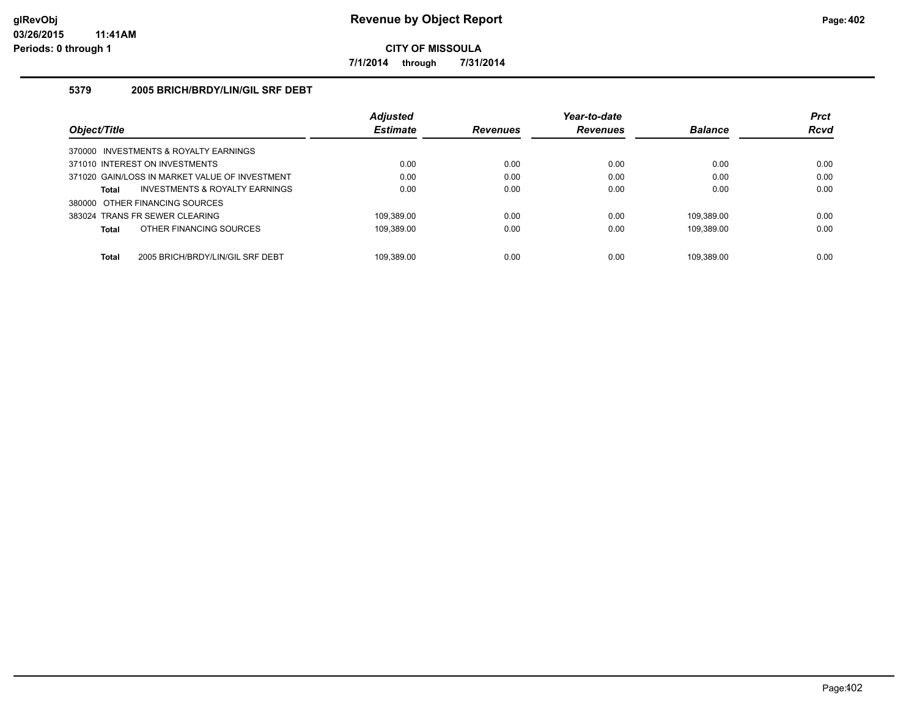# Revenue by Object Report

**CITY OF MISSOULA**

**7/1/2014 through 7/31/2014**

glRevObj
03/26/2015 11:41AM
Periods: 0 through 1

### 5379 2005 BRICH/BRDY/LIN/GIL SRF DEBT

| Object/Title | Adjusted Estimate | Revenues | Year-to-date Revenues | Balance | Prct Rcvd |
|---|---|---|---|---|---|
| 370000 INVESTMENTS & ROYALTY EARNINGS | | | | | |
| 371010 INTEREST ON INVESTMENTS | 0.00 | 0.00 | 0.00 | 0.00 | 0.00 |
| 371020 GAIN/LOSS IN MARKET VALUE OF INVESTMENT | 0.00 | 0.00 | 0.00 | 0.00 | 0.00 |
| **Total** INVESTMENTS & ROYALTY EARNINGS | 0.00 | 0.00 | 0.00 | 0.00 | 0.00 |
| 380000 OTHER FINANCING SOURCES | | | | | |
| 383024 TRANS FR SEWER CLEARING | 109,389.00 | 0.00 | 0.00 | 109,389.00 | 0.00 |
| **Total** OTHER FINANCING SOURCES | 109,389.00 | 0.00 | 0.00 | 109,389.00 | 0.00 |
| **Total** 2005 BRICH/BRDY/LIN/GIL SRF DEBT | 109,389.00 | 0.00 | 0.00 | 109,389.00 | 0.00 |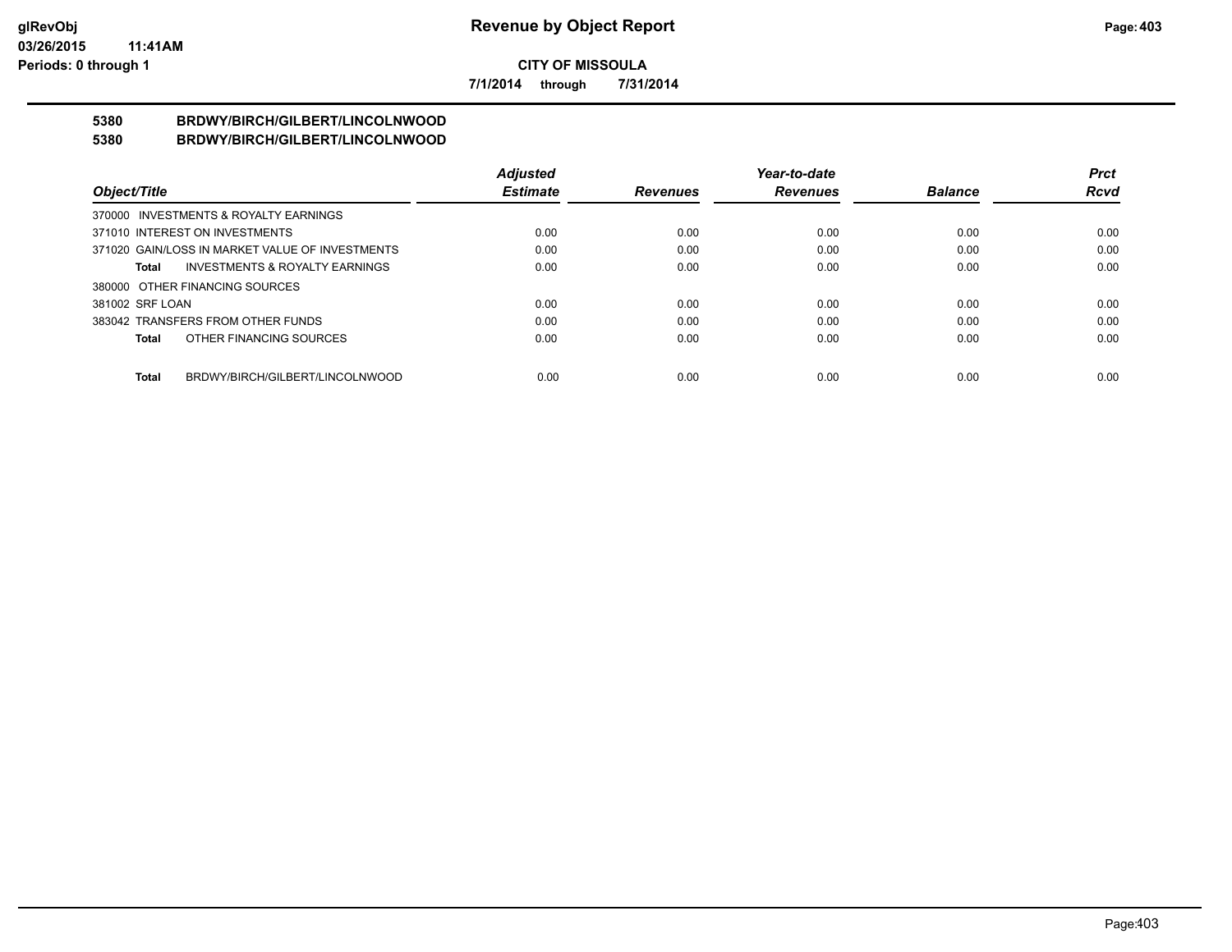**CITY OF MISSOULA**

**7/1/2014 through 7/31/2014**

# Revenue by Object Report

## 5380 BRDWY/BIRCH/GILBERT/LINCOLNWOOD

## 5380 BRDWY/BIRCH/GILBERT/LINCOLNWOOD

| Object/Title | | Adjusted Estimate | Revenues | Year-to-date Revenues | Balance | Prct Rcvd |
|---|---|---|---|---|---|---|
| 370000 INVESTMENTS & ROYALTY EARNINGS | | | | | | |
| 371010 INTEREST ON INVESTMENTS | | 0.00 | 0.00 | 0.00 | 0.00 | 0.00 |
| 371020 GAIN/LOSS IN MARKET VALUE OF INVESTMENTS | | 0.00 | 0.00 | 0.00 | 0.00 | 0.00 |
| **Total** | INVESTMENTS & ROYALTY EARNINGS | 0.00 | 0.00 | 0.00 | 0.00 | 0.00 |
| 380000 OTHER FINANCING SOURCES | | | | | | |
| 381002 SRF LOAN | | 0.00 | 0.00 | 0.00 | 0.00 | 0.00 |
| 383042 TRANSFERS FROM OTHER FUNDS | | 0.00 | 0.00 | 0.00 | 0.00 | 0.00 |
| **Total** | OTHER FINANCING SOURCES | 0.00 | 0.00 | 0.00 | 0.00 | 0.00 |
| **Total** | BRDWY/BIRCH/GILBERT/LINCOLNWOOD | 0.00 | 0.00 | 0.00 | 0.00 | 0.00 |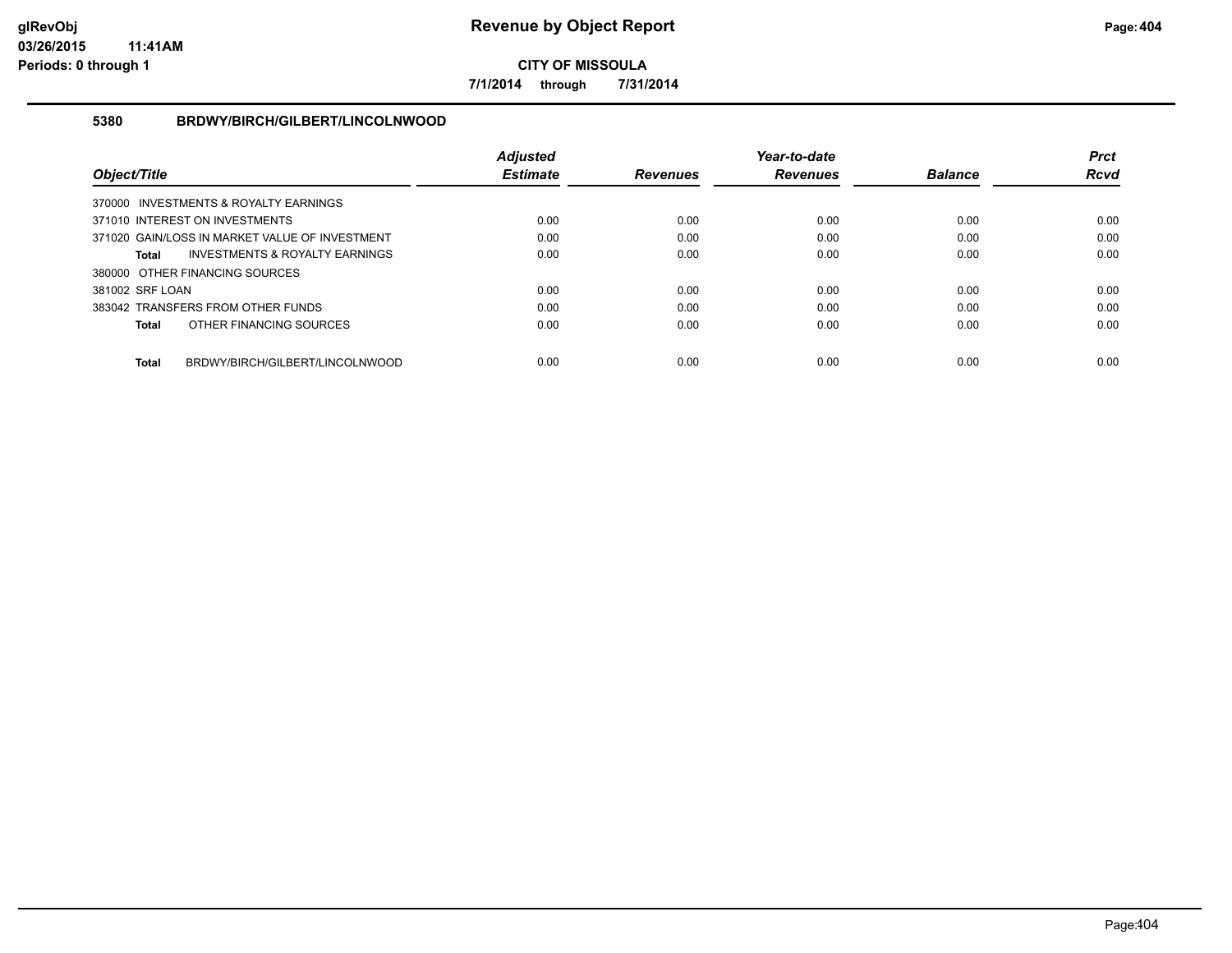**CITY OF MISSOULA**

**7/1/2014 through 7/31/2014**

## 5380 BRDWY/BIRCH/GILBERT/LINCOLNWOOD

| Object/Title | Adjusted Estimate | Revenues | Year-to-date Revenues | Balance | Prct Rcvd |
|---|---|---|---|---|---|
| 370000 INVESTMENTS & ROYALTY EARNINGS | | | | | |
| 371010 INTEREST ON INVESTMENTS | 0.00 | 0.00 | 0.00 | 0.00 | 0.00 |
| 371020 GAIN/LOSS IN MARKET VALUE OF INVESTMENT | 0.00 | 0.00 | 0.00 | 0.00 | 0.00 |
| **Total** INVESTMENTS & ROYALTY EARNINGS | 0.00 | 0.00 | 0.00 | 0.00 | 0.00 |
| 380000 OTHER FINANCING SOURCES | | | | | |
| 381002 SRF LOAN | 0.00 | 0.00 | 0.00 | 0.00 | 0.00 |
| 383042 TRANSFERS FROM OTHER FUNDS | 0.00 | 0.00 | 0.00 | 0.00 | 0.00 |
| **Total** OTHER FINANCING SOURCES | 0.00 | 0.00 | 0.00 | 0.00 | 0.00 |
| **Total** BRDWY/BIRCH/GILBERT/LINCOLNWOOD | 0.00 | 0.00 | 0.00 | 0.00 | 0.00 |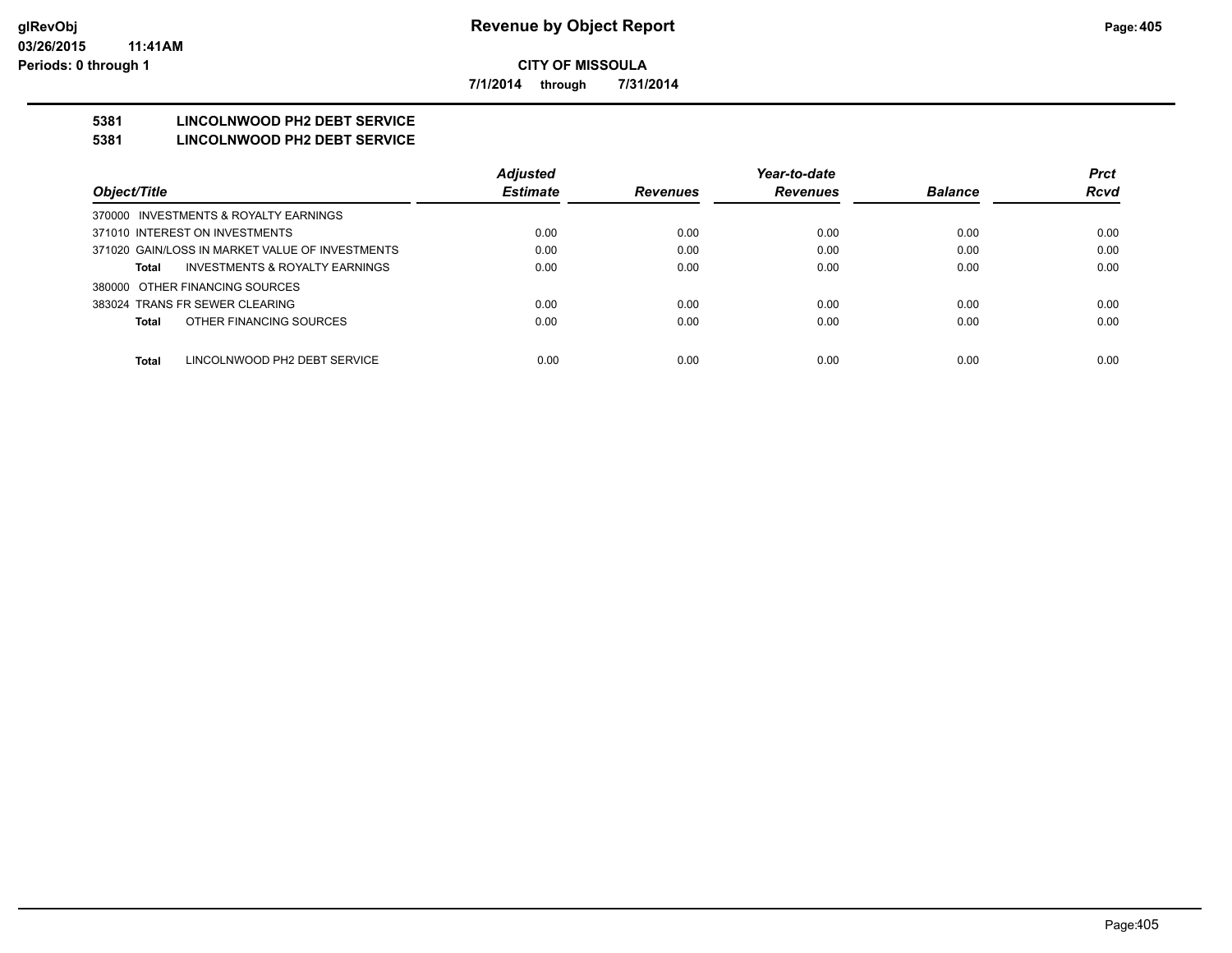**CITY OF MISSOULA**

**7/1/2014 through 7/31/2014**

## 5381 LINCOLNWOOD PH2 DEBT SERVICE

## 5381 LINCOLNWOOD PH2 DEBT SERVICE

| Object/Title | Adjusted Estimate | Revenues | Year-to-date Revenues | Balance | Prct Rcvd |
|---|---|---|---|---|---|
| 370000 INVESTMENTS & ROYALTY EARNINGS | | | | | |
| 371010 INTEREST ON INVESTMENTS | 0.00 | 0.00 | 0.00 | 0.00 | 0.00 |
| 371020 GAIN/LOSS IN MARKET VALUE OF INVESTMENTS | 0.00 | 0.00 | 0.00 | 0.00 | 0.00 |
| **Total** INVESTMENTS & ROYALTY EARNINGS | 0.00 | 0.00 | 0.00 | 0.00 | 0.00 |
| 380000 OTHER FINANCING SOURCES | | | | | |
| 383024 TRANS FR SEWER CLEARING | 0.00 | 0.00 | 0.00 | 0.00 | 0.00 |
| **Total** OTHER FINANCING SOURCES | 0.00 | 0.00 | 0.00 | 0.00 | 0.00 |
| **Total** LINCOLNWOOD PH2 DEBT SERVICE | 0.00 | 0.00 | 0.00 | 0.00 | 0.00 |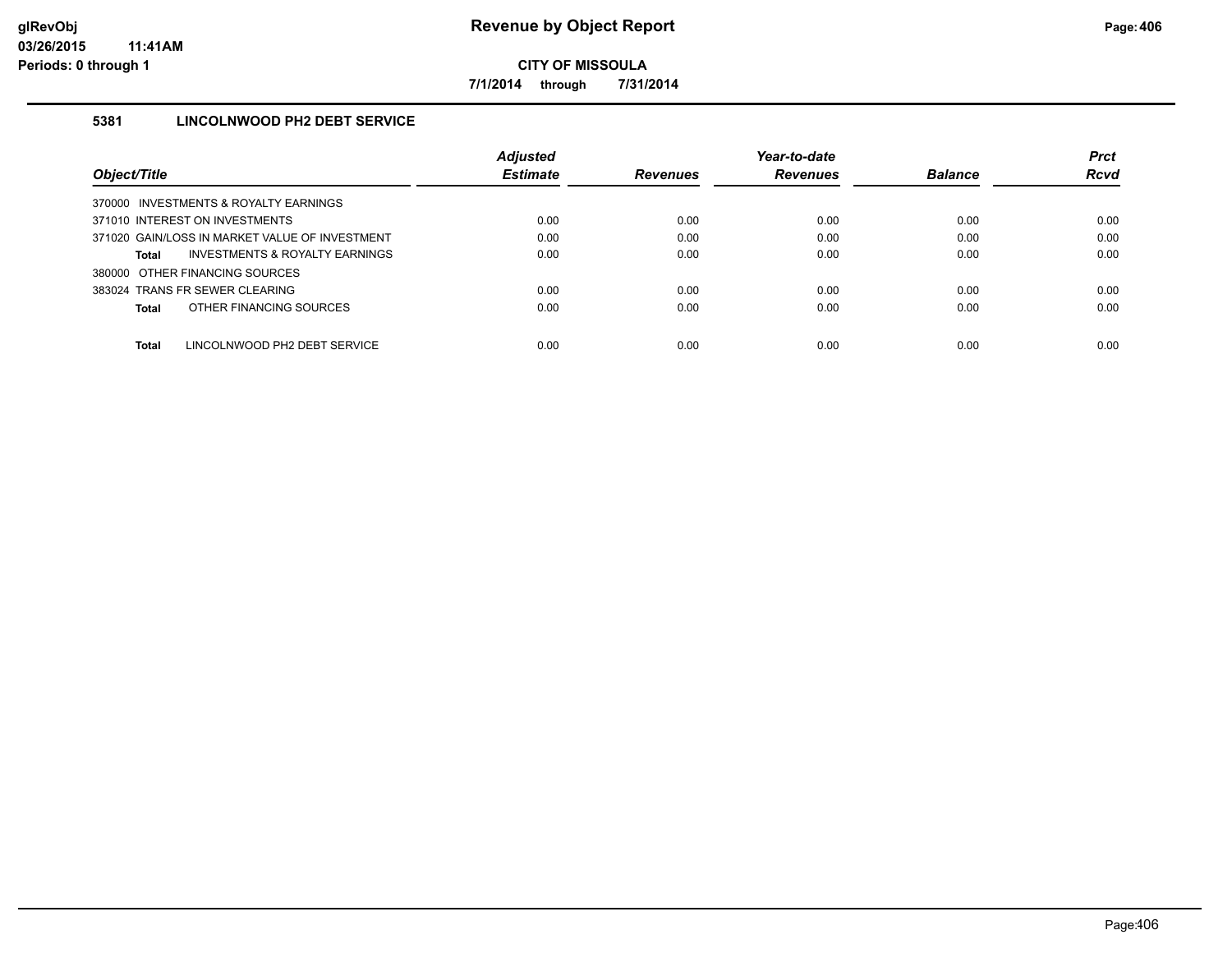# Revenue by Object Report

**CITY OF MISSOULA**

**7/1/2014 through 7/31/2014**

glRevObj
03/26/2015 11:41AM
Periods: 0 through 1

### 5381 LINCOLNWOOD PH2 DEBT SERVICE

| Object/Title | Adjusted Estimate | Revenues | Year-to-date Revenues | Balance | Prct Rcvd |
|---|---|---|---|---|---|
| 370000 INVESTMENTS & ROYALTY EARNINGS | | | | | |
| 371010 INTEREST ON INVESTMENTS | 0.00 | 0.00 | 0.00 | 0.00 | 0.00 |
| 371020 GAIN/LOSS IN MARKET VALUE OF INVESTMENT | 0.00 | 0.00 | 0.00 | 0.00 | 0.00 |
| **Total** INVESTMENTS & ROYALTY EARNINGS | 0.00 | 0.00 | 0.00 | 0.00 | 0.00 |
| 380000 OTHER FINANCING SOURCES | | | | | |
| 383024 TRANS FR SEWER CLEARING | 0.00 | 0.00 | 0.00 | 0.00 | 0.00 |
| **Total** OTHER FINANCING SOURCES | 0.00 | 0.00 | 0.00 | 0.00 | 0.00 |
| **Total** LINCOLNWOOD PH2 DEBT SERVICE | 0.00 | 0.00 | 0.00 | 0.00 | 0.00 |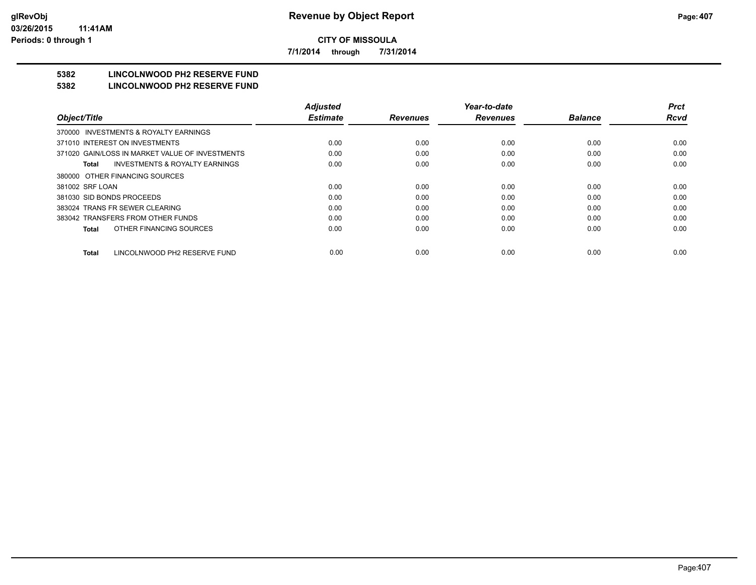**CITY OF MISSOULA**

**7/1/2014 through 7/31/2014**

## 5382 LINCOLNWOOD PH2 RESERVE FUND

## 5382 LINCOLNWOOD PH2 RESERVE FUND

| *Object/Title* | *Adjusted Estimate* | *Revenues* | *Year-to-date Revenues* | *Balance* | *Prct Rcvd* |
|---|---|---|---|---|---|
| 370000 INVESTMENTS & ROYALTY EARNINGS | | | | | |
| 371010 INTEREST ON INVESTMENTS | 0.00 | 0.00 | 0.00 | 0.00 | 0.00 |
| 371020 GAIN/LOSS IN MARKET VALUE OF INVESTMENTS | 0.00 | 0.00 | 0.00 | 0.00 | 0.00 |
| **Total** INVESTMENTS & ROYALTY EARNINGS | 0.00 | 0.00 | 0.00 | 0.00 | 0.00 |
| 380000 OTHER FINANCING SOURCES | | | | | |
| 381002 SRF LOAN | 0.00 | 0.00 | 0.00 | 0.00 | 0.00 |
| 381030 SID BONDS PROCEEDS | 0.00 | 0.00 | 0.00 | 0.00 | 0.00 |
| 383024 TRANS FR SEWER CLEARING | 0.00 | 0.00 | 0.00 | 0.00 | 0.00 |
| 383042 TRANSFERS FROM OTHER FUNDS | 0.00 | 0.00 | 0.00 | 0.00 | 0.00 |
| **Total** OTHER FINANCING SOURCES | 0.00 | 0.00 | 0.00 | 0.00 | 0.00 |
| **Total** LINCOLNWOOD PH2 RESERVE FUND | 0.00 | 0.00 | 0.00 | 0.00 | 0.00 |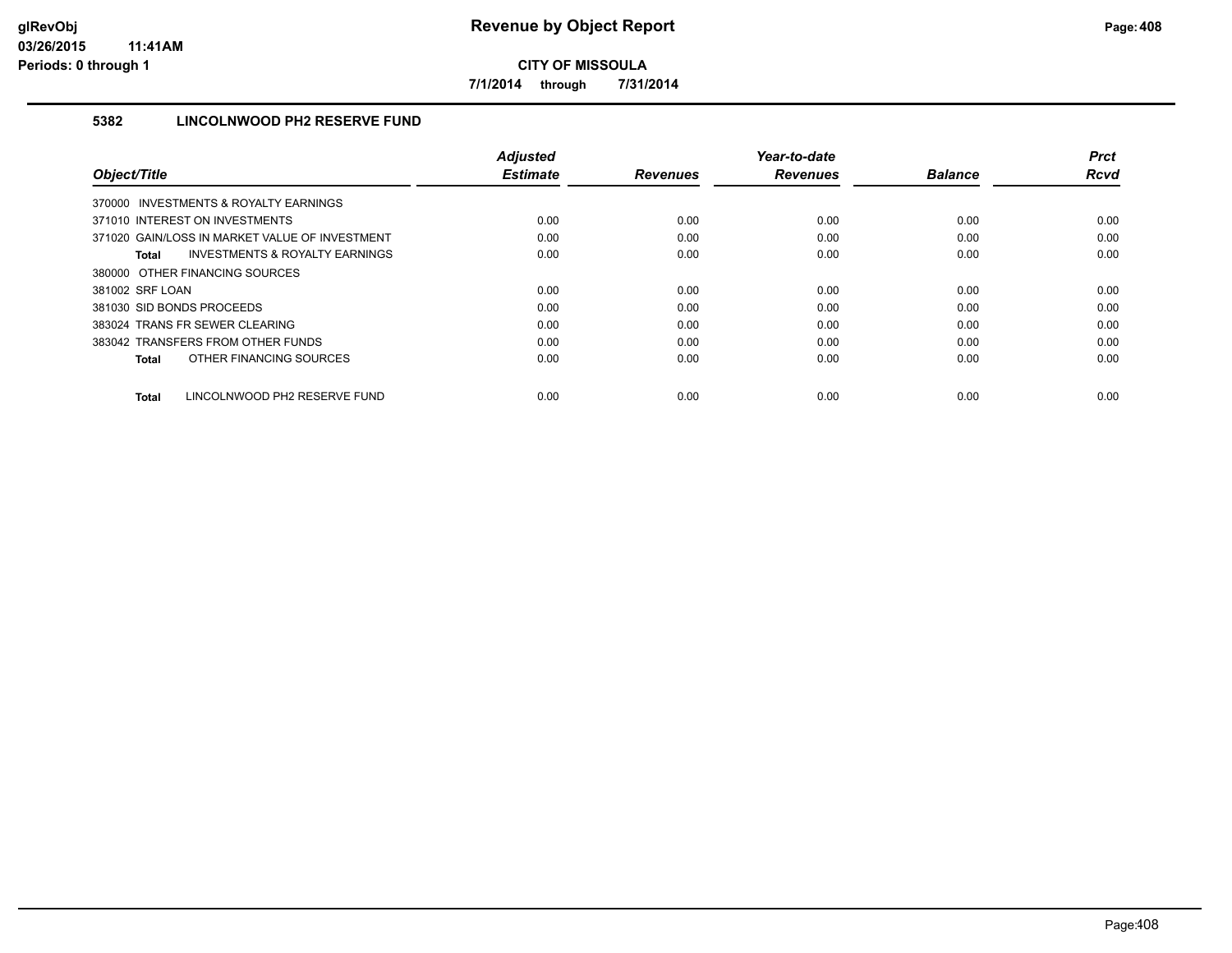# Revenue by Object Report

**CITY OF MISSOULA**

**7/1/2014 through 7/31/2014**

glRevObj
03/26/2015 11:41AM
Periods: 0 through 1

### 5382 LINCOLNWOOD PH2 RESERVE FUND

| Object/Title | Adjusted Estimate | Revenues | Year-to-date Revenues | Balance | Prct Rcvd |
|---|---|---|---|---|---|
| 370000 INVESTMENTS & ROYALTY EARNINGS | | | | | |
| 371010 INTEREST ON INVESTMENTS | 0.00 | 0.00 | 0.00 | 0.00 | 0.00 |
| 371020 GAIN/LOSS IN MARKET VALUE OF INVESTMENT | 0.00 | 0.00 | 0.00 | 0.00 | 0.00 |
| **Total** INVESTMENTS & ROYALTY EARNINGS | 0.00 | 0.00 | 0.00 | 0.00 | 0.00 |
| 380000 OTHER FINANCING SOURCES | | | | | |
| 381002 SRF LOAN | 0.00 | 0.00 | 0.00 | 0.00 | 0.00 |
| 381030 SID BONDS PROCEEDS | 0.00 | 0.00 | 0.00 | 0.00 | 0.00 |
| 383024 TRANS FR SEWER CLEARING | 0.00 | 0.00 | 0.00 | 0.00 | 0.00 |
| 383042 TRANSFERS FROM OTHER FUNDS | 0.00 | 0.00 | 0.00 | 0.00 | 0.00 |
| **Total** OTHER FINANCING SOURCES | 0.00 | 0.00 | 0.00 | 0.00 | 0.00 |
| **Total** LINCOLNWOOD PH2 RESERVE FUND | 0.00 | 0.00 | 0.00 | 0.00 | 0.00 |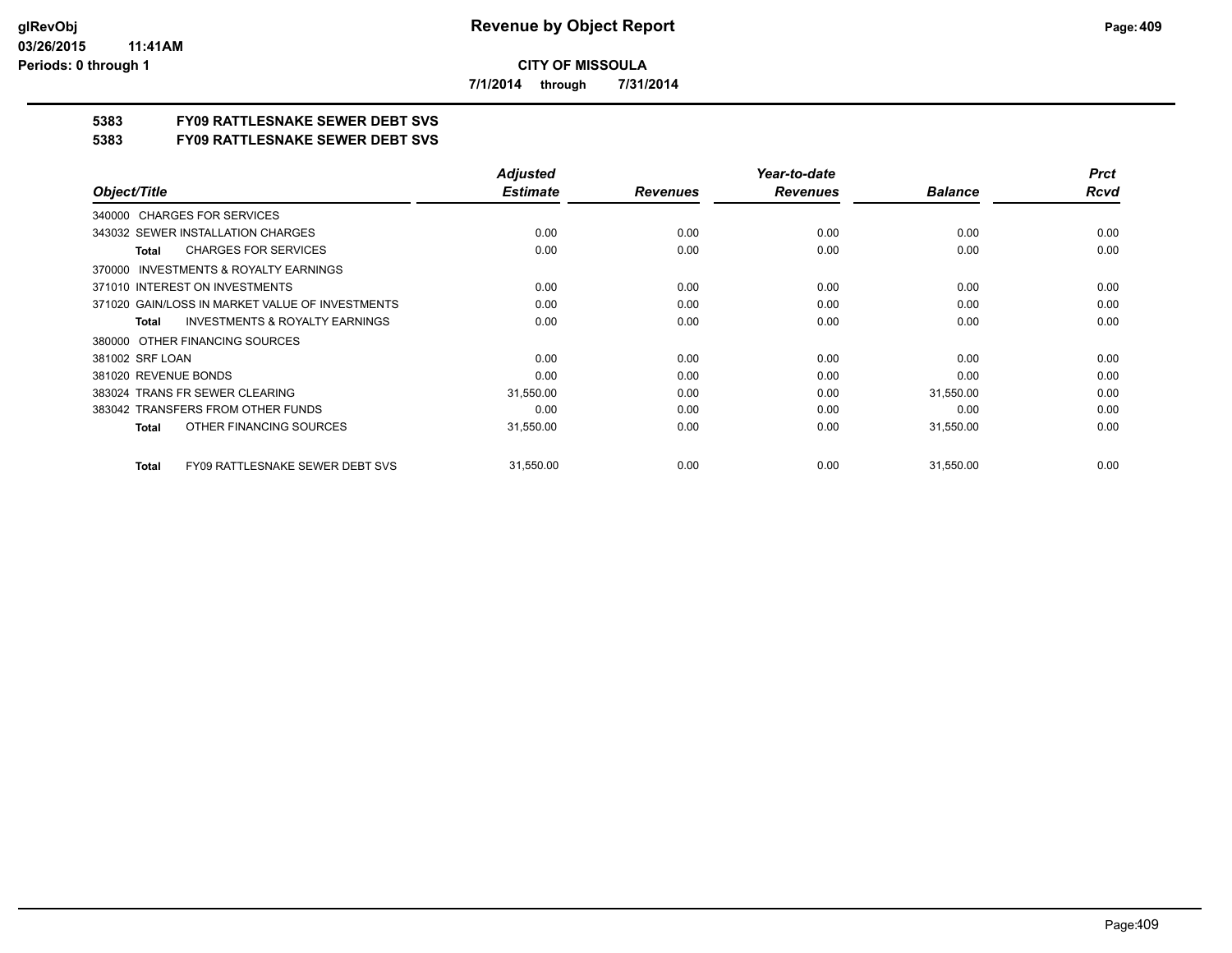**CITY OF MISSOULA**

**7/1/2014 through 7/31/2014**

## 5383 FY09 RATTLESNAKE SEWER DEBT SVS

## 5383 FY09 RATTLESNAKE SEWER DEBT SVS

| Object/Title | Adjusted Estimate | Revenues | Year-to-date Revenues | Balance | Prct Rcvd |
|---|---|---|---|---|---|
| 340000 CHARGES FOR SERVICES | | | | | |
| 343032 SEWER INSTALLATION CHARGES | 0.00 | 0.00 | 0.00 | 0.00 | 0.00 |
| **Total** CHARGES FOR SERVICES | 0.00 | 0.00 | 0.00 | 0.00 | 0.00 |
| 370000 INVESTMENTS & ROYALTY EARNINGS | | | | | |
| 371010 INTEREST ON INVESTMENTS | 0.00 | 0.00 | 0.00 | 0.00 | 0.00 |
| 371020 GAIN/LOSS IN MARKET VALUE OF INVESTMENTS | 0.00 | 0.00 | 0.00 | 0.00 | 0.00 |
| **Total** INVESTMENTS & ROYALTY EARNINGS | 0.00 | 0.00 | 0.00 | 0.00 | 0.00 |
| 380000 OTHER FINANCING SOURCES | | | | | |
| 381002 SRF LOAN | 0.00 | 0.00 | 0.00 | 0.00 | 0.00 |
| 381020 REVENUE BONDS | 0.00 | 0.00 | 0.00 | 0.00 | 0.00 |
| 383024 TRANS FR SEWER CLEARING | 31,550.00 | 0.00 | 0.00 | 31,550.00 | 0.00 |
| 383042 TRANSFERS FROM OTHER FUNDS | 0.00 | 0.00 | 0.00 | 0.00 | 0.00 |
| **Total** OTHER FINANCING SOURCES | 31,550.00 | 0.00 | 0.00 | 31,550.00 | 0.00 |
| **Total** FY09 RATTLESNAKE SEWER DEBT SVS | 31,550.00 | 0.00 | 0.00 | 31,550.00 | 0.00 |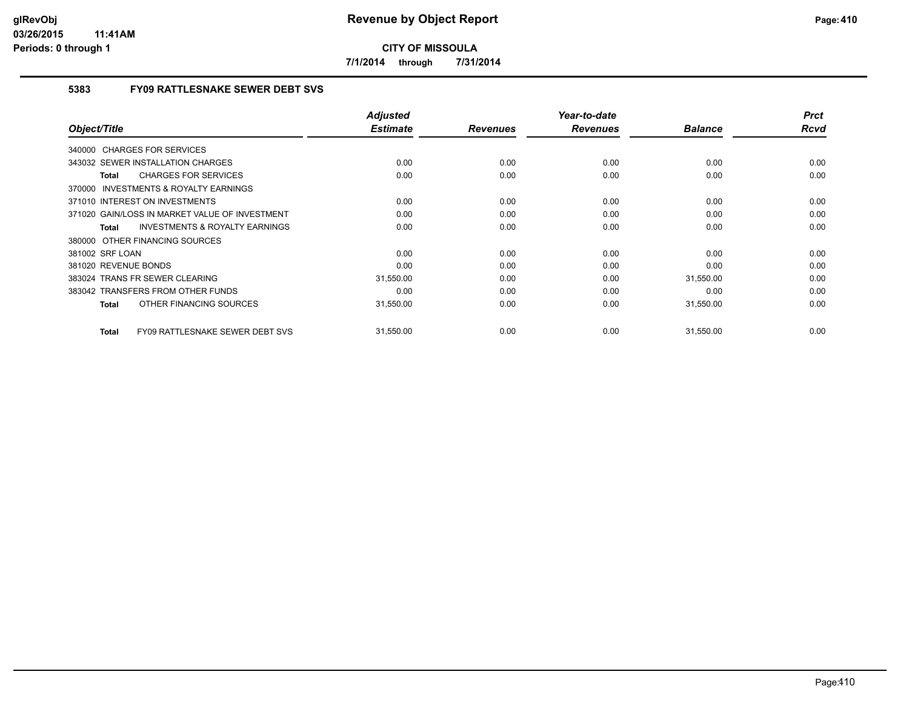**CITY OF MISSOULA**

**7/1/2014 through 7/31/2014**

### 5383 FY09 RATTLESNAKE SEWER DEBT SVS

| Object/Title | Adjusted Estimate | Revenues | Year-to-date Revenues | Balance | Prct Rcvd |
|---|---|---|---|---|---|
| 340000 CHARGES FOR SERVICES | | | | | |
| 343032 SEWER INSTALLATION CHARGES | 0.00 | 0.00 | 0.00 | 0.00 | 0.00 |
| **Total** CHARGES FOR SERVICES | 0.00 | 0.00 | 0.00 | 0.00 | 0.00 |
| 370000 INVESTMENTS & ROYALTY EARNINGS | | | | | |
| 371010 INTEREST ON INVESTMENTS | 0.00 | 0.00 | 0.00 | 0.00 | 0.00 |
| 371020 GAIN/LOSS IN MARKET VALUE OF INVESTMENT | 0.00 | 0.00 | 0.00 | 0.00 | 0.00 |
| **Total** INVESTMENTS & ROYALTY EARNINGS | 0.00 | 0.00 | 0.00 | 0.00 | 0.00 |
| 380000 OTHER FINANCING SOURCES | | | | | |
| 381002 SRF LOAN | 0.00 | 0.00 | 0.00 | 0.00 | 0.00 |
| 381020 REVENUE BONDS | 0.00 | 0.00 | 0.00 | 0.00 | 0.00 |
| 383024 TRANS FR SEWER CLEARING | 31,550.00 | 0.00 | 0.00 | 31,550.00 | 0.00 |
| 383042 TRANSFERS FROM OTHER FUNDS | 0.00 | 0.00 | 0.00 | 0.00 | 0.00 |
| **Total** OTHER FINANCING SOURCES | 31,550.00 | 0.00 | 0.00 | 31,550.00 | 0.00 |
| **Total** FY09 RATTLESNAKE SEWER DEBT SVS | 31,550.00 | 0.00 | 0.00 | 31,550.00 | 0.00 |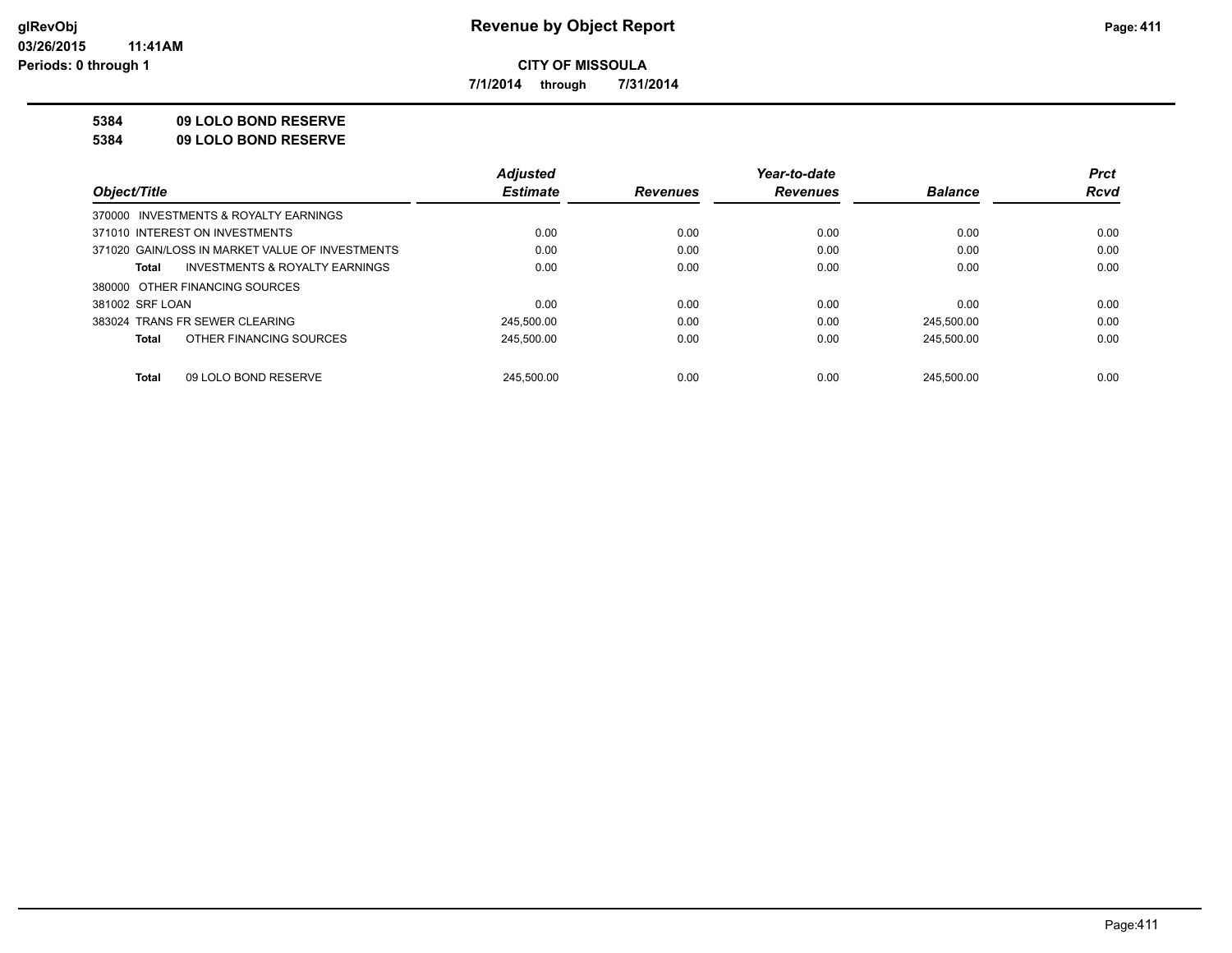**CITY OF MISSOULA**

**7/1/2014 through 7/31/2014**

**5384 09 LOLO BOND RESERVE**

**5384 09 LOLO BOND RESERVE**

| Object/Title | Adjusted Estimate | Revenues | Year-to-date Revenues | Balance | Prct Rcvd |
|---|---|---|---|---|---|
| 370000 INVESTMENTS & ROYALTY EARNINGS | | | | | |
| 371010 INTEREST ON INVESTMENTS | 0.00 | 0.00 | 0.00 | 0.00 | 0.00 |
| 371020 GAIN/LOSS IN MARKET VALUE OF INVESTMENTS | 0.00 | 0.00 | 0.00 | 0.00 | 0.00 |
| **Total** INVESTMENTS & ROYALTY EARNINGS | 0.00 | 0.00 | 0.00 | 0.00 | 0.00 |
| 380000 OTHER FINANCING SOURCES | | | | | |
| 381002 SRF LOAN | 0.00 | 0.00 | 0.00 | 0.00 | 0.00 |
| 383024 TRANS FR SEWER CLEARING | 245,500.00 | 0.00 | 0.00 | 245,500.00 | 0.00 |
| **Total** OTHER FINANCING SOURCES | 245,500.00 | 0.00 | 0.00 | 245,500.00 | 0.00 |
| **Total** 09 LOLO BOND RESERVE | 245,500.00 | 0.00 | 0.00 | 245,500.00 | 0.00 |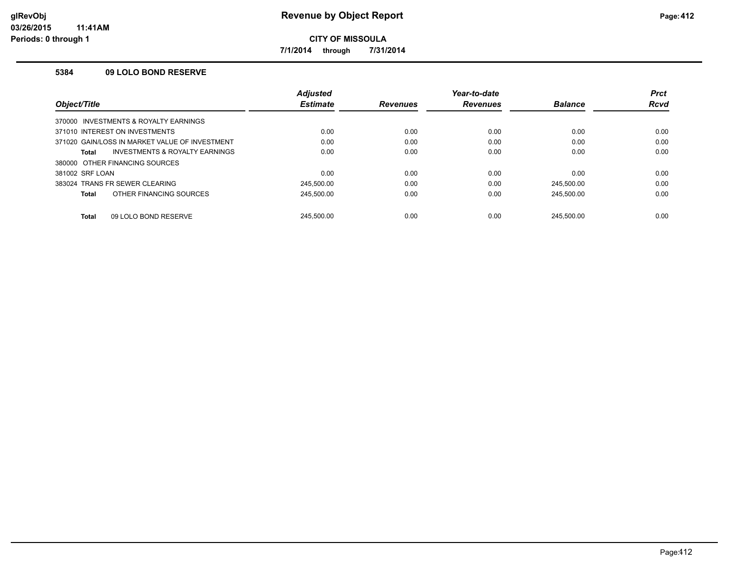# Revenue by Object Report

**CITY OF MISSOULA**

**7/1/2014 through 7/31/2014**

glRevObj
03/26/2015 11:41AM
Periods: 0 through 1

## 5384 09 LOLO BOND RESERVE

| Object/Title | Adjusted Estimate | Revenues | Year-to-date Revenues | Balance | Prct Rcvd |
|---|---|---|---|---|---|
| 370000 INVESTMENTS & ROYALTY EARNINGS | | | | | |
| 371010 INTEREST ON INVESTMENTS | 0.00 | 0.00 | 0.00 | 0.00 | 0.00 |
| 371020 GAIN/LOSS IN MARKET VALUE OF INVESTMENT | 0.00 | 0.00 | 0.00 | 0.00 | 0.00 |
| **Total** INVESTMENTS & ROYALTY EARNINGS | 0.00 | 0.00 | 0.00 | 0.00 | 0.00 |
| 380000 OTHER FINANCING SOURCES | | | | | |
| 381002 SRF LOAN | 0.00 | 0.00 | 0.00 | 0.00 | 0.00 |
| 383024 TRANS FR SEWER CLEARING | 245,500.00 | 0.00 | 0.00 | 245,500.00 | 0.00 |
| **Total** OTHER FINANCING SOURCES | 245,500.00 | 0.00 | 0.00 | 245,500.00 | 0.00 |
| **Total** 09 LOLO BOND RESERVE | 245,500.00 | 0.00 | 0.00 | 245,500.00 | 0.00 |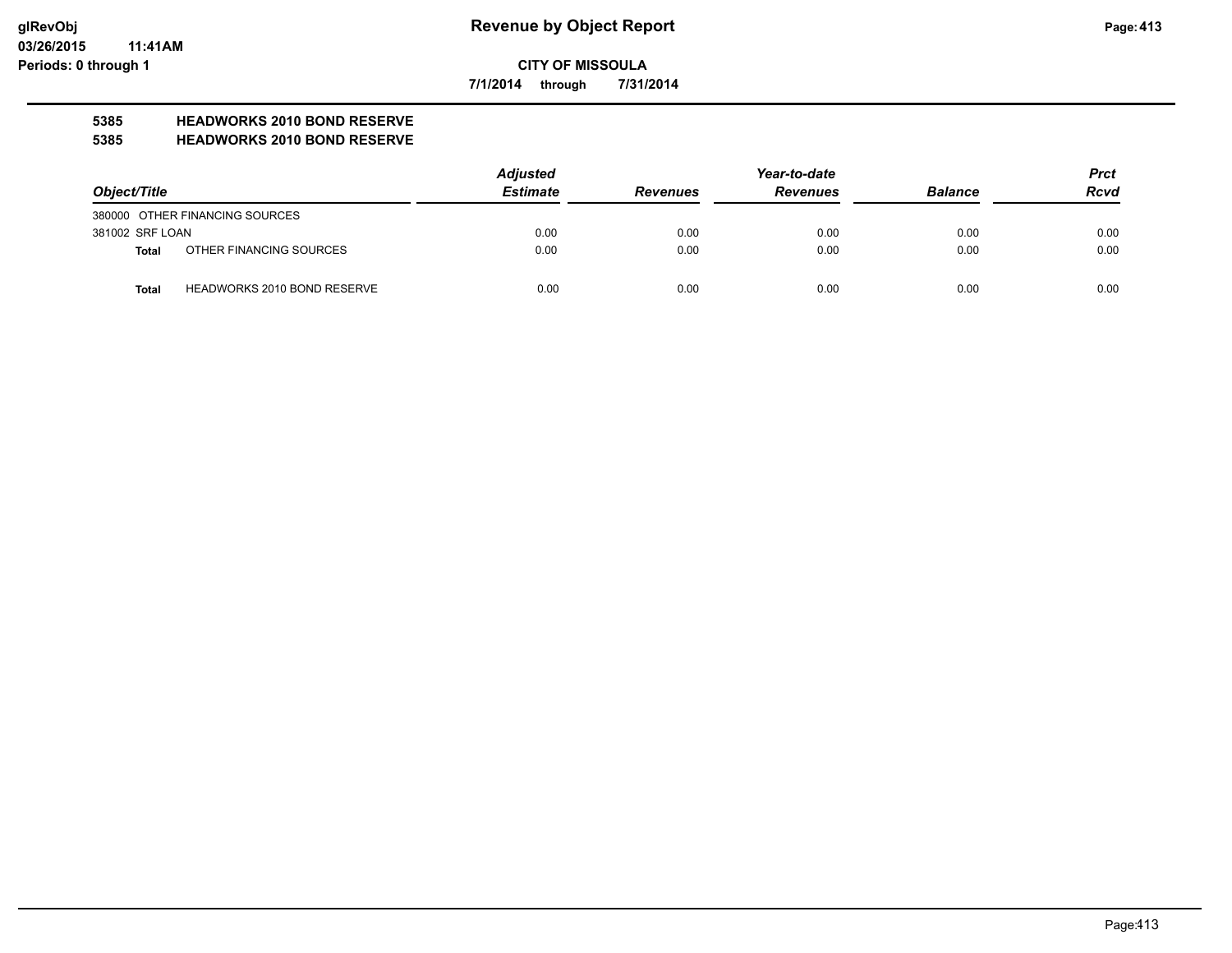# Revenue by Object Report

**CITY OF MISSOULA**

**7/1/2014 through 7/31/2014**

glRevObj
03/26/2015 11:41AM
Periods: 0 through 1

**5385 HEADWORKS 2010 BOND RESERVE**
**5385 HEADWORKS 2010 BOND RESERVE**

| Object/Title | Adjusted Estimate | Revenues | Year-to-date Revenues | Balance | Prct Rcvd |
|---|---|---|---|---|---|
| 380000 OTHER FINANCING SOURCES | | | | | |
| 381002 SRF LOAN | 0.00 | 0.00 | 0.00 | 0.00 | 0.00 |
| **Total** OTHER FINANCING SOURCES | 0.00 | 0.00 | 0.00 | 0.00 | 0.00 |
| **Total** HEADWORKS 2010 BOND RESERVE | 0.00 | 0.00 | 0.00 | 0.00 | 0.00 |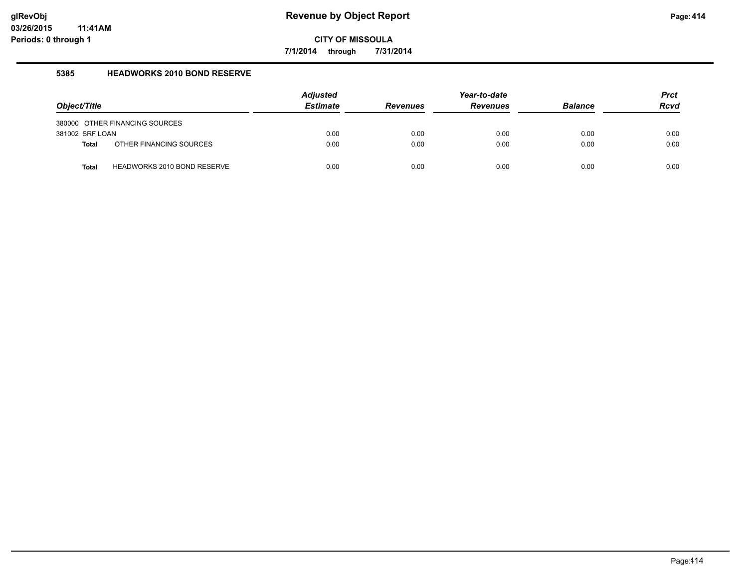**Revenue by Object Report**

**CITY OF MISSOULA**

**7/1/2014 through 7/31/2014**

glRevObj
03/26/2015 11:41AM
Periods: 0 through 1

### 5385 HEADWORKS 2010 BOND RESERVE

| Object/Title | | Adjusted Estimate | Revenues | Year-to-date Revenues | Balance | Prct Rcvd |
|---|---|---|---|---|---|---|
| 380000 OTHER FINANCING SOURCES | | | | | | |
| 381002 SRF LOAN | | 0.00 | 0.00 | 0.00 | 0.00 | 0.00 |
| **Total** | OTHER FINANCING SOURCES | 0.00 | 0.00 | 0.00 | 0.00 | 0.00 |
| **Total** | HEADWORKS 2010 BOND RESERVE | 0.00 | 0.00 | 0.00 | 0.00 | 0.00 |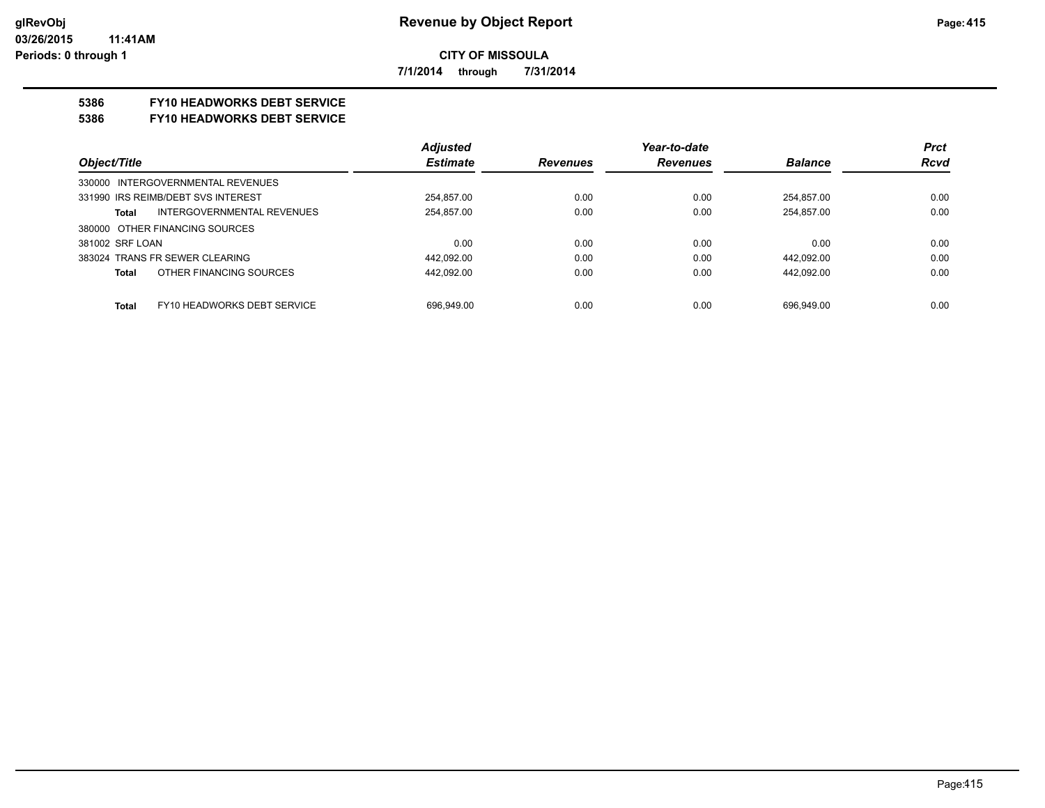**Revenue by Object Report**

**CITY OF MISSOULA**

**7/1/2014 through 7/31/2014**

glRevObj
03/26/2015 11:41AM
Periods: 0 through 1

## 5386 FY10 HEADWORKS DEBT SERVICE
## 5386 FY10 HEADWORKS DEBT SERVICE

| Object/Title | Adjusted Estimate | Revenues | Year-to-date Revenues | Balance | Prct Rcvd |
|---|---|---|---|---|---|
| 330000 INTERGOVERNMENTAL REVENUES | | | | | |
| 331990 IRS REIMB/DEBT SVS INTEREST | 254,857.00 | 0.00 | 0.00 | 254,857.00 | 0.00 |
| **Total** INTERGOVERNMENTAL REVENUES | 254,857.00 | 0.00 | 0.00 | 254,857.00 | 0.00 |
| 380000 OTHER FINANCING SOURCES | | | | | |
| 381002 SRF LOAN | 0.00 | 0.00 | 0.00 | 0.00 | 0.00 |
| 383024 TRANS FR SEWER CLEARING | 442,092.00 | 0.00 | 0.00 | 442,092.00 | 0.00 |
| **Total** OTHER FINANCING SOURCES | 442,092.00 | 0.00 | 0.00 | 442,092.00 | 0.00 |
| **Total** FY10 HEADWORKS DEBT SERVICE | 696,949.00 | 0.00 | 0.00 | 696,949.00 | 0.00 |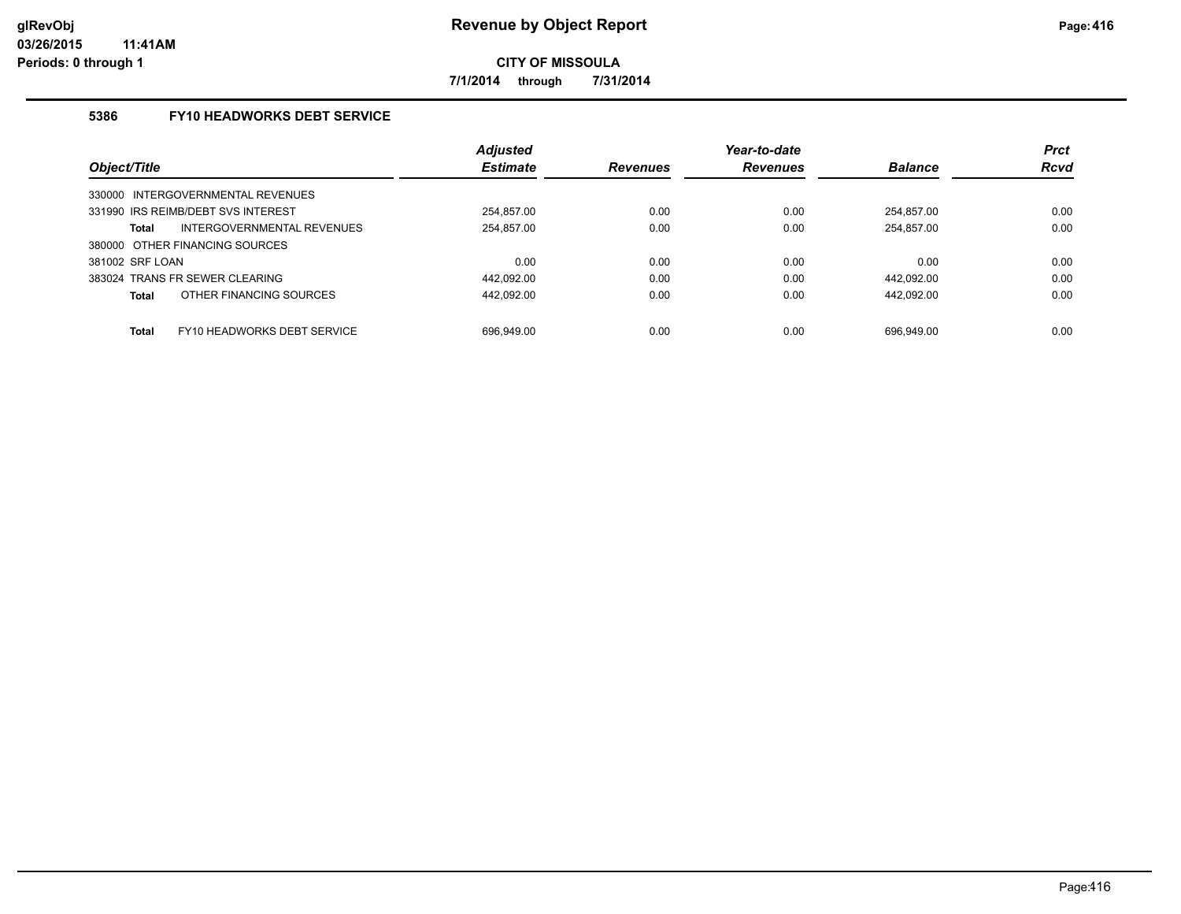**CITY OF MISSOULA**

**7/1/2014 through 7/31/2014**

## 5386 FY10 HEADWORKS DEBT SERVICE

| Object/Title | Adjusted Estimate | Revenues | Year-to-date Revenues | Balance | Prct Rcvd |
|---|---|---|---|---|---|
| 330000 INTERGOVERNMENTAL REVENUES | | | | | |
| 331990 IRS REIMB/DEBT SVS INTEREST | 254,857.00 | 0.00 | 0.00 | 254,857.00 | 0.00 |
| **Total** INTERGOVERNMENTAL REVENUES | 254,857.00 | 0.00 | 0.00 | 254,857.00 | 0.00 |
| 380000 OTHER FINANCING SOURCES | | | | | |
| 381002 SRF LOAN | 0.00 | 0.00 | 0.00 | 0.00 | 0.00 |
| 383024 TRANS FR SEWER CLEARING | 442,092.00 | 0.00 | 0.00 | 442,092.00 | 0.00 |
| **Total** OTHER FINANCING SOURCES | 442,092.00 | 0.00 | 0.00 | 442,092.00 | 0.00 |
| **Total** FY10 HEADWORKS DEBT SERVICE | 696,949.00 | 0.00 | 0.00 | 696,949.00 | 0.00 |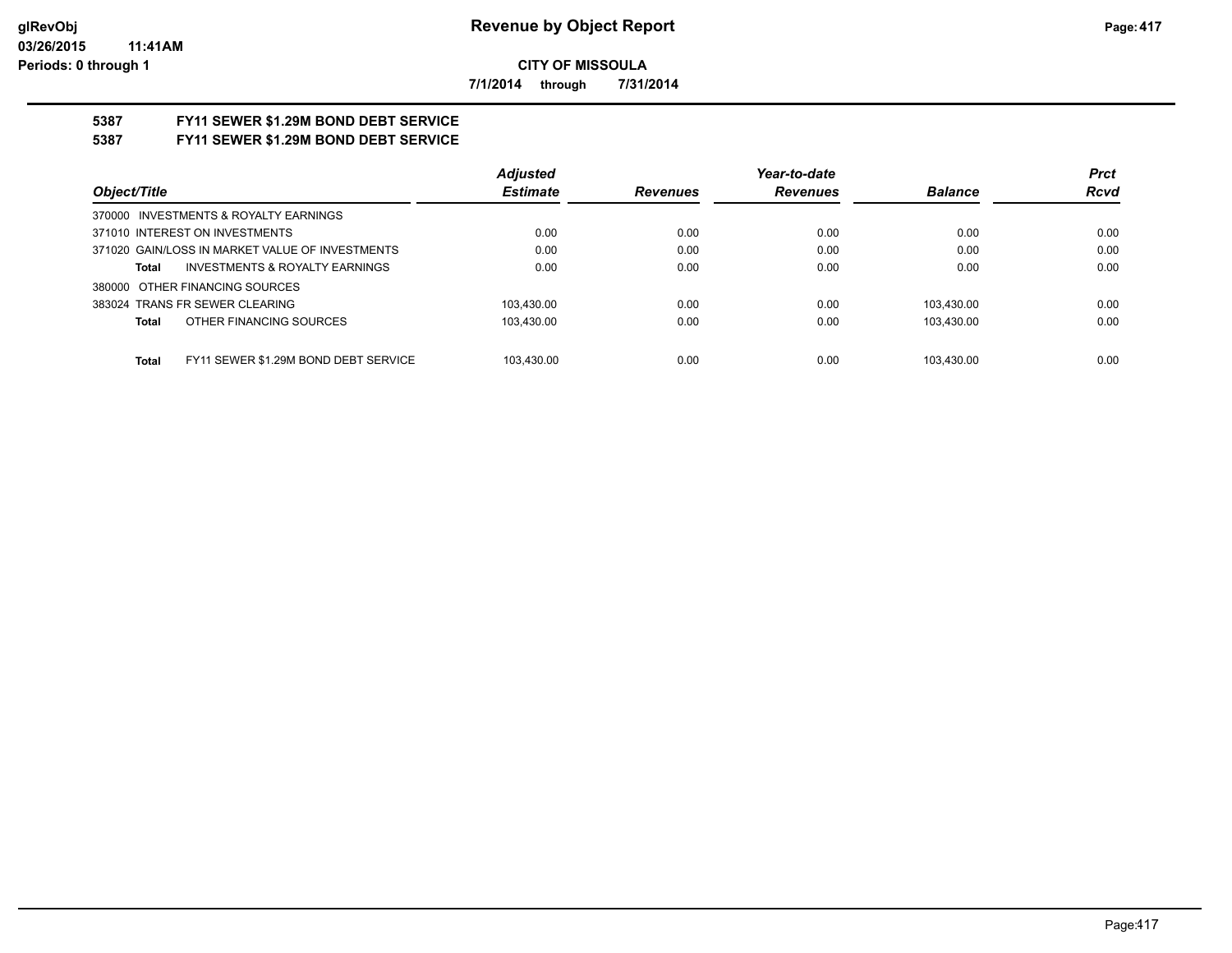**CITY OF MISSOULA**

**7/1/2014 through 7/31/2014**

## 5387 FY11 SEWER $1.29M BOND DEBT SERVICE

## 5387 FY11 SEWER $1.29M BOND DEBT SERVICE

| Object/Title | Adjusted Estimate | Revenues | Year-to-date Revenues | Balance | Prct Rcvd |
|---|---|---|---|---|---|
| 370000 INVESTMENTS & ROYALTY EARNINGS | | | | | |
| 371010 INTEREST ON INVESTMENTS | 0.00 | 0.00 | 0.00 | 0.00 | 0.00 |
| 371020 GAIN/LOSS IN MARKET VALUE OF INVESTMENTS | 0.00 | 0.00 | 0.00 | 0.00 | 0.00 |
| **Total** INVESTMENTS & ROYALTY EARNINGS | 0.00 | 0.00 | 0.00 | 0.00 | 0.00 |
| 380000 OTHER FINANCING SOURCES | | | | | |
| 383024 TRANS FR SEWER CLEARING | 103,430.00 | 0.00 | 0.00 | 103,430.00 | 0.00 |
| **Total** OTHER FINANCING SOURCES | 103,430.00 | 0.00 | 0.00 | 103,430.00 | 0.00 |
| **Total** FY11 SEWER $1.29M BOND DEBT SERVICE | 103,430.00 | 0.00 | 0.00 | 103,430.00 | 0.00 |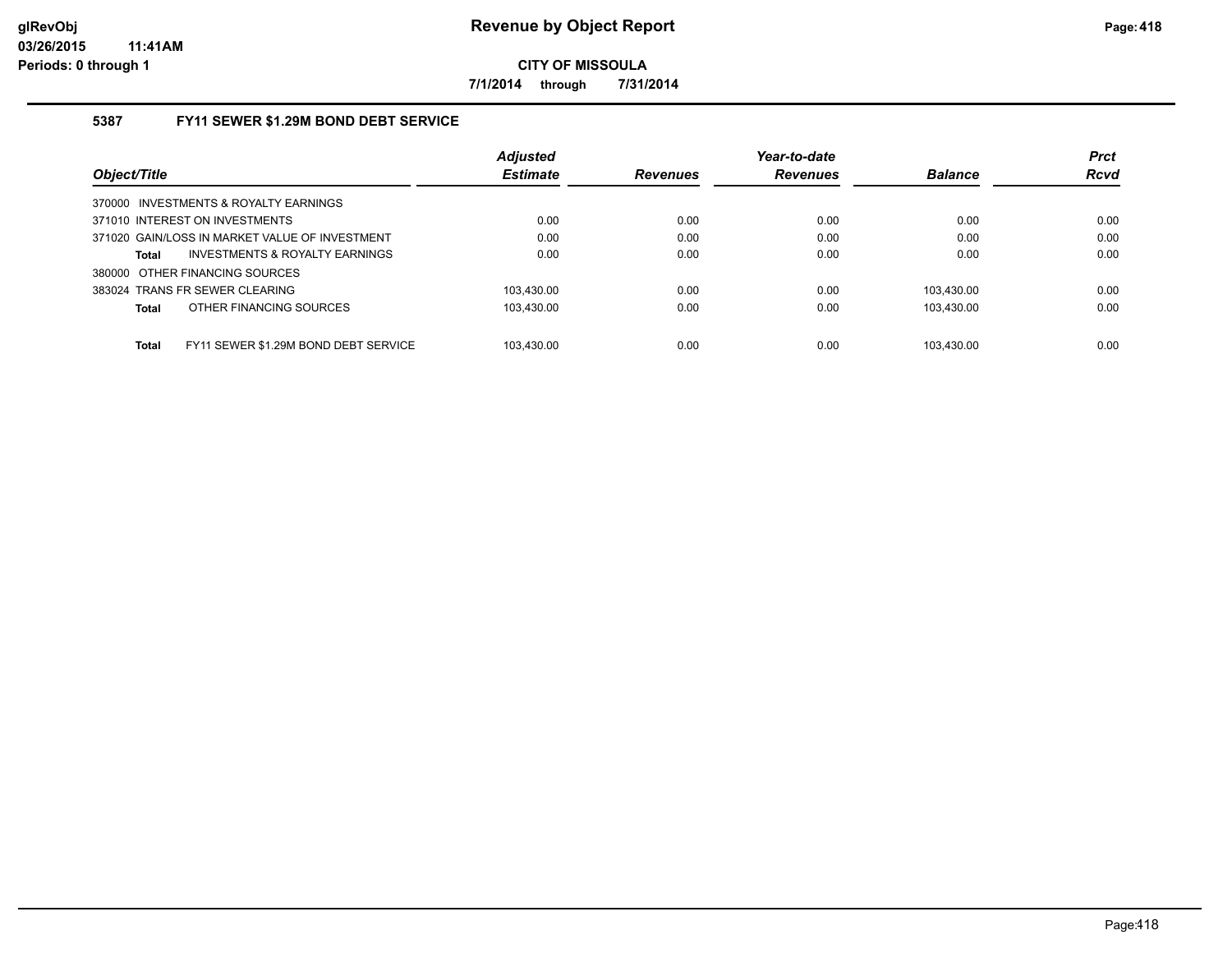# Revenue by Object Report

**CITY OF MISSOULA**

**7/1/2014 through 7/31/2014**

glRevObj
03/26/2015 11:41AM
Periods: 0 through 1

### 5387 FY11 SEWER $1.29M BOND DEBT SERVICE

| Object/Title | Adjusted Estimate | Revenues | Year-to-date Revenues | Balance | Prct Rcvd |
|---|---|---|---|---|---|
| 370000 INVESTMENTS & ROYALTY EARNINGS | | | | | |
| 371010 INTEREST ON INVESTMENTS | 0.00 | 0.00 | 0.00 | 0.00 | 0.00 |
| 371020 GAIN/LOSS IN MARKET VALUE OF INVESTMENT | 0.00 | 0.00 | 0.00 | 0.00 | 0.00 |
| **Total** INVESTMENTS & ROYALTY EARNINGS | 0.00 | 0.00 | 0.00 | 0.00 | 0.00 |
| 380000 OTHER FINANCING SOURCES | | | | | |
| 383024 TRANS FR SEWER CLEARING | 103,430.00 | 0.00 | 0.00 | 103,430.00 | 0.00 |
| **Total** OTHER FINANCING SOURCES | 103,430.00 | 0.00 | 0.00 | 103,430.00 | 0.00 |
| **Total** FY11 SEWER $1.29M BOND DEBT SERVICE | 103,430.00 | 0.00 | 0.00 | 103,430.00 | 0.00 |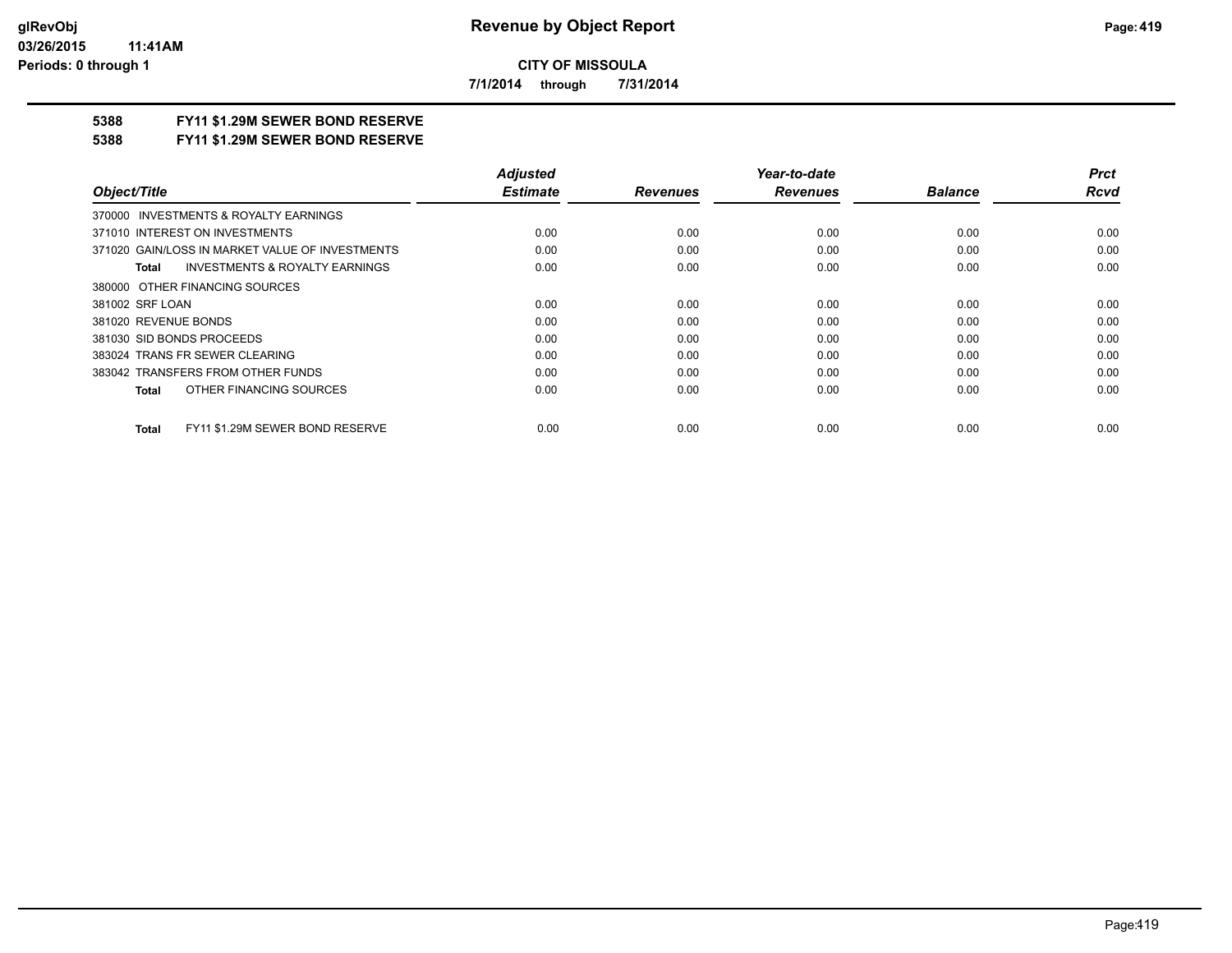**CITY OF MISSOULA**

**7/1/2014 through 7/31/2014**

**5388 FY11 $1.29M SEWER BOND RESERVE**

**5388 FY11 $1.29M SEWER BOND RESERVE**

| Object/Title | Adjusted Estimate | Revenues | Year-to-date Revenues | Balance | Prct Rcvd |
|---|---|---|---|---|---|
| 370000 INVESTMENTS & ROYALTY EARNINGS | | | | | |
| 371010 INTEREST ON INVESTMENTS | 0.00 | 0.00 | 0.00 | 0.00 | 0.00 |
| 371020 GAIN/LOSS IN MARKET VALUE OF INVESTMENTS | 0.00 | 0.00 | 0.00 | 0.00 | 0.00 |
| **Total** INVESTMENTS & ROYALTY EARNINGS | 0.00 | 0.00 | 0.00 | 0.00 | 0.00 |
| 380000 OTHER FINANCING SOURCES | | | | | |
| 381002 SRF LOAN | 0.00 | 0.00 | 0.00 | 0.00 | 0.00 |
| 381020 REVENUE BONDS | 0.00 | 0.00 | 0.00 | 0.00 | 0.00 |
| 381030 SID BONDS PROCEEDS | 0.00 | 0.00 | 0.00 | 0.00 | 0.00 |
| 383024 TRANS FR SEWER CLEARING | 0.00 | 0.00 | 0.00 | 0.00 | 0.00 |
| 383042 TRANSFERS FROM OTHER FUNDS | 0.00 | 0.00 | 0.00 | 0.00 | 0.00 |
| **Total** OTHER FINANCING SOURCES | 0.00 | 0.00 | 0.00 | 0.00 | 0.00 |
| **Total** FY11 $1.29M SEWER BOND RESERVE | 0.00 | 0.00 | 0.00 | 0.00 | 0.00 |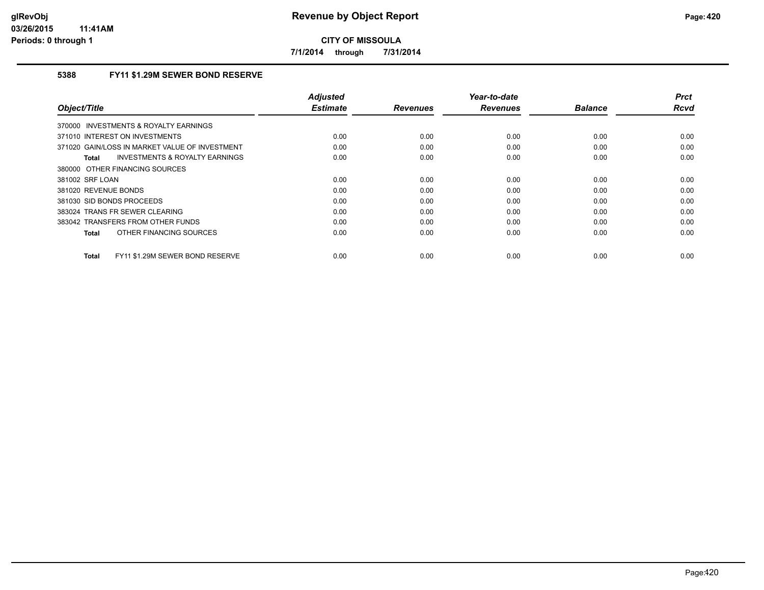# Revenue by Object Report

**CITY OF MISSOULA**

**7/1/2014 through 7/31/2014**

glRevObj
03/26/2015 11:41AM
Periods: 0 through 1

### 5388 FY11 $1.29M SEWER BOND RESERVE

| Object/Title | Adjusted Estimate | Revenues | Year-to-date Revenues | Balance | Prct Rcvd |
|---|---|---|---|---|---|
| 370000 INVESTMENTS & ROYALTY EARNINGS | | | | | |
| 371010 INTEREST ON INVESTMENTS | 0.00 | 0.00 | 0.00 | 0.00 | 0.00 |
| 371020 GAIN/LOSS IN MARKET VALUE OF INVESTMENT | 0.00 | 0.00 | 0.00 | 0.00 | 0.00 |
| **Total** INVESTMENTS & ROYALTY EARNINGS | 0.00 | 0.00 | 0.00 | 0.00 | 0.00 |
| 380000 OTHER FINANCING SOURCES | | | | | |
| 381002 SRF LOAN | 0.00 | 0.00 | 0.00 | 0.00 | 0.00 |
| 381020 REVENUE BONDS | 0.00 | 0.00 | 0.00 | 0.00 | 0.00 |
| 381030 SID BONDS PROCEEDS | 0.00 | 0.00 | 0.00 | 0.00 | 0.00 |
| 383024 TRANS FR SEWER CLEARING | 0.00 | 0.00 | 0.00 | 0.00 | 0.00 |
| 383042 TRANSFERS FROM OTHER FUNDS | 0.00 | 0.00 | 0.00 | 0.00 | 0.00 |
| **Total** OTHER FINANCING SOURCES | 0.00 | 0.00 | 0.00 | 0.00 | 0.00 |
| **Total** FY11 $1.29M SEWER BOND RESERVE | 0.00 | 0.00 | 0.00 | 0.00 | 0.00 |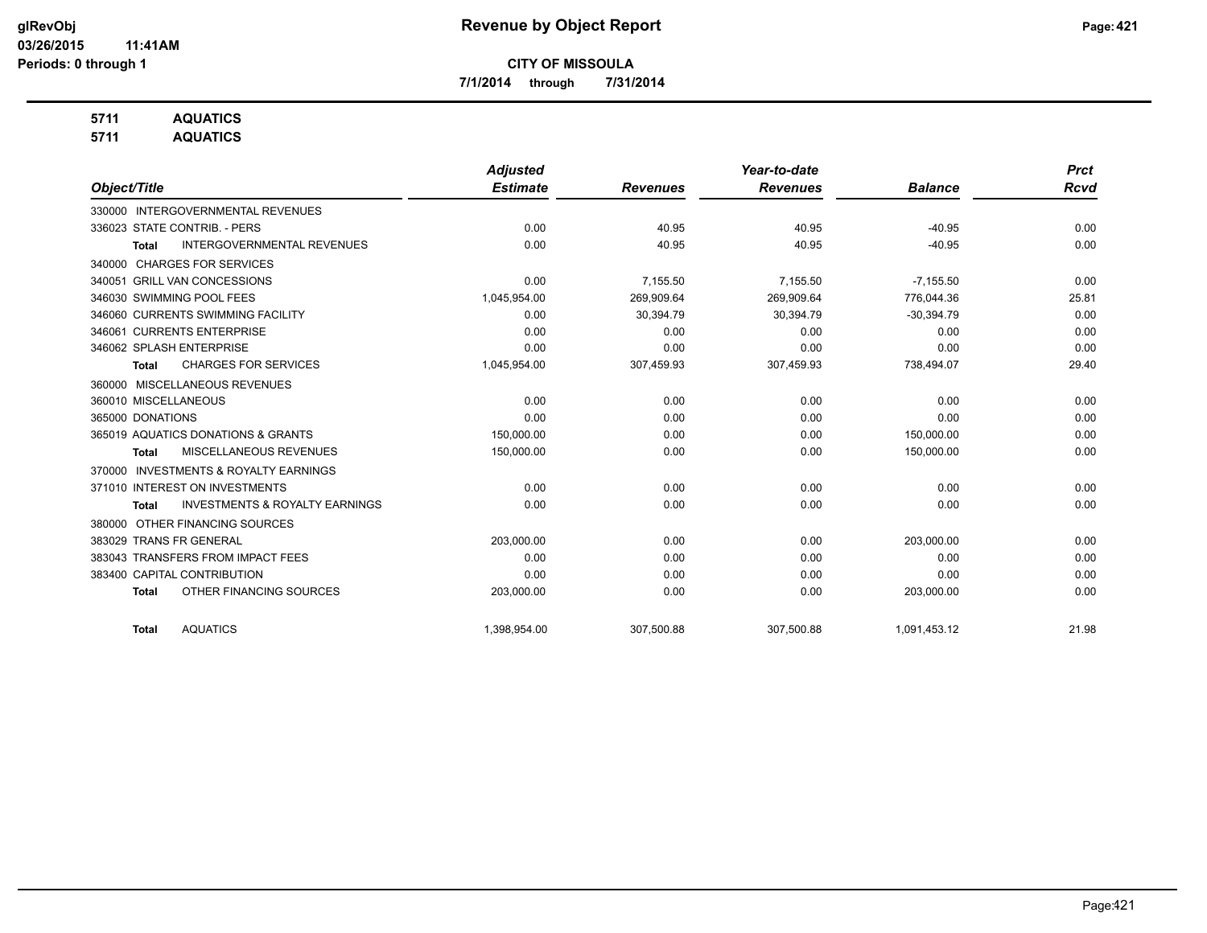# Revenue by Object Report

**CITY OF MISSOULA**

**7/1/2014 through 7/31/2014**

glRevObj
03/26/2015 11:41AM
Periods: 0 through 1

**5711 AQUATICS**
**5711 AQUATICS**

| Object/Title | Adjusted Estimate | Revenues | Year-to-date Revenues | Balance | Prct Rcvd |
|---|---|---|---|---|---|
| 330000 INTERGOVERNMENTAL REVENUES | | | | | |
| 336023 STATE CONTRIB. - PERS | 0.00 | 40.95 | 40.95 | -40.95 | 0.00 |
| **Total** INTERGOVERNMENTAL REVENUES | 0.00 | 40.95 | 40.95 | -40.95 | 0.00 |
| 340000 CHARGES FOR SERVICES | | | | | |
| 340051 GRILL VAN CONCESSIONS | 0.00 | 7,155.50 | 7,155.50 | -7,155.50 | 0.00 |
| 346030 SWIMMING POOL FEES | 1,045,954.00 | 269,909.64 | 269,909.64 | 776,044.36 | 25.81 |
| 346060 CURRENTS SWIMMING FACILITY | 0.00 | 30,394.79 | 30,394.79 | -30,394.79 | 0.00 |
| 346061 CURRENTS ENTERPRISE | 0.00 | 0.00 | 0.00 | 0.00 | 0.00 |
| 346062 SPLASH ENTERPRISE | 0.00 | 0.00 | 0.00 | 0.00 | 0.00 |
| **Total** CHARGES FOR SERVICES | 1,045,954.00 | 307,459.93 | 307,459.93 | 738,494.07 | 29.40 |
| 360000 MISCELLANEOUS REVENUES | | | | | |
| 360010 MISCELLANEOUS | 0.00 | 0.00 | 0.00 | 0.00 | 0.00 |
| 365000 DONATIONS | 0.00 | 0.00 | 0.00 | 0.00 | 0.00 |
| 365019 AQUATICS DONATIONS & GRANTS | 150,000.00 | 0.00 | 0.00 | 150,000.00 | 0.00 |
| **Total** MISCELLANEOUS REVENUES | 150,000.00 | 0.00 | 0.00 | 150,000.00 | 0.00 |
| 370000 INVESTMENTS & ROYALTY EARNINGS | | | | | |
| 371010 INTEREST ON INVESTMENTS | 0.00 | 0.00 | 0.00 | 0.00 | 0.00 |
| **Total** INVESTMENTS & ROYALTY EARNINGS | 0.00 | 0.00 | 0.00 | 0.00 | 0.00 |
| 380000 OTHER FINANCING SOURCES | | | | | |
| 383029 TRANS FR GENERAL | 203,000.00 | 0.00 | 0.00 | 203,000.00 | 0.00 |
| 383043 TRANSFERS FROM IMPACT FEES | 0.00 | 0.00 | 0.00 | 0.00 | 0.00 |
| 383400 CAPITAL CONTRIBUTION | 0.00 | 0.00 | 0.00 | 0.00 | 0.00 |
| **Total** OTHER FINANCING SOURCES | 203,000.00 | 0.00 | 0.00 | 203,000.00 | 0.00 |
| **Total** AQUATICS | 1,398,954.00 | 307,500.88 | 307,500.88 | 1,091,453.12 | 21.98 |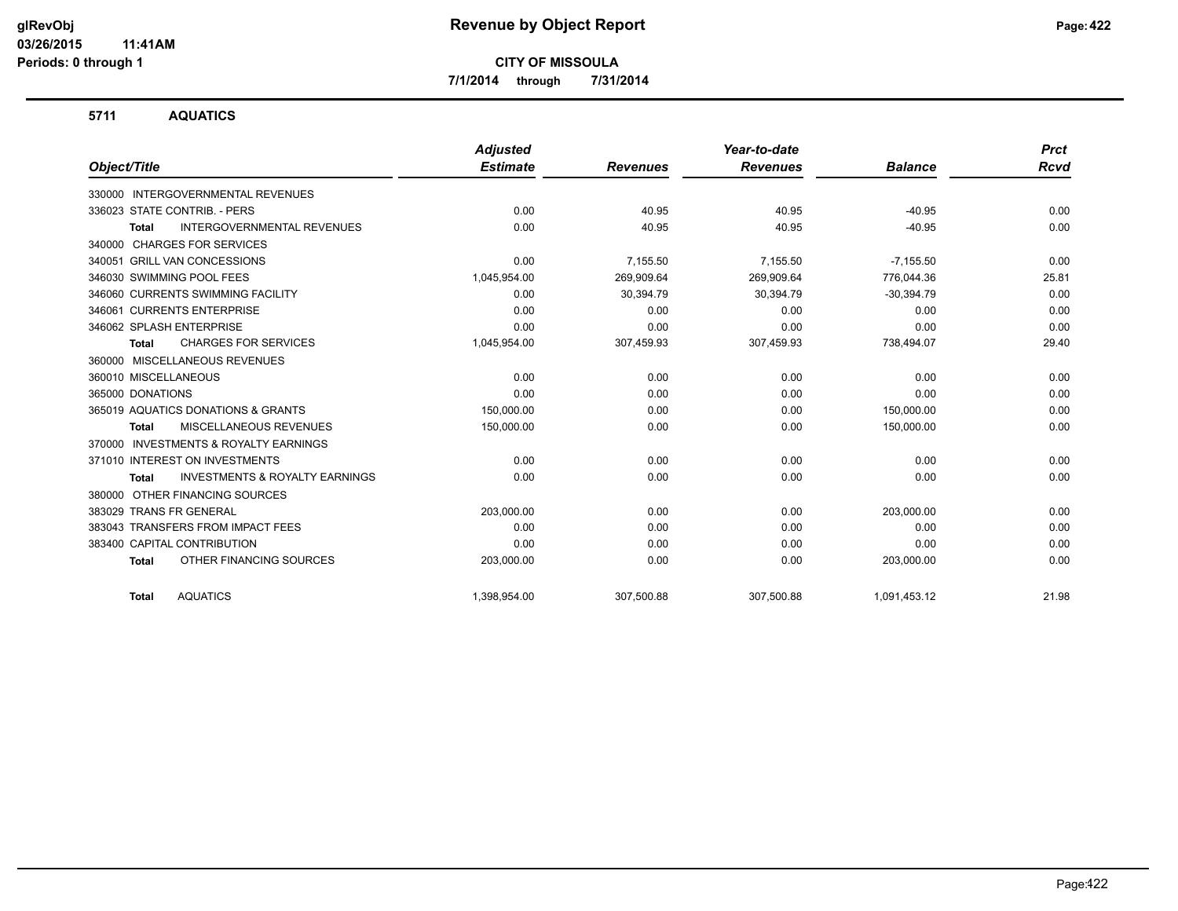# Revenue by Object Report

**CITY OF MISSOULA**

**7/1/2014 through 7/31/2014**

glRevObj
03/26/2015 11:41AM
Periods: 0 through 1

## 5711 AQUATICS

| Object/Title | Adjusted Estimate | Revenues | Year-to-date Revenues | Balance | Prct Rcvd |
|---|---|---|---|---|---|
| 330000 INTERGOVERNMENTAL REVENUES | | | | | |
| 336023 STATE CONTRIB. - PERS | 0.00 | 40.95 | 40.95 | -40.95 | 0.00 |
| **Total** INTERGOVERNMENTAL REVENUES | 0.00 | 40.95 | 40.95 | -40.95 | 0.00 |
| 340000 CHARGES FOR SERVICES | | | | | |
| 340051 GRILL VAN CONCESSIONS | 0.00 | 7,155.50 | 7,155.50 | -7,155.50 | 0.00 |
| 346030 SWIMMING POOL FEES | 1,045,954.00 | 269,909.64 | 269,909.64 | 776,044.36 | 25.81 |
| 346060 CURRENTS SWIMMING FACILITY | 0.00 | 30,394.79 | 30,394.79 | -30,394.79 | 0.00 |
| 346061 CURRENTS ENTERPRISE | 0.00 | 0.00 | 0.00 | 0.00 | 0.00 |
| 346062 SPLASH ENTERPRISE | 0.00 | 0.00 | 0.00 | 0.00 | 0.00 |
| **Total** CHARGES FOR SERVICES | 1,045,954.00 | 307,459.93 | 307,459.93 | 738,494.07 | 29.40 |
| 360000 MISCELLANEOUS REVENUES | | | | | |
| 360010 MISCELLANEOUS | 0.00 | 0.00 | 0.00 | 0.00 | 0.00 |
| 365000 DONATIONS | 0.00 | 0.00 | 0.00 | 0.00 | 0.00 |
| 365019 AQUATICS DONATIONS & GRANTS | 150,000.00 | 0.00 | 0.00 | 150,000.00 | 0.00 |
| **Total** MISCELLANEOUS REVENUES | 150,000.00 | 0.00 | 0.00 | 150,000.00 | 0.00 |
| 370000 INVESTMENTS & ROYALTY EARNINGS | | | | | |
| 371010 INTEREST ON INVESTMENTS | 0.00 | 0.00 | 0.00 | 0.00 | 0.00 |
| **Total** INVESTMENTS & ROYALTY EARNINGS | 0.00 | 0.00 | 0.00 | 0.00 | 0.00 |
| 380000 OTHER FINANCING SOURCES | | | | | |
| 383029 TRANS FR GENERAL | 203,000.00 | 0.00 | 0.00 | 203,000.00 | 0.00 |
| 383043 TRANSFERS FROM IMPACT FEES | 0.00 | 0.00 | 0.00 | 0.00 | 0.00 |
| 383400 CAPITAL CONTRIBUTION | 0.00 | 0.00 | 0.00 | 0.00 | 0.00 |
| **Total** OTHER FINANCING SOURCES | 203,000.00 | 0.00 | 0.00 | 203,000.00 | 0.00 |
| **Total** AQUATICS | 1,398,954.00 | 307,500.88 | 307,500.88 | 1,091,453.12 | 21.98 |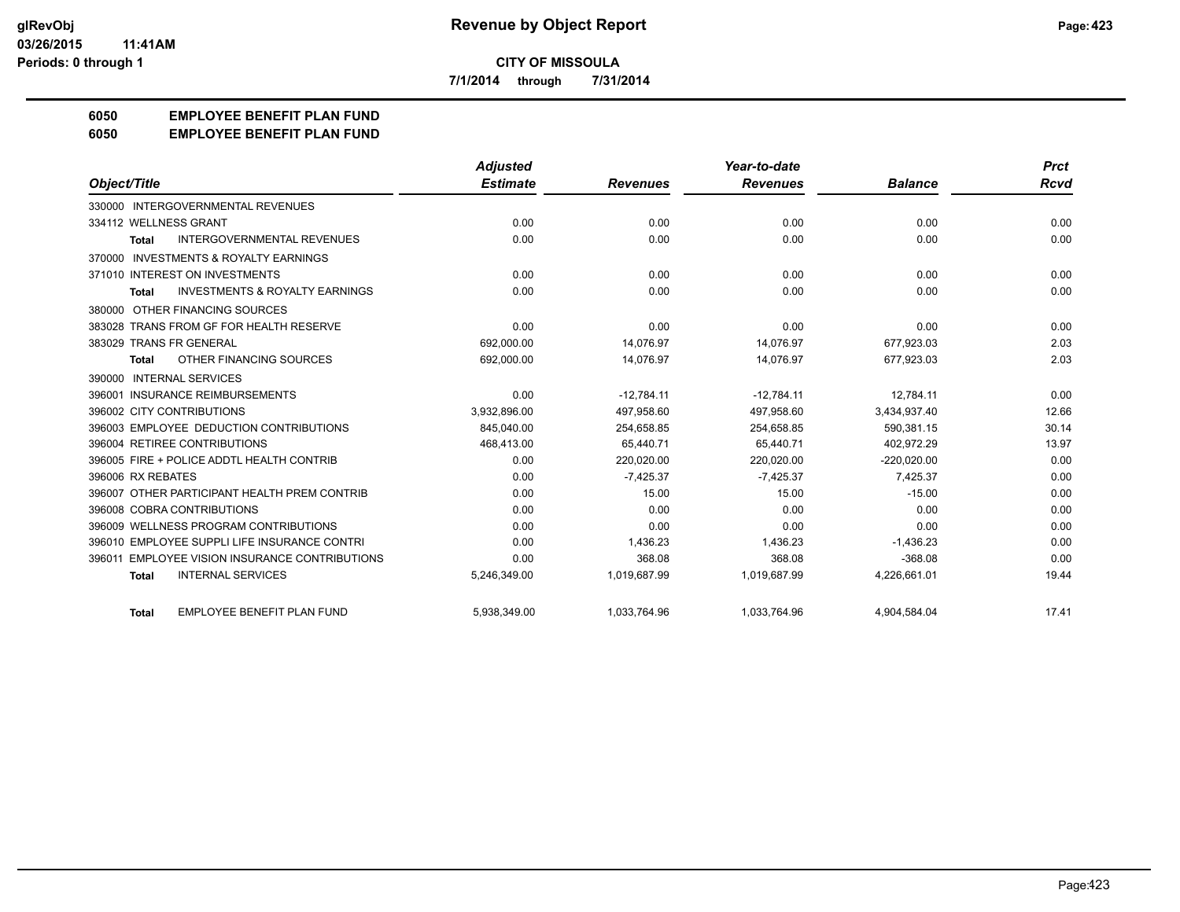# Revenue by Object Report

**CITY OF MISSOULA**

**7/1/2014 through 7/31/2014**

glRevObj
03/26/2015 11:41AM
Periods: 0 through 1

## 6050 EMPLOYEE BENEFIT PLAN FUND
## 6050 EMPLOYEE BENEFIT PLAN FUND

| Object/Title | Adjusted Estimate | Revenues | Year-to-date Revenues | Balance | Prct Rcvd |
|---|---|---|---|---|---|
| 330000 INTERGOVERNMENTAL REVENUES | | | | | |
| 334112 WELLNESS GRANT | 0.00 | 0.00 | 0.00 | 0.00 | 0.00 |
| **Total** INTERGOVERNMENTAL REVENUES | 0.00 | 0.00 | 0.00 | 0.00 | 0.00 |
| 370000 INVESTMENTS & ROYALTY EARNINGS | | | | | |
| 371010 INTEREST ON INVESTMENTS | 0.00 | 0.00 | 0.00 | 0.00 | 0.00 |
| **Total** INVESTMENTS & ROYALTY EARNINGS | 0.00 | 0.00 | 0.00 | 0.00 | 0.00 |
| 380000 OTHER FINANCING SOURCES | | | | | |
| 383028 TRANS FROM GF FOR HEALTH RESERVE | 0.00 | 0.00 | 0.00 | 0.00 | 0.00 |
| 383029 TRANS FR GENERAL | 692,000.00 | 14,076.97 | 14,076.97 | 677,923.03 | 2.03 |
| **Total** OTHER FINANCING SOURCES | 692,000.00 | 14,076.97 | 14,076.97 | 677,923.03 | 2.03 |
| 390000 INTERNAL SERVICES | | | | | |
| 396001 INSURANCE REIMBURSEMENTS | 0.00 | -12,784.11 | -12,784.11 | 12,784.11 | 0.00 |
| 396002 CITY CONTRIBUTIONS | 3,932,896.00 | 497,958.60 | 497,958.60 | 3,434,937.40 | 12.66 |
| 396003 EMPLOYEE DEDUCTION CONTRIBUTIONS | 845,040.00 | 254,658.85 | 254,658.85 | 590,381.15 | 30.14 |
| 396004 RETIREE CONTRIBUTIONS | 468,413.00 | 65,440.71 | 65,440.71 | 402,972.29 | 13.97 |
| 396005 FIRE + POLICE ADDTL HEALTH CONTRIB | 0.00 | 220,020.00 | 220,020.00 | -220,020.00 | 0.00 |
| 396006 RX REBATES | 0.00 | -7,425.37 | -7,425.37 | 7,425.37 | 0.00 |
| 396007 OTHER PARTICIPANT HEALTH PREM CONTRIB | 0.00 | 15.00 | 15.00 | -15.00 | 0.00 |
| 396008 COBRA CONTRIBUTIONS | 0.00 | 0.00 | 0.00 | 0.00 | 0.00 |
| 396009 WELLNESS PROGRAM CONTRIBUTIONS | 0.00 | 0.00 | 0.00 | 0.00 | 0.00 |
| 396010 EMPLOYEE SUPPLI LIFE INSURANCE CONTRI | 0.00 | 1,436.23 | 1,436.23 | -1,436.23 | 0.00 |
| 396011 EMPLOYEE VISION INSURANCE CONTRIBUTIONS | 0.00 | 368.08 | 368.08 | -368.08 | 0.00 |
| **Total** INTERNAL SERVICES | 5,246,349.00 | 1,019,687.99 | 1,019,687.99 | 4,226,661.01 | 19.44 |
| **Total** EMPLOYEE BENEFIT PLAN FUND | 5,938,349.00 | 1,033,764.96 | 1,033,764.96 | 4,904,584.04 | 17.41 |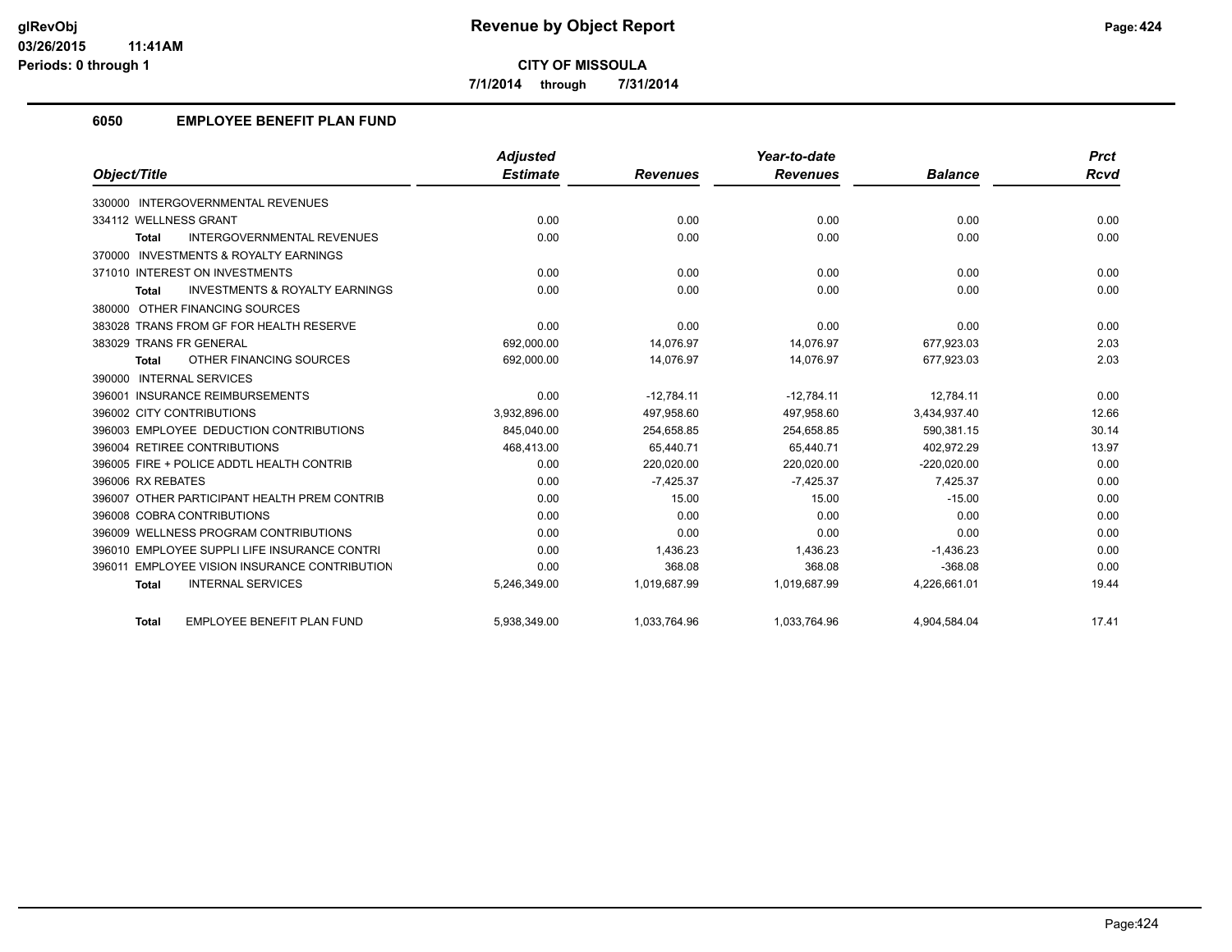# Revenue by Object Report

glRevObj
03/26/2015 11:41AM
Periods: 0 through 1

**CITY OF MISSOULA**

**7/1/2014 through 7/31/2014**

## 6050 EMPLOYEE BENEFIT PLAN FUND

| Object/Title | Adjusted Estimate | Revenues | Year-to-date Revenues | Balance | Prct Rcvd |
|---|---|---|---|---|---|
| 330000 INTERGOVERNMENTAL REVENUES | | | | | |
| 334112 WELLNESS GRANT | 0.00 | 0.00 | 0.00 | 0.00 | 0.00 |
| **Total** INTERGOVERNMENTAL REVENUES | 0.00 | 0.00 | 0.00 | 0.00 | 0.00 |
| 370000 INVESTMENTS & ROYALTY EARNINGS | | | | | |
| 371010 INTEREST ON INVESTMENTS | 0.00 | 0.00 | 0.00 | 0.00 | 0.00 |
| **Total** INVESTMENTS & ROYALTY EARNINGS | 0.00 | 0.00 | 0.00 | 0.00 | 0.00 |
| 380000 OTHER FINANCING SOURCES | | | | | |
| 383028 TRANS FROM GF FOR HEALTH RESERVE | 0.00 | 0.00 | 0.00 | 0.00 | 0.00 |
| 383029 TRANS FR GENERAL | 692,000.00 | 14,076.97 | 14,076.97 | 677,923.03 | 2.03 |
| **Total** OTHER FINANCING SOURCES | 692,000.00 | 14,076.97 | 14,076.97 | 677,923.03 | 2.03 |
| 390000 INTERNAL SERVICES | | | | | |
| 396001 INSURANCE REIMBURSEMENTS | 0.00 | -12,784.11 | -12,784.11 | 12,784.11 | 0.00 |
| 396002 CITY CONTRIBUTIONS | 3,932,896.00 | 497,958.60 | 497,958.60 | 3,434,937.40 | 12.66 |
| 396003 EMPLOYEE DEDUCTION CONTRIBUTIONS | 845,040.00 | 254,658.85 | 254,658.85 | 590,381.15 | 30.14 |
| 396004 RETIREE CONTRIBUTIONS | 468,413.00 | 65,440.71 | 65,440.71 | 402,972.29 | 13.97 |
| 396005 FIRE + POLICE ADDTL HEALTH CONTRIB | 0.00 | 220,020.00 | 220,020.00 | -220,020.00 | 0.00 |
| 396006 RX REBATES | 0.00 | -7,425.37 | -7,425.37 | 7,425.37 | 0.00 |
| 396007 OTHER PARTICIPANT HEALTH PREM CONTRIB | 0.00 | 15.00 | 15.00 | -15.00 | 0.00 |
| 396008 COBRA CONTRIBUTIONS | 0.00 | 0.00 | 0.00 | 0.00 | 0.00 |
| 396009 WELLNESS PROGRAM CONTRIBUTIONS | 0.00 | 0.00 | 0.00 | 0.00 | 0.00 |
| 396010 EMPLOYEE SUPPLI LIFE INSURANCE CONTRI | 0.00 | 1,436.23 | 1,436.23 | -1,436.23 | 0.00 |
| 396011 EMPLOYEE VISION INSURANCE CONTRIBUTION | 0.00 | 368.08 | 368.08 | -368.08 | 0.00 |
| **Total** INTERNAL SERVICES | 5,246,349.00 | 1,019,687.99 | 1,019,687.99 | 4,226,661.01 | 19.44 |
| **Total** EMPLOYEE BENEFIT PLAN FUND | 5,938,349.00 | 1,033,764.96 | 1,033,764.96 | 4,904,584.04 | 17.41 |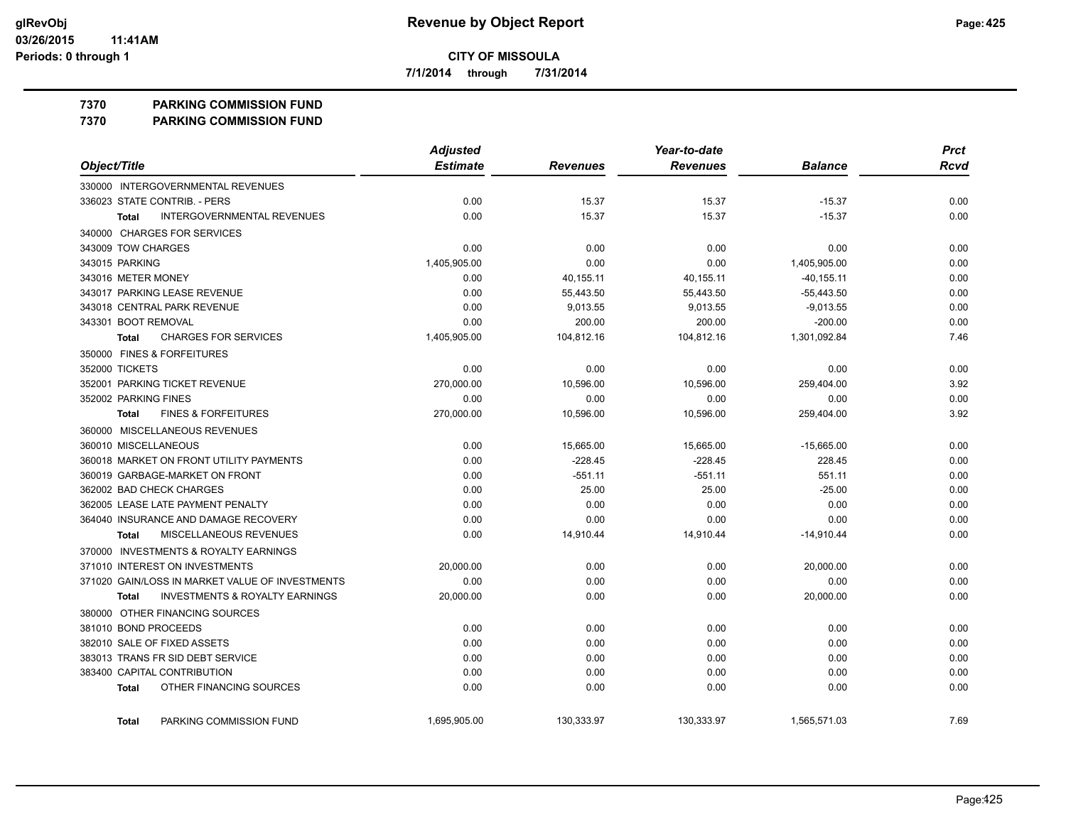# Revenue by Object Report

**CITY OF MISSOULA**

**7/1/2014 through 7/31/2014**

glRevObj
03/26/2015 11:41AM
Periods: 0 through 1

## 7370 PARKING COMMISSION FUND
## 7370 PARKING COMMISSION FUND

| Object/Title | Adjusted Estimate | Revenues | Year-to-date Revenues | Balance | Prct Rcvd |
|---|---|---|---|---|---|
| 330000 INTERGOVERNMENTAL REVENUES | | | | | |
| 336023 STATE CONTRIB. - PERS | 0.00 | 15.37 | 15.37 | -15.37 | 0.00 |
| **Total** INTERGOVERNMENTAL REVENUES | 0.00 | 15.37 | 15.37 | -15.37 | 0.00 |
| 340000 CHARGES FOR SERVICES | | | | | |
| 343009 TOW CHARGES | 0.00 | 0.00 | 0.00 | 0.00 | 0.00 |
| 343015 PARKING | 1,405,905.00 | 0.00 | 0.00 | 1,405,905.00 | 0.00 |
| 343016 METER MONEY | 0.00 | 40,155.11 | 40,155.11 | -40,155.11 | 0.00 |
| 343017 PARKING LEASE REVENUE | 0.00 | 55,443.50 | 55,443.50 | -55,443.50 | 0.00 |
| 343018 CENTRAL PARK REVENUE | 0.00 | 9,013.55 | 9,013.55 | -9,013.55 | 0.00 |
| 343301 BOOT REMOVAL | 0.00 | 200.00 | 200.00 | -200.00 | 0.00 |
| **Total** CHARGES FOR SERVICES | 1,405,905.00 | 104,812.16 | 104,812.16 | 1,301,092.84 | 7.46 |
| 350000 FINES & FORFEITURES | | | | | |
| 352000 TICKETS | 0.00 | 0.00 | 0.00 | 0.00 | 0.00 |
| 352001 PARKING TICKET REVENUE | 270,000.00 | 10,596.00 | 10,596.00 | 259,404.00 | 3.92 |
| 352002 PARKING FINES | 0.00 | 0.00 | 0.00 | 0.00 | 0.00 |
| **Total** FINES & FORFEITURES | 270,000.00 | 10,596.00 | 10,596.00 | 259,404.00 | 3.92 |
| 360000 MISCELLANEOUS REVENUES | | | | | |
| 360010 MISCELLANEOUS | 0.00 | 15,665.00 | 15,665.00 | -15,665.00 | 0.00 |
| 360018 MARKET ON FRONT UTILITY PAYMENTS | 0.00 | -228.45 | -228.45 | 228.45 | 0.00 |
| 360019 GARBAGE-MARKET ON FRONT | 0.00 | -551.11 | -551.11 | 551.11 | 0.00 |
| 362002 BAD CHECK CHARGES | 0.00 | 25.00 | 25.00 | -25.00 | 0.00 |
| 362005 LEASE LATE PAYMENT PENALTY | 0.00 | 0.00 | 0.00 | 0.00 | 0.00 |
| 364040 INSURANCE AND DAMAGE RECOVERY | 0.00 | 0.00 | 0.00 | 0.00 | 0.00 |
| **Total** MISCELLANEOUS REVENUES | 0.00 | 14,910.44 | 14,910.44 | -14,910.44 | 0.00 |
| 370000 INVESTMENTS & ROYALTY EARNINGS | | | | | |
| 371010 INTEREST ON INVESTMENTS | 20,000.00 | 0.00 | 0.00 | 20,000.00 | 0.00 |
| 371020 GAIN/LOSS IN MARKET VALUE OF INVESTMENTS | 0.00 | 0.00 | 0.00 | 0.00 | 0.00 |
| **Total** INVESTMENTS & ROYALTY EARNINGS | 20,000.00 | 0.00 | 0.00 | 20,000.00 | 0.00 |
| 380000 OTHER FINANCING SOURCES | | | | | |
| 381010 BOND PROCEEDS | 0.00 | 0.00 | 0.00 | 0.00 | 0.00 |
| 382010 SALE OF FIXED ASSETS | 0.00 | 0.00 | 0.00 | 0.00 | 0.00 |
| 383013 TRANS FR SID DEBT SERVICE | 0.00 | 0.00 | 0.00 | 0.00 | 0.00 |
| 383400 CAPITAL CONTRIBUTION | 0.00 | 0.00 | 0.00 | 0.00 | 0.00 |
| **Total** OTHER FINANCING SOURCES | 0.00 | 0.00 | 0.00 | 0.00 | 0.00 |
| **Total** PARKING COMMISSION FUND | 1,695,905.00 | 130,333.97 | 130,333.97 | 1,565,571.03 | 7.69 |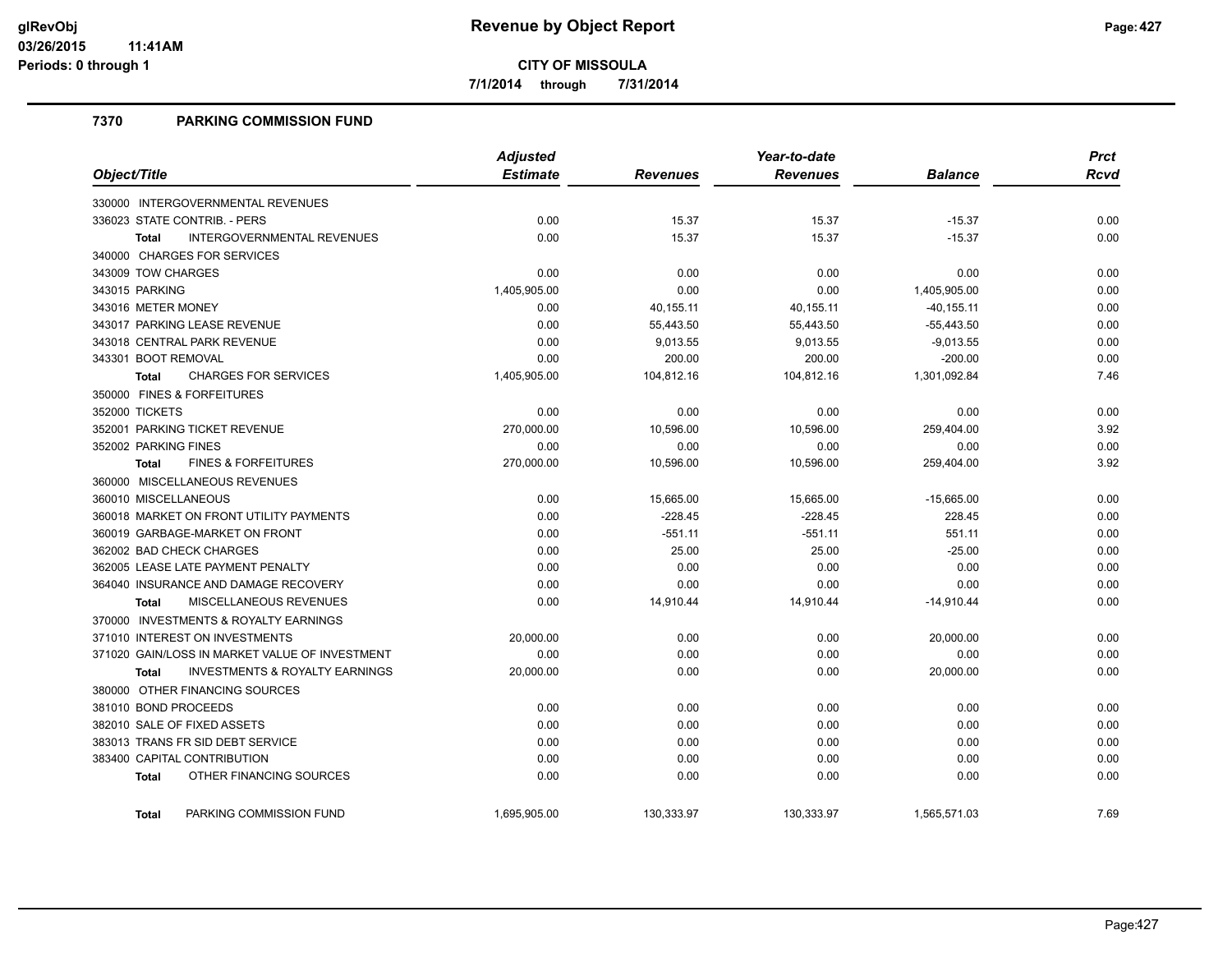# Revenue by Object Report

**CITY OF MISSOULA**

**7/1/2014 through 7/31/2014**

glRevObj
03/26/2015 11:41AM
Periods: 0 through 1

## 7370 PARKING COMMISSION FUND

| Object/Title | Adjusted Estimate | Revenues | Year-to-date Revenues | Balance | Prct Rcvd |
|---|---|---|---|---|---|
| 330000 INTERGOVERNMENTAL REVENUES | | | | | |
| 336023 STATE CONTRIB. - PERS | 0.00 | 15.37 | 15.37 | -15.37 | 0.00 |
| **Total** INTERGOVERNMENTAL REVENUES | 0.00 | 15.37 | 15.37 | -15.37 | 0.00 |
| 340000 CHARGES FOR SERVICES | | | | | |
| 343009 TOW CHARGES | 0.00 | 0.00 | 0.00 | 0.00 | 0.00 |
| 343015 PARKING | 1,405,905.00 | 0.00 | 0.00 | 1,405,905.00 | 0.00 |
| 343016 METER MONEY | 0.00 | 40,155.11 | 40,155.11 | -40,155.11 | 0.00 |
| 343017 PARKING LEASE REVENUE | 0.00 | 55,443.50 | 55,443.50 | -55,443.50 | 0.00 |
| 343018 CENTRAL PARK REVENUE | 0.00 | 9,013.55 | 9,013.55 | -9,013.55 | 0.00 |
| 343301 BOOT REMOVAL | 0.00 | 200.00 | 200.00 | -200.00 | 0.00 |
| **Total** CHARGES FOR SERVICES | 1,405,905.00 | 104,812.16 | 104,812.16 | 1,301,092.84 | 7.46 |
| 350000 FINES & FORFEITURES | | | | | |
| 352000 TICKETS | 0.00 | 0.00 | 0.00 | 0.00 | 0.00 |
| 352001 PARKING TICKET REVENUE | 270,000.00 | 10,596.00 | 10,596.00 | 259,404.00 | 3.92 |
| 352002 PARKING FINES | 0.00 | 0.00 | 0.00 | 0.00 | 0.00 |
| **Total** FINES & FORFEITURES | 270,000.00 | 10,596.00 | 10,596.00 | 259,404.00 | 3.92 |
| 360000 MISCELLANEOUS REVENUES | | | | | |
| 360010 MISCELLANEOUS | 0.00 | 15,665.00 | 15,665.00 | -15,665.00 | 0.00 |
| 360018 MARKET ON FRONT UTILITY PAYMENTS | 0.00 | -228.45 | -228.45 | 228.45 | 0.00 |
| 360019 GARBAGE-MARKET ON FRONT | 0.00 | -551.11 | -551.11 | 551.11 | 0.00 |
| 362002 BAD CHECK CHARGES | 0.00 | 25.00 | 25.00 | -25.00 | 0.00 |
| 362005 LEASE LATE PAYMENT PENALTY | 0.00 | 0.00 | 0.00 | 0.00 | 0.00 |
| 364040 INSURANCE AND DAMAGE RECOVERY | 0.00 | 0.00 | 0.00 | 0.00 | 0.00 |
| **Total** MISCELLANEOUS REVENUES | 0.00 | 14,910.44 | 14,910.44 | -14,910.44 | 0.00 |
| 370000 INVESTMENTS & ROYALTY EARNINGS | | | | | |
| 371010 INTEREST ON INVESTMENTS | 20,000.00 | 0.00 | 0.00 | 20,000.00 | 0.00 |
| 371020 GAIN/LOSS IN MARKET VALUE OF INVESTMENT | 0.00 | 0.00 | 0.00 | 0.00 | 0.00 |
| **Total** INVESTMENTS & ROYALTY EARNINGS | 20,000.00 | 0.00 | 0.00 | 20,000.00 | 0.00 |
| 380000 OTHER FINANCING SOURCES | | | | | |
| 381010 BOND PROCEEDS | 0.00 | 0.00 | 0.00 | 0.00 | 0.00 |
| 382010 SALE OF FIXED ASSETS | 0.00 | 0.00 | 0.00 | 0.00 | 0.00 |
| 383013 TRANS FR SID DEBT SERVICE | 0.00 | 0.00 | 0.00 | 0.00 | 0.00 |
| 383400 CAPITAL CONTRIBUTION | 0.00 | 0.00 | 0.00 | 0.00 | 0.00 |
| **Total** OTHER FINANCING SOURCES | 0.00 | 0.00 | 0.00 | 0.00 | 0.00 |
| **Total** PARKING COMMISSION FUND | 1,695,905.00 | 130,333.97 | 130,333.97 | 1,565,571.03 | 7.69 |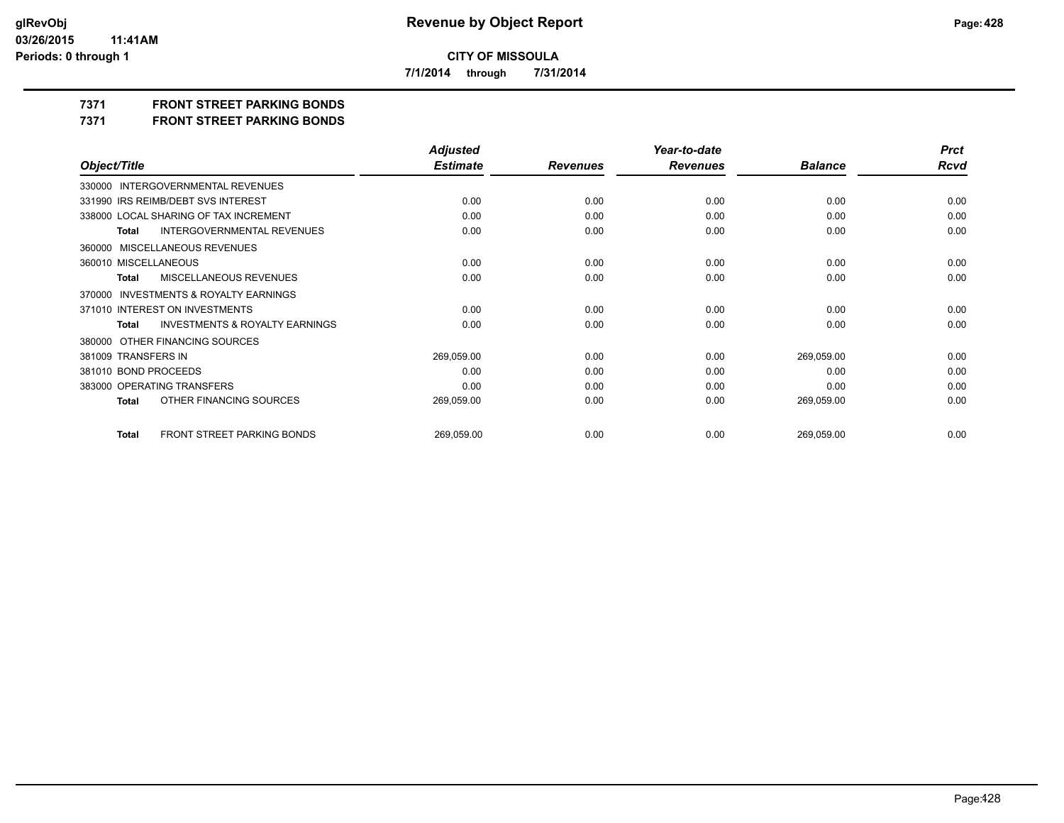**CITY OF MISSOULA**

**7/1/2014 through 7/31/2014**

## 7371 FRONT STREET PARKING BONDS

## 7371 FRONT STREET PARKING BONDS

| Object/Title | Adjusted Estimate | Revenues | Year-to-date Revenues | Balance | Prct Rcvd |
|---|---|---|---|---|---|
| 330000 INTERGOVERNMENTAL REVENUES | | | | | |
| 331990 IRS REIMB/DEBT SVS INTEREST | 0.00 | 0.00 | 0.00 | 0.00 | 0.00 |
| 338000 LOCAL SHARING OF TAX INCREMENT | 0.00 | 0.00 | 0.00 | 0.00 | 0.00 |
| **Total** INTERGOVERNMENTAL REVENUES | 0.00 | 0.00 | 0.00 | 0.00 | 0.00 |
| 360000 MISCELLANEOUS REVENUES | | | | | |
| 360010 MISCELLANEOUS | 0.00 | 0.00 | 0.00 | 0.00 | 0.00 |
| **Total** MISCELLANEOUS REVENUES | 0.00 | 0.00 | 0.00 | 0.00 | 0.00 |
| 370000 INVESTMENTS & ROYALTY EARNINGS | | | | | |
| 371010 INTEREST ON INVESTMENTS | 0.00 | 0.00 | 0.00 | 0.00 | 0.00 |
| **Total** INVESTMENTS & ROYALTY EARNINGS | 0.00 | 0.00 | 0.00 | 0.00 | 0.00 |
| 380000 OTHER FINANCING SOURCES | | | | | |
| 381009 TRANSFERS IN | 269,059.00 | 0.00 | 0.00 | 269,059.00 | 0.00 |
| 381010 BOND PROCEEDS | 0.00 | 0.00 | 0.00 | 0.00 | 0.00 |
| 383000 OPERATING TRANSFERS | 0.00 | 0.00 | 0.00 | 0.00 | 0.00 |
| **Total** OTHER FINANCING SOURCES | 269,059.00 | 0.00 | 0.00 | 269,059.00 | 0.00 |
| **Total** FRONT STREET PARKING BONDS | 269,059.00 | 0.00 | 0.00 | 269,059.00 | 0.00 |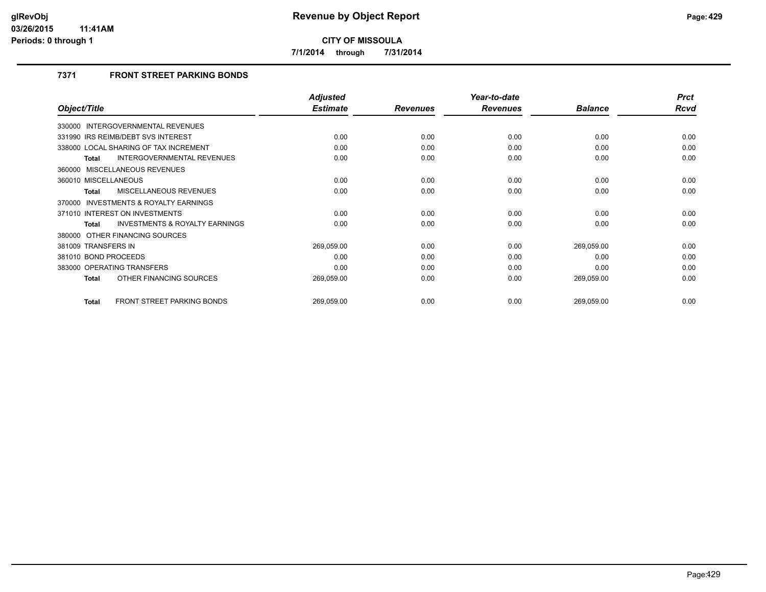# Revenue by Object Report

**CITY OF MISSOULA**

**7/1/2014 through 7/31/2014**

### 7371 FRONT STREET PARKING BONDS

| Object/Title | Adjusted Estimate | Revenues | Year-to-date Revenues | Balance | Prct Rcvd |
|---|---|---|---|---|---|
| 330000 INTERGOVERNMENTAL REVENUES | | | | | |
| 331990 IRS REIMB/DEBT SVS INTEREST | 0.00 | 0.00 | 0.00 | 0.00 | 0.00 |
| 338000 LOCAL SHARING OF TAX INCREMENT | 0.00 | 0.00 | 0.00 | 0.00 | 0.00 |
| **Total** INTERGOVERNMENTAL REVENUES | 0.00 | 0.00 | 0.00 | 0.00 | 0.00 |
| 360000 MISCELLANEOUS REVENUES | | | | | |
| 360010 MISCELLANEOUS | 0.00 | 0.00 | 0.00 | 0.00 | 0.00 |
| **Total** MISCELLANEOUS REVENUES | 0.00 | 0.00 | 0.00 | 0.00 | 0.00 |
| 370000 INVESTMENTS & ROYALTY EARNINGS | | | | | |
| 371010 INTEREST ON INVESTMENTS | 0.00 | 0.00 | 0.00 | 0.00 | 0.00 |
| **Total** INVESTMENTS & ROYALTY EARNINGS | 0.00 | 0.00 | 0.00 | 0.00 | 0.00 |
| 380000 OTHER FINANCING SOURCES | | | | | |
| 381009 TRANSFERS IN | 269,059.00 | 0.00 | 0.00 | 269,059.00 | 0.00 |
| 381010 BOND PROCEEDS | 0.00 | 0.00 | 0.00 | 0.00 | 0.00 |
| 383000 OPERATING TRANSFERS | 0.00 | 0.00 | 0.00 | 0.00 | 0.00 |
| **Total** OTHER FINANCING SOURCES | 269,059.00 | 0.00 | 0.00 | 269,059.00 | 0.00 |
| **Total** FRONT STREET PARKING BONDS | 269,059.00 | 0.00 | 0.00 | 269,059.00 | 0.00 |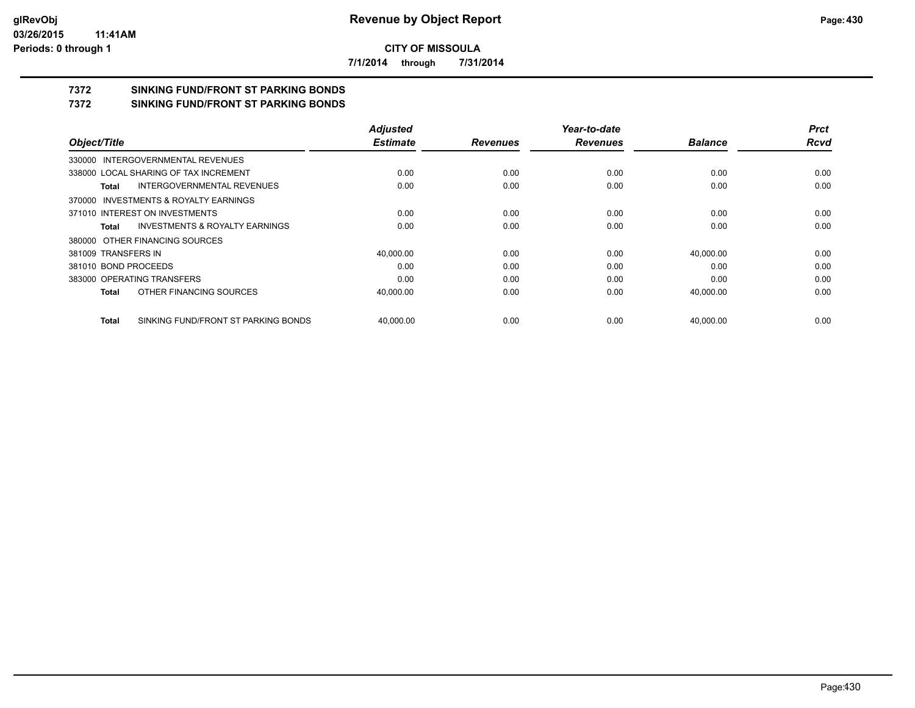**CITY OF MISSOULA**

**7/1/2014 through 7/31/2014**

## 7372 SINKING FUND/FRONT ST PARKING BONDS

## 7372 SINKING FUND/FRONT ST PARKING BONDS

| Object/Title | Adjusted Estimate | Revenues | Year-to-date Revenues | Balance | Prct Rcvd |
|---|---|---|---|---|---|
| 330000 INTERGOVERNMENTAL REVENUES | | | | | |
| 338000 LOCAL SHARING OF TAX INCREMENT | 0.00 | 0.00 | 0.00 | 0.00 | 0.00 |
| **Total** INTERGOVERNMENTAL REVENUES | 0.00 | 0.00 | 0.00 | 0.00 | 0.00 |
| 370000 INVESTMENTS & ROYALTY EARNINGS | | | | | |
| 371010 INTEREST ON INVESTMENTS | 0.00 | 0.00 | 0.00 | 0.00 | 0.00 |
| **Total** INVESTMENTS & ROYALTY EARNINGS | 0.00 | 0.00 | 0.00 | 0.00 | 0.00 |
| 380000 OTHER FINANCING SOURCES | | | | | |
| 381009 TRANSFERS IN | 40,000.00 | 0.00 | 0.00 | 40,000.00 | 0.00 |
| 381010 BOND PROCEEDS | 0.00 | 0.00 | 0.00 | 0.00 | 0.00 |
| 383000 OPERATING TRANSFERS | 0.00 | 0.00 | 0.00 | 0.00 | 0.00 |
| **Total** OTHER FINANCING SOURCES | 40,000.00 | 0.00 | 0.00 | 40,000.00 | 0.00 |
| **Total** SINKING FUND/FRONT ST PARKING BONDS | 40,000.00 | 0.00 | 0.00 | 40,000.00 | 0.00 |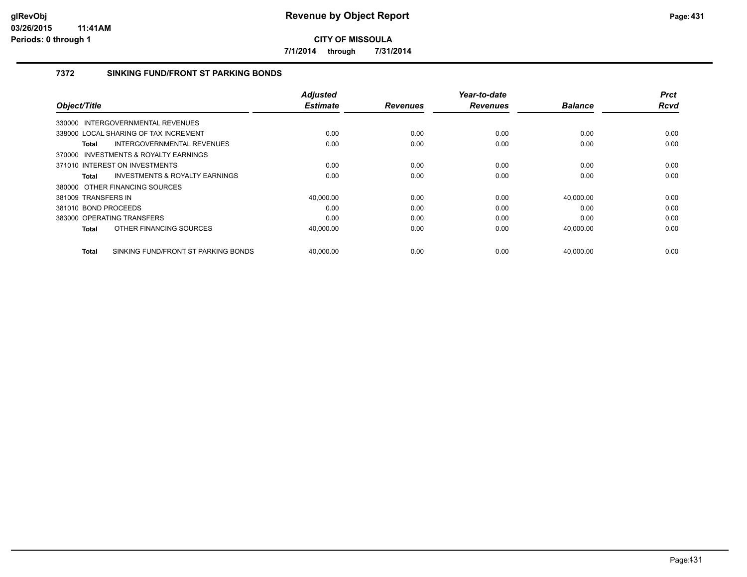# CITY OF MISSOULA

**7/1/2014 through 7/31/2014**

## 7372 SINKING FUND/FRONT ST PARKING BONDS

| Object/Title | Adjusted Estimate | Revenues | Year-to-date Revenues | Balance | Prct Rcvd |
|---|---|---|---|---|---|
| 330000 INTERGOVERNMENTAL REVENUES | | | | | |
| 338000 LOCAL SHARING OF TAX INCREMENT | 0.00 | 0.00 | 0.00 | 0.00 | 0.00 |
| **Total** INTERGOVERNMENTAL REVENUES | 0.00 | 0.00 | 0.00 | 0.00 | 0.00 |
| 370000 INVESTMENTS & ROYALTY EARNINGS | | | | | |
| 371010 INTEREST ON INVESTMENTS | 0.00 | 0.00 | 0.00 | 0.00 | 0.00 |
| **Total** INVESTMENTS & ROYALTY EARNINGS | 0.00 | 0.00 | 0.00 | 0.00 | 0.00 |
| 380000 OTHER FINANCING SOURCES | | | | | |
| 381009 TRANSFERS IN | 40,000.00 | 0.00 | 0.00 | 40,000.00 | 0.00 |
| 381010 BOND PROCEEDS | 0.00 | 0.00 | 0.00 | 0.00 | 0.00 |
| 383000 OPERATING TRANSFERS | 0.00 | 0.00 | 0.00 | 0.00 | 0.00 |
| **Total** OTHER FINANCING SOURCES | 40,000.00 | 0.00 | 0.00 | 40,000.00 | 0.00 |
| **Total** SINKING FUND/FRONT ST PARKING BONDS | 40,000.00 | 0.00 | 0.00 | 40,000.00 | 0.00 |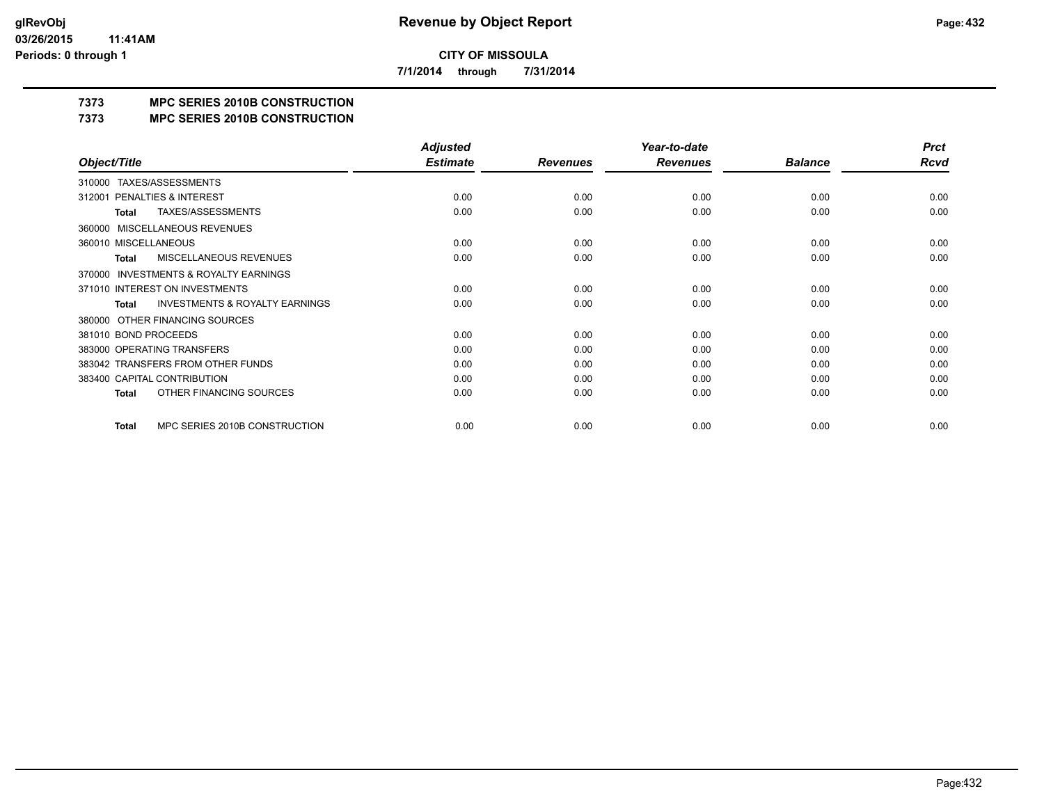# Revenue by Object Report

**CITY OF MISSOULA**

**7/1/2014 through 7/31/2014**

glRevObj
03/26/2015 11:41AM
Periods: 0 through 1

## 7373 MPC SERIES 2010B CONSTRUCTION
## 7373 MPC SERIES 2010B CONSTRUCTION

| Object/Title | Adjusted Estimate | Revenues | Year-to-date Revenues | Balance | Prct Rcvd |
|---|---|---|---|---|---|
| 310000 TAXES/ASSESSMENTS | | | | | |
| 312001 PENALTIES & INTEREST | 0.00 | 0.00 | 0.00 | 0.00 | 0.00 |
| **Total** TAXES/ASSESSMENTS | 0.00 | 0.00 | 0.00 | 0.00 | 0.00 |
| 360000 MISCELLANEOUS REVENUES | | | | | |
| 360010 MISCELLANEOUS | 0.00 | 0.00 | 0.00 | 0.00 | 0.00 |
| **Total** MISCELLANEOUS REVENUES | 0.00 | 0.00 | 0.00 | 0.00 | 0.00 |
| 370000 INVESTMENTS & ROYALTY EARNINGS | | | | | |
| 371010 INTEREST ON INVESTMENTS | 0.00 | 0.00 | 0.00 | 0.00 | 0.00 |
| **Total** INVESTMENTS & ROYALTY EARNINGS | 0.00 | 0.00 | 0.00 | 0.00 | 0.00 |
| 380000 OTHER FINANCING SOURCES | | | | | |
| 381010 BOND PROCEEDS | 0.00 | 0.00 | 0.00 | 0.00 | 0.00 |
| 383000 OPERATING TRANSFERS | 0.00 | 0.00 | 0.00 | 0.00 | 0.00 |
| 383042 TRANSFERS FROM OTHER FUNDS | 0.00 | 0.00 | 0.00 | 0.00 | 0.00 |
| 383400 CAPITAL CONTRIBUTION | 0.00 | 0.00 | 0.00 | 0.00 | 0.00 |
| **Total** OTHER FINANCING SOURCES | 0.00 | 0.00 | 0.00 | 0.00 | 0.00 |
| **Total** MPC SERIES 2010B CONSTRUCTION | 0.00 | 0.00 | 0.00 | 0.00 | 0.00 |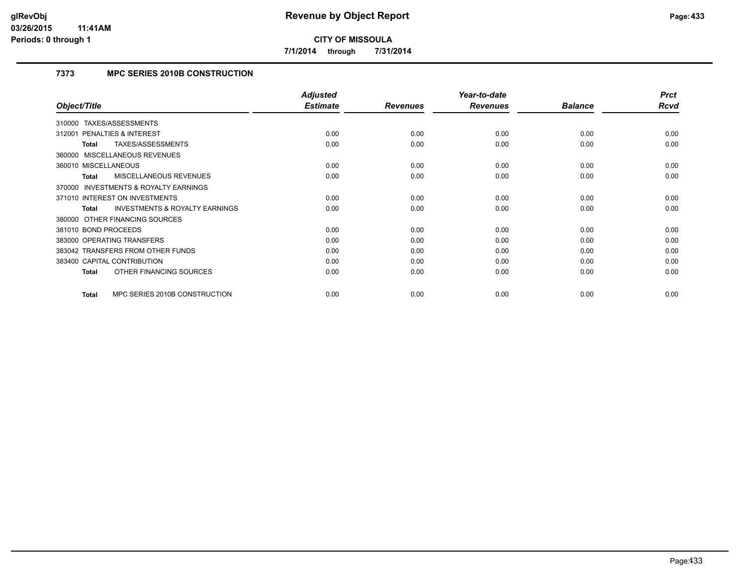# Revenue by Object Report

**CITY OF MISSOULA**

**7/1/2014 through 7/31/2014**

glRevObj
03/26/2015 11:41AM
Periods: 0 through 1

## 7373 MPC SERIES 2010B CONSTRUCTION

| Object/Title | Adjusted Estimate | Revenues | Year-to-date Revenues | Balance | Prct Rcvd |
|---|---|---|---|---|---|
| 310000 TAXES/ASSESSMENTS | | | | | |
| 312001 PENALTIES & INTEREST | 0.00 | 0.00 | 0.00 | 0.00 | 0.00 |
| **Total** TAXES/ASSESSMENTS | 0.00 | 0.00 | 0.00 | 0.00 | 0.00 |
| 360000 MISCELLANEOUS REVENUES | | | | | |
| 360010 MISCELLANEOUS | 0.00 | 0.00 | 0.00 | 0.00 | 0.00 |
| **Total** MISCELLANEOUS REVENUES | 0.00 | 0.00 | 0.00 | 0.00 | 0.00 |
| 370000 INVESTMENTS & ROYALTY EARNINGS | | | | | |
| 371010 INTEREST ON INVESTMENTS | 0.00 | 0.00 | 0.00 | 0.00 | 0.00 |
| **Total** INVESTMENTS & ROYALTY EARNINGS | 0.00 | 0.00 | 0.00 | 0.00 | 0.00 |
| 380000 OTHER FINANCING SOURCES | | | | | |
| 381010 BOND PROCEEDS | 0.00 | 0.00 | 0.00 | 0.00 | 0.00 |
| 383000 OPERATING TRANSFERS | 0.00 | 0.00 | 0.00 | 0.00 | 0.00 |
| 383042 TRANSFERS FROM OTHER FUNDS | 0.00 | 0.00 | 0.00 | 0.00 | 0.00 |
| 383400 CAPITAL CONTRIBUTION | 0.00 | 0.00 | 0.00 | 0.00 | 0.00 |
| **Total** OTHER FINANCING SOURCES | 0.00 | 0.00 | 0.00 | 0.00 | 0.00 |
| **Total** MPC SERIES 2010B CONSTRUCTION | 0.00 | 0.00 | 0.00 | 0.00 | 0.00 |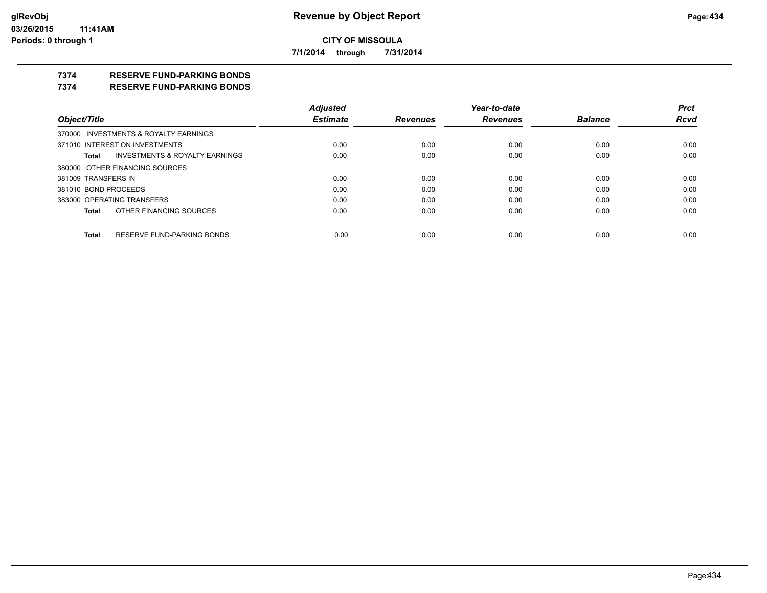**CITY OF MISSOULA**

**7/1/2014 through 7/31/2014**

# 7374 RESERVE FUND-PARKING BONDS

## 7374 RESERVE FUND-PARKING BONDS

| Object/Title | Adjusted Estimate | Revenues | Year-to-date Revenues | Balance | Prct Rcvd |
|---|---|---|---|---|---|
| 370000 INVESTMENTS & ROYALTY EARNINGS | | | | | |
| 371010 INTEREST ON INVESTMENTS | 0.00 | 0.00 | 0.00 | 0.00 | 0.00 |
| **Total** INVESTMENTS & ROYALTY EARNINGS | 0.00 | 0.00 | 0.00 | 0.00 | 0.00 |
| 380000 OTHER FINANCING SOURCES | | | | | |
| 381009 TRANSFERS IN | 0.00 | 0.00 | 0.00 | 0.00 | 0.00 |
| 381010 BOND PROCEEDS | 0.00 | 0.00 | 0.00 | 0.00 | 0.00 |
| 383000 OPERATING TRANSFERS | 0.00 | 0.00 | 0.00 | 0.00 | 0.00 |
| **Total** OTHER FINANCING SOURCES | 0.00 | 0.00 | 0.00 | 0.00 | 0.00 |
| **Total** RESERVE FUND-PARKING BONDS | 0.00 | 0.00 | 0.00 | 0.00 | 0.00 |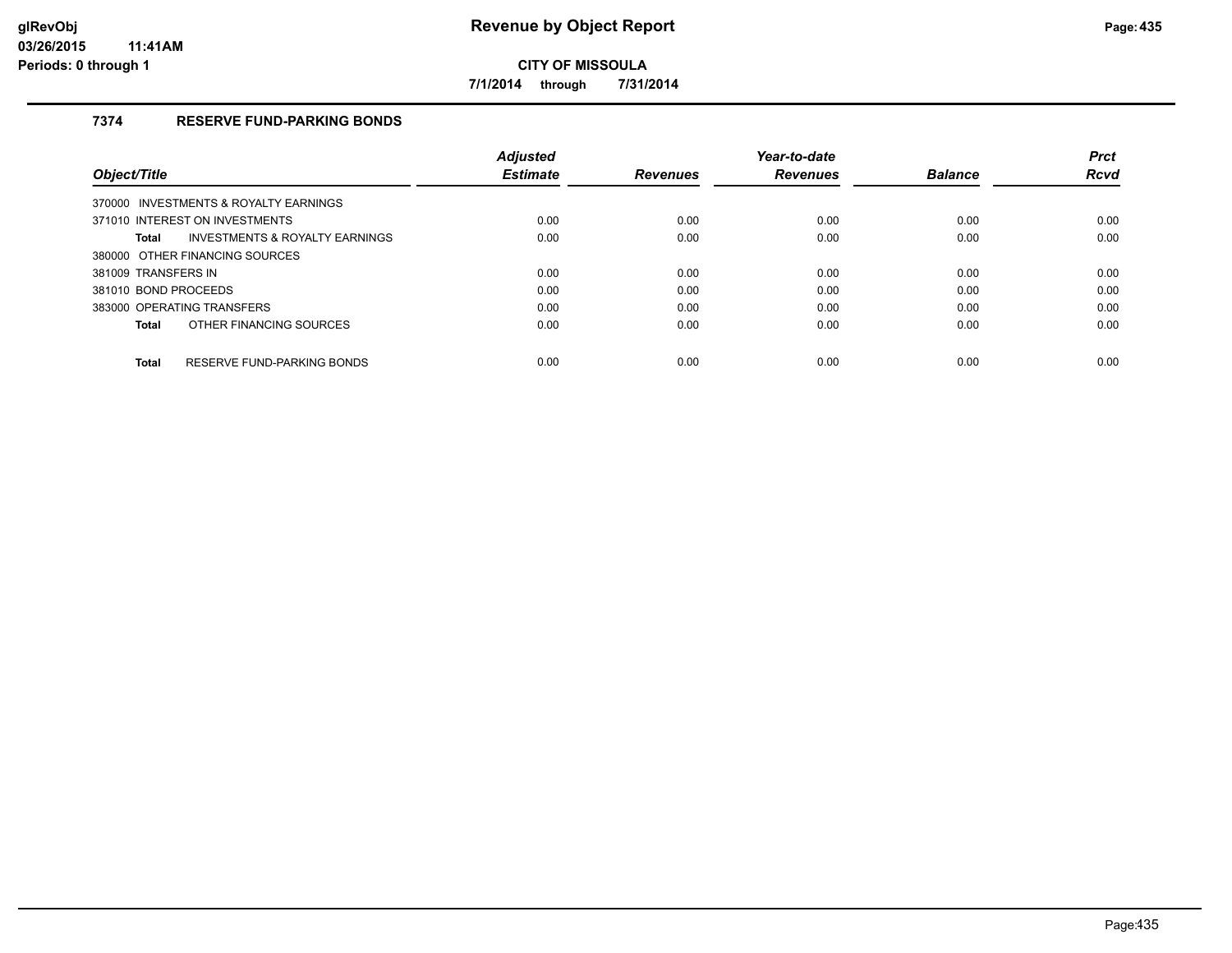# Revenue by Object Report

**CITY OF MISSOULA**

**7/1/2014 through 7/31/2014**

glRevObj
03/26/2015 11:41AM
Periods: 0 through 1

## 7374 RESERVE FUND-PARKING BONDS

| Object/Title | Adjusted Estimate | Revenues | Year-to-date Revenues | Balance | Prct Rcvd |
|---|---|---|---|---|---|
| 370000 INVESTMENTS & ROYALTY EARNINGS | | | | | |
| 371010 INTEREST ON INVESTMENTS | 0.00 | 0.00 | 0.00 | 0.00 | 0.00 |
| **Total** INVESTMENTS & ROYALTY EARNINGS | 0.00 | 0.00 | 0.00 | 0.00 | 0.00 |
| 380000 OTHER FINANCING SOURCES | | | | | |
| 381009 TRANSFERS IN | 0.00 | 0.00 | 0.00 | 0.00 | 0.00 |
| 381010 BOND PROCEEDS | 0.00 | 0.00 | 0.00 | 0.00 | 0.00 |
| 383000 OPERATING TRANSFERS | 0.00 | 0.00 | 0.00 | 0.00 | 0.00 |
| **Total** OTHER FINANCING SOURCES | 0.00 | 0.00 | 0.00 | 0.00 | 0.00 |
| **Total** RESERVE FUND-PARKING BONDS | 0.00 | 0.00 | 0.00 | 0.00 | 0.00 |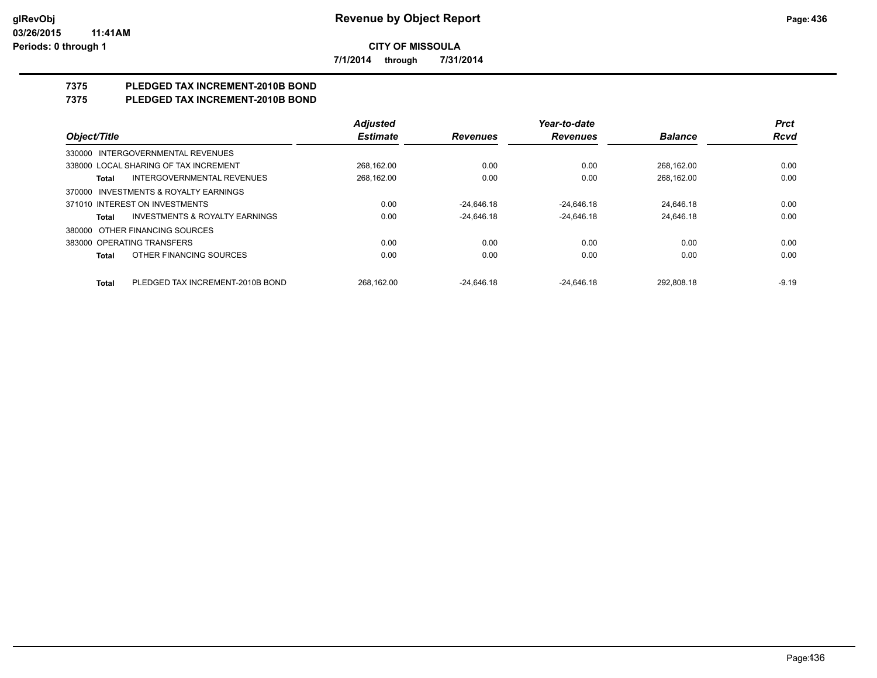**Revenue by Object Report**

**CITY OF MISSOULA**

**7/1/2014 through 7/31/2014**

glRevObj
03/26/2015 11:41AM
Periods: 0 through 1

## 7375 PLEDGED TAX INCREMENT-2010B BOND

## 7375 PLEDGED TAX INCREMENT-2010B BOND

| Object/Title | | Adjusted Estimate | Revenues | Year-to-date Revenues | Balance | Prct Rcvd |
|---|---|---|---|---|---|---|
| 330000 INTERGOVERNMENTAL REVENUES | | | | | | |
| 338000 LOCAL SHARING OF TAX INCREMENT | | 268,162.00 | 0.00 | 0.00 | 268,162.00 | 0.00 |
| **Total** | INTERGOVERNMENTAL REVENUES | 268,162.00 | 0.00 | 0.00 | 268,162.00 | 0.00 |
| 370000 INVESTMENTS & ROYALTY EARNINGS | | | | | | |
| 371010 INTEREST ON INVESTMENTS | | 0.00 | -24,646.18 | -24,646.18 | 24,646.18 | 0.00 |
| **Total** | INVESTMENTS & ROYALTY EARNINGS | 0.00 | -24,646.18 | -24,646.18 | 24,646.18 | 0.00 |
| 380000 OTHER FINANCING SOURCES | | | | | | |
| 383000 OPERATING TRANSFERS | | 0.00 | 0.00 | 0.00 | 0.00 | 0.00 |
| **Total** | OTHER FINANCING SOURCES | 0.00 | 0.00 | 0.00 | 0.00 | 0.00 |
| **Total** | PLEDGED TAX INCREMENT-2010B BOND | 268,162.00 | -24,646.18 | -24,646.18 | 292,808.18 | -9.19 |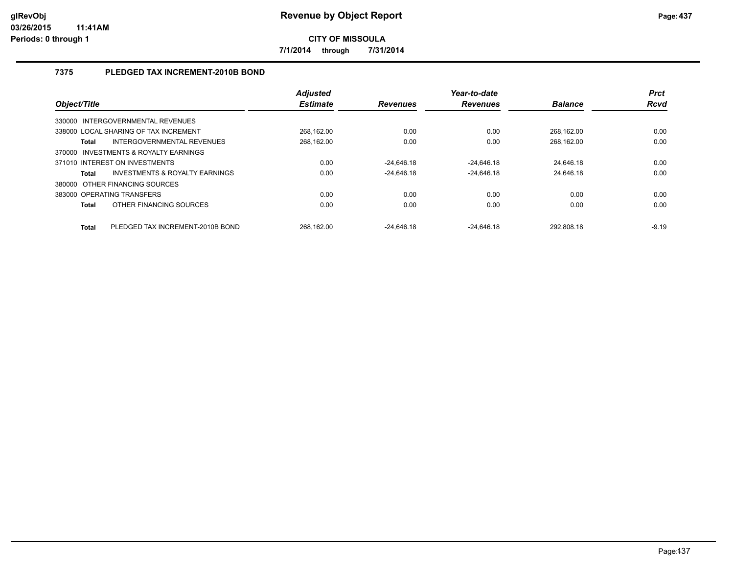# Revenue by Object Report

**CITY OF MISSOULA**

**7/1/2014 through 7/31/2014**

glRevObj
03/26/2015 11:41AM
Periods: 0 through 1

### 7375 PLEDGED TAX INCREMENT-2010B BOND

| Object/Title | | Adjusted Estimate | Revenues | Year-to-date Revenues | Balance | Prct Rcvd |
|---|---|---|---|---|---|---|
| 330000 INTERGOVERNMENTAL REVENUES | | | | | | |
| 338000 LOCAL SHARING OF TAX INCREMENT | | 268,162.00 | 0.00 | 0.00 | 268,162.00 | 0.00 |
| **Total** | INTERGOVERNMENTAL REVENUES | 268,162.00 | 0.00 | 0.00 | 268,162.00 | 0.00 |
| 370000 INVESTMENTS & ROYALTY EARNINGS | | | | | | |
| 371010 INTEREST ON INVESTMENTS | | 0.00 | -24,646.18 | -24,646.18 | 24,646.18 | 0.00 |
| **Total** | INVESTMENTS & ROYALTY EARNINGS | 0.00 | -24,646.18 | -24,646.18 | 24,646.18 | 0.00 |
| 380000 OTHER FINANCING SOURCES | | | | | | |
| 383000 OPERATING TRANSFERS | | 0.00 | 0.00 | 0.00 | 0.00 | 0.00 |
| **Total** | OTHER FINANCING SOURCES | 0.00 | 0.00 | 0.00 | 0.00 | 0.00 |
| **Total** | PLEDGED TAX INCREMENT-2010B BOND | 268,162.00 | -24,646.18 | -24,646.18 | 292,808.18 | -9.19 |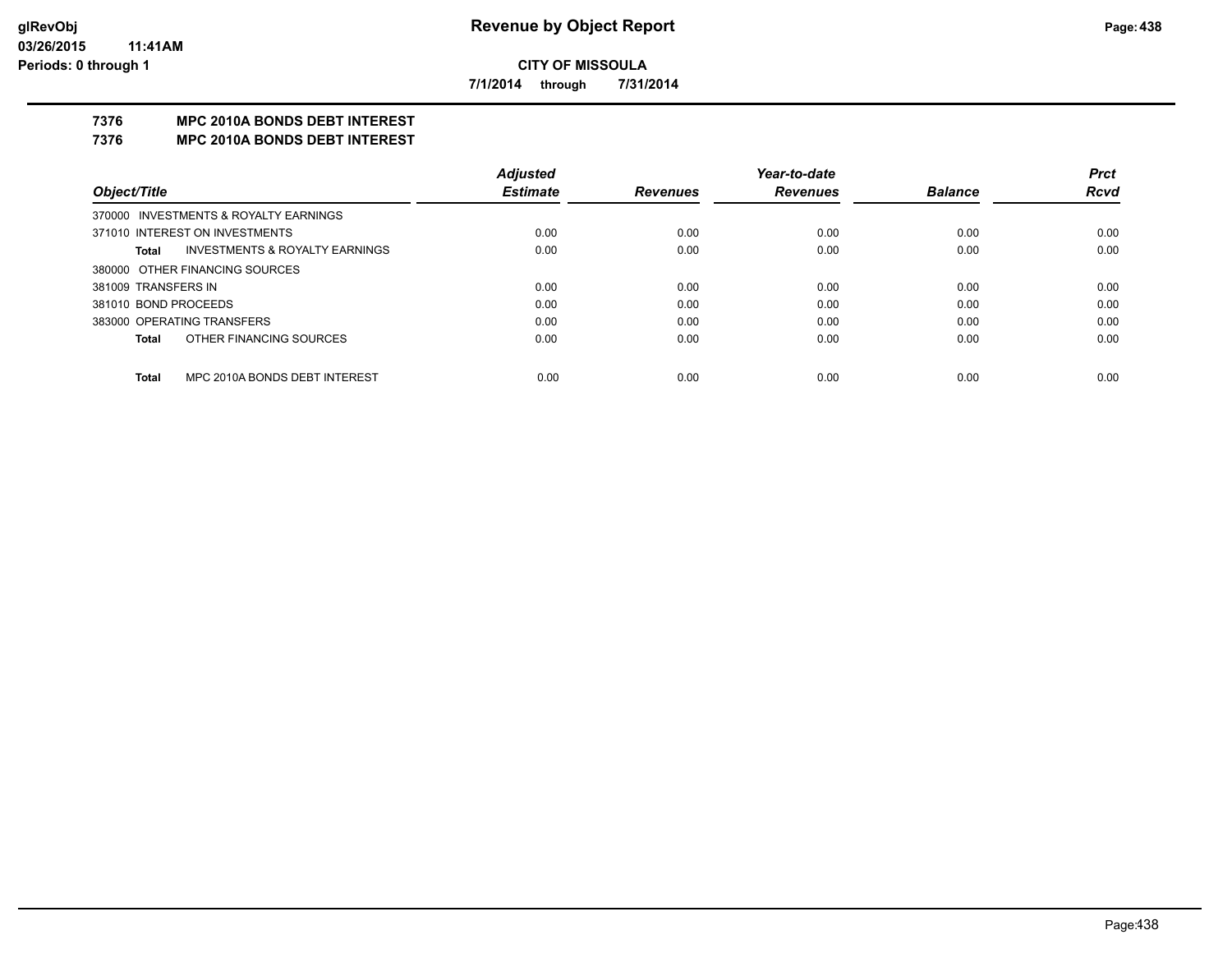**Revenue by Object Report**

**CITY OF MISSOULA**

**7/1/2014 through 7/31/2014**

**7376 MPC 2010A BONDS DEBT INTEREST**

**7376 MPC 2010A BONDS DEBT INTEREST**

| Object/Title | Adjusted Estimate | Revenues | Year-to-date Revenues | Balance | Prct Rcvd |
|---|---|---|---|---|---|
| 370000 INVESTMENTS & ROYALTY EARNINGS | | | | | |
| 371010 INTEREST ON INVESTMENTS | 0.00 | 0.00 | 0.00 | 0.00 | 0.00 |
| **Total** INVESTMENTS & ROYALTY EARNINGS | 0.00 | 0.00 | 0.00 | 0.00 | 0.00 |
| 380000 OTHER FINANCING SOURCES | | | | | |
| 381009 TRANSFERS IN | 0.00 | 0.00 | 0.00 | 0.00 | 0.00 |
| 381010 BOND PROCEEDS | 0.00 | 0.00 | 0.00 | 0.00 | 0.00 |
| 383000 OPERATING TRANSFERS | 0.00 | 0.00 | 0.00 | 0.00 | 0.00 |
| **Total** OTHER FINANCING SOURCES | 0.00 | 0.00 | 0.00 | 0.00 | 0.00 |
| **Total** MPC 2010A BONDS DEBT INTEREST | 0.00 | 0.00 | 0.00 | 0.00 | 0.00 |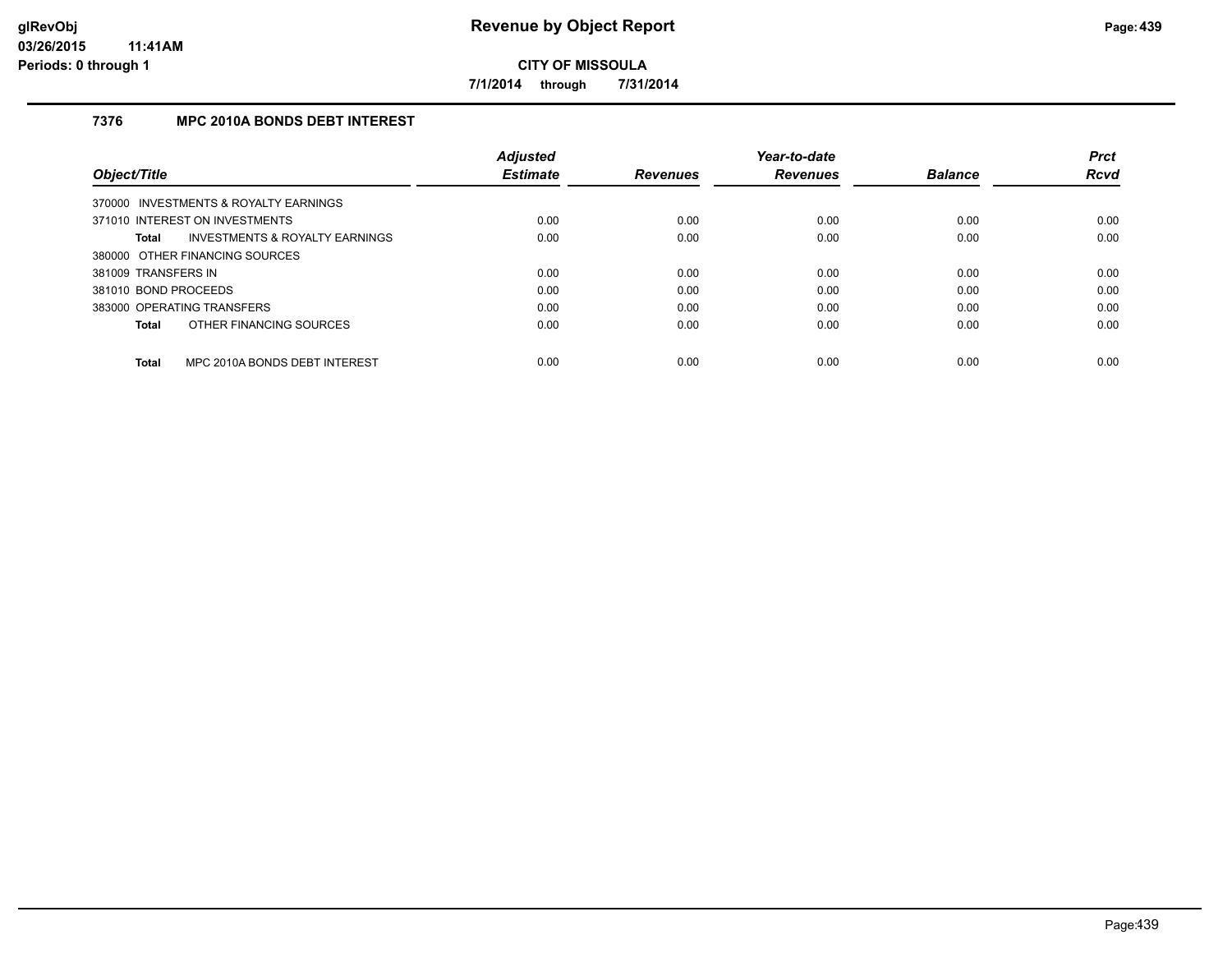# Revenue by Object Report

**CITY OF MISSOULA**

**7/1/2014 through 7/31/2014**

glRevObj
03/26/2015 11:41AM
Periods: 0 through 1

## 7376 MPC 2010A BONDS DEBT INTEREST

| Object/Title | Adjusted Estimate | Revenues | Year-to-date Revenues | Balance | Prct Rcvd |
|---|---|---|---|---|---|
| 370000 INVESTMENTS & ROYALTY EARNINGS | | | | | |
| 371010 INTEREST ON INVESTMENTS | 0.00 | 0.00 | 0.00 | 0.00 | 0.00 |
| **Total** INVESTMENTS & ROYALTY EARNINGS | 0.00 | 0.00 | 0.00 | 0.00 | 0.00 |
| 380000 OTHER FINANCING SOURCES | | | | | |
| 381009 TRANSFERS IN | 0.00 | 0.00 | 0.00 | 0.00 | 0.00 |
| 381010 BOND PROCEEDS | 0.00 | 0.00 | 0.00 | 0.00 | 0.00 |
| 383000 OPERATING TRANSFERS | 0.00 | 0.00 | 0.00 | 0.00 | 0.00 |
| **Total** OTHER FINANCING SOURCES | 0.00 | 0.00 | 0.00 | 0.00 | 0.00 |
| **Total** MPC 2010A BONDS DEBT INTEREST | 0.00 | 0.00 | 0.00 | 0.00 | 0.00 |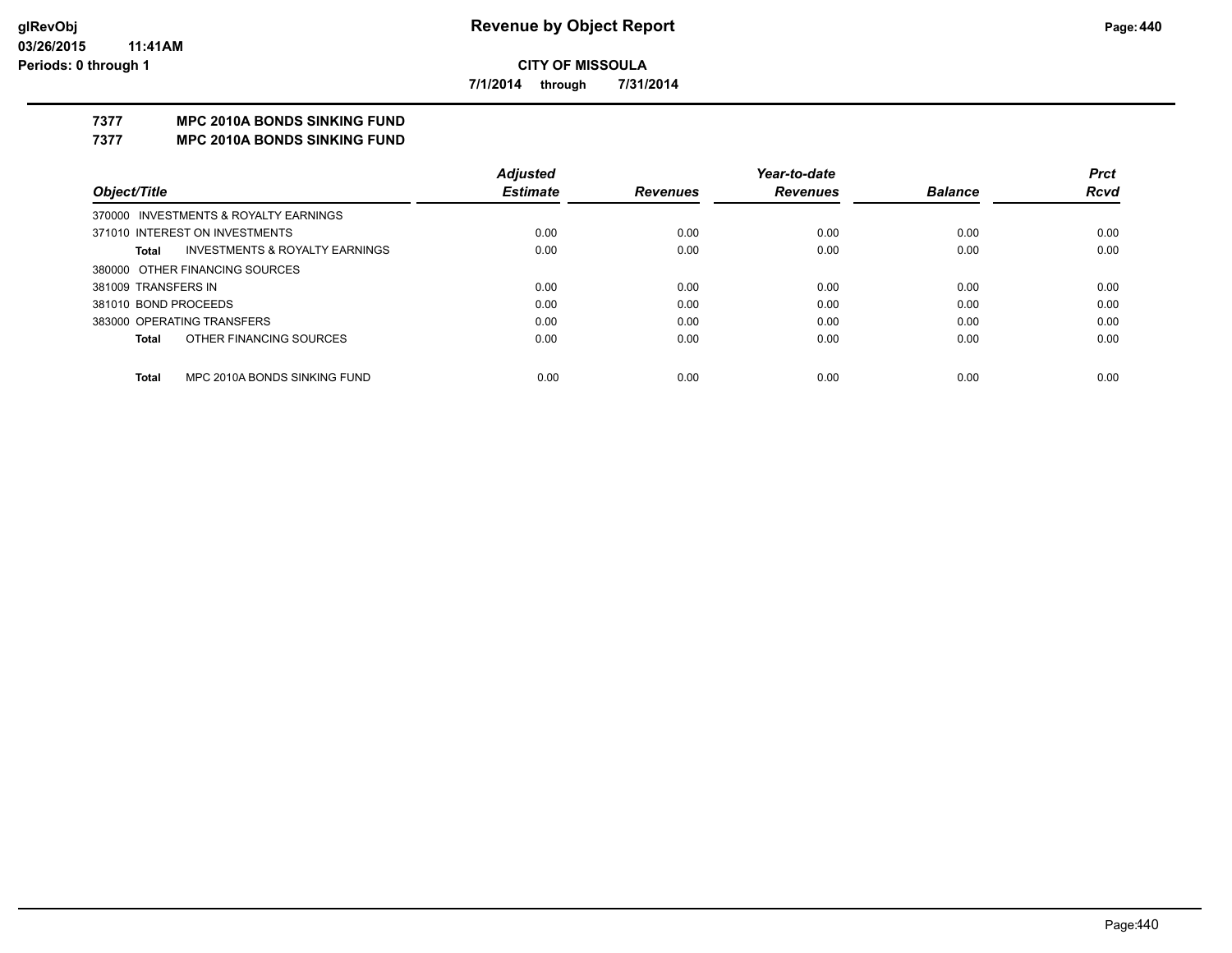**CITY OF MISSOULA**

**7/1/2014 through 7/31/2014**

## 7377 MPC 2010A BONDS SINKING FUND

## 7377 MPC 2010A BONDS SINKING FUND

| Object/Title | | Adjusted Estimate | Revenues | Year-to-date Revenues | Balance | Prct Rcvd |
|---|---|---|---|---|---|---|
| 370000 INVESTMENTS & ROYALTY EARNINGS | | | | | | |
| 371010 INTEREST ON INVESTMENTS | | 0.00 | 0.00 | 0.00 | 0.00 | 0.00 |
| **Total** | INVESTMENTS & ROYALTY EARNINGS | 0.00 | 0.00 | 0.00 | 0.00 | 0.00 |
| 380000 OTHER FINANCING SOURCES | | | | | | |
| 381009 TRANSFERS IN | | 0.00 | 0.00 | 0.00 | 0.00 | 0.00 |
| 381010 BOND PROCEEDS | | 0.00 | 0.00 | 0.00 | 0.00 | 0.00 |
| 383000 OPERATING TRANSFERS | | 0.00 | 0.00 | 0.00 | 0.00 | 0.00 |
| **Total** | OTHER FINANCING SOURCES | 0.00 | 0.00 | 0.00 | 0.00 | 0.00 |
| **Total** | MPC 2010A BONDS SINKING FUND | 0.00 | 0.00 | 0.00 | 0.00 | 0.00 |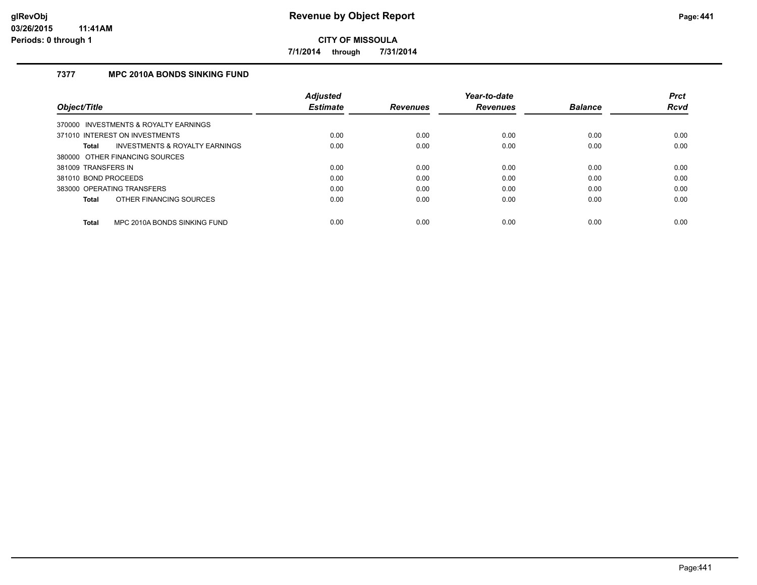# Revenue by Object Report

**CITY OF MISSOULA**

**7/1/2014 through 7/31/2014**

glRevObj
03/26/2015 11:41AM
Periods: 0 through 1

## 7377 MPC 2010A BONDS SINKING FUND

| Object/Title | Adjusted Estimate | Revenues | Year-to-date Revenues | Balance | Prct Rcvd |
|---|---|---|---|---|---|
| 370000 INVESTMENTS & ROYALTY EARNINGS | | | | | |
| 371010 INTEREST ON INVESTMENTS | 0.00 | 0.00 | 0.00 | 0.00 | 0.00 |
| **Total** INVESTMENTS & ROYALTY EARNINGS | 0.00 | 0.00 | 0.00 | 0.00 | 0.00 |
| 380000 OTHER FINANCING SOURCES | | | | | |
| 381009 TRANSFERS IN | 0.00 | 0.00 | 0.00 | 0.00 | 0.00 |
| 381010 BOND PROCEEDS | 0.00 | 0.00 | 0.00 | 0.00 | 0.00 |
| 383000 OPERATING TRANSFERS | 0.00 | 0.00 | 0.00 | 0.00 | 0.00 |
| **Total** OTHER FINANCING SOURCES | 0.00 | 0.00 | 0.00 | 0.00 | 0.00 |
| **Total** MPC 2010A BONDS SINKING FUND | 0.00 | 0.00 | 0.00 | 0.00 | 0.00 |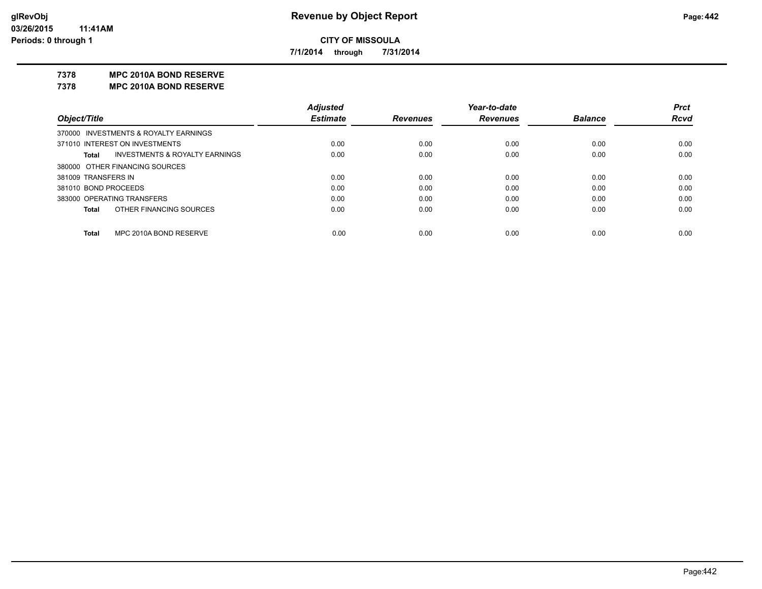# Revenue by Object Report

**CITY OF MISSOULA**

**7/1/2014 through 7/31/2014**

glRevObj
03/26/2015 11:41AM
Periods: 0 through 1

**7378 MPC 2010A BOND RESERVE**

**7378 MPC 2010A BOND RESERVE**

| Object/Title | Adjusted Estimate | Revenues | Year-to-date Revenues | Balance | Prct Rcvd |
|---|---|---|---|---|---|
| 370000 INVESTMENTS & ROYALTY EARNINGS | | | | | |
| 371010 INTEREST ON INVESTMENTS | 0.00 | 0.00 | 0.00 | 0.00 | 0.00 |
| **Total** INVESTMENTS & ROYALTY EARNINGS | 0.00 | 0.00 | 0.00 | 0.00 | 0.00 |
| 380000 OTHER FINANCING SOURCES | | | | | |
| 381009 TRANSFERS IN | 0.00 | 0.00 | 0.00 | 0.00 | 0.00 |
| 381010 BOND PROCEEDS | 0.00 | 0.00 | 0.00 | 0.00 | 0.00 |
| 383000 OPERATING TRANSFERS | 0.00 | 0.00 | 0.00 | 0.00 | 0.00 |
| **Total** OTHER FINANCING SOURCES | 0.00 | 0.00 | 0.00 | 0.00 | 0.00 |
| **Total** MPC 2010A BOND RESERVE | 0.00 | 0.00 | 0.00 | 0.00 | 0.00 |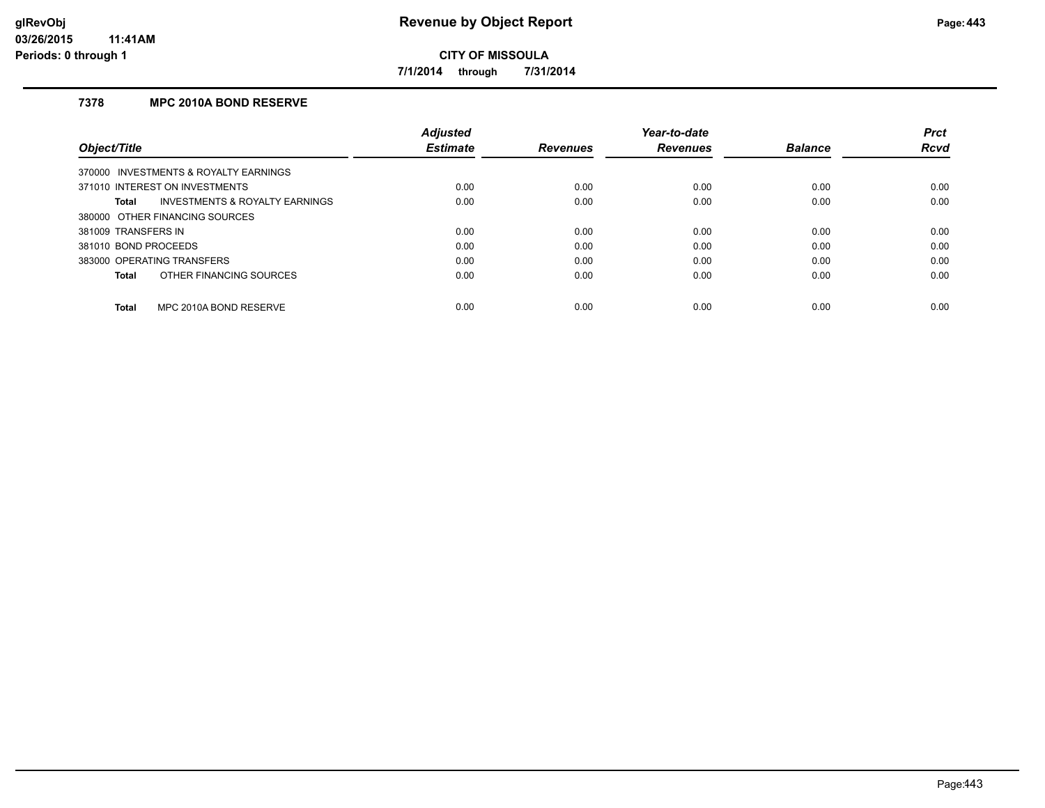# Revenue by Object Report

**CITY OF MISSOULA**

**7/1/2014 through 7/31/2014**

glRevObj
03/26/2015 11:41AM
Periods: 0 through 1

### 7378 MPC 2010A BOND RESERVE

| Object/Title | Adjusted Estimate | Revenues | Year-to-date Revenues | Balance | Prct Rcvd |
|---|---|---|---|---|---|
| 370000 INVESTMENTS & ROYALTY EARNINGS | | | | | |
| 371010 INTEREST ON INVESTMENTS | 0.00 | 0.00 | 0.00 | 0.00 | 0.00 |
| **Total** INVESTMENTS & ROYALTY EARNINGS | 0.00 | 0.00 | 0.00 | 0.00 | 0.00 |
| 380000 OTHER FINANCING SOURCES | | | | | |
| 381009 TRANSFERS IN | 0.00 | 0.00 | 0.00 | 0.00 | 0.00 |
| 381010 BOND PROCEEDS | 0.00 | 0.00 | 0.00 | 0.00 | 0.00 |
| 383000 OPERATING TRANSFERS | 0.00 | 0.00 | 0.00 | 0.00 | 0.00 |
| **Total** OTHER FINANCING SOURCES | 0.00 | 0.00 | 0.00 | 0.00 | 0.00 |
| **Total** MPC 2010A BOND RESERVE | 0.00 | 0.00 | 0.00 | 0.00 | 0.00 |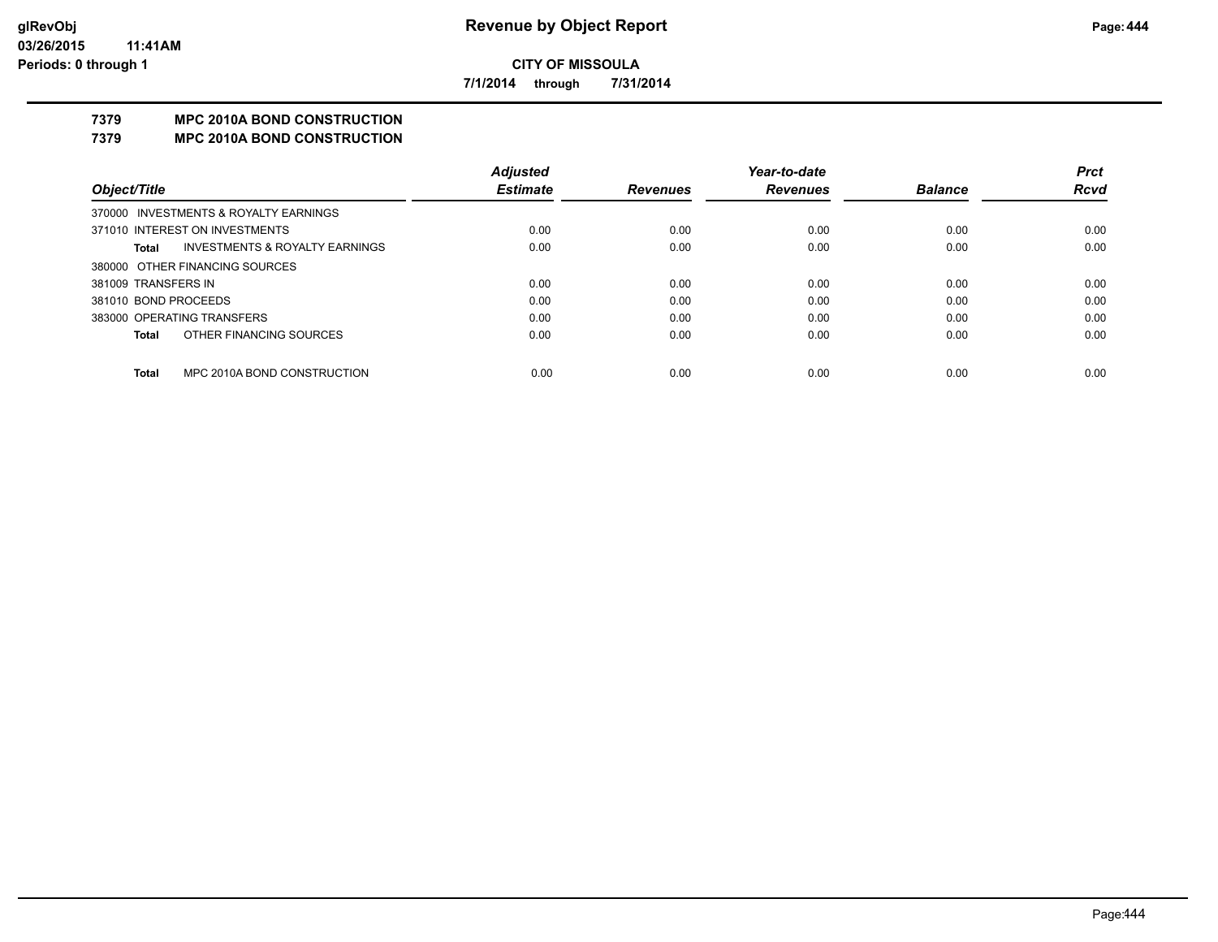**CITY OF MISSOULA**

**7/1/2014 through 7/31/2014**

## 7379 MPC 2010A BOND CONSTRUCTION

## 7379 MPC 2010A BOND CONSTRUCTION

| Object/Title | | Adjusted Estimate | Revenues | Year-to-date Revenues | Balance | Prct Rcvd |
|---|---|---|---|---|---|---|
| 370000 INVESTMENTS & ROYALTY EARNINGS | | | | | | |
| 371010 INTEREST ON INVESTMENTS | | 0.00 | 0.00 | 0.00 | 0.00 | 0.00 |
| **Total** | INVESTMENTS & ROYALTY EARNINGS | 0.00 | 0.00 | 0.00 | 0.00 | 0.00 |
| 380000 OTHER FINANCING SOURCES | | | | | | |
| 381009 TRANSFERS IN | | 0.00 | 0.00 | 0.00 | 0.00 | 0.00 |
| 381010 BOND PROCEEDS | | 0.00 | 0.00 | 0.00 | 0.00 | 0.00 |
| 383000 OPERATING TRANSFERS | | 0.00 | 0.00 | 0.00 | 0.00 | 0.00 |
| **Total** | OTHER FINANCING SOURCES | 0.00 | 0.00 | 0.00 | 0.00 | 0.00 |
| **Total** | MPC 2010A BOND CONSTRUCTION | 0.00 | 0.00 | 0.00 | 0.00 | 0.00 |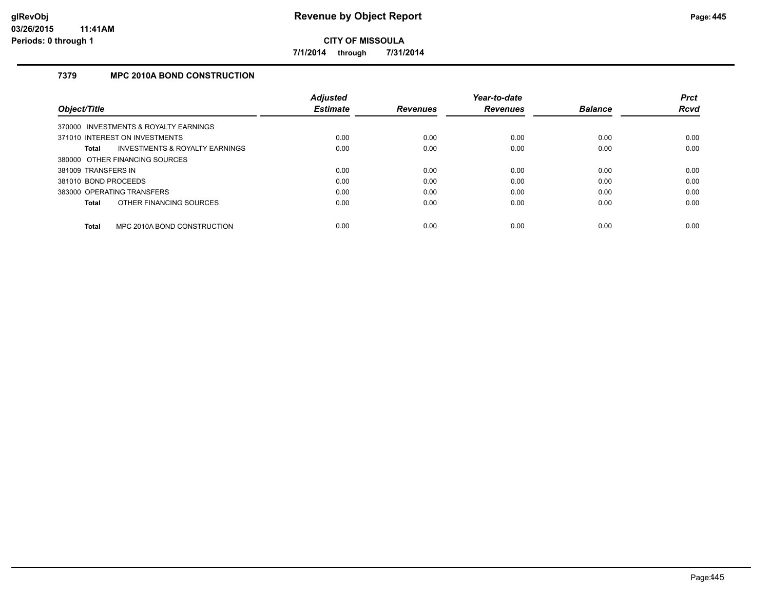# Revenue by Object Report

glRevObj
03/26/2015 11:41AM
Periods: 0 through 1

**CITY OF MISSOULA**

**7/1/2014 through 7/31/2014**

## 7379 MPC 2010A BOND CONSTRUCTION

| Object/Title | Adjusted Estimate | Revenues | Year-to-date Revenues | Balance | Prct Rcvd |
|---|---|---|---|---|---|
| 370000 INVESTMENTS & ROYALTY EARNINGS | | | | | |
| 371010 INTEREST ON INVESTMENTS | 0.00 | 0.00 | 0.00 | 0.00 | 0.00 |
| **Total** INVESTMENTS & ROYALTY EARNINGS | 0.00 | 0.00 | 0.00 | 0.00 | 0.00 |
| 380000 OTHER FINANCING SOURCES | | | | | |
| 381009 TRANSFERS IN | 0.00 | 0.00 | 0.00 | 0.00 | 0.00 |
| 381010 BOND PROCEEDS | 0.00 | 0.00 | 0.00 | 0.00 | 0.00 |
| 383000 OPERATING TRANSFERS | 0.00 | 0.00 | 0.00 | 0.00 | 0.00 |
| **Total** OTHER FINANCING SOURCES | 0.00 | 0.00 | 0.00 | 0.00 | 0.00 |
| **Total** MPC 2010A BOND CONSTRUCTION | 0.00 | 0.00 | 0.00 | 0.00 | 0.00 |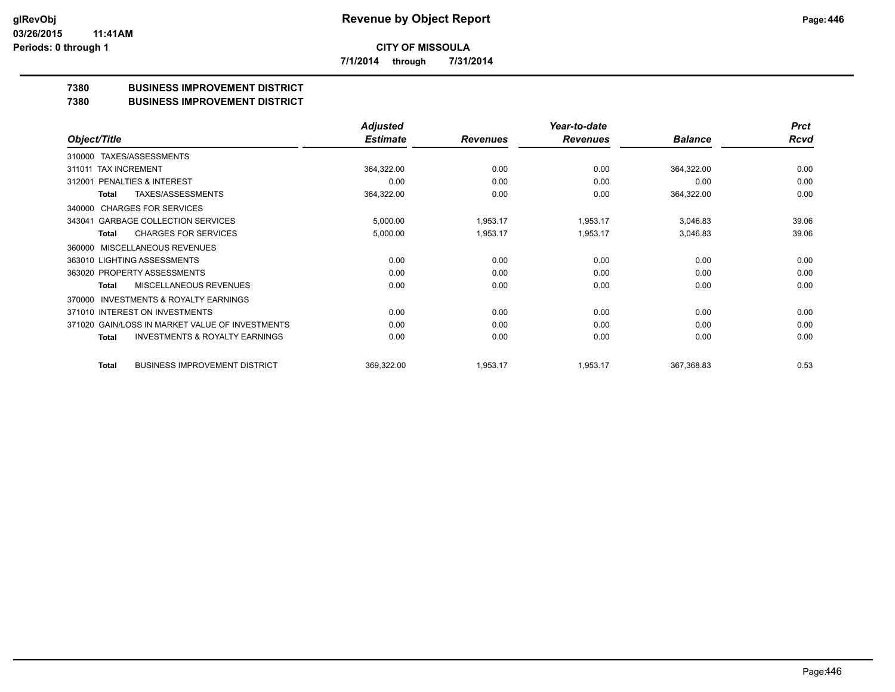**CITY OF MISSOULA**

**7/1/2014 through 7/31/2014**

**7380 BUSINESS IMPROVEMENT DISTRICT**

**7380 BUSINESS IMPROVEMENT DISTRICT**

| Object/Title | Adjusted Estimate | Revenues | Year-to-date Revenues | Balance | Prct Rcvd |
|---|---|---|---|---|---|
| 310000 TAXES/ASSESSMENTS | | | | | |
| 311011 TAX INCREMENT | 364,322.00 | 0.00 | 0.00 | 364,322.00 | 0.00 |
| 312001 PENALTIES & INTEREST | 0.00 | 0.00 | 0.00 | 0.00 | 0.00 |
| **Total** TAXES/ASSESSMENTS | 364,322.00 | 0.00 | 0.00 | 364,322.00 | 0.00 |
| 340000 CHARGES FOR SERVICES | | | | | |
| 343041 GARBAGE COLLECTION SERVICES | 5,000.00 | 1,953.17 | 1,953.17 | 3,046.83 | 39.06 |
| **Total** CHARGES FOR SERVICES | 5,000.00 | 1,953.17 | 1,953.17 | 3,046.83 | 39.06 |
| 360000 MISCELLANEOUS REVENUES | | | | | |
| 363010 LIGHTING ASSESSMENTS | 0.00 | 0.00 | 0.00 | 0.00 | 0.00 |
| 363020 PROPERTY ASSESSMENTS | 0.00 | 0.00 | 0.00 | 0.00 | 0.00 |
| **Total** MISCELLANEOUS REVENUES | 0.00 | 0.00 | 0.00 | 0.00 | 0.00 |
| 370000 INVESTMENTS & ROYALTY EARNINGS | | | | | |
| 371010 INTEREST ON INVESTMENTS | 0.00 | 0.00 | 0.00 | 0.00 | 0.00 |
| 371020 GAIN/LOSS IN MARKET VALUE OF INVESTMENTS | 0.00 | 0.00 | 0.00 | 0.00 | 0.00 |
| **Total** INVESTMENTS & ROYALTY EARNINGS | 0.00 | 0.00 | 0.00 | 0.00 | 0.00 |
| **Total** BUSINESS IMPROVEMENT DISTRICT | 369,322.00 | 1,953.17 | 1,953.17 | 367,368.83 | 0.53 |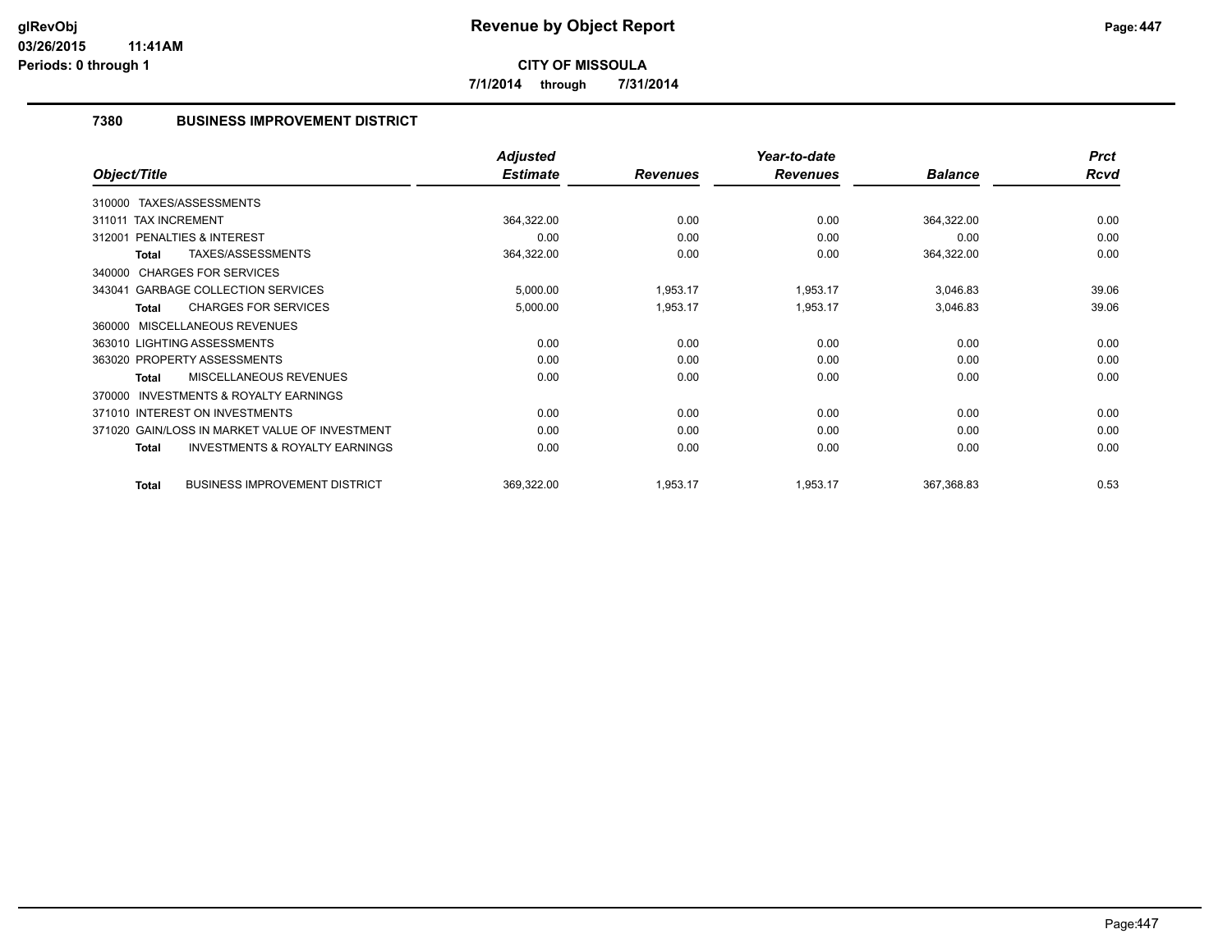# Revenue by Object Report

glRevObj
03/26/2015 11:41AM
Periods: 0 through 1

**CITY OF MISSOULA**

**7/1/2014 through 7/31/2014**

## 7380 BUSINESS IMPROVEMENT DISTRICT

| Object/Title | Adjusted Estimate | Revenues | Year-to-date Revenues | Balance | Prct Rcvd |
|---|---|---|---|---|---|
| 310000 TAXES/ASSESSMENTS | | | | | |
| 311011 TAX INCREMENT | 364,322.00 | 0.00 | 0.00 | 364,322.00 | 0.00 |
| 312001 PENALTIES & INTEREST | 0.00 | 0.00 | 0.00 | 0.00 | 0.00 |
| **Total** TAXES/ASSESSMENTS | 364,322.00 | 0.00 | 0.00 | 364,322.00 | 0.00 |
| 340000 CHARGES FOR SERVICES | | | | | |
| 343041 GARBAGE COLLECTION SERVICES | 5,000.00 | 1,953.17 | 1,953.17 | 3,046.83 | 39.06 |
| **Total** CHARGES FOR SERVICES | 5,000.00 | 1,953.17 | 1,953.17 | 3,046.83 | 39.06 |
| 360000 MISCELLANEOUS REVENUES | | | | | |
| 363010 LIGHTING ASSESSMENTS | 0.00 | 0.00 | 0.00 | 0.00 | 0.00 |
| 363020 PROPERTY ASSESSMENTS | 0.00 | 0.00 | 0.00 | 0.00 | 0.00 |
| **Total** MISCELLANEOUS REVENUES | 0.00 | 0.00 | 0.00 | 0.00 | 0.00 |
| 370000 INVESTMENTS & ROYALTY EARNINGS | | | | | |
| 371010 INTEREST ON INVESTMENTS | 0.00 | 0.00 | 0.00 | 0.00 | 0.00 |
| 371020 GAIN/LOSS IN MARKET VALUE OF INVESTMENT | 0.00 | 0.00 | 0.00 | 0.00 | 0.00 |
| **Total** INVESTMENTS & ROYALTY EARNINGS | 0.00 | 0.00 | 0.00 | 0.00 | 0.00 |
| **Total** BUSINESS IMPROVEMENT DISTRICT | 369,322.00 | 1,953.17 | 1,953.17 | 367,368.83 | 0.53 |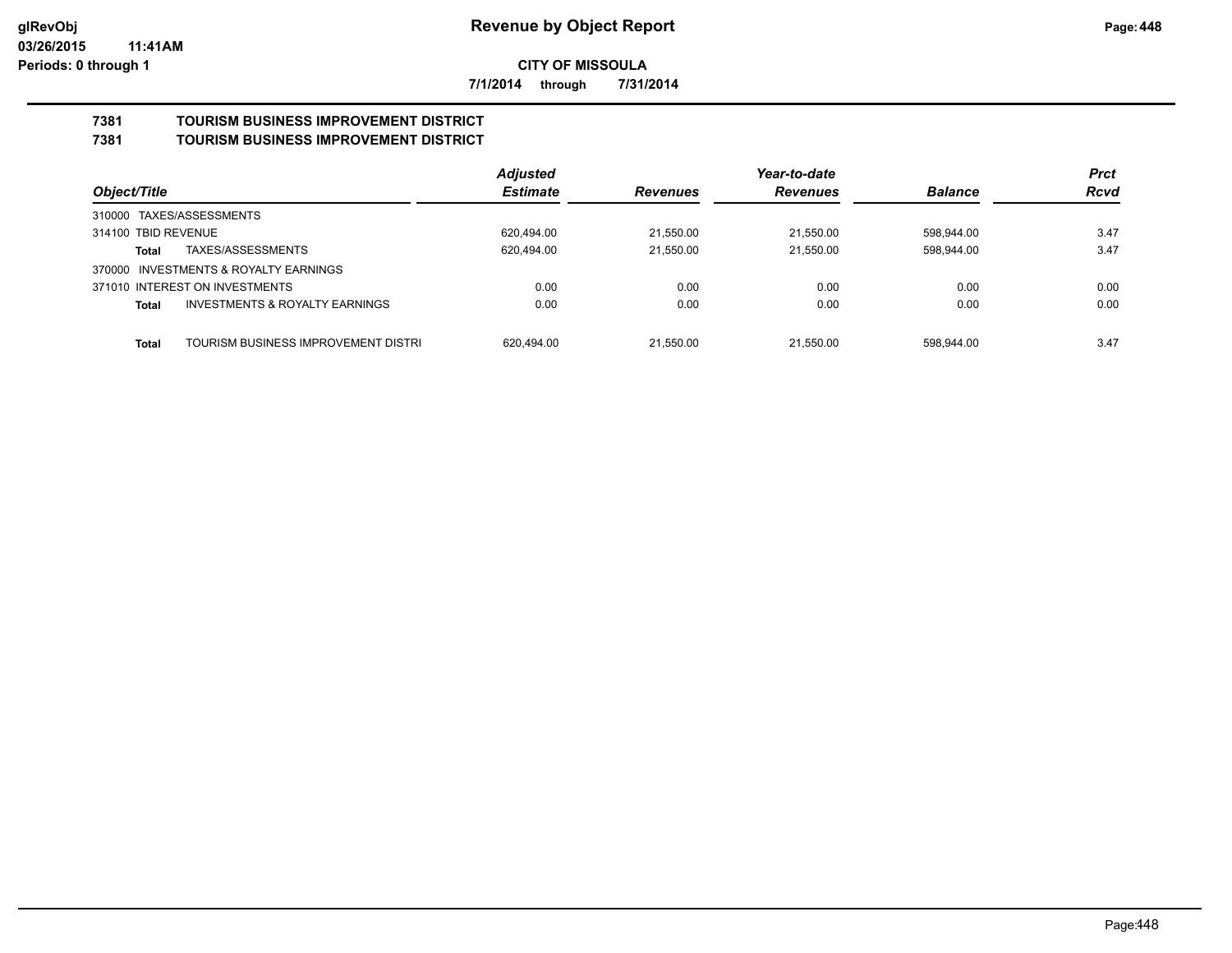# Revenue by Object Report

**CITY OF MISSOULA**

**7/1/2014 through 7/31/2014**

glRevObj
03/26/2015 11:41AM
Periods: 0 through 1

**7381 TOURISM BUSINESS IMPROVEMENT DISTRICT**
**7381 TOURISM BUSINESS IMPROVEMENT DISTRICT**

| Object/Title | Adjusted Estimate | Revenues | Year-to-date Revenues | Balance | Prct Rcvd |
|---|---|---|---|---|---|
| 310000 TAXES/ASSESSMENTS | | | | | |
| 314100 TBID REVENUE | 620,494.00 | 21,550.00 | 21,550.00 | 598,944.00 | 3.47 |
| **Total** TAXES/ASSESSMENTS | 620,494.00 | 21,550.00 | 21,550.00 | 598,944.00 | 3.47 |
| 370000 INVESTMENTS & ROYALTY EARNINGS | | | | | |
| 371010 INTEREST ON INVESTMENTS | 0.00 | 0.00 | 0.00 | 0.00 | 0.00 |
| **Total** INVESTMENTS & ROYALTY EARNINGS | 0.00 | 0.00 | 0.00 | 0.00 | 0.00 |
| **Total** TOURISM BUSINESS IMPROVEMENT DISTRI | 620,494.00 | 21,550.00 | 21,550.00 | 598,944.00 | 3.47 |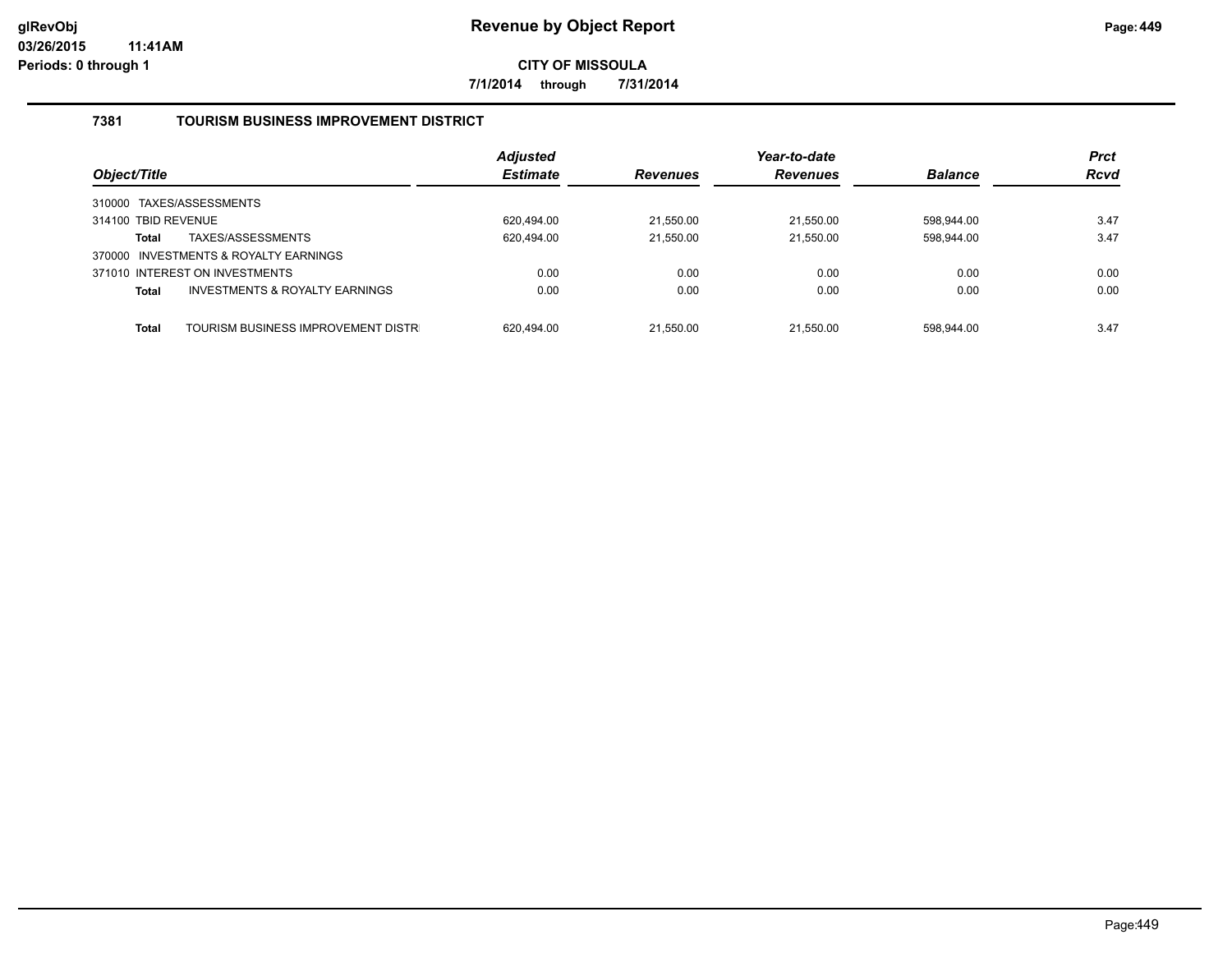# Revenue by Object Report

**CITY OF MISSOULA**

**7/1/2014 through 7/31/2014**

glRevObj
03/26/2015 11:41AM
Periods: 0 through 1

## 7381 TOURISM BUSINESS IMPROVEMENT DISTRICT

| Object/Title | | Adjusted Estimate | Revenues | Year-to-date Revenues | Balance | Prct Rcvd |
|---|---|---|---|---|---|---|
| 310000 TAXES/ASSESSMENTS | | | | | | |
| 314100 TBID REVENUE | | 620,494.00 | 21,550.00 | 21,550.00 | 598,944.00 | 3.47 |
| **Total** | TAXES/ASSESSMENTS | 620,494.00 | 21,550.00 | 21,550.00 | 598,944.00 | 3.47 |
| 370000 INVESTMENTS & ROYALTY EARNINGS | | | | | | |
| 371010 INTEREST ON INVESTMENTS | | 0.00 | 0.00 | 0.00 | 0.00 | 0.00 |
| **Total** | INVESTMENTS & ROYALTY EARNINGS | 0.00 | 0.00 | 0.00 | 0.00 | 0.00 |
| **Total** | TOURISM BUSINESS IMPROVEMENT DISTR | 620,494.00 | 21,550.00 | 21,550.00 | 598,944.00 | 3.47 |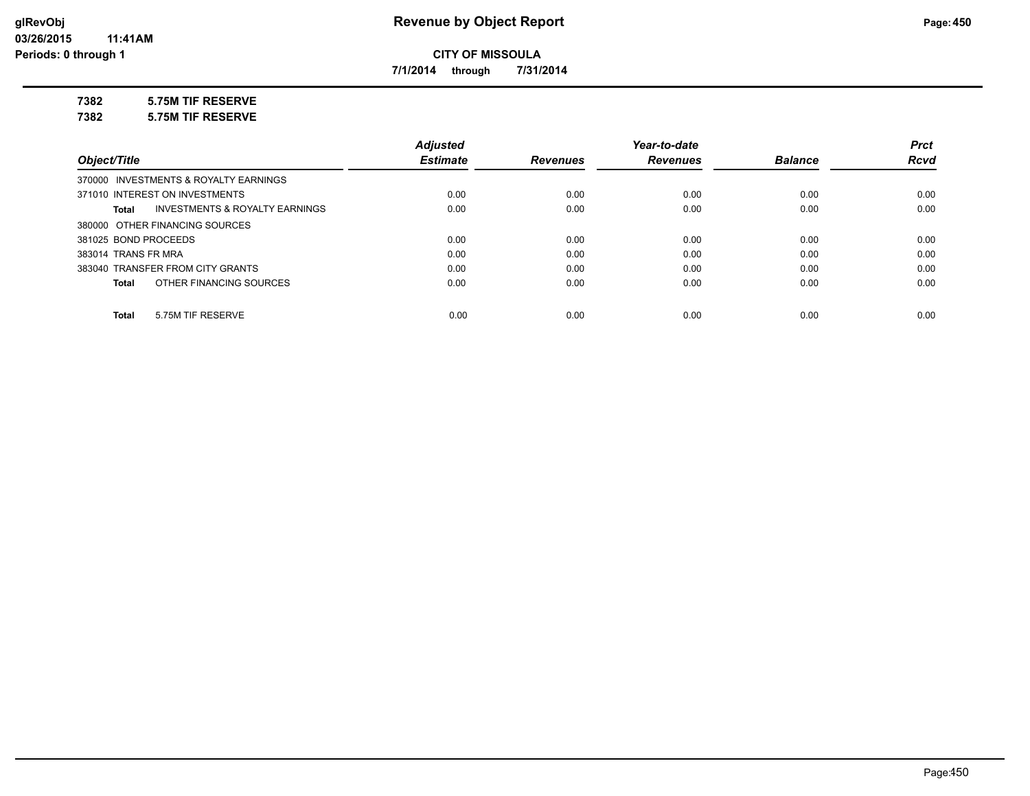# Revenue by Object Report

**CITY OF MISSOULA**

**7/1/2014 through 7/31/2014**

**7382 5.75M TIF RESERVE**

**7382 5.75M TIF RESERVE**

| Object/Title | Adjusted Estimate | Revenues | Year-to-date Revenues | Balance | Prct Rcvd |
|---|---|---|---|---|---|
| 370000 INVESTMENTS & ROYALTY EARNINGS | | | | | |
| 371010 INTEREST ON INVESTMENTS | 0.00 | 0.00 | 0.00 | 0.00 | 0.00 |
| **Total** INVESTMENTS & ROYALTY EARNINGS | 0.00 | 0.00 | 0.00 | 0.00 | 0.00 |
| 380000 OTHER FINANCING SOURCES | | | | | |
| 381025 BOND PROCEEDS | 0.00 | 0.00 | 0.00 | 0.00 | 0.00 |
| 383014 TRANS FR MRA | 0.00 | 0.00 | 0.00 | 0.00 | 0.00 |
| 383040 TRANSFER FROM CITY GRANTS | 0.00 | 0.00 | 0.00 | 0.00 | 0.00 |
| **Total** OTHER FINANCING SOURCES | 0.00 | 0.00 | 0.00 | 0.00 | 0.00 |
| **Total** 5.75M TIF RESERVE | 0.00 | 0.00 | 0.00 | 0.00 | 0.00 |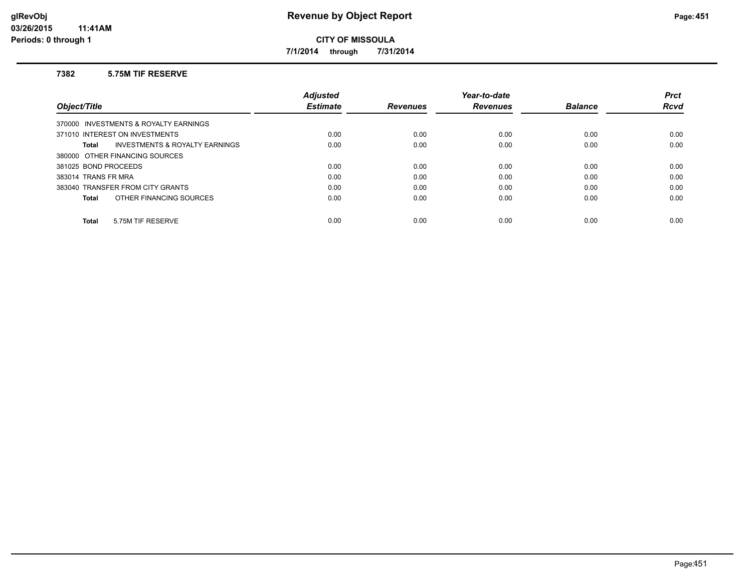# Revenue by Object Report

**CITY OF MISSOULA**

**7/1/2014 through 7/31/2014**

glRevObj
03/26/2015 11:41AM
Periods: 0 through 1

### 7382 5.75M TIF RESERVE

| Object/Title | Adjusted Estimate | Revenues | Year-to-date Revenues | Balance | Prct Rcvd |
|---|---|---|---|---|---|
| 370000 INVESTMENTS & ROYALTY EARNINGS | | | | | |
| 371010 INTEREST ON INVESTMENTS | 0.00 | 0.00 | 0.00 | 0.00 | 0.00 |
| **Total** INVESTMENTS & ROYALTY EARNINGS | 0.00 | 0.00 | 0.00 | 0.00 | 0.00 |
| 380000 OTHER FINANCING SOURCES | | | | | |
| 381025 BOND PROCEEDS | 0.00 | 0.00 | 0.00 | 0.00 | 0.00 |
| 383014 TRANS FR MRA | 0.00 | 0.00 | 0.00 | 0.00 | 0.00 |
| 383040 TRANSFER FROM CITY GRANTS | 0.00 | 0.00 | 0.00 | 0.00 | 0.00 |
| **Total** OTHER FINANCING SOURCES | 0.00 | 0.00 | 0.00 | 0.00 | 0.00 |
| **Total** 5.75M TIF RESERVE | 0.00 | 0.00 | 0.00 | 0.00 | 0.00 |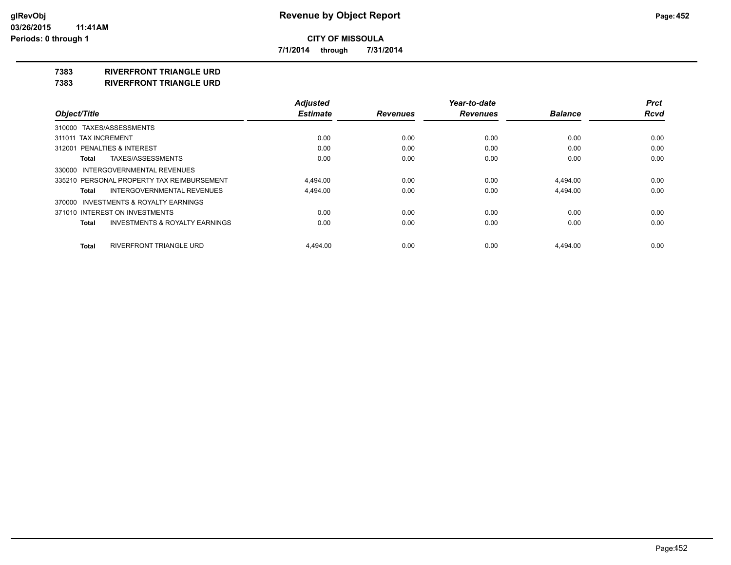**CITY OF MISSOULA**

**7/1/2014 through 7/31/2014**

## 7383 RIVERFRONT TRIANGLE URD
## 7383 RIVERFRONT TRIANGLE URD

| Object/Title | Adjusted Estimate | Revenues | Year-to-date Revenues | Balance | Prct Rcvd |
|---|---|---|---|---|---|
| 310000 TAXES/ASSESSMENTS | | | | | |
| 311011 TAX INCREMENT | 0.00 | 0.00 | 0.00 | 0.00 | 0.00 |
| 312001 PENALTIES & INTEREST | 0.00 | 0.00 | 0.00 | 0.00 | 0.00 |
| **Total** TAXES/ASSESSMENTS | 0.00 | 0.00 | 0.00 | 0.00 | 0.00 |
| 330000 INTERGOVERNMENTAL REVENUES | | | | | |
| 335210 PERSONAL PROPERTY TAX REIMBURSEMENT | 4,494.00 | 0.00 | 0.00 | 4,494.00 | 0.00 |
| **Total** INTERGOVERNMENTAL REVENUES | 4,494.00 | 0.00 | 0.00 | 4,494.00 | 0.00 |
| 370000 INVESTMENTS & ROYALTY EARNINGS | | | | | |
| 371010 INTEREST ON INVESTMENTS | 0.00 | 0.00 | 0.00 | 0.00 | 0.00 |
| **Total** INVESTMENTS & ROYALTY EARNINGS | 0.00 | 0.00 | 0.00 | 0.00 | 0.00 |
| **Total** RIVERFRONT TRIANGLE URD | 4,494.00 | 0.00 | 0.00 | 4,494.00 | 0.00 |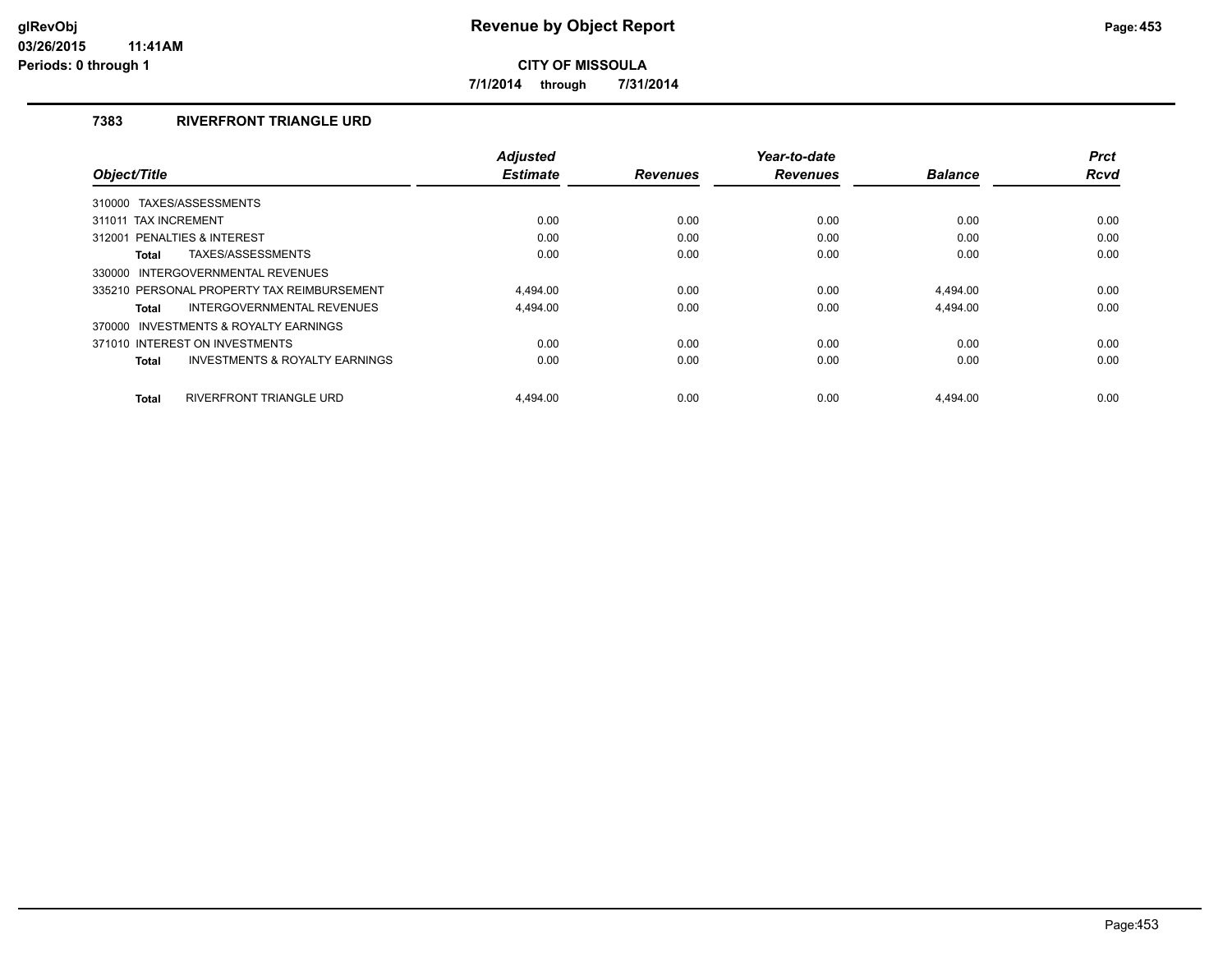# Revenue by Object Report

**CITY OF MISSOULA**

**7/1/2014 through 7/31/2014**

### 7383 RIVERFRONT TRIANGLE URD

| Object/Title | Adjusted Estimate | Revenues | Year-to-date Revenues | Balance | Prct Rcvd |
|---|---|---|---|---|---|
| 310000 TAXES/ASSESSMENTS | | | | | |
| 311011 TAX INCREMENT | 0.00 | 0.00 | 0.00 | 0.00 | 0.00 |
| 312001 PENALTIES & INTEREST | 0.00 | 0.00 | 0.00 | 0.00 | 0.00 |
| **Total** TAXES/ASSESSMENTS | 0.00 | 0.00 | 0.00 | 0.00 | 0.00 |
| 330000 INTERGOVERNMENTAL REVENUES | | | | | |
| 335210 PERSONAL PROPERTY TAX REIMBURSEMENT | 4,494.00 | 0.00 | 0.00 | 4,494.00 | 0.00 |
| **Total** INTERGOVERNMENTAL REVENUES | 4,494.00 | 0.00 | 0.00 | 4,494.00 | 0.00 |
| 370000 INVESTMENTS & ROYALTY EARNINGS | | | | | |
| 371010 INTEREST ON INVESTMENTS | 0.00 | 0.00 | 0.00 | 0.00 | 0.00 |
| **Total** INVESTMENTS & ROYALTY EARNINGS | 0.00 | 0.00 | 0.00 | 0.00 | 0.00 |
| **Total** RIVERFRONT TRIANGLE URD | 4,494.00 | 0.00 | 0.00 | 4,494.00 | 0.00 |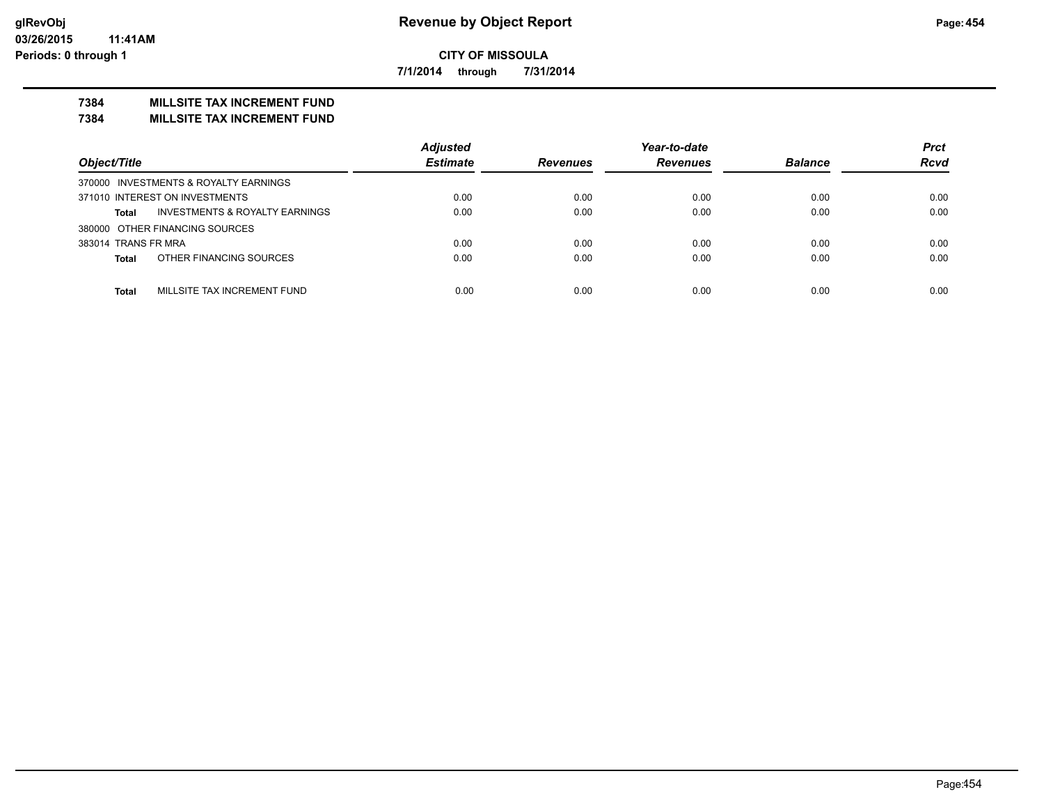**Revenue by Object Report**

**CITY OF MISSOULA**

**7/1/2014 through 7/31/2014**

## 7384 MILLSITE TAX INCREMENT FUND

## 7384 MILLSITE TAX INCREMENT FUND

| Object/Title | | Adjusted Estimate | Revenues | Year-to-date Revenues | Balance | Prct Rcvd |
|---|---|---|---|---|---|---|
| 370000 INVESTMENTS & ROYALTY EARNINGS | | | | | | |
| 371010 INTEREST ON INVESTMENTS | | 0.00 | 0.00 | 0.00 | 0.00 | 0.00 |
| Total | INVESTMENTS & ROYALTY EARNINGS | 0.00 | 0.00 | 0.00 | 0.00 | 0.00 |
| 380000 OTHER FINANCING SOURCES | | | | | | |
| 383014 TRANS FR MRA | | 0.00 | 0.00 | 0.00 | 0.00 | 0.00 |
| Total | OTHER FINANCING SOURCES | 0.00 | 0.00 | 0.00 | 0.00 | 0.00 |
| Total | MILLSITE TAX INCREMENT FUND | 0.00 | 0.00 | 0.00 | 0.00 | 0.00 |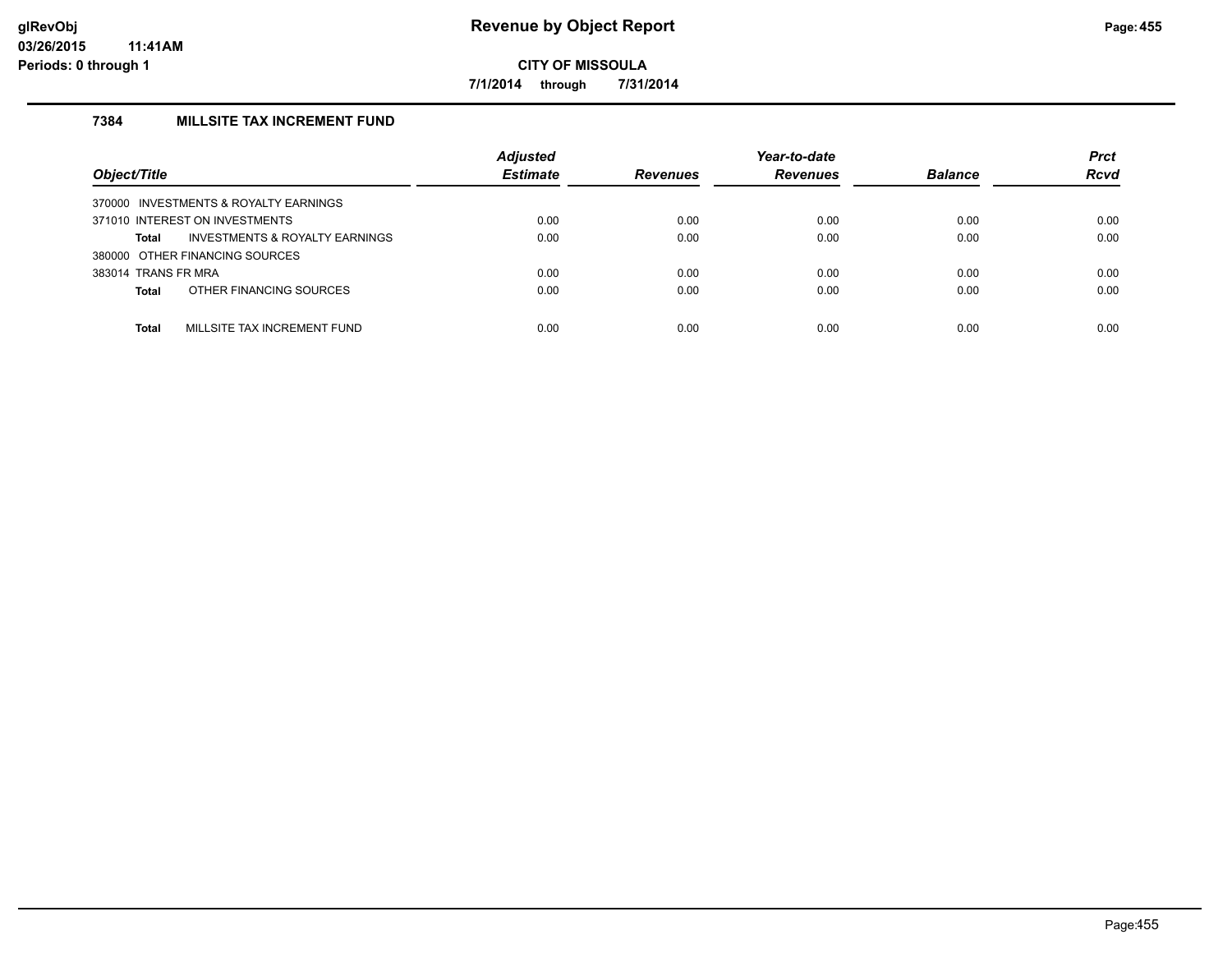# Revenue by Object Report

**CITY OF MISSOULA**

**7/1/2014 through 7/31/2014**

glRevObj
03/26/2015 11:41AM
Periods: 0 through 1

## 7384 MILLSITE TAX INCREMENT FUND

| Object/Title | Adjusted Estimate | Revenues | Year-to-date Revenues | Balance | Prct Rcvd |
|---|---|---|---|---|---|
| 370000 INVESTMENTS & ROYALTY EARNINGS | | | | | |
| 371010 INTEREST ON INVESTMENTS | 0.00 | 0.00 | 0.00 | 0.00 | 0.00 |
| **Total** INVESTMENTS & ROYALTY EARNINGS | 0.00 | 0.00 | 0.00 | 0.00 | 0.00 |
| 380000 OTHER FINANCING SOURCES | | | | | |
| 383014 TRANS FR MRA | 0.00 | 0.00 | 0.00 | 0.00 | 0.00 |
| **Total** OTHER FINANCING SOURCES | 0.00 | 0.00 | 0.00 | 0.00 | 0.00 |
| **Total** MILLSITE TAX INCREMENT FUND | 0.00 | 0.00 | 0.00 | 0.00 | 0.00 |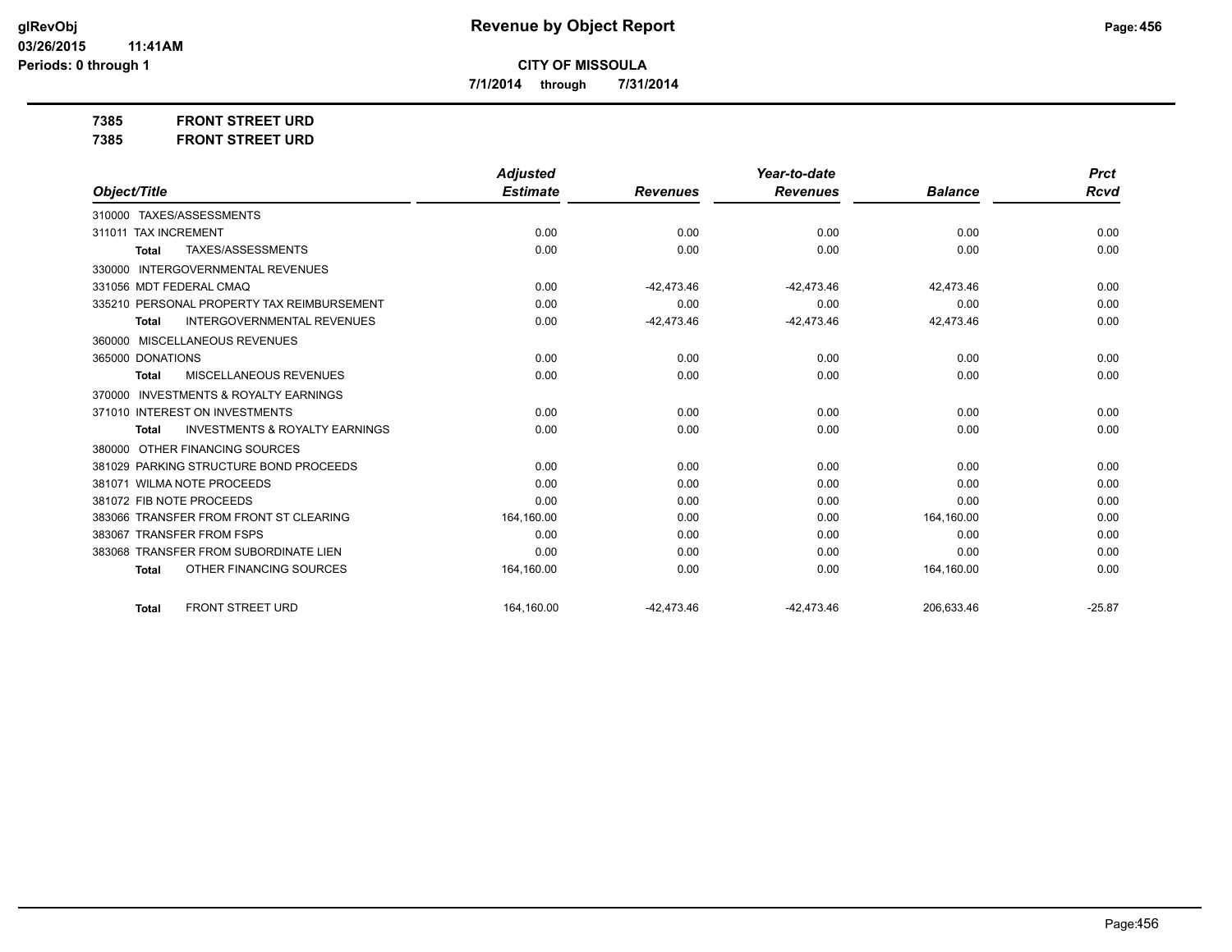# Revenue by Object Report

**CITY OF MISSOULA**

**7/1/2014 through 7/31/2014**

glRevObj
03/26/2015 11:41AM
Periods: 0 through 1

**7385 FRONT STREET URD**
**7385 FRONT STREET URD**

| Object/Title | Adjusted Estimate | Revenues | Year-to-date Revenues | Balance | Prct Rcvd |
|---|---|---|---|---|---|
| 310000 TAXES/ASSESSMENTS | | | | | |
| 311011 TAX INCREMENT | 0.00 | 0.00 | 0.00 | 0.00 | 0.00 |
| **Total** TAXES/ASSESSMENTS | 0.00 | 0.00 | 0.00 | 0.00 | 0.00 |
| 330000 INTERGOVERNMENTAL REVENUES | | | | | |
| 331056 MDT FEDERAL CMAQ | 0.00 | -42,473.46 | -42,473.46 | 42,473.46 | 0.00 |
| 335210 PERSONAL PROPERTY TAX REIMBURSEMENT | 0.00 | 0.00 | 0.00 | 0.00 | 0.00 |
| **Total** INTERGOVERNMENTAL REVENUES | 0.00 | -42,473.46 | -42,473.46 | 42,473.46 | 0.00 |
| 360000 MISCELLANEOUS REVENUES | | | | | |
| 365000 DONATIONS | 0.00 | 0.00 | 0.00 | 0.00 | 0.00 |
| **Total** MISCELLANEOUS REVENUES | 0.00 | 0.00 | 0.00 | 0.00 | 0.00 |
| 370000 INVESTMENTS & ROYALTY EARNINGS | | | | | |
| 371010 INTEREST ON INVESTMENTS | 0.00 | 0.00 | 0.00 | 0.00 | 0.00 |
| **Total** INVESTMENTS & ROYALTY EARNINGS | 0.00 | 0.00 | 0.00 | 0.00 | 0.00 |
| 380000 OTHER FINANCING SOURCES | | | | | |
| 381029 PARKING STRUCTURE BOND PROCEEDS | 0.00 | 0.00 | 0.00 | 0.00 | 0.00 |
| 381071 WILMA NOTE PROCEEDS | 0.00 | 0.00 | 0.00 | 0.00 | 0.00 |
| 381072 FIB NOTE PROCEEDS | 0.00 | 0.00 | 0.00 | 0.00 | 0.00 |
| 383066 TRANSFER FROM FRONT ST CLEARING | 164,160.00 | 0.00 | 0.00 | 164,160.00 | 0.00 |
| 383067 TRANSFER FROM FSPS | 0.00 | 0.00 | 0.00 | 0.00 | 0.00 |
| 383068 TRANSFER FROM SUBORDINATE LIEN | 0.00 | 0.00 | 0.00 | 0.00 | 0.00 |
| **Total** OTHER FINANCING SOURCES | 164,160.00 | 0.00 | 0.00 | 164,160.00 | 0.00 |
| **Total** FRONT STREET URD | 164,160.00 | -42,473.46 | -42,473.46 | 206,633.46 | -25.87 |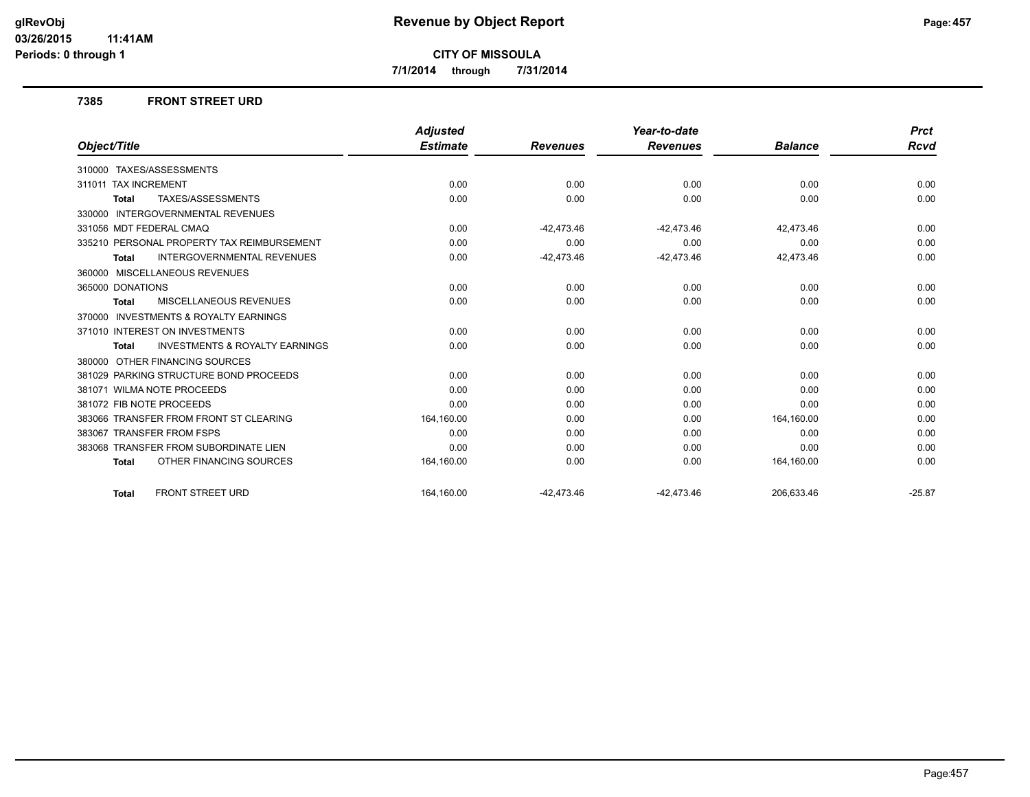# Revenue by Object Report

**CITY OF MISSOULA**

**7/1/2014 through 7/31/2014**

glRevObj
03/26/2015 11:41AM
Periods: 0 through 1

## 7385 FRONT STREET URD

| Object/Title | Adjusted Estimate | Revenues | Year-to-date Revenues | Balance | Prct Rcvd |
|---|---|---|---|---|---|
| 310000 TAXES/ASSESSMENTS | | | | | |
| 311011 TAX INCREMENT | 0.00 | 0.00 | 0.00 | 0.00 | 0.00 |
| **Total** TAXES/ASSESSMENTS | 0.00 | 0.00 | 0.00 | 0.00 | 0.00 |
| 330000 INTERGOVERNMENTAL REVENUES | | | | | |
| 331056 MDT FEDERAL CMAQ | 0.00 | -42,473.46 | -42,473.46 | 42,473.46 | 0.00 |
| 335210 PERSONAL PROPERTY TAX REIMBURSEMENT | 0.00 | 0.00 | 0.00 | 0.00 | 0.00 |
| **Total** INTERGOVERNMENTAL REVENUES | 0.00 | -42,473.46 | -42,473.46 | 42,473.46 | 0.00 |
| 360000 MISCELLANEOUS REVENUES | | | | | |
| 365000 DONATIONS | 0.00 | 0.00 | 0.00 | 0.00 | 0.00 |
| **Total** MISCELLANEOUS REVENUES | 0.00 | 0.00 | 0.00 | 0.00 | 0.00 |
| 370000 INVESTMENTS & ROYALTY EARNINGS | | | | | |
| 371010 INTEREST ON INVESTMENTS | 0.00 | 0.00 | 0.00 | 0.00 | 0.00 |
| **Total** INVESTMENTS & ROYALTY EARNINGS | 0.00 | 0.00 | 0.00 | 0.00 | 0.00 |
| 380000 OTHER FINANCING SOURCES | | | | | |
| 381029 PARKING STRUCTURE BOND PROCEEDS | 0.00 | 0.00 | 0.00 | 0.00 | 0.00 |
| 381071 WILMA NOTE PROCEEDS | 0.00 | 0.00 | 0.00 | 0.00 | 0.00 |
| 381072 FIB NOTE PROCEEDS | 0.00 | 0.00 | 0.00 | 0.00 | 0.00 |
| 383066 TRANSFER FROM FRONT ST CLEARING | 164,160.00 | 0.00 | 0.00 | 164,160.00 | 0.00 |
| 383067 TRANSFER FROM FSPS | 0.00 | 0.00 | 0.00 | 0.00 | 0.00 |
| 383068 TRANSFER FROM SUBORDINATE LIEN | 0.00 | 0.00 | 0.00 | 0.00 | 0.00 |
| **Total** OTHER FINANCING SOURCES | 164,160.00 | 0.00 | 0.00 | 164,160.00 | 0.00 |
| **Total** FRONT STREET URD | 164,160.00 | -42,473.46 | -42,473.46 | 206,633.46 | -25.87 |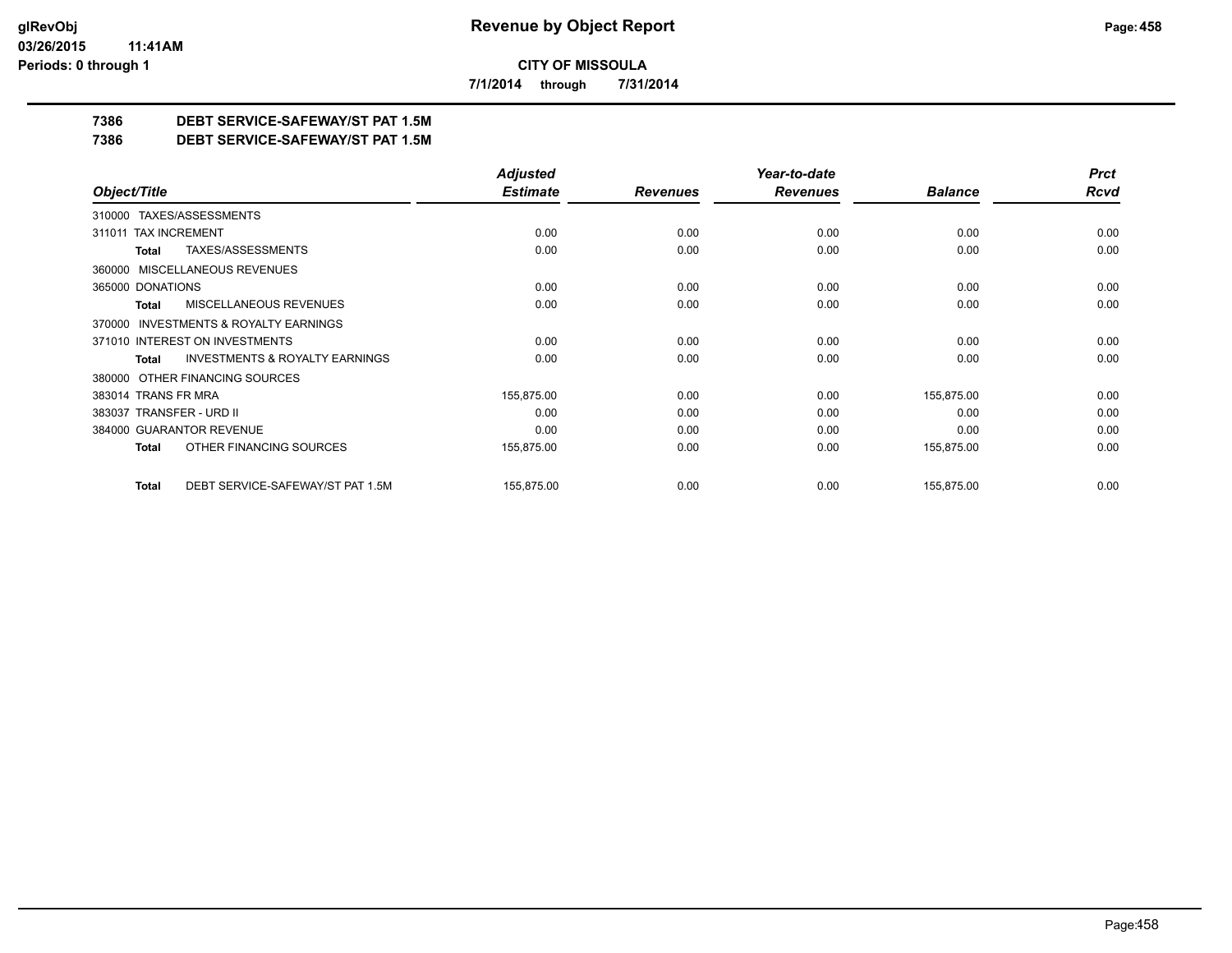# Revenue by Object Report

**CITY OF MISSOULA**

**7/1/2014 through 7/31/2014**

**7386 DEBT SERVICE-SAFEWAY/ST PAT 1.5M**

**7386 DEBT SERVICE-SAFEWAY/ST PAT 1.5M**

| Object/Title | Adjusted Estimate | Revenues | Year-to-date Revenues | Balance | Prct Rcvd |
|---|---|---|---|---|---|
| 310000 TAXES/ASSESSMENTS | | | | | |
| 311011 TAX INCREMENT | 0.00 | 0.00 | 0.00 | 0.00 | 0.00 |
| **Total** TAXES/ASSESSMENTS | 0.00 | 0.00 | 0.00 | 0.00 | 0.00 |
| 360000 MISCELLANEOUS REVENUES | | | | | |
| 365000 DONATIONS | 0.00 | 0.00 | 0.00 | 0.00 | 0.00 |
| **Total** MISCELLANEOUS REVENUES | 0.00 | 0.00 | 0.00 | 0.00 | 0.00 |
| 370000 INVESTMENTS & ROYALTY EARNINGS | | | | | |
| 371010 INTEREST ON INVESTMENTS | 0.00 | 0.00 | 0.00 | 0.00 | 0.00 |
| **Total** INVESTMENTS & ROYALTY EARNINGS | 0.00 | 0.00 | 0.00 | 0.00 | 0.00 |
| 380000 OTHER FINANCING SOURCES | | | | | |
| 383014 TRANS FR MRA | 155,875.00 | 0.00 | 0.00 | 155,875.00 | 0.00 |
| 383037 TRANSFER - URD II | 0.00 | 0.00 | 0.00 | 0.00 | 0.00 |
| 384000 GUARANTOR REVENUE | 0.00 | 0.00 | 0.00 | 0.00 | 0.00 |
| **Total** OTHER FINANCING SOURCES | 155,875.00 | 0.00 | 0.00 | 155,875.00 | 0.00 |
| **Total** DEBT SERVICE-SAFEWAY/ST PAT 1.5M | 155,875.00 | 0.00 | 0.00 | 155,875.00 | 0.00 |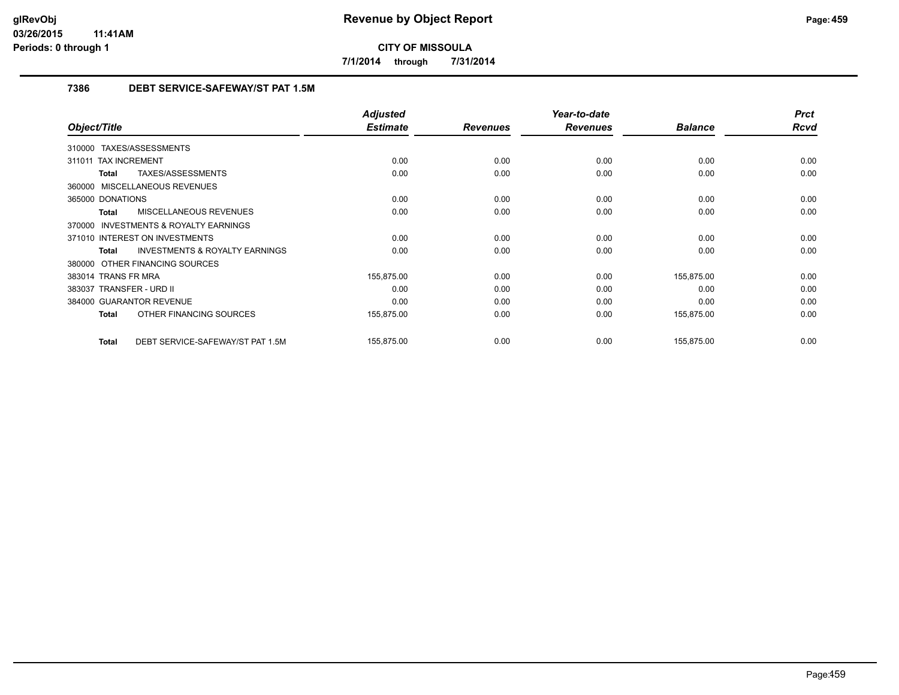# Revenue by Object Report

**CITY OF MISSOULA**

**7/1/2014 through 7/31/2014**

## 7386 DEBT SERVICE-SAFEWAY/ST PAT 1.5M

| Object/Title | Adjusted Estimate | Revenues | Year-to-date Revenues | Balance | Prct Rcvd |
|---|---|---|---|---|---|
| 310000 TAXES/ASSESSMENTS | | | | | |
| 311011 TAX INCREMENT | 0.00 | 0.00 | 0.00 | 0.00 | 0.00 |
| **Total** TAXES/ASSESSMENTS | 0.00 | 0.00 | 0.00 | 0.00 | 0.00 |
| 360000 MISCELLANEOUS REVENUES | | | | | |
| 365000 DONATIONS | 0.00 | 0.00 | 0.00 | 0.00 | 0.00 |
| **Total** MISCELLANEOUS REVENUES | 0.00 | 0.00 | 0.00 | 0.00 | 0.00 |
| 370000 INVESTMENTS & ROYALTY EARNINGS | | | | | |
| 371010 INTEREST ON INVESTMENTS | 0.00 | 0.00 | 0.00 | 0.00 | 0.00 |
| **Total** INVESTMENTS & ROYALTY EARNINGS | 0.00 | 0.00 | 0.00 | 0.00 | 0.00 |
| 380000 OTHER FINANCING SOURCES | | | | | |
| 383014 TRANS FR MRA | 155,875.00 | 0.00 | 0.00 | 155,875.00 | 0.00 |
| 383037 TRANSFER - URD II | 0.00 | 0.00 | 0.00 | 0.00 | 0.00 |
| 384000 GUARANTOR REVENUE | 0.00 | 0.00 | 0.00 | 0.00 | 0.00 |
| **Total** OTHER FINANCING SOURCES | 155,875.00 | 0.00 | 0.00 | 155,875.00 | 0.00 |
| **Total** DEBT SERVICE-SAFEWAY/ST PAT 1.5M | 155,875.00 | 0.00 | 0.00 | 155,875.00 | 0.00 |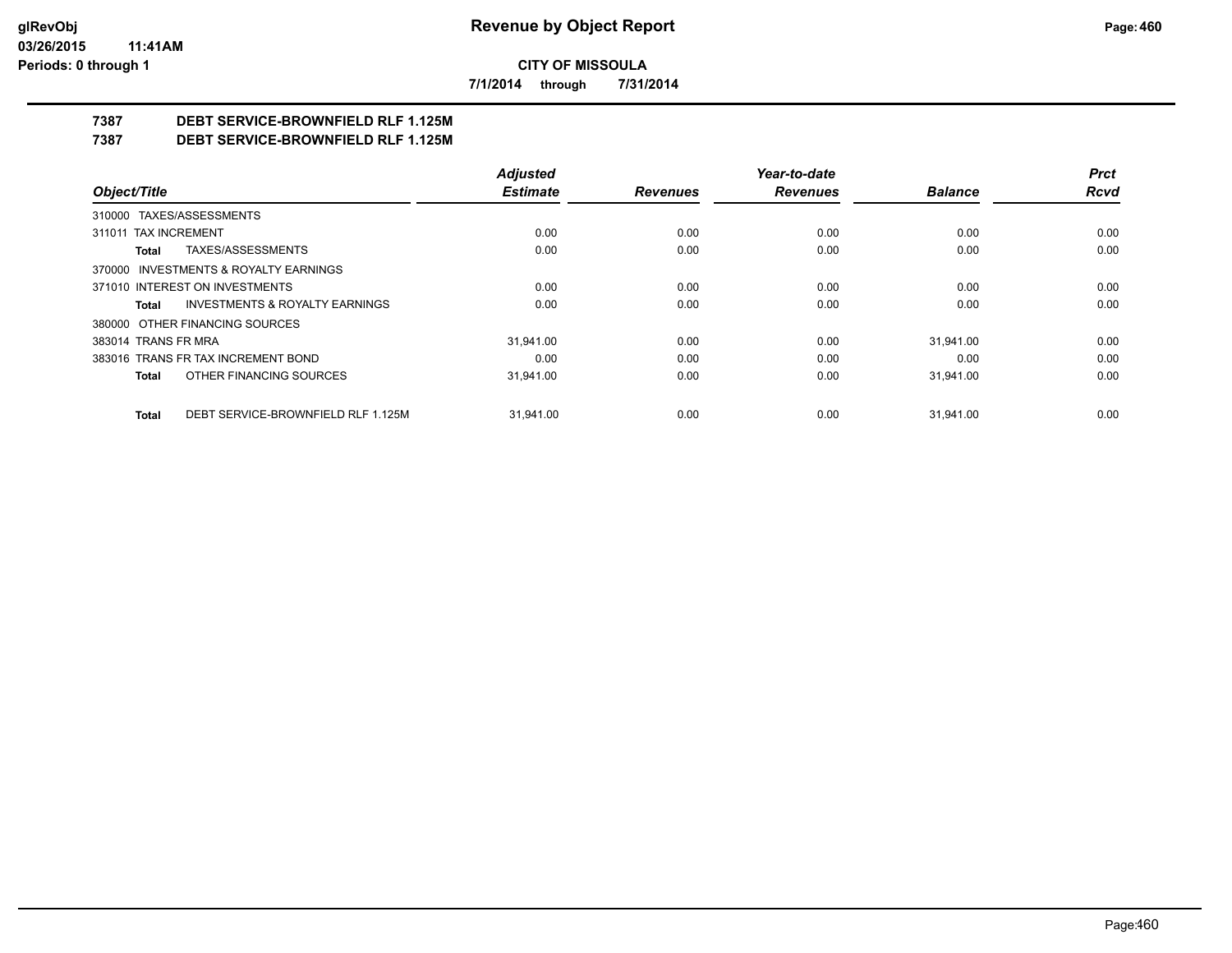**CITY OF MISSOULA**

**7/1/2014 through 7/31/2014**

## 7387 DEBT SERVICE-BROWNFIELD RLF 1.125M

## 7387 DEBT SERVICE-BROWNFIELD RLF 1.125M

| Object/Title | Adjusted Estimate | Revenues | Year-to-date Revenues | Balance | Prct Rcvd |
|---|---|---|---|---|---|
| 310000 TAXES/ASSESSMENTS | | | | | |
| 311011 TAX INCREMENT | 0.00 | 0.00 | 0.00 | 0.00 | 0.00 |
| **Total** TAXES/ASSESSMENTS | 0.00 | 0.00 | 0.00 | 0.00 | 0.00 |
| 370000 INVESTMENTS & ROYALTY EARNINGS | | | | | |
| 371010 INTEREST ON INVESTMENTS | 0.00 | 0.00 | 0.00 | 0.00 | 0.00 |
| **Total** INVESTMENTS & ROYALTY EARNINGS | 0.00 | 0.00 | 0.00 | 0.00 | 0.00 |
| 380000 OTHER FINANCING SOURCES | | | | | |
| 383014 TRANS FR MRA | 31,941.00 | 0.00 | 0.00 | 31,941.00 | 0.00 |
| 383016 TRANS FR TAX INCREMENT BOND | 0.00 | 0.00 | 0.00 | 0.00 | 0.00 |
| **Total** OTHER FINANCING SOURCES | 31,941.00 | 0.00 | 0.00 | 31,941.00 | 0.00 |
| **Total** DEBT SERVICE-BROWNFIELD RLF 1.125M | 31,941.00 | 0.00 | 0.00 | 31,941.00 | 0.00 |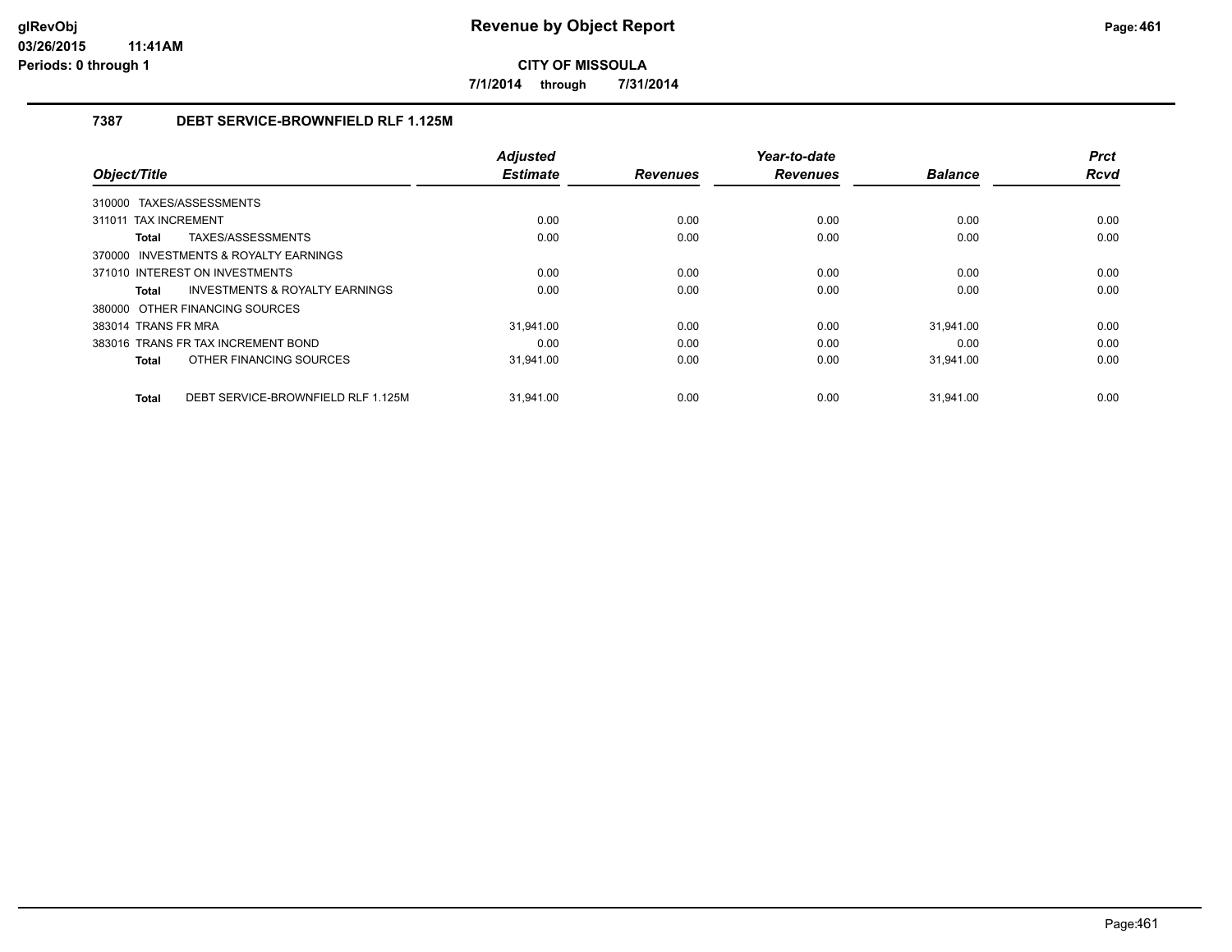**CITY OF MISSOULA**

**7/1/2014 through 7/31/2014**

### 7387 DEBT SERVICE-BROWNFIELD RLF 1.125M

| Object/Title | Adjusted Estimate | Revenues | Year-to-date Revenues | Balance | Prct Rcvd |
|---|---|---|---|---|---|
| 310000 TAXES/ASSESSMENTS | | | | | |
| 311011 TAX INCREMENT | 0.00 | 0.00 | 0.00 | 0.00 | 0.00 |
| **Total** TAXES/ASSESSMENTS | 0.00 | 0.00 | 0.00 | 0.00 | 0.00 |
| 370000 INVESTMENTS & ROYALTY EARNINGS | | | | | |
| 371010 INTEREST ON INVESTMENTS | 0.00 | 0.00 | 0.00 | 0.00 | 0.00 |
| **Total** INVESTMENTS & ROYALTY EARNINGS | 0.00 | 0.00 | 0.00 | 0.00 | 0.00 |
| 380000 OTHER FINANCING SOURCES | | | | | |
| 383014 TRANS FR MRA | 31,941.00 | 0.00 | 0.00 | 31,941.00 | 0.00 |
| 383016 TRANS FR TAX INCREMENT BOND | 0.00 | 0.00 | 0.00 | 0.00 | 0.00 |
| **Total** OTHER FINANCING SOURCES | 31,941.00 | 0.00 | 0.00 | 31,941.00 | 0.00 |
| **Total** DEBT SERVICE-BROWNFIELD RLF 1.125M | 31,941.00 | 0.00 | 0.00 | 31,941.00 | 0.00 |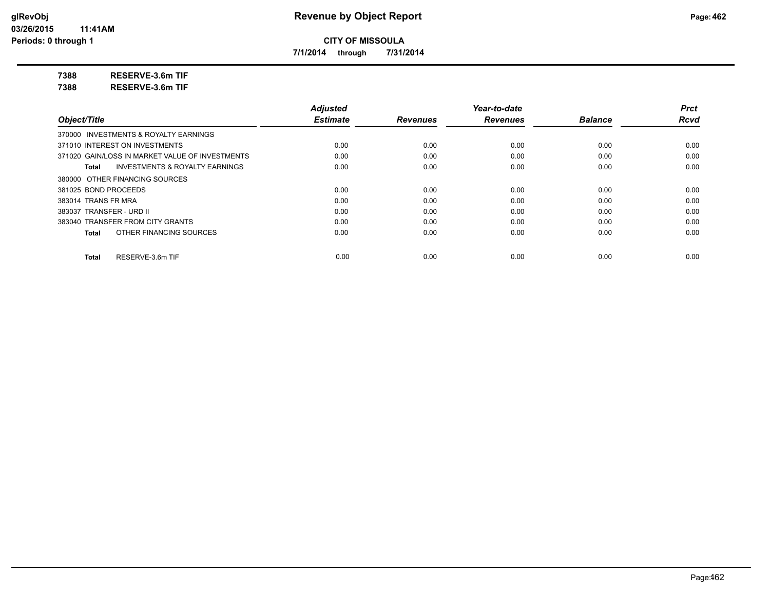# Revenue by Object Report

**CITY OF MISSOULA**

**7/1/2014 through 7/31/2014**

**7388 RESERVE-3.6m TIF**

**7388 RESERVE-3.6m TIF**

| Object/Title | Adjusted Estimate | Revenues | Year-to-date Revenues | Balance | Prct Rcvd |
|---|---|---|---|---|---|
| 370000 INVESTMENTS & ROYALTY EARNINGS | | | | | |
| 371010 INTEREST ON INVESTMENTS | 0.00 | 0.00 | 0.00 | 0.00 | 0.00 |
| 371020 GAIN/LOSS IN MARKET VALUE OF INVESTMENTS | 0.00 | 0.00 | 0.00 | 0.00 | 0.00 |
| **Total** INVESTMENTS & ROYALTY EARNINGS | 0.00 | 0.00 | 0.00 | 0.00 | 0.00 |
| 380000 OTHER FINANCING SOURCES | | | | | |
| 381025 BOND PROCEEDS | 0.00 | 0.00 | 0.00 | 0.00 | 0.00 |
| 383014 TRANS FR MRA | 0.00 | 0.00 | 0.00 | 0.00 | 0.00 |
| 383037 TRANSFER - URD II | 0.00 | 0.00 | 0.00 | 0.00 | 0.00 |
| 383040 TRANSFER FROM CITY GRANTS | 0.00 | 0.00 | 0.00 | 0.00 | 0.00 |
| **Total** OTHER FINANCING SOURCES | 0.00 | 0.00 | 0.00 | 0.00 | 0.00 |
| **Total** RESERVE-3.6m TIF | 0.00 | 0.00 | 0.00 | 0.00 | 0.00 |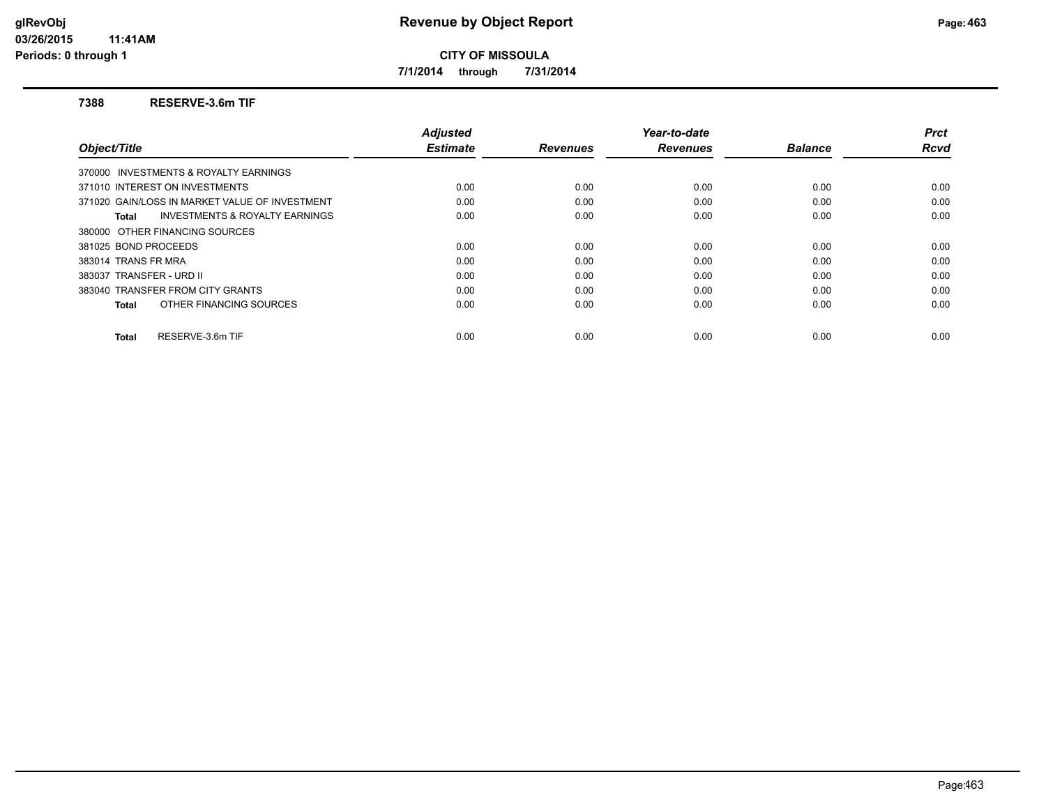# Revenue by Object Report

**CITY OF MISSOULA**

**7/1/2014 through 7/31/2014**

glRevObj
03/26/2015 11:41AM
Periods: 0 through 1

## 7388 RESERVE-3.6m TIF

| Object/Title | Adjusted Estimate | Revenues | Year-to-date Revenues | Balance | Prct Rcvd |
|---|---|---|---|---|---|
| 370000 INVESTMENTS & ROYALTY EARNINGS | | | | | |
| 371010 INTEREST ON INVESTMENTS | 0.00 | 0.00 | 0.00 | 0.00 | 0.00 |
| 371020 GAIN/LOSS IN MARKET VALUE OF INVESTMENT | 0.00 | 0.00 | 0.00 | 0.00 | 0.00 |
| **Total** INVESTMENTS & ROYALTY EARNINGS | 0.00 | 0.00 | 0.00 | 0.00 | 0.00 |
| 380000 OTHER FINANCING SOURCES | | | | | |
| 381025 BOND PROCEEDS | 0.00 | 0.00 | 0.00 | 0.00 | 0.00 |
| 383014 TRANS FR MRA | 0.00 | 0.00 | 0.00 | 0.00 | 0.00 |
| 383037 TRANSFER - URD II | 0.00 | 0.00 | 0.00 | 0.00 | 0.00 |
| 383040 TRANSFER FROM CITY GRANTS | 0.00 | 0.00 | 0.00 | 0.00 | 0.00 |
| **Total** OTHER FINANCING SOURCES | 0.00 | 0.00 | 0.00 | 0.00 | 0.00 |
| **Total** RESERVE-3.6m TIF | 0.00 | 0.00 | 0.00 | 0.00 | 0.00 |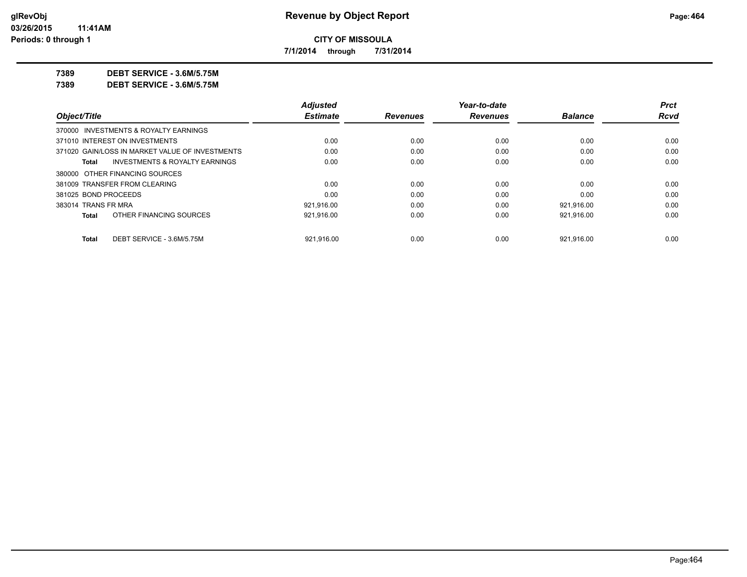# Revenue by Object Report

**CITY OF MISSOULA**

**7/1/2014 through 7/31/2014**

glRevObj
03/26/2015 11:41AM
Periods: 0 through 1

**7389 DEBT SERVICE - 3.6M/5.75M**

**7389 DEBT SERVICE - 3.6M/5.75M**

| Object/Title | Adjusted Estimate | Revenues | Year-to-date Revenues | Balance | Prct Rcvd |
|---|---|---|---|---|---|
| 370000 INVESTMENTS & ROYALTY EARNINGS | | | | | |
| 371010 INTEREST ON INVESTMENTS | 0.00 | 0.00 | 0.00 | 0.00 | 0.00 |
| 371020 GAIN/LOSS IN MARKET VALUE OF INVESTMENTS | 0.00 | 0.00 | 0.00 | 0.00 | 0.00 |
| **Total** INVESTMENTS & ROYALTY EARNINGS | 0.00 | 0.00 | 0.00 | 0.00 | 0.00 |
| 380000 OTHER FINANCING SOURCES | | | | | |
| 381009 TRANSFER FROM CLEARING | 0.00 | 0.00 | 0.00 | 0.00 | 0.00 |
| 381025 BOND PROCEEDS | 0.00 | 0.00 | 0.00 | 0.00 | 0.00 |
| 383014 TRANS FR MRA | 921,916.00 | 0.00 | 0.00 | 921,916.00 | 0.00 |
| **Total** OTHER FINANCING SOURCES | 921,916.00 | 0.00 | 0.00 | 921,916.00 | 0.00 |
| **Total** DEBT SERVICE - 3.6M/5.75M | 921,916.00 | 0.00 | 0.00 | 921,916.00 | 0.00 |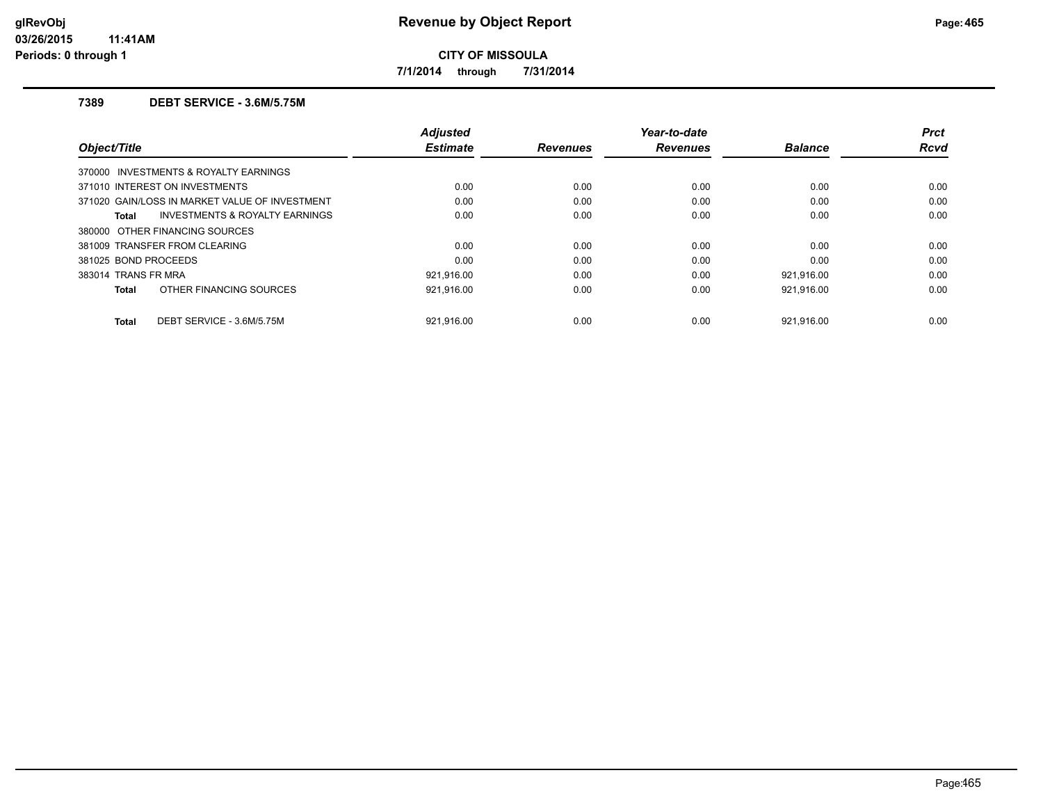# Revenue by Object Report

**CITY OF MISSOULA**

**7/1/2014 through 7/31/2014**

glRevObj
03/26/2015 11:41AM
Periods: 0 through 1

## 7389 DEBT SERVICE - 3.6M/5.75M

| Object/Title | Adjusted Estimate | Revenues | Year-to-date Revenues | Balance | Prct Rcvd |
|---|---|---|---|---|---|
| 370000 INVESTMENTS & ROYALTY EARNINGS | | | | | |
| 371010 INTEREST ON INVESTMENTS | 0.00 | 0.00 | 0.00 | 0.00 | 0.00 |
| 371020 GAIN/LOSS IN MARKET VALUE OF INVESTMENT | 0.00 | 0.00 | 0.00 | 0.00 | 0.00 |
| **Total** INVESTMENTS & ROYALTY EARNINGS | 0.00 | 0.00 | 0.00 | 0.00 | 0.00 |
| 380000 OTHER FINANCING SOURCES | | | | | |
| 381009 TRANSFER FROM CLEARING | 0.00 | 0.00 | 0.00 | 0.00 | 0.00 |
| 381025 BOND PROCEEDS | 0.00 | 0.00 | 0.00 | 0.00 | 0.00 |
| 383014 TRANS FR MRA | 921,916.00 | 0.00 | 0.00 | 921,916.00 | 0.00 |
| **Total** OTHER FINANCING SOURCES | 921,916.00 | 0.00 | 0.00 | 921,916.00 | 0.00 |
| **Total** DEBT SERVICE - 3.6M/5.75M | 921,916.00 | 0.00 | 0.00 | 921,916.00 | 0.00 |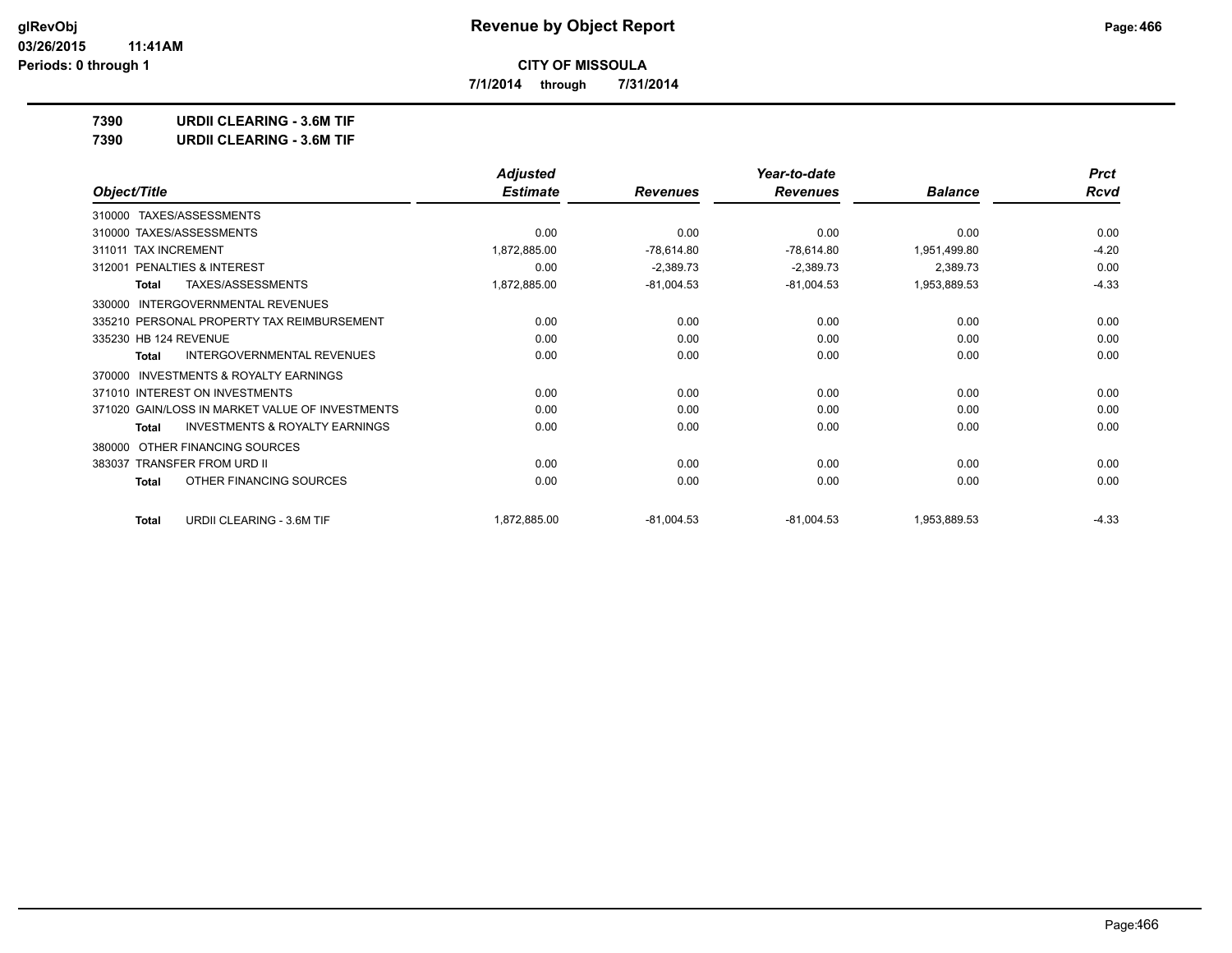# Revenue by Object Report

**CITY OF MISSOULA**

**7/1/2014 through 7/31/2014**

**7390 URDII CLEARING - 3.6M TIF**

**7390 URDII CLEARING - 3.6M TIF**

| Object/Title | Adjusted Estimate | Revenues | Year-to-date Revenues | Balance | Prct Rcvd |
|---|---|---|---|---|---|
| 310000 TAXES/ASSESSMENTS | | | | | |
| 310000 TAXES/ASSESSMENTS | 0.00 | 0.00 | 0.00 | 0.00 | 0.00 |
| 311011 TAX INCREMENT | 1,872,885.00 | -78,614.80 | -78,614.80 | 1,951,499.80 | -4.20 |
| 312001 PENALTIES & INTEREST | 0.00 | -2,389.73 | -2,389.73 | 2,389.73 | 0.00 |
| **Total** TAXES/ASSESSMENTS | 1,872,885.00 | -81,004.53 | -81,004.53 | 1,953,889.53 | -4.33 |
| 330000 INTERGOVERNMENTAL REVENUES | | | | | |
| 335210 PERSONAL PROPERTY TAX REIMBURSEMENT | 0.00 | 0.00 | 0.00 | 0.00 | 0.00 |
| 335230 HB 124 REVENUE | 0.00 | 0.00 | 0.00 | 0.00 | 0.00 |
| **Total** INTERGOVERNMENTAL REVENUES | 0.00 | 0.00 | 0.00 | 0.00 | 0.00 |
| 370000 INVESTMENTS & ROYALTY EARNINGS | | | | | |
| 371010 INTEREST ON INVESTMENTS | 0.00 | 0.00 | 0.00 | 0.00 | 0.00 |
| 371020 GAIN/LOSS IN MARKET VALUE OF INVESTMENTS | 0.00 | 0.00 | 0.00 | 0.00 | 0.00 |
| **Total** INVESTMENTS & ROYALTY EARNINGS | 0.00 | 0.00 | 0.00 | 0.00 | 0.00 |
| 380000 OTHER FINANCING SOURCES | | | | | |
| 383037 TRANSFER FROM URD II | 0.00 | 0.00 | 0.00 | 0.00 | 0.00 |
| **Total** OTHER FINANCING SOURCES | 0.00 | 0.00 | 0.00 | 0.00 | 0.00 |
| **Total** URDII CLEARING - 3.6M TIF | 1,872,885.00 | -81,004.53 | -81,004.53 | 1,953,889.53 | -4.33 |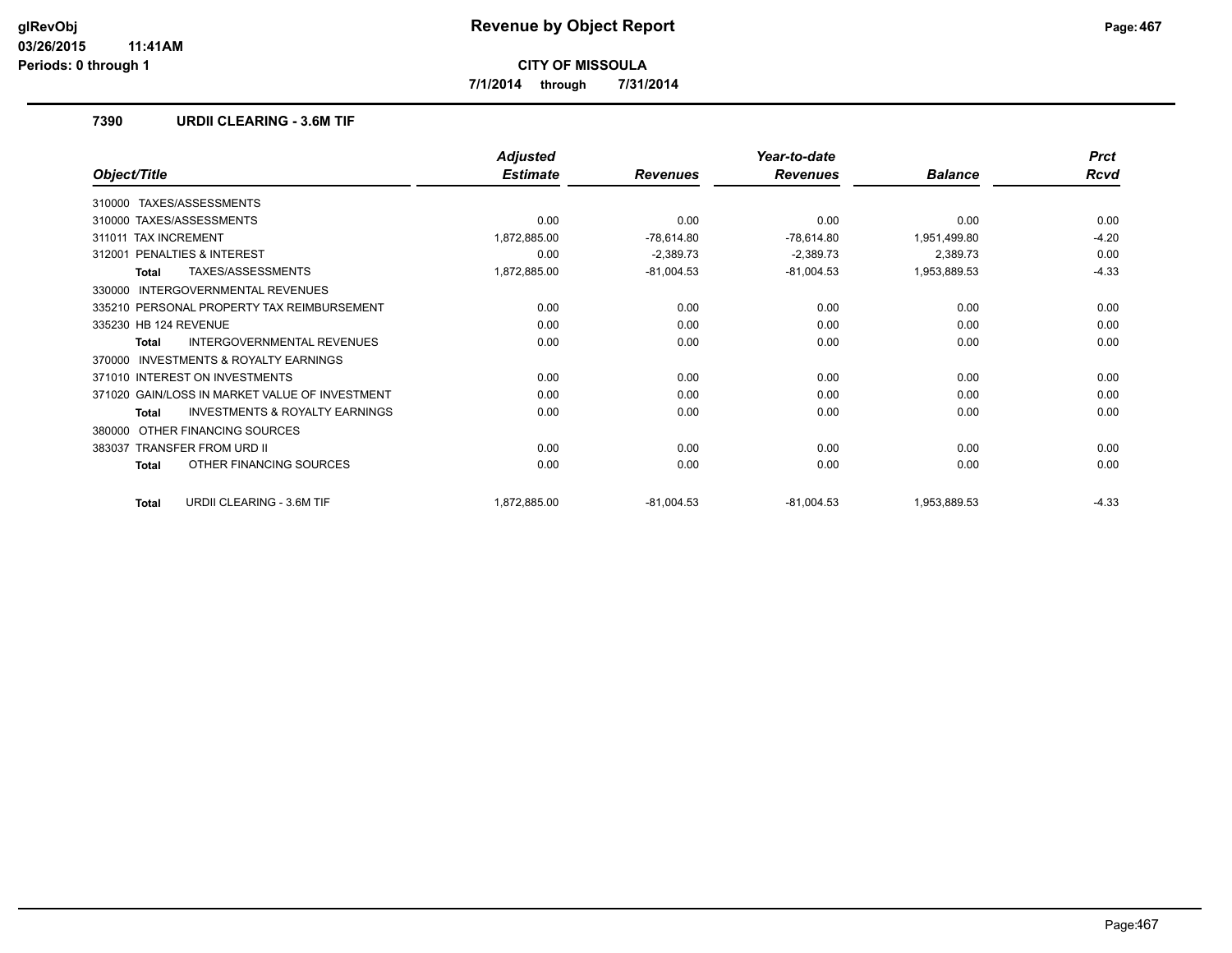# Revenue by Object Report

**CITY OF MISSOULA**

**7/1/2014 through 7/31/2014**

## 7390 URDII CLEARING - 3.6M TIF

| Object/Title | Adjusted Estimate | Revenues | Year-to-date Revenues | Balance | Prct Rcvd |
|---|---|---|---|---|---|
| 310000 TAXES/ASSESSMENTS | | | | | |
| 310000 TAXES/ASSESSMENTS | 0.00 | 0.00 | 0.00 | 0.00 | 0.00 |
| 311011 TAX INCREMENT | 1,872,885.00 | -78,614.80 | -78,614.80 | 1,951,499.80 | -4.20 |
| 312001 PENALTIES & INTEREST | 0.00 | -2,389.73 | -2,389.73 | 2,389.73 | 0.00 |
| **Total** TAXES/ASSESSMENTS | 1,872,885.00 | -81,004.53 | -81,004.53 | 1,953,889.53 | -4.33 |
| 330000 INTERGOVERNMENTAL REVENUES | | | | | |
| 335210 PERSONAL PROPERTY TAX REIMBURSEMENT | 0.00 | 0.00 | 0.00 | 0.00 | 0.00 |
| 335230 HB 124 REVENUE | 0.00 | 0.00 | 0.00 | 0.00 | 0.00 |
| **Total** INTERGOVERNMENTAL REVENUES | 0.00 | 0.00 | 0.00 | 0.00 | 0.00 |
| 370000 INVESTMENTS & ROYALTY EARNINGS | | | | | |
| 371010 INTEREST ON INVESTMENTS | 0.00 | 0.00 | 0.00 | 0.00 | 0.00 |
| 371020 GAIN/LOSS IN MARKET VALUE OF INVESTMENT | 0.00 | 0.00 | 0.00 | 0.00 | 0.00 |
| **Total** INVESTMENTS & ROYALTY EARNINGS | 0.00 | 0.00 | 0.00 | 0.00 | 0.00 |
| 380000 OTHER FINANCING SOURCES | | | | | |
| 383037 TRANSFER FROM URD II | 0.00 | 0.00 | 0.00 | 0.00 | 0.00 |
| **Total** OTHER FINANCING SOURCES | 0.00 | 0.00 | 0.00 | 0.00 | 0.00 |
| **Total** URDII CLEARING - 3.6M TIF | 1,872,885.00 | -81,004.53 | -81,004.53 | 1,953,889.53 | -4.33 |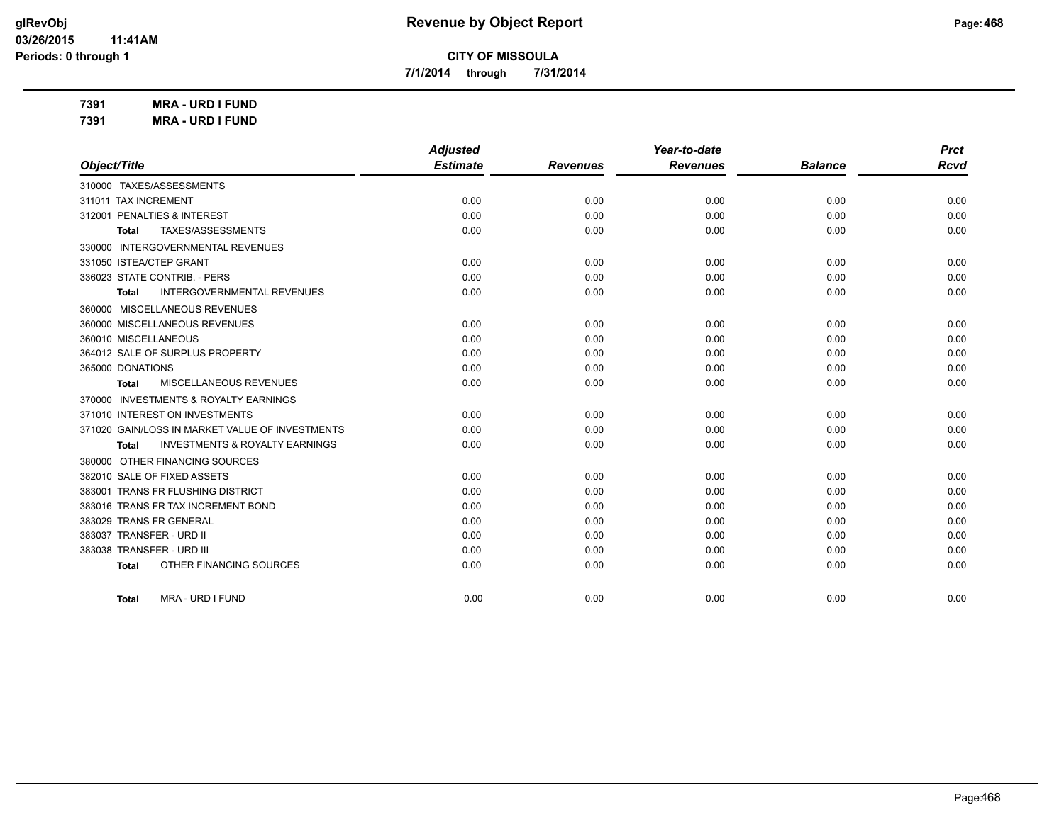**CITY OF MISSOULA**

**7/1/2014 through 7/31/2014**

**7391 MRA - URD I FUND**

**7391 MRA - URD I FUND**

| Object/Title | Adjusted Estimate | Revenues | Year-to-date Revenues | Balance | Prct Rcvd |
|---|---|---|---|---|---|
| 310000 TAXES/ASSESSMENTS | | | | | |
| 311011 TAX INCREMENT | 0.00 | 0.00 | 0.00 | 0.00 | 0.00 |
| 312001 PENALTIES & INTEREST | 0.00 | 0.00 | 0.00 | 0.00 | 0.00 |
| **Total** TAXES/ASSESSMENTS | 0.00 | 0.00 | 0.00 | 0.00 | 0.00 |
| 330000 INTERGOVERNMENTAL REVENUES | | | | | |
| 331050 ISTEA/CTEP GRANT | 0.00 | 0.00 | 0.00 | 0.00 | 0.00 |
| 336023 STATE CONTRIB. - PERS | 0.00 | 0.00 | 0.00 | 0.00 | 0.00 |
| **Total** INTERGOVERNMENTAL REVENUES | 0.00 | 0.00 | 0.00 | 0.00 | 0.00 |
| 360000 MISCELLANEOUS REVENUES | | | | | |
| 360000 MISCELLANEOUS REVENUES | 0.00 | 0.00 | 0.00 | 0.00 | 0.00 |
| 360010 MISCELLANEOUS | 0.00 | 0.00 | 0.00 | 0.00 | 0.00 |
| 364012 SALE OF SURPLUS PROPERTY | 0.00 | 0.00 | 0.00 | 0.00 | 0.00 |
| 365000 DONATIONS | 0.00 | 0.00 | 0.00 | 0.00 | 0.00 |
| **Total** MISCELLANEOUS REVENUES | 0.00 | 0.00 | 0.00 | 0.00 | 0.00 |
| 370000 INVESTMENTS & ROYALTY EARNINGS | | | | | |
| 371010 INTEREST ON INVESTMENTS | 0.00 | 0.00 | 0.00 | 0.00 | 0.00 |
| 371020 GAIN/LOSS IN MARKET VALUE OF INVESTMENTS | 0.00 | 0.00 | 0.00 | 0.00 | 0.00 |
| **Total** INVESTMENTS & ROYALTY EARNINGS | 0.00 | 0.00 | 0.00 | 0.00 | 0.00 |
| 380000 OTHER FINANCING SOURCES | | | | | |
| 382010 SALE OF FIXED ASSETS | 0.00 | 0.00 | 0.00 | 0.00 | 0.00 |
| 383001 TRANS FR FLUSHING DISTRICT | 0.00 | 0.00 | 0.00 | 0.00 | 0.00 |
| 383016 TRANS FR TAX INCREMENT BOND | 0.00 | 0.00 | 0.00 | 0.00 | 0.00 |
| 383029 TRANS FR GENERAL | 0.00 | 0.00 | 0.00 | 0.00 | 0.00 |
| 383037 TRANSFER - URD II | 0.00 | 0.00 | 0.00 | 0.00 | 0.00 |
| 383038 TRANSFER - URD III | 0.00 | 0.00 | 0.00 | 0.00 | 0.00 |
| **Total** OTHER FINANCING SOURCES | 0.00 | 0.00 | 0.00 | 0.00 | 0.00 |
| **Total** MRA - URD I FUND | 0.00 | 0.00 | 0.00 | 0.00 | 0.00 |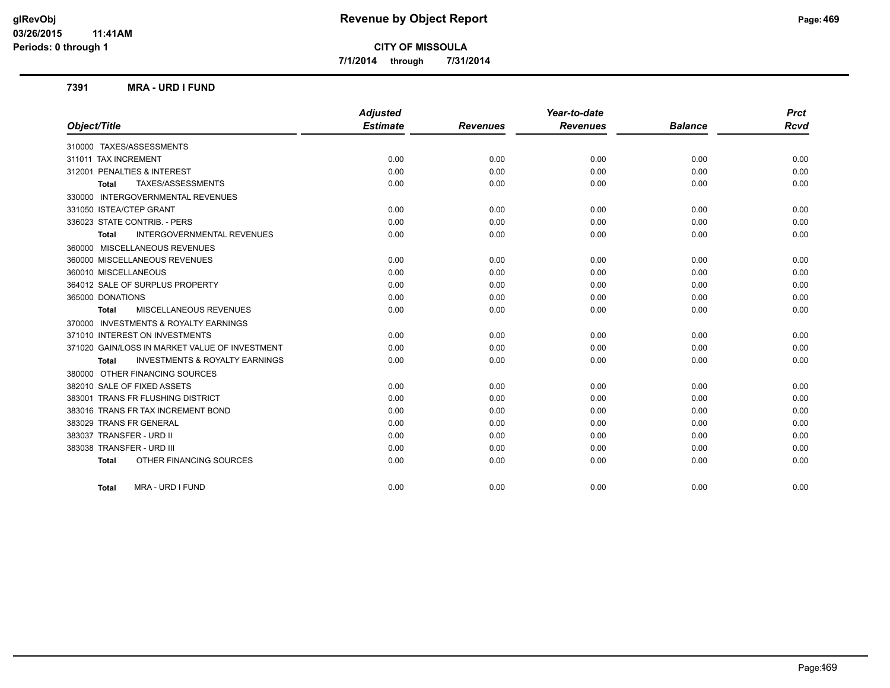**Revenue by Object Report**

**CITY OF MISSOULA**

**7/1/2014 through 7/31/2014**

glRevObj
03/26/2015 11:41AM
Periods: 0 through 1

### 7391 MRA - URD I FUND

| Object/Title | Adjusted Estimate | Revenues | Year-to-date Revenues | Balance | Prct Rcvd |
|---|---|---|---|---|---|
| 310000 TAXES/ASSESSMENTS | | | | | |
| 311011 TAX INCREMENT | 0.00 | 0.00 | 0.00 | 0.00 | 0.00 |
| 312001 PENALTIES & INTEREST | 0.00 | 0.00 | 0.00 | 0.00 | 0.00 |
| **Total** TAXES/ASSESSMENTS | 0.00 | 0.00 | 0.00 | 0.00 | 0.00 |
| 330000 INTERGOVERNMENTAL REVENUES | | | | | |
| 331050 ISTEA/CTEP GRANT | 0.00 | 0.00 | 0.00 | 0.00 | 0.00 |
| 336023 STATE CONTRIB. - PERS | 0.00 | 0.00 | 0.00 | 0.00 | 0.00 |
| **Total** INTERGOVERNMENTAL REVENUES | 0.00 | 0.00 | 0.00 | 0.00 | 0.00 |
| 360000 MISCELLANEOUS REVENUES | | | | | |
| 360000 MISCELLANEOUS REVENUES | 0.00 | 0.00 | 0.00 | 0.00 | 0.00 |
| 360010 MISCELLANEOUS | 0.00 | 0.00 | 0.00 | 0.00 | 0.00 |
| 364012 SALE OF SURPLUS PROPERTY | 0.00 | 0.00 | 0.00 | 0.00 | 0.00 |
| 365000 DONATIONS | 0.00 | 0.00 | 0.00 | 0.00 | 0.00 |
| **Total** MISCELLANEOUS REVENUES | 0.00 | 0.00 | 0.00 | 0.00 | 0.00 |
| 370000 INVESTMENTS & ROYALTY EARNINGS | | | | | |
| 371010 INTEREST ON INVESTMENTS | 0.00 | 0.00 | 0.00 | 0.00 | 0.00 |
| 371020 GAIN/LOSS IN MARKET VALUE OF INVESTMENT | 0.00 | 0.00 | 0.00 | 0.00 | 0.00 |
| **Total** INVESTMENTS & ROYALTY EARNINGS | 0.00 | 0.00 | 0.00 | 0.00 | 0.00 |
| 380000 OTHER FINANCING SOURCES | | | | | |
| 382010 SALE OF FIXED ASSETS | 0.00 | 0.00 | 0.00 | 0.00 | 0.00 |
| 383001 TRANS FR FLUSHING DISTRICT | 0.00 | 0.00 | 0.00 | 0.00 | 0.00 |
| 383016 TRANS FR TAX INCREMENT BOND | 0.00 | 0.00 | 0.00 | 0.00 | 0.00 |
| 383029 TRANS FR GENERAL | 0.00 | 0.00 | 0.00 | 0.00 | 0.00 |
| 383037 TRANSFER - URD II | 0.00 | 0.00 | 0.00 | 0.00 | 0.00 |
| 383038 TRANSFER - URD III | 0.00 | 0.00 | 0.00 | 0.00 | 0.00 |
| **Total** OTHER FINANCING SOURCES | 0.00 | 0.00 | 0.00 | 0.00 | 0.00 |
| **Total** MRA - URD I FUND | 0.00 | 0.00 | 0.00 | 0.00 | 0.00 |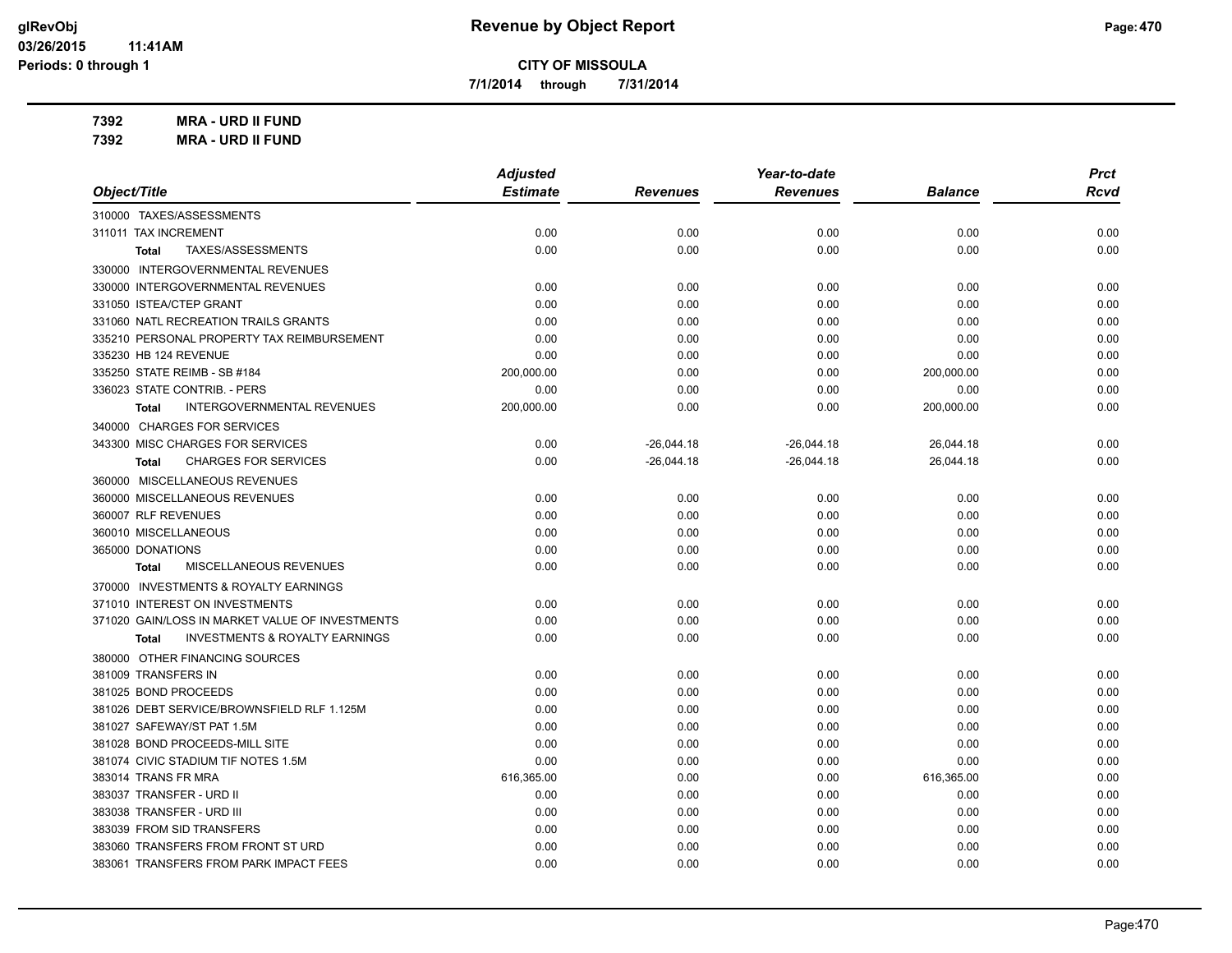# Revenue by Object Report

**CITY OF MISSOULA**

**7/1/2014 through 7/31/2014**

glRevObj
03/26/2015 11:41AM
Periods: 0 through 1

**7392 MRA - URD II FUND**
**7392 MRA - URD II FUND**

| Object/Title | Adjusted Estimate | Revenues | Year-to-date Revenues | Balance | Prct Rcvd |
|---|---|---|---|---|---|
| 310000 TAXES/ASSESSMENTS | | | | | |
| 311011 TAX INCREMENT | 0.00 | 0.00 | 0.00 | 0.00 | 0.00 |
| Total TAXES/ASSESSMENTS | 0.00 | 0.00 | 0.00 | 0.00 | 0.00 |
| 330000 INTERGOVERNMENTAL REVENUES | | | | | |
| 330000 INTERGOVERNMENTAL REVENUES | 0.00 | 0.00 | 0.00 | 0.00 | 0.00 |
| 331050 ISTEA/CTEP GRANT | 0.00 | 0.00 | 0.00 | 0.00 | 0.00 |
| 331060 NATL RECREATION TRAILS GRANTS | 0.00 | 0.00 | 0.00 | 0.00 | 0.00 |
| 335210 PERSONAL PROPERTY TAX REIMBURSEMENT | 0.00 | 0.00 | 0.00 | 0.00 | 0.00 |
| 335230 HB 124 REVENUE | 0.00 | 0.00 | 0.00 | 0.00 | 0.00 |
| 335250 STATE REIMB - SB #184 | 200,000.00 | 0.00 | 0.00 | 200,000.00 | 0.00 |
| 336023 STATE CONTRIB. - PERS | 0.00 | 0.00 | 0.00 | 0.00 | 0.00 |
| Total INTERGOVERNMENTAL REVENUES | 200,000.00 | 0.00 | 0.00 | 200,000.00 | 0.00 |
| 340000 CHARGES FOR SERVICES | | | | | |
| 343300 MISC CHARGES FOR SERVICES | 0.00 | -26,044.18 | -26,044.18 | 26,044.18 | 0.00 |
| Total CHARGES FOR SERVICES | 0.00 | -26,044.18 | -26,044.18 | 26,044.18 | 0.00 |
| 360000 MISCELLANEOUS REVENUES | | | | | |
| 360000 MISCELLANEOUS REVENUES | 0.00 | 0.00 | 0.00 | 0.00 | 0.00 |
| 360007 RLF REVENUES | 0.00 | 0.00 | 0.00 | 0.00 | 0.00 |
| 360010 MISCELLANEOUS | 0.00 | 0.00 | 0.00 | 0.00 | 0.00 |
| 365000 DONATIONS | 0.00 | 0.00 | 0.00 | 0.00 | 0.00 |
| Total MISCELLANEOUS REVENUES | 0.00 | 0.00 | 0.00 | 0.00 | 0.00 |
| 370000 INVESTMENTS & ROYALTY EARNINGS | | | | | |
| 371010 INTEREST ON INVESTMENTS | 0.00 | 0.00 | 0.00 | 0.00 | 0.00 |
| 371020 GAIN/LOSS IN MARKET VALUE OF INVESTMENTS | 0.00 | 0.00 | 0.00 | 0.00 | 0.00 |
| Total INVESTMENTS & ROYALTY EARNINGS | 0.00 | 0.00 | 0.00 | 0.00 | 0.00 |
| 380000 OTHER FINANCING SOURCES | | | | | |
| 381009 TRANSFERS IN | 0.00 | 0.00 | 0.00 | 0.00 | 0.00 |
| 381025 BOND PROCEEDS | 0.00 | 0.00 | 0.00 | 0.00 | 0.00 |
| 381026 DEBT SERVICE/BROWNSFIELD RLF 1.125M | 0.00 | 0.00 | 0.00 | 0.00 | 0.00 |
| 381027 SAFEWAY/ST PAT 1.5M | 0.00 | 0.00 | 0.00 | 0.00 | 0.00 |
| 381028 BOND PROCEEDS-MILL SITE | 0.00 | 0.00 | 0.00 | 0.00 | 0.00 |
| 381074 CIVIC STADIUM TIF NOTES 1.5M | 0.00 | 0.00 | 0.00 | 0.00 | 0.00 |
| 383014 TRANS FR MRA | 616,365.00 | 0.00 | 0.00 | 616,365.00 | 0.00 |
| 383037 TRANSFER - URD II | 0.00 | 0.00 | 0.00 | 0.00 | 0.00 |
| 383038 TRANSFER - URD III | 0.00 | 0.00 | 0.00 | 0.00 | 0.00 |
| 383039 FROM SID TRANSFERS | 0.00 | 0.00 | 0.00 | 0.00 | 0.00 |
| 383060 TRANSFERS FROM FRONT ST URD | 0.00 | 0.00 | 0.00 | 0.00 | 0.00 |
| 383061 TRANSFERS FROM PARK IMPACT FEES | 0.00 | 0.00 | 0.00 | 0.00 | 0.00 |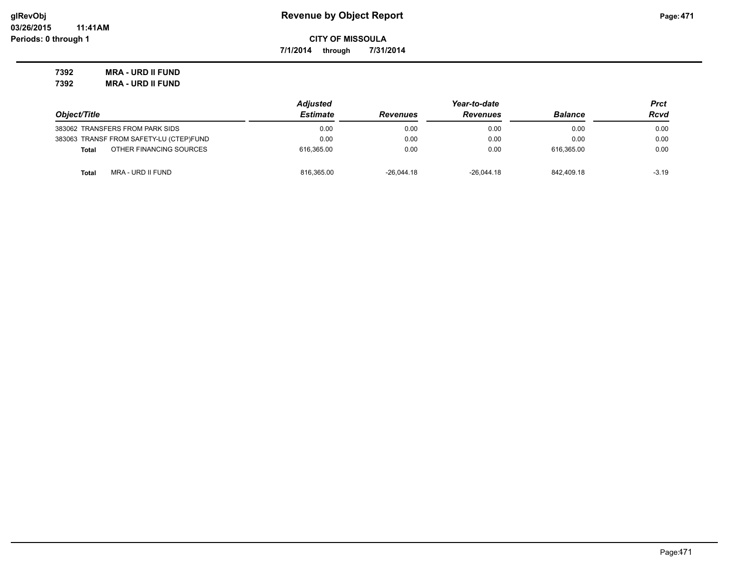**CITY OF MISSOULA**

**7/1/2014 through 7/31/2014**

**7392 MRA - URD II FUND**

**7392 MRA - URD II FUND**

| Object/Title | | Adjusted Estimate | Revenues | Year-to-date Revenues | Balance | Prct Rcvd |
|---|---|---|---|---|---|---|
| 383062 TRANSFERS FROM PARK SIDS | | 0.00 | 0.00 | 0.00 | 0.00 | 0.00 |
| 383063 TRANSF FROM SAFETY-LU (CTEP)FUND | | 0.00 | 0.00 | 0.00 | 0.00 | 0.00 |
| **Total** | OTHER FINANCING SOURCES | 616,365.00 | 0.00 | 0.00 | 616,365.00 | 0.00 |
| **Total** | MRA - URD II FUND | 816,365.00 | -26,044.18 | -26,044.18 | 842,409.18 | -3.19 |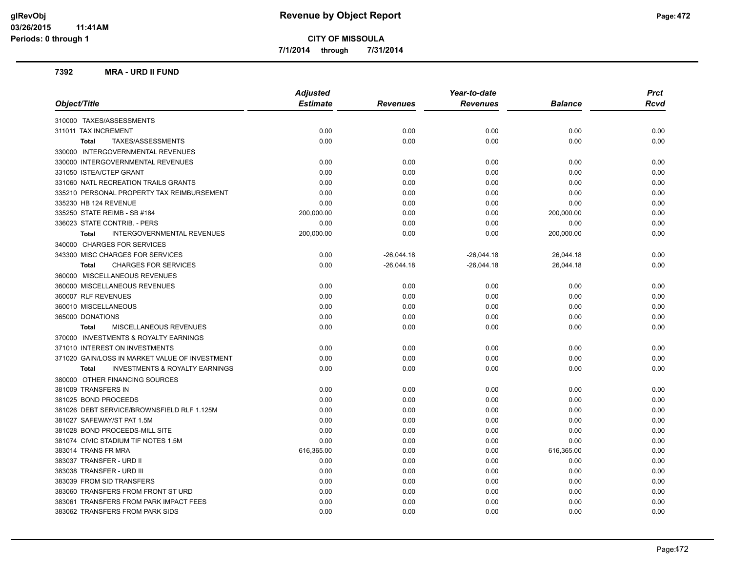# Revenue by Object Report

**CITY OF MISSOULA**

**7/1/2014 through 7/31/2014**

glRevObj
03/26/2015 11:41AM
Periods: 0 through 1

### 7392 MRA - URD II FUND

| Object/Title | Adjusted Estimate | Revenues | Year-to-date Revenues | Balance | Prct Rcvd |
|---|---|---|---|---|---|
| 310000 TAXES/ASSESSMENTS | | | | | |
| 311011 TAX INCREMENT | 0.00 | 0.00 | 0.00 | 0.00 | 0.00 |
| **Total** TAXES/ASSESSMENTS | 0.00 | 0.00 | 0.00 | 0.00 | 0.00 |
| 330000 INTERGOVERNMENTAL REVENUES | | | | | |
| 330000 INTERGOVERNMENTAL REVENUES | 0.00 | 0.00 | 0.00 | 0.00 | 0.00 |
| 331050 ISTEA/CTEP GRANT | 0.00 | 0.00 | 0.00 | 0.00 | 0.00 |
| 331060 NATL RECREATION TRAILS GRANTS | 0.00 | 0.00 | 0.00 | 0.00 | 0.00 |
| 335210 PERSONAL PROPERTY TAX REIMBURSEMENT | 0.00 | 0.00 | 0.00 | 0.00 | 0.00 |
| 335230 HB 124 REVENUE | 0.00 | 0.00 | 0.00 | 0.00 | 0.00 |
| 335250 STATE REIMB - SB #184 | 200,000.00 | 0.00 | 0.00 | 200,000.00 | 0.00 |
| 336023 STATE CONTRIB. - PERS | 0.00 | 0.00 | 0.00 | 0.00 | 0.00 |
| **Total** INTERGOVERNMENTAL REVENUES | 200,000.00 | 0.00 | 0.00 | 200,000.00 | 0.00 |
| 340000 CHARGES FOR SERVICES | | | | | |
| 343300 MISC CHARGES FOR SERVICES | 0.00 | -26,044.18 | -26,044.18 | 26,044.18 | 0.00 |
| **Total** CHARGES FOR SERVICES | 0.00 | -26,044.18 | -26,044.18 | 26,044.18 | 0.00 |
| 360000 MISCELLANEOUS REVENUES | | | | | |
| 360000 MISCELLANEOUS REVENUES | 0.00 | 0.00 | 0.00 | 0.00 | 0.00 |
| 360007 RLF REVENUES | 0.00 | 0.00 | 0.00 | 0.00 | 0.00 |
| 360010 MISCELLANEOUS | 0.00 | 0.00 | 0.00 | 0.00 | 0.00 |
| 365000 DONATIONS | 0.00 | 0.00 | 0.00 | 0.00 | 0.00 |
| **Total** MISCELLANEOUS REVENUES | 0.00 | 0.00 | 0.00 | 0.00 | 0.00 |
| 370000 INVESTMENTS & ROYALTY EARNINGS | | | | | |
| 371010 INTEREST ON INVESTMENTS | 0.00 | 0.00 | 0.00 | 0.00 | 0.00 |
| 371020 GAIN/LOSS IN MARKET VALUE OF INVESTMENT | 0.00 | 0.00 | 0.00 | 0.00 | 0.00 |
| **Total** INVESTMENTS & ROYALTY EARNINGS | 0.00 | 0.00 | 0.00 | 0.00 | 0.00 |
| 380000 OTHER FINANCING SOURCES | | | | | |
| 381009 TRANSFERS IN | 0.00 | 0.00 | 0.00 | 0.00 | 0.00 |
| 381025 BOND PROCEEDS | 0.00 | 0.00 | 0.00 | 0.00 | 0.00 |
| 381026 DEBT SERVICE/BROWNSFIELD RLF 1.125M | 0.00 | 0.00 | 0.00 | 0.00 | 0.00 |
| 381027 SAFEWAY/ST PAT 1.5M | 0.00 | 0.00 | 0.00 | 0.00 | 0.00 |
| 381028 BOND PROCEEDS-MILL SITE | 0.00 | 0.00 | 0.00 | 0.00 | 0.00 |
| 381074 CIVIC STADIUM TIF NOTES 1.5M | 0.00 | 0.00 | 0.00 | 0.00 | 0.00 |
| 383014 TRANS FR MRA | 616,365.00 | 0.00 | 0.00 | 616,365.00 | 0.00 |
| 383037 TRANSFER - URD II | 0.00 | 0.00 | 0.00 | 0.00 | 0.00 |
| 383038 TRANSFER - URD III | 0.00 | 0.00 | 0.00 | 0.00 | 0.00 |
| 383039 FROM SID TRANSFERS | 0.00 | 0.00 | 0.00 | 0.00 | 0.00 |
| 383060 TRANSFERS FROM FRONT ST URD | 0.00 | 0.00 | 0.00 | 0.00 | 0.00 |
| 383061 TRANSFERS FROM PARK IMPACT FEES | 0.00 | 0.00 | 0.00 | 0.00 | 0.00 |
| 383062 TRANSFERS FROM PARK SIDS | 0.00 | 0.00 | 0.00 | 0.00 | 0.00 |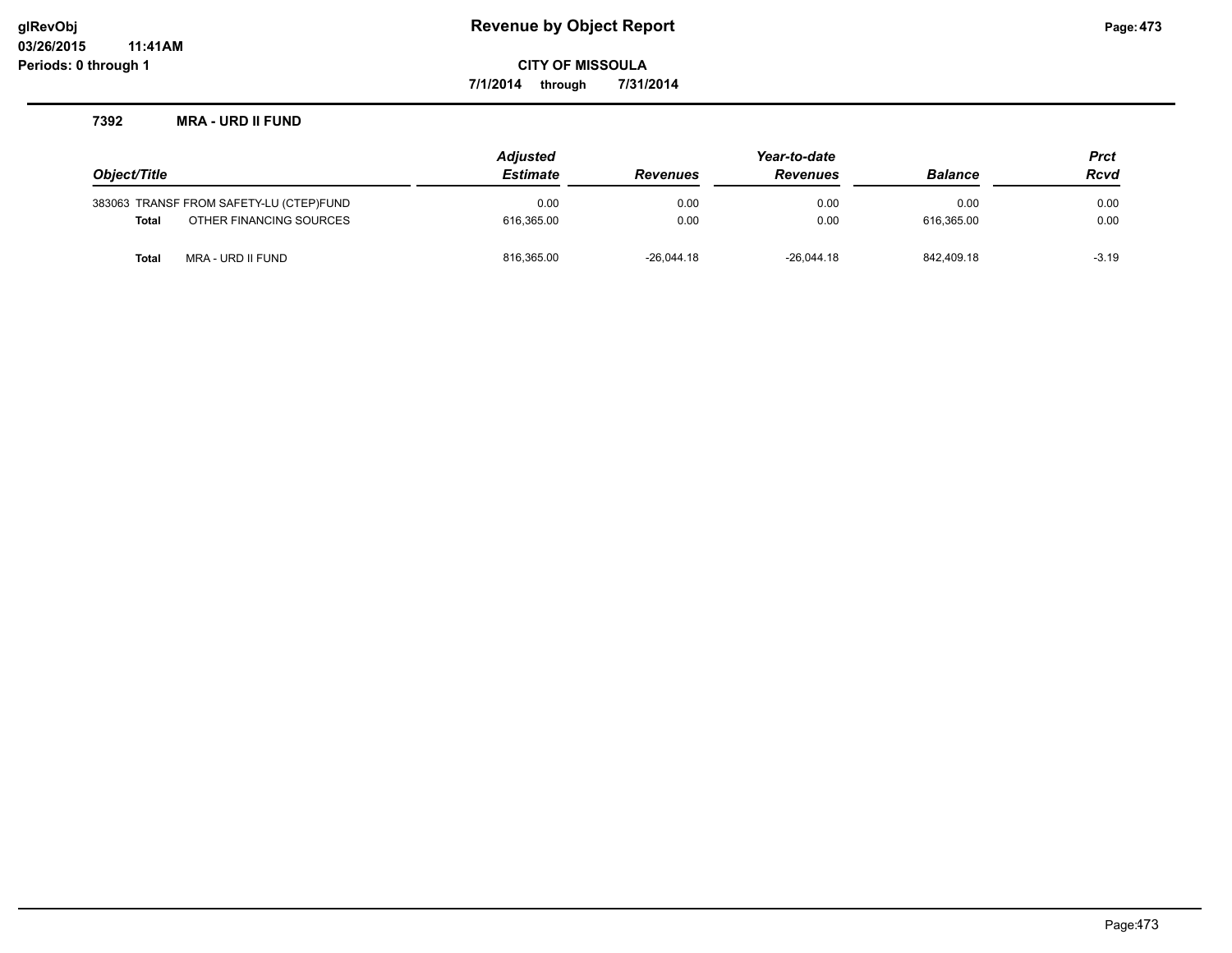**Revenue by Object Report**

**CITY OF MISSOULA**

**7/1/2014 through 7/31/2014**

glRevObj
03/26/2015 11:41AM
Periods: 0 through 1

### 7392 MRA - URD II FUND

| Object/Title | | Adjusted Estimate | Revenues | Year-to-date Revenues | Balance | Prct Rcvd |
|---|---|---|---|---|---|---|
| 383063 | TRANSF FROM SAFETY-LU (CTEP)FUND | 0.00 | 0.00 | 0.00 | 0.00 | 0.00 |
| **Total** | OTHER FINANCING SOURCES | 616,365.00 | 0.00 | 0.00 | 616,365.00 | 0.00 |
| **Total** | MRA - URD II FUND | 816,365.00 | -26,044.18 | -26,044.18 | 842,409.18 | -3.19 |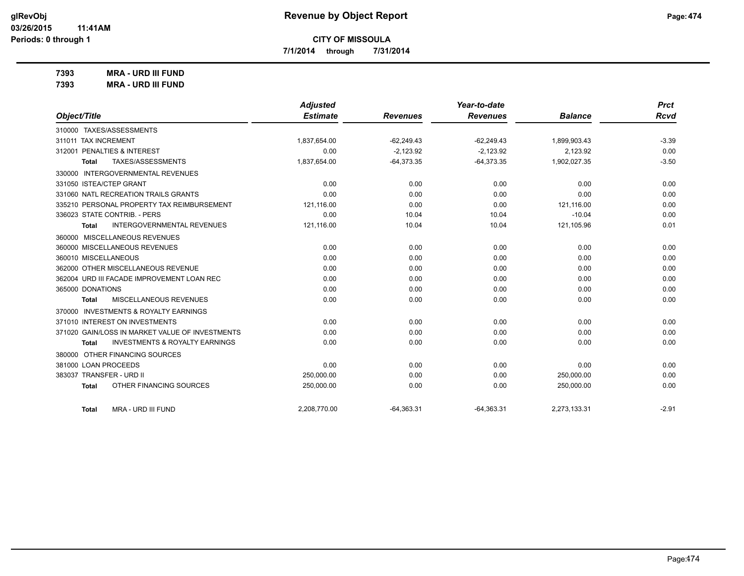# Revenue by Object Report

**CITY OF MISSOULA**

**7/1/2014 through 7/31/2014**

glRevObj
03/26/2015 11:41AM
Periods: 0 through 1

**7393 MRA - URD III FUND**
**7393 MRA - URD III FUND**

| Object/Title | Adjusted Estimate | Revenues | Year-to-date Revenues | Balance | Prct Rcvd |
|---|---|---|---|---|---|
| 310000 TAXES/ASSESSMENTS | | | | | |
| 311011 TAX INCREMENT | 1,837,654.00 | -62,249.43 | -62,249.43 | 1,899,903.43 | -3.39 |
| 312001 PENALTIES & INTEREST | 0.00 | -2,123.92 | -2,123.92 | 2,123.92 | 0.00 |
| **Total** TAXES/ASSESSMENTS | 1,837,654.00 | -64,373.35 | -64,373.35 | 1,902,027.35 | -3.50 |
| 330000 INTERGOVERNMENTAL REVENUES | | | | | |
| 331050 ISTEA/CTEP GRANT | 0.00 | 0.00 | 0.00 | 0.00 | 0.00 |
| 331060 NATL RECREATION TRAILS GRANTS | 0.00 | 0.00 | 0.00 | 0.00 | 0.00 |
| 335210 PERSONAL PROPERTY TAX REIMBURSEMENT | 121,116.00 | 0.00 | 0.00 | 121,116.00 | 0.00 |
| 336023 STATE CONTRIB. - PERS | 0.00 | 10.04 | 10.04 | -10.04 | 0.00 |
| **Total** INTERGOVERNMENTAL REVENUES | 121,116.00 | 10.04 | 10.04 | 121,105.96 | 0.01 |
| 360000 MISCELLANEOUS REVENUES | | | | | |
| 360000 MISCELLANEOUS REVENUES | 0.00 | 0.00 | 0.00 | 0.00 | 0.00 |
| 360010 MISCELLANEOUS | 0.00 | 0.00 | 0.00 | 0.00 | 0.00 |
| 362000 OTHER MISCELLANEOUS REVENUE | 0.00 | 0.00 | 0.00 | 0.00 | 0.00 |
| 362004 URD III FACADE IMPROVEMENT LOAN REC | 0.00 | 0.00 | 0.00 | 0.00 | 0.00 |
| 365000 DONATIONS | 0.00 | 0.00 | 0.00 | 0.00 | 0.00 |
| **Total** MISCELLANEOUS REVENUES | 0.00 | 0.00 | 0.00 | 0.00 | 0.00 |
| 370000 INVESTMENTS & ROYALTY EARNINGS | | | | | |
| 371010 INTEREST ON INVESTMENTS | 0.00 | 0.00 | 0.00 | 0.00 | 0.00 |
| 371020 GAIN/LOSS IN MARKET VALUE OF INVESTMENTS | 0.00 | 0.00 | 0.00 | 0.00 | 0.00 |
| **Total** INVESTMENTS & ROYALTY EARNINGS | 0.00 | 0.00 | 0.00 | 0.00 | 0.00 |
| 380000 OTHER FINANCING SOURCES | | | | | |
| 381000 LOAN PROCEEDS | 0.00 | 0.00 | 0.00 | 0.00 | 0.00 |
| 383037 TRANSFER - URD II | 250,000.00 | 0.00 | 0.00 | 250,000.00 | 0.00 |
| **Total** OTHER FINANCING SOURCES | 250,000.00 | 0.00 | 0.00 | 250,000.00 | 0.00 |
| **Total** MRA - URD III FUND | 2,208,770.00 | -64,363.31 | -64,363.31 | 2,273,133.31 | -2.91 |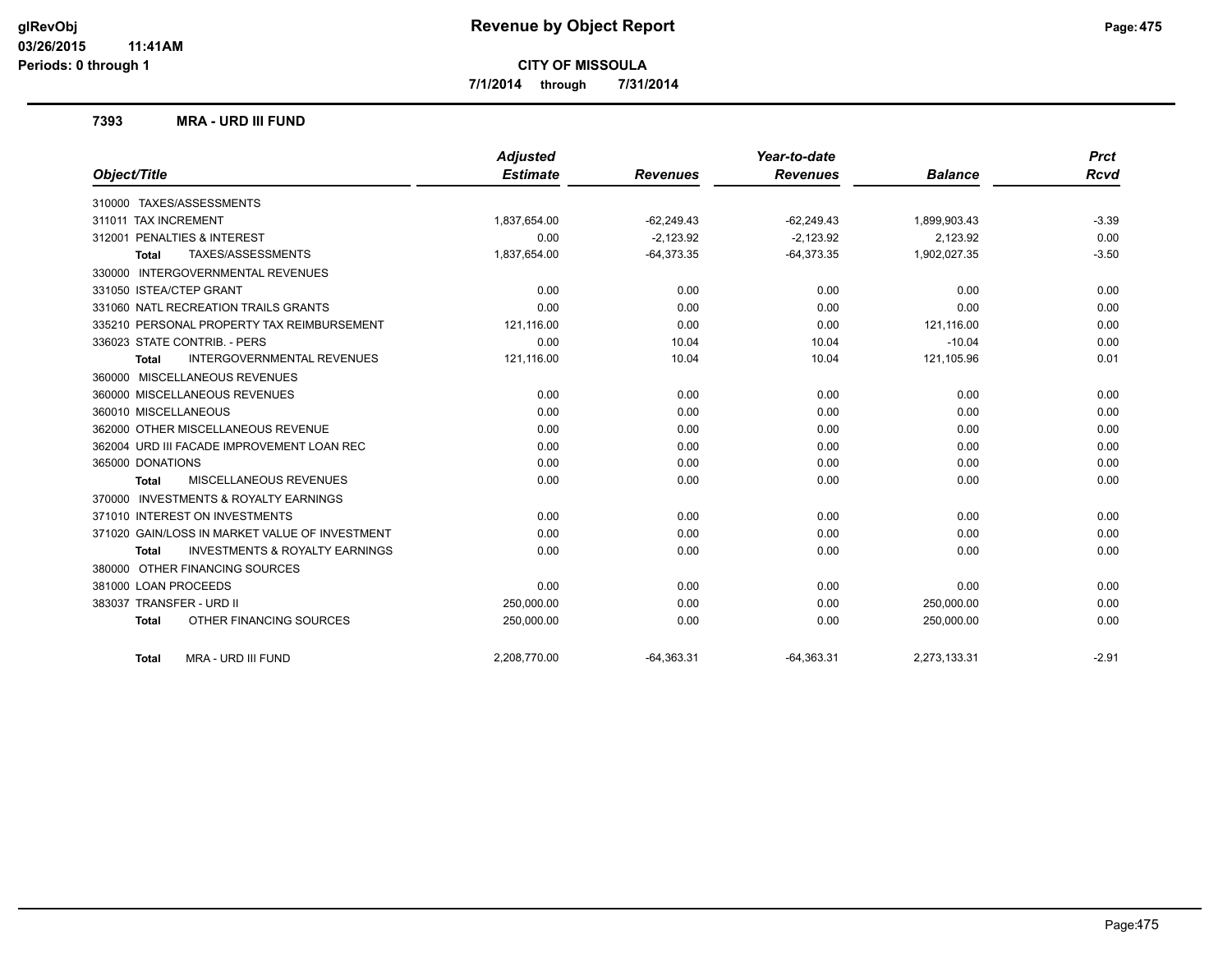# Revenue by Object Report

**CITY OF MISSOULA**

**7/1/2014 through 7/31/2014**

glRevObj
03/26/2015 11:41AM
Periods: 0 through 1

## 7393 MRA - URD III FUND

| Object/Title | Adjusted Estimate | Revenues | Year-to-date Revenues | Balance | Prct Rcvd |
|---|---|---|---|---|---|
| 310000 TAXES/ASSESSMENTS | | | | | |
| 311011 TAX INCREMENT | 1,837,654.00 | -62,249.43 | -62,249.43 | 1,899,903.43 | -3.39 |
| 312001 PENALTIES & INTEREST | 0.00 | -2,123.92 | -2,123.92 | 2,123.92 | 0.00 |
| **Total** TAXES/ASSESSMENTS | 1,837,654.00 | -64,373.35 | -64,373.35 | 1,902,027.35 | -3.50 |
| 330000 INTERGOVERNMENTAL REVENUES | | | | | |
| 331050 ISTEA/CTEP GRANT | 0.00 | 0.00 | 0.00 | 0.00 | 0.00 |
| 331060 NATL RECREATION TRAILS GRANTS | 0.00 | 0.00 | 0.00 | 0.00 | 0.00 |
| 335210 PERSONAL PROPERTY TAX REIMBURSEMENT | 121,116.00 | 0.00 | 0.00 | 121,116.00 | 0.00 |
| 336023 STATE CONTRIB. - PERS | 0.00 | 10.04 | 10.04 | -10.04 | 0.00 |
| **Total** INTERGOVERNMENTAL REVENUES | 121,116.00 | 10.04 | 10.04 | 121,105.96 | 0.01 |
| 360000 MISCELLANEOUS REVENUES | | | | | |
| 360000 MISCELLANEOUS REVENUES | 0.00 | 0.00 | 0.00 | 0.00 | 0.00 |
| 360010 MISCELLANEOUS | 0.00 | 0.00 | 0.00 | 0.00 | 0.00 |
| 362000 OTHER MISCELLANEOUS REVENUE | 0.00 | 0.00 | 0.00 | 0.00 | 0.00 |
| 362004 URD III FACADE IMPROVEMENT LOAN REC | 0.00 | 0.00 | 0.00 | 0.00 | 0.00 |
| 365000 DONATIONS | 0.00 | 0.00 | 0.00 | 0.00 | 0.00 |
| **Total** MISCELLANEOUS REVENUES | 0.00 | 0.00 | 0.00 | 0.00 | 0.00 |
| 370000 INVESTMENTS & ROYALTY EARNINGS | | | | | |
| 371010 INTEREST ON INVESTMENTS | 0.00 | 0.00 | 0.00 | 0.00 | 0.00 |
| 371020 GAIN/LOSS IN MARKET VALUE OF INVESTMENT | 0.00 | 0.00 | 0.00 | 0.00 | 0.00 |
| **Total** INVESTMENTS & ROYALTY EARNINGS | 0.00 | 0.00 | 0.00 | 0.00 | 0.00 |
| 380000 OTHER FINANCING SOURCES | | | | | |
| 381000 LOAN PROCEEDS | 0.00 | 0.00 | 0.00 | 0.00 | 0.00 |
| 383037 TRANSFER - URD II | 250,000.00 | 0.00 | 0.00 | 250,000.00 | 0.00 |
| **Total** OTHER FINANCING SOURCES | 250,000.00 | 0.00 | 0.00 | 250,000.00 | 0.00 |
| **Total** MRA - URD III FUND | 2,208,770.00 | -64,363.31 | -64,363.31 | 2,273,133.31 | -2.91 |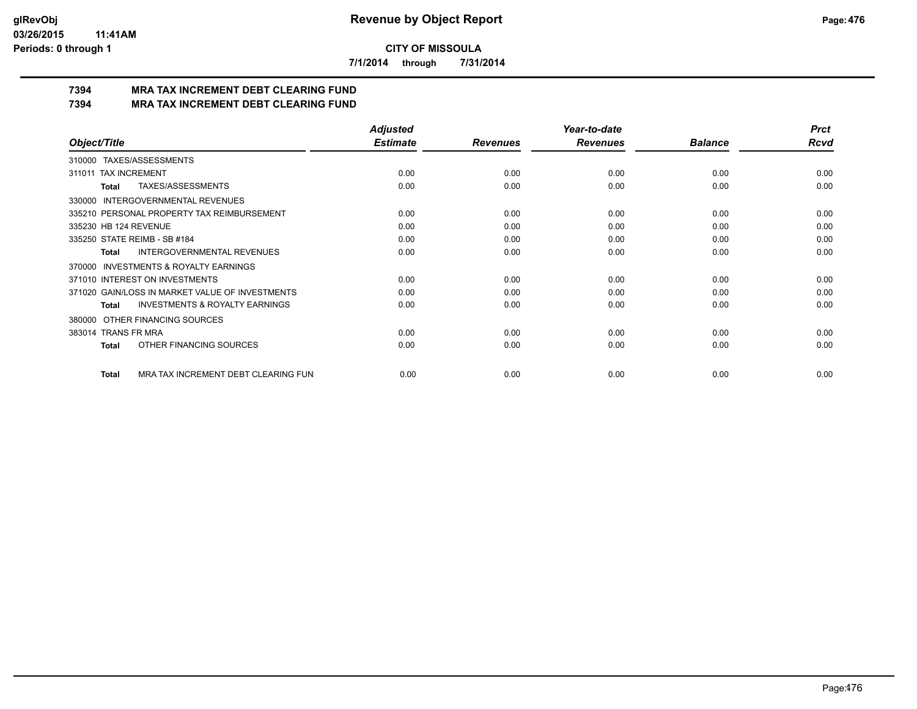**CITY OF MISSOULA**

**7/1/2014 through 7/31/2014**

## 7394 MRA TAX INCREMENT DEBT CLEARING FUND
## 7394 MRA TAX INCREMENT DEBT CLEARING FUND

| Object/Title | Adjusted Estimate | Revenues | Year-to-date Revenues | Balance | Prct Rcvd |
|---|---|---|---|---|---|
| 310000 TAXES/ASSESSMENTS | | | | | |
| 311011 TAX INCREMENT | 0.00 | 0.00 | 0.00 | 0.00 | 0.00 |
| **Total** TAXES/ASSESSMENTS | 0.00 | 0.00 | 0.00 | 0.00 | 0.00 |
| 330000 INTERGOVERNMENTAL REVENUES | | | | | |
| 335210 PERSONAL PROPERTY TAX REIMBURSEMENT | 0.00 | 0.00 | 0.00 | 0.00 | 0.00 |
| 335230 HB 124 REVENUE | 0.00 | 0.00 | 0.00 | 0.00 | 0.00 |
| 335250 STATE REIMB - SB #184 | 0.00 | 0.00 | 0.00 | 0.00 | 0.00 |
| **Total** INTERGOVERNMENTAL REVENUES | 0.00 | 0.00 | 0.00 | 0.00 | 0.00 |
| 370000 INVESTMENTS & ROYALTY EARNINGS | | | | | |
| 371010 INTEREST ON INVESTMENTS | 0.00 | 0.00 | 0.00 | 0.00 | 0.00 |
| 371020 GAIN/LOSS IN MARKET VALUE OF INVESTMENTS | 0.00 | 0.00 | 0.00 | 0.00 | 0.00 |
| **Total** INVESTMENTS & ROYALTY EARNINGS | 0.00 | 0.00 | 0.00 | 0.00 | 0.00 |
| 380000 OTHER FINANCING SOURCES | | | | | |
| 383014 TRANS FR MRA | 0.00 | 0.00 | 0.00 | 0.00 | 0.00 |
| **Total** OTHER FINANCING SOURCES | 0.00 | 0.00 | 0.00 | 0.00 | 0.00 |
| **Total** MRA TAX INCREMENT DEBT CLEARING FUN | 0.00 | 0.00 | 0.00 | 0.00 | 0.00 |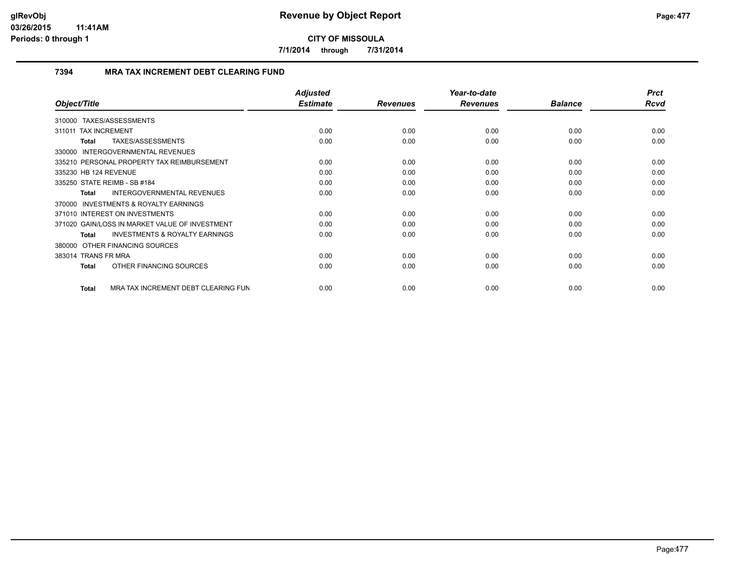**CITY OF MISSOULA**

**7/1/2014 through 7/31/2014**

## 7394 MRA TAX INCREMENT DEBT CLEARING FUND

| Object/Title | Adjusted Estimate | Revenues | Year-to-date Revenues | Balance | Prct Rcvd |
|---|---|---|---|---|---|
| 310000 TAXES/ASSESSMENTS | | | | | |
| 311011 TAX INCREMENT | 0.00 | 0.00 | 0.00 | 0.00 | 0.00 |
| **Total** TAXES/ASSESSMENTS | 0.00 | 0.00 | 0.00 | 0.00 | 0.00 |
| 330000 INTERGOVERNMENTAL REVENUES | | | | | |
| 335210 PERSONAL PROPERTY TAX REIMBURSEMENT | 0.00 | 0.00 | 0.00 | 0.00 | 0.00 |
| 335230 HB 124 REVENUE | 0.00 | 0.00 | 0.00 | 0.00 | 0.00 |
| 335250 STATE REIMB - SB #184 | 0.00 | 0.00 | 0.00 | 0.00 | 0.00 |
| **Total** INTERGOVERNMENTAL REVENUES | 0.00 | 0.00 | 0.00 | 0.00 | 0.00 |
| 370000 INVESTMENTS & ROYALTY EARNINGS | | | | | |
| 371010 INTEREST ON INVESTMENTS | 0.00 | 0.00 | 0.00 | 0.00 | 0.00 |
| 371020 GAIN/LOSS IN MARKET VALUE OF INVESTMENT | 0.00 | 0.00 | 0.00 | 0.00 | 0.00 |
| **Total** INVESTMENTS & ROYALTY EARNINGS | 0.00 | 0.00 | 0.00 | 0.00 | 0.00 |
| 380000 OTHER FINANCING SOURCES | | | | | |
| 383014 TRANS FR MRA | 0.00 | 0.00 | 0.00 | 0.00 | 0.00 |
| **Total** OTHER FINANCING SOURCES | 0.00 | 0.00 | 0.00 | 0.00 | 0.00 |
| **Total** MRA TAX INCREMENT DEBT CLEARING FUN | 0.00 | 0.00 | 0.00 | 0.00 | 0.00 |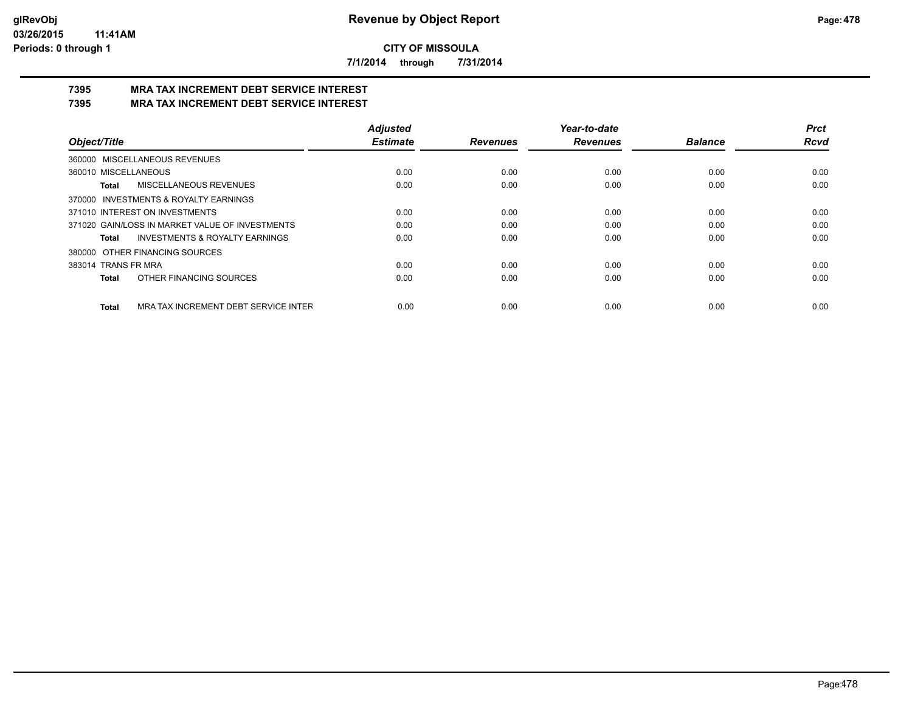# Revenue by Object Report

**CITY OF MISSOULA**

**7/1/2014 through 7/31/2014**

## 7395 MRA TAX INCREMENT DEBT SERVICE INTEREST

## 7395 MRA TAX INCREMENT DEBT SERVICE INTEREST

| Object/Title | Adjusted Estimate | Revenues | Year-to-date Revenues | Balance | Prct Rcvd |
|---|---|---|---|---|---|
| 360000 MISCELLANEOUS REVENUES | | | | | |
| 360010 MISCELLANEOUS | 0.00 | 0.00 | 0.00 | 0.00 | 0.00 |
| **Total** MISCELLANEOUS REVENUES | 0.00 | 0.00 | 0.00 | 0.00 | 0.00 |
| 370000 INVESTMENTS & ROYALTY EARNINGS | | | | | |
| 371010 INTEREST ON INVESTMENTS | 0.00 | 0.00 | 0.00 | 0.00 | 0.00 |
| 371020 GAIN/LOSS IN MARKET VALUE OF INVESTMENTS | 0.00 | 0.00 | 0.00 | 0.00 | 0.00 |
| **Total** INVESTMENTS & ROYALTY EARNINGS | 0.00 | 0.00 | 0.00 | 0.00 | 0.00 |
| 380000 OTHER FINANCING SOURCES | | | | | |
| 383014 TRANS FR MRA | 0.00 | 0.00 | 0.00 | 0.00 | 0.00 |
| **Total** OTHER FINANCING SOURCES | 0.00 | 0.00 | 0.00 | 0.00 | 0.00 |
| **Total** MRA TAX INCREMENT DEBT SERVICE INTER | 0.00 | 0.00 | 0.00 | 0.00 | 0.00 |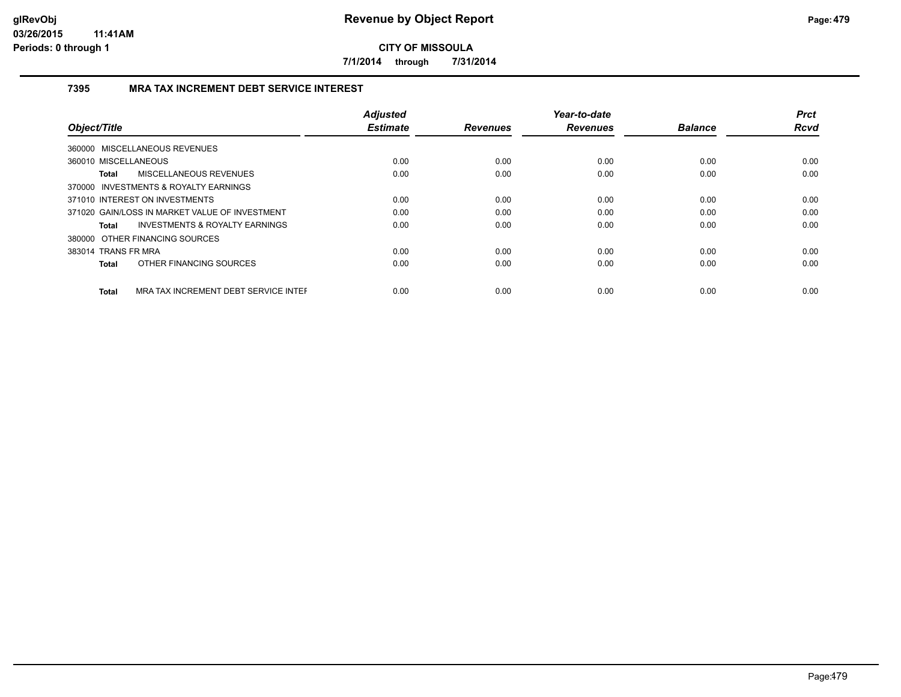**glRevObj**
**03/26/2015 11:41AM**
**Periods: 0 through 1**

# Revenue by Object Report

**CITY OF MISSOULA**

**7/1/2014 through 7/31/2014**

## 7395 MRA TAX INCREMENT DEBT SERVICE INTEREST

| Object/Title | Adjusted Estimate | Revenues | Year-to-date Revenues | Balance | Prct Rcvd |
|---|---|---|---|---|---|
| 360000 MISCELLANEOUS REVENUES | | | | | |
| 360010 MISCELLANEOUS | 0.00 | 0.00 | 0.00 | 0.00 | 0.00 |
| **Total** MISCELLANEOUS REVENUES | 0.00 | 0.00 | 0.00 | 0.00 | 0.00 |
| 370000 INVESTMENTS & ROYALTY EARNINGS | | | | | |
| 371010 INTEREST ON INVESTMENTS | 0.00 | 0.00 | 0.00 | 0.00 | 0.00 |
| 371020 GAIN/LOSS IN MARKET VALUE OF INVESTMENT | 0.00 | 0.00 | 0.00 | 0.00 | 0.00 |
| **Total** INVESTMENTS & ROYALTY EARNINGS | 0.00 | 0.00 | 0.00 | 0.00 | 0.00 |
| 380000 OTHER FINANCING SOURCES | | | | | |
| 383014 TRANS FR MRA | 0.00 | 0.00 | 0.00 | 0.00 | 0.00 |
| **Total** OTHER FINANCING SOURCES | 0.00 | 0.00 | 0.00 | 0.00 | 0.00 |
| **Total** MRA TAX INCREMENT DEBT SERVICE INTEF | 0.00 | 0.00 | 0.00 | 0.00 | 0.00 |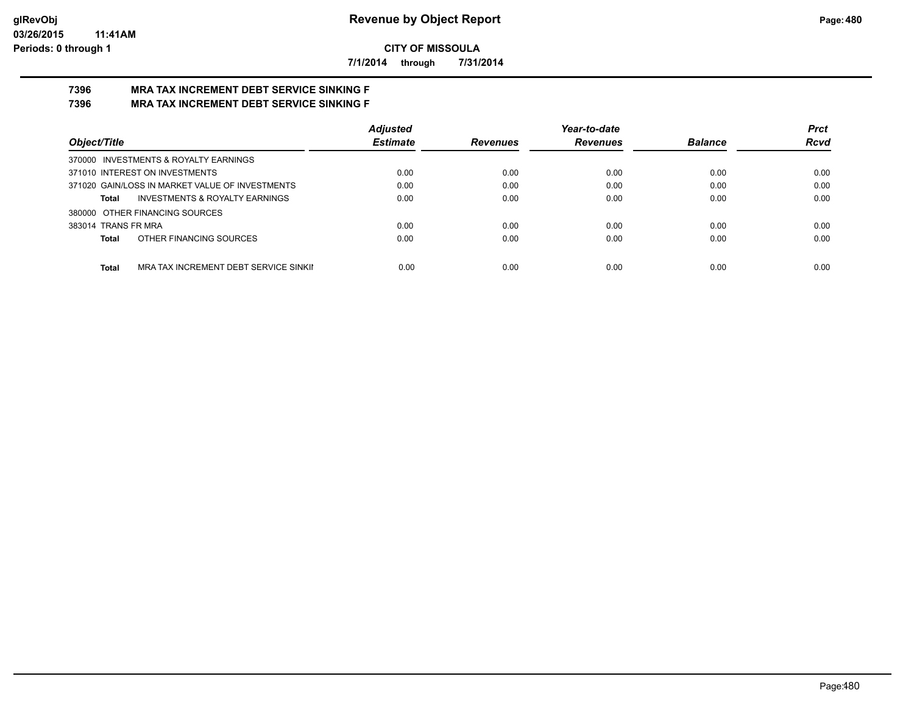**CITY OF MISSOULA**

**7/1/2014 through 7/31/2014**

# 7396 MRA TAX INCREMENT DEBT SERVICE SINKING F
# 7396 MRA TAX INCREMENT DEBT SERVICE SINKING F

| Object/Title | Adjusted Estimate | Revenues | Year-to-date Revenues | Balance | Prct Rcvd |
|---|---|---|---|---|---|
| 370000 INVESTMENTS & ROYALTY EARNINGS | | | | | |
| 371010 INTEREST ON INVESTMENTS | 0.00 | 0.00 | 0.00 | 0.00 | 0.00 |
| 371020 GAIN/LOSS IN MARKET VALUE OF INVESTMENTS | 0.00 | 0.00 | 0.00 | 0.00 | 0.00 |
| **Total** INVESTMENTS & ROYALTY EARNINGS | 0.00 | 0.00 | 0.00 | 0.00 | 0.00 |
| 380000 OTHER FINANCING SOURCES | | | | | |
| 383014 TRANS FR MRA | 0.00 | 0.00 | 0.00 | 0.00 | 0.00 |
| **Total** OTHER FINANCING SOURCES | 0.00 | 0.00 | 0.00 | 0.00 | 0.00 |
| **Total** MRA TAX INCREMENT DEBT SERVICE SINKII | 0.00 | 0.00 | 0.00 | 0.00 | 0.00 |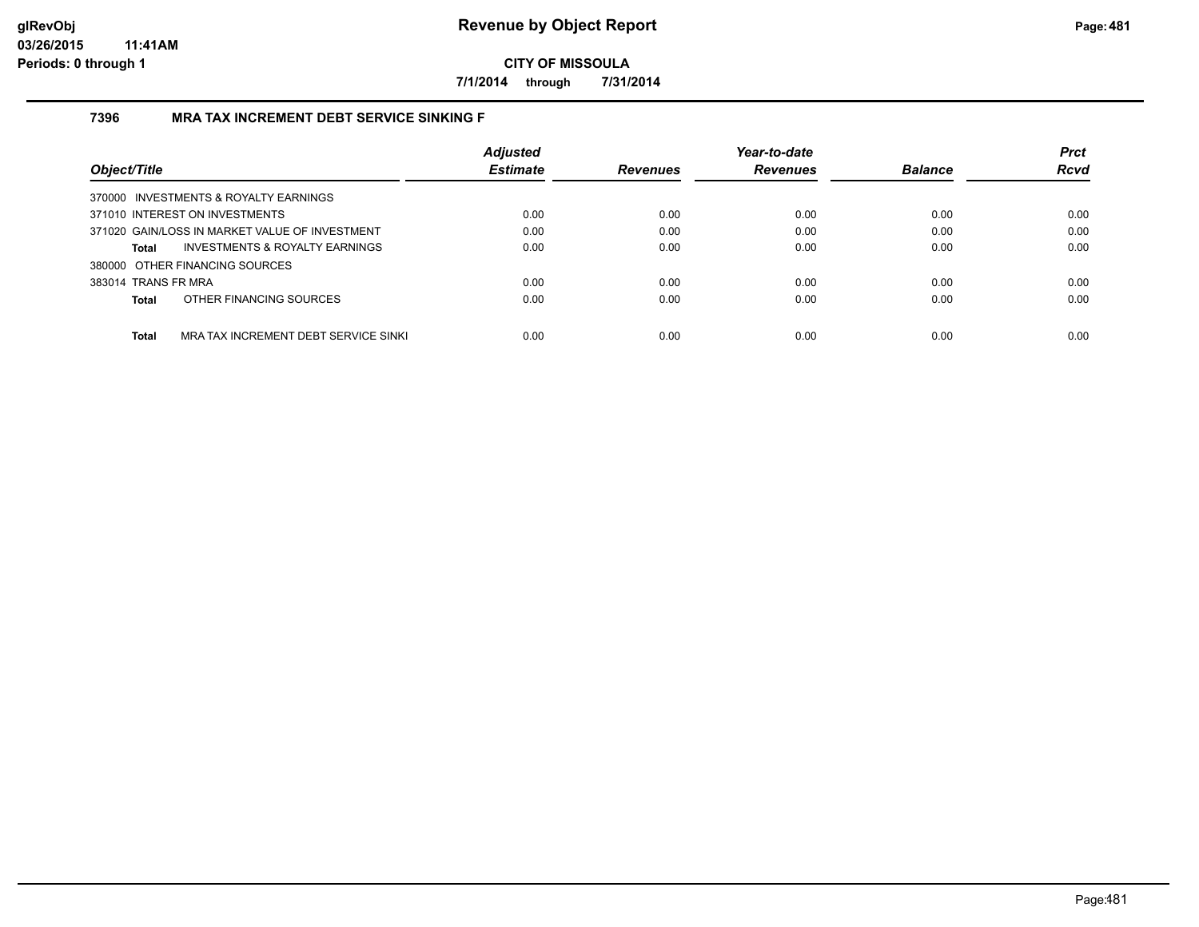# Revenue by Object Report

**CITY OF MISSOULA**

**7/1/2014 through 7/31/2014**

glRevObj
03/26/2015 11:41AM
Periods: 0 through 1

### 7396 MRA TAX INCREMENT DEBT SERVICE SINKING F

| Object/Title | Adjusted Estimate | Revenues | Year-to-date Revenues | Balance | Prct Rcvd |
|---|---|---|---|---|---|
| 370000 INVESTMENTS & ROYALTY EARNINGS | | | | | |
| 371010 INTEREST ON INVESTMENTS | 0.00 | 0.00 | 0.00 | 0.00 | 0.00 |
| 371020 GAIN/LOSS IN MARKET VALUE OF INVESTMENT | 0.00 | 0.00 | 0.00 | 0.00 | 0.00 |
| **Total** INVESTMENTS & ROYALTY EARNINGS | 0.00 | 0.00 | 0.00 | 0.00 | 0.00 |
| 380000 OTHER FINANCING SOURCES | | | | | |
| 383014 TRANS FR MRA | 0.00 | 0.00 | 0.00 | 0.00 | 0.00 |
| **Total** OTHER FINANCING SOURCES | 0.00 | 0.00 | 0.00 | 0.00 | 0.00 |
| **Total** MRA TAX INCREMENT DEBT SERVICE SINKI | 0.00 | 0.00 | 0.00 | 0.00 | 0.00 |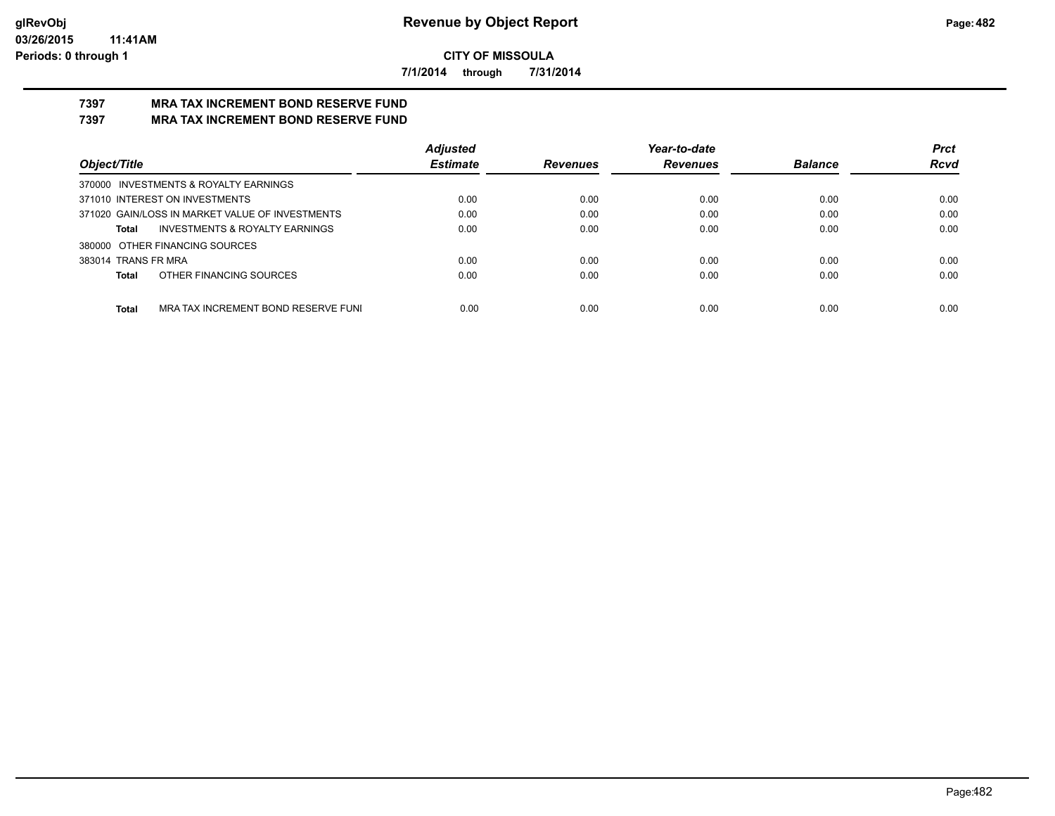**Revenue by Object Report**

**CITY OF MISSOULA**

**7/1/2014 through 7/31/2014**

glRevObj
03/26/2015 11:41AM
Periods: 0 through 1

## 7397 MRA TAX INCREMENT BOND RESERVE FUND

## 7397 MRA TAX INCREMENT BOND RESERVE FUND

| Object/Title | Adjusted Estimate | Revenues | Year-to-date Revenues | Balance | Prct Rcvd |
|---|---|---|---|---|---|
| 370000 INVESTMENTS & ROYALTY EARNINGS | | | | | |
| 371010 INTEREST ON INVESTMENTS | 0.00 | 0.00 | 0.00 | 0.00 | 0.00 |
| 371020 GAIN/LOSS IN MARKET VALUE OF INVESTMENTS | 0.00 | 0.00 | 0.00 | 0.00 | 0.00 |
| **Total** INVESTMENTS & ROYALTY EARNINGS | 0.00 | 0.00 | 0.00 | 0.00 | 0.00 |
| 380000 OTHER FINANCING SOURCES | | | | | |
| 383014 TRANS FR MRA | 0.00 | 0.00 | 0.00 | 0.00 | 0.00 |
| **Total** OTHER FINANCING SOURCES | 0.00 | 0.00 | 0.00 | 0.00 | 0.00 |
| **Total** MRA TAX INCREMENT BOND RESERVE FUNI | 0.00 | 0.00 | 0.00 | 0.00 | 0.00 |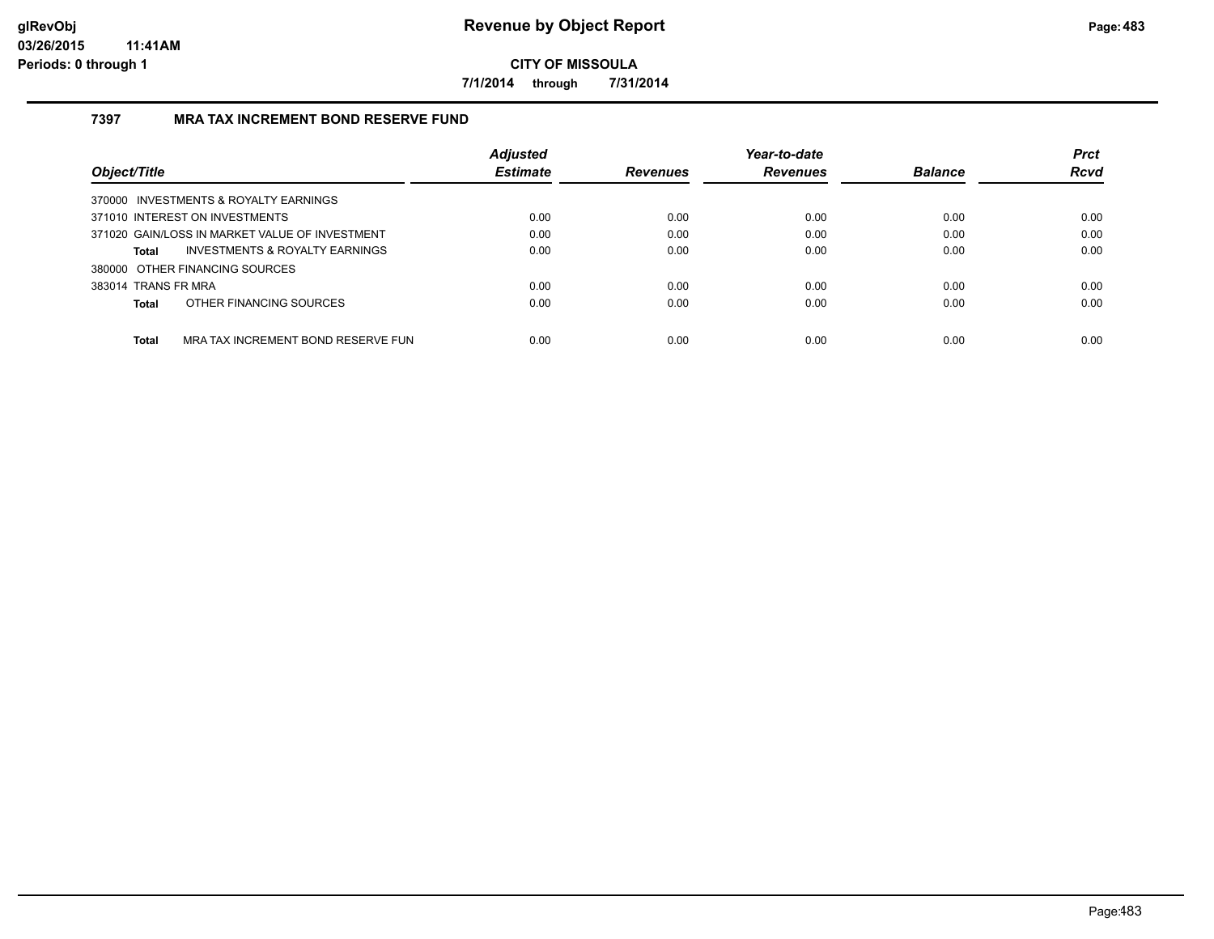# Revenue by Object Report

**CITY OF MISSOULA**

**7/1/2014 through 7/31/2014**

## 7397 MRA TAX INCREMENT BOND RESERVE FUND

| Object/Title | Adjusted Estimate | Revenues | Year-to-date Revenues | Balance | Prct Rcvd |
|---|---|---|---|---|---|
| 370000 INVESTMENTS & ROYALTY EARNINGS | | | | | |
| 371010 INTEREST ON INVESTMENTS | 0.00 | 0.00 | 0.00 | 0.00 | 0.00 |
| 371020 GAIN/LOSS IN MARKET VALUE OF INVESTMENT | 0.00 | 0.00 | 0.00 | 0.00 | 0.00 |
| **Total** INVESTMENTS & ROYALTY EARNINGS | 0.00 | 0.00 | 0.00 | 0.00 | 0.00 |
| 380000 OTHER FINANCING SOURCES | | | | | |
| 383014 TRANS FR MRA | 0.00 | 0.00 | 0.00 | 0.00 | 0.00 |
| **Total** OTHER FINANCING SOURCES | 0.00 | 0.00 | 0.00 | 0.00 | 0.00 |
| **Total** MRA TAX INCREMENT BOND RESERVE FUN | 0.00 | 0.00 | 0.00 | 0.00 | 0.00 |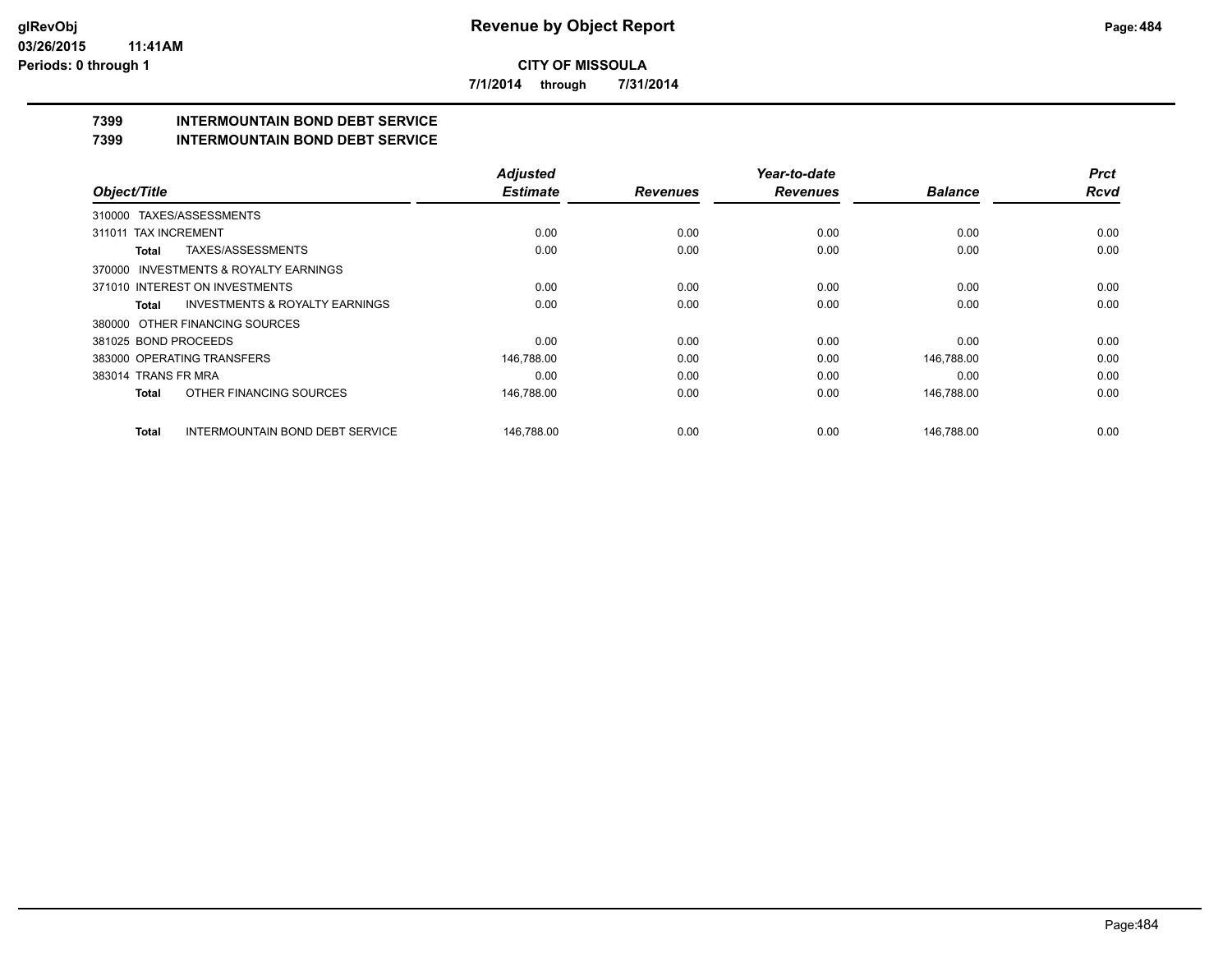**CITY OF MISSOULA**

**7/1/2014 through 7/31/2014**

### 7399 INTERMOUNTAIN BOND DEBT SERVICE
### 7399 INTERMOUNTAIN BOND DEBT SERVICE

| Object/Title | Adjusted Estimate | Revenues | Year-to-date Revenues | Balance | Prct Rcvd |
|---|---|---|---|---|---|
| 310000 TAXES/ASSESSMENTS | | | | | |
| 311011 TAX INCREMENT | 0.00 | 0.00 | 0.00 | 0.00 | 0.00 |
| **Total** TAXES/ASSESSMENTS | 0.00 | 0.00 | 0.00 | 0.00 | 0.00 |
| 370000 INVESTMENTS & ROYALTY EARNINGS | | | | | |
| 371010 INTEREST ON INVESTMENTS | 0.00 | 0.00 | 0.00 | 0.00 | 0.00 |
| **Total** INVESTMENTS & ROYALTY EARNINGS | 0.00 | 0.00 | 0.00 | 0.00 | 0.00 |
| 380000 OTHER FINANCING SOURCES | | | | | |
| 381025 BOND PROCEEDS | 0.00 | 0.00 | 0.00 | 0.00 | 0.00 |
| 383000 OPERATING TRANSFERS | 146,788.00 | 0.00 | 0.00 | 146,788.00 | 0.00 |
| 383014 TRANS FR MRA | 0.00 | 0.00 | 0.00 | 0.00 | 0.00 |
| **Total** OTHER FINANCING SOURCES | 146,788.00 | 0.00 | 0.00 | 146,788.00 | 0.00 |
| **Total** INTERMOUNTAIN BOND DEBT SERVICE | 146,788.00 | 0.00 | 0.00 | 146,788.00 | 0.00 |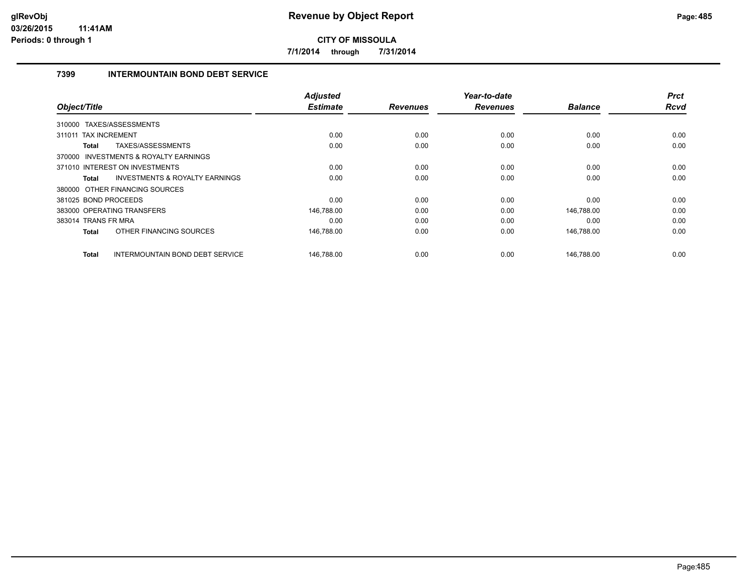# Revenue by Object Report

**CITY OF MISSOULA**

**7/1/2014 through 7/31/2014**

## 7399 INTERMOUNTAIN BOND DEBT SERVICE

| Object/Title | | Adjusted Estimate | Revenues | Year-to-date Revenues | Balance | Prct Rcvd |
|---|---|---|---|---|---|---|
| 310000 TAXES/ASSESSMENTS | | | | | | |
| 311011 TAX INCREMENT | | 0.00 | 0.00 | 0.00 | 0.00 | 0.00 |
| **Total** | TAXES/ASSESSMENTS | 0.00 | 0.00 | 0.00 | 0.00 | 0.00 |
| 370000 INVESTMENTS & ROYALTY EARNINGS | | | | | | |
| 371010 INTEREST ON INVESTMENTS | | 0.00 | 0.00 | 0.00 | 0.00 | 0.00 |
| **Total** | INVESTMENTS & ROYALTY EARNINGS | 0.00 | 0.00 | 0.00 | 0.00 | 0.00 |
| 380000 OTHER FINANCING SOURCES | | | | | | |
| 381025 BOND PROCEEDS | | 0.00 | 0.00 | 0.00 | 0.00 | 0.00 |
| 383000 OPERATING TRANSFERS | | 146,788.00 | 0.00 | 0.00 | 146,788.00 | 0.00 |
| 383014 TRANS FR MRA | | 0.00 | 0.00 | 0.00 | 0.00 | 0.00 |
| **Total** | OTHER FINANCING SOURCES | 146,788.00 | 0.00 | 0.00 | 146,788.00 | 0.00 |
| **Total** | INTERMOUNTAIN BOND DEBT SERVICE | 146,788.00 | 0.00 | 0.00 | 146,788.00 | 0.00 |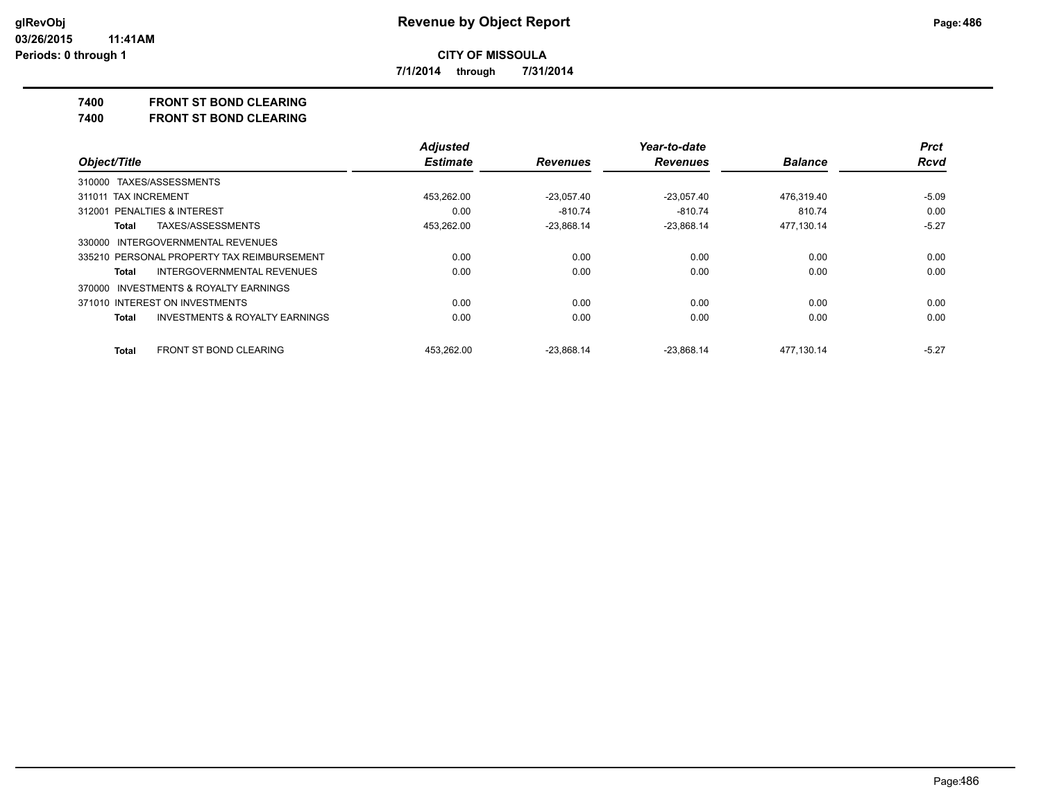**Revenue by Object Report**

**CITY OF MISSOULA**

**7/1/2014 through 7/31/2014**

**7400 FRONT ST BOND CLEARING**

**7400 FRONT ST BOND CLEARING**

| Object/Title | Adjusted Estimate | Revenues | Year-to-date Revenues | Balance | Prct Rcvd |
|---|---|---|---|---|---|
| 310000 TAXES/ASSESSMENTS | | | | | |
| 311011 TAX INCREMENT | 453,262.00 | -23,057.40 | -23,057.40 | 476,319.40 | -5.09 |
| 312001 PENALTIES & INTEREST | 0.00 | -810.74 | -810.74 | 810.74 | 0.00 |
| **Total** TAXES/ASSESSMENTS | 453,262.00 | -23,868.14 | -23,868.14 | 477,130.14 | -5.27 |
| 330000 INTERGOVERNMENTAL REVENUES | | | | | |
| 335210 PERSONAL PROPERTY TAX REIMBURSEMENT | 0.00 | 0.00 | 0.00 | 0.00 | 0.00 |
| **Total** INTERGOVERNMENTAL REVENUES | 0.00 | 0.00 | 0.00 | 0.00 | 0.00 |
| 370000 INVESTMENTS & ROYALTY EARNINGS | | | | | |
| 371010 INTEREST ON INVESTMENTS | 0.00 | 0.00 | 0.00 | 0.00 | 0.00 |
| **Total** INVESTMENTS & ROYALTY EARNINGS | 0.00 | 0.00 | 0.00 | 0.00 | 0.00 |
| **Total** FRONT ST BOND CLEARING | 453,262.00 | -23,868.14 | -23,868.14 | 477,130.14 | -5.27 |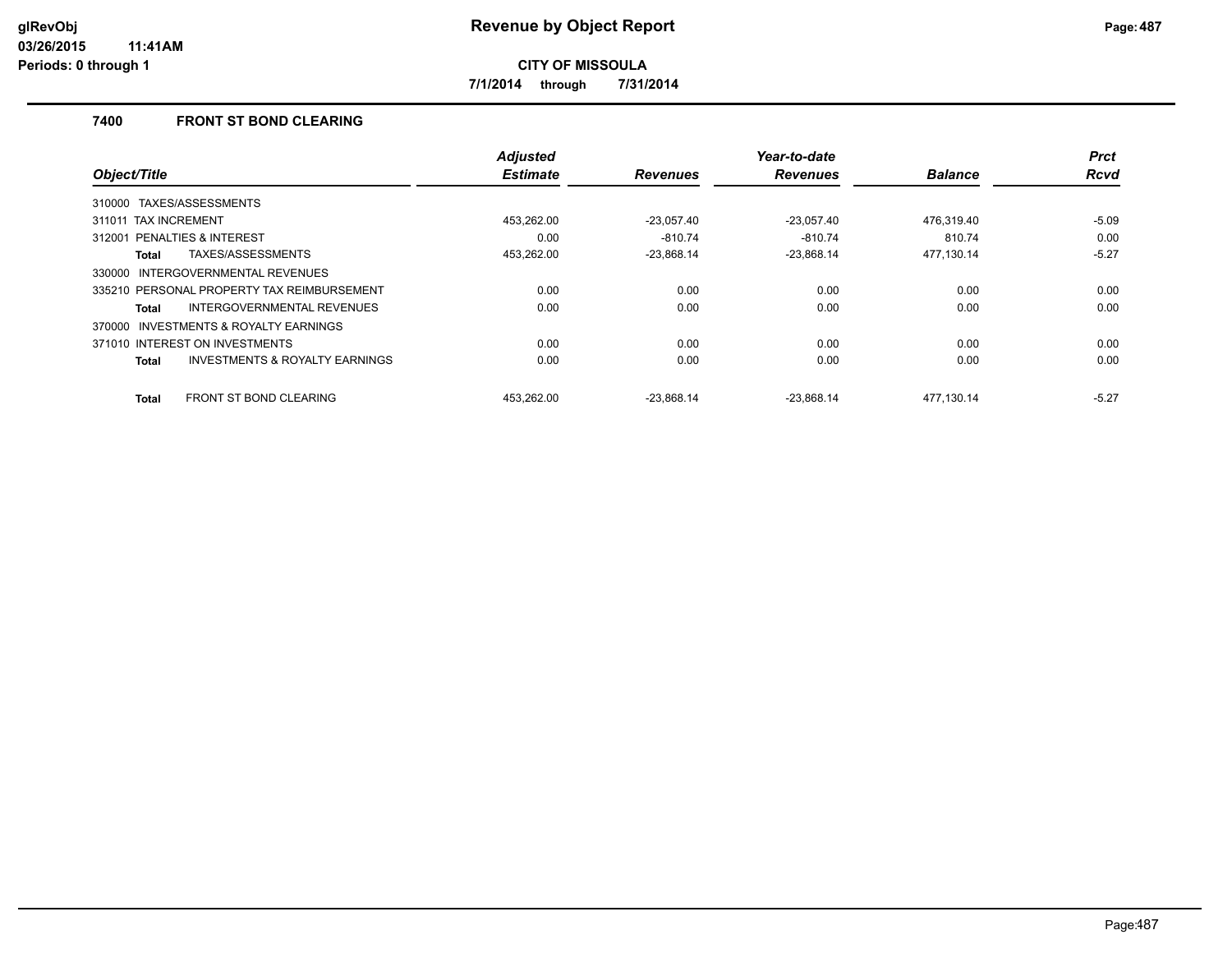# Revenue by Object Report

**CITY OF MISSOULA**

**7/1/2014 through 7/31/2014**

glRevObj
03/26/2015 11:41AM
Periods: 0 through 1

## 7400 FRONT ST BOND CLEARING

| Object/Title | Adjusted Estimate | Revenues | Year-to-date Revenues | Balance | Prct Rcvd |
|---|---|---|---|---|---|
| 310000 TAXES/ASSESSMENTS | | | | | |
| 311011 TAX INCREMENT | 453,262.00 | -23,057.40 | -23,057.40 | 476,319.40 | -5.09 |
| 312001 PENALTIES & INTEREST | 0.00 | -810.74 | -810.74 | 810.74 | 0.00 |
| **Total** TAXES/ASSESSMENTS | 453,262.00 | -23,868.14 | -23,868.14 | 477,130.14 | -5.27 |
| 330000 INTERGOVERNMENTAL REVENUES | | | | | |
| 335210 PERSONAL PROPERTY TAX REIMBURSEMENT | 0.00 | 0.00 | 0.00 | 0.00 | 0.00 |
| **Total** INTERGOVERNMENTAL REVENUES | 0.00 | 0.00 | 0.00 | 0.00 | 0.00 |
| 370000 INVESTMENTS & ROYALTY EARNINGS | | | | | |
| 371010 INTEREST ON INVESTMENTS | 0.00 | 0.00 | 0.00 | 0.00 | 0.00 |
| **Total** INVESTMENTS & ROYALTY EARNINGS | 0.00 | 0.00 | 0.00 | 0.00 | 0.00 |
| **Total** FRONT ST BOND CLEARING | 453,262.00 | -23,868.14 | -23,868.14 | 477,130.14 | -5.27 |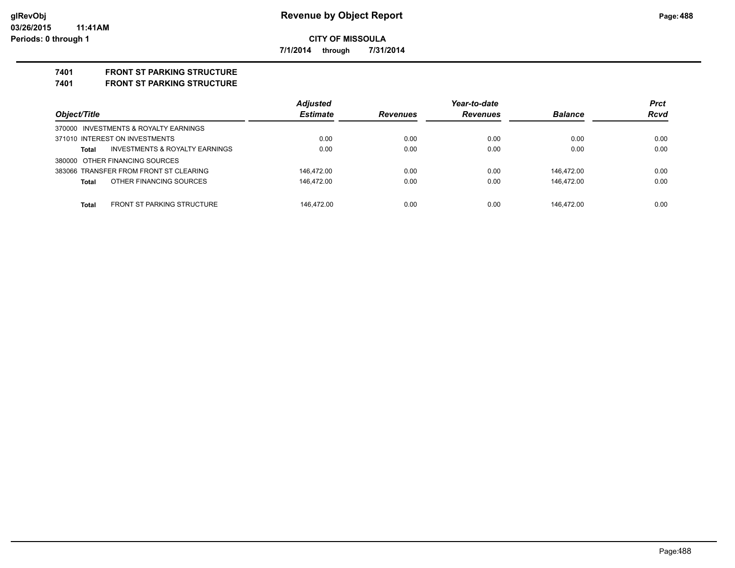# Revenue by Object Report

**CITY OF MISSOULA**

**7/1/2014 through 7/31/2014**

**7401 FRONT ST PARKING STRUCTURE**

**7401 FRONT ST PARKING STRUCTURE**

| Object/Title | | Adjusted Estimate | Revenues | Year-to-date Revenues | Balance | Prct Rcvd |
|---|---|---|---|---|---|---|
| 370000 INVESTMENTS & ROYALTY EARNINGS | | | | | | |
| 371010 INTEREST ON INVESTMENTS | | 0.00 | 0.00 | 0.00 | 0.00 | 0.00 |
| **Total** | INVESTMENTS & ROYALTY EARNINGS | 0.00 | 0.00 | 0.00 | 0.00 | 0.00 |
| 380000 OTHER FINANCING SOURCES | | | | | | |
| 383066 TRANSFER FROM FRONT ST CLEARING | | 146,472.00 | 0.00 | 0.00 | 146,472.00 | 0.00 |
| **Total** | OTHER FINANCING SOURCES | 146,472.00 | 0.00 | 0.00 | 146,472.00 | 0.00 |
| **Total** | FRONT ST PARKING STRUCTURE | 146,472.00 | 0.00 | 0.00 | 146,472.00 | 0.00 |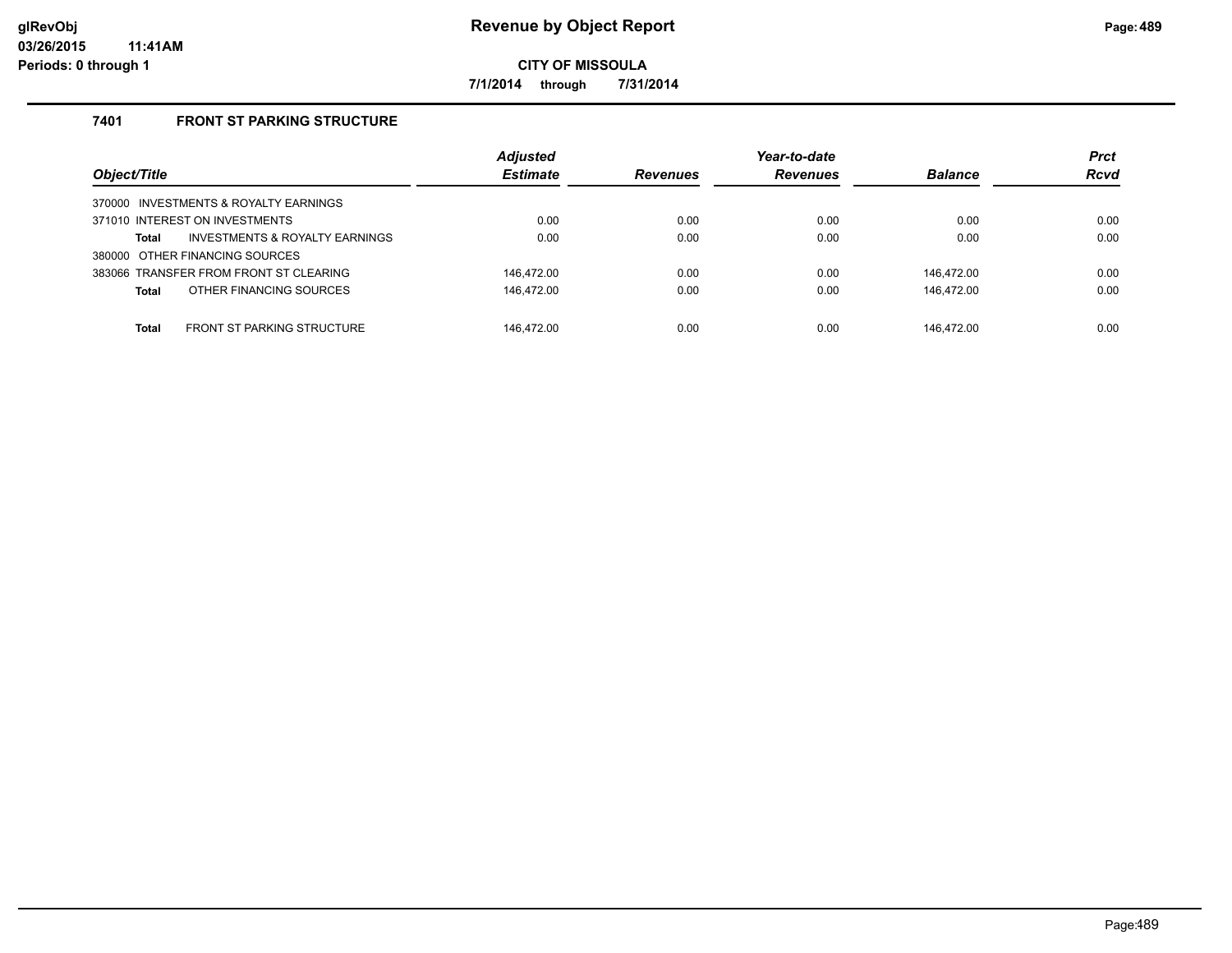# Revenue by Object Report

**CITY OF MISSOULA**

**7/1/2014 through 7/31/2014**

glRevObj
03/26/2015 11:41AM
Periods: 0 through 1

### 7401 FRONT ST PARKING STRUCTURE

| Object/Title | Adjusted Estimate | Revenues | Year-to-date Revenues | Balance | Prct Rcvd |
|---|---|---|---|---|---|
| 370000 INVESTMENTS & ROYALTY EARNINGS | | | | | |
| 371010 INTEREST ON INVESTMENTS | 0.00 | 0.00 | 0.00 | 0.00 | 0.00 |
| **Total** INVESTMENTS & ROYALTY EARNINGS | 0.00 | 0.00 | 0.00 | 0.00 | 0.00 |
| 380000 OTHER FINANCING SOURCES | | | | | |
| 383066 TRANSFER FROM FRONT ST CLEARING | 146,472.00 | 0.00 | 0.00 | 146,472.00 | 0.00 |
| **Total** OTHER FINANCING SOURCES | 146,472.00 | 0.00 | 0.00 | 146,472.00 | 0.00 |
| **Total** FRONT ST PARKING STRUCTURE | 146,472.00 | 0.00 | 0.00 | 146,472.00 | 0.00 |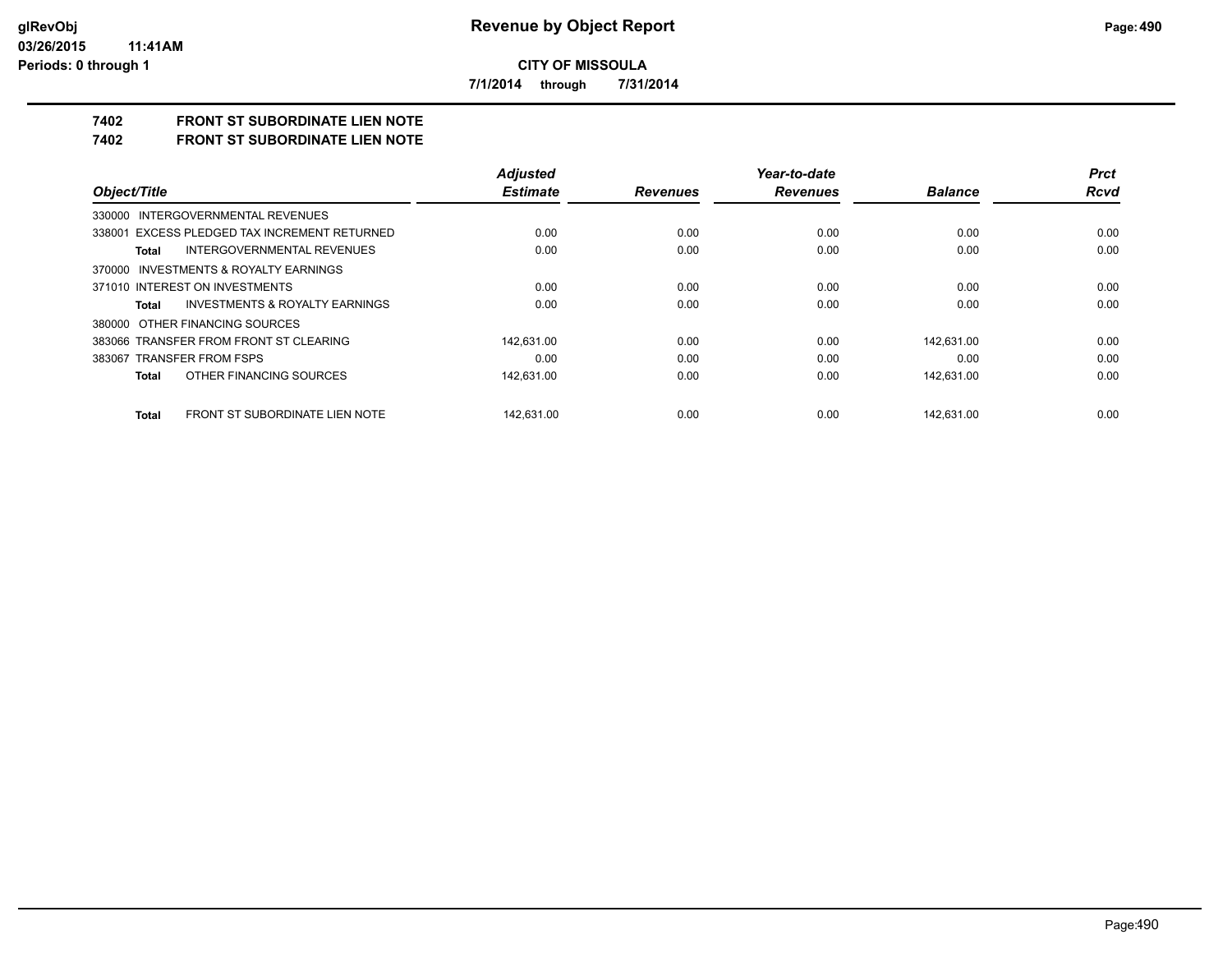**Revenue by Object Report**

**CITY OF MISSOULA**

**7/1/2014 through 7/31/2014**

**glRevObj**
**03/26/2015 11:41AM**
**Periods: 0 through 1**

## 7402 FRONT ST SUBORDINATE LIEN NOTE
## 7402 FRONT ST SUBORDINATE LIEN NOTE

| Object/Title | Adjusted Estimate | Revenues | Year-to-date Revenues | Balance | Prct Rcvd |
|---|---|---|---|---|---|
| 330000 INTERGOVERNMENTAL REVENUES | | | | | |
| 338001 EXCESS PLEDGED TAX INCREMENT RETURNED | 0.00 | 0.00 | 0.00 | 0.00 | 0.00 |
| **Total** INTERGOVERNMENTAL REVENUES | 0.00 | 0.00 | 0.00 | 0.00 | 0.00 |
| 370000 INVESTMENTS & ROYALTY EARNINGS | | | | | |
| 371010 INTEREST ON INVESTMENTS | 0.00 | 0.00 | 0.00 | 0.00 | 0.00 |
| **Total** INVESTMENTS & ROYALTY EARNINGS | 0.00 | 0.00 | 0.00 | 0.00 | 0.00 |
| 380000 OTHER FINANCING SOURCES | | | | | |
| 383066 TRANSFER FROM FRONT ST CLEARING | 142,631.00 | 0.00 | 0.00 | 142,631.00 | 0.00 |
| 383067 TRANSFER FROM FSPS | 0.00 | 0.00 | 0.00 | 0.00 | 0.00 |
| **Total** OTHER FINANCING SOURCES | 142,631.00 | 0.00 | 0.00 | 142,631.00 | 0.00 |
| **Total** FRONT ST SUBORDINATE LIEN NOTE | 142,631.00 | 0.00 | 0.00 | 142,631.00 | 0.00 |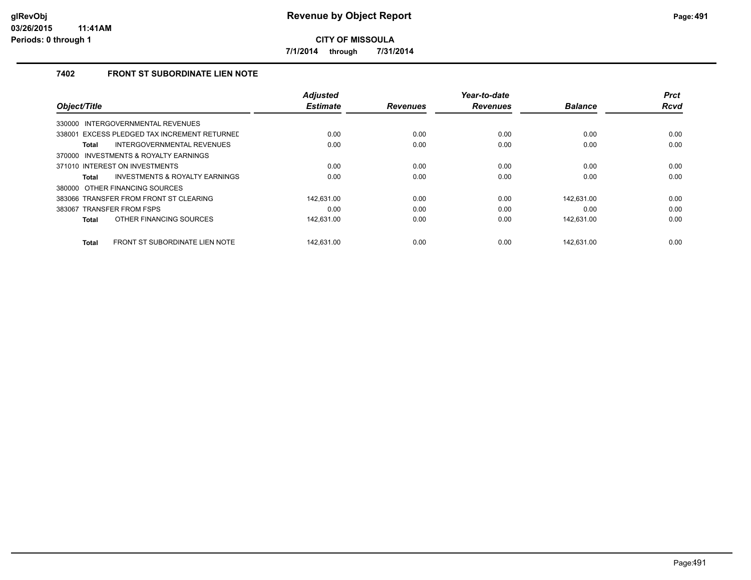**CITY OF MISSOULA**

**7/1/2014 through 7/31/2014**

### 7402 FRONT ST SUBORDINATE LIEN NOTE

| Object/Title | Adjusted Estimate | Revenues | Year-to-date Revenues | Balance | Prct Rcvd |
|---|---|---|---|---|---|
| 330000 INTERGOVERNMENTAL REVENUES | | | | | |
| 338001 EXCESS PLEDGED TAX INCREMENT RETURNED | 0.00 | 0.00 | 0.00 | 0.00 | 0.00 |
| **Total** INTERGOVERNMENTAL REVENUES | 0.00 | 0.00 | 0.00 | 0.00 | 0.00 |
| 370000 INVESTMENTS & ROYALTY EARNINGS | | | | | |
| 371010 INTEREST ON INVESTMENTS | 0.00 | 0.00 | 0.00 | 0.00 | 0.00 |
| **Total** INVESTMENTS & ROYALTY EARNINGS | 0.00 | 0.00 | 0.00 | 0.00 | 0.00 |
| 380000 OTHER FINANCING SOURCES | | | | | |
| 383066 TRANSFER FROM FRONT ST CLEARING | 142,631.00 | 0.00 | 0.00 | 142,631.00 | 0.00 |
| 383067 TRANSFER FROM FSPS | 0.00 | 0.00 | 0.00 | 0.00 | 0.00 |
| **Total** OTHER FINANCING SOURCES | 142,631.00 | 0.00 | 0.00 | 142,631.00 | 0.00 |
| **Total** FRONT ST SUBORDINATE LIEN NOTE | 142,631.00 | 0.00 | 0.00 | 142,631.00 | 0.00 |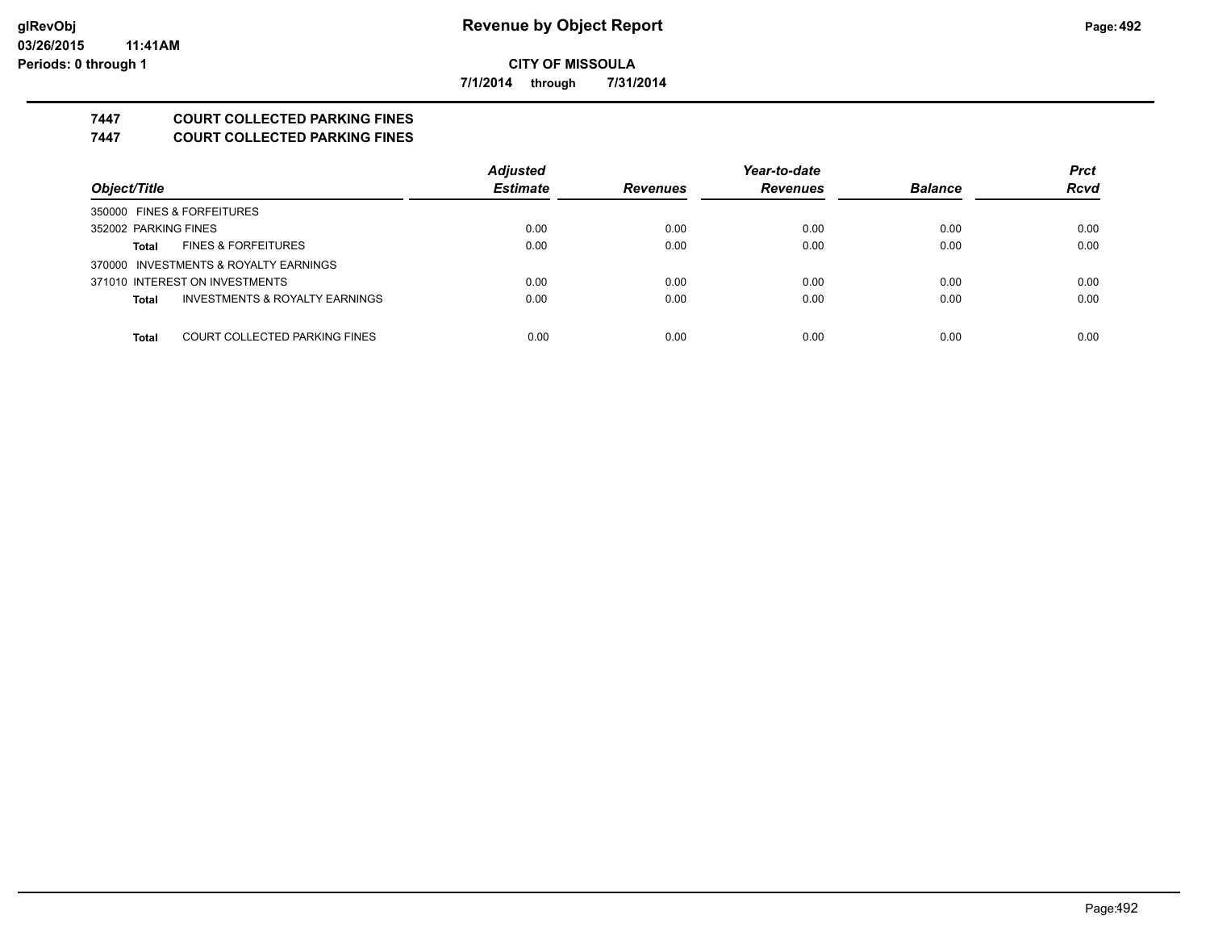**CITY OF MISSOULA**

**7/1/2014 through 7/31/2014**

## 7447 COURT COLLECTED PARKING FINES

## 7447 COURT COLLECTED PARKING FINES

| Object/Title | | Adjusted Estimate | Revenues | Year-to-date Revenues | Balance | Prct Rcvd |
|---|---|---|---|---|---|---|
| 350000 FINES & FORFEITURES | | | | | | |
| 352002 PARKING FINES | | 0.00 | 0.00 | 0.00 | 0.00 | 0.00 |
| **Total** | FINES & FORFEITURES | 0.00 | 0.00 | 0.00 | 0.00 | 0.00 |
| 370000 INVESTMENTS & ROYALTY EARNINGS | | | | | | |
| 371010 INTEREST ON INVESTMENTS | | 0.00 | 0.00 | 0.00 | 0.00 | 0.00 |
| **Total** | INVESTMENTS & ROYALTY EARNINGS | 0.00 | 0.00 | 0.00 | 0.00 | 0.00 |
| **Total** | COURT COLLECTED PARKING FINES | 0.00 | 0.00 | 0.00 | 0.00 | 0.00 |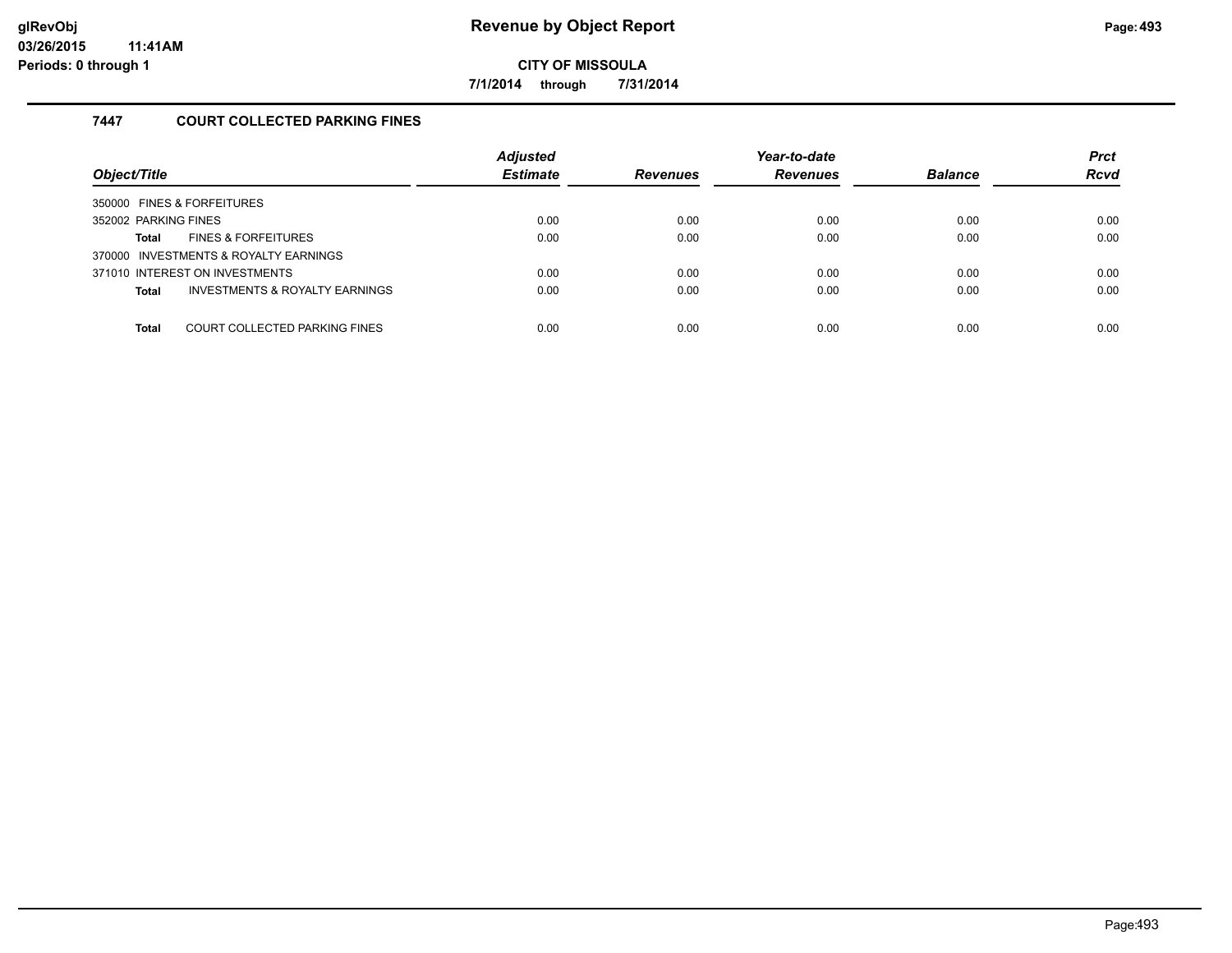# Revenue by Object Report

**CITY OF MISSOULA**

**7/1/2014 through 7/31/2014**

glRevObj
03/26/2015 11:41AM
Periods: 0 through 1

## 7447 COURT COLLECTED PARKING FINES

| Object/Title | Adjusted Estimate | Revenues | Year-to-date Revenues | Balance | Prct Rcvd |
|---|---|---|---|---|---|
| 350000 FINES & FORFEITURES | | | | | |
| 352002 PARKING FINES | 0.00 | 0.00 | 0.00 | 0.00 | 0.00 |
| **Total** FINES & FORFEITURES | 0.00 | 0.00 | 0.00 | 0.00 | 0.00 |
| 370000 INVESTMENTS & ROYALTY EARNINGS | | | | | |
| 371010 INTEREST ON INVESTMENTS | 0.00 | 0.00 | 0.00 | 0.00 | 0.00 |
| **Total** INVESTMENTS & ROYALTY EARNINGS | 0.00 | 0.00 | 0.00 | 0.00 | 0.00 |
| **Total** COURT COLLECTED PARKING FINES | 0.00 | 0.00 | 0.00 | 0.00 | 0.00 |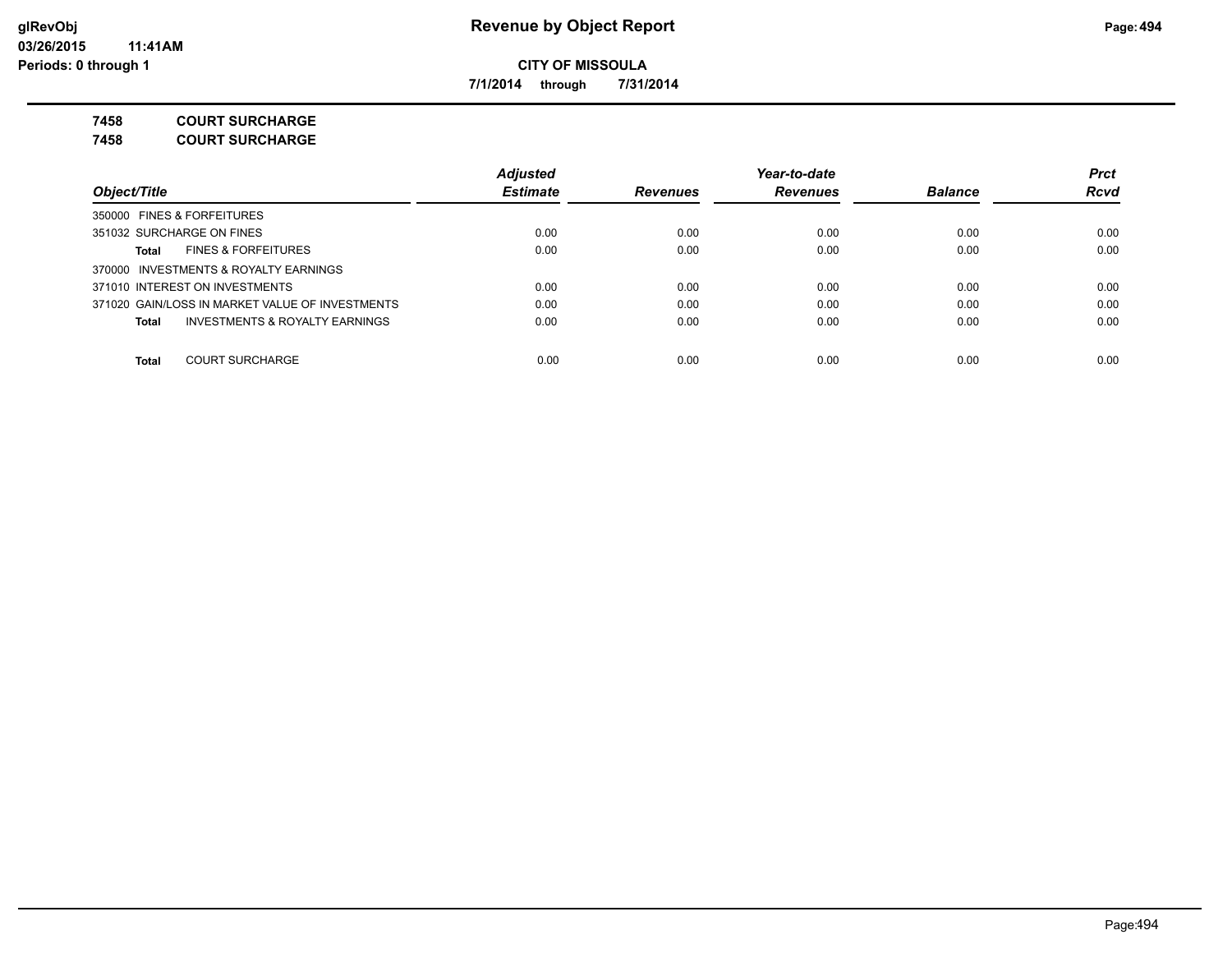**Revenue by Object Report**

**CITY OF MISSOULA**

**7/1/2014 through 7/31/2014**

**7458 COURT SURCHARGE**

**7458 COURT SURCHARGE**

| Object/Title | Adjusted Estimate | Revenues | Year-to-date Revenues | Balance | Prct Rcvd |
|---|---|---|---|---|---|
| 350000 FINES & FORFEITURES | | | | | |
| 351032 SURCHARGE ON FINES | 0.00 | 0.00 | 0.00 | 0.00 | 0.00 |
| **Total** FINES & FORFEITURES | 0.00 | 0.00 | 0.00 | 0.00 | 0.00 |
| 370000 INVESTMENTS & ROYALTY EARNINGS | | | | | |
| 371010 INTEREST ON INVESTMENTS | 0.00 | 0.00 | 0.00 | 0.00 | 0.00 |
| 371020 GAIN/LOSS IN MARKET VALUE OF INVESTMENTS | 0.00 | 0.00 | 0.00 | 0.00 | 0.00 |
| **Total** INVESTMENTS & ROYALTY EARNINGS | 0.00 | 0.00 | 0.00 | 0.00 | 0.00 |
| **Total** COURT SURCHARGE | 0.00 | 0.00 | 0.00 | 0.00 | 0.00 |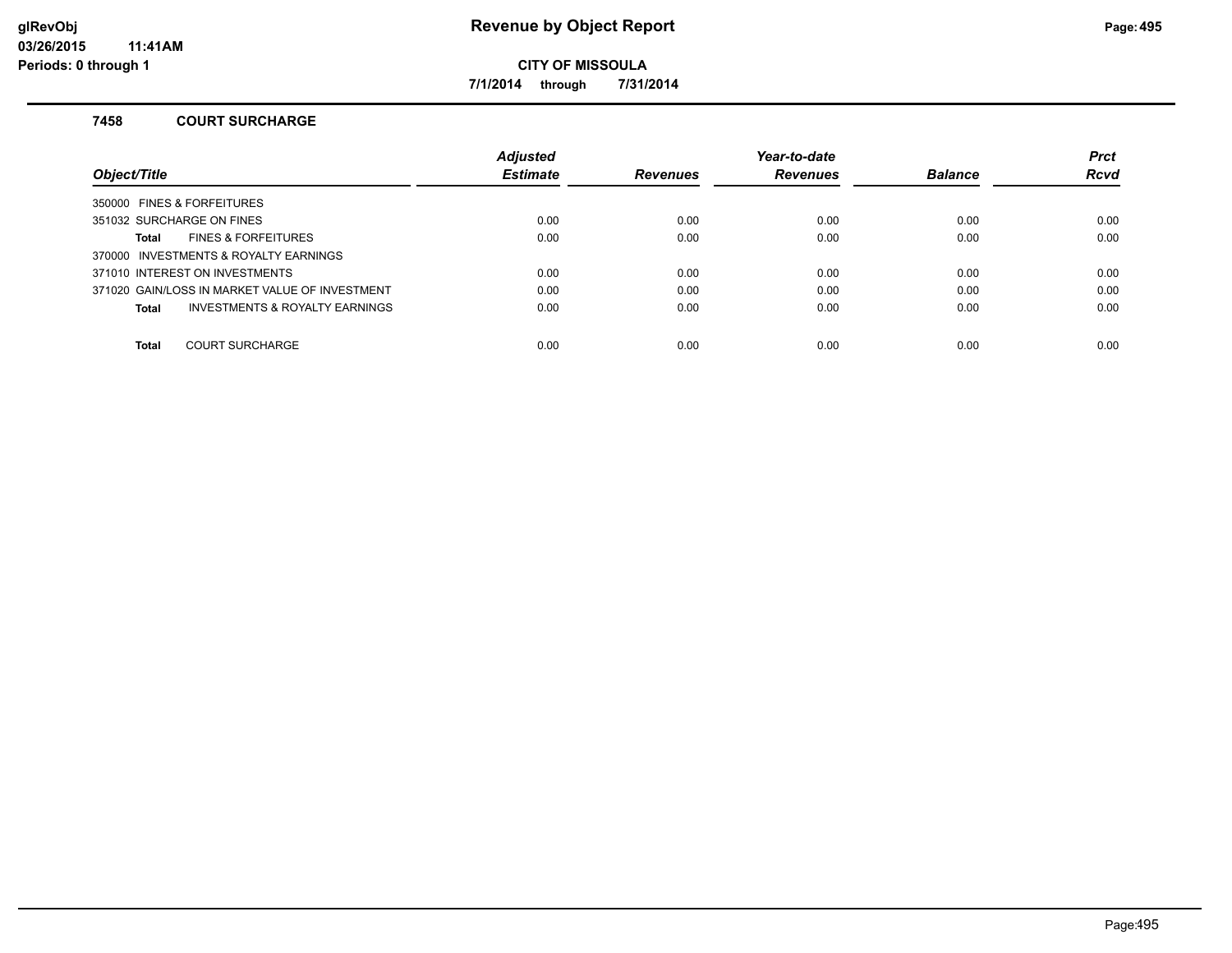# Revenue by Object Report

**CITY OF MISSOULA**

**7/1/2014 through 7/31/2014**

### 7458 COURT SURCHARGE

| Object/Title | Adjusted Estimate | Revenues | Year-to-date Revenues | Balance | Prct Rcvd |
|---|---|---|---|---|---|
| 350000 FINES & FORFEITURES | | | | | |
| 351032 SURCHARGE ON FINES | 0.00 | 0.00 | 0.00 | 0.00 | 0.00 |
| **Total** FINES & FORFEITURES | 0.00 | 0.00 | 0.00 | 0.00 | 0.00 |
| 370000 INVESTMENTS & ROYALTY EARNINGS | | | | | |
| 371010 INTEREST ON INVESTMENTS | 0.00 | 0.00 | 0.00 | 0.00 | 0.00 |
| 371020 GAIN/LOSS IN MARKET VALUE OF INVESTMENT | 0.00 | 0.00 | 0.00 | 0.00 | 0.00 |
| **Total** INVESTMENTS & ROYALTY EARNINGS | 0.00 | 0.00 | 0.00 | 0.00 | 0.00 |
| **Total** COURT SURCHARGE | 0.00 | 0.00 | 0.00 | 0.00 | 0.00 |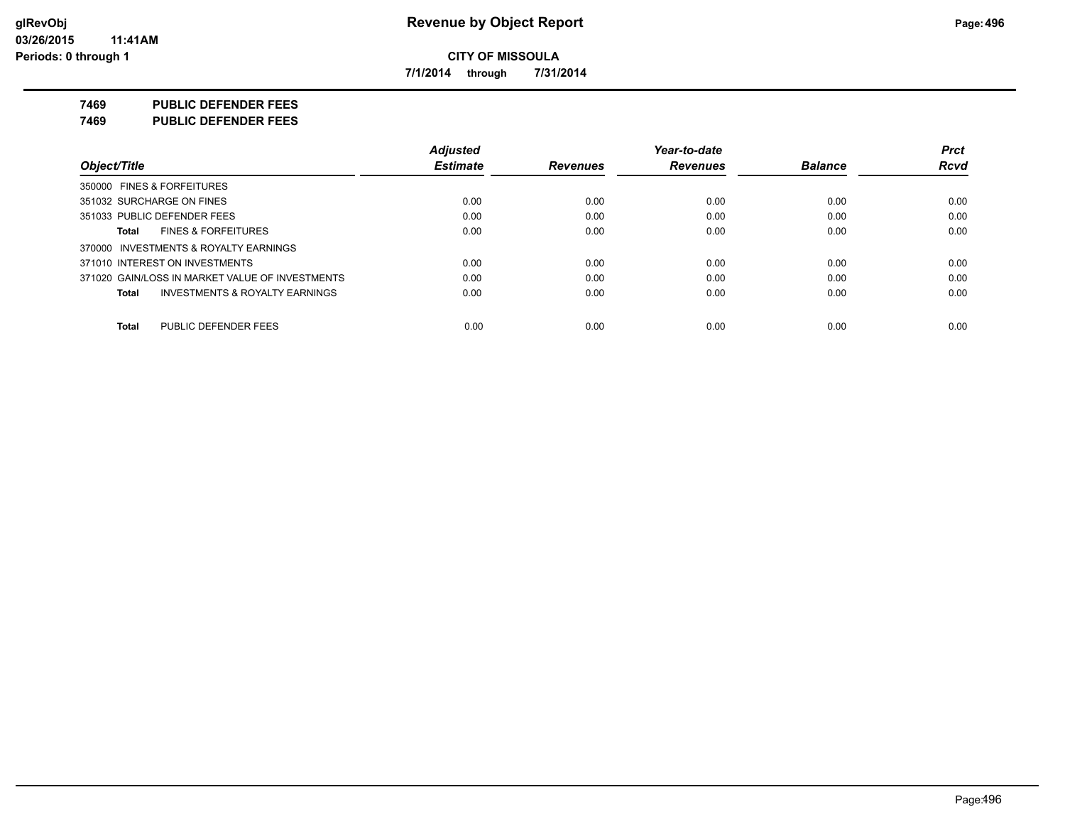**CITY OF MISSOULA**

**7/1/2014 through 7/31/2014**

## 7469 PUBLIC DEFENDER FEES

## 7469 PUBLIC DEFENDER FEES

| *Object/Title* | *Adjusted Estimate* | *Revenues* | *Year-to-date Revenues* | *Balance* | *Prct Rcvd* |
|---|---|---|---|---|---|
| 350000 FINES & FORFEITURES | | | | | |
| 351032 SURCHARGE ON FINES | 0.00 | 0.00 | 0.00 | 0.00 | 0.00 |
| 351033 PUBLIC DEFENDER FEES | 0.00 | 0.00 | 0.00 | 0.00 | 0.00 |
| **Total** FINES & FORFEITURES | 0.00 | 0.00 | 0.00 | 0.00 | 0.00 |
| 370000 INVESTMENTS & ROYALTY EARNINGS | | | | | |
| 371010 INTEREST ON INVESTMENTS | 0.00 | 0.00 | 0.00 | 0.00 | 0.00 |
| 371020 GAIN/LOSS IN MARKET VALUE OF INVESTMENTS | 0.00 | 0.00 | 0.00 | 0.00 | 0.00 |
| **Total** INVESTMENTS & ROYALTY EARNINGS | 0.00 | 0.00 | 0.00 | 0.00 | 0.00 |
| **Total** PUBLIC DEFENDER FEES | 0.00 | 0.00 | 0.00 | 0.00 | 0.00 |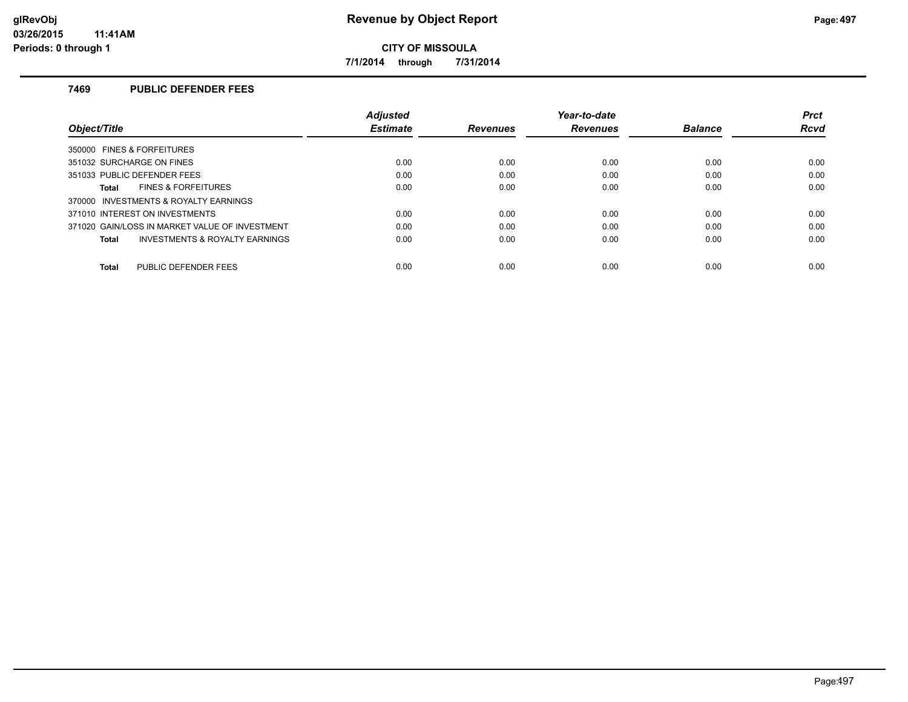# Revenue by Object Report

**CITY OF MISSOULA**

**7/1/2014 through 7/31/2014**

glRevObj
03/26/2015 11:41AM
Periods: 0 through 1

## 7469 PUBLIC DEFENDER FEES

| Object/Title | Adjusted Estimate | Revenues | Year-to-date Revenues | Balance | Prct Rcvd |
|---|---|---|---|---|---|
| 350000 FINES & FORFEITURES | | | | | |
| 351032 SURCHARGE ON FINES | 0.00 | 0.00 | 0.00 | 0.00 | 0.00 |
| 351033 PUBLIC DEFENDER FEES | 0.00 | 0.00 | 0.00 | 0.00 | 0.00 |
| **Total** FINES & FORFEITURES | 0.00 | 0.00 | 0.00 | 0.00 | 0.00 |
| 370000 INVESTMENTS & ROYALTY EARNINGS | | | | | |
| 371010 INTEREST ON INVESTMENTS | 0.00 | 0.00 | 0.00 | 0.00 | 0.00 |
| 371020 GAIN/LOSS IN MARKET VALUE OF INVESTMENT | 0.00 | 0.00 | 0.00 | 0.00 | 0.00 |
| **Total** INVESTMENTS & ROYALTY EARNINGS | 0.00 | 0.00 | 0.00 | 0.00 | 0.00 |
| **Total** PUBLIC DEFENDER FEES | 0.00 | 0.00 | 0.00 | 0.00 | 0.00 |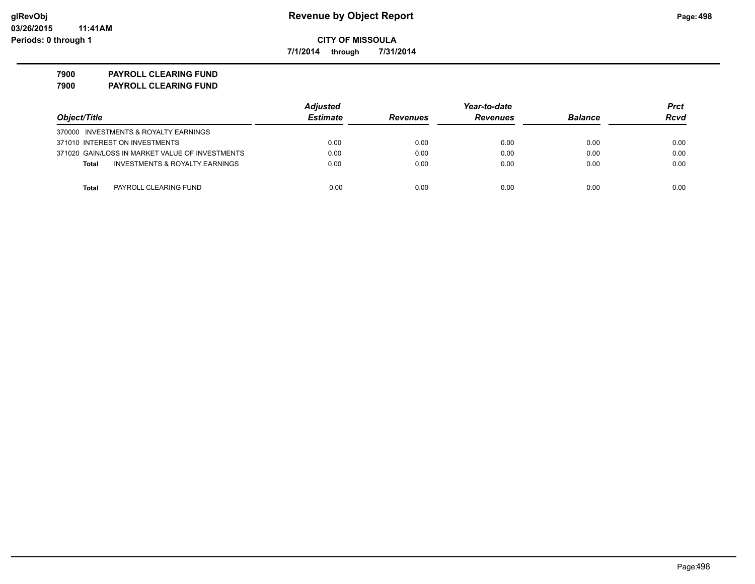# Revenue by Object Report

glRevObj
03/26/2015 11:41AM
Periods: 0 through 1

**CITY OF MISSOULA**

**7/1/2014 through 7/31/2014**

**7900 PAYROLL CLEARING FUND**
**7900 PAYROLL CLEARING FUND**

| Object/Title | Adjusted Estimate | Revenues | Year-to-date Revenues | Balance | Prct Rcvd |
|---|---|---|---|---|---|
| 370000 INVESTMENTS & ROYALTY EARNINGS | | | | | |
| 371010 INTEREST ON INVESTMENTS | 0.00 | 0.00 | 0.00 | 0.00 | 0.00 |
| 371020 GAIN/LOSS IN MARKET VALUE OF INVESTMENTS | 0.00 | 0.00 | 0.00 | 0.00 | 0.00 |
| **Total** INVESTMENTS & ROYALTY EARNINGS | 0.00 | 0.00 | 0.00 | 0.00 | 0.00 |
| **Total** PAYROLL CLEARING FUND | 0.00 | 0.00 | 0.00 | 0.00 | 0.00 |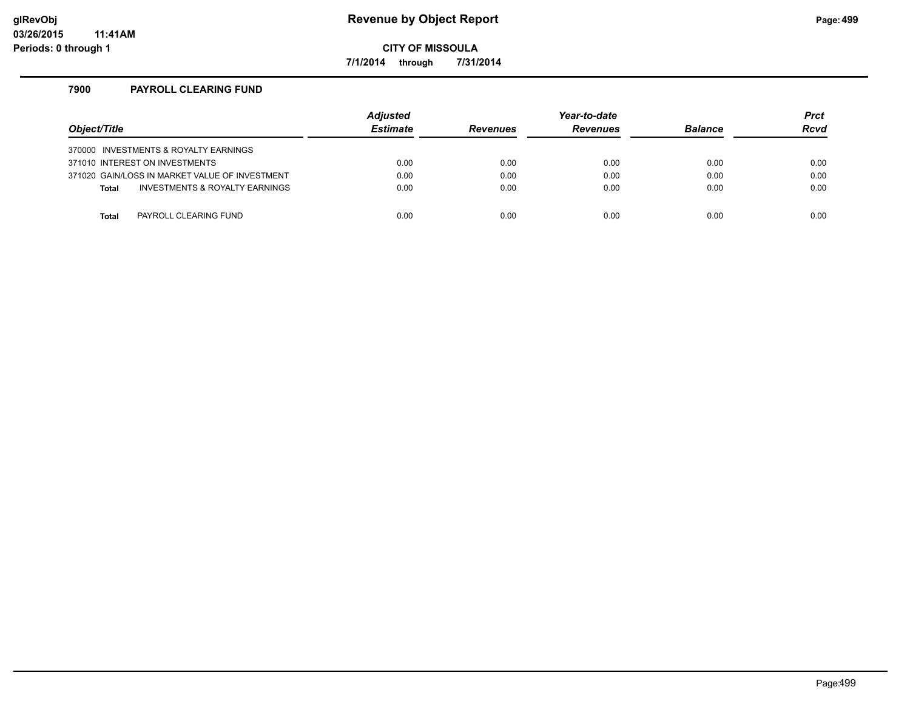# Revenue by Object Report

**CITY OF MISSOULA**

**7/1/2014 through 7/31/2014**

glRevObj
03/26/2015 11:41AM
Periods: 0 through 1

## 7900 PAYROLL CLEARING FUND

| Object/Title | Adjusted Estimate | Revenues | Year-to-date Revenues | Balance | Prct Rcvd |
|---|---|---|---|---|---|
| 370000 INVESTMENTS & ROYALTY EARNINGS | | | | | |
| 371010 INTEREST ON INVESTMENTS | 0.00 | 0.00 | 0.00 | 0.00 | 0.00 |
| 371020 GAIN/LOSS IN MARKET VALUE OF INVESTMENT | 0.00 | 0.00 | 0.00 | 0.00 | 0.00 |
| **Total** INVESTMENTS & ROYALTY EARNINGS | 0.00 | 0.00 | 0.00 | 0.00 | 0.00 |
| **Total** PAYROLL CLEARING FUND | 0.00 | 0.00 | 0.00 | 0.00 | 0.00 |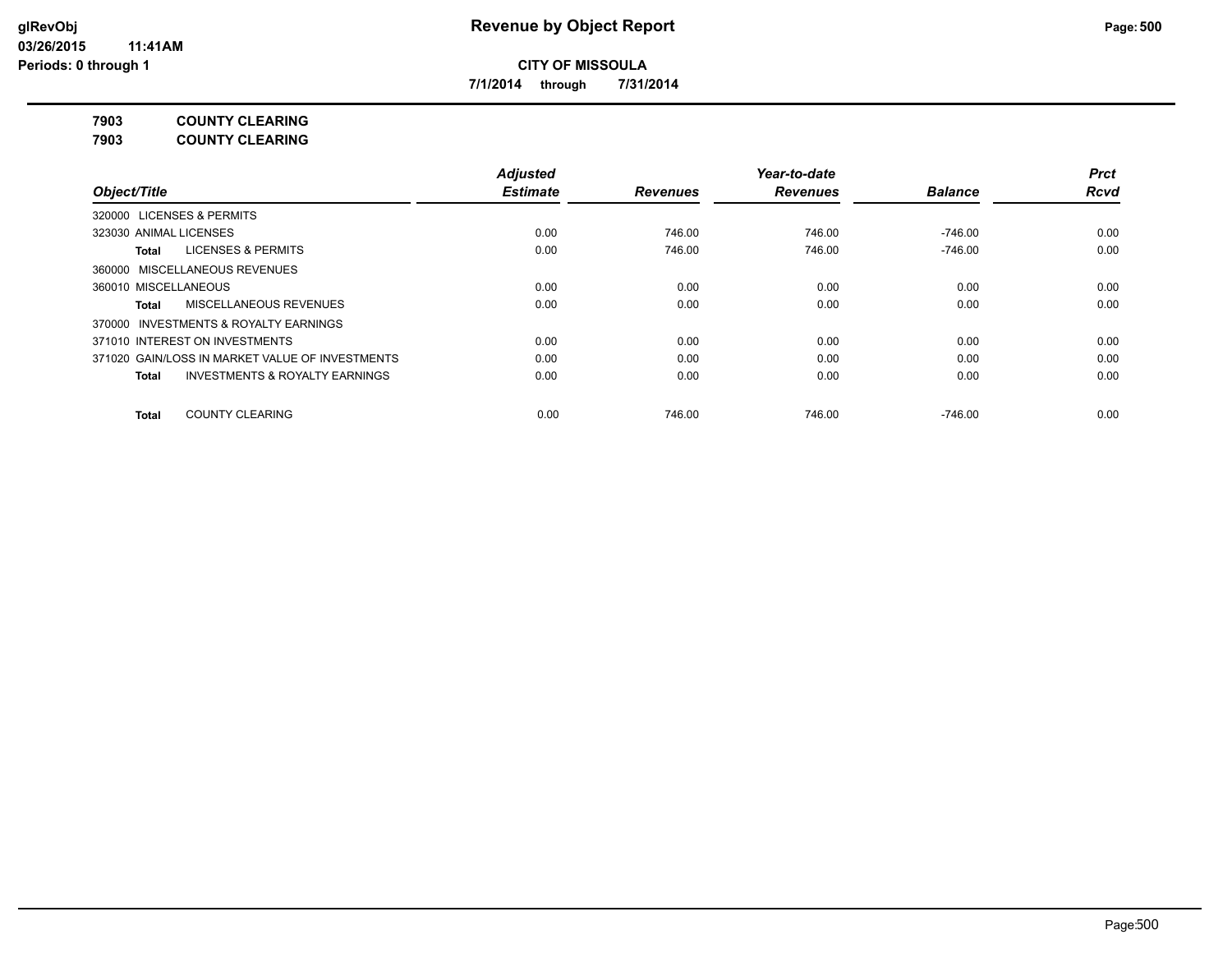**Revenue by Object Report**

**CITY OF MISSOULA**

**7/1/2014 through 7/31/2014**

glRevObj
03/26/2015 11:41AM
Periods: 0 through 1

**7903 COUNTY CLEARING**

**7903 COUNTY CLEARING**

| Object/Title | Adjusted Estimate | Revenues | Year-to-date Revenues | Balance | Prct Rcvd |
|---|---|---|---|---|---|
| 320000 LICENSES & PERMITS | | | | | |
| 323030 ANIMAL LICENSES | 0.00 | 746.00 | 746.00 | -746.00 | 0.00 |
| **Total** LICENSES & PERMITS | 0.00 | 746.00 | 746.00 | -746.00 | 0.00 |
| 360000 MISCELLANEOUS REVENUES | | | | | |
| 360010 MISCELLANEOUS | 0.00 | 0.00 | 0.00 | 0.00 | 0.00 |
| **Total** MISCELLANEOUS REVENUES | 0.00 | 0.00 | 0.00 | 0.00 | 0.00 |
| 370000 INVESTMENTS & ROYALTY EARNINGS | | | | | |
| 371010 INTEREST ON INVESTMENTS | 0.00 | 0.00 | 0.00 | 0.00 | 0.00 |
| 371020 GAIN/LOSS IN MARKET VALUE OF INVESTMENTS | 0.00 | 0.00 | 0.00 | 0.00 | 0.00 |
| **Total** INVESTMENTS & ROYALTY EARNINGS | 0.00 | 0.00 | 0.00 | 0.00 | 0.00 |
| **Total** COUNTY CLEARING | 0.00 | 746.00 | 746.00 | -746.00 | 0.00 |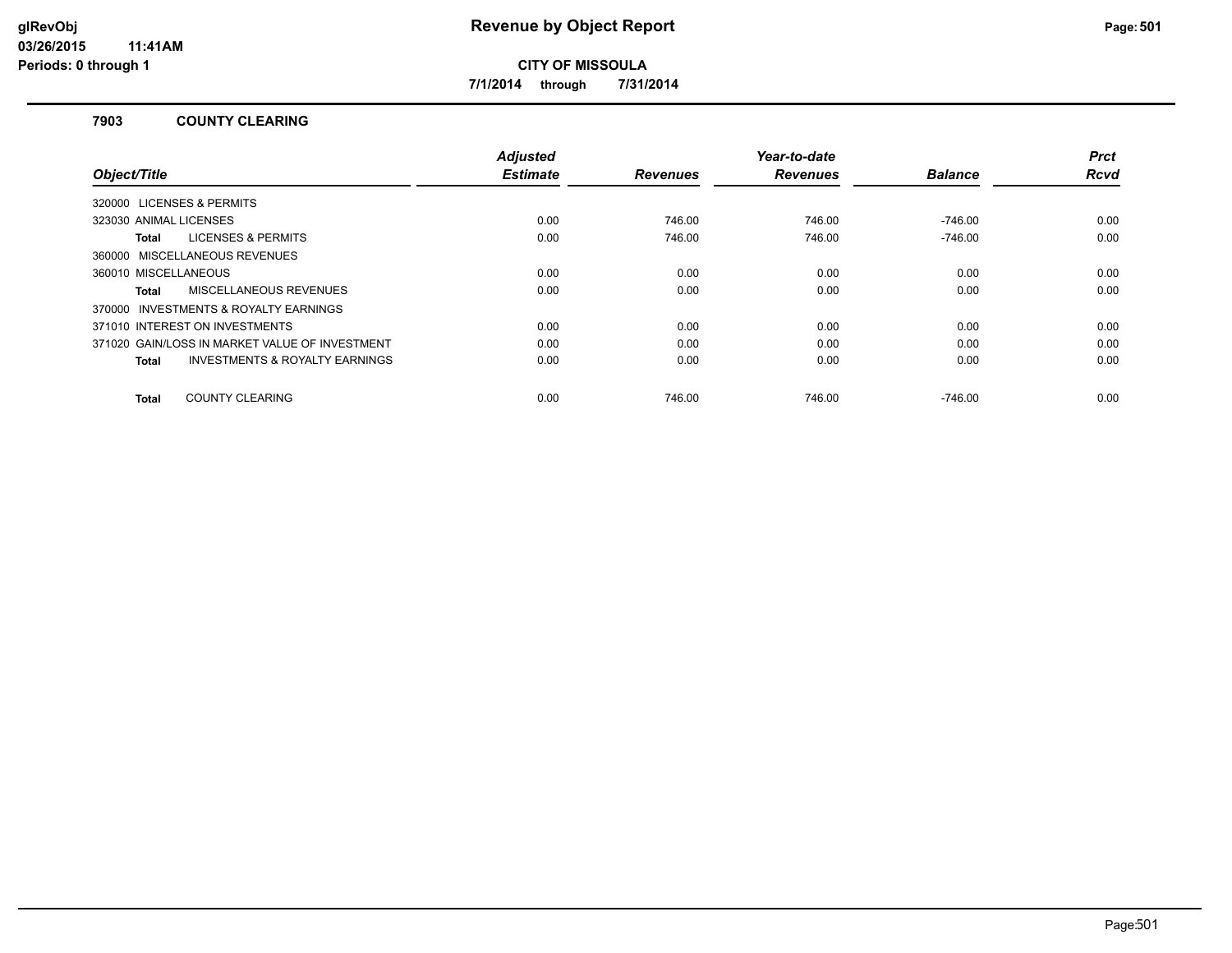# Revenue by Object Report

**CITY OF MISSOULA**

**7/1/2014 through 7/31/2014**

glRevObj
03/26/2015 11:41AM
Periods: 0 through 1

## 7903 COUNTY CLEARING

| Object/Title | Adjusted Estimate | Revenues | Year-to-date Revenues | Balance | Prct Rcvd |
|---|---|---|---|---|---|
| 320000 LICENSES & PERMITS | | | | | |
| 323030 ANIMAL LICENSES | 0.00 | 746.00 | 746.00 | -746.00 | 0.00 |
| **Total** LICENSES & PERMITS | 0.00 | 746.00 | 746.00 | -746.00 | 0.00 |
| 360000 MISCELLANEOUS REVENUES | | | | | |
| 360010 MISCELLANEOUS | 0.00 | 0.00 | 0.00 | 0.00 | 0.00 |
| **Total** MISCELLANEOUS REVENUES | 0.00 | 0.00 | 0.00 | 0.00 | 0.00 |
| 370000 INVESTMENTS & ROYALTY EARNINGS | | | | | |
| 371010 INTEREST ON INVESTMENTS | 0.00 | 0.00 | 0.00 | 0.00 | 0.00 |
| 371020 GAIN/LOSS IN MARKET VALUE OF INVESTMENT | 0.00 | 0.00 | 0.00 | 0.00 | 0.00 |
| **Total** INVESTMENTS & ROYALTY EARNINGS | 0.00 | 0.00 | 0.00 | 0.00 | 0.00 |
| **Total** COUNTY CLEARING | 0.00 | 746.00 | 746.00 | -746.00 | 0.00 |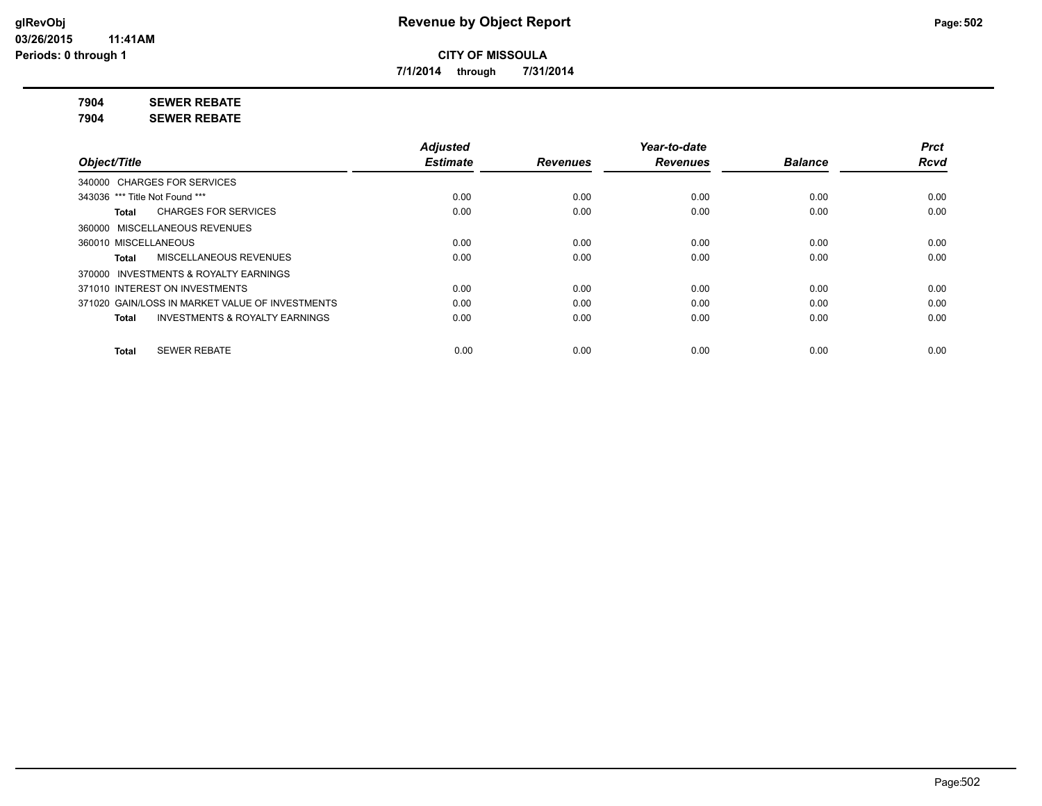**Revenue by Object Report**

**CITY OF MISSOULA**

**7/1/2014 through 7/31/2014**

glRevObj
03/26/2015 11:41AM
Periods: 0 through 1

**7904 SEWER REBATE**

**7904 SEWER REBATE**

| Object/Title | Adjusted Estimate | Revenues | Year-to-date Revenues | Balance | Prct Rcvd |
|---|---|---|---|---|---|
| 340000 CHARGES FOR SERVICES | | | | | |
| 343036 *** Title Not Found *** | 0.00 | 0.00 | 0.00 | 0.00 | 0.00 |
| **Total** CHARGES FOR SERVICES | 0.00 | 0.00 | 0.00 | 0.00 | 0.00 |
| 360000 MISCELLANEOUS REVENUES | | | | | |
| 360010 MISCELLANEOUS | 0.00 | 0.00 | 0.00 | 0.00 | 0.00 |
| **Total** MISCELLANEOUS REVENUES | 0.00 | 0.00 | 0.00 | 0.00 | 0.00 |
| 370000 INVESTMENTS & ROYALTY EARNINGS | | | | | |
| 371010 INTEREST ON INVESTMENTS | 0.00 | 0.00 | 0.00 | 0.00 | 0.00 |
| 371020 GAIN/LOSS IN MARKET VALUE OF INVESTMENTS | 0.00 | 0.00 | 0.00 | 0.00 | 0.00 |
| **Total** INVESTMENTS & ROYALTY EARNINGS | 0.00 | 0.00 | 0.00 | 0.00 | 0.00 |
| **Total** SEWER REBATE | 0.00 | 0.00 | 0.00 | 0.00 | 0.00 |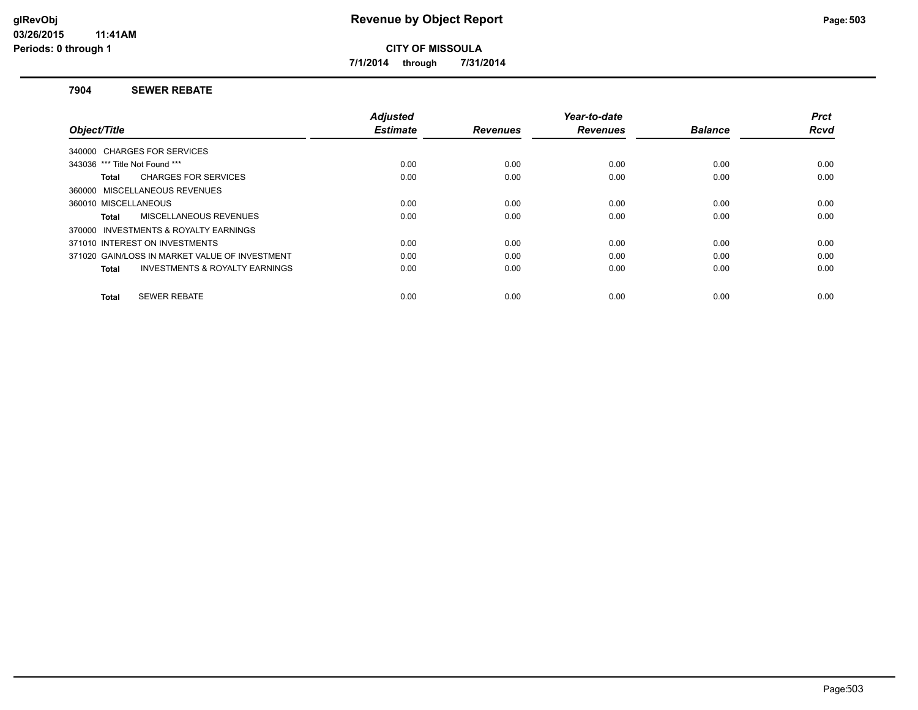# Revenue by Object Report

**CITY OF MISSOULA**

**7/1/2014 through 7/31/2014**

glRevObj
03/26/2015 11:41AM
Periods: 0 through 1

## 7904 SEWER REBATE

| Object/Title | Adjusted Estimate | Revenues | Year-to-date Revenues | Balance | Prct Rcvd |
|---|---|---|---|---|---|
| 340000 CHARGES FOR SERVICES | | | | | |
| 343036 *** Title Not Found *** | 0.00 | 0.00 | 0.00 | 0.00 | 0.00 |
| **Total** CHARGES FOR SERVICES | 0.00 | 0.00 | 0.00 | 0.00 | 0.00 |
| 360000 MISCELLANEOUS REVENUES | | | | | |
| 360010 MISCELLANEOUS | 0.00 | 0.00 | 0.00 | 0.00 | 0.00 |
| **Total** MISCELLANEOUS REVENUES | 0.00 | 0.00 | 0.00 | 0.00 | 0.00 |
| 370000 INVESTMENTS & ROYALTY EARNINGS | | | | | |
| 371010 INTEREST ON INVESTMENTS | 0.00 | 0.00 | 0.00 | 0.00 | 0.00 |
| 371020 GAIN/LOSS IN MARKET VALUE OF INVESTMENT | 0.00 | 0.00 | 0.00 | 0.00 | 0.00 |
| **Total** INVESTMENTS & ROYALTY EARNINGS | 0.00 | 0.00 | 0.00 | 0.00 | 0.00 |
| **Total** SEWER REBATE | 0.00 | 0.00 | 0.00 | 0.00 | 0.00 |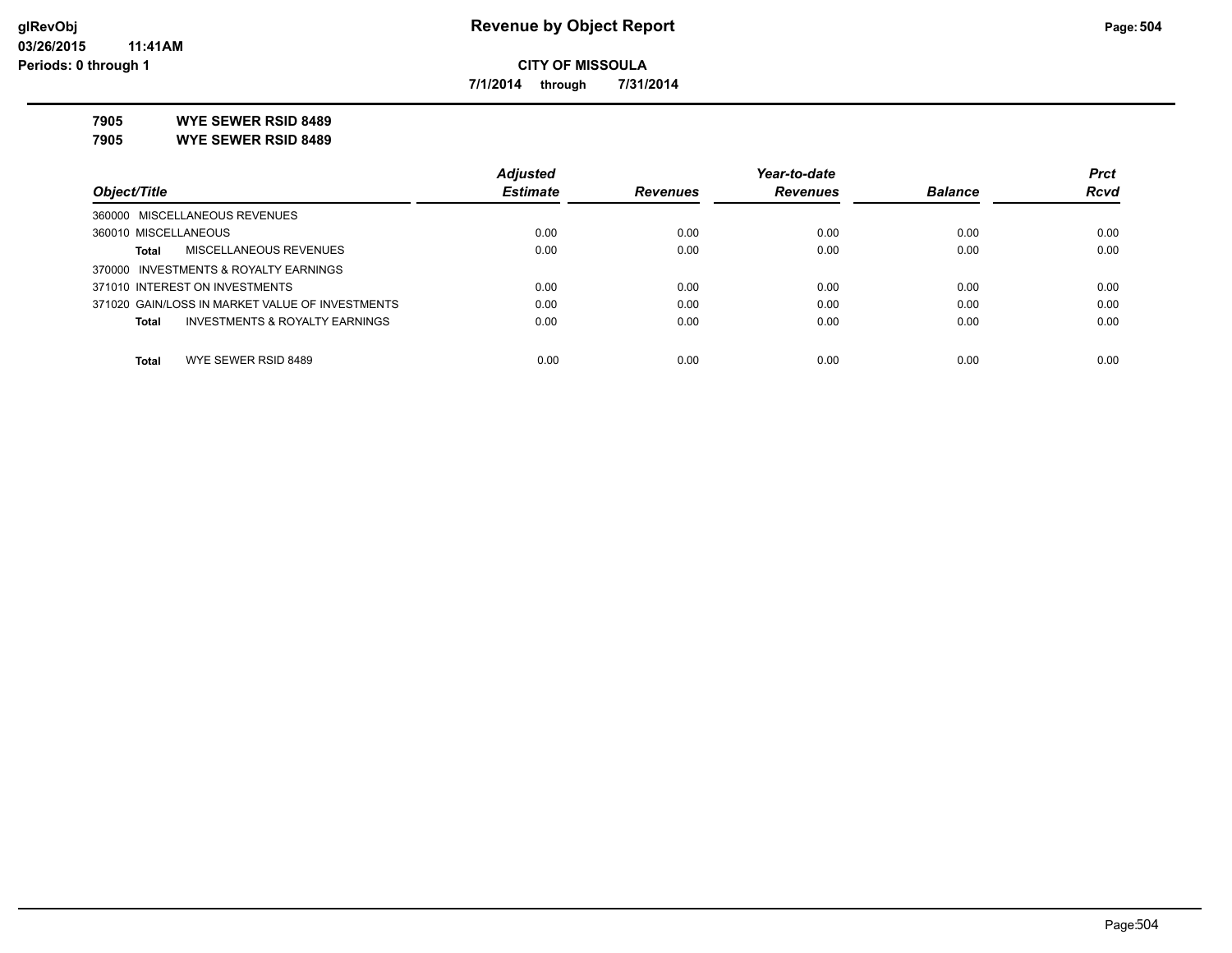# Revenue by Object Report

**CITY OF MISSOULA**

**7/1/2014 through 7/31/2014**

glRevObj
03/26/2015 11:41AM
Periods: 0 through 1

**7905 WYE SEWER RSID 8489**
**7905 WYE SEWER RSID 8489**

| Object/Title | Adjusted Estimate | Revenues | Year-to-date Revenues | Balance | Prct Rcvd |
|---|---|---|---|---|---|
| 360000 MISCELLANEOUS REVENUES | | | | | |
| 360010 MISCELLANEOUS | 0.00 | 0.00 | 0.00 | 0.00 | 0.00 |
| **Total** MISCELLANEOUS REVENUES | 0.00 | 0.00 | 0.00 | 0.00 | 0.00 |
| 370000 INVESTMENTS & ROYALTY EARNINGS | | | | | |
| 371010 INTEREST ON INVESTMENTS | 0.00 | 0.00 | 0.00 | 0.00 | 0.00 |
| 371020 GAIN/LOSS IN MARKET VALUE OF INVESTMENTS | 0.00 | 0.00 | 0.00 | 0.00 | 0.00 |
| **Total** INVESTMENTS & ROYALTY EARNINGS | 0.00 | 0.00 | 0.00 | 0.00 | 0.00 |
| **Total** WYE SEWER RSID 8489 | 0.00 | 0.00 | 0.00 | 0.00 | 0.00 |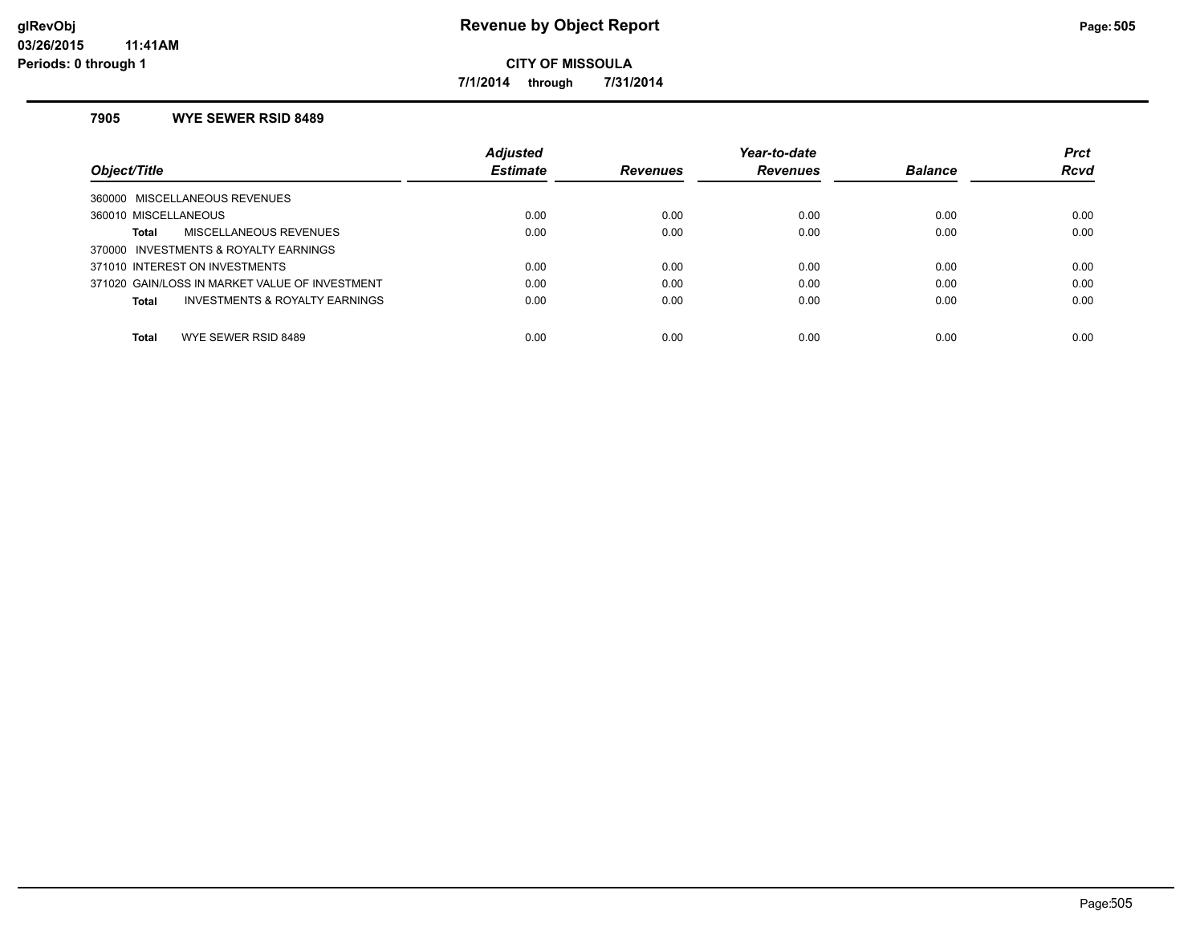# Revenue by Object Report

**CITY OF MISSOULA**

**7/1/2014 through 7/31/2014**

glRevObj
03/26/2015 11:41AM
Periods: 0 through 1

### 7905 WYE SEWER RSID 8489

| Object/Title | Adjusted Estimate | Revenues | Year-to-date Revenues | Balance | Prct Rcvd |
|---|---|---|---|---|---|
| 360000 MISCELLANEOUS REVENUES | | | | | |
| 360010 MISCELLANEOUS | 0.00 | 0.00 | 0.00 | 0.00 | 0.00 |
| **Total** MISCELLANEOUS REVENUES | 0.00 | 0.00 | 0.00 | 0.00 | 0.00 |
| 370000 INVESTMENTS & ROYALTY EARNINGS | | | | | |
| 371010 INTEREST ON INVESTMENTS | 0.00 | 0.00 | 0.00 | 0.00 | 0.00 |
| 371020 GAIN/LOSS IN MARKET VALUE OF INVESTMENT | 0.00 | 0.00 | 0.00 | 0.00 | 0.00 |
| **Total** INVESTMENTS & ROYALTY EARNINGS | 0.00 | 0.00 | 0.00 | 0.00 | 0.00 |
| **Total** WYE SEWER RSID 8489 | 0.00 | 0.00 | 0.00 | 0.00 | 0.00 |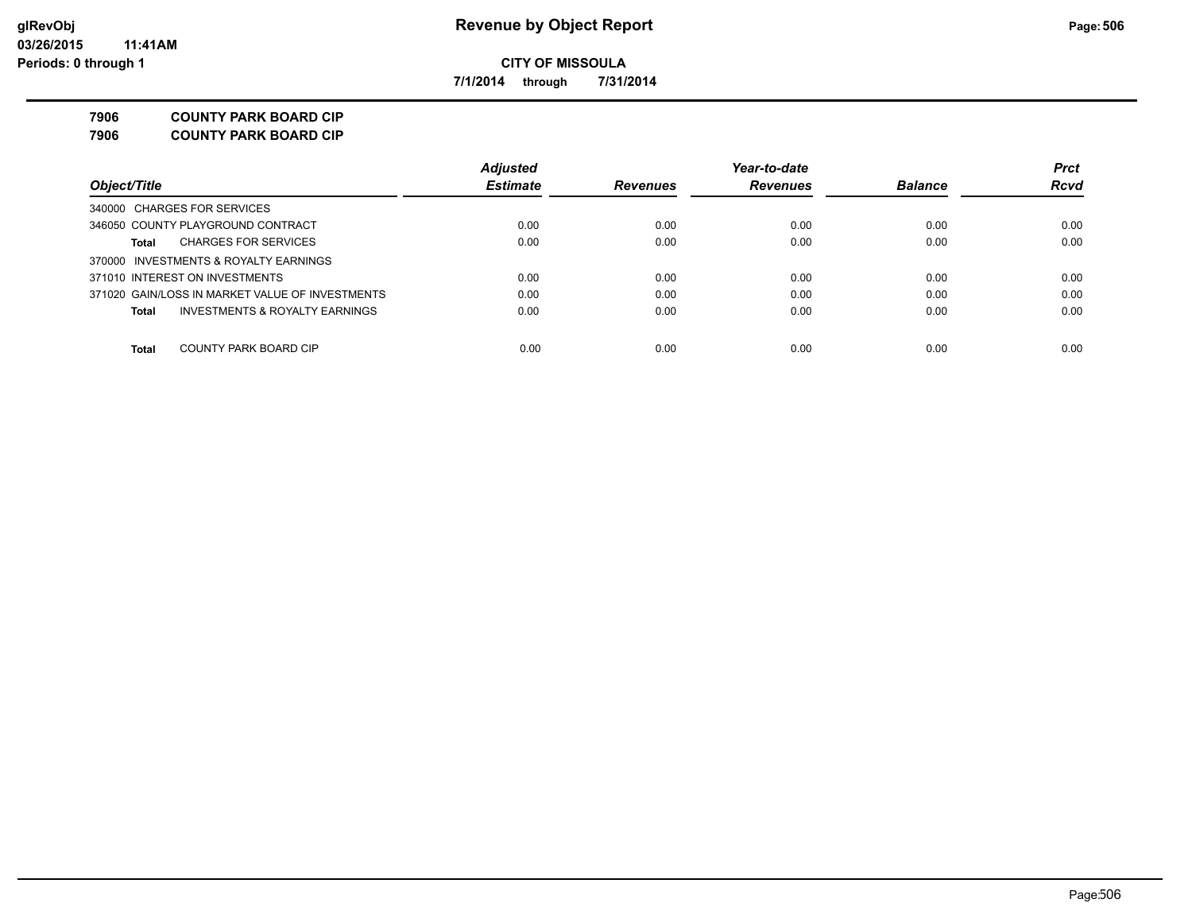**Revenue by Object Report**

**CITY OF MISSOULA**

**7/1/2014 through 7/31/2014**

glRevObj
03/26/2015 11:41AM
Periods: 0 through 1

**7906 COUNTY PARK BOARD CIP**

**7906 COUNTY PARK BOARD CIP**

| Object/Title | Adjusted Estimate | Revenues | Year-to-date Revenues | Balance | Prct Rcvd |
|---|---|---|---|---|---|
| 340000 CHARGES FOR SERVICES | | | | | |
| 346050 COUNTY PLAYGROUND CONTRACT | 0.00 | 0.00 | 0.00 | 0.00 | 0.00 |
| **Total** CHARGES FOR SERVICES | 0.00 | 0.00 | 0.00 | 0.00 | 0.00 |
| 370000 INVESTMENTS & ROYALTY EARNINGS | | | | | |
| 371010 INTEREST ON INVESTMENTS | 0.00 | 0.00 | 0.00 | 0.00 | 0.00 |
| 371020 GAIN/LOSS IN MARKET VALUE OF INVESTMENTS | 0.00 | 0.00 | 0.00 | 0.00 | 0.00 |
| **Total** INVESTMENTS & ROYALTY EARNINGS | 0.00 | 0.00 | 0.00 | 0.00 | 0.00 |
| **Total** COUNTY PARK BOARD CIP | 0.00 | 0.00 | 0.00 | 0.00 | 0.00 |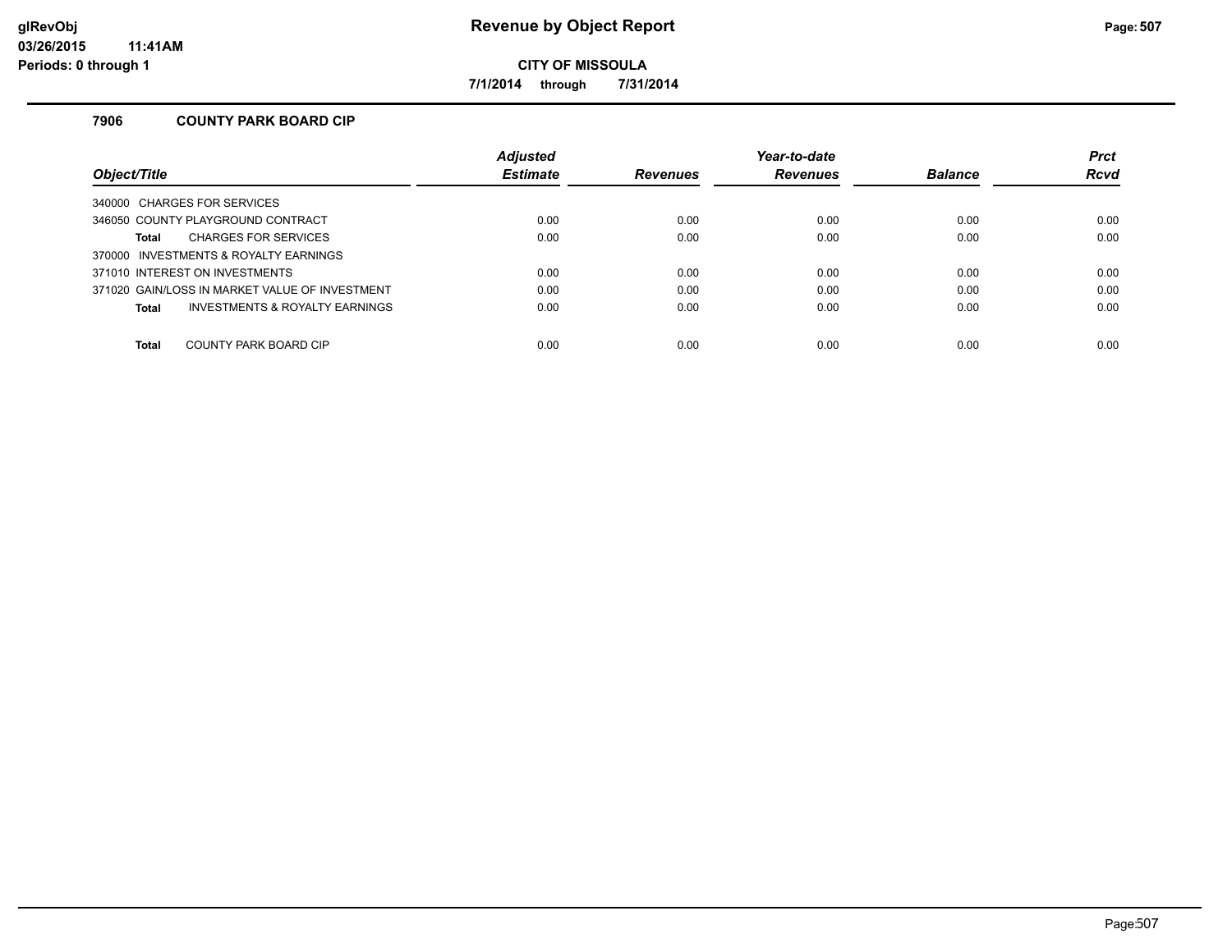# Revenue by Object Report

**CITY OF MISSOULA**

**7/1/2014 through 7/31/2014**

glRevObj
03/26/2015 11:41AM
Periods: 0 through 1

## 7906 COUNTY PARK BOARD CIP

| Object/Title | Adjusted Estimate | Revenues | Year-to-date Revenues | Balance | Prct Rcvd |
|---|---|---|---|---|---|
| 340000 CHARGES FOR SERVICES | | | | | |
| 346050 COUNTY PLAYGROUND CONTRACT | 0.00 | 0.00 | 0.00 | 0.00 | 0.00 |
| **Total** CHARGES FOR SERVICES | 0.00 | 0.00 | 0.00 | 0.00 | 0.00 |
| 370000 INVESTMENTS & ROYALTY EARNINGS | | | | | |
| 371010 INTEREST ON INVESTMENTS | 0.00 | 0.00 | 0.00 | 0.00 | 0.00 |
| 371020 GAIN/LOSS IN MARKET VALUE OF INVESTMENT | 0.00 | 0.00 | 0.00 | 0.00 | 0.00 |
| **Total** INVESTMENTS & ROYALTY EARNINGS | 0.00 | 0.00 | 0.00 | 0.00 | 0.00 |
| **Total** COUNTY PARK BOARD CIP | 0.00 | 0.00 | 0.00 | 0.00 | 0.00 |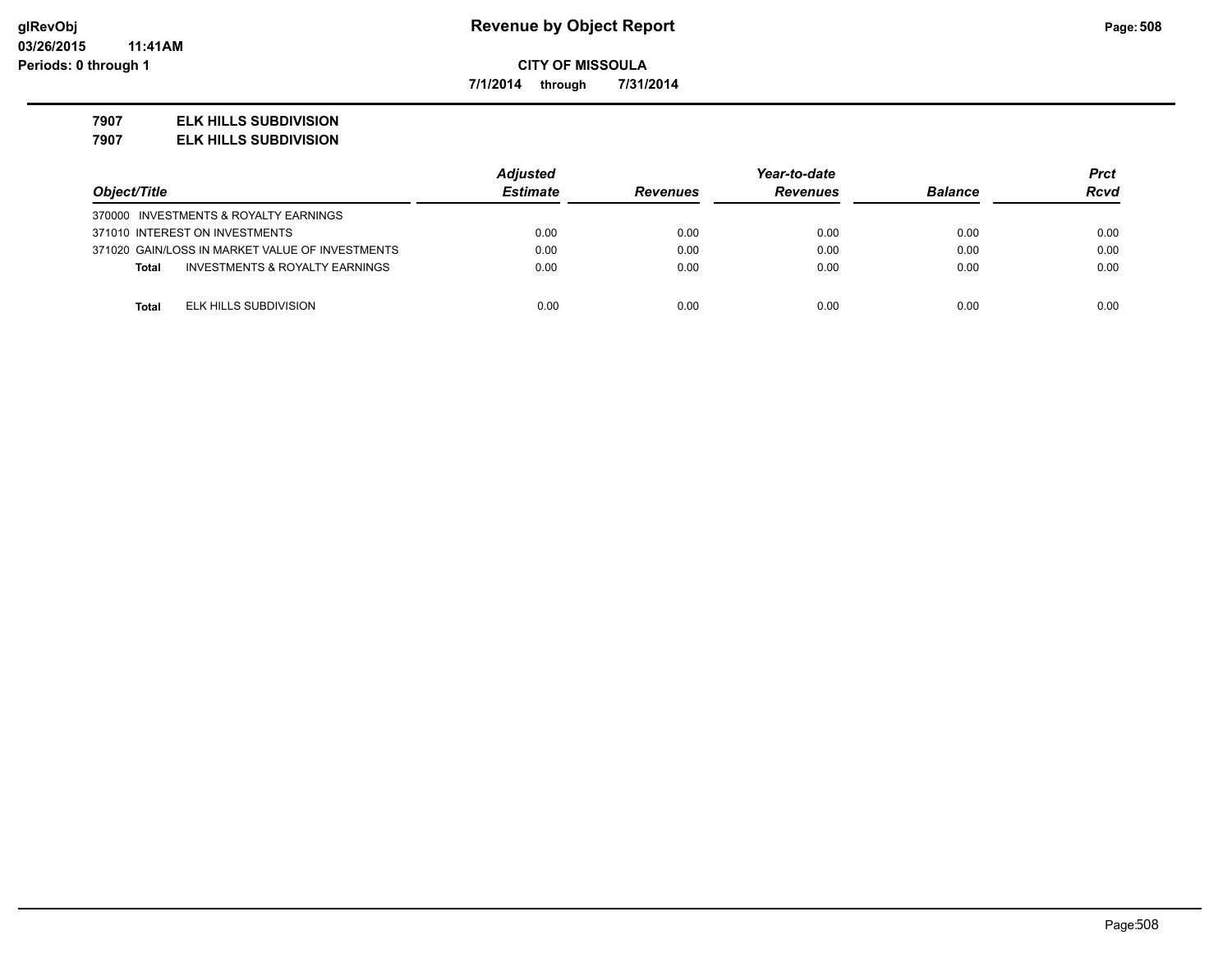**Revenue by Object Report**

**CITY OF MISSOULA**

**7/1/2014 through 7/31/2014**

glRevObj
03/26/2015 11:41AM
Periods: 0 through 1

**7907 ELK HILLS SUBDIVISION**

**7907 ELK HILLS SUBDIVISION**

| Object/Title | Adjusted Estimate | Revenues | Year-to-date Revenues | Balance | Prct Rcvd |
|---|---|---|---|---|---|
| 370000 INVESTMENTS & ROYALTY EARNINGS | | | | | |
| 371010 INTEREST ON INVESTMENTS | 0.00 | 0.00 | 0.00 | 0.00 | 0.00 |
| 371020 GAIN/LOSS IN MARKET VALUE OF INVESTMENTS | 0.00 | 0.00 | 0.00 | 0.00 | 0.00 |
| **Total** INVESTMENTS & ROYALTY EARNINGS | 0.00 | 0.00 | 0.00 | 0.00 | 0.00 |
| **Total** ELK HILLS SUBDIVISION | 0.00 | 0.00 | 0.00 | 0.00 | 0.00 |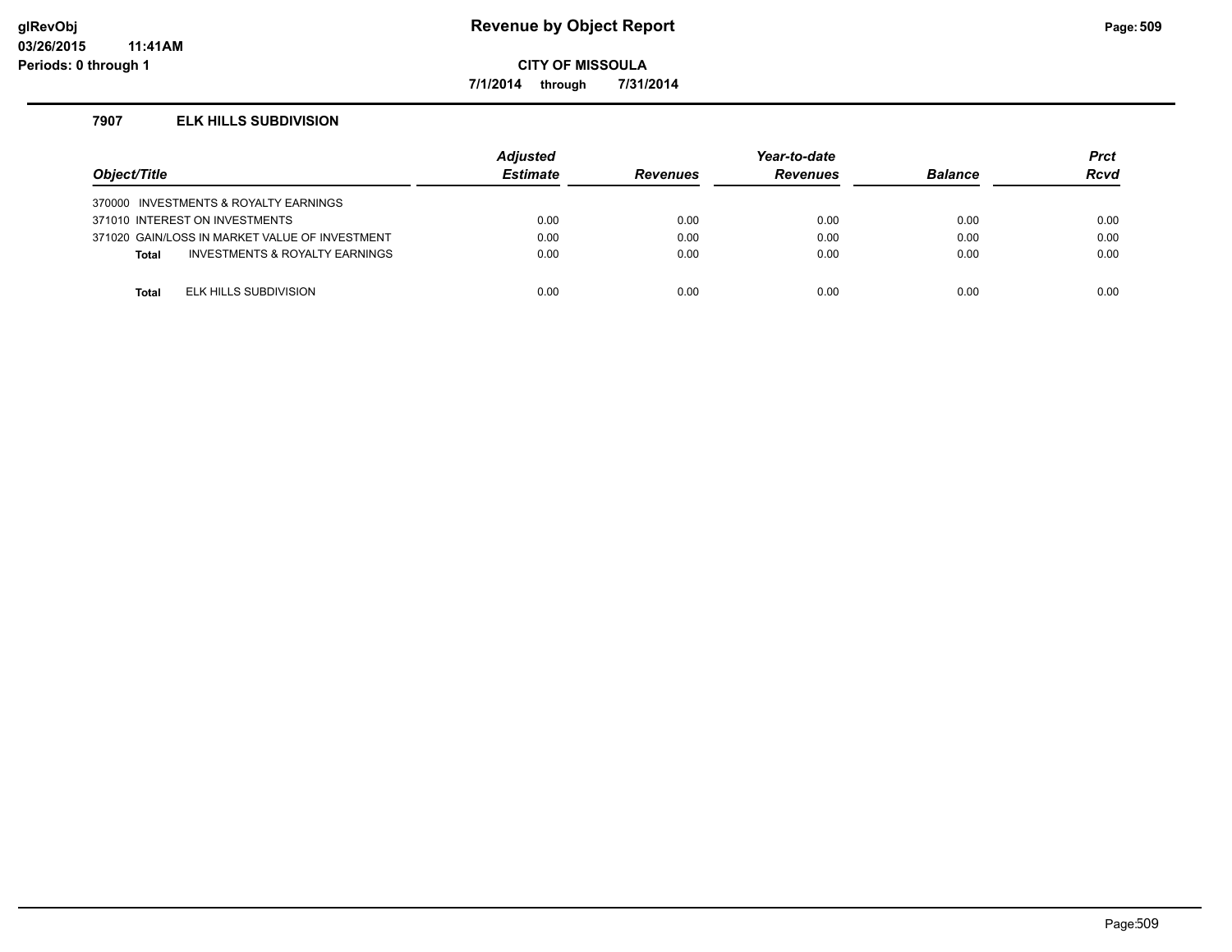# Revenue by Object Report

glRevObj
03/26/2015 11:41AM
Periods: 0 through 1

**CITY OF MISSOULA**

**7/1/2014 through 7/31/2014**

### 7907 ELK HILLS SUBDIVISION

| Object/Title | Adjusted Estimate | Revenues | Year-to-date Revenues | Balance | Prct Rcvd |
|---|---|---|---|---|---|
| 370000 INVESTMENTS & ROYALTY EARNINGS | | | | | |
| 371010 INTEREST ON INVESTMENTS | 0.00 | 0.00 | 0.00 | 0.00 | 0.00 |
| 371020 GAIN/LOSS IN MARKET VALUE OF INVESTMENT | 0.00 | 0.00 | 0.00 | 0.00 | 0.00 |
| **Total** INVESTMENTS & ROYALTY EARNINGS | 0.00 | 0.00 | 0.00 | 0.00 | 0.00 |
| **Total** ELK HILLS SUBDIVISION | 0.00 | 0.00 | 0.00 | 0.00 | 0.00 |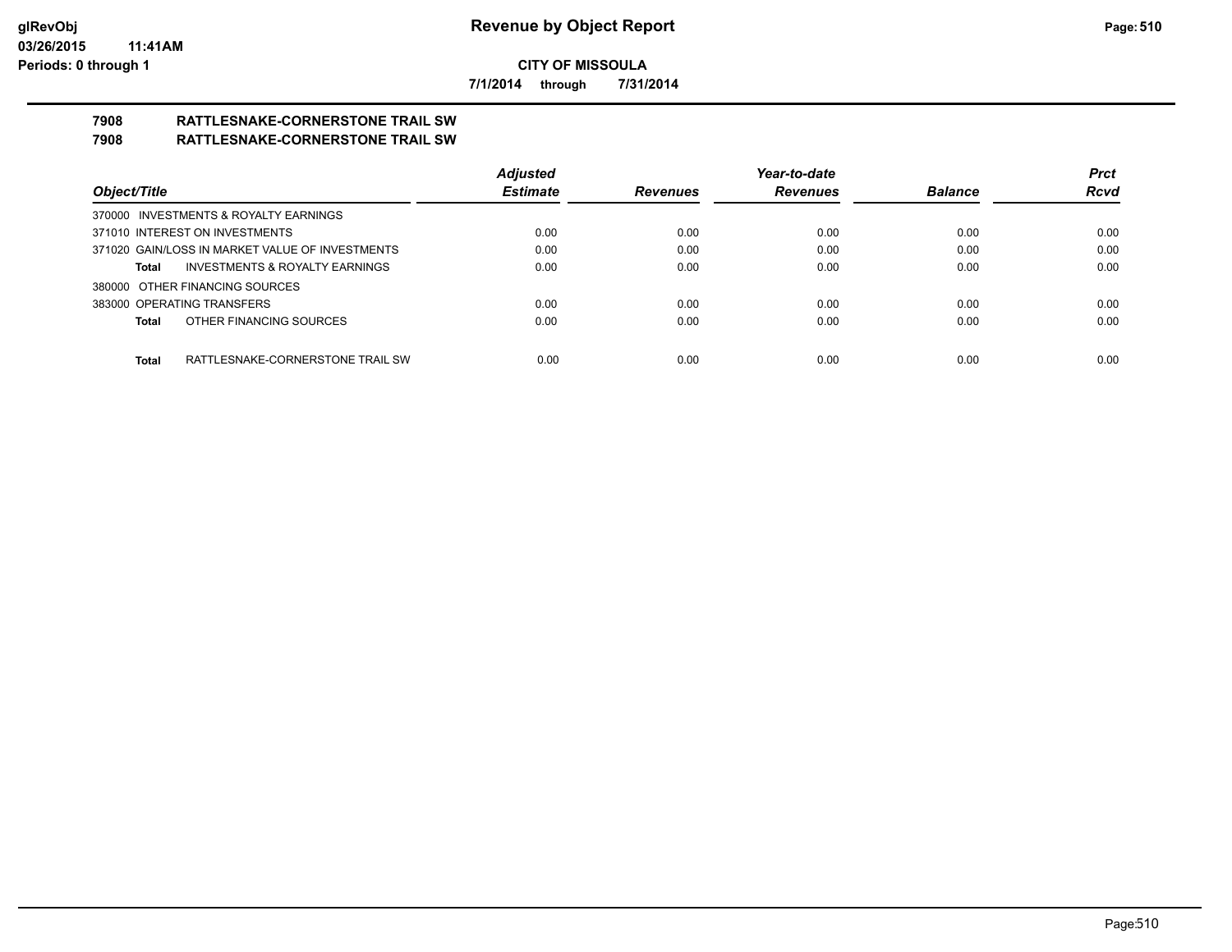# Revenue by Object Report

**CITY OF MISSOULA**

**7/1/2014 through 7/31/2014**

## 7908 RATTLESNAKE-CORNERSTONE TRAIL SW

## 7908 RATTLESNAKE-CORNERSTONE TRAIL SW

| Object/Title | Adjusted Estimate | Revenues | Year-to-date Revenues | Balance | Prct Rcvd |
|---|---|---|---|---|---|
| 370000 INVESTMENTS & ROYALTY EARNINGS | | | | | |
| 371010 INTEREST ON INVESTMENTS | 0.00 | 0.00 | 0.00 | 0.00 | 0.00 |
| 371020 GAIN/LOSS IN MARKET VALUE OF INVESTMENTS | 0.00 | 0.00 | 0.00 | 0.00 | 0.00 |
| **Total** INVESTMENTS & ROYALTY EARNINGS | 0.00 | 0.00 | 0.00 | 0.00 | 0.00 |
| 380000 OTHER FINANCING SOURCES | | | | | |
| 383000 OPERATING TRANSFERS | 0.00 | 0.00 | 0.00 | 0.00 | 0.00 |
| **Total** OTHER FINANCING SOURCES | 0.00 | 0.00 | 0.00 | 0.00 | 0.00 |
| **Total** RATTLESNAKE-CORNERSTONE TRAIL SW | 0.00 | 0.00 | 0.00 | 0.00 | 0.00 |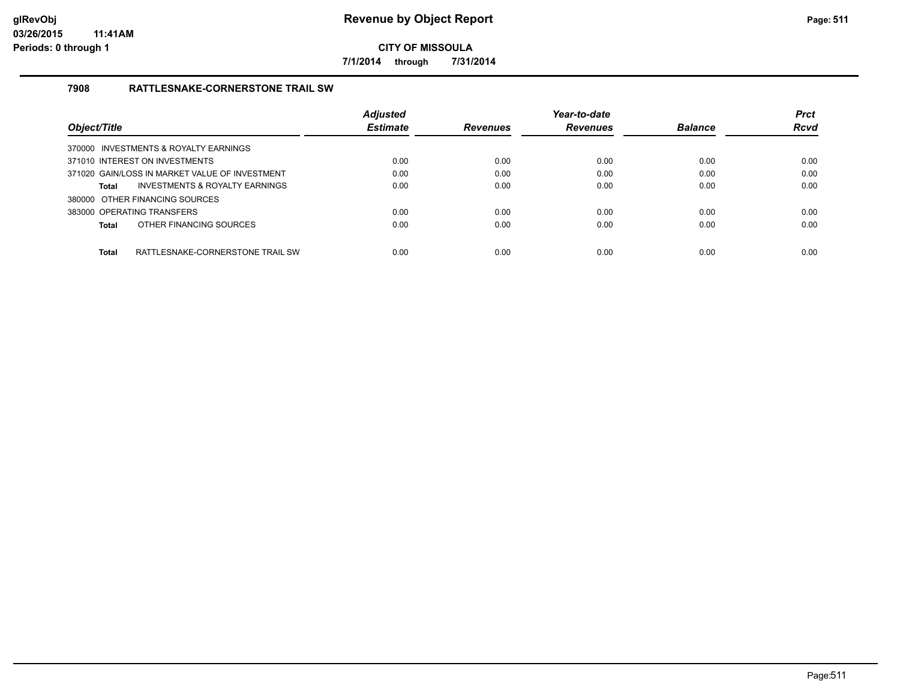**Revenue by Object Report**

**CITY OF MISSOULA**

**7/1/2014 through 7/31/2014**

## 7908 RATTLESNAKE-CORNERSTONE TRAIL SW

| Object/Title | Adjusted Estimate | Revenues | Year-to-date Revenues | Balance | Prct Rcvd |
|---|---|---|---|---|---|
| 370000 INVESTMENTS & ROYALTY EARNINGS | | | | | |
| 371010 INTEREST ON INVESTMENTS | 0.00 | 0.00 | 0.00 | 0.00 | 0.00 |
| 371020 GAIN/LOSS IN MARKET VALUE OF INVESTMENT | 0.00 | 0.00 | 0.00 | 0.00 | 0.00 |
| **Total** INVESTMENTS & ROYALTY EARNINGS | 0.00 | 0.00 | 0.00 | 0.00 | 0.00 |
| 380000 OTHER FINANCING SOURCES | | | | | |
| 383000 OPERATING TRANSFERS | 0.00 | 0.00 | 0.00 | 0.00 | 0.00 |
| **Total** OTHER FINANCING SOURCES | 0.00 | 0.00 | 0.00 | 0.00 | 0.00 |
| **Total** RATTLESNAKE-CORNERSTONE TRAIL SW | 0.00 | 0.00 | 0.00 | 0.00 | 0.00 |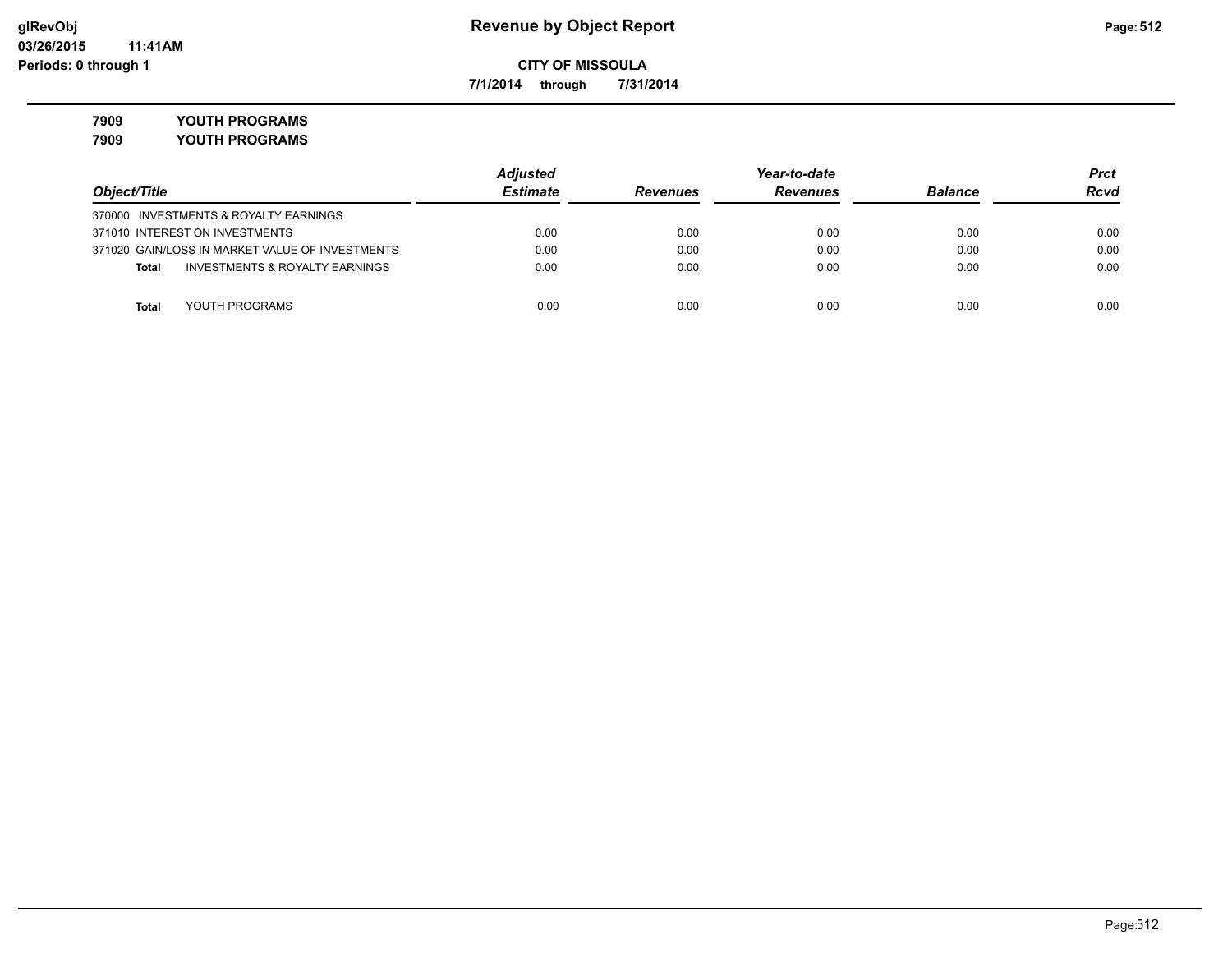**glRevObj**
**03/26/2015 11:41AM**
**Periods: 0 through 1**

# Revenue by Object Report

**CITY OF MISSOULA**

**7/1/2014 through 7/31/2014**

**7909 YOUTH PROGRAMS**

**7909 YOUTH PROGRAMS**

| Object/Title | Adjusted Estimate | Revenues | Year-to-date Revenues | Balance | Prct Rcvd |
|---|---|---|---|---|---|
| 370000 INVESTMENTS & ROYALTY EARNINGS | | | | | |
| 371010 INTEREST ON INVESTMENTS | 0.00 | 0.00 | 0.00 | 0.00 | 0.00 |
| 371020 GAIN/LOSS IN MARKET VALUE OF INVESTMENTS | 0.00 | 0.00 | 0.00 | 0.00 | 0.00 |
| **Total** INVESTMENTS & ROYALTY EARNINGS | 0.00 | 0.00 | 0.00 | 0.00 | 0.00 |
| **Total** YOUTH PROGRAMS | 0.00 | 0.00 | 0.00 | 0.00 | 0.00 |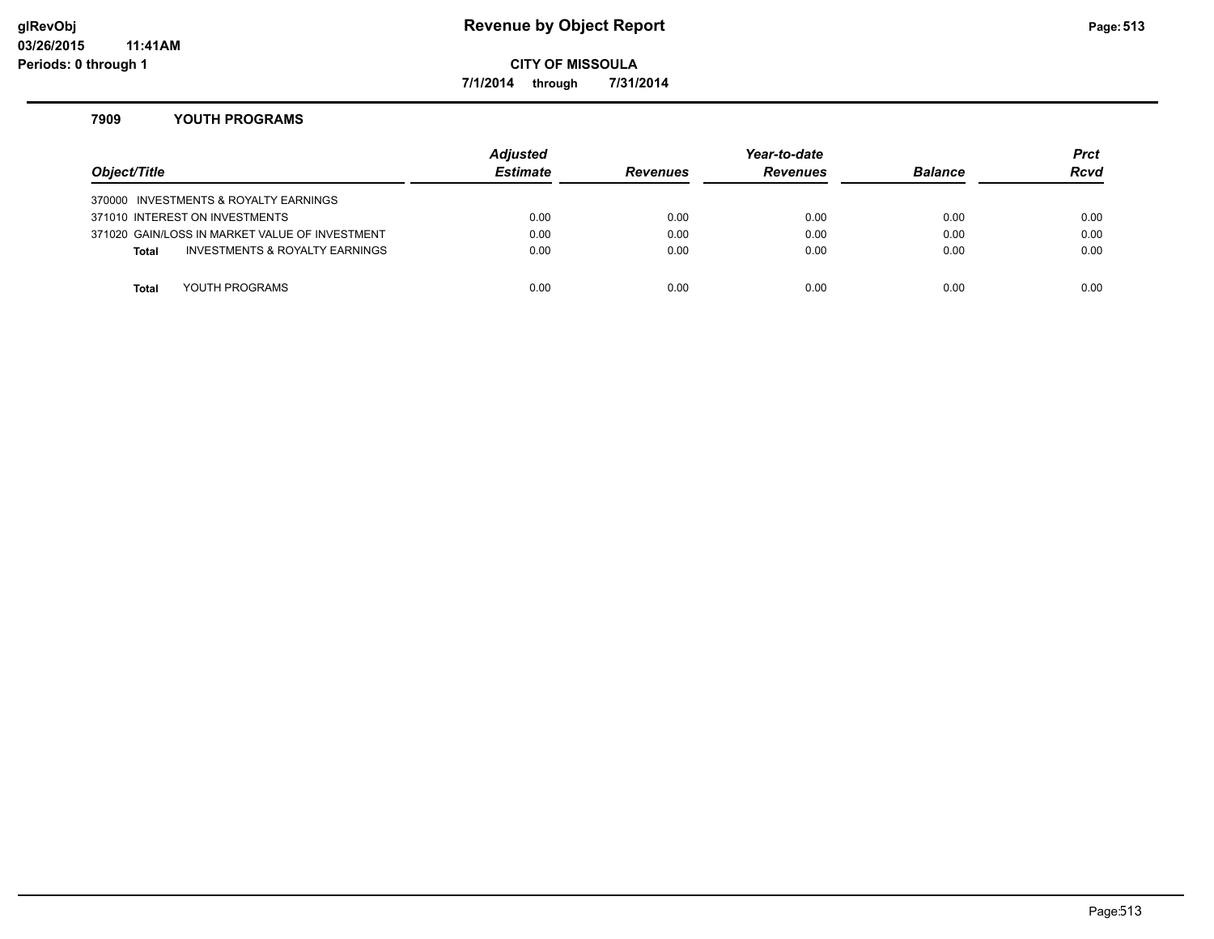**glRevObj**
**03/26/2015 11:41AM**
**Periods: 0 through 1**

# Revenue by Object Report

**CITY OF MISSOULA**

**7/1/2014 through 7/31/2014**

## 7909 YOUTH PROGRAMS

| Object/Title | Adjusted Estimate | Revenues | Year-to-date Revenues | Balance | Prct Rcvd |
|---|---|---|---|---|---|
| 370000 INVESTMENTS & ROYALTY EARNINGS | | | | | |
| 371010 INTEREST ON INVESTMENTS | 0.00 | 0.00 | 0.00 | 0.00 | 0.00 |
| 371020 GAIN/LOSS IN MARKET VALUE OF INVESTMENT | 0.00 | 0.00 | 0.00 | 0.00 | 0.00 |
| **Total** INVESTMENTS & ROYALTY EARNINGS | 0.00 | 0.00 | 0.00 | 0.00 | 0.00 |
| **Total** YOUTH PROGRAMS | 0.00 | 0.00 | 0.00 | 0.00 | 0.00 |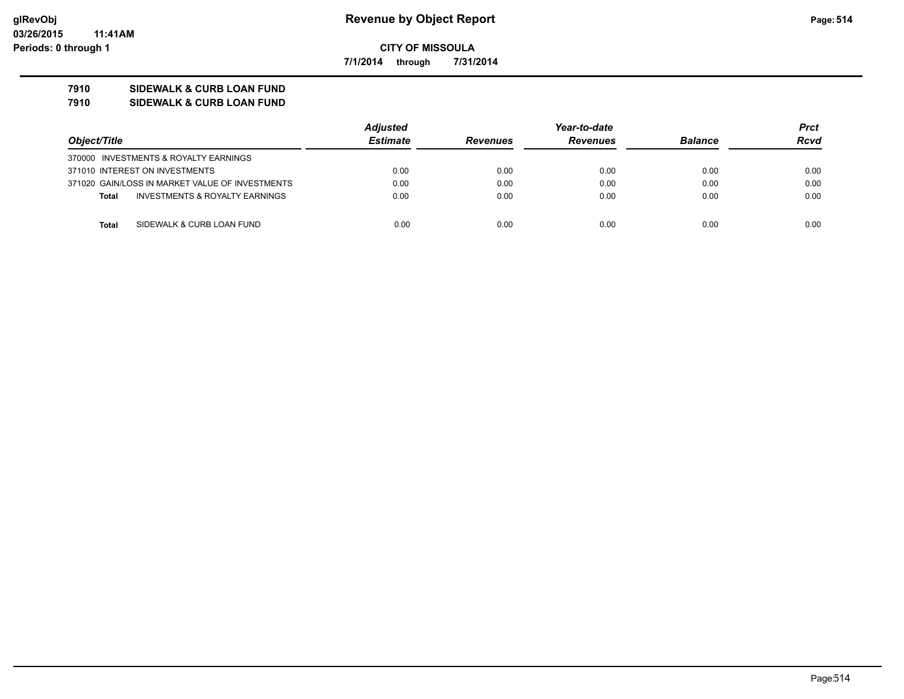# Revenue by Object Report

glRevObj
03/26/2015 11:41AM
Periods: 0 through 1

**CITY OF MISSOULA**

**7/1/2014 through 7/31/2014**

**7910 SIDEWALK & CURB LOAN FUND**
**7910 SIDEWALK & CURB LOAN FUND**

| Object/Title | Adjusted Estimate | Revenues | Year-to-date Revenues | Balance | Prct Rcvd |
|---|---|---|---|---|---|
| 370000 INVESTMENTS & ROYALTY EARNINGS | | | | | |
| 371010 INTEREST ON INVESTMENTS | 0.00 | 0.00 | 0.00 | 0.00 | 0.00 |
| 371020 GAIN/LOSS IN MARKET VALUE OF INVESTMENTS | 0.00 | 0.00 | 0.00 | 0.00 | 0.00 |
| **Total** INVESTMENTS & ROYALTY EARNINGS | 0.00 | 0.00 | 0.00 | 0.00 | 0.00 |
| **Total** SIDEWALK & CURB LOAN FUND | 0.00 | 0.00 | 0.00 | 0.00 | 0.00 |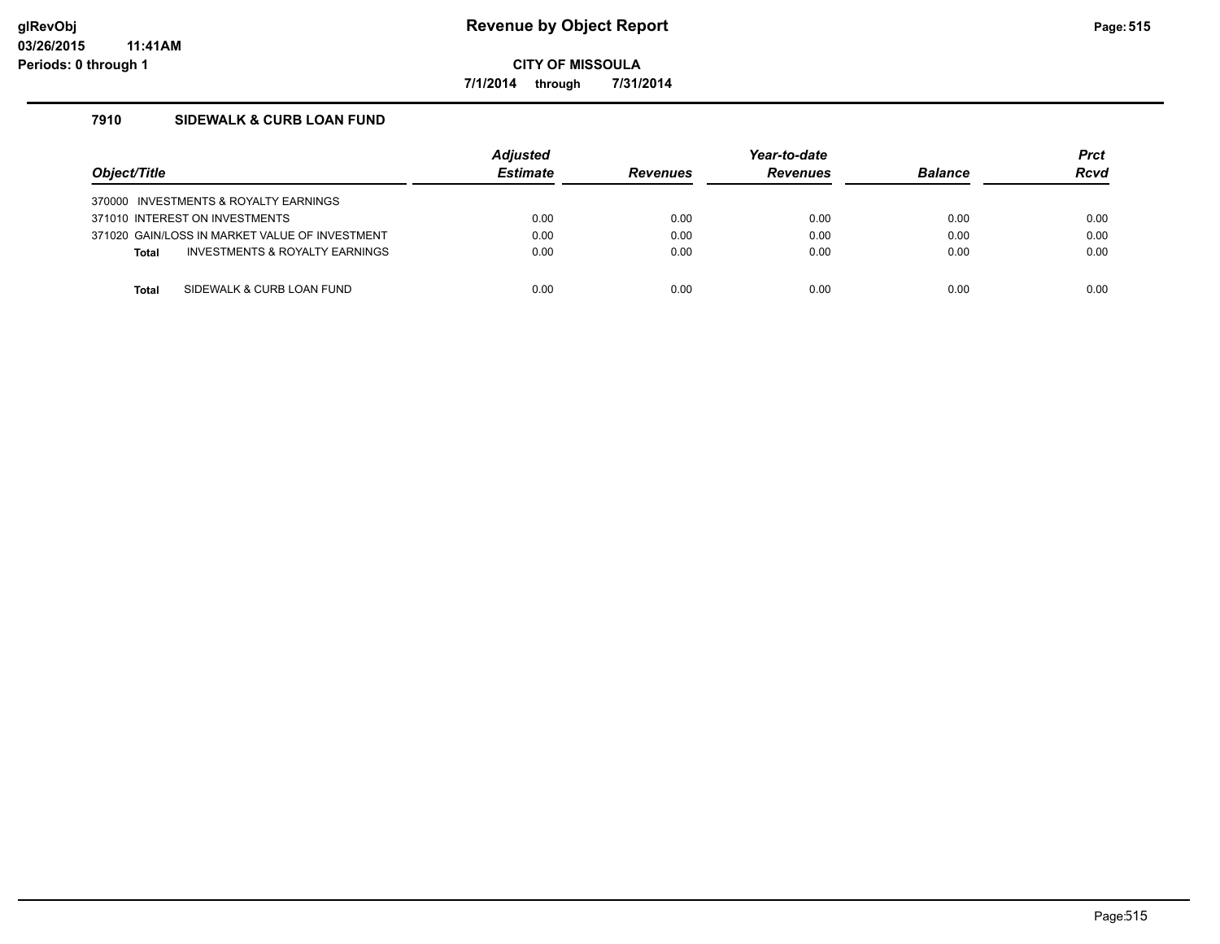# Revenue by Object Report

**CITY OF MISSOULA**

**7/1/2014 through 7/31/2014**

### 7910 SIDEWALK & CURB LOAN FUND

| Object/Title | Adjusted Estimate | Revenues | Year-to-date Revenues | Balance | Prct Rcvd |
|---|---|---|---|---|---|
| 370000 INVESTMENTS & ROYALTY EARNINGS | | | | | |
| 371010 INTEREST ON INVESTMENTS | 0.00 | 0.00 | 0.00 | 0.00 | 0.00 |
| 371020 GAIN/LOSS IN MARKET VALUE OF INVESTMENT | 0.00 | 0.00 | 0.00 | 0.00 | 0.00 |
| **Total** INVESTMENTS & ROYALTY EARNINGS | 0.00 | 0.00 | 0.00 | 0.00 | 0.00 |
| **Total** SIDEWALK & CURB LOAN FUND | 0.00 | 0.00 | 0.00 | 0.00 | 0.00 |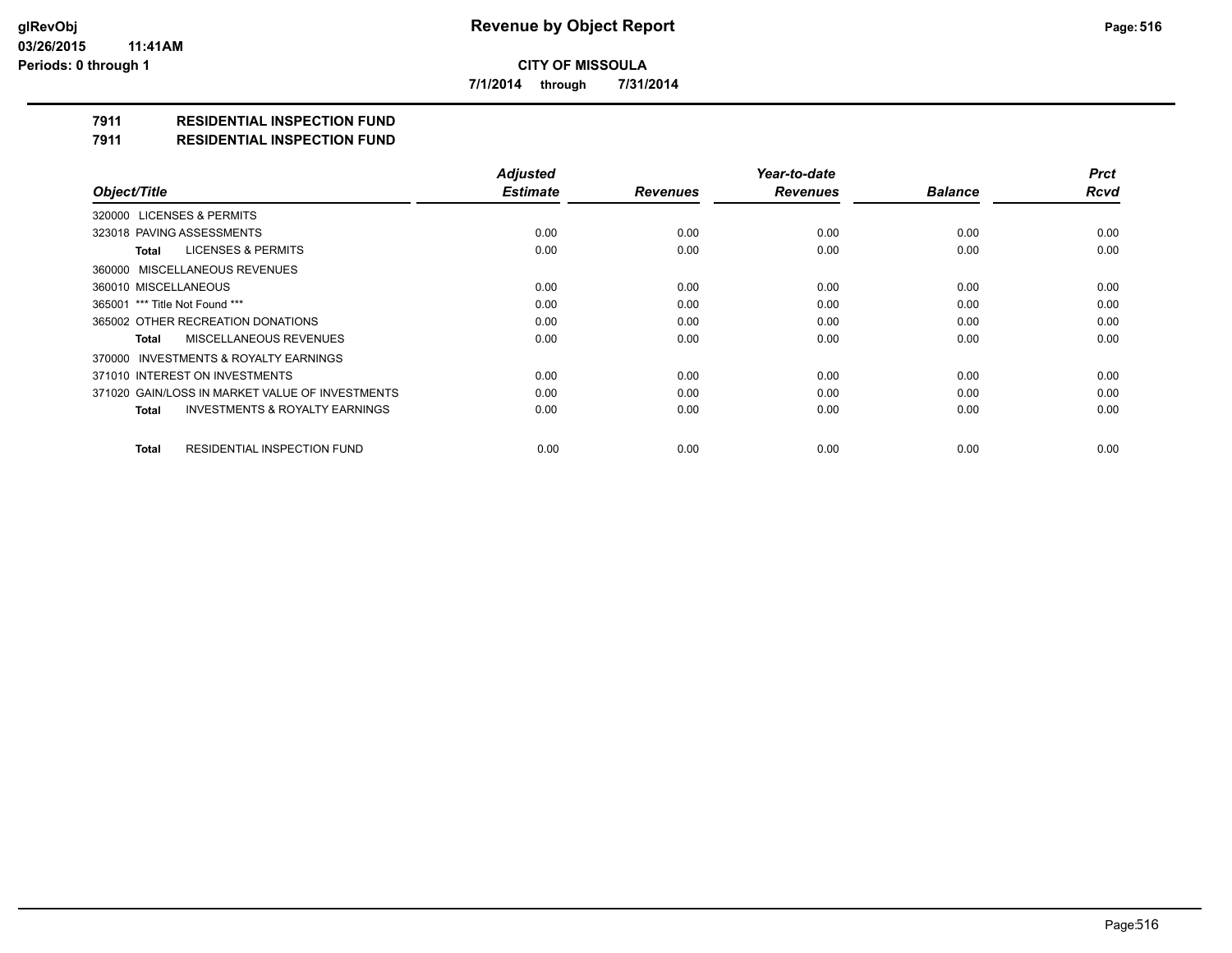**glRevObj**
**03/26/2015 11:41AM**
**Periods: 0 through 1**

# Revenue by Object Report

**CITY OF MISSOULA**

**7/1/2014 through 7/31/2014**

## 7911 RESIDENTIAL INSPECTION FUND

## 7911 RESIDENTIAL INSPECTION FUND

| Object/Title | Adjusted Estimate | Revenues | Year-to-date Revenues | Balance | Prct Rcvd |
|---|---|---|---|---|---|
| 320000 LICENSES & PERMITS | | | | | |
| 323018 PAVING ASSESSMENTS | 0.00 | 0.00 | 0.00 | 0.00 | 0.00 |
| **Total** LICENSES & PERMITS | 0.00 | 0.00 | 0.00 | 0.00 | 0.00 |
| 360000 MISCELLANEOUS REVENUES | | | | | |
| 360010 MISCELLANEOUS | 0.00 | 0.00 | 0.00 | 0.00 | 0.00 |
| 365001 *** Title Not Found *** | 0.00 | 0.00 | 0.00 | 0.00 | 0.00 |
| 365002 OTHER RECREATION DONATIONS | 0.00 | 0.00 | 0.00 | 0.00 | 0.00 |
| **Total** MISCELLANEOUS REVENUES | 0.00 | 0.00 | 0.00 | 0.00 | 0.00 |
| 370000 INVESTMENTS & ROYALTY EARNINGS | | | | | |
| 371010 INTEREST ON INVESTMENTS | 0.00 | 0.00 | 0.00 | 0.00 | 0.00 |
| 371020 GAIN/LOSS IN MARKET VALUE OF INVESTMENTS | 0.00 | 0.00 | 0.00 | 0.00 | 0.00 |
| **Total** INVESTMENTS & ROYALTY EARNINGS | 0.00 | 0.00 | 0.00 | 0.00 | 0.00 |
| **Total** RESIDENTIAL INSPECTION FUND | 0.00 | 0.00 | 0.00 | 0.00 | 0.00 |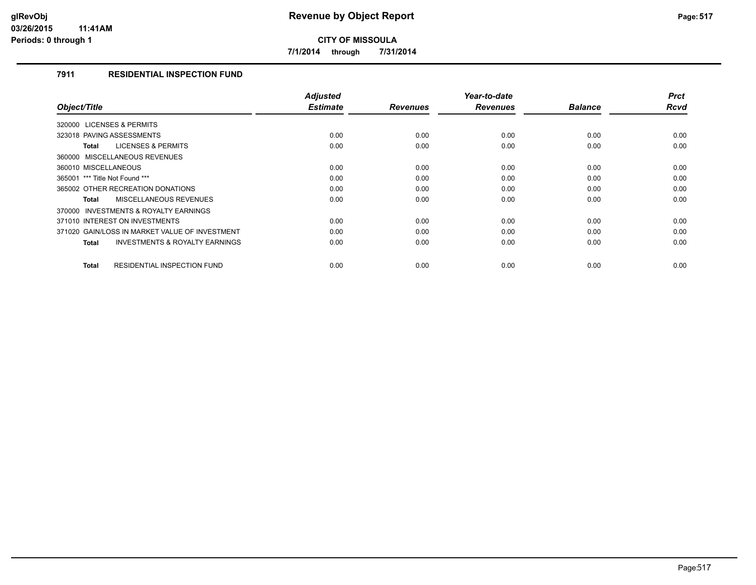**CITY OF MISSOULA**

**7/1/2014 through 7/31/2014**

## 7911 RESIDENTIAL INSPECTION FUND

| Object/Title | Adjusted Estimate | Revenues | Year-to-date Revenues | Balance | Prct Rcvd |
|---|---|---|---|---|---|
| 320000 LICENSES & PERMITS | | | | | |
| 323018 PAVING ASSESSMENTS | 0.00 | 0.00 | 0.00 | 0.00 | 0.00 |
| **Total** LICENSES & PERMITS | 0.00 | 0.00 | 0.00 | 0.00 | 0.00 |
| 360000 MISCELLANEOUS REVENUES | | | | | |
| 360010 MISCELLANEOUS | 0.00 | 0.00 | 0.00 | 0.00 | 0.00 |
| 365001 *** Title Not Found *** | 0.00 | 0.00 | 0.00 | 0.00 | 0.00 |
| 365002 OTHER RECREATION DONATIONS | 0.00 | 0.00 | 0.00 | 0.00 | 0.00 |
| **Total** MISCELLANEOUS REVENUES | 0.00 | 0.00 | 0.00 | 0.00 | 0.00 |
| 370000 INVESTMENTS & ROYALTY EARNINGS | | | | | |
| 371010 INTEREST ON INVESTMENTS | 0.00 | 0.00 | 0.00 | 0.00 | 0.00 |
| 371020 GAIN/LOSS IN MARKET VALUE OF INVESTMENT | 0.00 | 0.00 | 0.00 | 0.00 | 0.00 |
| **Total** INVESTMENTS & ROYALTY EARNINGS | 0.00 | 0.00 | 0.00 | 0.00 | 0.00 |
| **Total** RESIDENTIAL INSPECTION FUND | 0.00 | 0.00 | 0.00 | 0.00 | 0.00 |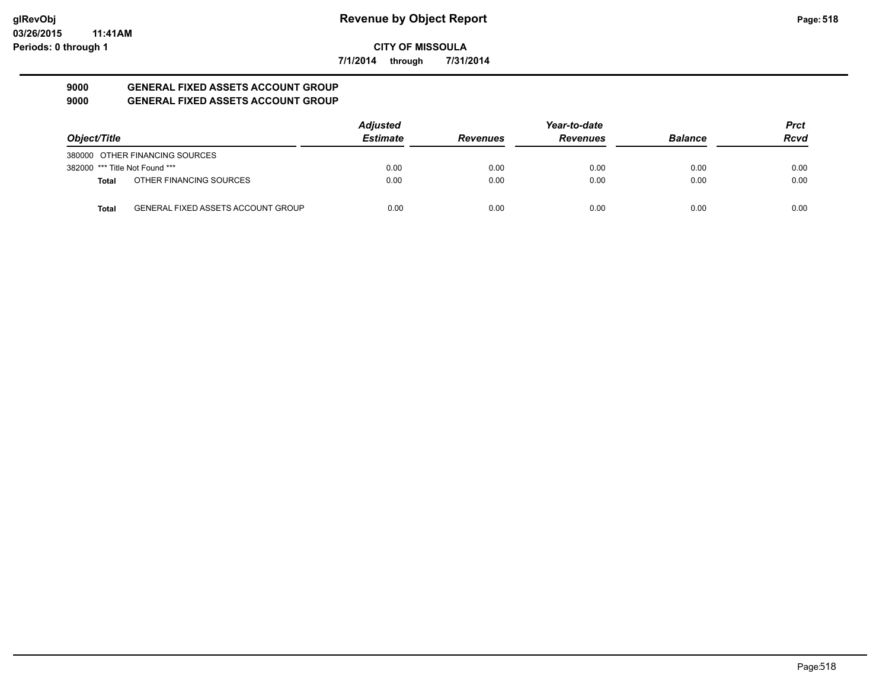# Revenue by Object Report

**CITY OF MISSOULA**

**7/1/2014 through 7/31/2014**

glRevObj
03/26/2015 11:41AM
Periods: 0 through 1

## 9000 GENERAL FIXED ASSETS ACCOUNT GROUP
## 9000 GENERAL FIXED ASSETS ACCOUNT GROUP

| Object/Title | | Adjusted Estimate | Revenues | Year-to-date Revenues | Balance | Prct Rcvd |
|---|---|---|---|---|---|---|
| 380000 OTHER FINANCING SOURCES | | | | | | |
| 382000 *** Title Not Found *** | | 0.00 | 0.00 | 0.00 | 0.00 | 0.00 |
| **Total** | OTHER FINANCING SOURCES | 0.00 | 0.00 | 0.00 | 0.00 | 0.00 |
| **Total** | GENERAL FIXED ASSETS ACCOUNT GROUP | 0.00 | 0.00 | 0.00 | 0.00 | 0.00 |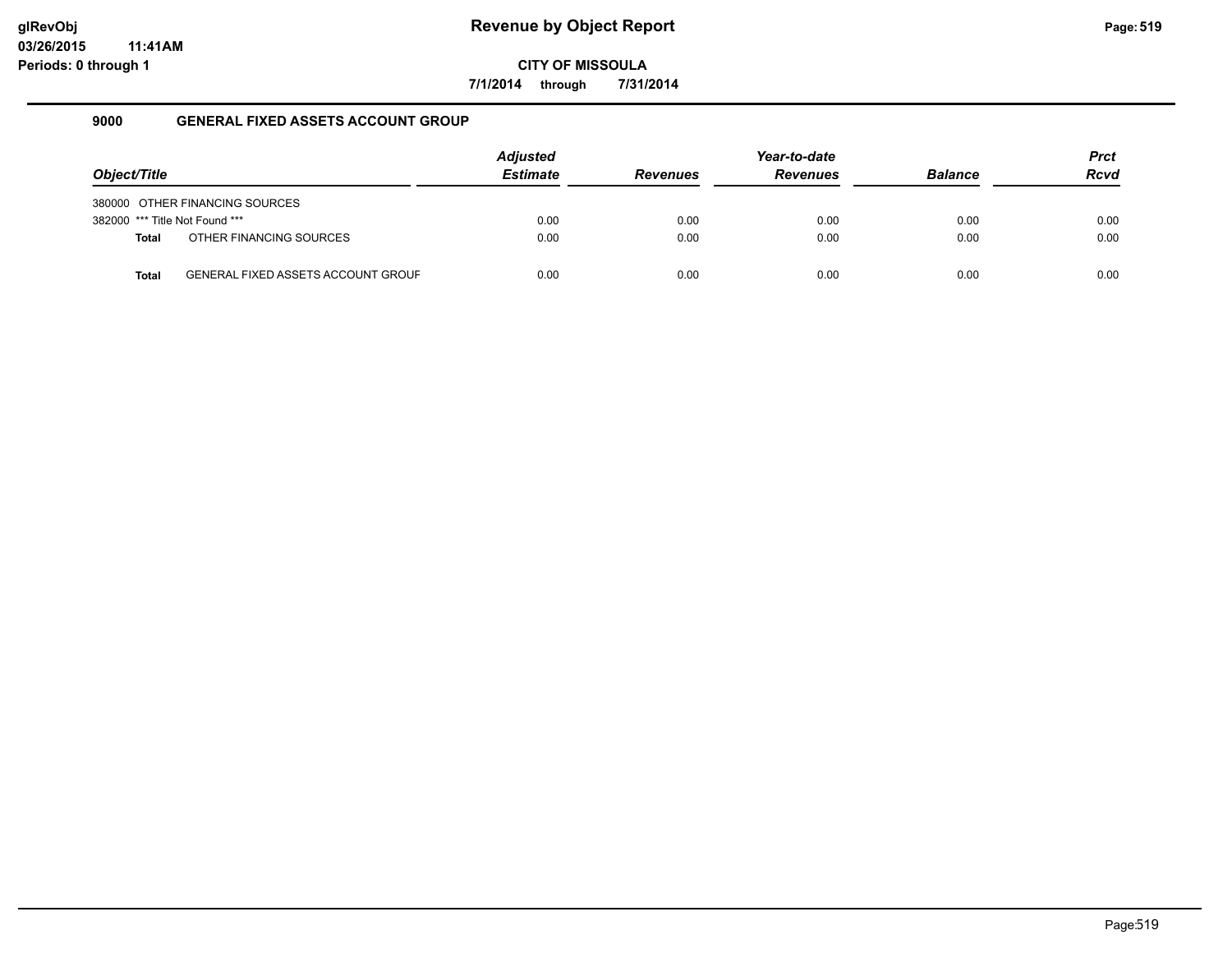# Revenue by Object Report

**CITY OF MISSOULA**

**7/1/2014 through 7/31/2014**

glRevObj
03/26/2015 11:41AM
Periods: 0 through 1

## 9000 GENERAL FIXED ASSETS ACCOUNT GROUP

| Object/Title | Adjusted Estimate | Revenues | Year-to-date Revenues | Balance | Prct Rcvd |
|---|---|---|---|---|---|
| 380000 OTHER FINANCING SOURCES | | | | | |
| 382000 *** Title Not Found *** | 0.00 | 0.00 | 0.00 | 0.00 | 0.00 |
| **Total** OTHER FINANCING SOURCES | 0.00 | 0.00 | 0.00 | 0.00 | 0.00 |
| **Total** GENERAL FIXED ASSETS ACCOUNT GROUF | 0.00 | 0.00 | 0.00 | 0.00 | 0.00 |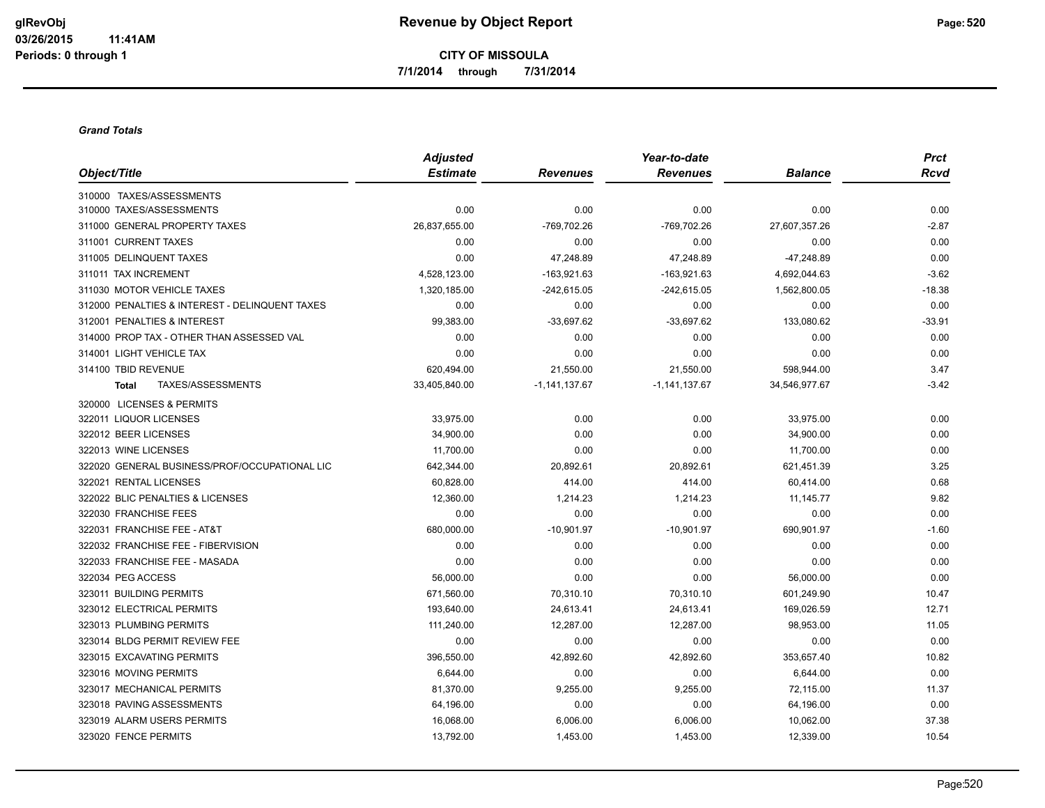**Revenue by Object Report**

**CITY OF MISSOULA**

**7/1/2014 through 7/31/2014**

*Grand Totals*

| Object/Title | Adjusted Estimate | Revenues | Year-to-date Revenues | Balance | Prct Rcvd |
|---|---|---|---|---|---|
| 310000 TAXES/ASSESSMENTS | | | | | |
| 310000 TAXES/ASSESSMENTS | 0.00 | 0.00 | 0.00 | 0.00 | 0.00 |
| 311000 GENERAL PROPERTY TAXES | 26,837,655.00 | -769,702.26 | -769,702.26 | 27,607,357.26 | -2.87 |
| 311001 CURRENT TAXES | 0.00 | 0.00 | 0.00 | 0.00 | 0.00 |
| 311005 DELINQUENT TAXES | 0.00 | 47,248.89 | 47,248.89 | -47,248.89 | 0.00 |
| 311011 TAX INCREMENT | 4,528,123.00 | -163,921.63 | -163,921.63 | 4,692,044.63 | -3.62 |
| 311030 MOTOR VEHICLE TAXES | 1,320,185.00 | -242,615.05 | -242,615.05 | 1,562,800.05 | -18.38 |
| 312000 PENALTIES & INTEREST - DELINQUENT TAXES | 0.00 | 0.00 | 0.00 | 0.00 | 0.00 |
| 312001 PENALTIES & INTEREST | 99,383.00 | -33,697.62 | -33,697.62 | 133,080.62 | -33.91 |
| 314000 PROP TAX - OTHER THAN ASSESSED VAL | 0.00 | 0.00 | 0.00 | 0.00 | 0.00 |
| 314001 LIGHT VEHICLE TAX | 0.00 | 0.00 | 0.00 | 0.00 | 0.00 |
| 314100 TBID REVENUE | 620,494.00 | 21,550.00 | 21,550.00 | 598,944.00 | 3.47 |
| **Total** TAXES/ASSESSMENTS | 33,405,840.00 | -1,141,137.67 | -1,141,137.67 | 34,546,977.67 | -3.42 |
| 320000 LICENSES & PERMITS | | | | | |
| 322011 LIQUOR LICENSES | 33,975.00 | 0.00 | 0.00 | 33,975.00 | 0.00 |
| 322012 BEER LICENSES | 34,900.00 | 0.00 | 0.00 | 34,900.00 | 0.00 |
| 322013 WINE LICENSES | 11,700.00 | 0.00 | 0.00 | 11,700.00 | 0.00 |
| 322020 GENERAL BUSINESS/PROF/OCCUPATIONAL LIC | 642,344.00 | 20,892.61 | 20,892.61 | 621,451.39 | 3.25 |
| 322021 RENTAL LICENSES | 60,828.00 | 414.00 | 414.00 | 60,414.00 | 0.68 |
| 322022 BLIC PENALTIES & LICENSES | 12,360.00 | 1,214.23 | 1,214.23 | 11,145.77 | 9.82 |
| 322030 FRANCHISE FEES | 0.00 | 0.00 | 0.00 | 0.00 | 0.00 |
| 322031 FRANCHISE FEE - AT&T | 680,000.00 | -10,901.97 | -10,901.97 | 690,901.97 | -1.60 |
| 322032 FRANCHISE FEE - FIBERVISION | 0.00 | 0.00 | 0.00 | 0.00 | 0.00 |
| 322033 FRANCHISE FEE - MASADA | 0.00 | 0.00 | 0.00 | 0.00 | 0.00 |
| 322034 PEG ACCESS | 56,000.00 | 0.00 | 0.00 | 56,000.00 | 0.00 |
| 323011 BUILDING PERMITS | 671,560.00 | 70,310.10 | 70,310.10 | 601,249.90 | 10.47 |
| 323012 ELECTRICAL PERMITS | 193,640.00 | 24,613.41 | 24,613.41 | 169,026.59 | 12.71 |
| 323013 PLUMBING PERMITS | 111,240.00 | 12,287.00 | 12,287.00 | 98,953.00 | 11.05 |
| 323014 BLDG PERMIT REVIEW FEE | 0.00 | 0.00 | 0.00 | 0.00 | 0.00 |
| 323015 EXCAVATING PERMITS | 396,550.00 | 42,892.60 | 42,892.60 | 353,657.40 | 10.82 |
| 323016 MOVING PERMITS | 6,644.00 | 0.00 | 0.00 | 6,644.00 | 0.00 |
| 323017 MECHANICAL PERMITS | 81,370.00 | 9,255.00 | 9,255.00 | 72,115.00 | 11.37 |
| 323018 PAVING ASSESSMENTS | 64,196.00 | 0.00 | 0.00 | 64,196.00 | 0.00 |
| 323019 ALARM USERS PERMITS | 16,068.00 | 6,006.00 | 6,006.00 | 10,062.00 | 37.38 |
| 323020 FENCE PERMITS | 13,792.00 | 1,453.00 | 1,453.00 | 12,339.00 | 10.54 |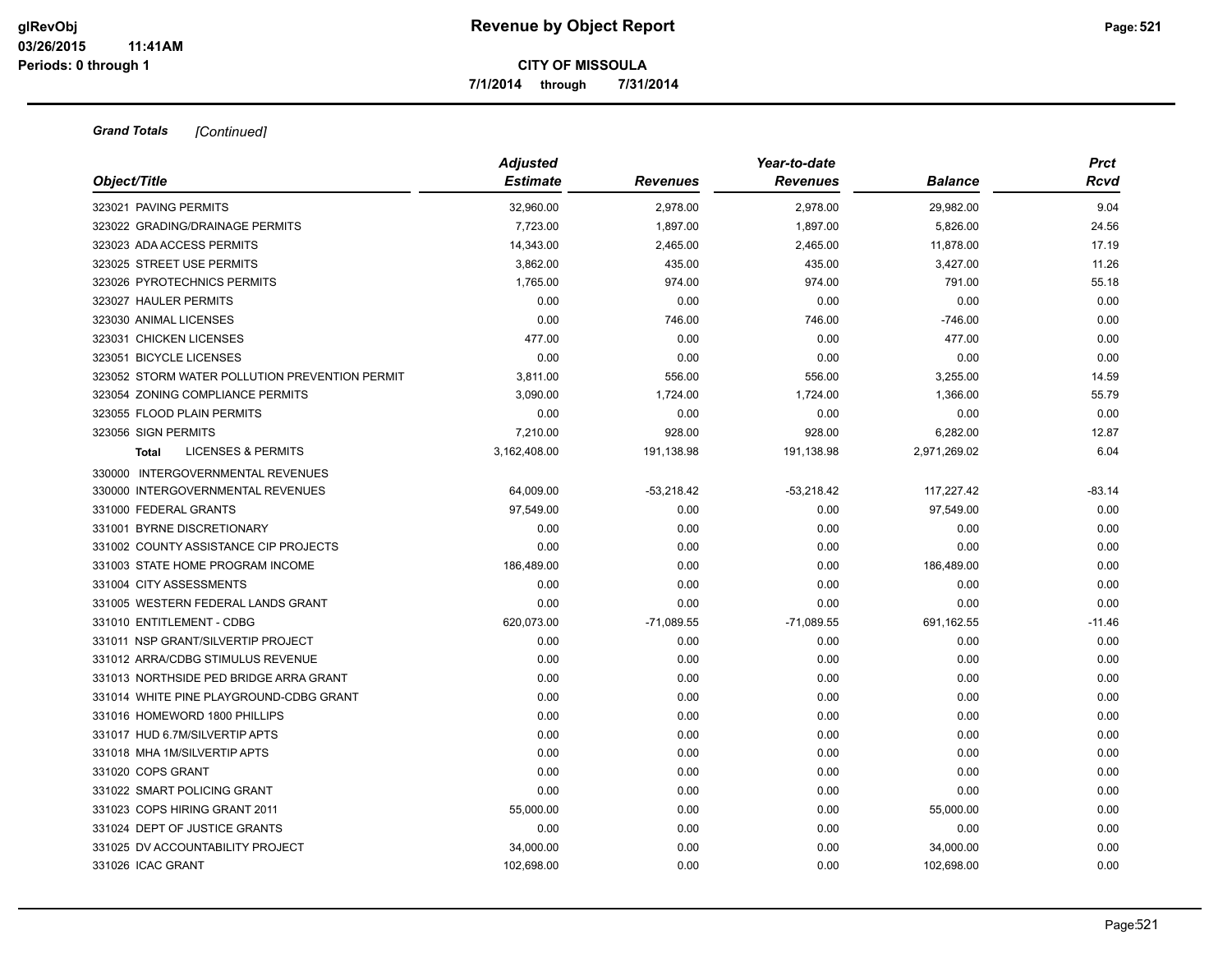**CITY OF MISSOULA**

**7/1/2014 through 7/31/2014**

***Grand Totals*** *[Continued]*

| Object/Title | Adjusted Estimate | Revenues | Year-to-date Revenues | Balance | Prct Rcvd |
|---|---|---|---|---|---|
| 323021 PAVING PERMITS | 32,960.00 | 2,978.00 | 2,978.00 | 29,982.00 | 9.04 |
| 323022 GRADING/DRAINAGE PERMITS | 7,723.00 | 1,897.00 | 1,897.00 | 5,826.00 | 24.56 |
| 323023 ADA ACCESS PERMITS | 14,343.00 | 2,465.00 | 2,465.00 | 11,878.00 | 17.19 |
| 323025 STREET USE PERMITS | 3,862.00 | 435.00 | 435.00 | 3,427.00 | 11.26 |
| 323026 PYROTECHNICS PERMITS | 1,765.00 | 974.00 | 974.00 | 791.00 | 55.18 |
| 323027 HAULER PERMITS | 0.00 | 0.00 | 0.00 | 0.00 | 0.00 |
| 323030 ANIMAL LICENSES | 0.00 | 746.00 | 746.00 | -746.00 | 0.00 |
| 323031 CHICKEN LICENSES | 477.00 | 0.00 | 0.00 | 477.00 | 0.00 |
| 323051 BICYCLE LICENSES | 0.00 | 0.00 | 0.00 | 0.00 | 0.00 |
| 323052 STORM WATER POLLUTION PREVENTION PERMIT | 3,811.00 | 556.00 | 556.00 | 3,255.00 | 14.59 |
| 323054 ZONING COMPLIANCE PERMITS | 3,090.00 | 1,724.00 | 1,724.00 | 1,366.00 | 55.79 |
| 323055 FLOOD PLAIN PERMITS | 0.00 | 0.00 | 0.00 | 0.00 | 0.00 |
| 323056 SIGN PERMITS | 7,210.00 | 928.00 | 928.00 | 6,282.00 | 12.87 |
| **Total** LICENSES & PERMITS | 3,162,408.00 | 191,138.98 | 191,138.98 | 2,971,269.02 | 6.04 |
| 330000 INTERGOVERNMENTAL REVENUES | | | | | |
| 330000 INTERGOVERNMENTAL REVENUES | 64,009.00 | -53,218.42 | -53,218.42 | 117,227.42 | -83.14 |
| 331000 FEDERAL GRANTS | 97,549.00 | 0.00 | 0.00 | 97,549.00 | 0.00 |
| 331001 BYRNE DISCRETIONARY | 0.00 | 0.00 | 0.00 | 0.00 | 0.00 |
| 331002 COUNTY ASSISTANCE CIP PROJECTS | 0.00 | 0.00 | 0.00 | 0.00 | 0.00 |
| 331003 STATE HOME PROGRAM INCOME | 186,489.00 | 0.00 | 0.00 | 186,489.00 | 0.00 |
| 331004 CITY ASSESSMENTS | 0.00 | 0.00 | 0.00 | 0.00 | 0.00 |
| 331005 WESTERN FEDERAL LANDS GRANT | 0.00 | 0.00 | 0.00 | 0.00 | 0.00 |
| 331010 ENTITLEMENT - CDBG | 620,073.00 | -71,089.55 | -71,089.55 | 691,162.55 | -11.46 |
| 331011 NSP GRANT/SILVERTIP PROJECT | 0.00 | 0.00 | 0.00 | 0.00 | 0.00 |
| 331012 ARRA/CDBG STIMULUS REVENUE | 0.00 | 0.00 | 0.00 | 0.00 | 0.00 |
| 331013 NORTHSIDE PED BRIDGE ARRA GRANT | 0.00 | 0.00 | 0.00 | 0.00 | 0.00 |
| 331014 WHITE PINE PLAYGROUND-CDBG GRANT | 0.00 | 0.00 | 0.00 | 0.00 | 0.00 |
| 331016 HOMEWORD 1800 PHILLIPS | 0.00 | 0.00 | 0.00 | 0.00 | 0.00 |
| 331017 HUD 6.7M/SILVERTIP APTS | 0.00 | 0.00 | 0.00 | 0.00 | 0.00 |
| 331018 MHA 1M/SILVERTIP APTS | 0.00 | 0.00 | 0.00 | 0.00 | 0.00 |
| 331020 COPS GRANT | 0.00 | 0.00 | 0.00 | 0.00 | 0.00 |
| 331022 SMART POLICING GRANT | 0.00 | 0.00 | 0.00 | 0.00 | 0.00 |
| 331023 COPS HIRING GRANT 2011 | 55,000.00 | 0.00 | 0.00 | 55,000.00 | 0.00 |
| 331024 DEPT OF JUSTICE GRANTS | 0.00 | 0.00 | 0.00 | 0.00 | 0.00 |
| 331025 DV ACCOUNTABILITY PROJECT | 34,000.00 | 0.00 | 0.00 | 34,000.00 | 0.00 |
| 331026 ICAC GRANT | 102,698.00 | 0.00 | 0.00 | 102,698.00 | 0.00 |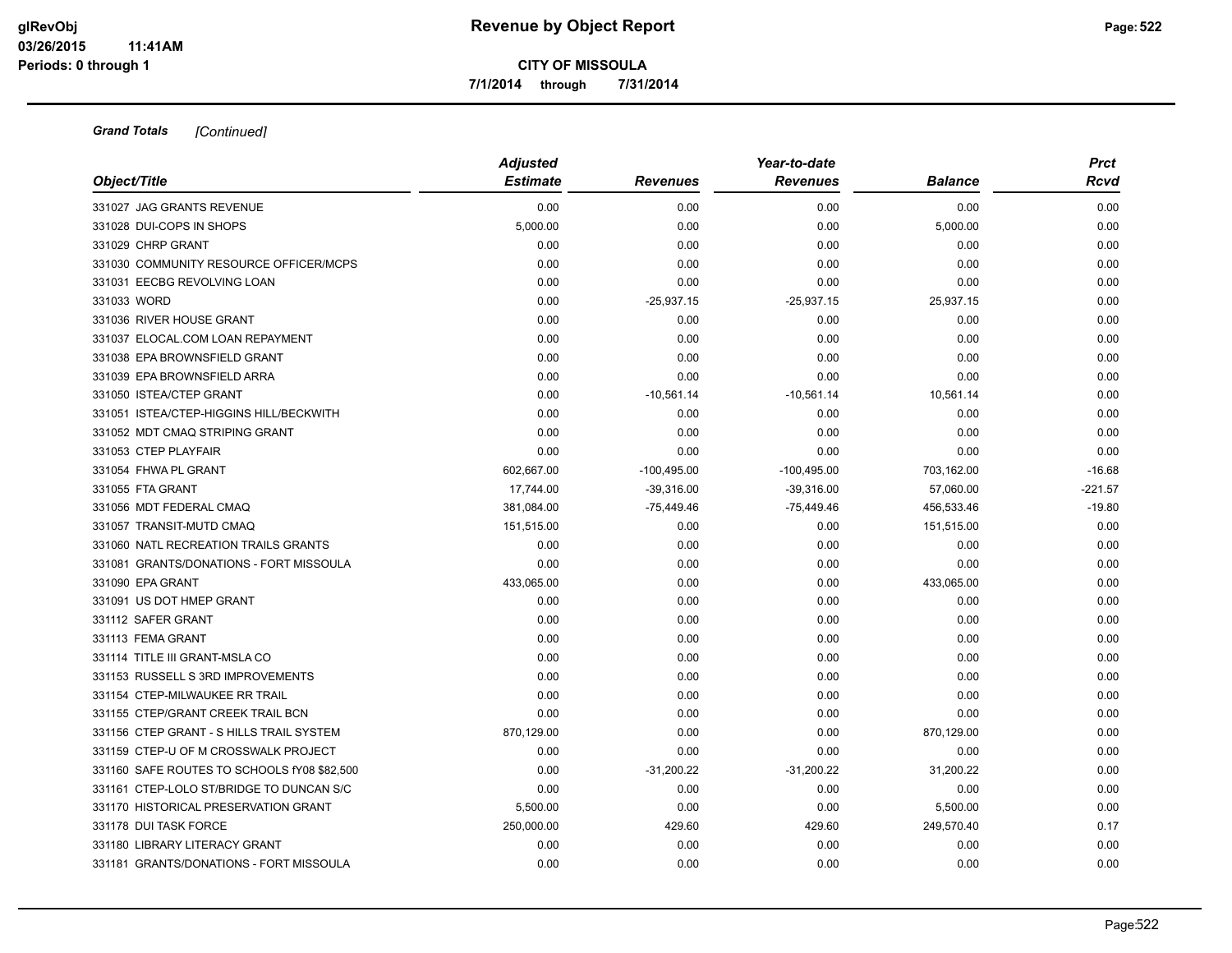**Grand Totals** *[Continued]*

| Object/Title | *Adjusted Estimate* | *Revenues* | *Year-to-date Revenues* | *Balance* | *Prct Rcvd* |
|---|---|---|---|---|---|
| 331027 JAG GRANTS REVENUE | 0.00 | 0.00 | 0.00 | 0.00 | 0.00 |
| 331028 DUI-COPS IN SHOPS | 5,000.00 | 0.00 | 0.00 | 5,000.00 | 0.00 |
| 331029 CHRP GRANT | 0.00 | 0.00 | 0.00 | 0.00 | 0.00 |
| 331030 COMMUNITY RESOURCE OFFICER/MCPS | 0.00 | 0.00 | 0.00 | 0.00 | 0.00 |
| 331031 EECBG REVOLVING LOAN | 0.00 | 0.00 | 0.00 | 0.00 | 0.00 |
| 331033 WORD | 0.00 | -25,937.15 | -25,937.15 | 25,937.15 | 0.00 |
| 331036 RIVER HOUSE GRANT | 0.00 | 0.00 | 0.00 | 0.00 | 0.00 |
| 331037 ELOCAL.COM LOAN REPAYMENT | 0.00 | 0.00 | 0.00 | 0.00 | 0.00 |
| 331038 EPA BROWNSFIELD GRANT | 0.00 | 0.00 | 0.00 | 0.00 | 0.00 |
| 331039 EPA BROWNSFIELD ARRA | 0.00 | 0.00 | 0.00 | 0.00 | 0.00 |
| 331050 ISTEA/CTEP GRANT | 0.00 | -10,561.14 | -10,561.14 | 10,561.14 | 0.00 |
| 331051 ISTEA/CTEP-HIGGINS HILL/BECKWITH | 0.00 | 0.00 | 0.00 | 0.00 | 0.00 |
| 331052 MDT CMAQ STRIPING GRANT | 0.00 | 0.00 | 0.00 | 0.00 | 0.00 |
| 331053 CTEP PLAYFAIR | 0.00 | 0.00 | 0.00 | 0.00 | 0.00 |
| 331054 FHWA PL GRANT | 602,667.00 | -100,495.00 | -100,495.00 | 703,162.00 | -16.68 |
| 331055 FTA GRANT | 17,744.00 | -39,316.00 | -39,316.00 | 57,060.00 | -221.57 |
| 331056 MDT FEDERAL CMAQ | 381,084.00 | -75,449.46 | -75,449.46 | 456,533.46 | -19.80 |
| 331057 TRANSIT-MUTD CMAQ | 151,515.00 | 0.00 | 0.00 | 151,515.00 | 0.00 |
| 331060 NATL RECREATION TRAILS GRANTS | 0.00 | 0.00 | 0.00 | 0.00 | 0.00 |
| 331081 GRANTS/DONATIONS - FORT MISSOULA | 0.00 | 0.00 | 0.00 | 0.00 | 0.00 |
| 331090 EPA GRANT | 433,065.00 | 0.00 | 0.00 | 433,065.00 | 0.00 |
| 331091 US DOT HMEP GRANT | 0.00 | 0.00 | 0.00 | 0.00 | 0.00 |
| 331112 SAFER GRANT | 0.00 | 0.00 | 0.00 | 0.00 | 0.00 |
| 331113 FEMA GRANT | 0.00 | 0.00 | 0.00 | 0.00 | 0.00 |
| 331114 TITLE III GRANT-MSLA CO | 0.00 | 0.00 | 0.00 | 0.00 | 0.00 |
| 331153 RUSSELL S 3RD IMPROVEMENTS | 0.00 | 0.00 | 0.00 | 0.00 | 0.00 |
| 331154 CTEP-MILWAUKEE RR TRAIL | 0.00 | 0.00 | 0.00 | 0.00 | 0.00 |
| 331155 CTEP/GRANT CREEK TRAIL BCN | 0.00 | 0.00 | 0.00 | 0.00 | 0.00 |
| 331156 CTEP GRANT - S HILLS TRAIL SYSTEM | 870,129.00 | 0.00 | 0.00 | 870,129.00 | 0.00 |
| 331159 CTEP-U OF M CROSSWALK PROJECT | 0.00 | 0.00 | 0.00 | 0.00 | 0.00 |
| 331160 SAFE ROUTES TO SCHOOLS fY08 $82,500 | 0.00 | -31,200.22 | -31,200.22 | 31,200.22 | 0.00 |
| 331161 CTEP-LOLO ST/BRIDGE TO DUNCAN S/C | 0.00 | 0.00 | 0.00 | 0.00 | 0.00 |
| 331170 HISTORICAL PRESERVATION GRANT | 5,500.00 | 0.00 | 0.00 | 5,500.00 | 0.00 |
| 331178 DUI TASK FORCE | 250,000.00 | 429.60 | 429.60 | 249,570.40 | 0.17 |
| 331180 LIBRARY LITERACY GRANT | 0.00 | 0.00 | 0.00 | 0.00 | 0.00 |
| 331181 GRANTS/DONATIONS - FORT MISSOULA | 0.00 | 0.00 | 0.00 | 0.00 | 0.00 |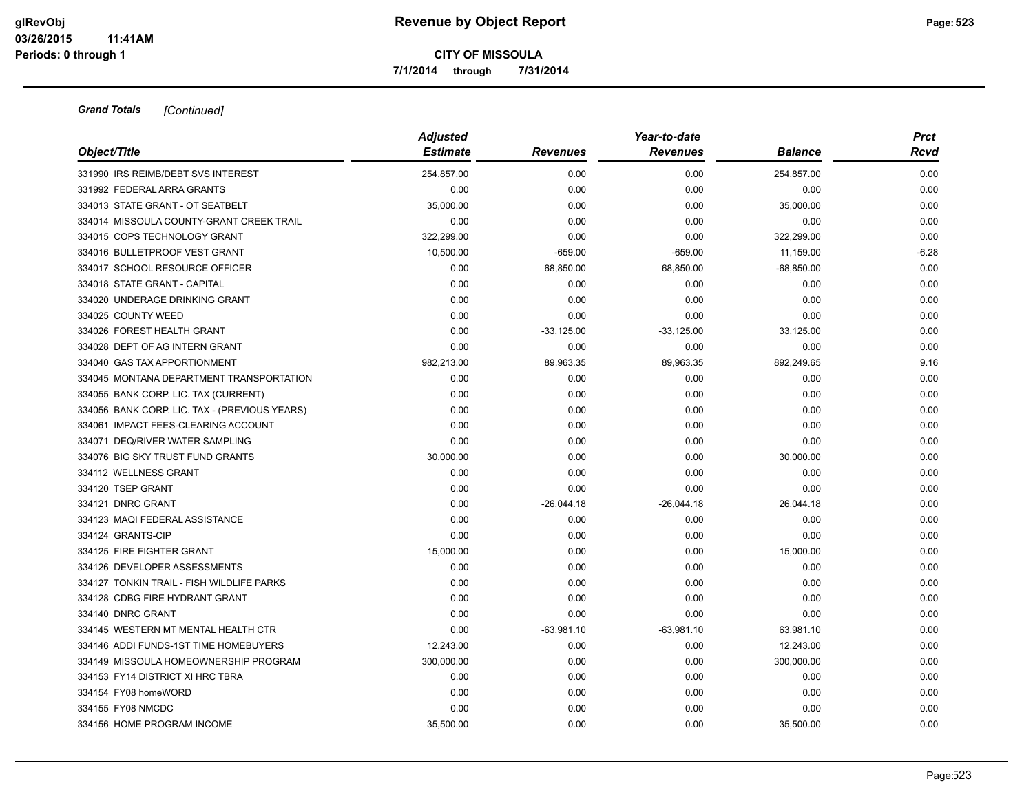**Grand Totals** *[Continued]*

| Object/Title | Adjusted Estimate | Revenues | Year-to-date Revenues | Balance | Prct Rcvd |
|---|---|---|---|---|---|
| 331990 IRS REIMB/DEBT SVS INTEREST | 254,857.00 | 0.00 | 0.00 | 254,857.00 | 0.00 |
| 331992 FEDERAL ARRA GRANTS | 0.00 | 0.00 | 0.00 | 0.00 | 0.00 |
| 334013 STATE GRANT - OT SEATBELT | 35,000.00 | 0.00 | 0.00 | 35,000.00 | 0.00 |
| 334014 MISSOULA COUNTY-GRANT CREEK TRAIL | 0.00 | 0.00 | 0.00 | 0.00 | 0.00 |
| 334015 COPS TECHNOLOGY GRANT | 322,299.00 | 0.00 | 0.00 | 322,299.00 | 0.00 |
| 334016 BULLETPROOF VEST GRANT | 10,500.00 | -659.00 | -659.00 | 11,159.00 | -6.28 |
| 334017 SCHOOL RESOURCE OFFICER | 0.00 | 68,850.00 | 68,850.00 | -68,850.00 | 0.00 |
| 334018 STATE GRANT - CAPITAL | 0.00 | 0.00 | 0.00 | 0.00 | 0.00 |
| 334020 UNDERAGE DRINKING GRANT | 0.00 | 0.00 | 0.00 | 0.00 | 0.00 |
| 334025 COUNTY WEED | 0.00 | 0.00 | 0.00 | 0.00 | 0.00 |
| 334026 FOREST HEALTH GRANT | 0.00 | -33,125.00 | -33,125.00 | 33,125.00 | 0.00 |
| 334028 DEPT OF AG INTERN GRANT | 0.00 | 0.00 | 0.00 | 0.00 | 0.00 |
| 334040 GAS TAX APPORTIONMENT | 982,213.00 | 89,963.35 | 89,963.35 | 892,249.65 | 9.16 |
| 334045 MONTANA DEPARTMENT TRANSPORTATION | 0.00 | 0.00 | 0.00 | 0.00 | 0.00 |
| 334055 BANK CORP. LIC. TAX (CURRENT) | 0.00 | 0.00 | 0.00 | 0.00 | 0.00 |
| 334056 BANK CORP. LIC. TAX - (PREVIOUS YEARS) | 0.00 | 0.00 | 0.00 | 0.00 | 0.00 |
| 334061 IMPACT FEES-CLEARING ACCOUNT | 0.00 | 0.00 | 0.00 | 0.00 | 0.00 |
| 334071 DEQ/RIVER WATER SAMPLING | 0.00 | 0.00 | 0.00 | 0.00 | 0.00 |
| 334076 BIG SKY TRUST FUND GRANTS | 30,000.00 | 0.00 | 0.00 | 30,000.00 | 0.00 |
| 334112 WELLNESS GRANT | 0.00 | 0.00 | 0.00 | 0.00 | 0.00 |
| 334120 TSEP GRANT | 0.00 | 0.00 | 0.00 | 0.00 | 0.00 |
| 334121 DNRC GRANT | 0.00 | -26,044.18 | -26,044.18 | 26,044.18 | 0.00 |
| 334123 MAQI FEDERAL ASSISTANCE | 0.00 | 0.00 | 0.00 | 0.00 | 0.00 |
| 334124 GRANTS-CIP | 0.00 | 0.00 | 0.00 | 0.00 | 0.00 |
| 334125 FIRE FIGHTER GRANT | 15,000.00 | 0.00 | 0.00 | 15,000.00 | 0.00 |
| 334126 DEVELOPER ASSESSMENTS | 0.00 | 0.00 | 0.00 | 0.00 | 0.00 |
| 334127 TONKIN TRAIL - FISH WILDLIFE PARKS | 0.00 | 0.00 | 0.00 | 0.00 | 0.00 |
| 334128 CDBG FIRE HYDRANT GRANT | 0.00 | 0.00 | 0.00 | 0.00 | 0.00 |
| 334140 DNRC GRANT | 0.00 | 0.00 | 0.00 | 0.00 | 0.00 |
| 334145 WESTERN MT MENTAL HEALTH CTR | 0.00 | -63,981.10 | -63,981.10 | 63,981.10 | 0.00 |
| 334146 ADDI FUNDS-1ST TIME HOMEBUYERS | 12,243.00 | 0.00 | 0.00 | 12,243.00 | 0.00 |
| 334149 MISSOULA HOMEOWNERSHIP PROGRAM | 300,000.00 | 0.00 | 0.00 | 300,000.00 | 0.00 |
| 334153 FY14 DISTRICT XI HRC TBRA | 0.00 | 0.00 | 0.00 | 0.00 | 0.00 |
| 334154 FY08 homeWORD | 0.00 | 0.00 | 0.00 | 0.00 | 0.00 |
| 334155 FY08 NMCDC | 0.00 | 0.00 | 0.00 | 0.00 | 0.00 |
| 334156 HOME PROGRAM INCOME | 35,500.00 | 0.00 | 0.00 | 35,500.00 | 0.00 |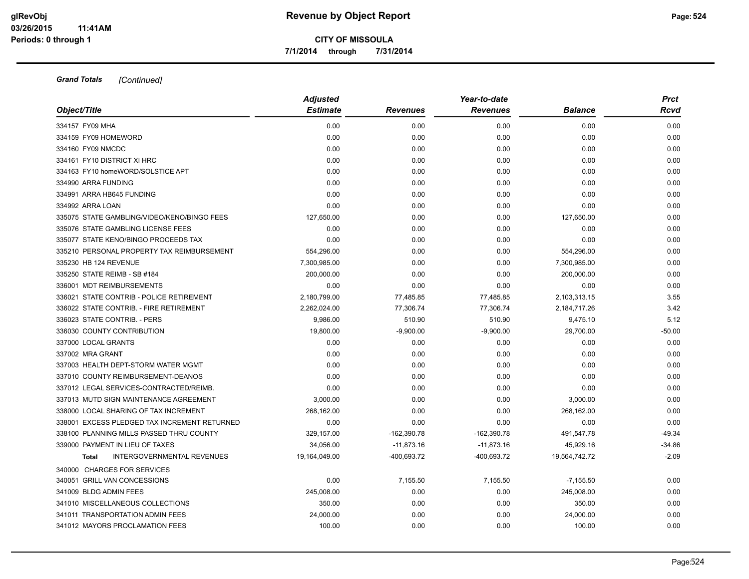# Revenue by Object Report

**CITY OF MISSOULA**

7/1/2014 through 7/31/2014

glRevObj
03/26/2015 11:41AM
Periods: 0 through 1

***Grand Totals*** *[Continued]*

| Object/Title | Adjusted Estimate | Revenues | Year-to-date Revenues | Balance | Prct Rcvd |
|---|---|---|---|---|---|
| 334157 FY09 MHA | 0.00 | 0.00 | 0.00 | 0.00 | 0.00 |
| 334159 FY09 HOMEWORD | 0.00 | 0.00 | 0.00 | 0.00 | 0.00 |
| 334160 FY09 NMCDC | 0.00 | 0.00 | 0.00 | 0.00 | 0.00 |
| 334161 FY10 DISTRICT XI HRC | 0.00 | 0.00 | 0.00 | 0.00 | 0.00 |
| 334163 FY10 homeWORD/SOLSTICE APT | 0.00 | 0.00 | 0.00 | 0.00 | 0.00 |
| 334990 ARRA FUNDING | 0.00 | 0.00 | 0.00 | 0.00 | 0.00 |
| 334991 ARRA HB645 FUNDING | 0.00 | 0.00 | 0.00 | 0.00 | 0.00 |
| 334992 ARRA LOAN | 0.00 | 0.00 | 0.00 | 0.00 | 0.00 |
| 335075 STATE GAMBLING/VIDEO/KENO/BINGO FEES | 127,650.00 | 0.00 | 0.00 | 127,650.00 | 0.00 |
| 335076 STATE GAMBLING LICENSE FEES | 0.00 | 0.00 | 0.00 | 0.00 | 0.00 |
| 335077 STATE KENO/BINGO PROCEEDS TAX | 0.00 | 0.00 | 0.00 | 0.00 | 0.00 |
| 335210 PERSONAL PROPERTY TAX REIMBURSEMENT | 554,296.00 | 0.00 | 0.00 | 554,296.00 | 0.00 |
| 335230 HB 124 REVENUE | 7,300,985.00 | 0.00 | 0.00 | 7,300,985.00 | 0.00 |
| 335250 STATE REIMB - SB #184 | 200,000.00 | 0.00 | 0.00 | 200,000.00 | 0.00 |
| 336001 MDT REIMBURSEMENTS | 0.00 | 0.00 | 0.00 | 0.00 | 0.00 |
| 336021 STATE CONTRIB - POLICE RETIREMENT | 2,180,799.00 | 77,485.85 | 77,485.85 | 2,103,313.15 | 3.55 |
| 336022 STATE CONTRIB. - FIRE RETIREMENT | 2,262,024.00 | 77,306.74 | 77,306.74 | 2,184,717.26 | 3.42 |
| 336023 STATE CONTRIB. - PERS | 9,986.00 | 510.90 | 510.90 | 9,475.10 | 5.12 |
| 336030 COUNTY CONTRIBUTION | 19,800.00 | -9,900.00 | -9,900.00 | 29,700.00 | -50.00 |
| 337000 LOCAL GRANTS | 0.00 | 0.00 | 0.00 | 0.00 | 0.00 |
| 337002 MRA GRANT | 0.00 | 0.00 | 0.00 | 0.00 | 0.00 |
| 337003 HEALTH DEPT-STORM WATER MGMT | 0.00 | 0.00 | 0.00 | 0.00 | 0.00 |
| 337010 COUNTY REIMBURSEMENT-DEANOS | 0.00 | 0.00 | 0.00 | 0.00 | 0.00 |
| 337012 LEGAL SERVICES-CONTRACTED/REIMB. | 0.00 | 0.00 | 0.00 | 0.00 | 0.00 |
| 337013 MUTD SIGN MAINTENANCE AGREEMENT | 3,000.00 | 0.00 | 0.00 | 3,000.00 | 0.00 |
| 338000 LOCAL SHARING OF TAX INCREMENT | 268,162.00 | 0.00 | 0.00 | 268,162.00 | 0.00 |
| 338001 EXCESS PLEDGED TAX INCREMENT RETURNED | 0.00 | 0.00 | 0.00 | 0.00 | 0.00 |
| 338100 PLANNING MILLS PASSED THRU COUNTY | 329,157.00 | -162,390.78 | -162,390.78 | 491,547.78 | -49.34 |
| 339000 PAYMENT IN LIEU OF TAXES | 34,056.00 | -11,873.16 | -11,873.16 | 45,929.16 | -34.86 |
| **Total** INTERGOVERNMENTAL REVENUES | 19,164,049.00 | -400,693.72 | -400,693.72 | 19,564,742.72 | -2.09 |
| 340000 CHARGES FOR SERVICES | | | | | |
| 340051 GRILL VAN CONCESSIONS | 0.00 | 7,155.50 | 7,155.50 | -7,155.50 | 0.00 |
| 341009 BLDG ADMIN FEES | 245,008.00 | 0.00 | 0.00 | 245,008.00 | 0.00 |
| 341010 MISCELLANEOUS COLLECTIONS | 350.00 | 0.00 | 0.00 | 350.00 | 0.00 |
| 341011 TRANSPORTATION ADMIN FEES | 24,000.00 | 0.00 | 0.00 | 24,000.00 | 0.00 |
| 341012 MAYORS PROCLAMATION FEES | 100.00 | 0.00 | 0.00 | 100.00 | 0.00 |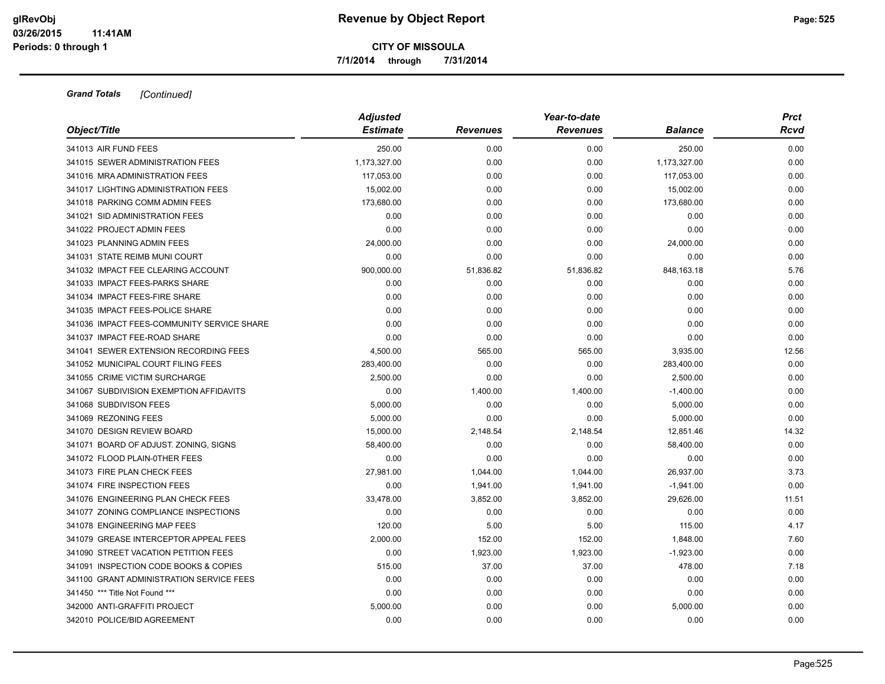# Revenue by Object Report

**CITY OF MISSOULA**

**7/1/2014 through 7/31/2014**

glRevObj
03/26/2015 11:41AM
Periods: 0 through 1

***Grand Totals*** *[Continued]*

| Object/Title | Adjusted Estimate | Revenues | Year-to-date Revenues | Balance | Prct Rcvd |
|---|---|---|---|---|---|
| 341013 AIR FUND FEES | 250.00 | 0.00 | 0.00 | 250.00 | 0.00 |
| 341015 SEWER ADMINISTRATION FEES | 1,173,327.00 | 0.00 | 0.00 | 1,173,327.00 | 0.00 |
| 341016 MRA ADMINISTRATION FEES | 117,053.00 | 0.00 | 0.00 | 117,053.00 | 0.00 |
| 341017 LIGHTING ADMINISTRATION FEES | 15,002.00 | 0.00 | 0.00 | 15,002.00 | 0.00 |
| 341018 PARKING COMM ADMIN FEES | 173,680.00 | 0.00 | 0.00 | 173,680.00 | 0.00 |
| 341021 SID ADMINISTRATION FEES | 0.00 | 0.00 | 0.00 | 0.00 | 0.00 |
| 341022 PROJECT ADMIN FEES | 0.00 | 0.00 | 0.00 | 0.00 | 0.00 |
| 341023 PLANNING ADMIN FEES | 24,000.00 | 0.00 | 0.00 | 24,000.00 | 0.00 |
| 341031 STATE REIMB MUNI COURT | 0.00 | 0.00 | 0.00 | 0.00 | 0.00 |
| 341032 IMPACT FEE CLEARING ACCOUNT | 900,000.00 | 51,836.82 | 51,836.82 | 848,163.18 | 5.76 |
| 341033 IMPACT FEES-PARKS SHARE | 0.00 | 0.00 | 0.00 | 0.00 | 0.00 |
| 341034 IMPACT FEES-FIRE SHARE | 0.00 | 0.00 | 0.00 | 0.00 | 0.00 |
| 341035 IMPACT FEES-POLICE SHARE | 0.00 | 0.00 | 0.00 | 0.00 | 0.00 |
| 341036 IMPACT FEES-COMMUNITY SERVICE SHARE | 0.00 | 0.00 | 0.00 | 0.00 | 0.00 |
| 341037 IMPACT FEE-ROAD SHARE | 0.00 | 0.00 | 0.00 | 0.00 | 0.00 |
| 341041 SEWER EXTENSION RECORDING FEES | 4,500.00 | 565.00 | 565.00 | 3,935.00 | 12.56 |
| 341052 MUNICIPAL COURT FILING FEES | 283,400.00 | 0.00 | 0.00 | 283,400.00 | 0.00 |
| 341055 CRIME VICTIM SURCHARGE | 2,500.00 | 0.00 | 0.00 | 2,500.00 | 0.00 |
| 341067 SUBDIVISION EXEMPTION AFFIDAVITS | 0.00 | 1,400.00 | 1,400.00 | -1,400.00 | 0.00 |
| 341068 SUBDIVISON FEES | 5,000.00 | 0.00 | 0.00 | 5,000.00 | 0.00 |
| 341069 REZONING FEES | 5,000.00 | 0.00 | 0.00 | 5,000.00 | 0.00 |
| 341070 DESIGN REVIEW BOARD | 15,000.00 | 2,148.54 | 2,148.54 | 12,851.46 | 14.32 |
| 341071 BOARD OF ADJUST. ZONING, SIGNS | 58,400.00 | 0.00 | 0.00 | 58,400.00 | 0.00 |
| 341072 FLOOD PLAIN-0THER FEES | 0.00 | 0.00 | 0.00 | 0.00 | 0.00 |
| 341073 FIRE PLAN CHECK FEES | 27,981.00 | 1,044.00 | 1,044.00 | 26,937.00 | 3.73 |
| 341074 FIRE INSPECTION FEES | 0.00 | 1,941.00 | 1,941.00 | -1,941.00 | 0.00 |
| 341076 ENGINEERING PLAN CHECK FEES | 33,478.00 | 3,852.00 | 3,852.00 | 29,626.00 | 11.51 |
| 341077 ZONING COMPLIANCE INSPECTIONS | 0.00 | 0.00 | 0.00 | 0.00 | 0.00 |
| 341078 ENGINEERING MAP FEES | 120.00 | 5.00 | 5.00 | 115.00 | 4.17 |
| 341079 GREASE INTERCEPTOR APPEAL FEES | 2,000.00 | 152.00 | 152.00 | 1,848.00 | 7.60 |
| 341090 STREET VACATION PETITION FEES | 0.00 | 1,923.00 | 1,923.00 | -1,923.00 | 0.00 |
| 341091 INSPECTION CODE BOOKS & COPIES | 515.00 | 37.00 | 37.00 | 478.00 | 7.18 |
| 341100 GRANT ADMINISTRATION SERVICE FEES | 0.00 | 0.00 | 0.00 | 0.00 | 0.00 |
| 341450 *** Title Not Found *** | 0.00 | 0.00 | 0.00 | 0.00 | 0.00 |
| 342000 ANTI-GRAFFITI PROJECT | 5,000.00 | 0.00 | 0.00 | 5,000.00 | 0.00 |
| 342010 POLICE/BID AGREEMENT | 0.00 | 0.00 | 0.00 | 0.00 | 0.00 |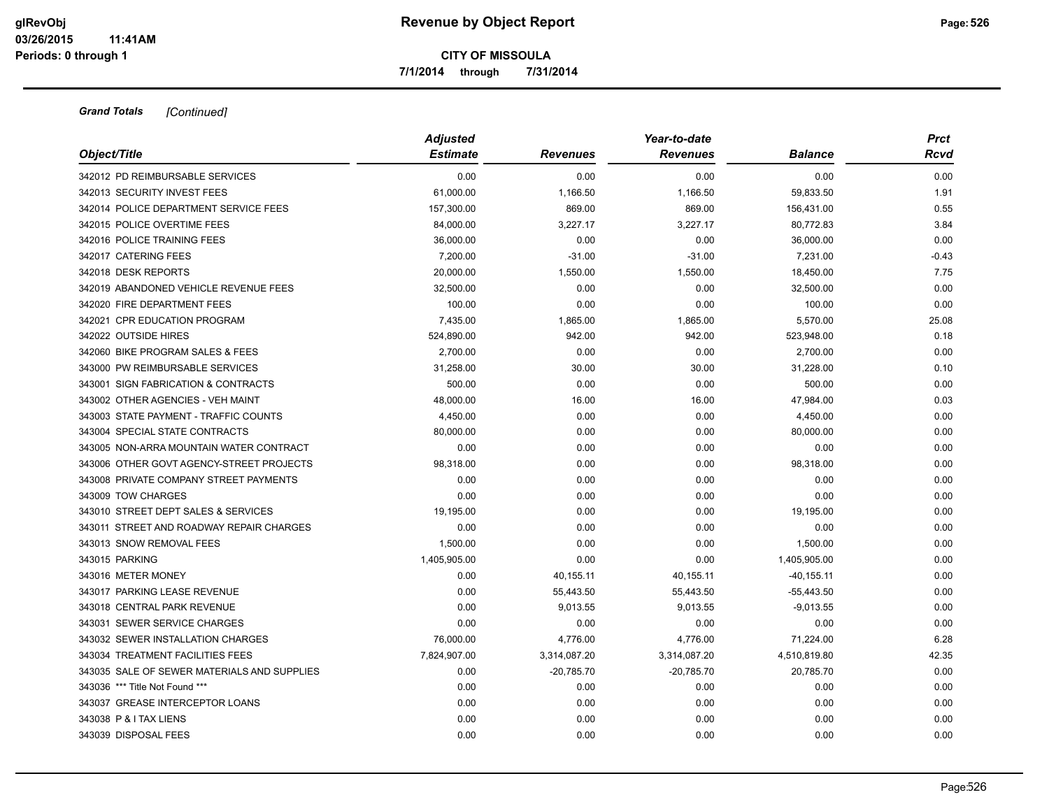**Revenue by Object Report**

**CITY OF MISSOULA**

**7/1/2014 through 7/31/2014**

***Grand Totals*** *[Continued]*

| Object/Title | Adjusted Estimate | Revenues | Year-to-date Revenues | Balance | Prct Rcvd |
|---|---|---|---|---|---|
| 342012 PD REIMBURSABLE SERVICES | 0.00 | 0.00 | 0.00 | 0.00 | 0.00 |
| 342013 SECURITY INVEST FEES | 61,000.00 | 1,166.50 | 1,166.50 | 59,833.50 | 1.91 |
| 342014 POLICE DEPARTMENT SERVICE FEES | 157,300.00 | 869.00 | 869.00 | 156,431.00 | 0.55 |
| 342015 POLICE OVERTIME FEES | 84,000.00 | 3,227.17 | 3,227.17 | 80,772.83 | 3.84 |
| 342016 POLICE TRAINING FEES | 36,000.00 | 0.00 | 0.00 | 36,000.00 | 0.00 |
| 342017 CATERING FEES | 7,200.00 | -31.00 | -31.00 | 7,231.00 | -0.43 |
| 342018 DESK REPORTS | 20,000.00 | 1,550.00 | 1,550.00 | 18,450.00 | 7.75 |
| 342019 ABANDONED VEHICLE REVENUE FEES | 32,500.00 | 0.00 | 0.00 | 32,500.00 | 0.00 |
| 342020 FIRE DEPARTMENT FEES | 100.00 | 0.00 | 0.00 | 100.00 | 0.00 |
| 342021 CPR EDUCATION PROGRAM | 7,435.00 | 1,865.00 | 1,865.00 | 5,570.00 | 25.08 |
| 342022 OUTSIDE HIRES | 524,890.00 | 942.00 | 942.00 | 523,948.00 | 0.18 |
| 342060 BIKE PROGRAM SALES & FEES | 2,700.00 | 0.00 | 0.00 | 2,700.00 | 0.00 |
| 343000 PW REIMBURSABLE SERVICES | 31,258.00 | 30.00 | 30.00 | 31,228.00 | 0.10 |
| 343001 SIGN FABRICATION & CONTRACTS | 500.00 | 0.00 | 0.00 | 500.00 | 0.00 |
| 343002 OTHER AGENCIES - VEH MAINT | 48,000.00 | 16.00 | 16.00 | 47,984.00 | 0.03 |
| 343003 STATE PAYMENT - TRAFFIC COUNTS | 4,450.00 | 0.00 | 0.00 | 4,450.00 | 0.00 |
| 343004 SPECIAL STATE CONTRACTS | 80,000.00 | 0.00 | 0.00 | 80,000.00 | 0.00 |
| 343005 NON-ARRA MOUNTAIN WATER CONTRACT | 0.00 | 0.00 | 0.00 | 0.00 | 0.00 |
| 343006 OTHER GOVT AGENCY-STREET PROJECTS | 98,318.00 | 0.00 | 0.00 | 98,318.00 | 0.00 |
| 343008 PRIVATE COMPANY STREET PAYMENTS | 0.00 | 0.00 | 0.00 | 0.00 | 0.00 |
| 343009 TOW CHARGES | 0.00 | 0.00 | 0.00 | 0.00 | 0.00 |
| 343010 STREET DEPT SALES & SERVICES | 19,195.00 | 0.00 | 0.00 | 19,195.00 | 0.00 |
| 343011 STREET AND ROADWAY REPAIR CHARGES | 0.00 | 0.00 | 0.00 | 0.00 | 0.00 |
| 343013 SNOW REMOVAL FEES | 1,500.00 | 0.00 | 0.00 | 1,500.00 | 0.00 |
| 343015 PARKING | 1,405,905.00 | 0.00 | 0.00 | 1,405,905.00 | 0.00 |
| 343016 METER MONEY | 0.00 | 40,155.11 | 40,155.11 | -40,155.11 | 0.00 |
| 343017 PARKING LEASE REVENUE | 0.00 | 55,443.50 | 55,443.50 | -55,443.50 | 0.00 |
| 343018 CENTRAL PARK REVENUE | 0.00 | 9,013.55 | 9,013.55 | -9,013.55 | 0.00 |
| 343031 SEWER SERVICE CHARGES | 0.00 | 0.00 | 0.00 | 0.00 | 0.00 |
| 343032 SEWER INSTALLATION CHARGES | 76,000.00 | 4,776.00 | 4,776.00 | 71,224.00 | 6.28 |
| 343034 TREATMENT FACILITIES FEES | 7,824,907.00 | 3,314,087.20 | 3,314,087.20 | 4,510,819.80 | 42.35 |
| 343035 SALE OF SEWER MATERIALS AND SUPPLIES | 0.00 | -20,785.70 | -20,785.70 | 20,785.70 | 0.00 |
| 343036 *** Title Not Found *** | 0.00 | 0.00 | 0.00 | 0.00 | 0.00 |
| 343037 GREASE INTERCEPTOR LOANS | 0.00 | 0.00 | 0.00 | 0.00 | 0.00 |
| 343038 P & I TAX LIENS | 0.00 | 0.00 | 0.00 | 0.00 | 0.00 |
| 343039 DISPOSAL FEES | 0.00 | 0.00 | 0.00 | 0.00 | 0.00 |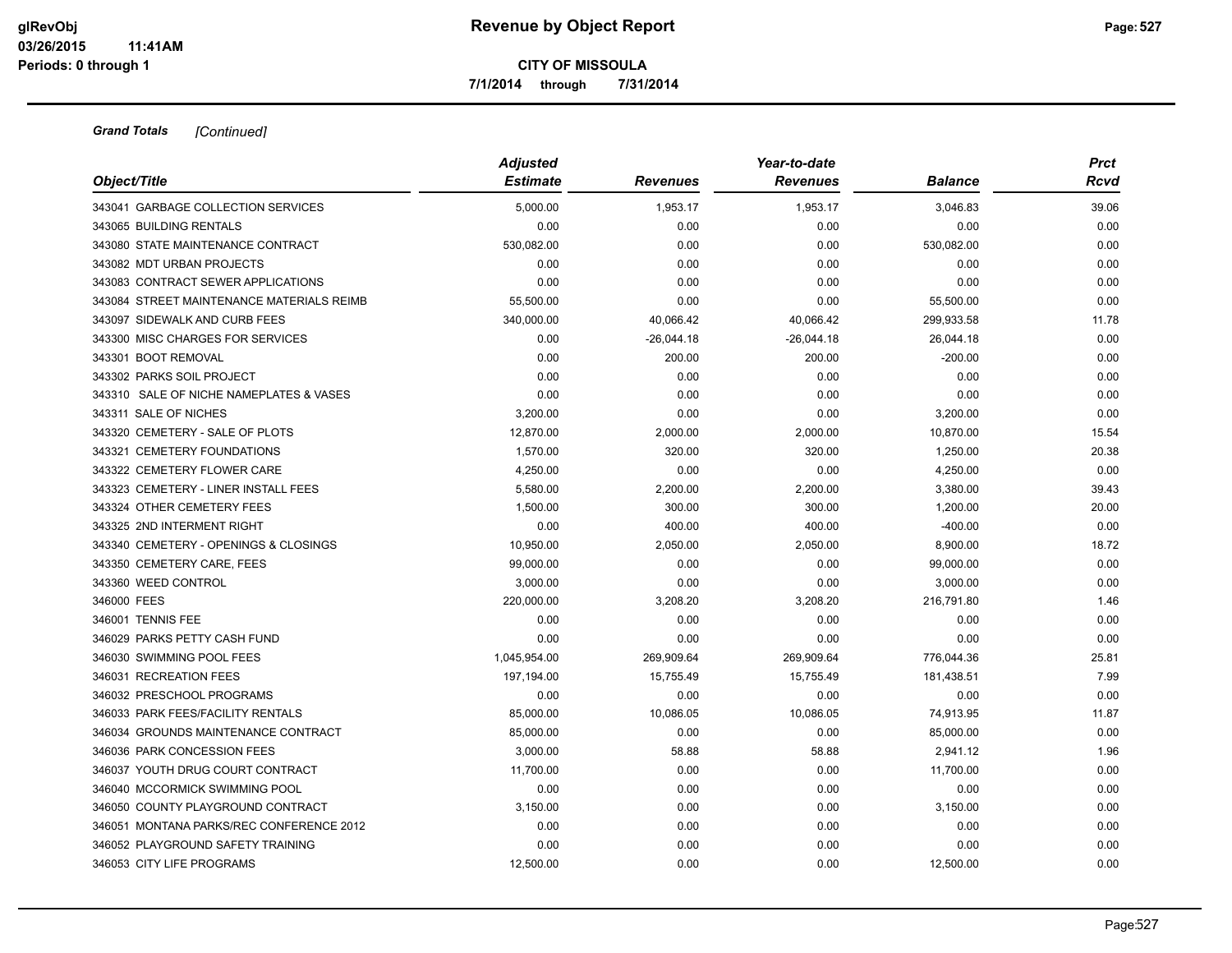**Grand Totals** *[Continued]*

| Object/Title | Adjusted Estimate | Revenues | Year-to-date Revenues | Balance | Prct Rcvd |
|---|---|---|---|---|---|
| 343041 GARBAGE COLLECTION SERVICES | 5,000.00 | 1,953.17 | 1,953.17 | 3,046.83 | 39.06 |
| 343065 BUILDING RENTALS | 0.00 | 0.00 | 0.00 | 0.00 | 0.00 |
| 343080 STATE MAINTENANCE CONTRACT | 530,082.00 | 0.00 | 0.00 | 530,082.00 | 0.00 |
| 343082 MDT URBAN PROJECTS | 0.00 | 0.00 | 0.00 | 0.00 | 0.00 |
| 343083 CONTRACT SEWER APPLICATIONS | 0.00 | 0.00 | 0.00 | 0.00 | 0.00 |
| 343084 STREET MAINTENANCE MATERIALS REIMB | 55,500.00 | 0.00 | 0.00 | 55,500.00 | 0.00 |
| 343097 SIDEWALK AND CURB FEES | 340,000.00 | 40,066.42 | 40,066.42 | 299,933.58 | 11.78 |
| 343300 MISC CHARGES FOR SERVICES | 0.00 | -26,044.18 | -26,044.18 | 26,044.18 | 0.00 |
| 343301 BOOT REMOVAL | 0.00 | 200.00 | 200.00 | -200.00 | 0.00 |
| 343302 PARKS SOIL PROJECT | 0.00 | 0.00 | 0.00 | 0.00 | 0.00 |
| 343310 SALE OF NICHE NAMEPLATES & VASES | 0.00 | 0.00 | 0.00 | 0.00 | 0.00 |
| 343311 SALE OF NICHES | 3,200.00 | 0.00 | 0.00 | 3,200.00 | 0.00 |
| 343320 CEMETERY - SALE OF PLOTS | 12,870.00 | 2,000.00 | 2,000.00 | 10,870.00 | 15.54 |
| 343321 CEMETERY FOUNDATIONS | 1,570.00 | 320.00 | 320.00 | 1,250.00 | 20.38 |
| 343322 CEMETERY FLOWER CARE | 4,250.00 | 0.00 | 0.00 | 4,250.00 | 0.00 |
| 343323 CEMETERY - LINER INSTALL FEES | 5,580.00 | 2,200.00 | 2,200.00 | 3,380.00 | 39.43 |
| 343324 OTHER CEMETERY FEES | 1,500.00 | 300.00 | 300.00 | 1,200.00 | 20.00 |
| 343325 2ND INTERMENT RIGHT | 0.00 | 400.00 | 400.00 | -400.00 | 0.00 |
| 343340 CEMETERY - OPENINGS & CLOSINGS | 10,950.00 | 2,050.00 | 2,050.00 | 8,900.00 | 18.72 |
| 343350 CEMETERY CARE, FEES | 99,000.00 | 0.00 | 0.00 | 99,000.00 | 0.00 |
| 343360 WEED CONTROL | 3,000.00 | 0.00 | 0.00 | 3,000.00 | 0.00 |
| 346000 FEES | 220,000.00 | 3,208.20 | 3,208.20 | 216,791.80 | 1.46 |
| 346001 TENNIS FEE | 0.00 | 0.00 | 0.00 | 0.00 | 0.00 |
| 346029 PARKS PETTY CASH FUND | 0.00 | 0.00 | 0.00 | 0.00 | 0.00 |
| 346030 SWIMMING POOL FEES | 1,045,954.00 | 269,909.64 | 269,909.64 | 776,044.36 | 25.81 |
| 346031 RECREATION FEES | 197,194.00 | 15,755.49 | 15,755.49 | 181,438.51 | 7.99 |
| 346032 PRESCHOOL PROGRAMS | 0.00 | 0.00 | 0.00 | 0.00 | 0.00 |
| 346033 PARK FEES/FACILITY RENTALS | 85,000.00 | 10,086.05 | 10,086.05 | 74,913.95 | 11.87 |
| 346034 GROUNDS MAINTENANCE CONTRACT | 85,000.00 | 0.00 | 0.00 | 85,000.00 | 0.00 |
| 346036 PARK CONCESSION FEES | 3,000.00 | 58.88 | 58.88 | 2,941.12 | 1.96 |
| 346037 YOUTH DRUG COURT CONTRACT | 11,700.00 | 0.00 | 0.00 | 11,700.00 | 0.00 |
| 346040 MCCORMICK SWIMMING POOL | 0.00 | 0.00 | 0.00 | 0.00 | 0.00 |
| 346050 COUNTY PLAYGROUND CONTRACT | 3,150.00 | 0.00 | 0.00 | 3,150.00 | 0.00 |
| 346051 MONTANA PARKS/REC CONFERENCE 2012 | 0.00 | 0.00 | 0.00 | 0.00 | 0.00 |
| 346052 PLAYGROUND SAFETY TRAINING | 0.00 | 0.00 | 0.00 | 0.00 | 0.00 |
| 346053 CITY LIFE PROGRAMS | 12,500.00 | 0.00 | 0.00 | 12,500.00 | 0.00 |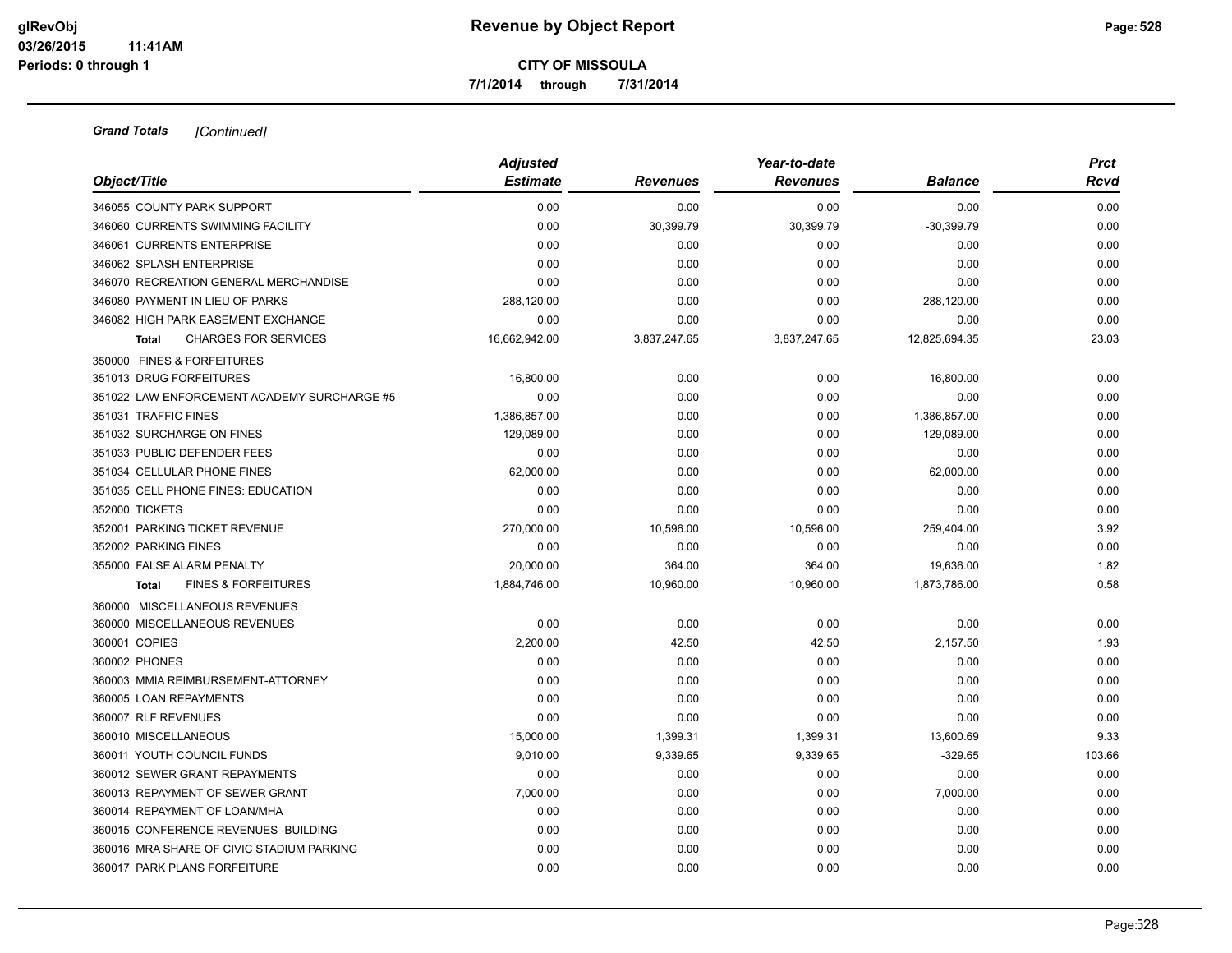**Revenue by Object Report**

**CITY OF MISSOULA**

**7/1/2014 through 7/31/2014**

***Grand Totals*** *[Continued]*

| Object/Title | Adjusted Estimate | Revenues | Year-to-date Revenues | Balance | Prct Rcvd |
|---|---|---|---|---|---|
| 346055 COUNTY PARK SUPPORT | 0.00 | 0.00 | 0.00 | 0.00 | 0.00 |
| 346060 CURRENTS SWIMMING FACILITY | 0.00 | 30,399.79 | 30,399.79 | -30,399.79 | 0.00 |
| 346061 CURRENTS ENTERPRISE | 0.00 | 0.00 | 0.00 | 0.00 | 0.00 |
| 346062 SPLASH ENTERPRISE | 0.00 | 0.00 | 0.00 | 0.00 | 0.00 |
| 346070 RECREATION GENERAL MERCHANDISE | 0.00 | 0.00 | 0.00 | 0.00 | 0.00 |
| 346080 PAYMENT IN LIEU OF PARKS | 288,120.00 | 0.00 | 0.00 | 288,120.00 | 0.00 |
| 346082 HIGH PARK EASEMENT EXCHANGE | 0.00 | 0.00 | 0.00 | 0.00 | 0.00 |
| **Total** CHARGES FOR SERVICES | 16,662,942.00 | 3,837,247.65 | 3,837,247.65 | 12,825,694.35 | 23.03 |
| 350000 FINES & FORFEITURES | | | | | |
| 351013 DRUG FORFEITURES | 16,800.00 | 0.00 | 0.00 | 16,800.00 | 0.00 |
| 351022 LAW ENFORCEMENT ACADEMY SURCHARGE #5 | 0.00 | 0.00 | 0.00 | 0.00 | 0.00 |
| 351031 TRAFFIC FINES | 1,386,857.00 | 0.00 | 0.00 | 1,386,857.00 | 0.00 |
| 351032 SURCHARGE ON FINES | 129,089.00 | 0.00 | 0.00 | 129,089.00 | 0.00 |
| 351033 PUBLIC DEFENDER FEES | 0.00 | 0.00 | 0.00 | 0.00 | 0.00 |
| 351034 CELLULAR PHONE FINES | 62,000.00 | 0.00 | 0.00 | 62,000.00 | 0.00 |
| 351035 CELL PHONE FINES: EDUCATION | 0.00 | 0.00 | 0.00 | 0.00 | 0.00 |
| 352000 TICKETS | 0.00 | 0.00 | 0.00 | 0.00 | 0.00 |
| 352001 PARKING TICKET REVENUE | 270,000.00 | 10,596.00 | 10,596.00 | 259,404.00 | 3.92 |
| 352002 PARKING FINES | 0.00 | 0.00 | 0.00 | 0.00 | 0.00 |
| 355000 FALSE ALARM PENALTY | 20,000.00 | 364.00 | 364.00 | 19,636.00 | 1.82 |
| **Total** FINES & FORFEITURES | 1,884,746.00 | 10,960.00 | 10,960.00 | 1,873,786.00 | 0.58 |
| 360000 MISCELLANEOUS REVENUES | | | | | |
| 360000 MISCELLANEOUS REVENUES | 0.00 | 0.00 | 0.00 | 0.00 | 0.00 |
| 360001 COPIES | 2,200.00 | 42.50 | 42.50 | 2,157.50 | 1.93 |
| 360002 PHONES | 0.00 | 0.00 | 0.00 | 0.00 | 0.00 |
| 360003 MMIA REIMBURSEMENT-ATTORNEY | 0.00 | 0.00 | 0.00 | 0.00 | 0.00 |
| 360005 LOAN REPAYMENTS | 0.00 | 0.00 | 0.00 | 0.00 | 0.00 |
| 360007 RLF REVENUES | 0.00 | 0.00 | 0.00 | 0.00 | 0.00 |
| 360010 MISCELLANEOUS | 15,000.00 | 1,399.31 | 1,399.31 | 13,600.69 | 9.33 |
| 360011 YOUTH COUNCIL FUNDS | 9,010.00 | 9,339.65 | 9,339.65 | -329.65 | 103.66 |
| 360012 SEWER GRANT REPAYMENTS | 0.00 | 0.00 | 0.00 | 0.00 | 0.00 |
| 360013 REPAYMENT OF SEWER GRANT | 7,000.00 | 0.00 | 0.00 | 7,000.00 | 0.00 |
| 360014 REPAYMENT OF LOAN/MHA | 0.00 | 0.00 | 0.00 | 0.00 | 0.00 |
| 360015 CONFERENCE REVENUES -BUILDING | 0.00 | 0.00 | 0.00 | 0.00 | 0.00 |
| 360016 MRA SHARE OF CIVIC STADIUM PARKING | 0.00 | 0.00 | 0.00 | 0.00 | 0.00 |
| 360017 PARK PLANS FORFEITURE | 0.00 | 0.00 | 0.00 | 0.00 | 0.00 |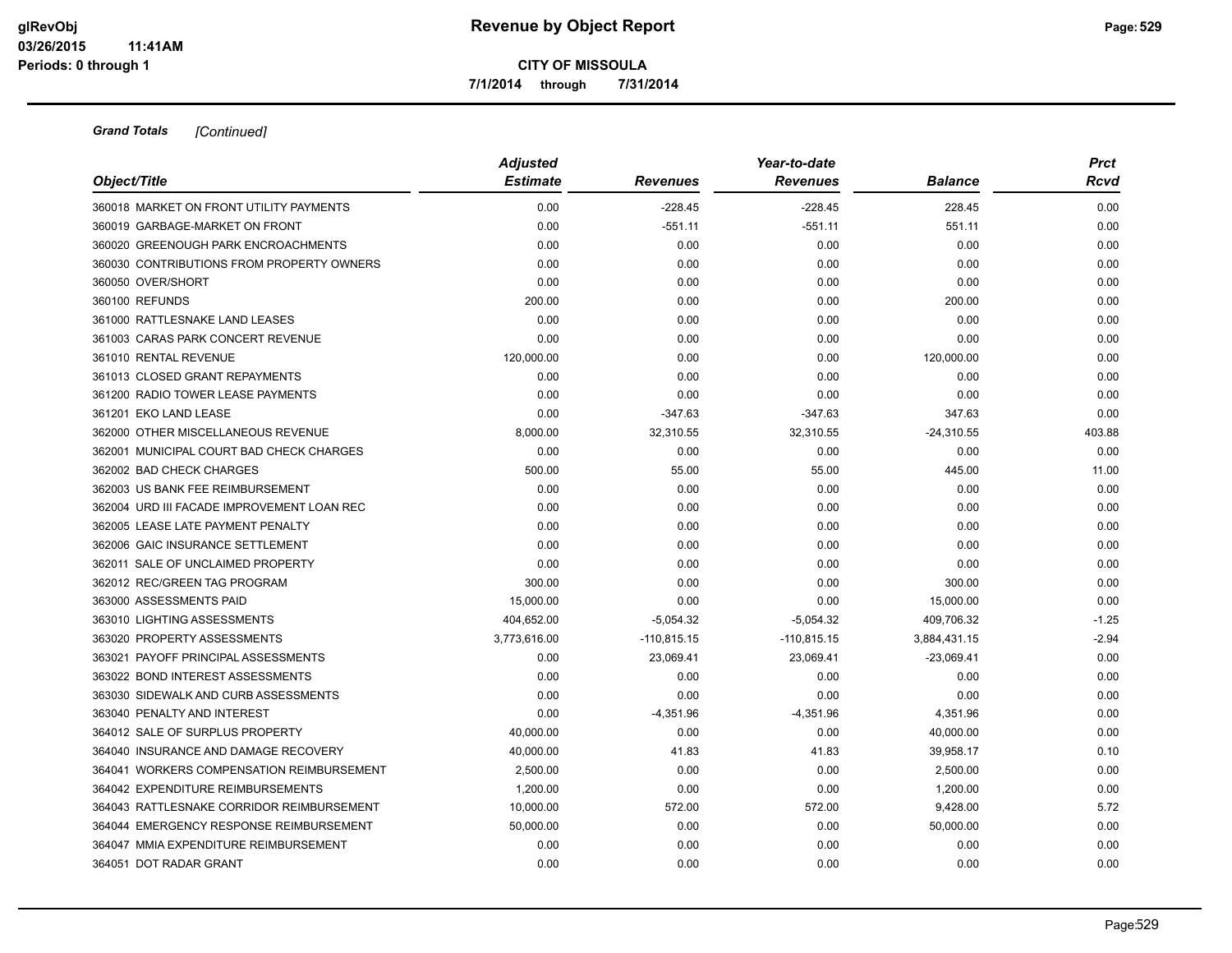**Grand Totals** *[Continued]*

| Object/Title | Adjusted Estimate | Revenues | Year-to-date Revenues | Balance | Prct Rcvd |
|---|---|---|---|---|---|
| 360018 MARKET ON FRONT UTILITY PAYMENTS | 0.00 | -228.45 | -228.45 | 228.45 | 0.00 |
| 360019 GARBAGE-MARKET ON FRONT | 0.00 | -551.11 | -551.11 | 551.11 | 0.00 |
| 360020 GREENOUGH PARK ENCROACHMENTS | 0.00 | 0.00 | 0.00 | 0.00 | 0.00 |
| 360030 CONTRIBUTIONS FROM PROPERTY OWNERS | 0.00 | 0.00 | 0.00 | 0.00 | 0.00 |
| 360050 OVER/SHORT | 0.00 | 0.00 | 0.00 | 0.00 | 0.00 |
| 360100 REFUNDS | 200.00 | 0.00 | 0.00 | 200.00 | 0.00 |
| 361000 RATTLESNAKE LAND LEASES | 0.00 | 0.00 | 0.00 | 0.00 | 0.00 |
| 361003 CARAS PARK CONCERT REVENUE | 0.00 | 0.00 | 0.00 | 0.00 | 0.00 |
| 361010 RENTAL REVENUE | 120,000.00 | 0.00 | 0.00 | 120,000.00 | 0.00 |
| 361013 CLOSED GRANT REPAYMENTS | 0.00 | 0.00 | 0.00 | 0.00 | 0.00 |
| 361200 RADIO TOWER LEASE PAYMENTS | 0.00 | 0.00 | 0.00 | 0.00 | 0.00 |
| 361201 EKO LAND LEASE | 0.00 | -347.63 | -347.63 | 347.63 | 0.00 |
| 362000 OTHER MISCELLANEOUS REVENUE | 8,000.00 | 32,310.55 | 32,310.55 | -24,310.55 | 403.88 |
| 362001 MUNICIPAL COURT BAD CHECK CHARGES | 0.00 | 0.00 | 0.00 | 0.00 | 0.00 |
| 362002 BAD CHECK CHARGES | 500.00 | 55.00 | 55.00 | 445.00 | 11.00 |
| 362003 US BANK FEE REIMBURSEMENT | 0.00 | 0.00 | 0.00 | 0.00 | 0.00 |
| 362004 URD III FACADE IMPROVEMENT LOAN REC | 0.00 | 0.00 | 0.00 | 0.00 | 0.00 |
| 362005 LEASE LATE PAYMENT PENALTY | 0.00 | 0.00 | 0.00 | 0.00 | 0.00 |
| 362006 GAIC INSURANCE SETTLEMENT | 0.00 | 0.00 | 0.00 | 0.00 | 0.00 |
| 362011 SALE OF UNCLAIMED PROPERTY | 0.00 | 0.00 | 0.00 | 0.00 | 0.00 |
| 362012 REC/GREEN TAG PROGRAM | 300.00 | 0.00 | 0.00 | 300.00 | 0.00 |
| 363000 ASSESSMENTS PAID | 15,000.00 | 0.00 | 0.00 | 15,000.00 | 0.00 |
| 363010 LIGHTING ASSESSMENTS | 404,652.00 | -5,054.32 | -5,054.32 | 409,706.32 | -1.25 |
| 363020 PROPERTY ASSESSMENTS | 3,773,616.00 | -110,815.15 | -110,815.15 | 3,884,431.15 | -2.94 |
| 363021 PAYOFF PRINCIPAL ASSESSMENTS | 0.00 | 23,069.41 | 23,069.41 | -23,069.41 | 0.00 |
| 363022 BOND INTEREST ASSESSMENTS | 0.00 | 0.00 | 0.00 | 0.00 | 0.00 |
| 363030 SIDEWALK AND CURB ASSESSMENTS | 0.00 | 0.00 | 0.00 | 0.00 | 0.00 |
| 363040 PENALTY AND INTEREST | 0.00 | -4,351.96 | -4,351.96 | 4,351.96 | 0.00 |
| 364012 SALE OF SURPLUS PROPERTY | 40,000.00 | 0.00 | 0.00 | 40,000.00 | 0.00 |
| 364040 INSURANCE AND DAMAGE RECOVERY | 40,000.00 | 41.83 | 41.83 | 39,958.17 | 0.10 |
| 364041 WORKERS COMPENSATION REIMBURSEMENT | 2,500.00 | 0.00 | 0.00 | 2,500.00 | 0.00 |
| 364042 EXPENDITURE REIMBURSEMENTS | 1,200.00 | 0.00 | 0.00 | 1,200.00 | 0.00 |
| 364043 RATTLESNAKE CORRIDOR REIMBURSEMENT | 10,000.00 | 572.00 | 572.00 | 9,428.00 | 5.72 |
| 364044 EMERGENCY RESPONSE REIMBURSEMENT | 50,000.00 | 0.00 | 0.00 | 50,000.00 | 0.00 |
| 364047 MMIA EXPENDITURE REIMBURSEMENT | 0.00 | 0.00 | 0.00 | 0.00 | 0.00 |
| 364051 DOT RADAR GRANT | 0.00 | 0.00 | 0.00 | 0.00 | 0.00 |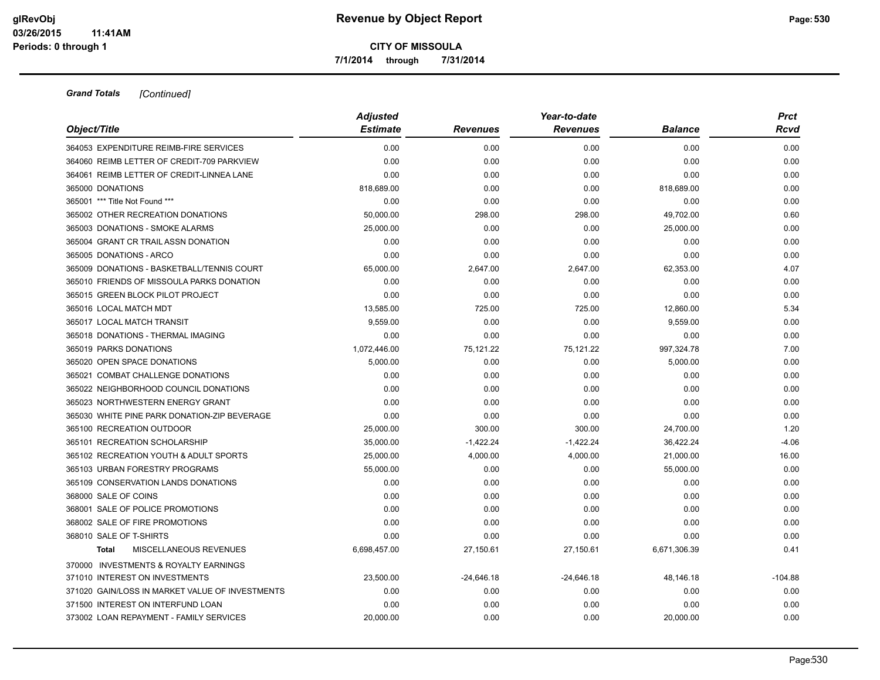**Grand Totals** *[Continued]*

| Object/Title | Adjusted Estimate | Revenues | Year-to-date Revenues | Balance | Prct Rcvd |
|---|---|---|---|---|---|
| 364053 EXPENDITURE REIMB-FIRE SERVICES | 0.00 | 0.00 | 0.00 | 0.00 | 0.00 |
| 364060 REIMB LETTER OF CREDIT-709 PARKVIEW | 0.00 | 0.00 | 0.00 | 0.00 | 0.00 |
| 364061 REIMB LETTER OF CREDIT-LINNEA LANE | 0.00 | 0.00 | 0.00 | 0.00 | 0.00 |
| 365000 DONATIONS | 818,689.00 | 0.00 | 0.00 | 818,689.00 | 0.00 |
| 365001 *** Title Not Found *** | 0.00 | 0.00 | 0.00 | 0.00 | 0.00 |
| 365002 OTHER RECREATION DONATIONS | 50,000.00 | 298.00 | 298.00 | 49,702.00 | 0.60 |
| 365003 DONATIONS - SMOKE ALARMS | 25,000.00 | 0.00 | 0.00 | 25,000.00 | 0.00 |
| 365004 GRANT CR TRAIL ASSN DONATION | 0.00 | 0.00 | 0.00 | 0.00 | 0.00 |
| 365005 DONATIONS - ARCO | 0.00 | 0.00 | 0.00 | 0.00 | 0.00 |
| 365009 DONATIONS - BASKETBALL/TENNIS COURT | 65,000.00 | 2,647.00 | 2,647.00 | 62,353.00 | 4.07 |
| 365010 FRIENDS OF MISSOULA PARKS DONATION | 0.00 | 0.00 | 0.00 | 0.00 | 0.00 |
| 365015 GREEN BLOCK PILOT PROJECT | 0.00 | 0.00 | 0.00 | 0.00 | 0.00 |
| 365016 LOCAL MATCH MDT | 13,585.00 | 725.00 | 725.00 | 12,860.00 | 5.34 |
| 365017 LOCAL MATCH TRANSIT | 9,559.00 | 0.00 | 0.00 | 9,559.00 | 0.00 |
| 365018 DONATIONS - THERMAL IMAGING | 0.00 | 0.00 | 0.00 | 0.00 | 0.00 |
| 365019 PARKS DONATIONS | 1,072,446.00 | 75,121.22 | 75,121.22 | 997,324.78 | 7.00 |
| 365020 OPEN SPACE DONATIONS | 5,000.00 | 0.00 | 0.00 | 5,000.00 | 0.00 |
| 365021 COMBAT CHALLENGE DONATIONS | 0.00 | 0.00 | 0.00 | 0.00 | 0.00 |
| 365022 NEIGHBORHOOD COUNCIL DONATIONS | 0.00 | 0.00 | 0.00 | 0.00 | 0.00 |
| 365023 NORTHWESTERN ENERGY GRANT | 0.00 | 0.00 | 0.00 | 0.00 | 0.00 |
| 365030 WHITE PINE PARK DONATION-ZIP BEVERAGE | 0.00 | 0.00 | 0.00 | 0.00 | 0.00 |
| 365100 RECREATION OUTDOOR | 25,000.00 | 300.00 | 300.00 | 24,700.00 | 1.20 |
| 365101 RECREATION SCHOLARSHIP | 35,000.00 | -1,422.24 | -1,422.24 | 36,422.24 | -4.06 |
| 365102 RECREATION YOUTH & ADULT SPORTS | 25,000.00 | 4,000.00 | 4,000.00 | 21,000.00 | 16.00 |
| 365103 URBAN FORESTRY PROGRAMS | 55,000.00 | 0.00 | 0.00 | 55,000.00 | 0.00 |
| 365109 CONSERVATION LANDS DONATIONS | 0.00 | 0.00 | 0.00 | 0.00 | 0.00 |
| 368000 SALE OF COINS | 0.00 | 0.00 | 0.00 | 0.00 | 0.00 |
| 368001 SALE OF POLICE PROMOTIONS | 0.00 | 0.00 | 0.00 | 0.00 | 0.00 |
| 368002 SALE OF FIRE PROMOTIONS | 0.00 | 0.00 | 0.00 | 0.00 | 0.00 |
| 368010 SALE OF T-SHIRTS | 0.00 | 0.00 | 0.00 | 0.00 | 0.00 |
| **Total** MISCELLANEOUS REVENUES | 6,698,457.00 | 27,150.61 | 27,150.61 | 6,671,306.39 | 0.41 |
| 370000 INVESTMENTS & ROYALTY EARNINGS | | | | | |
| 371010 INTEREST ON INVESTMENTS | 23,500.00 | -24,646.18 | -24,646.18 | 48,146.18 | -104.88 |
| 371020 GAIN/LOSS IN MARKET VALUE OF INVESTMENTS | 0.00 | 0.00 | 0.00 | 0.00 | 0.00 |
| 371500 INTEREST ON INTERFUND LOAN | 0.00 | 0.00 | 0.00 | 0.00 | 0.00 |
| 373002 LOAN REPAYMENT - FAMILY SERVICES | 20,000.00 | 0.00 | 0.00 | 20,000.00 | 0.00 |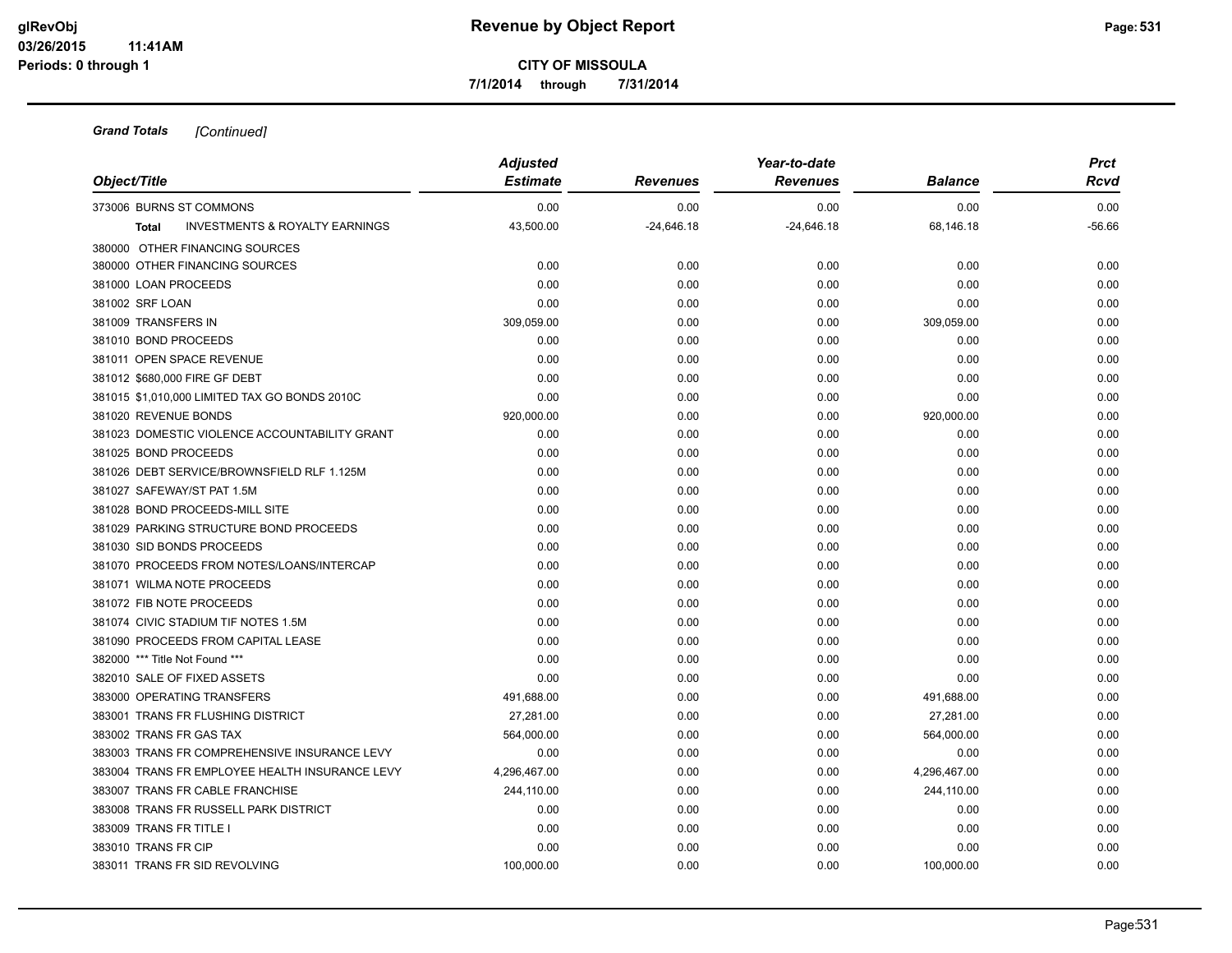**Grand Totals** *[Continued]*

| Object/Title | Adjusted Estimate | Revenues | Year-to-date Revenues | Balance | Prct Rcvd |
|---|---|---|---|---|---|
| 373006 BURNS ST COMMONS | 0.00 | 0.00 | 0.00 | 0.00 | 0.00 |
| **Total** INVESTMENTS & ROYALTY EARNINGS | 43,500.00 | -24,646.18 | -24,646.18 | 68,146.18 | -56.66 |
| 380000 OTHER FINANCING SOURCES | | | | | |
| 380000 OTHER FINANCING SOURCES | 0.00 | 0.00 | 0.00 | 0.00 | 0.00 |
| 381000 LOAN PROCEEDS | 0.00 | 0.00 | 0.00 | 0.00 | 0.00 |
| 381002 SRF LOAN | 0.00 | 0.00 | 0.00 | 0.00 | 0.00 |
| 381009 TRANSFERS IN | 309,059.00 | 0.00 | 0.00 | 309,059.00 | 0.00 |
| 381010 BOND PROCEEDS | 0.00 | 0.00 | 0.00 | 0.00 | 0.00 |
| 381011 OPEN SPACE REVENUE | 0.00 | 0.00 | 0.00 | 0.00 | 0.00 |
| 381012 $680,000 FIRE GF DEBT | 0.00 | 0.00 | 0.00 | 0.00 | 0.00 |
| 381015 $1,010,000 LIMITED TAX GO BONDS 2010C | 0.00 | 0.00 | 0.00 | 0.00 | 0.00 |
| 381020 REVENUE BONDS | 920,000.00 | 0.00 | 0.00 | 920,000.00 | 0.00 |
| 381023 DOMESTIC VIOLENCE ACCOUNTABILITY GRANT | 0.00 | 0.00 | 0.00 | 0.00 | 0.00 |
| 381025 BOND PROCEEDS | 0.00 | 0.00 | 0.00 | 0.00 | 0.00 |
| 381026 DEBT SERVICE/BROWNSFIELD RLF 1.125M | 0.00 | 0.00 | 0.00 | 0.00 | 0.00 |
| 381027 SAFEWAY/ST PAT 1.5M | 0.00 | 0.00 | 0.00 | 0.00 | 0.00 |
| 381028 BOND PROCEEDS-MILL SITE | 0.00 | 0.00 | 0.00 | 0.00 | 0.00 |
| 381029 PARKING STRUCTURE BOND PROCEEDS | 0.00 | 0.00 | 0.00 | 0.00 | 0.00 |
| 381030 SID BONDS PROCEEDS | 0.00 | 0.00 | 0.00 | 0.00 | 0.00 |
| 381070 PROCEEDS FROM NOTES/LOANS/INTERCAP | 0.00 | 0.00 | 0.00 | 0.00 | 0.00 |
| 381071 WILMA NOTE PROCEEDS | 0.00 | 0.00 | 0.00 | 0.00 | 0.00 |
| 381072 FIB NOTE PROCEEDS | 0.00 | 0.00 | 0.00 | 0.00 | 0.00 |
| 381074 CIVIC STADIUM TIF NOTES 1.5M | 0.00 | 0.00 | 0.00 | 0.00 | 0.00 |
| 381090 PROCEEDS FROM CAPITAL LEASE | 0.00 | 0.00 | 0.00 | 0.00 | 0.00 |
| 382000 *** Title Not Found *** | 0.00 | 0.00 | 0.00 | 0.00 | 0.00 |
| 382010 SALE OF FIXED ASSETS | 0.00 | 0.00 | 0.00 | 0.00 | 0.00 |
| 383000 OPERATING TRANSFERS | 491,688.00 | 0.00 | 0.00 | 491,688.00 | 0.00 |
| 383001 TRANS FR FLUSHING DISTRICT | 27,281.00 | 0.00 | 0.00 | 27,281.00 | 0.00 |
| 383002 TRANS FR GAS TAX | 564,000.00 | 0.00 | 0.00 | 564,000.00 | 0.00 |
| 383003 TRANS FR COMPREHENSIVE INSURANCE LEVY | 0.00 | 0.00 | 0.00 | 0.00 | 0.00 |
| 383004 TRANS FR EMPLOYEE HEALTH INSURANCE LEVY | 4,296,467.00 | 0.00 | 0.00 | 4,296,467.00 | 0.00 |
| 383007 TRANS FR CABLE FRANCHISE | 244,110.00 | 0.00 | 0.00 | 244,110.00 | 0.00 |
| 383008 TRANS FR RUSSELL PARK DISTRICT | 0.00 | 0.00 | 0.00 | 0.00 | 0.00 |
| 383009 TRANS FR TITLE I | 0.00 | 0.00 | 0.00 | 0.00 | 0.00 |
| 383010 TRANS FR CIP | 0.00 | 0.00 | 0.00 | 0.00 | 0.00 |
| 383011 TRANS FR SID REVOLVING | 100,000.00 | 0.00 | 0.00 | 100,000.00 | 0.00 |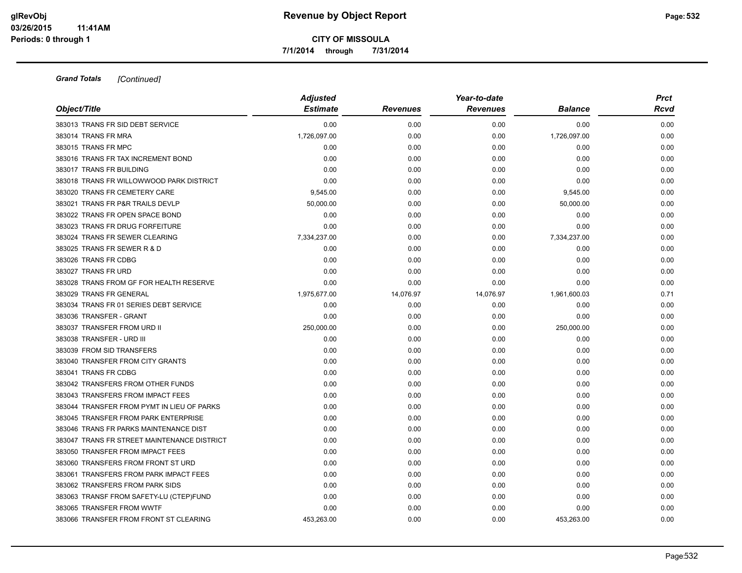# Revenue by Object Report

**CITY OF MISSOULA**

**7/1/2014 through 7/31/2014**

***Grand Totals*** *[Continued]*

| Object/Title | Adjusted Estimate | Revenues | Year-to-date Revenues | Balance | Prct Rcvd |
|---|---|---|---|---|---|
| 383013 TRANS FR SID DEBT SERVICE | 0.00 | 0.00 | 0.00 | 0.00 | 0.00 |
| 383014 TRANS FR MRA | 1,726,097.00 | 0.00 | 0.00 | 1,726,097.00 | 0.00 |
| 383015 TRANS FR MPC | 0.00 | 0.00 | 0.00 | 0.00 | 0.00 |
| 383016 TRANS FR TAX INCREMENT BOND | 0.00 | 0.00 | 0.00 | 0.00 | 0.00 |
| 383017 TRANS FR BUILDING | 0.00 | 0.00 | 0.00 | 0.00 | 0.00 |
| 383018 TRANS FR WILLOWWOOD PARK DISTRICT | 0.00 | 0.00 | 0.00 | 0.00 | 0.00 |
| 383020 TRANS FR CEMETERY CARE | 9,545.00 | 0.00 | 0.00 | 9,545.00 | 0.00 |
| 383021 TRANS FR P&R TRAILS DEVLP | 50,000.00 | 0.00 | 0.00 | 50,000.00 | 0.00 |
| 383022 TRANS FR OPEN SPACE BOND | 0.00 | 0.00 | 0.00 | 0.00 | 0.00 |
| 383023 TRANS FR DRUG FORFEITURE | 0.00 | 0.00 | 0.00 | 0.00 | 0.00 |
| 383024 TRANS FR SEWER CLEARING | 7,334,237.00 | 0.00 | 0.00 | 7,334,237.00 | 0.00 |
| 383025 TRANS FR SEWER R & D | 0.00 | 0.00 | 0.00 | 0.00 | 0.00 |
| 383026 TRANS FR CDBG | 0.00 | 0.00 | 0.00 | 0.00 | 0.00 |
| 383027 TRANS FR URD | 0.00 | 0.00 | 0.00 | 0.00 | 0.00 |
| 383028 TRANS FROM GF FOR HEALTH RESERVE | 0.00 | 0.00 | 0.00 | 0.00 | 0.00 |
| 383029 TRANS FR GENERAL | 1,975,677.00 | 14,076.97 | 14,076.97 | 1,961,600.03 | 0.71 |
| 383034 TRANS FR 01 SERIES DEBT SERVICE | 0.00 | 0.00 | 0.00 | 0.00 | 0.00 |
| 383036 TRANSFER - GRANT | 0.00 | 0.00 | 0.00 | 0.00 | 0.00 |
| 383037 TRANSFER FROM URD II | 250,000.00 | 0.00 | 0.00 | 250,000.00 | 0.00 |
| 383038 TRANSFER - URD III | 0.00 | 0.00 | 0.00 | 0.00 | 0.00 |
| 383039 FROM SID TRANSFERS | 0.00 | 0.00 | 0.00 | 0.00 | 0.00 |
| 383040 TRANSFER FROM CITY GRANTS | 0.00 | 0.00 | 0.00 | 0.00 | 0.00 |
| 383041 TRANS FR CDBG | 0.00 | 0.00 | 0.00 | 0.00 | 0.00 |
| 383042 TRANSFERS FROM OTHER FUNDS | 0.00 | 0.00 | 0.00 | 0.00 | 0.00 |
| 383043 TRANSFERS FROM IMPACT FEES | 0.00 | 0.00 | 0.00 | 0.00 | 0.00 |
| 383044 TRANSFER FROM PYMT IN LIEU OF PARKS | 0.00 | 0.00 | 0.00 | 0.00 | 0.00 |
| 383045 TRANSFER FROM PARK ENTERPRISE | 0.00 | 0.00 | 0.00 | 0.00 | 0.00 |
| 383046 TRANS FR PARKS MAINTENANCE DIST | 0.00 | 0.00 | 0.00 | 0.00 | 0.00 |
| 383047 TRANS FR STREET MAINTENANCE DISTRICT | 0.00 | 0.00 | 0.00 | 0.00 | 0.00 |
| 383050 TRANSFER FROM IMPACT FEES | 0.00 | 0.00 | 0.00 | 0.00 | 0.00 |
| 383060 TRANSFERS FROM FRONT ST URD | 0.00 | 0.00 | 0.00 | 0.00 | 0.00 |
| 383061 TRANSFERS FROM PARK IMPACT FEES | 0.00 | 0.00 | 0.00 | 0.00 | 0.00 |
| 383062 TRANSFERS FROM PARK SIDS | 0.00 | 0.00 | 0.00 | 0.00 | 0.00 |
| 383063 TRANSF FROM SAFETY-LU (CTEP)FUND | 0.00 | 0.00 | 0.00 | 0.00 | 0.00 |
| 383065 TRANSFER FROM WWTF | 0.00 | 0.00 | 0.00 | 0.00 | 0.00 |
| 383066 TRANSFER FROM FRONT ST CLEARING | 453,263.00 | 0.00 | 0.00 | 453,263.00 | 0.00 |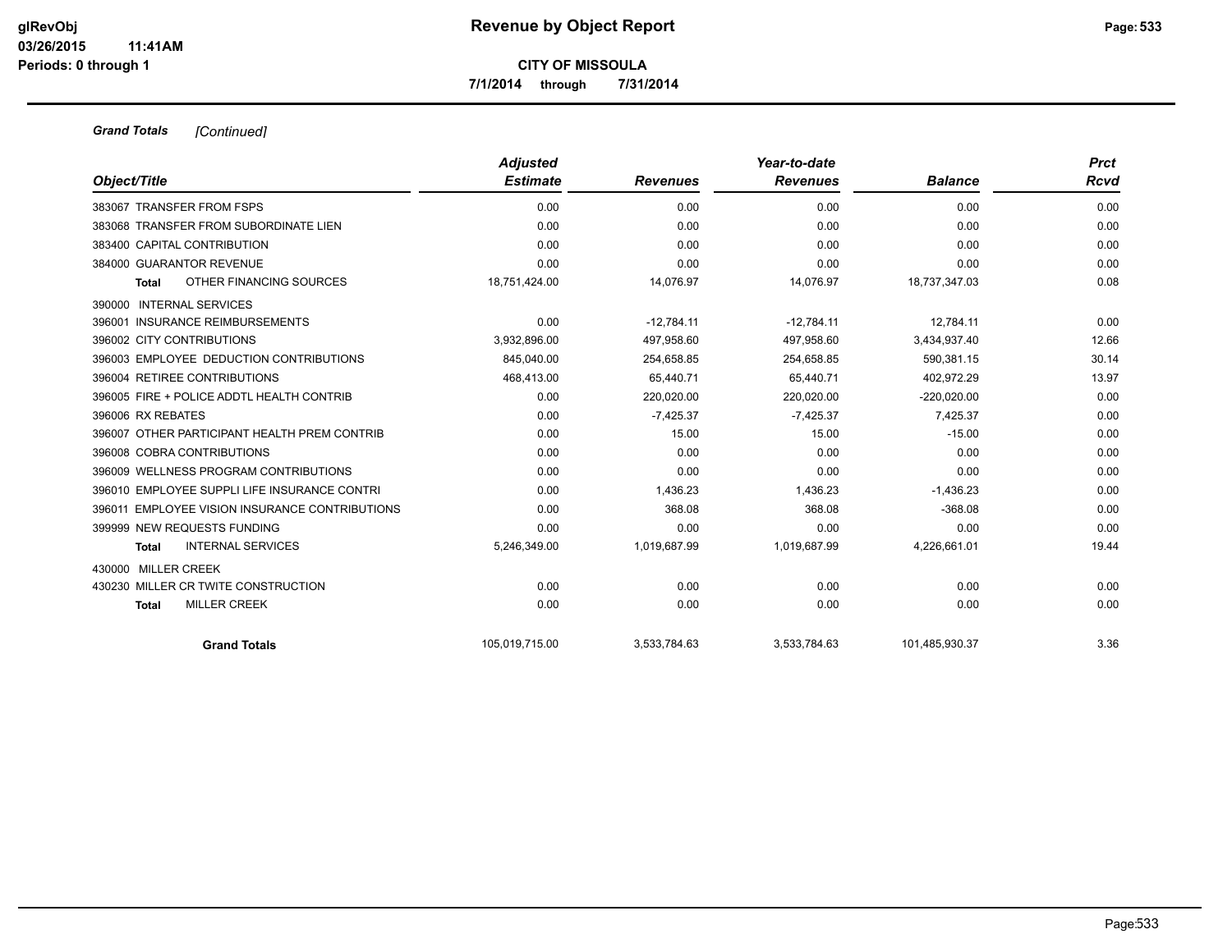# Revenue by Object Report

**CITY OF MISSOULA**

**7/1/2014 through 7/31/2014**

***Grand Totals*** *[Continued]*

| *Object/Title* | *Adjusted Estimate* | *Revenues* | *Year-to-date Revenues* | *Balance* | *Prct Rcvd* |
|---|---|---|---|---|---|
| 383067 TRANSFER FROM FSPS | 0.00 | 0.00 | 0.00 | 0.00 | 0.00 |
| 383068 TRANSFER FROM SUBORDINATE LIEN | 0.00 | 0.00 | 0.00 | 0.00 | 0.00 |
| 383400 CAPITAL CONTRIBUTION | 0.00 | 0.00 | 0.00 | 0.00 | 0.00 |
| 384000 GUARANTOR REVENUE | 0.00 | 0.00 | 0.00 | 0.00 | 0.00 |
| **Total** OTHER FINANCING SOURCES | 18,751,424.00 | 14,076.97 | 14,076.97 | 18,737,347.03 | 0.08 |
| 390000 INTERNAL SERVICES | | | | | |
| 396001 INSURANCE REIMBURSEMENTS | 0.00 | -12,784.11 | -12,784.11 | 12,784.11 | 0.00 |
| 396002 CITY CONTRIBUTIONS | 3,932,896.00 | 497,958.60 | 497,958.60 | 3,434,937.40 | 12.66 |
| 396003 EMPLOYEE DEDUCTION CONTRIBUTIONS | 845,040.00 | 254,658.85 | 254,658.85 | 590,381.15 | 30.14 |
| 396004 RETIREE CONTRIBUTIONS | 468,413.00 | 65,440.71 | 65,440.71 | 402,972.29 | 13.97 |
| 396005 FIRE + POLICE ADDTL HEALTH CONTRIB | 0.00 | 220,020.00 | 220,020.00 | -220,020.00 | 0.00 |
| 396006 RX REBATES | 0.00 | -7,425.37 | -7,425.37 | 7,425.37 | 0.00 |
| 396007 OTHER PARTICIPANT HEALTH PREM CONTRIB | 0.00 | 15.00 | 15.00 | -15.00 | 0.00 |
| 396008 COBRA CONTRIBUTIONS | 0.00 | 0.00 | 0.00 | 0.00 | 0.00 |
| 396009 WELLNESS PROGRAM CONTRIBUTIONS | 0.00 | 0.00 | 0.00 | 0.00 | 0.00 |
| 396010 EMPLOYEE SUPPLI LIFE INSURANCE CONTRI | 0.00 | 1,436.23 | 1,436.23 | -1,436.23 | 0.00 |
| 396011 EMPLOYEE VISION INSURANCE CONTRIBUTIONS | 0.00 | 368.08 | 368.08 | -368.08 | 0.00 |
| 399999 NEW REQUESTS FUNDING | 0.00 | 0.00 | 0.00 | 0.00 | 0.00 |
| **Total** INTERNAL SERVICES | 5,246,349.00 | 1,019,687.99 | 1,019,687.99 | 4,226,661.01 | 19.44 |
| 430000 MILLER CREEK | | | | | |
| 430230 MILLER CR TWITE CONSTRUCTION | 0.00 | 0.00 | 0.00 | 0.00 | 0.00 |
| **Total** MILLER CREEK | 0.00 | 0.00 | 0.00 | 0.00 | 0.00 |
| **Grand Totals** | 105,019,715.00 | 3,533,784.63 | 3,533,784.63 | 101,485,930.37 | 3.36 |